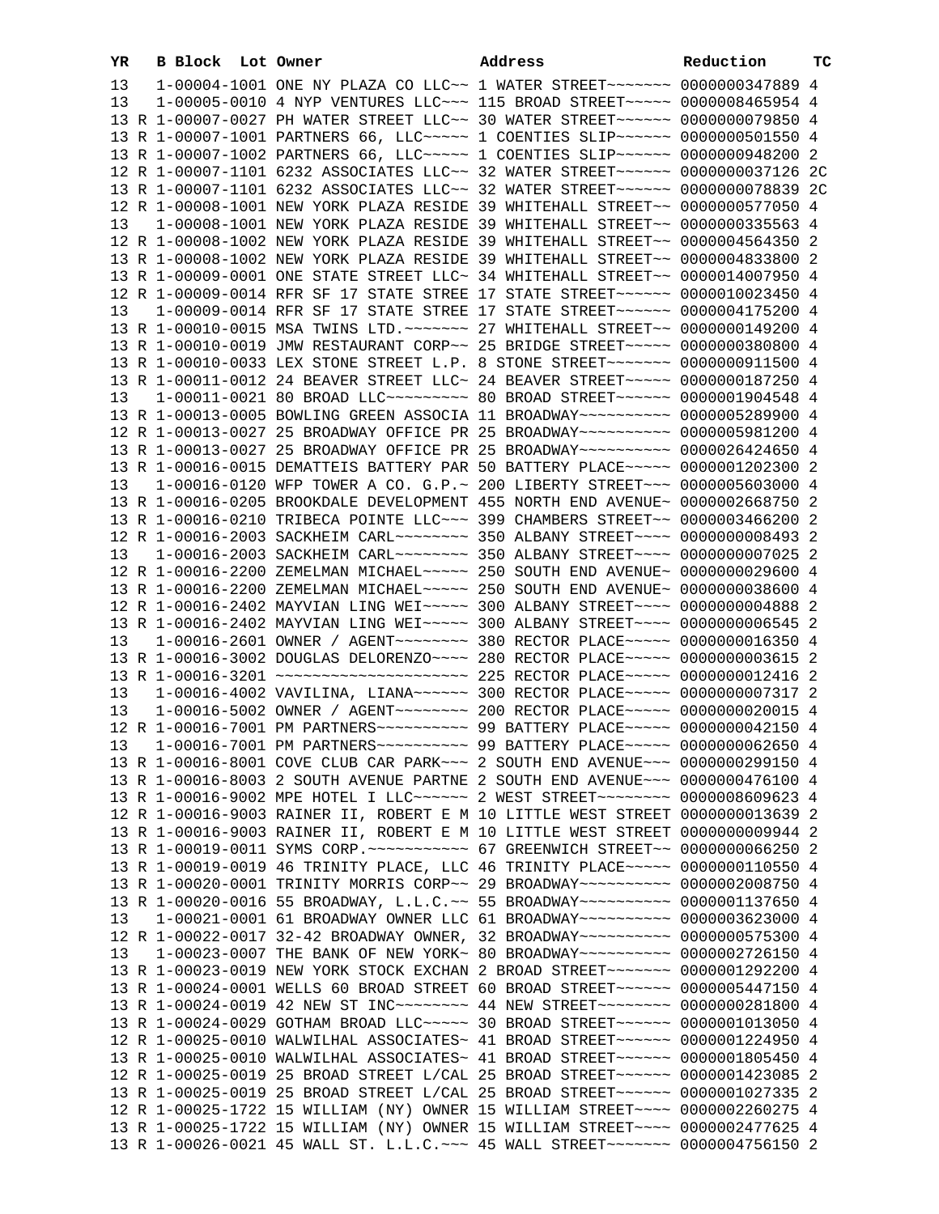| YR | | B Block | Lot | Owner | Address | Reduction | TC |
|---|---|---|---|---|---|---|---|
| 13 | | 1-00004-1001 | | ONE NY PLAZA CO LLC~~ | 1 WATER STREET~~~~~~~ | 0000000347889 | 4 |
| 13 | | 1-00005-0010 | | 4 NYP VENTURES LLC~~~ | 115 BROAD STREET~~~~~ | 0000008465954 | 4 |
| 13 | R | 1-00007-0027 | | PH WATER STREET LLC~~ | 30 WATER STREET~~~~~~ | 0000000079850 | 4 |
| 13 | R | 1-00007-1001 | | PARTNERS 66, LLC~~~~~ | 1 COENTIES SLIP~~~~~~ | 0000000501550 | 4 |
| 13 | R | 1-00007-1002 | | PARTNERS 66, LLC~~~~~ | 1 COENTIES SLIP~~~~~~ | 0000000948200 | 2 |
| 12 | R | 1-00007-1101 | | 6232 ASSOCIATES LLC~~ | 32 WATER STREET~~~~~~ | 0000000037126 | 2C |
| 13 | R | 1-00007-1101 | | 6232 ASSOCIATES LLC~~ | 32 WATER STREET~~~~~~ | 0000000078839 | 2C |
| 12 | R | 1-00008-1001 | | NEW YORK PLAZA RESIDE | 39 WHITEHALL STREET~~ | 0000000577050 | 4 |
| 13 | | 1-00008-1001 | | NEW YORK PLAZA RESIDE | 39 WHITEHALL STREET~~ | 0000000335563 | 4 |
| 12 | R | 1-00008-1002 | | NEW YORK PLAZA RESIDE | 39 WHITEHALL STREET~~ | 0000004564350 | 2 |
| 13 | R | 1-00008-1002 | | NEW YORK PLAZA RESIDE | 39 WHITEHALL STREET~~ | 0000004833800 | 2 |
| 13 | R | 1-00009-0001 | | ONE STATE STREET LLC~ | 34 WHITEHALL STREET~~ | 0000014007950 | 4 |
| 12 | R | 1-00009-0014 | | RFR SF 17 STATE STREE | 17 STATE STREET~~~~~~ | 0000010023450 | 4 |
| 13 | | 1-00009-0014 | | RFR SF 17 STATE STREE | 17 STATE STREET~~~~~~ | 0000004175200 | 4 |
| 13 | R | 1-00010-0015 | | MSA TWINS LTD.~~~~~~~ | 27 WHITEHALL STREET~~ | 0000000149200 | 4 |
| 13 | R | 1-00010-0019 | | JMW RESTAURANT CORP~~ | 25 BRIDGE STREET~~~~~ | 0000000380800 | 4 |
| 13 | R | 1-00010-0033 | | LEX STONE STREET L.P. | 8 STONE STREET~~~~~~~ | 0000000911500 | 4 |
| 13 | R | 1-00011-0012 | | 24 BEAVER STREET LLC~ | 24 BEAVER STREET~~~~~ | 0000000187250 | 4 |
| 13 | | 1-00011-0021 | | 80 BROAD LLC~~~~~~~~~ | 80 BROAD STREET~~~~~~ | 0000001904548 | 4 |
| 13 | R | 1-00013-0005 | | BOWLING GREEN ASSOCIA | 11 BROADWAY~~~~~~~~~~ | 0000005289900 | 4 |
| 12 | R | 1-00013-0027 | | 25 BROADWAY OFFICE PR | 25 BROADWAY~~~~~~~~~~ | 0000005981200 | 4 |
| 13 | R | 1-00013-0027 | | 25 BROADWAY OFFICE PR | 25 BROADWAY~~~~~~~~~~ | 0000026424650 | 4 |
| 13 | R | 1-00016-0015 | | DEMATTEIS BATTERY PAR | 50 BATTERY PLACE~~~~~ | 0000001202300 | 2 |
| 13 | | 1-00016-0120 | | WFP TOWER A CO. G.P.~ | 200 LIBERTY STREET~~~ | 0000005603000 | 4 |
| 13 | R | 1-00016-0205 | | BROOKDALE DEVELOPMENT | 455 NORTH END AVENUE~ | 0000002668750 | 2 |
| 13 | R | 1-00016-0210 | | TRIBECA POINTE LLC~~~ | 399 CHAMBERS STREET~~ | 0000003466200 | 2 |
| 12 | R | 1-00016-2003 | | SACKHEIM CARL~~~~~~~~ | 350 ALBANY STREET~~~~ | 0000000008493 | 2 |
| 13 | | 1-00016-2003 | | SACKHEIM CARL~~~~~~~~ | 350 ALBANY STREET~~~~ | 0000000007025 | 2 |
| 12 | R | 1-00016-2200 | | ZEMELMAN MICHAEL~~~~~ | 250 SOUTH END AVENUE~ | 0000000029600 | 4 |
| 13 | R | 1-00016-2200 | | ZEMELMAN MICHAEL~~~~~ | 250 SOUTH END AVENUE~ | 0000000038600 | 4 |
| 12 | R | 1-00016-2402 | | MAYVIAN LING WEI~~~~~ | 300 ALBANY STREET~~~~ | 0000000004888 | 2 |
| 13 | R | 1-00016-2402 | | MAYVIAN LING WEI~~~~~ | 300 ALBANY STREET~~~~ | 0000000006545 | 2 |
| 13 | | 1-00016-2601 | | OWNER / AGENT~~~~~~~~ | 380 RECTOR PLACE~~~~~ | 0000000016350 | 4 |
| 13 | R | 1-00016-3002 | | DOUGLAS DELORENZO~~~~ | 280 RECTOR PLACE~~~~~ | 0000000003615 | 2 |
| 13 | R | 1-00016-3201 | | ~~~~~~~~~~~~~~~~~~~~~ | 225 RECTOR PLACE~~~~~ | 0000000012416 | 2 |
| 13 | | 1-00016-4002 | | VAVILINA, LIANA~~~~~~ | 300 RECTOR PLACE~~~~~ | 0000000007317 | 2 |
| 13 | | 1-00016-5002 | | OWNER / AGENT~~~~~~~~ | 200 RECTOR PLACE~~~~~ | 0000000020015 | 4 |
| 12 | R | 1-00016-7001 | | PM PARTNERS~~~~~~~~~~ | 99 BATTERY PLACE~~~~~ | 0000000042150 | 4 |
| 13 | | 1-00016-7001 | | PM PARTNERS~~~~~~~~~~ | 99 BATTERY PLACE~~~~~ | 0000000062650 | 4 |
| 13 | R | 1-00016-8001 | | COVE CLUB CAR PARK~~~ | 2 SOUTH END AVENUE~~~ | 0000000299150 | 4 |
| 13 | R | 1-00016-8003 | | 2 SOUTH AVENUE PARTNE | 2 SOUTH END AVENUE~~~ | 0000000476100 | 4 |
| 13 | R | 1-00016-9002 | | MPE HOTEL I LLC~~~~~~ | 2 WEST STREET~~~~~~~~ | 0000008609623 | 4 |
| 12 | R | 1-00016-9003 | | RAINER II, ROBERT E M | 10 LITTLE WEST STREET | 0000000013639 | 2 |
| 13 | R | 1-00016-9003 | | RAINER II, ROBERT E M | 10 LITTLE WEST STREET | 0000000009944 | 2 |
| 13 | R | 1-00019-0011 | | SYMS CORP.~~~~~~~~~~~ | 67 GREENWICH STREET~~ | 0000000066250 | 2 |
| 13 | R | 1-00019-0019 | | 46 TRINITY PLACE, LLC | 46 TRINITY PLACE~~~~~ | 0000000110550 | 4 |
| 13 | R | 1-00020-0001 | | TRINITY MORRIS CORP~~ | 29 BROADWAY~~~~~~~~~~ | 0000002008750 | 4 |
| 13 | R | 1-00020-0016 | | 55 BROADWAY, L.L.C.~~ | 55 BROADWAY~~~~~~~~~~ | 0000001137650 | 4 |
| 13 | | 1-00021-0001 | | 61 BROADWAY OWNER LLC | 61 BROADWAY~~~~~~~~~~ | 0000003623000 | 4 |
| 12 | R | 1-00022-0017 | | 32-42 BROADWAY OWNER, | 32 BROADWAY~~~~~~~~~~ | 0000000575300 | 4 |
| 13 | | 1-00023-0007 | | THE BANK OF NEW YORK~ | 80 BROADWAY~~~~~~~~~~ | 0000002726150 | 4 |
| 13 | R | 1-00023-0019 | | NEW YORK STOCK EXCHAN | 2 BROAD STREET~~~~~~~ | 0000001292200 | 4 |
| 13 | R | 1-00024-0001 | | WELLS 60 BROAD STREET | 60 BROAD STREET~~~~~~ | 0000005447150 | 4 |
| 13 | R | 1-00024-0019 | | 42 NEW ST INC~~~~~~~~ | 44 NEW STREET~~~~~~~~ | 0000000281800 | 4 |
| 13 | R | 1-00024-0029 | | GOTHAM BROAD LLC~~~~~ | 30 BROAD STREET~~~~~~ | 0000001013050 | 4 |
| 12 | R | 1-00025-0010 | | WALWILHAL ASSOCIATES~ | 41 BROAD STREET~~~~~~ | 0000001224950 | 4 |
| 13 | R | 1-00025-0010 | | WALWILHAL ASSOCIATES~ | 41 BROAD STREET~~~~~~ | 0000001805450 | 4 |
| 12 | R | 1-00025-0019 | | 25 BROAD STREET L/CAL | 25 BROAD STREET~~~~~~ | 0000001423085 | 2 |
| 13 | R | 1-00025-0019 | | 25 BROAD STREET L/CAL | 25 BROAD STREET~~~~~~ | 0000001027335 | 2 |
| 12 | R | 1-00025-1722 | | 15 WILLIAM (NY) OWNER | 15 WILLIAM STREET~~~~ | 0000002260275 | 4 |
| 13 | R | 1-00025-1722 | | 15 WILLIAM (NY) OWNER | 15 WILLIAM STREET~~~~ | 0000002477625 | 4 |
| 13 | R | 1-00026-0021 | | 45 WALL ST. L.L.C.~~~ | 45 WALL STREET~~~~~~~ | 0000004756150 | 2 |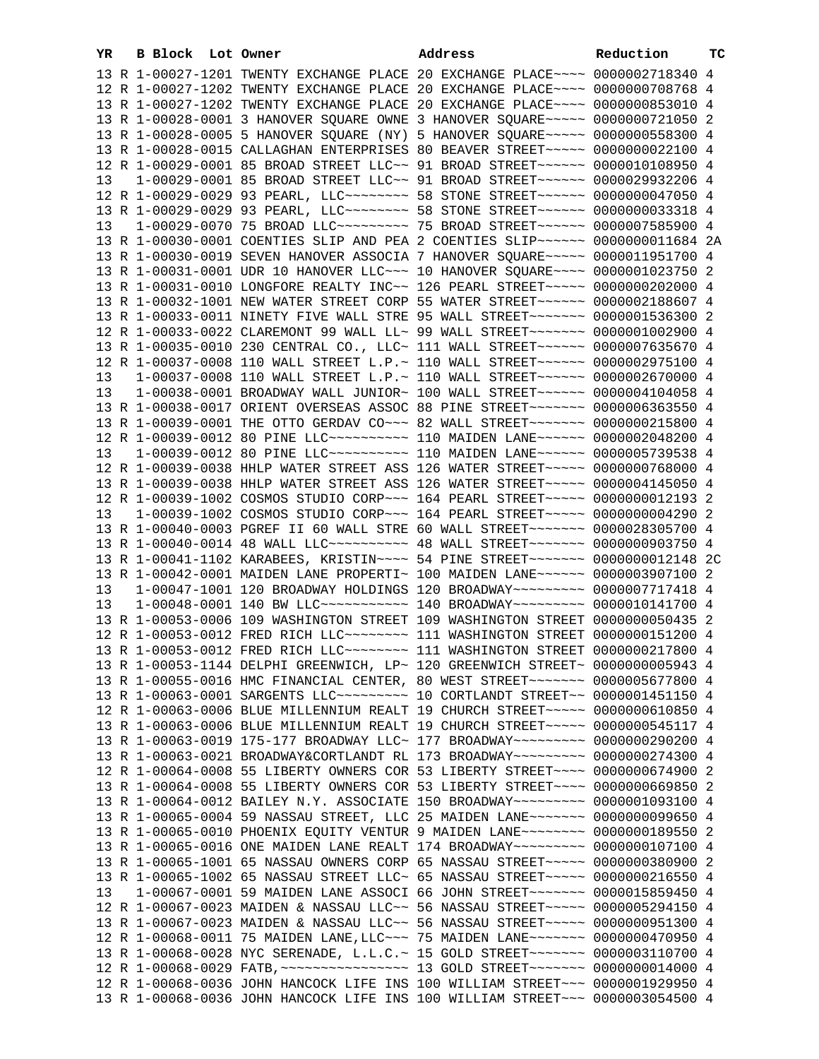| YR | B | Block | Lot | Owner | Address | Reduction | TC |
|---|---|---|---|---|---|---|---|
| 13 | R | 1-00027-1201 | | TWENTY EXCHANGE PLACE | 20 EXCHANGE PLACE~~~~ | 0000002718340 | 4 |
| 12 | R | 1-00027-1202 | | TWENTY EXCHANGE PLACE | 20 EXCHANGE PLACE~~~~ | 0000000708768 | 4 |
| 13 | R | 1-00027-1202 | | TWENTY EXCHANGE PLACE | 20 EXCHANGE PLACE~~~~ | 0000000853010 | 4 |
| 13 | R | 1-00028-0001 | | 3 HANOVER SQUARE OWNE | 3 HANOVER SQUARE~~~~~ | 0000000721050 | 2 |
| 13 | R | 1-00028-0005 | | 5 HANOVER SQUARE (NY) | 5 HANOVER SQUARE~~~~~ | 0000000558300 | 4 |
| 13 | R | 1-00028-0015 | | CALLAGHAN ENTERPRISES | 80 BEAVER STREET~~~~~ | 0000000022100 | 4 |
| 12 | R | 1-00029-0001 | | 85 BROAD STREET LLC~~ | 91 BROAD STREET~~~~~~ | 0000010108950 | 4 |
| 13 | | 1-00029-0001 | | 85 BROAD STREET LLC~~ | 91 BROAD STREET~~~~~~ | 0000029932206 | 4 |
| 12 | R | 1-00029-0029 | | 93 PEARL, LLC~~~~~~~~ | 58 STONE STREET~~~~~~ | 0000000047050 | 4 |
| 13 | R | 1-00029-0029 | | 93 PEARL, LLC~~~~~~~~ | 58 STONE STREET~~~~~~ | 0000000033318 | 4 |
| 13 | | 1-00029-0070 | | 75 BROAD LLC~~~~~~~~~ | 75 BROAD STREET~~~~~~ | 0000007585900 | 4 |
| 13 | R | 1-00030-0001 | | COENTIES SLIP AND PEA | 2 COENTIES SLIP~~~~~~ | 0000000011684 | 2A |
| 13 | R | 1-00030-0019 | | SEVEN HANOVER ASSOCIA | 7 HANOVER SQUARE~~~~~ | 0000011951700 | 4 |
| 13 | R | 1-00031-0001 | | UDR 10 HANOVER LLC~~~ | 10 HANOVER SQUARE~~~~ | 0000001023750 | 2 |
| 13 | R | 1-00031-0010 | | LONGFORE REALTY INC~~ | 126 PEARL STREET~~~~~ | 0000000202000 | 4 |
| 13 | R | 1-00032-1001 | | NEW WATER STREET CORP | 55 WATER STREET~~~~~~ | 0000002188607 | 4 |
| 13 | R | 1-00033-0011 | | NINETY FIVE WALL STRE | 95 WALL STREET~~~~~~~ | 0000001536300 | 2 |
| 12 | R | 1-00033-0022 | | CLAREMONT 99 WALL LL~ | 99 WALL STREET~~~~~~~ | 0000001002900 | 4 |
| 13 | R | 1-00035-0010 | | 230 CENTRAL CO., LLC~ | 111 WALL STREET~~~~~~ | 0000007635670 | 4 |
| 12 | R | 1-00037-0008 | | 110 WALL STREET L.P.~ | 110 WALL STREET~~~~~~ | 0000002975100 | 4 |
| 13 | | 1-00037-0008 | | 110 WALL STREET L.P.~ | 110 WALL STREET~~~~~~ | 0000002670000 | 4 |
| 13 | | 1-00038-0001 | | BROADWAY WALL JUNIOR~ | 100 WALL STREET~~~~~~ | 0000004104058 | 4 |
| 13 | R | 1-00038-0017 | | ORIENT OVERSEAS ASSOC | 88 PINE STREET~~~~~~~ | 0000006363550 | 4 |
| 13 | R | 1-00039-0001 | | THE OTTO GERDAV CO~~~ | 82 WALL STREET~~~~~~~ | 0000000215800 | 4 |
| 12 | R | 1-00039-0012 | | 80 PINE LLC~~~~~~~~~~ | 110 MAIDEN LANE~~~~~~ | 0000002048200 | 4 |
| 13 | | 1-00039-0012 | | 80 PINE LLC~~~~~~~~~~ | 110 MAIDEN LANE~~~~~~ | 0000005739538 | 4 |
| 12 | R | 1-00039-0038 | | HHLP WATER STREET ASS | 126 WATER STREET~~~~~ | 0000000768000 | 4 |
| 13 | R | 1-00039-0038 | | HHLP WATER STREET ASS | 126 WATER STREET~~~~~ | 0000004145050 | 4 |
| 12 | R | 1-00039-1002 | | COSMOS STUDIO CORP~~~ | 164 PEARL STREET~~~~~ | 0000000012193 | 2 |
| 13 | | 1-00039-1002 | | COSMOS STUDIO CORP~~~ | 164 PEARL STREET~~~~~ | 0000000004290 | 2 |
| 13 | R | 1-00040-0003 | | PGREF II 60 WALL STRE | 60 WALL STREET~~~~~~~ | 0000028305700 | 4 |
| 13 | R | 1-00040-0014 | | 48 WALL LLC~~~~~~~~~~ | 48 WALL STREET~~~~~~~ | 0000000903750 | 4 |
| 13 | R | 1-00041-1102 | | KARABEES, KRISTIN~~~~ | 54 PINE STREET~~~~~~~ | 0000000012148 | 2C |
| 13 | R | 1-00042-0001 | | MAIDEN LANE PROPERTI~ | 100 MAIDEN LANE~~~~~~ | 0000003907100 | 2 |
| 13 | | 1-00047-1001 | | 120 BROADWAY HOLDINGS | 120 BROADWAY~~~~~~~~~ | 0000007717418 | 4 |
| 13 | | 1-00048-0001 | | 140 BW LLC~~~~~~~~~~~ | 140 BROADWAY~~~~~~~~~ | 0000010141700 | 4 |
| 13 | R | 1-00053-0006 | | 109 WASHINGTON STREET | 109 WASHINGTON STREET | 0000000050435 | 2 |
| 12 | R | 1-00053-0012 | | FRED RICH LLC~~~~~~~~ | 111 WASHINGTON STREET | 0000000151200 | 4 |
| 13 | R | 1-00053-0012 | | FRED RICH LLC~~~~~~~~ | 111 WASHINGTON STREET | 0000000217800 | 4 |
| 13 | R | 1-00053-1144 | | DELPHI GREENWICH, LP~ | 120 GREENWICH STREET~ | 0000000005943 | 4 |
| 13 | R | 1-00055-0016 | | HMC FINANCIAL CENTER, | 80 WEST STREET~~~~~~~ | 0000005677800 | 4 |
| 13 | R | 1-00063-0001 | | SARGENTS LLC~~~~~~~~~ | 10 CORTLANDT STREET~~ | 0000001451150 | 4 |
| 12 | R | 1-00063-0006 | | BLUE MILLENNIUM REALT | 19 CHURCH STREET~~~~~ | 0000000610850 | 4 |
| 13 | R | 1-00063-0006 | | BLUE MILLENNIUM REALT | 19 CHURCH STREET~~~~~ | 0000000545117 | 4 |
| 13 | R | 1-00063-0019 | | 175-177 BROADWAY LLC~ | 177 BROADWAY~~~~~~~~~ | 0000000290200 | 4 |
| 13 | R | 1-00063-0021 | | BROADWAY&CORTLANDT RL | 173 BROADWAY~~~~~~~~~ | 0000000274300 | 4 |
| 12 | R | 1-00064-0008 | | 55 LIBERTY OWNERS COR | 53 LIBERTY STREET~~~~ | 0000000674900 | 2 |
| 13 | R | 1-00064-0008 | | 55 LIBERTY OWNERS COR | 53 LIBERTY STREET~~~~ | 0000000669850 | 2 |
| 13 | R | 1-00064-0012 | | BAILEY N.Y. ASSOCIATE | 150 BROADWAY~~~~~~~~~ | 0000001093100 | 4 |
| 13 | R | 1-00065-0004 | | 59 NASSAU STREET, LLC | 25 MAIDEN LANE~~~~~~~ | 0000000099650 | 4 |
| 13 | R | 1-00065-0010 | | PHOENIX EQUITY VENTUR | 9 MAIDEN LANE~~~~~~~~ | 0000000189550 | 2 |
| 13 | R | 1-00065-0016 | | ONE MAIDEN LANE REALT | 174 BROADWAY~~~~~~~~~ | 0000000107100 | 4 |
| 13 | R | 1-00065-1001 | | 65 NASSAU OWNERS CORP | 65 NASSAU STREET~~~~~ | 0000000380900 | 2 |
| 13 | R | 1-00065-1002 | | 65 NASSAU STREET LLC~ | 65 NASSAU STREET~~~~~ | 0000000216550 | 4 |
| 13 | | 1-00067-0001 | | 59 MAIDEN LANE ASSOCI | 66 JOHN STREET~~~~~~~ | 0000015859450 | 4 |
| 12 | R | 1-00067-0023 | | MAIDEN & NASSAU LLC~~ | 56 NASSAU STREET~~~~~ | 0000005294150 | 4 |
| 13 | R | 1-00067-0023 | | MAIDEN & NASSAU LLC~~ | 56 NASSAU STREET~~~~~ | 0000000951300 | 4 |
| 12 | R | 1-00068-0011 | | 75 MAIDEN LANE,LLC~~~ | 75 MAIDEN LANE~~~~~~~ | 0000000470950 | 4 |
| 13 | R | 1-00068-0028 | | NYC SERENADE, L.L.C.~ | 15 GOLD STREET~~~~~~~ | 0000003110700 | 4 |
| 12 | R | 1-00068-0029 | | FATB,~~~~~~~~~~~~~~~~ | 13 GOLD STREET~~~~~~~ | 0000000014000 | 4 |
| 12 | R | 1-00068-0036 | | JOHN HANCOCK LIFE INS | 100 WILLIAM STREET~~~ | 0000001929950 | 4 |
| 13 | R | 1-00068-0036 | | JOHN HANCOCK LIFE INS | 100 WILLIAM STREET~~~ | 0000003054500 | 4 |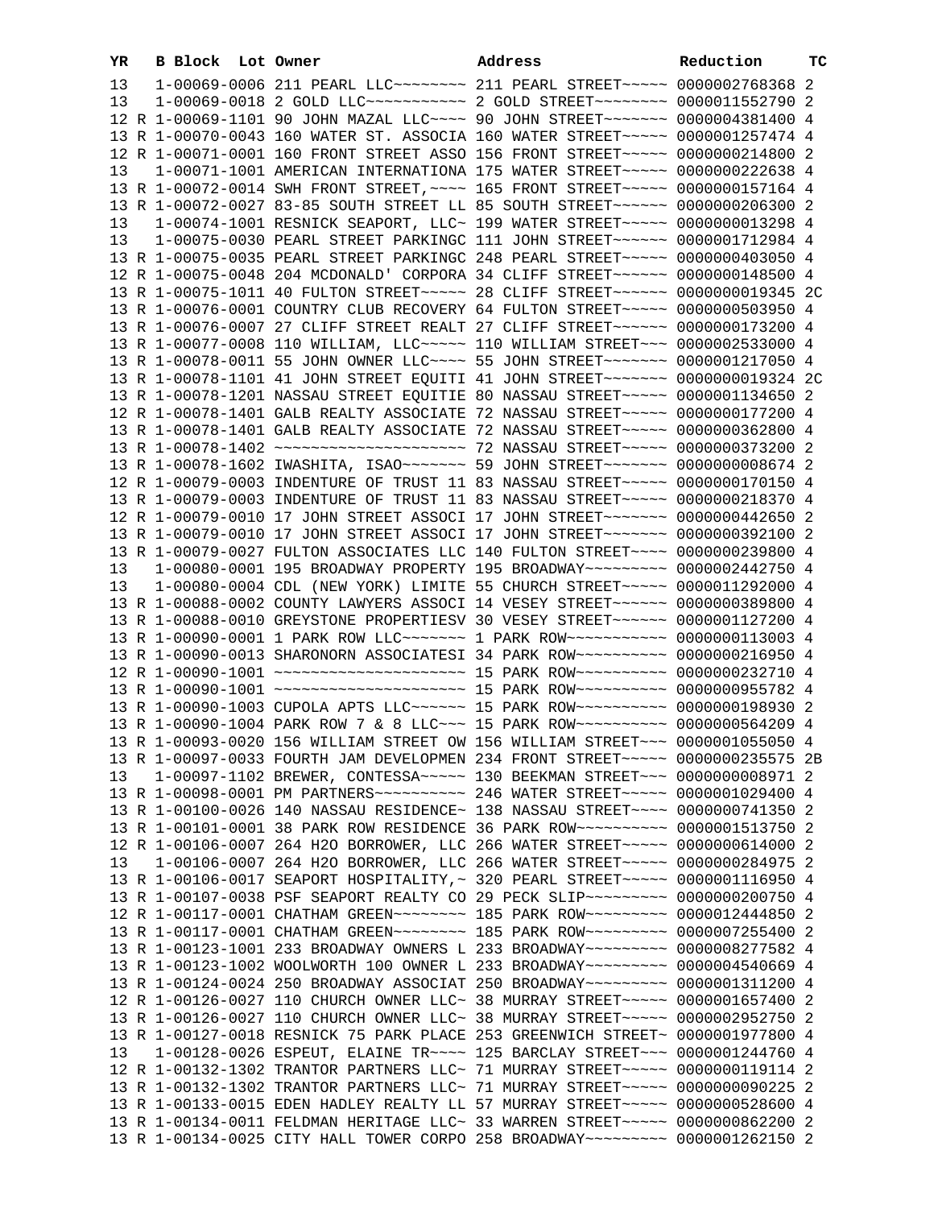| YR | | B Block | Lot | Owner | Address | Reduction | TC |
|---|---|---|---|---|---|---|---|
| 13 | | 1-00069-0006 | | 211 PEARL LLC~~~~~~~~ | 211 PEARL STREET~~~~~ | 0000002768368 | 2 |
| 13 | | 1-00069-0018 | | 2 GOLD LLC~~~~~~~~~~~ | 2 GOLD STREET~~~~~~~~ | 0000011552790 | 2 |
| 12 | R | 1-00069-1101 | | 90 JOHN MAZAL LLC~~~~ | 90 JOHN STREET~~~~~~~ | 0000004381400 | 4 |
| 13 | R | 1-00070-0043 | | 160 WATER ST. ASSOCIA | 160 WATER STREET~~~~~ | 0000001257474 | 4 |
| 12 | R | 1-00071-0001 | | 160 FRONT STREET ASSO | 156 FRONT STREET~~~~~ | 0000000214800 | 2 |
| 13 | | 1-00071-1001 | | AMERICAN INTERNATIONA | 175 WATER STREET~~~~~ | 0000000222638 | 4 |
| 13 | R | 1-00072-0014 | | SWH FRONT STREET,~~~~ | 165 FRONT STREET~~~~~ | 0000000157164 | 4 |
| 13 | R | 1-00072-0027 | | 83-85 SOUTH STREET LL | 85 SOUTH STREET~~~~~~ | 0000000206300 | 2 |
| 13 | | 1-00074-1001 | | RESNICK SEAPORT, LLC~ | 199 WATER STREET~~~~~ | 0000000013298 | 4 |
| 13 | | 1-00075-0030 | | PEARL STREET PARKINGC | 111 JOHN STREET~~~~~~ | 0000001712984 | 4 |
| 13 | R | 1-00075-0035 | | PEARL STREET PARKINGC | 248 PEARL STREET~~~~~ | 0000000403050 | 4 |
| 12 | R | 1-00075-0048 | | 204 MCDONALD' CORPORA | 34 CLIFF STREET~~~~~~ | 0000000148500 | 4 |
| 13 | R | 1-00075-1011 | | 40 FULTON STREET~~~~~ | 28 CLIFF STREET~~~~~~ | 0000000019345 | 2C |
| 13 | R | 1-00076-0001 | | COUNTRY CLUB RECOVERY | 64 FULTON STREET~~~~~ | 0000000503950 | 4 |
| 13 | R | 1-00076-0007 | | 27 CLIFF STREET REALT | 27 CLIFF STREET~~~~~~ | 0000000173200 | 4 |
| 13 | R | 1-00077-0008 | | 110 WILLIAM, LLC~~~~~ | 110 WILLIAM STREET~~~ | 0000002533000 | 4 |
| 13 | R | 1-00078-0011 | | 55 JOHN OWNER LLC~~~~ | 55 JOHN STREET~~~~~~~ | 0000001217050 | 4 |
| 13 | R | 1-00078-1101 | | 41 JOHN STREET EQUITI | 41 JOHN STREET~~~~~~~ | 0000000019324 | 2C |
| 13 | R | 1-00078-1201 | | NASSAU STREET EQUITIE | 80 NASSAU STREET~~~~~ | 0000001134650 | 2 |
| 12 | R | 1-00078-1401 | | GALB REALTY ASSOCIATE | 72 NASSAU STREET~~~~~ | 0000000177200 | 4 |
| 13 | R | 1-00078-1401 | | GALB REALTY ASSOCIATE | 72 NASSAU STREET~~~~~ | 0000000362800 | 4 |
| 13 | R | 1-00078-1402 | | ~~~~~~~~~~~~~~~~~~~~~ | 72 NASSAU STREET~~~~~ | 0000000373200 | 2 |
| 13 | R | 1-00078-1602 | | IWASHITA, ISAO~~~~~~~ | 59 JOHN STREET~~~~~~~ | 0000000008674 | 2 |
| 12 | R | 1-00079-0003 | | INDENTURE OF TRUST 11 | 83 NASSAU STREET~~~~~ | 0000000170150 | 4 |
| 13 | R | 1-00079-0003 | | INDENTURE OF TRUST 11 | 83 NASSAU STREET~~~~~ | 0000000218370 | 4 |
| 12 | R | 1-00079-0010 | | 17 JOHN STREET ASSOCI | 17 JOHN STREET~~~~~~~ | 0000000442650 | 2 |
| 13 | R | 1-00079-0010 | | 17 JOHN STREET ASSOCI | 17 JOHN STREET~~~~~~~ | 0000000392100 | 2 |
| 13 | R | 1-00079-0027 | | FULTON ASSOCIATES LLC | 140 FULTON STREET~~~~ | 0000000239800 | 4 |
| 13 | | 1-00080-0001 | | 195 BROADWAY PROPERTY | 195 BROADWAY~~~~~~~~~ | 0000002442750 | 4 |
| 13 | | 1-00080-0004 | | CDL (NEW YORK) LIMITE | 55 CHURCH STREET~~~~~ | 0000011292000 | 4 |
| 13 | R | 1-00088-0002 | | COUNTY LAWYERS ASSOCI | 14 VESEY STREET~~~~~~ | 0000000389800 | 4 |
| 13 | R | 1-00088-0010 | | GREYSTONE PROPERTIESV | 30 VESEY STREET~~~~~~ | 0000001127200 | 4 |
| 13 | R | 1-00090-0001 | | 1 PARK ROW LLC~~~~~~~ | 1 PARK ROW~~~~~~~~~~~ | 0000000113003 | 4 |
| 13 | R | 1-00090-0013 | | SHARONORN ASSOCIATESI | 34 PARK ROW~~~~~~~~~~ | 0000000216950 | 4 |
| 12 | R | 1-00090-1001 | | ~~~~~~~~~~~~~~~~~~~~~ | 15 PARK ROW~~~~~~~~~~ | 0000000232710 | 4 |
| 13 | R | 1-00090-1001 | | ~~~~~~~~~~~~~~~~~~~~~ | 15 PARK ROW~~~~~~~~~~ | 0000000955782 | 4 |
| 13 | R | 1-00090-1003 | | CUPOLA APTS LLC~~~~~~ | 15 PARK ROW~~~~~~~~~~ | 0000000198930 | 2 |
| 13 | R | 1-00090-1004 | | PARK ROW 7 & 8 LLC~~~ | 15 PARK ROW~~~~~~~~~~ | 0000000564209 | 4 |
| 13 | R | 1-00093-0020 | | 156 WILLIAM STREET OW | 156 WILLIAM STREET~~~ | 0000001055050 | 4 |
| 13 | R | 1-00097-0033 | | FOURTH JAM DEVELOPMEN | 234 FRONT STREET~~~~~ | 0000000235575 | 2B |
| 13 | | 1-00097-1102 | | BREWER, CONTESSA~~~~~ | 130 BEEKMAN STREET~~~ | 0000000008971 | 2 |
| 13 | R | 1-00098-0001 | | PM PARTNERS~~~~~~~~~~ | 246 WATER STREET~~~~~ | 0000001029400 | 4 |
| 13 | R | 1-00100-0026 | | 140 NASSAU RESIDENCE~ | 138 NASSAU STREET~~~~ | 0000000741350 | 2 |
| 13 | R | 1-00101-0001 | | 38 PARK ROW RESIDENCE | 36 PARK ROW~~~~~~~~~~ | 0000001513750 | 2 |
| 12 | R | 1-00106-0007 | | 264 H2O BORROWER, LLC | 266 WATER STREET~~~~~ | 0000000614000 | 2 |
| 13 | | 1-00106-0007 | | 264 H2O BORROWER, LLC | 266 WATER STREET~~~~~ | 0000000284975 | 2 |
| 13 | R | 1-00106-0017 | | SEAPORT HOSPITALITY,~ | 320 PEARL STREET~~~~~ | 0000001116950 | 4 |
| 13 | R | 1-00107-0038 | | PSF SEAPORT REALTY CO | 29 PECK SLIP~~~~~~~~~ | 0000000200750 | 4 |
| 12 | R | 1-00117-0001 | | CHATHAM GREEN~~~~~~~~ | 185 PARK ROW~~~~~~~~~ | 0000012444850 | 2 |
| 13 | R | 1-00117-0001 | | CHATHAM GREEN~~~~~~~~ | 185 PARK ROW~~~~~~~~~ | 0000007255400 | 2 |
| 13 | R | 1-00123-1001 | | 233 BROADWAY OWNERS L | 233 BROADWAY~~~~~~~~~ | 0000008277582 | 4 |
| 13 | R | 1-00123-1002 | | WOOLWORTH 100 OWNER L | 233 BROADWAY~~~~~~~~~ | 0000004540669 | 4 |
| 13 | R | 1-00124-0024 | | 250 BROADWAY ASSOCIAT | 250 BROADWAY~~~~~~~~~ | 0000001311200 | 4 |
| 12 | R | 1-00126-0027 | | 110 CHURCH OWNER LLC~ | 38 MURRAY STREET~~~~~ | 0000001657400 | 2 |
| 13 | R | 1-00126-0027 | | 110 CHURCH OWNER LLC~ | 38 MURRAY STREET~~~~~ | 0000002952750 | 2 |
| 13 | R | 1-00127-0018 | | RESNICK 75 PARK PLACE | 253 GREENWICH STREET~ | 0000001977800 | 4 |
| 13 | | 1-00128-0026 | | ESPEUT, ELAINE TR~~~~ | 125 BARCLAY STREET~~~ | 0000001244760 | 4 |
| 12 | R | 1-00132-1302 | | TRANTOR PARTNERS LLC~ | 71 MURRAY STREET~~~~~ | 0000000119114 | 2 |
| 13 | R | 1-00132-1302 | | TRANTOR PARTNERS LLC~ | 71 MURRAY STREET~~~~~ | 0000000090225 | 2 |
| 13 | R | 1-00133-0015 | | EDEN HADLEY REALTY LL | 57 MURRAY STREET~~~~~ | 0000000528600 | 4 |
| 13 | R | 1-00134-0011 | | FELDMAN HERITAGE LLC~ | 33 WARREN STREET~~~~~ | 0000000862200 | 2 |
| 13 | R | 1-00134-0025 | | CITY HALL TOWER CORPO | 258 BROADWAY~~~~~~~~~ | 0000001262150 | 2 |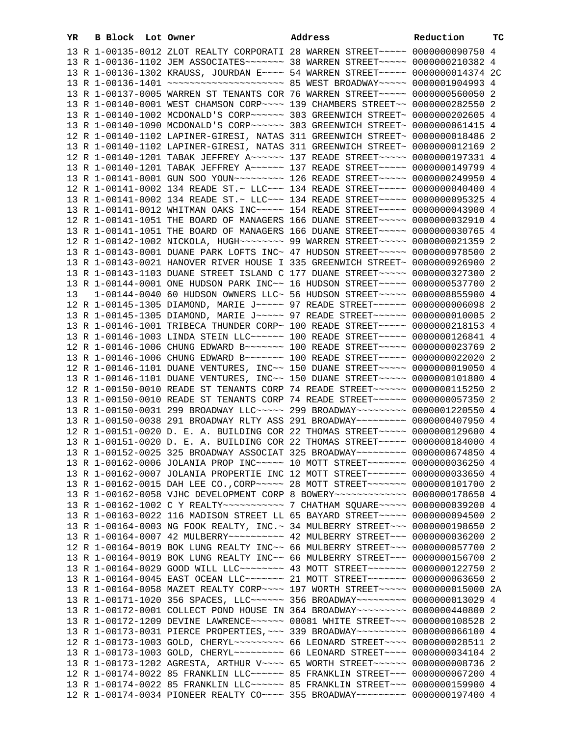| YR | B | Block | Lot | Owner | Address | Reduction | TC |
|---|---|---|---|---|---|---|---|
| 13 | R | 1-00135-0012 | | ZLOT REALTY CORPORATI | 28 WARREN STREET~~~~~ | 0000000090750 | 4 |
| 13 | R | 1-00136-1102 | | JEM ASSOCIATES~~~~~~~ | 38 WARREN STREET~~~~~ | 0000000210382 | 4 |
| 13 | R | 1-00136-1302 | | KRAUSS, JOURDAN E~~~~ | 54 WARREN STREET~~~~~ | 0000000014374 | 2C |
| 13 | R | 1-00136-1401 | | ~~~~~~~~~~~~~~~~~~~~~ | 85 WEST BROADWAY~~~~~ | 0000001904993 | 4 |
| 13 | R | 1-00137-0005 | | WARREN ST TENANTS COR | 76 WARREN STREET~~~~~ | 0000000560050 | 2 |
| 13 | R | 1-00140-0001 | | WEST CHAMSON CORP~~~~ | 139 CHAMBERS STREET~~ | 0000000282550 | 2 |
| 13 | R | 1-00140-1002 | | MCDONALD'S CORP~~~~~~ | 303 GREENWICH STREET~ | 0000000202605 | 4 |
| 13 | R | 1-00140-1090 | | MCDONALD'S CORP~~~~~~ | 303 GREENWICH STREET~ | 0000000061415 | 4 |
| 12 | R | 1-00140-1102 | | LAPINER-GIRESI, NATAS | 311 GREENWICH STREET~ | 0000000018486 | 2 |
| 13 | R | 1-00140-1102 | | LAPINER-GIRESI, NATAS | 311 GREENWICH STREET~ | 0000000012169 | 2 |
| 12 | R | 1-00140-1201 | | TABAK JEFFREY A~~~~~~ | 137 READE STREET~~~~~ | 0000000197331 | 4 |
| 13 | R | 1-00140-1201 | | TABAK JEFFREY A~~~~~~ | 137 READE STREET~~~~~ | 0000000149799 | 4 |
| 13 | R | 1-00141-0001 | | GUN SOO YOUN~~~~~~~~~ | 126 READE STREET~~~~~ | 0000000249950 | 4 |
| 12 | R | 1-00141-0002 | | 134 READE ST.~ LLC~~~ | 134 READE STREET~~~~~ | 0000000040400 | 4 |
| 13 | R | 1-00141-0002 | | 134 READE ST.~ LLC~~~ | 134 READE STREET~~~~~ | 0000000095325 | 4 |
| 13 | R | 1-00141-0012 | | WHITMAN OAKS INC~~~~~ | 154 READE STREET~~~~~ | 0000000043900 | 4 |
| 12 | R | 1-00141-1051 | | THE BOARD OF MANAGERS | 166 DUANE STREET~~~~~ | 0000000032910 | 4 |
| 13 | R | 1-00141-1051 | | THE BOARD OF MANAGERS | 166 DUANE STREET~~~~~ | 0000000030765 | 4 |
| 12 | R | 1-00142-1002 | | NICKOLA, HUGH~~~~~~~~ | 99 WARREN STREET~~~~~ | 0000000021359 | 2 |
| 13 | R | 1-00143-0001 | | DUANE PARK LOFTS INC~ | 47 HUDSON STREET~~~~~ | 0000000978500 | 2 |
| 13 | R | 1-00143-0021 | | HANOVER RIVER HOUSE I | 335 GREENWICH STREET~ | 0000000926900 | 2 |
| 13 | R | 1-00143-1103 | | DUANE STREET ISLAND C | 177 DUANE STREET~~~~~ | 0000000327300 | 2 |
| 13 | R | 1-00144-0001 | | ONE HUDSON PARK INC~~ | 16 HUDSON STREET~~~~~ | 0000000537700 | 2 |
| 13 | | 1-00144-0040 | | 60 HUDSON OWNERS LLC~ | 56 HUDSON STREET~~~~~ | 0000008855900 | 4 |
| 12 | R | 1-00145-1305 | | DIAMOND, MARIE J~~~~~ | 97 READE STREET~~~~~~ | 0000000006098 | 2 |
| 13 | R | 1-00145-1305 | | DIAMOND, MARIE J~~~~~ | 97 READE STREET~~~~~~ | 0000000010005 | 2 |
| 13 | R | 1-00146-1001 | | TRIBECA THUNDER CORP~ | 100 READE STREET~~~~~ | 0000000218153 | 4 |
| 13 | R | 1-00146-1003 | | LINDA STEIN LLC~~~~~~ | 100 READE STREET~~~~~ | 0000000126841 | 4 |
| 12 | R | 1-00146-1006 | | CHUNG EDWARD B~~~~~~~ | 100 READE STREET~~~~~ | 0000000023769 | 2 |
| 13 | R | 1-00146-1006 | | CHUNG EDWARD B~~~~~~~ | 100 READE STREET~~~~~ | 0000000022020 | 2 |
| 12 | R | 1-00146-1101 | | DUANE VENTURES, INC~~ | 150 DUANE STREET~~~~~ | 0000000019050 | 4 |
| 13 | R | 1-00146-1101 | | DUANE VENTURES, INC~~ | 150 DUANE STREET~~~~~ | 0000000101800 | 4 |
| 12 | R | 1-00150-0010 | | READE ST TENANTS CORP | 74 READE STREET~~~~~~ | 0000000115250 | 2 |
| 13 | R | 1-00150-0010 | | READE ST TENANTS CORP | 74 READE STREET~~~~~~ | 0000000057350 | 2 |
| 13 | R | 1-00150-0031 | | 299 BROADWAY LLC~~~~~ | 299 BROADWAY~~~~~~~~~ | 0000001220550 | 4 |
| 13 | R | 1-00150-0038 | | 291 BROADWAY RLTY ASS | 291 BROADWAY~~~~~~~~~ | 0000000407950 | 4 |
| 12 | R | 1-00151-0020 | | D. E. A. BUILDING COR | 22 THOMAS STREET~~~~~ | 0000000129600 | 4 |
| 13 | R | 1-00151-0020 | | D. E. A. BUILDING COR | 22 THOMAS STREET~~~~~ | 0000000184000 | 4 |
| 13 | R | 1-00152-0025 | | 325 BROADWAY ASSOCIAT | 325 BROADWAY~~~~~~~~~ | 0000000674850 | 4 |
| 13 | R | 1-00162-0006 | | JOLANIA PROP INC~~~~~ | 10 MOTT STREET~~~~~~~ | 0000000036250 | 4 |
| 13 | R | 1-00162-0007 | | JOLANIA PROPERTIE INC | 12 MOTT STREET~~~~~~~ | 0000000033650 | 4 |
| 13 | R | 1-00162-0015 | | DAH LEE CO.,CORP~~~~~ | 28 MOTT STREET~~~~~~~ | 0000000101700 | 2 |
| 13 | R | 1-00162-0058 | | VJHC DEVELOPMENT CORP | 8 BOWERY~~~~~~~~~~~~~ | 0000000178650 | 4 |
| 13 | R | 1-00162-1002 | | C Y REALTY~~~~~~~~~~~ | 7 CHATHAM SQUARE~~~~~ | 0000000039200 | 4 |
| 13 | R | 1-00163-0022 | | 116 MADISON STREET LL | 65 BAYARD STREET~~~~~ | 0000000094500 | 2 |
| 13 | R | 1-00164-0003 | | NG FOOK REALTY, INC.~ | 34 MULBERRY STREET~~~ | 0000000198650 | 2 |
| 13 | R | 1-00164-0007 | | 42 MULBERRY~~~~~~~~~~ | 42 MULBERRY STREET~~~ | 0000000036200 | 2 |
| 12 | R | 1-00164-0019 | | BOK LUNG REALTY INC~~ | 66 MULBERRY STREET~~~ | 0000000057700 | 2 |
| 13 | R | 1-00164-0019 | | BOK LUNG REALTY INC~~ | 66 MULBERRY STREET~~~ | 0000000156700 | 2 |
| 13 | R | 1-00164-0029 | | GOOD WILL LLC~~~~~~~~ | 43 MOTT STREET~~~~~~~ | 0000000122750 | 2 |
| 13 | R | 1-00164-0045 | | EAST OCEAN LLC~~~~~~~ | 21 MOTT STREET~~~~~~~ | 0000000063650 | 2 |
| 13 | R | 1-00164-0058 | | MAZET REALTY CORP~~~~ | 197 WORTH STREET~~~~~ | 0000000015000 | 2A |
| 13 | R | 1-00171-1020 | | 356 SPACES, LLC~~~~~~ | 356 BROADWAY~~~~~~~~~ | 0000000013029 | 4 |
| 13 | R | 1-00172-0001 | | COLLECT POND HOUSE IN | 364 BROADWAY~~~~~~~~~ | 0000000440800 | 2 |
| 13 | R | 1-00172-1209 | | DEVINE LAWRENCE~~~~~~ | 00081 WHITE STREET~~~ | 0000000108528 | 2 |
| 13 | R | 1-00173-0031 | | PIERCE PROPERTIES,~~~ | 339 BROADWAY~~~~~~~~~ | 0000000066100 | 4 |
| 12 | R | 1-00173-1003 | | GOLD, CHERYL~~~~~~~~~ | 66 LEONARD STREET~~~~ | 0000000028511 | 2 |
| 13 | R | 1-00173-1003 | | GOLD, CHERYL~~~~~~~~~ | 66 LEONARD STREET~~~~ | 0000000034104 | 2 |
| 13 | R | 1-00173-1202 | | AGRESTA, ARTHUR V~~~~ | 65 WORTH STREET~~~~~~ | 0000000008736 | 2 |
| 12 | R | 1-00174-0022 | | 85 FRANKLIN LLC~~~~~~ | 85 FRANKLIN STREET~~~ | 0000000067200 | 4 |
| 13 | R | 1-00174-0022 | | 85 FRANKLIN LLC~~~~~~ | 85 FRANKLIN STREET~~~ | 0000000159900 | 4 |
| 12 | R | 1-00174-0034 | | PIONEER REALTY CO~~~~ | 355 BROADWAY~~~~~~~~~ | 0000000197400 | 4 |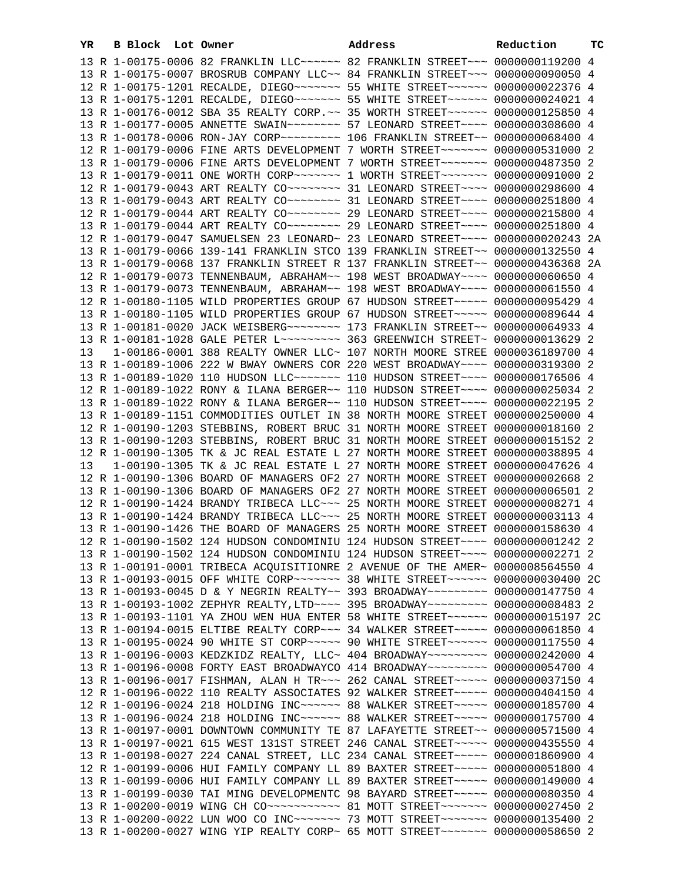| YR | B | Block | Lot | Owner | Address | Reduction | TC |
|---|---|---|---|---|---|---|---|
| 13 | R | 1-00175-0006 | | 82 FRANKLIN LLC~~~~~~ | 82 FRANKLIN STREET~~~ | 0000000119200 | 4 |
| 13 | R | 1-00175-0007 | | BROSRUB COMPANY LLC~~ | 84 FRANKLIN STREET~~~ | 0000000090050 | 4 |
| 12 | R | 1-00175-1201 | | RECALDE, DIEGO~~~~~~~ | 55 WHITE STREET~~~~~~ | 0000000022376 | 4 |
| 13 | R | 1-00175-1201 | | RECALDE, DIEGO~~~~~~~ | 55 WHITE STREET~~~~~~ | 0000000024021 | 4 |
| 13 | R | 1-00176-0012 | | SBA 35 REALTY CORP.~~ | 35 WORTH STREET~~~~~~ | 0000000125850 | 4 |
| 13 | R | 1-00177-0005 | | ANNETTE SWAIN~~~~~~~~ | 57 LEONARD STREET~~~~ | 0000000308600 | 4 |
| 13 | R | 1-00178-0006 | | RON-JAY CORP~~~~~~~~~ | 106 FRANKLIN STREET~~ | 0000000068400 | 4 |
| 12 | R | 1-00179-0006 | | FINE ARTS DEVELOPMENT | 7 WORTH STREET~~~~~~~ | 0000000531000 | 2 |
| 13 | R | 1-00179-0006 | | FINE ARTS DEVELOPMENT | 7 WORTH STREET~~~~~~~ | 0000000487350 | 2 |
| 13 | R | 1-00179-0011 | | ONE WORTH CORP~~~~~~~ | 1 WORTH STREET~~~~~~~ | 0000000091000 | 2 |
| 12 | R | 1-00179-0043 | | ART REALTY CO~~~~~~~~ | 31 LEONARD STREET~~~~ | 0000000298600 | 4 |
| 13 | R | 1-00179-0043 | | ART REALTY CO~~~~~~~~ | 31 LEONARD STREET~~~~ | 0000000251800 | 4 |
| 12 | R | 1-00179-0044 | | ART REALTY CO~~~~~~~~ | 29 LEONARD STREET~~~~ | 0000000215800 | 4 |
| 13 | R | 1-00179-0044 | | ART REALTY CO~~~~~~~~ | 29 LEONARD STREET~~~~ | 0000000251800 | 4 |
| 12 | R | 1-00179-0047 | | SAMUELSEN 23 LEONARD~ | 23 LEONARD STREET~~~~ | 0000000020243 | 2A |
| 13 | R | 1-00179-0066 | | 139-141 FRANKLIN STCO | 139 FRANKLIN STREET~~ | 0000000132550 | 4 |
| 13 | R | 1-00179-0068 | | 137 FRANKLIN STREET R | 137 FRANKLIN STREET~~ | 0000000436368 | 2A |
| 12 | R | 1-00179-0073 | | TENNENBAUM, ABRAHAM~~ | 198 WEST BROADWAY~~~~ | 0000000060650 | 4 |
| 13 | R | 1-00179-0073 | | TENNENBAUM, ABRAHAM~~ | 198 WEST BROADWAY~~~~ | 0000000061550 | 4 |
| 12 | R | 1-00180-1105 | | WILD PROPERTIES GROUP | 67 HUDSON STREET~~~~~ | 0000000095429 | 4 |
| 13 | R | 1-00180-1105 | | WILD PROPERTIES GROUP | 67 HUDSON STREET~~~~~ | 0000000089644 | 4 |
| 13 | R | 1-00181-0020 | | JACK WEISBERG~~~~~~~~ | 173 FRANKLIN STREET~~ | 0000000064933 | 4 |
| 13 | R | 1-00181-1028 | | GALE PETER L~~~~~~~~~ | 363 GREENWICH STREET~ | 0000000013629 | 2 |
| 13 | | 1-00186-0001 | | 388 REALTY OWNER LLC~ | 107 NORTH MOORE STREE | 0000036189700 | 4 |
| 13 | R | 1-00189-1006 | | 222 W BWAY OWNERS COR | 220 WEST BROADWAY~~~~ | 0000000319300 | 2 |
| 13 | R | 1-00189-1020 | | 110 HUDSON LLC~~~~~~~ | 110 HUDSON STREET~~~~ | 0000000176506 | 4 |
| 12 | R | 1-00189-1022 | | RONY & ILANA BERGER~~ | 110 HUDSON STREET~~~~ | 0000000025034 | 2 |
| 13 | R | 1-00189-1022 | | RONY & ILANA BERGER~~ | 110 HUDSON STREET~~~~ | 0000000022195 | 2 |
| 13 | R | 1-00189-1151 | | COMMODITIES OUTLET IN | 38 NORTH MOORE STREET | 0000000250000 | 4 |
| 12 | R | 1-00190-1203 | | STEBBINS, ROBERT BRUC | 31 NORTH MOORE STREET | 0000000018160 | 2 |
| 13 | R | 1-00190-1203 | | STEBBINS, ROBERT BRUC | 31 NORTH MOORE STREET | 0000000015152 | 2 |
| 12 | R | 1-00190-1305 | | TK & JC REAL ESTATE L | 27 NORTH MOORE STREET | 0000000038895 | 4 |
| 13 | | 1-00190-1305 | | TK & JC REAL ESTATE L | 27 NORTH MOORE STREET | 0000000047626 | 4 |
| 12 | R | 1-00190-1306 | | BOARD OF MANAGERS OF2 | 27 NORTH MOORE STREET | 0000000002668 | 2 |
| 13 | R | 1-00190-1306 | | BOARD OF MANAGERS OF2 | 27 NORTH MOORE STREET | 0000000006501 | 2 |
| 12 | R | 1-00190-1424 | | BRANDY TRIBECA LLC~~~ | 25 NORTH MOORE STREET | 0000000008271 | 4 |
| 13 | R | 1-00190-1424 | | BRANDY TRIBECA LLC~~~ | 25 NORTH MOORE STREET | 0000000003113 | 4 |
| 13 | R | 1-00190-1426 | | THE BOARD OF MANAGERS | 25 NORTH MOORE STREET | 0000000158630 | 4 |
| 12 | R | 1-00190-1502 | | 124 HUDSON CONDOMINIU | 124 HUDSON STREET~~~~ | 0000000001242 | 2 |
| 13 | R | 1-00190-1502 | | 124 HUDSON CONDOMINIU | 124 HUDSON STREET~~~~ | 0000000002271 | 2 |
| 13 | R | 1-00191-0001 | | TRIBECA ACQUISITIONRE | 2 AVENUE OF THE AMER~ | 0000008564550 | 4 |
| 13 | R | 1-00193-0015 | | OFF WHITE CORP~~~~~~~ | 38 WHITE STREET~~~~~~ | 0000000030400 | 2C |
| 13 | R | 1-00193-0045 | | D & Y NEGRIN REALTY~~ | 393 BROADWAY~~~~~~~~~ | 0000000147750 | 4 |
| 13 | R | 1-00193-1002 | | ZEPHYR REALTY,LTD~~~~ | 395 BROADWAY~~~~~~~~~ | 0000000008483 | 2 |
| 13 | R | 1-00193-1101 | | YA ZHOU WEN HUA ENTER | 58 WHITE STREET~~~~~~ | 0000000015197 | 2C |
| 13 | R | 1-00194-0015 | | ELTIBE REALTY CORP~~~ | 34 WALKER STREET~~~~~ | 0000000061850 | 4 |
| 13 | R | 1-00195-0024 | | 90 WHITE ST CORP~~~~~ | 90 WHITE STREET~~~~~~ | 0000000117550 | 4 |
| 13 | R | 1-00196-0003 | | KEDZKIDZ REALTY, LLC~ | 404 BROADWAY~~~~~~~~~ | 0000000242000 | 4 |
| 13 | R | 1-00196-0008 | | FORTY EAST BROADWAYCO | 414 BROADWAY~~~~~~~~~ | 0000000054700 | 4 |
| 13 | R | 1-00196-0017 | | FISHMAN, ALAN H TR~~~ | 262 CANAL STREET~~~~~ | 0000000037150 | 4 |
| 12 | R | 1-00196-0022 | | 110 REALTY ASSOCIATES | 92 WALKER STREET~~~~~ | 0000000404150 | 4 |
| 12 | R | 1-00196-0024 | | 218 HOLDING INC~~~~~~ | 88 WALKER STREET~~~~~ | 0000000185700 | 4 |
| 13 | R | 1-00196-0024 | | 218 HOLDING INC~~~~~~ | 88 WALKER STREET~~~~~ | 0000000175700 | 4 |
| 13 | R | 1-00197-0001 | | DOWNTOWN COMMUNITY TE | 87 LAFAYETTE STREET~~ | 0000000571500 | 4 |
| 13 | R | 1-00197-0021 | | 615 WEST 131ST STREET | 246 CANAL STREET~~~~~ | 0000000435550 | 4 |
| 13 | R | 1-00198-0027 | | 224 CANAL STREET, LLC | 234 CANAL STREET~~~~~ | 0000001860900 | 4 |
| 12 | R | 1-00199-0006 | | HUI FAMILY COMPANY LL | 89 BAXTER STREET~~~~~ | 0000000051800 | 4 |
| 13 | R | 1-00199-0006 | | HUI FAMILY COMPANY LL | 89 BAXTER STREET~~~~~ | 0000000149000 | 4 |
| 13 | R | 1-00199-0030 | | TAI MING DEVELOPMENTC | 98 BAYARD STREET~~~~~ | 0000000080350 | 4 |
| 13 | R | 1-00200-0019 | | WING CH CO~~~~~~~~~~~ | 81 MOTT STREET~~~~~~~ | 0000000027450 | 2 |
| 13 | R | 1-00200-0022 | | LUN WOO CO INC~~~~~~~ | 73 MOTT STREET~~~~~~~ | 0000000135400 | 2 |
| 13 | R | 1-00200-0027 | | WING YIP REALTY CORP~ | 65 MOTT STREET~~~~~~~ | 0000000058650 | 2 |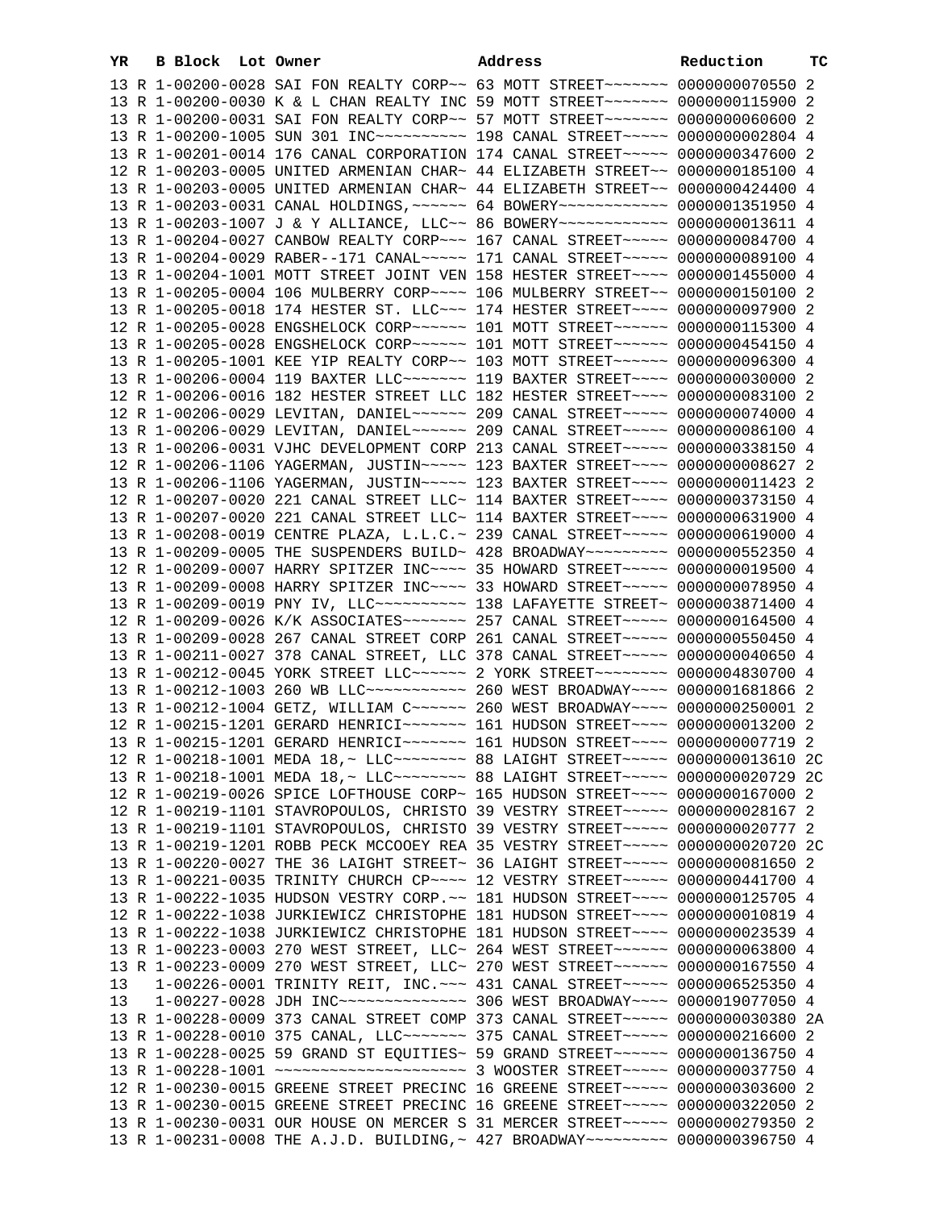| YR | B | Block | Lot | Owner | Address | Reduction | TC |
|---|---|---|---|---|---|---|---|
| 13 | R | 1-00200-0028 | | SAI FON REALTY CORP~~ | 63 MOTT STREET~~~~~~~ | 0000000070550 | 2 |
| 13 | R | 1-00200-0030 | | K & L CHAN REALTY INC | 59 MOTT STREET~~~~~~~ | 0000000115900 | 2 |
| 13 | R | 1-00200-0031 | | SAI FON REALTY CORP~~ | 57 MOTT STREET~~~~~~~ | 0000000060600 | 2 |
| 13 | R | 1-00200-1005 | | SUN 301 INC~~~~~~~~~~ | 198 CANAL STREET~~~~~ | 0000000002804 | 4 |
| 13 | R | 1-00201-0014 | | 176 CANAL CORPORATION | 174 CANAL STREET~~~~~ | 0000000347600 | 2 |
| 12 | R | 1-00203-0005 | | UNITED ARMENIAN CHAR~ | 44 ELIZABETH STREET~~ | 0000000185100 | 4 |
| 13 | R | 1-00203-0005 | | UNITED ARMENIAN CHAR~ | 44 ELIZABETH STREET~~ | 0000000424400 | 4 |
| 13 | R | 1-00203-0031 | | CANAL HOLDINGS,~~~~~~ | 64 BOWERY~~~~~~~~~~~~ | 0000001351950 | 4 |
| 13 | R | 1-00203-1007 | | J & Y ALLIANCE, LLC~~ | 86 BOWERY~~~~~~~~~~~~ | 0000000013611 | 4 |
| 13 | R | 1-00204-0027 | | CANBOW REALTY CORP~~~ | 167 CANAL STREET~~~~~ | 0000000084700 | 4 |
| 13 | R | 1-00204-0029 | | RABER--171 CANAL~~~~~ | 171 CANAL STREET~~~~~ | 0000000089100 | 4 |
| 13 | R | 1-00204-1001 | | MOTT STREET JOINT VEN | 158 HESTER STREET~~~~ | 0000001455000 | 4 |
| 13 | R | 1-00205-0004 | | 106 MULBERRY CORP~~~~ | 106 MULBERRY STREET~~ | 0000000150100 | 2 |
| 13 | R | 1-00205-0018 | | 174 HESTER ST. LLC~~~ | 174 HESTER STREET~~~~ | 0000000097900 | 2 |
| 12 | R | 1-00205-0028 | | ENGSHELOCK CORP~~~~~~ | 101 MOTT STREET~~~~~~ | 0000000115300 | 4 |
| 13 | R | 1-00205-0028 | | ENGSHELOCK CORP~~~~~~ | 101 MOTT STREET~~~~~~ | 0000000454150 | 4 |
| 13 | R | 1-00205-1001 | | KEE YIP REALTY CORP~~ | 103 MOTT STREET~~~~~~ | 0000000096300 | 4 |
| 13 | R | 1-00206-0004 | | 119 BAXTER LLC~~~~~~~ | 119 BAXTER STREET~~~~ | 0000000030000 | 2 |
| 12 | R | 1-00206-0016 | | 182 HESTER STREET LLC | 182 HESTER STREET~~~~ | 0000000083100 | 2 |
| 12 | R | 1-00206-0029 | | LEVITAN, DANIEL~~~~~~ | 209 CANAL STREET~~~~~ | 0000000074000 | 4 |
| 13 | R | 1-00206-0029 | | LEVITAN, DANIEL~~~~~~ | 209 CANAL STREET~~~~~ | 0000000086100 | 4 |
| 13 | R | 1-00206-0031 | | VJHC DEVELOPMENT CORP | 213 CANAL STREET~~~~~ | 0000000338150 | 4 |
| 12 | R | 1-00206-1106 | | YAGERMAN, JUSTIN~~~~~ | 123 BAXTER STREET~~~~ | 0000000008627 | 2 |
| 13 | R | 1-00206-1106 | | YAGERMAN, JUSTIN~~~~~ | 123 BAXTER STREET~~~~ | 0000000011423 | 2 |
| 12 | R | 1-00207-0020 | | 221 CANAL STREET LLC~ | 114 BAXTER STREET~~~~ | 0000000373150 | 4 |
| 13 | R | 1-00207-0020 | | 221 CANAL STREET LLC~ | 114 BAXTER STREET~~~~ | 0000000631900 | 4 |
| 13 | R | 1-00208-0019 | | CENTRE PLAZA, L.L.C.~ | 239 CANAL STREET~~~~~ | 0000000619000 | 4 |
| 13 | R | 1-00209-0005 | | THE SUSPENDERS BUILD~ | 428 BROADWAY~~~~~~~~~ | 0000000552350 | 4 |
| 12 | R | 1-00209-0007 | | HARRY SPITZER INC~~~~ | 35 HOWARD STREET~~~~~ | 0000000019500 | 4 |
| 13 | R | 1-00209-0008 | | HARRY SPITZER INC~~~~ | 33 HOWARD STREET~~~~~ | 0000000078950 | 4 |
| 13 | R | 1-00209-0019 | | PNY IV, LLC~~~~~~~~~~ | 138 LAFAYETTE STREET~ | 0000003871400 | 4 |
| 12 | R | 1-00209-0026 | | K/K ASSOCIATES~~~~~~~ | 257 CANAL STREET~~~~~ | 0000000164500 | 4 |
| 13 | R | 1-00209-0028 | | 267 CANAL STREET CORP | 261 CANAL STREET~~~~~ | 0000000550450 | 4 |
| 13 | R | 1-00211-0027 | | 378 CANAL STREET, LLC | 378 CANAL STREET~~~~~ | 0000000040650 | 4 |
| 13 | R | 1-00212-0045 | | YORK STREET LLC~~~~~~ | 2 YORK STREET~~~~~~~~ | 0000004830700 | 4 |
| 13 | R | 1-00212-1003 | | 260 WB LLC~~~~~~~~~~~ | 260 WEST BROADWAY~~~~ | 0000001681866 | 2 |
| 13 | R | 1-00212-1004 | | GETZ, WILLIAM C~~~~~~ | 260 WEST BROADWAY~~~~ | 0000000250001 | 2 |
| 12 | R | 1-00215-1201 | | GERARD HENRICI~~~~~~~ | 161 HUDSON STREET~~~~ | 0000000013200 | 2 |
| 13 | R | 1-00215-1201 | | GERARD HENRICI~~~~~~~ | 161 HUDSON STREET~~~~ | 0000000007719 | 2 |
| 12 | R | 1-00218-1001 | | MEDA 18,~ LLC~~~~~~~~ | 88 LAIGHT STREET~~~~~ | 0000000013610 | 2C |
| 13 | R | 1-00218-1001 | | MEDA 18,~ LLC~~~~~~~~ | 88 LAIGHT STREET~~~~~ | 0000000020729 | 2C |
| 12 | R | 1-00219-0026 | | SPICE LOFTHOUSE CORP~ | 165 HUDSON STREET~~~~ | 0000000167000 | 2 |
| 12 | R | 1-00219-1101 | | STAVROPOULOS, CHRISTO | 39 VESTRY STREET~~~~~ | 0000000028167 | 2 |
| 13 | R | 1-00219-1101 | | STAVROPOULOS, CHRISTO | 39 VESTRY STREET~~~~~ | 0000000020777 | 2 |
| 13 | R | 1-00219-1201 | | ROBB PECK MCCOOEY REA | 35 VESTRY STREET~~~~~ | 0000000020720 | 2C |
| 13 | R | 1-00220-0027 | | THE 36 LAIGHT STREET~ | 36 LAIGHT STREET~~~~~ | 0000000081650 | 2 |
| 13 | R | 1-00221-0035 | | TRINITY CHURCH CP~~~~ | 12 VESTRY STREET~~~~~ | 0000000441700 | 4 |
| 13 | R | 1-00222-1035 | | HUDSON VESTRY CORP.~~ | 181 HUDSON STREET~~~~ | 0000000125705 | 4 |
| 12 | R | 1-00222-1038 | | JURKIEWICZ CHRISTOPHE | 181 HUDSON STREET~~~~ | 0000000010819 | 4 |
| 13 | R | 1-00222-1038 | | JURKIEWICZ CHRISTOPHE | 181 HUDSON STREET~~~~ | 0000000023539 | 4 |
| 13 | R | 1-00223-0003 | | 270 WEST STREET, LLC~ | 264 WEST STREET~~~~~~ | 0000000063800 | 4 |
| 13 | R | 1-00223-0009 | | 270 WEST STREET, LLC~ | 270 WEST STREET~~~~~~ | 0000000167550 | 4 |
| 13 | | 1-00226-0001 | | TRINITY REIT, INC.~~~ | 431 CANAL STREET~~~~~ | 0000006525350 | 4 |
| 13 | | 1-00227-0028 | | JDH INC~~~~~~~~~~~~~~ | 306 WEST BROADWAY~~~~ | 0000019077050 | 4 |
| 13 | R | 1-00228-0009 | | 373 CANAL STREET COMP | 373 CANAL STREET~~~~~ | 0000000030380 | 2A |
| 13 | R | 1-00228-0010 | | 375 CANAL, LLC~~~~~~~ | 375 CANAL STREET~~~~~ | 0000000216600 | 2 |
| 13 | R | 1-00228-0025 | | 59 GRAND ST EQUITIES~ | 59 GRAND STREET~~~~~~ | 0000000136750 | 4 |
| 13 | R | 1-00228-1001 | | ~~~~~~~~~~~~~~~~~~~~~ | 3 WOOSTER STREET~~~~~ | 0000000037750 | 4 |
| 12 | R | 1-00230-0015 | | GREENE STREET PRECINC | 16 GREENE STREET~~~~~ | 0000000303600 | 2 |
| 13 | R | 1-00230-0015 | | GREENE STREET PRECINC | 16 GREENE STREET~~~~~ | 0000000322050 | 2 |
| 13 | R | 1-00230-0031 | | OUR HOUSE ON MERCER S | 31 MERCER STREET~~~~~ | 0000000279350 | 2 |
| 13 | R | 1-00231-0008 | | THE A.J.D. BUILDING,~ | 427 BROADWAY~~~~~~~~~ | 0000000396750 | 4 |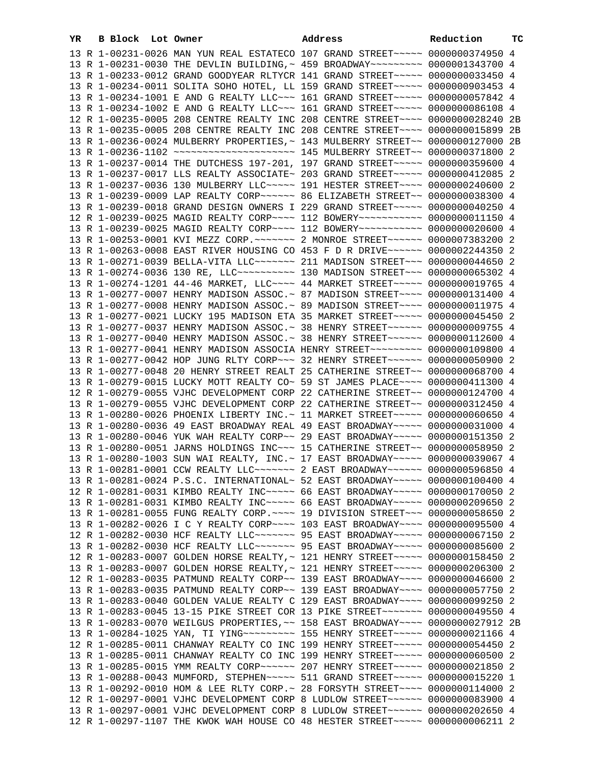| YR | B | Block | Lot | Owner | Address | Reduction | TC |
|---|---|---|---|---|---|---|---|
| 13 | R | 1-00231-0026 | | MAN YUN REAL ESTATECO | 107 GRAND STREET~~~~~ | 0000000374950 | 4 |
| 13 | R | 1-00231-0030 | | THE DEVLIN BUILDING,~ | 459 BROADWAY~~~~~~~~~ | 0000001343700 | 4 |
| 13 | R | 1-00233-0012 | | GRAND GOODYEAR RLTYCR | 141 GRAND STREET~~~~~ | 0000000033450 | 4 |
| 13 | R | 1-00234-0011 | | SOLITA SOHO HOTEL, LL | 159 GRAND STREET~~~~~ | 0000000903453 | 4 |
| 13 | R | 1-00234-1001 | | E AND G REALTY LLC~~~ | 161 GRAND STREET~~~~~ | 0000000057842 | 4 |
| 13 | R | 1-00234-1002 | | E AND G REALTY LLC~~~ | 161 GRAND STREET~~~~~ | 0000000086108 | 4 |
| 12 | R | 1-00235-0005 | | 208 CENTRE REALTY INC | 208 CENTRE STREET~~~~ | 0000000028240 | 2B |
| 13 | R | 1-00235-0005 | | 208 CENTRE REALTY INC | 208 CENTRE STREET~~~~ | 0000000015899 | 2B |
| 13 | R | 1-00236-0024 | | MULBERRY PROPERTIES,~ | 143 MULBERRY STREET~~ | 0000000127000 | 2B |
| 13 | R | 1-00236-1102 | | ~~~~~~~~~~~~~~~~~~~~~ | 145 MULBERRY STREET~~ | 0000000371800 | 2 |
| 13 | R | 1-00237-0014 | | THE DUTCHESS 197-201, | 197 GRAND STREET~~~~~ | 0000000359600 | 4 |
| 13 | R | 1-00237-0017 | | LLS REALTY ASSOCIATE~ | 203 GRAND STREET~~~~~ | 0000000412085 | 2 |
| 13 | R | 1-00237-0036 | | 130 MULBERRY LLC~~~~~ | 191 HESTER STREET~~~~ | 0000000240600 | 2 |
| 13 | R | 1-00239-0009 | | LAP REALTY CORP~~~~~~ | 86 ELIZABETH STREET~~ | 0000000038300 | 4 |
| 13 | R | 1-00239-0018 | | GRAND DESIGN OWNERS I | 229 GRAND STREET~~~~~ | 0000000040250 | 4 |
| 12 | R | 1-00239-0025 | | MAGID REALTY CORP~~~~ | 112 BOWERY~~~~~~~~~~~ | 0000000011150 | 4 |
| 13 | R | 1-00239-0025 | | MAGID REALTY CORP~~~~ | 112 BOWERY~~~~~~~~~~~ | 0000000020600 | 4 |
| 13 | R | 1-00253-0001 | | KVI MEZZ CORP.~~~~~~~ | 2 MONROE STREET~~~~~~ | 0000007383200 | 2 |
| 13 | R | 1-00263-0008 | | EAST RIVER HOUSING CO | 453 F D R DRIVE~~~~~~ | 0000002244350 | 2 |
| 13 | R | 1-00271-0039 | | BELLA-VITA LLC~~~~~~~ | 211 MADISON STREET~~~ | 0000000044650 | 2 |
| 13 | R | 1-00274-0036 | | 130 RE, LLC~~~~~~~~~~ | 130 MADISON STREET~~~ | 0000000065302 | 4 |
| 13 | R | 1-00274-1201 | | 44-46 MARKET, LLC~~~~ | 44 MARKET STREET~~~~~ | 0000000019765 | 4 |
| 13 | R | 1-00277-0007 | | HENRY MADISON ASSOC.~ | 87 MADISON STREET~~~~ | 0000000131400 | 4 |
| 13 | R | 1-00277-0008 | | HENRY MADISON ASSOC.~ | 89 MADISON STREET~~~~ | 0000000011975 | 4 |
| 13 | R | 1-00277-0021 | | LUCKY 195 MADISON ETA | 35 MARKET STREET~~~~~ | 0000000045450 | 2 |
| 13 | R | 1-00277-0037 | | HENRY MADISON ASSOC.~ | 38 HENRY STREET~~~~~~ | 0000000009755 | 4 |
| 13 | R | 1-00277-0040 | | HENRY MADISON ASSOC.~ | 38 HENRY STREET~~~~~~ | 0000000112600 | 4 |
| 13 | R | 1-00277-0041 | | HENRY MADISON ASSOCIA | HENRY STREET~~~~~~~~~ | 0000000109800 | 4 |
| 13 | R | 1-00277-0042 | | HOP JUNG RLTY CORP~~~ | 32 HENRY STREET~~~~~~ | 0000000050900 | 2 |
| 13 | R | 1-00277-0048 | | 20 HENRY STREET REALT | 25 CATHERINE STREET~~ | 0000000068700 | 4 |
| 13 | R | 1-00279-0015 | | LUCKY MOTT REALTY CO~ | 59 ST JAMES PLACE~~~~ | 0000000411300 | 4 |
| 12 | R | 1-00279-0055 | | VJHC DEVELOPMENT CORP | 22 CATHERINE STREET~~ | 0000000124700 | 4 |
| 13 | R | 1-00279-0055 | | VJHC DEVELOPMENT CORP | 22 CATHERINE STREET~~ | 0000000312450 | 4 |
| 13 | R | 1-00280-0026 | | PHOENIX LIBERTY INC.~ | 11 MARKET STREET~~~~~ | 0000000060650 | 4 |
| 13 | R | 1-00280-0036 | | 49 EAST BROADWAY REAL | 49 EAST BROADWAY~~~~~ | 0000000031000 | 4 |
| 13 | R | 1-00280-0046 | | YUK WAH REALTY CORP~~ | 29 EAST BROADWAY~~~~~ | 0000000151350 | 2 |
| 13 | R | 1-00280-0051 | | JARNS HOLDINGS INC~~~ | 15 CATHERINE STREET~~ | 0000000058950 | 2 |
| 13 | R | 1-00280-1003 | | SUN WAI REALTY, INC.~ | 17 EAST BROADWAY~~~~~ | 0000000039067 | 4 |
| 13 | R | 1-00281-0001 | | CCW REALTY LLC~~~~~~~ | 2 EAST BROADWAY~~~~~~ | 0000000596850 | 4 |
| 13 | R | 1-00281-0024 | | P.S.C. INTERNATIONAL~ | 52 EAST BROADWAY~~~~~ | 0000000100400 | 4 |
| 12 | R | 1-00281-0031 | | KIMBO REALTY INC~~~~~ | 66 EAST BROADWAY~~~~~ | 0000000170050 | 2 |
| 13 | R | 1-00281-0031 | | KIMBO REALTY INC~~~~~ | 66 EAST BROADWAY~~~~~ | 0000000209650 | 2 |
| 13 | R | 1-00281-0055 | | FUNG REALTY CORP.~~~~ | 19 DIVISION STREET~~~ | 0000000058650 | 2 |
| 13 | R | 1-00282-0026 | | I C Y REALTY CORP~~~~ | 103 EAST BROADWAY~~~~ | 0000000095500 | 4 |
| 12 | R | 1-00282-0030 | | HCF REALTY LLC~~~~~~~ | 95 EAST BROADWAY~~~~~ | 0000000067150 | 2 |
| 13 | R | 1-00282-0030 | | HCF REALTY LLC~~~~~~~ | 95 EAST BROADWAY~~~~~ | 0000000085600 | 2 |
| 12 | R | 1-00283-0007 | | GOLDEN HORSE REALTY,~ | 121 HENRY STREET~~~~~ | 0000000158450 | 2 |
| 13 | R | 1-00283-0007 | | GOLDEN HORSE REALTY,~ | 121 HENRY STREET~~~~~ | 0000000206300 | 2 |
| 12 | R | 1-00283-0035 | | PATMUND REALTY CORP~~ | 139 EAST BROADWAY~~~~ | 0000000046600 | 2 |
| 13 | R | 1-00283-0035 | | PATMUND REALTY CORP~~ | 139 EAST BROADWAY~~~~ | 0000000057750 | 2 |
| 13 | R | 1-00283-0040 | | GOLDEN VALUE REALTY C | 129 EAST BROADWAY~~~~ | 0000000099250 | 2 |
| 13 | R | 1-00283-0045 | | 13-15 PIKE STREET COR | 13 PIKE STREET~~~~~~~ | 0000000049550 | 4 |
| 13 | R | 1-00283-0070 | | WEILGUS PROPERTIES,~~ | 158 EAST BROADWAY~~~~ | 0000000027912 | 2B |
| 13 | R | 1-00284-1025 | | YAN, TI YING~~~~~~~~~ | 155 HENRY STREET~~~~~ | 0000000021166 | 4 |
| 12 | R | 1-00285-0011 | | CHANWAY REALTY CO INC | 199 HENRY STREET~~~~~ | 0000000054450 | 2 |
| 13 | R | 1-00285-0011 | | CHANWAY REALTY CO INC | 199 HENRY STREET~~~~~ | 0000000060500 | 2 |
| 13 | R | 1-00285-0015 | | YMM REALTY CORP~~~~~~ | 207 HENRY STREET~~~~~ | 0000000021850 | 2 |
| 13 | R | 1-00288-0043 | | MUMFORD, STEPHEN~~~~~ | 511 GRAND STREET~~~~~ | 0000000015220 | 1 |
| 13 | R | 1-00292-0010 | | HOM & LEE RLTY CORP.~ | 28 FORSYTH STREET~~~~ | 0000000114000 | 2 |
| 12 | R | 1-00297-0001 | | VJHC DEVELOPMENT CORP | 8 LUDLOW STREET~~~~~~ | 0000000083900 | 4 |
| 13 | R | 1-00297-0001 | | VJHC DEVELOPMENT CORP | 8 LUDLOW STREET~~~~~~ | 0000000202650 | 4 |
| 12 | R | 1-00297-1107 | | THE KWOK WAH HOUSE CO | 48 HESTER STREET~~~~~ | 0000000006211 | 2 |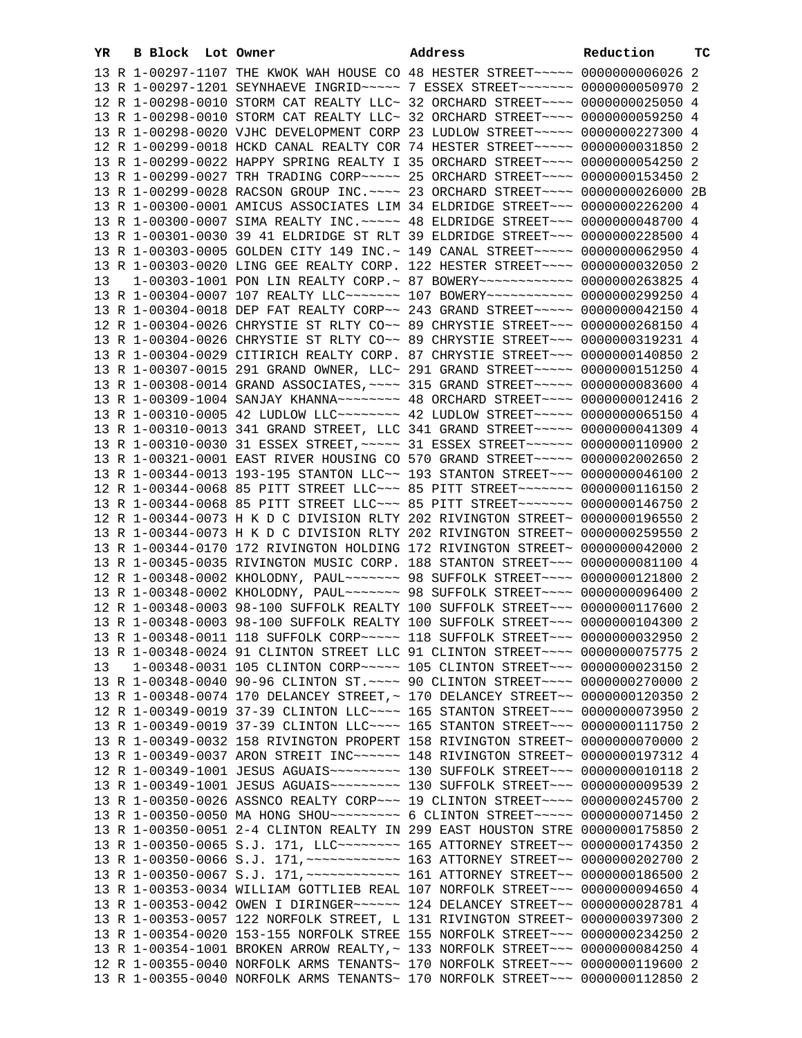| YR | B | Block | Lot | Owner | Address | Reduction | TC |
|---|---|---|---|---|---|---|---|
| 13 | R | 1-00297-1107 | | THE KWOK WAH HOUSE CO | 48 HESTER STREET~~~~~ | 0000000006026 | 2 |
| 13 | R | 1-00297-1201 | | SEYNHAEVE INGRID~~~~~ | 7 ESSEX STREET~~~~~~~ | 0000000050970 | 2 |
| 12 | R | 1-00298-0010 | | STORM CAT REALTY LLC~ | 32 ORCHARD STREET~~~~ | 0000000025050 | 4 |
| 13 | R | 1-00298-0010 | | STORM CAT REALTY LLC~ | 32 ORCHARD STREET~~~~ | 0000000059250 | 4 |
| 13 | R | 1-00298-0020 | | VJHC DEVELOPMENT CORP | 23 LUDLOW STREET~~~~~ | 0000000227300 | 4 |
| 12 | R | 1-00299-0018 | | HCKD CANAL REALTY COR | 74 HESTER STREET~~~~~ | 0000000031850 | 2 |
| 13 | R | 1-00299-0022 | | HAPPY SPRING REALTY I | 35 ORCHARD STREET~~~~ | 0000000054250 | 2 |
| 13 | R | 1-00299-0027 | | TRH TRADING CORP~~~~~ | 25 ORCHARD STREET~~~~ | 0000000153450 | 2 |
| 13 | R | 1-00299-0028 | | RACSON GROUP INC.~~~~ | 23 ORCHARD STREET~~~~ | 0000000026000 | 2B |
| 13 | R | 1-00300-0001 | | AMICUS ASSOCIATES LIM | 34 ELDRIDGE STREET~~~ | 0000000226200 | 4 |
| 13 | R | 1-00300-0007 | | SIMA REALTY INC.~~~~~ | 48 ELDRIDGE STREET~~~ | 0000000048700 | 4 |
| 13 | R | 1-00301-0030 | | 39 41 ELDRIDGE ST RLT | 39 ELDRIDGE STREET~~~ | 0000000228500 | 4 |
| 13 | R | 1-00303-0005 | | GOLDEN CITY 149 INC.~ | 149 CANAL STREET~~~~~ | 0000000062950 | 4 |
| 13 | R | 1-00303-0020 | | LING GEE REALTY CORP. | 122 HESTER STREET~~~~ | 0000000032050 | 2 |
| 13 | | 1-00303-1001 | | PON LIN REALTY CORP.~ | 87 BOWERY~~~~~~~~~~~~ | 0000000263825 | 4 |
| 13 | R | 1-00304-0007 | | 107 REALTY LLC~~~~~~~ | 107 BOWERY~~~~~~~~~~~ | 0000000299250 | 4 |
| 13 | R | 1-00304-0018 | | DEP FAT REALTY CORP~~ | 243 GRAND STREET~~~~~ | 0000000042150 | 4 |
| 12 | R | 1-00304-0026 | | CHRYSTIE ST RLTY CO~~ | 89 CHRYSTIE STREET~~~ | 0000000268150 | 4 |
| 13 | R | 1-00304-0026 | | CHRYSTIE ST RLTY CO~~ | 89 CHRYSTIE STREET~~~ | 0000000319231 | 4 |
| 13 | R | 1-00304-0029 | | CITIRICH REALTY CORP. | 87 CHRYSTIE STREET~~~ | 0000000140850 | 2 |
| 13 | R | 1-00307-0015 | | 291 GRAND OWNER, LLC~ | 291 GRAND STREET~~~~~ | 0000000151250 | 4 |
| 13 | R | 1-00308-0014 | | GRAND ASSOCIATES,~~~~ | 315 GRAND STREET~~~~~ | 0000000083600 | 4 |
| 13 | R | 1-00309-1004 | | SANJAY KHANNA~~~~~~~~ | 48 ORCHARD STREET~~~~ | 0000000012416 | 2 |
| 13 | R | 1-00310-0005 | | 42 LUDLOW LLC~~~~~~~~ | 42 LUDLOW STREET~~~~~ | 0000000065150 | 4 |
| 13 | R | 1-00310-0013 | | 341 GRAND STREET, LLC | 341 GRAND STREET~~~~~ | 0000000041309 | 4 |
| 13 | R | 1-00310-0030 | | 31 ESSEX STREET,~~~~~ | 31 ESSEX STREET~~~~~~ | 0000000110900 | 2 |
| 13 | R | 1-00321-0001 | | EAST RIVER HOUSING CO | 570 GRAND STREET~~~~~ | 0000002002650 | 2 |
| 13 | R | 1-00344-0013 | | 193-195 STANTON LLC~~ | 193 STANTON STREET~~~ | 0000000046100 | 2 |
| 12 | R | 1-00344-0068 | | 85 PITT STREET LLC~~~ | 85 PITT STREET~~~~~~~ | 0000000116150 | 2 |
| 13 | R | 1-00344-0068 | | 85 PITT STREET LLC~~~ | 85 PITT STREET~~~~~~~ | 0000000146750 | 2 |
| 12 | R | 1-00344-0073 | | H K D C DIVISION RLTY | 202 RIVINGTON STREET~ | 0000000196550 | 2 |
| 13 | R | 1-00344-0073 | | H K D C DIVISION RLTY | 202 RIVINGTON STREET~ | 0000000259550 | 2 |
| 13 | R | 1-00344-0170 | | 172 RIVINGTON HOLDING | 172 RIVINGTON STREET~ | 0000000042000 | 2 |
| 13 | R | 1-00345-0035 | | RIVINGTON MUSIC CORP. | 188 STANTON STREET~~~ | 0000000081100 | 4 |
| 12 | R | 1-00348-0002 | | KHOLODNY, PAUL~~~~~~~ | 98 SUFFOLK STREET~~~~ | 0000000121800 | 2 |
| 13 | R | 1-00348-0002 | | KHOLODNY, PAUL~~~~~~~ | 98 SUFFOLK STREET~~~~ | 0000000096400 | 2 |
| 12 | R | 1-00348-0003 | | 98-100 SUFFOLK REALTY | 100 SUFFOLK STREET~~~ | 0000000117600 | 2 |
| 13 | R | 1-00348-0003 | | 98-100 SUFFOLK REALTY | 100 SUFFOLK STREET~~~ | 0000000104300 | 2 |
| 13 | R | 1-00348-0011 | | 118 SUFFOLK CORP~~~~~ | 118 SUFFOLK STREET~~~ | 0000000032950 | 2 |
| 13 | R | 1-00348-0024 | | 91 CLINTON STREET LLC | 91 CLINTON STREET~~~~ | 0000000075775 | 2 |
| 13 | | 1-00348-0031 | | 105 CLINTON CORP~~~~~ | 105 CLINTON STREET~~~ | 0000000023150 | 2 |
| 13 | R | 1-00348-0040 | | 90-96 CLINTON ST.~~~~ | 90 CLINTON STREET~~~~ | 0000000270000 | 2 |
| 13 | R | 1-00348-0074 | | 170 DELANCEY STREET,~ | 170 DELANCEY STREET~~ | 0000000120350 | 2 |
| 12 | R | 1-00349-0019 | | 37-39 CLINTON LLC~~~~ | 165 STANTON STREET~~~ | 0000000073950 | 2 |
| 13 | R | 1-00349-0019 | | 37-39 CLINTON LLC~~~~ | 165 STANTON STREET~~~ | 0000000111750 | 2 |
| 13 | R | 1-00349-0032 | | 158 RIVINGTON PROPERT | 158 RIVINGTON STREET~ | 0000000070000 | 2 |
| 13 | R | 1-00349-0037 | | ARON STREIT INC~~~~~~ | 148 RIVINGTON STREET~ | 0000000197312 | 4 |
| 12 | R | 1-00349-1001 | | JESUS AGUAIS~~~~~~~~~ | 130 SUFFOLK STREET~~~ | 0000000010118 | 2 |
| 13 | R | 1-00349-1001 | | JESUS AGUAIS~~~~~~~~~ | 130 SUFFOLK STREET~~~ | 0000000009539 | 2 |
| 13 | R | 1-00350-0026 | | ASSNCO REALTY CORP~~~ | 19 CLINTON STREET~~~~ | 0000000245700 | 2 |
| 13 | R | 1-00350-0050 | | MA HONG SHOU~~~~~~~~~ | 6 CLINTON STREET~~~~~ | 0000000071450 | 2 |
| 13 | R | 1-00350-0051 | | 2-4 CLINTON REALTY IN | 299 EAST HOUSTON STRE | 0000000175850 | 2 |
| 13 | R | 1-00350-0065 | | S.J. 171, LLC~~~~~~~~ | 165 ATTORNEY STREET~~ | 0000000174350 | 2 |
| 13 | R | 1-00350-0066 | | S.J. 171,~~~~~~~~~~~~ | 163 ATTORNEY STREET~~ | 0000000202700 | 2 |
| 13 | R | 1-00350-0067 | | S.J. 171,~~~~~~~~~~~~ | 161 ATTORNEY STREET~~ | 0000000186500 | 2 |
| 13 | R | 1-00353-0034 | | WILLIAM GOTTLIEB REAL | 107 NORFOLK STREET~~~ | 0000000094650 | 4 |
| 13 | R | 1-00353-0042 | | OWEN I DIRINGER~~~~~~ | 124 DELANCEY STREET~~ | 0000000028781 | 4 |
| 13 | R | 1-00353-0057 | | 122 NORFOLK STREET, L | 131 RIVINGTON STREET~ | 0000000397300 | 2 |
| 13 | R | 1-00354-0020 | | 153-155 NORFOLK STREE | 155 NORFOLK STREET~~~ | 0000000234250 | 2 |
| 13 | R | 1-00354-1001 | | BROKEN ARROW REALTY,~ | 133 NORFOLK STREET~~~ | 0000000084250 | 4 |
| 12 | R | 1-00355-0040 | | NORFOLK ARMS TENANTS~ | 170 NORFOLK STREET~~~ | 0000000119600 | 2 |
| 13 | R | 1-00355-0040 | | NORFOLK ARMS TENANTS~ | 170 NORFOLK STREET~~~ | 0000000112850 | 2 |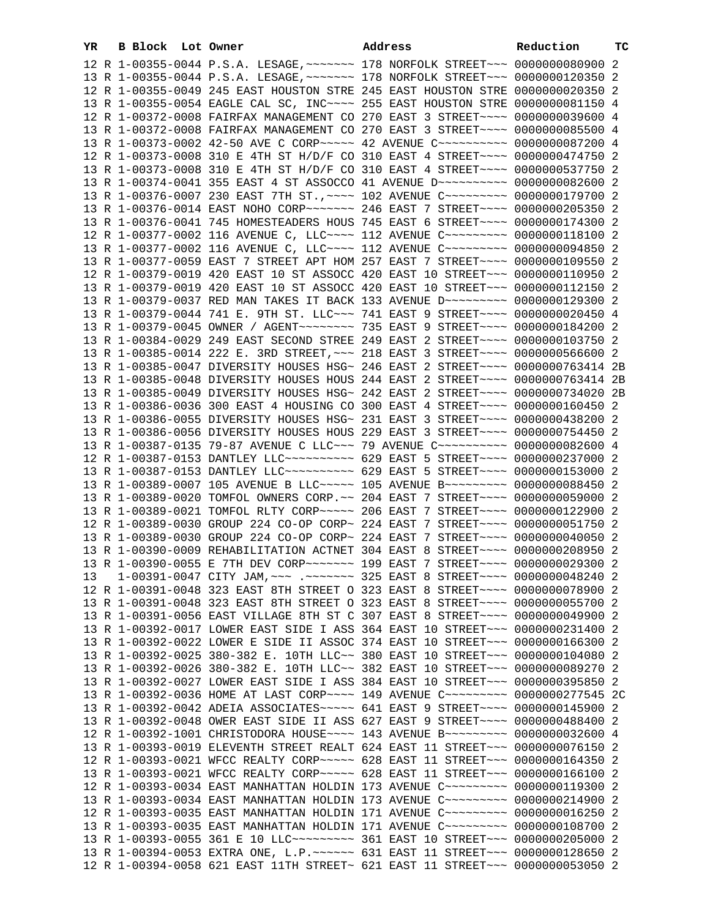| YR | B | Block | Lot | Owner | Address | Reduction | TC |
|---|---|---|---|---|---|---|---|
| 12 | R | 1-00355-0044 | | P.S.A. LESAGE,~~~~~~~ | 178 NORFOLK STREET~~~ | 0000000080900 | 2 |
| 13 | R | 1-00355-0044 | | P.S.A. LESAGE,~~~~~~~ | 178 NORFOLK STREET~~~ | 0000000120350 | 2 |
| 12 | R | 1-00355-0049 | | 245 EAST HOUSTON STRE | 245 EAST HOUSTON STRE | 0000000020350 | 2 |
| 13 | R | 1-00355-0054 | | EAGLE CAL SC, INC~~~~ | 255 EAST HOUSTON STRE | 0000000081150 | 4 |
| 12 | R | 1-00372-0008 | | FAIRFAX MANAGEMENT CO | 270 EAST 3 STREET~~~~ | 0000000039600 | 4 |
| 13 | R | 1-00372-0008 | | FAIRFAX MANAGEMENT CO | 270 EAST 3 STREET~~~~ | 0000000085500 | 4 |
| 13 | R | 1-00373-0002 | | 42-50 AVE C CORP~~~~~ | 42 AVENUE C~~~~~~~~~~ | 0000000087200 | 4 |
| 12 | R | 1-00373-0008 | | 310 E 4TH ST H/D/F CO | 310 EAST 4 STREET~~~~ | 0000000474750 | 2 |
| 13 | R | 1-00373-0008 | | 310 E 4TH ST H/D/F CO | 310 EAST 4 STREET~~~~ | 0000000537750 | 2 |
| 13 | R | 1-00374-0041 | | 355 EAST 4 ST ASSOCCO | 41 AVENUE D~~~~~~~~~~ | 0000000082600 | 2 |
| 13 | R | 1-00376-0007 | | 230 EAST 7TH ST.,~~~~ | 102 AVENUE C~~~~~~~~~ | 0000000179700 | 2 |
| 13 | R | 1-00376-0014 | | EAST NOHO CORP~~~~~~~ | 246 EAST 7 STREET~~~~ | 0000000205350 | 2 |
| 13 | R | 1-00376-0041 | | 745 HOMESTEADERS HOUS | 745 EAST 6 STREET~~~~ | 0000000174300 | 2 |
| 12 | R | 1-00377-0002 | | 116 AVENUE C, LLC~~~~ | 112 AVENUE C~~~~~~~~~ | 0000000118100 | 2 |
| 13 | R | 1-00377-0002 | | 116 AVENUE C, LLC~~~~ | 112 AVENUE C~~~~~~~~~ | 0000000094850 | 2 |
| 13 | R | 1-00377-0059 | | EAST 7 STREET APT HOM | 257 EAST 7 STREET~~~~ | 0000000109550 | 2 |
| 12 | R | 1-00379-0019 | | 420 EAST 10 ST ASSOCC | 420 EAST 10 STREET~~~ | 0000000110950 | 2 |
| 13 | R | 1-00379-0019 | | 420 EAST 10 ST ASSOCC | 420 EAST 10 STREET~~~ | 0000000112150 | 2 |
| 13 | R | 1-00379-0037 | | RED MAN TAKES IT BACK | 133 AVENUE D~~~~~~~~~ | 0000000129300 | 2 |
| 13 | R | 1-00379-0044 | | 741 E. 9TH ST. LLC~~~ | 741 EAST 9 STREET~~~~ | 0000000020450 | 4 |
| 13 | R | 1-00379-0045 | | OWNER / AGENT~~~~~~~~ | 735 EAST 9 STREET~~~~ | 0000000184200 | 2 |
| 13 | R | 1-00384-0029 | | 249 EAST SECOND STREE | 249 EAST 2 STREET~~~~ | 0000000103750 | 2 |
| 13 | R | 1-00385-0014 | | 222 E. 3RD STREET,~~~ | 218 EAST 3 STREET~~~~ | 0000000566600 | 2 |
| 13 | R | 1-00385-0047 | | DIVERSITY HOUSES HSG~ | 246 EAST 2 STREET~~~~ | 0000000763414 | 2B |
| 13 | R | 1-00385-0048 | | DIVERSITY HOUSES HOUS | 244 EAST 2 STREET~~~~ | 0000000763414 | 2B |
| 13 | R | 1-00385-0049 | | DIVERSITY HOUSES HSG~ | 242 EAST 2 STREET~~~~ | 0000000734020 | 2B |
| 13 | R | 1-00386-0036 | | 300 EAST 4 HOUSING CO | 300 EAST 4 STREET~~~~ | 0000000160450 | 2 |
| 13 | R | 1-00386-0055 | | DIVERSITY HOUSES HSG~ | 231 EAST 3 STREET~~~~ | 0000000438200 | 2 |
| 13 | R | 1-00386-0056 | | DIVERSITY HOUSES HOUS | 229 EAST 3 STREET~~~~ | 0000000754450 | 2 |
| 13 | R | 1-00387-0135 | | 79-87 AVENUE C LLC~~~ | 79 AVENUE C~~~~~~~~~~ | 0000000082600 | 4 |
| 12 | R | 1-00387-0153 | | DANTLEY LLC~~~~~~~~~~ | 629 EAST 5 STREET~~~~ | 0000000237000 | 2 |
| 13 | R | 1-00387-0153 | | DANTLEY LLC~~~~~~~~~~ | 629 EAST 5 STREET~~~~ | 0000000153000 | 2 |
| 13 | R | 1-00389-0007 | | 105 AVENUE B LLC~~~~~ | 105 AVENUE B~~~~~~~~~ | 0000000088450 | 2 |
| 13 | R | 1-00389-0020 | | TOMFOL OWNERS CORP.~~ | 204 EAST 7 STREET~~~~ | 0000000059000 | 2 |
| 13 | R | 1-00389-0021 | | TOMFOL RLTY CORP~~~~~ | 206 EAST 7 STREET~~~~ | 0000000122900 | 2 |
| 12 | R | 1-00389-0030 | | GROUP 224 CO-OP CORP~ | 224 EAST 7 STREET~~~~ | 0000000051750 | 2 |
| 13 | R | 1-00389-0030 | | GROUP 224 CO-OP CORP~ | 224 EAST 7 STREET~~~~ | 0000000040050 | 2 |
| 13 | R | 1-00390-0009 | | REHABILITATION ACTNET | 304 EAST 8 STREET~~~~ | 0000000208950 | 2 |
| 13 | R | 1-00390-0055 | | E 7TH DEV CORP~~~~~~~ | 199 EAST 7 STREET~~~~ | 0000000029300 | 2 |
| 13 | | 1-00391-0047 | | CITY JAM,~~~ .~~~~~~~ | 325 EAST 8 STREET~~~~ | 0000000048240 | 2 |
| 12 | R | 1-00391-0048 | | 323 EAST 8TH STREET O | 323 EAST 8 STREET~~~~ | 0000000078900 | 2 |
| 13 | R | 1-00391-0048 | | 323 EAST 8TH STREET O | 323 EAST 8 STREET~~~~ | 0000000055700 | 2 |
| 13 | R | 1-00391-0056 | | EAST VILLAGE 8TH ST C | 307 EAST 8 STREET~~~~ | 0000000049900 | 2 |
| 13 | R | 1-00392-0017 | | LOWER EAST SIDE I ASS | 364 EAST 10 STREET~~~ | 0000000231400 | 2 |
| 13 | R | 1-00392-0022 | | LOWER E SIDE II ASSOC | 374 EAST 10 STREET~~~ | 0000000166300 | 2 |
| 13 | R | 1-00392-0025 | | 380-382 E. 10TH LLC~~ | 380 EAST 10 STREET~~~ | 0000000104080 | 2 |
| 13 | R | 1-00392-0026 | | 380-382 E. 10TH LLC~~ | 382 EAST 10 STREET~~~ | 0000000089270 | 2 |
| 13 | R | 1-00392-0027 | | LOWER EAST SIDE I ASS | 384 EAST 10 STREET~~~ | 0000000395850 | 2 |
| 13 | R | 1-00392-0036 | | HOME AT LAST CORP~~~~ | 149 AVENUE C~~~~~~~~~ | 0000000277545 | 2C |
| 13 | R | 1-00392-0042 | | ADEIA ASSOCIATES~~~~~ | 641 EAST 9 STREET~~~~ | 0000000145900 | 2 |
| 13 | R | 1-00392-0048 | | OWER EAST SIDE II ASS | 627 EAST 9 STREET~~~~ | 0000000488400 | 2 |
| 12 | R | 1-00392-1001 | | CHRISTODORA HOUSE~~~~ | 143 AVENUE B~~~~~~~~~ | 0000000032600 | 4 |
| 13 | R | 1-00393-0019 | | ELEVENTH STREET REALT | 624 EAST 11 STREET~~~ | 0000000076150 | 2 |
| 12 | R | 1-00393-0021 | | WFCC REALTY CORP~~~~~ | 628 EAST 11 STREET~~~ | 0000000164350 | 2 |
| 13 | R | 1-00393-0021 | | WFCC REALTY CORP~~~~~ | 628 EAST 11 STREET~~~ | 0000000166100 | 2 |
| 12 | R | 1-00393-0034 | | EAST MANHATTAN HOLDIN | 173 AVENUE C~~~~~~~~~ | 0000000119300 | 2 |
| 13 | R | 1-00393-0034 | | EAST MANHATTAN HOLDIN | 173 AVENUE C~~~~~~~~~ | 0000000214900 | 2 |
| 12 | R | 1-00393-0035 | | EAST MANHATTAN HOLDIN | 171 AVENUE C~~~~~~~~~ | 0000000016250 | 2 |
| 13 | R | 1-00393-0035 | | EAST MANHATTAN HOLDIN | 171 AVENUE C~~~~~~~~~ | 0000000108700 | 2 |
| 13 | R | 1-00393-0055 | | 361 E 10 LLC~~~~~~~~~ | 361 EAST 10 STREET~~~ | 0000000205000 | 2 |
| 13 | R | 1-00394-0053 | | EXTRA ONE, L.P.~~~~~~ | 631 EAST 11 STREET~~~ | 0000000128650 | 2 |
| 12 | R | 1-00394-0058 | | 621 EAST 11TH STREET~ | 621 EAST 11 STREET~~~ | 0000000053050 | 2 |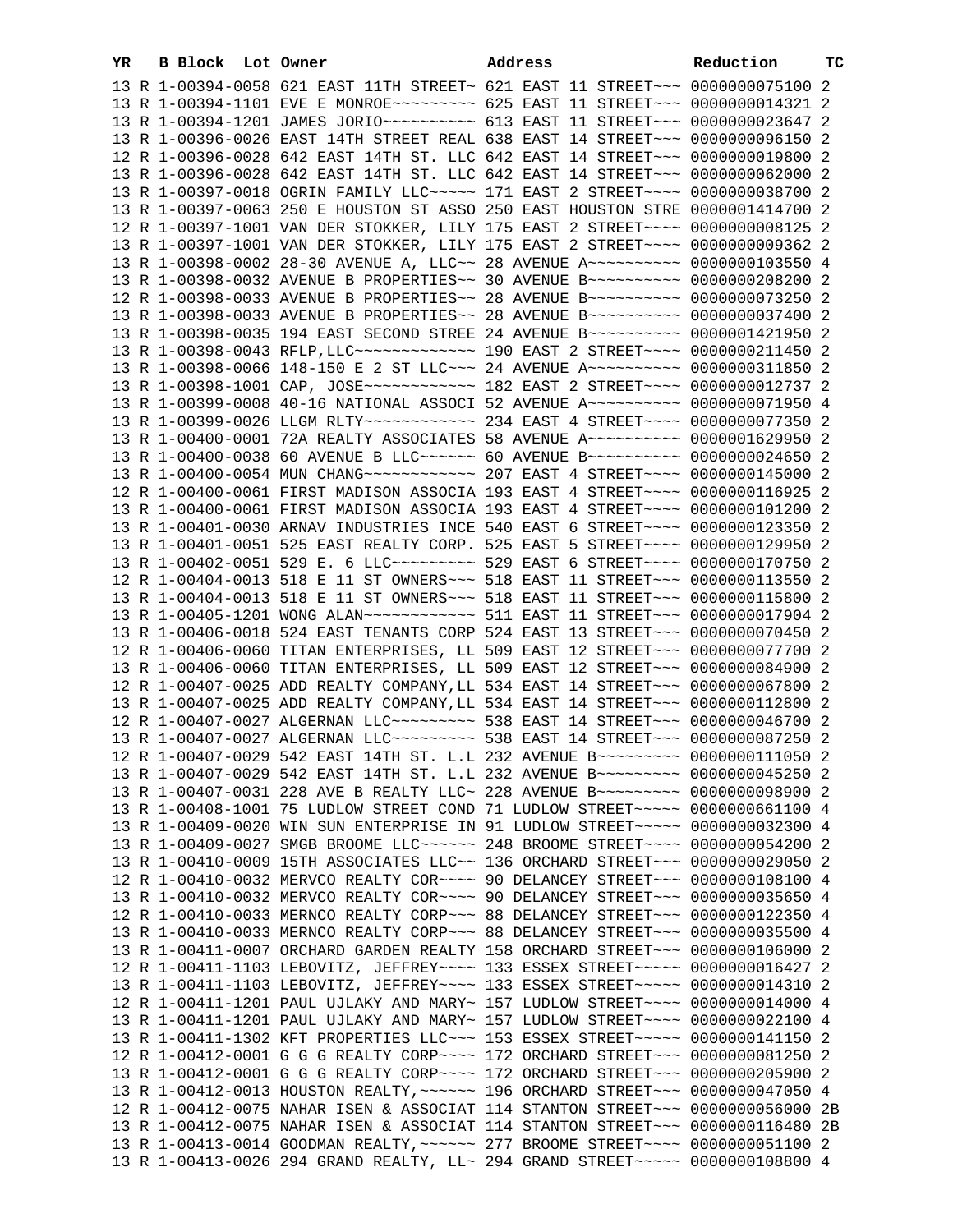| YR | B | Block | Lot | Owner | Address | Reduction | TC |
|---|---|---|---|---|---|---|---|
| 13 | R | 1-00394-0058 | | 621 EAST 11TH STREET~ | 621 EAST 11 STREET~~~ | 0000000075100 | 2 |
| 13 | R | 1-00394-1101 | | EVE E MONROE~~~~~~~~~ | 625 EAST 11 STREET~~~ | 0000000014321 | 2 |
| 13 | R | 1-00394-1201 | | JAMES JORIO~~~~~~~~~~ | 613 EAST 11 STREET~~~ | 0000000023647 | 2 |
| 13 | R | 1-00396-0026 | | EAST 14TH STREET REAL | 638 EAST 14 STREET~~~ | 0000000096150 | 2 |
| 12 | R | 1-00396-0028 | | 642 EAST 14TH ST. LLC | 642 EAST 14 STREET~~~ | 0000000019800 | 2 |
| 13 | R | 1-00396-0028 | | 642 EAST 14TH ST. LLC | 642 EAST 14 STREET~~~ | 0000000062000 | 2 |
| 13 | R | 1-00397-0018 | | OGRIN FAMILY LLC~~~~~ | 171 EAST 2 STREET~~~~ | 0000000038700 | 2 |
| 13 | R | 1-00397-0063 | | 250 E HOUSTON ST ASSO | 250 EAST HOUSTON STRE | 0000001414700 | 2 |
| 12 | R | 1-00397-1001 | | VAN DER STOKKER, LILY | 175 EAST 2 STREET~~~~ | 0000000008125 | 2 |
| 13 | R | 1-00397-1001 | | VAN DER STOKKER, LILY | 175 EAST 2 STREET~~~~ | 0000000009362 | 2 |
| 13 | R | 1-00398-0002 | | 28-30 AVENUE A, LLC~~ | 28 AVENUE A~~~~~~~~~~ | 0000000103550 | 4 |
| 13 | R | 1-00398-0032 | | AVENUE B PROPERTIES~~ | 30 AVENUE B~~~~~~~~~~ | 0000000208200 | 2 |
| 12 | R | 1-00398-0033 | | AVENUE B PROPERTIES~~ | 28 AVENUE B~~~~~~~~~~ | 0000000073250 | 2 |
| 13 | R | 1-00398-0033 | | AVENUE B PROPERTIES~~ | 28 AVENUE B~~~~~~~~~~ | 0000000037400 | 2 |
| 13 | R | 1-00398-0035 | | 194 EAST SECOND STREE | 24 AVENUE B~~~~~~~~~~ | 0000001421950 | 2 |
| 13 | R | 1-00398-0043 | | RFLP,LLC~~~~~~~~~~~~~ | 190 EAST 2 STREET~~~~ | 0000000211450 | 2 |
| 13 | R | 1-00398-0066 | | 148-150 E 2 ST LLC~~~ | 24 AVENUE A~~~~~~~~~~ | 0000000311850 | 2 |
| 13 | R | 1-00398-1001 | | CAP, JOSE~~~~~~~~~~~~ | 182 EAST 2 STREET~~~~ | 0000000012737 | 2 |
| 13 | R | 1-00399-0008 | | 40-16 NATIONAL ASSOCI | 52 AVENUE A~~~~~~~~~~ | 0000000071950 | 4 |
| 13 | R | 1-00399-0026 | | LLGM RLTY~~~~~~~~~~~~ | 234 EAST 4 STREET~~~~ | 0000000077350 | 2 |
| 13 | R | 1-00400-0001 | | 72A REALTY ASSOCIATES | 58 AVENUE A~~~~~~~~~~ | 0000001629950 | 2 |
| 13 | R | 1-00400-0038 | | 60 AVENUE B LLC~~~~~~ | 60 AVENUE B~~~~~~~~~~ | 0000000024650 | 2 |
| 13 | R | 1-00400-0054 | | MUN CHANG~~~~~~~~~~~~ | 207 EAST 4 STREET~~~~ | 0000000145000 | 2 |
| 12 | R | 1-00400-0061 | | FIRST MADISON ASSOCIA | 193 EAST 4 STREET~~~~ | 0000000116925 | 2 |
| 13 | R | 1-00400-0061 | | FIRST MADISON ASSOCIA | 193 EAST 4 STREET~~~~ | 0000000101200 | 2 |
| 13 | R | 1-00401-0030 | | ARNAV INDUSTRIES INCE | 540 EAST 6 STREET~~~~ | 0000000123350 | 2 |
| 13 | R | 1-00401-0051 | | 525 EAST REALTY CORP. | 525 EAST 5 STREET~~~~ | 0000000129950 | 2 |
| 13 | R | 1-00402-0051 | | 529 E. 6 LLC~~~~~~~~~ | 529 EAST 6 STREET~~~~ | 0000000170750 | 2 |
| 12 | R | 1-00404-0013 | | 518 E 11 ST OWNERS~~~ | 518 EAST 11 STREET~~~ | 0000000113550 | 2 |
| 13 | R | 1-00404-0013 | | 518 E 11 ST OWNERS~~~ | 518 EAST 11 STREET~~~ | 0000000115800 | 2 |
| 13 | R | 1-00405-1201 | | WONG ALAN~~~~~~~~~~~~ | 511 EAST 11 STREET~~~ | 0000000017904 | 2 |
| 13 | R | 1-00406-0018 | | 524 EAST TENANTS CORP | 524 EAST 13 STREET~~~ | 0000000070450 | 2 |
| 12 | R | 1-00406-0060 | | TITAN ENTERPRISES, LL | 509 EAST 12 STREET~~~ | 0000000077700 | 2 |
| 13 | R | 1-00406-0060 | | TITAN ENTERPRISES, LL | 509 EAST 12 STREET~~~ | 0000000084900 | 2 |
| 12 | R | 1-00407-0025 | | ADD REALTY COMPANY,LL | 534 EAST 14 STREET~~~ | 0000000067800 | 2 |
| 13 | R | 1-00407-0025 | | ADD REALTY COMPANY,LL | 534 EAST 14 STREET~~~ | 0000000112800 | 2 |
| 12 | R | 1-00407-0027 | | ALGERNAN LLC~~~~~~~~~ | 538 EAST 14 STREET~~~ | 0000000046700 | 2 |
| 13 | R | 1-00407-0027 | | ALGERNAN LLC~~~~~~~~~ | 538 EAST 14 STREET~~~ | 0000000087250 | 2 |
| 12 | R | 1-00407-0029 | | 542 EAST 14TH ST. L.L | 232 AVENUE B~~~~~~~~~ | 0000000111050 | 2 |
| 13 | R | 1-00407-0029 | | 542 EAST 14TH ST. L.L | 232 AVENUE B~~~~~~~~~ | 0000000045250 | 2 |
| 13 | R | 1-00407-0031 | | 228 AVE B REALTY LLC~ | 228 AVENUE B~~~~~~~~~ | 0000000098900 | 2 |
| 13 | R | 1-00408-1001 | | 75 LUDLOW STREET COND | 71 LUDLOW STREET~~~~~ | 0000000661100 | 4 |
| 13 | R | 1-00409-0020 | | WIN SUN ENTERPRISE IN | 91 LUDLOW STREET~~~~~ | 0000000032300 | 4 |
| 13 | R | 1-00409-0027 | | SMGB BROOME LLC~~~~~~ | 248 BROOME STREET~~~~ | 0000000054200 | 2 |
| 13 | R | 1-00410-0009 | | 15TH ASSOCIATES LLC~~ | 136 ORCHARD STREET~~~ | 0000000029050 | 2 |
| 12 | R | 1-00410-0032 | | MERVCO REALTY COR~~~~ | 90 DELANCEY STREET~~~ | 0000000108100 | 4 |
| 13 | R | 1-00410-0032 | | MERVCO REALTY COR~~~~ | 90 DELANCEY STREET~~~ | 0000000035650 | 4 |
| 12 | R | 1-00410-0033 | | MERNCO REALTY CORP~~~ | 88 DELANCEY STREET~~~ | 0000000122350 | 4 |
| 13 | R | 1-00410-0033 | | MERNCO REALTY CORP~~~ | 88 DELANCEY STREET~~~ | 0000000035500 | 4 |
| 13 | R | 1-00411-0007 | | ORCHARD GARDEN REALTY | 158 ORCHARD STREET~~~ | 0000000106000 | 2 |
| 12 | R | 1-00411-1103 | | LEBOVITZ, JEFFREY~~~~ | 133 ESSEX STREET~~~~~ | 0000000016427 | 2 |
| 13 | R | 1-00411-1103 | | LEBOVITZ, JEFFREY~~~~ | 133 ESSEX STREET~~~~~ | 0000000014310 | 2 |
| 12 | R | 1-00411-1201 | | PAUL UJLAKY AND MARY~ | 157 LUDLOW STREET~~~~ | 0000000014000 | 4 |
| 13 | R | 1-00411-1201 | | PAUL UJLAKY AND MARY~ | 157 LUDLOW STREET~~~~ | 0000000022100 | 4 |
| 13 | R | 1-00411-1302 | | KFT PROPERTIES LLC~~~ | 153 ESSEX STREET~~~~~ | 0000000141150 | 2 |
| 12 | R | 1-00412-0001 | | G G G REALTY CORP~~~~ | 172 ORCHARD STREET~~~ | 0000000081250 | 2 |
| 13 | R | 1-00412-0001 | | G G G REALTY CORP~~~~ | 172 ORCHARD STREET~~~ | 0000000205900 | 2 |
| 13 | R | 1-00412-0013 | | HOUSTON REALTY,~~~~~~ | 196 ORCHARD STREET~~~ | 0000000047050 | 4 |
| 12 | R | 1-00412-0075 | | NAHAR ISEN & ASSOCIAT | 114 STANTON STREET~~~ | 0000000056000 | 2B |
| 13 | R | 1-00412-0075 | | NAHAR ISEN & ASSOCIAT | 114 STANTON STREET~~~ | 0000000116480 | 2B |
| 13 | R | 1-00413-0014 | | GOODMAN REALTY,~~~~~~ | 277 BROOME STREET~~~~ | 0000000051100 | 2 |
| 13 | R | 1-00413-0026 | | 294 GRAND REALTY, LL~ | 294 GRAND STREET~~~~~ | 0000000108800 | 4 |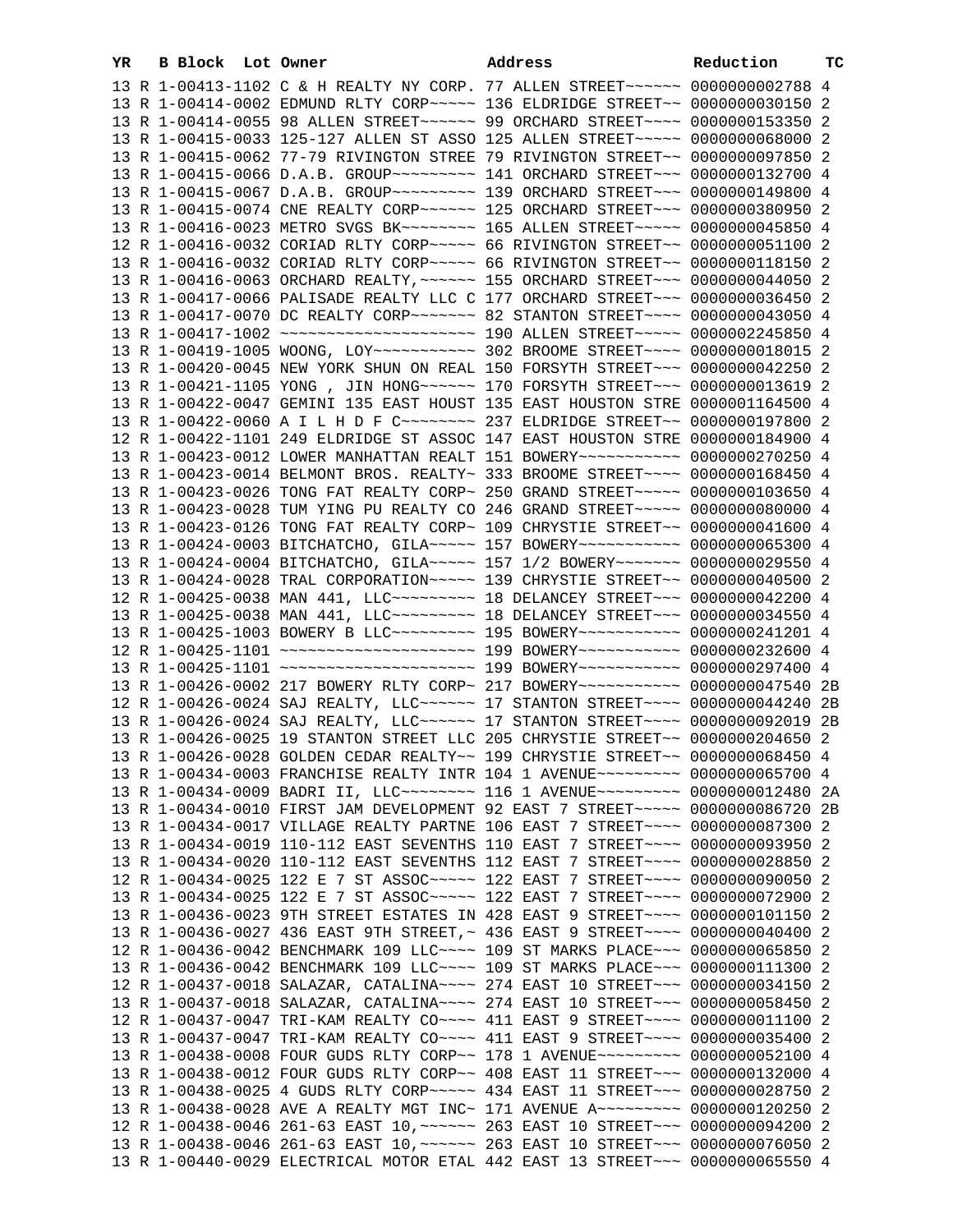| YR | B | Block | Lot | Owner | Address | Reduction | TC |
|---|---|---|---|---|---|---|---|
| 13 | R | 1-00413-1102 | | C & H REALTY NY CORP. | 77 ALLEN STREET~~~~~~ | 0000000002788 | 4 |
| 13 | R | 1-00414-0002 | | EDMUND RLTY CORP~~~~~ | 136 ELDRIDGE STREET~~ | 0000000030150 | 2 |
| 13 | R | 1-00414-0055 | | 98 ALLEN STREET~~~~~~ | 99 ORCHARD STREET~~~~ | 0000000153350 | 2 |
| 13 | R | 1-00415-0033 | | 125-127 ALLEN ST ASSO | 125 ALLEN STREET~~~~~ | 0000000068000 | 2 |
| 13 | R | 1-00415-0062 | | 77-79 RIVINGTON STREE | 79 RIVINGTON STREET~~ | 0000000097850 | 2 |
| 13 | R | 1-00415-0066 | | D.A.B. GROUP~~~~~~~~~ | 141 ORCHARD STREET~~~ | 0000000132700 | 4 |
| 13 | R | 1-00415-0067 | | D.A.B. GROUP~~~~~~~~~ | 139 ORCHARD STREET~~~ | 0000000149800 | 4 |
| 13 | R | 1-00415-0074 | | CNE REALTY CORP~~~~~~ | 125 ORCHARD STREET~~~ | 0000000380950 | 2 |
| 13 | R | 1-00416-0023 | | METRO SVGS BK~~~~~~~~ | 165 ALLEN STREET~~~~~ | 0000000045850 | 4 |
| 12 | R | 1-00416-0032 | | CORIAD RLTY CORP~~~~~ | 66 RIVINGTON STREET~~ | 0000000051100 | 2 |
| 13 | R | 1-00416-0032 | | CORIAD RLTY CORP~~~~~ | 66 RIVINGTON STREET~~ | 0000000118150 | 2 |
| 13 | R | 1-00416-0063 | | ORCHARD REALTY,~~~~~~ | 155 ORCHARD STREET~~~ | 0000000044050 | 2 |
| 13 | R | 1-00417-0066 | | PALISADE REALTY LLC C | 177 ORCHARD STREET~~~ | 0000000036450 | 2 |
| 13 | R | 1-00417-0070 | | DC REALTY CORP~~~~~~~ | 82 STANTON STREET~~~~ | 0000000043050 | 4 |
| 13 | R | 1-00417-1002 | | ~~~~~~~~~~~~~~~~~~~~~ | 190 ALLEN STREET~~~~~ | 0000002245850 | 4 |
| 13 | R | 1-00419-1005 | | WOONG, LOY~~~~~~~~~~~ | 302 BROOME STREET~~~~ | 0000000018015 | 2 |
| 13 | R | 1-00420-0045 | | NEW YORK SHUN ON REAL | 150 FORSYTH STREET~~~ | 0000000042250 | 2 |
| 13 | R | 1-00421-1105 | | YONG , JIN HONG~~~~~~ | 170 FORSYTH STREET~~~ | 0000000013619 | 2 |
| 13 | R | 1-00422-0047 | | GEMINI 135 EAST HOUST | 135 EAST HOUSTON STRE | 0000001164500 | 4 |
| 13 | R | 1-00422-0060 | | A I L H D F C~~~~~~~~ | 237 ELDRIDGE STREET~~ | 0000000197800 | 2 |
| 12 | R | 1-00422-1101 | | 249 ELDRIDGE ST ASSOC | 147 EAST HOUSTON STRE | 0000000184900 | 4 |
| 13 | R | 1-00423-0012 | | LOWER MANHATTAN REALT | 151 BOWERY~~~~~~~~~~~ | 0000000270250 | 4 |
| 13 | R | 1-00423-0014 | | BELMONT BROS. REALTY~ | 333 BROOME STREET~~~~ | 0000000168450 | 4 |
| 13 | R | 1-00423-0026 | | TONG FAT REALTY CORP~ | 250 GRAND STREET~~~~~ | 0000000103650 | 4 |
| 13 | R | 1-00423-0028 | | TUM YING PU REALTY CO | 246 GRAND STREET~~~~~ | 0000000080000 | 4 |
| 13 | R | 1-00423-0126 | | TONG FAT REALTY CORP~ | 109 CHRYSTIE STREET~~ | 0000000041600 | 4 |
| 13 | R | 1-00424-0003 | | BITCHATCHO, GILA~~~~~ | 157 BOWERY~~~~~~~~~~~ | 0000000065300 | 4 |
| 13 | R | 1-00424-0004 | | BITCHATCHO, GILA~~~~~ | 157 1/2 BOWERY~~~~~~~ | 0000000029550 | 4 |
| 13 | R | 1-00424-0028 | | TRAL CORPORATION~~~~~ | 139 CHRYSTIE STREET~~ | 0000000040500 | 2 |
| 12 | R | 1-00425-0038 | | MAN 441, LLC~~~~~~~~~ | 18 DELANCEY STREET~~~ | 0000000042200 | 4 |
| 13 | R | 1-00425-0038 | | MAN 441, LLC~~~~~~~~~ | 18 DELANCEY STREET~~~ | 0000000034550 | 4 |
| 13 | R | 1-00425-1003 | | BOWERY B LLC~~~~~~~~~ | 195 BOWERY~~~~~~~~~~~ | 0000000241201 | 4 |
| 12 | R | 1-00425-1101 | | ~~~~~~~~~~~~~~~~~~~~~ | 199 BOWERY~~~~~~~~~~~ | 0000000232600 | 4 |
| 13 | R | 1-00425-1101 | | ~~~~~~~~~~~~~~~~~~~~~ | 199 BOWERY~~~~~~~~~~~ | 0000000297400 | 4 |
| 13 | R | 1-00426-0002 | | 217 BOWERY RLTY CORP~ | 217 BOWERY~~~~~~~~~~~ | 0000000047540 | 2B |
| 12 | R | 1-00426-0024 | | SAJ REALTY, LLC~~~~~~ | 17 STANTON STREET~~~~ | 0000000044240 | 2B |
| 13 | R | 1-00426-0024 | | SAJ REALTY, LLC~~~~~~ | 17 STANTON STREET~~~~ | 0000000092019 | 2B |
| 13 | R | 1-00426-0025 | | 19 STANTON STREET LLC | 205 CHRYSTIE STREET~~ | 0000000204650 | 2 |
| 13 | R | 1-00426-0028 | | GOLDEN CEDAR REALTY~~ | 199 CHRYSTIE STREET~~ | 0000000068450 | 4 |
| 13 | R | 1-00434-0003 | | FRANCHISE REALTY INTR | 104 1 AVENUE~~~~~~~~~ | 0000000065700 | 4 |
| 13 | R | 1-00434-0009 | | BADRI II, LLC~~~~~~~~ | 116 1 AVENUE~~~~~~~~~ | 0000000012480 | 2A |
| 13 | R | 1-00434-0010 | | FIRST JAM DEVELOPMENT | 92 EAST 7 STREET~~~~~ | 0000000086720 | 2B |
| 13 | R | 1-00434-0017 | | VILLAGE REALTY PARTNE | 106 EAST 7 STREET~~~~ | 0000000087300 | 2 |
| 13 | R | 1-00434-0019 | | 110-112 EAST SEVENTHS | 110 EAST 7 STREET~~~~ | 0000000093950 | 2 |
| 13 | R | 1-00434-0020 | | 110-112 EAST SEVENTHS | 112 EAST 7 STREET~~~~ | 0000000028850 | 2 |
| 12 | R | 1-00434-0025 | | 122 E 7 ST ASSOC~~~~~ | 122 EAST 7 STREET~~~~ | 0000000090050 | 2 |
| 13 | R | 1-00434-0025 | | 122 E 7 ST ASSOC~~~~~ | 122 EAST 7 STREET~~~~ | 0000000072900 | 2 |
| 13 | R | 1-00436-0023 | | 9TH STREET ESTATES IN | 428 EAST 9 STREET~~~~ | 0000000101150 | 2 |
| 13 | R | 1-00436-0027 | | 436 EAST 9TH STREET,~ | 436 EAST 9 STREET~~~~ | 0000000040400 | 2 |
| 12 | R | 1-00436-0042 | | BENCHMARK 109 LLC~~~~ | 109 ST MARKS PLACE~~~ | 0000000065850 | 2 |
| 13 | R | 1-00436-0042 | | BENCHMARK 109 LLC~~~~ | 109 ST MARKS PLACE~~~ | 0000000111300 | 2 |
| 12 | R | 1-00437-0018 | | SALAZAR, CATALINA~~~~ | 274 EAST 10 STREET~~~ | 0000000034150 | 2 |
| 13 | R | 1-00437-0018 | | SALAZAR, CATALINA~~~~ | 274 EAST 10 STREET~~~ | 0000000058450 | 2 |
| 12 | R | 1-00437-0047 | | TRI-KAM REALTY CO~~~~ | 411 EAST 9 STREET~~~~ | 0000000011100 | 2 |
| 13 | R | 1-00437-0047 | | TRI-KAM REALTY CO~~~~ | 411 EAST 9 STREET~~~~ | 0000000035400 | 2 |
| 13 | R | 1-00438-0008 | | FOUR GUDS RLTY CORP~~ | 178 1 AVENUE~~~~~~~~~ | 0000000052100 | 4 |
| 13 | R | 1-00438-0012 | | FOUR GUDS RLTY CORP~~ | 408 EAST 11 STREET~~~ | 0000000132000 | 4 |
| 13 | R | 1-00438-0025 | | 4 GUDS RLTY CORP~~~~~ | 434 EAST 11 STREET~~~ | 0000000028750 | 2 |
| 13 | R | 1-00438-0028 | | AVE A REALTY MGT INC~ | 171 AVENUE A~~~~~~~~~ | 0000000120250 | 2 |
| 12 | R | 1-00438-0046 | | 261-63 EAST 10,~~~~~~ | 263 EAST 10 STREET~~~ | 0000000094200 | 2 |
| 13 | R | 1-00438-0046 | | 261-63 EAST 10,~~~~~~ | 263 EAST 10 STREET~~~ | 0000000076050 | 2 |
| 13 | R | 1-00440-0029 | | ELECTRICAL MOTOR ETAL | 442 EAST 13 STREET~~~ | 0000000065550 | 4 |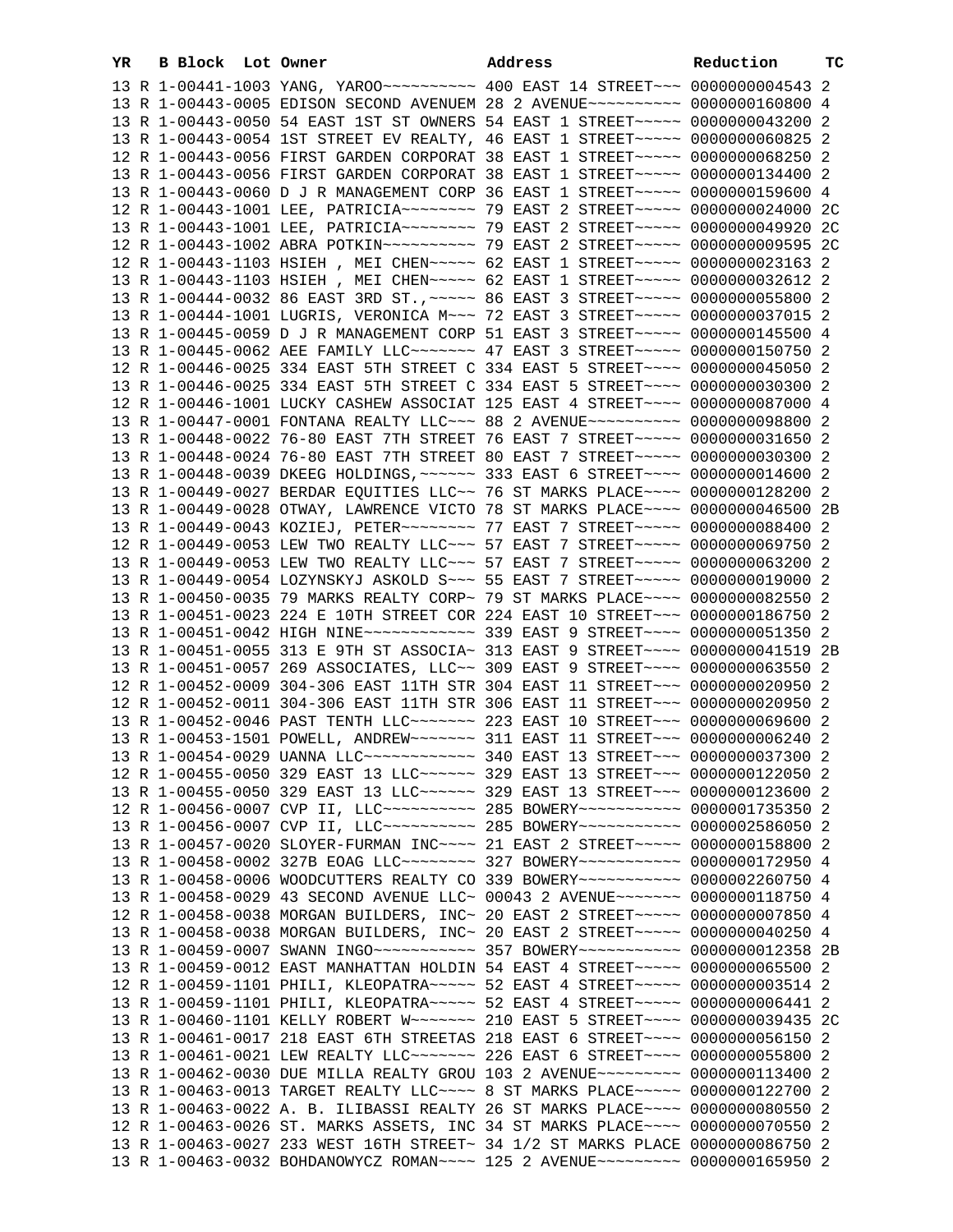| YR | B | Block | Lot | Owner | Address | Reduction | TC |
|---|---|---|---|---|---|---|---|
| 13 | R | 1-00441-1003 | | YANG, YAROO~~~~~~~~~~ | 400 EAST 14 STREET~~~ | 0000000004543 | 2 |
| 13 | R | 1-00443-0005 | | EDISON SECOND AVENUEM | 28 2 AVENUE~~~~~~~~~~ | 0000000160800 | 4 |
| 13 | R | 1-00443-0050 | | 54 EAST 1ST ST OWNERS | 54 EAST 1 STREET~~~~~ | 0000000043200 | 2 |
| 13 | R | 1-00443-0054 | | 1ST STREET EV REALTY, | 46 EAST 1 STREET~~~~~ | 0000000060825 | 2 |
| 12 | R | 1-00443-0056 | | FIRST GARDEN CORPORAT | 38 EAST 1 STREET~~~~~ | 0000000068250 | 2 |
| 13 | R | 1-00443-0056 | | FIRST GARDEN CORPORAT | 38 EAST 1 STREET~~~~~ | 0000000134400 | 2 |
| 13 | R | 1-00443-0060 | | D J R MANAGEMENT CORP | 36 EAST 1 STREET~~~~~ | 0000000159600 | 4 |
| 12 | R | 1-00443-1001 | | LEE, PATRICIA~~~~~~~~ | 79 EAST 2 STREET~~~~~ | 0000000024000 | 2C |
| 13 | R | 1-00443-1001 | | LEE, PATRICIA~~~~~~~~ | 79 EAST 2 STREET~~~~~ | 0000000049920 | 2C |
| 12 | R | 1-00443-1002 | | ABRA POTKIN~~~~~~~~~~ | 79 EAST 2 STREET~~~~~ | 0000000009595 | 2C |
| 12 | R | 1-00443-1103 | | HSIEH , MEI CHEN~~~~~ | 62 EAST 1 STREET~~~~~ | 0000000023163 | 2 |
| 13 | R | 1-00443-1103 | | HSIEH , MEI CHEN~~~~~ | 62 EAST 1 STREET~~~~~ | 0000000032612 | 2 |
| 13 | R | 1-00444-0032 | | 86 EAST 3RD ST.,~~~~~ | 86 EAST 3 STREET~~~~~ | 0000000055800 | 2 |
| 13 | R | 1-00444-1001 | | LUGRIS, VERONICA M~~~ | 72 EAST 3 STREET~~~~~ | 0000000037015 | 2 |
| 13 | R | 1-00445-0059 | | D J R MANAGEMENT CORP | 51 EAST 3 STREET~~~~~ | 0000000145500 | 4 |
| 13 | R | 1-00445-0062 | | AEE FAMILY LLC~~~~~~~ | 47 EAST 3 STREET~~~~~ | 0000000150750 | 2 |
| 12 | R | 1-00446-0025 | | 334 EAST 5TH STREET C | 334 EAST 5 STREET~~~~ | 0000000045050 | 2 |
| 13 | R | 1-00446-0025 | | 334 EAST 5TH STREET C | 334 EAST 5 STREET~~~~ | 0000000030300 | 2 |
| 12 | R | 1-00446-1001 | | LUCKY CASHEW ASSOCIAT | 125 EAST 4 STREET~~~~ | 0000000087000 | 4 |
| 13 | R | 1-00447-0001 | | FONTANA REALTY LLC~~~ | 88 2 AVENUE~~~~~~~~~~ | 0000000098800 | 2 |
| 13 | R | 1-00448-0022 | | 76-80 EAST 7TH STREET | 76 EAST 7 STREET~~~~~ | 0000000031650 | 2 |
| 13 | R | 1-00448-0024 | | 76-80 EAST 7TH STREET | 80 EAST 7 STREET~~~~~ | 0000000030300 | 2 |
| 13 | R | 1-00448-0039 | | DKEEG HOLDINGS,~~~~~~ | 333 EAST 6 STREET~~~~ | 0000000014600 | 2 |
| 13 | R | 1-00449-0027 | | BERDAR EQUITIES LLC~~ | 76 ST MARKS PLACE~~~~ | 0000000128200 | 2 |
| 13 | R | 1-00449-0028 | | OTWAY, LAWRENCE VICTO | 78 ST MARKS PLACE~~~~ | 0000000046500 | 2B |
| 13 | R | 1-00449-0043 | | KOZIEJ, PETER~~~~~~~~ | 77 EAST 7 STREET~~~~~ | 0000000088400 | 2 |
| 12 | R | 1-00449-0053 | | LEW TWO REALTY LLC~~~ | 57 EAST 7 STREET~~~~~ | 0000000069750 | 2 |
| 13 | R | 1-00449-0053 | | LEW TWO REALTY LLC~~~ | 57 EAST 7 STREET~~~~~ | 0000000063200 | 2 |
| 13 | R | 1-00449-0054 | | LOZYNSKYJ ASKOLD S~~~ | 55 EAST 7 STREET~~~~~ | 0000000019000 | 2 |
| 13 | R | 1-00450-0035 | | 79 MARKS REALTY CORP~ | 79 ST MARKS PLACE~~~~ | 0000000082550 | 2 |
| 13 | R | 1-00451-0023 | | 224 E 10TH STREET COR | 224 EAST 10 STREET~~~ | 0000000186750 | 2 |
| 13 | R | 1-00451-0042 | | HIGH NINE~~~~~~~~~~~~ | 339 EAST 9 STREET~~~~ | 0000000051350 | 2 |
| 13 | R | 1-00451-0055 | | 313 E 9TH ST ASSOCIA~ | 313 EAST 9 STREET~~~~ | 0000000041519 | 2B |
| 13 | R | 1-00451-0057 | | 269 ASSOCIATES, LLC~~ | 309 EAST 9 STREET~~~~ | 0000000063550 | 2 |
| 12 | R | 1-00452-0009 | | 304-306 EAST 11TH STR | 304 EAST 11 STREET~~~ | 0000000020950 | 2 |
| 12 | R | 1-00452-0011 | | 304-306 EAST 11TH STR | 306 EAST 11 STREET~~~ | 0000000020950 | 2 |
| 13 | R | 1-00452-0046 | | PAST TENTH LLC~~~~~~~ | 223 EAST 10 STREET~~~ | 0000000069600 | 2 |
| 13 | R | 1-00453-1501 | | POWELL, ANDREW~~~~~~~ | 311 EAST 11 STREET~~~ | 0000000006240 | 2 |
| 13 | R | 1-00454-0029 | | UANNA LLC~~~~~~~~~~~~ | 340 EAST 13 STREET~~~ | 0000000037300 | 2 |
| 12 | R | 1-00455-0050 | | 329 EAST 13 LLC~~~~~~ | 329 EAST 13 STREET~~~ | 0000000122050 | 2 |
| 13 | R | 1-00455-0050 | | 329 EAST 13 LLC~~~~~~ | 329 EAST 13 STREET~~~ | 0000000123600 | 2 |
| 12 | R | 1-00456-0007 | | CVP II, LLC~~~~~~~~~~ | 285 BOWERY~~~~~~~~~~~ | 0000001735350 | 2 |
| 13 | R | 1-00456-0007 | | CVP II, LLC~~~~~~~~~~ | 285 BOWERY~~~~~~~~~~~ | 0000002586050 | 2 |
| 13 | R | 1-00457-0020 | | SLOYER-FURMAN INC~~~~ | 21 EAST 2 STREET~~~~~ | 0000000158800 | 2 |
| 13 | R | 1-00458-0002 | | 327B EOAG LLC~~~~~~~~ | 327 BOWERY~~~~~~~~~~~ | 0000000172950 | 4 |
| 13 | R | 1-00458-0006 | | WOODCUTTERS REALTY CO | 339 BOWERY~~~~~~~~~~~ | 0000002260750 | 4 |
| 13 | R | 1-00458-0029 | | 43 SECOND AVENUE LLC~ | 00043 2 AVENUE~~~~~~~ | 0000000118750 | 4 |
| 12 | R | 1-00458-0038 | | MORGAN BUILDERS, INC~ | 20 EAST 2 STREET~~~~~ | 0000000007850 | 4 |
| 13 | R | 1-00458-0038 | | MORGAN BUILDERS, INC~ | 20 EAST 2 STREET~~~~~ | 0000000040250 | 4 |
| 13 | R | 1-00459-0007 | | SWANN INGO~~~~~~~~~~~ | 357 BOWERY~~~~~~~~~~~ | 0000000012358 | 2B |
| 13 | R | 1-00459-0012 | | EAST MANHATTAN HOLDIN | 54 EAST 4 STREET~~~~~ | 0000000065500 | 2 |
| 12 | R | 1-00459-1101 | | PHILI, KLEOPATRA~~~~~ | 52 EAST 4 STREET~~~~~ | 0000000003514 | 2 |
| 13 | R | 1-00459-1101 | | PHILI, KLEOPATRA~~~~~ | 52 EAST 4 STREET~~~~~ | 0000000006441 | 2 |
| 13 | R | 1-00460-1101 | | KELLY ROBERT W~~~~~~~ | 210 EAST 5 STREET~~~~ | 0000000039435 | 2C |
| 13 | R | 1-00461-0017 | | 218 EAST 6TH STREETAS | 218 EAST 6 STREET~~~~ | 0000000056150 | 2 |
| 13 | R | 1-00461-0021 | | LEW REALTY LLC~~~~~~~ | 226 EAST 6 STREET~~~~ | 0000000055800 | 2 |
| 13 | R | 1-00462-0030 | | DUE MILLA REALTY GROU | 103 2 AVENUE~~~~~~~~~ | 0000000113400 | 2 |
| 13 | R | 1-00463-0013 | | TARGET REALTY LLC~~~~ | 8 ST MARKS PLACE~~~~~ | 0000000122700 | 2 |
| 13 | R | 1-00463-0022 | | A. B. ILIBASSI REALTY | 26 ST MARKS PLACE~~~~ | 0000000080550 | 2 |
| 12 | R | 1-00463-0026 | | ST. MARKS ASSETS, INC | 34 ST MARKS PLACE~~~~ | 0000000070550 | 2 |
| 13 | R | 1-00463-0027 | | 233 WEST 16TH STREET~ | 34 1/2 ST MARKS PLACE | 0000000086750 | 2 |
| 13 | R | 1-00463-0032 | | BOHDANOWYCZ ROMAN~~~~ | 125 2 AVENUE~~~~~~~~~ | 0000000165950 | 2 |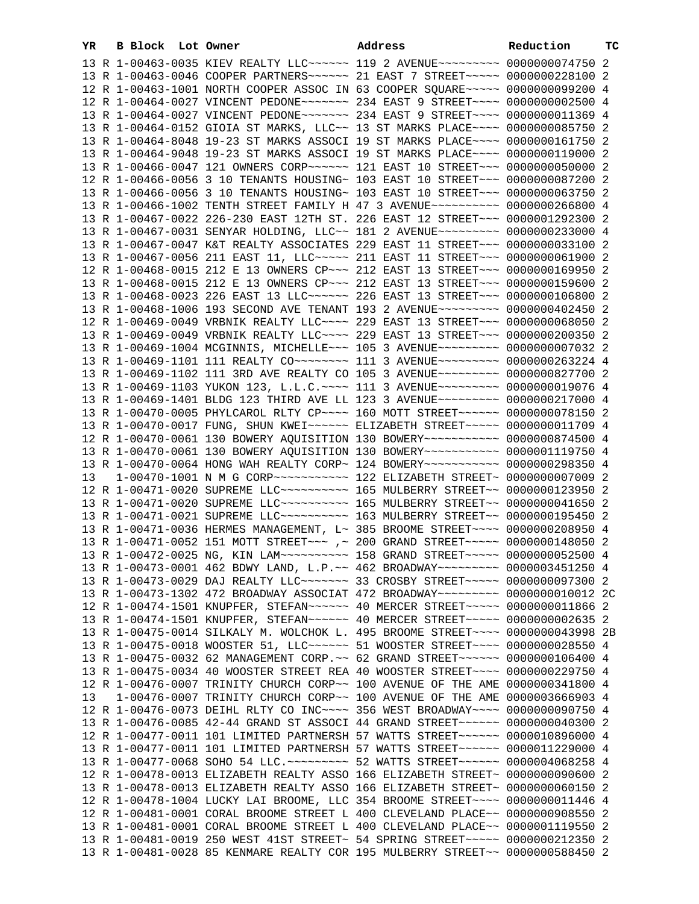| YR | B | Block | Lot | Owner | Address | Reduction | TC |
|---|---|---|---|---|---|---|---|
| 13 | R | 1-00463-0035 | | KIEV REALTY LLC~~~~~~ | 119 2 AVENUE~~~~~~~~~ | 0000000074750 | 2 |
| 13 | R | 1-00463-0046 | | COOPER PARTNERS~~~~~~ | 21 EAST 7 STREET~~~~~ | 0000000228100 | 2 |
| 12 | R | 1-00463-1001 | | NORTH COOPER ASSOC IN | 63 COOPER SQUARE~~~~~ | 0000000099200 | 4 |
| 12 | R | 1-00464-0027 | | VINCENT PEDONE~~~~~~~ | 234 EAST 9 STREET~~~~ | 0000000002500 | 4 |
| 13 | R | 1-00464-0027 | | VINCENT PEDONE~~~~~~~ | 234 EAST 9 STREET~~~~ | 0000000011369 | 4 |
| 13 | R | 1-00464-0152 | | GIOIA ST MARKS, LLC~~ | 13 ST MARKS PLACE~~~~ | 0000000085750 | 2 |
| 13 | R | 1-00464-8048 | | 19-23 ST MARKS ASSOCI | 19 ST MARKS PLACE~~~~ | 0000000161750 | 2 |
| 13 | R | 1-00464-9048 | | 19-23 ST MARKS ASSOCI | 19 ST MARKS PLACE~~~~ | 0000000119000 | 2 |
| 13 | R | 1-00466-0047 | | 121 OWNERS CORP~~~~~~ | 121 EAST 10 STREET~~~ | 0000000050000 | 2 |
| 12 | R | 1-00466-0056 | | 3 10 TENANTS HOUSING~ | 103 EAST 10 STREET~~~ | 0000000087200 | 2 |
| 13 | R | 1-00466-0056 | | 3 10 TENANTS HOUSING~ | 103 EAST 10 STREET~~~ | 0000000063750 | 2 |
| 13 | R | 1-00466-1002 | | TENTH STREET FAMILY H | 47 3 AVENUE~~~~~~~~~~ | 0000000266800 | 4 |
| 13 | R | 1-00467-0022 | | 226-230 EAST 12TH ST. | 226 EAST 12 STREET~~~ | 0000001292300 | 2 |
| 13 | R | 1-00467-0031 | | SENYAR HOLDING, LLC~~ | 181 2 AVENUE~~~~~~~~~ | 0000000233000 | 4 |
| 13 | R | 1-00467-0047 | | K&T REALTY ASSOCIATES | 229 EAST 11 STREET~~~ | 0000000033100 | 2 |
| 13 | R | 1-00467-0056 | | 211 EAST 11, LLC~~~~~ | 211 EAST 11 STREET~~~ | 0000000061900 | 2 |
| 12 | R | 1-00468-0015 | | 212 E 13 OWNERS CP~~~ | 212 EAST 13 STREET~~~ | 0000000169950 | 2 |
| 13 | R | 1-00468-0015 | | 212 E 13 OWNERS CP~~~ | 212 EAST 13 STREET~~~ | 0000000159600 | 2 |
| 13 | R | 1-00468-0023 | | 226 EAST 13 LLC~~~~~~ | 226 EAST 13 STREET~~~ | 0000000106800 | 2 |
| 13 | R | 1-00468-1006 | | 193 SECOND AVE TENANT | 193 2 AVENUE~~~~~~~~~ | 0000000402450 | 2 |
| 12 | R | 1-00469-0049 | | VRBNIK REALTY LLC~~~~ | 229 EAST 13 STREET~~~ | 0000000068050 | 2 |
| 13 | R | 1-00469-0049 | | VRBNIK REALTY LLC~~~~ | 229 EAST 13 STREET~~~ | 0000000200350 | 2 |
| 13 | R | 1-00469-1004 | | MCGINNIS, MICHELLE~~~ | 105 3 AVENUE~~~~~~~~~ | 0000000007032 | 2 |
| 13 | R | 1-00469-1101 | | 111 REALTY CO~~~~~~~~ | 111 3 AVENUE~~~~~~~~~ | 0000000263224 | 4 |
| 13 | R | 1-00469-1102 | | 111 3RD AVE REALTY CO | 105 3 AVENUE~~~~~~~~~ | 0000000827700 | 2 |
| 13 | R | 1-00469-1103 | | YUKON 123, L.L.C.~~~~ | 111 3 AVENUE~~~~~~~~~ | 0000000019076 | 4 |
| 13 | R | 1-00469-1401 | | BLDG 123 THIRD AVE LL | 123 3 AVENUE~~~~~~~~~ | 0000000217000 | 4 |
| 13 | R | 1-00470-0005 | | PHYLCAROL RLTY CP~~~~ | 160 MOTT STREET~~~~~~ | 0000000078150 | 2 |
| 13 | R | 1-00470-0017 | | FUNG, SHUN KWEI~~~~~~ | ELIZABETH STREET~~~~~ | 0000000011709 | 4 |
| 12 | R | 1-00470-0061 | | 130 BOWERY AQUISITION | 130 BOWERY~~~~~~~~~~~ | 0000000874500 | 4 |
| 13 | R | 1-00470-0061 | | 130 BOWERY AQUISITION | 130 BOWERY~~~~~~~~~~~ | 0000001119750 | 4 |
| 13 | R | 1-00470-0064 | | HONG WAH REALTY CORP~ | 124 BOWERY~~~~~~~~~~~ | 0000000298350 | 4 |
| 13 | | 1-00470-1001 | | N M G CORP~~~~~~~~~~~ | 122 ELIZABETH STREET~ | 0000000007009 | 2 |
| 12 | R | 1-00471-0020 | | SUPREME LLC~~~~~~~~~~ | 165 MULBERRY STREET~~ | 0000000123950 | 2 |
| 13 | R | 1-00471-0020 | | SUPREME LLC~~~~~~~~~~ | 165 MULBERRY STREET~~ | 0000000041650 | 2 |
| 13 | R | 1-00471-0021 | | SUPREME LLC~~~~~~~~~~ | 163 MULBERRY STREET~~ | 0000000195450 | 2 |
| 13 | R | 1-00471-0036 | | HERMES MANAGEMENT, L~ | 385 BROOME STREET~~~~ | 0000000208950 | 4 |
| 13 | R | 1-00471-0052 | | 151 MOTT STREET~~~ ,~ | 200 GRAND STREET~~~~~ | 0000000148050 | 2 |
| 13 | R | 1-00472-0025 | | NG, KIN LAM~~~~~~~~~~ | 158 GRAND STREET~~~~~ | 0000000052500 | 4 |
| 13 | R | 1-00473-0001 | | 462 BDWY LAND, L.P.~~ | 462 BROADWAY~~~~~~~~~ | 0000003451250 | 4 |
| 13 | R | 1-00473-0029 | | DAJ REALTY LLC~~~~~~~ | 33 CROSBY STREET~~~~~ | 0000000097300 | 2 |
| 13 | R | 1-00473-1302 | | 472 BROADWAY ASSOCIAT | 472 BROADWAY~~~~~~~~~ | 0000000010012 | 2C |
| 12 | R | 1-00474-1501 | | KNUPFER, STEFAN~~~~~~ | 40 MERCER STREET~~~~~ | 0000000011866 | 2 |
| 13 | R | 1-00474-1501 | | KNUPFER, STEFAN~~~~~~ | 40 MERCER STREET~~~~~ | 0000000002635 | 2 |
| 13 | R | 1-00475-0014 | | SILKALY M. WOLCHOK L. | 495 BROOME STREET~~~~ | 0000000043998 | 2B |
| 13 | R | 1-00475-0018 | | WOOSTER 51, LLC~~~~~~ | 51 WOOSTER STREET~~~~ | 0000000028550 | 4 |
| 13 | R | 1-00475-0032 | | 62 MANAGEMENT CORP.~~ | 62 GRAND STREET~~~~~~ | 0000000106400 | 4 |
| 13 | R | 1-00475-0034 | | 40 WOOSTER STREET REA | 40 WOOSTER STREET~~~~ | 0000000229750 | 4 |
| 12 | R | 1-00476-0007 | | TRINITY CHURCH CORP~~ | 100 AVENUE OF THE AME | 0000000341800 | 4 |
| 13 | | 1-00476-0007 | | TRINITY CHURCH CORP~~ | 100 AVENUE OF THE AME | 0000003666903 | 4 |
| 12 | R | 1-00476-0073 | | DEIHL RLTY CO INC~~~~ | 356 WEST BROADWAY~~~~ | 0000000090750 | 4 |
| 13 | R | 1-00476-0085 | | 42-44 GRAND ST ASSOCI | 44 GRAND STREET~~~~~~ | 0000000040300 | 2 |
| 12 | R | 1-00477-0011 | | 101 LIMITED PARTNERSH | 57 WATTS STREET~~~~~~ | 0000010896000 | 4 |
| 13 | R | 1-00477-0011 | | 101 LIMITED PARTNERSH | 57 WATTS STREET~~~~~~ | 0000011229000 | 4 |
| 13 | R | 1-00477-0068 | | SOHO 54 LLC.~~~~~~~~~ | 52 WATTS STREET~~~~~~ | 0000004068258 | 4 |
| 12 | R | 1-00478-0013 | | ELIZABETH REALTY ASSO | 166 ELIZABETH STREET~ | 0000000090600 | 2 |
| 13 | R | 1-00478-0013 | | ELIZABETH REALTY ASSO | 166 ELIZABETH STREET~ | 0000000060150 | 2 |
| 12 | R | 1-00478-1004 | | LUCKY LAI BROOME, LLC | 354 BROOME STREET~~~~ | 0000000011446 | 4 |
| 12 | R | 1-00481-0001 | | CORAL BROOME STREET L | 400 CLEVELAND PLACE~~ | 0000000908550 | 2 |
| 13 | R | 1-00481-0001 | | CORAL BROOME STREET L | 400 CLEVELAND PLACE~~ | 0000001119550 | 2 |
| 13 | R | 1-00481-0019 | | 250 WEST 41ST STREET~ | 54 SPRING STREET~~~~~ | 0000000212350 | 2 |
| 13 | R | 1-00481-0028 | | 85 KENMARE REALTY COR | 195 MULBERRY STREET~~ | 0000000588450 | 2 |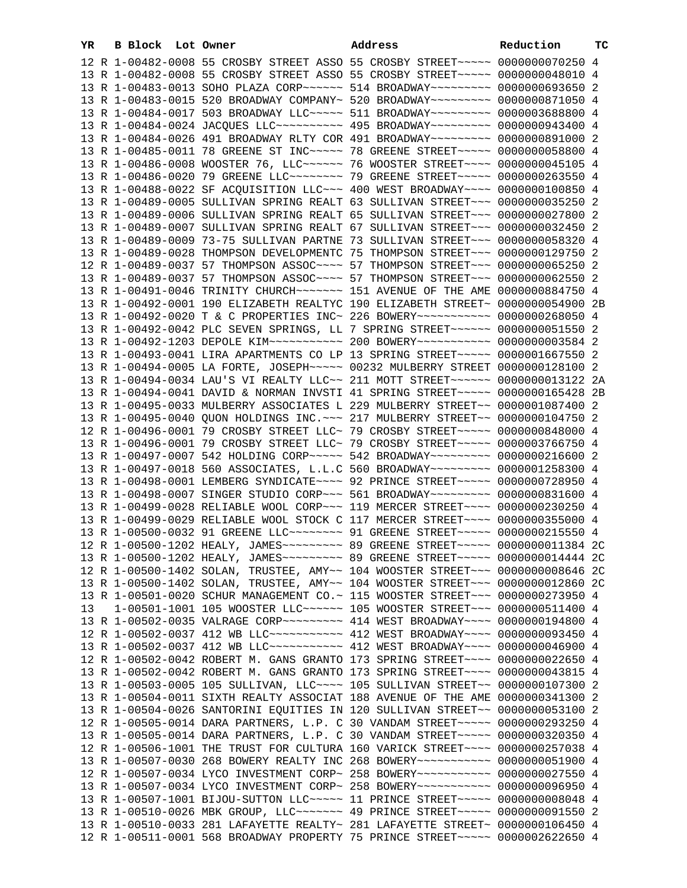| YR | B | Block | Lot | Owner | Address | Reduction | TC |
|---|---|---|---|---|---|---|---|
| 12 | R | 1-00482-0008 | | 55 CROSBY STREET ASSO | 55 CROSBY STREET~~~~~ | 0000000070250 | 4 |
| 13 | R | 1-00482-0008 | | 55 CROSBY STREET ASSO | 55 CROSBY STREET~~~~~ | 0000000048010 | 4 |
| 13 | R | 1-00483-0013 | | SOHO PLAZA CORP~~~~~~ | 514 BROADWAY~~~~~~~~~ | 0000000693650 | 2 |
| 13 | R | 1-00483-0015 | | 520 BROADWAY COMPANY~ | 520 BROADWAY~~~~~~~~~ | 0000000871050 | 4 |
| 13 | R | 1-00484-0017 | | 503 BROADWAY LLC~~~~~ | 511 BROADWAY~~~~~~~~~ | 0000003688800 | 4 |
| 13 | R | 1-00484-0024 | | JACQUES LLC~~~~~~~~~~ | 495 BROADWAY~~~~~~~~~ | 0000000943400 | 4 |
| 13 | R | 1-00484-0026 | | 491 BROADWAY RLTY COR | 491 BROADWAY~~~~~~~~~ | 0000000891000 | 2 |
| 13 | R | 1-00485-0011 | | 78 GREENE ST INC~~~~~ | 78 GREENE STREET~~~~~ | 0000000058800 | 4 |
| 13 | R | 1-00486-0008 | | WOOSTER 76, LLC~~~~~~ | 76 WOOSTER STREET~~~~ | 0000000045105 | 4 |
| 13 | R | 1-00486-0020 | | 79 GREENE LLC~~~~~~~~ | 79 GREENE STREET~~~~~ | 0000000263550 | 4 |
| 13 | R | 1-00488-0022 | | SF ACQUISITION LLC~~~ | 400 WEST BROADWAY~~~~ | 0000000100850 | 4 |
| 13 | R | 1-00489-0005 | | SULLIVAN SPRING REALT | 63 SULLIVAN STREET~~~ | 0000000035250 | 2 |
| 13 | R | 1-00489-0006 | | SULLIVAN SPRING REALT | 65 SULLIVAN STREET~~~ | 0000000027800 | 2 |
| 13 | R | 1-00489-0007 | | SULLIVAN SPRING REALT | 67 SULLIVAN STREET~~~ | 0000000032450 | 2 |
| 13 | R | 1-00489-0009 | | 73-75 SULLIVAN PARTNE | 73 SULLIVAN STREET~~~ | 0000000058320 | 4 |
| 13 | R | 1-00489-0028 | | THOMPSON DEVELOPMENTC | 75 THOMPSON STREET~~~ | 0000000129750 | 2 |
| 12 | R | 1-00489-0037 | | 57 THOMPSON ASSOC~~~~ | 57 THOMPSON STREET~~~ | 0000000065250 | 2 |
| 13 | R | 1-00489-0037 | | 57 THOMPSON ASSOC~~~~ | 57 THOMPSON STREET~~~ | 0000000062550 | 2 |
| 13 | R | 1-00491-0046 | | TRINITY CHURCH~~~~~~~ | 151 AVENUE OF THE AME | 0000000884750 | 4 |
| 13 | R | 1-00492-0001 | | 190 ELIZABETH REALTYC | 190 ELIZABETH STREET~ | 0000000054900 | 2B |
| 13 | R | 1-00492-0020 | | T & C PROPERTIES INC~ | 226 BOWERY~~~~~~~~~~~ | 0000000268050 | 4 |
| 13 | R | 1-00492-0042 | | PLC SEVEN SPRINGS, LL | 7 SPRING STREET~~~~~~ | 0000000051550 | 2 |
| 13 | R | 1-00492-1203 | | DEPOLE KIM~~~~~~~~~~~ | 200 BOWERY~~~~~~~~~~~ | 0000000003584 | 2 |
| 13 | R | 1-00493-0041 | | LIRA APARTMENTS CO LP | 13 SPRING STREET~~~~~ | 0000001667550 | 2 |
| 13 | R | 1-00494-0005 | | LA FORTE, JOSEPH~~~~~ | 00232 MULBERRY STREET | 0000000128100 | 2 |
| 13 | R | 1-00494-0034 | | LAU'S VI REALTY LLC~~ | 211 MOTT STREET~~~~~~ | 0000000013122 | 2A |
| 13 | R | 1-00494-0041 | | DAVID & NORMAN INVSTI | 41 SPRING STREET~~~~~ | 0000000165428 | 2B |
| 13 | R | 1-00495-0033 | | MULBERRY ASSOCIATES L | 229 MULBERRY STREET~~ | 0000001087400 | 2 |
| 13 | R | 1-00495-0040 | | QUON HOLDINGS INC.~~~ | 217 MULBERRY STREET~~ | 0000000104750 | 2 |
| 12 | R | 1-00496-0001 | | 79 CROSBY STREET LLC~ | 79 CROSBY STREET~~~~~ | 0000000848000 | 4 |
| 13 | R | 1-00496-0001 | | 79 CROSBY STREET LLC~ | 79 CROSBY STREET~~~~~ | 0000003766750 | 4 |
| 13 | R | 1-00497-0007 | | 542 HOLDING CORP~~~~~ | 542 BROADWAY~~~~~~~~~ | 0000000216600 | 2 |
| 13 | R | 1-00497-0018 | | 560 ASSOCIATES, L.L.C | 560 BROADWAY~~~~~~~~~ | 0000001258300 | 4 |
| 13 | R | 1-00498-0001 | | LEMBERG SYNDICATE~~~~ | 92 PRINCE STREET~~~~~ | 0000000728950 | 4 |
| 13 | R | 1-00498-0007 | | SINGER STUDIO CORP~~~ | 561 BROADWAY~~~~~~~~~ | 0000000831600 | 4 |
| 13 | R | 1-00499-0028 | | RELIABLE WOOL CORP~~~ | 119 MERCER STREET~~~~ | 0000000230250 | 4 |
| 13 | R | 1-00499-0029 | | RELIABLE WOOL STOCK C | 117 MERCER STREET~~~~ | 0000000355000 | 4 |
| 13 | R | 1-00500-0032 | | 91 GREENE LLC~~~~~~~~ | 91 GREENE STREET~~~~~ | 0000000215550 | 4 |
| 12 | R | 1-00500-1202 | | HEALY, JAMES~~~~~~~~~ | 89 GREENE STREET~~~~~ | 0000000011384 | 2C |
| 13 | R | 1-00500-1202 | | HEALY, JAMES~~~~~~~~~ | 89 GREENE STREET~~~~~ | 0000000014444 | 2C |
| 12 | R | 1-00500-1402 | | SOLAN, TRUSTEE, AMY~~ | 104 WOOSTER STREET~~~ | 0000000008646 | 2C |
| 13 | R | 1-00500-1402 | | SOLAN, TRUSTEE, AMY~~ | 104 WOOSTER STREET~~~ | 0000000012860 | 2C |
| 13 | R | 1-00501-0020 | | SCHUR MANAGEMENT CO.~ | 115 WOOSTER STREET~~~ | 0000000273950 | 4 |
| 13 | | 1-00501-1001 | | 105 WOOSTER LLC~~~~~~ | 105 WOOSTER STREET~~~ | 0000000511400 | 4 |
| 13 | R | 1-00502-0035 | | VALRAGE CORP~~~~~~~~~ | 414 WEST BROADWAY~~~~ | 0000000194800 | 4 |
| 12 | R | 1-00502-0037 | | 412 WB LLC~~~~~~~~~~~ | 412 WEST BROADWAY~~~~ | 0000000093450 | 4 |
| 13 | R | 1-00502-0037 | | 412 WB LLC~~~~~~~~~~~ | 412 WEST BROADWAY~~~~ | 0000000046900 | 4 |
| 12 | R | 1-00502-0042 | | ROBERT M. GANS GRANTO | 173 SPRING STREET~~~~ | 0000000022650 | 4 |
| 13 | R | 1-00502-0042 | | ROBERT M. GANS GRANTO | 173 SPRING STREET~~~~ | 0000000043815 | 4 |
| 13 | R | 1-00503-0005 | | 105 SULLIVAN, LLC~~~~ | 105 SULLIVAN STREET~~ | 0000000107300 | 2 |
| 13 | R | 1-00504-0011 | | SIXTH REALTY ASSOCIAT | 188 AVENUE OF THE AME | 0000000341300 | 2 |
| 13 | R | 1-00504-0026 | | SANTORINI EQUITIES IN | 120 SULLIVAN STREET~~ | 0000000053100 | 2 |
| 12 | R | 1-00505-0014 | | DARA PARTNERS, L.P. C | 30 VANDAM STREET~~~~~ | 0000000293250 | 4 |
| 13 | R | 1-00505-0014 | | DARA PARTNERS, L.P. C | 30 VANDAM STREET~~~~~ | 0000000320350 | 4 |
| 12 | R | 1-00506-1001 | | THE TRUST FOR CULTURA | 160 VARICK STREET~~~~ | 0000000257038 | 4 |
| 13 | R | 1-00507-0030 | | 268 BOWERY REALTY INC | 268 BOWERY~~~~~~~~~~~ | 0000000051900 | 4 |
| 12 | R | 1-00507-0034 | | LYCO INVESTMENT CORP~ | 258 BOWERY~~~~~~~~~~~ | 0000000027550 | 4 |
| 13 | R | 1-00507-0034 | | LYCO INVESTMENT CORP~ | 258 BOWERY~~~~~~~~~~~ | 0000000096950 | 4 |
| 13 | R | 1-00507-1001 | | BIJOU-SUTTON LLC~~~~~ | 11 PRINCE STREET~~~~~ | 0000000008048 | 4 |
| 13 | R | 1-00510-0026 | | MBK GROUP, LLC~~~~~~~ | 49 PRINCE STREET~~~~~ | 0000000091550 | 2 |
| 13 | R | 1-00510-0033 | | 281 LAFAYETTE REALTY~ | 281 LAFAYETTE STREET~ | 0000000106450 | 4 |
| 12 | R | 1-00511-0001 | | 568 BROADWAY PROPERTY | 75 PRINCE STREET~~~~~ | 0000002622650 | 4 |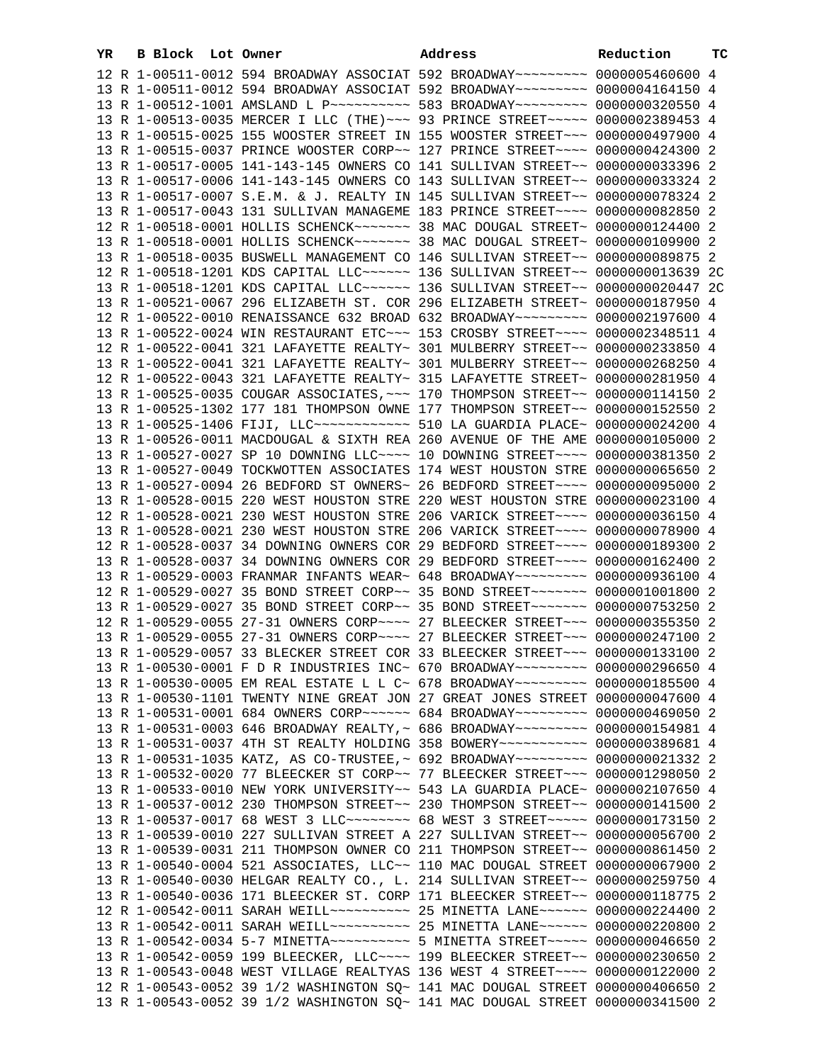| YR | B | Block | Lot | Owner | Address | Reduction | TC |
|---|---|---|---|---|---|---|---|
| 12 | R | 1-00511-0012 | | 594 BROADWAY ASSOCIAT | 592 BROADWAY~~~~~~~~~ | 0000005460600 | 4 |
| 13 | R | 1-00511-0012 | | 594 BROADWAY ASSOCIAT | 592 BROADWAY~~~~~~~~~ | 0000004164150 | 4 |
| 13 | R | 1-00512-1001 | | AMSLAND L P~~~~~~~~~~ | 583 BROADWAY~~~~~~~~~ | 0000000320550 | 4 |
| 13 | R | 1-00513-0035 | | MERCER I LLC (THE)~~~ | 93 PRINCE STREET~~~~~ | 0000002389453 | 4 |
| 13 | R | 1-00515-0025 | | 155 WOOSTER STREET IN | 155 WOOSTER STREET~~~ | 0000000497900 | 4 |
| 13 | R | 1-00515-0037 | | PRINCE WOOSTER CORP~~ | 127 PRINCE STREET~~~~ | 0000000424300 | 2 |
| 13 | R | 1-00517-0005 | | 141-143-145 OWNERS CO | 141 SULLIVAN STREET~~ | 0000000033396 | 2 |
| 13 | R | 1-00517-0006 | | 141-143-145 OWNERS CO | 143 SULLIVAN STREET~~ | 0000000033324 | 2 |
| 13 | R | 1-00517-0007 | | S.E.M. & J. REALTY IN | 145 SULLIVAN STREET~~ | 0000000078324 | 2 |
| 13 | R | 1-00517-0043 | | 131 SULLIVAN MANAGEME | 183 PRINCE STREET~~~~ | 0000000082850 | 2 |
| 12 | R | 1-00518-0001 | | HOLLIS SCHENCK~~~~~~~ | 38 MAC DOUGAL STREET~ | 0000000124400 | 2 |
| 13 | R | 1-00518-0001 | | HOLLIS SCHENCK~~~~~~~ | 38 MAC DOUGAL STREET~ | 0000000109900 | 2 |
| 13 | R | 1-00518-0035 | | BUSWELL MANAGEMENT CO | 146 SULLIVAN STREET~~ | 0000000089875 | 2 |
| 12 | R | 1-00518-1201 | | KDS CAPITAL LLC~~~~~~ | 136 SULLIVAN STREET~~ | 0000000013639 | 2C |
| 13 | R | 1-00518-1201 | | KDS CAPITAL LLC~~~~~~ | 136 SULLIVAN STREET~~ | 0000000020447 | 2C |
| 13 | R | 1-00521-0067 | | 296 ELIZABETH ST. COR | 296 ELIZABETH STREET~ | 0000000187950 | 4 |
| 12 | R | 1-00522-0010 | | RENAISSANCE 632 BROAD | 632 BROADWAY~~~~~~~~~ | 0000002197600 | 4 |
| 13 | R | 1-00522-0024 | | WIN RESTAURANT ETC~~~ | 153 CROSBY STREET~~~~ | 0000002348511 | 4 |
| 12 | R | 1-00522-0041 | | 321 LAFAYETTE REALTY~ | 301 MULBERRY STREET~~ | 0000000233850 | 4 |
| 13 | R | 1-00522-0041 | | 321 LAFAYETTE REALTY~ | 301 MULBERRY STREET~~ | 0000000268250 | 4 |
| 12 | R | 1-00522-0043 | | 321 LAFAYETTE REALTY~ | 315 LAFAYETTE STREET~ | 0000000281950 | 4 |
| 13 | R | 1-00525-0035 | | COUGAR ASSOCIATES,~~~ | 170 THOMPSON STREET~~ | 0000000114150 | 2 |
| 13 | R | 1-00525-1302 | | 177 181 THOMPSON OWNE | 177 THOMPSON STREET~~ | 0000000152550 | 2 |
| 13 | R | 1-00525-1406 | | FIJI, LLC~~~~~~~~~~~~ | 510 LA GUARDIA PLACE~ | 0000000024200 | 4 |
| 13 | R | 1-00526-0011 | | MACDOUGAL & SIXTH REA | 260 AVENUE OF THE AME | 0000000105000 | 2 |
| 13 | R | 1-00527-0027 | | SP 10 DOWNING LLC~~~~ | 10 DOWNING STREET~~~~ | 0000000381350 | 2 |
| 13 | R | 1-00527-0049 | | TOCKWOTTEN ASSOCIATES | 174 WEST HOUSTON STRE | 0000000065650 | 2 |
| 13 | R | 1-00527-0094 | | 26 BEDFORD ST OWNERS~ | 26 BEDFORD STREET~~~~ | 0000000095000 | 2 |
| 13 | R | 1-00528-0015 | | 220 WEST HOUSTON STRE | 220 WEST HOUSTON STRE | 0000000023100 | 4 |
| 12 | R | 1-00528-0021 | | 230 WEST HOUSTON STRE | 206 VARICK STREET~~~~ | 0000000036150 | 4 |
| 13 | R | 1-00528-0021 | | 230 WEST HOUSTON STRE | 206 VARICK STREET~~~~ | 0000000078900 | 4 |
| 12 | R | 1-00528-0037 | | 34 DOWNING OWNERS COR | 29 BEDFORD STREET~~~~ | 0000000189300 | 2 |
| 13 | R | 1-00528-0037 | | 34 DOWNING OWNERS COR | 29 BEDFORD STREET~~~~ | 0000000162400 | 2 |
| 13 | R | 1-00529-0003 | | FRANMAR INFANTS WEAR~ | 648 BROADWAY~~~~~~~~~ | 0000000936100 | 4 |
| 12 | R | 1-00529-0027 | | 35 BOND STREET CORP~~ | 35 BOND STREET~~~~~~~ | 0000001001800 | 2 |
| 13 | R | 1-00529-0027 | | 35 BOND STREET CORP~~ | 35 BOND STREET~~~~~~~ | 0000000753250 | 2 |
| 12 | R | 1-00529-0055 | | 27-31 OWNERS CORP~~~~ | 27 BLEECKER STREET~~~ | 0000000355350 | 2 |
| 13 | R | 1-00529-0055 | | 27-31 OWNERS CORP~~~~ | 27 BLEECKER STREET~~~ | 0000000247100 | 2 |
| 13 | R | 1-00529-0057 | | 33 BLECKER STREET COR | 33 BLEECKER STREET~~~ | 0000000133100 | 2 |
| 13 | R | 1-00530-0001 | | F D R INDUSTRIES INC~ | 670 BROADWAY~~~~~~~~~ | 0000000296650 | 4 |
| 13 | R | 1-00530-0005 | | EM REAL ESTATE L L C~ | 678 BROADWAY~~~~~~~~~ | 0000000185500 | 4 |
| 13 | R | 1-00530-1101 | | TWENTY NINE GREAT JON | 27 GREAT JONES STREET | 0000000047600 | 4 |
| 13 | R | 1-00531-0001 | | 684 OWNERS CORP~~~~~~ | 684 BROADWAY~~~~~~~~~ | 0000000469050 | 2 |
| 13 | R | 1-00531-0003 | | 646 BROADWAY REALTY,~ | 686 BROADWAY~~~~~~~~~ | 0000000154981 | 4 |
| 13 | R | 1-00531-0037 | | 4TH ST REALTY HOLDING | 358 BOWERY~~~~~~~~~~~ | 0000000389681 | 4 |
| 13 | R | 1-00531-1035 | | KATZ, AS CO-TRUSTEE,~ | 692 BROADWAY~~~~~~~~~ | 0000000021332 | 2 |
| 13 | R | 1-00532-0020 | | 77 BLEECKER ST CORP~~ | 77 BLEECKER STREET~~~ | 0000001298050 | 2 |
| 13 | R | 1-00533-0010 | | NEW YORK UNIVERSITY~~ | 543 LA GUARDIA PLACE~ | 0000002107650 | 4 |
| 13 | R | 1-00537-0012 | | 230 THOMPSON STREET~~ | 230 THOMPSON STREET~~ | 0000000141500 | 2 |
| 13 | R | 1-00537-0017 | | 68 WEST 3 LLC~~~~~~~~ | 68 WEST 3 STREET~~~~~ | 0000000173150 | 2 |
| 13 | R | 1-00539-0010 | | 227 SULLIVAN STREET A | 227 SULLIVAN STREET~~ | 0000000056700 | 2 |
| 13 | R | 1-00539-0031 | | 211 THOMPSON OWNER CO | 211 THOMPSON STREET~~ | 0000000861450 | 2 |
| 13 | R | 1-00540-0004 | | 521 ASSOCIATES, LLC~~ | 110 MAC DOUGAL STREET | 0000000067900 | 2 |
| 13 | R | 1-00540-0030 | | HELGAR REALTY CO., L. | 214 SULLIVAN STREET~~ | 0000000259750 | 4 |
| 13 | R | 1-00540-0036 | | 171 BLEECKER ST. CORP | 171 BLEECKER STREET~~ | 0000000118775 | 2 |
| 12 | R | 1-00542-0011 | | SARAH WEILL~~~~~~~~~~ | 25 MINETTA LANE~~~~~~ | 0000000224400 | 2 |
| 13 | R | 1-00542-0011 | | SARAH WEILL~~~~~~~~~~ | 25 MINETTA LANE~~~~~~ | 0000000220800 | 2 |
| 13 | R | 1-00542-0034 | | 5-7 MINETTA~~~~~~~~~~ | 5 MINETTA STREET~~~~~ | 0000000046650 | 2 |
| 13 | R | 1-00542-0059 | | 199 BLEECKER, LLC~~~~ | 199 BLEECKER STREET~~ | 0000000230650 | 2 |
| 13 | R | 1-00543-0048 | | WEST VILLAGE REALTYAS | 136 WEST 4 STREET~~~~ | 0000000122000 | 2 |
| 12 | R | 1-00543-0052 | | 39 1/2 WASHINGTON SQ~ | 141 MAC DOUGAL STREET | 0000000406650 | 2 |
| 13 | R | 1-00543-0052 | | 39 1/2 WASHINGTON SQ~ | 141 MAC DOUGAL STREET | 0000000341500 | 2 |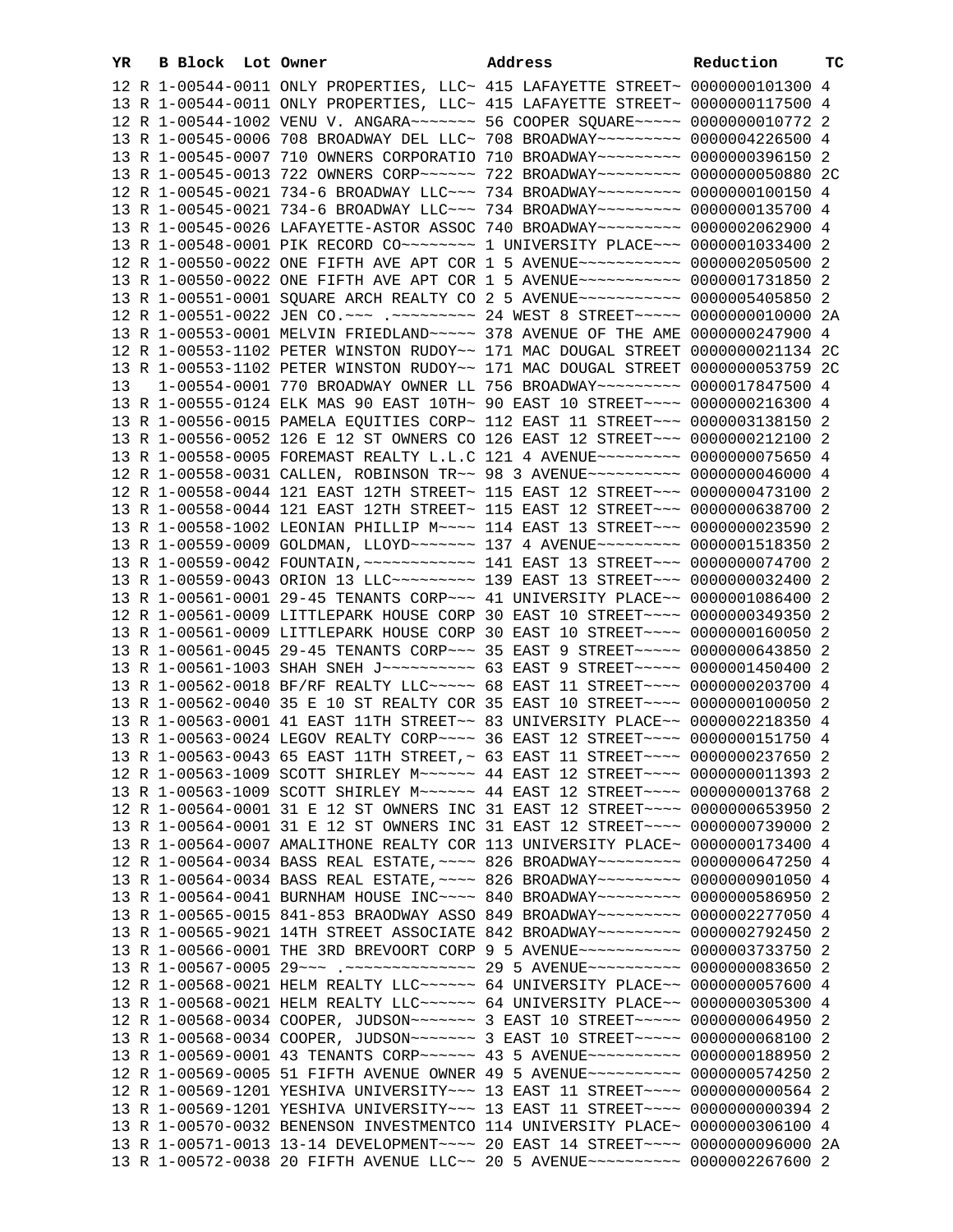| YR | B | Block | Lot | Owner | Address | Reduction | TC |
|---|---|---|---|---|---|---|---|
| 12 | R | 1-00544-0011 | | ONLY PROPERTIES, LLC~ | 415 LAFAYETTE STREET~ | 0000000101300 | 4 |
| 13 | R | 1-00544-0011 | | ONLY PROPERTIES, LLC~ | 415 LAFAYETTE STREET~ | 0000000117500 | 4 |
| 12 | R | 1-00544-1002 | | VENU V. ANGARA~~~~~~~ | 56 COOPER SQUARE~~~~~ | 0000000010772 | 2 |
| 13 | R | 1-00545-0006 | | 708 BROADWAY DEL LLC~ | 708 BROADWAY~~~~~~~~~ | 0000004226500 | 4 |
| 13 | R | 1-00545-0007 | | 710 OWNERS CORPORATIO | 710 BROADWAY~~~~~~~~~ | 0000000396150 | 2 |
| 13 | R | 1-00545-0013 | | 722 OWNERS CORP~~~~~~ | 722 BROADWAY~~~~~~~~~ | 0000000050880 | 2C |
| 12 | R | 1-00545-0021 | | 734-6 BROADWAY LLC~~~ | 734 BROADWAY~~~~~~~~~ | 0000000100150 | 4 |
| 13 | R | 1-00545-0021 | | 734-6 BROADWAY LLC~~~ | 734 BROADWAY~~~~~~~~~ | 0000000135700 | 4 |
| 13 | R | 1-00545-0026 | | LAFAYETTE-ASTOR ASSOC | 740 BROADWAY~~~~~~~~~ | 0000002062900 | 4 |
| 13 | R | 1-00548-0001 | | PIK RECORD CO~~~~~~~~ | 1 UNIVERSITY PLACE~~~ | 0000001033400 | 2 |
| 12 | R | 1-00550-0022 | | ONE FIFTH AVE APT COR | 1 5 AVENUE~~~~~~~~~~~ | 0000002050500 | 2 |
| 13 | R | 1-00550-0022 | | ONE FIFTH AVE APT COR | 1 5 AVENUE~~~~~~~~~~~ | 0000001731850 | 2 |
| 13 | R | 1-00551-0001 | | SQUARE ARCH REALTY CO | 2 5 AVENUE~~~~~~~~~~~ | 0000005405850 | 2 |
| 12 | R | 1-00551-0022 | | JEN CO.~~~ .~~~~~~~~~ | 24 WEST 8 STREET~~~~~ | 0000000010000 | 2A |
| 13 | R | 1-00553-0001 | | MELVIN FRIEDLAND~~~~~ | 378 AVENUE OF THE AME | 0000000247900 | 4 |
| 12 | R | 1-00553-1102 | | PETER WINSTON RUDOY~~ | 171 MAC DOUGAL STREET | 0000000021134 | 2C |
| 13 | R | 1-00553-1102 | | PETER WINSTON RUDOY~~ | 171 MAC DOUGAL STREET | 0000000053759 | 2C |
| 13 | | 1-00554-0001 | | 770 BROADWAY OWNER LL | 756 BROADWAY~~~~~~~~~ | 0000017847500 | 4 |
| 13 | R | 1-00555-0124 | | ELK MAS 90 EAST 10TH~ | 90 EAST 10 STREET~~~~ | 0000000216300 | 4 |
| 13 | R | 1-00556-0015 | | PAMELA EQUITIES CORP~ | 112 EAST 11 STREET~~~ | 0000003138150 | 2 |
| 13 | R | 1-00556-0052 | | 126 E 12 ST OWNERS CO | 126 EAST 12 STREET~~~ | 0000000212100 | 2 |
| 13 | R | 1-00558-0005 | | FOREMAST REALTY L.L.C | 121 4 AVENUE~~~~~~~~~ | 0000000075650 | 4 |
| 12 | R | 1-00558-0031 | | CALLEN, ROBINSON TR~~ | 98 3 AVENUE~~~~~~~~~~ | 0000000046000 | 4 |
| 12 | R | 1-00558-0044 | | 121 EAST 12TH STREET~ | 115 EAST 12 STREET~~~ | 0000000473100 | 2 |
| 13 | R | 1-00558-0044 | | 121 EAST 12TH STREET~ | 115 EAST 12 STREET~~~ | 0000000638700 | 2 |
| 13 | R | 1-00558-1002 | | LEONIAN PHILLIP M~~~~ | 114 EAST 13 STREET~~~ | 0000000023590 | 2 |
| 13 | R | 1-00559-0009 | | GOLDMAN, LLOYD~~~~~~~ | 137 4 AVENUE~~~~~~~~~ | 0000001518350 | 2 |
| 13 | R | 1-00559-0042 | | FOUNTAIN,~~~~~~~~~~~~ | 141 EAST 13 STREET~~~ | 0000000074700 | 2 |
| 13 | R | 1-00559-0043 | | ORION 13 LLC~~~~~~~~~ | 139 EAST 13 STREET~~~ | 0000000032400 | 2 |
| 13 | R | 1-00561-0001 | | 29-45 TENANTS CORP~~~ | 41 UNIVERSITY PLACE~~ | 0000001086400 | 2 |
| 12 | R | 1-00561-0009 | | LITTLEPARK HOUSE CORP | 30 EAST 10 STREET~~~~ | 0000000349350 | 2 |
| 13 | R | 1-00561-0009 | | LITTLEPARK HOUSE CORP | 30 EAST 10 STREET~~~~ | 0000000160050 | 2 |
| 13 | R | 1-00561-0045 | | 29-45 TENANTS CORP~~~ | 35 EAST 9 STREET~~~~~ | 0000000643850 | 2 |
| 13 | R | 1-00561-1003 | | SHAH SNEH J~~~~~~~~~~ | 63 EAST 9 STREET~~~~~ | 0000001450400 | 2 |
| 13 | R | 1-00562-0018 | | BF/RF REALTY LLC~~~~~ | 68 EAST 11 STREET~~~~ | 0000000203700 | 4 |
| 13 | R | 1-00562-0040 | | 35 E 10 ST REALTY COR | 35 EAST 10 STREET~~~~ | 0000000100050 | 2 |
| 13 | R | 1-00563-0001 | | 41 EAST 11TH STREET~~ | 83 UNIVERSITY PLACE~~ | 0000002218350 | 4 |
| 13 | R | 1-00563-0024 | | LEGOV REALTY CORP~~~~ | 36 EAST 12 STREET~~~~ | 0000000151750 | 4 |
| 13 | R | 1-00563-0043 | | 65 EAST 11TH STREET,~ | 63 EAST 11 STREET~~~~ | 0000000237650 | 2 |
| 12 | R | 1-00563-1009 | | SCOTT SHIRLEY M~~~~~~ | 44 EAST 12 STREET~~~~ | 0000000011393 | 2 |
| 13 | R | 1-00563-1009 | | SCOTT SHIRLEY M~~~~~~ | 44 EAST 12 STREET~~~~ | 0000000013768 | 2 |
| 12 | R | 1-00564-0001 | | 31 E 12 ST OWNERS INC | 31 EAST 12 STREET~~~~ | 0000000653950 | 2 |
| 13 | R | 1-00564-0001 | | 31 E 12 ST OWNERS INC | 31 EAST 12 STREET~~~~ | 0000000739000 | 2 |
| 13 | R | 1-00564-0007 | | AMALITHONE REALTY COR | 113 UNIVERSITY PLACE~ | 0000000173400 | 4 |
| 12 | R | 1-00564-0034 | | BASS REAL ESTATE,~~~~ | 826 BROADWAY~~~~~~~~~ | 0000000647250 | 4 |
| 13 | R | 1-00564-0034 | | BASS REAL ESTATE,~~~~ | 826 BROADWAY~~~~~~~~~ | 0000000901050 | 4 |
| 13 | R | 1-00564-0041 | | BURNHAM HOUSE INC~~~~ | 840 BROADWAY~~~~~~~~~ | 0000000586950 | 2 |
| 13 | R | 1-00565-0015 | | 841-853 BRAODWAY ASSO | 849 BROADWAY~~~~~~~~~ | 0000002277050 | 4 |
| 13 | R | 1-00565-9021 | | 14TH STREET ASSOCIATE | 842 BROADWAY~~~~~~~~~ | 0000002792450 | 2 |
| 13 | R | 1-00566-0001 | | THE 3RD BREVOORT CORP | 9 5 AVENUE~~~~~~~~~~~ | 0000003733750 | 2 |
| 13 | R | 1-00567-0005 | | 29~~~ .~~~~~~~~~~~~~~ | 29 5 AVENUE~~~~~~~~~~ | 0000000083650 | 2 |
| 12 | R | 1-00568-0021 | | HELM REALTY LLC~~~~~~ | 64 UNIVERSITY PLACE~~ | 0000000057600 | 4 |
| 13 | R | 1-00568-0021 | | HELM REALTY LLC~~~~~~ | 64 UNIVERSITY PLACE~~ | 0000000305300 | 4 |
| 12 | R | 1-00568-0034 | | COOPER, JUDSON~~~~~~~ | 3 EAST 10 STREET~~~~~ | 0000000064950 | 2 |
| 13 | R | 1-00568-0034 | | COOPER, JUDSON~~~~~~~ | 3 EAST 10 STREET~~~~~ | 0000000068100 | 2 |
| 13 | R | 1-00569-0001 | | 43 TENANTS CORP~~~~~~ | 43 5 AVENUE~~~~~~~~~~ | 0000000188950 | 2 |
| 12 | R | 1-00569-0005 | | 51 FIFTH AVENUE OWNER | 49 5 AVENUE~~~~~~~~~~ | 0000000574250 | 2 |
| 12 | R | 1-00569-1201 | | YESHIVA UNIVERSITY~~~ | 13 EAST 11 STREET~~~~ | 0000000000564 | 2 |
| 13 | R | 1-00569-1201 | | YESHIVA UNIVERSITY~~~ | 13 EAST 11 STREET~~~~ | 0000000000394 | 2 |
| 13 | R | 1-00570-0032 | | BENENSON INVESTMENTCO | 114 UNIVERSITY PLACE~ | 0000000306100 | 4 |
| 13 | R | 1-00571-0013 | | 13-14 DEVELOPMENT~~~~ | 20 EAST 14 STREET~~~~ | 0000000096000 | 2A |
| 13 | R | 1-00572-0038 | | 20 FIFTH AVENUE LLC~~ | 20 5 AVENUE~~~~~~~~~~ | 0000002267600 | 2 |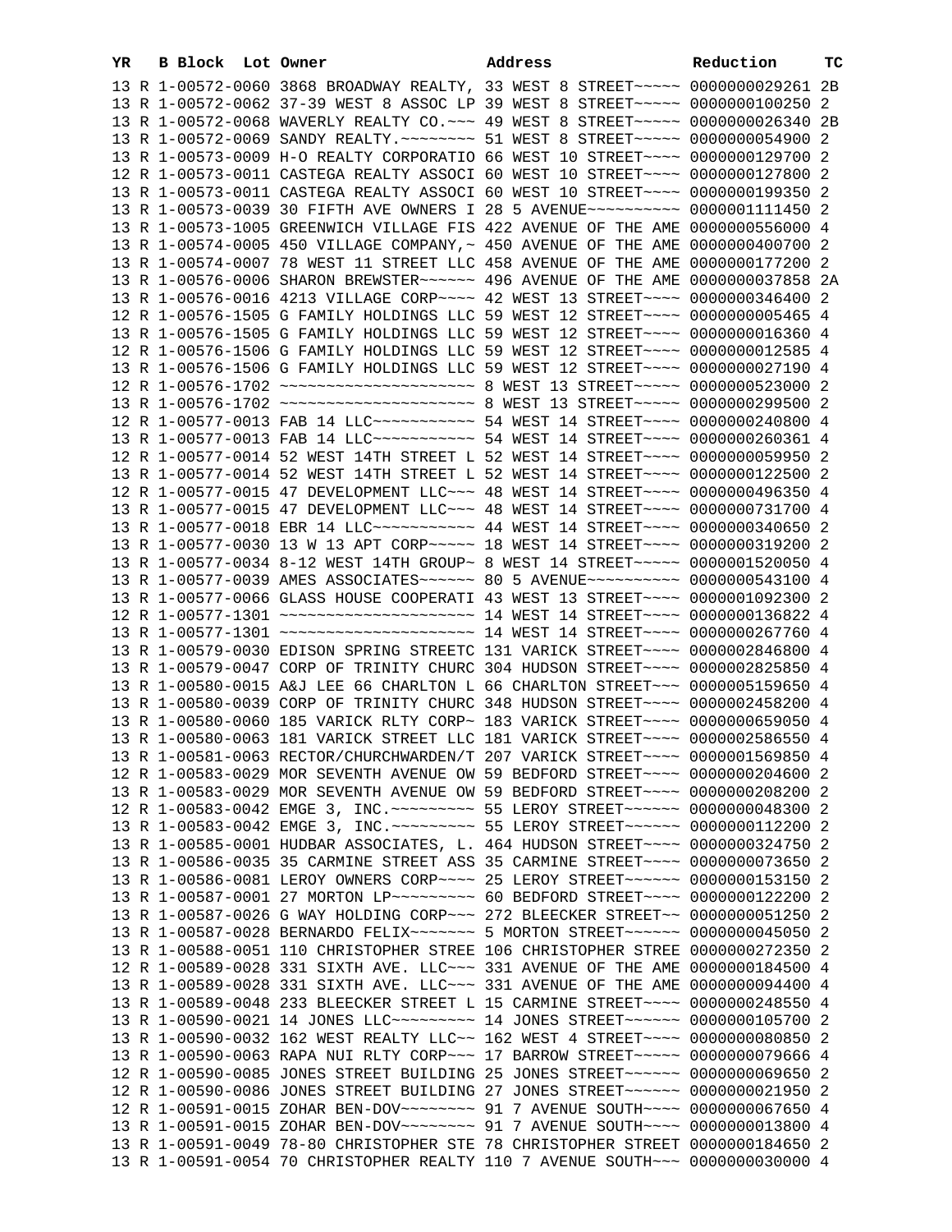| YR | B | Block | Lot | Owner | Address | Reduction | TC |
|---|---|---|---|---|---|---|---|
| 13 | R | 1-00572-0060 | | 3868 BROADWAY REALTY, | 33 WEST 8 STREET~~~~~ | 0000000029261 | 2B |
| 13 | R | 1-00572-0062 | | 37-39 WEST 8 ASSOC LP | 39 WEST 8 STREET~~~~~ | 0000000100250 | 2 |
| 13 | R | 1-00572-0068 | | WAVERLY REALTY CO.~~~ | 49 WEST 8 STREET~~~~~ | 0000000026340 | 2B |
| 13 | R | 1-00572-0069 | | SANDY REALTY.~~~~~~~~ | 51 WEST 8 STREET~~~~~ | 0000000054900 | 2 |
| 13 | R | 1-00573-0009 | | H-O REALTY CORPORATIO | 66 WEST 10 STREET~~~~ | 0000000129700 | 2 |
| 12 | R | 1-00573-0011 | | CASTEGA REALTY ASSOCI | 60 WEST 10 STREET~~~~ | 0000000127800 | 2 |
| 13 | R | 1-00573-0011 | | CASTEGA REALTY ASSOCI | 60 WEST 10 STREET~~~~ | 0000000199350 | 2 |
| 13 | R | 1-00573-0039 | | 30 FIFTH AVE OWNERS I | 28 5 AVENUE~~~~~~~~~~ | 0000001111450 | 2 |
| 13 | R | 1-00573-1005 | | GREENWICH VILLAGE FIS | 422 AVENUE OF THE AME | 0000000556000 | 4 |
| 13 | R | 1-00574-0005 | | 450 VILLAGE COMPANY,~ | 450 AVENUE OF THE AME | 0000000400700 | 2 |
| 13 | R | 1-00574-0007 | | 78 WEST 11 STREET LLC | 458 AVENUE OF THE AME | 0000000177200 | 2 |
| 13 | R | 1-00576-0006 | | SHARON BREWSTER~~~~~~ | 496 AVENUE OF THE AME | 0000000037858 | 2A |
| 13 | R | 1-00576-0016 | | 4213 VILLAGE CORP~~~~ | 42 WEST 13 STREET~~~~ | 0000000346400 | 2 |
| 12 | R | 1-00576-1505 | | G FAMILY HOLDINGS LLC | 59 WEST 12 STREET~~~~ | 0000000005465 | 4 |
| 13 | R | 1-00576-1505 | | G FAMILY HOLDINGS LLC | 59 WEST 12 STREET~~~~ | 0000000016360 | 4 |
| 12 | R | 1-00576-1506 | | G FAMILY HOLDINGS LLC | 59 WEST 12 STREET~~~~ | 0000000012585 | 4 |
| 13 | R | 1-00576-1506 | | G FAMILY HOLDINGS LLC | 59 WEST 12 STREET~~~~ | 0000000027190 | 4 |
| 12 | R | 1-00576-1702 | | ~~~~~~~~~~~~~~~~~~~~~ | 8 WEST 13 STREET~~~~~ | 0000000523000 | 2 |
| 13 | R | 1-00576-1702 | | ~~~~~~~~~~~~~~~~~~~~~ | 8 WEST 13 STREET~~~~~ | 0000000299500 | 2 |
| 12 | R | 1-00577-0013 | | FAB 14 LLC~~~~~~~~~~~ | 54 WEST 14 STREET~~~~ | 0000000240800 | 4 |
| 13 | R | 1-00577-0013 | | FAB 14 LLC~~~~~~~~~~~ | 54 WEST 14 STREET~~~~ | 0000000260361 | 4 |
| 12 | R | 1-00577-0014 | | 52 WEST 14TH STREET L | 52 WEST 14 STREET~~~~ | 0000000059950 | 2 |
| 13 | R | 1-00577-0014 | | 52 WEST 14TH STREET L | 52 WEST 14 STREET~~~~ | 0000000122500 | 2 |
| 12 | R | 1-00577-0015 | | 47 DEVELOPMENT LLC~~~ | 48 WEST 14 STREET~~~~ | 0000000496350 | 4 |
| 13 | R | 1-00577-0015 | | 47 DEVELOPMENT LLC~~~ | 48 WEST 14 STREET~~~~ | 0000000731700 | 4 |
| 13 | R | 1-00577-0018 | | EBR 14 LLC~~~~~~~~~~~ | 44 WEST 14 STREET~~~~ | 0000000340650 | 2 |
| 13 | R | 1-00577-0030 | | 13 W 13 APT CORP~~~~~ | 18 WEST 14 STREET~~~~ | 0000000319200 | 2 |
| 13 | R | 1-00577-0034 | | 8-12 WEST 14TH GROUP~ | 8 WEST 14 STREET~~~~~ | 0000001520050 | 4 |
| 13 | R | 1-00577-0039 | | AMES ASSOCIATES~~~~~~ | 80 5 AVENUE~~~~~~~~~~ | 0000000543100 | 4 |
| 13 | R | 1-00577-0066 | | GLASS HOUSE COOPERATI | 43 WEST 13 STREET~~~~ | 0000001092300 | 2 |
| 12 | R | 1-00577-1301 | | ~~~~~~~~~~~~~~~~~~~~~ | 14 WEST 14 STREET~~~~ | 0000000136822 | 4 |
| 13 | R | 1-00577-1301 | | ~~~~~~~~~~~~~~~~~~~~~ | 14 WEST 14 STREET~~~~ | 0000000267760 | 4 |
| 13 | R | 1-00579-0030 | | EDISON SPRING STREETC | 131 VARICK STREET~~~~ | 0000002846800 | 4 |
| 13 | R | 1-00579-0047 | | CORP OF TRINITY CHURC | 304 HUDSON STREET~~~~ | 0000002825850 | 4 |
| 13 | R | 1-00580-0015 | | A&J LEE 66 CHARLTON L | 66 CHARLTON STREET~~~ | 0000005159650 | 4 |
| 13 | R | 1-00580-0039 | | CORP OF TRINITY CHURC | 348 HUDSON STREET~~~~ | 0000002458200 | 4 |
| 13 | R | 1-00580-0060 | | 185 VARICK RLTY CORP~ | 183 VARICK STREET~~~~ | 0000000659050 | 4 |
| 13 | R | 1-00580-0063 | | 181 VARICK STREET LLC | 181 VARICK STREET~~~~ | 0000002586550 | 4 |
| 13 | R | 1-00581-0063 | | RECTOR/CHURCHWARDEN/T | 207 VARICK STREET~~~~ | 0000001569850 | 4 |
| 12 | R | 1-00583-0029 | | MOR SEVENTH AVENUE OW | 59 BEDFORD STREET~~~~ | 0000000204600 | 2 |
| 13 | R | 1-00583-0029 | | MOR SEVENTH AVENUE OW | 59 BEDFORD STREET~~~~ | 0000000208200 | 2 |
| 12 | R | 1-00583-0042 | | EMGE 3, INC.~~~~~~~~~ | 55 LEROY STREET~~~~~~ | 0000000048300 | 2 |
| 13 | R | 1-00583-0042 | | EMGE 3, INC.~~~~~~~~~ | 55 LEROY STREET~~~~~~ | 0000000112200 | 2 |
| 13 | R | 1-00585-0001 | | HUDBAR ASSOCIATES, L. | 464 HUDSON STREET~~~~ | 0000000324750 | 2 |
| 13 | R | 1-00586-0035 | | 35 CARMINE STREET ASS | 35 CARMINE STREET~~~~ | 0000000073650 | 2 |
| 13 | R | 1-00586-0081 | | LEROY OWNERS CORP~~~~ | 25 LEROY STREET~~~~~~ | 0000000153150 | 2 |
| 13 | R | 1-00587-0001 | | 27 MORTON LP~~~~~~~~~ | 60 BEDFORD STREET~~~~ | 0000000122200 | 2 |
| 13 | R | 1-00587-0026 | | G WAY HOLDING CORP~~~ | 272 BLEECKER STREET~~ | 0000000051250 | 2 |
| 13 | R | 1-00587-0028 | | BERNARDO FELIX~~~~~~~ | 5 MORTON STREET~~~~~~ | 0000000045050 | 2 |
| 13 | R | 1-00588-0051 | | 110 CHRISTOPHER STREE | 106 CHRISTOPHER STREE | 0000000272350 | 2 |
| 12 | R | 1-00589-0028 | | 331 SIXTH AVE. LLC~~~ | 331 AVENUE OF THE AME | 0000000184500 | 4 |
| 13 | R | 1-00589-0028 | | 331 SIXTH AVE. LLC~~~ | 331 AVENUE OF THE AME | 0000000094400 | 4 |
| 13 | R | 1-00589-0048 | | 233 BLEECKER STREET L | 15 CARMINE STREET~~~~ | 0000000248550 | 4 |
| 13 | R | 1-00590-0021 | | 14 JONES LLC~~~~~~~~~ | 14 JONES STREET~~~~~~ | 0000000105700 | 2 |
| 13 | R | 1-00590-0032 | | 162 WEST REALTY LLC~~ | 162 WEST 4 STREET~~~~ | 0000000080850 | 2 |
| 13 | R | 1-00590-0063 | | RAPA NUI RLTY CORP~~~ | 17 BARROW STREET~~~~~ | 0000000079666 | 4 |
| 12 | R | 1-00590-0085 | | JONES STREET BUILDING | 25 JONES STREET~~~~~~ | 0000000069650 | 2 |
| 12 | R | 1-00590-0086 | | JONES STREET BUILDING | 27 JONES STREET~~~~~~ | 0000000021950 | 2 |
| 12 | R | 1-00591-0015 | | ZOHAR BEN-DOV~~~~~~~~ | 91 7 AVENUE SOUTH~~~~ | 0000000067650 | 4 |
| 13 | R | 1-00591-0015 | | ZOHAR BEN-DOV~~~~~~~~ | 91 7 AVENUE SOUTH~~~~ | 0000000013800 | 4 |
| 13 | R | 1-00591-0049 | | 78-80 CHRISTOPHER STE | 78 CHRISTOPHER STREET | 0000000184650 | 2 |
| 13 | R | 1-00591-0054 | | 70 CHRISTOPHER REALTY | 110 7 AVENUE SOUTH~~~ | 0000000030000 | 4 |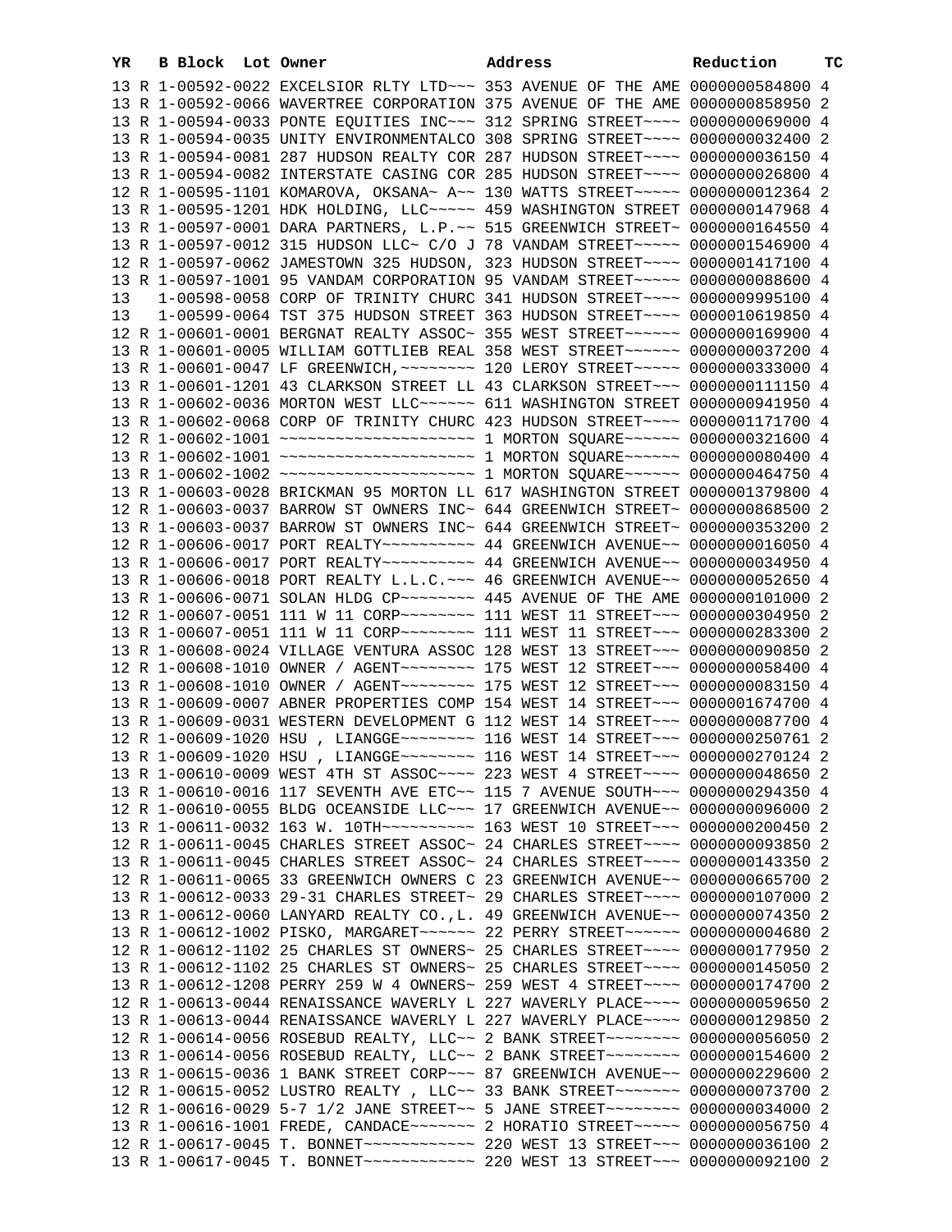| YR | B | Block | Lot | Owner | Address | Reduction | TC |
|---|---|---|---|---|---|---|---|
| 13 | R | 1-00592-0022 | | EXCELSIOR RLTY LTD~~~ | 353 AVENUE OF THE AME | 0000000584800 | 4 |
| 13 | R | 1-00592-0066 | | WAVERTREE CORPORATION | 375 AVENUE OF THE AME | 0000000858950 | 2 |
| 13 | R | 1-00594-0033 | | PONTE EQUITIES INC~~~ | 312 SPRING STREET~~~~ | 0000000069000 | 4 |
| 13 | R | 1-00594-0035 | | UNITY ENVIRONMENTALCO | 308 SPRING STREET~~~~ | 0000000032400 | 2 |
| 13 | R | 1-00594-0081 | | 287 HUDSON REALTY COR | 287 HUDSON STREET~~~~ | 0000000036150 | 4 |
| 13 | R | 1-00594-0082 | | INTERSTATE CASING COR | 285 HUDSON STREET~~~~ | 0000000026800 | 4 |
| 12 | R | 1-00595-1101 | | KOMAROVA, OKSANA~ A~~ | 130 WATTS STREET~~~~~ | 0000000012364 | 2 |
| 13 | R | 1-00595-1201 | | HDK HOLDING, LLC~~~~~ | 459 WASHINGTON STREET | 0000000147968 | 4 |
| 13 | R | 1-00597-0001 | | DARA PARTNERS, L.P.~~ | 515 GREENWICH STREET~ | 0000000164550 | 4 |
| 13 | R | 1-00597-0012 | | 315 HUDSON LLC~ C/O J | 78 VANDAM STREET~~~~~ | 0000001546900 | 4 |
| 12 | R | 1-00597-0062 | | JAMESTOWN 325 HUDSON, | 323 HUDSON STREET~~~~ | 0000001417100 | 4 |
| 13 | R | 1-00597-1001 | | 95 VANDAM CORPORATION | 95 VANDAM STREET~~~~~ | 0000000088600 | 4 |
| 13 | | 1-00598-0058 | | CORP OF TRINITY CHURC | 341 HUDSON STREET~~~~ | 0000009995100 | 4 |
| 13 | | 1-00599-0064 | | TST 375 HUDSON STREET | 363 HUDSON STREET~~~~ | 0000010619850 | 4 |
| 12 | R | 1-00601-0001 | | BERGNAT REALTY ASSOC~ | 355 WEST STREET~~~~~~ | 0000000169900 | 4 |
| 13 | R | 1-00601-0005 | | WILLIAM GOTTLIEB REAL | 358 WEST STREET~~~~~~ | 0000000037200 | 4 |
| 13 | R | 1-00601-0047 | | LF GREENWICH,~~~~~~~~ | 120 LEROY STREET~~~~~ | 0000000333000 | 4 |
| 13 | R | 1-00601-1201 | | 43 CLARKSON STREET LL | 43 CLARKSON STREET~~~ | 0000000111150 | 4 |
| 13 | R | 1-00602-0036 | | MORTON WEST LLC~~~~~~ | 611 WASHINGTON STREET | 0000000941950 | 4 |
| 13 | R | 1-00602-0068 | | CORP OF TRINITY CHURC | 423 HUDSON STREET~~~~ | 0000001171700 | 4 |
| 12 | R | 1-00602-1001 | | ~~~~~~~~~~~~~~~~~~~~~ | 1 MORTON SQUARE~~~~~~ | 0000000321600 | 4 |
| 13 | R | 1-00602-1001 | | ~~~~~~~~~~~~~~~~~~~~~ | 1 MORTON SQUARE~~~~~~ | 0000000080400 | 4 |
| 13 | R | 1-00602-1002 | | ~~~~~~~~~~~~~~~~~~~~~ | 1 MORTON SQUARE~~~~~~ | 0000000464750 | 4 |
| 13 | R | 1-00603-0028 | | BRICKMAN 95 MORTON LL | 617 WASHINGTON STREET | 0000001379800 | 4 |
| 12 | R | 1-00603-0037 | | BARROW ST OWNERS INC~ | 644 GREENWICH STREET~ | 0000000868500 | 2 |
| 13 | R | 1-00603-0037 | | BARROW ST OWNERS INC~ | 644 GREENWICH STREET~ | 0000000353200 | 2 |
| 12 | R | 1-00606-0017 | | PORT REALTY~~~~~~~~~~ | 44 GREENWICH AVENUE~~ | 0000000016050 | 4 |
| 13 | R | 1-00606-0017 | | PORT REALTY~~~~~~~~~~ | 44 GREENWICH AVENUE~~ | 0000000034950 | 4 |
| 13 | R | 1-00606-0018 | | PORT REALTY L.L.C.~~~ | 46 GREENWICH AVENUE~~ | 0000000052650 | 4 |
| 13 | R | 1-00606-0071 | | SOLAN HLDG CP~~~~~~~~ | 445 AVENUE OF THE AME | 0000000101000 | 2 |
| 12 | R | 1-00607-0051 | | 111 W 11 CORP~~~~~~~~ | 111 WEST 11 STREET~~~ | 0000000304950 | 2 |
| 13 | R | 1-00607-0051 | | 111 W 11 CORP~~~~~~~~ | 111 WEST 11 STREET~~~ | 0000000283300 | 2 |
| 13 | R | 1-00608-0024 | | VILLAGE VENTURA ASSOC | 128 WEST 13 STREET~~~ | 0000000090850 | 2 |
| 12 | R | 1-00608-1010 | | OWNER / AGENT~~~~~~~~ | 175 WEST 12 STREET~~~ | 0000000058400 | 4 |
| 13 | R | 1-00608-1010 | | OWNER / AGENT~~~~~~~~ | 175 WEST 12 STREET~~~ | 0000000083150 | 4 |
| 13 | R | 1-00609-0007 | | ABNER PROPERTIES COMP | 154 WEST 14 STREET~~~ | 0000001674700 | 4 |
| 13 | R | 1-00609-0031 | | WESTERN DEVELOPMENT G | 112 WEST 14 STREET~~~ | 0000000087700 | 4 |
| 12 | R | 1-00609-1020 | | HSU , LIANGGE~~~~~~~~ | 116 WEST 14 STREET~~~ | 0000000250761 | 2 |
| 13 | R | 1-00609-1020 | | HSU , LIANGGE~~~~~~~~ | 116 WEST 14 STREET~~~ | 0000000270124 | 2 |
| 13 | R | 1-00610-0009 | | WEST 4TH ST ASSOC~~~~ | 223 WEST 4 STREET~~~~ | 0000000048650 | 2 |
| 13 | R | 1-00610-0016 | | 117 SEVENTH AVE ETC~~ | 115 7 AVENUE SOUTH~~~ | 0000000294350 | 4 |
| 12 | R | 1-00610-0055 | | BLDG OCEANSIDE LLC~~~ | 17 GREENWICH AVENUE~~ | 0000000096000 | 2 |
| 13 | R | 1-00611-0032 | | 163 W. 10TH~~~~~~~~~~ | 163 WEST 10 STREET~~~ | 0000000200450 | 2 |
| 12 | R | 1-00611-0045 | | CHARLES STREET ASSOC~ | 24 CHARLES STREET~~~~ | 0000000093850 | 2 |
| 13 | R | 1-00611-0045 | | CHARLES STREET ASSOC~ | 24 CHARLES STREET~~~~ | 0000000143350 | 2 |
| 12 | R | 1-00611-0065 | | 33 GREENWICH OWNERS C | 23 GREENWICH AVENUE~~ | 0000000665700 | 2 |
| 13 | R | 1-00612-0033 | | 29-31 CHARLES STREET~ | 29 CHARLES STREET~~~~ | 0000000107000 | 2 |
| 13 | R | 1-00612-0060 | | LANYARD REALTY CO.,L. | 49 GREENWICH AVENUE~~ | 0000000074350 | 2 |
| 13 | R | 1-00612-1002 | | PISKO, MARGARET~~~~~~ | 22 PERRY STREET~~~~~~ | 0000000004680 | 2 |
| 12 | R | 1-00612-1102 | | 25 CHARLES ST OWNERS~ | 25 CHARLES STREET~~~~ | 0000000177950 | 2 |
| 13 | R | 1-00612-1102 | | 25 CHARLES ST OWNERS~ | 25 CHARLES STREET~~~~ | 0000000145050 | 2 |
| 13 | R | 1-00612-1208 | | PERRY 259 W 4 OWNERS~ | 259 WEST 4 STREET~~~~ | 0000000174700 | 2 |
| 12 | R | 1-00613-0044 | | RENAISSANCE WAVERLY L | 227 WAVERLY PLACE~~~~ | 0000000059650 | 2 |
| 13 | R | 1-00613-0044 | | RENAISSANCE WAVERLY L | 227 WAVERLY PLACE~~~~ | 0000000129850 | 2 |
| 12 | R | 1-00614-0056 | | ROSEBUD REALTY, LLC~~ | 2 BANK STREET~~~~~~~~ | 0000000056050 | 2 |
| 13 | R | 1-00614-0056 | | ROSEBUD REALTY, LLC~~ | 2 BANK STREET~~~~~~~~ | 0000000154600 | 2 |
| 13 | R | 1-00615-0036 | | 1 BANK STREET CORP~~~ | 87 GREENWICH AVENUE~~ | 0000000229600 | 2 |
| 12 | R | 1-00615-0052 | | LUSTRO REALTY , LLC~~ | 33 BANK STREET~~~~~~~ | 0000000073700 | 2 |
| 12 | R | 1-00616-0029 | | 5-7 1/2 JANE STREET~~ | 5 JANE STREET~~~~~~~~ | 0000000034000 | 2 |
| 13 | R | 1-00616-1001 | | FREDE, CANDACE~~~~~~~ | 2 HORATIO STREET~~~~~ | 0000000056750 | 4 |
| 12 | R | 1-00617-0045 | | T. BONNET~~~~~~~~~~~~ | 220 WEST 13 STREET~~~ | 0000000036100 | 2 |
| 13 | R | 1-00617-0045 | | T. BONNET~~~~~~~~~~~~ | 220 WEST 13 STREET~~~ | 0000000092100 | 2 |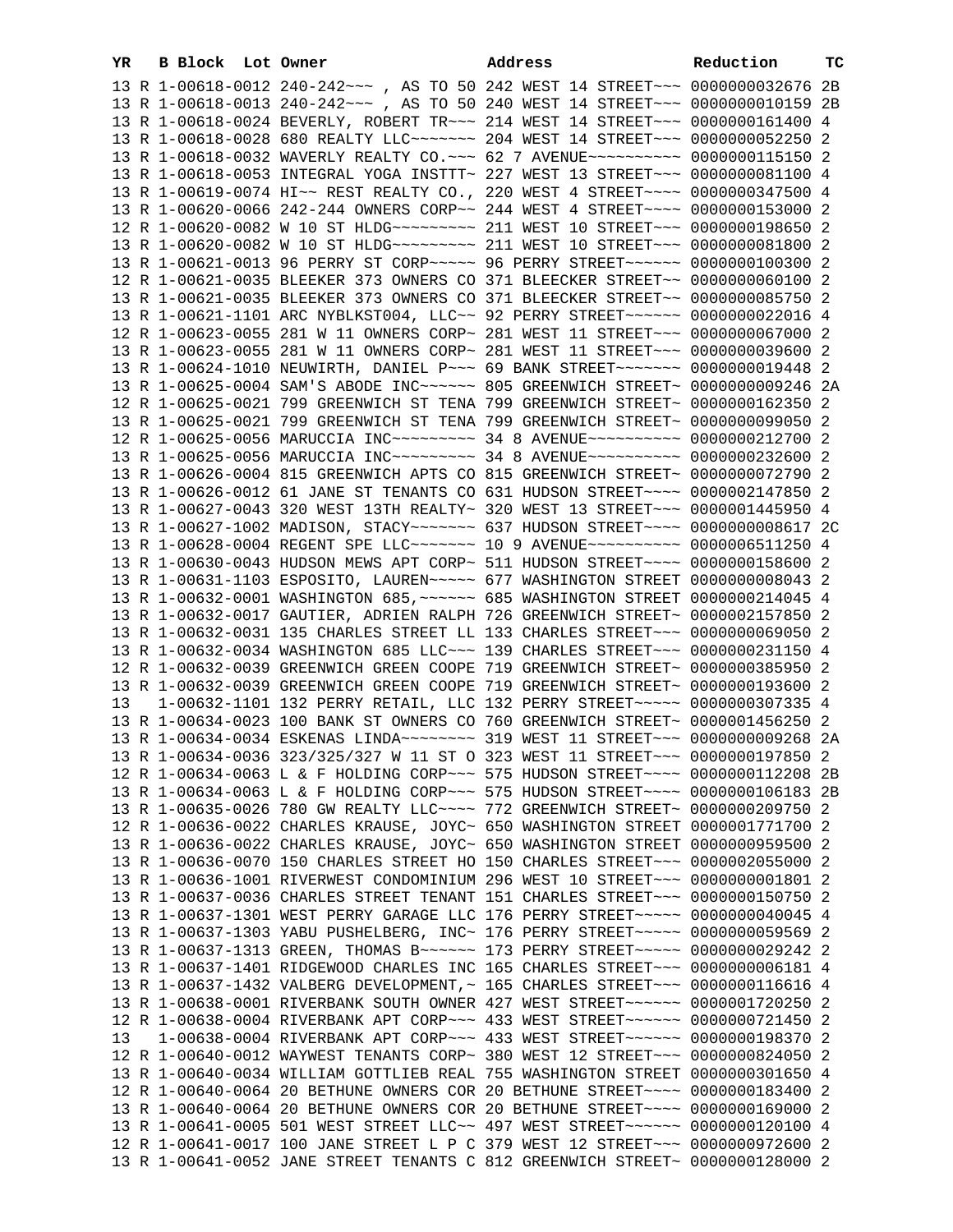| YR | B | Block | Lot | Owner | Address | Reduction | TC |
|---|---|---|---|---|---|---|---|
| 13 | R | 1-00618-0012 | | 240-242~~~ , AS TO 50 | 242 WEST 14 STREET~~~ | 0000000032676 | 2B |
| 13 | R | 1-00618-0013 | | 240-242~~~ , AS TO 50 | 240 WEST 14 STREET~~~ | 0000000010159 | 2B |
| 13 | R | 1-00618-0024 | | BEVERLY, ROBERT TR~~~ | 214 WEST 14 STREET~~~ | 0000000161400 | 4 |
| 13 | R | 1-00618-0028 | | 680 REALTY LLC~~~~~~~ | 204 WEST 14 STREET~~~ | 0000000052250 | 2 |
| 13 | R | 1-00618-0032 | | WAVERLY REALTY CO.~~~ | 62 7 AVENUE~~~~~~~~~~ | 0000000115150 | 2 |
| 13 | R | 1-00618-0053 | | INTEGRAL YOGA INSTTT~ | 227 WEST 13 STREET~~~ | 0000000081100 | 4 |
| 13 | R | 1-00619-0074 | | HI~~ REST REALTY CO., | 220 WEST 4 STREET~~~~ | 0000000347500 | 4 |
| 13 | R | 1-00620-0066 | | 242-244 OWNERS CORP~~ | 244 WEST 4 STREET~~~~ | 0000000153000 | 2 |
| 12 | R | 1-00620-0082 | | W 10 ST HLDG~~~~~~~~~ | 211 WEST 10 STREET~~~ | 0000000198650 | 2 |
| 13 | R | 1-00620-0082 | | W 10 ST HLDG~~~~~~~~~ | 211 WEST 10 STREET~~~ | 0000000081800 | 2 |
| 13 | R | 1-00621-0013 | | 96 PERRY ST CORP~~~~~ | 96 PERRY STREET~~~~~~ | 0000000100300 | 2 |
| 12 | R | 1-00621-0035 | | BLEEKER 373 OWNERS CO | 371 BLEECKER STREET~~ | 0000000060100 | 2 |
| 13 | R | 1-00621-0035 | | BLEEKER 373 OWNERS CO | 371 BLEECKER STREET~~ | 0000000085750 | 2 |
| 13 | R | 1-00621-1101 | | ARC NYBLKST004, LLC~~ | 92 PERRY STREET~~~~~~ | 0000000022016 | 4 |
| 12 | R | 1-00623-0055 | | 281 W 11 OWNERS CORP~ | 281 WEST 11 STREET~~~ | 0000000067000 | 2 |
| 13 | R | 1-00623-0055 | | 281 W 11 OWNERS CORP~ | 281 WEST 11 STREET~~~ | 0000000039600 | 2 |
| 13 | R | 1-00624-1010 | | NEUWIRTH, DANIEL P~~~ | 69 BANK STREET~~~~~~~ | 0000000019448 | 2 |
| 13 | R | 1-00625-0004 | | SAM'S ABODE INC~~~~~~ | 805 GREENWICH STREET~ | 0000000009246 | 2A |
| 12 | R | 1-00625-0021 | | 799 GREENWICH ST TENA | 799 GREENWICH STREET~ | 0000000162350 | 2 |
| 13 | R | 1-00625-0021 | | 799 GREENWICH ST TENA | 799 GREENWICH STREET~ | 0000000099050 | 2 |
| 12 | R | 1-00625-0056 | | MARUCCIA INC~~~~~~~~~ | 34 8 AVENUE~~~~~~~~~~ | 0000000212700 | 2 |
| 13 | R | 1-00625-0056 | | MARUCCIA INC~~~~~~~~~ | 34 8 AVENUE~~~~~~~~~~ | 0000000232600 | 2 |
| 13 | R | 1-00626-0004 | | 815 GREENWICH APTS CO | 815 GREENWICH STREET~ | 0000000072790 | 2 |
| 13 | R | 1-00626-0012 | | 61 JANE ST TENANTS CO | 631 HUDSON STREET~~~~ | 0000002147850 | 2 |
| 13 | R | 1-00627-0043 | | 320 WEST 13TH REALTY~ | 320 WEST 13 STREET~~~ | 0000001445950 | 4 |
| 13 | R | 1-00627-1002 | | MADISON, STACY~~~~~~~ | 637 HUDSON STREET~~~~ | 0000000008617 | 2C |
| 13 | R | 1-00628-0004 | | REGENT SPE LLC~~~~~~~ | 10 9 AVENUE~~~~~~~~~~ | 0000006511250 | 4 |
| 13 | R | 1-00630-0043 | | HUDSON MEWS APT CORP~ | 511 HUDSON STREET~~~~ | 0000000158600 | 2 |
| 13 | R | 1-00631-1103 | | ESPOSITO, LAUREN~~~~~ | 677 WASHINGTON STREET | 0000000008043 | 2 |
| 13 | R | 1-00632-0001 | | WASHINGTON 685,~~~~~~ | 685 WASHINGTON STREET | 0000000214045 | 4 |
| 13 | R | 1-00632-0017 | | GAUTIER, ADRIEN RALPH | 726 GREENWICH STREET~ | 0000002157850 | 2 |
| 13 | R | 1-00632-0031 | | 135 CHARLES STREET LL | 133 CHARLES STREET~~~ | 0000000069050 | 2 |
| 13 | R | 1-00632-0034 | | WASHINGTON 685 LLC~~~ | 139 CHARLES STREET~~~ | 0000000231150 | 4 |
| 12 | R | 1-00632-0039 | | GREENWICH GREEN COOPE | 719 GREENWICH STREET~ | 0000000385950 | 2 |
| 13 | R | 1-00632-0039 | | GREENWICH GREEN COOPE | 719 GREENWICH STREET~ | 0000000193600 | 2 |
| 13 | | 1-00632-1101 | | 132 PERRY RETAIL, LLC | 132 PERRY STREET~~~~~ | 0000000307335 | 4 |
| 13 | R | 1-00634-0023 | | 100 BANK ST OWNERS CO | 760 GREENWICH STREET~ | 0000001456250 | 2 |
| 13 | R | 1-00634-0034 | | ESKENAS LINDA~~~~~~~~ | 319 WEST 11 STREET~~~ | 0000000009268 | 2A |
| 13 | R | 1-00634-0036 | | 323/325/327 W 11 ST O | 323 WEST 11 STREET~~~ | 0000000197850 | 2 |
| 12 | R | 1-00634-0063 | | L & F HOLDING CORP~~~ | 575 HUDSON STREET~~~~ | 0000000112208 | 2B |
| 13 | R | 1-00634-0063 | | L & F HOLDING CORP~~~ | 575 HUDSON STREET~~~~ | 0000000106183 | 2B |
| 13 | R | 1-00635-0026 | | 780 GW REALTY LLC~~~~ | 772 GREENWICH STREET~ | 0000000209750 | 2 |
| 12 | R | 1-00636-0022 | | CHARLES KRAUSE, JOYC~ | 650 WASHINGTON STREET | 0000001771700 | 2 |
| 13 | R | 1-00636-0022 | | CHARLES KRAUSE, JOYC~ | 650 WASHINGTON STREET | 0000000959500 | 2 |
| 13 | R | 1-00636-0070 | | 150 CHARLES STREET HO | 150 CHARLES STREET~~~ | 0000002055000 | 2 |
| 13 | R | 1-00636-1001 | | RIVERWEST CONDOMINIUM | 296 WEST 10 STREET~~~ | 0000000001801 | 2 |
| 13 | R | 1-00637-0036 | | CHARLES STREET TENANT | 151 CHARLES STREET~~~ | 0000000150750 | 2 |
| 13 | R | 1-00637-1301 | | WEST PERRY GARAGE LLC | 176 PERRY STREET~~~~~ | 0000000040045 | 4 |
| 13 | R | 1-00637-1303 | | YABU PUSHELBERG, INC~ | 176 PERRY STREET~~~~~ | 0000000059569 | 2 |
| 13 | R | 1-00637-1313 | | GREEN, THOMAS B~~~~~~ | 173 PERRY STREET~~~~~ | 0000000029242 | 2 |
| 13 | R | 1-00637-1401 | | RIDGEWOOD CHARLES INC | 165 CHARLES STREET~~~ | 0000000006181 | 4 |
| 13 | R | 1-00637-1432 | | VALBERG DEVELOPMENT,~ | 165 CHARLES STREET~~~ | 0000000116616 | 4 |
| 13 | R | 1-00638-0001 | | RIVERBANK SOUTH OWNER | 427 WEST STREET~~~~~~ | 0000001720250 | 2 |
| 12 | R | 1-00638-0004 | | RIVERBANK APT CORP~~~ | 433 WEST STREET~~~~~~ | 0000000721450 | 2 |
| 13 | | 1-00638-0004 | | RIVERBANK APT CORP~~~ | 433 WEST STREET~~~~~~ | 0000000198370 | 2 |
| 12 | R | 1-00640-0012 | | WAYWEST TENANTS CORP~ | 380 WEST 12 STREET~~~ | 0000000824050 | 2 |
| 13 | R | 1-00640-0034 | | WILLIAM GOTTLIEB REAL | 755 WASHINGTON STREET | 0000000301650 | 4 |
| 12 | R | 1-00640-0064 | | 20 BETHUNE OWNERS COR | 20 BETHUNE STREET~~~~ | 0000000183400 | 2 |
| 13 | R | 1-00640-0064 | | 20 BETHUNE OWNERS COR | 20 BETHUNE STREET~~~~ | 0000000169000 | 2 |
| 13 | R | 1-00641-0005 | | 501 WEST STREET LLC~~ | 497 WEST STREET~~~~~~ | 0000000120100 | 4 |
| 12 | R | 1-00641-0017 | | 100 JANE STREET L P C | 379 WEST 12 STREET~~~ | 0000000972600 | 2 |
| 13 | R | 1-00641-0052 | | JANE STREET TENANTS C | 812 GREENWICH STREET~ | 0000000128000 | 2 |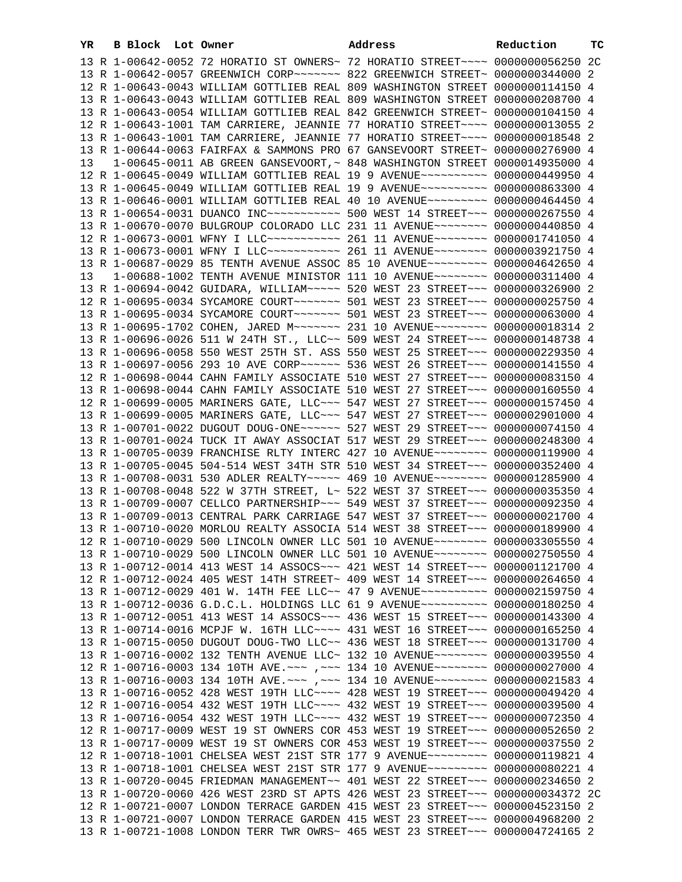| YR | B | Block | Lot | Owner | Address | Reduction | TC |
|---|---|---|---|---|---|---|---|
| 13 | R | 1-00642-0052 | | 72 HORATIO ST OWNERS~ | 72 HORATIO STREET~~~~ | 0000000056250 | 2C |
| 13 | R | 1-00642-0057 | | GREENWICH CORP~~~~~~~ | 822 GREENWICH STREET~ | 0000000344000 | 2 |
| 12 | R | 1-00643-0043 | | WILLIAM GOTTLIEB REAL | 809 WASHINGTON STREET | 0000000114150 | 4 |
| 13 | R | 1-00643-0043 | | WILLIAM GOTTLIEB REAL | 809 WASHINGTON STREET | 0000000208700 | 4 |
| 13 | R | 1-00643-0054 | | WILLIAM GOTTLIEB REAL | 842 GREENWICH STREET~ | 0000000104150 | 4 |
| 12 | R | 1-00643-1001 | | TAM CARRIERE, JEANNIE | 77 HORATIO STREET~~~~ | 0000000013055 | 2 |
| 13 | R | 1-00643-1001 | | TAM CARRIERE, JEANNIE | 77 HORATIO STREET~~~~ | 0000000018548 | 2 |
| 13 | R | 1-00644-0063 | | FAIRFAX & SAMMONS PRO | 67 GANSEVOORT STREET~ | 0000000276900 | 4 |
| 13 | | 1-00645-0011 | | AB GREEN GANSEVOORT,~ | 848 WASHINGTON STREET | 0000014935000 | 4 |
| 12 | R | 1-00645-0049 | | WILLIAM GOTTLIEB REAL | 19 9 AVENUE~~~~~~~~~~ | 0000000449950 | 4 |
| 13 | R | 1-00645-0049 | | WILLIAM GOTTLIEB REAL | 19 9 AVENUE~~~~~~~~~~ | 0000000863300 | 4 |
| 13 | R | 1-00646-0001 | | WILLIAM GOTTLIEB REAL | 40 10 AVENUE~~~~~~~~~ | 0000000464450 | 4 |
| 13 | R | 1-00654-0031 | | DUANCO INC~~~~~~~~~~~ | 500 WEST 14 STREET~~~ | 0000000267550 | 4 |
| 13 | R | 1-00670-0070 | | BULGROUP COLORADO LLC | 231 11 AVENUE~~~~~~~~ | 0000000440850 | 4 |
| 12 | R | 1-00673-0001 | | WFNY I LLC~~~~~~~~~~~ | 261 11 AVENUE~~~~~~~~ | 0000001741050 | 4 |
| 13 | R | 1-00673-0001 | | WFNY I LLC~~~~~~~~~~~ | 261 11 AVENUE~~~~~~~~ | 0000003921750 | 4 |
| 13 | R | 1-00687-0029 | | 85 TENTH AVENUE ASSOC | 85 10 AVENUE~~~~~~~~~ | 0000004642650 | 4 |
| 13 | | 1-00688-1002 | | TENTH AVENUE MINISTOR | 111 10 AVENUE~~~~~~~~ | 0000000311400 | 4 |
| 13 | R | 1-00694-0042 | | GUIDARA, WILLIAM~~~~~ | 520 WEST 23 STREET~~~ | 0000000326900 | 2 |
| 12 | R | 1-00695-0034 | | SYCAMORE COURT~~~~~~~ | 501 WEST 23 STREET~~~ | 0000000025750 | 4 |
| 13 | R | 1-00695-0034 | | SYCAMORE COURT~~~~~~~ | 501 WEST 23 STREET~~~ | 0000000063000 | 4 |
| 13 | R | 1-00695-1702 | | COHEN, JARED M~~~~~~~ | 231 10 AVENUE~~~~~~~~ | 0000000018314 | 2 |
| 13 | R | 1-00696-0026 | | 511 W 24TH ST., LLC~~ | 509 WEST 24 STREET~~~ | 0000000148738 | 4 |
| 13 | R | 1-00696-0058 | | 550 WEST 25TH ST. ASS | 550 WEST 25 STREET~~~ | 0000000229350 | 4 |
| 13 | R | 1-00697-0056 | | 293 10 AVE CORP~~~~~~ | 536 WEST 26 STREET~~~ | 0000000141550 | 4 |
| 12 | R | 1-00698-0044 | | CAHN FAMILY ASSOCIATE | 510 WEST 27 STREET~~~ | 0000000083150 | 4 |
| 13 | R | 1-00698-0044 | | CAHN FAMILY ASSOCIATE | 510 WEST 27 STREET~~~ | 0000000160550 | 4 |
| 12 | R | 1-00699-0005 | | MARINERS GATE, LLC~~~ | 547 WEST 27 STREET~~~ | 0000000157450 | 4 |
| 13 | R | 1-00699-0005 | | MARINERS GATE, LLC~~~ | 547 WEST 27 STREET~~~ | 0000002901000 | 4 |
| 13 | R | 1-00701-0022 | | DUGOUT DOUG-ONE~~~~~~ | 527 WEST 29 STREET~~~ | 0000000074150 | 4 |
| 13 | R | 1-00701-0024 | | TUCK IT AWAY ASSOCIAT | 517 WEST 29 STREET~~~ | 0000000248300 | 4 |
| 13 | R | 1-00705-0039 | | FRANCHISE RLTY INTERC | 427 10 AVENUE~~~~~~~~ | 0000000119900 | 4 |
| 13 | R | 1-00705-0045 | | 504-514 WEST 34TH STR | 510 WEST 34 STREET~~~ | 0000000352400 | 4 |
| 13 | R | 1-00708-0031 | | 530 ADLER REALTY~~~~~ | 469 10 AVENUE~~~~~~~~ | 0000001285900 | 4 |
| 13 | R | 1-00708-0048 | | 522 W 37TH STREET, L~ | 522 WEST 37 STREET~~~ | 0000000035350 | 4 |
| 13 | R | 1-00709-0007 | | CELLCO PARTNERSHIP~~~ | 549 WEST 37 STREET~~~ | 0000000092350 | 4 |
| 13 | R | 1-00709-0013 | | CENTRAL PARK CARRIAGE | 547 WEST 37 STREET~~~ | 0000000021700 | 4 |
| 13 | R | 1-00710-0020 | | MORLOU REALTY ASSOCIA | 514 WEST 38 STREET~~~ | 0000000189900 | 4 |
| 12 | R | 1-00710-0029 | | 500 LINCOLN OWNER LLC | 501 10 AVENUE~~~~~~~~ | 0000003305550 | 4 |
| 13 | R | 1-00710-0029 | | 500 LINCOLN OWNER LLC | 501 10 AVENUE~~~~~~~~ | 0000002750550 | 4 |
| 13 | R | 1-00712-0014 | | 413 WEST 14 ASSOCS~~~ | 421 WEST 14 STREET~~~ | 0000001121700 | 4 |
| 12 | R | 1-00712-0024 | | 405 WEST 14TH STREET~ | 409 WEST 14 STREET~~~ | 0000000264650 | 4 |
| 13 | R | 1-00712-0029 | | 401 W. 14TH FEE LLC~~ | 47 9 AVENUE~~~~~~~~~~ | 0000002159750 | 4 |
| 13 | R | 1-00712-0036 | | G.D.C.L. HOLDINGS LLC | 61 9 AVENUE~~~~~~~~~~ | 0000000180250 | 4 |
| 13 | R | 1-00712-0051 | | 413 WEST 14 ASSOCS~~~ | 436 WEST 15 STREET~~~ | 0000000143300 | 4 |
| 13 | R | 1-00714-0016 | | MCPJF W. 16TH LLC~~~~ | 431 WEST 16 STREET~~~ | 0000000165250 | 4 |
| 13 | R | 1-00715-0050 | | DUGOUT DOUG-TWO LLC~~ | 436 WEST 18 STREET~~~ | 0000000131700 | 4 |
| 13 | R | 1-00716-0002 | | 132 TENTH AVENUE LLC~ | 132 10 AVENUE~~~~~~~~ | 0000000039550 | 4 |
| 12 | R | 1-00716-0003 | | 134 10TH AVE.~~~ ,~~~ | 134 10 AVENUE~~~~~~~~ | 0000000027000 | 4 |
| 13 | R | 1-00716-0003 | | 134 10TH AVE.~~~ ,~~~ | 134 10 AVENUE~~~~~~~~ | 0000000021583 | 4 |
| 13 | R | 1-00716-0052 | | 428 WEST 19TH LLC~~~~ | 428 WEST 19 STREET~~~ | 0000000049420 | 4 |
| 12 | R | 1-00716-0054 | | 432 WEST 19TH LLC~~~~ | 432 WEST 19 STREET~~~ | 0000000039500 | 4 |
| 13 | R | 1-00716-0054 | | 432 WEST 19TH LLC~~~~ | 432 WEST 19 STREET~~~ | 0000000072350 | 4 |
| 12 | R | 1-00717-0009 | | WEST 19 ST OWNERS COR | 453 WEST 19 STREET~~~ | 0000000052650 | 2 |
| 13 | R | 1-00717-0009 | | WEST 19 ST OWNERS COR | 453 WEST 19 STREET~~~ | 0000000037550 | 2 |
| 12 | R | 1-00718-1001 | | CHELSEA WEST 21ST STR | 177 9 AVENUE~~~~~~~~~ | 0000000119821 | 4 |
| 13 | R | 1-00718-1001 | | CHELSEA WEST 21ST STR | 177 9 AVENUE~~~~~~~~~ | 0000000080221 | 4 |
| 13 | R | 1-00720-0045 | | FRIEDMAN MANAGEMENT~~ | 401 WEST 22 STREET~~~ | 0000000234650 | 2 |
| 13 | R | 1-00720-0060 | | 426 WEST 23RD ST APTS | 426 WEST 23 STREET~~~ | 0000000034372 | 2C |
| 12 | R | 1-00721-0007 | | LONDON TERRACE GARDEN | 415 WEST 23 STREET~~~ | 0000004523150 | 2 |
| 13 | R | 1-00721-0007 | | LONDON TERRACE GARDEN | 415 WEST 23 STREET~~~ | 0000004968200 | 2 |
| 13 | R | 1-00721-1008 | | LONDON TERR TWR OWRS~ | 465 WEST 23 STREET~~~ | 0000004724165 | 2 |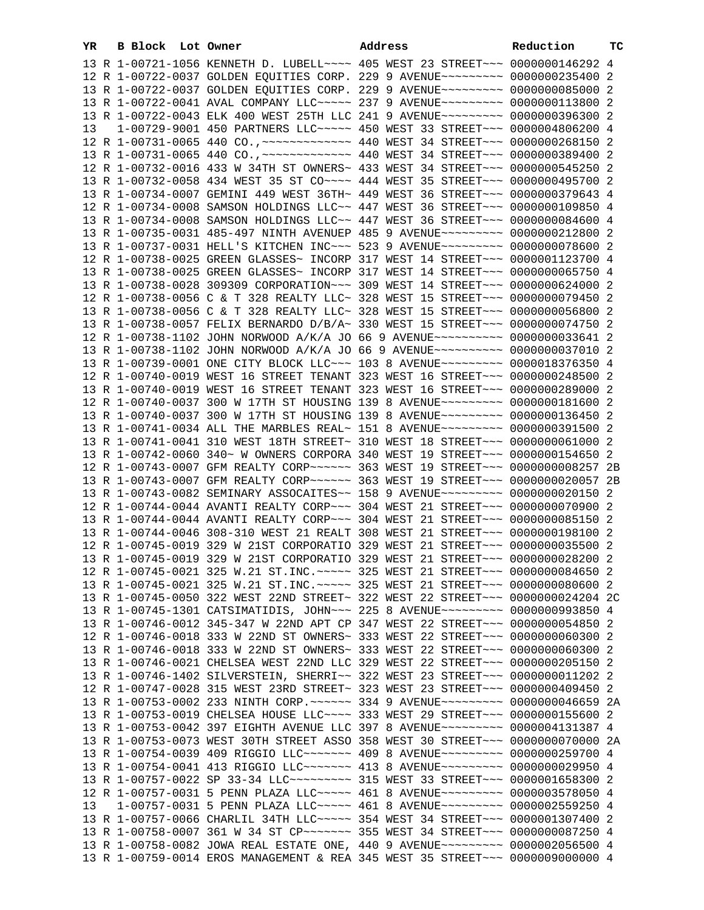| YR | B | Block | Lot | Owner | Address | Reduction | TC |
|---|---|---|---|---|---|---|---|
| 13 | R | 1-00721-1056 | | KENNETH D. LUBELL~~~~ | 405 WEST 23 STREET~~~ | 0000000146292 | 4 |
| 12 | R | 1-00722-0037 | | GOLDEN EQUITIES CORP. | 229 9 AVENUE~~~~~~~~~ | 0000000235400 | 2 |
| 13 | R | 1-00722-0037 | | GOLDEN EQUITIES CORP. | 229 9 AVENUE~~~~~~~~~ | 0000000085000 | 2 |
| 13 | R | 1-00722-0041 | | AVAL COMPANY LLC~~~~~ | 237 9 AVENUE~~~~~~~~~ | 0000000113800 | 2 |
| 13 | R | 1-00722-0043 | | ELK 400 WEST 25TH LLC | 241 9 AVENUE~~~~~~~~~ | 0000000396300 | 2 |
| 13 | | 1-00729-9001 | | 450 PARTNERS LLC~~~~~ | 450 WEST 33 STREET~~~ | 0000004806200 | 4 |
| 12 | R | 1-00731-0065 | | 440 CO.,~~~~~~~~~~~~~ | 440 WEST 34 STREET~~~ | 0000000268150 | 2 |
| 13 | R | 1-00731-0065 | | 440 CO.,~~~~~~~~~~~~~ | 440 WEST 34 STREET~~~ | 0000000389400 | 2 |
| 12 | R | 1-00732-0016 | | 433 W 34TH ST OWNERS~ | 433 WEST 34 STREET~~~ | 0000000545250 | 2 |
| 13 | R | 1-00732-0058 | | 434 WEST 35 ST CO~~~~ | 444 WEST 35 STREET~~~ | 0000000495700 | 2 |
| 13 | R | 1-00734-0007 | | GEMINI 449 WEST 36TH~ | 449 WEST 36 STREET~~~ | 0000000379643 | 4 |
| 12 | R | 1-00734-0008 | | SAMSON HOLDINGS LLC~~ | 447 WEST 36 STREET~~~ | 0000000109850 | 4 |
| 13 | R | 1-00734-0008 | | SAMSON HOLDINGS LLC~~ | 447 WEST 36 STREET~~~ | 0000000084600 | 4 |
| 13 | R | 1-00735-0031 | | 485-497 NINTH AVENUEP | 485 9 AVENUE~~~~~~~~~ | 0000000212800 | 2 |
| 13 | R | 1-00737-0031 | | HELL'S KITCHEN INC~~~ | 523 9 AVENUE~~~~~~~~~ | 0000000078600 | 2 |
| 12 | R | 1-00738-0025 | | GREEN GLASSES~ INCORP | 317 WEST 14 STREET~~~ | 0000001123700 | 4 |
| 13 | R | 1-00738-0025 | | GREEN GLASSES~ INCORP | 317 WEST 14 STREET~~~ | 0000000065750 | 4 |
| 13 | R | 1-00738-0028 | | 309309 CORPORATION~~~ | 309 WEST 14 STREET~~~ | 0000000624000 | 2 |
| 12 | R | 1-00738-0056 | | C & T 328 REALTY LLC~ | 328 WEST 15 STREET~~~ | 0000000079450 | 2 |
| 13 | R | 1-00738-0056 | | C & T 328 REALTY LLC~ | 328 WEST 15 STREET~~~ | 0000000056800 | 2 |
| 13 | R | 1-00738-0057 | | FELIX BERNARDO D/B/A~ | 330 WEST 15 STREET~~~ | 0000000074750 | 2 |
| 12 | R | 1-00738-1102 | | JOHN NORWOOD A/K/A JO | 66 9 AVENUE~~~~~~~~~~ | 0000000033641 | 2 |
| 13 | R | 1-00738-1102 | | JOHN NORWOOD A/K/A JO | 66 9 AVENUE~~~~~~~~~~ | 0000000037010 | 2 |
| 13 | R | 1-00739-0001 | | ONE CITY BLOCK LLC~~~ | 103 8 AVENUE~~~~~~~~~ | 0000018376350 | 4 |
| 12 | R | 1-00740-0019 | | WEST 16 STREET TENANT | 323 WEST 16 STREET~~~ | 0000000248500 | 2 |
| 13 | R | 1-00740-0019 | | WEST 16 STREET TENANT | 323 WEST 16 STREET~~~ | 0000000289000 | 2 |
| 12 | R | 1-00740-0037 | | 300 W 17TH ST HOUSING | 139 8 AVENUE~~~~~~~~~ | 0000000181600 | 2 |
| 13 | R | 1-00740-0037 | | 300 W 17TH ST HOUSING | 139 8 AVENUE~~~~~~~~~ | 0000000136450 | 2 |
| 13 | R | 1-00741-0034 | | ALL THE MARBLES REAL~ | 151 8 AVENUE~~~~~~~~~ | 0000000391500 | 2 |
| 13 | R | 1-00741-0041 | | 310 WEST 18TH STREET~ | 310 WEST 18 STREET~~~ | 0000000061000 | 2 |
| 13 | R | 1-00742-0060 | | 340~ W OWNERS CORPORA | 340 WEST 19 STREET~~~ | 0000000154650 | 2 |
| 12 | R | 1-00743-0007 | | GFM REALTY CORP~~~~~~ | 363 WEST 19 STREET~~~ | 0000000008257 | 2B |
| 13 | R | 1-00743-0007 | | GFM REALTY CORP~~~~~~ | 363 WEST 19 STREET~~~ | 0000000020057 | 2B |
| 13 | R | 1-00743-0082 | | SEMINARY ASSOCAITES~~ | 158 9 AVENUE~~~~~~~~~ | 0000000020150 | 2 |
| 12 | R | 1-00744-0044 | | AVANTI REALTY CORP~~~ | 304 WEST 21 STREET~~~ | 0000000070900 | 2 |
| 13 | R | 1-00744-0044 | | AVANTI REALTY CORP~~~ | 304 WEST 21 STREET~~~ | 0000000085150 | 2 |
| 13 | R | 1-00744-0046 | | 308-310 WEST 21 REALT | 308 WEST 21 STREET~~~ | 0000000198100 | 2 |
| 12 | R | 1-00745-0019 | | 329 W 21ST CORPORATIO | 329 WEST 21 STREET~~~ | 0000000035500 | 2 |
| 13 | R | 1-00745-0019 | | 329 W 21ST CORPORATIO | 329 WEST 21 STREET~~~ | 0000000028200 | 2 |
| 12 | R | 1-00745-0021 | | 325 W.21 ST.INC.~~~~~ | 325 WEST 21 STREET~~~ | 0000000084650 | 2 |
| 13 | R | 1-00745-0021 | | 325 W.21 ST.INC.~~~~~ | 325 WEST 21 STREET~~~ | 0000000080600 | 2 |
| 13 | R | 1-00745-0050 | | 322 WEST 22ND STREET~ | 322 WEST 22 STREET~~~ | 0000000024204 | 2C |
| 13 | R | 1-00745-1301 | | CATSIMATIDIS, JOHN~~~ | 225 8 AVENUE~~~~~~~~~ | 0000000993850 | 4 |
| 13 | R | 1-00746-0012 | | 345-347 W 22ND APT CP | 347 WEST 22 STREET~~~ | 0000000054850 | 2 |
| 12 | R | 1-00746-0018 | | 333 W 22ND ST OWNERS~ | 333 WEST 22 STREET~~~ | 0000000060300 | 2 |
| 13 | R | 1-00746-0018 | | 333 W 22ND ST OWNERS~ | 333 WEST 22 STREET~~~ | 0000000060300 | 2 |
| 13 | R | 1-00746-0021 | | CHELSEA WEST 22ND LLC | 329 WEST 22 STREET~~~ | 0000000205150 | 2 |
| 13 | R | 1-00746-1402 | | SILVERSTEIN, SHERRI~~ | 322 WEST 23 STREET~~~ | 0000000011202 | 2 |
| 12 | R | 1-00747-0028 | | 315 WEST 23RD STREET~ | 323 WEST 23 STREET~~~ | 0000000409450 | 2 |
| 13 | R | 1-00753-0002 | | 233 NINTH CORP.~~~~~~ | 334 9 AVENUE~~~~~~~~~ | 0000000046659 | 2A |
| 13 | R | 1-00753-0019 | | CHELSEA HOUSE LLC~~~~ | 333 WEST 29 STREET~~~ | 0000000155600 | 2 |
| 13 | R | 1-00753-0042 | | 397 EIGHTH AVENUE LLC | 397 8 AVENUE~~~~~~~~~ | 0000004131387 | 4 |
| 13 | R | 1-00753-0073 | | WEST 30TH STREET ASSO | 358 WEST 30 STREET~~~ | 0000000070000 | 2A |
| 13 | R | 1-00754-0039 | | 409 RIGGIO LLC~~~~~~~ | 409 8 AVENUE~~~~~~~~~ | 0000000259700 | 4 |
| 13 | R | 1-00754-0041 | | 413 RIGGIO LLC~~~~~~~ | 413 8 AVENUE~~~~~~~~~ | 0000000029950 | 4 |
| 13 | R | 1-00757-0022 | | SP 33-34 LLC~~~~~~~~~ | 315 WEST 33 STREET~~~ | 0000001658300 | 2 |
| 12 | R | 1-00757-0031 | | 5 PENN PLAZA LLC~~~~~ | 461 8 AVENUE~~~~~~~~~ | 0000003578050 | 4 |
| 13 | | 1-00757-0031 | | 5 PENN PLAZA LLC~~~~~ | 461 8 AVENUE~~~~~~~~~ | 0000002559250 | 4 |
| 13 | R | 1-00757-0066 | | CHARLIL 34TH LLC~~~~~ | 354 WEST 34 STREET~~~ | 0000001307400 | 2 |
| 13 | R | 1-00758-0007 | | 361 W 34 ST CP~~~~~~~ | 355 WEST 34 STREET~~~ | 0000000087250 | 4 |
| 13 | R | 1-00758-0082 | | JOWA REAL ESTATE ONE, | 440 9 AVENUE~~~~~~~~~ | 0000002056500 | 4 |
| 13 | R | 1-00759-0014 | | EROS MANAGEMENT & REA | 345 WEST 35 STREET~~~ | 0000009000000 | 4 |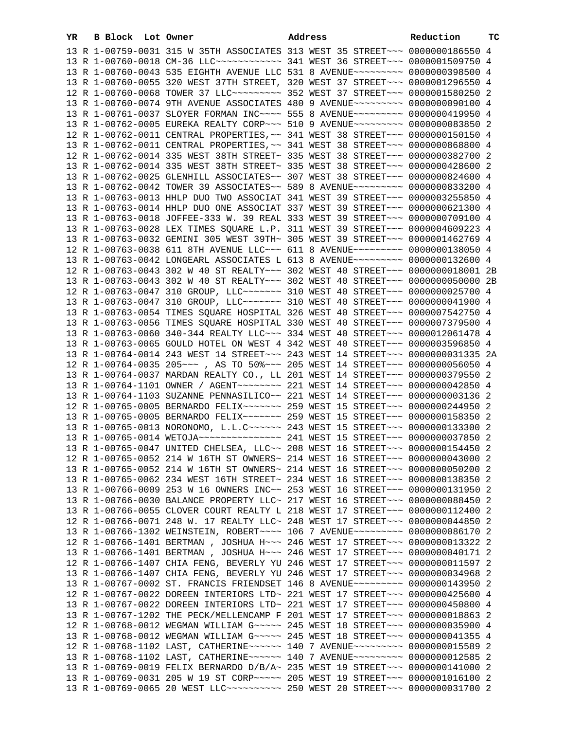| YR | B | Block | Lot | Owner | Address | Reduction | TC |
|---|---|---|---|---|---|---|---|
| 13 | R | 1-00759-0031 | | 315 W 35TH ASSOCIATES | 313 WEST 35 STREET~~~ | 0000000186550 | 4 |
| 13 | R | 1-00760-0018 | | CM-36 LLC~~~~~~~~~~~~ | 341 WEST 36 STREET~~~ | 0000001509750 | 4 |
| 13 | R | 1-00760-0043 | | 535 EIGHTH AVENUE LLC | 531 8 AVENUE~~~~~~~~~ | 0000000398500 | 4 |
| 13 | R | 1-00760-0055 | | 320 WEST 37TH STREET, | 320 WEST 37 STREET~~~ | 0000001296550 | 4 |
| 12 | R | 1-00760-0068 | | TOWER 37 LLC~~~~~~~~~ | 352 WEST 37 STREET~~~ | 0000001580250 | 2 |
| 13 | R | 1-00760-0074 | | 9TH AVENUE ASSOCIATES | 480 9 AVENUE~~~~~~~~~ | 0000000090100 | 4 |
| 13 | R | 1-00761-0037 | | SLOYER FORMAN INC~~~~ | 555 8 AVENUE~~~~~~~~~ | 0000000419950 | 4 |
| 13 | R | 1-00762-0005 | | EUREKA REALTY CORP~~~ | 510 9 AVENUE~~~~~~~~~ | 0000000083850 | 2 |
| 12 | R | 1-00762-0011 | | CENTRAL PROPERTIES,~~ | 341 WEST 38 STREET~~~ | 0000000150150 | 4 |
| 13 | R | 1-00762-0011 | | CENTRAL PROPERTIES,~~ | 341 WEST 38 STREET~~~ | 0000000868800 | 4 |
| 12 | R | 1-00762-0014 | | 335 WEST 38TH STREET~ | 335 WEST 38 STREET~~~ | 0000000382700 | 2 |
| 13 | R | 1-00762-0014 | | 335 WEST 38TH STREET~ | 335 WEST 38 STREET~~~ | 0000000428600 | 2 |
| 13 | R | 1-00762-0025 | | GLENHILL ASSOCIATES~~ | 307 WEST 38 STREET~~~ | 0000000824600 | 4 |
| 13 | R | 1-00762-0042 | | TOWER 39 ASSOCIATES~~ | 589 8 AVENUE~~~~~~~~~ | 0000000833200 | 4 |
| 13 | R | 1-00763-0013 | | HHLP DUO TWO ASSOCIAT | 341 WEST 39 STREET~~~ | 0000003255850 | 4 |
| 13 | R | 1-00763-0014 | | HHLP DUO ONE ASSOCIAT | 337 WEST 39 STREET~~~ | 0000000621300 | 4 |
| 13 | R | 1-00763-0018 | | JOFFEE-333 W. 39 REAL | 333 WEST 39 STREET~~~ | 0000000709100 | 4 |
| 13 | R | 1-00763-0028 | | LEX TIMES SQUARE L.P. | 311 WEST 39 STREET~~~ | 0000004609223 | 4 |
| 13 | R | 1-00763-0032 | | GEMINI 305 WEST 39TH~ | 305 WEST 39 STREET~~~ | 0000001462769 | 4 |
| 12 | R | 1-00763-0038 | | 611 8TH AVENUE LLC~~~ | 611 8 AVENUE~~~~~~~~~ | 0000000138050 | 4 |
| 13 | R | 1-00763-0042 | | LONGEARL ASSOCIATES L | 613 8 AVENUE~~~~~~~~~ | 0000000132600 | 4 |
| 12 | R | 1-00763-0043 | | 302 W 40 ST REALTY~~~ | 302 WEST 40 STREET~~~ | 0000000018001 | 2B |
| 13 | R | 1-00763-0043 | | 302 W 40 ST REALTY~~~ | 302 WEST 40 STREET~~~ | 0000000050000 | 2B |
| 12 | R | 1-00763-0047 | | 310 GROUP, LLC~~~~~~~ | 310 WEST 40 STREET~~~ | 0000000025700 | 4 |
| 13 | R | 1-00763-0047 | | 310 GROUP, LLC~~~~~~~ | 310 WEST 40 STREET~~~ | 0000000041900 | 4 |
| 13 | R | 1-00763-0054 | | TIMES SQUARE HOSPITAL | 326 WEST 40 STREET~~~ | 0000007542750 | 4 |
| 13 | R | 1-00763-0056 | | TIMES SQUARE HOSPITAL | 330 WEST 40 STREET~~~ | 0000007379500 | 4 |
| 13 | R | 1-00763-0060 | | 340-344 REALTY LLC~~~ | 334 WEST 40 STREET~~~ | 0000012061478 | 4 |
| 13 | R | 1-00763-0065 | | GOULD HOTEL ON WEST 4 | 342 WEST 40 STREET~~~ | 0000003596850 | 4 |
| 13 | R | 1-00764-0014 | | 243 WEST 14 STREET~~~ | 243 WEST 14 STREET~~~ | 0000000031335 | 2A |
| 12 | R | 1-00764-0035 | | 205~~~ , AS TO 50%~~~ | 205 WEST 14 STREET~~~ | 0000000056050 | 4 |
| 13 | R | 1-00764-0037 | | MARDAN REALTY CO., LL | 201 WEST 14 STREET~~~ | 0000000379550 | 2 |
| 13 | R | 1-00764-1101 | | OWNER / AGENT~~~~~~~~ | 221 WEST 14 STREET~~~ | 0000000042850 | 4 |
| 13 | R | 1-00764-1103 | | SUZANNE PENNASILICO~~ | 221 WEST 14 STREET~~~ | 0000000003136 | 2 |
| 12 | R | 1-00765-0005 | | BERNARDO FELIX~~~~~~~ | 259 WEST 15 STREET~~~ | 0000000244950 | 2 |
| 13 | R | 1-00765-0005 | | BERNARDO FELIX~~~~~~~ | 259 WEST 15 STREET~~~ | 0000000158350 | 2 |
| 13 | R | 1-00765-0013 | | NORONOMO, L.L.C~~~~~~ | 243 WEST 15 STREET~~~ | 0000000133300 | 2 |
| 13 | R | 1-00765-0014 | | WETOJA~~~~~~~~~~~~~~~ | 241 WEST 15 STREET~~~ | 0000000037850 | 2 |
| 13 | R | 1-00765-0047 | | UNITED CHELSEA, LLC~~ | 208 WEST 16 STREET~~~ | 0000000154450 | 2 |
| 12 | R | 1-00765-0052 | | 214 W 16TH ST OWNERS~ | 214 WEST 16 STREET~~~ | 0000000043000 | 2 |
| 13 | R | 1-00765-0052 | | 214 W 16TH ST OWNERS~ | 214 WEST 16 STREET~~~ | 0000000050200 | 2 |
| 13 | R | 1-00765-0062 | | 234 WEST 16TH STREET~ | 234 WEST 16 STREET~~~ | 0000000138350 | 2 |
| 13 | R | 1-00766-0009 | | 253 W 16 OWNERS INC~~ | 253 WEST 16 STREET~~~ | 0000000131950 | 2 |
| 13 | R | 1-00766-0030 | | BALANCE PROPERTY LLC~ | 217 WEST 16 STREET~~~ | 0000000088450 | 2 |
| 13 | R | 1-00766-0055 | | CLOVER COURT REALTY L | 218 WEST 17 STREET~~~ | 0000000112400 | 2 |
| 12 | R | 1-00766-0071 | | 248 W. 17 REALTY LLC~ | 248 WEST 17 STREET~~~ | 0000000044850 | 2 |
| 13 | R | 1-00766-1302 | | WEINSTEIN, ROBERT~~~~ | 106 7 AVENUE~~~~~~~~~ | 0000000086170 | 2 |
| 12 | R | 1-00766-1401 | | BERTMAN , JOSHUA H~~~ | 246 WEST 17 STREET~~~ | 0000000013322 | 2 |
| 13 | R | 1-00766-1401 | | BERTMAN , JOSHUA H~~~ | 246 WEST 17 STREET~~~ | 0000000040171 | 2 |
| 12 | R | 1-00766-1407 | | CHIA FENG, BEVERLY YU | 246 WEST 17 STREET~~~ | 0000000011597 | 2 |
| 13 | R | 1-00766-1407 | | CHIA FENG, BEVERLY YU | 246 WEST 17 STREET~~~ | 0000000034968 | 2 |
| 13 | R | 1-00767-0002 | | ST. FRANCIS FRIENDSET | 146 8 AVENUE~~~~~~~~~ | 0000000143950 | 2 |
| 12 | R | 1-00767-0022 | | DOREEN INTERIORS LTD~ | 221 WEST 17 STREET~~~ | 0000000425600 | 4 |
| 13 | R | 1-00767-0022 | | DOREEN INTERIORS LTD~ | 221 WEST 17 STREET~~~ | 0000000450800 | 4 |
| 13 | R | 1-00767-1202 | | THE PECK/MELLENCAMP F | 201 WEST 17 STREET~~~ | 0000000018863 | 2 |
| 12 | R | 1-00768-0012 | | WEGMAN WILLIAM G~~~~~ | 245 WEST 18 STREET~~~ | 0000000035900 | 4 |
| 13 | R | 1-00768-0012 | | WEGMAN WILLIAM G~~~~~ | 245 WEST 18 STREET~~~ | 0000000041355 | 4 |
| 12 | R | 1-00768-1102 | | LAST, CATHERINE~~~~~~ | 140 7 AVENUE~~~~~~~~~ | 0000000015589 | 2 |
| 13 | R | 1-00768-1102 | | LAST, CATHERINE~~~~~~ | 140 7 AVENUE~~~~~~~~~ | 0000000012585 | 2 |
| 13 | R | 1-00769-0019 | | FELIX BERNARDO D/B/A~ | 235 WEST 19 STREET~~~ | 0000000141000 | 2 |
| 13 | R | 1-00769-0031 | | 205 W 19 ST CORP~~~~~ | 205 WEST 19 STREET~~~ | 0000001016100 | 2 |
| 13 | R | 1-00769-0065 | | 20 WEST LLC~~~~~~~~~~ | 250 WEST 20 STREET~~~ | 0000000031700 | 2 |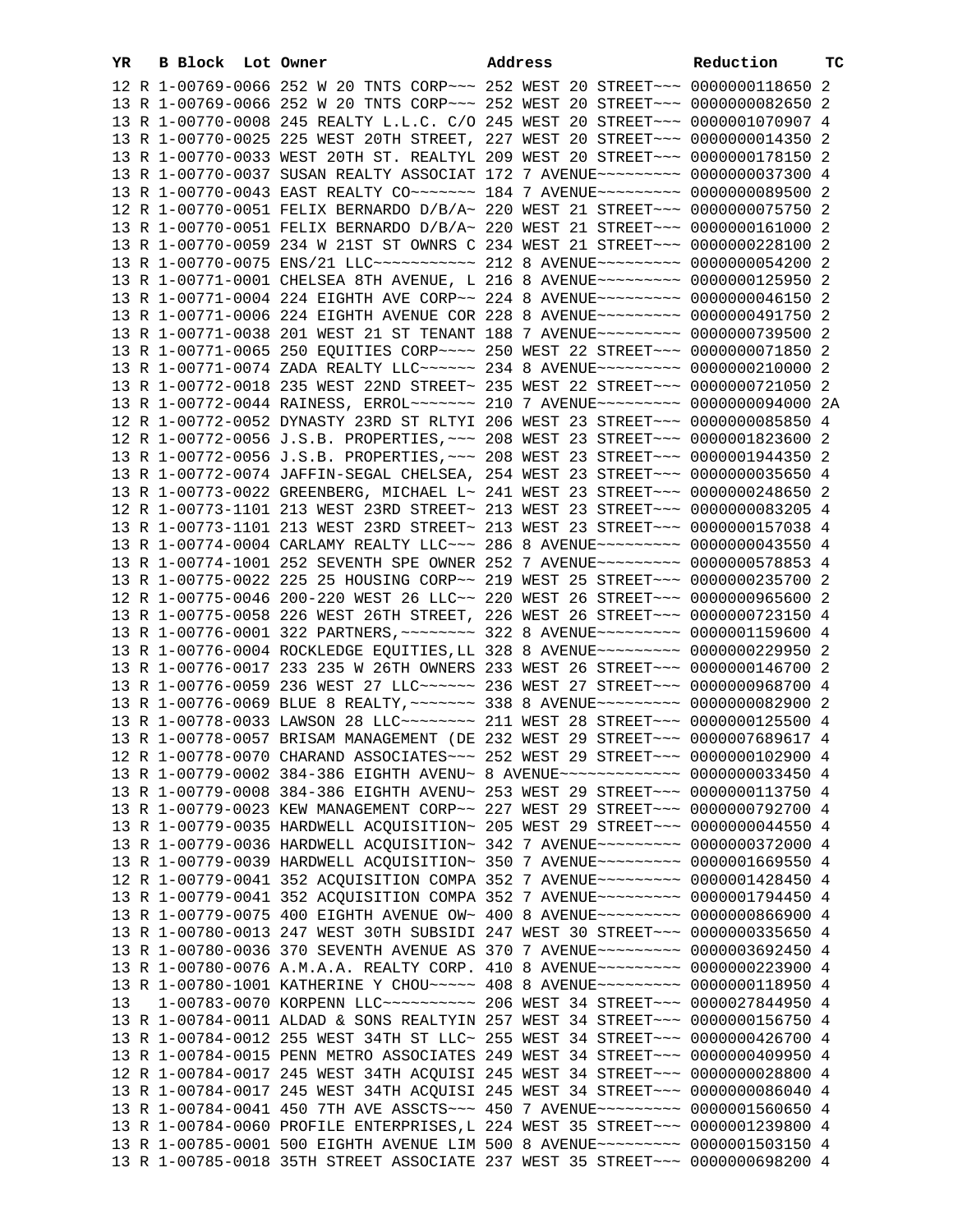| YR | B | Block | Lot | Owner | Address | Reduction | TC |
|---|---|---|---|---|---|---|---|
| 12 | R | 1-00769-0066 | | 252 W 20 TNTS CORP~~~ | 252 WEST 20 STREET~~~ | 0000000118650 | 2 |
| 13 | R | 1-00769-0066 | | 252 W 20 TNTS CORP~~~ | 252 WEST 20 STREET~~~ | 0000000082650 | 2 |
| 13 | R | 1-00770-0008 | | 245 REALTY L.L.C. C/O | 245 WEST 20 STREET~~~ | 0000001070907 | 4 |
| 13 | R | 1-00770-0025 | | 225 WEST 20TH STREET, | 227 WEST 20 STREET~~~ | 0000000014350 | 2 |
| 13 | R | 1-00770-0033 | | WEST 20TH ST. REALTYL | 209 WEST 20 STREET~~~ | 0000000178150 | 2 |
| 13 | R | 1-00770-0037 | | SUSAN REALTY ASSOCIAT | 172 7 AVENUE~~~~~~~~~ | 0000000037300 | 4 |
| 13 | R | 1-00770-0043 | | EAST REALTY CO~~~~~~~ | 184 7 AVENUE~~~~~~~~~ | 0000000089500 | 2 |
| 12 | R | 1-00770-0051 | | FELIX BERNARDO D/B/A~ | 220 WEST 21 STREET~~~ | 0000000075750 | 2 |
| 13 | R | 1-00770-0051 | | FELIX BERNARDO D/B/A~ | 220 WEST 21 STREET~~~ | 0000000161000 | 2 |
| 13 | R | 1-00770-0059 | | 234 W 21ST ST OWNRS C | 234 WEST 21 STREET~~~ | 0000000228100 | 2 |
| 13 | R | 1-00770-0075 | | ENS/21 LLC~~~~~~~~~~~ | 212 8 AVENUE~~~~~~~~~ | 0000000054200 | 2 |
| 13 | R | 1-00771-0001 | | CHELSEA 8TH AVENUE, L | 216 8 AVENUE~~~~~~~~~ | 0000000125950 | 2 |
| 13 | R | 1-00771-0004 | | 224 EIGHTH AVE CORP~~ | 224 8 AVENUE~~~~~~~~~ | 0000000046150 | 2 |
| 13 | R | 1-00771-0006 | | 224 EIGHTH AVENUE COR | 228 8 AVENUE~~~~~~~~~ | 0000000491750 | 2 |
| 13 | R | 1-00771-0038 | | 201 WEST 21 ST TENANT | 188 7 AVENUE~~~~~~~~~ | 0000000739500 | 2 |
| 13 | R | 1-00771-0065 | | 250 EQUITIES CORP~~~~ | 250 WEST 22 STREET~~~ | 0000000071850 | 2 |
| 13 | R | 1-00771-0074 | | ZADA REALTY LLC~~~~~~ | 234 8 AVENUE~~~~~~~~~ | 0000000210000 | 2 |
| 13 | R | 1-00772-0018 | | 235 WEST 22ND STREET~ | 235 WEST 22 STREET~~~ | 0000000721050 | 2 |
| 13 | R | 1-00772-0044 | | RAINESS, ERROL~~~~~~~ | 210 7 AVENUE~~~~~~~~~ | 0000000094000 | 2A |
| 12 | R | 1-00772-0052 | | DYNASTY 23RD ST RLTYI | 206 WEST 23 STREET~~~ | 0000000085850 | 4 |
| 12 | R | 1-00772-0056 | | J.S.B. PROPERTIES,~~~ | 208 WEST 23 STREET~~~ | 0000001823600 | 2 |
| 13 | R | 1-00772-0056 | | J.S.B. PROPERTIES,~~~ | 208 WEST 23 STREET~~~ | 0000001944350 | 2 |
| 13 | R | 1-00772-0074 | | JAFFIN-SEGAL CHELSEA, | 254 WEST 23 STREET~~~ | 0000000035650 | 4 |
| 13 | R | 1-00773-0022 | | GREENBERG, MICHAEL L~ | 241 WEST 23 STREET~~~ | 0000000248650 | 2 |
| 12 | R | 1-00773-1101 | | 213 WEST 23RD STREET~ | 213 WEST 23 STREET~~~ | 0000000083205 | 4 |
| 13 | R | 1-00773-1101 | | 213 WEST 23RD STREET~ | 213 WEST 23 STREET~~~ | 0000000157038 | 4 |
| 13 | R | 1-00774-0004 | | CARLAMY REALTY LLC~~~ | 286 8 AVENUE~~~~~~~~~ | 0000000043550 | 4 |
| 13 | R | 1-00774-1001 | | 252 SEVENTH SPE OWNER | 252 7 AVENUE~~~~~~~~~ | 0000000578853 | 4 |
| 13 | R | 1-00775-0022 | | 225 25 HOUSING CORP~~ | 219 WEST 25 STREET~~~ | 0000000235700 | 2 |
| 12 | R | 1-00775-0046 | | 200-220 WEST 26 LLC~~ | 220 WEST 26 STREET~~~ | 0000000965600 | 2 |
| 13 | R | 1-00775-0058 | | 226 WEST 26TH STREET, | 226 WEST 26 STREET~~~ | 0000000723150 | 4 |
| 13 | R | 1-00776-0001 | | 322 PARTNERS,~~~~~~~~ | 322 8 AVENUE~~~~~~~~~ | 0000001159600 | 4 |
| 13 | R | 1-00776-0004 | | ROCKLEDGE EQUITIES,LL | 328 8 AVENUE~~~~~~~~~ | 0000000229950 | 2 |
| 13 | R | 1-00776-0017 | | 233 235 W 26TH OWNERS | 233 WEST 26 STREET~~~ | 0000000146700 | 2 |
| 13 | R | 1-00776-0059 | | 236 WEST 27 LLC~~~~~~ | 236 WEST 27 STREET~~~ | 0000000968700 | 4 |
| 13 | R | 1-00776-0069 | | BLUE 8 REALTY,~~~~~~~ | 338 8 AVENUE~~~~~~~~~ | 0000000082900 | 2 |
| 13 | R | 1-00778-0033 | | LAWSON 28 LLC~~~~~~~~ | 211 WEST 28 STREET~~~ | 0000000125500 | 4 |
| 13 | R | 1-00778-0057 | | BRISAM MANAGEMENT (DE | 232 WEST 29 STREET~~~ | 0000007689617 | 4 |
| 12 | R | 1-00778-0070 | | CHARAND ASSOCIATES~~~ | 252 WEST 29 STREET~~~ | 0000000102900 | 4 |
| 13 | R | 1-00779-0002 | | 384-386 EIGHTH AVENU~ | 8 AVENUE~~~~~~~~~~~~~ | 0000000033450 | 4 |
| 13 | R | 1-00779-0008 | | 384-386 EIGHTH AVENU~ | 253 WEST 29 STREET~~~ | 0000000113750 | 4 |
| 13 | R | 1-00779-0023 | | KEW MANAGEMENT CORP~~ | 227 WEST 29 STREET~~~ | 0000000792700 | 4 |
| 13 | R | 1-00779-0035 | | HARDWELL ACQUISITION~ | 205 WEST 29 STREET~~~ | 0000000044550 | 4 |
| 13 | R | 1-00779-0036 | | HARDWELL ACQUISITION~ | 342 7 AVENUE~~~~~~~~~ | 0000000372000 | 4 |
| 13 | R | 1-00779-0039 | | HARDWELL ACQUISITION~ | 350 7 AVENUE~~~~~~~~~ | 0000001669550 | 4 |
| 12 | R | 1-00779-0041 | | 352 ACQUISITION COMPA | 352 7 AVENUE~~~~~~~~~ | 0000001428450 | 4 |
| 13 | R | 1-00779-0041 | | 352 ACQUISITION COMPA | 352 7 AVENUE~~~~~~~~~ | 0000001794450 | 4 |
| 13 | R | 1-00779-0075 | | 400 EIGHTH AVENUE OW~ | 400 8 AVENUE~~~~~~~~~ | 0000000866900 | 4 |
| 13 | R | 1-00780-0013 | | 247 WEST 30TH SUBSIDI | 247 WEST 30 STREET~~~ | 0000000335650 | 4 |
| 13 | R | 1-00780-0036 | | 370 SEVENTH AVENUE AS | 370 7 AVENUE~~~~~~~~~ | 0000003692450 | 4 |
| 13 | R | 1-00780-0076 | | A.M.A.A. REALTY CORP. | 410 8 AVENUE~~~~~~~~~ | 0000000223900 | 4 |
| 13 | R | 1-00780-1001 | | KATHERINE Y CHOU~~~~~ | 408 8 AVENUE~~~~~~~~~ | 0000000118950 | 4 |
| 13 | | 1-00783-0070 | | KORPENN LLC~~~~~~~~~~ | 206 WEST 34 STREET~~~ | 0000027844950 | 4 |
| 13 | R | 1-00784-0011 | | ALDAD & SONS REALTYIN | 257 WEST 34 STREET~~~ | 0000000156750 | 4 |
| 13 | R | 1-00784-0012 | | 255 WEST 34TH ST LLC~ | 255 WEST 34 STREET~~~ | 0000000426700 | 4 |
| 13 | R | 1-00784-0015 | | PENN METRO ASSOCIATES | 249 WEST 34 STREET~~~ | 0000000409950 | 4 |
| 12 | R | 1-00784-0017 | | 245 WEST 34TH ACQUISI | 245 WEST 34 STREET~~~ | 0000000028800 | 4 |
| 13 | R | 1-00784-0017 | | 245 WEST 34TH ACQUISI | 245 WEST 34 STREET~~~ | 0000000086040 | 4 |
| 13 | R | 1-00784-0041 | | 450 7TH AVE ASSCTS~~~ | 450 7 AVENUE~~~~~~~~~ | 0000001560650 | 4 |
| 13 | R | 1-00784-0060 | | PROFILE ENTERPRISES,L | 224 WEST 35 STREET~~~ | 0000001239800 | 4 |
| 13 | R | 1-00785-0001 | | 500 EIGHTH AVENUE LIM | 500 8 AVENUE~~~~~~~~~ | 0000001503150 | 4 |
| 13 | R | 1-00785-0018 | | 35TH STREET ASSOCIATE | 237 WEST 35 STREET~~~ | 0000000698200 | 4 |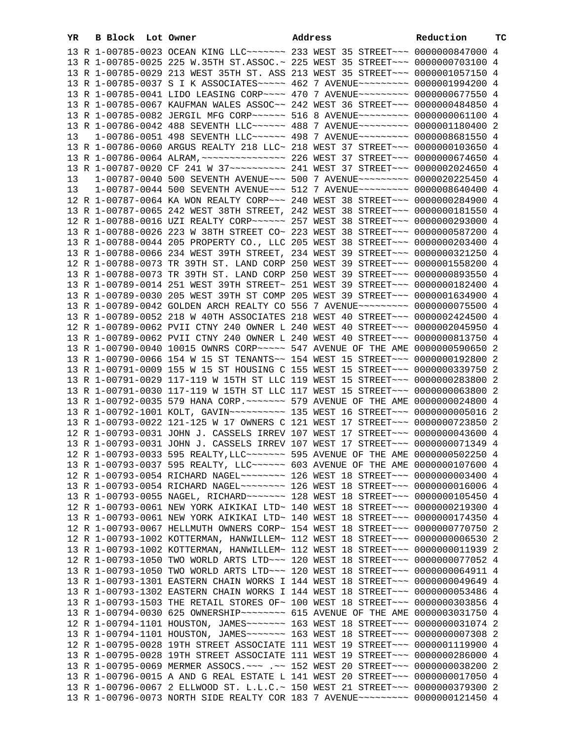| YR | B | Block | Lot | Owner | Address | Reduction | TC |
|---|---|---|---|---|---|---|---|
| 13 | R | 1-00785-0023 | | OCEAN KING LLC~~~~~~~ | 233 WEST 35 STREET~~~ | 0000000847000 | 4 |
| 13 | R | 1-00785-0025 | | 225 W.35TH ST.ASSOC.~ | 225 WEST 35 STREET~~~ | 0000000703100 | 4 |
| 13 | R | 1-00785-0029 | | 213 WEST 35TH ST. ASS | 213 WEST 35 STREET~~~ | 0000001057150 | 4 |
| 13 | R | 1-00785-0037 | | S I K ASSOCIATES~~~~~ | 462 7 AVENUE~~~~~~~~~ | 0000001994200 | 4 |
| 13 | R | 1-00785-0041 | | LIDO LEASING CORP~~~~ | 470 7 AVENUE~~~~~~~~~ | 0000000677550 | 4 |
| 13 | R | 1-00785-0067 | | KAUFMAN WALES ASSOC~~ | 242 WEST 36 STREET~~~ | 0000000484850 | 4 |
| 13 | R | 1-00785-0082 | | JERGIL MFG CORP~~~~~~ | 516 8 AVENUE~~~~~~~~~ | 0000000061100 | 4 |
| 13 | R | 1-00786-0042 | | 488 SEVENTH LLC~~~~~~ | 488 7 AVENUE~~~~~~~~~ | 0000001180400 | 2 |
| 13 | | 1-00786-0051 | | 498 SEVENTH LLC~~~~~~ | 498 7 AVENUE~~~~~~~~~ | 0000008681550 | 4 |
| 13 | R | 1-00786-0060 | | ARGUS REALTY 218 LLC~ | 218 WEST 37 STREET~~~ | 0000000103650 | 4 |
| 13 | R | 1-00786-0064 | | ALRAM,~~~~~~~~~~~~~~~ | 226 WEST 37 STREET~~~ | 0000000674650 | 4 |
| 13 | R | 1-00787-0020 | | CF 241 W 37~~~~~~~~~~ | 241 WEST 37 STREET~~~ | 0000002024650 | 4 |
| 13 | | 1-00787-0040 | | 500 SEVENTH AVENUE~~~ | 500 7 AVENUE~~~~~~~~~ | 0000020225450 | 4 |
| 13 | | 1-00787-0044 | | 500 SEVENTH AVENUE~~~ | 512 7 AVENUE~~~~~~~~~ | 0000008640400 | 4 |
| 12 | R | 1-00787-0064 | | KA WON REALTY CORP~~~ | 240 WEST 38 STREET~~~ | 0000000284900 | 4 |
| 13 | R | 1-00787-0065 | | 242 WEST 38TH STREET, | 242 WEST 38 STREET~~~ | 0000000181550 | 4 |
| 12 | R | 1-00788-0016 | | UZI REALTY CORP~~~~~~ | 257 WEST 38 STREET~~~ | 0000000293000 | 4 |
| 13 | R | 1-00788-0026 | | 223 W 38TH STREET CO~ | 223 WEST 38 STREET~~~ | 0000000587200 | 4 |
| 13 | R | 1-00788-0044 | | 205 PROPERTY CO., LLC | 205 WEST 38 STREET~~~ | 0000000203400 | 4 |
| 13 | R | 1-00788-0066 | | 234 WEST 39TH STREET, | 234 WEST 39 STREET~~~ | 0000000321250 | 4 |
| 12 | R | 1-00788-0073 | | TR 39TH ST. LAND CORP | 250 WEST 39 STREET~~~ | 0000001558200 | 4 |
| 13 | R | 1-00788-0073 | | TR 39TH ST. LAND CORP | 250 WEST 39 STREET~~~ | 0000000893550 | 4 |
| 13 | R | 1-00789-0014 | | 251 WEST 39TH STREET~ | 251 WEST 39 STREET~~~ | 0000000182400 | 4 |
| 13 | R | 1-00789-0030 | | 205 WEST 39TH ST COMP | 205 WEST 39 STREET~~~ | 0000001634900 | 4 |
| 13 | R | 1-00789-0042 | | GOLDEN ARCH REALTY CO | 556 7 AVENUE~~~~~~~~~ | 0000000075500 | 4 |
| 13 | R | 1-00789-0052 | | 218 W 40TH ASSOCIATES | 218 WEST 40 STREET~~~ | 0000002424500 | 4 |
| 12 | R | 1-00789-0062 | | PVII CTNY 240 OWNER L | 240 WEST 40 STREET~~~ | 0000002045950 | 4 |
| 13 | R | 1-00789-0062 | | PVII CTNY 240 OWNER L | 240 WEST 40 STREET~~~ | 0000000813750 | 4 |
| 13 | R | 1-00790-0040 | | 10015 OWNRS CORP~~~~~ | 547 AVENUE OF THE AME | 0000000590650 | 2 |
| 13 | R | 1-00790-0066 | | 154 W 15 ST TENANTS~~ | 154 WEST 15 STREET~~~ | 0000000192800 | 2 |
| 13 | R | 1-00791-0009 | | 155 W 15 ST HOUSING C | 155 WEST 15 STREET~~~ | 0000000339750 | 2 |
| 13 | R | 1-00791-0029 | | 117-119 W 15TH ST LLC | 119 WEST 15 STREET~~~ | 0000000283800 | 2 |
| 13 | R | 1-00791-0030 | | 117-119 W 15TH ST LLC | 117 WEST 15 STREET~~~ | 0000000063800 | 2 |
| 13 | R | 1-00792-0035 | | 579 HANA CORP.~~~~~~~ | 579 AVENUE OF THE AME | 0000000024800 | 4 |
| 13 | R | 1-00792-1001 | | KOLT, GAVIN~~~~~~~~~~ | 135 WEST 16 STREET~~~ | 0000000005016 | 2 |
| 13 | R | 1-00793-0022 | | 121-125 W 17 OWNERS C | 121 WEST 17 STREET~~~ | 0000000723850 | 2 |
| 12 | R | 1-00793-0031 | | JOHN J. CASSELS IRREV | 107 WEST 17 STREET~~~ | 0000000043600 | 4 |
| 13 | R | 1-00793-0031 | | JOHN J. CASSELS IRREV | 107 WEST 17 STREET~~~ | 0000000071349 | 4 |
| 12 | R | 1-00793-0033 | | 595 REALTY,LLC~~~~~~~ | 595 AVENUE OF THE AME | 0000000502250 | 4 |
| 13 | R | 1-00793-0037 | | 595 REALTY, LLC~~~~~~ | 603 AVENUE OF THE AME | 0000000107600 | 4 |
| 12 | R | 1-00793-0054 | | RICHARD NAGEL~~~~~~~~ | 126 WEST 18 STREET~~~ | 0000000003400 | 4 |
| 13 | R | 1-00793-0054 | | RICHARD NAGEL~~~~~~~~ | 126 WEST 18 STREET~~~ | 0000000016006 | 4 |
| 13 | R | 1-00793-0055 | | NAGEL, RICHARD~~~~~~~ | 128 WEST 18 STREET~~~ | 0000000105450 | 4 |
| 12 | R | 1-00793-0061 | | NEW YORK AIKIKAI LTD~ | 140 WEST 18 STREET~~~ | 0000000219300 | 4 |
| 13 | R | 1-00793-0061 | | NEW YORK AIKIKAI LTD~ | 140 WEST 18 STREET~~~ | 0000000174350 | 4 |
| 12 | R | 1-00793-0067 | | HELLMUTH OWNERS CORP~ | 154 WEST 18 STREET~~~ | 0000000770750 | 2 |
| 12 | R | 1-00793-1002 | | KOTTERMAN, HANWILLEM~ | 112 WEST 18 STREET~~~ | 0000000006530 | 2 |
| 13 | R | 1-00793-1002 | | KOTTERMAN, HANWILLEM~ | 112 WEST 18 STREET~~~ | 0000000011939 | 2 |
| 12 | R | 1-00793-1050 | | TWO WORLD ARTS LTD~~~ | 120 WEST 18 STREET~~~ | 0000000077052 | 4 |
| 13 | R | 1-00793-1050 | | TWO WORLD ARTS LTD~~~ | 120 WEST 18 STREET~~~ | 0000000064911 | 4 |
| 13 | R | 1-00793-1301 | | EASTERN CHAIN WORKS I | 144 WEST 18 STREET~~~ | 0000000049649 | 4 |
| 13 | R | 1-00793-1302 | | EASTERN CHAIN WORKS I | 144 WEST 18 STREET~~~ | 0000000053486 | 4 |
| 13 | R | 1-00793-1503 | | THE RETAIL STORES OF~ | 100 WEST 18 STREET~~~ | 0000000303856 | 4 |
| 13 | R | 1-00794-0030 | | 625 OWNERSHIP~~~~~~~~ | 615 AVENUE OF THE AME | 0000003031750 | 4 |
| 12 | R | 1-00794-1101 | | HOUSTON, JAMES~~~~~~~ | 163 WEST 18 STREET~~~ | 0000000031074 | 2 |
| 13 | R | 1-00794-1101 | | HOUSTON, JAMES~~~~~~~ | 163 WEST 18 STREET~~~ | 0000000007308 | 2 |
| 12 | R | 1-00795-0028 | | 19TH STREET ASSOCIATE | 111 WEST 19 STREET~~~ | 0000001119900 | 4 |
| 13 | R | 1-00795-0028 | | 19TH STREET ASSOCIATE | 111 WEST 19 STREET~~~ | 0000000286000 | 4 |
| 13 | R | 1-00795-0069 | | MERMER ASSOCS.~~~ .~~ | 152 WEST 20 STREET~~~ | 0000000038200 | 2 |
| 13 | R | 1-00796-0015 | | A AND G REAL ESTATE L | 141 WEST 20 STREET~~~ | 0000000017050 | 4 |
| 13 | R | 1-00796-0067 | | 2 ELLWOOD ST. L.L.C.~ | 150 WEST 21 STREET~~~ | 0000000379300 | 2 |
| 13 | R | 1-00796-0073 | | NORTH SIDE REALTY COR | 183 7 AVENUE~~~~~~~~~ | 0000000121450 | 4 |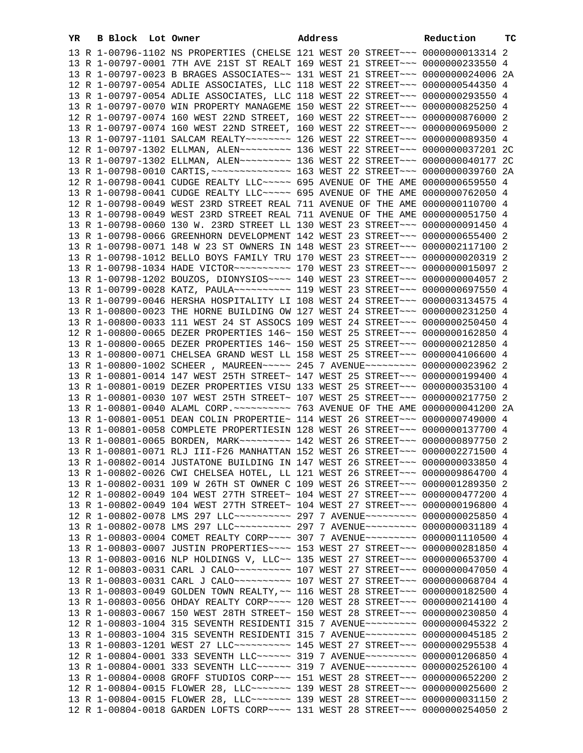| YR | B | Block | Lot | Owner | Address | Reduction | TC |
|---|---|---|---|---|---|---|---|
| 13 | R | 1-00796-1102 | | NS PROPERTIES (CHELSE | 121 WEST 20 STREET~~~ | 0000000013314 | 2 |
| 13 | R | 1-00797-0001 | | 7TH AVE 21ST ST REALT | 169 WEST 21 STREET~~~ | 0000000233550 | 4 |
| 13 | R | 1-00797-0023 | | B BRAGES ASSOCIATES~~ | 131 WEST 21 STREET~~~ | 0000000024006 | 2A |
| 12 | R | 1-00797-0054 | | ADLIE ASSOCIATES, LLC | 118 WEST 22 STREET~~~ | 0000000544350 | 4 |
| 13 | R | 1-00797-0054 | | ADLIE ASSOCIATES, LLC | 118 WEST 22 STREET~~~ | 0000000293550 | 4 |
| 13 | R | 1-00797-0070 | | WIN PROPERTY MANAGEME | 150 WEST 22 STREET~~~ | 0000000825250 | 4 |
| 12 | R | 1-00797-0074 | | 160 WEST 22ND STREET, | 160 WEST 22 STREET~~~ | 0000000876000 | 2 |
| 13 | R | 1-00797-0074 | | 160 WEST 22ND STREET, | 160 WEST 22 STREET~~~ | 0000000695000 | 2 |
| 13 | R | 1-00797-1101 | | SALCAM REALTY~~~~~~~~ | 126 WEST 22 STREET~~~ | 0000000089350 | 4 |
| 12 | R | 1-00797-1302 | | ELLMAN, ALEN~~~~~~~~~ | 136 WEST 22 STREET~~~ | 0000000037201 | 2C |
| 13 | R | 1-00797-1302 | | ELLMAN, ALEN~~~~~~~~~ | 136 WEST 22 STREET~~~ | 0000000040177 | 2C |
| 13 | R | 1-00798-0010 | | CARTIS,~~~~~~~~~~~~~~ | 163 WEST 22 STREET~~~ | 0000000039760 | 2A |
| 12 | R | 1-00798-0041 | | CUDGE REALTY LLC~~~~~ | 695 AVENUE OF THE AME | 0000000659550 | 4 |
| 13 | R | 1-00798-0041 | | CUDGE REALTY LLC~~~~~ | 695 AVENUE OF THE AME | 0000000762050 | 4 |
| 12 | R | 1-00798-0049 | | WEST 23RD STREET REAL | 711 AVENUE OF THE AME | 0000000110700 | 4 |
| 13 | R | 1-00798-0049 | | WEST 23RD STREET REAL | 711 AVENUE OF THE AME | 0000000051750 | 4 |
| 13 | R | 1-00798-0060 | | 130 W. 23RD STREET LL | 130 WEST 23 STREET~~~ | 0000000091450 | 4 |
| 13 | R | 1-00798-0066 | | GREENHORN DEVELOPMENT | 142 WEST 23 STREET~~~ | 0000000655400 | 2 |
| 13 | R | 1-00798-0071 | | 148 W 23 ST OWNERS IN | 148 WEST 23 STREET~~~ | 0000002117100 | 2 |
| 13 | R | 1-00798-1012 | | BELLO BOYS FAMILY TRU | 170 WEST 23 STREET~~~ | 0000000020319 | 2 |
| 13 | R | 1-00798-1034 | | HADE VICTOR~~~~~~~~~~ | 170 WEST 23 STREET~~~ | 0000000015097 | 2 |
| 13 | R | 1-00798-1202 | | BOUZOS, DIONYSIOS~~~~ | 140 WEST 23 STREET~~~ | 0000000004057 | 2 |
| 13 | R | 1-00799-0028 | | KATZ, PAULA~~~~~~~~~~ | 119 WEST 23 STREET~~~ | 0000000697550 | 4 |
| 13 | R | 1-00799-0046 | | HERSHA HOSPITALITY LI | 108 WEST 24 STREET~~~ | 0000003134575 | 4 |
| 13 | R | 1-00800-0023 | | THE HORNE BUILDING OW | 127 WEST 24 STREET~~~ | 0000000231250 | 4 |
| 13 | R | 1-00800-0033 | | 111 WEST 24 ST ASSOCS | 109 WEST 24 STREET~~~ | 0000000250450 | 4 |
| 12 | R | 1-00800-0065 | | DEZER PROPERTIES 146~ | 150 WEST 25 STREET~~~ | 0000000162850 | 4 |
| 13 | R | 1-00800-0065 | | DEZER PROPERTIES 146~ | 150 WEST 25 STREET~~~ | 0000000212850 | 4 |
| 13 | R | 1-00800-0071 | | CHELSEA GRAND WEST LL | 158 WEST 25 STREET~~~ | 0000004106600 | 4 |
| 13 | R | 1-00800-1002 | | SCHEER , MAUREEN~~~~~ | 245 7 AVENUE~~~~~~~~~ | 0000000023962 | 2 |
| 13 | R | 1-00801-0014 | | 147 WEST 25TH STREET~ | 147 WEST 25 STREET~~~ | 0000000199400 | 4 |
| 13 | R | 1-00801-0019 | | DEZER PROPERTIES VISU | 133 WEST 25 STREET~~~ | 0000000353100 | 4 |
| 13 | R | 1-00801-0030 | | 107 WEST 25TH STREET~ | 107 WEST 25 STREET~~~ | 0000000217750 | 2 |
| 13 | R | 1-00801-0040 | | ALAML CORP.~~~~~~~~~~ | 763 AVENUE OF THE AME | 0000000041200 | 2A |
| 13 | R | 1-00801-0051 | | DEAN COLIN PROPERTIE~ | 114 WEST 26 STREET~~~ | 0000000749000 | 4 |
| 13 | R | 1-00801-0058 | | COMPLETE PROPERTIESIN | 128 WEST 26 STREET~~~ | 0000000137700 | 4 |
| 13 | R | 1-00801-0065 | | BORDEN, MARK~~~~~~~~~ | 142 WEST 26 STREET~~~ | 0000000897750 | 2 |
| 13 | R | 1-00801-0071 | | RLJ III-F26 MANHATTAN | 152 WEST 26 STREET~~~ | 0000002271500 | 4 |
| 13 | R | 1-00802-0014 | | JUSTATONE BUILDING IN | 147 WEST 26 STREET~~~ | 0000000033850 | 4 |
| 13 | R | 1-00802-0026 | | CWI CHELSEA HOTEL, LL | 121 WEST 26 STREET~~~ | 0000009864700 | 4 |
| 13 | R | 1-00802-0031 | | 109 W 26TH ST OWNER C | 109 WEST 26 STREET~~~ | 0000001289350 | 2 |
| 12 | R | 1-00802-0049 | | 104 WEST 27TH STREET~ | 104 WEST 27 STREET~~~ | 0000000477200 | 4 |
| 13 | R | 1-00802-0049 | | 104 WEST 27TH STREET~ | 104 WEST 27 STREET~~~ | 0000000196800 | 4 |
| 12 | R | 1-00802-0078 | | LMS 297 LLC~~~~~~~~~~ | 297 7 AVENUE~~~~~~~~~ | 0000000025850 | 4 |
| 13 | R | 1-00802-0078 | | LMS 297 LLC~~~~~~~~~~ | 297 7 AVENUE~~~~~~~~~ | 0000000031189 | 4 |
| 13 | R | 1-00803-0004 | | COMET REALTY CORP~~~~ | 307 7 AVENUE~~~~~~~~~ | 0000001110500 | 4 |
| 13 | R | 1-00803-0007 | | JUSTIN PROPERTIES~~~~ | 153 WEST 27 STREET~~~ | 0000000281850 | 4 |
| 13 | R | 1-00803-0016 | | NLP HOLDINGS V, LLC~~ | 135 WEST 27 STREET~~~ | 0000000653700 | 4 |
| 12 | R | 1-00803-0031 | | CARL J CALO~~~~~~~~~~ | 107 WEST 27 STREET~~~ | 0000000047050 | 4 |
| 13 | R | 1-00803-0031 | | CARL J CALO~~~~~~~~~~ | 107 WEST 27 STREET~~~ | 0000000068704 | 4 |
| 13 | R | 1-00803-0049 | | GOLDEN TOWN REALTY,~~ | 116 WEST 28 STREET~~~ | 0000000182500 | 4 |
| 13 | R | 1-00803-0056 | | OHDAY REALTY CORP~~~~ | 120 WEST 28 STREET~~~ | 0000000214100 | 4 |
| 13 | R | 1-00803-0067 | | 150 WEST 28TH STREET~ | 150 WEST 28 STREET~~~ | 0000000230850 | 4 |
| 12 | R | 1-00803-1004 | | 315 SEVENTH RESIDENTI | 315 7 AVENUE~~~~~~~~~ | 0000000045322 | 2 |
| 13 | R | 1-00803-1004 | | 315 SEVENTH RESIDENTI | 315 7 AVENUE~~~~~~~~~ | 0000000045185 | 2 |
| 13 | R | 1-00803-1201 | | WEST 27 LLC~~~~~~~~~~ | 145 WEST 27 STREET~~~ | 0000000295538 | 4 |
| 12 | R | 1-00804-0001 | | 333 SEVENTH LLC~~~~~~ | 319 7 AVENUE~~~~~~~~~ | 0000001206850 | 4 |
| 13 | R | 1-00804-0001 | | 333 SEVENTH LLC~~~~~~ | 319 7 AVENUE~~~~~~~~~ | 0000002526100 | 4 |
| 13 | R | 1-00804-0008 | | GROFF STUDIOS CORP~~~ | 151 WEST 28 STREET~~~ | 0000000652200 | 2 |
| 12 | R | 1-00804-0015 | | FLOWER 28, LLC~~~~~~~ | 139 WEST 28 STREET~~~ | 0000000025600 | 2 |
| 13 | R | 1-00804-0015 | | FLOWER 28, LLC~~~~~~~ | 139 WEST 28 STREET~~~ | 0000000031150 | 2 |
| 12 | R | 1-00804-0018 | | GARDEN LOFTS CORP~~~~ | 131 WEST 28 STREET~~~ | 0000000254050 | 2 |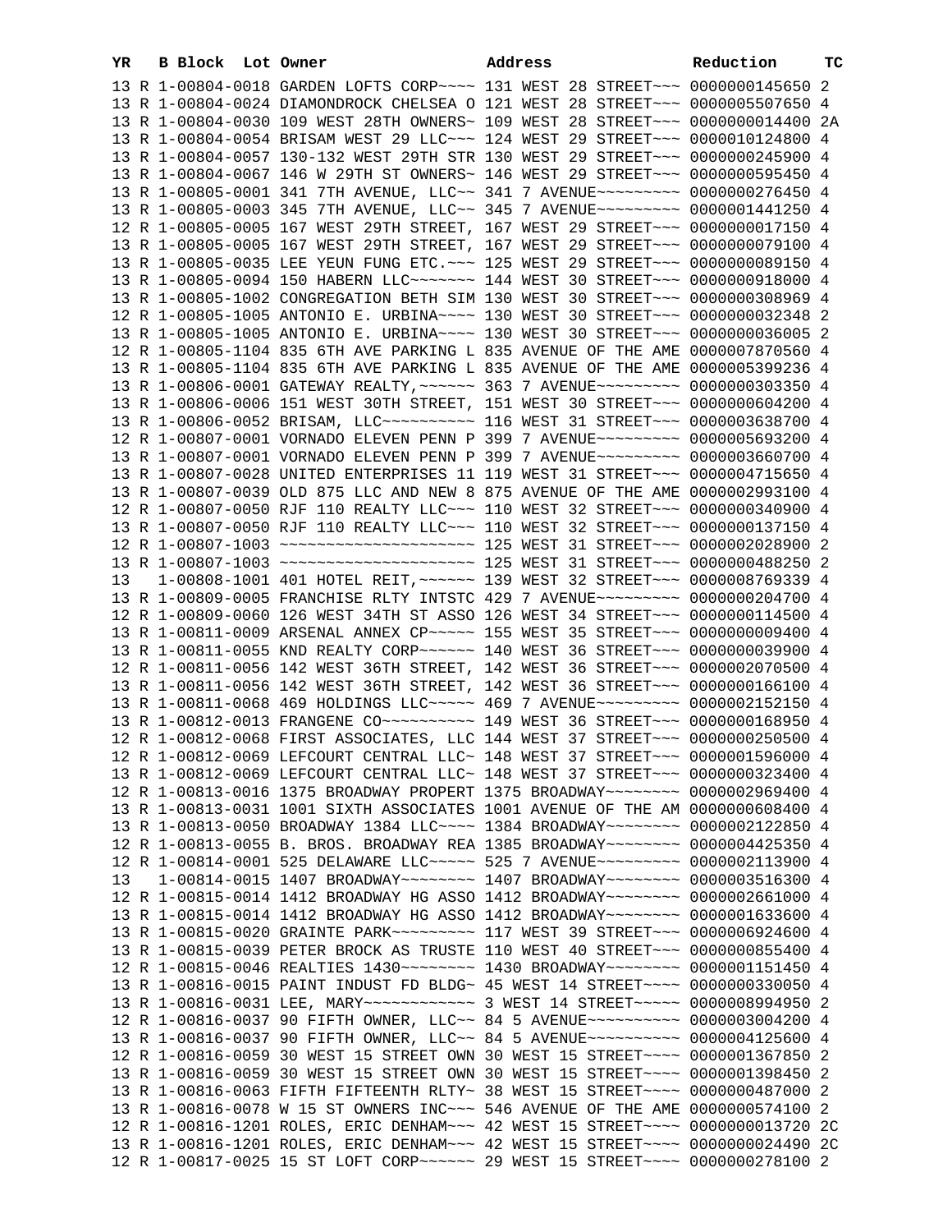| YR | B | Block | Lot | Owner | Address | Reduction | TC |
|---|---|---|---|---|---|---|---|
| 13 | R | 1-00804-0018 | | GARDEN LOFTS CORP~~~~ | 131 WEST 28 STREET~~~ | 0000000145650 | 2 |
| 13 | R | 1-00804-0024 | | DIAMONDROCK CHELSEA O | 121 WEST 28 STREET~~~ | 0000005507650 | 4 |
| 13 | R | 1-00804-0030 | | 109 WEST 28TH OWNERS~ | 109 WEST 28 STREET~~~ | 0000000014400 | 2A |
| 13 | R | 1-00804-0054 | | BRISAM WEST 29 LLC~~~ | 124 WEST 29 STREET~~~ | 0000010124800 | 4 |
| 13 | R | 1-00804-0057 | | 130-132 WEST 29TH STR | 130 WEST 29 STREET~~~ | 0000000245900 | 4 |
| 13 | R | 1-00804-0067 | | 146 W 29TH ST OWNERS~ | 146 WEST 29 STREET~~~ | 0000000595450 | 4 |
| 13 | R | 1-00805-0001 | | 341 7TH AVENUE, LLC~~ | 341 7 AVENUE~~~~~~~~~ | 0000000276450 | 4 |
| 13 | R | 1-00805-0003 | | 345 7TH AVENUE, LLC~~ | 345 7 AVENUE~~~~~~~~~ | 0000001441250 | 4 |
| 12 | R | 1-00805-0005 | | 167 WEST 29TH STREET, | 167 WEST 29 STREET~~~ | 0000000017150 | 4 |
| 13 | R | 1-00805-0005 | | 167 WEST 29TH STREET, | 167 WEST 29 STREET~~~ | 0000000079100 | 4 |
| 13 | R | 1-00805-0035 | | LEE YEUN FUNG ETC.~~~ | 125 WEST 29 STREET~~~ | 0000000089150 | 4 |
| 13 | R | 1-00805-0094 | | 150 HABERN LLC~~~~~~~ | 144 WEST 30 STREET~~~ | 0000000918000 | 4 |
| 13 | R | 1-00805-1002 | | CONGREGATION BETH SIM | 130 WEST 30 STREET~~~ | 0000000308969 | 4 |
| 12 | R | 1-00805-1005 | | ANTONIO E. URBINA~~~~ | 130 WEST 30 STREET~~~ | 0000000032348 | 2 |
| 13 | R | 1-00805-1005 | | ANTONIO E. URBINA~~~~ | 130 WEST 30 STREET~~~ | 0000000036005 | 2 |
| 12 | R | 1-00805-1104 | | 835 6TH AVE PARKING L | 835 AVENUE OF THE AME | 0000007870560 | 4 |
| 13 | R | 1-00805-1104 | | 835 6TH AVE PARKING L | 835 AVENUE OF THE AME | 0000005399236 | 4 |
| 13 | R | 1-00806-0001 | | GATEWAY REALTY,~~~~~~ | 363 7 AVENUE~~~~~~~~~ | 0000000303350 | 4 |
| 13 | R | 1-00806-0006 | | 151 WEST 30TH STREET, | 151 WEST 30 STREET~~~ | 0000000604200 | 4 |
| 13 | R | 1-00806-0052 | | BRISAM, LLC~~~~~~~~~~ | 116 WEST 31 STREET~~~ | 0000003638700 | 4 |
| 12 | R | 1-00807-0001 | | VORNADO ELEVEN PENN P | 399 7 AVENUE~~~~~~~~~ | 0000005693200 | 4 |
| 13 | R | 1-00807-0001 | | VORNADO ELEVEN PENN P | 399 7 AVENUE~~~~~~~~~ | 0000003660700 | 4 |
| 13 | R | 1-00807-0028 | | UNITED ENTERPRISES 11 | 119 WEST 31 STREET~~~ | 0000004715650 | 4 |
| 13 | R | 1-00807-0039 | | OLD 875 LLC AND NEW 8 | 875 AVENUE OF THE AME | 0000002993100 | 4 |
| 12 | R | 1-00807-0050 | | RJF 110 REALTY LLC~~~ | 110 WEST 32 STREET~~~ | 0000000340900 | 4 |
| 13 | R | 1-00807-0050 | | RJF 110 REALTY LLC~~~ | 110 WEST 32 STREET~~~ | 0000000137150 | 4 |
| 12 | R | 1-00807-1003 | | ~~~~~~~~~~~~~~~~~~~~~ | 125 WEST 31 STREET~~~ | 0000002028900 | 2 |
| 13 | R | 1-00807-1003 | | ~~~~~~~~~~~~~~~~~~~~~ | 125 WEST 31 STREET~~~ | 0000000488250 | 2 |
| 13 | | 1-00808-1001 | | 401 HOTEL REIT,~~~~~~ | 139 WEST 32 STREET~~~ | 0000008769339 | 4 |
| 13 | R | 1-00809-0005 | | FRANCHISE RLTY INTSTC | 429 7 AVENUE~~~~~~~~~ | 0000000204700 | 4 |
| 12 | R | 1-00809-0060 | | 126 WEST 34TH ST ASSO | 126 WEST 34 STREET~~~ | 0000000114500 | 4 |
| 13 | R | 1-00811-0009 | | ARSENAL ANNEX CP~~~~~ | 155 WEST 35 STREET~~~ | 0000000009400 | 4 |
| 13 | R | 1-00811-0055 | | KND REALTY CORP~~~~~~ | 140 WEST 36 STREET~~~ | 0000000039900 | 4 |
| 12 | R | 1-00811-0056 | | 142 WEST 36TH STREET, | 142 WEST 36 STREET~~~ | 0000002070500 | 4 |
| 13 | R | 1-00811-0056 | | 142 WEST 36TH STREET, | 142 WEST 36 STREET~~~ | 0000000166100 | 4 |
| 13 | R | 1-00811-0068 | | 469 HOLDINGS LLC~~~~~ | 469 7 AVENUE~~~~~~~~~ | 0000002152150 | 4 |
| 13 | R | 1-00812-0013 | | FRANGENE CO~~~~~~~~~~ | 149 WEST 36 STREET~~~ | 0000000168950 | 4 |
| 12 | R | 1-00812-0068 | | FIRST ASSOCIATES, LLC | 144 WEST 37 STREET~~~ | 0000000250500 | 4 |
| 12 | R | 1-00812-0069 | | LEFCOURT CENTRAL LLC~ | 148 WEST 37 STREET~~~ | 0000001596000 | 4 |
| 13 | R | 1-00812-0069 | | LEFCOURT CENTRAL LLC~ | 148 WEST 37 STREET~~~ | 0000000323400 | 4 |
| 12 | R | 1-00813-0016 | | 1375 BROADWAY PROPERT | 1375 BROADWAY~~~~~~~~ | 0000002969400 | 4 |
| 13 | R | 1-00813-0031 | | 1001 SIXTH ASSOCIATES | 1001 AVENUE OF THE AM | 0000000608400 | 4 |
| 13 | R | 1-00813-0050 | | BROADWAY 1384 LLC~~~~ | 1384 BROADWAY~~~~~~~~ | 0000002122850 | 4 |
| 12 | R | 1-00813-0055 | | B. BROS. BROADWAY REA | 1385 BROADWAY~~~~~~~~ | 0000004425350 | 4 |
| 12 | R | 1-00814-0001 | | 525 DELAWARE LLC~~~~~ | 525 7 AVENUE~~~~~~~~~ | 0000002113900 | 4 |
| 13 | | 1-00814-0015 | | 1407 BROADWAY~~~~~~~~ | 1407 BROADWAY~~~~~~~~ | 0000003516300 | 4 |
| 12 | R | 1-00815-0014 | | 1412 BROADWAY HG ASSO | 1412 BROADWAY~~~~~~~~ | 0000002661000 | 4 |
| 13 | R | 1-00815-0014 | | 1412 BROADWAY HG ASSO | 1412 BROADWAY~~~~~~~~ | 0000001633600 | 4 |
| 13 | R | 1-00815-0020 | | GRAINTE PARK~~~~~~~~~ | 117 WEST 39 STREET~~~ | 0000006924600 | 4 |
| 13 | R | 1-00815-0039 | | PETER BROCK AS TRUSTE | 110 WEST 40 STREET~~~ | 0000000855400 | 4 |
| 12 | R | 1-00815-0046 | | REALTIES 1430~~~~~~~~ | 1430 BROADWAY~~~~~~~~ | 0000001151450 | 4 |
| 13 | R | 1-00816-0015 | | PAINT INDUST FD BLDG~ | 45 WEST 14 STREET~~~~ | 0000000330050 | 4 |
| 13 | R | 1-00816-0031 | | LEE, MARY~~~~~~~~~~~~ | 3 WEST 14 STREET~~~~~ | 0000008994950 | 2 |
| 12 | R | 1-00816-0037 | | 90 FIFTH OWNER, LLC~~ | 84 5 AVENUE~~~~~~~~~~ | 0000003004200 | 4 |
| 13 | R | 1-00816-0037 | | 90 FIFTH OWNER, LLC~~ | 84 5 AVENUE~~~~~~~~~~ | 0000004125600 | 4 |
| 12 | R | 1-00816-0059 | | 30 WEST 15 STREET OWN | 30 WEST 15 STREET~~~~ | 0000001367850 | 2 |
| 13 | R | 1-00816-0059 | | 30 WEST 15 STREET OWN | 30 WEST 15 STREET~~~~ | 0000001398450 | 2 |
| 13 | R | 1-00816-0063 | | FIFTH FIFTEENTH RLTY~ | 38 WEST 15 STREET~~~~ | 0000000487000 | 2 |
| 13 | R | 1-00816-0078 | | W 15 ST OWNERS INC~~~ | 546 AVENUE OF THE AME | 0000000574100 | 2 |
| 12 | R | 1-00816-1201 | | ROLES, ERIC DENHAM~~~ | 42 WEST 15 STREET~~~~ | 0000000013720 | 2C |
| 13 | R | 1-00816-1201 | | ROLES, ERIC DENHAM~~~ | 42 WEST 15 STREET~~~~ | 0000000024490 | 2C |
| 12 | R | 1-00817-0025 | | 15 ST LOFT CORP~~~~~~ | 29 WEST 15 STREET~~~~ | 0000000278100 | 2 |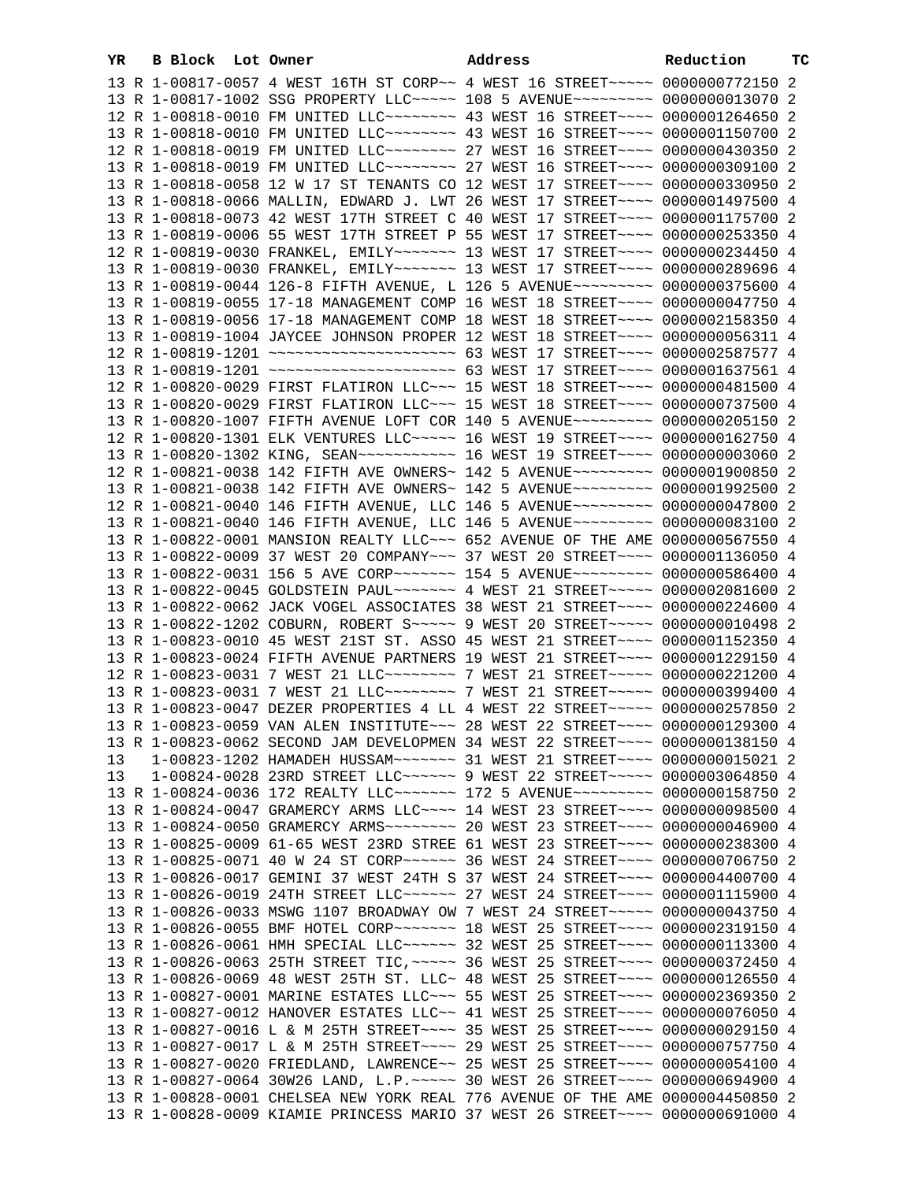| YR | B | Block | Lot | Owner | Address | Reduction | TC |
|---|---|---|---|---|---|---|---|
| 13 | R | 1-00817-0057 | | 4 WEST 16TH ST CORP~~ | 4 WEST 16 STREET~~~~~ | 0000000772150 | 2 |
| 13 | R | 1-00817-1002 | | SSG PROPERTY LLC~~~~~ | 108 5 AVENUE~~~~~~~~~ | 0000000013070 | 2 |
| 12 | R | 1-00818-0010 | | FM UNITED LLC~~~~~~~~ | 43 WEST 16 STREET~~~~ | 0000001264650 | 2 |
| 13 | R | 1-00818-0010 | | FM UNITED LLC~~~~~~~~ | 43 WEST 16 STREET~~~~ | 0000001150700 | 2 |
| 12 | R | 1-00818-0019 | | FM UNITED LLC~~~~~~~~ | 27 WEST 16 STREET~~~~ | 0000000430350 | 2 |
| 13 | R | 1-00818-0019 | | FM UNITED LLC~~~~~~~~ | 27 WEST 16 STREET~~~~ | 0000000309100 | 2 |
| 13 | R | 1-00818-0058 | | 12 W 17 ST TENANTS CO | 12 WEST 17 STREET~~~~ | 0000000330950 | 2 |
| 13 | R | 1-00818-0066 | | MALLIN, EDWARD J. LWT | 26 WEST 17 STREET~~~~ | 0000001497500 | 4 |
| 13 | R | 1-00818-0073 | | 42 WEST 17TH STREET C | 40 WEST 17 STREET~~~~ | 0000001175700 | 2 |
| 13 | R | 1-00819-0006 | | 55 WEST 17TH STREET P | 55 WEST 17 STREET~~~~ | 0000000253350 | 4 |
| 12 | R | 1-00819-0030 | | FRANKEL, EMILY~~~~~~~ | 13 WEST 17 STREET~~~~ | 0000000234450 | 4 |
| 13 | R | 1-00819-0030 | | FRANKEL, EMILY~~~~~~~ | 13 WEST 17 STREET~~~~ | 0000000289696 | 4 |
| 13 | R | 1-00819-0044 | | 126-8 FIFTH AVENUE, L | 126 5 AVENUE~~~~~~~~~ | 0000000375600 | 4 |
| 13 | R | 1-00819-0055 | | 17-18 MANAGEMENT COMP | 16 WEST 18 STREET~~~~ | 0000000047750 | 4 |
| 13 | R | 1-00819-0056 | | 17-18 MANAGEMENT COMP | 18 WEST 18 STREET~~~~ | 0000002158350 | 4 |
| 13 | R | 1-00819-1004 | | JAYCEE JOHNSON PROPER | 12 WEST 18 STREET~~~~ | 0000000056311 | 4 |
| 12 | R | 1-00819-1201 | | ~~~~~~~~~~~~~~~~~~~~~ | 63 WEST 17 STREET~~~~ | 0000002587577 | 4 |
| 13 | R | 1-00819-1201 | | ~~~~~~~~~~~~~~~~~~~~~ | 63 WEST 17 STREET~~~~ | 0000001637561 | 4 |
| 12 | R | 1-00820-0029 | | FIRST FLATIRON LLC~~~ | 15 WEST 18 STREET~~~~ | 0000000481500 | 4 |
| 13 | R | 1-00820-0029 | | FIRST FLATIRON LLC~~~ | 15 WEST 18 STREET~~~~ | 0000000737500 | 4 |
| 13 | R | 1-00820-1007 | | FIFTH AVENUE LOFT COR | 140 5 AVENUE~~~~~~~~~ | 0000000205150 | 2 |
| 12 | R | 1-00820-1301 | | ELK VENTURES LLC~~~~~ | 16 WEST 19 STREET~~~~ | 0000000162750 | 4 |
| 13 | R | 1-00820-1302 | | KING, SEAN~~~~~~~~~~~ | 16 WEST 19 STREET~~~~ | 0000000003060 | 2 |
| 12 | R | 1-00821-0038 | | 142 FIFTH AVE OWNERS~ | 142 5 AVENUE~~~~~~~~~ | 0000001900850 | 2 |
| 13 | R | 1-00821-0038 | | 142 FIFTH AVE OWNERS~ | 142 5 AVENUE~~~~~~~~~ | 0000001992500 | 2 |
| 12 | R | 1-00821-0040 | | 146 FIFTH AVENUE, LLC | 146 5 AVENUE~~~~~~~~~ | 0000000047800 | 2 |
| 13 | R | 1-00821-0040 | | 146 FIFTH AVENUE, LLC | 146 5 AVENUE~~~~~~~~~ | 0000000083100 | 2 |
| 13 | R | 1-00822-0001 | | MANSION REALTY LLC~~~ | 652 AVENUE OF THE AME | 0000000567550 | 4 |
| 13 | R | 1-00822-0009 | | 37 WEST 20 COMPANY~~~ | 37 WEST 20 STREET~~~~ | 0000001136050 | 4 |
| 13 | R | 1-00822-0031 | | 156 5 AVE CORP~~~~~~~ | 154 5 AVENUE~~~~~~~~~ | 0000000586400 | 4 |
| 13 | R | 1-00822-0045 | | GOLDSTEIN PAUL~~~~~~~ | 4 WEST 21 STREET~~~~~ | 0000002081600 | 2 |
| 13 | R | 1-00822-0062 | | JACK VOGEL ASSOCIATES | 38 WEST 21 STREET~~~~ | 0000000224600 | 4 |
| 13 | R | 1-00822-1202 | | COBURN, ROBERT S~~~~~ | 9 WEST 20 STREET~~~~~ | 0000000010498 | 2 |
| 13 | R | 1-00823-0010 | | 45 WEST 21ST ST. ASSO | 45 WEST 21 STREET~~~~ | 0000001152350 | 4 |
| 13 | R | 1-00823-0024 | | FIFTH AVENUE PARTNERS | 19 WEST 21 STREET~~~~ | 0000001229150 | 4 |
| 12 | R | 1-00823-0031 | | 7 WEST 21 LLC~~~~~~~~ | 7 WEST 21 STREET~~~~~ | 0000000221200 | 4 |
| 13 | R | 1-00823-0031 | | 7 WEST 21 LLC~~~~~~~~ | 7 WEST 21 STREET~~~~~ | 0000000399400 | 4 |
| 13 | R | 1-00823-0047 | | DEZER PROPERTIES 4 LL | 4 WEST 22 STREET~~~~~ | 0000000257850 | 2 |
| 13 | R | 1-00823-0059 | | VAN ALEN INSTITUTE~~~ | 28 WEST 22 STREET~~~~ | 0000000129300 | 4 |
| 13 | R | 1-00823-0062 | | SECOND JAM DEVELOPMEN | 34 WEST 22 STREET~~~~ | 0000000138150 | 4 |
| 13 | | 1-00823-1202 | | HAMADEH HUSSAM~~~~~~~ | 31 WEST 21 STREET~~~~ | 0000000015021 | 2 |
| 13 | | 1-00824-0028 | | 23RD STREET LLC~~~~~~ | 9 WEST 22 STREET~~~~~ | 0000003064850 | 4 |
| 13 | R | 1-00824-0036 | | 172 REALTY LLC~~~~~~~ | 172 5 AVENUE~~~~~~~~~ | 0000000158750 | 2 |
| 13 | R | 1-00824-0047 | | GRAMERCY ARMS LLC~~~~ | 14 WEST 23 STREET~~~~ | 0000000098500 | 4 |
| 13 | R | 1-00824-0050 | | GRAMERCY ARMS~~~~~~~~ | 20 WEST 23 STREET~~~~ | 0000000046900 | 4 |
| 13 | R | 1-00825-0009 | | 61-65 WEST 23RD STREE | 61 WEST 23 STREET~~~~ | 0000000238300 | 4 |
| 13 | R | 1-00825-0071 | | 40 W 24 ST CORP~~~~~~ | 36 WEST 24 STREET~~~~ | 0000000706750 | 2 |
| 13 | R | 1-00826-0017 | | GEMINI 37 WEST 24TH S | 37 WEST 24 STREET~~~~ | 0000004400700 | 4 |
| 13 | R | 1-00826-0019 | | 24TH STREET LLC~~~~~~ | 27 WEST 24 STREET~~~~ | 0000001115900 | 4 |
| 13 | R | 1-00826-0033 | | MSWG 1107 BROADWAY OW | 7 WEST 24 STREET~~~~~ | 0000000043750 | 4 |
| 13 | R | 1-00826-0055 | | BMF HOTEL CORP~~~~~~~ | 18 WEST 25 STREET~~~~ | 0000002319150 | 4 |
| 13 | R | 1-00826-0061 | | HMH SPECIAL LLC~~~~~~ | 32 WEST 25 STREET~~~~ | 0000000113300 | 4 |
| 13 | R | 1-00826-0063 | | 25TH STREET TIC,~~~~~ | 36 WEST 25 STREET~~~~ | 0000000372450 | 4 |
| 13 | R | 1-00826-0069 | | 48 WEST 25TH ST. LLC~ | 48 WEST 25 STREET~~~~ | 0000000126550 | 4 |
| 13 | R | 1-00827-0001 | | MARINE ESTATES LLC~~~ | 55 WEST 25 STREET~~~~ | 0000002369350 | 2 |
| 13 | R | 1-00827-0012 | | HANOVER ESTATES LLC~~ | 41 WEST 25 STREET~~~~ | 0000000076050 | 4 |
| 13 | R | 1-00827-0016 | | L & M 25TH STREET~~~~ | 35 WEST 25 STREET~~~~ | 0000000029150 | 4 |
| 13 | R | 1-00827-0017 | | L & M 25TH STREET~~~~ | 29 WEST 25 STREET~~~~ | 0000000757750 | 4 |
| 13 | R | 1-00827-0020 | | FRIEDLAND, LAWRENCE~~ | 25 WEST 25 STREET~~~~ | 0000000054100 | 4 |
| 13 | R | 1-00827-0064 | | 30W26 LAND, L.P.~~~~~ | 30 WEST 26 STREET~~~~ | 0000000694900 | 4 |
| 13 | R | 1-00828-0001 | | CHELSEA NEW YORK REAL | 776 AVENUE OF THE AME | 0000004450850 | 2 |
| 13 | R | 1-00828-0009 | | KIAMIE PRINCESS MARIO | 37 WEST 26 STREET~~~~ | 0000000691000 | 4 |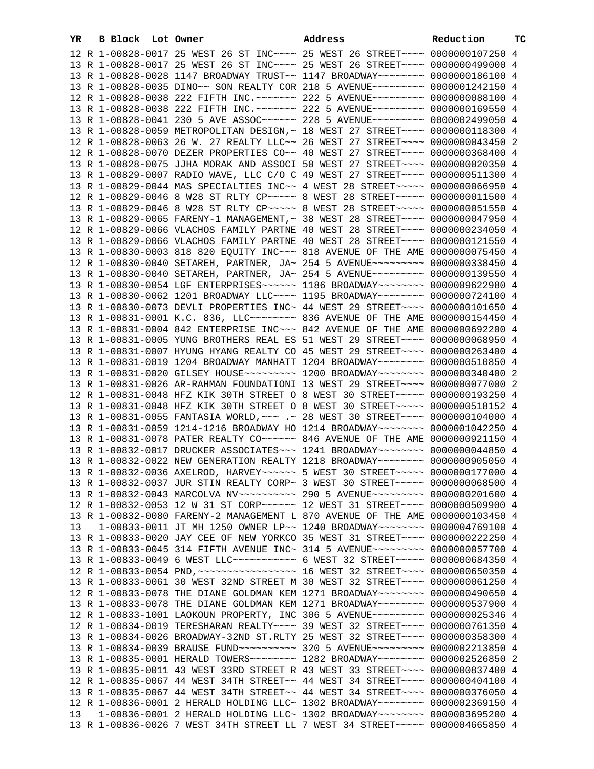| YR | B | Block | Lot | Owner | Address | Reduction | TC |
|---|---|---|---|---|---|---|---|
| 12 | R | 1-00828-0017 | | 25 WEST 26 ST INC~~~~ | 25 WEST 26 STREET~~~~ | 0000000107250 | 4 |
| 13 | R | 1-00828-0017 | | 25 WEST 26 ST INC~~~~ | 25 WEST 26 STREET~~~~ | 0000000499000 | 4 |
| 13 | R | 1-00828-0028 | | 1147 BROADWAY TRUST~~ | 1147 BROADWAY~~~~~~~~ | 0000000186100 | 4 |
| 13 | R | 1-00828-0035 | | DINO~~ SON REALTY COR | 218 5 AVENUE~~~~~~~~~ | 0000001242150 | 4 |
| 12 | R | 1-00828-0038 | | 222 FIFTH INC.~~~~~~~ | 222 5 AVENUE~~~~~~~~~ | 0000000088100 | 4 |
| 13 | R | 1-00828-0038 | | 222 FIFTH INC.~~~~~~~ | 222 5 AVENUE~~~~~~~~~ | 0000000169550 | 4 |
| 13 | R | 1-00828-0041 | | 230 5 AVE ASSOC~~~~~~ | 228 5 AVENUE~~~~~~~~~ | 0000002499050 | 4 |
| 13 | R | 1-00828-0059 | | METROPOLITAN DESIGN,~ | 18 WEST 27 STREET~~~~ | 0000000118300 | 4 |
| 12 | R | 1-00828-0063 | | 26 W. 27 REALTY LLC~~ | 26 WEST 27 STREET~~~~ | 0000000043450 | 2 |
| 12 | R | 1-00828-0070 | | DEZER PROPERTIES CO~~ | 40 WEST 27 STREET~~~~ | 0000000368400 | 4 |
| 13 | R | 1-00828-0075 | | JJHA MORAK AND ASSOCI | 50 WEST 27 STREET~~~~ | 0000000020350 | 4 |
| 13 | R | 1-00829-0007 | | RADIO WAVE, LLC C/O C | 49 WEST 27 STREET~~~~ | 0000000511300 | 4 |
| 13 | R | 1-00829-0044 | | MAS SPECIALTIES INC~~ | 4 WEST 28 STREET~~~~~ | 0000000066950 | 4 |
| 12 | R | 1-00829-0046 | | 8 W28 ST RLTY CP~~~~~ | 8 WEST 28 STREET~~~~~ | 0000000011500 | 4 |
| 13 | R | 1-00829-0046 | | 8 W28 ST RLTY CP~~~~~ | 8 WEST 28 STREET~~~~~ | 0000000051550 | 4 |
| 13 | R | 1-00829-0065 | | FARENY-1 MANAGEMENT,~ | 38 WEST 28 STREET~~~~ | 0000000047950 | 4 |
| 12 | R | 1-00829-0066 | | VLACHOS FAMILY PARTNE | 40 WEST 28 STREET~~~~ | 0000000234050 | 4 |
| 13 | R | 1-00829-0066 | | VLACHOS FAMILY PARTNE | 40 WEST 28 STREET~~~~ | 0000000121550 | 4 |
| 13 | R | 1-00830-0003 | | 818 820 EQUITY INC~~~ | 818 AVENUE OF THE AME | 0000000075450 | 4 |
| 12 | R | 1-00830-0040 | | SETAREH, PARTNER, JA~ | 254 5 AVENUE~~~~~~~~~ | 0000000338450 | 4 |
| 13 | R | 1-00830-0040 | | SETAREH, PARTNER, JA~ | 254 5 AVENUE~~~~~~~~~ | 0000000139550 | 4 |
| 13 | R | 1-00830-0054 | | LGF ENTERPRISES~~~~~~ | 1186 BROADWAY~~~~~~~~ | 0000009622980 | 4 |
| 13 | R | 1-00830-0062 | | 1201 BROADWAY LLC~~~~ | 1195 BROADWAY~~~~~~~~ | 0000000724100 | 4 |
| 13 | R | 1-00830-0073 | | DEVLI PROPERTIES INC~ | 44 WEST 29 STREET~~~~ | 0000000101650 | 4 |
| 13 | R | 1-00831-0001 | | K.C. 836, LLC~~~~~~~~ | 836 AVENUE OF THE AME | 0000000154450 | 4 |
| 13 | R | 1-00831-0004 | | 842 ENTERPRISE INC~~~ | 842 AVENUE OF THE AME | 0000000692200 | 4 |
| 13 | R | 1-00831-0005 | | YUNG BROTHERS REAL ES | 51 WEST 29 STREET~~~~ | 0000000068950 | 4 |
| 13 | R | 1-00831-0007 | | HYUNG HYANG REALTY CO | 45 WEST 29 STREET~~~~ | 0000000263400 | 4 |
| 13 | R | 1-00831-0019 | | 1204 BROADWAY MANHATT | 1204 BROADWAY~~~~~~~~ | 0000000510850 | 4 |
| 13 | R | 1-00831-0020 | | GILSEY HOUSE~~~~~~~~~ | 1200 BROADWAY~~~~~~~~ | 0000000340400 | 2 |
| 13 | R | 1-00831-0026 | | AR-RAHMAN FOUNDATIONI | 13 WEST 29 STREET~~~~ | 0000000077000 | 2 |
| 12 | R | 1-00831-0048 | | HFZ KIK 30TH STREET O | 8 WEST 30 STREET~~~~~ | 0000000193250 | 4 |
| 13 | R | 1-00831-0048 | | HFZ KIK 30TH STREET O | 8 WEST 30 STREET~~~~~ | 0000000518152 | 4 |
| 13 | R | 1-00831-0055 | | FANTASIA WORLD,~~~ .~ | 28 WEST 30 STREET~~~~ | 0000000104000 | 4 |
| 13 | R | 1-00831-0059 | | 1214-1216 BROADWAY HO | 1214 BROADWAY~~~~~~~~ | 0000001042250 | 4 |
| 13 | R | 1-00831-0078 | | PATER REALTY CO~~~~~~ | 846 AVENUE OF THE AME | 0000000921150 | 4 |
| 13 | R | 1-00832-0017 | | DRUCKER ASSOCIATES~~~ | 1241 BROADWAY~~~~~~~~ | 0000000044850 | 4 |
| 13 | R | 1-00832-0022 | | NEW GENERATION REALTY | 1218 BROADWAY~~~~~~~~ | 0000000905050 | 4 |
| 13 | R | 1-00832-0036 | | AXELROD, HARVEY~~~~~~ | 5 WEST 30 STREET~~~~~ | 0000000177000 | 4 |
| 13 | R | 1-00832-0037 | | JUR STIN REALTY CORP~ | 3 WEST 30 STREET~~~~~ | 0000000068500 | 4 |
| 13 | R | 1-00832-0043 | | MARCOLVA NV~~~~~~~~~~ | 290 5 AVENUE~~~~~~~~~ | 0000000201600 | 4 |
| 12 | R | 1-00832-0053 | | 12 W 31 ST CORP~~~~~~ | 12 WEST 31 STREET~~~~ | 0000000509900 | 4 |
| 13 | R | 1-00832-0080 | | FARENY-2 MANAGEMENT L | 870 AVENUE OF THE AME | 0000000103450 | 4 |
| 13 | | 1-00833-0011 | | JT MH 1250 OWNER LP~~ | 1240 BROADWAY~~~~~~~~ | 0000004769100 | 4 |
| 13 | R | 1-00833-0020 | | JAY CEE OF NEW YORKCO | 35 WEST 31 STREET~~~~ | 0000000222250 | 4 |
| 13 | R | 1-00833-0045 | | 314 FIFTH AVENUE INC~ | 314 5 AVENUE~~~~~~~~~ | 0000000057700 | 4 |
| 13 | R | 1-00833-0049 | | 6 WEST LLC~~~~~~~~~~~ | 6 WEST 32 STREET~~~~~ | 0000000684350 | 4 |
| 12 | R | 1-00833-0054 | | PND,~~~~~~~~~~~~~~~~~ | 16 WEST 32 STREET~~~~ | 0000000650350 | 4 |
| 13 | R | 1-00833-0061 | | 30 WEST 32ND STREET M | 30 WEST 32 STREET~~~~ | 0000000061250 | 4 |
| 12 | R | 1-00833-0078 | | THE DIANE GOLDMAN KEM | 1271 BROADWAY~~~~~~~~ | 0000000490650 | 4 |
| 13 | R | 1-00833-0078 | | THE DIANE GOLDMAN KEM | 1271 BROADWAY~~~~~~~~ | 0000000537900 | 4 |
| 12 | R | 1-00833-1001 | | LAOKOUN PROPERTY, INC | 306 5 AVENUE~~~~~~~~~ | 0000000025346 | 4 |
| 12 | R | 1-00834-0019 | | TERESHARAN REALTY~~~~ | 39 WEST 32 STREET~~~~ | 0000000761350 | 4 |
| 13 | R | 1-00834-0026 | | BROADWAY-32ND ST.RLTY | 25 WEST 32 STREET~~~~ | 0000000358300 | 4 |
| 13 | R | 1-00834-0039 | | BRAUSE FUND~~~~~~~~~~ | 320 5 AVENUE~~~~~~~~~ | 0000002213850 | 4 |
| 13 | R | 1-00835-0001 | | HERALD TOWERS~~~~~~~~ | 1282 BROADWAY~~~~~~~~ | 0000002526850 | 2 |
| 13 | R | 1-00835-0011 | | 43 WEST 33RD STREET R | 43 WEST 33 STREET~~~~ | 0000000837400 | 4 |
| 12 | R | 1-00835-0067 | | 44 WEST 34TH STREET~~ | 44 WEST 34 STREET~~~~ | 0000000404100 | 4 |
| 13 | R | 1-00835-0067 | | 44 WEST 34TH STREET~~ | 44 WEST 34 STREET~~~~ | 0000000376050 | 4 |
| 12 | R | 1-00836-0001 | | 2 HERALD HOLDING LLC~ | 1302 BROADWAY~~~~~~~~ | 0000002369150 | 4 |
| 13 | | 1-00836-0001 | | 2 HERALD HOLDING LLC~ | 1302 BROADWAY~~~~~~~~ | 0000003695200 | 4 |
| 13 | R | 1-00836-0026 | | 7 WEST 34TH STREET LL | 7 WEST 34 STREET~~~~~ | 0000004665850 | 4 |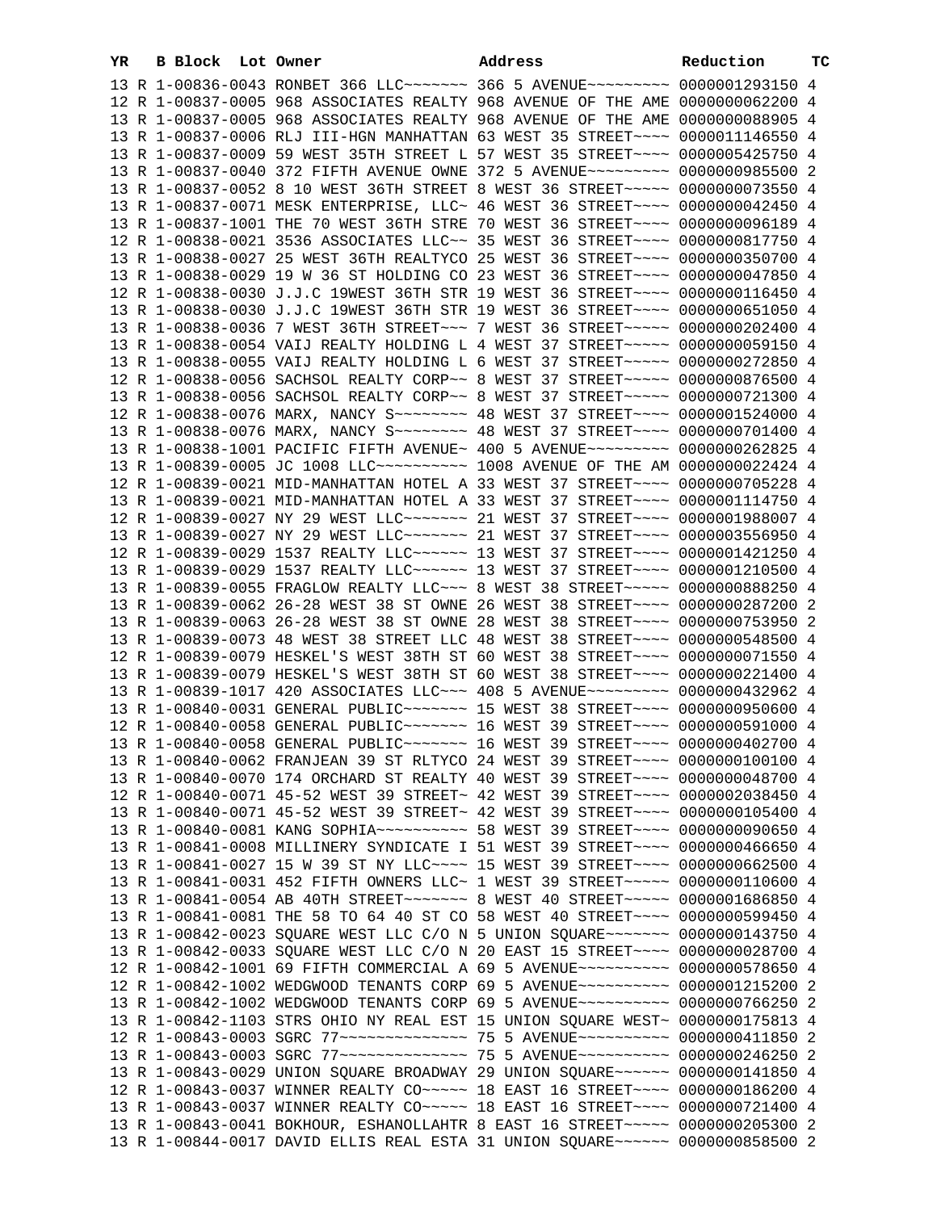| YR | B | Block | Lot | Owner | Address | Reduction | TC |
|---|---|---|---|---|---|---|---|
| 13 | R | 1-00836-0043 | | RONBET 366 LLC~~~~~~~ | 366 5 AVENUE~~~~~~~~~ | 0000001293150 | 4 |
| 12 | R | 1-00837-0005 | | 968 ASSOCIATES REALTY | 968 AVENUE OF THE AME | 0000000062200 | 4 |
| 13 | R | 1-00837-0005 | | 968 ASSOCIATES REALTY | 968 AVENUE OF THE AME | 0000000088905 | 4 |
| 13 | R | 1-00837-0006 | | RLJ III-HGN MANHATTAN | 63 WEST 35 STREET~~~~ | 0000011146550 | 4 |
| 13 | R | 1-00837-0009 | | 59 WEST 35TH STREET L | 57 WEST 35 STREET~~~~ | 0000005425750 | 4 |
| 13 | R | 1-00837-0040 | | 372 FIFTH AVENUE OWNE | 372 5 AVENUE~~~~~~~~~ | 0000000985500 | 2 |
| 13 | R | 1-00837-0052 | | 8 10 WEST 36TH STREET | 8 WEST 36 STREET~~~~~ | 0000000073550 | 4 |
| 13 | R | 1-00837-0071 | | MESK ENTERPRISE, LLC~ | 46 WEST 36 STREET~~~~ | 0000000042450 | 4 |
| 13 | R | 1-00837-1001 | | THE 70 WEST 36TH STRE | 70 WEST 36 STREET~~~~ | 0000000096189 | 4 |
| 12 | R | 1-00838-0021 | | 3536 ASSOCIATES LLC~~ | 35 WEST 36 STREET~~~~ | 0000000817750 | 4 |
| 13 | R | 1-00838-0027 | | 25 WEST 36TH REALTYCO | 25 WEST 36 STREET~~~~ | 0000000350700 | 4 |
| 13 | R | 1-00838-0029 | | 19 W 36 ST HOLDING CO | 23 WEST 36 STREET~~~~ | 0000000047850 | 4 |
| 12 | R | 1-00838-0030 | | J.J.C 19WEST 36TH STR | 19 WEST 36 STREET~~~~ | 0000000116450 | 4 |
| 13 | R | 1-00838-0030 | | J.J.C 19WEST 36TH STR | 19 WEST 36 STREET~~~~ | 0000000651050 | 4 |
| 13 | R | 1-00838-0036 | | 7 WEST 36TH STREET~~~ | 7 WEST 36 STREET~~~~~ | 0000000202400 | 4 |
| 13 | R | 1-00838-0054 | | VAIJ REALTY HOLDING L | 4 WEST 37 STREET~~~~~ | 0000000059150 | 4 |
| 13 | R | 1-00838-0055 | | VAIJ REALTY HOLDING L | 6 WEST 37 STREET~~~~~ | 0000000272850 | 4 |
| 12 | R | 1-00838-0056 | | SACHSOL REALTY CORP~~ | 8 WEST 37 STREET~~~~~ | 0000000876500 | 4 |
| 13 | R | 1-00838-0056 | | SACHSOL REALTY CORP~~ | 8 WEST 37 STREET~~~~~ | 0000000721300 | 4 |
| 12 | R | 1-00838-0076 | | MARX, NANCY S~~~~~~~~ | 48 WEST 37 STREET~~~~ | 0000001524000 | 4 |
| 13 | R | 1-00838-0076 | | MARX, NANCY S~~~~~~~~ | 48 WEST 37 STREET~~~~ | 0000000701400 | 4 |
| 13 | R | 1-00838-1001 | | PACIFIC FIFTH AVENUE~ | 400 5 AVENUE~~~~~~~~~ | 0000000262825 | 4 |
| 13 | R | 1-00839-0005 | | JC 1008 LLC~~~~~~~~~~ | 1008 AVENUE OF THE AM | 0000000022424 | 4 |
| 12 | R | 1-00839-0021 | | MID-MANHATTAN HOTEL A | 33 WEST 37 STREET~~~~ | 0000000705228 | 4 |
| 13 | R | 1-00839-0021 | | MID-MANHATTAN HOTEL A | 33 WEST 37 STREET~~~~ | 0000001114750 | 4 |
| 12 | R | 1-00839-0027 | | NY 29 WEST LLC~~~~~~~ | 21 WEST 37 STREET~~~~ | 0000001988007 | 4 |
| 13 | R | 1-00839-0027 | | NY 29 WEST LLC~~~~~~~ | 21 WEST 37 STREET~~~~ | 0000003556950 | 4 |
| 12 | R | 1-00839-0029 | | 1537 REALTY LLC~~~~~~ | 13 WEST 37 STREET~~~~ | 0000001421250 | 4 |
| 13 | R | 1-00839-0029 | | 1537 REALTY LLC~~~~~~ | 13 WEST 37 STREET~~~~ | 0000001210500 | 4 |
| 13 | R | 1-00839-0055 | | FRAGLOW REALTY LLC~~~ | 8 WEST 38 STREET~~~~~ | 0000000888250 | 4 |
| 13 | R | 1-00839-0062 | | 26-28 WEST 38 ST OWNE | 26 WEST 38 STREET~~~~ | 0000000287200 | 2 |
| 13 | R | 1-00839-0063 | | 26-28 WEST 38 ST OWNE | 28 WEST 38 STREET~~~~ | 0000000753950 | 2 |
| 13 | R | 1-00839-0073 | | 48 WEST 38 STREET LLC | 48 WEST 38 STREET~~~~ | 0000000548500 | 4 |
| 12 | R | 1-00839-0079 | | HESKEL'S WEST 38TH ST | 60 WEST 38 STREET~~~~ | 0000000071550 | 4 |
| 13 | R | 1-00839-0079 | | HESKEL'S WEST 38TH ST | 60 WEST 38 STREET~~~~ | 0000000221400 | 4 |
| 13 | R | 1-00839-1017 | | 420 ASSOCIATES LLC~~~ | 408 5 AVENUE~~~~~~~~~ | 0000000432962 | 4 |
| 13 | R | 1-00840-0031 | | GENERAL PUBLIC~~~~~~~ | 15 WEST 38 STREET~~~~ | 0000000950600 | 4 |
| 12 | R | 1-00840-0058 | | GENERAL PUBLIC~~~~~~~ | 16 WEST 39 STREET~~~~ | 0000000591000 | 4 |
| 13 | R | 1-00840-0058 | | GENERAL PUBLIC~~~~~~~ | 16 WEST 39 STREET~~~~ | 0000000402700 | 4 |
| 13 | R | 1-00840-0062 | | FRANJEAN 39 ST RLTYCO | 24 WEST 39 STREET~~~~ | 0000000100100 | 4 |
| 13 | R | 1-00840-0070 | | 174 ORCHARD ST REALTY | 40 WEST 39 STREET~~~~ | 0000000048700 | 4 |
| 12 | R | 1-00840-0071 | | 45-52 WEST 39 STREET~ | 42 WEST 39 STREET~~~~ | 0000002038450 | 4 |
| 13 | R | 1-00840-0071 | | 45-52 WEST 39 STREET~ | 42 WEST 39 STREET~~~~ | 0000000105400 | 4 |
| 13 | R | 1-00840-0081 | | KANG SOPHIA~~~~~~~~~~ | 58 WEST 39 STREET~~~~ | 0000000090650 | 4 |
| 13 | R | 1-00841-0008 | | MILLINERY SYNDICATE I | 51 WEST 39 STREET~~~~ | 0000000466650 | 4 |
| 13 | R | 1-00841-0027 | | 15 W 39 ST NY LLC~~~~ | 15 WEST 39 STREET~~~~ | 0000000662500 | 4 |
| 13 | R | 1-00841-0031 | | 452 FIFTH OWNERS LLC~ | 1 WEST 39 STREET~~~~~ | 0000000110600 | 4 |
| 13 | R | 1-00841-0054 | | AB 40TH STREET~~~~~~~ | 8 WEST 40 STREET~~~~~ | 0000001686850 | 4 |
| 13 | R | 1-00841-0081 | | THE 58 TO 64 40 ST CO | 58 WEST 40 STREET~~~~ | 0000000599450 | 4 |
| 13 | R | 1-00842-0023 | | SQUARE WEST LLC C/O N | 5 UNION SQUARE~~~~~~~ | 0000000143750 | 4 |
| 13 | R | 1-00842-0033 | | SQUARE WEST LLC C/O N | 20 EAST 15 STREET~~~~ | 0000000028700 | 4 |
| 12 | R | 1-00842-1001 | | 69 FIFTH COMMERCIAL A | 69 5 AVENUE~~~~~~~~~~ | 0000000578650 | 4 |
| 12 | R | 1-00842-1002 | | WEDGWOOD TENANTS CORP | 69 5 AVENUE~~~~~~~~~~ | 0000001215200 | 2 |
| 13 | R | 1-00842-1002 | | WEDGWOOD TENANTS CORP | 69 5 AVENUE~~~~~~~~~~ | 0000000766250 | 2 |
| 13 | R | 1-00842-1103 | | STRS OHIO NY REAL EST | 15 UNION SQUARE WEST~ | 0000000175813 | 4 |
| 12 | R | 1-00843-0003 | | SGRC 77~~~~~~~~~~~~~~ | 75 5 AVENUE~~~~~~~~~~ | 0000000411850 | 2 |
| 13 | R | 1-00843-0003 | | SGRC 77~~~~~~~~~~~~~~ | 75 5 AVENUE~~~~~~~~~~ | 0000000246250 | 2 |
| 13 | R | 1-00843-0029 | | UNION SQUARE BROADWAY | 29 UNION SQUARE~~~~~~ | 0000000141850 | 4 |
| 12 | R | 1-00843-0037 | | WINNER REALTY CO~~~~~ | 18 EAST 16 STREET~~~~ | 0000000186200 | 4 |
| 13 | R | 1-00843-0037 | | WINNER REALTY CO~~~~~ | 18 EAST 16 STREET~~~~ | 0000000721400 | 4 |
| 13 | R | 1-00843-0041 | | BOKHOUR, ESHANOLLAHTR | 8 EAST 16 STREET~~~~~ | 0000000205300 | 2 |
| 13 | R | 1-00844-0017 | | DAVID ELLIS REAL ESTA | 31 UNION SQUARE~~~~~~ | 0000000858500 | 2 |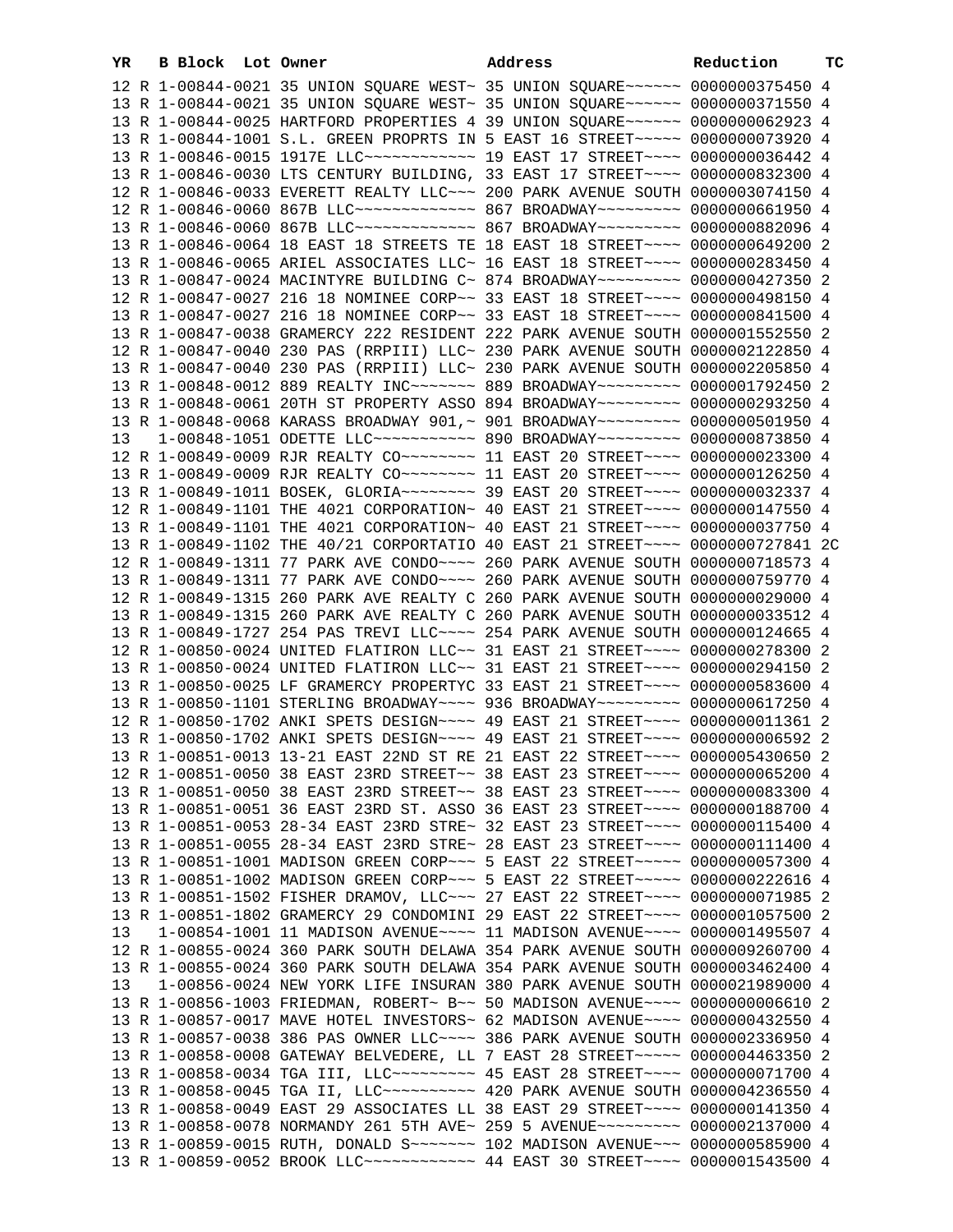| YR | B | Block | Lot | Owner | Address | Reduction | TC |
|---|---|---|---|---|---|---|---|
| 12 | R | 1-00844-0021 | | 35 UNION SQUARE WEST~ | 35 UNION SQUARE~~~~~~ | 0000000375450 | 4 |
| 13 | R | 1-00844-0021 | | 35 UNION SQUARE WEST~ | 35 UNION SQUARE~~~~~~ | 0000000371550 | 4 |
| 13 | R | 1-00844-0025 | | HARTFORD PROPERTIES 4 | 39 UNION SQUARE~~~~~~ | 0000000062923 | 4 |
| 13 | R | 1-00844-1001 | | S.L. GREEN PROPRTS IN | 5 EAST 16 STREET~~~~~ | 0000000073920 | 4 |
| 13 | R | 1-00846-0015 | | 1917E LLC~~~~~~~~~~~~ | 19 EAST 17 STREET~~~~ | 0000000036442 | 4 |
| 13 | R | 1-00846-0030 | | LTS CENTURY BUILDING, | 33 EAST 17 STREET~~~~ | 0000000832300 | 4 |
| 12 | R | 1-00846-0033 | | EVERETT REALTY LLC~~~ | 200 PARK AVENUE SOUTH | 0000003074150 | 4 |
| 12 | R | 1-00846-0060 | | 867B LLC~~~~~~~~~~~~~ | 867 BROADWAY~~~~~~~~~ | 0000000661950 | 4 |
| 13 | R | 1-00846-0060 | | 867B LLC~~~~~~~~~~~~~ | 867 BROADWAY~~~~~~~~~ | 0000000882096 | 4 |
| 13 | R | 1-00846-0064 | | 18 EAST 18 STREETS TE | 18 EAST 18 STREET~~~~ | 0000000649200 | 2 |
| 13 | R | 1-00846-0065 | | ARIEL ASSOCIATES LLC~ | 16 EAST 18 STREET~~~~ | 0000000283450 | 4 |
| 13 | R | 1-00847-0024 | | MACINTYRE BUILDING C~ | 874 BROADWAY~~~~~~~~~ | 0000000427350 | 2 |
| 12 | R | 1-00847-0027 | | 216 18 NOMINEE CORP~~ | 33 EAST 18 STREET~~~~ | 0000000498150 | 4 |
| 13 | R | 1-00847-0027 | | 216 18 NOMINEE CORP~~ | 33 EAST 18 STREET~~~~ | 0000000841500 | 4 |
| 13 | R | 1-00847-0038 | | GRAMERCY 222 RESIDENT | 222 PARK AVENUE SOUTH | 0000001552550 | 2 |
| 12 | R | 1-00847-0040 | | 230 PAS (RRPIII) LLC~ | 230 PARK AVENUE SOUTH | 0000002122850 | 4 |
| 13 | R | 1-00847-0040 | | 230 PAS (RRPIII) LLC~ | 230 PARK AVENUE SOUTH | 0000002205850 | 4 |
| 13 | R | 1-00848-0012 | | 889 REALTY INC~~~~~~~ | 889 BROADWAY~~~~~~~~~ | 0000001792450 | 2 |
| 13 | R | 1-00848-0061 | | 20TH ST PROPERTY ASSO | 894 BROADWAY~~~~~~~~~ | 0000000293250 | 4 |
| 13 | R | 1-00848-0068 | | KARASS BROADWAY 901,~ | 901 BROADWAY~~~~~~~~~ | 0000000501950 | 4 |
| 13 | | 1-00848-1051 | | ODETTE LLC~~~~~~~~~~~ | 890 BROADWAY~~~~~~~~~ | 0000000873850 | 4 |
| 12 | R | 1-00849-0009 | | RJR REALTY CO~~~~~~~~ | 11 EAST 20 STREET~~~~ | 0000000023300 | 4 |
| 13 | R | 1-00849-0009 | | RJR REALTY CO~~~~~~~~ | 11 EAST 20 STREET~~~~ | 0000000126250 | 4 |
| 13 | R | 1-00849-1011 | | BOSEK, GLORIA~~~~~~~~ | 39 EAST 20 STREET~~~~ | 0000000032337 | 4 |
| 12 | R | 1-00849-1101 | | THE 4021 CORPORATION~ | 40 EAST 21 STREET~~~~ | 0000000147550 | 4 |
| 13 | R | 1-00849-1101 | | THE 4021 CORPORATION~ | 40 EAST 21 STREET~~~~ | 0000000037750 | 4 |
| 13 | R | 1-00849-1102 | | THE 40/21 CORPORTATIO | 40 EAST 21 STREET~~~~ | 0000000727841 | 2C |
| 12 | R | 1-00849-1311 | | 77 PARK AVE CONDO~~~~ | 260 PARK AVENUE SOUTH | 0000000718573 | 4 |
| 13 | R | 1-00849-1311 | | 77 PARK AVE CONDO~~~~ | 260 PARK AVENUE SOUTH | 0000000759770 | 4 |
| 12 | R | 1-00849-1315 | | 260 PARK AVE REALTY C | 260 PARK AVENUE SOUTH | 0000000029000 | 4 |
| 13 | R | 1-00849-1315 | | 260 PARK AVE REALTY C | 260 PARK AVENUE SOUTH | 0000000033512 | 4 |
| 13 | R | 1-00849-1727 | | 254 PAS TREVI LLC~~~~ | 254 PARK AVENUE SOUTH | 0000000124665 | 4 |
| 12 | R | 1-00850-0024 | | UNITED FLATIRON LLC~~ | 31 EAST 21 STREET~~~~ | 0000000278300 | 2 |
| 13 | R | 1-00850-0024 | | UNITED FLATIRON LLC~~ | 31 EAST 21 STREET~~~~ | 0000000294150 | 2 |
| 13 | R | 1-00850-0025 | | LF GRAMERCY PROPERTYC | 33 EAST 21 STREET~~~~ | 0000000583600 | 4 |
| 13 | R | 1-00850-1101 | | STERLING BROADWAY~~~~ | 936 BROADWAY~~~~~~~~~ | 0000000617250 | 4 |
| 12 | R | 1-00850-1702 | | ANKI SPETS DESIGN~~~~ | 49 EAST 21 STREET~~~~ | 0000000011361 | 2 |
| 13 | R | 1-00850-1702 | | ANKI SPETS DESIGN~~~~ | 49 EAST 21 STREET~~~~ | 0000000006592 | 2 |
| 13 | R | 1-00851-0013 | | 13-21 EAST 22ND ST RE | 21 EAST 22 STREET~~~~ | 0000005430650 | 2 |
| 12 | R | 1-00851-0050 | | 38 EAST 23RD STREET~~ | 38 EAST 23 STREET~~~~ | 0000000065200 | 4 |
| 13 | R | 1-00851-0050 | | 38 EAST 23RD STREET~~ | 38 EAST 23 STREET~~~~ | 0000000083300 | 4 |
| 13 | R | 1-00851-0051 | | 36 EAST 23RD ST. ASSO | 36 EAST 23 STREET~~~~ | 0000000188700 | 4 |
| 13 | R | 1-00851-0053 | | 28-34 EAST 23RD STRE~ | 32 EAST 23 STREET~~~~ | 0000000115400 | 4 |
| 13 | R | 1-00851-0055 | | 28-34 EAST 23RD STRE~ | 28 EAST 23 STREET~~~~ | 0000000111400 | 4 |
| 13 | R | 1-00851-1001 | | MADISON GREEN CORP~~~ | 5 EAST 22 STREET~~~~~ | 0000000057300 | 4 |
| 13 | R | 1-00851-1002 | | MADISON GREEN CORP~~~ | 5 EAST 22 STREET~~~~~ | 0000000222616 | 4 |
| 13 | R | 1-00851-1502 | | FISHER DRAMOV, LLC~~~ | 27 EAST 22 STREET~~~~ | 0000000071985 | 2 |
| 13 | R | 1-00851-1802 | | GRAMERCY 29 CONDOMINI | 29 EAST 22 STREET~~~~ | 0000001057500 | 2 |
| 13 | | 1-00854-1001 | | 11 MADISON AVENUE~~~~ | 11 MADISON AVENUE~~~~ | 0000001495507 | 4 |
| 12 | R | 1-00855-0024 | | 360 PARK SOUTH DELAWA | 354 PARK AVENUE SOUTH | 0000009260700 | 4 |
| 13 | R | 1-00855-0024 | | 360 PARK SOUTH DELAWA | 354 PARK AVENUE SOUTH | 0000003462400 | 4 |
| 13 | | 1-00856-0024 | | NEW YORK LIFE INSURAN | 380 PARK AVENUE SOUTH | 0000021989000 | 4 |
| 13 | R | 1-00856-1003 | | FRIEDMAN, ROBERT~ B~~ | 50 MADISON AVENUE~~~~ | 0000000006610 | 2 |
| 13 | R | 1-00857-0017 | | MAVE HOTEL INVESTORS~ | 62 MADISON AVENUE~~~~ | 0000000432550 | 4 |
| 13 | R | 1-00857-0038 | | 386 PAS OWNER LLC~~~~ | 386 PARK AVENUE SOUTH | 0000002336950 | 4 |
| 13 | R | 1-00858-0008 | | GATEWAY BELVEDERE, LL | 7 EAST 28 STREET~~~~~ | 0000004463350 | 2 |
| 13 | R | 1-00858-0034 | | TGA III, LLC~~~~~~~~~ | 45 EAST 28 STREET~~~~ | 0000000071700 | 4 |
| 13 | R | 1-00858-0045 | | TGA II, LLC~~~~~~~~~~ | 420 PARK AVENUE SOUTH | 0000004236550 | 4 |
| 13 | R | 1-00858-0049 | | EAST 29 ASSOCIATES LL | 38 EAST 29 STREET~~~~ | 0000000141350 | 4 |
| 13 | R | 1-00858-0078 | | NORMANDY 261 5TH AVE~ | 259 5 AVENUE~~~~~~~~~ | 0000002137000 | 4 |
| 13 | R | 1-00859-0015 | | RUTH, DONALD S~~~~~~~ | 102 MADISON AVENUE~~~ | 0000000585900 | 4 |
| 13 | R | 1-00859-0052 | | BROOK LLC~~~~~~~~~~~~ | 44 EAST 30 STREET~~~~ | 0000001543500 | 4 |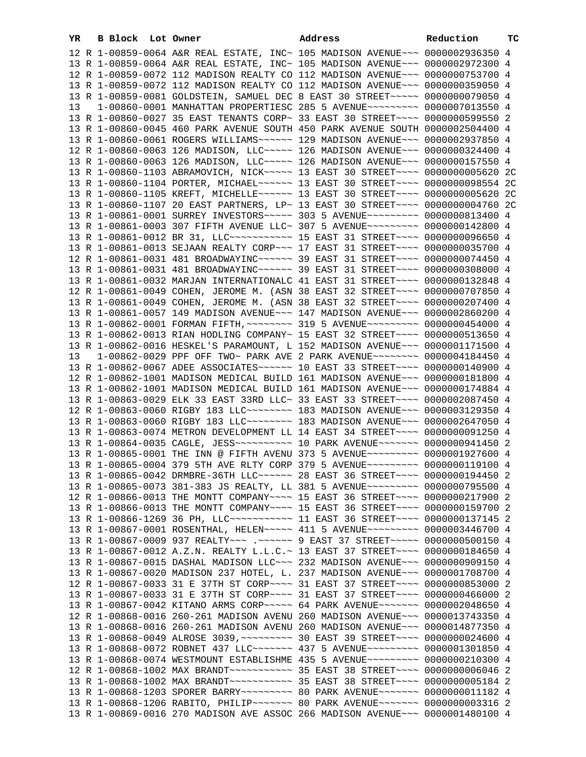| YR | B | Block | Lot | Owner | Address | Reduction | TC |
|---|---|---|---|---|---|---|---|
| 12 | R | 1-00859-0064 | | A&R REAL ESTATE, INC~ | 105 MADISON AVENUE~~~ | 0000002936350 | 4 |
| 13 | R | 1-00859-0064 | | A&R REAL ESTATE, INC~ | 105 MADISON AVENUE~~~ | 0000002972300 | 4 |
| 12 | R | 1-00859-0072 | | 112 MADISON REALTY CO | 112 MADISON AVENUE~~~ | 0000000753700 | 4 |
| 13 | R | 1-00859-0072 | | 112 MADISON REALTY CO | 112 MADISON AVENUE~~~ | 0000000359050 | 4 |
| 13 | R | 1-00859-0081 | | GOLDSTEIN, SAMUEL DEC | 8 EAST 30 STREET~~~~~ | 0000000079050 | 4 |
| 13 | | 1-00860-0001 | | MANHATTAN PROPERTIESC | 285 5 AVENUE~~~~~~~~~ | 0000007013550 | 4 |
| 13 | R | 1-00860-0027 | | 35 EAST TENANTS CORP~ | 33 EAST 30 STREET~~~~ | 0000000599550 | 2 |
| 13 | R | 1-00860-0045 | | 460 PARK AVENUE SOUTH | 450 PARK AVENUE SOUTH | 0000002504400 | 4 |
| 13 | R | 1-00860-0061 | | ROGERS WILLIAMS~~~~~~ | 129 MADISON AVENUE~~~ | 0000002937850 | 4 |
| 12 | R | 1-00860-0063 | | 126 MADISON, LLC~~~~~ | 126 MADISON AVENUE~~~ | 0000000324400 | 4 |
| 13 | R | 1-00860-0063 | | 126 MADISON, LLC~~~~~ | 126 MADISON AVENUE~~~ | 0000000157550 | 4 |
| 13 | R | 1-00860-1103 | | ABRAMOVICH, NICK~~~~~ | 13 EAST 30 STREET~~~~ | 0000000005620 | 2C |
| 13 | R | 1-00860-1104 | | PORTER, MICHAEL~~~~~~ | 13 EAST 30 STREET~~~~ | 0000000098554 | 2C |
| 13 | R | 1-00860-1105 | | KREFT, MICHELLE~~~~~~ | 13 EAST 30 STREET~~~~ | 0000000005620 | 2C |
| 13 | R | 1-00860-1107 | | 20 EAST PARTNERS, LP~ | 13 EAST 30 STREET~~~~ | 0000000004760 | 2C |
| 13 | R | 1-00861-0001 | | SURREY INVESTORS~~~~~ | 303 5 AVENUE~~~~~~~~~ | 0000000853400 | 4 |
| 13 | R | 1-00861-0003 | | 307 FIFTH AVENUE LLC~ | 307 5 AVENUE~~~~~~~~~ | 0000000142800 | 4 |
| 13 | R | 1-00861-0012 | | BR 31, LLC~~~~~~~~~~~ | 15 EAST 31 STREET~~~~ | 0000000096650 | 4 |
| 13 | R | 1-00861-0013 | | SEJAAN REALTY CORP~~~ | 17 EAST 31 STREET~~~~ | 0000000035700 | 4 |
| 12 | R | 1-00861-0031 | | 481 BROADWAYINC~~~~~~ | 39 EAST 31 STREET~~~~ | 0000000074450 | 4 |
| 13 | R | 1-00861-0031 | | 481 BROADWAYINC~~~~~~ | 39 EAST 31 STREET~~~~ | 0000000308000 | 4 |
| 13 | R | 1-00861-0032 | | MARJAN INTERNATIONALC | 41 EAST 31 STREET~~~~ | 0000000132848 | 4 |
| 12 | R | 1-00861-0049 | | COHEN, JEROME M. (ASN | 38 EAST 32 STREET~~~~ | 0000000707850 | 4 |
| 13 | R | 1-00861-0049 | | COHEN, JEROME M. (ASN | 38 EAST 32 STREET~~~~ | 0000000207400 | 4 |
| 13 | R | 1-00861-0057 | | 149 MADISON AVENUE~~~ | 147 MADISON AVENUE~~~ | 0000002860200 | 4 |
| 13 | R | 1-00862-0001 | | FORMAN FIFTH,~~~~~~~~ | 319 5 AVENUE~~~~~~~~~ | 0000000454000 | 4 |
| 13 | R | 1-00862-0013 | | RIAN HODLING COMPANY~ | 15 EAST 32 STREET~~~~ | 0000000513650 | 4 |
| 13 | R | 1-00862-0016 | | HESKEL'S PARAMOUNT, L | 152 MADISON AVENUE~~~ | 0000001171500 | 4 |
| 13 | | 1-00862-0029 | | PPF OFF TWO~ PARK AVE | 2 PARK AVENUE~~~~~~~~ | 0000004184450 | 4 |
| 13 | R | 1-00862-0067 | | ADEE ASSOCIATES~~~~~~ | 10 EAST 33 STREET~~~~ | 0000000140900 | 4 |
| 12 | R | 1-00862-1001 | | MADISON MEDICAL BUILD | 161 MADISON AVENUE~~~ | 0000000181800 | 4 |
| 13 | R | 1-00862-1001 | | MADISON MEDICAL BUILD | 161 MADISON AVENUE~~~ | 0000000174884 | 4 |
| 13 | R | 1-00863-0029 | | ELK 33 EAST 33RD LLC~ | 33 EAST 33 STREET~~~~ | 0000002087450 | 4 |
| 12 | R | 1-00863-0060 | | RIGBY 183 LLC~~~~~~~~ | 183 MADISON AVENUE~~~ | 0000003129350 | 4 |
| 13 | R | 1-00863-0060 | | RIGBY 183 LLC~~~~~~~~ | 183 MADISON AVENUE~~~ | 0000002647050 | 4 |
| 13 | R | 1-00863-0074 | | METRON DEVELOPMENT LL | 14 EAST 34 STREET~~~~ | 0000000091250 | 4 |
| 13 | R | 1-00864-0035 | | CAGLE, JESS~~~~~~~~~~ | 10 PARK AVENUE~~~~~~~ | 0000000941450 | 2 |
| 13 | R | 1-00865-0001 | | THE INN @ FIFTH AVENU | 373 5 AVENUE~~~~~~~~~ | 0000001927600 | 4 |
| 13 | R | 1-00865-0004 | | 379 5TH AVE RLTY CORP | 379 5 AVENUE~~~~~~~~~ | 0000000119100 | 4 |
| 13 | R | 1-00865-0042 | | DRMBRE-36TH LLC~~~~~~ | 28 EAST 36 STREET~~~~ | 0000000194450 | 2 |
| 13 | R | 1-00865-0073 | | 381-383 JS REALTY, LL | 381 5 AVENUE~~~~~~~~~ | 0000000795500 | 4 |
| 12 | R | 1-00866-0013 | | THE MONTT COMPANY~~~~ | 15 EAST 36 STREET~~~~ | 0000000217900 | 2 |
| 13 | R | 1-00866-0013 | | THE MONTT COMPANY~~~~ | 15 EAST 36 STREET~~~~ | 0000000159700 | 2 |
| 13 | R | 1-00866-1269 | | 36 PH, LLC~~~~~~~~~~~ | 11 EAST 36 STREET~~~~ | 0000000137145 | 2 |
| 13 | R | 1-00867-0001 | | ROSENTHAL, HELEN~~~~~ | 411 5 AVENUE~~~~~~~~~ | 0000003446700 | 4 |
| 13 | R | 1-00867-0009 | | 937 REALTY~~~ .~~~~~~ | 9 EAST 37 STREET~~~~~ | 0000000500150 | 4 |
| 13 | R | 1-00867-0012 | | A.Z.N. REALTY L.L.C.~ | 13 EAST 37 STREET~~~~ | 0000000184650 | 4 |
| 13 | R | 1-00867-0015 | | DASHAL MADISON LLC~~~ | 232 MADISON AVENUE~~~ | 0000000909150 | 4 |
| 13 | R | 1-00867-0020 | | MADISON 237 HOTEL, L. | 237 MADISON AVENUE~~~ | 0000001708700 | 4 |
| 12 | R | 1-00867-0033 | | 31 E 37TH ST CORP~~~~ | 31 EAST 37 STREET~~~~ | 0000000853000 | 2 |
| 13 | R | 1-00867-0033 | | 31 E 37TH ST CORP~~~~ | 31 EAST 37 STREET~~~~ | 0000000466000 | 2 |
| 13 | R | 1-00867-0042 | | KITANO ARMS CORP~~~~~ | 64 PARK AVENUE~~~~~~~ | 0000002048650 | 4 |
| 12 | R | 1-00868-0016 | | 260-261 MADISON AVENU | 260 MADISON AVENUE~~~ | 0000013743350 | 4 |
| 13 | R | 1-00868-0016 | | 260-261 MADISON AVENU | 260 MADISON AVENUE~~~ | 0000014877350 | 4 |
| 13 | R | 1-00868-0049 | | ALROSE 3039,~~~~~~~~~ | 30 EAST 39 STREET~~~~ | 0000000024600 | 4 |
| 13 | R | 1-00868-0072 | | ROBNET 437 LLC~~~~~~~ | 437 5 AVENUE~~~~~~~~~ | 0000001301850 | 4 |
| 13 | R | 1-00868-0074 | | WESTMOUNT ESTABLISHME | 435 5 AVENUE~~~~~~~~~ | 0000000210300 | 4 |
| 12 | R | 1-00868-1002 | | MAX BRANDT~~~~~~~~~~~ | 35 EAST 38 STREET~~~~ | 0000000006046 | 2 |
| 13 | R | 1-00868-1002 | | MAX BRANDT~~~~~~~~~~~ | 35 EAST 38 STREET~~~~ | 0000000005184 | 2 |
| 13 | R | 1-00868-1203 | | SPORER BARRY~~~~~~~~~ | 80 PARK AVENUE~~~~~~~ | 0000000011182 | 4 |
| 13 | R | 1-00868-1206 | | RABITO, PHILIP~~~~~~~ | 80 PARK AVENUE~~~~~~~ | 0000000003316 | 2 |
| 13 | R | 1-00869-0016 | | 270 MADISON AVE ASSOC | 266 MADISON AVENUE~~~ | 0000001480100 | 4 |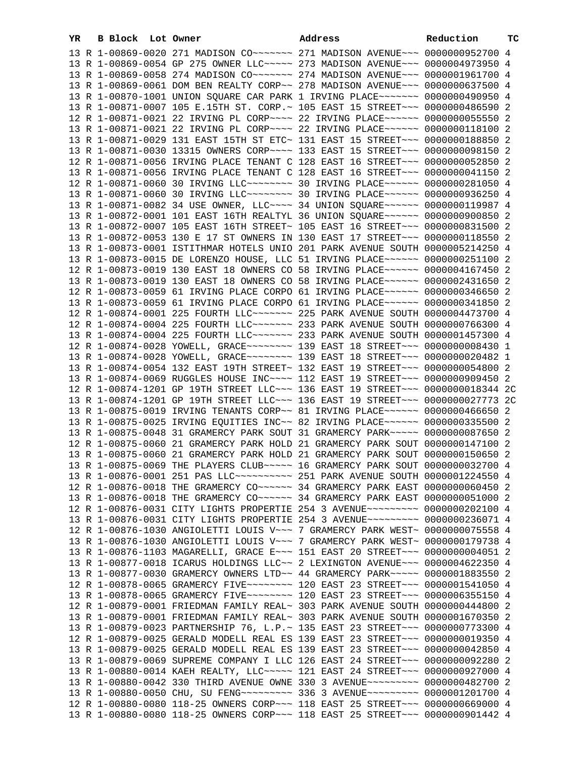| YR | B | Block | Lot | Owner | Address | Reduction | TC |
|---|---|---|---|---|---|---|---|
| 13 | R | 1-00869-0020 | | 271 MADISON CO~~~~~~~ | 271 MADISON AVENUE~~~ | 0000000952700 | 4 |
| 13 | R | 1-00869-0054 | | GP 275 OWNER LLC~~~~~ | 273 MADISON AVENUE~~~ | 0000004973950 | 4 |
| 13 | R | 1-00869-0058 | | 274 MADISON CO~~~~~~~ | 274 MADISON AVENUE~~~ | 0000001961700 | 4 |
| 13 | R | 1-00869-0061 | | DOM BEN REALTY CORP~~ | 278 MADISON AVENUE~~~ | 0000000637500 | 4 |
| 13 | R | 1-00870-1001 | | UNION SQUARE CAR PARK | 1 IRVING PLACE~~~~~~~ | 0000000490950 | 4 |
| 13 | R | 1-00871-0007 | | 105 E.15TH ST. CORP.~ | 105 EAST 15 STREET~~~ | 0000000486590 | 2 |
| 12 | R | 1-00871-0021 | | 22 IRVING PL CORP~~~~ | 22 IRVING PLACE~~~~~~ | 0000000055550 | 2 |
| 13 | R | 1-00871-0021 | | 22 IRVING PL CORP~~~~ | 22 IRVING PLACE~~~~~~ | 0000000118100 | 2 |
| 13 | R | 1-00871-0029 | | 131 EAST 15TH ST ETC~ | 131 EAST 15 STREET~~~ | 0000000188850 | 2 |
| 13 | R | 1-00871-0030 | | 13315 OWNERS CORP~~~~ | 133 EAST 15 STREET~~~ | 0000000098150 | 2 |
| 12 | R | 1-00871-0056 | | IRVING PLACE TENANT C | 128 EAST 16 STREET~~~ | 0000000052850 | 2 |
| 13 | R | 1-00871-0056 | | IRVING PLACE TENANT C | 128 EAST 16 STREET~~~ | 0000000041150 | 2 |
| 12 | R | 1-00871-0060 | | 30 IRVING LLC~~~~~~~~ | 30 IRVING PLACE~~~~~~ | 0000000281050 | 4 |
| 13 | R | 1-00871-0060 | | 30 IRVING LLC~~~~~~~~ | 30 IRVING PLACE~~~~~~ | 0000000936250 | 4 |
| 13 | R | 1-00871-0082 | | 34 USE OWNER, LLC~~~~ | 34 UNION SQUARE~~~~~~ | 0000000119987 | 4 |
| 13 | R | 1-00872-0001 | | 101 EAST 16TH REALTYL | 36 UNION SQUARE~~~~~~ | 0000000900850 | 2 |
| 13 | R | 1-00872-0007 | | 105 EAST 16TH STREET~ | 105 EAST 16 STREET~~~ | 0000000831500 | 2 |
| 13 | R | 1-00872-0053 | | 130 E 17 ST OWNERS IN | 130 EAST 17 STREET~~~ | 0000000118550 | 2 |
| 13 | R | 1-00873-0001 | | ISTITHMAR HOTELS UNIO | 201 PARK AVENUE SOUTH | 0000005214250 | 4 |
| 13 | R | 1-00873-0015 | | DE LORENZO HOUSE, LLC | 51 IRVING PLACE~~~~~~ | 0000000251100 | 2 |
| 12 | R | 1-00873-0019 | | 130 EAST 18 OWNERS CO | 58 IRVING PLACE~~~~~~ | 0000004167450 | 2 |
| 13 | R | 1-00873-0019 | | 130 EAST 18 OWNERS CO | 58 IRVING PLACE~~~~~~ | 0000002431650 | 2 |
| 12 | R | 1-00873-0059 | | 61 IRVING PLACE CORPO | 61 IRVING PLACE~~~~~~ | 0000000346650 | 2 |
| 13 | R | 1-00873-0059 | | 61 IRVING PLACE CORPO | 61 IRVING PLACE~~~~~~ | 0000000341850 | 2 |
| 12 | R | 1-00874-0001 | | 225 FOURTH LLC~~~~~~~ | 225 PARK AVENUE SOUTH | 0000004473700 | 4 |
| 12 | R | 1-00874-0004 | | 225 FOURTH LLC~~~~~~~ | 233 PARK AVENUE SOUTH | 0000000766300 | 4 |
| 13 | R | 1-00874-0004 | | 225 FOURTH LLC~~~~~~~ | 233 PARK AVENUE SOUTH | 0000001457300 | 4 |
| 12 | R | 1-00874-0028 | | YOWELL, GRACE~~~~~~~~ | 139 EAST 18 STREET~~~ | 0000000008430 | 1 |
| 13 | R | 1-00874-0028 | | YOWELL, GRACE~~~~~~~~ | 139 EAST 18 STREET~~~ | 0000000020482 | 1 |
| 13 | R | 1-00874-0054 | | 132 EAST 19TH STREET~ | 132 EAST 19 STREET~~~ | 0000000054800 | 2 |
| 13 | R | 1-00874-0069 | | RUGGLES HOUSE INC~~~~ | 112 EAST 19 STREET~~~ | 0000000909450 | 2 |
| 12 | R | 1-00874-1201 | | GP 19TH STREET LLC~~~ | 136 EAST 19 STREET~~~ | 0000000018344 | 2C |
| 13 | R | 1-00874-1201 | | GP 19TH STREET LLC~~~ | 136 EAST 19 STREET~~~ | 0000000027773 | 2C |
| 13 | R | 1-00875-0019 | | IRVING TENANTS CORP~~ | 81 IRVING PLACE~~~~~~ | 0000000466650 | 2 |
| 13 | R | 1-00875-0025 | | IRVING EQUITIES INC~~ | 82 IRVING PLACE~~~~~~ | 0000000335500 | 2 |
| 13 | R | 1-00875-0048 | | 31 GRAMERCY PARK SOUT | 31 GRAMERCY PARK~~~~~ | 0000000087650 | 2 |
| 12 | R | 1-00875-0060 | | 21 GRAMERCY PARK HOLD | 21 GRAMERCY PARK SOUT | 0000000147100 | 2 |
| 13 | R | 1-00875-0060 | | 21 GRAMERCY PARK HOLD | 21 GRAMERCY PARK SOUT | 0000000150650 | 2 |
| 13 | R | 1-00875-0069 | | THE PLAYERS CLUB~~~~~ | 16 GRAMERCY PARK SOUT | 0000000032700 | 4 |
| 13 | R | 1-00876-0001 | | 251 PAS LLC~~~~~~~~~~ | 251 PARK AVENUE SOUTH | 0000001224550 | 4 |
| 12 | R | 1-00876-0018 | | THE GRAMERCY CO~~~~~~ | 34 GRAMERCY PARK EAST | 0000000060450 | 2 |
| 13 | R | 1-00876-0018 | | THE GRAMERCY CO~~~~~~ | 34 GRAMERCY PARK EAST | 0000000051000 | 2 |
| 12 | R | 1-00876-0031 | | CITY LIGHTS PROPERTIE | 254 3 AVENUE~~~~~~~~~ | 0000000202100 | 4 |
| 13 | R | 1-00876-0031 | | CITY LIGHTS PROPERTIE | 254 3 AVENUE~~~~~~~~~ | 0000000236071 | 4 |
| 12 | R | 1-00876-1030 | | ANGIOLETTI LOUIS V~~~ | 7 GRAMERCY PARK WEST~ | 0000000075558 | 4 |
| 13 | R | 1-00876-1030 | | ANGIOLETTI LOUIS V~~~ | 7 GRAMERCY PARK WEST~ | 0000000179738 | 4 |
| 13 | R | 1-00876-1103 | | MAGARELLI, GRACE E~~~ | 151 EAST 20 STREET~~~ | 0000000004051 | 2 |
| 13 | R | 1-00877-0018 | | ICARUS HOLDINGS LLC~~ | 2 LEXINGTON AVENUE~~~ | 0000004622350 | 4 |
| 13 | R | 1-00877-0030 | | GRAMERCY OWNERS LTD~~ | 44 GRAMERCY PARK~~~~~ | 0000001883550 | 2 |
| 12 | R | 1-00878-0065 | | GRAMERCY FIVE~~~~~~~~ | 120 EAST 23 STREET~~~ | 0000001541050 | 4 |
| 13 | R | 1-00878-0065 | | GRAMERCY FIVE~~~~~~~~ | 120 EAST 23 STREET~~~ | 0000006355150 | 4 |
| 12 | R | 1-00879-0001 | | FRIEDMAN FAMILY REAL~ | 303 PARK AVENUE SOUTH | 0000000444800 | 2 |
| 13 | R | 1-00879-0001 | | FRIEDMAN FAMILY REAL~ | 303 PARK AVENUE SOUTH | 0000001670350 | 2 |
| 13 | R | 1-00879-0023 | | PARTNERSHIP 76, L.P.~ | 135 EAST 23 STREET~~~ | 0000000773300 | 4 |
| 12 | R | 1-00879-0025 | | GERALD MODELL REAL ES | 139 EAST 23 STREET~~~ | 0000000019350 | 4 |
| 13 | R | 1-00879-0025 | | GERALD MODELL REAL ES | 139 EAST 23 STREET~~~ | 0000000042850 | 4 |
| 13 | R | 1-00879-0069 | | SUPREME COMPANY I LLC | 126 EAST 24 STREET~~~ | 0000000092280 | 2 |
| 13 | R | 1-00880-0014 | | KAEH REALTY, LLC~~~~~ | 121 EAST 24 STREET~~~ | 0000000927000 | 4 |
| 13 | R | 1-00880-0042 | | 330 THIRD AVENUE OWNE | 330 3 AVENUE~~~~~~~~~ | 0000000482700 | 2 |
| 13 | R | 1-00880-0050 | | CHU, SU FENG~~~~~~~~~ | 336 3 AVENUE~~~~~~~~~ | 0000001201700 | 4 |
| 12 | R | 1-00880-0080 | | 118-25 OWNERS CORP~~~ | 118 EAST 25 STREET~~~ | 0000000669000 | 4 |
| 13 | R | 1-00880-0080 | | 118-25 OWNERS CORP~~~ | 118 EAST 25 STREET~~~ | 0000000901442 | 4 |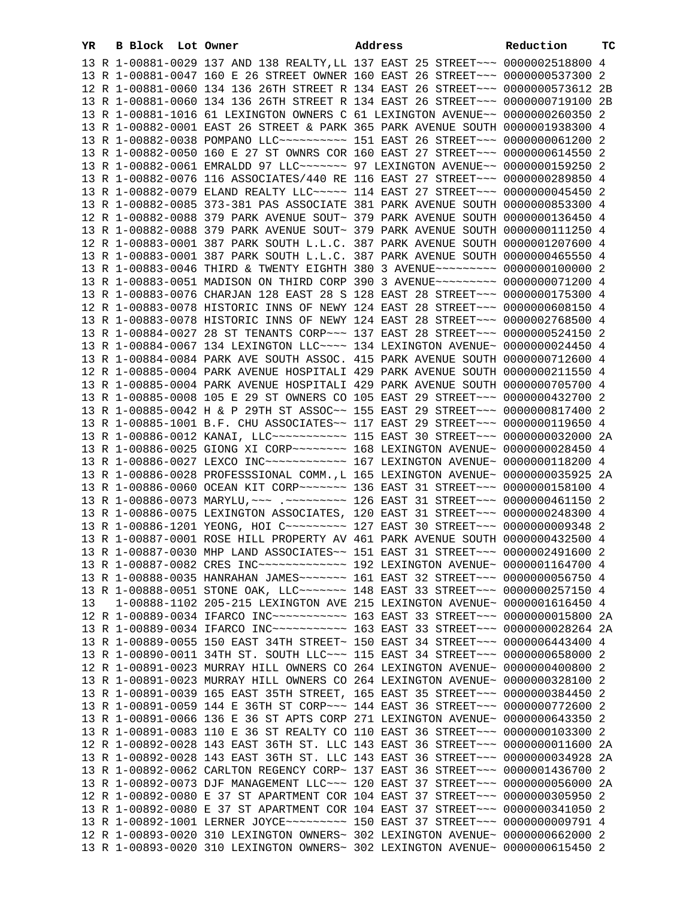| YR | B | Block | Lot | Owner | Address | Reduction | TC |
|---|---|---|---|---|---|---|---|
| 13 | R | 1-00881-0029 | | 137 AND 138 REALTY,LL | 137 EAST 25 STREET~~~ | 0000002518800 | 4 |
| 13 | R | 1-00881-0047 | | 160 E 26 STREET OWNER | 160 EAST 26 STREET~~~ | 0000000537300 | 2 |
| 12 | R | 1-00881-0060 | | 134 136 26TH STREET R | 134 EAST 26 STREET~~~ | 0000000573612 | 2B |
| 13 | R | 1-00881-0060 | | 134 136 26TH STREET R | 134 EAST 26 STREET~~~ | 0000000719100 | 2B |
| 13 | R | 1-00881-1016 | | 61 LEXINGTON OWNERS C | 61 LEXINGTON AVENUE~~ | 0000000260350 | 2 |
| 13 | R | 1-00882-0001 | | EAST 26 STREET & PARK | 365 PARK AVENUE SOUTH | 0000001938300 | 4 |
| 13 | R | 1-00882-0038 | | POMPANO LLC~~~~~~~~~~ | 151 EAST 26 STREET~~~ | 0000000061200 | 2 |
| 13 | R | 1-00882-0050 | | 160 E 27 ST OWNRS COR | 160 EAST 27 STREET~~~ | 0000000614550 | 2 |
| 13 | R | 1-00882-0061 | | EMRALDD 97 LLC~~~~~~~ | 97 LEXINGTON AVENUE~~ | 0000000159250 | 2 |
| 13 | R | 1-00882-0076 | | 116 ASSOCIATES/440 RE | 116 EAST 27 STREET~~~ | 0000000289850 | 4 |
| 13 | R | 1-00882-0079 | | ELAND REALTY LLC~~~~~ | 114 EAST 27 STREET~~~ | 0000000045450 | 2 |
| 13 | R | 1-00882-0085 | | 373-381 PAS ASSOCIATE | 381 PARK AVENUE SOUTH | 0000000853300 | 4 |
| 12 | R | 1-00882-0088 | | 379 PARK AVENUE SOUT~ | 379 PARK AVENUE SOUTH | 0000000136450 | 4 |
| 13 | R | 1-00882-0088 | | 379 PARK AVENUE SOUT~ | 379 PARK AVENUE SOUTH | 0000000111250 | 4 |
| 12 | R | 1-00883-0001 | | 387 PARK SOUTH L.L.C. | 387 PARK AVENUE SOUTH | 0000001207600 | 4 |
| 13 | R | 1-00883-0001 | | 387 PARK SOUTH L.L.C. | 387 PARK AVENUE SOUTH | 0000000465550 | 4 |
| 13 | R | 1-00883-0046 | | THIRD & TWENTY EIGHTH | 380 3 AVENUE~~~~~~~~~ | 0000000100000 | 2 |
| 13 | R | 1-00883-0051 | | MADISON ON THIRD CORP | 390 3 AVENUE~~~~~~~~~ | 0000000071200 | 4 |
| 13 | R | 1-00883-0076 | | CHARJAN 128 EAST 28 S | 128 EAST 28 STREET~~~ | 0000000175300 | 4 |
| 12 | R | 1-00883-0078 | | HISTORIC INNS OF NEWY | 124 EAST 28 STREET~~~ | 0000000608150 | 4 |
| 13 | R | 1-00883-0078 | | HISTORIC INNS OF NEWY | 124 EAST 28 STREET~~~ | 0000002768500 | 4 |
| 13 | R | 1-00884-0027 | | 28 ST TENANTS CORP~~~ | 137 EAST 28 STREET~~~ | 0000000524150 | 2 |
| 13 | R | 1-00884-0067 | | 134 LEXINGTON LLC~~~~ | 134 LEXINGTON AVENUE~ | 0000000024450 | 4 |
| 13 | R | 1-00884-0084 | | PARK AVE SOUTH ASSOC. | 415 PARK AVENUE SOUTH | 0000000712600 | 4 |
| 12 | R | 1-00885-0004 | | PARK AVENUE HOSPITALI | 429 PARK AVENUE SOUTH | 0000000211550 | 4 |
| 13 | R | 1-00885-0004 | | PARK AVENUE HOSPITALI | 429 PARK AVENUE SOUTH | 0000000705700 | 4 |
| 13 | R | 1-00885-0008 | | 105 E 29 ST OWNERS CO | 105 EAST 29 STREET~~~ | 0000000432700 | 2 |
| 13 | R | 1-00885-0042 | | H & P 29TH ST ASSOC~~ | 155 EAST 29 STREET~~~ | 0000000817400 | 2 |
| 13 | R | 1-00885-1001 | | B.F. CHU ASSOCIATES~~ | 117 EAST 29 STREET~~~ | 0000000119650 | 4 |
| 13 | R | 1-00886-0012 | | KANAI, LLC~~~~~~~~~~~ | 115 EAST 30 STREET~~~ | 0000000032000 | 2A |
| 13 | R | 1-00886-0025 | | GIONG XI CORP~~~~~~~~ | 168 LEXINGTON AVENUE~ | 0000000028450 | 4 |
| 13 | R | 1-00886-0027 | | LEXCO INC~~~~~~~~~~~~ | 167 LEXINGTON AVENUE~ | 0000000118200 | 4 |
| 13 | R | 1-00886-0028 | | PROFESSSIONAL COMM.,L | 165 LEXINGTON AVENUE~ | 0000000035925 | 2A |
| 13 | R | 1-00886-0060 | | OCEAN KIT CORP~~~~~~~ | 136 EAST 31 STREET~~~ | 0000000158100 | 4 |
| 13 | R | 1-00886-0073 | | MARYLU,~~~ .~~~~~~~~~ | 126 EAST 31 STREET~~~ | 0000000461150 | 2 |
| 13 | R | 1-00886-0075 | | LEXINGTON ASSOCIATES, | 120 EAST 31 STREET~~~ | 0000000248300 | 4 |
| 13 | R | 1-00886-1201 | | YEONG, HOI C~~~~~~~~~ | 127 EAST 30 STREET~~~ | 0000000009348 | 2 |
| 13 | R | 1-00887-0001 | | ROSE HILL PROPERTY AV | 461 PARK AVENUE SOUTH | 0000000432500 | 4 |
| 13 | R | 1-00887-0030 | | MHP LAND ASSOCIATES~~ | 151 EAST 31 STREET~~~ | 0000002491600 | 2 |
| 13 | R | 1-00887-0082 | | CRES INC~~~~~~~~~~~~~ | 192 LEXINGTON AVENUE~ | 0000001164700 | 4 |
| 13 | R | 1-00888-0035 | | HANRAHAN JAMES~~~~~~~ | 161 EAST 32 STREET~~~ | 0000000056750 | 4 |
| 13 | R | 1-00888-0051 | | STONE OAK, LLC~~~~~~~ | 148 EAST 33 STREET~~~ | 0000000257150 | 4 |
| 13 | | 1-00888-1102 | | 205-215 LEXINGTON AVE | 215 LEXINGTON AVENUE~ | 0000001616450 | 4 |
| 12 | R | 1-00889-0034 | | IFARCO INC~~~~~~~~~~~ | 163 EAST 33 STREET~~~ | 0000000015800 | 2A |
| 13 | R | 1-00889-0034 | | IFARCO INC~~~~~~~~~~~ | 163 EAST 33 STREET~~~ | 0000000028264 | 2A |
| 13 | R | 1-00889-0055 | | 150 EAST 34TH STREET~ | 150 EAST 34 STREET~~~ | 0000006443400 | 4 |
| 13 | R | 1-00890-0011 | | 34TH ST. SOUTH LLC~~~ | 115 EAST 34 STREET~~~ | 0000000658000 | 2 |
| 12 | R | 1-00891-0023 | | MURRAY HILL OWNERS CO | 264 LEXINGTON AVENUE~ | 0000000400800 | 2 |
| 13 | R | 1-00891-0023 | | MURRAY HILL OWNERS CO | 264 LEXINGTON AVENUE~ | 0000000328100 | 2 |
| 13 | R | 1-00891-0039 | | 165 EAST 35TH STREET, | 165 EAST 35 STREET~~~ | 0000000384450 | 2 |
| 13 | R | 1-00891-0059 | | 144 E 36TH ST CORP~~~ | 144 EAST 36 STREET~~~ | 0000000772600 | 2 |
| 13 | R | 1-00891-0066 | | 136 E 36 ST APTS CORP | 271 LEXINGTON AVENUE~ | 0000000643350 | 2 |
| 13 | R | 1-00891-0083 | | 110 E 36 ST REALTY CO | 110 EAST 36 STREET~~~ | 0000000103300 | 2 |
| 12 | R | 1-00892-0028 | | 143 EAST 36TH ST. LLC | 143 EAST 36 STREET~~~ | 0000000011600 | 2A |
| 13 | R | 1-00892-0028 | | 143 EAST 36TH ST. LLC | 143 EAST 36 STREET~~~ | 0000000034928 | 2A |
| 13 | R | 1-00892-0062 | | CARLTON REGENCY CORP~ | 137 EAST 36 STREET~~~ | 0000001436700 | 2 |
| 13 | R | 1-00892-0073 | | DJF MANAGEMENT LLC~~~ | 120 EAST 37 STREET~~~ | 0000000056000 | 2A |
| 12 | R | 1-00892-0080 | | E 37 ST APARTMENT COR | 104 EAST 37 STREET~~~ | 0000000305950 | 2 |
| 13 | R | 1-00892-0080 | | E 37 ST APARTMENT COR | 104 EAST 37 STREET~~~ | 0000000341050 | 2 |
| 13 | R | 1-00892-1001 | | LERNER JOYCE~~~~~~~~~ | 150 EAST 37 STREET~~~ | 0000000009791 | 4 |
| 12 | R | 1-00893-0020 | | 310 LEXINGTON OWNERS~ | 302 LEXINGTON AVENUE~ | 0000000662000 | 2 |
| 13 | R | 1-00893-0020 | | 310 LEXINGTON OWNERS~ | 302 LEXINGTON AVENUE~ | 0000000615450 | 2 |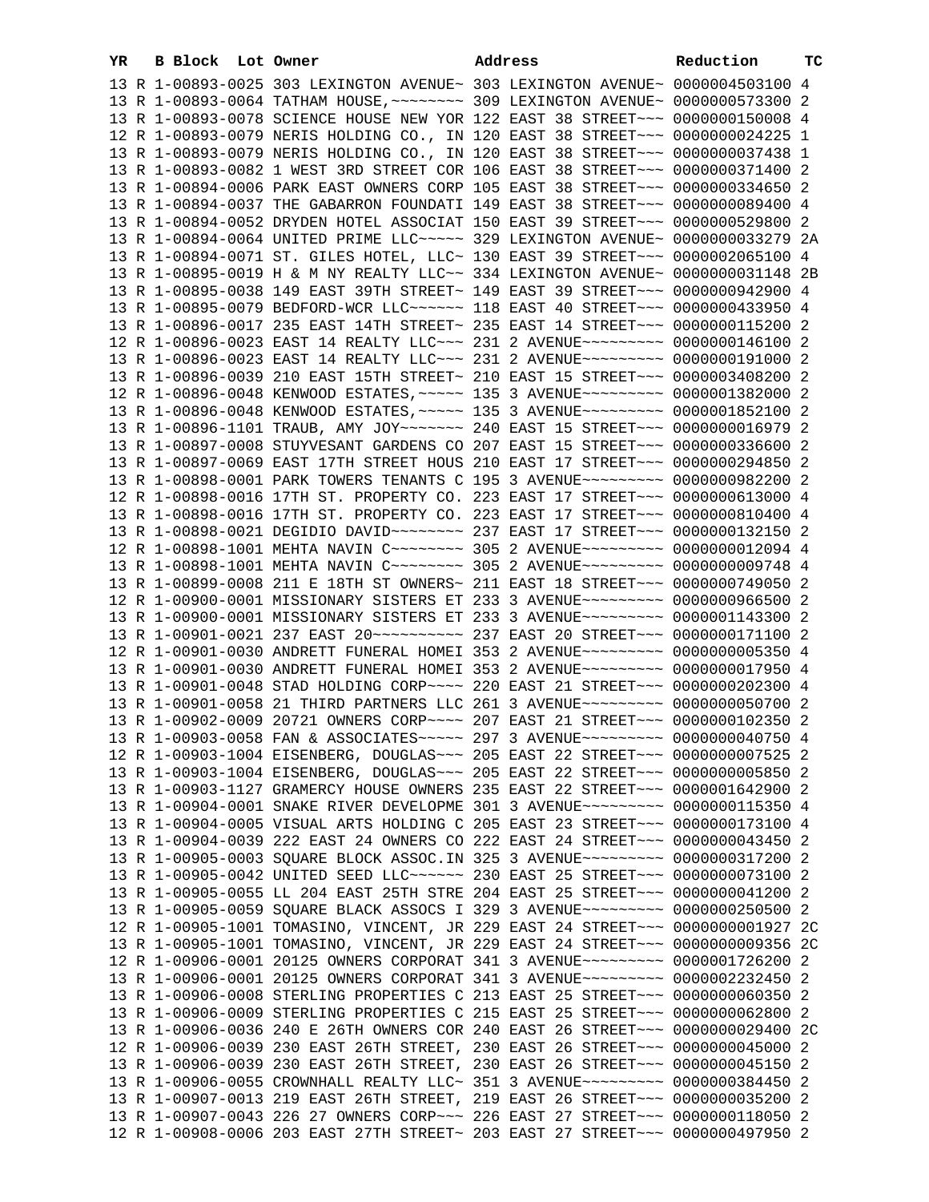| YR | B | Block | Lot | Owner | Address | Reduction | TC |
|---|---|---|---|---|---|---|---|
| 13 | R | 1-00893-0025 | | 303 LEXINGTON AVENUE~ | 303 LEXINGTON AVENUE~ | 0000004503100 | 4 |
| 13 | R | 1-00893-0064 | | TATHAM HOUSE,~~~~~~~~ | 309 LEXINGTON AVENUE~ | 0000000573300 | 2 |
| 13 | R | 1-00893-0078 | | SCIENCE HOUSE NEW YOR | 122 EAST 38 STREET~~~ | 0000000150008 | 4 |
| 12 | R | 1-00893-0079 | | NERIS HOLDING CO., IN | 120 EAST 38 STREET~~~ | 0000000024225 | 1 |
| 13 | R | 1-00893-0079 | | NERIS HOLDING CO., IN | 120 EAST 38 STREET~~~ | 0000000037438 | 1 |
| 13 | R | 1-00893-0082 | | 1 WEST 3RD STREET COR | 106 EAST 38 STREET~~~ | 0000000371400 | 2 |
| 13 | R | 1-00894-0006 | | PARK EAST OWNERS CORP | 105 EAST 38 STREET~~~ | 0000000334650 | 2 |
| 13 | R | 1-00894-0037 | | THE GABARRON FOUNDATI | 149 EAST 38 STREET~~~ | 0000000089400 | 4 |
| 13 | R | 1-00894-0052 | | DRYDEN HOTEL ASSOCIAT | 150 EAST 39 STREET~~~ | 0000000529800 | 2 |
| 13 | R | 1-00894-0064 | | UNITED PRIME LLC~~~~~ | 329 LEXINGTON AVENUE~ | 0000000033279 | 2A |
| 13 | R | 1-00894-0071 | | ST. GILES HOTEL, LLC~ | 130 EAST 39 STREET~~~ | 0000002065100 | 4 |
| 13 | R | 1-00895-0019 | | H & M NY REALTY LLC~~ | 334 LEXINGTON AVENUE~ | 0000000031148 | 2B |
| 13 | R | 1-00895-0038 | | 149 EAST 39TH STREET~ | 149 EAST 39 STREET~~~ | 0000000942900 | 4 |
| 13 | R | 1-00895-0079 | | BEDFORD-WCR LLC~~~~~~ | 118 EAST 40 STREET~~~ | 0000000433950 | 4 |
| 13 | R | 1-00896-0017 | | 235 EAST 14TH STREET~ | 235 EAST 14 STREET~~~ | 0000000115200 | 2 |
| 12 | R | 1-00896-0023 | | EAST 14 REALTY LLC~~~ | 231 2 AVENUE~~~~~~~~~ | 0000000146100 | 2 |
| 13 | R | 1-00896-0023 | | EAST 14 REALTY LLC~~~ | 231 2 AVENUE~~~~~~~~~ | 0000000191000 | 2 |
| 13 | R | 1-00896-0039 | | 210 EAST 15TH STREET~ | 210 EAST 15 STREET~~~ | 0000003408200 | 2 |
| 12 | R | 1-00896-0048 | | KENWOOD ESTATES,~~~~~ | 135 3 AVENUE~~~~~~~~~ | 0000001382000 | 2 |
| 13 | R | 1-00896-0048 | | KENWOOD ESTATES,~~~~~ | 135 3 AVENUE~~~~~~~~~ | 0000001852100 | 2 |
| 13 | R | 1-00896-1101 | | TRAUB, AMY JOY~~~~~~~ | 240 EAST 15 STREET~~~ | 0000000016979 | 2 |
| 13 | R | 1-00897-0008 | | STUYVESANT GARDENS CO | 207 EAST 15 STREET~~~ | 0000000336600 | 2 |
| 13 | R | 1-00897-0069 | | EAST 17TH STREET HOUS | 210 EAST 17 STREET~~~ | 0000000294850 | 2 |
| 13 | R | 1-00898-0001 | | PARK TOWERS TENANTS C | 195 3 AVENUE~~~~~~~~~ | 0000000982200 | 2 |
| 12 | R | 1-00898-0016 | | 17TH ST. PROPERTY CO. | 223 EAST 17 STREET~~~ | 0000000613000 | 4 |
| 13 | R | 1-00898-0016 | | 17TH ST. PROPERTY CO. | 223 EAST 17 STREET~~~ | 0000000810400 | 4 |
| 13 | R | 1-00898-0021 | | DEGIDIO DAVID~~~~~~~~ | 237 EAST 17 STREET~~~ | 0000000132150 | 2 |
| 12 | R | 1-00898-1001 | | MEHTA NAVIN C~~~~~~~~ | 305 2 AVENUE~~~~~~~~~ | 0000000012094 | 4 |
| 13 | R | 1-00898-1001 | | MEHTA NAVIN C~~~~~~~~ | 305 2 AVENUE~~~~~~~~~ | 0000000009748 | 4 |
| 13 | R | 1-00899-0008 | | 211 E 18TH ST OWNERS~ | 211 EAST 18 STREET~~~ | 0000000749050 | 2 |
| 12 | R | 1-00900-0001 | | MISSIONARY SISTERS ET | 233 3 AVENUE~~~~~~~~~ | 0000000966500 | 2 |
| 13 | R | 1-00900-0001 | | MISSIONARY SISTERS ET | 233 3 AVENUE~~~~~~~~~ | 0000001143300 | 2 |
| 13 | R | 1-00901-0021 | | 237 EAST 20~~~~~~~~~~ | 237 EAST 20 STREET~~~ | 0000000171100 | 2 |
| 12 | R | 1-00901-0030 | | ANDRETT FUNERAL HOMEI | 353 2 AVENUE~~~~~~~~~ | 0000000005350 | 4 |
| 13 | R | 1-00901-0030 | | ANDRETT FUNERAL HOMEI | 353 2 AVENUE~~~~~~~~~ | 0000000017950 | 4 |
| 13 | R | 1-00901-0048 | | STAD HOLDING CORP~~~~ | 220 EAST 21 STREET~~~ | 0000000202300 | 4 |
| 13 | R | 1-00901-0058 | | 21 THIRD PARTNERS LLC | 261 3 AVENUE~~~~~~~~~ | 0000000050700 | 2 |
| 13 | R | 1-00902-0009 | | 20721 OWNERS CORP~~~~ | 207 EAST 21 STREET~~~ | 0000000102350 | 2 |
| 13 | R | 1-00903-0058 | | FAN & ASSOCIATES~~~~~ | 297 3 AVENUE~~~~~~~~~ | 0000000040750 | 4 |
| 12 | R | 1-00903-1004 | | EISENBERG, DOUGLAS~~~ | 205 EAST 22 STREET~~~ | 0000000007525 | 2 |
| 13 | R | 1-00903-1004 | | EISENBERG, DOUGLAS~~~ | 205 EAST 22 STREET~~~ | 0000000005850 | 2 |
| 13 | R | 1-00903-1127 | | GRAMERCY HOUSE OWNERS | 235 EAST 22 STREET~~~ | 0000001642900 | 2 |
| 13 | R | 1-00904-0001 | | SNAKE RIVER DEVELOPME | 301 3 AVENUE~~~~~~~~~ | 0000000115350 | 4 |
| 13 | R | 1-00904-0005 | | VISUAL ARTS HOLDING C | 205 EAST 23 STREET~~~ | 0000000173100 | 4 |
| 13 | R | 1-00904-0039 | | 222 EAST 24 OWNERS CO | 222 EAST 24 STREET~~~ | 0000000043450 | 2 |
| 13 | R | 1-00905-0003 | | SQUARE BLOCK ASSOC.IN | 325 3 AVENUE~~~~~~~~~ | 0000000317200 | 2 |
| 13 | R | 1-00905-0042 | | UNITED SEED LLC~~~~~~ | 230 EAST 25 STREET~~~ | 0000000073100 | 2 |
| 13 | R | 1-00905-0055 | | LL 204 EAST 25TH STRE | 204 EAST 25 STREET~~~ | 0000000041200 | 2 |
| 13 | R | 1-00905-0059 | | SQUARE BLACK ASSOCS I | 329 3 AVENUE~~~~~~~~~ | 0000000250500 | 2 |
| 12 | R | 1-00905-1001 | | TOMASINO, VINCENT, JR | 229 EAST 24 STREET~~~ | 0000000001927 | 2C |
| 13 | R | 1-00905-1001 | | TOMASINO, VINCENT, JR | 229 EAST 24 STREET~~~ | 0000000009356 | 2C |
| 12 | R | 1-00906-0001 | | 20125 OWNERS CORPORAT | 341 3 AVENUE~~~~~~~~~ | 0000001726200 | 2 |
| 13 | R | 1-00906-0001 | | 20125 OWNERS CORPORAT | 341 3 AVENUE~~~~~~~~~ | 0000002232450 | 2 |
| 13 | R | 1-00906-0008 | | STERLING PROPERTIES C | 213 EAST 25 STREET~~~ | 0000000060350 | 2 |
| 13 | R | 1-00906-0009 | | STERLING PROPERTIES C | 215 EAST 25 STREET~~~ | 0000000062800 | 2 |
| 13 | R | 1-00906-0036 | | 240 E 26TH OWNERS COR | 240 EAST 26 STREET~~~ | 0000000029400 | 2C |
| 12 | R | 1-00906-0039 | | 230 EAST 26TH STREET, | 230 EAST 26 STREET~~~ | 0000000045000 | 2 |
| 13 | R | 1-00906-0039 | | 230 EAST 26TH STREET, | 230 EAST 26 STREET~~~ | 0000000045150 | 2 |
| 13 | R | 1-00906-0055 | | CROWNHALL REALTY LLC~ | 351 3 AVENUE~~~~~~~~~ | 0000000384450 | 2 |
| 13 | R | 1-00907-0013 | | 219 EAST 26TH STREET, | 219 EAST 26 STREET~~~ | 0000000035200 | 2 |
| 13 | R | 1-00907-0043 | | 226 27 OWNERS CORP~~~ | 226 EAST 27 STREET~~~ | 0000000118050 | 2 |
| 12 | R | 1-00908-0006 | | 203 EAST 27TH STREET~ | 203 EAST 27 STREET~~~ | 0000000497950 | 2 |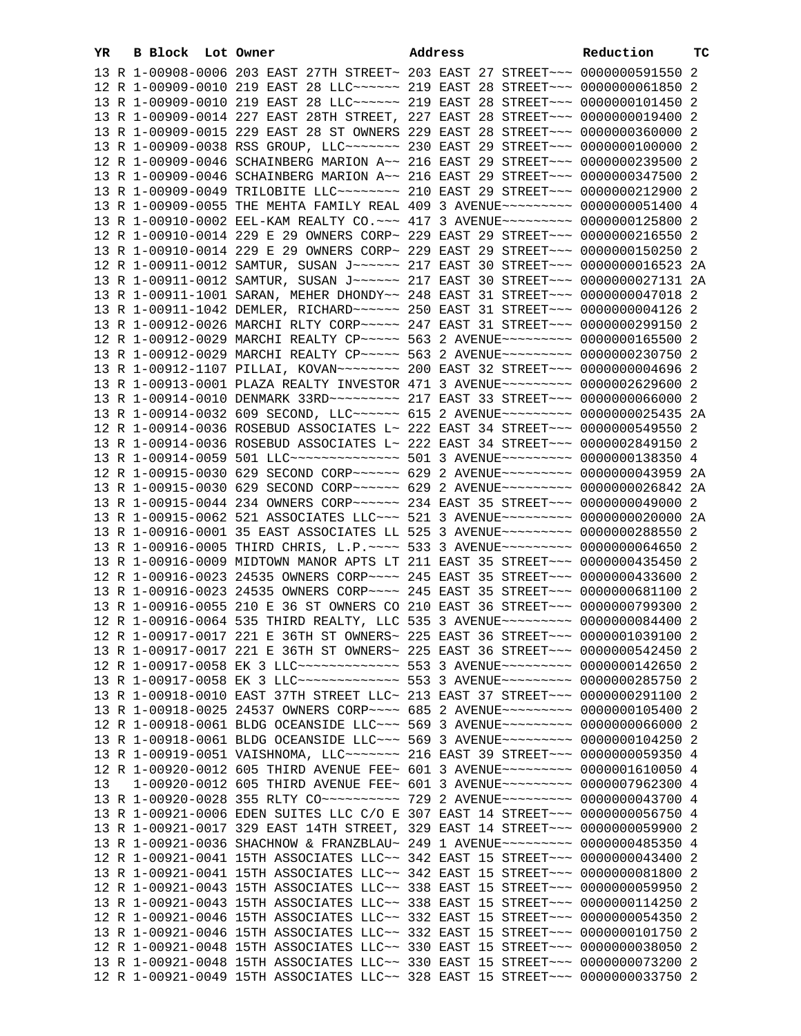| YR | B | Block | Lot | Owner | Address | Reduction | TC |
|---|---|---|---|---|---|---|---|
| 13 | R | 1-00908-0006 | | 203 EAST 27TH STREET~ | 203 EAST 27 STREET~~~ | 0000000591550 | 2 |
| 12 | R | 1-00909-0010 | | 219 EAST 28 LLC~~~~~~ | 219 EAST 28 STREET~~~ | 0000000061850 | 2 |
| 13 | R | 1-00909-0010 | | 219 EAST 28 LLC~~~~~~ | 219 EAST 28 STREET~~~ | 0000000101450 | 2 |
| 13 | R | 1-00909-0014 | | 227 EAST 28TH STREET, | 227 EAST 28 STREET~~~ | 0000000019400 | 2 |
| 13 | R | 1-00909-0015 | | 229 EAST 28 ST OWNERS | 229 EAST 28 STREET~~~ | 0000000360000 | 2 |
| 13 | R | 1-00909-0038 | | RSS GROUP, LLC~~~~~~~ | 230 EAST 29 STREET~~~ | 0000000100000 | 2 |
| 12 | R | 1-00909-0046 | | SCHAINBERG MARION A~~ | 216 EAST 29 STREET~~~ | 0000000239500 | 2 |
| 13 | R | 1-00909-0046 | | SCHAINBERG MARION A~~ | 216 EAST 29 STREET~~~ | 0000000347500 | 2 |
| 13 | R | 1-00909-0049 | | TRILOBITE LLC~~~~~~~~ | 210 EAST 29 STREET~~~ | 0000000212900 | 2 |
| 13 | R | 1-00909-0055 | | THE MEHTA FAMILY REAL | 409 3 AVENUE~~~~~~~~~ | 0000000051400 | 4 |
| 13 | R | 1-00910-0002 | | EEL-KAM REALTY CO.~~~ | 417 3 AVENUE~~~~~~~~~ | 0000000125800 | 2 |
| 12 | R | 1-00910-0014 | | 229 E 29 OWNERS CORP~ | 229 EAST 29 STREET~~~ | 0000000216550 | 2 |
| 13 | R | 1-00910-0014 | | 229 E 29 OWNERS CORP~ | 229 EAST 29 STREET~~~ | 0000000150250 | 2 |
| 12 | R | 1-00911-0012 | | SAMTUR, SUSAN J~~~~~~ | 217 EAST 30 STREET~~~ | 0000000016523 | 2A |
| 13 | R | 1-00911-0012 | | SAMTUR, SUSAN J~~~~~~ | 217 EAST 30 STREET~~~ | 0000000027131 | 2A |
| 13 | R | 1-00911-1001 | | SARAN, MEHER DHONDY~~ | 248 EAST 31 STREET~~~ | 0000000047018 | 2 |
| 13 | R | 1-00911-1042 | | DEMLER, RICHARD~~~~~~ | 250 EAST 31 STREET~~~ | 0000000004126 | 2 |
| 13 | R | 1-00912-0026 | | MARCHI RLTY CORP~~~~~ | 247 EAST 31 STREET~~~ | 0000000299150 | 2 |
| 12 | R | 1-00912-0029 | | MARCHI REALTY CP~~~~~ | 563 2 AVENUE~~~~~~~~~ | 0000000165500 | 2 |
| 13 | R | 1-00912-0029 | | MARCHI REALTY CP~~~~~ | 563 2 AVENUE~~~~~~~~~ | 0000000230750 | 2 |
| 13 | R | 1-00912-1107 | | PILLAI, KOVAN~~~~~~~~ | 200 EAST 32 STREET~~~ | 0000000004696 | 2 |
| 13 | R | 1-00913-0001 | | PLAZA REALTY INVESTOR | 471 3 AVENUE~~~~~~~~~ | 0000002629600 | 2 |
| 13 | R | 1-00914-0010 | | DENMARK 33RD~~~~~~~~~ | 217 EAST 33 STREET~~~ | 0000000066000 | 2 |
| 13 | R | 1-00914-0032 | | 609 SECOND, LLC~~~~~~ | 615 2 AVENUE~~~~~~~~~ | 0000000025435 | 2A |
| 12 | R | 1-00914-0036 | | ROSEBUD ASSOCIATES L~ | 222 EAST 34 STREET~~~ | 0000000549550 | 2 |
| 13 | R | 1-00914-0036 | | ROSEBUD ASSOCIATES L~ | 222 EAST 34 STREET~~~ | 0000002849150 | 2 |
| 13 | R | 1-00914-0059 | | 501 LLC~~~~~~~~~~~~~~ | 501 3 AVENUE~~~~~~~~~ | 0000000138350 | 4 |
| 12 | R | 1-00915-0030 | | 629 SECOND CORP~~~~~~ | 629 2 AVENUE~~~~~~~~~ | 0000000043959 | 2A |
| 13 | R | 1-00915-0030 | | 629 SECOND CORP~~~~~~ | 629 2 AVENUE~~~~~~~~~ | 0000000026842 | 2A |
| 13 | R | 1-00915-0044 | | 234 OWNERS CORP~~~~~~ | 234 EAST 35 STREET~~~ | 0000000049000 | 2 |
| 13 | R | 1-00915-0062 | | 521 ASSOCIATES LLC~~~ | 521 3 AVENUE~~~~~~~~~ | 0000000020000 | 2A |
| 13 | R | 1-00916-0001 | | 35 EAST ASSOCIATES LL | 525 3 AVENUE~~~~~~~~~ | 0000000288550 | 2 |
| 13 | R | 1-00916-0005 | | THIRD CHRIS, L.P.~~~~ | 533 3 AVENUE~~~~~~~~~ | 0000000064650 | 2 |
| 13 | R | 1-00916-0009 | | MIDTOWN MANOR APTS LT | 211 EAST 35 STREET~~~ | 0000000435450 | 2 |
| 12 | R | 1-00916-0023 | | 24535 OWNERS CORP~~~~ | 245 EAST 35 STREET~~~ | 0000000433600 | 2 |
| 13 | R | 1-00916-0023 | | 24535 OWNERS CORP~~~~ | 245 EAST 35 STREET~~~ | 0000000681100 | 2 |
| 13 | R | 1-00916-0055 | | 210 E 36 ST OWNERS CO | 210 EAST 36 STREET~~~ | 0000000799300 | 2 |
| 12 | R | 1-00916-0064 | | 535 THIRD REALTY, LLC | 535 3 AVENUE~~~~~~~~~ | 0000000084400 | 2 |
| 12 | R | 1-00917-0017 | | 221 E 36TH ST OWNERS~ | 225 EAST 36 STREET~~~ | 0000001039100 | 2 |
| 13 | R | 1-00917-0017 | | 221 E 36TH ST OWNERS~ | 225 EAST 36 STREET~~~ | 0000000542450 | 2 |
| 12 | R | 1-00917-0058 | | EK 3 LLC~~~~~~~~~~~~~ | 553 3 AVENUE~~~~~~~~~ | 0000000142650 | 2 |
| 13 | R | 1-00917-0058 | | EK 3 LLC~~~~~~~~~~~~~ | 553 3 AVENUE~~~~~~~~~ | 0000000285750 | 2 |
| 13 | R | 1-00918-0010 | | EAST 37TH STREET LLC~ | 213 EAST 37 STREET~~~ | 0000000291100 | 2 |
| 13 | R | 1-00918-0025 | | 24537 OWNERS CORP~~~~ | 685 2 AVENUE~~~~~~~~~ | 0000000105400 | 2 |
| 12 | R | 1-00918-0061 | | BLDG OCEANSIDE LLC~~~ | 569 3 AVENUE~~~~~~~~~ | 0000000066000 | 2 |
| 13 | R | 1-00918-0061 | | BLDG OCEANSIDE LLC~~~ | 569 3 AVENUE~~~~~~~~~ | 0000000104250 | 2 |
| 13 | R | 1-00919-0051 | | VAISHNOMA, LLC~~~~~~~ | 216 EAST 39 STREET~~~ | 0000000059350 | 4 |
| 12 | R | 1-00920-0012 | | 605 THIRD AVENUE FEE~ | 601 3 AVENUE~~~~~~~~~ | 0000001610050 | 4 |
| 13 | | 1-00920-0012 | | 605 THIRD AVENUE FEE~ | 601 3 AVENUE~~~~~~~~~ | 0000007962300 | 4 |
| 13 | R | 1-00920-0028 | | 355 RLTY CO~~~~~~~~~~ | 729 2 AVENUE~~~~~~~~~ | 0000000043700 | 4 |
| 13 | R | 1-00921-0006 | | EDEN SUITES LLC C/O E | 307 EAST 14 STREET~~~ | 0000000056750 | 4 |
| 13 | R | 1-00921-0017 | | 329 EAST 14TH STREET, | 329 EAST 14 STREET~~~ | 0000000059900 | 2 |
| 13 | R | 1-00921-0036 | | SHACHNOW & FRANZBLAU~ | 249 1 AVENUE~~~~~~~~~ | 0000000485350 | 4 |
| 12 | R | 1-00921-0041 | | 15TH ASSOCIATES LLC~~ | 342 EAST 15 STREET~~~ | 0000000043400 | 2 |
| 13 | R | 1-00921-0041 | | 15TH ASSOCIATES LLC~~ | 342 EAST 15 STREET~~~ | 0000000081800 | 2 |
| 12 | R | 1-00921-0043 | | 15TH ASSOCIATES LLC~~ | 338 EAST 15 STREET~~~ | 0000000059950 | 2 |
| 13 | R | 1-00921-0043 | | 15TH ASSOCIATES LLC~~ | 338 EAST 15 STREET~~~ | 0000000114250 | 2 |
| 12 | R | 1-00921-0046 | | 15TH ASSOCIATES LLC~~ | 332 EAST 15 STREET~~~ | 0000000054350 | 2 |
| 13 | R | 1-00921-0046 | | 15TH ASSOCIATES LLC~~ | 332 EAST 15 STREET~~~ | 0000000101750 | 2 |
| 12 | R | 1-00921-0048 | | 15TH ASSOCIATES LLC~~ | 330 EAST 15 STREET~~~ | 0000000038050 | 2 |
| 13 | R | 1-00921-0048 | | 15TH ASSOCIATES LLC~~ | 330 EAST 15 STREET~~~ | 0000000073200 | 2 |
| 12 | R | 1-00921-0049 | | 15TH ASSOCIATES LLC~~ | 328 EAST 15 STREET~~~ | 0000000033750 | 2 |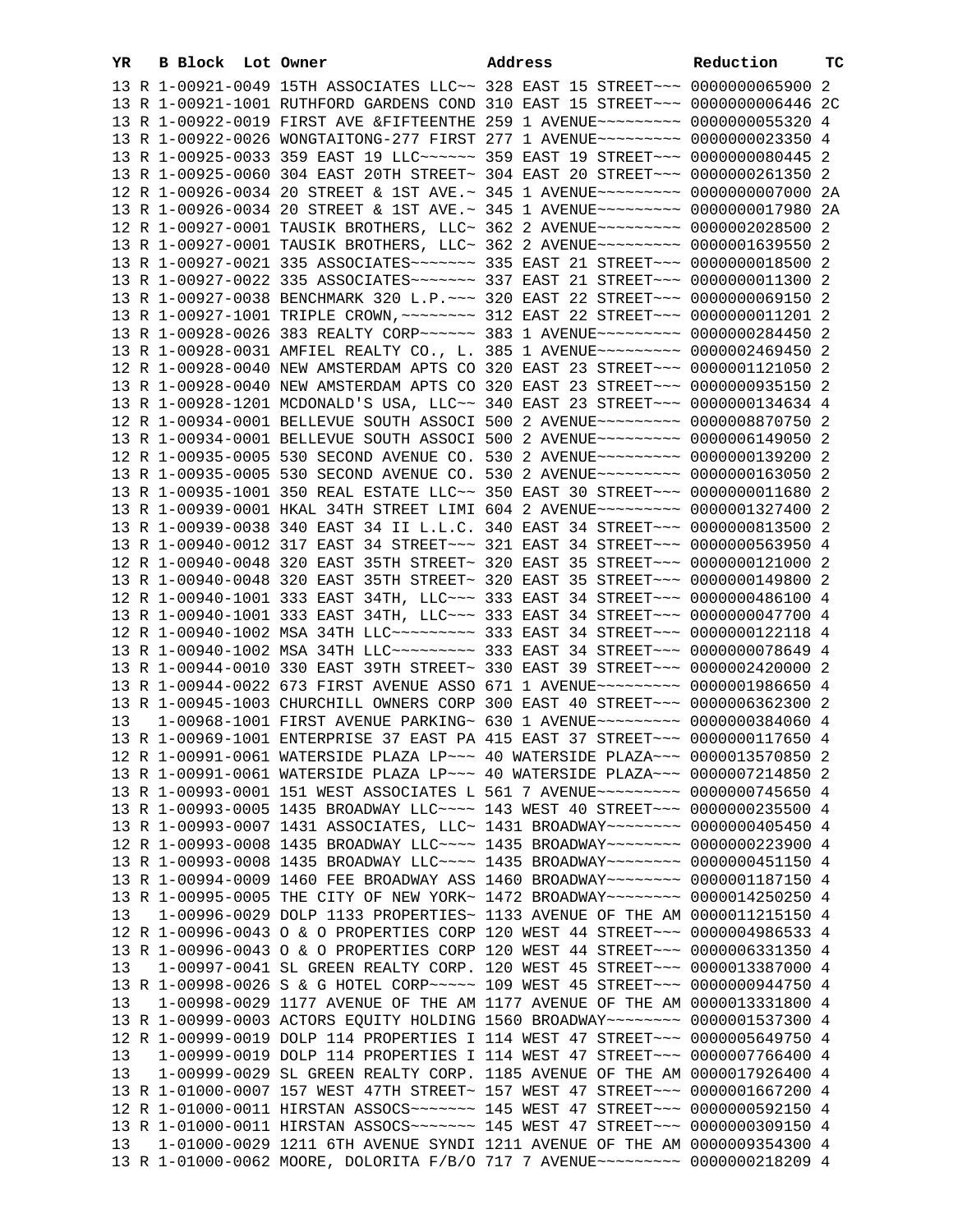| YR | B | Block | Lot | Owner | Address | Reduction | TC |
|---|---|---|---|---|---|---|---|
| 13 | R | 1-00921-0049 | | 15TH ASSOCIATES LLC~~ | 328 EAST 15 STREET~~~ | 0000000065900 | 2 |
| 13 | R | 1-00921-1001 | | RUTHFORD GARDENS COND | 310 EAST 15 STREET~~~ | 0000000006446 | 2C |
| 13 | R | 1-00922-0019 | | FIRST AVE &FIFTEENTHE | 259 1 AVENUE~~~~~~~~~ | 0000000055320 | 4 |
| 13 | R | 1-00922-0026 | | WONGTAITONG-277 FIRST | 277 1 AVENUE~~~~~~~~~ | 0000000023350 | 4 |
| 13 | R | 1-00925-0033 | | 359 EAST 19 LLC~~~~~~ | 359 EAST 19 STREET~~~ | 0000000080445 | 2 |
| 13 | R | 1-00925-0060 | | 304 EAST 20TH STREET~ | 304 EAST 20 STREET~~~ | 0000000261350 | 2 |
| 12 | R | 1-00926-0034 | | 20 STREET & 1ST AVE.~ | 345 1 AVENUE~~~~~~~~~ | 0000000007000 | 2A |
| 13 | R | 1-00926-0034 | | 20 STREET & 1ST AVE.~ | 345 1 AVENUE~~~~~~~~~ | 0000000017980 | 2A |
| 12 | R | 1-00927-0001 | | TAUSIK BROTHERS, LLC~ | 362 2 AVENUE~~~~~~~~~ | 0000002028500 | 2 |
| 13 | R | 1-00927-0001 | | TAUSIK BROTHERS, LLC~ | 362 2 AVENUE~~~~~~~~~ | 0000001639550 | 2 |
| 13 | R | 1-00927-0021 | | 335 ASSOCIATES~~~~~~~ | 335 EAST 21 STREET~~~ | 0000000018500 | 2 |
| 13 | R | 1-00927-0022 | | 335 ASSOCIATES~~~~~~~ | 337 EAST 21 STREET~~~ | 0000000011300 | 2 |
| 13 | R | 1-00927-0038 | | BENCHMARK 320 L.P.~~~ | 320 EAST 22 STREET~~~ | 0000000069150 | 2 |
| 13 | R | 1-00927-1001 | | TRIPLE CROWN,~~~~~~~~ | 312 EAST 22 STREET~~~ | 0000000011201 | 2 |
| 13 | R | 1-00928-0026 | | 383 REALTY CORP~~~~~~ | 383 1 AVENUE~~~~~~~~~ | 0000000284450 | 2 |
| 13 | R | 1-00928-0031 | | AMFIEL REALTY CO., L. | 385 1 AVENUE~~~~~~~~~ | 0000002469450 | 2 |
| 12 | R | 1-00928-0040 | | NEW AMSTERDAM APTS CO | 320 EAST 23 STREET~~~ | 0000001121050 | 2 |
| 13 | R | 1-00928-0040 | | NEW AMSTERDAM APTS CO | 320 EAST 23 STREET~~~ | 0000000935150 | 2 |
| 13 | R | 1-00928-1201 | | MCDONALD'S USA, LLC~~ | 340 EAST 23 STREET~~~ | 0000000134634 | 4 |
| 12 | R | 1-00934-0001 | | BELLEVUE SOUTH ASSOCI | 500 2 AVENUE~~~~~~~~~ | 0000008870750 | 2 |
| 13 | R | 1-00934-0001 | | BELLEVUE SOUTH ASSOCI | 500 2 AVENUE~~~~~~~~~ | 0000006149050 | 2 |
| 12 | R | 1-00935-0005 | | 530 SECOND AVENUE CO. | 530 2 AVENUE~~~~~~~~~ | 0000000139200 | 2 |
| 13 | R | 1-00935-0005 | | 530 SECOND AVENUE CO. | 530 2 AVENUE~~~~~~~~~ | 0000000163050 | 2 |
| 13 | R | 1-00935-1001 | | 350 REAL ESTATE LLC~~ | 350 EAST 30 STREET~~~ | 0000000011680 | 2 |
| 13 | R | 1-00939-0001 | | HKAL 34TH STREET LIMI | 604 2 AVENUE~~~~~~~~~ | 0000001327400 | 2 |
| 13 | R | 1-00939-0038 | | 340 EAST 34 II L.L.C. | 340 EAST 34 STREET~~~ | 0000000813500 | 2 |
| 13 | R | 1-00940-0012 | | 317 EAST 34 STREET~~~ | 321 EAST 34 STREET~~~ | 0000000563950 | 4 |
| 12 | R | 1-00940-0048 | | 320 EAST 35TH STREET~ | 320 EAST 35 STREET~~~ | 0000000121000 | 2 |
| 13 | R | 1-00940-0048 | | 320 EAST 35TH STREET~ | 320 EAST 35 STREET~~~ | 0000000149800 | 2 |
| 12 | R | 1-00940-1001 | | 333 EAST 34TH, LLC~~~ | 333 EAST 34 STREET~~~ | 0000000486100 | 4 |
| 13 | R | 1-00940-1001 | | 333 EAST 34TH, LLC~~~ | 333 EAST 34 STREET~~~ | 0000000047700 | 4 |
| 12 | R | 1-00940-1002 | | MSA 34TH LLC~~~~~~~~~ | 333 EAST 34 STREET~~~ | 0000000122118 | 4 |
| 13 | R | 1-00940-1002 | | MSA 34TH LLC~~~~~~~~~ | 333 EAST 34 STREET~~~ | 0000000078649 | 4 |
| 13 | R | 1-00944-0010 | | 330 EAST 39TH STREET~ | 330 EAST 39 STREET~~~ | 0000002420000 | 2 |
| 13 | R | 1-00944-0022 | | 673 FIRST AVENUE ASSO | 671 1 AVENUE~~~~~~~~~ | 0000001986650 | 4 |
| 13 | R | 1-00945-1003 | | CHURCHILL OWNERS CORP | 300 EAST 40 STREET~~~ | 0000006362300 | 2 |
| 13 | | 1-00968-1001 | | FIRST AVENUE PARKING~ | 630 1 AVENUE~~~~~~~~~ | 0000000384060 | 4 |
| 13 | R | 1-00969-1001 | | ENTERPRISE 37 EAST PA | 415 EAST 37 STREET~~~ | 0000000117650 | 4 |
| 12 | R | 1-00991-0061 | | WATERSIDE PLAZA LP~~~ | 40 WATERSIDE PLAZA~~~ | 0000013570850 | 2 |
| 13 | R | 1-00991-0061 | | WATERSIDE PLAZA LP~~~ | 40 WATERSIDE PLAZA~~~ | 0000007214850 | 2 |
| 13 | R | 1-00993-0001 | | 151 WEST ASSOCIATES L | 561 7 AVENUE~~~~~~~~~ | 0000000745650 | 4 |
| 13 | R | 1-00993-0005 | | 1435 BROADWAY LLC~~~~ | 143 WEST 40 STREET~~~ | 0000000235500 | 4 |
| 13 | R | 1-00993-0007 | | 1431 ASSOCIATES, LLC~ | 1431 BROADWAY~~~~~~~~ | 0000000405450 | 4 |
| 12 | R | 1-00993-0008 | | 1435 BROADWAY LLC~~~~ | 1435 BROADWAY~~~~~~~~ | 0000000223900 | 4 |
| 13 | R | 1-00993-0008 | | 1435 BROADWAY LLC~~~~ | 1435 BROADWAY~~~~~~~~ | 0000000451150 | 4 |
| 13 | R | 1-00994-0009 | | 1460 FEE BROADWAY ASS | 1460 BROADWAY~~~~~~~~ | 0000001187150 | 4 |
| 13 | R | 1-00995-0005 | | THE CITY OF NEW YORK~ | 1472 BROADWAY~~~~~~~~ | 0000014250250 | 4 |
| 13 | | 1-00996-0029 | | DOLP 1133 PROPERTIES~ | 1133 AVENUE OF THE AM | 0000011215150 | 4 |
| 12 | R | 1-00996-0043 | | O & O PROPERTIES CORP | 120 WEST 44 STREET~~~ | 0000004986533 | 4 |
| 13 | R | 1-00996-0043 | | O & O PROPERTIES CORP | 120 WEST 44 STREET~~~ | 0000006331350 | 4 |
| 13 | | 1-00997-0041 | | SL GREEN REALTY CORP. | 120 WEST 45 STREET~~~ | 0000013387000 | 4 |
| 13 | R | 1-00998-0026 | | S & G HOTEL CORP~~~~~ | 109 WEST 45 STREET~~~ | 0000000944750 | 4 |
| 13 | | 1-00998-0029 | | 1177 AVENUE OF THE AM | 1177 AVENUE OF THE AM | 0000013331800 | 4 |
| 13 | R | 1-00999-0003 | | ACTORS EQUITY HOLDING | 1560 BROADWAY~~~~~~~~ | 0000001537300 | 4 |
| 12 | R | 1-00999-0019 | | DOLP 114 PROPERTIES I | 114 WEST 47 STREET~~~ | 0000005649750 | 4 |
| 13 | | 1-00999-0019 | | DOLP 114 PROPERTIES I | 114 WEST 47 STREET~~~ | 0000007766400 | 4 |
| 13 | | 1-00999-0029 | | SL GREEN REALTY CORP. | 1185 AVENUE OF THE AM | 0000017926400 | 4 |
| 13 | R | 1-01000-0007 | | 157 WEST 47TH STREET~ | 157 WEST 47 STREET~~~ | 0000001667200 | 4 |
| 12 | R | 1-01000-0011 | | HIRSTAN ASSOCS~~~~~~~ | 145 WEST 47 STREET~~~ | 0000000592150 | 4 |
| 13 | R | 1-01000-0011 | | HIRSTAN ASSOCS~~~~~~~ | 145 WEST 47 STREET~~~ | 0000000309150 | 4 |
| 13 | | 1-01000-0029 | | 1211 6TH AVENUE SYNDI | 1211 AVENUE OF THE AM | 0000009354300 | 4 |
| 13 | R | 1-01000-0062 | | MOORE, DOLORITA F/B/O | 717 7 AVENUE~~~~~~~~~ | 0000000218209 | 4 |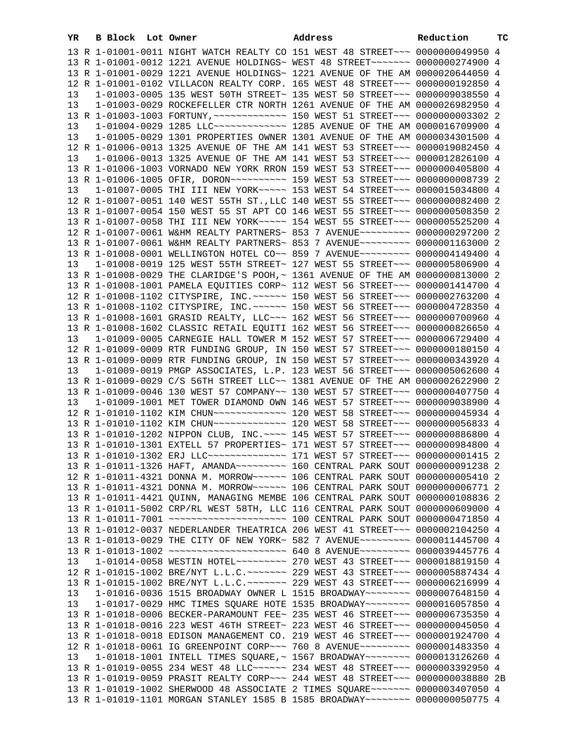| YR | B | Block | Lot | Owner | Address | Reduction | TC |
|---|---|---|---|---|---|---|---|
| 13 | R | 1-01001-0011 | | NIGHT WATCH REALTY CO | 151 WEST 48 STREET~~~ | 0000000049950 | 4 |
| 13 | R | 1-01001-0012 | | 1221 AVENUE HOLDINGS~ | WEST 48 STREET~~~~~~~ | 0000000274900 | 4 |
| 13 | R | 1-01001-0029 | | 1221 AVENUE HOLDINGS~ | 1221 AVENUE OF THE AM | 0000020644050 | 4 |
| 12 | R | 1-01001-0102 | | VILLACON REALTY CORP. | 165 WEST 48 STREET~~~ | 0000000192850 | 4 |
| 13 | | 1-01003-0005 | | 135 WEST 50TH STREET~ | 135 WEST 50 STREET~~~ | 0000009038550 | 4 |
| 13 | | 1-01003-0029 | | ROCKEFELLER CTR NORTH | 1261 AVENUE OF THE AM | 0000026982950 | 4 |
| 13 | R | 1-01003-1003 | | FORTUNY,~~~~~~~~~~~~~ | 150 WEST 51 STREET~~~ | 0000000003302 | 2 |
| 13 | | 1-01004-0029 | | 1285 LLC~~~~~~~~~~~~~ | 1285 AVENUE OF THE AM | 0000016709900 | 4 |
| 13 | | 1-01005-0029 | | 1301 PROPERTIES OWNER | 1301 AVENUE OF THE AM | 0000034301500 | 4 |
| 12 | R | 1-01006-0013 | | 1325 AVENUE OF THE AM | 141 WEST 53 STREET~~~ | 0000019082450 | 4 |
| 13 | | 1-01006-0013 | | 1325 AVENUE OF THE AM | 141 WEST 53 STREET~~~ | 0000012826100 | 4 |
| 13 | R | 1-01006-1003 | | VORNADO NEW YORK RRON | 159 WEST 53 STREET~~~ | 0000000405800 | 4 |
| 13 | R | 1-01006-1005 | | OFIR, DORON~~~~~~~~~~ | 159 WEST 53 STREET~~~ | 0000000008739 | 2 |
| 13 | | 1-01007-0005 | | THI III NEW YORK~~~~~ | 153 WEST 54 STREET~~~ | 0000015034800 | 4 |
| 12 | R | 1-01007-0051 | | 140 WEST 55TH ST.,LLC | 140 WEST 55 STREET~~~ | 0000000082400 | 2 |
| 13 | R | 1-01007-0054 | | 150 WEST 55 ST APT CO | 146 WEST 55 STREET~~~ | 0000000508350 | 2 |
| 13 | R | 1-01007-0058 | | THI III NEW YORK~~~~~ | 154 WEST 55 STREET~~~ | 0000005525200 | 4 |
| 12 | R | 1-01007-0061 | | W&HM REALTY PARTNERS~ | 853 7 AVENUE~~~~~~~~~ | 0000000297200 | 2 |
| 13 | R | 1-01007-0061 | | W&HM REALTY PARTNERS~ | 853 7 AVENUE~~~~~~~~~ | 0000001163000 | 2 |
| 13 | R | 1-01008-0001 | | WELLINGTON HOTEL CO~~ | 859 7 AVENUE~~~~~~~~~ | 0000004149400 | 4 |
| 13 | | 1-01008-0019 | | 125 WEST 55TH STREET~ | 127 WEST 55 STREET~~~ | 0000005806900 | 4 |
| 13 | R | 1-01008-0029 | | THE CLARIDGE'S POOH,~ | 1361 AVENUE OF THE AM | 0000000813000 | 2 |
| 13 | R | 1-01008-1001 | | PAMELA EQUITIES CORP~ | 112 WEST 56 STREET~~~ | 0000001414700 | 4 |
| 12 | R | 1-01008-1102 | | CITYSPIRE, INC.~~~~~~ | 150 WEST 56 STREET~~~ | 0000002763200 | 4 |
| 13 | R | 1-01008-1102 | | CITYSPIRE, INC.~~~~~~ | 150 WEST 56 STREET~~~ | 0000004728350 | 4 |
| 13 | R | 1-01008-1601 | | GRASID REALTY, LLC~~~ | 162 WEST 56 STREET~~~ | 0000000700960 | 4 |
| 13 | R | 1-01008-1602 | | CLASSIC RETAIL EQUITI | 162 WEST 56 STREET~~~ | 0000000826650 | 4 |
| 13 | | 1-01009-0005 | | CARNEGIE HALL TOWER M | 152 WEST 57 STREET~~~ | 0000006729400 | 4 |
| 12 | R | 1-01009-0009 | | RTR FUNDING GROUP, IN | 150 WEST 57 STREET~~~ | 0000000180150 | 4 |
| 13 | R | 1-01009-0009 | | RTR FUNDING GROUP, IN | 150 WEST 57 STREET~~~ | 0000000343920 | 4 |
| 13 | | 1-01009-0019 | | PMGP ASSOCIATES, L.P. | 123 WEST 56 STREET~~~ | 0000005062600 | 4 |
| 13 | R | 1-01009-0029 | | C/S 56TH STREET LLC~~ | 1381 AVENUE OF THE AM | 0000002622900 | 2 |
| 13 | R | 1-01009-0046 | | 130 WEST 57 COMPANY~~ | 130 WEST 57 STREET~~~ | 0000000407750 | 4 |
| 13 | | 1-01009-1001 | | MET TOWER DIAMOND OWN | 146 WEST 57 STREET~~~ | 0000009038900 | 4 |
| 12 | R | 1-01010-1102 | | KIM CHUN~~~~~~~~~~~~~ | 120 WEST 58 STREET~~~ | 0000000045934 | 4 |
| 13 | R | 1-01010-1102 | | KIM CHUN~~~~~~~~~~~~~ | 120 WEST 58 STREET~~~ | 0000000056833 | 4 |
| 13 | R | 1-01010-1202 | | NIPPON CLUB, INC.~~~~ | 145 WEST 57 STREET~~~ | 0000000886800 | 4 |
| 13 | R | 1-01010-1301 | | EXTELL 57 PROPERTIES~ | 171 WEST 57 STREET~~~ | 0000000984800 | 4 |
| 13 | R | 1-01010-1302 | | ERJ LLC~~~~~~~~~~~~~~ | 171 WEST 57 STREET~~~ | 0000000001415 | 2 |
| 13 | R | 1-01011-1326 | | HAFT, AMANDA~~~~~~~~~ | 160 CENTRAL PARK SOUT | 0000000091238 | 2 |
| 12 | R | 1-01011-4321 | | DONNA M. MORROW~~~~~~ | 106 CENTRAL PARK SOUT | 0000000005410 | 2 |
| 13 | R | 1-01011-4321 | | DONNA M. MORROW~~~~~~ | 106 CENTRAL PARK SOUT | 0000000006771 | 2 |
| 13 | R | 1-01011-4421 | | QUINN, MANAGING MEMBE | 106 CENTRAL PARK SOUT | 0000000108836 | 2 |
| 13 | R | 1-01011-5002 | | CRP/RL WEST 58TH, LLC | 116 CENTRAL PARK SOUT | 0000000609000 | 4 |
| 13 | R | 1-01011-7001 | | ~~~~~~~~~~~~~~~~~~~~~ | 100 CENTRAL PARK SOUT | 0000000471850 | 4 |
| 13 | R | 1-01012-0037 | | NEDERLANDER THEATRICA | 206 WEST 41 STREET~~~ | 0000002104250 | 4 |
| 13 | R | 1-01013-0029 | | THE CITY OF NEW YORK~ | 582 7 AVENUE~~~~~~~~~ | 0000011445700 | 4 |
| 13 | R | 1-01013-1002 | | ~~~~~~~~~~~~~~~~~~~~~ | 640 8 AVENUE~~~~~~~~~ | 0000039445776 | 4 |
| 13 | | 1-01014-0058 | | WESTIN HOTEL~~~~~~~~~ | 270 WEST 43 STREET~~~ | 0000018819150 | 4 |
| 12 | R | 1-01015-1002 | | BRE/NYT L.L.C.~~~~~~~ | 229 WEST 43 STREET~~~ | 0000005887434 | 4 |
| 13 | R | 1-01015-1002 | | BRE/NYT L.L.C.~~~~~~~ | 229 WEST 43 STREET~~~ | 0000006216999 | 4 |
| 13 | | 1-01016-0036 | | 1515 BROADWAY OWNER L | 1515 BROADWAY~~~~~~~~ | 0000007648150 | 4 |
| 13 | | 1-01017-0029 | | HMC TIMES SQUARE HOTE | 1535 BROADWAY~~~~~~~~ | 0000016057850 | 4 |
| 13 | R | 1-01018-0006 | | BECKER-PARAMOUNT FEE~ | 235 WEST 46 STREET~~~ | 0000006735350 | 4 |
| 13 | R | 1-01018-0016 | | 223 WEST 46TH STREET~ | 223 WEST 46 STREET~~~ | 0000000045050 | 4 |
| 13 | R | 1-01018-0018 | | EDISON MANAGEMENT CO. | 219 WEST 46 STREET~~~ | 0000001924700 | 4 |
| 12 | R | 1-01018-0061 | | IG GREENPOINT CORP~~~ | 760 8 AVENUE~~~~~~~~~ | 0000001483350 | 4 |
| 13 | | 1-01018-1001 | | INTELL TIMES SQUARE,~ | 1567 BROADWAY~~~~~~~~ | 0000013126260 | 4 |
| 13 | R | 1-01019-0055 | | 234 WEST 48 LLC~~~~~~ | 234 WEST 48 STREET~~~ | 0000003392950 | 4 |
| 13 | R | 1-01019-0059 | | PRASIT REALTY CORP~~~ | 244 WEST 48 STREET~~~ | 0000000038880 | 2B |
| 13 | R | 1-01019-1002 | | SHERWOOD 48 ASSOCIATE | 2 TIMES SQUARE~~~~~~~ | 0000003407050 | 4 |
| 13 | R | 1-01019-1101 | | MORGAN STANLEY 1585 B | 1585 BROADWAY~~~~~~~~ | 0000000050775 | 4 |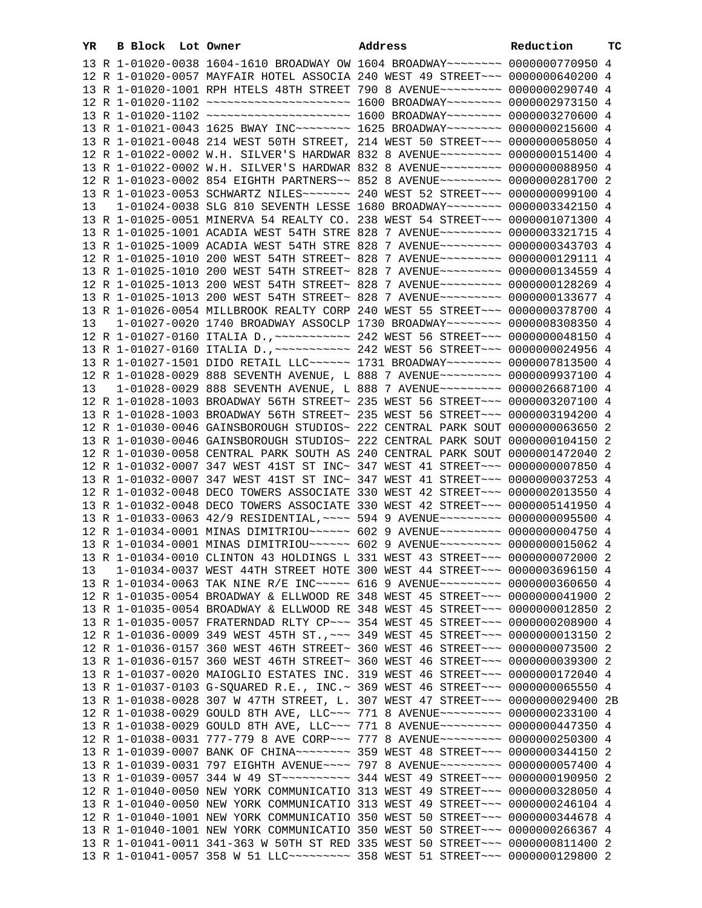| YR | | B Block | Lot | Owner | Address | Reduction | TC |
|---|---|---|---|---|---|---|---|
| 13 | R | 1-01020-0038 | | 1604-1610 BROADWAY OW | 1604 BROADWAY~~~~~~~~ | 0000000770950 | 4 |
| 12 | R | 1-01020-0057 | | MAYFAIR HOTEL ASSOCIA | 240 WEST 49 STREET~~~ | 0000000640200 | 4 |
| 13 | R | 1-01020-1001 | | RPH HTELS 48TH STREET | 790 8 AVENUE~~~~~~~~~ | 0000000290740 | 4 |
| 12 | R | 1-01020-1102 | | ~~~~~~~~~~~~~~~~~~~~~ | 1600 BROADWAY~~~~~~~~ | 0000002973150 | 4 |
| 13 | R | 1-01020-1102 | | ~~~~~~~~~~~~~~~~~~~~~ | 1600 BROADWAY~~~~~~~~ | 0000003270600 | 4 |
| 13 | R | 1-01021-0043 | | 1625 BWAY INC~~~~~~~~ | 1625 BROADWAY~~~~~~~~ | 0000000215600 | 4 |
| 13 | R | 1-01021-0048 | | 214 WEST 50TH STREET, | 214 WEST 50 STREET~~~ | 0000000058050 | 4 |
| 12 | R | 1-01022-0002 | | W.H. SILVER'S HARDWAR | 832 8 AVENUE~~~~~~~~~ | 0000000151400 | 4 |
| 13 | R | 1-01022-0002 | | W.H. SILVER'S HARDWAR | 832 8 AVENUE~~~~~~~~~ | 0000000088950 | 4 |
| 12 | R | 1-01023-0002 | | 854 EIGHTH PARTNERS~~ | 852 8 AVENUE~~~~~~~~~ | 0000000281700 | 2 |
| 13 | R | 1-01023-0053 | | SCHWARTZ NILES~~~~~~~ | 240 WEST 52 STREET~~~ | 0000000099100 | 4 |
| 13 | | 1-01024-0038 | | SLG 810 SEVENTH LESSE | 1680 BROADWAY~~~~~~~~ | 0000003342150 | 4 |
| 13 | R | 1-01025-0051 | | MINERVA 54 REALTY CO. | 238 WEST 54 STREET~~~ | 0000001071300 | 4 |
| 13 | R | 1-01025-1001 | | ACADIA WEST 54TH STRE | 828 7 AVENUE~~~~~~~~~ | 0000003321715 | 4 |
| 13 | R | 1-01025-1009 | | ACADIA WEST 54TH STRE | 828 7 AVENUE~~~~~~~~~ | 0000000343703 | 4 |
| 12 | R | 1-01025-1010 | | 200 WEST 54TH STREET~ | 828 7 AVENUE~~~~~~~~~ | 0000000129111 | 4 |
| 13 | R | 1-01025-1010 | | 200 WEST 54TH STREET~ | 828 7 AVENUE~~~~~~~~~ | 0000000134559 | 4 |
| 12 | R | 1-01025-1013 | | 200 WEST 54TH STREET~ | 828 7 AVENUE~~~~~~~~~ | 0000000128269 | 4 |
| 13 | R | 1-01025-1013 | | 200 WEST 54TH STREET~ | 828 7 AVENUE~~~~~~~~~ | 0000000133677 | 4 |
| 13 | R | 1-01026-0054 | | MILLBROOK REALTY CORP | 240 WEST 55 STREET~~~ | 0000000378700 | 4 |
| 13 | | 1-01027-0020 | | 1740 BROADWAY ASSOCLP | 1730 BROADWAY~~~~~~~~ | 0000008308350 | 4 |
| 12 | R | 1-01027-0160 | | ITALIA D.,~~~~~~~~~~~ | 242 WEST 56 STREET~~~ | 0000000048150 | 4 |
| 13 | R | 1-01027-0160 | | ITALIA D.,~~~~~~~~~~~ | 242 WEST 56 STREET~~~ | 0000000024956 | 4 |
| 13 | R | 1-01027-1501 | | DIDO RETAIL LLC~~~~~~ | 1731 BROADWAY~~~~~~~~ | 0000007813500 | 4 |
| 12 | R | 1-01028-0029 | | 888 SEVENTH AVENUE, L | 888 7 AVENUE~~~~~~~~~ | 0000009937100 | 4 |
| 13 | | 1-01028-0029 | | 888 SEVENTH AVENUE, L | 888 7 AVENUE~~~~~~~~~ | 0000026687100 | 4 |
| 12 | R | 1-01028-1003 | | BROADWAY 56TH STREET~ | 235 WEST 56 STREET~~~ | 0000003207100 | 4 |
| 13 | R | 1-01028-1003 | | BROADWAY 56TH STREET~ | 235 WEST 56 STREET~~~ | 0000003194200 | 4 |
| 12 | R | 1-01030-0046 | | GAINSBOROUGH STUDIOS~ | 222 CENTRAL PARK SOUT | 0000000063650 | 2 |
| 13 | R | 1-01030-0046 | | GAINSBOROUGH STUDIOS~ | 222 CENTRAL PARK SOUT | 0000000104150 | 2 |
| 12 | R | 1-01030-0058 | | CENTRAL PARK SOUTH AS | 240 CENTRAL PARK SOUT | 0000001472040 | 2 |
| 12 | R | 1-01032-0007 | | 347 WEST 41ST ST INC~ | 347 WEST 41 STREET~~~ | 0000000007850 | 4 |
| 13 | R | 1-01032-0007 | | 347 WEST 41ST ST INC~ | 347 WEST 41 STREET~~~ | 0000000037253 | 4 |
| 12 | R | 1-01032-0048 | | DECO TOWERS ASSOCIATE | 330 WEST 42 STREET~~~ | 0000002013550 | 4 |
| 13 | R | 1-01032-0048 | | DECO TOWERS ASSOCIATE | 330 WEST 42 STREET~~~ | 0000005141950 | 4 |
| 13 | R | 1-01033-0063 | | 42/9 RESIDENTIAL,~~~~ | 594 9 AVENUE~~~~~~~~~ | 0000000095500 | 4 |
| 12 | R | 1-01034-0001 | | MINAS DIMITRIOU~~~~~~ | 602 9 AVENUE~~~~~~~~~ | 0000000004750 | 4 |
| 13 | R | 1-01034-0001 | | MINAS DIMITRIOU~~~~~~ | 602 9 AVENUE~~~~~~~~~ | 0000000015062 | 4 |
| 13 | R | 1-01034-0010 | | CLINTON 43 HOLDINGS L | 331 WEST 43 STREET~~~ | 0000000072000 | 2 |
| 13 | | 1-01034-0037 | | WEST 44TH STREET HOTE | 300 WEST 44 STREET~~~ | 0000003696150 | 4 |
| 13 | R | 1-01034-0063 | | TAK NINE R/E INC~~~~~ | 616 9 AVENUE~~~~~~~~~ | 0000000360650 | 4 |
| 12 | R | 1-01035-0054 | | BROADWAY & ELLWOOD RE | 348 WEST 45 STREET~~~ | 0000000041900 | 2 |
| 13 | R | 1-01035-0054 | | BROADWAY & ELLWOOD RE | 348 WEST 45 STREET~~~ | 0000000012850 | 2 |
| 13 | R | 1-01035-0057 | | FRATERNDAD RLTY CP~~~ | 354 WEST 45 STREET~~~ | 0000000208900 | 4 |
| 12 | R | 1-01036-0009 | | 349 WEST 45TH ST.,~~~ | 349 WEST 45 STREET~~~ | 0000000013150 | 2 |
| 12 | R | 1-01036-0157 | | 360 WEST 46TH STREET~ | 360 WEST 46 STREET~~~ | 0000000073500 | 2 |
| 13 | R | 1-01036-0157 | | 360 WEST 46TH STREET~ | 360 WEST 46 STREET~~~ | 0000000039300 | 2 |
| 13 | R | 1-01037-0020 | | MAIOGLIO ESTATES INC. | 319 WEST 46 STREET~~~ | 0000000172040 | 4 |
| 13 | R | 1-01037-0103 | | G-SQUARED R.E., INC.~ | 369 WEST 46 STREET~~~ | 0000000065550 | 4 |
| 13 | R | 1-01038-0028 | | 307 W 47TH STREET, L. | 307 WEST 47 STREET~~~ | 0000000029400 | 2B |
| 12 | R | 1-01038-0029 | | GOULD 8TH AVE, LLC~~~ | 771 8 AVENUE~~~~~~~~~ | 0000000233100 | 4 |
| 13 | R | 1-01038-0029 | | GOULD 8TH AVE, LLC~~~ | 771 8 AVENUE~~~~~~~~~ | 0000000447350 | 4 |
| 12 | R | 1-01038-0031 | | 777-779 8 AVE CORP~~~ | 777 8 AVENUE~~~~~~~~~ | 0000000250300 | 4 |
| 13 | R | 1-01039-0007 | | BANK OF CHINA~~~~~~~~ | 359 WEST 48 STREET~~~ | 0000000344150 | 2 |
| 13 | R | 1-01039-0031 | | 797 EIGHTH AVENUE~~~~ | 797 8 AVENUE~~~~~~~~~ | 0000000057400 | 4 |
| 13 | R | 1-01039-0057 | | 344 W 49 ST~~~~~~~~~~ | 344 WEST 49 STREET~~~ | 0000000190950 | 2 |
| 12 | R | 1-01040-0050 | | NEW YORK COMMUNICATIO | 313 WEST 49 STREET~~~ | 0000000328050 | 4 |
| 13 | R | 1-01040-0050 | | NEW YORK COMMUNICATIO | 313 WEST 49 STREET~~~ | 0000000246104 | 4 |
| 12 | R | 1-01040-1001 | | NEW YORK COMMUNICATIO | 350 WEST 50 STREET~~~ | 0000000344678 | 4 |
| 13 | R | 1-01040-1001 | | NEW YORK COMMUNICATIO | 350 WEST 50 STREET~~~ | 0000000266367 | 4 |
| 13 | R | 1-01041-0011 | | 341-363 W 50TH ST RED | 335 WEST 50 STREET~~~ | 0000000811400 | 2 |
| 13 | R | 1-01041-0057 | | 358 W 51 LLC~~~~~~~~~ | 358 WEST 51 STREET~~~ | 0000000129800 | 2 |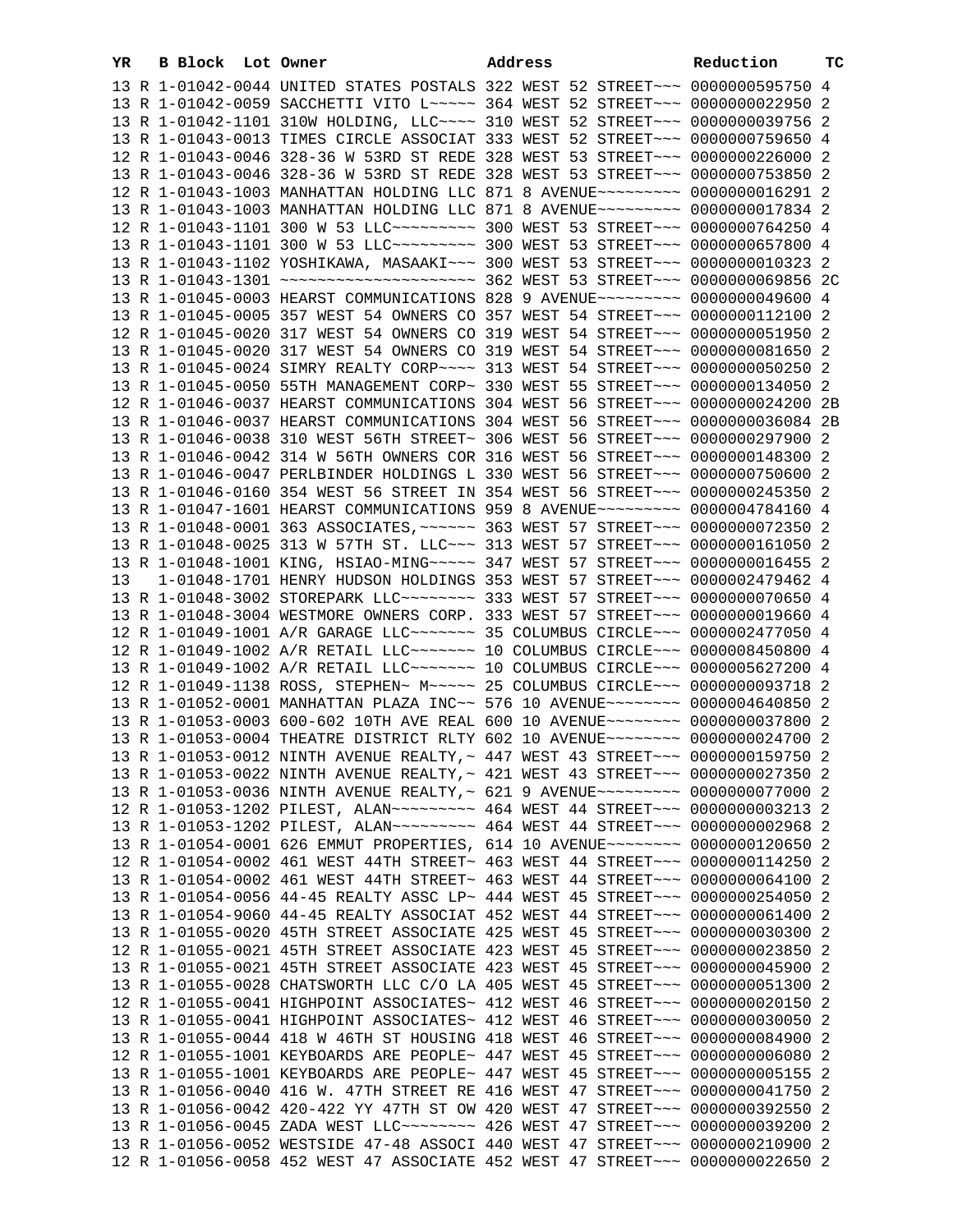| YR | B | Block | Lot | Owner | Address | Reduction | TC |
|---|---|---|---|---|---|---|---|
| 13 | R | 1-01042-0044 | | UNITED STATES POSTALS | 322 WEST 52 STREETˇˇˇ | 0000000595750 | 4 |
| 13 | R | 1-01042-0059 | | SACCHETTI VITO L~~~~~ | 364 WEST 52 STREET~~~ | 0000000022950 | 2 |
| 13 | R | 1-01042-1101 | | 310W HOLDING, LLC~~~~ | 310 WEST 52 STREET~~~ | 0000000039756 | 2 |
| 13 | R | 1-01043-0013 | | TIMES CIRCLE ASSOCIAT | 333 WEST 52 STREET~~~ | 0000000759650 | 4 |
| 12 | R | 1-01043-0046 | | 328-36 W 53RD ST REDE | 328 WEST 53 STREET~~~ | 0000000226000 | 2 |
| 13 | R | 1-01043-0046 | | 328-36 W 53RD ST REDE | 328 WEST 53 STREET~~~ | 0000000753850 | 2 |
| 12 | R | 1-01043-1003 | | MANHATTAN HOLDING LLC | 871 8 AVENUE~~~~~~~~~ | 0000000016291 | 2 |
| 13 | R | 1-01043-1003 | | MANHATTAN HOLDING LLC | 871 8 AVENUE~~~~~~~~~ | 0000000017834 | 2 |
| 12 | R | 1-01043-1101 | | 300 W 53 LLC~~~~~~~~~ | 300 WEST 53 STREET~~~ | 0000000764250 | 4 |
| 13 | R | 1-01043-1101 | | 300 W 53 LLC~~~~~~~~~ | 300 WEST 53 STREET~~~ | 0000000657800 | 4 |
| 13 | R | 1-01043-1102 | | YOSHIKAWA, MASAAKI~~~ | 300 WEST 53 STREET~~~ | 0000000010323 | 2 |
| 13 | R | 1-01043-1301 | | ~~~~~~~~~~~~~~~~~~~~~ | 362 WEST 53 STREET~~~ | 0000000069856 | 2C |
| 13 | R | 1-01045-0003 | | HEARST COMMUNICATIONS | 828 9 AVENUE~~~~~~~~~ | 0000000049600 | 4 |
| 13 | R | 1-01045-0005 | | 357 WEST 54 OWNERS CO | 357 WEST 54 STREET~~~ | 0000000112100 | 2 |
| 12 | R | 1-01045-0020 | | 317 WEST 54 OWNERS CO | 319 WEST 54 STREET~~~ | 0000000051950 | 2 |
| 13 | R | 1-01045-0020 | | 317 WEST 54 OWNERS CO | 319 WEST 54 STREET~~~ | 0000000081650 | 2 |
| 13 | R | 1-01045-0024 | | SIMRY REALTY CORP~~~~ | 313 WEST 54 STREET~~~ | 0000000050250 | 2 |
| 13 | R | 1-01045-0050 | | 55TH MANAGEMENT CORP~ | 330 WEST 55 STREET~~~ | 0000000134050 | 2 |
| 12 | R | 1-01046-0037 | | HEARST COMMUNICATIONS | 304 WEST 56 STREET~~~ | 0000000024200 | 2B |
| 13 | R | 1-01046-0037 | | HEARST COMMUNICATIONS | 304 WEST 56 STREET~~~ | 0000000036084 | 2B |
| 13 | R | 1-01046-0038 | | 310 WEST 56TH STREET~ | 306 WEST 56 STREET~~~ | 0000000297900 | 2 |
| 13 | R | 1-01046-0042 | | 314 W 56TH OWNERS COR | 316 WEST 56 STREET~~~ | 0000000148300 | 2 |
| 13 | R | 1-01046-0047 | | PERLBINDER HOLDINGS L | 330 WEST 56 STREET~~~ | 0000000750600 | 2 |
| 13 | R | 1-01046-0160 | | 354 WEST 56 STREET IN | 354 WEST 56 STREET~~~ | 0000000245350 | 2 |
| 13 | R | 1-01047-1601 | | HEARST COMMUNICATIONS | 959 8 AVENUE~~~~~~~~~ | 0000004784160 | 4 |
| 13 | R | 1-01048-0001 | | 363 ASSOCIATES,~~~~~~ | 363 WEST 57 STREET~~~ | 0000000072350 | 2 |
| 13 | R | 1-01048-0025 | | 313 W 57TH ST. LLC~~~ | 313 WEST 57 STREET~~~ | 0000000161050 | 2 |
| 13 | R | 1-01048-1001 | | KING, HSIAO-MING~~~~~ | 347 WEST 57 STREET~~~ | 0000000016455 | 2 |
| 13 | | 1-01048-1701 | | HENRY HUDSON HOLDINGS | 353 WEST 57 STREET~~~ | 0000002479462 | 4 |
| 13 | R | 1-01048-3002 | | STOREPARK LLC~~~~~~~~ | 333 WEST 57 STREET~~~ | 0000000070650 | 4 |
| 13 | R | 1-01048-3004 | | WESTMORE OWNERS CORP. | 333 WEST 57 STREET~~~ | 0000000019660 | 4 |
| 12 | R | 1-01049-1001 | | A/R GARAGE LLC~~~~~~~ | 35 COLUMBUS CIRCLE~~~ | 0000002477050 | 4 |
| 12 | R | 1-01049-1002 | | A/R RETAIL LLC~~~~~~~ | 10 COLUMBUS CIRCLE~~~ | 0000008450800 | 4 |
| 13 | R | 1-01049-1002 | | A/R RETAIL LLC~~~~~~~ | 10 COLUMBUS CIRCLE~~~ | 0000005627200 | 4 |
| 12 | R | 1-01049-1138 | | ROSS, STEPHEN~ M~~~~~ | 25 COLUMBUS CIRCLE~~~ | 0000000093718 | 2 |
| 13 | R | 1-01052-0001 | | MANHATTAN PLAZA INC~~ | 576 10 AVENUE~~~~~~~~ | 0000004640850 | 2 |
| 13 | R | 1-01053-0003 | | 600-602 10TH AVE REAL | 600 10 AVENUE~~~~~~~~ | 0000000037800 | 2 |
| 13 | R | 1-01053-0004 | | THEATRE DISTRICT RLTY | 602 10 AVENUE~~~~~~~~ | 0000000024700 | 2 |
| 13 | R | 1-01053-0012 | | NINTH AVENUE REALTY,~ | 447 WEST 43 STREET~~~ | 0000000159750 | 2 |
| 13 | R | 1-01053-0022 | | NINTH AVENUE REALTY,~ | 421 WEST 43 STREET~~~ | 0000000027350 | 2 |
| 13 | R | 1-01053-0036 | | NINTH AVENUE REALTY,~ | 621 9 AVENUE~~~~~~~~~ | 0000000077000 | 2 |
| 12 | R | 1-01053-1202 | | PILEST, ALAN~~~~~~~~~ | 464 WEST 44 STREET~~~ | 0000000003213 | 2 |
| 13 | R | 1-01053-1202 | | PILEST, ALAN~~~~~~~~~ | 464 WEST 44 STREET~~~ | 0000000002968 | 2 |
| 13 | R | 1-01054-0001 | | 626 EMMUT PROPERTIES, | 614 10 AVENUE~~~~~~~~ | 0000000120650 | 2 |
| 12 | R | 1-01054-0002 | | 461 WEST 44TH STREET~ | 463 WEST 44 STREET~~~ | 0000000114250 | 2 |
| 13 | R | 1-01054-0002 | | 461 WEST 44TH STREET~ | 463 WEST 44 STREET~~~ | 0000000064100 | 2 |
| 13 | R | 1-01054-0056 | | 44-45 REALTY ASSC LP~ | 444 WEST 45 STREET~~~ | 0000000254050 | 2 |
| 13 | R | 1-01054-9060 | | 44-45 REALTY ASSOCIAT | 452 WEST 44 STREET~~~ | 0000000061400 | 2 |
| 13 | R | 1-01055-0020 | | 45TH STREET ASSOCIATE | 425 WEST 45 STREET~~~ | 0000000030300 | 2 |
| 12 | R | 1-01055-0021 | | 45TH STREET ASSOCIATE | 423 WEST 45 STREET~~~ | 0000000023850 | 2 |
| 13 | R | 1-01055-0021 | | 45TH STREET ASSOCIATE | 423 WEST 45 STREET~~~ | 0000000045900 | 2 |
| 13 | R | 1-01055-0028 | | CHATSWORTH LLC C/O LA | 405 WEST 45 STREET~~~ | 0000000051300 | 2 |
| 12 | R | 1-01055-0041 | | HIGHPOINT ASSOCIATES~ | 412 WEST 46 STREET~~~ | 0000000020150 | 2 |
| 13 | R | 1-01055-0041 | | HIGHPOINT ASSOCIATES~ | 412 WEST 46 STREET~~~ | 0000000030050 | 2 |
| 13 | R | 1-01055-0044 | | 418 W 46TH ST HOUSING | 418 WEST 46 STREET~~~ | 0000000084900 | 2 |
| 12 | R | 1-01055-1001 | | KEYBOARDS ARE PEOPLE~ | 447 WEST 45 STREET~~~ | 0000000006080 | 2 |
| 13 | R | 1-01055-1001 | | KEYBOARDS ARE PEOPLE~ | 447 WEST 45 STREET~~~ | 0000000005155 | 2 |
| 13 | R | 1-01056-0040 | | 416 W. 47TH STREET RE | 416 WEST 47 STREET~~~ | 0000000041750 | 2 |
| 13 | R | 1-01056-0042 | | 420-422 YY 47TH ST OW | 420 WEST 47 STREET~~~ | 0000000392550 | 2 |
| 13 | R | 1-01056-0045 | | ZADA WEST LLC~~~~~~~~ | 426 WEST 47 STREET~~~ | 0000000039200 | 2 |
| 13 | R | 1-01056-0052 | | WESTSIDE 47-48 ASSOCI | 440 WEST 47 STREET~~~ | 0000000210900 | 2 |
| 12 | R | 1-01056-0058 | | 452 WEST 47 ASSOCIATE | 452 WEST 47 STREET~~~ | 0000000022650 | 2 |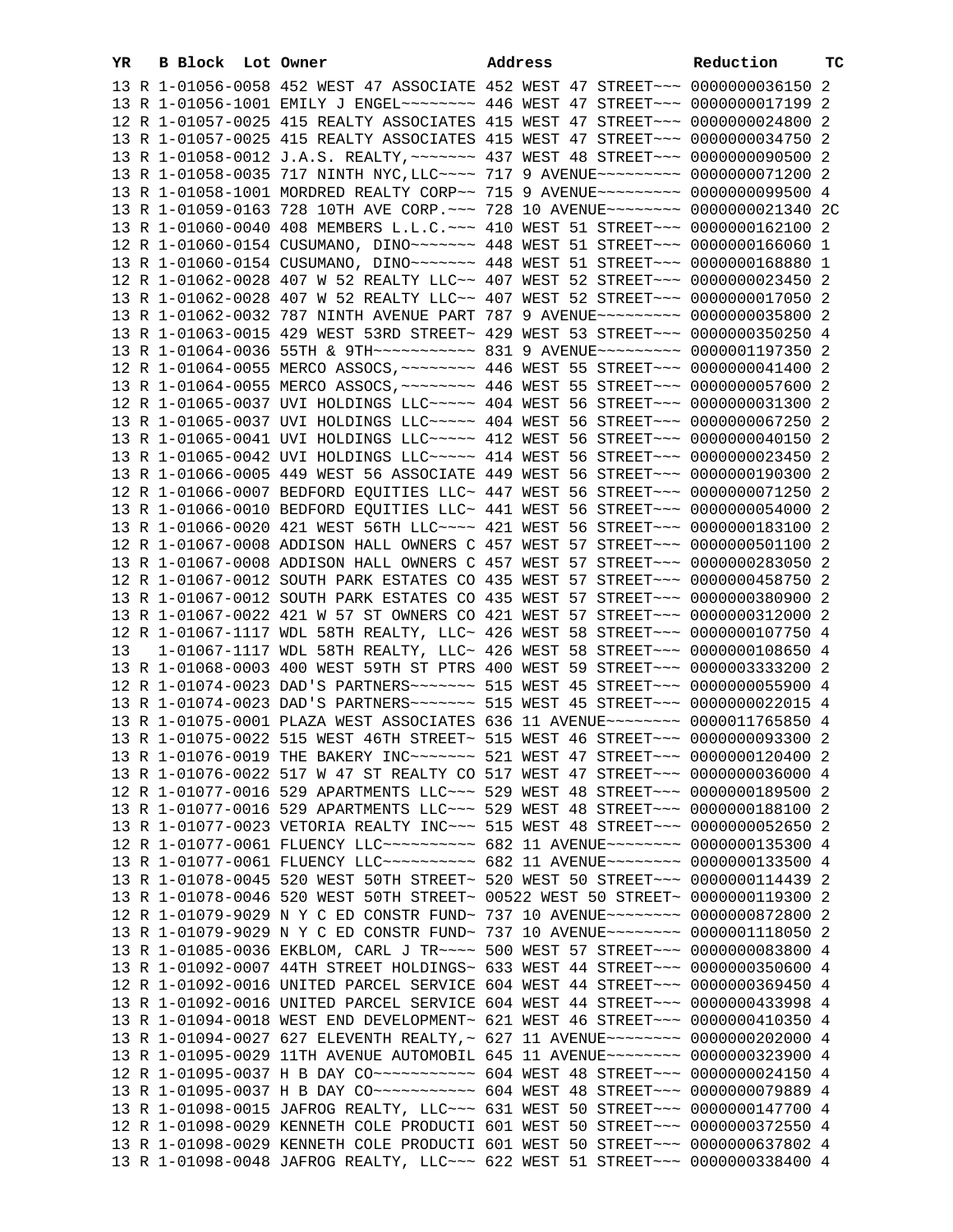| YR | B | Block | Lot | Owner | Address | Reduction | TC |
|---|---|---|---|---|---|---|---|
| 13 | R | 1-01056-0058 | | 452 WEST 47 ASSOCIATE | 452 WEST 47 STREET~~~ | 0000000036150 | 2 |
| 13 | R | 1-01056-1001 | | EMILY J ENGEL~~~~~~~~ | 446 WEST 47 STREET~~~ | 0000000017199 | 2 |
| 12 | R | 1-01057-0025 | | 415 REALTY ASSOCIATES | 415 WEST 47 STREET~~~ | 0000000024800 | 2 |
| 13 | R | 1-01057-0025 | | 415 REALTY ASSOCIATES | 415 WEST 47 STREET~~~ | 0000000034750 | 2 |
| 13 | R | 1-01058-0012 | | J.A.S. REALTY,~~~~~~~ | 437 WEST 48 STREET~~~ | 0000000090500 | 2 |
| 13 | R | 1-01058-0035 | | 717 NINTH NYC,LLC~~~~ | 717 9 AVENUE~~~~~~~~~ | 0000000071200 | 2 |
| 13 | R | 1-01058-1001 | | MORDRED REALTY CORP~~ | 715 9 AVENUE~~~~~~~~~ | 0000000099500 | 4 |
| 13 | R | 1-01059-0163 | | 728 10TH AVE CORP.~~~ | 728 10 AVENUE~~~~~~~~ | 0000000021340 | 2C |
| 13 | R | 1-01060-0040 | | 408 MEMBERS L.L.C.~~~ | 410 WEST 51 STREET~~~ | 0000000162100 | 2 |
| 12 | R | 1-01060-0154 | | CUSUMANO, DINO~~~~~~~ | 448 WEST 51 STREET~~~ | 0000000166060 | 1 |
| 13 | R | 1-01060-0154 | | CUSUMANO, DINO~~~~~~~ | 448 WEST 51 STREET~~~ | 0000000168880 | 1 |
| 12 | R | 1-01062-0028 | | 407 W 52 REALTY LLC~~ | 407 WEST 52 STREET~~~ | 0000000023450 | 2 |
| 13 | R | 1-01062-0028 | | 407 W 52 REALTY LLC~~ | 407 WEST 52 STREET~~~ | 0000000017050 | 2 |
| 13 | R | 1-01062-0032 | | 787 NINTH AVENUE PART | 787 9 AVENUE~~~~~~~~~ | 0000000035800 | 2 |
| 13 | R | 1-01063-0015 | | 429 WEST 53RD STREET~ | 429 WEST 53 STREET~~~ | 0000000350250 | 4 |
| 13 | R | 1-01064-0036 | | 55TH & 9TH~~~~~~~~~~~ | 831 9 AVENUE~~~~~~~~~ | 0000001197350 | 2 |
| 12 | R | 1-01064-0055 | | MERCO ASSOCS,~~~~~~~~ | 446 WEST 55 STREET~~~ | 0000000041400 | 2 |
| 13 | R | 1-01064-0055 | | MERCO ASSOCS,~~~~~~~~ | 446 WEST 55 STREET~~~ | 0000000057600 | 2 |
| 12 | R | 1-01065-0037 | | UVI HOLDINGS LLC~~~~~ | 404 WEST 56 STREET~~~ | 0000000031300 | 2 |
| 13 | R | 1-01065-0037 | | UVI HOLDINGS LLC~~~~~ | 404 WEST 56 STREET~~~ | 0000000067250 | 2 |
| 13 | R | 1-01065-0041 | | UVI HOLDINGS LLC~~~~~ | 412 WEST 56 STREET~~~ | 0000000040150 | 2 |
| 13 | R | 1-01065-0042 | | UVI HOLDINGS LLC~~~~~ | 414 WEST 56 STREET~~~ | 0000000023450 | 2 |
| 13 | R | 1-01066-0005 | | 449 WEST 56 ASSOCIATE | 449 WEST 56 STREET~~~ | 0000000190300 | 2 |
| 12 | R | 1-01066-0007 | | BEDFORD EQUITIES LLC~ | 447 WEST 56 STREET~~~ | 0000000071250 | 2 |
| 13 | R | 1-01066-0010 | | BEDFORD EQUITIES LLC~ | 441 WEST 56 STREET~~~ | 0000000054000 | 2 |
| 13 | R | 1-01066-0020 | | 421 WEST 56TH LLC~~~~ | 421 WEST 56 STREET~~~ | 0000000183100 | 2 |
| 12 | R | 1-01067-0008 | | ADDISON HALL OWNERS C | 457 WEST 57 STREET~~~ | 0000000501100 | 2 |
| 13 | R | 1-01067-0008 | | ADDISON HALL OWNERS C | 457 WEST 57 STREET~~~ | 0000000283050 | 2 |
| 12 | R | 1-01067-0012 | | SOUTH PARK ESTATES CO | 435 WEST 57 STREET~~~ | 0000000458750 | 2 |
| 13 | R | 1-01067-0012 | | SOUTH PARK ESTATES CO | 435 WEST 57 STREET~~~ | 0000000380900 | 2 |
| 13 | R | 1-01067-0022 | | 421 W 57 ST OWNERS CO | 421 WEST 57 STREET~~~ | 0000000312000 | 2 |
| 12 | R | 1-01067-1117 | | WDL 58TH REALTY, LLC~ | 426 WEST 58 STREET~~~ | 0000000107750 | 4 |
| 13 | | 1-01067-1117 | | WDL 58TH REALTY, LLC~ | 426 WEST 58 STREET~~~ | 0000000108650 | 4 |
| 13 | R | 1-01068-0003 | | 400 WEST 59TH ST PTRS | 400 WEST 59 STREET~~~ | 0000003333200 | 2 |
| 12 | R | 1-01074-0023 | | DAD'S PARTNERS~~~~~~~ | 515 WEST 45 STREET~~~ | 0000000055900 | 4 |
| 13 | R | 1-01074-0023 | | DAD'S PARTNERS~~~~~~~ | 515 WEST 45 STREET~~~ | 0000000022015 | 4 |
| 13 | R | 1-01075-0001 | | PLAZA WEST ASSOCIATES | 636 11 AVENUE~~~~~~~~ | 0000011765850 | 4 |
| 13 | R | 1-01075-0022 | | 515 WEST 46TH STREET~ | 515 WEST 46 STREET~~~ | 0000000093300 | 2 |
| 13 | R | 1-01076-0019 | | THE BAKERY INC~~~~~~~ | 521 WEST 47 STREET~~~ | 0000000120400 | 2 |
| 13 | R | 1-01076-0022 | | 517 W 47 ST REALTY CO | 517 WEST 47 STREET~~~ | 0000000036000 | 4 |
| 12 | R | 1-01077-0016 | | 529 APARTMENTS LLC~~~ | 529 WEST 48 STREET~~~ | 0000000189500 | 2 |
| 13 | R | 1-01077-0016 | | 529 APARTMENTS LLC~~~ | 529 WEST 48 STREET~~~ | 0000000188100 | 2 |
| 13 | R | 1-01077-0023 | | VETORIA REALTY INC~~~ | 515 WEST 48 STREET~~~ | 0000000052650 | 2 |
| 12 | R | 1-01077-0061 | | FLUENCY LLC~~~~~~~~~~ | 682 11 AVENUE~~~~~~~~ | 0000000135300 | 4 |
| 13 | R | 1-01077-0061 | | FLUENCY LLC~~~~~~~~~~ | 682 11 AVENUE~~~~~~~~ | 0000000133500 | 4 |
| 13 | R | 1-01078-0045 | | 520 WEST 50TH STREET~ | 520 WEST 50 STREET~~~ | 0000000114439 | 2 |
| 13 | R | 1-01078-0046 | | 520 WEST 50TH STREET~ | 00522 WEST 50 STREET~ | 0000000119300 | 2 |
| 12 | R | 1-01079-9029 | | N Y C ED CONSTR FUND~ | 737 10 AVENUE~~~~~~~~ | 0000000872800 | 2 |
| 13 | R | 1-01079-9029 | | N Y C ED CONSTR FUND~ | 737 10 AVENUE~~~~~~~~ | 0000001118050 | 2 |
| 13 | R | 1-01085-0036 | | EKBLOM, CARL J TR~~~~ | 500 WEST 57 STREET~~~ | 0000000083800 | 4 |
| 13 | R | 1-01092-0007 | | 44TH STREET HOLDINGS~ | 633 WEST 44 STREET~~~ | 0000000350600 | 4 |
| 12 | R | 1-01092-0016 | | UNITED PARCEL SERVICE | 604 WEST 44 STREET~~~ | 0000000369450 | 4 |
| 13 | R | 1-01092-0016 | | UNITED PARCEL SERVICE | 604 WEST 44 STREET~~~ | 0000000433998 | 4 |
| 13 | R | 1-01094-0018 | | WEST END DEVELOPMENT~ | 621 WEST 46 STREET~~~ | 0000000410350 | 4 |
| 13 | R | 1-01094-0027 | | 627 ELEVENTH REALTY,~ | 627 11 AVENUE~~~~~~~~ | 0000000202000 | 4 |
| 13 | R | 1-01095-0029 | | 11TH AVENUE AUTOMOBIL | 645 11 AVENUE~~~~~~~~ | 0000000323900 | 4 |
| 12 | R | 1-01095-0037 | | H B DAY CO~~~~~~~~~~~ | 604 WEST 48 STREET~~~ | 0000000024150 | 4 |
| 13 | R | 1-01095-0037 | | H B DAY CO~~~~~~~~~~~ | 604 WEST 48 STREET~~~ | 0000000079889 | 4 |
| 13 | R | 1-01098-0015 | | JAFROG REALTY, LLC~~~ | 631 WEST 50 STREET~~~ | 0000000147700 | 4 |
| 12 | R | 1-01098-0029 | | KENNETH COLE PRODUCTI | 601 WEST 50 STREET~~~ | 0000000372550 | 4 |
| 13 | R | 1-01098-0029 | | KENNETH COLE PRODUCTI | 601 WEST 50 STREET~~~ | 0000000637802 | 4 |
| 13 | R | 1-01098-0048 | | JAFROG REALTY, LLC~~~ | 622 WEST 51 STREET~~~ | 0000000338400 | 4 |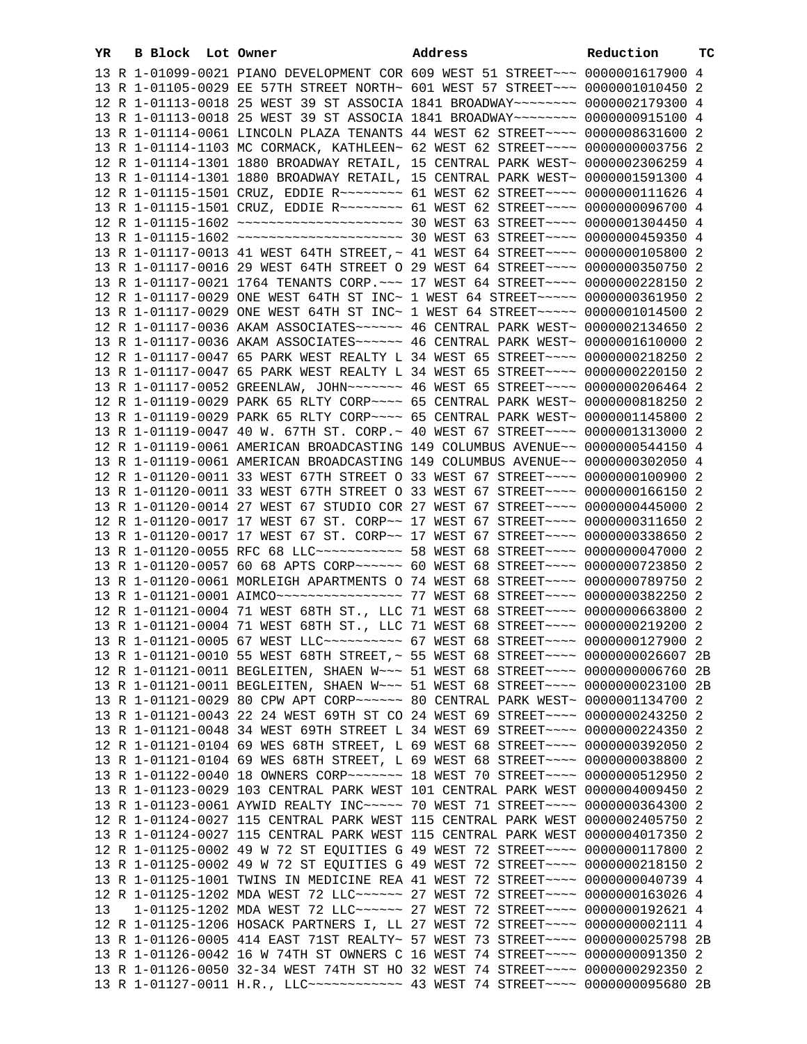| YR | B | Block | Lot | Owner | Address | Reduction | TC |
|---|---|---|---|---|---|---|---|
| 13 | R | 1-01099-0021 | | PIANO DEVELOPMENT COR | 609 WEST 51 STREET~~~ | 0000001617900 | 4 |
| 13 | R | 1-01105-0029 | | EE 57TH STREET NORTH~ | 601 WEST 57 STREET~~~ | 0000001010450 | 2 |
| 12 | R | 1-01113-0018 | | 25 WEST 39 ST ASSOCIA | 1841 BROADWAY~~~~~~~~ | 0000002179300 | 4 |
| 13 | R | 1-01113-0018 | | 25 WEST 39 ST ASSOCIA | 1841 BROADWAY~~~~~~~~ | 0000000915100 | 4 |
| 13 | R | 1-01114-0061 | | LINCOLN PLAZA TENANTS | 44 WEST 62 STREET~~~~ | 0000008631600 | 2 |
| 13 | R | 1-01114-1103 | | MC CORMACK, KATHLEEN~ | 62 WEST 62 STREET~~~~ | 0000000003756 | 2 |
| 12 | R | 1-01114-1301 | | 1880 BROADWAY RETAIL, | 15 CENTRAL PARK WEST~ | 0000002306259 | 4 |
| 13 | R | 1-01114-1301 | | 1880 BROADWAY RETAIL, | 15 CENTRAL PARK WEST~ | 0000001591300 | 4 |
| 12 | R | 1-01115-1501 | | CRUZ, EDDIE R~~~~~~~~ | 61 WEST 62 STREET~~~~ | 0000000111626 | 4 |
| 13 | R | 1-01115-1501 | | CRUZ, EDDIE R~~~~~~~~ | 61 WEST 62 STREET~~~~ | 0000000096700 | 4 |
| 12 | R | 1-01115-1602 | | ~~~~~~~~~~~~~~~~~~~~~ | 30 WEST 63 STREET~~~~ | 0000001304450 | 4 |
| 13 | R | 1-01115-1602 | | ~~~~~~~~~~~~~~~~~~~~~ | 30 WEST 63 STREET~~~~ | 0000000459350 | 4 |
| 13 | R | 1-01117-0013 | | 41 WEST 64TH STREET,~ | 41 WEST 64 STREET~~~~ | 0000000105800 | 2 |
| 13 | R | 1-01117-0016 | | 29 WEST 64TH STREET O | 29 WEST 64 STREET~~~~ | 0000000350750 | 2 |
| 13 | R | 1-01117-0021 | | 1764 TENANTS CORP.~~~ | 17 WEST 64 STREET~~~~ | 0000000228150 | 2 |
| 12 | R | 1-01117-0029 | | ONE WEST 64TH ST INC~ | 1 WEST 64 STREET~~~~~ | 0000000361950 | 2 |
| 13 | R | 1-01117-0029 | | ONE WEST 64TH ST INC~ | 1 WEST 64 STREET~~~~~ | 0000001014500 | 2 |
| 12 | R | 1-01117-0036 | | AKAM ASSOCIATES~~~~~~ | 46 CENTRAL PARK WEST~ | 0000002134650 | 2 |
| 13 | R | 1-01117-0036 | | AKAM ASSOCIATES~~~~~~ | 46 CENTRAL PARK WEST~ | 0000001610000 | 2 |
| 12 | R | 1-01117-0047 | | 65 PARK WEST REALTY L | 34 WEST 65 STREET~~~~ | 0000000218250 | 2 |
| 13 | R | 1-01117-0047 | | 65 PARK WEST REALTY L | 34 WEST 65 STREET~~~~ | 0000000220150 | 2 |
| 13 | R | 1-01117-0052 | | GREENLAW, JOHN~~~~~~~ | 46 WEST 65 STREET~~~~ | 0000000206464 | 2 |
| 12 | R | 1-01119-0029 | | PARK 65 RLTY CORP~~~~ | 65 CENTRAL PARK WEST~ | 0000000818250 | 2 |
| 13 | R | 1-01119-0029 | | PARK 65 RLTY CORP~~~~ | 65 CENTRAL PARK WEST~ | 0000001145800 | 2 |
| 13 | R | 1-01119-0047 | | 40 W. 67TH ST. CORP.~ | 40 WEST 67 STREET~~~~ | 0000001313000 | 2 |
| 12 | R | 1-01119-0061 | | AMERICAN BROADCASTING | 149 COLUMBUS AVENUE~~ | 0000000544150 | 4 |
| 13 | R | 1-01119-0061 | | AMERICAN BROADCASTING | 149 COLUMBUS AVENUE~~ | 0000000302050 | 4 |
| 12 | R | 1-01120-0011 | | 33 WEST 67TH STREET O | 33 WEST 67 STREET~~~~ | 0000000100900 | 2 |
| 13 | R | 1-01120-0011 | | 33 WEST 67TH STREET O | 33 WEST 67 STREET~~~~ | 0000000166150 | 2 |
| 13 | R | 1-01120-0014 | | 27 WEST 67 STUDIO COR | 27 WEST 67 STREET~~~~ | 0000000445000 | 2 |
| 12 | R | 1-01120-0017 | | 17 WEST 67 ST. CORP~~ | 17 WEST 67 STREET~~~~ | 0000000311650 | 2 |
| 13 | R | 1-01120-0017 | | 17 WEST 67 ST. CORP~~ | 17 WEST 67 STREET~~~~ | 0000000338650 | 2 |
| 13 | R | 1-01120-0055 | | RFC 68 LLC~~~~~~~~~~~ | 58 WEST 68 STREET~~~~ | 0000000047000 | 2 |
| 13 | R | 1-01120-0057 | | 60 68 APTS CORP~~~~~~ | 60 WEST 68 STREET~~~~ | 0000000723850 | 2 |
| 13 | R | 1-01120-0061 | | MORLEIGH APARTMENTS O | 74 WEST 68 STREET~~~~ | 0000000789750 | 2 |
| 13 | R | 1-01121-0001 | | AIMCO~~~~~~~~~~~~~~~~ | 77 WEST 68 STREET~~~~ | 0000000382250 | 2 |
| 12 | R | 1-01121-0004 | | 71 WEST 68TH ST., LLC | 71 WEST 68 STREET~~~~ | 0000000663800 | 2 |
| 13 | R | 1-01121-0004 | | 71 WEST 68TH ST., LLC | 71 WEST 68 STREET~~~~ | 0000000219200 | 2 |
| 13 | R | 1-01121-0005 | | 67 WEST LLC~~~~~~~~~~ | 67 WEST 68 STREET~~~~ | 0000000127900 | 2 |
| 13 | R | 1-01121-0010 | | 55 WEST 68TH STREET,~ | 55 WEST 68 STREET~~~~ | 0000000026607 | 2B |
| 12 | R | 1-01121-0011 | | BEGLEITEN, SHAEN W~~~ | 51 WEST 68 STREET~~~~ | 0000000006760 | 2B |
| 13 | R | 1-01121-0011 | | BEGLEITEN, SHAEN W~~~ | 51 WEST 68 STREET~~~~ | 0000000023100 | 2B |
| 13 | R | 1-01121-0029 | | 80 CPW APT CORP~~~~~~ | 80 CENTRAL PARK WEST~ | 0000001134700 | 2 |
| 13 | R | 1-01121-0043 | | 22 24 WEST 69TH ST CO | 24 WEST 69 STREET~~~~ | 0000000243250 | 2 |
| 13 | R | 1-01121-0048 | | 34 WEST 69TH STREET L | 34 WEST 69 STREET~~~~ | 0000000224350 | 2 |
| 12 | R | 1-01121-0104 | | 69 WES 68TH STREET, L | 69 WEST 68 STREET~~~~ | 0000000392050 | 2 |
| 13 | R | 1-01121-0104 | | 69 WES 68TH STREET, L | 69 WEST 68 STREET~~~~ | 0000000038800 | 2 |
| 13 | R | 1-01122-0040 | | 18 OWNERS CORP~~~~~~~ | 18 WEST 70 STREET~~~~ | 0000000512950 | 2 |
| 13 | R | 1-01123-0029 | | 103 CENTRAL PARK WEST | 101 CENTRAL PARK WEST | 0000004009450 | 2 |
| 13 | R | 1-01123-0061 | | AYWID REALTY INC~~~~~ | 70 WEST 71 STREET~~~~ | 0000000364300 | 2 |
| 12 | R | 1-01124-0027 | | 115 CENTRAL PARK WEST | 115 CENTRAL PARK WEST | 0000002405750 | 2 |
| 13 | R | 1-01124-0027 | | 115 CENTRAL PARK WEST | 115 CENTRAL PARK WEST | 0000004017350 | 2 |
| 12 | R | 1-01125-0002 | | 49 W 72 ST EQUITIES G | 49 WEST 72 STREET~~~~ | 0000000117800 | 2 |
| 13 | R | 1-01125-0002 | | 49 W 72 ST EQUITIES G | 49 WEST 72 STREET~~~~ | 0000000218150 | 2 |
| 13 | R | 1-01125-1001 | | TWINS IN MEDICINE REA | 41 WEST 72 STREET~~~~ | 0000000040739 | 4 |
| 12 | R | 1-01125-1202 | | MDA WEST 72 LLC~~~~~~ | 27 WEST 72 STREET~~~~ | 0000000163026 | 4 |
| 13 | | 1-01125-1202 | | MDA WEST 72 LLC~~~~~~ | 27 WEST 72 STREET~~~~ | 0000000192621 | 4 |
| 12 | R | 1-01125-1206 | | HOSACK PARTNERS I, LL | 27 WEST 72 STREET~~~~ | 0000000002111 | 4 |
| 13 | R | 1-01126-0005 | | 414 EAST 71ST REALTY~ | 57 WEST 73 STREET~~~~ | 0000000025798 | 2B |
| 13 | R | 1-01126-0042 | | 16 W 74TH ST OWNERS C | 16 WEST 74 STREET~~~~ | 0000000091350 | 2 |
| 13 | R | 1-01126-0050 | | 32-34 WEST 74TH ST HO | 32 WEST 74 STREET~~~~ | 0000000292350 | 2 |
| 13 | R | 1-01127-0011 | | H.R., LLC~~~~~~~~~~~~ | 43 WEST 74 STREET~~~~ | 0000000095680 | 2B |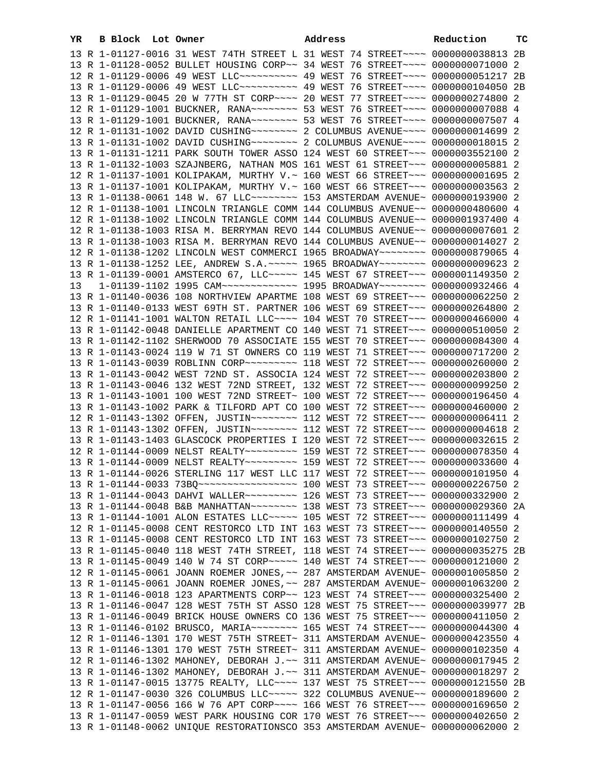| YR | B | Block | Lot | Owner | Address | Reduction | TC |
|---|---|---|---|---|---|---|---|
| 13 | R | 1-01127-0016 | | 31 WEST 74TH STREET L | 31 WEST 74 STREET~~~~ | 0000000038813 | 2B |
| 13 | R | 1-01128-0052 | | BULLET HOUSING CORP~~ | 34 WEST 76 STREET~~~~ | 0000000071000 | 2 |
| 12 | R | 1-01129-0006 | | 49 WEST LLC~~~~~~~~~~ | 49 WEST 76 STREET~~~~ | 0000000051217 | 2B |
| 13 | R | 1-01129-0006 | | 49 WEST LLC~~~~~~~~~~ | 49 WEST 76 STREET~~~~ | 0000000104050 | 2B |
| 13 | R | 1-01129-0045 | | 20 W 77TH ST CORP~~~~ | 20 WEST 77 STREET~~~~ | 0000000274800 | 2 |
| 12 | R | 1-01129-1001 | | BUCKNER, RANA~~~~~~~~ | 53 WEST 76 STREET~~~~ | 0000000007088 | 4 |
| 13 | R | 1-01129-1001 | | BUCKNER, RANA~~~~~~~~ | 53 WEST 76 STREET~~~~ | 0000000007507 | 4 |
| 12 | R | 1-01131-1002 | | DAVID CUSHING~~~~~~~~ | 2 COLUMBUS AVENUE~~~~ | 0000000014699 | 2 |
| 13 | R | 1-01131-1002 | | DAVID CUSHING~~~~~~~~ | 2 COLUMBUS AVENUE~~~~ | 0000000018015 | 2 |
| 13 | R | 1-01131-1211 | | PARK SOUTH TOWER ASSO | 124 WEST 60 STREET~~~ | 0000003552100 | 2 |
| 13 | R | 1-01132-1003 | | SZAJNBERG, NATHAN MOS | 161 WEST 61 STREET~~~ | 0000000005881 | 2 |
| 12 | R | 1-01137-1001 | | KOLIPAKAM, MURTHY V.~ | 160 WEST 66 STREET~~~ | 0000000001695 | 2 |
| 13 | R | 1-01137-1001 | | KOLIPAKAM, MURTHY V.~ | 160 WEST 66 STREET~~~ | 0000000003563 | 2 |
| 13 | R | 1-01138-0061 | | 148 W. 67 LLC~~~~~~~~ | 153 AMSTERDAM AVENUE~ | 0000000193900 | 2 |
| 12 | R | 1-01138-1001 | | LINCOLN TRIANGLE COMM | 144 COLUMBUS AVENUE~~ | 0000000480600 | 4 |
| 12 | R | 1-01138-1002 | | LINCOLN TRIANGLE COMM | 144 COLUMBUS AVENUE~~ | 0000001937400 | 4 |
| 12 | R | 1-01138-1003 | | RISA M. BERRYMAN REVO | 144 COLUMBUS AVENUE~~ | 0000000007601 | 2 |
| 13 | R | 1-01138-1003 | | RISA M. BERRYMAN REVO | 144 COLUMBUS AVENUE~~ | 0000000014027 | 2 |
| 12 | R | 1-01138-1202 | | LINCOLN WEST COMMERCI | 1965 BROADWAY~~~~~~~~ | 0000000879065 | 4 |
| 13 | R | 1-01138-1252 | | LEE, ANDREW S.A.~~~~~ | 1965 BROADWAY~~~~~~~~ | 0000000009623 | 2 |
| 13 | R | 1-01139-0001 | | AMSTERCO 67, LLC~~~~~ | 145 WEST 67 STREET~~~ | 0000001149350 | 2 |
| 13 | | 1-01139-1102 | | 1995 CAM~~~~~~~~~~~~~ | 1995 BROADWAY~~~~~~~~ | 0000000932466 | 4 |
| 13 | R | 1-01140-0036 | | 108 NORTHVIEW APARTME | 108 WEST 69 STREET~~~ | 0000000062250 | 2 |
| 13 | R | 1-01140-0133 | | WEST 69TH ST. PARTNER | 106 WEST 69 STREET~~~ | 0000000264800 | 2 |
| 12 | R | 1-01141-1001 | | WALTON RETAIL LLC~~~~ | 104 WEST 70 STREET~~~ | 0000000466000 | 4 |
| 13 | R | 1-01142-0048 | | DANIELLE APARTMENT CO | 140 WEST 71 STREET~~~ | 0000000510050 | 2 |
| 13 | R | 1-01142-1102 | | SHERWOOD 70 ASSOCIATE | 155 WEST 70 STREET~~~ | 0000000084300 | 4 |
| 13 | R | 1-01143-0024 | | 119 W 71 ST OWNERS CO | 119 WEST 71 STREET~~~ | 0000000717200 | 2 |
| 13 | R | 1-01143-0039 | | ROBLINN CORP~~~~~~~~~ | 118 WEST 72 STREET~~~ | 0000000260000 | 2 |
| 13 | R | 1-01143-0042 | | WEST 72ND ST. ASSOCIA | 124 WEST 72 STREET~~~ | 0000000203800 | 2 |
| 13 | R | 1-01143-0046 | | 132 WEST 72ND STREET, | 132 WEST 72 STREET~~~ | 0000000099250 | 2 |
| 13 | R | 1-01143-1001 | | 100 WEST 72ND STREET~ | 100 WEST 72 STREET~~~ | 0000000196450 | 4 |
| 13 | R | 1-01143-1002 | | PARK & TILFORD APT CO | 100 WEST 72 STREET~~~ | 0000000460000 | 2 |
| 12 | R | 1-01143-1302 | | OFFEN, JUSTIN~~~~~~~~ | 112 WEST 72 STREET~~~ | 0000000006411 | 2 |
| 13 | R | 1-01143-1302 | | OFFEN, JUSTIN~~~~~~~~ | 112 WEST 72 STREET~~~ | 0000000004618 | 2 |
| 13 | R | 1-01143-1403 | | GLASCOCK PROPERTIES I | 120 WEST 72 STREET~~~ | 0000000032615 | 2 |
| 12 | R | 1-01144-0009 | | NELST REALTY~~~~~~~~~ | 159 WEST 72 STREET~~~ | 0000000078350 | 4 |
| 13 | R | 1-01144-0009 | | NELST REALTY~~~~~~~~~ | 159 WEST 72 STREET~~~ | 0000000033600 | 4 |
| 13 | R | 1-01144-0026 | | STERLING 117 WEST LLC | 117 WEST 72 STREET~~~ | 0000000101950 | 4 |
| 13 | R | 1-01144-0033 | | 73BQ~~~~~~~~~~~~~~~~~ | 100 WEST 73 STREET~~~ | 0000000226750 | 2 |
| 13 | R | 1-01144-0043 | | DAHVI WALLER~~~~~~~~~ | 126 WEST 73 STREET~~~ | 0000000332900 | 2 |
| 13 | R | 1-01144-0048 | | B&B MANHATTAN~~~~~~~~ | 138 WEST 73 STREET~~~ | 0000000029360 | 2A |
| 13 | R | 1-01144-1001 | | ALON ESTATES LLC~~~~~ | 105 WEST 72 STREET~~~ | 0000000111499 | 4 |
| 12 | R | 1-01145-0008 | | CENT RESTORCO LTD INT | 163 WEST 73 STREET~~~ | 0000000140550 | 2 |
| 13 | R | 1-01145-0008 | | CENT RESTORCO LTD INT | 163 WEST 73 STREET~~~ | 0000000102750 | 2 |
| 13 | R | 1-01145-0040 | | 118 WEST 74TH STREET, | 118 WEST 74 STREET~~~ | 0000000035275 | 2B |
| 13 | R | 1-01145-0049 | | 140 W 74 ST CORP~~~~~ | 140 WEST 74 STREET~~~ | 0000000121000 | 2 |
| 12 | R | 1-01145-0061 | | JOANN ROEMER JONES,~~ | 287 AMSTERDAM AVENUE~ | 0000001005850 | 2 |
| 13 | R | 1-01145-0061 | | JOANN ROEMER JONES,~~ | 287 AMSTERDAM AVENUE~ | 0000001063200 | 2 |
| 13 | R | 1-01146-0018 | | 123 APARTMENTS CORP~~ | 123 WEST 74 STREET~~~ | 0000000325400 | 2 |
| 13 | R | 1-01146-0047 | | 128 WEST 75TH ST ASSO | 128 WEST 75 STREET~~~ | 0000000039977 | 2B |
| 13 | R | 1-01146-0049 | | BRICK HOUSE OWNERS CO | 136 WEST 75 STREET~~~ | 0000000411050 | 2 |
| 13 | R | 1-01146-0102 | | BRUSCO, MARIA~~~~~~~~ | 165 WEST 74 STREET~~~ | 0000000044300 | 4 |
| 12 | R | 1-01146-1301 | | 170 WEST 75TH STREET~ | 311 AMSTERDAM AVENUE~ | 0000000423550 | 4 |
| 13 | R | 1-01146-1301 | | 170 WEST 75TH STREET~ | 311 AMSTERDAM AVENUE~ | 0000000102350 | 4 |
| 12 | R | 1-01146-1302 | | MAHONEY, DEBORAH J.~~ | 311 AMSTERDAM AVENUE~ | 0000000017945 | 2 |
| 13 | R | 1-01146-1302 | | MAHONEY, DEBORAH J.~~ | 311 AMSTERDAM AVENUE~ | 0000000018297 | 2 |
| 13 | R | 1-01147-0015 | | 13775 REALTY, LLC~~~~ | 137 WEST 75 STREET~~~ | 0000000121550 | 2B |
| 12 | R | 1-01147-0030 | | 326 COLUMBUS LLC~~~~~ | 322 COLUMBUS AVENUE~~ | 0000000189600 | 2 |
| 13 | R | 1-01147-0056 | | 166 W 76 APT CORP~~~~ | 166 WEST 76 STREET~~~ | 0000000169650 | 2 |
| 13 | R | 1-01147-0059 | | WEST PARK HOUSING COR | 170 WEST 76 STREET~~~ | 0000000402650 | 2 |
| 13 | R | 1-01148-0062 | | UNIQUE RESTORATIONSCO | 353 AMSTERDAM AVENUE~ | 0000000062000 | 2 |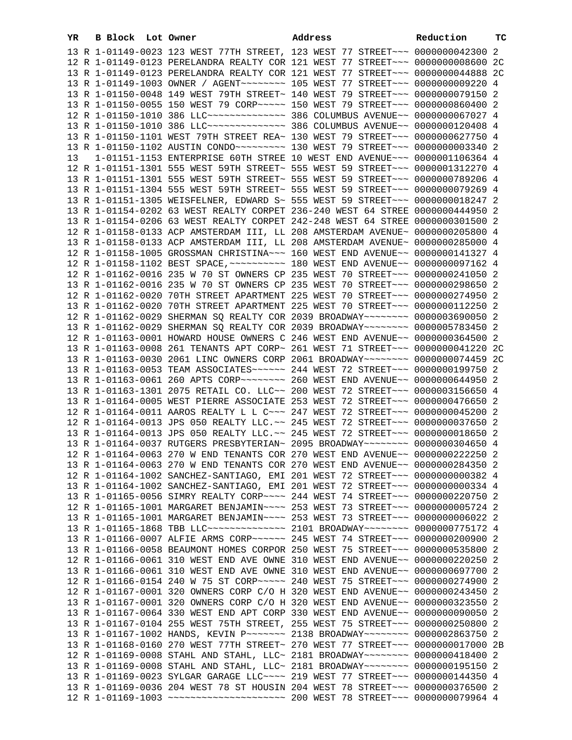| YR | B | Block | Lot | Owner | Address | Reduction | TC |
|---|---|---|---|---|---|---|---|
| 13 | R | 1-01149-0023 | | 123 WEST 77TH STREET, | 123 WEST 77 STREET~~~ | 0000000042300 | 2 |
| 12 | R | 1-01149-0123 | | PERELANDRA REALTY COR | 121 WEST 77 STREET~~~ | 0000000008600 | 2C |
| 13 | R | 1-01149-0123 | | PERELANDRA REALTY COR | 121 WEST 77 STREET~~~ | 0000000044888 | 2C |
| 13 | R | 1-01149-1003 | | OWNER / AGENT~~~~~~~~ | 105 WEST 77 STREET~~~ | 0000000009220 | 4 |
| 13 | R | 1-01150-0048 | | 149 WEST 79TH STREET~ | 140 WEST 79 STREET~~~ | 0000000079150 | 2 |
| 13 | R | 1-01150-0055 | | 150 WEST 79 CORP~~~~~ | 150 WEST 79 STREET~~~ | 0000000860400 | 2 |
| 12 | R | 1-01150-1010 | | 386 LLC~~~~~~~~~~~~~~ | 386 COLUMBUS AVENUE~~ | 0000000067027 | 4 |
| 13 | R | 1-01150-1010 | | 386 LLC~~~~~~~~~~~~~~ | 386 COLUMBUS AVENUE~~ | 0000000120408 | 4 |
| 13 | R | 1-01150-1101 | | WEST 79TH STREET REA~ | 130 WEST 79 STREET~~~ | 0000000627750 | 4 |
| 13 | R | 1-01150-1102 | | AUSTIN CONDO~~~~~~~~~ | 130 WEST 79 STREET~~~ | 0000000003340 | 2 |
| 13 | | 1-01151-1153 | | ENTERPRISE 60TH STREE | 10 WEST END AVENUE~~~ | 0000001106364 | 4 |
| 12 | R | 1-01151-1301 | | 555 WEST 59TH STREET~ | 555 WEST 59 STREET~~~ | 0000001312270 | 4 |
| 13 | R | 1-01151-1301 | | 555 WEST 59TH STREET~ | 555 WEST 59 STREET~~~ | 0000000789206 | 4 |
| 13 | R | 1-01151-1304 | | 555 WEST 59TH STREET~ | 555 WEST 59 STREET~~~ | 0000000079269 | 4 |
| 13 | R | 1-01151-1305 | | WEISFELNER, EDWARD S~ | 555 WEST 59 STREET~~~ | 0000000018247 | 2 |
| 13 | R | 1-01154-0202 | | 63 WEST REALTY CORPET | 236-240 WEST 64 STREE | 0000000444950 | 2 |
| 13 | R | 1-01154-0206 | | 63 WEST REALTY CORPET | 242-248 WEST 64 STREE | 0000000301500 | 2 |
| 12 | R | 1-01158-0133 | | ACP AMSTERDAM III, LL | 208 AMSTERDAM AVENUE~ | 0000000205800 | 4 |
| 13 | R | 1-01158-0133 | | ACP AMSTERDAM III, LL | 208 AMSTERDAM AVENUE~ | 0000000285000 | 4 |
| 12 | R | 1-01158-1005 | | GROSSMAN CHRISTINA~~~ | 160 WEST END AVENUE~~ | 0000000141327 | 4 |
| 12 | R | 1-01158-1102 | | BEST SPACE,~~~~~~~~~~ | 180 WEST END AVENUE~~ | 0000000097162 | 4 |
| 12 | R | 1-01162-0016 | | 235 W 70 ST OWNERS CP | 235 WEST 70 STREET~~~ | 0000000241050 | 2 |
| 13 | R | 1-01162-0016 | | 235 W 70 ST OWNERS CP | 235 WEST 70 STREET~~~ | 0000000298650 | 2 |
| 12 | R | 1-01162-0020 | | 70TH STREET APARTMENT | 225 WEST 70 STREET~~~ | 0000000274950 | 2 |
| 13 | R | 1-01162-0020 | | 70TH STREET APARTMENT | 225 WEST 70 STREET~~~ | 0000000112250 | 2 |
| 12 | R | 1-01162-0029 | | SHERMAN SQ REALTY COR | 2039 BROADWAY~~~~~~~~ | 0000003690050 | 2 |
| 13 | R | 1-01162-0029 | | SHERMAN SQ REALTY COR | 2039 BROADWAY~~~~~~~~ | 0000005783450 | 2 |
| 12 | R | 1-01163-0001 | | HOWARD HOUSE OWNERS C | 246 WEST END AVENUE~~ | 0000000364500 | 2 |
| 13 | R | 1-01163-0008 | | 261 TENANTS APT CORP~ | 261 WEST 71 STREET~~~ | 0000000041220 | 2C |
| 13 | R | 1-01163-0030 | | 2061 LINC OWNERS CORP | 2061 BROADWAY~~~~~~~~ | 0000000074459 | 2C |
| 13 | R | 1-01163-0053 | | TEAM ASSOCIATES~~~~~~ | 244 WEST 72 STREET~~~ | 0000000199750 | 2 |
| 13 | R | 1-01163-0061 | | 260 APTS CORP~~~~~~~~ | 260 WEST END AVENUE~~ | 0000000644950 | 2 |
| 13 | R | 1-01163-1301 | | 2075 RETAIL CO. LLC~~ | 200 WEST 72 STREET~~~ | 0000003156650 | 4 |
| 13 | R | 1-01164-0005 | | WEST PIERRE ASSOCIATE | 253 WEST 72 STREET~~~ | 0000000476650 | 2 |
| 12 | R | 1-01164-0011 | | AAROS REALTY L L C~~~ | 247 WEST 72 STREET~~~ | 0000000045200 | 2 |
| 12 | R | 1-01164-0013 | | JPS 050 REALTY LLC.~~ | 245 WEST 72 STREET~~~ | 0000000037650 | 2 |
| 13 | R | 1-01164-0013 | | JPS 050 REALTY LLC.~~ | 245 WEST 72 STREET~~~ | 0000000018650 | 2 |
| 13 | R | 1-01164-0037 | | RUTGERS PRESBYTERIAN~ | 2095 BROADWAY~~~~~~~~ | 0000000304650 | 4 |
| 12 | R | 1-01164-0063 | | 270 W END TENANTS COR | 270 WEST END AVENUE~~ | 0000000222250 | 2 |
| 13 | R | 1-01164-0063 | | 270 W END TENANTS COR | 270 WEST END AVENUE~~ | 0000000284350 | 2 |
| 12 | R | 1-01164-1002 | | SANCHEZ-SANTIAGO, EMI | 201 WEST 72 STREET~~~ | 0000000000382 | 4 |
| 13 | R | 1-01164-1002 | | SANCHEZ-SANTIAGO, EMI | 201 WEST 72 STREET~~~ | 0000000000334 | 4 |
| 13 | R | 1-01165-0056 | | SIMRY REALTY CORP~~~~ | 244 WEST 74 STREET~~~ | 0000000220750 | 2 |
| 12 | R | 1-01165-1001 | | MARGARET BENJAMIN~~~~ | 253 WEST 73 STREET~~~ | 0000000005724 | 2 |
| 13 | R | 1-01165-1001 | | MARGARET BENJAMIN~~~~ | 253 WEST 73 STREET~~~ | 0000000006022 | 2 |
| 13 | R | 1-01165-1868 | | TBB LLC~~~~~~~~~~~~~~ | 2101 BROADWAY~~~~~~~~ | 0000000775172 | 4 |
| 13 | R | 1-01166-0007 | | ALFIE ARMS CORP~~~~~~ | 245 WEST 74 STREET~~~ | 0000000200900 | 2 |
| 13 | R | 1-01166-0058 | | BEAUMONT HOMES CORPOR | 250 WEST 75 STREET~~~ | 0000000535800 | 2 |
| 12 | R | 1-01166-0061 | | 310 WEST END AVE OWNE | 310 WEST END AVENUE~~ | 0000000220250 | 2 |
| 13 | R | 1-01166-0061 | | 310 WEST END AVE OWNE | 310 WEST END AVENUE~~ | 0000000697700 | 2 |
| 12 | R | 1-01166-0154 | | 240 W 75 ST CORP~~~~~ | 240 WEST 75 STREET~~~ | 0000000274900 | 2 |
| 12 | R | 1-01167-0001 | | 320 OWNERS CORP C/O H | 320 WEST END AVENUE~~ | 0000000243450 | 2 |
| 13 | R | 1-01167-0001 | | 320 OWNERS CORP C/O H | 320 WEST END AVENUE~~ | 0000000323550 | 2 |
| 13 | R | 1-01167-0064 | | 330 WEST END APT CORP | 330 WEST END AVENUE~~ | 0000000090050 | 2 |
| 13 | R | 1-01167-0104 | | 255 WEST 75TH STREET, | 255 WEST 75 STREET~~~ | 0000000250800 | 2 |
| 13 | R | 1-01167-1002 | | HANDS, KEVIN P~~~~~~~ | 2138 BROADWAY~~~~~~~~ | 0000002863750 | 2 |
| 13 | R | 1-01168-0160 | | 270 WEST 77TH STREET~ | 270 WEST 77 STREET~~~ | 0000000017000 | 2B |
| 12 | R | 1-01169-0008 | | STAHL AND STAHL, LLC~ | 2181 BROADWAY~~~~~~~~ | 0000000418400 | 2 |
| 13 | R | 1-01169-0008 | | STAHL AND STAHL, LLC~ | 2181 BROADWAY~~~~~~~~ | 0000000195150 | 2 |
| 13 | R | 1-01169-0023 | | SYLGAR GARAGE LLC~~~~ | 219 WEST 77 STREET~~~ | 0000000144350 | 4 |
| 13 | R | 1-01169-0036 | | 204 WEST 78 ST HOUSIN | 204 WEST 78 STREET~~~ | 0000000376500 | 2 |
| 12 | R | 1-01169-1003 | | ~~~~~~~~~~~~~~~~~~~~~ | 200 WEST 78 STREET~~~ | 0000000079964 | 4 |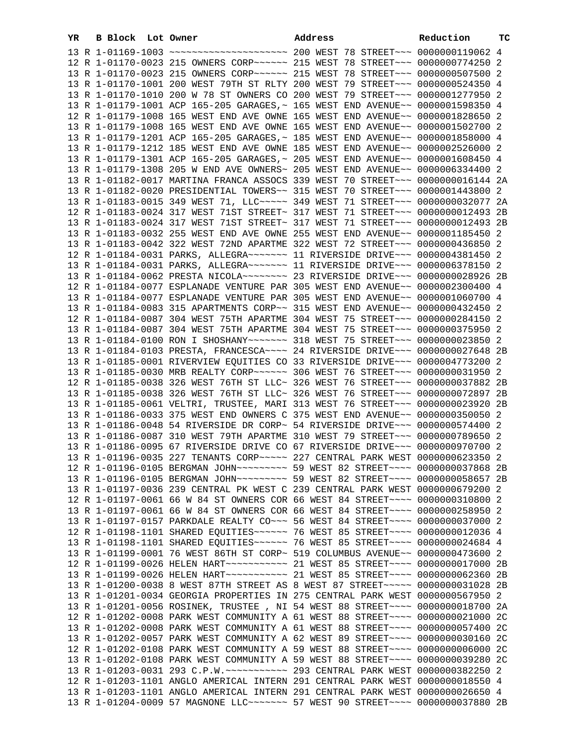| YR | B | Block | Lot | Owner | Address | Reduction | TC |
|---|---|---|---|---|---|---|---|
| 13 | R | 1-01169-1003 | | ~~~~~~~~~~~~~~~~~~~~ | 200 WEST 78 STREET~~~ | 0000000119062 | 4 |
| 12 | R | 1-01170-0023 | | 215 OWNERS CORP~~~~~~ | 215 WEST 78 STREET~~~ | 0000000774250 | 2 |
| 13 | R | 1-01170-0023 | | 215 OWNERS CORP~~~~~~ | 215 WEST 78 STREET~~~ | 0000000507500 | 2 |
| 13 | R | 1-01170-1001 | | 200 WEST 79TH ST RLTY | 200 WEST 79 STREET~~~ | 0000000524350 | 4 |
| 13 | R | 1-01170-1010 | | 200 W 78 ST OWNERS CO | 200 WEST 79 STREET~~~ | 0000001277950 | 2 |
| 13 | R | 1-01179-1001 | | ACP 165-205 GARAGES,~ | 165 WEST END AVENUE~~ | 0000001598350 | 4 |
| 12 | R | 1-01179-1008 | | 165 WEST END AVE OWNE | 165 WEST END AVENUE~~ | 0000001828650 | 2 |
| 13 | R | 1-01179-1008 | | 165 WEST END AVE OWNE | 165 WEST END AVENUE~~ | 0000001502700 | 2 |
| 13 | R | 1-01179-1201 | | ACP 165-205 GARAGES,~ | 185 WEST END AVENUE~~ | 0000001858000 | 4 |
| 13 | R | 1-01179-1212 | | 185 WEST END AVE OWNE | 185 WEST END AVENUE~~ | 0000002526000 | 2 |
| 13 | R | 1-01179-1301 | | ACP 165-205 GARAGES,~ | 205 WEST END AVENUE~~ | 0000001608450 | 4 |
| 13 | R | 1-01179-1308 | | 205 W END AVE OWNERS~ | 205 WEST END AVENUE~~ | 0000006334400 | 2 |
| 13 | R | 1-01182-0017 | | MARTINA FRANCA ASSOCS | 339 WEST 70 STREET~~~ | 0000000016144 | 2A |
| 13 | R | 1-01182-0020 | | PRESIDENTIAL TOWERS~~ | 315 WEST 70 STREET~~~ | 0000001443800 | 2 |
| 13 | R | 1-01183-0015 | | 349 WEST 71, LLC~~~~~ | 349 WEST 71 STREET~~~ | 0000000032077 | 2A |
| 12 | R | 1-01183-0024 | | 317 WEST 71ST STREET~ | 317 WEST 71 STREET~~~ | 0000000012493 | 2B |
| 13 | R | 1-01183-0024 | | 317 WEST 71ST STREET~ | 317 WEST 71 STREET~~~ | 0000000012493 | 2B |
| 13 | R | 1-01183-0032 | | 255 WEST END AVE OWNE | 255 WEST END AVENUE~~ | 0000001185450 | 2 |
| 13 | R | 1-01183-0042 | | 322 WEST 72ND APARTME | 322 WEST 72 STREET~~~ | 0000000436850 | 2 |
| 12 | R | 1-01184-0031 | | PARKS, ALLEGRA~~~~~~~ | 11 RIVERSIDE DRIVE~~~ | 0000004381450 | 2 |
| 13 | R | 1-01184-0031 | | PARKS, ALLEGRA~~~~~~~ | 11 RIVERSIDE DRIVE~~~ | 0000006378150 | 2 |
| 13 | R | 1-01184-0062 | | PRESTA NICOLA~~~~~~~~ | 23 RIVERSIDE DRIVE~~~ | 0000000028926 | 2B |
| 12 | R | 1-01184-0077 | | ESPLANADE VENTURE PAR | 305 WEST END AVENUE~~ | 0000002300400 | 4 |
| 13 | R | 1-01184-0077 | | ESPLANADE VENTURE PAR | 305 WEST END AVENUE~~ | 0000001060700 | 4 |
| 13 | R | 1-01184-0083 | | 315 APARTMENTS CORP~~ | 315 WEST END AVENUE~~ | 0000000432450 | 2 |
| 12 | R | 1-01184-0087 | | 304 WEST 75TH APARTME | 304 WEST 75 STREET~~~ | 0000000284150 | 2 |
| 13 | R | 1-01184-0087 | | 304 WEST 75TH APARTME | 304 WEST 75 STREET~~~ | 0000000375950 | 2 |
| 13 | R | 1-01184-0100 | | RON I SHOSHANY~~~~~~~ | 318 WEST 75 STREET~~~ | 0000000023850 | 2 |
| 13 | R | 1-01184-0103 | | PRESTA, FRANCESCA~~~~ | 24 RIVERSIDE DRIVE~~~ | 0000000027648 | 2B |
| 13 | R | 1-01185-0001 | | RIVERVIEW EQUITIES CO | 33 RIVERSIDE DRIVE~~~ | 0000004773200 | 2 |
| 13 | R | 1-01185-0030 | | MRB REALTY CORP~~~~~~ | 306 WEST 76 STREET~~~ | 0000000031950 | 2 |
| 12 | R | 1-01185-0038 | | 326 WEST 76TH ST LLC~ | 326 WEST 76 STREET~~~ | 0000000037882 | 2B |
| 13 | R | 1-01185-0038 | | 326 WEST 76TH ST LLC~ | 326 WEST 76 STREET~~~ | 0000000072897 | 2B |
| 13 | R | 1-01185-0061 | | VELTRI, TRUSTEE, MARI | 313 WEST 76 STREET~~~ | 0000000023920 | 2B |
| 13 | R | 1-01186-0033 | | 375 WEST END OWNERS C | 375 WEST END AVENUE~~ | 0000000350050 | 2 |
| 13 | R | 1-01186-0048 | | 54 RIVERSIDE DR CORP~ | 54 RIVERSIDE DRIVE~~~ | 0000000574400 | 2 |
| 13 | R | 1-01186-0087 | | 310 WEST 79TH APARTME | 310 WEST 79 STREET~~~ | 0000000789650 | 2 |
| 13 | R | 1-01186-0095 | | 67 RIVERSIDE DRIVE CO | 67 RIVERSIDE DRIVE~~~ | 0000000970700 | 2 |
| 13 | R | 1-01196-0035 | | 227 TENANTS CORP~~~~~ | 227 CENTRAL PARK WEST | 0000000623350 | 2 |
| 12 | R | 1-01196-0105 | | BERGMAN JOHN~~~~~~~~~ | 59 WEST 82 STREET~~~~ | 0000000037868 | 2B |
| 13 | R | 1-01196-0105 | | BERGMAN JOHN~~~~~~~~~ | 59 WEST 82 STREET~~~~ | 0000000058657 | 2B |
| 13 | R | 1-01197-0036 | | 239 CENTRAL PK WEST C | 239 CENTRAL PARK WEST | 0000000679200 | 2 |
| 12 | R | 1-01197-0061 | | 66 W 84 ST OWNERS COR | 66 WEST 84 STREET~~~~ | 0000000310800 | 2 |
| 13 | R | 1-01197-0061 | | 66 W 84 ST OWNERS COR | 66 WEST 84 STREET~~~~ | 0000000258950 | 2 |
| 13 | R | 1-01197-0157 | | PARKDALE REALTY CO~~~ | 56 WEST 84 STREET~~~~ | 0000000037000 | 2 |
| 12 | R | 1-01198-1101 | | SHARED EQUITIES~~~~~~ | 76 WEST 85 STREET~~~~ | 0000000012036 | 4 |
| 13 | R | 1-01198-1101 | | SHARED EQUITIES~~~~~~ | 76 WEST 85 STREET~~~~ | 0000000024684 | 4 |
| 13 | R | 1-01199-0001 | | 76 WEST 86TH ST CORP~ | 519 COLUMBUS AVENUE~~ | 0000000473600 | 2 |
| 12 | R | 1-01199-0026 | | HELEN HART~~~~~~~~~~~ | 21 WEST 85 STREET~~~~ | 0000000017000 | 2B |
| 13 | R | 1-01199-0026 | | HELEN HART~~~~~~~~~~~ | 21 WEST 85 STREET~~~~ | 0000000062360 | 2B |
| 13 | R | 1-01200-0038 | | 8 WEST 87TH STREET AS | 8 WEST 87 STREET~~~~~ | 0000000031028 | 2B |
| 13 | R | 1-01201-0034 | | GEORGIA PROPERTIES IN | 275 CENTRAL PARK WEST | 0000000567950 | 2 |
| 13 | R | 1-01201-0056 | | ROSINEK, TRUSTEE , NI | 54 WEST 88 STREET~~~~ | 0000000018700 | 2A |
| 12 | R | 1-01202-0008 | | PARK WEST COMMUNITY A | 61 WEST 88 STREET~~~~ | 0000000021000 | 2C |
| 13 | R | 1-01202-0008 | | PARK WEST COMMUNITY A | 61 WEST 88 STREET~~~~ | 0000000057400 | 2C |
| 13 | R | 1-01202-0057 | | PARK WEST COMMUNITY A | 62 WEST 89 STREET~~~~ | 0000000030160 | 2C |
| 12 | R | 1-01202-0108 | | PARK WEST COMMUNITY A | 59 WEST 88 STREET~~~~ | 0000000006000 | 2C |
| 13 | R | 1-01202-0108 | | PARK WEST COMMUNITY A | 59 WEST 88 STREET~~~~ | 0000000039280 | 2C |
| 13 | R | 1-01203-0031 | | 293 C.P.W.~~~~~~~~~~~ | 293 CENTRAL PARK WEST | 0000000382250 | 2 |
| 12 | R | 1-01203-1101 | | ANGLO AMERICAL INTERN | 291 CENTRAL PARK WEST | 0000000018550 | 4 |
| 13 | R | 1-01203-1101 | | ANGLO AMERICAL INTERN | 291 CENTRAL PARK WEST | 0000000026650 | 4 |
| 13 | R | 1-01204-0009 | | 57 MAGNONE LLC~~~~~~~ | 57 WEST 90 STREET~~~~ | 0000000037880 | 2B |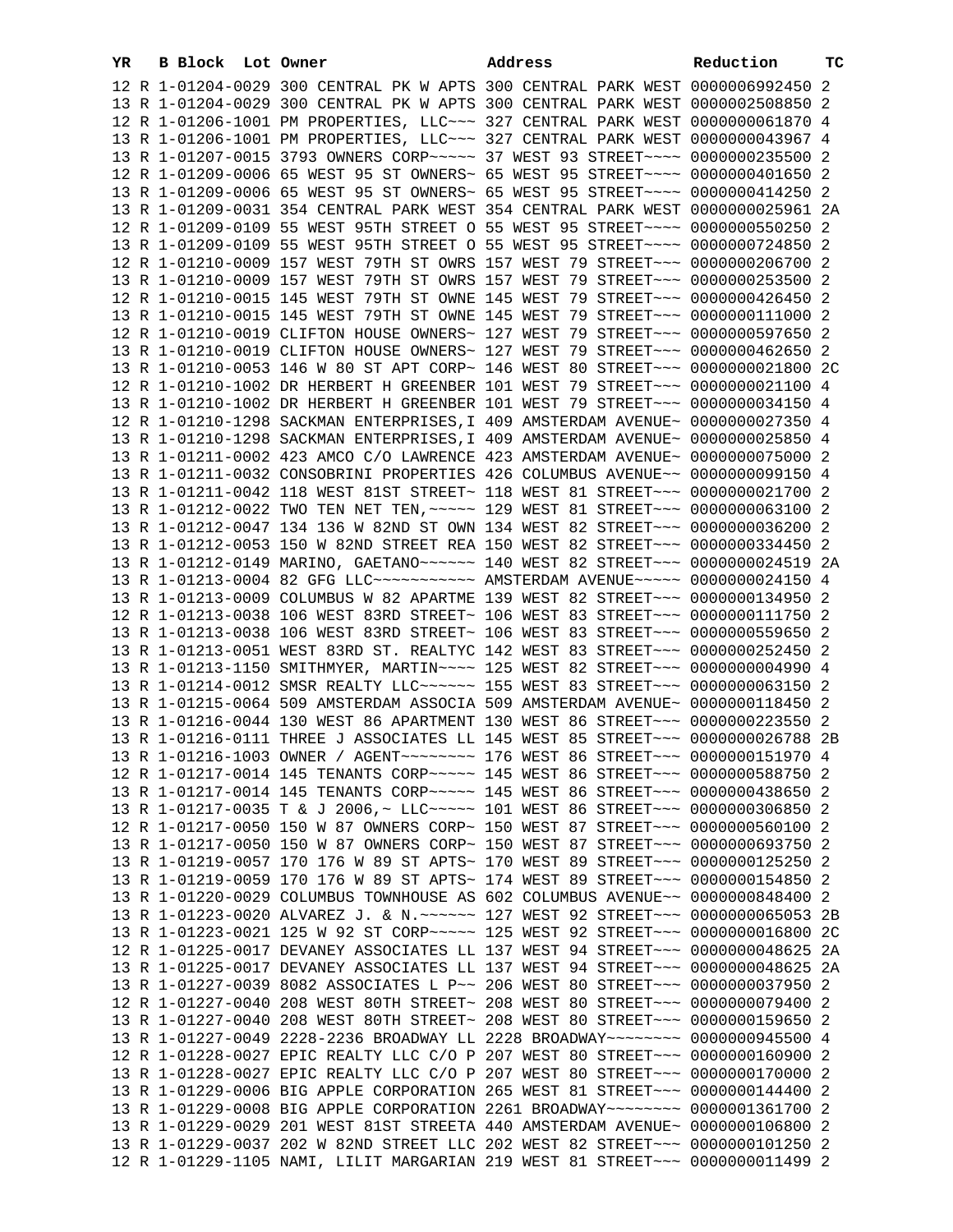| YR | B | Block | Lot | Owner | Address | Reduction | TC |
|---|---|---|---|---|---|---|---|
| 12 | R | 1-01204-0029 | | 300 CENTRAL PK W APTS | 300 CENTRAL PARK WEST | 0000006992450 | 2 |
| 13 | R | 1-01204-0029 | | 300 CENTRAL PK W APTS | 300 CENTRAL PARK WEST | 0000002508850 | 2 |
| 12 | R | 1-01206-1001 | | PM PROPERTIES, LLC~~~ | 327 CENTRAL PARK WEST | 0000000061870 | 4 |
| 13 | R | 1-01206-1001 | | PM PROPERTIES, LLC~~~ | 327 CENTRAL PARK WEST | 0000000043967 | 4 |
| 13 | R | 1-01207-0015 | | 3793 OWNERS CORP~~~~~ | 37 WEST 93 STREET~~~~ | 0000000235500 | 2 |
| 12 | R | 1-01209-0006 | | 65 WEST 95 ST OWNERS~ | 65 WEST 95 STREET~~~~ | 0000000401650 | 2 |
| 13 | R | 1-01209-0006 | | 65 WEST 95 ST OWNERS~ | 65 WEST 95 STREET~~~~ | 0000000414250 | 2 |
| 13 | R | 1-01209-0031 | | 354 CENTRAL PARK WEST | 354 CENTRAL PARK WEST | 0000000025961 | 2A |
| 12 | R | 1-01209-0109 | | 55 WEST 95TH STREET O | 55 WEST 95 STREET~~~~ | 0000000550250 | 2 |
| 13 | R | 1-01209-0109 | | 55 WEST 95TH STREET O | 55 WEST 95 STREET~~~~ | 0000000724850 | 2 |
| 12 | R | 1-01210-0009 | | 157 WEST 79TH ST OWRS | 157 WEST 79 STREET~~~ | 0000000206700 | 2 |
| 13 | R | 1-01210-0009 | | 157 WEST 79TH ST OWRS | 157 WEST 79 STREET~~~ | 0000000253500 | 2 |
| 12 | R | 1-01210-0015 | | 145 WEST 79TH ST OWNE | 145 WEST 79 STREET~~~ | 0000000426450 | 2 |
| 13 | R | 1-01210-0015 | | 145 WEST 79TH ST OWNE | 145 WEST 79 STREET~~~ | 0000000111000 | 2 |
| 12 | R | 1-01210-0019 | | CLIFTON HOUSE OWNERS~ | 127 WEST 79 STREET~~~ | 0000000597650 | 2 |
| 13 | R | 1-01210-0019 | | CLIFTON HOUSE OWNERS~ | 127 WEST 79 STREET~~~ | 0000000462650 | 2 |
| 13 | R | 1-01210-0053 | | 146 W 80 ST APT CORP~ | 146 WEST 80 STREET~~~ | 0000000021800 | 2C |
| 12 | R | 1-01210-1002 | | DR HERBERT H GREENBER | 101 WEST 79 STREET~~~ | 0000000021100 | 4 |
| 13 | R | 1-01210-1002 | | DR HERBERT H GREENBER | 101 WEST 79 STREET~~~ | 0000000034150 | 4 |
| 12 | R | 1-01210-1298 | | SACKMAN ENTERPRISES,I | 409 AMSTERDAM AVENUE~ | 0000000027350 | 4 |
| 13 | R | 1-01210-1298 | | SACKMAN ENTERPRISES,I | 409 AMSTERDAM AVENUE~ | 0000000025850 | 4 |
| 13 | R | 1-01211-0002 | | 423 AMCO C/O LAWRENCE | 423 AMSTERDAM AVENUE~ | 0000000075000 | 2 |
| 13 | R | 1-01211-0032 | | CONSOBRINI PROPERTIES | 426 COLUMBUS AVENUE~~ | 0000000099150 | 4 |
| 13 | R | 1-01211-0042 | | 118 WEST 81ST STREET~ | 118 WEST 81 STREET~~~ | 0000000021700 | 2 |
| 13 | R | 1-01212-0022 | | TWO TEN NET TEN,~~~~~ | 129 WEST 81 STREET~~~ | 0000000063100 | 2 |
| 13 | R | 1-01212-0047 | | 134 136 W 82ND ST OWN | 134 WEST 82 STREET~~~ | 0000000036200 | 2 |
| 13 | R | 1-01212-0053 | | 150 W 82ND STREET REA | 150 WEST 82 STREET~~~ | 0000000334450 | 2 |
| 13 | R | 1-01212-0149 | | MARINO, GAETANO~~~~~~ | 140 WEST 82 STREET~~~ | 0000000024519 | 2A |
| 13 | R | 1-01213-0004 | | 82 GFG LLC~~~~~~~~~~~ | AMSTERDAM AVENUE~~~~~ | 0000000024150 | 4 |
| 13 | R | 1-01213-0009 | | COLUMBUS W 82 APARTME | 139 WEST 82 STREET~~~ | 0000000134950 | 2 |
| 12 | R | 1-01213-0038 | | 106 WEST 83RD STREET~ | 106 WEST 83 STREET~~~ | 0000000111750 | 2 |
| 13 | R | 1-01213-0038 | | 106 WEST 83RD STREET~ | 106 WEST 83 STREET~~~ | 0000000559650 | 2 |
| 13 | R | 1-01213-0051 | | WEST 83RD ST. REALTYC | 142 WEST 83 STREET~~~ | 0000000252450 | 2 |
| 13 | R | 1-01213-1150 | | SMITHMYER, MARTIN~~~~ | 125 WEST 82 STREET~~~ | 0000000004990 | 4 |
| 13 | R | 1-01214-0012 | | SMSR REALTY LLC~~~~~~ | 155 WEST 83 STREET~~~ | 0000000063150 | 2 |
| 13 | R | 1-01215-0064 | | 509 AMSTERDAM ASSOCIA | 509 AMSTERDAM AVENUE~ | 0000000118450 | 2 |
| 13 | R | 1-01216-0044 | | 130 WEST 86 APARTMENT | 130 WEST 86 STREET~~~ | 0000000223550 | 2 |
| 13 | R | 1-01216-0111 | | THREE J ASSOCIATES LL | 145 WEST 85 STREET~~~ | 0000000026788 | 2B |
| 13 | R | 1-01216-1003 | | OWNER / AGENT~~~~~~~~ | 176 WEST 86 STREET~~~ | 0000000151970 | 4 |
| 12 | R | 1-01217-0014 | | 145 TENANTS CORP~~~~~ | 145 WEST 86 STREET~~~ | 0000000588750 | 2 |
| 13 | R | 1-01217-0014 | | 145 TENANTS CORP~~~~~ | 145 WEST 86 STREET~~~ | 0000000438650 | 2 |
| 13 | R | 1-01217-0035 | | T & J 2006,~ LLC~~~~~ | 101 WEST 86 STREET~~~ | 0000000306850 | 2 |
| 12 | R | 1-01217-0050 | | 150 W 87 OWNERS CORP~ | 150 WEST 87 STREET~~~ | 0000000560100 | 2 |
| 13 | R | 1-01217-0050 | | 150 W 87 OWNERS CORP~ | 150 WEST 87 STREET~~~ | 0000000693750 | 2 |
| 13 | R | 1-01219-0057 | | 170 176 W 89 ST APTS~ | 170 WEST 89 STREET~~~ | 0000000125250 | 2 |
| 13 | R | 1-01219-0059 | | 170 176 W 89 ST APTS~ | 174 WEST 89 STREET~~~ | 0000000154850 | 2 |
| 13 | R | 1-01220-0029 | | COLUMBUS TOWNHOUSE AS | 602 COLUMBUS AVENUE~~ | 0000000848400 | 2 |
| 13 | R | 1-01223-0020 | | ALVAREZ J. & N.~~~~~~ | 127 WEST 92 STREET~~~ | 0000000065053 | 2B |
| 13 | R | 1-01223-0021 | | 125 W 92 ST CORP~~~~~ | 125 WEST 92 STREET~~~ | 0000000016800 | 2C |
| 12 | R | 1-01225-0017 | | DEVANEY ASSOCIATES LL | 137 WEST 94 STREET~~~ | 0000000048625 | 2A |
| 13 | R | 1-01225-0017 | | DEVANEY ASSOCIATES LL | 137 WEST 94 STREET~~~ | 0000000048625 | 2A |
| 13 | R | 1-01227-0039 | | 8082 ASSOCIATES L P~~ | 206 WEST 80 STREET~~~ | 0000000037950 | 2 |
| 12 | R | 1-01227-0040 | | 208 WEST 80TH STREET~ | 208 WEST 80 STREET~~~ | 0000000079400 | 2 |
| 13 | R | 1-01227-0040 | | 208 WEST 80TH STREET~ | 208 WEST 80 STREET~~~ | 0000000159650 | 2 |
| 13 | R | 1-01227-0049 | | 2228-2236 BROADWAY LL | 2228 BROADWAY~~~~~~~~ | 0000000945500 | 4 |
| 12 | R | 1-01228-0027 | | EPIC REALTY LLC C/O P | 207 WEST 80 STREET~~~ | 0000000160900 | 2 |
| 13 | R | 1-01228-0027 | | EPIC REALTY LLC C/O P | 207 WEST 80 STREET~~~ | 0000000170000 | 2 |
| 13 | R | 1-01229-0006 | | BIG APPLE CORPORATION | 265 WEST 81 STREET~~~ | 0000000144400 | 2 |
| 13 | R | 1-01229-0008 | | BIG APPLE CORPORATION | 2261 BROADWAY~~~~~~~~ | 0000001361700 | 2 |
| 13 | R | 1-01229-0029 | | 201 WEST 81ST STREETA | 440 AMSTERDAM AVENUE~ | 0000000106800 | 2 |
| 13 | R | 1-01229-0037 | | 202 W 82ND STREET LLC | 202 WEST 82 STREET~~~ | 0000000101250 | 2 |
| 12 | R | 1-01229-1105 | | NAMI, LILIT MARGARIAN | 219 WEST 81 STREET~~~ | 0000000011499 | 2 |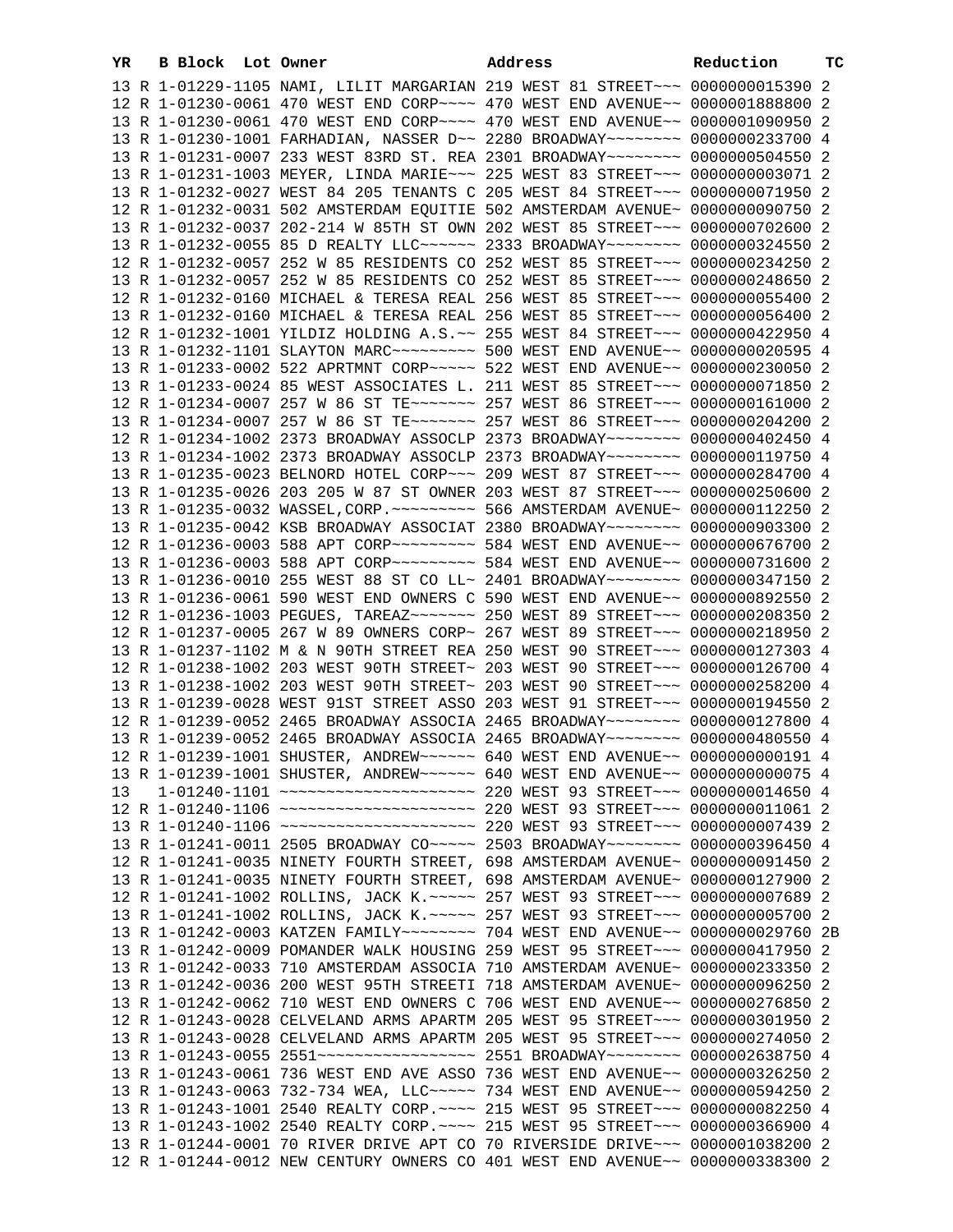| YR | B | Block | Lot | Owner | Address | Reduction | TC |
|---|---|---|---|---|---|---|---|
| 13 | R | 1-01229-1105 | | NAMI, LILIT MARGARIAN | 219 WEST 81 STREET~~~ | 0000000015390 | 2 |
| 12 | R | 1-01230-0061 | | 470 WEST END CORP~~~~ | 470 WEST END AVENUE~~ | 0000001888800 | 2 |
| 13 | R | 1-01230-0061 | | 470 WEST END CORP~~~~ | 470 WEST END AVENUE~~ | 0000001090950 | 2 |
| 13 | R | 1-01230-1001 | | FARHADIAN, NASSER D~~ | 2280 BROADWAY~~~~~~~~ | 0000000233700 | 4 |
| 13 | R | 1-01231-0007 | | 233 WEST 83RD ST. REA | 2301 BROADWAY~~~~~~~~ | 0000000504550 | 2 |
| 13 | R | 1-01231-1003 | | MEYER, LINDA MARIE~~~ | 225 WEST 83 STREET~~~ | 0000000003071 | 2 |
| 13 | R | 1-01232-0027 | | WEST 84 205 TENANTS C | 205 WEST 84 STREET~~~ | 0000000071950 | 2 |
| 12 | R | 1-01232-0031 | | 502 AMSTERDAM EQUITIE | 502 AMSTERDAM AVENUE~ | 0000000090750 | 2 |
| 13 | R | 1-01232-0037 | | 202-214 W 85TH ST OWN | 202 WEST 85 STREET~~~ | 0000000702600 | 2 |
| 13 | R | 1-01232-0055 | | 85 D REALTY LLC~~~~~~ | 2333 BROADWAY~~~~~~~~ | 0000000324550 | 2 |
| 12 | R | 1-01232-0057 | | 252 W 85 RESIDENTS CO | 252 WEST 85 STREET~~~ | 0000000234250 | 2 |
| 13 | R | 1-01232-0057 | | 252 W 85 RESIDENTS CO | 252 WEST 85 STREET~~~ | 0000000248650 | 2 |
| 12 | R | 1-01232-0160 | | MICHAEL & TERESA REAL | 256 WEST 85 STREET~~~ | 0000000055400 | 2 |
| 13 | R | 1-01232-0160 | | MICHAEL & TERESA REAL | 256 WEST 85 STREET~~~ | 0000000056400 | 2 |
| 12 | R | 1-01232-1001 | | YILDIZ HOLDING A.S.~~ | 255 WEST 84 STREET~~~ | 0000000422950 | 4 |
| 13 | R | 1-01232-1101 | | SLAYTON MARC~~~~~~~~~ | 500 WEST END AVENUE~~ | 0000000020595 | 4 |
| 13 | R | 1-01233-0002 | | 522 APRTMNT CORP~~~~~ | 522 WEST END AVENUE~~ | 0000000230050 | 2 |
| 13 | R | 1-01233-0024 | | 85 WEST ASSOCIATES L. | 211 WEST 85 STREET~~~ | 0000000071850 | 2 |
| 12 | R | 1-01234-0007 | | 257 W 86 ST TE~~~~~~~ | 257 WEST 86 STREET~~~ | 0000000161000 | 2 |
| 13 | R | 1-01234-0007 | | 257 W 86 ST TE~~~~~~~ | 257 WEST 86 STREET~~~ | 0000000204200 | 2 |
| 12 | R | 1-01234-1002 | | 2373 BROADWAY ASSOCLP | 2373 BROADWAY~~~~~~~~ | 0000000402450 | 4 |
| 13 | R | 1-01234-1002 | | 2373 BROADWAY ASSOCLP | 2373 BROADWAY~~~~~~~~ | 0000000119750 | 4 |
| 13 | R | 1-01235-0023 | | BELNORD HOTEL CORP~~~ | 209 WEST 87 STREET~~~ | 0000000284700 | 4 |
| 13 | R | 1-01235-0026 | | 203 205 W 87 ST OWNER | 203 WEST 87 STREET~~~ | 0000000250600 | 2 |
| 13 | R | 1-01235-0032 | | WASSEL,CORP.~~~~~~~~~ | 566 AMSTERDAM AVENUE~ | 0000000112250 | 2 |
| 13 | R | 1-01235-0042 | | KSB BROADWAY ASSOCIAT | 2380 BROADWAY~~~~~~~~ | 0000000903300 | 2 |
| 12 | R | 1-01236-0003 | | 588 APT CORP~~~~~~~~~ | 584 WEST END AVENUE~~ | 0000000676700 | 2 |
| 13 | R | 1-01236-0003 | | 588 APT CORP~~~~~~~~~ | 584 WEST END AVENUE~~ | 0000000731600 | 2 |
| 13 | R | 1-01236-0010 | | 255 WEST 88 ST CO LL~ | 2401 BROADWAY~~~~~~~~ | 0000000347150 | 2 |
| 13 | R | 1-01236-0061 | | 590 WEST END OWNERS C | 590 WEST END AVENUE~~ | 0000000892550 | 2 |
| 12 | R | 1-01236-1003 | | PEGUES, TAREAZ~~~~~~~ | 250 WEST 89 STREET~~~ | 0000000208350 | 2 |
| 12 | R | 1-01237-0005 | | 267 W 89 OWNERS CORP~ | 267 WEST 89 STREET~~~ | 0000000218950 | 2 |
| 13 | R | 1-01237-1102 | | M & N 90TH STREET REA | 250 WEST 90 STREET~~~ | 0000000127303 | 4 |
| 12 | R | 1-01238-1002 | | 203 WEST 90TH STREET~ | 203 WEST 90 STREET~~~ | 0000000126700 | 4 |
| 13 | R | 1-01238-1002 | | 203 WEST 90TH STREET~ | 203 WEST 90 STREET~~~ | 0000000258200 | 4 |
| 13 | R | 1-01239-0028 | | WEST 91ST STREET ASSO | 203 WEST 91 STREET~~~ | 0000000194550 | 2 |
| 12 | R | 1-01239-0052 | | 2465 BROADWAY ASSOCIA | 2465 BROADWAY~~~~~~~~ | 0000000127800 | 4 |
| 13 | R | 1-01239-0052 | | 2465 BROADWAY ASSOCIA | 2465 BROADWAY~~~~~~~~ | 0000000480550 | 4 |
| 12 | R | 1-01239-1001 | | SHUSTER, ANDREW~~~~~~ | 640 WEST END AVENUE~~ | 0000000000191 | 4 |
| 13 | R | 1-01239-1001 | | SHUSTER, ANDREW~~~~~~ | 640 WEST END AVENUE~~ | 0000000000075 | 4 |
| 13 | | 1-01240-1101 | | ~~~~~~~~~~~~~~~~~~~~~ | 220 WEST 93 STREET~~~ | 0000000014650 | 4 |
| 12 | R | 1-01240-1106 | | ~~~~~~~~~~~~~~~~~~~~~ | 220 WEST 93 STREET~~~ | 0000000011061 | 2 |
| 13 | R | 1-01240-1106 | | ~~~~~~~~~~~~~~~~~~~~~ | 220 WEST 93 STREET~~~ | 0000000007439 | 2 |
| 13 | R | 1-01241-0011 | | 2505 BROADWAY CO~~~~~ | 2503 BROADWAY~~~~~~~~ | 0000000396450 | 4 |
| 12 | R | 1-01241-0035 | | NINETY FOURTH STREET, | 698 AMSTERDAM AVENUE~ | 0000000091450 | 2 |
| 13 | R | 1-01241-0035 | | NINETY FOURTH STREET, | 698 AMSTERDAM AVENUE~ | 0000000127900 | 2 |
| 12 | R | 1-01241-1002 | | ROLLINS, JACK K.~~~~~ | 257 WEST 93 STREET~~~ | 0000000007689 | 2 |
| 13 | R | 1-01241-1002 | | ROLLINS, JACK K.~~~~~ | 257 WEST 93 STREET~~~ | 0000000005700 | 2 |
| 13 | R | 1-01242-0003 | | KATZEN FAMILY~~~~~~~~ | 704 WEST END AVENUE~~ | 0000000029760 | 2B |
| 13 | R | 1-01242-0009 | | POMANDER WALK HOUSING | 259 WEST 95 STREET~~~ | 0000000417950 | 2 |
| 13 | R | 1-01242-0033 | | 710 AMSTERDAM ASSOCIA | 710 AMSTERDAM AVENUE~ | 0000000233350 | 2 |
| 13 | R | 1-01242-0036 | | 200 WEST 95TH STREETI | 718 AMSTERDAM AVENUE~ | 0000000096250 | 2 |
| 13 | R | 1-01242-0062 | | 710 WEST END OWNERS C | 706 WEST END AVENUE~~ | 0000000276850 | 2 |
| 12 | R | 1-01243-0028 | | CELVELAND ARMS APARTM | 205 WEST 95 STREET~~~ | 0000000301950 | 2 |
| 13 | R | 1-01243-0028 | | CELVELAND ARMS APARTM | 205 WEST 95 STREET~~~ | 0000000274050 | 2 |
| 13 | R | 1-01243-0055 | | 2551~~~~~~~~~~~~~~~~~ | 2551 BROADWAY~~~~~~~~ | 0000002638750 | 4 |
| 13 | R | 1-01243-0061 | | 736 WEST END AVE ASSO | 736 WEST END AVENUE~~ | 0000000326250 | 2 |
| 13 | R | 1-01243-0063 | | 732-734 WEA, LLC~~~~~ | 734 WEST END AVENUE~~ | 0000000594250 | 2 |
| 13 | R | 1-01243-1001 | | 2540 REALTY CORP.~~~~ | 215 WEST 95 STREET~~~ | 0000000082250 | 4 |
| 13 | R | 1-01243-1002 | | 2540 REALTY CORP.~~~~ | 215 WEST 95 STREET~~~ | 0000000366900 | 4 |
| 13 | R | 1-01244-0001 | | 70 RIVER DRIVE APT CO | 70 RIVERSIDE DRIVE~~~ | 0000001038200 | 2 |
| 12 | R | 1-01244-0012 | | NEW CENTURY OWNERS CO | 401 WEST END AVENUE~~ | 0000000338300 | 2 |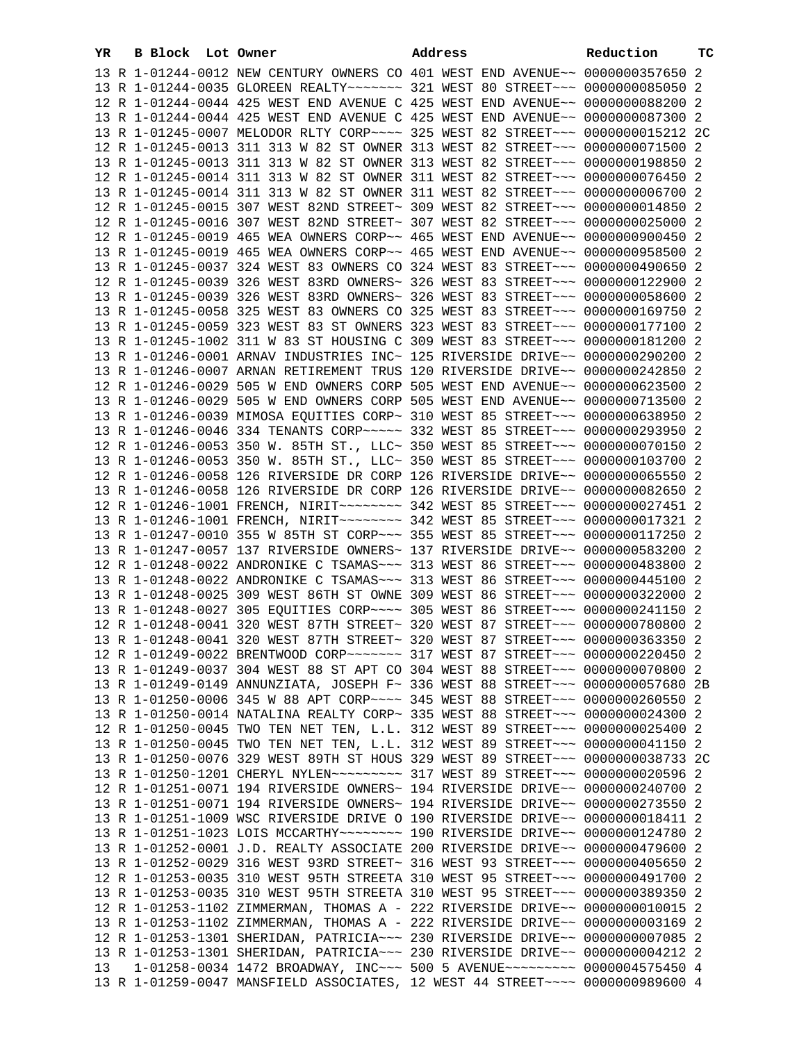| YR | B | Block | Lot | Owner | Address | Reduction | TC |
|---|---|---|---|---|---|---|---|
| 13 | R | 1-01244-0012 | | NEW CENTURY OWNERS CO | 401 WEST END AVENUE~~ | 0000000357650 | 2 |
| 13 | R | 1-01244-0035 | | GLOREEN REALTY~~~~~~~ | 321 WEST 80 STREET~~~ | 0000000085050 | 2 |
| 12 | R | 1-01244-0044 | | 425 WEST END AVENUE C | 425 WEST END AVENUE~~ | 0000000088200 | 2 |
| 13 | R | 1-01244-0044 | | 425 WEST END AVENUE C | 425 WEST END AVENUE~~ | 0000000087300 | 2 |
| 13 | R | 1-01245-0007 | | MELODOR RLTY CORP~~~~ | 325 WEST 82 STREET~~~ | 0000000015212 | 2C |
| 12 | R | 1-01245-0013 | | 311 313 W 82 ST OWNER | 313 WEST 82 STREET~~~ | 0000000071500 | 2 |
| 13 | R | 1-01245-0013 | | 311 313 W 82 ST OWNER | 313 WEST 82 STREET~~~ | 0000000198850 | 2 |
| 12 | R | 1-01245-0014 | | 311 313 W 82 ST OWNER | 311 WEST 82 STREET~~~ | 0000000076450 | 2 |
| 13 | R | 1-01245-0014 | | 311 313 W 82 ST OWNER | 311 WEST 82 STREET~~~ | 0000000006700 | 2 |
| 12 | R | 1-01245-0015 | | 307 WEST 82ND STREET~ | 309 WEST 82 STREET~~~ | 0000000014850 | 2 |
| 12 | R | 1-01245-0016 | | 307 WEST 82ND STREET~ | 307 WEST 82 STREET~~~ | 0000000025000 | 2 |
| 12 | R | 1-01245-0019 | | 465 WEA OWNERS CORP~~ | 465 WEST END AVENUE~~ | 0000000900450 | 2 |
| 13 | R | 1-01245-0019 | | 465 WEA OWNERS CORP~~ | 465 WEST END AVENUE~~ | 0000000958500 | 2 |
| 13 | R | 1-01245-0037 | | 324 WEST 83 OWNERS CO | 324 WEST 83 STREET~~~ | 0000000490650 | 2 |
| 12 | R | 1-01245-0039 | | 326 WEST 83RD OWNERS~ | 326 WEST 83 STREET~~~ | 0000000122900 | 2 |
| 13 | R | 1-01245-0039 | | 326 WEST 83RD OWNERS~ | 326 WEST 83 STREET~~~ | 0000000058600 | 2 |
| 13 | R | 1-01245-0058 | | 325 WEST 83 OWNERS CO | 325 WEST 83 STREET~~~ | 0000000169750 | 2 |
| 13 | R | 1-01245-0059 | | 323 WEST 83 ST OWNERS | 323 WEST 83 STREET~~~ | 0000000177100 | 2 |
| 13 | R | 1-01245-1002 | | 311 W 83 ST HOUSING C | 309 WEST 83 STREET~~~ | 0000000181200 | 2 |
| 13 | R | 1-01246-0001 | | ARNAV INDUSTRIES INC~ | 125 RIVERSIDE DRIVE~~ | 0000000290200 | 2 |
| 13 | R | 1-01246-0007 | | ARNAN RETIREMENT TRUS | 120 RIVERSIDE DRIVE~~ | 0000000242850 | 2 |
| 12 | R | 1-01246-0029 | | 505 W END OWNERS CORP | 505 WEST END AVENUE~~ | 0000000623500 | 2 |
| 13 | R | 1-01246-0029 | | 505 W END OWNERS CORP | 505 WEST END AVENUE~~ | 0000000713500 | 2 |
| 13 | R | 1-01246-0039 | | MIMOSA EQUITIES CORP~ | 310 WEST 85 STREET~~~ | 0000000638950 | 2 |
| 13 | R | 1-01246-0046 | | 334 TENANTS CORP~~~~~ | 332 WEST 85 STREET~~~ | 0000000293950 | 2 |
| 12 | R | 1-01246-0053 | | 350 W. 85TH ST., LLC~ | 350 WEST 85 STREET~~~ | 0000000070150 | 2 |
| 13 | R | 1-01246-0053 | | 350 W. 85TH ST., LLC~ | 350 WEST 85 STREET~~~ | 0000000103700 | 2 |
| 12 | R | 1-01246-0058 | | 126 RIVERSIDE DR CORP | 126 RIVERSIDE DRIVE~~ | 0000000065550 | 2 |
| 13 | R | 1-01246-0058 | | 126 RIVERSIDE DR CORP | 126 RIVERSIDE DRIVE~~ | 0000000082650 | 2 |
| 12 | R | 1-01246-1001 | | FRENCH, NIRIT~~~~~~~~ | 342 WEST 85 STREET~~~ | 0000000027451 | 2 |
| 13 | R | 1-01246-1001 | | FRENCH, NIRIT~~~~~~~~ | 342 WEST 85 STREET~~~ | 0000000017321 | 2 |
| 13 | R | 1-01247-0010 | | 355 W 85TH ST CORP~~~ | 355 WEST 85 STREET~~~ | 0000000117250 | 2 |
| 13 | R | 1-01247-0057 | | 137 RIVERSIDE OWNERS~ | 137 RIVERSIDE DRIVE~~ | 0000000583200 | 2 |
| 12 | R | 1-01248-0022 | | ANDRONIKE C TSAMAS~~~ | 313 WEST 86 STREET~~~ | 0000000483800 | 2 |
| 13 | R | 1-01248-0022 | | ANDRONIKE C TSAMAS~~~ | 313 WEST 86 STREET~~~ | 0000000445100 | 2 |
| 13 | R | 1-01248-0025 | | 309 WEST 86TH ST OWNE | 309 WEST 86 STREET~~~ | 0000000322000 | 2 |
| 13 | R | 1-01248-0027 | | 305 EQUITIES CORP~~~~ | 305 WEST 86 STREET~~~ | 0000000241150 | 2 |
| 12 | R | 1-01248-0041 | | 320 WEST 87TH STREET~ | 320 WEST 87 STREET~~~ | 0000000780800 | 2 |
| 13 | R | 1-01248-0041 | | 320 WEST 87TH STREET~ | 320 WEST 87 STREET~~~ | 0000000363350 | 2 |
| 12 | R | 1-01249-0022 | | BRENTWOOD CORP~~~~~~~ | 317 WEST 87 STREET~~~ | 0000000220450 | 2 |
| 13 | R | 1-01249-0037 | | 304 WEST 88 ST APT CO | 304 WEST 88 STREET~~~ | 0000000070800 | 2 |
| 13 | R | 1-01249-0149 | | ANNUNZIATA, JOSEPH F~ | 336 WEST 88 STREET~~~ | 0000000057680 | 2B |
| 13 | R | 1-01250-0006 | | 345 W 88 APT CORP~~~~ | 345 WEST 88 STREET~~~ | 0000000260550 | 2 |
| 13 | R | 1-01250-0014 | | NATALINA REALTY CORP~ | 335 WEST 88 STREET~~~ | 0000000024300 | 2 |
| 12 | R | 1-01250-0045 | | TWO TEN NET TEN, L.L. | 312 WEST 89 STREET~~~ | 0000000025400 | 2 |
| 13 | R | 1-01250-0045 | | TWO TEN NET TEN, L.L. | 312 WEST 89 STREET~~~ | 0000000041150 | 2 |
| 13 | R | 1-01250-0076 | | 329 WEST 89TH ST HOUS | 329 WEST 89 STREET~~~ | 0000000038733 | 2C |
| 13 | R | 1-01250-1201 | | CHERYL NYLEN~~~~~~~~~ | 317 WEST 89 STREET~~~ | 0000000020596 | 2 |
| 12 | R | 1-01251-0071 | | 194 RIVERSIDE OWNERS~ | 194 RIVERSIDE DRIVE~~ | 0000000240700 | 2 |
| 13 | R | 1-01251-0071 | | 194 RIVERSIDE OWNERS~ | 194 RIVERSIDE DRIVE~~ | 0000000273550 | 2 |
| 13 | R | 1-01251-1009 | | WSC RIVERSIDE DRIVE O | 190 RIVERSIDE DRIVE~~ | 0000000018411 | 2 |
| 13 | R | 1-01251-1023 | | LOIS MCCARTHY~~~~~~~~ | 190 RIVERSIDE DRIVE~~ | 0000000124780 | 2 |
| 13 | R | 1-01252-0001 | | J.D. REALTY ASSOCIATE | 200 RIVERSIDE DRIVE~~ | 0000000479600 | 2 |
| 13 | R | 1-01252-0029 | | 316 WEST 93RD STREET~ | 316 WEST 93 STREET~~~ | 0000000405650 | 2 |
| 12 | R | 1-01253-0035 | | 310 WEST 95TH STREETA | 310 WEST 95 STREET~~~ | 0000000491700 | 2 |
| 13 | R | 1-01253-0035 | | 310 WEST 95TH STREETA | 310 WEST 95 STREET~~~ | 0000000389350 | 2 |
| 12 | R | 1-01253-1102 | | ZIMMERMAN, THOMAS A - | 222 RIVERSIDE DRIVE~~ | 0000000010015 | 2 |
| 13 | R | 1-01253-1102 | | ZIMMERMAN, THOMAS A - | 222 RIVERSIDE DRIVE~~ | 0000000003169 | 2 |
| 12 | R | 1-01253-1301 | | SHERIDAN, PATRICIA~~~ | 230 RIVERSIDE DRIVE~~ | 0000000007085 | 2 |
| 13 | R | 1-01253-1301 | | SHERIDAN, PATRICIA~~~ | 230 RIVERSIDE DRIVE~~ | 0000000004212 | 2 |
| 13 | | 1-01258-0034 | | 1472 BROADWAY, INC~~~ | 500 5 AVENUE~~~~~~~~~ | 0000004575450 | 4 |
| 13 | R | 1-01259-0047 | | MANSFIELD ASSOCIATES, | 12 WEST 44 STREET~~~~ | 0000000989600 | 4 |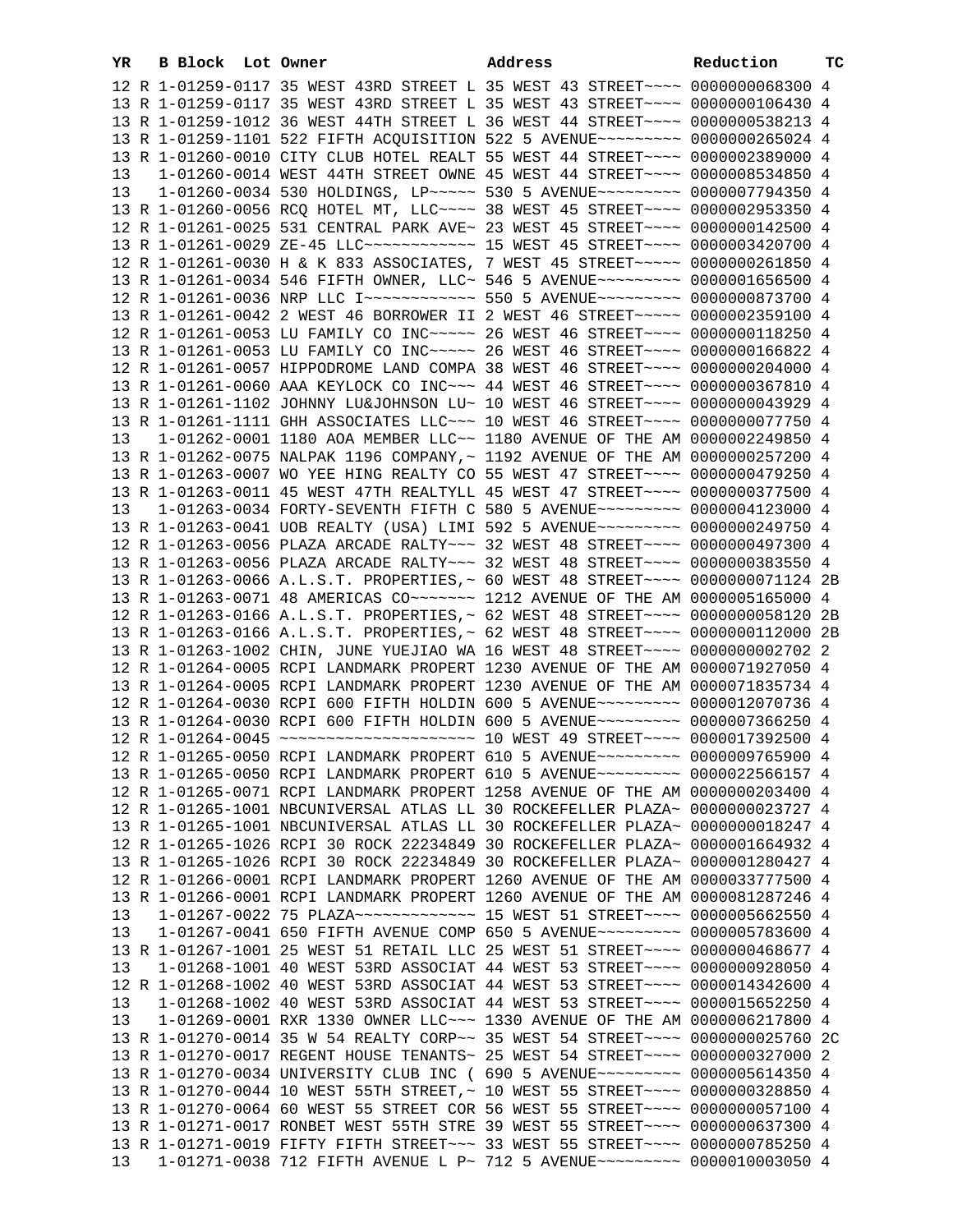| YR | B | Block | Lot | Owner | Address | Reduction | TC |
|---|---|---|---|---|---|---|---|
| 12 | R | 1-01259-0117 | | 35 WEST 43RD STREET L | 35 WEST 43 STREET~~~~ | 0000000068300 | 4 |
| 13 | R | 1-01259-0117 | | 35 WEST 43RD STREET L | 35 WEST 43 STREET~~~~ | 0000000106430 | 4 |
| 13 | R | 1-01259-1012 | | 36 WEST 44TH STREET L | 36 WEST 44 STREET~~~~ | 0000000538213 | 4 |
| 13 | R | 1-01259-1101 | | 522 FIFTH ACQUISITION | 522 5 AVENUE~~~~~~~~~ | 0000000265024 | 4 |
| 13 | R | 1-01260-0010 | | CITY CLUB HOTEL REALT | 55 WEST 44 STREET~~~~ | 0000002389000 | 4 |
| 13 | | 1-01260-0014 | | WEST 44TH STREET OWNE | 45 WEST 44 STREET~~~~ | 0000008534850 | 4 |
| 13 | | 1-01260-0034 | | 530 HOLDINGS, LP~~~~~ | 530 5 AVENUE~~~~~~~~~ | 0000007794350 | 4 |
| 13 | R | 1-01260-0056 | | RCQ HOTEL MT, LLC~~~~ | 38 WEST 45 STREET~~~~ | 0000002953350 | 4 |
| 12 | R | 1-01261-0025 | | 531 CENTRAL PARK AVE~ | 23 WEST 45 STREET~~~~ | 0000000142500 | 4 |
| 13 | R | 1-01261-0029 | | ZE-45 LLC~~~~~~~~~~~~ | 15 WEST 45 STREET~~~~ | 0000003420700 | 4 |
| 12 | R | 1-01261-0030 | | H & K 833 ASSOCIATES, | 7 WEST 45 STREET~~~~~ | 0000000261850 | 4 |
| 13 | R | 1-01261-0034 | | 546 FIFTH OWNER, LLC~ | 546 5 AVENUE~~~~~~~~~ | 0000001656500 | 4 |
| 12 | R | 1-01261-0036 | | NRP LLC I~~~~~~~~~~~~ | 550 5 AVENUE~~~~~~~~~ | 0000000873700 | 4 |
| 13 | R | 1-01261-0042 | | 2 WEST 46 BORROWER II | 2 WEST 46 STREET~~~~~ | 0000002359100 | 4 |
| 12 | R | 1-01261-0053 | | LU FAMILY CO INC~~~~~ | 26 WEST 46 STREET~~~~ | 0000000118250 | 4 |
| 13 | R | 1-01261-0053 | | LU FAMILY CO INC~~~~~ | 26 WEST 46 STREET~~~~ | 0000000166822 | 4 |
| 12 | R | 1-01261-0057 | | HIPPODROME LAND COMPA | 38 WEST 46 STREET~~~~ | 0000000204000 | 4 |
| 13 | R | 1-01261-0060 | | AAA KEYLOCK CO INC~~~ | 44 WEST 46 STREET~~~~ | 0000000367810 | 4 |
| 13 | R | 1-01261-1102 | | JOHNNY LU&JOHNSON LU~ | 10 WEST 46 STREET~~~~ | 0000000043929 | 4 |
| 13 | R | 1-01261-1111 | | GHH ASSOCIATES LLC~~~ | 10 WEST 46 STREET~~~~ | 0000000077750 | 4 |
| 13 | | 1-01262-0001 | | 1180 AOA MEMBER LLC~~ | 1180 AVENUE OF THE AM | 0000002249850 | 4 |
| 13 | R | 1-01262-0075 | | NALPAK 1196 COMPANY,~ | 1192 AVENUE OF THE AM | 0000000257200 | 4 |
| 13 | R | 1-01263-0007 | | WO YEE HING REALTY CO | 55 WEST 47 STREET~~~~ | 0000000479250 | 4 |
| 13 | R | 1-01263-0011 | | 45 WEST 47TH REALTYLL | 45 WEST 47 STREET~~~~ | 0000000377500 | 4 |
| 13 | | 1-01263-0034 | | FORTY-SEVENTH FIFTH C | 580 5 AVENUE~~~~~~~~~ | 0000004123000 | 4 |
| 13 | R | 1-01263-0041 | | UOB REALTY (USA) LIMI | 592 5 AVENUE~~~~~~~~~ | 0000000249750 | 4 |
| 12 | R | 1-01263-0056 | | PLAZA ARCADE RALTY~~~ | 32 WEST 48 STREET~~~~ | 0000000497300 | 4 |
| 13 | R | 1-01263-0056 | | PLAZA ARCADE RALTY~~~ | 32 WEST 48 STREET~~~~ | 0000000383550 | 4 |
| 13 | R | 1-01263-0066 | | A.L.S.T. PROPERTIES,~ | 60 WEST 48 STREET~~~~ | 0000000071124 | 2B |
| 13 | R | 1-01263-0071 | | 48 AMERICAS CO~~~~~~~ | 1212 AVENUE OF THE AM | 0000005165000 | 4 |
| 12 | R | 1-01263-0166 | | A.L.S.T. PROPERTIES,~ | 62 WEST 48 STREET~~~~ | 0000000058120 | 2B |
| 13 | R | 1-01263-0166 | | A.L.S.T. PROPERTIES,~ | 62 WEST 48 STREET~~~~ | 0000000112000 | 2B |
| 13 | R | 1-01263-1002 | | CHIN, JUNE YUEJIAO WA | 16 WEST 48 STREET~~~~ | 0000000002702 | 2 |
| 12 | R | 1-01264-0005 | | RCPI LANDMARK PROPERT | 1230 AVENUE OF THE AM | 0000071927050 | 4 |
| 13 | R | 1-01264-0005 | | RCPI LANDMARK PROPERT | 1230 AVENUE OF THE AM | 0000071835734 | 4 |
| 12 | R | 1-01264-0030 | | RCPI 600 FIFTH HOLDIN | 600 5 AVENUE~~~~~~~~~ | 0000012070736 | 4 |
| 13 | R | 1-01264-0030 | | RCPI 600 FIFTH HOLDIN | 600 5 AVENUE~~~~~~~~~ | 0000007366250 | 4 |
| 12 | R | 1-01264-0045 | | ~~~~~~~~~~~~~~~~~~~~~ | 10 WEST 49 STREET~~~~ | 0000017392500 | 4 |
| 12 | R | 1-01265-0050 | | RCPI LANDMARK PROPERT | 610 5 AVENUE~~~~~~~~~ | 0000009765900 | 4 |
| 13 | R | 1-01265-0050 | | RCPI LANDMARK PROPERT | 610 5 AVENUE~~~~~~~~~ | 0000022566157 | 4 |
| 12 | R | 1-01265-0071 | | RCPI LANDMARK PROPERT | 1258 AVENUE OF THE AM | 0000000203400 | 4 |
| 12 | R | 1-01265-1001 | | NBCUNIVERSAL ATLAS LL | 30 ROCKEFELLER PLAZA~ | 0000000023727 | 4 |
| 13 | R | 1-01265-1001 | | NBCUNIVERSAL ATLAS LL | 30 ROCKEFELLER PLAZA~ | 0000000018247 | 4 |
| 12 | R | 1-01265-1026 | | RCPI 30 ROCK 22234849 | 30 ROCKEFELLER PLAZA~ | 0000001664932 | 4 |
| 13 | R | 1-01265-1026 | | RCPI 30 ROCK 22234849 | 30 ROCKEFELLER PLAZA~ | 0000001280427 | 4 |
| 12 | R | 1-01266-0001 | | RCPI LANDMARK PROPERT | 1260 AVENUE OF THE AM | 0000033777500 | 4 |
| 13 | R | 1-01266-0001 | | RCPI LANDMARK PROPERT | 1260 AVENUE OF THE AM | 0000081287246 | 4 |
| 13 | | 1-01267-0022 | | 75 PLAZA~~~~~~~~~~~~~ | 15 WEST 51 STREET~~~~ | 0000005662550 | 4 |
| 13 | | 1-01267-0041 | | 650 FIFTH AVENUE COMP | 650 5 AVENUE~~~~~~~~~ | 0000005783600 | 4 |
| 13 | R | 1-01267-1001 | | 25 WEST 51 RETAIL LLC | 25 WEST 51 STREET~~~~ | 0000000468677 | 4 |
| 13 | | 1-01268-1001 | | 40 WEST 53RD ASSOCIAT | 44 WEST 53 STREET~~~~ | 0000000928050 | 4 |
| 12 | R | 1-01268-1002 | | 40 WEST 53RD ASSOCIAT | 44 WEST 53 STREET~~~~ | 0000014342600 | 4 |
| 13 | | 1-01268-1002 | | 40 WEST 53RD ASSOCIAT | 44 WEST 53 STREET~~~~ | 0000015652250 | 4 |
| 13 | | 1-01269-0001 | | RXR 1330 OWNER LLC~~~ | 1330 AVENUE OF THE AM | 0000006217800 | 4 |
| 13 | R | 1-01270-0014 | | 35 W 54 REALTY CORP~~ | 35 WEST 54 STREET~~~~ | 0000000025760 | 2C |
| 13 | R | 1-01270-0017 | | REGENT HOUSE TENANTS~ | 25 WEST 54 STREET~~~~ | 0000000327000 | 2 |
| 13 | R | 1-01270-0034 | | UNIVERSITY CLUB INC ( | 690 5 AVENUE~~~~~~~~~ | 0000005614350 | 4 |
| 13 | R | 1-01270-0044 | | 10 WEST 55TH STREET,~ | 10 WEST 55 STREET~~~~ | 0000000328850 | 4 |
| 13 | R | 1-01270-0064 | | 60 WEST 55 STREET COR | 56 WEST 55 STREET~~~~ | 0000000057100 | 4 |
| 13 | R | 1-01271-0017 | | RONBET WEST 55TH STRE | 39 WEST 55 STREET~~~~ | 0000000637300 | 4 |
| 13 | R | 1-01271-0019 | | FIFTY FIFTH STREET~~~ | 33 WEST 55 STREET~~~~ | 0000000785250 | 4 |
| 13 | | 1-01271-0038 | | 712 FIFTH AVENUE L P~ | 712 5 AVENUE~~~~~~~~~ | 0000010003050 | 4 |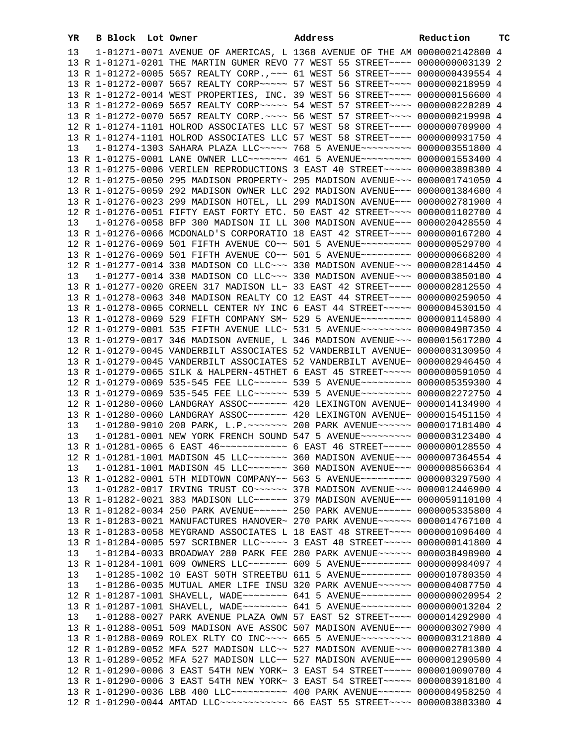| YR | | B Block | Lot | Owner | Address | Reduction | TC |
|---|---|---|---|---|---|---|---|
| 13 | | 1-01271-0071 | | AVENUE OF AMERICAS, L | 1368 AVENUE OF THE AM | 0000002142800 | 4 |
| 13 | R | 1-01271-0201 | | THE MARTIN GUMER REVO | 77 WEST 55 STREET~~~~ | 0000000003139 | 2 |
| 13 | R | 1-01272-0005 | | 5657 REALTY CORP.,~~~ | 61 WEST 56 STREET~~~~ | 0000000439554 | 4 |
| 13 | R | 1-01272-0007 | | 5657 REALTY CORP~~~~~ | 57 WEST 56 STREET~~~~ | 0000000218959 | 4 |
| 13 | R | 1-01272-0014 | | WEST PROPERTIES, INC. | 39 WEST 56 STREET~~~~ | 0000000156600 | 4 |
| 13 | R | 1-01272-0069 | | 5657 REALTY CORP~~~~~ | 54 WEST 57 STREET~~~~ | 0000000220289 | 4 |
| 13 | R | 1-01272-0070 | | 5657 REALTY CORP.~~~~ | 56 WEST 57 STREET~~~~ | 0000000219998 | 4 |
| 12 | R | 1-01274-1101 | | HOLROD ASSOCIATES LLC | 57 WEST 58 STREET~~~~ | 0000000709900 | 4 |
| 13 | R | 1-01274-1101 | | HOLROD ASSOCIATES LLC | 57 WEST 58 STREET~~~~ | 0000000931750 | 4 |
| 13 | | 1-01274-1303 | | SAHARA PLAZA LLC~~~~~ | 768 5 AVENUE~~~~~~~~~ | 0000003551800 | 4 |
| 13 | R | 1-01275-0001 | | LANE OWNER LLC~~~~~~~ | 461 5 AVENUE~~~~~~~~~ | 0000001553400 | 4 |
| 13 | R | 1-01275-0006 | | VERILEN REPRODUCTIONS | 3 EAST 40 STREET~~~~~ | 0000003898300 | 4 |
| 12 | R | 1-01275-0050 | | 295 MADISON PROPERTY~ | 295 MADISON AVENUE~~~ | 0000001741050 | 4 |
| 13 | R | 1-01275-0059 | | 292 MADISON OWNER LLC | 292 MADISON AVENUE~~~ | 0000001384600 | 4 |
| 13 | R | 1-01276-0023 | | 299 MADISON HOTEL, LL | 299 MADISON AVENUE~~~ | 0000002781900 | 4 |
| 12 | R | 1-01276-0051 | | FIFTY EAST FORTY ETC. | 50 EAST 42 STREET~~~~ | 0000001102700 | 4 |
| 13 | | 1-01276-0058 | | BFP 300 MADISON II LL | 300 MADISON AVENUE~~~ | 0000020428550 | 4 |
| 13 | R | 1-01276-0066 | | MCDONALD'S CORPORATIO | 18 EAST 42 STREET~~~~ | 0000000167200 | 4 |
| 12 | R | 1-01276-0069 | | 501 FIFTH AVENUE CO~~ | 501 5 AVENUE~~~~~~~~~ | 0000000529700 | 4 |
| 13 | R | 1-01276-0069 | | 501 FIFTH AVENUE CO~~ | 501 5 AVENUE~~~~~~~~~ | 0000000668200 | 4 |
| 12 | R | 1-01277-0014 | | 330 MADISON CO LLC~~~ | 330 MADISON AVENUE~~~ | 0000002814450 | 4 |
| 13 | | 1-01277-0014 | | 330 MADISON CO LLC~~~ | 330 MADISON AVENUE~~~ | 0000003850100 | 4 |
| 13 | R | 1-01277-0020 | | GREEN 317 MADISON LL~ | 33 EAST 42 STREET~~~~ | 0000002812550 | 4 |
| 13 | R | 1-01278-0063 | | 340 MADISON REALTY CO | 12 EAST 44 STREET~~~~ | 0000000259050 | 4 |
| 13 | R | 1-01278-0065 | | CORNELL CENTER NY INC | 6 EAST 44 STREET~~~~~ | 0000004530150 | 4 |
| 13 | R | 1-01278-0069 | | 529 FIFTH COMPANY SM~ | 529 5 AVENUE~~~~~~~~~ | 0000001145800 | 4 |
| 12 | R | 1-01279-0001 | | 535 FIFTH AVENUE LLC~ | 531 5 AVENUE~~~~~~~~~ | 0000004987350 | 4 |
| 13 | R | 1-01279-0017 | | 346 MADISON AVENUE, L | 346 MADISON AVENUE~~~ | 0000015617200 | 4 |
| 12 | R | 1-01279-0045 | | VANDERBILT ASSOCIATES | 52 VANDERBILT AVENUE~ | 0000003130950 | 4 |
| 13 | R | 1-01279-0045 | | VANDERBILT ASSOCIATES | 52 VANDERBILT AVENUE~ | 0000002946450 | 4 |
| 13 | R | 1-01279-0065 | | SILK & HALPERN-45THET | 6 EAST 45 STREET~~~~~ | 0000000591050 | 4 |
| 12 | R | 1-01279-0069 | | 535-545 FEE LLC~~~~~~ | 539 5 AVENUE~~~~~~~~~ | 0000005359300 | 4 |
| 13 | R | 1-01279-0069 | | 535-545 FEE LLC~~~~~~ | 539 5 AVENUE~~~~~~~~~ | 0000002272750 | 4 |
| 12 | R | 1-01280-0060 | | LANDGRAY ASSOC~~~~~~~ | 420 LEXINGTON AVENUE~ | 0000014134900 | 4 |
| 13 | R | 1-01280-0060 | | LANDGRAY ASSOC~~~~~~~ | 420 LEXINGTON AVENUE~ | 0000015451150 | 4 |
| 13 | | 1-01280-9010 | | 200 PARK, L.P.~~~~~~~ | 200 PARK AVENUE~~~~~~ | 0000017181400 | 4 |
| 13 | | 1-01281-0001 | | NEW YORK FRENCH SOUND | 547 5 AVENUE~~~~~~~~~ | 0000003123400 | 4 |
| 13 | R | 1-01281-0065 | | 6 EAST 46~~~~~~~~~~~~ | 6 EAST 46 STREET~~~~~ | 0000000128550 | 4 |
| 12 | R | 1-01281-1001 | | MADISON 45 LLC~~~~~~~ | 360 MADISON AVENUE~~~ | 0000007364554 | 4 |
| 13 | | 1-01281-1001 | | MADISON 45 LLC~~~~~~~ | 360 MADISON AVENUE~~~ | 0000008566364 | 4 |
| 13 | R | 1-01282-0001 | | 5TH MIDTOWN COMPANY~~ | 563 5 AVENUE~~~~~~~~~ | 0000003297500 | 4 |
| 13 | | 1-01282-0017 | | IRVING TRUST CO~~~~~~ | 378 MADISON AVENUE~~~ | 0000012446900 | 4 |
| 13 | R | 1-01282-0021 | | 383 MADISON LLC~~~~~~ | 379 MADISON AVENUE~~~ | 0000059110100 | 4 |
| 13 | R | 1-01282-0034 | | 250 PARK AVENUE~~~~~~ | 250 PARK AVENUE~~~~~~ | 0000005335800 | 4 |
| 13 | R | 1-01283-0021 | | MANUFACTURES HANOVER~ | 270 PARK AVENUE~~~~~~ | 0000014767100 | 4 |
| 13 | R | 1-01283-0058 | | MEYGRAND ASSOCIATES L | 18 EAST 48 STREET~~~~ | 0000001096400 | 4 |
| 13 | R | 1-01284-0005 | | 597 SCRIBNER LLC~~~~~ | 3 EAST 48 STREET~~~~~ | 0000000141800 | 4 |
| 13 | | 1-01284-0033 | | BROADWAY 280 PARK FEE | 280 PARK AVENUE~~~~~~ | 0000038498900 | 4 |
| 13 | R | 1-01284-1001 | | 609 OWNERS LLC~~~~~~~ | 609 5 AVENUE~~~~~~~~~ | 0000000984097 | 4 |
| 13 | | 1-01285-1002 | | 10 EAST 50TH STREETBU | 611 5 AVENUE~~~~~~~~~ | 0000010780350 | 4 |
| 13 | | 1-01286-0035 | | MUTUAL AMER LIFE INSU | 320 PARK AVENUE~~~~~~ | 0000004087750 | 4 |
| 12 | R | 1-01287-1001 | | SHAVELL, WADE~~~~~~~~ | 641 5 AVENUE~~~~~~~~~ | 0000000020954 | 2 |
| 13 | R | 1-01287-1001 | | SHAVELL, WADE~~~~~~~~ | 641 5 AVENUE~~~~~~~~~ | 0000000013204 | 2 |
| 13 | | 1-01288-0027 | | PARK AVENUE PLAZA OWN | 57 EAST 52 STREET~~~~ | 0000014292900 | 4 |
| 13 | R | 1-01288-0051 | | 509 MADISON AVE ASSOC | 507 MADISON AVENUE~~~ | 0000003027900 | 4 |
| 13 | R | 1-01288-0069 | | ROLEX RLTY CO INC~~~~ | 665 5 AVENUE~~~~~~~~~ | 0000003121800 | 4 |
| 12 | R | 1-01289-0052 | | MFA 527 MADISON LLC~~ | 527 MADISON AVENUE~~~ | 0000002781300 | 4 |
| 13 | R | 1-01289-0052 | | MFA 527 MADISON LLC~~ | 527 MADISON AVENUE~~~ | 0000001290500 | 4 |
| 12 | R | 1-01290-0006 | | 3 EAST 54TH NEW YORK~ | 3 EAST 54 STREET~~~~~ | 0000010090700 | 4 |
| 13 | R | 1-01290-0006 | | 3 EAST 54TH NEW YORK~ | 3 EAST 54 STREET~~~~~ | 0000003918100 | 4 |
| 13 | R | 1-01290-0036 | | LBB 400 LLC~~~~~~~~~~ | 400 PARK AVENUE~~~~~~ | 0000004958250 | 4 |
| 12 | R | 1-01290-0044 | | AMTAD LLC~~~~~~~~~~~~ | 66 EAST 55 STREET~~~~ | 0000003883300 | 4 |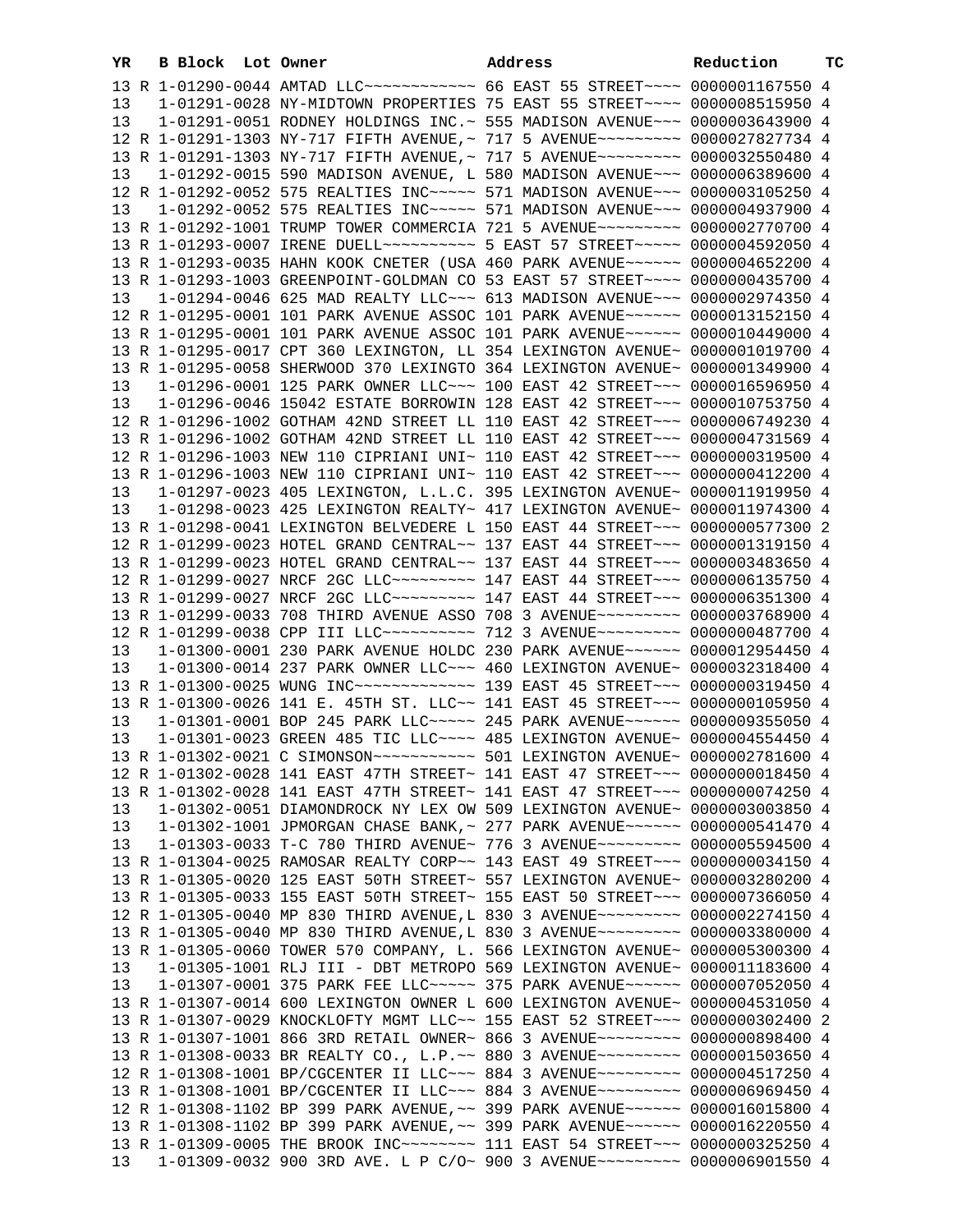| YR | | B Block | Lot | Owner | Address | Reduction | TC |
|---|---|---|---|---|---|---|---|
| 13 | R | 1-01290-0044 | | AMTAD LLC~~~~~~~~~~~~ | 66 EAST 55 STREET~~~~ | 0000001167550 | 4 |
| 13 | | 1-01291-0028 | | NY-MIDTOWN PROPERTIES | 75 EAST 55 STREET~~~~ | 0000008515950 | 4 |
| 13 | | 1-01291-0051 | | RODNEY HOLDINGS INC.~ | 555 MADISON AVENUE~~~ | 0000003643900 | 4 |
| 12 | R | 1-01291-1303 | | NY-717 FIFTH AVENUE,~ | 717 5 AVENUE~~~~~~~~~ | 0000027827734 | 4 |
| 13 | R | 1-01291-1303 | | NY-717 FIFTH AVENUE,~ | 717 5 AVENUE~~~~~~~~~ | 0000032550480 | 4 |
| 13 | | 1-01292-0015 | | 590 MADISON AVENUE, L | 580 MADISON AVENUE~~~ | 0000006389600 | 4 |
| 12 | R | 1-01292-0052 | | 575 REALTIES INC~~~~~ | 571 MADISON AVENUE~~~ | 0000003105250 | 4 |
| 13 | | 1-01292-0052 | | 575 REALTIES INC~~~~~ | 571 MADISON AVENUE~~~ | 0000004937900 | 4 |
| 13 | R | 1-01292-1001 | | TRUMP TOWER COMMERCIA | 721 5 AVENUE~~~~~~~~~ | 0000002770700 | 4 |
| 13 | R | 1-01293-0007 | | IRENE DUELL~~~~~~~~~~ | 5 EAST 57 STREET~~~~~ | 0000004592050 | 4 |
| 13 | R | 1-01293-0035 | | HAHN KOOK CNETER (USA | 460 PARK AVENUE~~~~~~ | 0000004652200 | 4 |
| 13 | R | 1-01293-1003 | | GREENPOINT-GOLDMAN CO | 53 EAST 57 STREET~~~~ | 0000000435700 | 4 |
| 13 | | 1-01294-0046 | | 625 MAD REALTY LLC~~~ | 613 MADISON AVENUE~~~ | 0000002974350 | 4 |
| 12 | R | 1-01295-0001 | | 101 PARK AVENUE ASSOC | 101 PARK AVENUE~~~~~~ | 0000013152150 | 4 |
| 13 | R | 1-01295-0001 | | 101 PARK AVENUE ASSOC | 101 PARK AVENUE~~~~~~ | 0000010449000 | 4 |
| 13 | R | 1-01295-0017 | | CPT 360 LEXINGTON, LL | 354 LEXINGTON AVENUE~ | 0000001019700 | 4 |
| 13 | R | 1-01295-0058 | | SHERWOOD 370 LEXINGTO | 364 LEXINGTON AVENUE~ | 0000001349900 | 4 |
| 13 | | 1-01296-0001 | | 125 PARK OWNER LLC~~~ | 100 EAST 42 STREET~~~ | 0000016596950 | 4 |
| 13 | | 1-01296-0046 | | 15042 ESTATE BORROWIN | 128 EAST 42 STREET~~~ | 0000010753750 | 4 |
| 12 | R | 1-01296-1002 | | GOTHAM 42ND STREET LL | 110 EAST 42 STREET~~~ | 0000006749230 | 4 |
| 13 | R | 1-01296-1002 | | GOTHAM 42ND STREET LL | 110 EAST 42 STREET~~~ | 0000004731569 | 4 |
| 12 | R | 1-01296-1003 | | NEW 110 CIPRIANI UNI~ | 110 EAST 42 STREET~~~ | 0000000319500 | 4 |
| 13 | R | 1-01296-1003 | | NEW 110 CIPRIANI UNI~ | 110 EAST 42 STREET~~~ | 0000000412200 | 4 |
| 13 | | 1-01297-0023 | | 405 LEXINGTON, L.L.C. | 395 LEXINGTON AVENUE~ | 0000011919950 | 4 |
| 13 | | 1-01298-0023 | | 425 LEXINGTON REALTY~ | 417 LEXINGTON AVENUE~ | 0000011974300 | 4 |
| 13 | R | 1-01298-0041 | | LEXINGTON BELVEDERE L | 150 EAST 44 STREET~~~ | 0000000577300 | 2 |
| 12 | R | 1-01299-0023 | | HOTEL GRAND CENTRAL~~ | 137 EAST 44 STREET~~~ | 0000001319150 | 4 |
| 13 | R | 1-01299-0023 | | HOTEL GRAND CENTRAL~~ | 137 EAST 44 STREET~~~ | 0000003483650 | 4 |
| 12 | R | 1-01299-0027 | | NRCF 2GC LLC~~~~~~~~~ | 147 EAST 44 STREET~~~ | 0000006135750 | 4 |
| 13 | R | 1-01299-0027 | | NRCF 2GC LLC~~~~~~~~~ | 147 EAST 44 STREET~~~ | 0000006351300 | 4 |
| 13 | R | 1-01299-0033 | | 708 THIRD AVENUE ASSO | 708 3 AVENUE~~~~~~~~~ | 0000003768900 | 4 |
| 12 | R | 1-01299-0038 | | CPP III LLC~~~~~~~~~~ | 712 3 AVENUE~~~~~~~~~ | 0000000487700 | 4 |
| 13 | | 1-01300-0001 | | 230 PARK AVENUE HOLDC | 230 PARK AVENUE~~~~~~ | 0000012954450 | 4 |
| 13 | | 1-01300-0014 | | 237 PARK OWNER LLC~~~ | 460 LEXINGTON AVENUE~ | 0000032318400 | 4 |
| 13 | R | 1-01300-0025 | | WUNG INC~~~~~~~~~~~~~ | 139 EAST 45 STREET~~~ | 0000000319450 | 4 |
| 13 | R | 1-01300-0026 | | 141 E. 45TH ST. LLC~~ | 141 EAST 45 STREET~~~ | 0000000105950 | 4 |
| 13 | | 1-01301-0001 | | BOP 245 PARK LLC~~~~~ | 245 PARK AVENUE~~~~~~ | 0000009355050 | 4 |
| 13 | | 1-01301-0023 | | GREEN 485 TIC LLC~~~~ | 485 LEXINGTON AVENUE~ | 0000004554450 | 4 |
| 13 | R | 1-01302-0021 | | C SIMONSON~~~~~~~~~~~ | 501 LEXINGTON AVENUE~ | 0000002781600 | 4 |
| 12 | R | 1-01302-0028 | | 141 EAST 47TH STREET~ | 141 EAST 47 STREET~~~ | 0000000018450 | 4 |
| 13 | R | 1-01302-0028 | | 141 EAST 47TH STREET~ | 141 EAST 47 STREET~~~ | 0000000074250 | 4 |
| 13 | | 1-01302-0051 | | DIAMONDROCK NY LEX OW | 509 LEXINGTON AVENUE~ | 0000003003850 | 4 |
| 13 | | 1-01302-1001 | | JPMORGAN CHASE BANK,~ | 277 PARK AVENUE~~~~~~ | 0000000541470 | 4 |
| 13 | | 1-01303-0033 | | T-C 780 THIRD AVENUE~ | 776 3 AVENUE~~~~~~~~~ | 0000005594500 | 4 |
| 13 | R | 1-01304-0025 | | RAMOSAR REALTY CORP~~ | 143 EAST 49 STREET~~~ | 0000000034150 | 4 |
| 13 | R | 1-01305-0020 | | 125 EAST 50TH STREET~ | 557 LEXINGTON AVENUE~ | 0000003280200 | 4 |
| 13 | R | 1-01305-0033 | | 155 EAST 50TH STREET~ | 155 EAST 50 STREET~~~ | 0000007366050 | 4 |
| 12 | R | 1-01305-0040 | | MP 830 THIRD AVENUE,L | 830 3 AVENUE~~~~~~~~~ | 0000002274150 | 4 |
| 13 | R | 1-01305-0040 | | MP 830 THIRD AVENUE,L | 830 3 AVENUE~~~~~~~~~ | 0000003380000 | 4 |
| 13 | R | 1-01305-0060 | | TOWER 570 COMPANY, L. | 566 LEXINGTON AVENUE~ | 0000005300300 | 4 |
| 13 | | 1-01305-1001 | | RLJ III - DBT METROPO | 569 LEXINGTON AVENUE~ | 0000011183600 | 4 |
| 13 | | 1-01307-0001 | | 375 PARK FEE LLC~~~~~ | 375 PARK AVENUE~~~~~~ | 0000007052050 | 4 |
| 13 | R | 1-01307-0014 | | 600 LEXINGTON OWNER L | 600 LEXINGTON AVENUE~ | 0000004531050 | 4 |
| 13 | R | 1-01307-0029 | | KNOCKLOFTY MGMT LLC~~ | 155 EAST 52 STREET~~~ | 0000000302400 | 2 |
| 13 | R | 1-01307-1001 | | 866 3RD RETAIL OWNER~ | 866 3 AVENUE~~~~~~~~~ | 0000000898400 | 4 |
| 13 | R | 1-01308-0033 | | BR REALTY CO., L.P.~~ | 880 3 AVENUE~~~~~~~~~ | 0000001503650 | 4 |
| 12 | R | 1-01308-1001 | | BP/CGCENTER II LLC~~~ | 884 3 AVENUE~~~~~~~~~ | 0000004517250 | 4 |
| 13 | R | 1-01308-1001 | | BP/CGCENTER II LLC~~~ | 884 3 AVENUE~~~~~~~~~ | 0000006969450 | 4 |
| 12 | R | 1-01308-1102 | | BP 399 PARK AVENUE,~~ | 399 PARK AVENUE~~~~~~ | 0000016015800 | 4 |
| 13 | R | 1-01308-1102 | | BP 399 PARK AVENUE,~~ | 399 PARK AVENUE~~~~~~ | 0000016220550 | 4 |
| 13 | R | 1-01309-0005 | | THE BROOK INC~~~~~~~~ | 111 EAST 54 STREET~~~ | 0000000325250 | 4 |
| 13 | | 1-01309-0032 | | 900 3RD AVE. L P C/O~ | 900 3 AVENUE~~~~~~~~~ | 0000006901550 | 4 |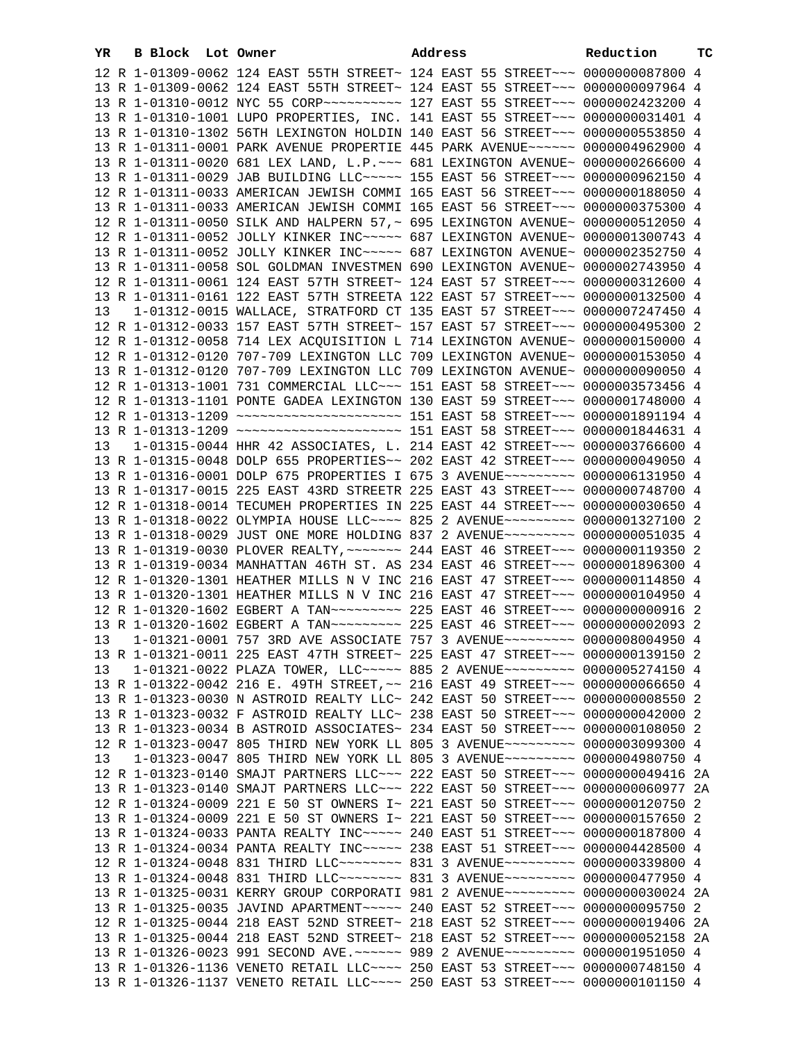| YR | B | Block | Lot | Owner | Address | Reduction | TC |
|---|---|---|---|---|---|---|---|
| 12 | R | 1-01309-0062 | | 124 EAST 55TH STREET~ | 124 EAST 55 STREET~~~ | 0000000087800 | 4 |
| 13 | R | 1-01309-0062 | | 124 EAST 55TH STREET~ | 124 EAST 55 STREET~~~ | 0000000097964 | 4 |
| 13 | R | 1-01310-0012 | | NYC 55 CORP~~~~~~~~~~ | 127 EAST 55 STREET~~~ | 0000002423200 | 4 |
| 13 | R | 1-01310-1001 | | LUPO PROPERTIES, INC. | 141 EAST 55 STREET~~~ | 0000000031401 | 4 |
| 13 | R | 1-01310-1302 | | 56TH LEXINGTON HOLDIN | 140 EAST 56 STREET~~~ | 0000000553850 | 4 |
| 13 | R | 1-01311-0001 | | PARK AVENUE PROPERTIE | 445 PARK AVENUE~~~~~~ | 0000004962900 | 4 |
| 13 | R | 1-01311-0020 | | 681 LEX LAND, L.P.~~~ | 681 LEXINGTON AVENUE~ | 0000000266600 | 4 |
| 13 | R | 1-01311-0029 | | JAB BUILDING LLC~~~~~ | 155 EAST 56 STREET~~~ | 0000000962150 | 4 |
| 12 | R | 1-01311-0033 | | AMERICAN JEWISH COMMI | 165 EAST 56 STREET~~~ | 0000000188050 | 4 |
| 13 | R | 1-01311-0033 | | AMERICAN JEWISH COMMI | 165 EAST 56 STREET~~~ | 0000000375300 | 4 |
| 12 | R | 1-01311-0050 | | SILK AND HALPERN 57,~ | 695 LEXINGTON AVENUE~ | 0000000512050 | 4 |
| 12 | R | 1-01311-0052 | | JOLLY KINKER INC~~~~~ | 687 LEXINGTON AVENUE~ | 0000001300743 | 4 |
| 13 | R | 1-01311-0052 | | JOLLY KINKER INC~~~~~ | 687 LEXINGTON AVENUE~ | 0000002352750 | 4 |
| 13 | R | 1-01311-0058 | | SOL GOLDMAN INVESTMEN | 690 LEXINGTON AVENUE~ | 0000002743950 | 4 |
| 12 | R | 1-01311-0061 | | 124 EAST 57TH STREET~ | 124 EAST 57 STREET~~~ | 0000000312600 | 4 |
| 13 | R | 1-01311-0161 | | 122 EAST 57TH STREETA | 122 EAST 57 STREET~~~ | 0000000132500 | 4 |
| 13 | | 1-01312-0015 | | WALLACE, STRATFORD CT | 135 EAST 57 STREET~~~ | 0000007247450 | 4 |
| 12 | R | 1-01312-0033 | | 157 EAST 57TH STREET~ | 157 EAST 57 STREET~~~ | 0000000495300 | 2 |
| 12 | R | 1-01312-0058 | | 714 LEX ACQUISITION L | 714 LEXINGTON AVENUE~ | 0000000150000 | 4 |
| 12 | R | 1-01312-0120 | | 707-709 LEXINGTON LLC | 709 LEXINGTON AVENUE~ | 0000000153050 | 4 |
| 13 | R | 1-01312-0120 | | 707-709 LEXINGTON LLC | 709 LEXINGTON AVENUE~ | 0000000090050 | 4 |
| 12 | R | 1-01313-1001 | | 731 COMMERCIAL LLC~~~ | 151 EAST 58 STREET~~~ | 0000003573456 | 4 |
| 12 | R | 1-01313-1101 | | PONTE GADEA LEXINGTON | 130 EAST 59 STREET~~~ | 0000001748000 | 4 |
| 12 | R | 1-01313-1209 | | ~~~~~~~~~~~~~~~~~~~~~ | 151 EAST 58 STREET~~~ | 0000001891194 | 4 |
| 13 | R | 1-01313-1209 | | ~~~~~~~~~~~~~~~~~~~~~ | 151 EAST 58 STREET~~~ | 0000001844631 | 4 |
| 13 | | 1-01315-0044 | | HHR 42 ASSOCIATES, L. | 214 EAST 42 STREET~~~ | 0000003766600 | 4 |
| 13 | R | 1-01315-0048 | | DOLP 655 PROPERTIES~~ | 202 EAST 42 STREET~~~ | 0000000049050 | 4 |
| 13 | R | 1-01316-0001 | | DOLP 675 PROPERTIES I | 675 3 AVENUE~~~~~~~~~ | 0000006131950 | 4 |
| 13 | R | 1-01317-0015 | | 225 EAST 43RD STREETR | 225 EAST 43 STREET~~~ | 0000000748700 | 4 |
| 12 | R | 1-01318-0014 | | TECUMEH PROPERTIES IN | 225 EAST 44 STREET~~~ | 0000000030650 | 4 |
| 13 | R | 1-01318-0022 | | OLYMPIA HOUSE LLC~~~~ | 825 2 AVENUE~~~~~~~~~ | 0000001327100 | 2 |
| 13 | R | 1-01318-0029 | | JUST ONE MORE HOLDING | 837 2 AVENUE~~~~~~~~~ | 0000000051035 | 4 |
| 13 | R | 1-01319-0030 | | PLOVER REALTY,~~~~~~~ | 244 EAST 46 STREET~~~ | 0000000119350 | 2 |
| 13 | R | 1-01319-0034 | | MANHATTAN 46TH ST. AS | 234 EAST 46 STREET~~~ | 0000001896300 | 4 |
| 12 | R | 1-01320-1301 | | HEATHER MILLS N V INC | 216 EAST 47 STREET~~~ | 0000000114850 | 4 |
| 13 | R | 1-01320-1301 | | HEATHER MILLS N V INC | 216 EAST 47 STREET~~~ | 0000000104950 | 4 |
| 12 | R | 1-01320-1602 | | EGBERT A TAN~~~~~~~~~ | 225 EAST 46 STREET~~~ | 0000000000916 | 2 |
| 13 | R | 1-01320-1602 | | EGBERT A TAN~~~~~~~~~ | 225 EAST 46 STREET~~~ | 0000000002093 | 2 |
| 13 | | 1-01321-0001 | | 757 3RD AVE ASSOCIATE | 757 3 AVENUE~~~~~~~~~ | 0000008004950 | 4 |
| 13 | R | 1-01321-0011 | | 225 EAST 47TH STREET~ | 225 EAST 47 STREET~~~ | 0000000139150 | 2 |
| 13 | | 1-01321-0022 | | PLAZA TOWER, LLC~~~~~ | 885 2 AVENUE~~~~~~~~~ | 0000005274150 | 4 |
| 13 | R | 1-01322-0042 | | 216 E. 49TH STREET,~~ | 216 EAST 49 STREET~~~ | 0000000066650 | 4 |
| 13 | R | 1-01323-0030 | | N ASTROID REALTY LLC~ | 242 EAST 50 STREET~~~ | 0000000008550 | 2 |
| 13 | R | 1-01323-0032 | | F ASTROID REALTY LLC~ | 238 EAST 50 STREET~~~ | 0000000042000 | 2 |
| 13 | R | 1-01323-0034 | | B ASTROID ASSOCIATES~ | 234 EAST 50 STREET~~~ | 0000000108050 | 2 |
| 12 | R | 1-01323-0047 | | 805 THIRD NEW YORK LL | 805 3 AVENUE~~~~~~~~~ | 0000003099300 | 4 |
| 13 | | 1-01323-0047 | | 805 THIRD NEW YORK LL | 805 3 AVENUE~~~~~~~~~ | 0000004980750 | 4 |
| 12 | R | 1-01323-0140 | | SMAJT PARTNERS LLC~~~ | 222 EAST 50 STREET~~~ | 0000000049416 | 2A |
| 13 | R | 1-01323-0140 | | SMAJT PARTNERS LLC~~~ | 222 EAST 50 STREET~~~ | 0000000060977 | 2A |
| 12 | R | 1-01324-0009 | | 221 E 50 ST OWNERS I~ | 221 EAST 50 STREET~~~ | 0000000120750 | 2 |
| 13 | R | 1-01324-0009 | | 221 E 50 ST OWNERS I~ | 221 EAST 50 STREET~~~ | 0000000157650 | 2 |
| 13 | R | 1-01324-0033 | | PANTA REALTY INC~~~~~ | 240 EAST 51 STREET~~~ | 0000000187800 | 4 |
| 13 | R | 1-01324-0034 | | PANTA REALTY INC~~~~~ | 238 EAST 51 STREET~~~ | 0000004428500 | 4 |
| 12 | R | 1-01324-0048 | | 831 THIRD LLC~~~~~~~~ | 831 3 AVENUE~~~~~~~~~ | 0000000339800 | 4 |
| 13 | R | 1-01324-0048 | | 831 THIRD LLC~~~~~~~~ | 831 3 AVENUE~~~~~~~~~ | 0000000477950 | 4 |
| 13 | R | 1-01325-0031 | | KERRY GROUP CORPORATI | 981 2 AVENUE~~~~~~~~~ | 0000000030024 | 2A |
| 13 | R | 1-01325-0035 | | JAVIND APARTMENT~~~~~ | 240 EAST 52 STREET~~~ | 0000000095750 | 2 |
| 12 | R | 1-01325-0044 | | 218 EAST 52ND STREET~ | 218 EAST 52 STREET~~~ | 0000000019406 | 2A |
| 13 | R | 1-01325-0044 | | 218 EAST 52ND STREET~ | 218 EAST 52 STREET~~~ | 0000000052158 | 2A |
| 13 | R | 1-01326-0023 | | 991 SECOND AVE.~~~~~~ | 989 2 AVENUE~~~~~~~~~ | 0000001951050 | 4 |
| 13 | R | 1-01326-1136 | | VENETO RETAIL LLC~~~~ | 250 EAST 53 STREET~~~ | 0000000748150 | 4 |
| 13 | R | 1-01326-1137 | | VENETO RETAIL LLC~~~~ | 250 EAST 53 STREET~~~ | 0000000101150 | 4 |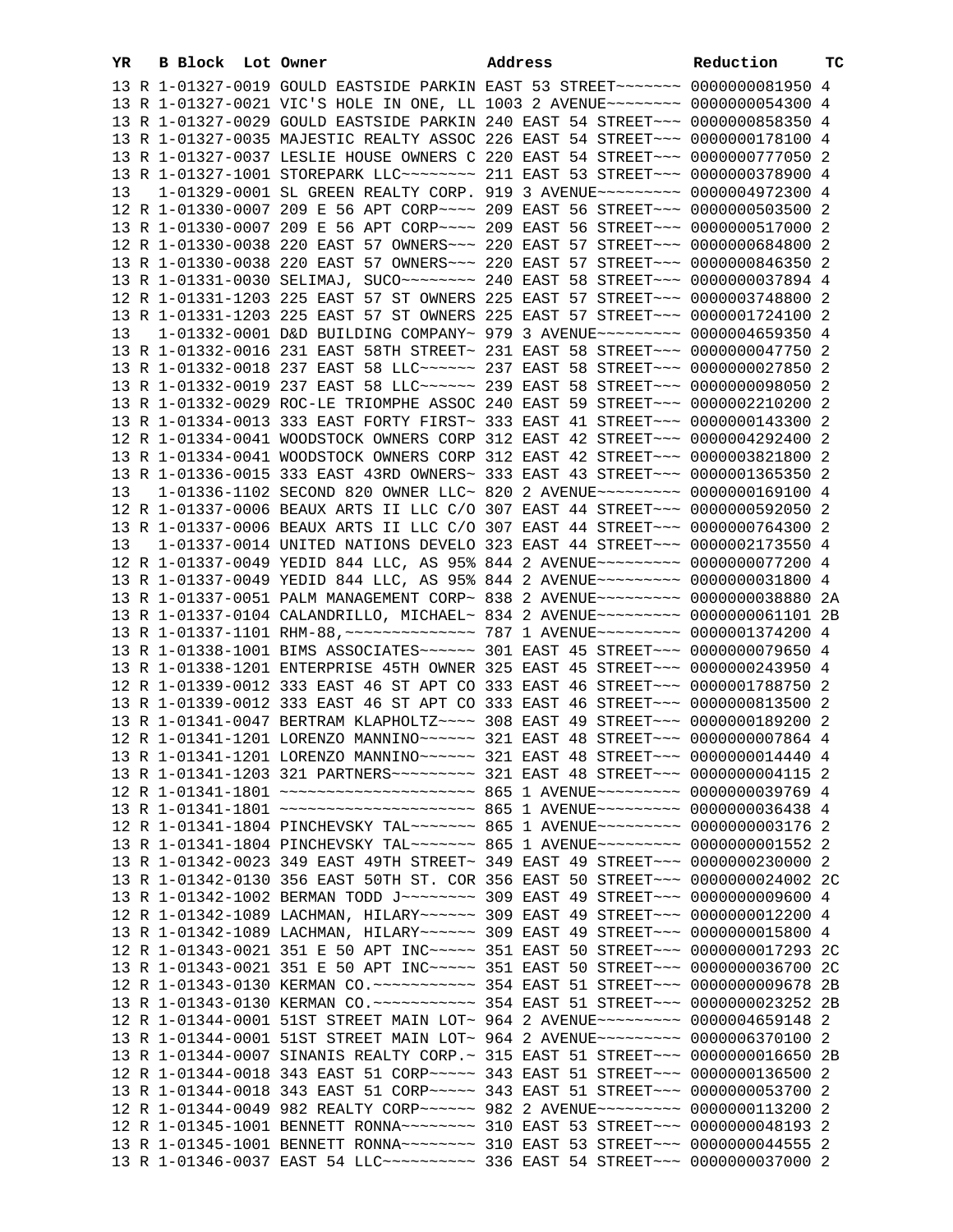| YR | B | Block | Lot | Owner | Address | Reduction | TC |
|---|---|---|---|---|---|---|---|
| 13 | R | 1-01327-0019 | | GOULD EASTSIDE PARKIN | EAST 53 STREET~~~~~~~ | 0000000081950 | 4 |
| 13 | R | 1-01327-0021 | | VIC'S HOLE IN ONE, LL | 1003 2 AVENUE~~~~~~~~ | 0000000054300 | 4 |
| 13 | R | 1-01327-0029 | | GOULD EASTSIDE PARKIN | 240 EAST 54 STREET~~~ | 0000000858350 | 4 |
| 13 | R | 1-01327-0035 | | MAJESTIC REALTY ASSOC | 226 EAST 54 STREET~~~ | 0000000178100 | 4 |
| 13 | R | 1-01327-0037 | | LESLIE HOUSE OWNERS C | 220 EAST 54 STREET~~~ | 0000000777050 | 2 |
| 13 | R | 1-01327-1001 | | STOREPARK LLC~~~~~~~~ | 211 EAST 53 STREET~~~ | 0000000378900 | 4 |
| 13 | | 1-01329-0001 | | SL GREEN REALTY CORP. | 919 3 AVENUE~~~~~~~~~ | 0000004972300 | 4 |
| 12 | R | 1-01330-0007 | | 209 E 56 APT CORP~~~~ | 209 EAST 56 STREET~~~ | 0000000503500 | 2 |
| 13 | R | 1-01330-0007 | | 209 E 56 APT CORP~~~~ | 209 EAST 56 STREET~~~ | 0000000517000 | 2 |
| 12 | R | 1-01330-0038 | | 220 EAST 57 OWNERS~~~ | 220 EAST 57 STREET~~~ | 0000000684800 | 2 |
| 13 | R | 1-01330-0038 | | 220 EAST 57 OWNERS~~~ | 220 EAST 57 STREET~~~ | 0000000846350 | 2 |
| 13 | R | 1-01331-0030 | | SELIMAJ, SUCO~~~~~~~~ | 240 EAST 58 STREET~~~ | 0000000037894 | 4 |
| 12 | R | 1-01331-1203 | | 225 EAST 57 ST OWNERS | 225 EAST 57 STREET~~~ | 0000003748800 | 2 |
| 13 | R | 1-01331-1203 | | 225 EAST 57 ST OWNERS | 225 EAST 57 STREET~~~ | 0000001724100 | 2 |
| 13 | | 1-01332-0001 | | D&D BUILDING COMPANY~ | 979 3 AVENUE~~~~~~~~~ | 0000004659350 | 4 |
| 13 | R | 1-01332-0016 | | 231 EAST 58TH STREET~ | 231 EAST 58 STREET~~~ | 0000000047750 | 2 |
| 13 | R | 1-01332-0018 | | 237 EAST 58 LLC~~~~~~ | 237 EAST 58 STREET~~~ | 0000000027850 | 2 |
| 13 | R | 1-01332-0019 | | 237 EAST 58 LLC~~~~~~ | 239 EAST 58 STREET~~~ | 0000000098050 | 2 |
| 13 | R | 1-01332-0029 | | ROC-LE TRIOMPHE ASSOC | 240 EAST 59 STREET~~~ | 0000002210200 | 2 |
| 13 | R | 1-01334-0013 | | 333 EAST FORTY FIRST~ | 333 EAST 41 STREET~~~ | 0000000143300 | 2 |
| 12 | R | 1-01334-0041 | | WOODSTOCK OWNERS CORP | 312 EAST 42 STREET~~~ | 0000004292400 | 2 |
| 13 | R | 1-01334-0041 | | WOODSTOCK OWNERS CORP | 312 EAST 42 STREET~~~ | 0000003821800 | 2 |
| 13 | R | 1-01336-0015 | | 333 EAST 43RD OWNERS~ | 333 EAST 43 STREET~~~ | 0000001365350 | 2 |
| 13 | | 1-01336-1102 | | SECOND 820 OWNER LLC~ | 820 2 AVENUE~~~~~~~~~ | 0000000169100 | 4 |
| 12 | R | 1-01337-0006 | | BEAUX ARTS II LLC C/O | 307 EAST 44 STREET~~~ | 0000000592050 | 2 |
| 13 | R | 1-01337-0006 | | BEAUX ARTS II LLC C/O | 307 EAST 44 STREET~~~ | 0000000764300 | 2 |
| 13 | | 1-01337-0014 | | UNITED NATIONS DEVELO | 323 EAST 44 STREET~~~ | 0000002173550 | 4 |
| 12 | R | 1-01337-0049 | | YEDID 844 LLC, AS 95% | 844 2 AVENUE~~~~~~~~~ | 0000000077200 | 4 |
| 13 | R | 1-01337-0049 | | YEDID 844 LLC, AS 95% | 844 2 AVENUE~~~~~~~~~ | 0000000031800 | 4 |
| 13 | R | 1-01337-0051 | | PALM MANAGEMENT CORP~ | 838 2 AVENUE~~~~~~~~~ | 0000000038880 | 2A |
| 13 | R | 1-01337-0104 | | CALANDRILLO, MICHAEL~ | 834 2 AVENUE~~~~~~~~~ | 0000000061101 | 2B |
| 13 | R | 1-01337-1101 | | RHM-88,~~~~~~~~~~~~~~ | 787 1 AVENUE~~~~~~~~~ | 0000001374200 | 4 |
| 13 | R | 1-01338-1001 | | BIMS ASSOCIATES~~~~~~ | 301 EAST 45 STREET~~~ | 0000000079650 | 4 |
| 13 | R | 1-01338-1201 | | ENTERPRISE 45TH OWNER | 325 EAST 45 STREET~~~ | 0000000243950 | 4 |
| 12 | R | 1-01339-0012 | | 333 EAST 46 ST APT CO | 333 EAST 46 STREET~~~ | 0000001788750 | 2 |
| 13 | R | 1-01339-0012 | | 333 EAST 46 ST APT CO | 333 EAST 46 STREET~~~ | 0000000813500 | 2 |
| 13 | R | 1-01341-0047 | | BERTRAM KLAPHOLTZ~~~~ | 308 EAST 49 STREET~~~ | 0000000189200 | 2 |
| 12 | R | 1-01341-1201 | | LORENZO MANNINO~~~~~~ | 321 EAST 48 STREET~~~ | 0000000007864 | 4 |
| 13 | R | 1-01341-1201 | | LORENZO MANNINO~~~~~~ | 321 EAST 48 STREET~~~ | 0000000014440 | 4 |
| 13 | R | 1-01341-1203 | | 321 PARTNERS~~~~~~~~~ | 321 EAST 48 STREET~~~ | 0000000004115 | 2 |
| 12 | R | 1-01341-1801 | | ~~~~~~~~~~~~~~~~~~~~~ | 865 1 AVENUE~~~~~~~~~ | 0000000039769 | 4 |
| 13 | R | 1-01341-1801 | | ~~~~~~~~~~~~~~~~~~~~~ | 865 1 AVENUE~~~~~~~~~ | 0000000036438 | 4 |
| 12 | R | 1-01341-1804 | | PINCHEVSKY TAL~~~~~~~ | 865 1 AVENUE~~~~~~~~~ | 0000000003176 | 2 |
| 13 | R | 1-01341-1804 | | PINCHEVSKY TAL~~~~~~~ | 865 1 AVENUE~~~~~~~~~ | 0000000001552 | 2 |
| 13 | R | 1-01342-0023 | | 349 EAST 49TH STREET~ | 349 EAST 49 STREET~~~ | 0000000230000 | 2 |
| 13 | R | 1-01342-0130 | | 356 EAST 50TH ST. COR | 356 EAST 50 STREET~~~ | 0000000024002 | 2C |
| 13 | R | 1-01342-1002 | | BERMAN TODD J~~~~~~~~ | 309 EAST 49 STREET~~~ | 0000000009600 | 4 |
| 12 | R | 1-01342-1089 | | LACHMAN, HILARY~~~~~~ | 309 EAST 49 STREET~~~ | 0000000012200 | 4 |
| 13 | R | 1-01342-1089 | | LACHMAN, HILARY~~~~~~ | 309 EAST 49 STREET~~~ | 0000000015800 | 4 |
| 12 | R | 1-01343-0021 | | 351 E 50 APT INC~~~~~ | 351 EAST 50 STREET~~~ | 0000000017293 | 2C |
| 13 | R | 1-01343-0021 | | 351 E 50 APT INC~~~~~ | 351 EAST 50 STREET~~~ | 0000000036700 | 2C |
| 12 | R | 1-01343-0130 | | KERMAN CO.~~~~~~~~~~~ | 354 EAST 51 STREET~~~ | 0000000009678 | 2B |
| 13 | R | 1-01343-0130 | | KERMAN CO.~~~~~~~~~~~ | 354 EAST 51 STREET~~~ | 0000000023252 | 2B |
| 12 | R | 1-01344-0001 | | 51ST STREET MAIN LOT~ | 964 2 AVENUE~~~~~~~~~ | 0000004659148 | 2 |
| 13 | R | 1-01344-0001 | | 51ST STREET MAIN LOT~ | 964 2 AVENUE~~~~~~~~~ | 0000006370100 | 2 |
| 13 | R | 1-01344-0007 | | SINANIS REALTY CORP.~ | 315 EAST 51 STREET~~~ | 0000000016650 | 2B |
| 12 | R | 1-01344-0018 | | 343 EAST 51 CORP~~~~~ | 343 EAST 51 STREET~~~ | 0000000136500 | 2 |
| 13 | R | 1-01344-0018 | | 343 EAST 51 CORP~~~~~ | 343 EAST 51 STREET~~~ | 0000000053700 | 2 |
| 12 | R | 1-01344-0049 | | 982 REALTY CORP~~~~~~ | 982 2 AVENUE~~~~~~~~~ | 0000000113200 | 2 |
| 12 | R | 1-01345-1001 | | BENNETT RONNA~~~~~~~~ | 310 EAST 53 STREET~~~ | 0000000048193 | 2 |
| 13 | R | 1-01345-1001 | | BENNETT RONNA~~~~~~~~ | 310 EAST 53 STREET~~~ | 0000000044555 | 2 |
| 13 | R | 1-01346-0037 | | EAST 54 LLC~~~~~~~~~~ | 336 EAST 54 STREET~~~ | 0000000037000 | 2 |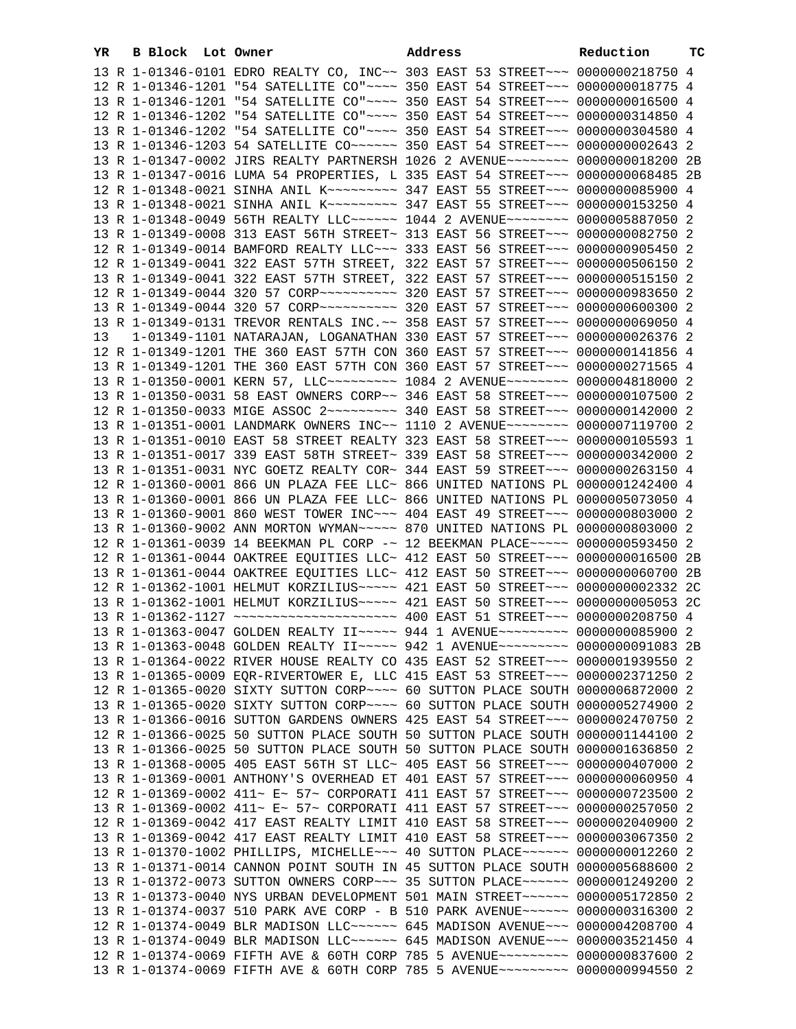| YR | B | Block | Lot | Owner | Address | Reduction | TC |
|---|---|---|---|---|---|---|---|
| 13 | R | 1-01346-0101 | | EDRO REALTY CO, INC~~ | 303 EAST 53 STREET~~~ | 0000000218750 | 4 |
| 12 | R | 1-01346-1201 | | "54 SATELLITE CO"~~~~ | 350 EAST 54 STREET~~~ | 0000000018775 | 4 |
| 13 | R | 1-01346-1201 | | "54 SATELLITE CO"~~~~ | 350 EAST 54 STREET~~~ | 0000000016500 | 4 |
| 12 | R | 1-01346-1202 | | "54 SATELLITE CO"~~~~ | 350 EAST 54 STREET~~~ | 0000000314850 | 4 |
| 13 | R | 1-01346-1202 | | "54 SATELLITE CO"~~~~ | 350 EAST 54 STREET~~~ | 0000000304580 | 4 |
| 13 | R | 1-01346-1203 | | 54 SATELLITE CO~~~~~~ | 350 EAST 54 STREET~~~ | 0000000002643 | 2 |
| 13 | R | 1-01347-0002 | | JIRS REALTY PARTNERSH | 1026 2 AVENUE~~~~~~~~ | 0000000018200 | 2B |
| 13 | R | 1-01347-0016 | | LUMA 54 PROPERTIES, L | 335 EAST 54 STREET~~~ | 0000000068485 | 2B |
| 12 | R | 1-01348-0021 | | SINHA ANIL K~~~~~~~~~ | 347 EAST 55 STREET~~~ | 0000000085900 | 4 |
| 13 | R | 1-01348-0021 | | SINHA ANIL K~~~~~~~~~ | 347 EAST 55 STREET~~~ | 0000000153250 | 4 |
| 13 | R | 1-01348-0049 | | 56TH REALTY LLC~~~~~~ | 1044 2 AVENUE~~~~~~~~ | 0000005887050 | 2 |
| 13 | R | 1-01349-0008 | | 313 EAST 56TH STREET~ | 313 EAST 56 STREET~~~ | 0000000082750 | 2 |
| 12 | R | 1-01349-0014 | | BAMFORD REALTY LLC~~~ | 333 EAST 56 STREET~~~ | 0000000905450 | 2 |
| 12 | R | 1-01349-0041 | | 322 EAST 57TH STREET, | 322 EAST 57 STREET~~~ | 0000000506150 | 2 |
| 13 | R | 1-01349-0041 | | 322 EAST 57TH STREET, | 322 EAST 57 STREET~~~ | 0000000515150 | 2 |
| 12 | R | 1-01349-0044 | | 320 57 CORP~~~~~~~~~~ | 320 EAST 57 STREET~~~ | 0000000983650 | 2 |
| 13 | R | 1-01349-0044 | | 320 57 CORP~~~~~~~~~~ | 320 EAST 57 STREET~~~ | 0000000600300 | 2 |
| 13 | R | 1-01349-0131 | | TREVOR RENTALS INC.~~ | 358 EAST 57 STREET~~~ | 0000000069050 | 4 |
| 13 | | 1-01349-1101 | | NATARAJAN, LOGANATHAN | 330 EAST 57 STREET~~~ | 0000000026376 | 2 |
| 12 | R | 1-01349-1201 | | THE 360 EAST 57TH CON | 360 EAST 57 STREET~~~ | 0000000141856 | 4 |
| 13 | R | 1-01349-1201 | | THE 360 EAST 57TH CON | 360 EAST 57 STREET~~~ | 0000000271565 | 4 |
| 13 | R | 1-01350-0001 | | KERN 57, LLC~~~~~~~~~ | 1084 2 AVENUE~~~~~~~~ | 0000004818000 | 2 |
| 13 | R | 1-01350-0031 | | 58 EAST OWNERS CORP~~ | 346 EAST 58 STREET~~~ | 0000000107500 | 2 |
| 12 | R | 1-01350-0033 | | MIGE ASSOC 2~~~~~~~~~ | 340 EAST 58 STREET~~~ | 0000000142000 | 2 |
| 13 | R | 1-01351-0001 | | LANDMARK OWNERS INC~~ | 1110 2 AVENUE~~~~~~~~ | 0000007119700 | 2 |
| 13 | R | 1-01351-0010 | | EAST 58 STREET REALTY | 323 EAST 58 STREET~~~ | 0000000105593 | 1 |
| 13 | R | 1-01351-0017 | | 339 EAST 58TH STREET~ | 339 EAST 58 STREET~~~ | 0000000342000 | 2 |
| 13 | R | 1-01351-0031 | | NYC GOETZ REALTY COR~ | 344 EAST 59 STREET~~~ | 0000000263150 | 4 |
| 12 | R | 1-01360-0001 | | 866 UN PLAZA FEE LLC~ | 866 UNITED NATIONS PL | 0000001242400 | 4 |
| 13 | R | 1-01360-0001 | | 866 UN PLAZA FEE LLC~ | 866 UNITED NATIONS PL | 0000005073050 | 4 |
| 13 | R | 1-01360-9001 | | 860 WEST TOWER INC~~~ | 404 EAST 49 STREET~~~ | 0000000803000 | 2 |
| 13 | R | 1-01360-9002 | | ANN MORTON WYMAN~~~~~ | 870 UNITED NATIONS PL | 0000000803000 | 2 |
| 12 | R | 1-01361-0039 | | 14 BEEKMAN PL CORP -~ | 12 BEEKMAN PLACE~~~~~ | 0000000593450 | 2 |
| 12 | R | 1-01361-0044 | | OAKTREE EQUITIES LLC~ | 412 EAST 50 STREET~~~ | 0000000016500 | 2B |
| 13 | R | 1-01361-0044 | | OAKTREE EQUITIES LLC~ | 412 EAST 50 STREET~~~ | 0000000060700 | 2B |
| 12 | R | 1-01362-1001 | | HELMUT KORZILIUS~~~~~ | 421 EAST 50 STREET~~~ | 0000000002332 | 2C |
| 13 | R | 1-01362-1001 | | HELMUT KORZILIUS~~~~~ | 421 EAST 50 STREET~~~ | 0000000005053 | 2C |
| 13 | R | 1-01362-1127 | | ~~~~~~~~~~~~~~~~~~~~~ | 400 EAST 51 STREET~~~ | 0000000208750 | 4 |
| 13 | R | 1-01363-0047 | | GOLDEN REALTY II~~~~~ | 944 1 AVENUE~~~~~~~~~ | 0000000085900 | 2 |
| 13 | R | 1-01363-0048 | | GOLDEN REALTY II~~~~~ | 942 1 AVENUE~~~~~~~~~ | 0000000091083 | 2B |
| 13 | R | 1-01364-0022 | | RIVER HOUSE REALTY CO | 435 EAST 52 STREET~~~ | 0000001939550 | 2 |
| 13 | R | 1-01365-0009 | | EQR-RIVERTOWER E, LLC | 415 EAST 53 STREET~~~ | 0000002371250 | 2 |
| 12 | R | 1-01365-0020 | | SIXTY SUTTON CORP~~~~ | 60 SUTTON PLACE SOUTH | 0000006872000 | 2 |
| 13 | R | 1-01365-0020 | | SIXTY SUTTON CORP~~~~ | 60 SUTTON PLACE SOUTH | 0000005274900 | 2 |
| 13 | R | 1-01366-0016 | | SUTTON GARDENS OWNERS | 425 EAST 54 STREET~~~ | 0000002470750 | 2 |
| 12 | R | 1-01366-0025 | | 50 SUTTON PLACE SOUTH | 50 SUTTON PLACE SOUTH | 0000001144100 | 2 |
| 13 | R | 1-01366-0025 | | 50 SUTTON PLACE SOUTH | 50 SUTTON PLACE SOUTH | 0000001636850 | 2 |
| 13 | R | 1-01368-0005 | | 405 EAST 56TH ST LLC~ | 405 EAST 56 STREET~~~ | 0000000407000 | 2 |
| 13 | R | 1-01369-0001 | | ANTHONY'S OVERHEAD ET | 401 EAST 57 STREET~~~ | 0000000060950 | 4 |
| 12 | R | 1-01369-0002 | | 411~ E~ 57~ CORPORATI | 411 EAST 57 STREET~~~ | 0000000723500 | 2 |
| 13 | R | 1-01369-0002 | | 411~ E~ 57~ CORPORATI | 411 EAST 57 STREET~~~ | 0000000257050 | 2 |
| 12 | R | 1-01369-0042 | | 417 EAST REALTY LIMIT | 410 EAST 58 STREET~~~ | 0000002040900 | 2 |
| 13 | R | 1-01369-0042 | | 417 EAST REALTY LIMIT | 410 EAST 58 STREET~~~ | 0000003067350 | 2 |
| 13 | R | 1-01370-1002 | | PHILLIPS, MICHELLE~~~ | 40 SUTTON PLACE~~~~~~ | 0000000012260 | 2 |
| 13 | R | 1-01371-0014 | | CANNON POINT SOUTH IN | 45 SUTTON PLACE SOUTH | 0000005688600 | 2 |
| 13 | R | 1-01372-0073 | | SUTTON OWNERS CORP~~~ | 35 SUTTON PLACE~~~~~~ | 0000001249200 | 2 |
| 13 | R | 1-01373-0040 | | NYS URBAN DEVELOPMENT | 501 MAIN STREET~~~~~~ | 0000005172850 | 2 |
| 13 | R | 1-01374-0037 | | 510 PARK AVE CORP - B | 510 PARK AVENUE~~~~~~ | 0000000316300 | 2 |
| 12 | R | 1-01374-0049 | | BLR MADISON LLC~~~~~~ | 645 MADISON AVENUE~~~ | 0000004208700 | 4 |
| 13 | R | 1-01374-0049 | | BLR MADISON LLC~~~~~~ | 645 MADISON AVENUE~~~ | 0000003521450 | 4 |
| 12 | R | 1-01374-0069 | | FIFTH AVE & 60TH CORP | 785 5 AVENUE~~~~~~~~~ | 0000000837600 | 2 |
| 13 | R | 1-01374-0069 | | FIFTH AVE & 60TH CORP | 785 5 AVENUE~~~~~~~~~ | 0000000994550 | 2 |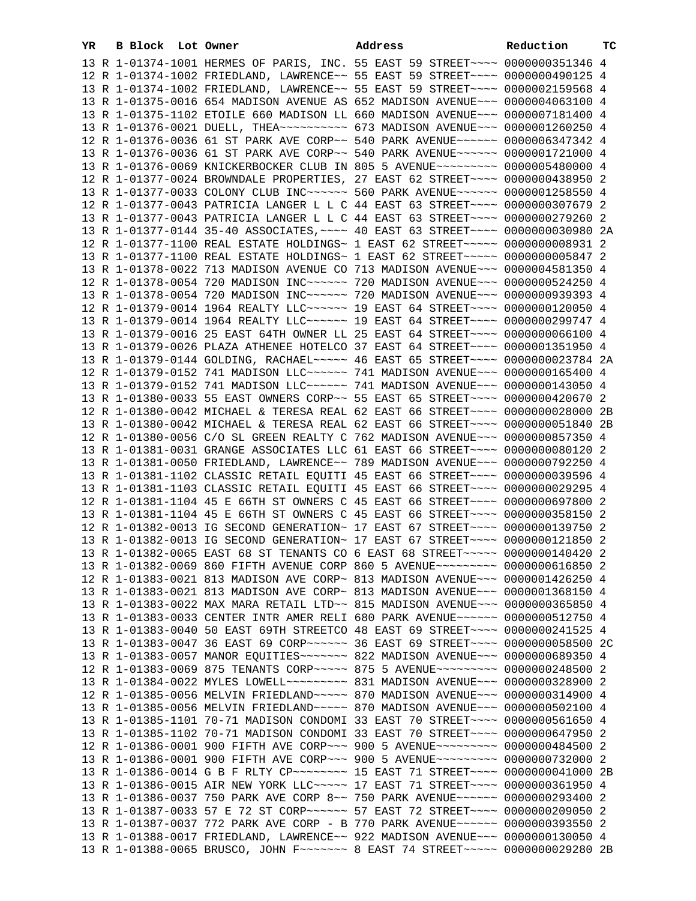| YR | B | Block | Lot | Owner | Address | Reduction | TC |
|---|---|---|---|---|---|---|---|
| 13 | R | 1-01374-1001 | | HERMES OF PARIS, INC. | 55 EAST 59 STREET~~~~ | 0000000351346 | 4 |
| 12 | R | 1-01374-1002 | | FRIEDLAND, LAWRENCE~~ | 55 EAST 59 STREET~~~~ | 0000000490125 | 4 |
| 13 | R | 1-01374-1002 | | FRIEDLAND, LAWRENCE~~ | 55 EAST 59 STREET~~~~ | 0000002159568 | 4 |
| 13 | R | 1-01375-0016 | | 654 MADISON AVENUE AS | 652 MADISON AVENUE~~~ | 0000004063100 | 4 |
| 13 | R | 1-01375-1102 | | ETOILE 660 MADISON LL | 660 MADISON AVENUE~~~ | 0000007181400 | 4 |
| 13 | R | 1-01376-0021 | | DUELL, THEA~~~~~~~~~~ | 673 MADISON AVENUE~~~ | 0000001260250 | 4 |
| 12 | R | 1-01376-0036 | | 61 ST PARK AVE CORP~~ | 540 PARK AVENUE~~~~~~ | 0000006347342 | 4 |
| 13 | R | 1-01376-0036 | | 61 ST PARK AVE CORP~~ | 540 PARK AVENUE~~~~~~ | 0000001721000 | 4 |
| 13 | R | 1-01376-0069 | | KNICKERBOCKER CLUB IN | 805 5 AVENUE~~~~~~~~~ | 0000005480000 | 4 |
| 12 | R | 1-01377-0024 | | BROWNDALE PROPERTIES, | 27 EAST 62 STREET~~~~ | 0000000438950 | 2 |
| 13 | R | 1-01377-0033 | | COLONY CLUB INC~~~~~~ | 560 PARK AVENUE~~~~~~ | 0000001258550 | 4 |
| 12 | R | 1-01377-0043 | | PATRICIA LANGER L L C | 44 EAST 63 STREET~~~~ | 0000000307679 | 2 |
| 13 | R | 1-01377-0043 | | PATRICIA LANGER L L C | 44 EAST 63 STREET~~~~ | 0000000279260 | 2 |
| 13 | R | 1-01377-0144 | | 35-40 ASSOCIATES,~~~~ | 40 EAST 63 STREET~~~~ | 0000000030980 | 2A |
| 12 | R | 1-01377-1100 | | REAL ESTATE HOLDINGS~ | 1 EAST 62 STREET~~~~~ | 0000000008931 | 2 |
| 13 | R | 1-01377-1100 | | REAL ESTATE HOLDINGS~ | 1 EAST 62 STREET~~~~~ | 0000000005847 | 2 |
| 13 | R | 1-01378-0022 | | 713 MADISON AVENUE CO | 713 MADISON AVENUE~~~ | 0000004581350 | 4 |
| 12 | R | 1-01378-0054 | | 720 MADISON INC~~~~~~ | 720 MADISON AVENUE~~~ | 0000000524250 | 4 |
| 13 | R | 1-01378-0054 | | 720 MADISON INC~~~~~~ | 720 MADISON AVENUE~~~ | 0000000939393 | 4 |
| 12 | R | 1-01379-0014 | | 1964 REALTY LLC~~~~~~ | 19 EAST 64 STREET~~~~ | 0000000120050 | 4 |
| 13 | R | 1-01379-0014 | | 1964 REALTY LLC~~~~~~ | 19 EAST 64 STREET~~~~ | 0000000299747 | 4 |
| 13 | R | 1-01379-0016 | | 25 EAST 64TH OWNER LL | 25 EAST 64 STREET~~~~ | 0000000066100 | 4 |
| 13 | R | 1-01379-0026 | | PLAZA ATHENEE HOTELCO | 37 EAST 64 STREET~~~~ | 0000001351950 | 4 |
| 13 | R | 1-01379-0144 | | GOLDING, RACHAEL~~~~~ | 46 EAST 65 STREET~~~~ | 0000000023784 | 2A |
| 12 | R | 1-01379-0152 | | 741 MADISON LLC~~~~~~ | 741 MADISON AVENUE~~~ | 0000000165400 | 4 |
| 13 | R | 1-01379-0152 | | 741 MADISON LLC~~~~~~ | 741 MADISON AVENUE~~~ | 0000000143050 | 4 |
| 13 | R | 1-01380-0033 | | 55 EAST OWNERS CORP~~ | 55 EAST 65 STREET~~~~ | 0000000420670 | 2 |
| 12 | R | 1-01380-0042 | | MICHAEL & TERESA REAL | 62 EAST 66 STREET~~~~ | 0000000028000 | 2B |
| 13 | R | 1-01380-0042 | | MICHAEL & TERESA REAL | 62 EAST 66 STREET~~~~ | 0000000051840 | 2B |
| 12 | R | 1-01380-0056 | | C/O SL GREEN REALTY C | 762 MADISON AVENUE~~~ | 0000000857350 | 4 |
| 13 | R | 1-01381-0031 | | GRANGE ASSOCIATES LLC | 61 EAST 66 STREET~~~~ | 0000000080120 | 2 |
| 13 | R | 1-01381-0050 | | FRIEDLAND, LAWRENCE~~ | 789 MADISON AVENUE~~~ | 0000000792250 | 4 |
| 13 | R | 1-01381-1102 | | CLASSIC RETAIL EQUITI | 45 EAST 66 STREET~~~~ | 0000000039596 | 4 |
| 13 | R | 1-01381-1103 | | CLASSIC RETAIL EQUITI | 45 EAST 66 STREET~~~~ | 0000000029295 | 4 |
| 12 | R | 1-01381-1104 | | 45 E 66TH ST OWNERS C | 45 EAST 66 STREET~~~~ | 0000000697800 | 2 |
| 13 | R | 1-01381-1104 | | 45 E 66TH ST OWNERS C | 45 EAST 66 STREET~~~~ | 0000000358150 | 2 |
| 12 | R | 1-01382-0013 | | IG SECOND GENERATION~ | 17 EAST 67 STREET~~~~ | 0000000139750 | 2 |
| 13 | R | 1-01382-0013 | | IG SECOND GENERATION~ | 17 EAST 67 STREET~~~~ | 0000000121850 | 2 |
| 13 | R | 1-01382-0065 | | EAST 68 ST TENANTS CO | 6 EAST 68 STREET~~~~~ | 0000000140420 | 2 |
| 13 | R | 1-01382-0069 | | 860 FIFTH AVENUE CORP | 860 5 AVENUE~~~~~~~~~ | 0000000616850 | 2 |
| 12 | R | 1-01383-0021 | | 813 MADISON AVE CORP~ | 813 MADISON AVENUE~~~ | 0000001426250 | 4 |
| 13 | R | 1-01383-0021 | | 813 MADISON AVE CORP~ | 813 MADISON AVENUE~~~ | 0000001368150 | 4 |
| 13 | R | 1-01383-0022 | | MAX MARA RETAIL LTD~~ | 815 MADISON AVENUE~~~ | 0000000365850 | 4 |
| 13 | R | 1-01383-0033 | | CENTER INTR AMER RELI | 680 PARK AVENUE~~~~~~ | 0000000512750 | 4 |
| 13 | R | 1-01383-0040 | | 50 EAST 69TH STREETCO | 48 EAST 69 STREET~~~~ | 0000000241525 | 4 |
| 13 | R | 1-01383-0047 | | 36 EAST 69 CORP~~~~~~ | 36 EAST 69 STREET~~~~ | 0000000058500 | 2C |
| 13 | R | 1-01383-0057 | | MANOR EQUITIES~~~~~~~ | 822 MADISON AVENUE~~~ | 0000000689350 | 4 |
| 12 | R | 1-01383-0069 | | 875 TENANTS CORP~~~~~ | 875 5 AVENUE~~~~~~~~~ | 0000000248500 | 2 |
| 13 | R | 1-01384-0022 | | MYLES LOWELL~~~~~~~~~ | 831 MADISON AVENUE~~~ | 0000000328900 | 2 |
| 12 | R | 1-01385-0056 | | MELVIN FRIEDLAND~~~~~ | 870 MADISON AVENUE~~~ | 0000000314900 | 4 |
| 13 | R | 1-01385-0056 | | MELVIN FRIEDLAND~~~~~ | 870 MADISON AVENUE~~~ | 0000000502100 | 4 |
| 13 | R | 1-01385-1101 | | 70-71 MADISON CONDOMI | 33 EAST 70 STREET~~~~ | 0000000561650 | 4 |
| 13 | R | 1-01385-1102 | | 70-71 MADISON CONDOMI | 33 EAST 70 STREET~~~~ | 0000000647950 | 2 |
| 12 | R | 1-01386-0001 | | 900 FIFTH AVE CORP~~~ | 900 5 AVENUE~~~~~~~~~ | 0000000484500 | 2 |
| 13 | R | 1-01386-0001 | | 900 FIFTH AVE CORP~~~ | 900 5 AVENUE~~~~~~~~~ | 0000000732000 | 2 |
| 13 | R | 1-01386-0014 | | G B F RLTY CP~~~~~~~~ | 15 EAST 71 STREET~~~~ | 0000000041000 | 2B |
| 13 | R | 1-01386-0015 | | AIR NEW YORK LLC~~~~~ | 17 EAST 71 STREET~~~~ | 0000000361950 | 4 |
| 13 | R | 1-01386-0037 | | 750 PARK AVE CORP 8~~ | 750 PARK AVENUE~~~~~~ | 0000000293400 | 2 |
| 13 | R | 1-01387-0033 | | 57 E 72 ST CORP~~~~~~ | 57 EAST 72 STREET~~~~ | 0000000209050 | 2 |
| 13 | R | 1-01387-0037 | | 772 PARK AVE CORP - B | 770 PARK AVENUE~~~~~~ | 0000000393550 | 2 |
| 13 | R | 1-01388-0017 | | FRIEDLAND, LAWRENCE~~ | 922 MADISON AVENUE~~~ | 0000000130050 | 4 |
| 13 | R | 1-01388-0065 | | BRUSCO, JOHN F~~~~~~~ | 8 EAST 74 STREET~~~~~ | 0000000029280 | 2B |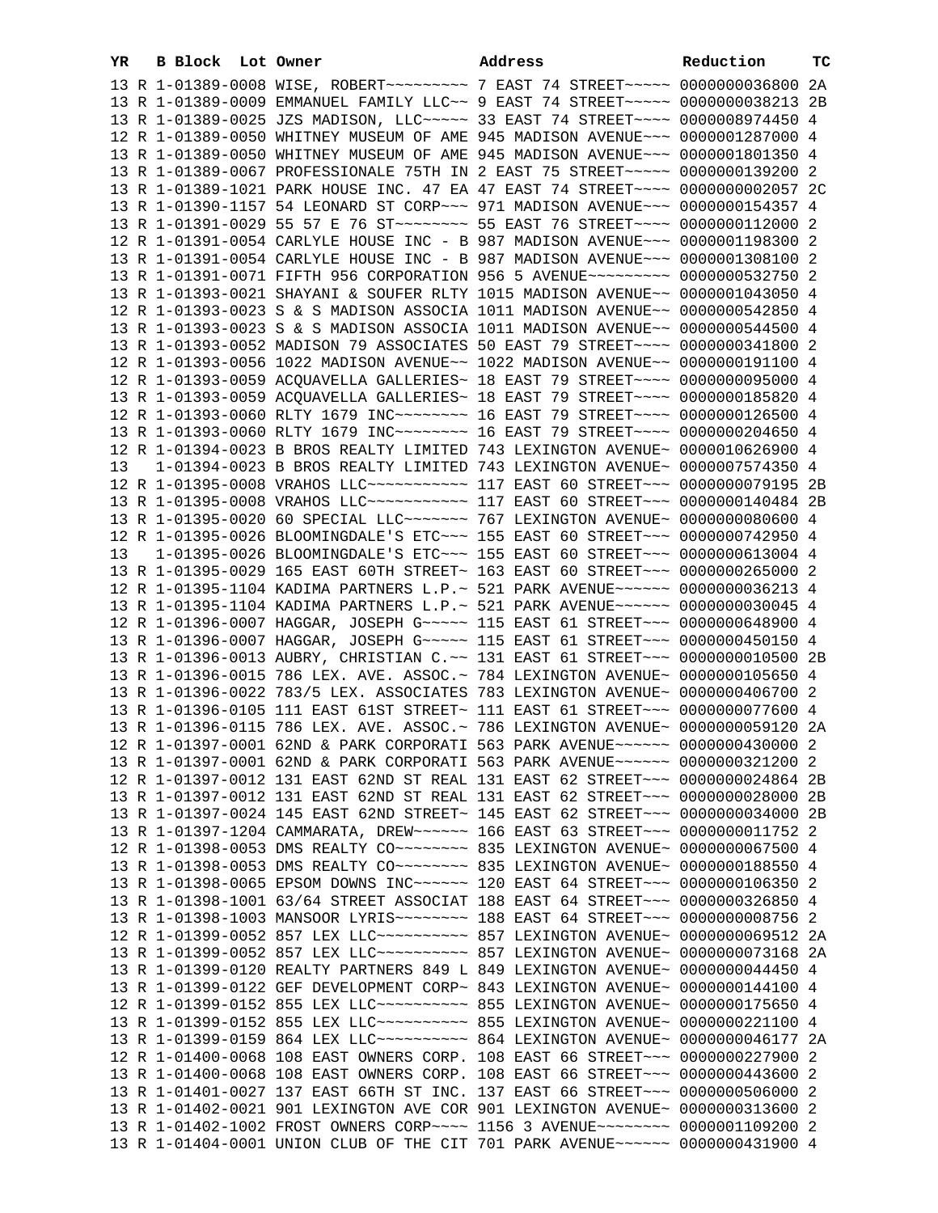| YR | B | Block | Lot | Owner | Address | Reduction | TC |
|---|---|---|---|---|---|---|---|
| 13 | R | 1-01389-0008 | | WISE, ROBERT~~~~~~~~~ | 7 EAST 74 STREET~~~~~ | 0000000036800 | 2A |
| 13 | R | 1-01389-0009 | | EMMANUEL FAMILY LLC~~ | 9 EAST 74 STREET~~~~~ | 0000000038213 | 2B |
| 13 | R | 1-01389-0025 | | JZS MADISON, LLC~~~~~ | 33 EAST 74 STREET~~~~ | 0000008974450 | 4 |
| 12 | R | 1-01389-0050 | | WHITNEY MUSEUM OF AME | 945 MADISON AVENUE~~~ | 0000001287000 | 4 |
| 13 | R | 1-01389-0050 | | WHITNEY MUSEUM OF AME | 945 MADISON AVENUE~~~ | 0000001801350 | 4 |
| 13 | R | 1-01389-0067 | | PROFESSIONALE 75TH IN | 2 EAST 75 STREET~~~~~ | 0000000139200 | 2 |
| 13 | R | 1-01389-1021 | | PARK HOUSE INC. 47 EA | 47 EAST 74 STREET~~~~ | 0000000002057 | 2C |
| 13 | R | 1-01390-1157 | | 54 LEONARD ST CORP~~~ | 971 MADISON AVENUE~~~ | 0000000154357 | 4 |
| 13 | R | 1-01391-0029 | | 55 57 E 76 ST~~~~~~~~ | 55 EAST 76 STREET~~~~ | 0000000112000 | 2 |
| 12 | R | 1-01391-0054 | | CARLYLE HOUSE INC - B | 987 MADISON AVENUE~~~ | 0000001198300 | 2 |
| 13 | R | 1-01391-0054 | | CARLYLE HOUSE INC - B | 987 MADISON AVENUE~~~ | 0000001308100 | 2 |
| 13 | R | 1-01391-0071 | | FIFTH 956 CORPORATION | 956 5 AVENUE~~~~~~~~~ | 0000000532750 | 2 |
| 13 | R | 1-01393-0021 | | SHAYANI & SOUFER RLTY | 1015 MADISON AVENUE~~ | 0000001043050 | 4 |
| 12 | R | 1-01393-0023 | | S & S MADISON ASSOCIA | 1011 MADISON AVENUE~~ | 0000000542850 | 4 |
| 13 | R | 1-01393-0023 | | S & S MADISON ASSOCIA | 1011 MADISON AVENUE~~ | 0000000544500 | 4 |
| 13 | R | 1-01393-0052 | | MADISON 79 ASSOCIATES | 50 EAST 79 STREET~~~~ | 0000000341800 | 2 |
| 12 | R | 1-01393-0056 | | 1022 MADISON AVENUE~~ | 1022 MADISON AVENUE~~ | 0000000191100 | 4 |
| 12 | R | 1-01393-0059 | | ACQUAVELLA GALLERIES~ | 18 EAST 79 STREET~~~~ | 0000000095000 | 4 |
| 13 | R | 1-01393-0059 | | ACQUAVELLA GALLERIES~ | 18 EAST 79 STREET~~~~ | 0000000185820 | 4 |
| 12 | R | 1-01393-0060 | | RLTY 1679 INC~~~~~~~~ | 16 EAST 79 STREET~~~~ | 0000000126500 | 4 |
| 13 | R | 1-01393-0060 | | RLTY 1679 INC~~~~~~~~ | 16 EAST 79 STREET~~~~ | 0000000204650 | 4 |
| 12 | R | 1-01394-0023 | | B BROS REALTY LIMITED | 743 LEXINGTON AVENUE~ | 0000010626900 | 4 |
| 13 | | 1-01394-0023 | | B BROS REALTY LIMITED | 743 LEXINGTON AVENUE~ | 0000007574350 | 4 |
| 12 | R | 1-01395-0008 | | VRAHOS LLC~~~~~~~~~~~ | 117 EAST 60 STREET~~~ | 0000000079195 | 2B |
| 13 | R | 1-01395-0008 | | VRAHOS LLC~~~~~~~~~~~ | 117 EAST 60 STREET~~~ | 0000000140484 | 2B |
| 13 | R | 1-01395-0020 | | 60 SPECIAL LLC~~~~~~~ | 767 LEXINGTON AVENUE~ | 0000000080600 | 4 |
| 12 | R | 1-01395-0026 | | BLOOMINGDALE'S ETC~~~ | 155 EAST 60 STREET~~~ | 0000000742950 | 4 |
| 13 | | 1-01395-0026 | | BLOOMINGDALE'S ETC~~~ | 155 EAST 60 STREET~~~ | 0000000613004 | 4 |
| 13 | R | 1-01395-0029 | | 165 EAST 60TH STREET~ | 163 EAST 60 STREET~~~ | 0000000265000 | 2 |
| 12 | R | 1-01395-1104 | | KADIMA PARTNERS L.P.~ | 521 PARK AVENUE~~~~~~ | 0000000036213 | 4 |
| 13 | R | 1-01395-1104 | | KADIMA PARTNERS L.P.~ | 521 PARK AVENUE~~~~~~ | 0000000030045 | 4 |
| 12 | R | 1-01396-0007 | | HAGGAR, JOSEPH G~~~~~ | 115 EAST 61 STREET~~~ | 0000000648900 | 4 |
| 13 | R | 1-01396-0007 | | HAGGAR, JOSEPH G~~~~~ | 115 EAST 61 STREET~~~ | 0000000450150 | 4 |
| 13 | R | 1-01396-0013 | | AUBRY, CHRISTIAN C.~~ | 131 EAST 61 STREET~~~ | 0000000010500 | 2B |
| 13 | R | 1-01396-0015 | | 786 LEX. AVE. ASSOC.~ | 784 LEXINGTON AVENUE~ | 0000000105650 | 4 |
| 13 | R | 1-01396-0022 | | 783/5 LEX. ASSOCIATES | 783 LEXINGTON AVENUE~ | 0000000406700 | 2 |
| 13 | R | 1-01396-0105 | | 111 EAST 61ST STREET~ | 111 EAST 61 STREET~~~ | 0000000077600 | 4 |
| 13 | R | 1-01396-0115 | | 786 LEX. AVE. ASSOC.~ | 786 LEXINGTON AVENUE~ | 0000000059120 | 2A |
| 12 | R | 1-01397-0001 | | 62ND & PARK CORPORATI | 563 PARK AVENUE~~~~~~ | 0000000430000 | 2 |
| 13 | R | 1-01397-0001 | | 62ND & PARK CORPORATI | 563 PARK AVENUE~~~~~~ | 0000000321200 | 2 |
| 12 | R | 1-01397-0012 | | 131 EAST 62ND ST REAL | 131 EAST 62 STREET~~~ | 0000000024864 | 2B |
| 13 | R | 1-01397-0012 | | 131 EAST 62ND ST REAL | 131 EAST 62 STREET~~~ | 0000000028000 | 2B |
| 13 | R | 1-01397-0024 | | 145 EAST 62ND STREET~ | 145 EAST 62 STREET~~~ | 0000000034000 | 2B |
| 13 | R | 1-01397-1204 | | CAMMARATA, DREW~~~~~~ | 166 EAST 63 STREET~~~ | 0000000011752 | 2 |
| 12 | R | 1-01398-0053 | | DMS REALTY CO~~~~~~~~ | 835 LEXINGTON AVENUE~ | 0000000067500 | 4 |
| 13 | R | 1-01398-0053 | | DMS REALTY CO~~~~~~~~ | 835 LEXINGTON AVENUE~ | 0000000188550 | 4 |
| 13 | R | 1-01398-0065 | | EPSOM DOWNS INC~~~~~~ | 120 EAST 64 STREET~~~ | 0000000106350 | 2 |
| 13 | R | 1-01398-1001 | | 63/64 STREET ASSOCIAT | 188 EAST 64 STREET~~~ | 0000000326850 | 4 |
| 13 | R | 1-01398-1003 | | MANSOOR LYRIS~~~~~~~~ | 188 EAST 64 STREET~~~ | 0000000008756 | 2 |
| 12 | R | 1-01399-0052 | | 857 LEX LLC~~~~~~~~~~ | 857 LEXINGTON AVENUE~ | 0000000069512 | 2A |
| 13 | R | 1-01399-0052 | | 857 LEX LLC~~~~~~~~~~ | 857 LEXINGTON AVENUE~ | 0000000073168 | 2A |
| 13 | R | 1-01399-0120 | | REALTY PARTNERS 849 L | 849 LEXINGTON AVENUE~ | 0000000044450 | 4 |
| 13 | R | 1-01399-0122 | | GEF DEVELOPMENT CORP~ | 843 LEXINGTON AVENUE~ | 0000000144100 | 4 |
| 12 | R | 1-01399-0152 | | 855 LEX LLC~~~~~~~~~~ | 855 LEXINGTON AVENUE~ | 0000000175650 | 4 |
| 13 | R | 1-01399-0152 | | 855 LEX LLC~~~~~~~~~~ | 855 LEXINGTON AVENUE~ | 0000000221100 | 4 |
| 13 | R | 1-01399-0159 | | 864 LEX LLC~~~~~~~~~~ | 864 LEXINGTON AVENUE~ | 0000000046177 | 2A |
| 12 | R | 1-01400-0068 | | 108 EAST OWNERS CORP. | 108 EAST 66 STREET~~~ | 0000000227900 | 2 |
| 13 | R | 1-01400-0068 | | 108 EAST OWNERS CORP. | 108 EAST 66 STREET~~~ | 0000000443600 | 2 |
| 13 | R | 1-01401-0027 | | 137 EAST 66TH ST INC. | 137 EAST 66 STREET~~~ | 0000000506000 | 2 |
| 13 | R | 1-01402-0021 | | 901 LEXINGTON AVE COR | 901 LEXINGTON AVENUE~ | 0000000313600 | 2 |
| 13 | R | 1-01402-1002 | | FROST OWNERS CORP~~~~ | 1156 3 AVENUE~~~~~~~~ | 0000001109200 | 2 |
| 13 | R | 1-01404-0001 | | UNION CLUB OF THE CIT | 701 PARK AVENUE~~~~~~ | 0000000431900 | 4 |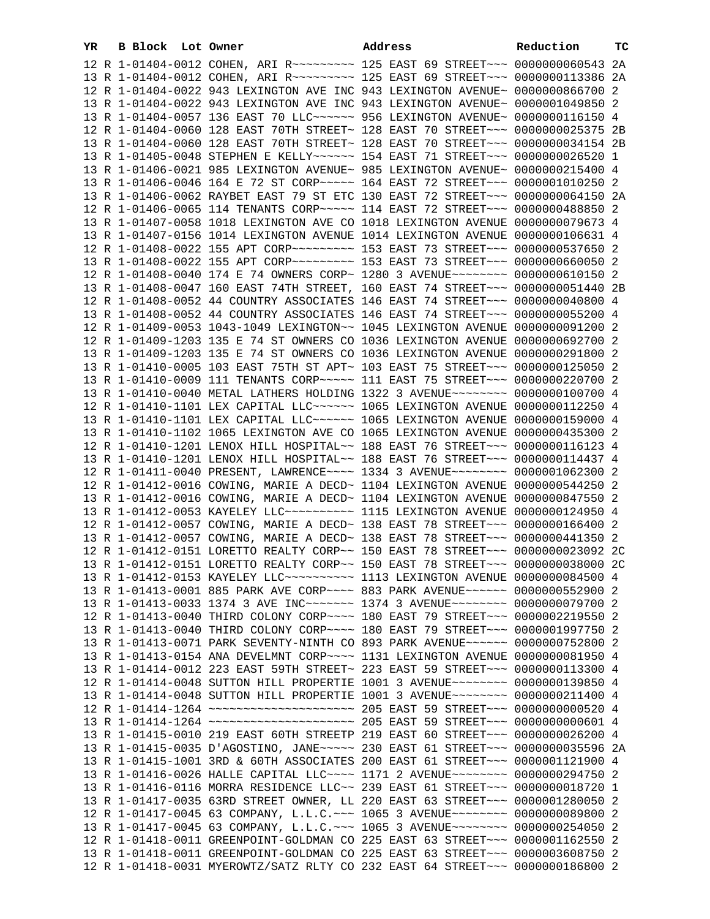| YR | B | Block | Lot | Owner | Address | Reduction | TC |
|---|---|---|---|---|---|---|---|
| 12 | R | 1-01404-0012 | | COHEN, ARI R~~~~~~~~~ | 125 EAST 69 STREET~~~ | 0000000060543 | 2A |
| 13 | R | 1-01404-0012 | | COHEN, ARI R~~~~~~~~~ | 125 EAST 69 STREET~~~ | 0000000113386 | 2A |
| 12 | R | 1-01404-0022 | | 943 LEXINGTON AVE INC | 943 LEXINGTON AVENUE~ | 0000000866700 | 2 |
| 13 | R | 1-01404-0022 | | 943 LEXINGTON AVE INC | 943 LEXINGTON AVENUE~ | 0000001049850 | 2 |
| 13 | R | 1-01404-0057 | | 136 EAST 70 LLC~~~~~~ | 956 LEXINGTON AVENUE~ | 0000000116150 | 4 |
| 12 | R | 1-01404-0060 | | 128 EAST 70TH STREET~ | 128 EAST 70 STREET~~~ | 0000000025375 | 2B |
| 13 | R | 1-01404-0060 | | 128 EAST 70TH STREET~ | 128 EAST 70 STREET~~~ | 0000000034154 | 2B |
| 13 | R | 1-01405-0048 | | STEPHEN E KELLY~~~~~~ | 154 EAST 71 STREET~~~ | 0000000026520 | 1 |
| 13 | R | 1-01406-0021 | | 985 LEXINGTON AVENUE~ | 985 LEXINGTON AVENUE~ | 0000000215400 | 4 |
| 13 | R | 1-01406-0046 | | 164 E 72 ST CORP~~~~~ | 164 EAST 72 STREET~~~ | 0000001010250 | 2 |
| 13 | R | 1-01406-0062 | | RAYBET EAST 79 ST ETC | 130 EAST 72 STREET~~~ | 0000000064150 | 2A |
| 12 | R | 1-01406-0065 | | 114 TENANTS CORP~~~~~ | 114 EAST 72 STREET~~~ | 0000000488850 | 2 |
| 13 | R | 1-01407-0058 | | 1018 LEXINGTON AVE CO | 1018 LEXINGTON AVENUE | 0000000079673 | 4 |
| 13 | R | 1-01407-0156 | | 1014 LEXINGTON AVENUE | 1014 LEXINGTON AVENUE | 0000000106631 | 4 |
| 12 | R | 1-01408-0022 | | 155 APT CORP~~~~~~~~~ | 153 EAST 73 STREET~~~ | 0000000537650 | 2 |
| 13 | R | 1-01408-0022 | | 155 APT CORP~~~~~~~~~ | 153 EAST 73 STREET~~~ | 0000000660050 | 2 |
| 12 | R | 1-01408-0040 | | 174 E 74 OWNERS CORP~ | 1280 3 AVENUE~~~~~~~~ | 0000000610150 | 2 |
| 13 | R | 1-01408-0047 | | 160 EAST 74TH STREET, | 160 EAST 74 STREET~~~ | 0000000051440 | 2B |
| 12 | R | 1-01408-0052 | | 44 COUNTRY ASSOCIATES | 146 EAST 74 STREET~~~ | 0000000040800 | 4 |
| 13 | R | 1-01408-0052 | | 44 COUNTRY ASSOCIATES | 146 EAST 74 STREET~~~ | 0000000055200 | 4 |
| 12 | R | 1-01409-0053 | | 1043-1049 LEXINGTON~~ | 1045 LEXINGTON AVENUE | 0000000091200 | 2 |
| 12 | R | 1-01409-1203 | | 135 E 74 ST OWNERS CO | 1036 LEXINGTON AVENUE | 0000000692700 | 2 |
| 13 | R | 1-01409-1203 | | 135 E 74 ST OWNERS CO | 1036 LEXINGTON AVENUE | 0000000291800 | 2 |
| 13 | R | 1-01410-0005 | | 103 EAST 75TH ST APT~ | 103 EAST 75 STREET~~~ | 0000000125050 | 2 |
| 13 | R | 1-01410-0009 | | 111 TENANTS CORP~~~~~ | 111 EAST 75 STREET~~~ | 0000000220700 | 2 |
| 13 | R | 1-01410-0040 | | METAL LATHERS HOLDING | 1322 3 AVENUE~~~~~~~~ | 0000000100700 | 4 |
| 12 | R | 1-01410-1101 | | LEX CAPITAL LLC~~~~~~ | 1065 LEXINGTON AVENUE | 0000000112250 | 4 |
| 13 | R | 1-01410-1101 | | LEX CAPITAL LLC~~~~~~ | 1065 LEXINGTON AVENUE | 0000000159000 | 4 |
| 13 | R | 1-01410-1102 | | 1065 LEXINGTON AVE CO | 1065 LEXINGTON AVENUE | 0000000435300 | 2 |
| 12 | R | 1-01410-1201 | | LENOX HILL HOSPITAL~~ | 188 EAST 76 STREET~~~ | 0000000116123 | 4 |
| 13 | R | 1-01410-1201 | | LENOX HILL HOSPITAL~~ | 188 EAST 76 STREET~~~ | 0000000114437 | 4 |
| 12 | R | 1-01411-0040 | | PRESENT, LAWRENCE~~~~ | 1334 3 AVENUE~~~~~~~~ | 0000001062300 | 2 |
| 12 | R | 1-01412-0016 | | COWING, MARIE A DECD~ | 1104 LEXINGTON AVENUE | 0000000544250 | 2 |
| 13 | R | 1-01412-0016 | | COWING, MARIE A DECD~ | 1104 LEXINGTON AVENUE | 0000000847550 | 2 |
| 13 | R | 1-01412-0053 | | KAYELEY LLC~~~~~~~~~~ | 1115 LEXINGTON AVENUE | 0000000124950 | 4 |
| 12 | R | 1-01412-0057 | | COWING, MARIE A DECD~ | 138 EAST 78 STREET~~~ | 0000000166400 | 2 |
| 13 | R | 1-01412-0057 | | COWING, MARIE A DECD~ | 138 EAST 78 STREET~~~ | 0000000441350 | 2 |
| 12 | R | 1-01412-0151 | | LORETTO REALTY CORP~~ | 150 EAST 78 STREET~~~ | 0000000023092 | 2C |
| 13 | R | 1-01412-0151 | | LORETTO REALTY CORP~~ | 150 EAST 78 STREET~~~ | 0000000038000 | 2C |
| 13 | R | 1-01412-0153 | | KAYELEY LLC~~~~~~~~~~ | 1113 LEXINGTON AVENUE | 0000000084500 | 4 |
| 13 | R | 1-01413-0001 | | 885 PARK AVE CORP~~~~ | 883 PARK AVENUE~~~~~~ | 0000000552900 | 2 |
| 13 | R | 1-01413-0033 | | 1374 3 AVE INC~~~~~~~ | 1374 3 AVENUE~~~~~~~~ | 0000000079700 | 2 |
| 12 | R | 1-01413-0040 | | THIRD COLONY CORP~~~~ | 180 EAST 79 STREET~~~ | 0000002219550 | 2 |
| 13 | R | 1-01413-0040 | | THIRD COLONY CORP~~~~ | 180 EAST 79 STREET~~~ | 0000001997750 | 2 |
| 13 | R | 1-01413-0071 | | PARK SEVENTY-NINTH CO | 893 PARK AVENUE~~~~~~ | 0000000752800 | 2 |
| 13 | R | 1-01413-0154 | | ANA DEVELMNT CORP~~~~ | 1131 LEXINGTON AVENUE | 0000000081950 | 4 |
| 13 | R | 1-01414-0012 | | 223 EAST 59TH STREET~ | 223 EAST 59 STREET~~~ | 0000000113300 | 4 |
| 12 | R | 1-01414-0048 | | SUTTON HILL PROPERTIE | 1001 3 AVENUE~~~~~~~~ | 0000000139850 | 4 |
| 13 | R | 1-01414-0048 | | SUTTON HILL PROPERTIE | 1001 3 AVENUE~~~~~~~~ | 0000000211400 | 4 |
| 12 | R | 1-01414-1264 | | ~~~~~~~~~~~~~~~~~~~~~ | 205 EAST 59 STREET~~~ | 0000000000520 | 4 |
| 13 | R | 1-01414-1264 | | ~~~~~~~~~~~~~~~~~~~~~ | 205 EAST 59 STREET~~~ | 0000000000601 | 4 |
| 13 | R | 1-01415-0010 | | 219 EAST 60TH STREETP | 219 EAST 60 STREET~~~ | 0000000026200 | 4 |
| 13 | R | 1-01415-0035 | | D'AGOSTINO, JANE~~~~~ | 230 EAST 61 STREET~~~ | 0000000035596 | 2A |
| 13 | R | 1-01415-1001 | | 3RD & 60TH ASSOCIATES | 200 EAST 61 STREET~~~ | 0000001121900 | 4 |
| 13 | R | 1-01416-0026 | | HALLE CAPITAL LLC~~~~ | 1171 2 AVENUE~~~~~~~~ | 0000000294750 | 2 |
| 13 | R | 1-01416-0116 | | MORRA RESIDENCE LLC~~ | 239 EAST 61 STREET~~~ | 0000000018720 | 1 |
| 13 | R | 1-01417-0035 | | 63RD STREET OWNER, LL | 220 EAST 63 STREET~~~ | 0000001280050 | 2 |
| 12 | R | 1-01417-0045 | | 63 COMPANY, L.L.C.~~~ | 1065 3 AVENUE~~~~~~~~ | 0000000089800 | 2 |
| 13 | R | 1-01417-0045 | | 63 COMPANY, L.L.C.~~~ | 1065 3 AVENUE~~~~~~~~ | 0000000254050 | 2 |
| 12 | R | 1-01418-0011 | | GREENPOINT-GOLDMAN CO | 225 EAST 63 STREET~~~ | 0000001162550 | 2 |
| 13 | R | 1-01418-0011 | | GREENPOINT-GOLDMAN CO | 225 EAST 63 STREET~~~ | 0000003608750 | 2 |
| 12 | R | 1-01418-0031 | | MYEROWTZ/SATZ RLTY CO | 232 EAST 64 STREET~~~ | 0000000186800 | 2 |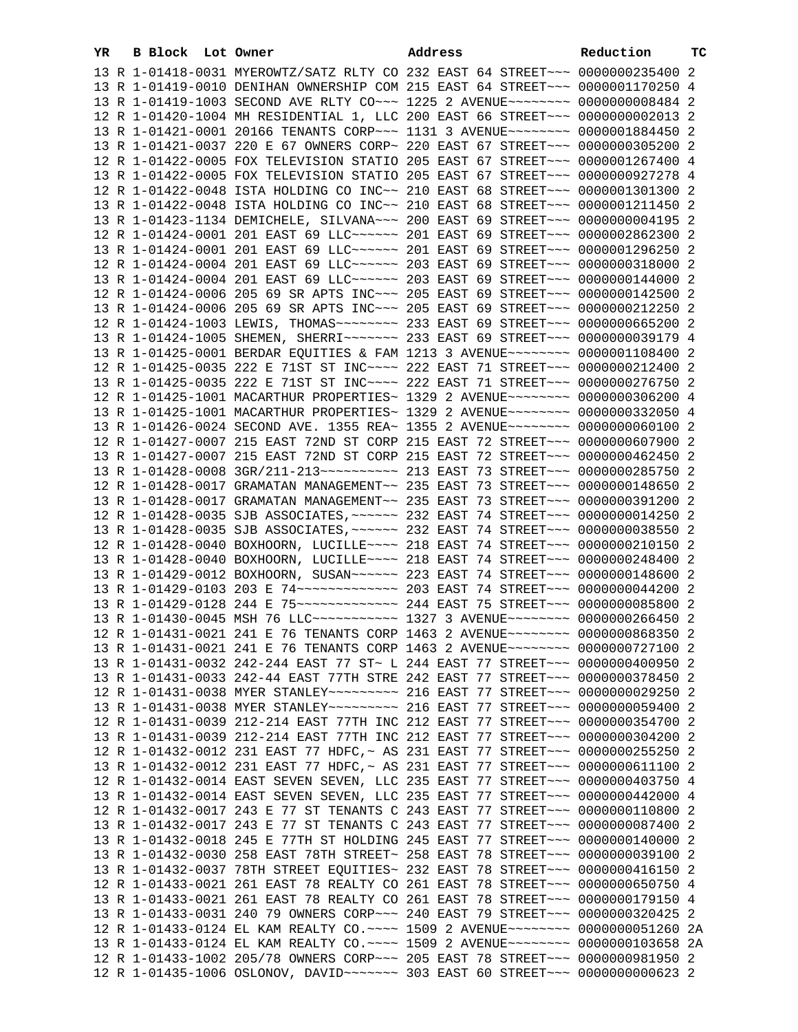| YR | B | Block | Lot | Owner | Address | Reduction | TC |
|---|---|---|---|---|---|---|---|
| 13 | R | 1-01418-0031 | | MYEROWTZ/SATZ RLTY CO | 232 EAST 64 STREET~~~ | 0000000235400 | 2 |
| 13 | R | 1-01419-0010 | | DENIHAN OWNERSHIP COM | 215 EAST 64 STREET~~~ | 0000001170250 | 4 |
| 13 | R | 1-01419-1003 | | SECOND AVE RLTY CO~~~ | 1225 2 AVENUE~~~~~~~~ | 0000000008484 | 2 |
| 12 | R | 1-01420-1004 | | MH RESIDENTIAL 1, LLC | 200 EAST 66 STREET~~~ | 0000000002013 | 2 |
| 13 | R | 1-01421-0001 | | 20166 TENANTS CORP~~~ | 1131 3 AVENUE~~~~~~~~ | 0000001884450 | 2 |
| 13 | R | 1-01421-0037 | | 220 E 67 OWNERS CORP~ | 220 EAST 67 STREET~~~ | 0000000305200 | 2 |
| 12 | R | 1-01422-0005 | | FOX TELEVISION STATIO | 205 EAST 67 STREET~~~ | 0000001267400 | 4 |
| 13 | R | 1-01422-0005 | | FOX TELEVISION STATIO | 205 EAST 67 STREET~~~ | 0000000927278 | 4 |
| 12 | R | 1-01422-0048 | | ISTA HOLDING CO INC~~ | 210 EAST 68 STREET~~~ | 0000001301300 | 2 |
| 13 | R | 1-01422-0048 | | ISTA HOLDING CO INC~~ | 210 EAST 68 STREET~~~ | 0000001211450 | 2 |
| 13 | R | 1-01423-1134 | | DEMICHELE, SILVANA~~~ | 200 EAST 69 STREET~~~ | 0000000004195 | 2 |
| 12 | R | 1-01424-0001 | | 201 EAST 69 LLC~~~~~~ | 201 EAST 69 STREET~~~ | 0000002862300 | 2 |
| 13 | R | 1-01424-0001 | | 201 EAST 69 LLC~~~~~~ | 201 EAST 69 STREET~~~ | 0000001296250 | 2 |
| 12 | R | 1-01424-0004 | | 201 EAST 69 LLC~~~~~~ | 203 EAST 69 STREET~~~ | 0000000318000 | 2 |
| 13 | R | 1-01424-0004 | | 201 EAST 69 LLC~~~~~~ | 203 EAST 69 STREET~~~ | 0000000144000 | 2 |
| 12 | R | 1-01424-0006 | | 205 69 SR APTS INC~~~ | 205 EAST 69 STREET~~~ | 0000000142500 | 2 |
| 13 | R | 1-01424-0006 | | 205 69 SR APTS INC~~~ | 205 EAST 69 STREET~~~ | 0000000212250 | 2 |
| 12 | R | 1-01424-1003 | | LEWIS, THOMAS~~~~~~~~ | 233 EAST 69 STREET~~~ | 0000000665200 | 2 |
| 13 | R | 1-01424-1005 | | SHEMEN, SHERRI~~~~~~~ | 233 EAST 69 STREET~~~ | 0000000039179 | 4 |
| 13 | R | 1-01425-0001 | | BERDAR EQUITIES & FAM | 1213 3 AVENUE~~~~~~~~ | 0000001108400 | 2 |
| 12 | R | 1-01425-0035 | | 222 E 71ST ST INC~~~~ | 222 EAST 71 STREET~~~ | 0000000212400 | 2 |
| 13 | R | 1-01425-0035 | | 222 E 71ST ST INC~~~~ | 222 EAST 71 STREET~~~ | 0000000276750 | 2 |
| 12 | R | 1-01425-1001 | | MACARTHUR PROPERTIES~ | 1329 2 AVENUE~~~~~~~~ | 0000000306200 | 4 |
| 13 | R | 1-01425-1001 | | MACARTHUR PROPERTIES~ | 1329 2 AVENUE~~~~~~~~ | 0000000332050 | 4 |
| 13 | R | 1-01426-0024 | | SECOND AVE. 1355 REA~ | 1355 2 AVENUE~~~~~~~~ | 0000000060100 | 2 |
| 12 | R | 1-01427-0007 | | 215 EAST 72ND ST CORP | 215 EAST 72 STREET~~~ | 0000000607900 | 2 |
| 13 | R | 1-01427-0007 | | 215 EAST 72ND ST CORP | 215 EAST 72 STREET~~~ | 0000000462450 | 2 |
| 13 | R | 1-01428-0008 | | 3GR/211-213~~~~~~~~~~ | 213 EAST 73 STREET~~~ | 0000000285750 | 2 |
| 12 | R | 1-01428-0017 | | GRAMATAN MANAGEMENT~~ | 235 EAST 73 STREET~~~ | 0000000148650 | 2 |
| 13 | R | 1-01428-0017 | | GRAMATAN MANAGEMENT~~ | 235 EAST 73 STREET~~~ | 0000000391200 | 2 |
| 12 | R | 1-01428-0035 | | SJB ASSOCIATES,~~~~~~ | 232 EAST 74 STREET~~~ | 0000000014250 | 2 |
| 13 | R | 1-01428-0035 | | SJB ASSOCIATES,~~~~~~ | 232 EAST 74 STREET~~~ | 0000000038550 | 2 |
| 12 | R | 1-01428-0040 | | BOXHOORN, LUCILLE~~~~ | 218 EAST 74 STREET~~~ | 0000000210150 | 2 |
| 13 | R | 1-01428-0040 | | BOXHOORN, LUCILLE~~~~ | 218 EAST 74 STREET~~~ | 0000000248400 | 2 |
| 13 | R | 1-01429-0012 | | BOXHOORN, SUSAN~~~~~~ | 223 EAST 74 STREET~~~ | 0000000148600 | 2 |
| 13 | R | 1-01429-0103 | | 203 E 74~~~~~~~~~~~~~ | 203 EAST 74 STREET~~~ | 0000000044200 | 2 |
| 13 | R | 1-01429-0128 | | 244 E 75~~~~~~~~~~~~~ | 244 EAST 75 STREET~~~ | 0000000085800 | 2 |
| 13 | R | 1-01430-0045 | | MSH 76 LLC~~~~~~~~~~~ | 1327 3 AVENUE~~~~~~~~ | 0000000266450 | 2 |
| 12 | R | 1-01431-0021 | | 241 E 76 TENANTS CORP | 1463 2 AVENUE~~~~~~~~ | 0000000868350 | 2 |
| 13 | R | 1-01431-0021 | | 241 E 76 TENANTS CORP | 1463 2 AVENUE~~~~~~~~ | 0000000727100 | 2 |
| 13 | R | 1-01431-0032 | | 242-244 EAST 77 ST~ L | 244 EAST 77 STREET~~~ | 0000000400950 | 2 |
| 13 | R | 1-01431-0033 | | 242-44 EAST 77TH STRE | 242 EAST 77 STREET~~~ | 0000000378450 | 2 |
| 12 | R | 1-01431-0038 | | MYER STANLEY~~~~~~~~~ | 216 EAST 77 STREET~~~ | 0000000029250 | 2 |
| 13 | R | 1-01431-0038 | | MYER STANLEY~~~~~~~~~ | 216 EAST 77 STREET~~~ | 0000000059400 | 2 |
| 12 | R | 1-01431-0039 | | 212-214 EAST 77TH INC | 212 EAST 77 STREET~~~ | 0000000354700 | 2 |
| 13 | R | 1-01431-0039 | | 212-214 EAST 77TH INC | 212 EAST 77 STREET~~~ | 0000000304200 | 2 |
| 12 | R | 1-01432-0012 | | 231 EAST 77 HDFC,~ AS | 231 EAST 77 STREET~~~ | 0000000255250 | 2 |
| 13 | R | 1-01432-0012 | | 231 EAST 77 HDFC,~ AS | 231 EAST 77 STREET~~~ | 0000000611100 | 2 |
| 12 | R | 1-01432-0014 | | EAST SEVEN SEVEN, LLC | 235 EAST 77 STREET~~~ | 0000000403750 | 4 |
| 13 | R | 1-01432-0014 | | EAST SEVEN SEVEN, LLC | 235 EAST 77 STREET~~~ | 0000000442000 | 4 |
| 12 | R | 1-01432-0017 | | 243 E 77 ST TENANTS C | 243 EAST 77 STREET~~~ | 0000000110800 | 2 |
| 13 | R | 1-01432-0017 | | 243 E 77 ST TENANTS C | 243 EAST 77 STREET~~~ | 0000000087400 | 2 |
| 13 | R | 1-01432-0018 | | 245 E 77TH ST HOLDING | 245 EAST 77 STREET~~~ | 0000000140000 | 2 |
| 13 | R | 1-01432-0030 | | 258 EAST 78TH STREET~ | 258 EAST 78 STREET~~~ | 0000000039100 | 2 |
| 13 | R | 1-01432-0037 | | 78TH STREET EQUITIES~ | 232 EAST 78 STREET~~~ | 0000000416150 | 2 |
| 12 | R | 1-01433-0021 | | 261 EAST 78 REALTY CO | 261 EAST 78 STREET~~~ | 0000000650750 | 4 |
| 13 | R | 1-01433-0021 | | 261 EAST 78 REALTY CO | 261 EAST 78 STREET~~~ | 0000000179150 | 4 |
| 13 | R | 1-01433-0031 | | 240 79 OWNERS CORP~~~ | 240 EAST 79 STREET~~~ | 0000000320425 | 2 |
| 12 | R | 1-01433-0124 | | EL KAM REALTY CO.~~~~ | 1509 2 AVENUE~~~~~~~~ | 0000000051260 | 2A |
| 13 | R | 1-01433-0124 | | EL KAM REALTY CO.~~~~ | 1509 2 AVENUE~~~~~~~~ | 0000000103658 | 2A |
| 12 | R | 1-01433-1002 | | 205/78 OWNERS CORP~~~ | 205 EAST 78 STREET~~~ | 0000000981950 | 2 |
| 12 | R | 1-01435-1006 | | OSLONOV, DAVID~~~~~~~ | 303 EAST 60 STREET~~~ | 0000000000623 | 2 |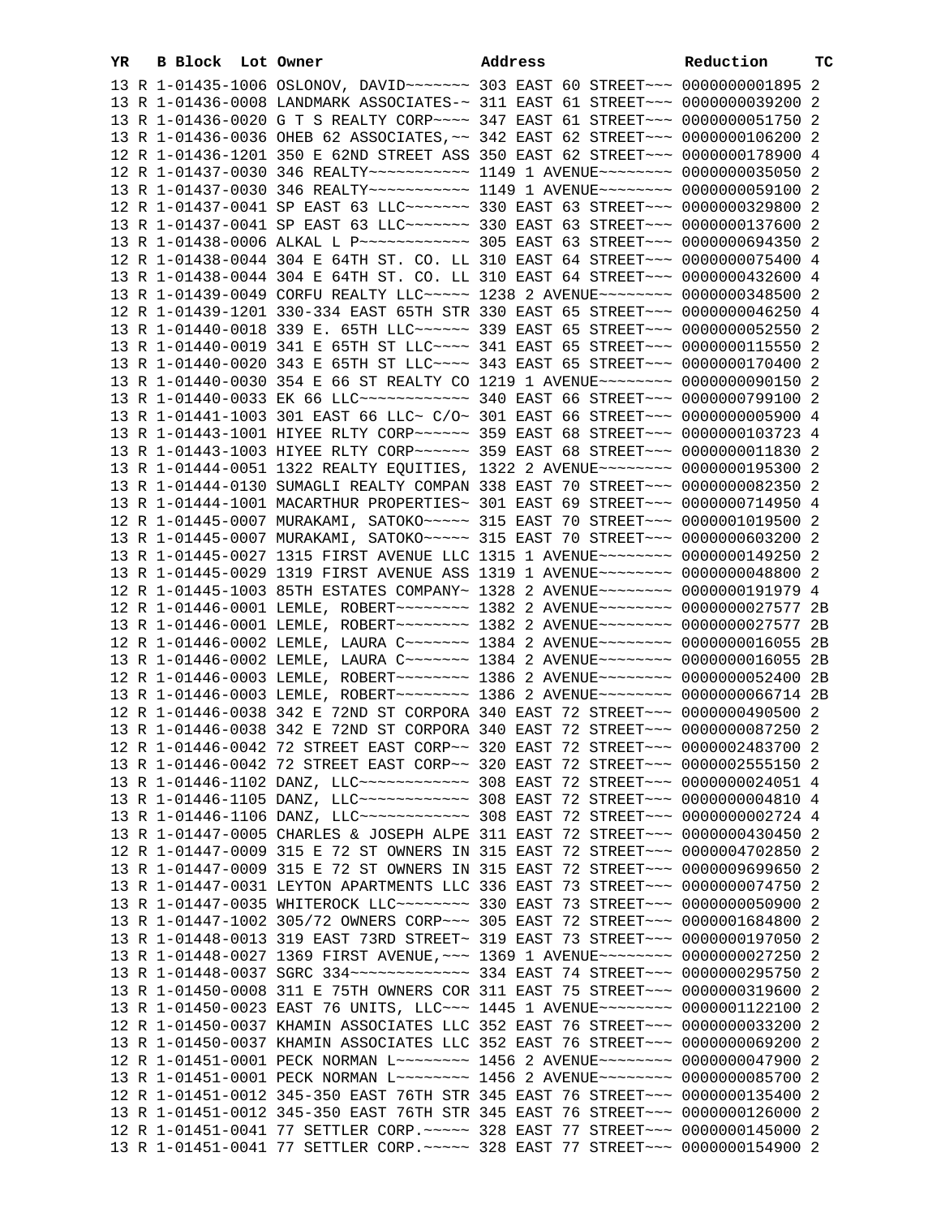| YR | B | Block | Lot | Owner | Address | Reduction | TC |
|---|---|---|---|---|---|---|---|
| 13 | R | 1-01435-1006 | | OSLONOV, DAVID~~~~~~~ | 303 EAST 60 STREET~~~ | 0000000001895 | 2 |
| 13 | R | 1-01436-0008 | | LANDMARK ASSOCIATES-~ | 311 EAST 61 STREET~~~ | 0000000039200 | 2 |
| 13 | R | 1-01436-0020 | | G T S REALTY CORP~~~~ | 347 EAST 61 STREET~~~ | 0000000051750 | 2 |
| 13 | R | 1-01436-0036 | | OHEB 62 ASSOCIATES,~~ | 342 EAST 62 STREET~~~ | 0000000106200 | 2 |
| 12 | R | 1-01436-1201 | | 350 E 62ND STREET ASS | 350 EAST 62 STREET~~~ | 0000000178900 | 4 |
| 12 | R | 1-01437-0030 | | 346 REALTY~~~~~~~~~~~ | 1149 1 AVENUE~~~~~~~~ | 0000000035050 | 2 |
| 13 | R | 1-01437-0030 | | 346 REALTY~~~~~~~~~~~ | 1149 1 AVENUE~~~~~~~~ | 0000000059100 | 2 |
| 12 | R | 1-01437-0041 | | SP EAST 63 LLC~~~~~~~ | 330 EAST 63 STREET~~~ | 0000000329800 | 2 |
| 13 | R | 1-01437-0041 | | SP EAST 63 LLC~~~~~~~ | 330 EAST 63 STREET~~~ | 0000000137600 | 2 |
| 13 | R | 1-01438-0006 | | ALKAL L P~~~~~~~~~~~~ | 305 EAST 63 STREET~~~ | 0000000694350 | 2 |
| 12 | R | 1-01438-0044 | | 304 E 64TH ST. CO. LL | 310 EAST 64 STREET~~~ | 0000000075400 | 4 |
| 13 | R | 1-01438-0044 | | 304 E 64TH ST. CO. LL | 310 EAST 64 STREET~~~ | 0000000432600 | 4 |
| 13 | R | 1-01439-0049 | | CORFU REALTY LLC~~~~~ | 1238 2 AVENUE~~~~~~~~ | 0000000348500 | 2 |
| 12 | R | 1-01439-1201 | | 330-334 EAST 65TH STR | 330 EAST 65 STREET~~~ | 0000000046250 | 4 |
| 13 | R | 1-01440-0018 | | 339 E. 65TH LLC~~~~~~ | 339 EAST 65 STREET~~~ | 0000000052550 | 2 |
| 13 | R | 1-01440-0019 | | 341 E 65TH ST LLC~~~~ | 341 EAST 65 STREET~~~ | 0000000115550 | 2 |
| 13 | R | 1-01440-0020 | | 343 E 65TH ST LLC~~~~ | 343 EAST 65 STREET~~~ | 0000000170400 | 2 |
| 13 | R | 1-01440-0030 | | 354 E 66 ST REALTY CO | 1219 1 AVENUE~~~~~~~~ | 0000000090150 | 2 |
| 13 | R | 1-01440-0033 | | EK 66 LLC~~~~~~~~~~~~ | 340 EAST 66 STREET~~~ | 0000000799100 | 2 |
| 13 | R | 1-01441-1003 | | 301 EAST 66 LLC~ C/O~ | 301 EAST 66 STREET~~~ | 0000000005900 | 4 |
| 13 | R | 1-01443-1001 | | HIYEE RLTY CORP~~~~~~ | 359 EAST 68 STREET~~~ | 0000000103723 | 4 |
| 13 | R | 1-01443-1003 | | HIYEE RLTY CORP~~~~~~ | 359 EAST 68 STREET~~~ | 0000000011830 | 2 |
| 13 | R | 1-01444-0051 | | 1322 REALTY EQUITIES, | 1322 2 AVENUE~~~~~~~~ | 0000000195300 | 2 |
| 13 | R | 1-01444-0130 | | SUMAGLI REALTY COMPAN | 338 EAST 70 STREET~~~ | 0000000082350 | 2 |
| 13 | R | 1-01444-1001 | | MACARTHUR PROPERTIES~ | 301 EAST 69 STREET~~~ | 0000000714950 | 4 |
| 12 | R | 1-01445-0007 | | MURAKAMI, SATOKO~~~~~ | 315 EAST 70 STREET~~~ | 0000001019500 | 2 |
| 13 | R | 1-01445-0007 | | MURAKAMI, SATOKO~~~~~ | 315 EAST 70 STREET~~~ | 0000000603200 | 2 |
| 13 | R | 1-01445-0027 | | 1315 FIRST AVENUE LLC | 1315 1 AVENUE~~~~~~~~ | 0000000149250 | 2 |
| 13 | R | 1-01445-0029 | | 1319 FIRST AVENUE ASS | 1319 1 AVENUE~~~~~~~~ | 0000000048800 | 2 |
| 12 | R | 1-01445-1003 | | 85TH ESTATES COMPANY~ | 1328 2 AVENUE~~~~~~~~ | 0000000191979 | 4 |
| 12 | R | 1-01446-0001 | | LEMLE, ROBERT~~~~~~~~ | 1382 2 AVENUE~~~~~~~~ | 0000000027577 | 2B |
| 13 | R | 1-01446-0001 | | LEMLE, ROBERT~~~~~~~~ | 1382 2 AVENUE~~~~~~~~ | 0000000027577 | 2B |
| 12 | R | 1-01446-0002 | | LEMLE, LAURA C~~~~~~~ | 1384 2 AVENUE~~~~~~~~ | 0000000016055 | 2B |
| 13 | R | 1-01446-0002 | | LEMLE, LAURA C~~~~~~~ | 1384 2 AVENUE~~~~~~~~ | 0000000016055 | 2B |
| 12 | R | 1-01446-0003 | | LEMLE, ROBERT~~~~~~~~ | 1386 2 AVENUE~~~~~~~~ | 0000000052400 | 2B |
| 13 | R | 1-01446-0003 | | LEMLE, ROBERT~~~~~~~~ | 1386 2 AVENUE~~~~~~~~ | 0000000066714 | 2B |
| 12 | R | 1-01446-0038 | | 342 E 72ND ST CORPORA | 340 EAST 72 STREET~~~ | 0000000490500 | 2 |
| 13 | R | 1-01446-0038 | | 342 E 72ND ST CORPORA | 340 EAST 72 STREET~~~ | 0000000087250 | 2 |
| 12 | R | 1-01446-0042 | | 72 STREET EAST CORP~~ | 320 EAST 72 STREET~~~ | 0000002483700 | 2 |
| 13 | R | 1-01446-0042 | | 72 STREET EAST CORP~~ | 320 EAST 72 STREET~~~ | 0000002555150 | 2 |
| 13 | R | 1-01446-1102 | | DANZ, LLC~~~~~~~~~~~~ | 308 EAST 72 STREET~~~ | 0000000024051 | 4 |
| 13 | R | 1-01446-1105 | | DANZ, LLC~~~~~~~~~~~~ | 308 EAST 72 STREET~~~ | 0000000004810 | 4 |
| 13 | R | 1-01446-1106 | | DANZ, LLC~~~~~~~~~~~~ | 308 EAST 72 STREET~~~ | 0000000002724 | 4 |
| 13 | R | 1-01447-0005 | | CHARLES & JOSEPH ALPE | 311 EAST 72 STREET~~~ | 0000000430450 | 2 |
| 12 | R | 1-01447-0009 | | 315 E 72 ST OWNERS IN | 315 EAST 72 STREET~~~ | 0000004702850 | 2 |
| 13 | R | 1-01447-0009 | | 315 E 72 ST OWNERS IN | 315 EAST 72 STREET~~~ | 0000009699650 | 2 |
| 13 | R | 1-01447-0031 | | LEYTON APARTMENTS LLC | 336 EAST 73 STREET~~~ | 0000000074750 | 2 |
| 13 | R | 1-01447-0035 | | WHITEROCK LLC~~~~~~~~ | 330 EAST 73 STREET~~~ | 0000000050900 | 2 |
| 13 | R | 1-01447-1002 | | 305/72 OWNERS CORP~~~ | 305 EAST 72 STREET~~~ | 0000001684800 | 2 |
| 13 | R | 1-01448-0013 | | 319 EAST 73RD STREET~ | 319 EAST 73 STREET~~~ | 0000000197050 | 2 |
| 13 | R | 1-01448-0027 | | 1369 FIRST AVENUE,~~~ | 1369 1 AVENUE~~~~~~~~ | 0000000027250 | 2 |
| 13 | R | 1-01448-0037 | | SGRC 334~~~~~~~~~~~~~ | 334 EAST 74 STREET~~~ | 0000000295750 | 2 |
| 13 | R | 1-01450-0008 | | 311 E 75TH OWNERS COR | 311 EAST 75 STREET~~~ | 0000000319600 | 2 |
| 13 | R | 1-01450-0023 | | EAST 76 UNITS, LLC~~~ | 1445 1 AVENUE~~~~~~~~ | 0000001122100 | 2 |
| 12 | R | 1-01450-0037 | | KHAMIN ASSOCIATES LLC | 352 EAST 76 STREET~~~ | 0000000033200 | 2 |
| 13 | R | 1-01450-0037 | | KHAMIN ASSOCIATES LLC | 352 EAST 76 STREET~~~ | 0000000069200 | 2 |
| 12 | R | 1-01451-0001 | | PECK NORMAN L~~~~~~~~ | 1456 2 AVENUE~~~~~~~~ | 0000000047900 | 2 |
| 13 | R | 1-01451-0001 | | PECK NORMAN L~~~~~~~~ | 1456 2 AVENUE~~~~~~~~ | 0000000085700 | 2 |
| 12 | R | 1-01451-0012 | | 345-350 EAST 76TH STR | 345 EAST 76 STREET~~~ | 0000000135400 | 2 |
| 13 | R | 1-01451-0012 | | 345-350 EAST 76TH STR | 345 EAST 76 STREET~~~ | 0000000126000 | 2 |
| 12 | R | 1-01451-0041 | | 77 SETTLER CORP.~~~~~ | 328 EAST 77 STREET~~~ | 0000000145000 | 2 |
| 13 | R | 1-01451-0041 | | 77 SETTLER CORP.~~~~~ | 328 EAST 77 STREET~~~ | 0000000154900 | 2 |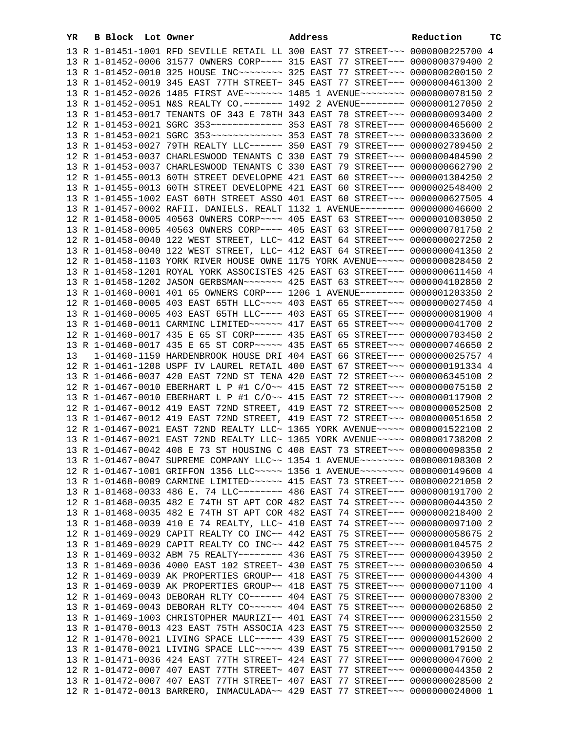| YR | B | Block | Lot | Owner | Address | Reduction | TC |
|---|---|---|---|---|---|---|---|
| 13 | R | 1-01451-1001 | | RFD SEVILLE RETAIL LL | 300 EAST 77 STREET~~~ | 0000000225700 | 4 |
| 13 | R | 1-01452-0006 | | 31577 OWNERS CORP~~~~ | 315 EAST 77 STREET~~~ | 0000000379400 | 2 |
| 13 | R | 1-01452-0010 | | 325 HOUSE INC~~~~~~~~ | 325 EAST 77 STREET~~~ | 0000000200150 | 2 |
| 13 | R | 1-01452-0019 | | 345 EAST 77TH STREET~ | 345 EAST 77 STREET~~~ | 0000000461300 | 2 |
| 13 | R | 1-01452-0026 | | 1485 FIRST AVE~~~~~~~ | 1485 1 AVENUE~~~~~~~~ | 0000000078150 | 2 |
| 13 | R | 1-01452-0051 | | N&S REALTY CO.~~~~~~~ | 1492 2 AVENUE~~~~~~~~ | 0000000127050 | 2 |
| 13 | R | 1-01453-0017 | | TENANTS OF 343 E 78TH | 343 EAST 78 STREET~~~ | 0000000093400 | 2 |
| 12 | R | 1-01453-0021 | | SGRC 353~~~~~~~~~~~~~ | 353 EAST 78 STREET~~~ | 0000000465600 | 2 |
| 13 | R | 1-01453-0021 | | SGRC 353~~~~~~~~~~~~~ | 353 EAST 78 STREET~~~ | 0000000333600 | 2 |
| 13 | R | 1-01453-0027 | | 79TH REALTY LLC~~~~~~ | 350 EAST 79 STREET~~~ | 0000002789450 | 2 |
| 12 | R | 1-01453-0037 | | CHARLESWOOD TENANTS C | 330 EAST 79 STREET~~~ | 0000000484590 | 2 |
| 13 | R | 1-01453-0037 | | CHARLESWOOD TENANTS C | 330 EAST 79 STREET~~~ | 0000000662790 | 2 |
| 12 | R | 1-01455-0013 | | 60TH STREET DEVELOPME | 421 EAST 60 STREET~~~ | 0000001384250 | 2 |
| 13 | R | 1-01455-0013 | | 60TH STREET DEVELOPME | 421 EAST 60 STREET~~~ | 0000002548400 | 2 |
| 13 | R | 1-01455-1002 | | EAST 60TH STREET ASSO | 401 EAST 60 STREET~~~ | 0000000627505 | 4 |
| 13 | R | 1-01457-0002 | | RAFII. DANIELS. REALT | 1132 1 AVENUE~~~~~~~~ | 0000000046600 | 2 |
| 12 | R | 1-01458-0005 | | 40563 OWNERS CORP~~~~ | 405 EAST 63 STREET~~~ | 0000001003050 | 2 |
| 13 | R | 1-01458-0005 | | 40563 OWNERS CORP~~~~ | 405 EAST 63 STREET~~~ | 0000000701750 | 2 |
| 12 | R | 1-01458-0040 | | 122 WEST STREET, LLC~ | 412 EAST 64 STREET~~~ | 0000000027250 | 2 |
| 13 | R | 1-01458-0040 | | 122 WEST STREET, LLC~ | 412 EAST 64 STREET~~~ | 0000000041350 | 2 |
| 12 | R | 1-01458-1103 | | YORK RIVER HOUSE OWNE | 1175 YORK AVENUE~~~~~ | 0000000828450 | 2 |
| 13 | R | 1-01458-1201 | | ROYAL YORK ASSOCISTES | 425 EAST 63 STREET~~~ | 0000000611450 | 4 |
| 13 | R | 1-01458-1202 | | JASON GERBSMAN~~~~~~~ | 425 EAST 63 STREET~~~ | 0000004102850 | 2 |
| 13 | R | 1-01460-0001 | | 401 65 OWNERS CORP~~~ | 1206 1 AVENUE~~~~~~~~ | 0000001203350 | 2 |
| 12 | R | 1-01460-0005 | | 403 EAST 65TH LLC~~~~ | 403 EAST 65 STREET~~~ | 0000000027450 | 4 |
| 13 | R | 1-01460-0005 | | 403 EAST 65TH LLC~~~~ | 403 EAST 65 STREET~~~ | 0000000081900 | 4 |
| 13 | R | 1-01460-0011 | | CARMINC LIMITED~~~~~~ | 417 EAST 65 STREET~~~ | 0000000041700 | 2 |
| 12 | R | 1-01460-0017 | | 435 E 65 ST CORP~~~~~ | 435 EAST 65 STREET~~~ | 0000000703450 | 2 |
| 13 | R | 1-01460-0017 | | 435 E 65 ST CORP~~~~~ | 435 EAST 65 STREET~~~ | 0000000746650 | 2 |
| 13 | | 1-01460-1159 | | HARDENBROOK HOUSE DRI | 404 EAST 66 STREET~~~ | 0000000025757 | 4 |
| 12 | R | 1-01461-1208 | | USPF IV LAUREL RETAIL | 400 EAST 67 STREET~~~ | 0000000191334 | 4 |
| 13 | R | 1-01466-0037 | | 420 EAST 72ND ST TENA | 420 EAST 72 STREET~~~ | 0000006345100 | 2 |
| 12 | R | 1-01467-0010 | | EBERHART L P #1 C/O~~ | 415 EAST 72 STREET~~~ | 0000000075150 | 2 |
| 13 | R | 1-01467-0010 | | EBERHART L P #1 C/O~~ | 415 EAST 72 STREET~~~ | 0000000117900 | 2 |
| 12 | R | 1-01467-0012 | | 419 EAST 72ND STREET, | 419 EAST 72 STREET~~~ | 0000000052500 | 2 |
| 13 | R | 1-01467-0012 | | 419 EAST 72ND STREET, | 419 EAST 72 STREET~~~ | 0000000051650 | 2 |
| 12 | R | 1-01467-0021 | | EAST 72ND REALTY LLC~ | 1365 YORK AVENUE~~~~~ | 0000001522100 | 2 |
| 13 | R | 1-01467-0021 | | EAST 72ND REALTY LLC~ | 1365 YORK AVENUE~~~~~ | 0000001738200 | 2 |
| 13 | R | 1-01467-0042 | | 408 E 73 ST HOUSING C | 408 EAST 73 STREET~~~ | 0000000098350 | 2 |
| 13 | R | 1-01467-0047 | | SUPREME COMPANY LLC~~ | 1354 1 AVENUE~~~~~~~~ | 0000000108300 | 2 |
| 12 | R | 1-01467-1001 | | GRIFFON 1356 LLC~~~~~ | 1356 1 AVENUE~~~~~~~~ | 0000000149600 | 4 |
| 13 | R | 1-01468-0009 | | CARMINE LIMITED~~~~~~ | 415 EAST 73 STREET~~~ | 0000000221050 | 2 |
| 13 | R | 1-01468-0033 | | 486 E. 74 LLC~~~~~~~~ | 486 EAST 74 STREET~~~ | 0000000191700 | 2 |
| 12 | R | 1-01468-0035 | | 482 E 74TH ST APT COR | 482 EAST 74 STREET~~~ | 0000000044350 | 2 |
| 13 | R | 1-01468-0035 | | 482 E 74TH ST APT COR | 482 EAST 74 STREET~~~ | 0000000218400 | 2 |
| 13 | R | 1-01468-0039 | | 410 E 74 REALTY, LLC~ | 410 EAST 74 STREET~~~ | 0000000097100 | 2 |
| 12 | R | 1-01469-0029 | | CAPIT REALTY CO INC~~ | 442 EAST 75 STREET~~~ | 0000000058675 | 2 |
| 13 | R | 1-01469-0029 | | CAPIT REALTY CO INC~~ | 442 EAST 75 STREET~~~ | 0000000104575 | 2 |
| 13 | R | 1-01469-0032 | | ABM 75 REALTY~~~~~~~~ | 436 EAST 75 STREET~~~ | 0000000043950 | 2 |
| 13 | R | 1-01469-0036 | | 4000 EAST 102 STREET~ | 430 EAST 75 STREET~~~ | 0000000030650 | 4 |
| 12 | R | 1-01469-0039 | | AK PROPERTIES GROUP~~ | 418 EAST 75 STREET~~~ | 0000000044300 | 4 |
| 13 | R | 1-01469-0039 | | AK PROPERTIES GROUP~~ | 418 EAST 75 STREET~~~ | 0000000071100 | 4 |
| 12 | R | 1-01469-0043 | | DEBORAH RLTY CO~~~~~~ | 404 EAST 75 STREET~~~ | 0000000078300 | 2 |
| 13 | R | 1-01469-0043 | | DEBORAH RLTY CO~~~~~~ | 404 EAST 75 STREET~~~ | 0000000026850 | 2 |
| 13 | R | 1-01469-1003 | | CHRISTOPHER MAURIZI~~ | 401 EAST 74 STREET~~~ | 0000006231550 | 2 |
| 13 | R | 1-01470-0013 | | 423 EAST 75TH ASSOCIA | 423 EAST 75 STREET~~~ | 0000000032550 | 2 |
| 12 | R | 1-01470-0021 | | LIVING SPACE LLC~~~~~ | 439 EAST 75 STREET~~~ | 0000000152600 | 2 |
| 13 | R | 1-01470-0021 | | LIVING SPACE LLC~~~~~ | 439 EAST 75 STREET~~~ | 0000000179150 | 2 |
| 13 | R | 1-01471-0036 | | 424 EAST 77TH STREET~ | 424 EAST 77 STREET~~~ | 0000000047600 | 2 |
| 12 | R | 1-01472-0007 | | 407 EAST 77TH STREET~ | 407 EAST 77 STREET~~~ | 0000000044350 | 2 |
| 13 | R | 1-01472-0007 | | 407 EAST 77TH STREET~ | 407 EAST 77 STREET~~~ | 0000000028500 | 2 |
| 12 | R | 1-01472-0013 | | BARRERO, INMACULADA~~ | 429 EAST 77 STREET~~~ | 0000000024000 | 1 |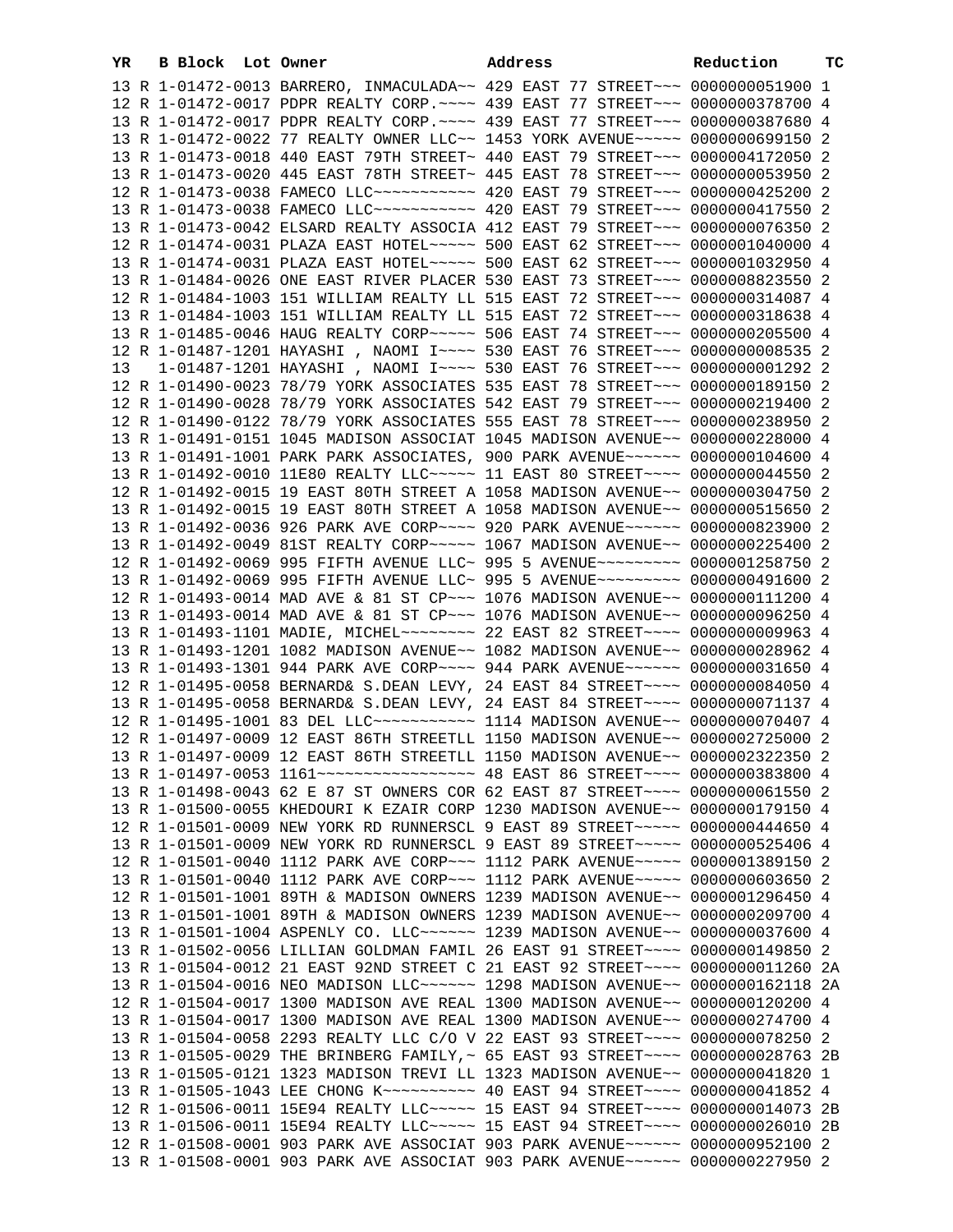| YR | B | Block | Lot | Owner | Address | Reduction | TC |
|---|---|---|---|---|---|---|---|
| 13 | R | 1-01472-0013 | | BARRERO, INMACULADA~~ | 429 EAST 77 STREET~~~ | 0000000051900 | 1 |
| 12 | R | 1-01472-0017 | | PDPR REALTY CORP.~~~~ | 439 EAST 77 STREET~~~ | 0000000378700 | 4 |
| 13 | R | 1-01472-0017 | | PDPR REALTY CORP.~~~~ | 439 EAST 77 STREET~~~ | 0000000387680 | 4 |
| 13 | R | 1-01472-0022 | | 77 REALTY OWNER LLC~~ | 1453 YORK AVENUE~~~~~ | 0000000699150 | 2 |
| 13 | R | 1-01473-0018 | | 440 EAST 79TH STREET~ | 440 EAST 79 STREET~~~ | 0000004172050 | 2 |
| 13 | R | 1-01473-0020 | | 445 EAST 78TH STREET~ | 445 EAST 78 STREET~~~ | 0000000053950 | 2 |
| 12 | R | 1-01473-0038 | | FAMECO LLC~~~~~~~~~~~ | 420 EAST 79 STREET~~~ | 0000000425200 | 2 |
| 13 | R | 1-01473-0038 | | FAMECO LLC~~~~~~~~~~~ | 420 EAST 79 STREET~~~ | 0000000417550 | 2 |
| 13 | R | 1-01473-0042 | | ELSARD REALTY ASSOCIA | 412 EAST 79 STREET~~~ | 0000000076350 | 2 |
| 12 | R | 1-01474-0031 | | PLAZA EAST HOTEL~~~~~ | 500 EAST 62 STREET~~~ | 0000001040000 | 4 |
| 13 | R | 1-01474-0031 | | PLAZA EAST HOTEL~~~~~ | 500 EAST 62 STREET~~~ | 0000001032950 | 4 |
| 13 | R | 1-01484-0026 | | ONE EAST RIVER PLACER | 530 EAST 73 STREET~~~ | 0000008823550 | 2 |
| 12 | R | 1-01484-1003 | | 151 WILLIAM REALTY LL | 515 EAST 72 STREET~~~ | 0000000314087 | 4 |
| 13 | R | 1-01484-1003 | | 151 WILLIAM REALTY LL | 515 EAST 72 STREET~~~ | 0000000318638 | 4 |
| 13 | R | 1-01485-0046 | | HAUG REALTY CORP~~~~~ | 506 EAST 74 STREET~~~ | 0000000205500 | 4 |
| 12 | R | 1-01487-1201 | | HAYASHI , NAOMI I~~~~ | 530 EAST 76 STREET~~~ | 0000000008535 | 2 |
| 13 | | 1-01487-1201 | | HAYASHI , NAOMI I~~~~ | 530 EAST 76 STREET~~~ | 0000000001292 | 2 |
| 12 | R | 1-01490-0023 | | 78/79 YORK ASSOCIATES | 535 EAST 78 STREET~~~ | 0000000189150 | 2 |
| 12 | R | 1-01490-0028 | | 78/79 YORK ASSOCIATES | 542 EAST 79 STREET~~~ | 0000000219400 | 2 |
| 12 | R | 1-01490-0122 | | 78/79 YORK ASSOCIATES | 555 EAST 78 STREET~~~ | 0000000238950 | 2 |
| 13 | R | 1-01491-0151 | | 1045 MADISON ASSOCIAT | 1045 MADISON AVENUE~~ | 0000000228000 | 4 |
| 13 | R | 1-01491-1001 | | PARK PARK ASSOCIATES, | 900 PARK AVENUE~~~~~~ | 0000000104600 | 4 |
| 13 | R | 1-01492-0010 | | 11E80 REALTY LLC~~~~~ | 11 EAST 80 STREET~~~~ | 0000000044550 | 2 |
| 12 | R | 1-01492-0015 | | 19 EAST 80TH STREET A | 1058 MADISON AVENUE~~ | 0000000304750 | 2 |
| 13 | R | 1-01492-0015 | | 19 EAST 80TH STREET A | 1058 MADISON AVENUE~~ | 0000000515650 | 2 |
| 13 | R | 1-01492-0036 | | 926 PARK AVE CORP~~~~ | 920 PARK AVENUE~~~~~~ | 0000000823900 | 2 |
| 13 | R | 1-01492-0049 | | 81ST REALTY CORP~~~~~ | 1067 MADISON AVENUE~~ | 0000000225400 | 2 |
| 12 | R | 1-01492-0069 | | 995 FIFTH AVENUE LLC~ | 995 5 AVENUE~~~~~~~~~ | 0000001258750 | 2 |
| 13 | R | 1-01492-0069 | | 995 FIFTH AVENUE LLC~ | 995 5 AVENUE~~~~~~~~~ | 0000000491600 | 2 |
| 12 | R | 1-01493-0014 | | MAD AVE & 81 ST CP~~~ | 1076 MADISON AVENUE~~ | 0000000111200 | 4 |
| 13 | R | 1-01493-0014 | | MAD AVE & 81 ST CP~~~ | 1076 MADISON AVENUE~~ | 0000000096250 | 4 |
| 13 | R | 1-01493-1101 | | MADIE, MICHEL~~~~~~~~ | 22 EAST 82 STREET~~~~ | 0000000009963 | 4 |
| 13 | R | 1-01493-1201 | | 1082 MADISON AVENUE~~ | 1082 MADISON AVENUE~~ | 0000000028962 | 4 |
| 13 | R | 1-01493-1301 | | 944 PARK AVE CORP~~~~ | 944 PARK AVENUE~~~~~~ | 0000000031650 | 4 |
| 12 | R | 1-01495-0058 | | BERNARD& S.DEAN LEVY, | 24 EAST 84 STREET~~~~ | 0000000084050 | 4 |
| 13 | R | 1-01495-0058 | | BERNARD& S.DEAN LEVY, | 24 EAST 84 STREET~~~~ | 0000000071137 | 4 |
| 12 | R | 1-01495-1001 | | 83 DEL LLC~~~~~~~~~~~ | 1114 MADISON AVENUE~~ | 0000000070407 | 4 |
| 12 | R | 1-01497-0009 | | 12 EAST 86TH STREETLL | 1150 MADISON AVENUE~~ | 0000002725000 | 2 |
| 13 | R | 1-01497-0009 | | 12 EAST 86TH STREETLL | 1150 MADISON AVENUE~~ | 0000002322350 | 2 |
| 13 | R | 1-01497-0053 | | 1161~~~~~~~~~~~~~~~~~ | 48 EAST 86 STREET~~~~ | 0000000383800 | 4 |
| 13 | R | 1-01498-0043 | | 62 E 87 ST OWNERS COR | 62 EAST 87 STREET~~~~ | 0000000061550 | 2 |
| 13 | R | 1-01500-0055 | | KHEDOURI K EZAIR CORP | 1230 MADISON AVENUE~~ | 0000000179150 | 4 |
| 12 | R | 1-01501-0009 | | NEW YORK RD RUNNERSCL | 9 EAST 89 STREET~~~~~ | 0000000444650 | 4 |
| 13 | R | 1-01501-0009 | | NEW YORK RD RUNNERSCL | 9 EAST 89 STREET~~~~~ | 0000000525406 | 4 |
| 12 | R | 1-01501-0040 | | 1112 PARK AVE CORP~~~ | 1112 PARK AVENUE~~~~~ | 0000001389150 | 2 |
| 13 | R | 1-01501-0040 | | 1112 PARK AVE CORP~~~ | 1112 PARK AVENUE~~~~~ | 0000000603650 | 2 |
| 12 | R | 1-01501-1001 | | 89TH & MADISON OWNERS | 1239 MADISON AVENUE~~ | 0000001296450 | 4 |
| 13 | R | 1-01501-1001 | | 89TH & MADISON OWNERS | 1239 MADISON AVENUE~~ | 0000000209700 | 4 |
| 13 | R | 1-01501-1004 | | ASPENLY CO. LLC~~~~~~ | 1239 MADISON AVENUE~~ | 0000000037600 | 4 |
| 13 | R | 1-01502-0056 | | LILLIAN GOLDMAN FAMIL | 26 EAST 91 STREET~~~~ | 0000000149850 | 2 |
| 13 | R | 1-01504-0012 | | 21 EAST 92ND STREET C | 21 EAST 92 STREET~~~~ | 0000000011260 | 2A |
| 13 | R | 1-01504-0016 | | NEO MADISON LLC~~~~~~ | 1298 MADISON AVENUE~~ | 0000000162118 | 2A |
| 12 | R | 1-01504-0017 | | 1300 MADISON AVE REAL | 1300 MADISON AVENUE~~ | 0000000120200 | 4 |
| 13 | R | 1-01504-0017 | | 1300 MADISON AVE REAL | 1300 MADISON AVENUE~~ | 0000000274700 | 4 |
| 13 | R | 1-01504-0058 | | 2293 REALTY LLC C/O V | 22 EAST 93 STREET~~~~ | 0000000078250 | 2 |
| 13 | R | 1-01505-0029 | | THE BRINBERG FAMILY,~ | 65 EAST 93 STREET~~~~ | 0000000028763 | 2B |
| 13 | R | 1-01505-0121 | | 1323 MADISON TREVI LL | 1323 MADISON AVENUE~~ | 0000000041820 | 1 |
| 13 | R | 1-01505-1043 | | LEE CHONG K~~~~~~~~~~ | 40 EAST 94 STREET~~~~ | 0000000041852 | 4 |
| 12 | R | 1-01506-0011 | | 15E94 REALTY LLC~~~~~ | 15 EAST 94 STREET~~~~ | 0000000014073 | 2B |
| 13 | R | 1-01506-0011 | | 15E94 REALTY LLC~~~~~ | 15 EAST 94 STREET~~~~ | 0000000026010 | 2B |
| 12 | R | 1-01508-0001 | | 903 PARK AVE ASSOCIAT | 903 PARK AVENUE~~~~~~ | 0000000952100 | 2 |
| 13 | R | 1-01508-0001 | | 903 PARK AVE ASSOCIAT | 903 PARK AVENUE~~~~~~ | 0000000227950 | 2 |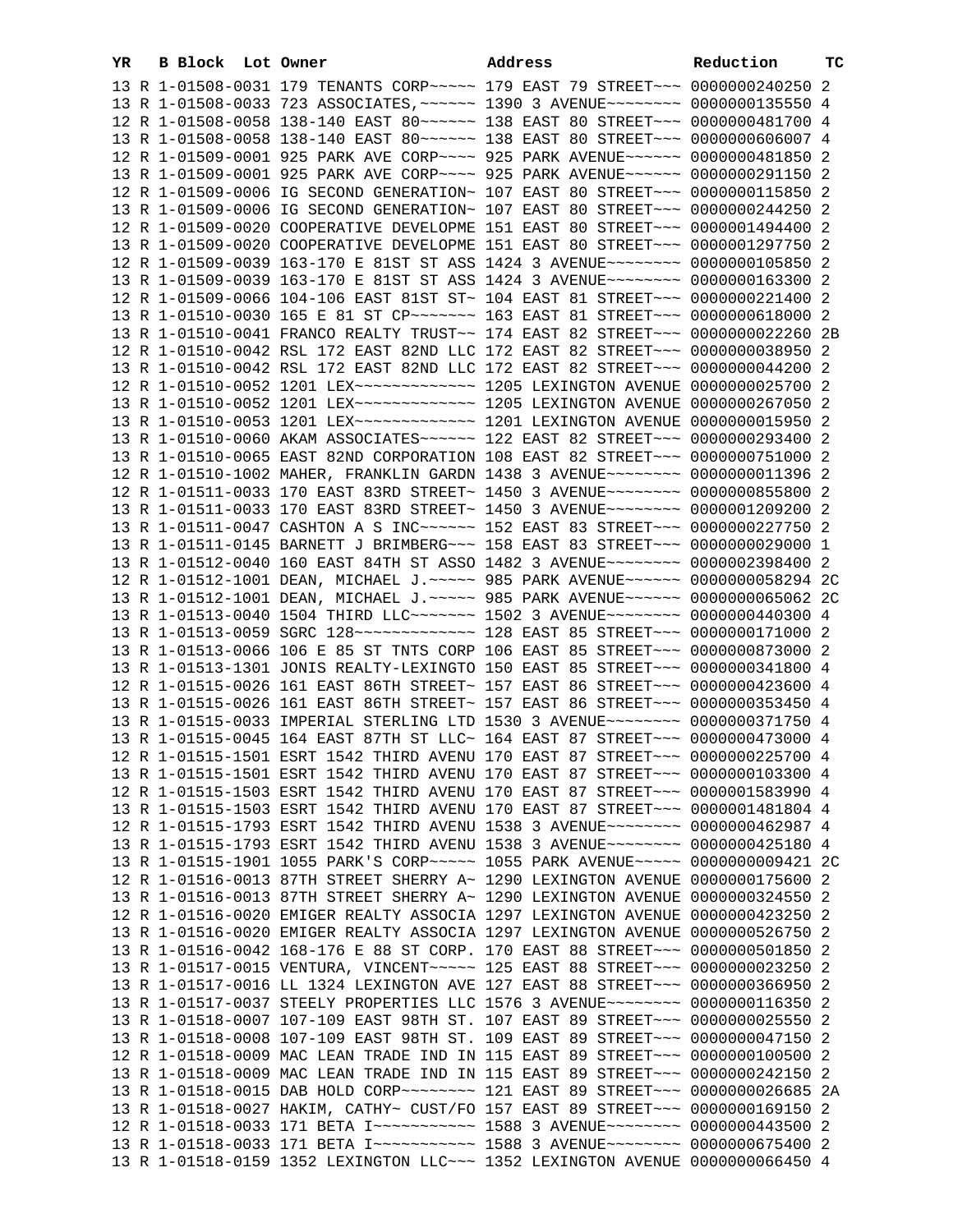| YR | B | Block | Lot | Owner | Address | Reduction | TC |
|---|---|---|---|---|---|---|---|
| 13 | R | 1-01508-0031 | | 179 TENANTS CORP~~~~~ | 179 EAST 79 STREET~~~ | 0000000240250 | 2 |
| 13 | R | 1-01508-0033 | | 723 ASSOCIATES,~~~~~~ | 1390 3 AVENUE~~~~~~~~ | 0000000135550 | 4 |
| 12 | R | 1-01508-0058 | | 138-140 EAST 80~~~~~~ | 138 EAST 80 STREET~~~ | 0000000481700 | 4 |
| 13 | R | 1-01508-0058 | | 138-140 EAST 80~~~~~~ | 138 EAST 80 STREET~~~ | 0000000606007 | 4 |
| 12 | R | 1-01509-0001 | | 925 PARK AVE CORP~~~~ | 925 PARK AVENUE~~~~~~ | 0000000481850 | 2 |
| 13 | R | 1-01509-0001 | | 925 PARK AVE CORP~~~~ | 925 PARK AVENUE~~~~~~ | 0000000291150 | 2 |
| 12 | R | 1-01509-0006 | | IG SECOND GENERATION~ | 107 EAST 80 STREET~~~ | 0000000115850 | 2 |
| 13 | R | 1-01509-0006 | | IG SECOND GENERATION~ | 107 EAST 80 STREET~~~ | 0000000244250 | 2 |
| 12 | R | 1-01509-0020 | | COOPERATIVE DEVELOPME | 151 EAST 80 STREET~~~ | 0000001494400 | 2 |
| 13 | R | 1-01509-0020 | | COOPERATIVE DEVELOPME | 151 EAST 80 STREET~~~ | 0000001297750 | 2 |
| 12 | R | 1-01509-0039 | | 163-170 E 81ST ST ASS | 1424 3 AVENUE~~~~~~~~ | 0000000105850 | 2 |
| 13 | R | 1-01509-0039 | | 163-170 E 81ST ST ASS | 1424 3 AVENUE~~~~~~~~ | 0000000163300 | 2 |
| 12 | R | 1-01509-0066 | | 104-106 EAST 81ST ST~ | 104 EAST 81 STREET~~~ | 0000000221400 | 2 |
| 13 | R | 1-01510-0030 | | 165 E 81 ST CP~~~~~~~ | 163 EAST 81 STREET~~~ | 0000000618000 | 2 |
| 13 | R | 1-01510-0041 | | FRANCO REALTY TRUST~~ | 174 EAST 82 STREET~~~ | 0000000022260 | 2B |
| 12 | R | 1-01510-0042 | | RSL 172 EAST 82ND LLC | 172 EAST 82 STREET~~~ | 0000000038950 | 2 |
| 13 | R | 1-01510-0042 | | RSL 172 EAST 82ND LLC | 172 EAST 82 STREET~~~ | 0000000044200 | 2 |
| 12 | R | 1-01510-0052 | | 1201 LEX~~~~~~~~~~~~~ | 1205 LEXINGTON AVENUE | 0000000025700 | 2 |
| 13 | R | 1-01510-0052 | | 1201 LEX~~~~~~~~~~~~~ | 1205 LEXINGTON AVENUE | 0000000267050 | 2 |
| 13 | R | 1-01510-0053 | | 1201 LEX~~~~~~~~~~~~~ | 1201 LEXINGTON AVENUE | 0000000015950 | 2 |
| 13 | R | 1-01510-0060 | | AKAM ASSOCIATES~~~~~~ | 122 EAST 82 STREET~~~ | 0000000293400 | 2 |
| 13 | R | 1-01510-0065 | | EAST 82ND CORPORATION | 108 EAST 82 STREET~~~ | 0000000751000 | 2 |
| 12 | R | 1-01510-1002 | | MAHER, FRANKLIN GARDN | 1438 3 AVENUE~~~~~~~~ | 0000000011396 | 2 |
| 12 | R | 1-01511-0033 | | 170 EAST 83RD STREET~ | 1450 3 AVENUE~~~~~~~~ | 0000000855800 | 2 |
| 13 | R | 1-01511-0033 | | 170 EAST 83RD STREET~ | 1450 3 AVENUE~~~~~~~~ | 0000001209200 | 2 |
| 13 | R | 1-01511-0047 | | CASHTON A S INC~~~~~~ | 152 EAST 83 STREET~~~ | 0000000227750 | 2 |
| 13 | R | 1-01511-0145 | | BARNETT J BRIMBERG~~~ | 158 EAST 83 STREET~~~ | 0000000029000 | 1 |
| 13 | R | 1-01512-0040 | | 160 EAST 84TH ST ASSO | 1482 3 AVENUE~~~~~~~~ | 0000002398400 | 2 |
| 12 | R | 1-01512-1001 | | DEAN, MICHAEL J.~~~~~ | 985 PARK AVENUE~~~~~~ | 0000000058294 | 2C |
| 13 | R | 1-01512-1001 | | DEAN, MICHAEL J.~~~~~ | 985 PARK AVENUE~~~~~~ | 0000000065062 | 2C |
| 13 | R | 1-01513-0040 | | 1504 THIRD LLC~~~~~~~ | 1502 3 AVENUE~~~~~~~~ | 0000000440300 | 4 |
| 13 | R | 1-01513-0059 | | SGRC 128~~~~~~~~~~~~~ | 128 EAST 85 STREET~~~ | 0000000171000 | 2 |
| 13 | R | 1-01513-0066 | | 106 E 85 ST TNTS CORP | 106 EAST 85 STREET~~~ | 0000000873000 | 2 |
| 13 | R | 1-01513-1301 | | JONIS REALTY-LEXINGTO | 150 EAST 85 STREET~~~ | 0000000341800 | 4 |
| 12 | R | 1-01515-0026 | | 161 EAST 86TH STREET~ | 157 EAST 86 STREET~~~ | 0000000423600 | 4 |
| 13 | R | 1-01515-0026 | | 161 EAST 86TH STREET~ | 157 EAST 86 STREET~~~ | 0000000353450 | 4 |
| 13 | R | 1-01515-0033 | | IMPERIAL STERLING LTD | 1530 3 AVENUE~~~~~~~~ | 0000000371750 | 4 |
| 13 | R | 1-01515-0045 | | 164 EAST 87TH ST LLC~ | 164 EAST 87 STREET~~~ | 0000000473000 | 4 |
| 12 | R | 1-01515-1501 | | ESRT 1542 THIRD AVENU | 170 EAST 87 STREET~~~ | 0000000225700 | 4 |
| 13 | R | 1-01515-1501 | | ESRT 1542 THIRD AVENU | 170 EAST 87 STREET~~~ | 0000000103300 | 4 |
| 12 | R | 1-01515-1503 | | ESRT 1542 THIRD AVENU | 170 EAST 87 STREET~~~ | 0000001583990 | 4 |
| 13 | R | 1-01515-1503 | | ESRT 1542 THIRD AVENU | 170 EAST 87 STREET~~~ | 0000001481804 | 4 |
| 12 | R | 1-01515-1793 | | ESRT 1542 THIRD AVENU | 1538 3 AVENUE~~~~~~~~ | 0000000462987 | 4 |
| 13 | R | 1-01515-1793 | | ESRT 1542 THIRD AVENU | 1538 3 AVENUE~~~~~~~~ | 0000000425180 | 4 |
| 13 | R | 1-01515-1901 | | 1055 PARK'S CORP~~~~~ | 1055 PARK AVENUE~~~~~ | 0000000009421 | 2C |
| 12 | R | 1-01516-0013 | | 87TH STREET SHERRY A~ | 1290 LEXINGTON AVENUE | 0000000175600 | 2 |
| 13 | R | 1-01516-0013 | | 87TH STREET SHERRY A~ | 1290 LEXINGTON AVENUE | 0000000324550 | 2 |
| 12 | R | 1-01516-0020 | | EMIGER REALTY ASSOCIA | 1297 LEXINGTON AVENUE | 0000000423250 | 2 |
| 13 | R | 1-01516-0020 | | EMIGER REALTY ASSOCIA | 1297 LEXINGTON AVENUE | 0000000526750 | 2 |
| 13 | R | 1-01516-0042 | | 168-176 E 88 ST CORP. | 170 EAST 88 STREET~~~ | 0000000501850 | 2 |
| 13 | R | 1-01517-0015 | | VENTURA, VINCENT~~~~~ | 125 EAST 88 STREET~~~ | 0000000023250 | 2 |
| 13 | R | 1-01517-0016 | | LL 1324 LEXINGTON AVE | 127 EAST 88 STREET~~~ | 0000000366950 | 2 |
| 13 | R | 1-01517-0037 | | STEELY PROPERTIES LLC | 1576 3 AVENUE~~~~~~~~ | 0000000116350 | 2 |
| 13 | R | 1-01518-0007 | | 107-109 EAST 98TH ST. | 107 EAST 89 STREET~~~ | 0000000025550 | 2 |
| 13 | R | 1-01518-0008 | | 107-109 EAST 98TH ST. | 109 EAST 89 STREET~~~ | 0000000047150 | 2 |
| 12 | R | 1-01518-0009 | | MAC LEAN TRADE IND IN | 115 EAST 89 STREET~~~ | 0000000100500 | 2 |
| 13 | R | 1-01518-0009 | | MAC LEAN TRADE IND IN | 115 EAST 89 STREET~~~ | 0000000242150 | 2 |
| 13 | R | 1-01518-0015 | | DAB HOLD CORP~~~~~~~~ | 121 EAST 89 STREET~~~ | 0000000026685 | 2A |
| 13 | R | 1-01518-0027 | | HAKIM, CATHY~ CUST/FO | 157 EAST 89 STREET~~~ | 0000000169150 | 2 |
| 12 | R | 1-01518-0033 | | 171 BETA I~~~~~~~~~~~ | 1588 3 AVENUE~~~~~~~~ | 0000000443500 | 2 |
| 13 | R | 1-01518-0033 | | 171 BETA I~~~~~~~~~~~ | 1588 3 AVENUE~~~~~~~~ | 0000000675400 | 2 |
| 13 | R | 1-01518-0159 | | 1352 LEXINGTON LLC~~~ | 1352 LEXINGTON AVENUE | 0000000066450 | 4 |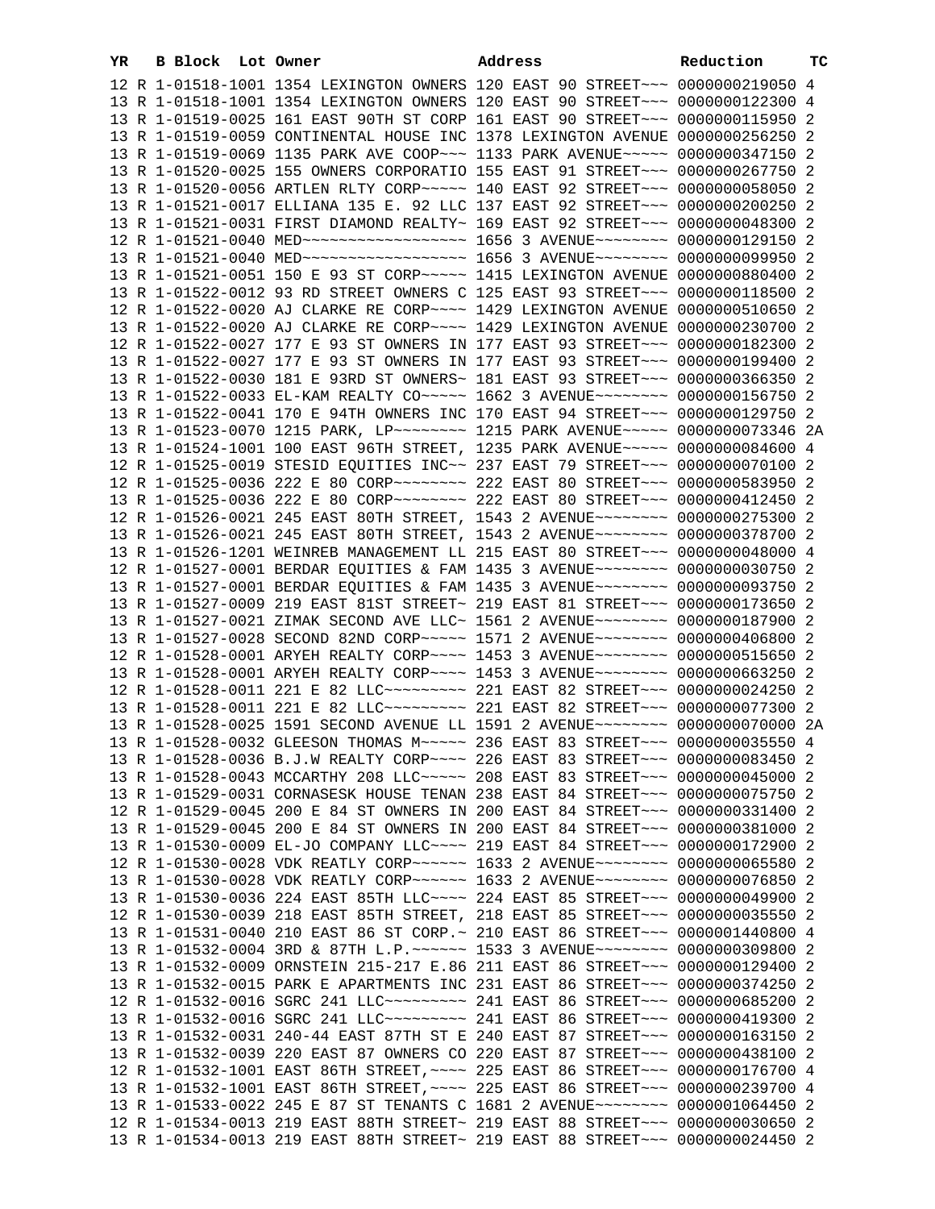| YR | B | Block | Lot | Owner | Address | Reduction | TC |
|---|---|---|---|---|---|---|---|
| 12 | R | 1-01518-1001 | | 1354 LEXINGTON OWNERS | 120 EAST 90 STREET~~~ | 0000000219050 | 4 |
| 13 | R | 1-01518-1001 | | 1354 LEXINGTON OWNERS | 120 EAST 90 STREET~~~ | 0000000122300 | 4 |
| 13 | R | 1-01519-0025 | | 161 EAST 90TH ST CORP | 161 EAST 90 STREET~~~ | 0000000115950 | 2 |
| 13 | R | 1-01519-0059 | | CONTINENTAL HOUSE INC | 1378 LEXINGTON AVENUE | 0000000256250 | 2 |
| 13 | R | 1-01519-0069 | | 1135 PARK AVE COOP~~~ | 1133 PARK AVENUE~~~~~ | 0000000347150 | 2 |
| 13 | R | 1-01520-0025 | | 155 OWNERS CORPORATIO | 155 EAST 91 STREET~~~ | 0000000267750 | 2 |
| 13 | R | 1-01520-0056 | | ARTLEN RLTY CORP~~~~~ | 140 EAST 92 STREET~~~ | 0000000058050 | 2 |
| 13 | R | 1-01521-0017 | | ELLIANA 135 E. 92 LLC | 137 EAST 92 STREET~~~ | 0000000200250 | 2 |
| 13 | R | 1-01521-0031 | | FIRST DIAMOND REALTY~ | 169 EAST 92 STREET~~~ | 0000000048300 | 2 |
| 12 | R | 1-01521-0040 | | MED~~~~~~~~~~~~~~~~~~ | 1656 3 AVENUE~~~~~~~~ | 0000000129150 | 2 |
| 13 | R | 1-01521-0040 | | MED~~~~~~~~~~~~~~~~~~ | 1656 3 AVENUE~~~~~~~~ | 0000000099950 | 2 |
| 13 | R | 1-01521-0051 | | 150 E 93 ST CORP~~~~~ | 1415 LEXINGTON AVENUE | 0000000880400 | 2 |
| 13 | R | 1-01522-0012 | | 93 RD STREET OWNERS C | 125 EAST 93 STREET~~~ | 0000000118500 | 2 |
| 12 | R | 1-01522-0020 | | AJ CLARKE RE CORP~~~~ | 1429 LEXINGTON AVENUE | 0000000510650 | 2 |
| 13 | R | 1-01522-0020 | | AJ CLARKE RE CORP~~~~ | 1429 LEXINGTON AVENUE | 0000000230700 | 2 |
| 12 | R | 1-01522-0027 | | 177 E 93 ST OWNERS IN | 177 EAST 93 STREET~~~ | 0000000182300 | 2 |
| 13 | R | 1-01522-0027 | | 177 E 93 ST OWNERS IN | 177 EAST 93 STREET~~~ | 0000000199400 | 2 |
| 13 | R | 1-01522-0030 | | 181 E 93RD ST OWNERS~ | 181 EAST 93 STREET~~~ | 0000000366350 | 2 |
| 13 | R | 1-01522-0033 | | EL-KAM REALTY CO~~~~~ | 1662 3 AVENUE~~~~~~~~ | 0000000156750 | 2 |
| 13 | R | 1-01522-0041 | | 170 E 94TH OWNERS INC | 170 EAST 94 STREET~~~ | 0000000129750 | 2 |
| 13 | R | 1-01523-0070 | | 1215 PARK, LP~~~~~~~~ | 1215 PARK AVENUE~~~~~ | 0000000073346 | 2A |
| 13 | R | 1-01524-1001 | | 100 EAST 96TH STREET, | 1235 PARK AVENUE~~~~~ | 0000000084600 | 4 |
| 12 | R | 1-01525-0019 | | STESID EQUITIES INC~~ | 237 EAST 79 STREET~~~ | 0000000070100 | 2 |
| 12 | R | 1-01525-0036 | | 222 E 80 CORP~~~~~~~~ | 222 EAST 80 STREET~~~ | 0000000583950 | 2 |
| 13 | R | 1-01525-0036 | | 222 E 80 CORP~~~~~~~~ | 222 EAST 80 STREET~~~ | 0000000412450 | 2 |
| 12 | R | 1-01526-0021 | | 245 EAST 80TH STREET, | 1543 2 AVENUE~~~~~~~~ | 0000000275300 | 2 |
| 13 | R | 1-01526-0021 | | 245 EAST 80TH STREET, | 1543 2 AVENUE~~~~~~~~ | 0000000378700 | 2 |
| 13 | R | 1-01526-1201 | | WEINREB MANAGEMENT LL | 215 EAST 80 STREET~~~ | 0000000048000 | 4 |
| 12 | R | 1-01527-0001 | | BERDAR EQUITIES & FAM | 1435 3 AVENUE~~~~~~~~ | 0000000030750 | 2 |
| 13 | R | 1-01527-0001 | | BERDAR EQUITIES & FAM | 1435 3 AVENUE~~~~~~~~ | 0000000093750 | 2 |
| 13 | R | 1-01527-0009 | | 219 EAST 81ST STREET~ | 219 EAST 81 STREET~~~ | 0000000173650 | 2 |
| 13 | R | 1-01527-0021 | | ZIMAK SECOND AVE LLC~ | 1561 2 AVENUE~~~~~~~~ | 0000000187900 | 2 |
| 13 | R | 1-01527-0028 | | SECOND 82ND CORP~~~~~ | 1571 2 AVENUE~~~~~~~~ | 0000000406800 | 2 |
| 12 | R | 1-01528-0001 | | ARYEH REALTY CORP~~~~ | 1453 3 AVENUE~~~~~~~~ | 0000000515650 | 2 |
| 13 | R | 1-01528-0001 | | ARYEH REALTY CORP~~~~ | 1453 3 AVENUE~~~~~~~~ | 0000000663250 | 2 |
| 12 | R | 1-01528-0011 | | 221 E 82 LLC~~~~~~~~~ | 221 EAST 82 STREET~~~ | 0000000024250 | 2 |
| 13 | R | 1-01528-0011 | | 221 E 82 LLC~~~~~~~~~ | 221 EAST 82 STREET~~~ | 0000000077300 | 2 |
| 13 | R | 1-01528-0025 | | 1591 SECOND AVENUE LL | 1591 2 AVENUE~~~~~~~~ | 0000000070000 | 2A |
| 13 | R | 1-01528-0032 | | GLEESON THOMAS M~~~~~ | 236 EAST 83 STREET~~~ | 0000000035550 | 4 |
| 13 | R | 1-01528-0036 | | B.J.W REALTY CORP~~~~ | 226 EAST 83 STREET~~~ | 0000000083450 | 2 |
| 13 | R | 1-01528-0043 | | MCCARTHY 208 LLC~~~~~ | 208 EAST 83 STREET~~~ | 0000000045000 | 2 |
| 13 | R | 1-01529-0031 | | CORNASESK HOUSE TENAN | 238 EAST 84 STREET~~~ | 0000000075750 | 2 |
| 12 | R | 1-01529-0045 | | 200 E 84 ST OWNERS IN | 200 EAST 84 STREET~~~ | 0000000331400 | 2 |
| 13 | R | 1-01529-0045 | | 200 E 84 ST OWNERS IN | 200 EAST 84 STREET~~~ | 0000000381000 | 2 |
| 13 | R | 1-01530-0009 | | EL-JO COMPANY LLC~~~~ | 219 EAST 84 STREET~~~ | 0000000172900 | 2 |
| 12 | R | 1-01530-0028 | | VDK REATLY CORP~~~~~~ | 1633 2 AVENUE~~~~~~~~ | 0000000065580 | 2 |
| 13 | R | 1-01530-0028 | | VDK REATLY CORP~~~~~~ | 1633 2 AVENUE~~~~~~~~ | 0000000076850 | 2 |
| 13 | R | 1-01530-0036 | | 224 EAST 85TH LLC~~~~ | 224 EAST 85 STREET~~~ | 0000000049900 | 2 |
| 12 | R | 1-01530-0039 | | 218 EAST 85TH STREET, | 218 EAST 85 STREET~~~ | 0000000035550 | 2 |
| 13 | R | 1-01531-0040 | | 210 EAST 86 ST CORP.~ | 210 EAST 86 STREET~~~ | 0000001440800 | 4 |
| 13 | R | 1-01532-0004 | | 3RD & 87TH L.P.~~~~~~ | 1533 3 AVENUE~~~~~~~~ | 0000000309800 | 2 |
| 13 | R | 1-01532-0009 | | ORNSTEIN 215-217 E.86 | 211 EAST 86 STREET~~~ | 0000000129400 | 2 |
| 13 | R | 1-01532-0015 | | PARK E APARTMENTS INC | 231 EAST 86 STREET~~~ | 0000000374250 | 2 |
| 12 | R | 1-01532-0016 | | SGRC 241 LLC~~~~~~~~~ | 241 EAST 86 STREET~~~ | 0000000685200 | 2 |
| 13 | R | 1-01532-0016 | | SGRC 241 LLC~~~~~~~~~ | 241 EAST 86 STREET~~~ | 0000000419300 | 2 |
| 13 | R | 1-01532-0031 | | 240-44 EAST 87TH ST E | 240 EAST 87 STREET~~~ | 0000000163150 | 2 |
| 13 | R | 1-01532-0039 | | 220 EAST 87 OWNERS CO | 220 EAST 87 STREET~~~ | 0000000438100 | 2 |
| 12 | R | 1-01532-1001 | | EAST 86TH STREET,~~~~ | 225 EAST 86 STREET~~~ | 0000000176700 | 4 |
| 13 | R | 1-01532-1001 | | EAST 86TH STREET,~~~~ | 225 EAST 86 STREET~~~ | 0000000239700 | 4 |
| 13 | R | 1-01533-0022 | | 245 E 87 ST TENANTS C | 1681 2 AVENUE~~~~~~~~ | 0000001064450 | 2 |
| 12 | R | 1-01534-0013 | | 219 EAST 88TH STREET~ | 219 EAST 88 STREET~~~ | 0000000030650 | 2 |
| 13 | R | 1-01534-0013 | | 219 EAST 88TH STREET~ | 219 EAST 88 STREET~~~ | 0000000024450 | 2 |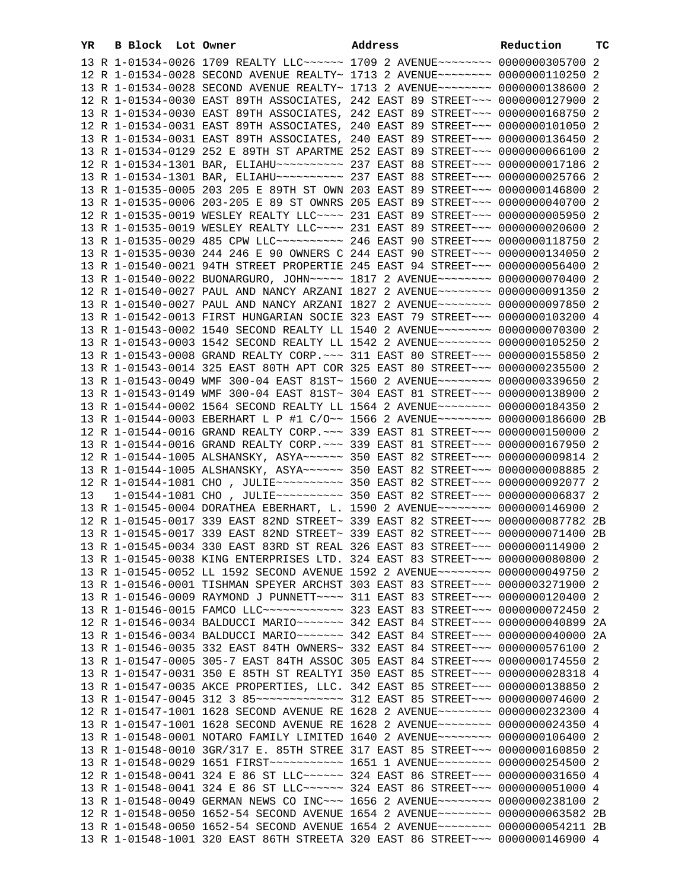| YR | B | Block | Lot | Owner | Address | Reduction | TC |
|---|---|---|---|---|---|---|---|
| 13 | R | 1-01534-0026 | | 1709 REALTY LLC~~~~~~ | 1709 2 AVENUE~~~~~~~~ | 0000000305700 | 2 |
| 12 | R | 1-01534-0028 | | SECOND AVENUE REALTY~ | 1713 2 AVENUE~~~~~~~~ | 0000000110250 | 2 |
| 13 | R | 1-01534-0028 | | SECOND AVENUE REALTY~ | 1713 2 AVENUE~~~~~~~~ | 0000000138600 | 2 |
| 12 | R | 1-01534-0030 | | EAST 89TH ASSOCIATES, | 242 EAST 89 STREET~~~ | 0000000127900 | 2 |
| 13 | R | 1-01534-0030 | | EAST 89TH ASSOCIATES, | 242 EAST 89 STREET~~~ | 0000000168750 | 2 |
| 12 | R | 1-01534-0031 | | EAST 89TH ASSOCIATES, | 240 EAST 89 STREET~~~ | 0000000101050 | 2 |
| 13 | R | 1-01534-0031 | | EAST 89TH ASSOCIATES, | 240 EAST 89 STREET~~~ | 0000000136450 | 2 |
| 13 | R | 1-01534-0129 | | 252 E 89TH ST APARTME | 252 EAST 89 STREET~~~ | 0000000066100 | 2 |
| 12 | R | 1-01534-1301 | | BAR, ELIAHU~~~~~~~~~~ | 237 EAST 88 STREET~~~ | 0000000017186 | 2 |
| 13 | R | 1-01534-1301 | | BAR, ELIAHU~~~~~~~~~~ | 237 EAST 88 STREET~~~ | 0000000025766 | 2 |
| 13 | R | 1-01535-0005 | | 203 205 E 89TH ST OWN | 203 EAST 89 STREET~~~ | 0000000146800 | 2 |
| 13 | R | 1-01535-0006 | | 203-205 E 89 ST OWNRS | 205 EAST 89 STREET~~~ | 0000000040700 | 2 |
| 12 | R | 1-01535-0019 | | WESLEY REALTY LLC~~~~ | 231 EAST 89 STREET~~~ | 0000000005950 | 2 |
| 13 | R | 1-01535-0019 | | WESLEY REALTY LLC~~~~ | 231 EAST 89 STREET~~~ | 0000000020600 | 2 |
| 13 | R | 1-01535-0029 | | 485 CPW LLC~~~~~~~~~~ | 246 EAST 90 STREET~~~ | 0000000118750 | 2 |
| 13 | R | 1-01535-0030 | | 244 246 E 90 OWNERS C | 244 EAST 90 STREET~~~ | 0000000134050 | 2 |
| 13 | R | 1-01540-0021 | | 94TH STREET PROPERTIE | 245 EAST 94 STREET~~~ | 0000000056400 | 2 |
| 13 | R | 1-01540-0022 | | BUONARGURO, JOHN~~~~~ | 1817 2 AVENUE~~~~~~~~ | 0000000070400 | 2 |
| 12 | R | 1-01540-0027 | | PAUL AND NANCY ARZANI | 1827 2 AVENUE~~~~~~~~ | 0000000091350 | 2 |
| 13 | R | 1-01540-0027 | | PAUL AND NANCY ARZANI | 1827 2 AVENUE~~~~~~~~ | 0000000097850 | 2 |
| 13 | R | 1-01542-0013 | | FIRST HUNGARIAN SOCIE | 323 EAST 79 STREET~~~ | 0000000103200 | 4 |
| 13 | R | 1-01543-0002 | | 1540 SECOND REALTY LL | 1540 2 AVENUE~~~~~~~~ | 0000000070300 | 2 |
| 13 | R | 1-01543-0003 | | 1542 SECOND REALTY LL | 1542 2 AVENUE~~~~~~~~ | 0000000105250 | 2 |
| 13 | R | 1-01543-0008 | | GRAND REALTY CORP.~~~ | 311 EAST 80 STREET~~~ | 0000000155850 | 2 |
| 13 | R | 1-01543-0014 | | 325 EAST 80TH APT COR | 325 EAST 80 STREET~~~ | 0000000235500 | 2 |
| 13 | R | 1-01543-0049 | | WMF 300-04 EAST 81ST~ | 1560 2 AVENUE~~~~~~~~ | 0000000339650 | 2 |
| 13 | R | 1-01543-0149 | | WMF 300-04 EAST 81ST~ | 304 EAST 81 STREET~~~ | 0000000138900 | 2 |
| 13 | R | 1-01544-0002 | | 1564 SECOND REALTY LL | 1564 2 AVENUE~~~~~~~~ | 0000000184350 | 2 |
| 13 | R | 1-01544-0003 | | EBERHART L P #1 C/O~~ | 1566 2 AVENUE~~~~~~~~ | 0000000186600 | 2B |
| 12 | R | 1-01544-0016 | | GRAND REALTY CORP.~~~ | 339 EAST 81 STREET~~~ | 0000000150000 | 2 |
| 13 | R | 1-01544-0016 | | GRAND REALTY CORP.~~~ | 339 EAST 81 STREET~~~ | 0000000167950 | 2 |
| 12 | R | 1-01544-1005 | | ALSHANSKY, ASYA~~~~~~ | 350 EAST 82 STREET~~~ | 0000000009814 | 2 |
| 13 | R | 1-01544-1005 | | ALSHANSKY, ASYA~~~~~~ | 350 EAST 82 STREET~~~ | 0000000008885 | 2 |
| 12 | R | 1-01544-1081 | | CHO , JULIE~~~~~~~~~~ | 350 EAST 82 STREET~~~ | 0000000092077 | 2 |
| 13 | | 1-01544-1081 | | CHO , JULIE~~~~~~~~~~ | 350 EAST 82 STREET~~~ | 0000000006837 | 2 |
| 13 | R | 1-01545-0004 | | DORATHEA EBERHART, L. | 1590 2 AVENUE~~~~~~~~ | 0000000146900 | 2 |
| 12 | R | 1-01545-0017 | | 339 EAST 82ND STREET~ | 339 EAST 82 STREET~~~ | 0000000087782 | 2B |
| 13 | R | 1-01545-0017 | | 339 EAST 82ND STREET~ | 339 EAST 82 STREET~~~ | 0000000071400 | 2B |
| 13 | R | 1-01545-0034 | | 330 EAST 83RD ST REAL | 326 EAST 83 STREET~~~ | 0000000114900 | 2 |
| 13 | R | 1-01545-0038 | | KING ENTERPRISES LTD. | 324 EAST 83 STREET~~~ | 0000000080800 | 2 |
| 13 | R | 1-01545-0052 | | LL 1592 SECOND AVENUE | 1592 2 AVENUE~~~~~~~~ | 0000000049750 | 2 |
| 13 | R | 1-01546-0001 | | TISHMAN SPEYER ARCHST | 303 EAST 83 STREET~~~ | 0000003271900 | 2 |
| 13 | R | 1-01546-0009 | | RAYMOND J PUNNETT~~~~ | 311 EAST 83 STREET~~~ | 0000000120400 | 2 |
| 13 | R | 1-01546-0015 | | FAMCO LLC~~~~~~~~~~~~ | 323 EAST 83 STREET~~~ | 0000000072450 | 2 |
| 12 | R | 1-01546-0034 | | BALDUCCI MARIO~~~~~~~ | 342 EAST 84 STREET~~~ | 0000000040899 | 2A |
| 13 | R | 1-01546-0034 | | BALDUCCI MARIO~~~~~~~ | 342 EAST 84 STREET~~~ | 0000000040000 | 2A |
| 13 | R | 1-01546-0035 | | 332 EAST 84TH OWNERS~ | 332 EAST 84 STREET~~~ | 0000000576100 | 2 |
| 13 | R | 1-01547-0005 | | 305-7 EAST 84TH ASSOC | 305 EAST 84 STREET~~~ | 0000000174550 | 2 |
| 13 | R | 1-01547-0031 | | 350 E 85TH ST REALTYI | 350 EAST 85 STREET~~~ | 0000000028318 | 4 |
| 13 | R | 1-01547-0035 | | AKCE PROPERTIES, LLC. | 342 EAST 85 STREET~~~ | 0000000138850 | 2 |
| 13 | R | 1-01547-0045 | | 312 3 85~~~~~~~~~~~~~ | 312 EAST 85 STREET~~~ | 0000000074600 | 2 |
| 12 | R | 1-01547-1001 | | 1628 SECOND AVENUE RE | 1628 2 AVENUE~~~~~~~~ | 0000000232300 | 4 |
| 13 | R | 1-01547-1001 | | 1628 SECOND AVENUE RE | 1628 2 AVENUE~~~~~~~~ | 0000000024350 | 4 |
| 13 | R | 1-01548-0001 | | NOTARO FAMILY LIMITED | 1640 2 AVENUE~~~~~~~~ | 0000000106400 | 2 |
| 13 | R | 1-01548-0010 | | 3GR/317 E. 85TH STREE | 317 EAST 85 STREET~~~ | 0000000160850 | 2 |
| 13 | R | 1-01548-0029 | | 1651 FIRST~~~~~~~~~~~ | 1651 1 AVENUE~~~~~~~~ | 0000000254500 | 2 |
| 12 | R | 1-01548-0041 | | 324 E 86 ST LLC~~~~~~ | 324 EAST 86 STREET~~~ | 0000000031650 | 4 |
| 13 | R | 1-01548-0041 | | 324 E 86 ST LLC~~~~~~ | 324 EAST 86 STREET~~~ | 0000000051000 | 4 |
| 13 | R | 1-01548-0049 | | GERMAN NEWS CO INC~~~ | 1656 2 AVENUE~~~~~~~~ | 0000000238100 | 2 |
| 12 | R | 1-01548-0050 | | 1652-54 SECOND AVENUE | 1654 2 AVENUE~~~~~~~~ | 0000000063582 | 2B |
| 13 | R | 1-01548-0050 | | 1652-54 SECOND AVENUE | 1654 2 AVENUE~~~~~~~~ | 0000000054211 | 2B |
| 13 | R | 1-01548-1001 | | 320 EAST 86TH STREETA | 320 EAST 86 STREET~~~ | 0000000146900 | 4 |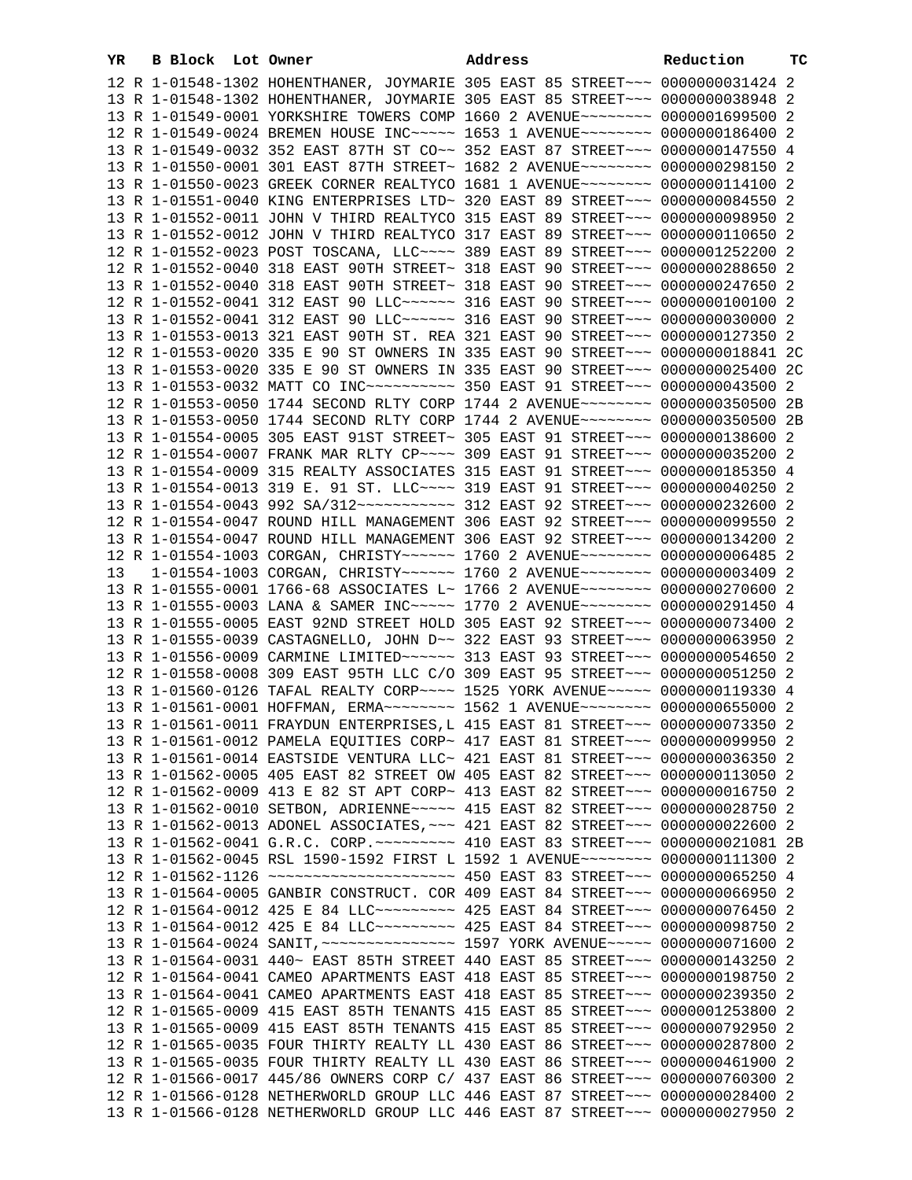| YR | B | Block | Lot | Owner | Address | Reduction | TC |
|---|---|---|---|---|---|---|---|
| 12 | R | 1-01548-1302 | | HOHENTHANER, JOYMARIE | 305 EAST 85 STREET~~~ | 0000000031424 | 2 |
| 13 | R | 1-01548-1302 | | HOHENTHANER, JOYMARIE | 305 EAST 85 STREET~~~ | 0000000038948 | 2 |
| 13 | R | 1-01549-0001 | | YORKSHIRE TOWERS COMP | 1660 2 AVENUE~~~~~~~~ | 0000001699500 | 2 |
| 12 | R | 1-01549-0024 | | BREMEN HOUSE INC~~~~~ | 1653 1 AVENUE~~~~~~~~ | 0000000186400 | 2 |
| 13 | R | 1-01549-0032 | | 352 EAST 87TH ST CO~~ | 352 EAST 87 STREET~~~ | 0000000147550 | 4 |
| 13 | R | 1-01550-0001 | | 301 EAST 87TH STREET~ | 1682 2 AVENUE~~~~~~~~ | 0000000298150 | 2 |
| 13 | R | 1-01550-0023 | | GREEK CORNER REALTYCO | 1681 1 AVENUE~~~~~~~~ | 0000000114100 | 2 |
| 13 | R | 1-01551-0040 | | KING ENTERPRISES LTD~ | 320 EAST 89 STREET~~~ | 0000000084550 | 2 |
| 13 | R | 1-01552-0011 | | JOHN V THIRD REALTYCO | 315 EAST 89 STREET~~~ | 0000000098950 | 2 |
| 13 | R | 1-01552-0012 | | JOHN V THIRD REALTYCO | 317 EAST 89 STREET~~~ | 0000000110650 | 2 |
| 12 | R | 1-01552-0023 | | POST TOSCANA, LLC~~~~ | 389 EAST 89 STREET~~~ | 0000001252200 | 2 |
| 12 | R | 1-01552-0040 | | 318 EAST 90TH STREET~ | 318 EAST 90 STREET~~~ | 0000000288650 | 2 |
| 13 | R | 1-01552-0040 | | 318 EAST 90TH STREET~ | 318 EAST 90 STREET~~~ | 0000000247650 | 2 |
| 12 | R | 1-01552-0041 | | 312 EAST 90 LLC~~~~~~ | 316 EAST 90 STREET~~~ | 0000000100100 | 2 |
| 13 | R | 1-01552-0041 | | 312 EAST 90 LLC~~~~~~ | 316 EAST 90 STREET~~~ | 0000000030000 | 2 |
| 13 | R | 1-01553-0013 | | 321 EAST 90TH ST. REA | 321 EAST 90 STREET~~~ | 0000000127350 | 2 |
| 12 | R | 1-01553-0020 | | 335 E 90 ST OWNERS IN | 335 EAST 90 STREET~~~ | 0000000018841 | 2C |
| 13 | R | 1-01553-0020 | | 335 E 90 ST OWNERS IN | 335 EAST 90 STREET~~~ | 0000000025400 | 2C |
| 13 | R | 1-01553-0032 | | MATT CO INC~~~~~~~~~~ | 350 EAST 91 STREET~~~ | 0000000043500 | 2 |
| 12 | R | 1-01553-0050 | | 1744 SECOND RLTY CORP | 1744 2 AVENUE~~~~~~~~ | 0000000350500 | 2B |
| 13 | R | 1-01553-0050 | | 1744 SECOND RLTY CORP | 1744 2 AVENUE~~~~~~~~ | 0000000350500 | 2B |
| 13 | R | 1-01554-0005 | | 305 EAST 91ST STREET~ | 305 EAST 91 STREET~~~ | 0000000138600 | 2 |
| 12 | R | 1-01554-0007 | | FRANK MAR RLTY CP~~~~ | 309 EAST 91 STREET~~~ | 0000000035200 | 2 |
| 13 | R | 1-01554-0009 | | 315 REALTY ASSOCIATES | 315 EAST 91 STREET~~~ | 0000000185350 | 4 |
| 13 | R | 1-01554-0013 | | 319 E. 91 ST. LLC~~~~ | 319 EAST 91 STREET~~~ | 0000000040250 | 2 |
| 13 | R | 1-01554-0043 | | 992 SA/312~~~~~~~~~~~ | 312 EAST 92 STREET~~~ | 0000000232600 | 2 |
| 12 | R | 1-01554-0047 | | ROUND HILL MANAGEMENT | 306 EAST 92 STREET~~~ | 0000000099550 | 2 |
| 13 | R | 1-01554-0047 | | ROUND HILL MANAGEMENT | 306 EAST 92 STREET~~~ | 0000000134200 | 2 |
| 12 | R | 1-01554-1003 | | CORGAN, CHRISTY~~~~~~ | 1760 2 AVENUE~~~~~~~~ | 0000000006485 | 2 |
| 13 | | 1-01554-1003 | | CORGAN, CHRISTY~~~~~~ | 1760 2 AVENUE~~~~~~~~ | 0000000003409 | 2 |
| 13 | R | 1-01555-0001 | | 1766-68 ASSOCIATES L~ | 1766 2 AVENUE~~~~~~~~ | 0000000270600 | 2 |
| 13 | R | 1-01555-0003 | | LANA & SAMER INC~~~~~ | 1770 2 AVENUE~~~~~~~~ | 0000000291450 | 4 |
| 13 | R | 1-01555-0005 | | EAST 92ND STREET HOLD | 305 EAST 92 STREET~~~ | 0000000073400 | 2 |
| 13 | R | 1-01555-0039 | | CASTAGNELLO, JOHN D~~ | 322 EAST 93 STREET~~~ | 0000000063950 | 2 |
| 13 | R | 1-01556-0009 | | CARMINE LIMITED~~~~~~ | 313 EAST 93 STREET~~~ | 0000000054650 | 2 |
| 12 | R | 1-01558-0008 | | 309 EAST 95TH LLC C/O | 309 EAST 95 STREET~~~ | 0000000051250 | 2 |
| 13 | R | 1-01560-0126 | | TAFAL REALTY CORP~~~~ | 1525 YORK AVENUE~~~~~ | 0000000119330 | 4 |
| 13 | R | 1-01561-0001 | | HOFFMAN, ERMA~~~~~~~~ | 1562 1 AVENUE~~~~~~~~ | 0000000655000 | 2 |
| 13 | R | 1-01561-0011 | | FRAYDUN ENTERPRISES,L | 415 EAST 81 STREET~~~ | 0000000073350 | 2 |
| 13 | R | 1-01561-0012 | | PAMELA EQUITIES CORP~ | 417 EAST 81 STREET~~~ | 0000000099950 | 2 |
| 13 | R | 1-01561-0014 | | EASTSIDE VENTURA LLC~ | 421 EAST 81 STREET~~~ | 0000000036350 | 2 |
| 13 | R | 1-01562-0005 | | 405 EAST 82 STREET OW | 405 EAST 82 STREET~~~ | 0000000113050 | 2 |
| 12 | R | 1-01562-0009 | | 413 E 82 ST APT CORP~ | 413 EAST 82 STREET~~~ | 0000000016750 | 2 |
| 13 | R | 1-01562-0010 | | SETBON, ADRIENNE~~~~~ | 415 EAST 82 STREET~~~ | 0000000028750 | 2 |
| 13 | R | 1-01562-0013 | | ADONEL ASSOCIATES,~~~ | 421 EAST 82 STREET~~~ | 0000000022600 | 2 |
| 13 | R | 1-01562-0041 | | G.R.C. CORP.~~~~~~~~~ | 410 EAST 83 STREET~~~ | 0000000021081 | 2B |
| 13 | R | 1-01562-0045 | | RSL 1590-1592 FIRST L | 1592 1 AVENUE~~~~~~~~ | 0000000111300 | 2 |
| 12 | R | 1-01562-1126 | | ~~~~~~~~~~~~~~~~~~~~~ | 450 EAST 83 STREET~~~ | 0000000065250 | 4 |
| 13 | R | 1-01564-0005 | | GANBIR CONSTRUCT. COR | 409 EAST 84 STREET~~~ | 0000000066950 | 2 |
| 12 | R | 1-01564-0012 | | 425 E 84 LLC~~~~~~~~~ | 425 EAST 84 STREET~~~ | 0000000076450 | 2 |
| 13 | R | 1-01564-0012 | | 425 E 84 LLC~~~~~~~~~ | 425 EAST 84 STREET~~~ | 0000000098750 | 2 |
| 13 | R | 1-01564-0024 | | SANIT,~~~~~~~~~~~~~~~ | 1597 YORK AVENUE~~~~~ | 0000000071600 | 2 |
| 13 | R | 1-01564-0031 | | 440~ EAST 85TH STREET | 440 EAST 85 STREET~~~ | 0000000143250 | 2 |
| 12 | R | 1-01564-0041 | | CAMEO APARTMENTS EAST | 418 EAST 85 STREET~~~ | 0000000198750 | 2 |
| 13 | R | 1-01564-0041 | | CAMEO APARTMENTS EAST | 418 EAST 85 STREET~~~ | 0000000239350 | 2 |
| 12 | R | 1-01565-0009 | | 415 EAST 85TH TENANTS | 415 EAST 85 STREET~~~ | 0000001253800 | 2 |
| 13 | R | 1-01565-0009 | | 415 EAST 85TH TENANTS | 415 EAST 85 STREET~~~ | 0000000792950 | 2 |
| 12 | R | 1-01565-0035 | | FOUR THIRTY REALTY LL | 430 EAST 86 STREET~~~ | 0000000287800 | 2 |
| 13 | R | 1-01565-0035 | | FOUR THIRTY REALTY LL | 430 EAST 86 STREET~~~ | 0000000461900 | 2 |
| 12 | R | 1-01566-0017 | | 445/86 OWNERS CORP C/ | 437 EAST 86 STREET~~~ | 0000000760300 | 2 |
| 12 | R | 1-01566-0128 | | NETHERWORLD GROUP LLC | 446 EAST 87 STREET~~~ | 0000000028400 | 2 |
| 13 | R | 1-01566-0128 | | NETHERWORLD GROUP LLC | 446 EAST 87 STREET~~~ | 0000000027950 | 2 |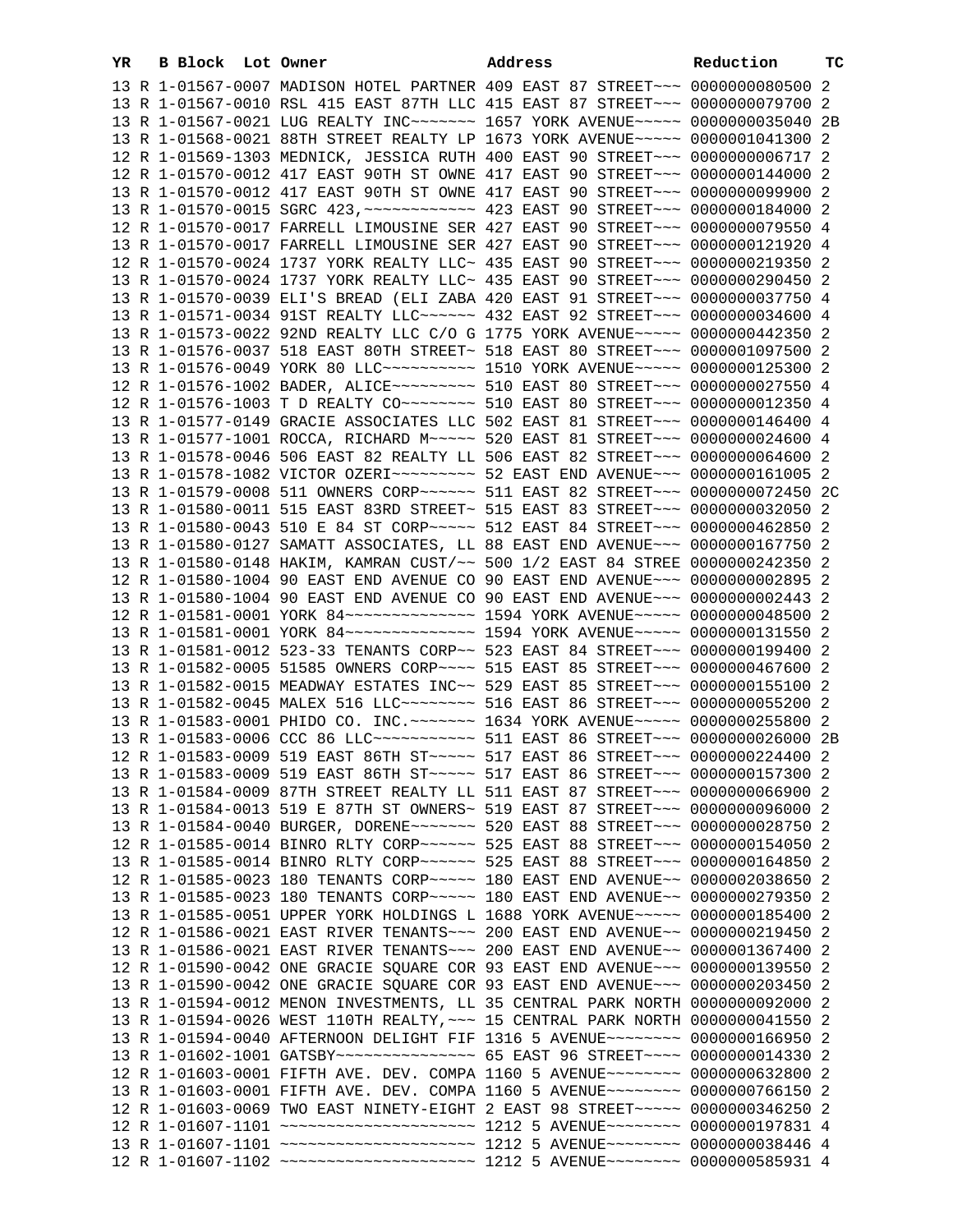| YR | B | Block | Lot | Owner | Address | Reduction | TC |
|---|---|---|---|---|---|---|---|
| 13 | R | 1-01567-0007 | | MADISON HOTEL PARTNER | 409 EAST 87 STREET~~~ | 0000000080500 | 2 |
| 13 | R | 1-01567-0010 | | RSL 415 EAST 87TH LLC | 415 EAST 87 STREET~~~ | 0000000079700 | 2 |
| 13 | R | 1-01567-0021 | | LUG REALTY INC~~~~~~~ | 1657 YORK AVENUE~~~~~ | 0000000035040 | 2B |
| 13 | R | 1-01568-0021 | | 88TH STREET REALTY LP | 1673 YORK AVENUE~~~~~ | 0000001041300 | 2 |
| 12 | R | 1-01569-1303 | | MEDNICK, JESSICA RUTH | 400 EAST 90 STREET~~~ | 0000000006717 | 2 |
| 12 | R | 1-01570-0012 | | 417 EAST 90TH ST OWNE | 417 EAST 90 STREET~~~ | 0000000144000 | 2 |
| 13 | R | 1-01570-0012 | | 417 EAST 90TH ST OWNE | 417 EAST 90 STREET~~~ | 0000000099900 | 2 |
| 13 | R | 1-01570-0015 | | SGRC 423,~~~~~~~~~~~~ | 423 EAST 90 STREET~~~ | 0000000184000 | 2 |
| 12 | R | 1-01570-0017 | | FARRELL LIMOUSINE SER | 427 EAST 90 STREET~~~ | 0000000079550 | 4 |
| 13 | R | 1-01570-0017 | | FARRELL LIMOUSINE SER | 427 EAST 90 STREET~~~ | 0000000121920 | 4 |
| 12 | R | 1-01570-0024 | | 1737 YORK REALTY LLC~ | 435 EAST 90 STREET~~~ | 0000000219350 | 2 |
| 13 | R | 1-01570-0024 | | 1737 YORK REALTY LLC~ | 435 EAST 90 STREET~~~ | 0000000290450 | 2 |
| 13 | R | 1-01570-0039 | | ELI'S BREAD (ELI ZABA | 420 EAST 91 STREET~~~ | 0000000037750 | 4 |
| 13 | R | 1-01571-0034 | | 91ST REALTY LLC~~~~~~ | 432 EAST 92 STREET~~~ | 0000000034600 | 4 |
| 13 | R | 1-01573-0022 | | 92ND REALTY LLC C/O G | 1775 YORK AVENUE~~~~~ | 0000000442350 | 2 |
| 13 | R | 1-01576-0037 | | 518 EAST 80TH STREET~ | 518 EAST 80 STREET~~~ | 0000001097500 | 2 |
| 13 | R | 1-01576-0049 | | YORK 80 LLC~~~~~~~~~~ | 1510 YORK AVENUE~~~~~ | 0000000125300 | 2 |
| 12 | R | 1-01576-1002 | | BADER, ALICE~~~~~~~~~ | 510 EAST 80 STREET~~~ | 0000000027550 | 4 |
| 12 | R | 1-01576-1003 | | T D REALTY CO~~~~~~~~ | 510 EAST 80 STREET~~~ | 0000000012350 | 4 |
| 13 | R | 1-01577-0149 | | GRACIE ASSOCIATES LLC | 502 EAST 81 STREET~~~ | 0000000146400 | 4 |
| 13 | R | 1-01577-1001 | | ROCCA, RICHARD M~~~~~ | 520 EAST 81 STREET~~~ | 0000000024600 | 4 |
| 13 | R | 1-01578-0046 | | 506 EAST 82 REALTY LL | 506 EAST 82 STREET~~~ | 0000000064600 | 2 |
| 13 | R | 1-01578-1082 | | VICTOR OZERI~~~~~~~~~ | 52 EAST END AVENUE~~~ | 0000000161005 | 2 |
| 13 | R | 1-01579-0008 | | 511 OWNERS CORP~~~~~~ | 511 EAST 82 STREET~~~ | 0000000072450 | 2C |
| 13 | R | 1-01580-0011 | | 515 EAST 83RD STREET~ | 515 EAST 83 STREET~~~ | 0000000032050 | 2 |
| 13 | R | 1-01580-0043 | | 510 E 84 ST CORP~~~~~ | 512 EAST 84 STREET~~~ | 0000000462850 | 2 |
| 13 | R | 1-01580-0127 | | SAMATT ASSOCIATES, LL | 88 EAST END AVENUE~~~ | 0000000167750 | 2 |
| 13 | R | 1-01580-0148 | | HAKIM, KAMRAN CUST/~~ | 500 1/2 EAST 84 STREE | 0000000242350 | 2 |
| 12 | R | 1-01580-1004 | | 90 EAST END AVENUE CO | 90 EAST END AVENUE~~~ | 0000000002895 | 2 |
| 13 | R | 1-01580-1004 | | 90 EAST END AVENUE CO | 90 EAST END AVENUE~~~ | 0000000002443 | 2 |
| 12 | R | 1-01581-0001 | | YORK 84~~~~~~~~~~~~~~ | 1594 YORK AVENUE~~~~~ | 0000000048500 | 2 |
| 13 | R | 1-01581-0001 | | YORK 84~~~~~~~~~~~~~~ | 1594 YORK AVENUE~~~~~ | 0000000131550 | 2 |
| 13 | R | 1-01581-0012 | | 523-33 TENANTS CORP~~ | 523 EAST 84 STREET~~~ | 0000000199400 | 2 |
| 13 | R | 1-01582-0005 | | 51585 OWNERS CORP~~~~ | 515 EAST 85 STREET~~~ | 0000000467600 | 2 |
| 13 | R | 1-01582-0015 | | MEADWAY ESTATES INC~~ | 529 EAST 85 STREET~~~ | 0000000155100 | 2 |
| 13 | R | 1-01582-0045 | | MALEX 516 LLC~~~~~~~~ | 516 EAST 86 STREET~~~ | 0000000055200 | 2 |
| 13 | R | 1-01583-0001 | | PHIDO CO. INC.~~~~~~~ | 1634 YORK AVENUE~~~~~ | 0000000255800 | 2 |
| 13 | R | 1-01583-0006 | | CCC 86 LLC~~~~~~~~~~~ | 511 EAST 86 STREET~~~ | 0000000026000 | 2B |
| 12 | R | 1-01583-0009 | | 519 EAST 86TH ST~~~~~ | 517 EAST 86 STREET~~~ | 0000000224400 | 2 |
| 13 | R | 1-01583-0009 | | 519 EAST 86TH ST~~~~~ | 517 EAST 86 STREET~~~ | 0000000157300 | 2 |
| 13 | R | 1-01584-0009 | | 87TH STREET REALTY LL | 511 EAST 87 STREET~~~ | 0000000066900 | 2 |
| 13 | R | 1-01584-0013 | | 519 E 87TH ST OWNERS~ | 519 EAST 87 STREET~~~ | 0000000096000 | 2 |
| 13 | R | 1-01584-0040 | | BURGER, DORENE~~~~~~~ | 520 EAST 88 STREET~~~ | 0000000028750 | 2 |
| 12 | R | 1-01585-0014 | | BINRO RLTY CORP~~~~~~ | 525 EAST 88 STREET~~~ | 0000000154050 | 2 |
| 13 | R | 1-01585-0014 | | BINRO RLTY CORP~~~~~~ | 525 EAST 88 STREET~~~ | 0000000164850 | 2 |
| 12 | R | 1-01585-0023 | | 180 TENANTS CORP~~~~~ | 180 EAST END AVENUE~~ | 0000002038650 | 2 |
| 13 | R | 1-01585-0023 | | 180 TENANTS CORP~~~~~ | 180 EAST END AVENUE~~ | 0000000279350 | 2 |
| 13 | R | 1-01585-0051 | | UPPER YORK HOLDINGS L | 1688 YORK AVENUE~~~~~ | 0000000185400 | 2 |
| 12 | R | 1-01586-0021 | | EAST RIVER TENANTS~~~ | 200 EAST END AVENUE~~ | 0000000219450 | 2 |
| 13 | R | 1-01586-0021 | | EAST RIVER TENANTS~~~ | 200 EAST END AVENUE~~ | 0000001367400 | 2 |
| 12 | R | 1-01590-0042 | | ONE GRACIE SQUARE COR | 93 EAST END AVENUE~~~ | 0000000139550 | 2 |
| 13 | R | 1-01590-0042 | | ONE GRACIE SQUARE COR | 93 EAST END AVENUE~~~ | 0000000203450 | 2 |
| 13 | R | 1-01594-0012 | | MENON INVESTMENTS, LL | 35 CENTRAL PARK NORTH | 0000000092000 | 2 |
| 13 | R | 1-01594-0026 | | WEST 110TH REALTY,~~~ | 15 CENTRAL PARK NORTH | 0000000041550 | 2 |
| 13 | R | 1-01594-0040 | | AFTERNOON DELIGHT FIF | 1316 5 AVENUE~~~~~~~~ | 0000000166950 | 2 |
| 13 | R | 1-01602-1001 | | GATSBY~~~~~~~~~~~~~~~ | 65 EAST 96 STREET~~~~ | 0000000014330 | 2 |
| 12 | R | 1-01603-0001 | | FIFTH AVE. DEV. COMPA | 1160 5 AVENUE~~~~~~~~ | 0000000632800 | 2 |
| 13 | R | 1-01603-0001 | | FIFTH AVE. DEV. COMPA | 1160 5 AVENUE~~~~~~~~ | 0000000766150 | 2 |
| 12 | R | 1-01603-0069 | | TWO EAST NINETY-EIGHT | 2 EAST 98 STREET~~~~~ | 0000000346250 | 2 |
| 12 | R | 1-01607-1101 | | ~~~~~~~~~~~~~~~~~~~~~ | 1212 5 AVENUE~~~~~~~~ | 0000000197831 | 4 |
| 13 | R | 1-01607-1101 | | ~~~~~~~~~~~~~~~~~~~~~ | 1212 5 AVENUE~~~~~~~~ | 0000000038446 | 4 |
| 12 | R | 1-01607-1102 | | ~~~~~~~~~~~~~~~~~~~~~ | 1212 5 AVENUE~~~~~~~~ | 0000000585931 | 4 |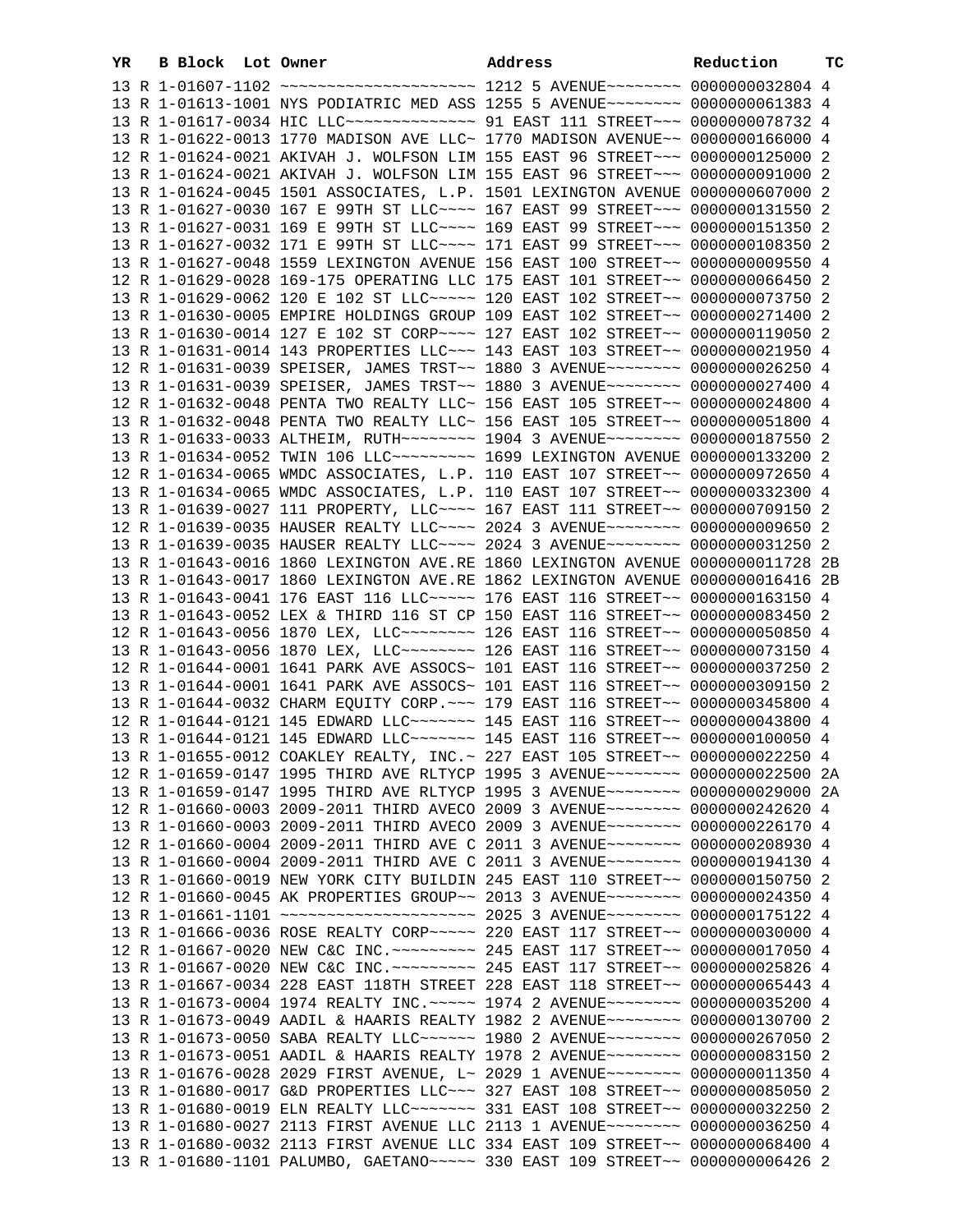| YR | B | Block | Lot | Owner | Address | Reduction | TC |
|---|---|---|---|---|---|---|---|
| 13 | R | 1-01607-1102 | | ~~~~~~~~~~~~~~~~~~~~~ | 1212 5 AVENUE~~~~~~~~ | 0000000032804 | 4 |
| 13 | R | 1-01613-1001 | | NYS PODIATRIC MED ASS | 1255 5 AVENUE~~~~~~~~ | 0000000061383 | 4 |
| 13 | R | 1-01617-0034 | | HIC LLC~~~~~~~~~~~~~~ | 91 EAST 111 STREET~~~ | 0000000078732 | 4 |
| 13 | R | 1-01622-0013 | | 1770 MADISON AVE LLC~ | 1770 MADISON AVENUE~~ | 0000000166000 | 4 |
| 12 | R | 1-01624-0021 | | AKIVAH J. WOLFSON LIM | 155 EAST 96 STREET~~~ | 0000000125000 | 2 |
| 13 | R | 1-01624-0021 | | AKIVAH J. WOLFSON LIM | 155 EAST 96 STREET~~~ | 0000000091000 | 2 |
| 13 | R | 1-01624-0045 | | 1501 ASSOCIATES, L.P. | 1501 LEXINGTON AVENUE | 0000000607000 | 2 |
| 13 | R | 1-01627-0030 | | 167 E 99TH ST LLC~~~~ | 167 EAST 99 STREET~~~ | 0000000131550 | 2 |
| 13 | R | 1-01627-0031 | | 169 E 99TH ST LLC~~~~ | 169 EAST 99 STREET~~~ | 0000000151350 | 2 |
| 13 | R | 1-01627-0032 | | 171 E 99TH ST LLC~~~~ | 171 EAST 99 STREET~~~ | 0000000108350 | 2 |
| 13 | R | 1-01627-0048 | | 1559 LEXINGTON AVENUE | 156 EAST 100 STREET~~ | 0000000009550 | 4 |
| 12 | R | 1-01629-0028 | | 169-175 OPERATING LLC | 175 EAST 101 STREET~~ | 0000000066450 | 2 |
| 13 | R | 1-01629-0062 | | 120 E 102 ST LLC~~~~~ | 120 EAST 102 STREET~~ | 0000000073750 | 2 |
| 13 | R | 1-01630-0005 | | EMPIRE HOLDINGS GROUP | 109 EAST 102 STREET~~ | 0000000271400 | 2 |
| 13 | R | 1-01630-0014 | | 127 E 102 ST CORP~~~~ | 127 EAST 102 STREET~~ | 0000000119050 | 2 |
| 13 | R | 1-01631-0014 | | 143 PROPERTIES LLC~~~ | 143 EAST 103 STREET~~ | 0000000021950 | 4 |
| 12 | R | 1-01631-0039 | | SPEISER, JAMES TRST~~ | 1880 3 AVENUE~~~~~~~~ | 0000000026250 | 4 |
| 13 | R | 1-01631-0039 | | SPEISER, JAMES TRST~~ | 1880 3 AVENUE~~~~~~~~ | 0000000027400 | 4 |
| 12 | R | 1-01632-0048 | | PENTA TWO REALTY LLC~ | 156 EAST 105 STREET~~ | 0000000024800 | 4 |
| 13 | R | 1-01632-0048 | | PENTA TWO REALTY LLC~ | 156 EAST 105 STREET~~ | 0000000051800 | 4 |
| 13 | R | 1-01633-0033 | | ALTHEIM, RUTH~~~~~~~~ | 1904 3 AVENUE~~~~~~~~ | 0000000187550 | 2 |
| 13 | R | 1-01634-0052 | | TWIN 106 LLC~~~~~~~~~ | 1699 LEXINGTON AVENUE | 0000000133200 | 2 |
| 12 | R | 1-01634-0065 | | WMDC ASSOCIATES, L.P. | 110 EAST 107 STREET~~ | 0000000972650 | 4 |
| 13 | R | 1-01634-0065 | | WMDC ASSOCIATES, L.P. | 110 EAST 107 STREET~~ | 0000000332300 | 4 |
| 13 | R | 1-01639-0027 | | 111 PROPERTY, LLC~~~~ | 167 EAST 111 STREET~~ | 0000000709150 | 2 |
| 12 | R | 1-01639-0035 | | HAUSER REALTY LLC~~~~ | 2024 3 AVENUE~~~~~~~~ | 0000000009650 | 2 |
| 13 | R | 1-01639-0035 | | HAUSER REALTY LLC~~~~ | 2024 3 AVENUE~~~~~~~~ | 0000000031250 | 2 |
| 13 | R | 1-01643-0016 | | 1860 LEXINGTON AVE.RE | 1860 LEXINGTON AVENUE | 0000000011728 | 2B |
| 13 | R | 1-01643-0017 | | 1860 LEXINGTON AVE.RE | 1862 LEXINGTON AVENUE | 0000000016416 | 2B |
| 13 | R | 1-01643-0041 | | 176 EAST 116 LLC~~~~~ | 176 EAST 116 STREET~~ | 0000000163150 | 4 |
| 13 | R | 1-01643-0052 | | LEX & THIRD 116 ST CP | 150 EAST 116 STREET~~ | 0000000083450 | 2 |
| 12 | R | 1-01643-0056 | | 1870 LEX, LLC~~~~~~~~ | 126 EAST 116 STREET~~ | 0000000050850 | 4 |
| 13 | R | 1-01643-0056 | | 1870 LEX, LLC~~~~~~~~ | 126 EAST 116 STREET~~ | 0000000073150 | 4 |
| 12 | R | 1-01644-0001 | | 1641 PARK AVE ASSOCS~ | 101 EAST 116 STREET~~ | 0000000037250 | 2 |
| 13 | R | 1-01644-0001 | | 1641 PARK AVE ASSOCS~ | 101 EAST 116 STREET~~ | 0000000309150 | 2 |
| 13 | R | 1-01644-0032 | | CHARM EQUITY CORP.~~~ | 179 EAST 116 STREET~~ | 0000000345800 | 4 |
| 12 | R | 1-01644-0121 | | 145 EDWARD LLC~~~~~~~ | 145 EAST 116 STREET~~ | 0000000043800 | 4 |
| 13 | R | 1-01644-0121 | | 145 EDWARD LLC~~~~~~~ | 145 EAST 116 STREET~~ | 0000000100050 | 4 |
| 13 | R | 1-01655-0012 | | COAKLEY REALTY, INC.~ | 227 EAST 105 STREET~~ | 0000000022250 | 4 |
| 12 | R | 1-01659-0147 | | 1995 THIRD AVE RLTYCP | 1995 3 AVENUE~~~~~~~~ | 0000000022500 | 2A |
| 13 | R | 1-01659-0147 | | 1995 THIRD AVE RLTYCP | 1995 3 AVENUE~~~~~~~~ | 0000000029000 | 2A |
| 12 | R | 1-01660-0003 | | 2009-2011 THIRD AVECO | 2009 3 AVENUE~~~~~~~~ | 0000000242620 | 4 |
| 13 | R | 1-01660-0003 | | 2009-2011 THIRD AVECO | 2009 3 AVENUE~~~~~~~~ | 0000000226170 | 4 |
| 12 | R | 1-01660-0004 | | 2009-2011 THIRD AVE C | 2011 3 AVENUE~~~~~~~~ | 0000000208930 | 4 |
| 13 | R | 1-01660-0004 | | 2009-2011 THIRD AVE C | 2011 3 AVENUE~~~~~~~~ | 0000000194130 | 4 |
| 13 | R | 1-01660-0019 | | NEW YORK CITY BUILDIN | 245 EAST 110 STREET~~ | 0000000150750 | 2 |
| 12 | R | 1-01660-0045 | | AK PROPERTIES GROUP~~ | 2013 3 AVENUE~~~~~~~~ | 0000000024350 | 4 |
| 13 | R | 1-01661-1101 | | ~~~~~~~~~~~~~~~~~~~~~ | 2025 3 AVENUE~~~~~~~~ | 0000000175122 | 4 |
| 13 | R | 1-01666-0036 | | ROSE REALTY CORP~~~~~ | 220 EAST 117 STREET~~ | 0000000030000 | 4 |
| 12 | R | 1-01667-0020 | | NEW C&C INC.~~~~~~~~~ | 245 EAST 117 STREET~~ | 0000000017050 | 4 |
| 13 | R | 1-01667-0020 | | NEW C&C INC.~~~~~~~~~ | 245 EAST 117 STREET~~ | 0000000025826 | 4 |
| 13 | R | 1-01667-0034 | | 228 EAST 118TH STREET | 228 EAST 118 STREET~~ | 0000000065443 | 4 |
| 13 | R | 1-01673-0004 | | 1974 REALTY INC.~~~~~ | 1974 2 AVENUE~~~~~~~~ | 0000000035200 | 4 |
| 13 | R | 1-01673-0049 | | AADIL & HAARIS REALTY | 1982 2 AVENUE~~~~~~~~ | 0000000130700 | 2 |
| 13 | R | 1-01673-0050 | | SABA REALTY LLC~~~~~~ | 1980 2 AVENUE~~~~~~~~ | 0000000267050 | 2 |
| 13 | R | 1-01673-0051 | | AADIL & HAARIS REALTY | 1978 2 AVENUE~~~~~~~~ | 0000000083150 | 2 |
| 13 | R | 1-01676-0028 | | 2029 FIRST AVENUE, L~ | 2029 1 AVENUE~~~~~~~~ | 0000000011350 | 4 |
| 13 | R | 1-01680-0017 | | G&D PROPERTIES LLC~~~ | 327 EAST 108 STREET~~ | 0000000085050 | 2 |
| 13 | R | 1-01680-0019 | | ELN REALTY LLC~~~~~~~ | 331 EAST 108 STREET~~ | 0000000032250 | 2 |
| 13 | R | 1-01680-0027 | | 2113 FIRST AVENUE LLC | 2113 1 AVENUE~~~~~~~~ | 0000000036250 | 4 |
| 13 | R | 1-01680-0032 | | 2113 FIRST AVENUE LLC | 334 EAST 109 STREET~~ | 0000000068400 | 4 |
| 13 | R | 1-01680-1101 | | PALUMBO, GAETANO~~~~~ | 330 EAST 109 STREET~~ | 0000000006426 | 2 |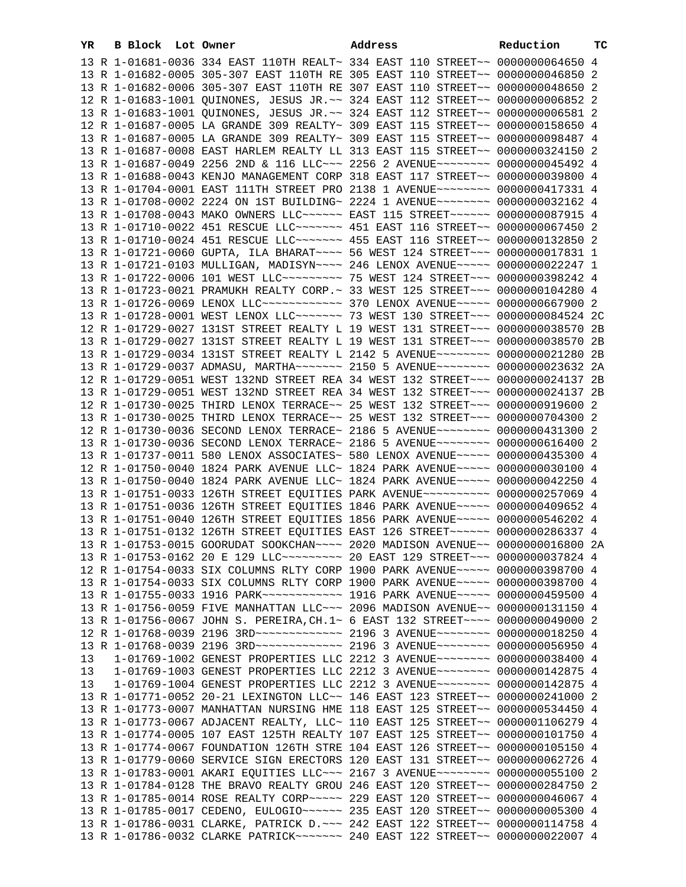| YR | B | Block | Lot | Owner | Address | Reduction | TC |
|---|---|---|---|---|---|---|---|
| 13 | R | 1-01681-0036 | | 334 EAST 110TH REALT~ | 334 EAST 110 STREET~~ | 0000000064650 | 4 |
| 13 | R | 1-01682-0005 | | 305-307 EAST 110TH RE | 305 EAST 110 STREET~~ | 0000000046850 | 2 |
| 13 | R | 1-01682-0006 | | 305-307 EAST 110TH RE | 307 EAST 110 STREET~~ | 0000000048650 | 2 |
| 12 | R | 1-01683-1001 | | QUINONES, JESUS JR.~~ | 324 EAST 112 STREET~~ | 0000000006852 | 2 |
| 13 | R | 1-01683-1001 | | QUINONES, JESUS JR.~~ | 324 EAST 112 STREET~~ | 0000000006581 | 2 |
| 12 | R | 1-01687-0005 | | LA GRANDE 309 REALTY~ | 309 EAST 115 STREET~~ | 0000000158650 | 4 |
| 13 | R | 1-01687-0005 | | LA GRANDE 309 REALTY~ | 309 EAST 115 STREET~~ | 0000000098487 | 4 |
| 13 | R | 1-01687-0008 | | EAST HARLEM REALTY LL | 313 EAST 115 STREET~~ | 0000000324150 | 2 |
| 13 | R | 1-01687-0049 | | 2256 2ND & 116 LLC~~~ | 2256 2 AVENUE~~~~~~~~ | 0000000045492 | 4 |
| 13 | R | 1-01688-0043 | | KENJO MANAGEMENT CORP | 318 EAST 117 STREET~~ | 0000000039800 | 4 |
| 13 | R | 1-01704-0001 | | EAST 111TH STREET PRO | 2138 1 AVENUE~~~~~~~~ | 0000000417331 | 4 |
| 13 | R | 1-01708-0002 | | 2224 ON 1ST BUILDING~ | 2224 1 AVENUE~~~~~~~~ | 0000000032162 | 4 |
| 13 | R | 1-01708-0043 | | MAKO OWNERS LLC~~~~~~ | EAST 115 STREET~~~~~~ | 0000000087915 | 4 |
| 13 | R | 1-01710-0022 | | 451 RESCUE LLC~~~~~~~ | 451 EAST 116 STREET~~ | 0000000067450 | 2 |
| 13 | R | 1-01710-0024 | | 451 RESCUE LLC~~~~~~~ | 455 EAST 116 STREET~~ | 0000000132850 | 2 |
| 13 | R | 1-01721-0060 | | GUPTA, ILA BHARAT~~~~ | 56 WEST 124 STREET~~~ | 0000000017831 | 1 |
| 13 | R | 1-01721-0103 | | MULLIGAN, MADISYN~~~~ | 246 LENOX AVENUE~~~~~ | 0000000022247 | 1 |
| 13 | R | 1-01722-0006 | | 101 WEST LLC~~~~~~~~~ | 75 WEST 124 STREET~~~ | 0000000398242 | 4 |
| 13 | R | 1-01723-0021 | | PRAMUKH REALTY CORP.~ | 33 WEST 125 STREET~~~ | 0000000104280 | 4 |
| 13 | R | 1-01726-0069 | | LENOX LLC~~~~~~~~~~~~ | 370 LENOX AVENUE~~~~~ | 0000000667900 | 2 |
| 13 | R | 1-01728-0001 | | WEST LENOX LLC~~~~~~~ | 73 WEST 130 STREET~~~ | 0000000084524 | 2C |
| 12 | R | 1-01729-0027 | | 131ST STREET REALTY L | 19 WEST 131 STREET~~~ | 0000000038570 | 2B |
| 13 | R | 1-01729-0027 | | 131ST STREET REALTY L | 19 WEST 131 STREET~~~ | 0000000038570 | 2B |
| 13 | R | 1-01729-0034 | | 131ST STREET REALTY L | 2142 5 AVENUE~~~~~~~~ | 0000000021280 | 2B |
| 13 | R | 1-01729-0037 | | ADMASU, MARTHA~~~~~~~ | 2150 5 AVENUE~~~~~~~~ | 0000000023632 | 2A |
| 12 | R | 1-01729-0051 | | WEST 132ND STREET REA | 34 WEST 132 STREET~~~ | 0000000024137 | 2B |
| 13 | R | 1-01729-0051 | | WEST 132ND STREET REA | 34 WEST 132 STREET~~~ | 0000000024137 | 2B |
| 12 | R | 1-01730-0025 | | THIRD LENOX TERRACE~~ | 25 WEST 132 STREET~~~ | 0000000919600 | 2 |
| 13 | R | 1-01730-0025 | | THIRD LENOX TERRACE~~ | 25 WEST 132 STREET~~~ | 0000000704300 | 2 |
| 12 | R | 1-01730-0036 | | SECOND LENOX TERRACE~ | 2186 5 AVENUE~~~~~~~~ | 0000000431300 | 2 |
| 13 | R | 1-01730-0036 | | SECOND LENOX TERRACE~ | 2186 5 AVENUE~~~~~~~~ | 0000000616400 | 2 |
| 13 | R | 1-01737-0011 | | 580 LENOX ASSOCIATES~ | 580 LENOX AVENUE~~~~~ | 0000000435300 | 4 |
| 12 | R | 1-01750-0040 | | 1824 PARK AVENUE LLC~ | 1824 PARK AVENUE~~~~~ | 0000000030100 | 4 |
| 13 | R | 1-01750-0040 | | 1824 PARK AVENUE LLC~ | 1824 PARK AVENUE~~~~~ | 0000000042250 | 4 |
| 13 | R | 1-01751-0033 | | 126TH STREET EQUITIES | PARK AVENUE~~~~~~~~~~ | 0000000257069 | 4 |
| 13 | R | 1-01751-0036 | | 126TH STREET EQUITIES | 1846 PARK AVENUE~~~~~ | 0000000409652 | 4 |
| 13 | R | 1-01751-0040 | | 126TH STREET EQUITIES | 1856 PARK AVENUE~~~~~ | 0000000546202 | 4 |
| 13 | R | 1-01751-0132 | | 126TH STREET EQUITIES | EAST 126 STREET~~~~~~ | 0000000286337 | 4 |
| 13 | R | 1-01753-0015 | | GOORUDAT SOOKCHAN~~~~ | 2020 MADISON AVENUE~~ | 0000000016800 | 2A |
| 13 | R | 1-01753-0162 | | 20 E 129 LLC~~~~~~~~~ | 20 EAST 129 STREET~~~ | 0000000037824 | 4 |
| 12 | R | 1-01754-0033 | | SIX COLUMNS RLTY CORP | 1900 PARK AVENUE~~~~~ | 0000000398700 | 4 |
| 13 | R | 1-01754-0033 | | SIX COLUMNS RLTY CORP | 1900 PARK AVENUE~~~~~ | 0000000398700 | 4 |
| 13 | R | 1-01755-0033 | | 1916 PARK~~~~~~~~~~~~ | 1916 PARK AVENUE~~~~~ | 0000000459500 | 4 |
| 13 | R | 1-01756-0059 | | FIVE MANHATTAN LLC~~~ | 2096 MADISON AVENUE~~ | 0000000131150 | 4 |
| 13 | R | 1-01756-0067 | | JOHN S. PEREIRA,CH.1~ | 6 EAST 132 STREET~~~~ | 0000000049000 | 2 |
| 12 | R | 1-01768-0039 | | 2196 3RD~~~~~~~~~~~~~ | 2196 3 AVENUE~~~~~~~~ | 0000000018250 | 4 |
| 13 | R | 1-01768-0039 | | 2196 3RD~~~~~~~~~~~~~ | 2196 3 AVENUE~~~~~~~~ | 0000000056950 | 4 |
| 13 | | 1-01769-1002 | | GENEST PROPERTIES LLC | 2212 3 AVENUE~~~~~~~~ | 0000000038400 | 4 |
| 13 | | 1-01769-1003 | | GENEST PROPERTIES LLC | 2212 3 AVENUE~~~~~~~~ | 0000000142875 | 4 |
| 13 | | 1-01769-1004 | | GENEST PROPERTIES LLC | 2212 3 AVENUE~~~~~~~~ | 0000000142875 | 4 |
| 13 | R | 1-01771-0052 | | 20-21 LEXINGTON LLC~~ | 146 EAST 123 STREET~~ | 0000000241000 | 2 |
| 13 | R | 1-01773-0007 | | MANHATTAN NURSING HME | 118 EAST 125 STREET~~ | 0000000534450 | 4 |
| 13 | R | 1-01773-0067 | | ADJACENT REALTY, LLC~ | 110 EAST 125 STREET~~ | 0000001106279 | 4 |
| 13 | R | 1-01774-0005 | | 107 EAST 125TH REALTY | 107 EAST 125 STREET~~ | 0000000101750 | 4 |
| 13 | R | 1-01774-0067 | | FOUNDATION 126TH STRE | 104 EAST 126 STREET~~ | 0000000105150 | 4 |
| 13 | R | 1-01779-0060 | | SERVICE SIGN ERECTORS | 120 EAST 131 STREET~~ | 0000000062726 | 4 |
| 13 | R | 1-01783-0001 | | AKARI EQUITIES LLC~~~ | 2167 3 AVENUE~~~~~~~~ | 0000000055100 | 2 |
| 13 | R | 1-01784-0128 | | THE BRAVO REALTY GROU | 246 EAST 120 STREET~~ | 0000000284750 | 2 |
| 13 | R | 1-01785-0014 | | ROSE REALTY CORP~~~~~ | 229 EAST 120 STREET~~ | 0000000046067 | 4 |
| 13 | R | 1-01785-0017 | | CEDENO, EULOGIO~~~~~~ | 235 EAST 120 STREET~~ | 0000000005300 | 4 |
| 13 | R | 1-01786-0031 | | CLARKE, PATRICK D.~~~ | 242 EAST 122 STREET~~ | 0000000114758 | 4 |
| 13 | R | 1-01786-0032 | | CLARKE PATRICK~~~~~~~ | 240 EAST 122 STREET~~ | 0000000022007 | 4 |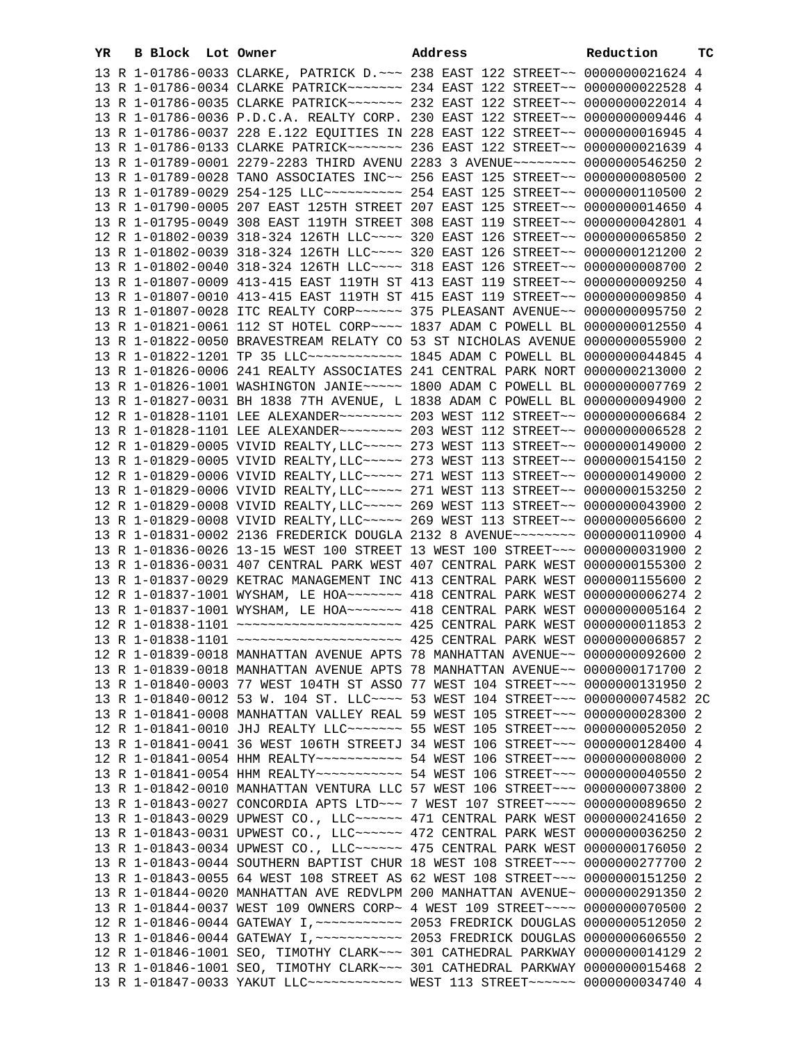| YR | B | Block | Lot | Owner | Address | Reduction | TC |
|---|---|---|---|---|---|---|---|
| 13 | R | 1-01786-0033 | | CLARKE, PATRICK D.~~~ | 238 EAST 122 STREET~~ | 0000000021624 | 4 |
| 13 | R | 1-01786-0034 | | CLARKE PATRICK~~~~~~~ | 234 EAST 122 STREET~~ | 0000000022528 | 4 |
| 13 | R | 1-01786-0035 | | CLARKE PATRICK~~~~~~~ | 232 EAST 122 STREET~~ | 0000000022014 | 4 |
| 13 | R | 1-01786-0036 | | P.D.C.A. REALTY CORP. | 230 EAST 122 STREET~~ | 0000000009446 | 4 |
| 13 | R | 1-01786-0037 | | 228 E.122 EQUITIES IN | 228 EAST 122 STREET~~ | 0000000016945 | 4 |
| 13 | R | 1-01786-0133 | | CLARKE PATRICK~~~~~~~ | 236 EAST 122 STREET~~ | 0000000021639 | 4 |
| 13 | R | 1-01789-0001 | | 2279-2283 THIRD AVENU | 2283 3 AVENUE~~~~~~~~ | 0000000546250 | 2 |
| 13 | R | 1-01789-0028 | | TANO ASSOCIATES INC~~ | 256 EAST 125 STREET~~ | 0000000080500 | 2 |
| 13 | R | 1-01789-0029 | | 254-125 LLC~~~~~~~~~~ | 254 EAST 125 STREET~~ | 0000000110500 | 2 |
| 13 | R | 1-01790-0005 | | 207 EAST 125TH STREET | 207 EAST 125 STREET~~ | 0000000014650 | 4 |
| 13 | R | 1-01795-0049 | | 308 EAST 119TH STREET | 308 EAST 119 STREET~~ | 0000000042801 | 4 |
| 12 | R | 1-01802-0039 | | 318-324 126TH LLC~~~~ | 320 EAST 126 STREET~~ | 0000000065850 | 2 |
| 13 | R | 1-01802-0039 | | 318-324 126TH LLC~~~~ | 320 EAST 126 STREET~~ | 0000000121200 | 2 |
| 13 | R | 1-01802-0040 | | 318-324 126TH LLC~~~~ | 318 EAST 126 STREET~~ | 0000000008700 | 2 |
| 13 | R | 1-01807-0009 | | 413-415 EAST 119TH ST | 413 EAST 119 STREET~~ | 0000000009250 | 4 |
| 13 | R | 1-01807-0010 | | 413-415 EAST 119TH ST | 415 EAST 119 STREET~~ | 0000000009850 | 4 |
| 13 | R | 1-01807-0028 | | ITC REALTY CORP~~~~~~ | 375 PLEASANT AVENUE~~ | 0000000095750 | 2 |
| 13 | R | 1-01821-0061 | | 112 ST HOTEL CORP~~~~ | 1837 ADAM C POWELL BL | 0000000012550 | 4 |
| 13 | R | 1-01822-0050 | | BRAVESTREAM RELATY CO | 53 ST NICHOLAS AVENUE | 0000000055900 | 2 |
| 13 | R | 1-01822-1201 | | TP 35 LLC~~~~~~~~~~~~ | 1845 ADAM C POWELL BL | 0000000044845 | 4 |
| 13 | R | 1-01826-0006 | | 241 REALTY ASSOCIATES | 241 CENTRAL PARK NORT | 0000000213000 | 2 |
| 13 | R | 1-01826-1001 | | WASHINGTON JANIE~~~~~ | 1800 ADAM C POWELL BL | 0000000007769 | 2 |
| 13 | R | 1-01827-0031 | | BH 1838 7TH AVENUE, L | 1838 ADAM C POWELL BL | 0000000094900 | 2 |
| 12 | R | 1-01828-1101 | | LEE ALEXANDER~~~~~~~~ | 203 WEST 112 STREET~~ | 0000000006684 | 2 |
| 13 | R | 1-01828-1101 | | LEE ALEXANDER~~~~~~~~ | 203 WEST 112 STREET~~ | 0000000006528 | 2 |
| 12 | R | 1-01829-0005 | | VIVID REALTY,LLC~~~~~ | 273 WEST 113 STREET~~ | 0000000149000 | 2 |
| 13 | R | 1-01829-0005 | | VIVID REALTY,LLC~~~~~ | 273 WEST 113 STREET~~ | 0000000154150 | 2 |
| 12 | R | 1-01829-0006 | | VIVID REALTY,LLC~~~~~ | 271 WEST 113 STREET~~ | 0000000149000 | 2 |
| 13 | R | 1-01829-0006 | | VIVID REALTY,LLC~~~~~ | 271 WEST 113 STREET~~ | 0000000153250 | 2 |
| 12 | R | 1-01829-0008 | | VIVID REALTY,LLC~~~~~ | 269 WEST 113 STREET~~ | 0000000043900 | 2 |
| 13 | R | 1-01829-0008 | | VIVID REALTY,LLC~~~~~ | 269 WEST 113 STREET~~ | 0000000056600 | 2 |
| 13 | R | 1-01831-0002 | | 2136 FREDERICK DOUGLA | 2132 8 AVENUE~~~~~~~~ | 0000000110900 | 4 |
| 13 | R | 1-01836-0026 | | 13-15 WEST 100 STREET | 13 WEST 100 STREET~~~ | 0000000031900 | 2 |
| 13 | R | 1-01836-0031 | | 407 CENTRAL PARK WEST | 407 CENTRAL PARK WEST | 0000000155300 | 2 |
| 13 | R | 1-01837-0029 | | KETRAC MANAGEMENT INC | 413 CENTRAL PARK WEST | 0000001155600 | 2 |
| 12 | R | 1-01837-1001 | | WYSHAM, LE HOA~~~~~~~ | 418 CENTRAL PARK WEST | 0000000006274 | 2 |
| 13 | R | 1-01837-1001 | | WYSHAM, LE HOA~~~~~~~ | 418 CENTRAL PARK WEST | 0000000005164 | 2 |
| 12 | R | 1-01838-1101 | | ~~~~~~~~~~~~~~~~~~~~~ | 425 CENTRAL PARK WEST | 0000000011853 | 2 |
| 13 | R | 1-01838-1101 | | ~~~~~~~~~~~~~~~~~~~~~ | 425 CENTRAL PARK WEST | 0000000006857 | 2 |
| 12 | R | 1-01839-0018 | | MANHATTAN AVENUE APTS | 78 MANHATTAN AVENUE~~ | 0000000092600 | 2 |
| 13 | R | 1-01839-0018 | | MANHATTAN AVENUE APTS | 78 MANHATTAN AVENUE~~ | 0000000171700 | 2 |
| 13 | R | 1-01840-0003 | | 77 WEST 104TH ST ASSO | 77 WEST 104 STREET~~~ | 0000000131950 | 2 |
| 13 | R | 1-01840-0012 | | 53 W. 104 ST. LLC~~~~ | 53 WEST 104 STREET~~~ | 0000000074582 | 2C |
| 13 | R | 1-01841-0008 | | MANHATTAN VALLEY REAL | 59 WEST 105 STREET~~~ | 0000000028300 | 2 |
| 12 | R | 1-01841-0010 | | JHJ REALTY LLC~~~~~~~ | 55 WEST 105 STREET~~~ | 0000000052050 | 2 |
| 13 | R | 1-01841-0041 | | 36 WEST 106TH STREETJ | 34 WEST 106 STREET~~~ | 0000000128400 | 4 |
| 12 | R | 1-01841-0054 | | HHM REALTY~~~~~~~~~~~ | 54 WEST 106 STREET~~~ | 0000000008000 | 2 |
| 13 | R | 1-01841-0054 | | HHM REALTY~~~~~~~~~~~ | 54 WEST 106 STREET~~~ | 0000000040550 | 2 |
| 13 | R | 1-01842-0010 | | MANHATTAN VENTURA LLC | 57 WEST 106 STREET~~~ | 0000000073800 | 2 |
| 13 | R | 1-01843-0027 | | CONCORDIA APTS LTD~~~ | 7 WEST 107 STREET~~~~ | 0000000089650 | 2 |
| 13 | R | 1-01843-0029 | | UPWEST CO., LLC~~~~~~ | 471 CENTRAL PARK WEST | 0000000241650 | 2 |
| 13 | R | 1-01843-0031 | | UPWEST CO., LLC~~~~~~ | 472 CENTRAL PARK WEST | 0000000036250 | 2 |
| 13 | R | 1-01843-0034 | | UPWEST CO., LLC~~~~~~ | 475 CENTRAL PARK WEST | 0000000176050 | 2 |
| 13 | R | 1-01843-0044 | | SOUTHERN BAPTIST CHUR | 18 WEST 108 STREET~~~ | 0000000277700 | 2 |
| 13 | R | 1-01843-0055 | | 64 WEST 108 STREET AS | 62 WEST 108 STREET~~~ | 0000000151250 | 2 |
| 13 | R | 1-01844-0020 | | MANHATTAN AVE REDVLPM | 200 MANHATTAN AVENUE~ | 0000000291350 | 2 |
| 13 | R | 1-01844-0037 | | WEST 109 OWNERS CORP~ | 4 WEST 109 STREET~~~~ | 0000000070500 | 2 |
| 12 | R | 1-01846-0044 | | GATEWAY I,~~~~~~~~~~~ | 2053 FREDRICK DOUGLAS | 0000000512050 | 2 |
| 13 | R | 1-01846-0044 | | GATEWAY I,~~~~~~~~~~~ | 2053 FREDRICK DOUGLAS | 0000000606550 | 2 |
| 12 | R | 1-01846-1001 | | SEO, TIMOTHY CLARK~~~ | 301 CATHEDRAL PARKWAY | 0000000014129 | 2 |
| 13 | R | 1-01846-1001 | | SEO, TIMOTHY CLARK~~~ | 301 CATHEDRAL PARKWAY | 0000000015468 | 2 |
| 13 | R | 1-01847-0033 | | YAKUT LLC~~~~~~~~~~~~ | WEST 113 STREET~~~~~~ | 0000000034740 | 4 |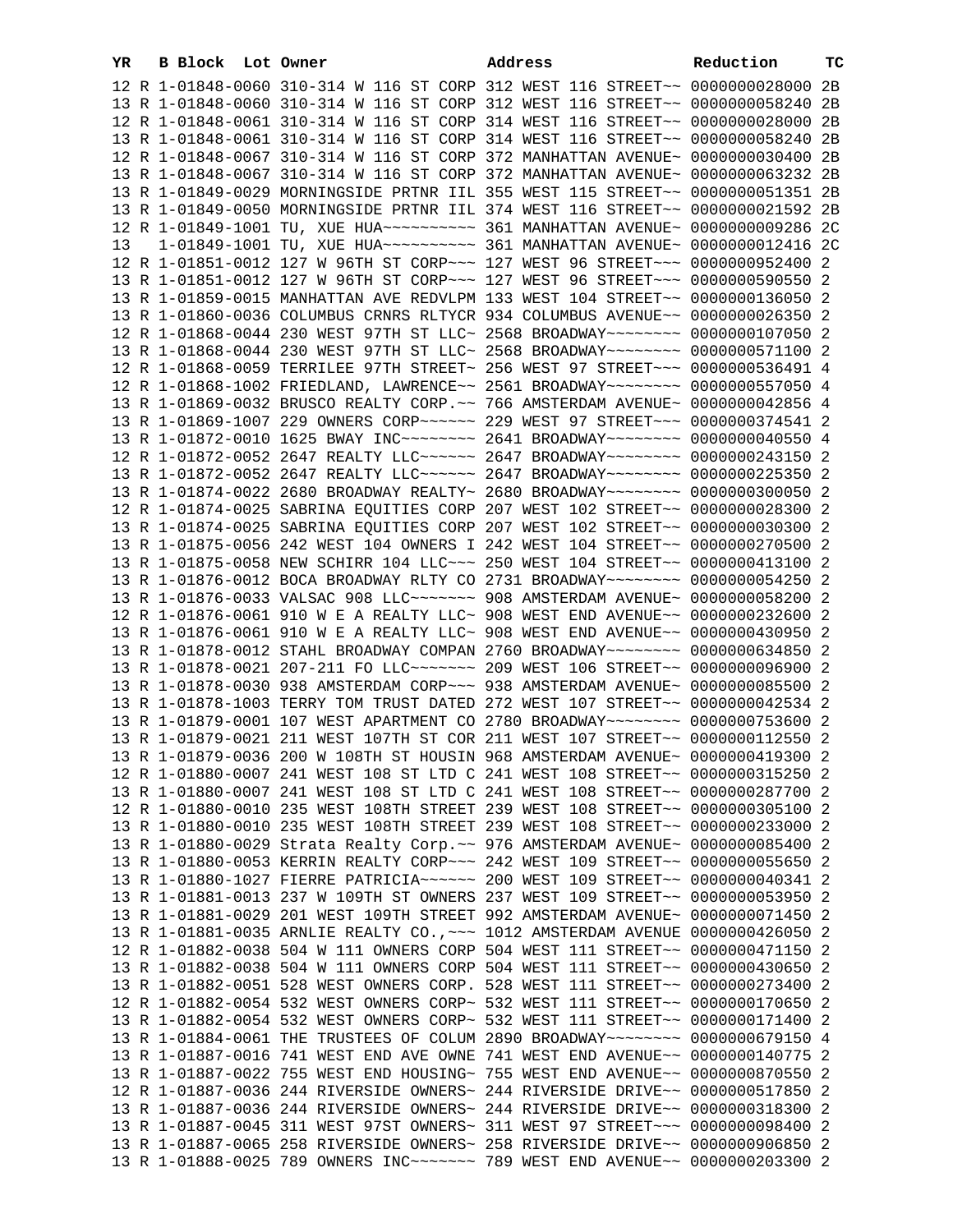| YR | B | Block | Lot | Owner | Address | Reduction | TC |
|---|---|---|---|---|---|---|---|
| 12 | R | 1-01848-0060 | | 310-314 W 116 ST CORP | 312 WEST 116 STREET~~ | 0000000028000 | 2B |
| 13 | R | 1-01848-0060 | | 310-314 W 116 ST CORP | 312 WEST 116 STREET~~ | 0000000058240 | 2B |
| 12 | R | 1-01848-0061 | | 310-314 W 116 ST CORP | 314 WEST 116 STREET~~ | 0000000028000 | 2B |
| 13 | R | 1-01848-0061 | | 310-314 W 116 ST CORP | 314 WEST 116 STREET~~ | 0000000058240 | 2B |
| 12 | R | 1-01848-0067 | | 310-314 W 116 ST CORP | 372 MANHATTAN AVENUE~ | 0000000030400 | 2B |
| 13 | R | 1-01848-0067 | | 310-314 W 116 ST CORP | 372 MANHATTAN AVENUE~ | 0000000063232 | 2B |
| 13 | R | 1-01849-0029 | | MORNINGSIDE PRTNR IIL | 355 WEST 115 STREET~~ | 0000000051351 | 2B |
| 13 | R | 1-01849-0050 | | MORNINGSIDE PRTNR IIL | 374 WEST 116 STREET~~ | 0000000021592 | 2B |
| 12 | R | 1-01849-1001 | | TU, XUE HUA~~~~~~~~~~ | 361 MANHATTAN AVENUE~ | 0000000009286 | 2C |
| 13 | | 1-01849-1001 | | TU, XUE HUA~~~~~~~~~~ | 361 MANHATTAN AVENUE~ | 0000000012416 | 2C |
| 12 | R | 1-01851-0012 | | 127 W 96TH ST CORP~~~ | 127 WEST 96 STREET~~~ | 0000000952400 | 2 |
| 13 | R | 1-01851-0012 | | 127 W 96TH ST CORP~~~ | 127 WEST 96 STREET~~~ | 0000000590550 | 2 |
| 13 | R | 1-01859-0015 | | MANHATTAN AVE REDVLPM | 133 WEST 104 STREET~~ | 0000000136050 | 2 |
| 13 | R | 1-01860-0036 | | COLUMBUS CRNRS RLTYCR | 934 COLUMBUS AVENUE~~ | 0000000026350 | 2 |
| 12 | R | 1-01868-0044 | | 230 WEST 97TH ST LLC~ | 2568 BROADWAY~~~~~~~~ | 0000000107050 | 2 |
| 13 | R | 1-01868-0044 | | 230 WEST 97TH ST LLC~ | 2568 BROADWAY~~~~~~~~ | 0000000571100 | 2 |
| 12 | R | 1-01868-0059 | | TERRILEE 97TH STREET~ | 256 WEST 97 STREET~~~ | 0000000536491 | 4 |
| 12 | R | 1-01868-1002 | | FRIEDLAND, LAWRENCE~~ | 2561 BROADWAY~~~~~~~~ | 0000000557050 | 4 |
| 13 | R | 1-01869-0032 | | BRUSCO REALTY CORP.~~ | 766 AMSTERDAM AVENUE~ | 0000000042856 | 4 |
| 13 | R | 1-01869-1007 | | 229 OWNERS CORP~~~~~~ | 229 WEST 97 STREET~~~ | 0000000374541 | 2 |
| 13 | R | 1-01872-0010 | | 1625 BWAY INC~~~~~~~~ | 2641 BROADWAY~~~~~~~~ | 0000000040550 | 4 |
| 12 | R | 1-01872-0052 | | 2647 REALTY LLC~~~~~~ | 2647 BROADWAY~~~~~~~~ | 0000000243150 | 2 |
| 13 | R | 1-01872-0052 | | 2647 REALTY LLC~~~~~~ | 2647 BROADWAY~~~~~~~~ | 0000000225350 | 2 |
| 13 | R | 1-01874-0022 | | 2680 BROADWAY REALTY~ | 2680 BROADWAY~~~~~~~~ | 0000000300050 | 2 |
| 12 | R | 1-01874-0025 | | SABRINA EQUITIES CORP | 207 WEST 102 STREET~~ | 0000000028300 | 2 |
| 13 | R | 1-01874-0025 | | SABRINA EQUITIES CORP | 207 WEST 102 STREET~~ | 0000000030300 | 2 |
| 13 | R | 1-01875-0056 | | 242 WEST 104 OWNERS I | 242 WEST 104 STREET~~ | 0000000270500 | 2 |
| 13 | R | 1-01875-0058 | | NEW SCHIRR 104 LLC~~~ | 250 WEST 104 STREET~~ | 0000000413100 | 2 |
| 13 | R | 1-01876-0012 | | BOCA BROADWAY RLTY CO | 2731 BROADWAY~~~~~~~~ | 0000000054250 | 2 |
| 13 | R | 1-01876-0033 | | VALSAC 908 LLC~~~~~~~ | 908 AMSTERDAM AVENUE~ | 0000000058200 | 2 |
| 12 | R | 1-01876-0061 | | 910 W E A REALTY LLC~ | 908 WEST END AVENUE~~ | 0000000232600 | 2 |
| 13 | R | 1-01876-0061 | | 910 W E A REALTY LLC~ | 908 WEST END AVENUE~~ | 0000000430950 | 2 |
| 13 | R | 1-01878-0012 | | STAHL BROADWAY COMPAN | 2760 BROADWAY~~~~~~~~ | 0000000634850 | 2 |
| 13 | R | 1-01878-0021 | | 207-211 FO LLC~~~~~~~ | 209 WEST 106 STREET~~ | 0000000096900 | 2 |
| 13 | R | 1-01878-0030 | | 938 AMSTERDAM CORP~~~ | 938 AMSTERDAM AVENUE~ | 0000000085500 | 2 |
| 13 | R | 1-01878-1003 | | TERRY TOM TRUST DATED | 272 WEST 107 STREET~~ | 0000000042534 | 2 |
| 13 | R | 1-01879-0001 | | 107 WEST APARTMENT CO | 2780 BROADWAY~~~~~~~~ | 0000000753600 | 2 |
| 13 | R | 1-01879-0021 | | 211 WEST 107TH ST COR | 211 WEST 107 STREET~~ | 0000000112550 | 2 |
| 13 | R | 1-01879-0036 | | 200 W 108TH ST HOUSIN | 968 AMSTERDAM AVENUE~ | 0000000419300 | 2 |
| 12 | R | 1-01880-0007 | | 241 WEST 108 ST LTD C | 241 WEST 108 STREET~~ | 0000000315250 | 2 |
| 13 | R | 1-01880-0007 | | 241 WEST 108 ST LTD C | 241 WEST 108 STREET~~ | 0000000287700 | 2 |
| 12 | R | 1-01880-0010 | | 235 WEST 108TH STREET | 239 WEST 108 STREET~~ | 0000000305100 | 2 |
| 13 | R | 1-01880-0010 | | 235 WEST 108TH STREET | 239 WEST 108 STREET~~ | 0000000233000 | 2 |
| 13 | R | 1-01880-0029 | | Strata Realty Corp.~~ | 976 AMSTERDAM AVENUE~ | 0000000085400 | 2 |
| 13 | R | 1-01880-0053 | | KERRIN REALTY CORP~~~ | 242 WEST 109 STREET~~ | 0000000055650 | 2 |
| 13 | R | 1-01880-1027 | | FIERRE PATRICIA~~~~~~ | 200 WEST 109 STREET~~ | 0000000040341 | 2 |
| 13 | R | 1-01881-0013 | | 237 W 109TH ST OWNERS | 237 WEST 109 STREET~~ | 0000000053950 | 2 |
| 13 | R | 1-01881-0029 | | 201 WEST 109TH STREET | 992 AMSTERDAM AVENUE~ | 0000000071450 | 2 |
| 13 | R | 1-01881-0035 | | ARNLIE REALTY CO.,~~~ | 1012 AMSTERDAM AVENUE | 0000000426050 | 2 |
| 12 | R | 1-01882-0038 | | 504 W 111 OWNERS CORP | 504 WEST 111 STREET~~ | 0000000471150 | 2 |
| 13 | R | 1-01882-0038 | | 504 W 111 OWNERS CORP | 504 WEST 111 STREET~~ | 0000000430650 | 2 |
| 13 | R | 1-01882-0051 | | 528 WEST OWNERS CORP. | 528 WEST 111 STREET~~ | 0000000273400 | 2 |
| 12 | R | 1-01882-0054 | | 532 WEST OWNERS CORP~ | 532 WEST 111 STREET~~ | 0000000170650 | 2 |
| 13 | R | 1-01882-0054 | | 532 WEST OWNERS CORP~ | 532 WEST 111 STREET~~ | 0000000171400 | 2 |
| 13 | R | 1-01884-0061 | | THE TRUSTEES OF COLUM | 2890 BROADWAY~~~~~~~~ | 0000000679150 | 4 |
| 13 | R | 1-01887-0016 | | 741 WEST END AVE OWNE | 741 WEST END AVENUE~~ | 0000000140775 | 2 |
| 13 | R | 1-01887-0022 | | 755 WEST END HOUSING~ | 755 WEST END AVENUE~~ | 0000000870550 | 2 |
| 12 | R | 1-01887-0036 | | 244 RIVERSIDE OWNERS~ | 244 RIVERSIDE DRIVE~~ | 0000000517850 | 2 |
| 13 | R | 1-01887-0036 | | 244 RIVERSIDE OWNERS~ | 244 RIVERSIDE DRIVE~~ | 0000000318300 | 2 |
| 13 | R | 1-01887-0045 | | 311 WEST 97ST OWNERS~ | 311 WEST 97 STREET~~~ | 0000000098400 | 2 |
| 13 | R | 1-01887-0065 | | 258 RIVERSIDE OWNERS~ | 258 RIVERSIDE DRIVE~~ | 0000000906850 | 2 |
| 13 | R | 1-01888-0025 | | 789 OWNERS INC~~~~~~~ | 789 WEST END AVENUE~~ | 0000000203300 | 2 |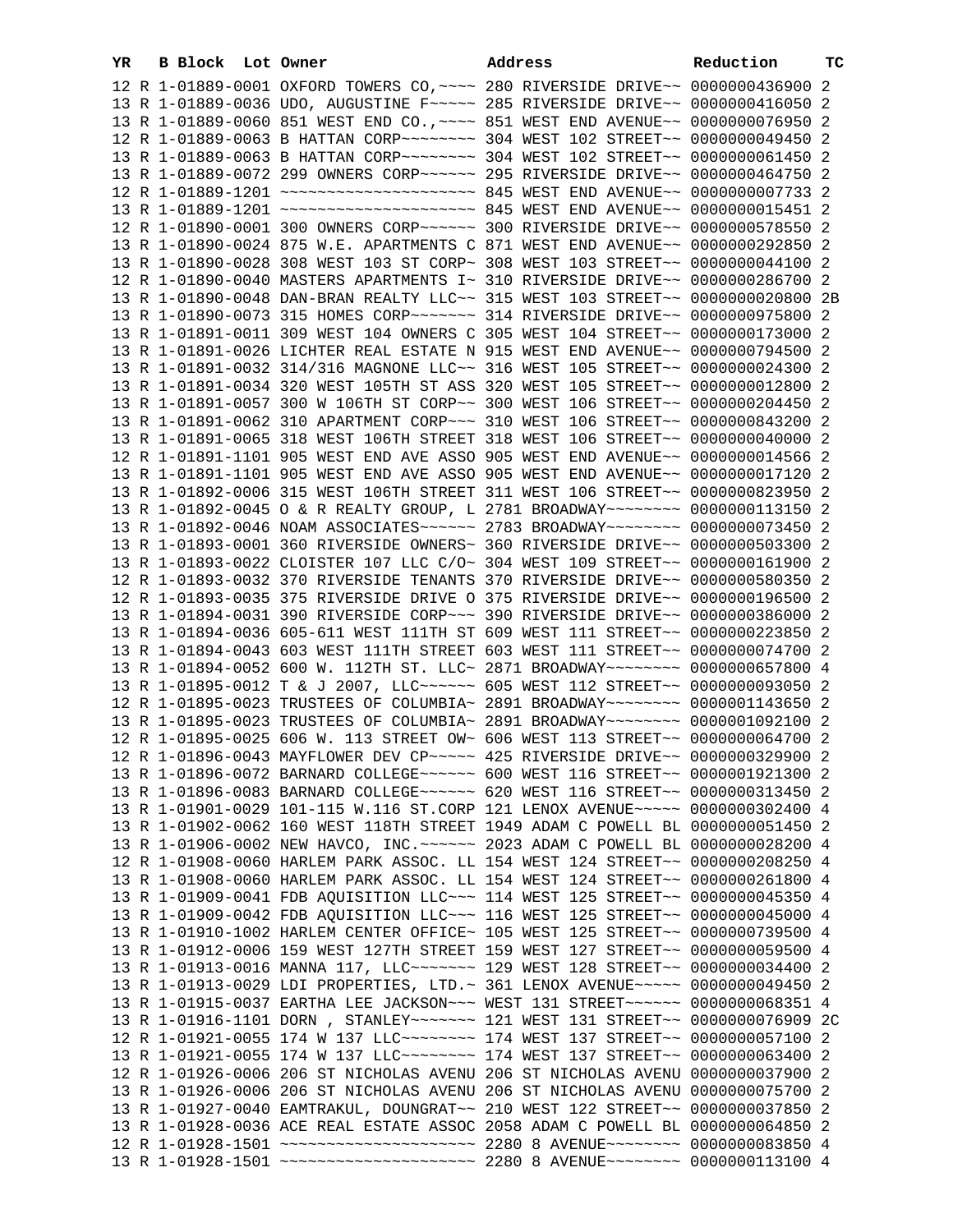| YR | B | Block | Lot | Owner | Address | Reduction | TC |
|---|---|---|---|---|---|---|---|
| 12 | R | 1-01889-0001 | | OXFORD TOWERS CO,~~~~ | 280 RIVERSIDE DRIVE~~ | 0000000436900 | 2 |
| 13 | R | 1-01889-0036 | | UDO, AUGUSTINE F~~~~~ | 285 RIVERSIDE DRIVE~~ | 0000000416050 | 2 |
| 13 | R | 1-01889-0060 | | 851 WEST END CO.,~~~~ | 851 WEST END AVENUE~~ | 0000000076950 | 2 |
| 12 | R | 1-01889-0063 | | B HATTAN CORP~~~~~~~~ | 304 WEST 102 STREET~~ | 0000000049450 | 2 |
| 13 | R | 1-01889-0063 | | B HATTAN CORP~~~~~~~~ | 304 WEST 102 STREET~~ | 0000000061450 | 2 |
| 13 | R | 1-01889-0072 | | 299 OWNERS CORP~~~~~~ | 295 RIVERSIDE DRIVE~~ | 0000000464750 | 2 |
| 12 | R | 1-01889-1201 | | ~~~~~~~~~~~~~~~~~~~~~ | 845 WEST END AVENUE~~ | 0000000007733 | 2 |
| 13 | R | 1-01889-1201 | | ~~~~~~~~~~~~~~~~~~~~~ | 845 WEST END AVENUE~~ | 0000000015451 | 2 |
| 12 | R | 1-01890-0001 | | 300 OWNERS CORP~~~~~~ | 300 RIVERSIDE DRIVE~~ | 0000000578550 | 2 |
| 13 | R | 1-01890-0024 | | 875 W.E. APARTMENTS C | 871 WEST END AVENUE~~ | 0000000292850 | 2 |
| 13 | R | 1-01890-0028 | | 308 WEST 103 ST CORP~ | 308 WEST 103 STREET~~ | 0000000044100 | 2 |
| 12 | R | 1-01890-0040 | | MASTERS APARTMENTS I~ | 310 RIVERSIDE DRIVE~~ | 0000000286700 | 2 |
| 13 | R | 1-01890-0048 | | DAN-BRAN REALTY LLC~~ | 315 WEST 103 STREET~~ | 0000000020800 | 2B |
| 13 | R | 1-01890-0073 | | 315 HOMES CORP~~~~~~~ | 314 RIVERSIDE DRIVE~~ | 0000000975800 | 2 |
| 13 | R | 1-01891-0011 | | 309 WEST 104 OWNERS C | 305 WEST 104 STREET~~ | 0000000173000 | 2 |
| 13 | R | 1-01891-0026 | | LICHTER REAL ESTATE N | 915 WEST END AVENUE~~ | 0000000794500 | 2 |
| 13 | R | 1-01891-0032 | | 314/316 MAGNONE LLC~~ | 316 WEST 105 STREET~~ | 0000000024300 | 2 |
| 13 | R | 1-01891-0034 | | 320 WEST 105TH ST ASS | 320 WEST 105 STREET~~ | 0000000012800 | 2 |
| 13 | R | 1-01891-0057 | | 300 W 106TH ST CORP~~ | 300 WEST 106 STREET~~ | 0000000204450 | 2 |
| 13 | R | 1-01891-0062 | | 310 APARTMENT CORP~~~ | 310 WEST 106 STREET~~ | 0000000843200 | 2 |
| 13 | R | 1-01891-0065 | | 318 WEST 106TH STREET | 318 WEST 106 STREET~~ | 0000000040000 | 2 |
| 12 | R | 1-01891-1101 | | 905 WEST END AVE ASSO | 905 WEST END AVENUE~~ | 0000000014566 | 2 |
| 13 | R | 1-01891-1101 | | 905 WEST END AVE ASSO | 905 WEST END AVENUE~~ | 0000000017120 | 2 |
| 13 | R | 1-01892-0006 | | 315 WEST 106TH STREET | 311 WEST 106 STREET~~ | 0000000823950 | 2 |
| 13 | R | 1-01892-0045 | | O & R REALTY GROUP, L | 2781 BROADWAY~~~~~~~~ | 0000000113150 | 2 |
| 13 | R | 1-01892-0046 | | NOAM ASSOCIATES~~~~~~ | 2783 BROADWAY~~~~~~~~ | 0000000073450 | 2 |
| 13 | R | 1-01893-0001 | | 360 RIVERSIDE OWNERS~ | 360 RIVERSIDE DRIVE~~ | 0000000503300 | 2 |
| 13 | R | 1-01893-0022 | | CLOISTER 107 LLC C/O~ | 304 WEST 109 STREET~~ | 0000000161900 | 2 |
| 12 | R | 1-01893-0032 | | 370 RIVERSIDE TENANTS | 370 RIVERSIDE DRIVE~~ | 0000000580350 | 2 |
| 13 | R | 1-01893-0035 | | 375 RIVERSIDE DRIVE O | 375 RIVERSIDE DRIVE~~ | 0000000196500 | 2 |
| 13 | R | 1-01894-0031 | | 390 RIVERSIDE CORP~~~ | 390 RIVERSIDE DRIVE~~ | 0000000386000 | 2 |
| 13 | R | 1-01894-0036 | | 605-611 WEST 111TH ST | 609 WEST 111 STREET~~ | 0000000223850 | 2 |
| 13 | R | 1-01894-0043 | | 603 WEST 111TH STREET | 603 WEST 111 STREET~~ | 0000000074700 | 2 |
| 13 | R | 1-01894-0052 | | 600 W. 112TH ST. LLC~ | 2871 BROADWAY~~~~~~~~ | 0000000657800 | 4 |
| 13 | R | 1-01895-0012 | | T & J 2007, LLC~~~~~~ | 605 WEST 112 STREET~~ | 0000000093050 | 2 |
| 12 | R | 1-01895-0023 | | TRUSTEES OF COLUMBIA~ | 2891 BROADWAY~~~~~~~~ | 0000001143650 | 2 |
| 13 | R | 1-01895-0023 | | TRUSTEES OF COLUMBIA~ | 2891 BROADWAY~~~~~~~~ | 0000001092100 | 2 |
| 12 | R | 1-01895-0025 | | 606 W. 113 STREET OW~ | 606 WEST 113 STREET~~ | 0000000064700 | 2 |
| 12 | R | 1-01896-0043 | | MAYFLOWER DEV CP~~~~~ | 425 RIVERSIDE DRIVE~~ | 0000000329900 | 2 |
| 13 | R | 1-01896-0072 | | BARNARD COLLEGE~~~~~~ | 600 WEST 116 STREET~~ | 0000001921300 | 2 |
| 13 | R | 1-01896-0083 | | BARNARD COLLEGE~~~~~~ | 620 WEST 116 STREET~~ | 0000000313450 | 2 |
| 13 | R | 1-01901-0029 | | 101-115 W.116 ST.CORP | 121 LENOX AVENUE~~~~~ | 0000000302400 | 4 |
| 13 | R | 1-01902-0062 | | 160 WEST 118TH STREET | 1949 ADAM C POWELL BL | 0000000051450 | 2 |
| 13 | R | 1-01906-0002 | | NEW HAVCO, INC.~~~~~~ | 2023 ADAM C POWELL BL | 0000000028200 | 4 |
| 12 | R | 1-01908-0060 | | HARLEM PARK ASSOC. LL | 154 WEST 124 STREET~~ | 0000000208250 | 4 |
| 13 | R | 1-01908-0060 | | HARLEM PARK ASSOC. LL | 154 WEST 124 STREET~~ | 0000000261800 | 4 |
| 13 | R | 1-01909-0041 | | FDB AQUISITION LLC~~~ | 114 WEST 125 STREET~~ | 0000000045350 | 4 |
| 13 | R | 1-01909-0042 | | FDB AQUISITION LLC~~~ | 116 WEST 125 STREET~~ | 0000000045000 | 4 |
| 13 | R | 1-01910-1002 | | HARLEM CENTER OFFICE~ | 105 WEST 125 STREET~~ | 0000000739500 | 4 |
| 13 | R | 1-01912-0006 | | 159 WEST 127TH STREET | 159 WEST 127 STREET~~ | 0000000059500 | 4 |
| 13 | R | 1-01913-0016 | | MANNA 117, LLC~~~~~~~ | 129 WEST 128 STREET~~ | 0000000034400 | 2 |
| 13 | R | 1-01913-0029 | | LDI PROPERTIES, LTD.~ | 361 LENOX AVENUE~~~~~ | 0000000049450 | 2 |
| 13 | R | 1-01915-0037 | | EARTHA LEE JACKSON~~~ | WEST 131 STREET~~~~~~ | 0000000068351 | 4 |
| 13 | R | 1-01916-1101 | | DORN , STANLEY~~~~~~~ | 121 WEST 131 STREET~~ | 0000000076909 | 2C |
| 12 | R | 1-01921-0055 | | 174 W 137 LLC~~~~~~~~ | 174 WEST 137 STREET~~ | 0000000057100 | 2 |
| 13 | R | 1-01921-0055 | | 174 W 137 LLC~~~~~~~~ | 174 WEST 137 STREET~~ | 0000000063400 | 2 |
| 12 | R | 1-01926-0006 | | 206 ST NICHOLAS AVENU | 206 ST NICHOLAS AVENU | 0000000037900 | 2 |
| 13 | R | 1-01926-0006 | | 206 ST NICHOLAS AVENU | 206 ST NICHOLAS AVENU | 0000000075700 | 2 |
| 13 | R | 1-01927-0040 | | EAMTRAKUL, DOUNGRAT~~ | 210 WEST 122 STREET~~ | 0000000037850 | 2 |
| 13 | R | 1-01928-0036 | | ACE REAL ESTATE ASSOC | 2058 ADAM C POWELL BL | 0000000064850 | 2 |
| 12 | R | 1-01928-1501 | | ~~~~~~~~~~~~~~~~~~~~~ | 2280 8 AVENUE~~~~~~~~ | 0000000083850 | 4 |
| 13 | R | 1-01928-1501 | | ~~~~~~~~~~~~~~~~~~~~~ | 2280 8 AVENUE~~~~~~~~ | 0000000113100 | 4 |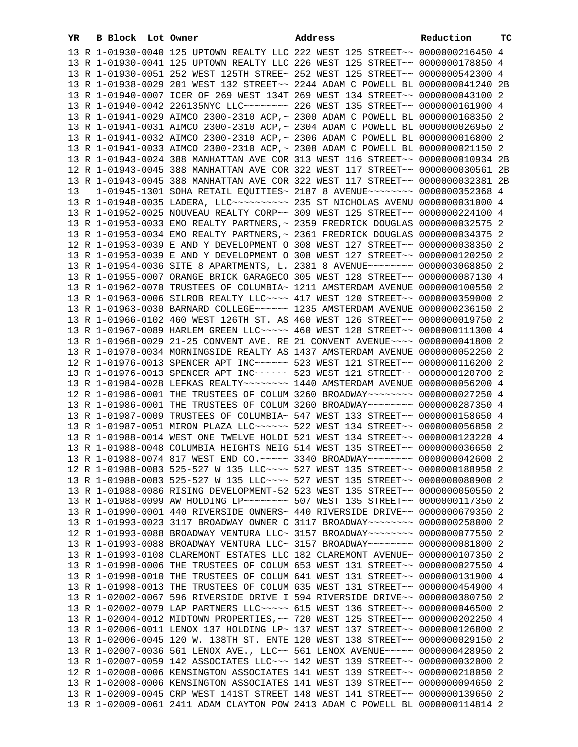| YR | B | Block | Lot | Owner | Address | Reduction | TC |
|---|---|---|---|---|---|---|---|
| 13 | R | 1-01930-0040 | | 125 UPTOWN REALTY LLC | 222 WEST 125 STREET~~ | 0000000216450 | 4 |
| 13 | R | 1-01930-0041 | | 125 UPTOWN REALTY LLC | 226 WEST 125 STREET~~ | 0000000178850 | 4 |
| 13 | R | 1-01930-0051 | | 252 WEST 125TH STREE~ | 252 WEST 125 STREET~~ | 0000000542300 | 4 |
| 13 | R | 1-01938-0029 | | 201 WEST 132 STREET~~ | 2244 ADAM C POWELL BL | 0000000041240 | 2B |
| 13 | R | 1-01940-0007 | | ICER OF 269 WEST 134T | 269 WEST 134 STREET~~ | 0000000043100 | 2 |
| 13 | R | 1-01940-0042 | | 226135NYC LLC~~~~~~~~ | 226 WEST 135 STREET~~ | 0000000161900 | 4 |
| 13 | R | 1-01941-0029 | | AIMCO 2300-2310 ACP,~ | 2300 ADAM C POWELL BL | 0000000168350 | 2 |
| 13 | R | 1-01941-0031 | | AIMCO 2300-2310 ACP,~ | 2304 ADAM C POWELL BL | 0000000026950 | 2 |
| 13 | R | 1-01941-0032 | | AIMCO 2300-2310 ACP,~ | 2306 ADAM C POWELL BL | 0000000016800 | 2 |
| 13 | R | 1-01941-0033 | | AIMCO 2300-2310 ACP,~ | 2308 ADAM C POWELL BL | 0000000021150 | 2 |
| 13 | R | 1-01943-0024 | | 388 MANHATTAN AVE COR | 313 WEST 116 STREET~~ | 0000000010934 | 2B |
| 12 | R | 1-01943-0045 | | 388 MANHATTAN AVE COR | 322 WEST 117 STREET~~ | 0000000030561 | 2B |
| 13 | R | 1-01943-0045 | | 388 MANHATTAN AVE COR | 322 WEST 117 STREET~~ | 0000000032381 | 2B |
| 13 | | 1-01945-1301 | | SOHA RETAIL EQUITIES~ | 2187 8 AVENUE~~~~~~~~ | 0000000352368 | 4 |
| 13 | R | 1-01948-0035 | | LADERA, LLC~~~~~~~~~~ | 235 ST NICHOLAS AVENU | 0000000031000 | 4 |
| 13 | R | 1-01952-0025 | | NOUVEAU REALTY CORP~~ | 309 WEST 125 STREET~~ | 0000000224100 | 4 |
| 13 | R | 1-01953-0033 | | EMO REALTY PARTNERS,~ | 2359 FREDRICK DOUGLAS | 0000000032575 | 2 |
| 13 | R | 1-01953-0034 | | EMO REALTY PARTNERS,~ | 2361 FREDRICK DOUGLAS | 0000000034375 | 2 |
| 12 | R | 1-01953-0039 | | E AND Y DEVELOPMENT O | 308 WEST 127 STREET~~ | 0000000038350 | 2 |
| 13 | R | 1-01953-0039 | | E AND Y DEVELOPMENT O | 308 WEST 127 STREET~~ | 0000000120250 | 2 |
| 13 | R | 1-01954-0036 | | SITE 8 APARTMENTS, L. | 2381 8 AVENUE~~~~~~~~ | 0000003068850 | 2 |
| 13 | R | 1-01955-0007 | | ORANGE BRICK GARAGECO | 305 WEST 128 STREET~~ | 0000000087130 | 4 |
| 13 | R | 1-01962-0070 | | TRUSTEES OF COLUMBIA~ | 1211 AMSTERDAM AVENUE | 0000000100550 | 2 |
| 13 | R | 1-01963-0006 | | SILROB REALTY LLC~~~~ | 417 WEST 120 STREET~~ | 0000000359000 | 2 |
| 13 | R | 1-01963-0030 | | BARNARD COLLEGE~~~~~~ | 1235 AMSTERDAM AVENUE | 0000000236150 | 2 |
| 13 | R | 1-01966-0102 | | 460 WEST 126TH ST. AS | 460 WEST 126 STREET~~ | 0000000019750 | 2 |
| 13 | R | 1-01967-0089 | | HARLEM GREEN LLC~~~~~ | 460 WEST 128 STREET~~ | 0000000111300 | 4 |
| 13 | R | 1-01968-0029 | | 21-25 CONVENT AVE. RE | 21 CONVENT AVENUE~~~~ | 0000000041800 | 2 |
| 13 | R | 1-01970-0034 | | MORNINGSIDE REALTY AS | 1437 AMSTERDAM AVENUE | 0000000052250 | 2 |
| 12 | R | 1-01976-0013 | | SPENCER APT INC~~~~~~ | 523 WEST 121 STREET~~ | 0000000116200 | 2 |
| 13 | R | 1-01976-0013 | | SPENCER APT INC~~~~~~ | 523 WEST 121 STREET~~ | 0000000120700 | 2 |
| 13 | R | 1-01984-0028 | | LEFKAS REALTY~~~~~~~~ | 1440 AMSTERDAM AVENUE | 0000000056200 | 4 |
| 12 | R | 1-01986-0001 | | THE TRUSTEES OF COLUM | 3260 BROADWAY~~~~~~~~ | 0000000027250 | 4 |
| 13 | R | 1-01986-0001 | | THE TRUSTEES OF COLUM | 3260 BROADWAY~~~~~~~~ | 0000000287350 | 4 |
| 13 | R | 1-01987-0009 | | TRUSTEES OF COLUMBIA~ | 547 WEST 133 STREET~~ | 0000000158650 | 4 |
| 13 | R | 1-01987-0051 | | MIRON PLAZA LLC~~~~~~ | 522 WEST 134 STREET~~ | 0000000056850 | 2 |
| 13 | R | 1-01988-0014 | | WEST ONE TWELVE HOLDI | 521 WEST 134 STREET~~ | 0000000123220 | 4 |
| 13 | R | 1-01988-0048 | | COLUMBIA HEIGHTS NEIG | 514 WEST 135 STREET~~ | 0000000036650 | 2 |
| 13 | R | 1-01988-0074 | | 817 WEST END CO.~~~~~ | 3340 BROADWAY~~~~~~~~ | 0000000042600 | 2 |
| 12 | R | 1-01988-0083 | | 525-527 W 135 LLC~~~~ | 527 WEST 135 STREET~~ | 0000000188950 | 2 |
| 13 | R | 1-01988-0083 | | 525-527 W 135 LLC~~~~ | 527 WEST 135 STREET~~ | 0000000080900 | 2 |
| 13 | R | 1-01988-0086 | | RISING DEVELOPMENT-52 | 523 WEST 135 STREET~~ | 0000000050550 | 2 |
| 13 | R | 1-01988-0099 | | AW HOLDING LP~~~~~~~~ | 507 WEST 135 STREET~~ | 0000000117350 | 2 |
| 13 | R | 1-01990-0001 | | 440 RIVERSIDE OWNERS~ | 440 RIVERSIDE DRIVE~~ | 0000000679350 | 2 |
| 13 | R | 1-01993-0023 | | 3117 BROADWAY OWNER C | 3117 BROADWAY~~~~~~~~ | 0000000258000 | 2 |
| 12 | R | 1-01993-0088 | | BROADWAY VENTURA LLC~ | 3157 BROADWAY~~~~~~~~ | 0000000077550 | 2 |
| 13 | R | 1-01993-0088 | | BROADWAY VENTURA LLC~ | 3157 BROADWAY~~~~~~~~ | 0000000081800 | 2 |
| 13 | R | 1-01993-0108 | | CLAREMONT ESTATES LLC | 182 CLAREMONT AVENUE~ | 0000000107350 | 2 |
| 13 | R | 1-01998-0006 | | THE TRUSTEES OF COLUM | 653 WEST 131 STREET~~ | 0000000027550 | 4 |
| 13 | R | 1-01998-0010 | | THE TRUSTEES OF COLUM | 641 WEST 131 STREET~~ | 0000000131900 | 4 |
| 13 | R | 1-01998-0013 | | THE TRUSTEES OF COLUM | 635 WEST 131 STREET~~ | 0000000454900 | 4 |
| 13 | R | 1-02002-0067 | | 596 RIVERSIDE DRIVE I | 594 RIVERSIDE DRIVE~~ | 0000000380750 | 2 |
| 13 | R | 1-02002-0079 | | LAP PARTNERS LLC~~~~~ | 615 WEST 136 STREET~~ | 0000000046500 | 2 |
| 13 | R | 1-02004-0012 | | MIDTOWN PROPERTIES,~~ | 720 WEST 125 STREET~~ | 0000000202250 | 4 |
| 13 | R | 1-02006-0011 | | LENOX 137 HOLDING LP~ | 137 WEST 137 STREET~~ | 0000000126800 | 2 |
| 13 | R | 1-02006-0045 | | 120 W. 138TH ST. ENTE | 120 WEST 138 STREET~~ | 0000000029150 | 2 |
| 13 | R | 1-02007-0036 | | 561 LENOX AVE., LLC~~ | 561 LENOX AVENUE~~~~~ | 0000000428950 | 2 |
| 13 | R | 1-02007-0059 | | 142 ASSOCIATES LLC~~~ | 142 WEST 139 STREET~~ | 0000000032000 | 2 |
| 12 | R | 1-02008-0006 | | KENSINGTON ASSOCIATES | 141 WEST 139 STREET~~ | 0000000218050 | 2 |
| 13 | R | 1-02008-0006 | | KENSINGTON ASSOCIATES | 141 WEST 139 STREET~~ | 0000000094650 | 2 |
| 13 | R | 1-02009-0045 | | CRP WEST 141ST STREET | 148 WEST 141 STREET~~ | 0000000139650 | 2 |
| 13 | R | 1-02009-0061 | | 2411 ADAM CLAYTON POW | 2413 ADAM C POWELL BL | 0000000114814 | 2 |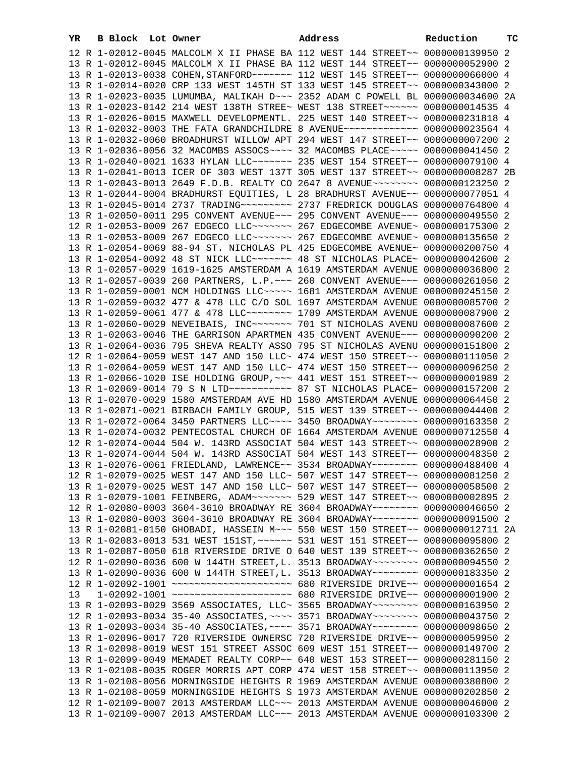| YR | B | Block | Lot | Owner | Address | Reduction | TC |
|---|---|---|---|---|---|---|---|
| 12 | R | 1-02012-0045 | | MALCOLM X II PHASE BA | 112 WEST 144 STREET~~ | 0000000139950 | 2 |
| 13 | R | 1-02012-0045 | | MALCOLM X II PHASE BA | 112 WEST 144 STREET~~ | 0000000052900 | 2 |
| 13 | R | 1-02013-0038 | | COHEN,STANFORD~~~~~~~ | 112 WEST 145 STREET~~ | 0000000066000 | 4 |
| 13 | R | 1-02014-0020 | | CRP 133 WEST 145TH ST | 133 WEST 145 STREET~~ | 0000000343000 | 2 |
| 13 | R | 1-02023-0035 | | LUMUMBA, MALIKAH D~~~ | 2352 ADAM C POWELL BL | 0000000034600 | 2A |
| 13 | R | 1-02023-0142 | | 214 WEST 138TH STREE~ | WEST 138 STREET~~~~~~ | 0000000014535 | 4 |
| 13 | R | 1-02026-0015 | | MAXWELL DEVELOPMENTL. | 225 WEST 140 STREET~~ | 0000000231818 | 4 |
| 13 | R | 1-02032-0003 | | THE FATA GRANDCHILDRE | 8 AVENUE~~~~~~~~~~~~~ | 0000000023564 | 4 |
| 13 | R | 1-02032-0060 | | BROADHURST WILLOW APT | 294 WEST 147 STREET~~ | 0000000007200 | 2 |
| 13 | R | 1-02036-0056 | | 32 MACOMBS ASSOCS~~~~ | 32 MACOMBS PLACE~~~~~ | 0000000041450 | 2 |
| 13 | R | 1-02040-0021 | | 1633 HYLAN LLC~~~~~~~ | 235 WEST 154 STREET~~ | 0000000079100 | 4 |
| 13 | R | 1-02041-0013 | | ICER OF 303 WEST 137T | 305 WEST 137 STREET~~ | 0000000008287 | 2B |
| 13 | R | 1-02043-0013 | | 2649 F.D.B. REALTY CO | 2647 8 AVENUE~~~~~~~~ | 0000000123250 | 2 |
| 13 | R | 1-02044-0004 | | BRADHURST EQUITIES, L | 28 BRADHURST AVENUE~~ | 0000000077051 | 4 |
| 13 | R | 1-02045-0014 | | 2737 TRADING~~~~~~~~~ | 2737 FREDRICK DOUGLAS | 0000000764800 | 4 |
| 13 | R | 1-02050-0011 | | 295 CONVENT AVENUE~~~ | 295 CONVENT AVENUE~~~ | 0000000049550 | 2 |
| 12 | R | 1-02053-0009 | | 267 EDGECO LLC~~~~~~~ | 267 EDGECOMBE AVENUE~ | 0000000175300 | 2 |
| 13 | R | 1-02053-0009 | | 267 EDGECO LLC~~~~~~~ | 267 EDGECOMBE AVENUE~ | 0000000135650 | 2 |
| 13 | R | 1-02054-0069 | | 88-94 ST. NICHOLAS PL | 425 EDGECOMBE AVENUE~ | 0000000200750 | 4 |
| 13 | R | 1-02054-0092 | | 48 ST NICK LLC~~~~~~~ | 48 ST NICHOLAS PLACE~ | 0000000042600 | 2 |
| 13 | R | 1-02057-0029 | | 1619-1625 AMSTERDAM A | 1619 AMSTERDAM AVENUE | 0000000036800 | 2 |
| 13 | R | 1-02057-0039 | | 260 PARTNERS, L.P.~~~ | 260 CONVENT AVENUE~~~ | 0000000261050 | 2 |
| 13 | R | 1-02059-0001 | | NCM HOLDINGS LLC~~~~~ | 1681 AMSTERDAM AVENUE | 0000000245150 | 2 |
| 13 | R | 1-02059-0032 | | 477 & 478 LLC C/O SOL | 1697 AMSTERDAM AVENUE | 0000000085700 | 2 |
| 13 | R | 1-02059-0061 | | 477 & 478 LLC~~~~~~~~ | 1709 AMSTERDAM AVENUE | 0000000087900 | 2 |
| 13 | R | 1-02060-0029 | | NEVEIBAIS, INC~~~~~~~ | 701 ST NICHOLAS AVENU | 0000000087600 | 2 |
| 13 | R | 1-02063-0046 | | THE GARRISON APARTMEN | 435 CONVENT AVENUE~~~ | 0000000090200 | 2 |
| 13 | R | 1-02064-0036 | | 795 SHEVA REALTY ASSO | 795 ST NICHOLAS AVENU | 0000000151800 | 2 |
| 12 | R | 1-02064-0059 | | WEST 147 AND 150 LLC~ | 474 WEST 150 STREET~~ | 0000000111050 | 2 |
| 13 | R | 1-02064-0059 | | WEST 147 AND 150 LLC~ | 474 WEST 150 STREET~~ | 0000000096250 | 2 |
| 13 | R | 1-02066-1020 | | ISE HOLDING GROUP,~~~ | 441 WEST 151 STREET~~ | 0000000001989 | 2 |
| 13 | R | 1-02069-0014 | | 79 S N LTD~~~~~~~~~~~ | 87 ST NICHOLAS PLACE~ | 0000000157200 | 2 |
| 13 | R | 1-02070-0029 | | 1580 AMSTERDAM AVE HD | 1580 AMSTERDAM AVENUE | 0000000064450 | 2 |
| 13 | R | 1-02071-0021 | | BIRBACH FAMILY GROUP, | 515 WEST 139 STREET~~ | 0000000044400 | 2 |
| 13 | R | 1-02072-0064 | | 3450 PARTNERS LLC~~~~ | 3450 BROADWAY~~~~~~~~ | 0000000163350 | 2 |
| 13 | R | 1-02074-0032 | | PENTECOSTAL CHURCH OF | 1664 AMSTERDAM AVENUE | 0000000712550 | 4 |
| 12 | R | 1-02074-0044 | | 504 W. 143RD ASSOCIAT | 504 WEST 143 STREET~~ | 0000000028900 | 2 |
| 13 | R | 1-02074-0044 | | 504 W. 143RD ASSOCIAT | 504 WEST 143 STREET~~ | 0000000048350 | 2 |
| 13 | R | 1-02076-0061 | | FRIEDLAND, LAWRENCE~~ | 3534 BROADWAY~~~~~~~~ | 0000000488400 | 4 |
| 12 | R | 1-02079-0025 | | WEST 147 AND 150 LLC~ | 507 WEST 147 STREET~~ | 0000000081250 | 2 |
| 13 | R | 1-02079-0025 | | WEST 147 AND 150 LLC~ | 507 WEST 147 STREET~~ | 0000000058500 | 2 |
| 13 | R | 1-02079-1001 | | FEINBERG, ADAM~~~~~~~ | 529 WEST 147 STREET~~ | 0000000002895 | 2 |
| 12 | R | 1-02080-0003 | | 3604-3610 BROADWAY RE | 3604 BROADWAY~~~~~~~~ | 0000000046650 | 2 |
| 13 | R | 1-02080-0003 | | 3604-3610 BROADWAY RE | 3604 BROADWAY~~~~~~~~ | 0000000091500 | 2 |
| 13 | R | 1-02081-0150 | | GHOBADI, HASSEIN M~~~ | 550 WEST 150 STREET~~ | 0000000012711 | 2A |
| 13 | R | 1-02083-0013 | | 531 WEST 151ST,~~~~~~ | 531 WEST 151 STREET~~ | 0000000095800 | 2 |
| 13 | R | 1-02087-0050 | | 618 RIVERSIDE DRIVE O | 640 WEST 139 STREET~~ | 0000000362650 | 2 |
| 12 | R | 1-02090-0036 | | 600 W 144TH STREET,L. | 3513 BROADWAY~~~~~~~~ | 0000000094550 | 2 |
| 13 | R | 1-02090-0036 | | 600 W 144TH STREET,L. | 3513 BROADWAY~~~~~~~~ | 0000000183350 | 2 |
| 12 | R | 1-02092-1001 | | ~~~~~~~~~~~~~~~~~~~~~ | 680 RIVERSIDE DRIVE~~ | 0000000001654 | 2 |
| 13 | | 1-02092-1001 | | ~~~~~~~~~~~~~~~~~~~~~ | 680 RIVERSIDE DRIVE~~ | 0000000001900 | 2 |
| 13 | R | 1-02093-0029 | | 3569 ASSOCIATES, LLC~ | 3565 BROADWAY~~~~~~~~ | 0000000163950 | 2 |
| 12 | R | 1-02093-0034 | | 35-40 ASSOCIATES,~~~~ | 3571 BROADWAY~~~~~~~~ | 0000000043750 | 2 |
| 13 | R | 1-02093-0034 | | 35-40 ASSOCIATES,~~~~ | 3571 BROADWAY~~~~~~~~ | 0000000098650 | 2 |
| 13 | R | 1-02096-0017 | | 720 RIVERSIDE OWNERSC | 720 RIVERSIDE DRIVE~~ | 0000000059950 | 2 |
| 13 | R | 1-02098-0019 | | WEST 151 STREET ASSOC | 609 WEST 151 STREET~~ | 0000000149700 | 2 |
| 13 | R | 1-02099-0049 | | MEMADET REALTY CORP~~ | 640 WEST 153 STREET~~ | 0000000281150 | 2 |
| 13 | R | 1-02108-0035 | | ROGER MORRIS APT CORP | 474 WEST 158 STREET~~ | 0000000113950 | 2 |
| 13 | R | 1-02108-0056 | | MORNINGSIDE HEIGHTS R | 1969 AMSTERDAM AVENUE | 0000000380800 | 2 |
| 13 | R | 1-02108-0059 | | MORNINGSIDE HEIGHTS S | 1973 AMSTERDAM AVENUE | 0000000202850 | 2 |
| 12 | R | 1-02109-0007 | | 2013 AMSTERDAM LLC~~~ | 2013 AMSTERDAM AVENUE | 0000000046000 | 2 |
| 13 | R | 1-02109-0007 | | 2013 AMSTERDAM LLC~~~ | 2013 AMSTERDAM AVENUE | 0000000103300 | 2 |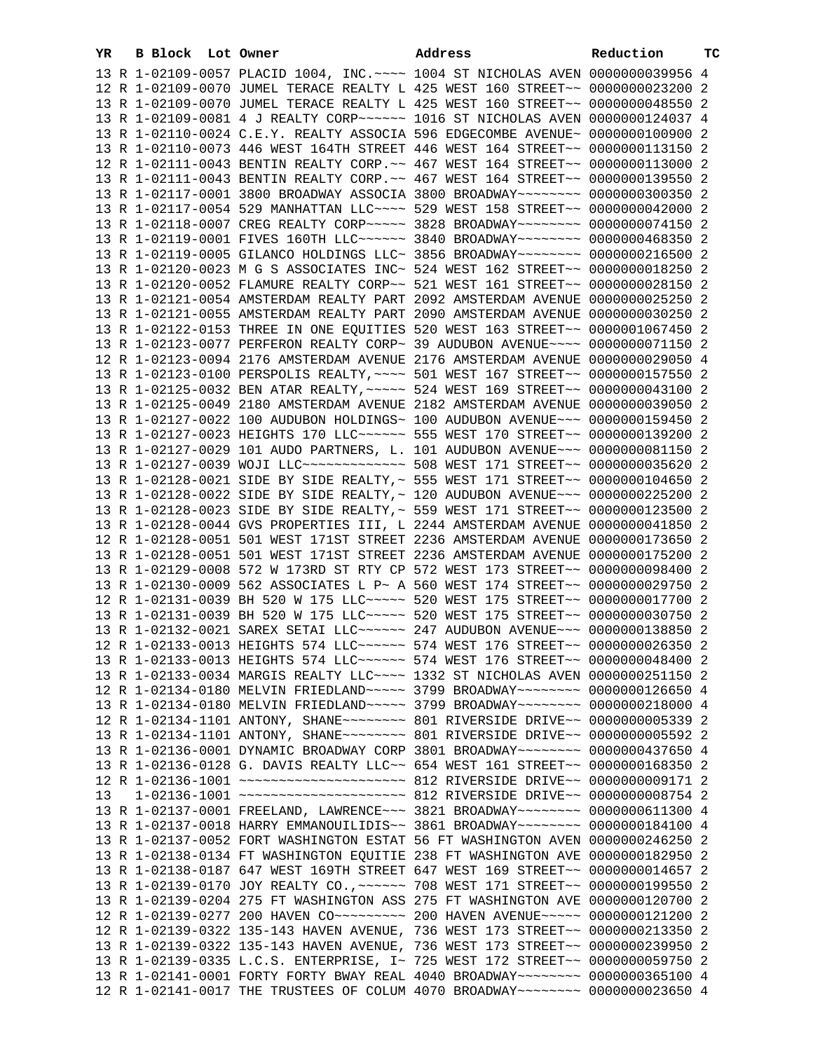| YR | B | Block | Lot | Owner | Address | Reduction | TC |
|---|---|---|---|---|---|---|---|
| 13 | R | 1-02109-0057 | | PLACID 1004, INC.~~~~ | 1004 ST NICHOLAS AVEN | 0000000039956 | 4 |
| 12 | R | 1-02109-0070 | | JUMEL TERACE REALTY L | 425 WEST 160 STREET~~ | 0000000023200 | 2 |
| 13 | R | 1-02109-0070 | | JUMEL TERACE REALTY L | 425 WEST 160 STREET~~ | 0000000048550 | 2 |
| 13 | R | 1-02109-0081 | | 4 J REALTY CORP~~~~~~ | 1016 ST NICHOLAS AVEN | 0000000124037 | 4 |
| 13 | R | 1-02110-0024 | | C.E.Y. REALTY ASSOCIA | 596 EDGECOMBE AVENUE~ | 0000000100900 | 2 |
| 13 | R | 1-02110-0073 | | 446 WEST 164TH STREET | 446 WEST 164 STREET~~ | 0000000113150 | 2 |
| 12 | R | 1-02111-0043 | | BENTIN REALTY CORP.~~ | 467 WEST 164 STREET~~ | 0000000113000 | 2 |
| 13 | R | 1-02111-0043 | | BENTIN REALTY CORP.~~ | 467 WEST 164 STREET~~ | 0000000139550 | 2 |
| 13 | R | 1-02117-0001 | | 3800 BROADWAY ASSOCIA | 3800 BROADWAY~~~~~~~~ | 0000000300350 | 2 |
| 13 | R | 1-02117-0054 | | 529 MANHATTAN LLC~~~~ | 529 WEST 158 STREET~~ | 0000000042000 | 2 |
| 13 | R | 1-02118-0007 | | CREG REALTY CORP~~~~~ | 3828 BROADWAY~~~~~~~~ | 0000000074150 | 2 |
| 13 | R | 1-02119-0001 | | FIVES 160TH LLC~~~~~~ | 3840 BROADWAY~~~~~~~~ | 0000000468350 | 2 |
| 13 | R | 1-02119-0005 | | GILANCO HOLDINGS LLC~ | 3856 BROADWAY~~~~~~~~ | 0000000216500 | 2 |
| 13 | R | 1-02120-0023 | | M G S ASSOCIATES INC~ | 524 WEST 162 STREET~~ | 0000000018250 | 2 |
| 13 | R | 1-02120-0052 | | FLAMURE REALTY CORP~~ | 521 WEST 161 STREET~~ | 0000000028150 | 2 |
| 13 | R | 1-02121-0054 | | AMSTERDAM REALTY PART | 2092 AMSTERDAM AVENUE | 0000000025250 | 2 |
| 13 | R | 1-02121-0055 | | AMSTERDAM REALTY PART | 2090 AMSTERDAM AVENUE | 0000000030250 | 2 |
| 13 | R | 1-02122-0153 | | THREE IN ONE EQUITIES | 520 WEST 163 STREET~~ | 0000001067450 | 2 |
| 13 | R | 1-02123-0077 | | PERFERON REALTY CORP~ | 39 AUDUBON AVENUE~~~~ | 0000000071150 | 2 |
| 12 | R | 1-02123-0094 | | 2176 AMSTERDAM AVENUE | 2176 AMSTERDAM AVENUE | 0000000029050 | 4 |
| 13 | R | 1-02123-0100 | | PERSPOLIS REALTY,~~~~ | 501 WEST 167 STREET~~ | 0000000157550 | 2 |
| 13 | R | 1-02125-0032 | | BEN ATAR REALTY,~~~~~ | 524 WEST 169 STREET~~ | 0000000043100 | 2 |
| 13 | R | 1-02125-0049 | | 2180 AMSTERDAM AVENUE | 2182 AMSTERDAM AVENUE | 0000000039050 | 2 |
| 13 | R | 1-02127-0022 | | 100 AUDUBON HOLDINGS~ | 100 AUDUBON AVENUE~~~ | 0000000159450 | 2 |
| 13 | R | 1-02127-0023 | | HEIGHTS 170 LLC~~~~~~ | 555 WEST 170 STREET~~ | 0000000139200 | 2 |
| 13 | R | 1-02127-0029 | | 101 AUDO PARTNERS, L. | 101 AUDUBON AVENUE~~~ | 0000000081150 | 2 |
| 13 | R | 1-02127-0039 | | WOJI LLC~~~~~~~~~~~~~ | 508 WEST 171 STREET~~ | 0000000035620 | 2 |
| 13 | R | 1-02128-0021 | | SIDE BY SIDE REALTY,~ | 555 WEST 171 STREET~~ | 0000000104650 | 2 |
| 13 | R | 1-02128-0022 | | SIDE BY SIDE REALTY,~ | 120 AUDUBON AVENUE~~~ | 0000000225200 | 2 |
| 13 | R | 1-02128-0023 | | SIDE BY SIDE REALTY,~ | 559 WEST 171 STREET~~ | 0000000123500 | 2 |
| 13 | R | 1-02128-0044 | | GVS PROPERTIES III, L | 2244 AMSTERDAM AVENUE | 0000000041850 | 2 |
| 12 | R | 1-02128-0051 | | 501 WEST 171ST STREET | 2236 AMSTERDAM AVENUE | 0000000173650 | 2 |
| 13 | R | 1-02128-0051 | | 501 WEST 171ST STREET | 2236 AMSTERDAM AVENUE | 0000000175200 | 2 |
| 13 | R | 1-02129-0008 | | 572 W 173RD ST RTY CP | 572 WEST 173 STREET~~ | 0000000098400 | 2 |
| 13 | R | 1-02130-0009 | | 562 ASSOCIATES L P~ A | 560 WEST 174 STREET~~ | 0000000029750 | 2 |
| 12 | R | 1-02131-0039 | | BH 520 W 175 LLC~~~~~ | 520 WEST 175 STREET~~ | 0000000017700 | 2 |
| 13 | R | 1-02131-0039 | | BH 520 W 175 LLC~~~~~ | 520 WEST 175 STREET~~ | 0000000030750 | 2 |
| 13 | R | 1-02132-0021 | | SAREX SETAI LLC~~~~~~ | 247 AUDUBON AVENUE~~~ | 0000000138850 | 2 |
| 12 | R | 1-02133-0013 | | HEIGHTS 574 LLC~~~~~~ | 574 WEST 176 STREET~~ | 0000000026350 | 2 |
| 13 | R | 1-02133-0013 | | HEIGHTS 574 LLC~~~~~~ | 574 WEST 176 STREET~~ | 0000000048400 | 2 |
| 13 | R | 1-02133-0034 | | MARGIS REALTY LLC~~~~ | 1332 ST NICHOLAS AVEN | 0000000251150 | 2 |
| 12 | R | 1-02134-0180 | | MELVIN FRIEDLAND~~~~~ | 3799 BROADWAY~~~~~~~~ | 0000000126650 | 4 |
| 13 | R | 1-02134-0180 | | MELVIN FRIEDLAND~~~~~ | 3799 BROADWAY~~~~~~~~ | 0000000218000 | 4 |
| 12 | R | 1-02134-1101 | | ANTONY, SHANE~~~~~~~~ | 801 RIVERSIDE DRIVE~~ | 0000000005339 | 2 |
| 13 | R | 1-02134-1101 | | ANTONY, SHANE~~~~~~~~ | 801 RIVERSIDE DRIVE~~ | 0000000005592 | 2 |
| 13 | R | 1-02136-0001 | | DYNAMIC BROADWAY CORP | 3801 BROADWAY~~~~~~~~ | 0000000437650 | 4 |
| 13 | R | 1-02136-0128 | | G. DAVIS REALTY LLC~~ | 654 WEST 161 STREET~~ | 0000000168350 | 2 |
| 12 | R | 1-02136-1001 | | ~~~~~~~~~~~~~~~~~~~~~ | 812 RIVERSIDE DRIVE~~ | 0000000009171 | 2 |
| 13 | | 1-02136-1001 | | ~~~~~~~~~~~~~~~~~~~~~ | 812 RIVERSIDE DRIVE~~ | 0000000008754 | 2 |
| 13 | R | 1-02137-0001 | | FREELAND, LAWRENCE~~~ | 3821 BROADWAY~~~~~~~~ | 0000000611300 | 4 |
| 13 | R | 1-02137-0018 | | HARRY EMMANOUILIDIS~~ | 3861 BROADWAY~~~~~~~~ | 0000000184100 | 4 |
| 13 | R | 1-02137-0052 | | FORT WASHINGTON ESTAT | 56 FT WASHINGTON AVEN | 0000000246250 | 2 |
| 13 | R | 1-02138-0134 | | FT WASHINGTON EQUITIE | 238 FT WASHINGTON AVE | 0000000182950 | 2 |
| 13 | R | 1-02138-0187 | | 647 WEST 169TH STREET | 647 WEST 169 STREET~~ | 0000000014657 | 2 |
| 13 | R | 1-02139-0170 | | JOY REALTY CO.,~~~~~~ | 708 WEST 171 STREET~~ | 0000000199550 | 2 |
| 13 | R | 1-02139-0204 | | 275 FT WASHINGTON ASS | 275 FT WASHINGTON AVE | 0000000120700 | 2 |
| 12 | R | 1-02139-0277 | | 200 HAVEN CO~~~~~~~~~ | 200 HAVEN AVENUE~~~~~ | 0000000121200 | 2 |
| 12 | R | 1-02139-0322 | | 135-143 HAVEN AVENUE, | 736 WEST 173 STREET~~ | 0000000213350 | 2 |
| 13 | R | 1-02139-0322 | | 135-143 HAVEN AVENUE, | 736 WEST 173 STREET~~ | 0000000239950 | 2 |
| 13 | R | 1-02139-0335 | | L.C.S. ENTERPRISE, I~ | 725 WEST 172 STREET~~ | 0000000059750 | 2 |
| 13 | R | 1-02141-0001 | | FORTY FORTY BWAY REAL | 4040 BROADWAY~~~~~~~~ | 0000000365100 | 4 |
| 12 | R | 1-02141-0017 | | THE TRUSTEES OF COLUM | 4070 BROADWAY~~~~~~~~ | 0000000023650 | 4 |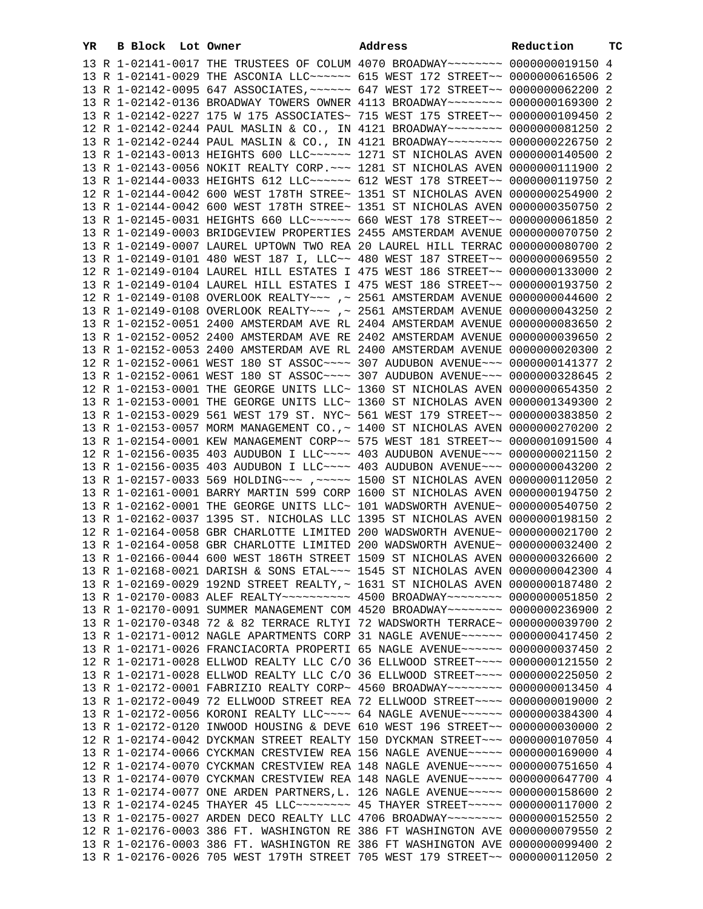| YR | B | Block | Lot | Owner | Address | Reduction | TC |
|---|---|---|---|---|---|---|---|
| 13 | R | 1-02141-0017 | | THE TRUSTEES OF COLUM | 4070 BROADWAY~~~~~~~~ | 0000000019150 | 4 |
| 13 | R | 1-02141-0029 | | THE ASCONIA LLC~~~~~~ | 615 WEST 172 STREET~~ | 0000000616506 | 2 |
| 13 | R | 1-02142-0095 | | 647 ASSOCIATES,~~~~~~ | 647 WEST 172 STREET~~ | 0000000062200 | 2 |
| 13 | R | 1-02142-0136 | | BROADWAY TOWERS OWNER | 4113 BROADWAY~~~~~~~~ | 0000000169300 | 2 |
| 13 | R | 1-02142-0227 | | 175 W 175 ASSOCIATES~ | 715 WEST 175 STREET~~ | 0000000109450 | 2 |
| 12 | R | 1-02142-0244 | | PAUL MASLIN & CO., IN | 4121 BROADWAY~~~~~~~~ | 0000000081250 | 2 |
| 13 | R | 1-02142-0244 | | PAUL MASLIN & CO., IN | 4121 BROADWAY~~~~~~~~ | 0000000226750 | 2 |
| 13 | R | 1-02143-0013 | | HEIGHTS 600 LLC~~~~~~ | 1271 ST NICHOLAS AVEN | 0000000140500 | 2 |
| 13 | R | 1-02143-0056 | | NOKIT REALTY CORP.~~~ | 1281 ST NICHOLAS AVEN | 0000000111900 | 2 |
| 13 | R | 1-02144-0033 | | HEIGHTS 612 LLC~~~~~~ | 612 WEST 178 STREET~~ | 0000000119750 | 2 |
| 12 | R | 1-02144-0042 | | 600 WEST 178TH STREE~ | 1351 ST NICHOLAS AVEN | 0000000254900 | 2 |
| 13 | R | 1-02144-0042 | | 600 WEST 178TH STREE~ | 1351 ST NICHOLAS AVEN | 0000000350750 | 2 |
| 13 | R | 1-02145-0031 | | HEIGHTS 660 LLC~~~~~~ | 660 WEST 178 STREET~~ | 0000000061850 | 2 |
| 13 | R | 1-02149-0003 | | BRIDGEVIEW PROPERTIES | 2455 AMSTERDAM AVENUE | 0000000070750 | 2 |
| 13 | R | 1-02149-0007 | | LAUREL UPTOWN TWO REA | 20 LAUREL HILL TERRAC | 0000000080700 | 2 |
| 13 | R | 1-02149-0101 | | 480 WEST 187 I, LLC~~ | 480 WEST 187 STREET~~ | 0000000069550 | 2 |
| 12 | R | 1-02149-0104 | | LAUREL HILL ESTATES I | 475 WEST 186 STREET~~ | 0000000133000 | 2 |
| 13 | R | 1-02149-0104 | | LAUREL HILL ESTATES I | 475 WEST 186 STREET~~ | 0000000193750 | 2 |
| 12 | R | 1-02149-0108 | | OVERLOOK REALTY~~~ ,~ | 2561 AMSTERDAM AVENUE | 0000000044600 | 2 |
| 13 | R | 1-02149-0108 | | OVERLOOK REALTY~~~ ,~ | 2561 AMSTERDAM AVENUE | 0000000043250 | 2 |
| 13 | R | 1-02152-0051 | | 2400 AMSTERDAM AVE RL | 2404 AMSTERDAM AVENUE | 0000000083650 | 2 |
| 13 | R | 1-02152-0052 | | 2400 AMSTERDAM AVE RE | 2402 AMSTERDAM AVENUE | 0000000039650 | 2 |
| 13 | R | 1-02152-0053 | | 2400 AMSTERDAM AVE RL | 2400 AMSTERDAM AVENUE | 0000000020300 | 2 |
| 12 | R | 1-02152-0061 | | WEST 180 ST ASSOC~~~~ | 307 AUDUBON AVENUE~~~ | 0000000141377 | 2 |
| 13 | R | 1-02152-0061 | | WEST 180 ST ASSOC~~~~ | 307 AUDUBON AVENUE~~~ | 0000000328645 | 2 |
| 12 | R | 1-02153-0001 | | THE GEORGE UNITS LLC~ | 1360 ST NICHOLAS AVEN | 0000000654350 | 2 |
| 13 | R | 1-02153-0001 | | THE GEORGE UNITS LLC~ | 1360 ST NICHOLAS AVEN | 0000001349300 | 2 |
| 13 | R | 1-02153-0029 | | 561 WEST 179 ST. NYC~ | 561 WEST 179 STREET~~ | 0000000383850 | 2 |
| 13 | R | 1-02153-0057 | | MORM MANAGEMENT CO.,~ | 1400 ST NICHOLAS AVEN | 0000000270200 | 2 |
| 13 | R | 1-02154-0001 | | KEW MANAGEMENT CORP~~ | 575 WEST 181 STREET~~ | 0000001091500 | 4 |
| 12 | R | 1-02156-0035 | | 403 AUDUBON I LLC~~~~ | 403 AUDUBON AVENUE~~~ | 0000000021150 | 2 |
| 13 | R | 1-02156-0035 | | 403 AUDUBON I LLC~~~~ | 403 AUDUBON AVENUE~~~ | 0000000043200 | 2 |
| 13 | R | 1-02157-0033 | | 569 HOLDING~~~ ,~~~~~ | 1500 ST NICHOLAS AVEN | 0000000112050 | 2 |
| 13 | R | 1-02161-0001 | | BARRY MARTIN 599 CORP | 1600 ST NICHOLAS AVEN | 0000000194750 | 2 |
| 13 | R | 1-02162-0001 | | THE GEORGE UNITS LLC~ | 101 WADSWORTH AVENUE~ | 0000000540750 | 2 |
| 13 | R | 1-02162-0037 | | 1395 ST. NICHOLAS LLC | 1395 ST NICHOLAS AVEN | 0000000198150 | 2 |
| 12 | R | 1-02164-0058 | | GBR CHARLOTTE LIMITED | 200 WADSWORTH AVENUE~ | 0000000021700 | 2 |
| 13 | R | 1-02164-0058 | | GBR CHARLOTTE LIMITED | 200 WADSWORTH AVENUE~ | 0000000032400 | 2 |
| 13 | R | 1-02166-0044 | | 600 WEST 186TH STREET | 1509 ST NICHOLAS AVEN | 0000000326600 | 2 |
| 13 | R | 1-02168-0021 | | DARISH & SONS ETAL~~~ | 1545 ST NICHOLAS AVEN | 0000000042300 | 4 |
| 13 | R | 1-02169-0029 | | 192ND STREET REALTY,~ | 1631 ST NICHOLAS AVEN | 0000000187480 | 2 |
| 13 | R | 1-02170-0083 | | ALEF REALTY~~~~~~~~~~ | 4500 BROADWAY~~~~~~~~ | 0000000051850 | 2 |
| 13 | R | 1-02170-0091 | | SUMMER MANAGEMENT COM | 4520 BROADWAY~~~~~~~~ | 0000000236900 | 2 |
| 13 | R | 1-02170-0348 | | 72 & 82 TERRACE RLTYI | 72 WADSWORTH TERRACE~ | 0000000039700 | 2 |
| 13 | R | 1-02171-0012 | | NAGLE APARTMENTS CORP | 31 NAGLE AVENUE~~~~~~ | 0000000417450 | 2 |
| 13 | R | 1-02171-0026 | | FRANCIACORTA PROPERTI | 65 NAGLE AVENUE~~~~~~ | 0000000037450 | 2 |
| 12 | R | 1-02171-0028 | | ELLWOD REALTY LLC C/O | 36 ELLWOOD STREET~~~~ | 0000000121550 | 2 |
| 13 | R | 1-02171-0028 | | ELLWOD REALTY LLC C/O | 36 ELLWOOD STREET~~~~ | 0000000225050 | 2 |
| 13 | R | 1-02172-0001 | | FABRIZIO REALTY CORP~ | 4560 BROADWAY~~~~~~~~ | 0000000013450 | 4 |
| 13 | R | 1-02172-0049 | | 72 ELLWOOD STREET REA | 72 ELLWOOD STREET~~~~ | 0000000019000 | 2 |
| 13 | R | 1-02172-0056 | | KORONI REALTY LLC~~~~ | 64 NAGLE AVENUE~~~~~~ | 0000000384300 | 4 |
| 13 | R | 1-02172-0120 | | INWOOD HOUSING & DEVE | 610 WEST 196 STREET~~ | 0000000030000 | 2 |
| 12 | R | 1-02174-0042 | | DYCKMAN STREET REALTY | 150 DYCKMAN STREET~~~ | 0000000107050 | 4 |
| 13 | R | 1-02174-0066 | | CYCKMAN CRESTVIEW REA | 156 NAGLE AVENUE~~~~~ | 0000000169000 | 4 |
| 12 | R | 1-02174-0070 | | CYCKMAN CRESTVIEW REA | 148 NAGLE AVENUE~~~~~ | 0000000751650 | 4 |
| 13 | R | 1-02174-0070 | | CYCKMAN CRESTVIEW REA | 148 NAGLE AVENUE~~~~~ | 0000000647700 | 4 |
| 13 | R | 1-02174-0077 | | ONE ARDEN PARTNERS,L. | 126 NAGLE AVENUE~~~~~ | 0000000158600 | 2 |
| 13 | R | 1-02174-0245 | | THAYER 45 LLC~~~~~~~~ | 45 THAYER STREET~~~~~ | 0000000117000 | 2 |
| 13 | R | 1-02175-0027 | | ARDEN DECO REALTY LLC | 4706 BROADWAY~~~~~~~~ | 0000000152550 | 2 |
| 12 | R | 1-02176-0003 | | 386 FT. WASHINGTON RE | 386 FT WASHINGTON AVE | 0000000079550 | 2 |
| 13 | R | 1-02176-0003 | | 386 FT. WASHINGTON RE | 386 FT WASHINGTON AVE | 0000000099400 | 2 |
| 13 | R | 1-02176-0026 | | 705 WEST 179TH STREET | 705 WEST 179 STREET~~ | 0000000112050 | 2 |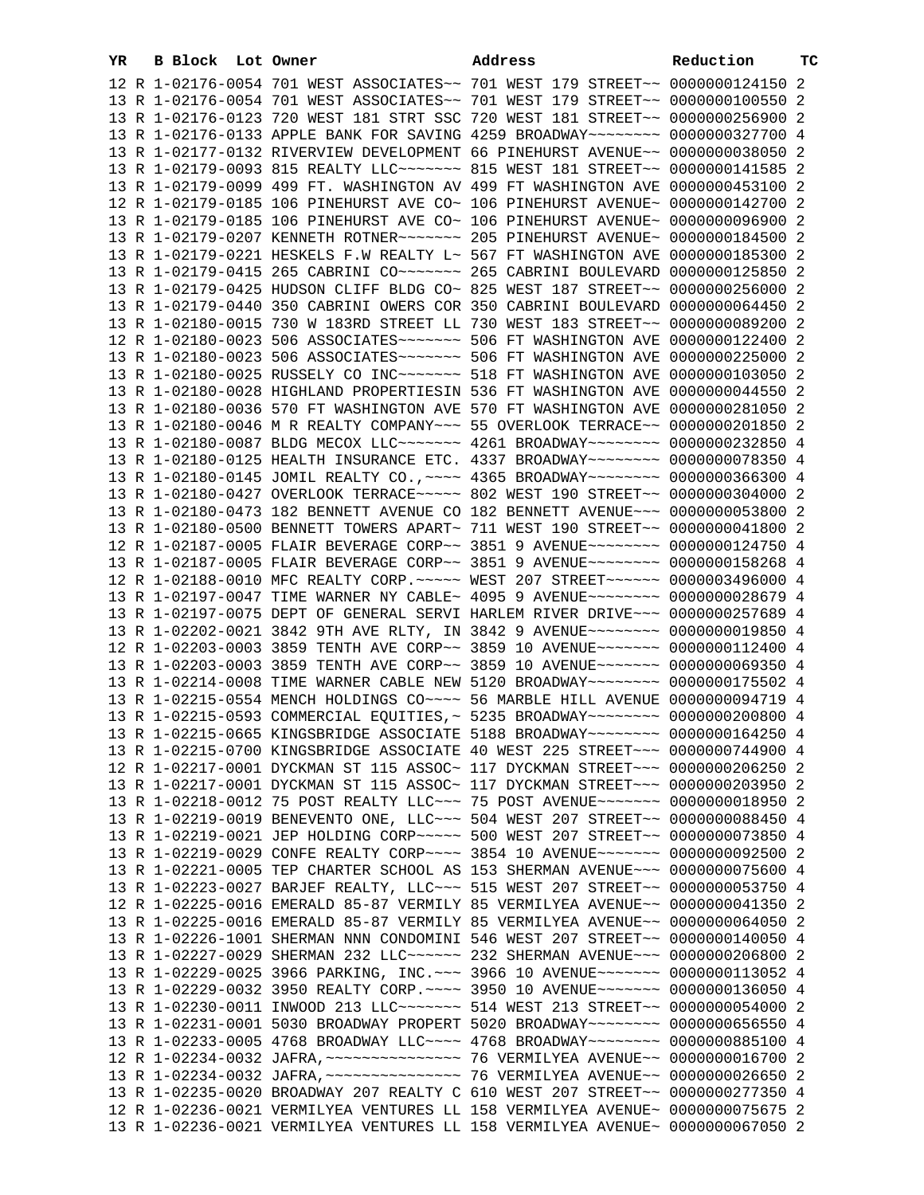| YR | B | Block | Lot | Owner | Address | Reduction | TC |
|---|---|---|---|---|---|---|---|
| 12 | R | 1-02176-0054 | | 701 WEST ASSOCIATES~~ | 701 WEST 179 STREET~~ | 0000000124150 | 2 |
| 13 | R | 1-02176-0054 | | 701 WEST ASSOCIATES~~ | 701 WEST 179 STREET~~ | 0000000100550 | 2 |
| 13 | R | 1-02176-0123 | | 720 WEST 181 STRT SSC | 720 WEST 181 STREET~~ | 0000000256900 | 2 |
| 13 | R | 1-02176-0133 | | APPLE BANK FOR SAVING | 4259 BROADWAY~~~~~~~~ | 0000000327700 | 4 |
| 13 | R | 1-02177-0132 | | RIVERVIEW DEVELOPMENT | 66 PINEHURST AVENUE~~ | 0000000038050 | 2 |
| 13 | R | 1-02179-0093 | | 815 REALTY LLC~~~~~~~ | 815 WEST 181 STREET~~ | 0000000141585 | 2 |
| 13 | R | 1-02179-0099 | | 499 FT. WASHINGTON AV | 499 FT WASHINGTON AVE | 0000000453100 | 2 |
| 12 | R | 1-02179-0185 | | 106 PINEHURST AVE CO~ | 106 PINEHURST AVENUE~ | 0000000142700 | 2 |
| 13 | R | 1-02179-0185 | | 106 PINEHURST AVE CO~ | 106 PINEHURST AVENUE~ | 0000000096900 | 2 |
| 13 | R | 1-02179-0207 | | KENNETH ROTNER~~~~~~~ | 205 PINEHURST AVENUE~ | 0000000184500 | 2 |
| 13 | R | 1-02179-0221 | | HESKELS F.W REALTY L~ | 567 FT WASHINGTON AVE | 0000000185300 | 2 |
| 13 | R | 1-02179-0415 | | 265 CABRINI CO~~~~~~~ | 265 CABRINI BOULEVARD | 0000000125850 | 2 |
| 13 | R | 1-02179-0425 | | HUDSON CLIFF BLDG CO~ | 825 WEST 187 STREET~~ | 0000000256000 | 2 |
| 13 | R | 1-02179-0440 | | 350 CABRINI OWERS COR | 350 CABRINI BOULEVARD | 0000000064450 | 2 |
| 13 | R | 1-02180-0015 | | 730 W 183RD STREET LL | 730 WEST 183 STREET~~ | 0000000089200 | 2 |
| 12 | R | 1-02180-0023 | | 506 ASSOCIATES~~~~~~~ | 506 FT WASHINGTON AVE | 0000000122400 | 2 |
| 13 | R | 1-02180-0023 | | 506 ASSOCIATES~~~~~~~ | 506 FT WASHINGTON AVE | 0000000225000 | 2 |
| 13 | R | 1-02180-0025 | | RUSSELY CO INC~~~~~~~ | 518 FT WASHINGTON AVE | 0000000103050 | 2 |
| 13 | R | 1-02180-0028 | | HIGHLAND PROPERTIESIN | 536 FT WASHINGTON AVE | 0000000044550 | 2 |
| 13 | R | 1-02180-0036 | | 570 FT WASHINGTON AVE | 570 FT WASHINGTON AVE | 0000000281050 | 2 |
| 13 | R | 1-02180-0046 | | M R REALTY COMPANY~~~ | 55 OVERLOOK TERRACE~~ | 0000000201850 | 2 |
| 13 | R | 1-02180-0087 | | BLDG MECOX LLC~~~~~~~ | 4261 BROADWAY~~~~~~~~ | 0000000232850 | 4 |
| 13 | R | 1-02180-0125 | | HEALTH INSURANCE ETC. | 4337 BROADWAY~~~~~~~~ | 0000000078350 | 4 |
| 13 | R | 1-02180-0145 | | JOMIL REALTY CO.,~~~~ | 4365 BROADWAY~~~~~~~~ | 0000000366300 | 4 |
| 13 | R | 1-02180-0427 | | OVERLOOK TERRACE~~~~~ | 802 WEST 190 STREET~~ | 0000000304000 | 2 |
| 13 | R | 1-02180-0473 | | 182 BENNETT AVENUE CO | 182 BENNETT AVENUE~~~ | 0000000053800 | 2 |
| 13 | R | 1-02180-0500 | | BENNETT TOWERS APART~ | 711 WEST 190 STREET~~ | 0000000041800 | 2 |
| 12 | R | 1-02187-0005 | | FLAIR BEVERAGE CORP~~ | 3851 9 AVENUE~~~~~~~~ | 0000000124750 | 4 |
| 13 | R | 1-02187-0005 | | FLAIR BEVERAGE CORP~~ | 3851 9 AVENUE~~~~~~~~ | 0000000158268 | 4 |
| 12 | R | 1-02188-0010 | | MFC REALTY CORP.~~~~~ | WEST 207 STREET~~~~~~ | 0000003496000 | 4 |
| 13 | R | 1-02197-0047 | | TIME WARNER NY CABLE~ | 4095 9 AVENUE~~~~~~~~ | 0000000028679 | 4 |
| 13 | R | 1-02197-0075 | | DEPT OF GENERAL SERVI | HARLEM RIVER DRIVE~~~ | 0000000257689 | 4 |
| 13 | R | 1-02202-0021 | | 3842 9TH AVE RLTY, IN | 3842 9 AVENUE~~~~~~~~ | 0000000019850 | 4 |
| 12 | R | 1-02203-0003 | | 3859 TENTH AVE CORP~~ | 3859 10 AVENUE~~~~~~~ | 0000000112400 | 4 |
| 13 | R | 1-02203-0003 | | 3859 TENTH AVE CORP~~ | 3859 10 AVENUE~~~~~~~ | 0000000069350 | 4 |
| 13 | R | 1-02214-0008 | | TIME WARNER CABLE NEW | 5120 BROADWAY~~~~~~~~ | 0000000175502 | 4 |
| 13 | R | 1-02215-0554 | | MENCH HOLDINGS CO~~~~ | 56 MARBLE HILL AVENUE | 0000000094719 | 4 |
| 13 | R | 1-02215-0593 | | COMMERCIAL EQUITIES,~ | 5235 BROADWAY~~~~~~~~ | 0000000200800 | 4 |
| 13 | R | 1-02215-0665 | | KINGSBRIDGE ASSOCIATE | 5188 BROADWAY~~~~~~~~ | 0000000164250 | 4 |
| 13 | R | 1-02215-0700 | | KINGSBRIDGE ASSOCIATE | 40 WEST 225 STREET~~~ | 0000000744900 | 4 |
| 12 | R | 1-02217-0001 | | DYCKMAN ST 115 ASSOC~ | 117 DYCKMAN STREET~~~ | 0000000206250 | 2 |
| 13 | R | 1-02217-0001 | | DYCKMAN ST 115 ASSOC~ | 117 DYCKMAN STREET~~~ | 0000000203950 | 2 |
| 13 | R | 1-02218-0012 | | 75 POST REALTY LLC~~~ | 75 POST AVENUE~~~~~~~ | 0000000018950 | 2 |
| 13 | R | 1-02219-0019 | | BENEVENTO ONE, LLC~~~ | 504 WEST 207 STREET~~ | 0000000088450 | 4 |
| 13 | R | 1-02219-0021 | | JEP HOLDING CORP~~~~~ | 500 WEST 207 STREET~~ | 0000000073850 | 4 |
| 13 | R | 1-02219-0029 | | CONFE REALTY CORP~~~~ | 3854 10 AVENUE~~~~~~~ | 0000000092500 | 2 |
| 13 | R | 1-02221-0005 | | TEP CHARTER SCHOOL AS | 153 SHERMAN AVENUE~~~ | 0000000075600 | 4 |
| 13 | R | 1-02223-0027 | | BARJEF REALTY, LLC~~~ | 515 WEST 207 STREET~~ | 0000000053750 | 4 |
| 12 | R | 1-02225-0016 | | EMERALD 85-87 VERMILY | 85 VERMILYEA AVENUE~~ | 0000000041350 | 2 |
| 13 | R | 1-02225-0016 | | EMERALD 85-87 VERMILY | 85 VERMILYEA AVENUE~~ | 0000000064050 | 2 |
| 13 | R | 1-02226-1001 | | SHERMAN NNN CONDOMINI | 546 WEST 207 STREET~~ | 0000000140050 | 4 |
| 13 | R | 1-02227-0029 | | SHERMAN 232 LLC~~~~~~ | 232 SHERMAN AVENUE~~~ | 0000000206800 | 2 |
| 13 | R | 1-02229-0025 | | 3966 PARKING, INC.~~~ | 3966 10 AVENUE~~~~~~~ | 0000000113052 | 4 |
| 13 | R | 1-02229-0032 | | 3950 REALTY CORP.~~~~ | 3950 10 AVENUE~~~~~~~ | 0000000136050 | 4 |
| 13 | R | 1-02230-0011 | | INWOOD 213 LLC~~~~~~~ | 514 WEST 213 STREET~~ | 0000000054000 | 2 |
| 13 | R | 1-02231-0001 | | 5030 BROADWAY PROPERT | 5020 BROADWAY~~~~~~~~ | 0000000656550 | 4 |
| 13 | R | 1-02233-0005 | | 4768 BROADWAY LLC~~~~ | 4768 BROADWAY~~~~~~~~ | 0000000885100 | 4 |
| 12 | R | 1-02234-0032 | | JAFRA,~~~~~~~~~~~~~~~ | 76 VERMILYEA AVENUE~~ | 0000000016700 | 2 |
| 13 | R | 1-02234-0032 | | JAFRA,~~~~~~~~~~~~~~~ | 76 VERMILYEA AVENUE~~ | 0000000026650 | 2 |
| 13 | R | 1-02235-0020 | | BROADWAY 207 REALTY C | 610 WEST 207 STREET~~ | 0000000277350 | 4 |
| 12 | R | 1-02236-0021 | | VERMILYEA VENTURES LL | 158 VERMILYEA AVENUE~ | 0000000075675 | 2 |
| 13 | R | 1-02236-0021 | | VERMILYEA VENTURES LL | 158 VERMILYEA AVENUE~ | 0000000067050 | 2 |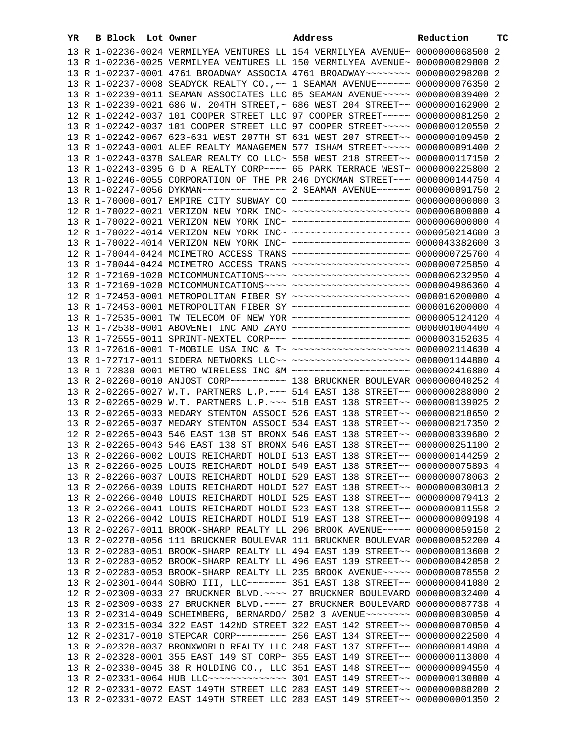| YR | B | Block | Lot | Owner | Address | Reduction | TC |
|---|---|---|---|---|---|---|---|
| 13 | R | 1-02236-0024 | | VERMILYEA VENTURES LL | 154 VERMILYEA AVENUE~ | 0000000068500 | 2 |
| 13 | R | 1-02236-0025 | | VERMILYEA VENTURES LL | 150 VERMILYEA AVENUE~ | 0000000029800 | 2 |
| 13 | R | 1-02237-0001 | | 4761 BROADWAY ASSOCIA | 4761 BROADWAY~~~~~~~~ | 0000000298200 | 2 |
| 13 | R | 1-02237-0008 | | SEADYCK REALTY CO.,~~ | 1 SEAMAN AVENUE~~~~~~ | 0000000076350 | 2 |
| 13 | R | 1-02239-0011 | | SEAMAN ASSOCIATES LLC | 85 SEAMAN AVENUE~~~~~ | 0000000039400 | 2 |
| 13 | R | 1-02239-0021 | | 686 W. 204TH STREET,~ | 686 WEST 204 STREET~~ | 0000000162900 | 2 |
| 12 | R | 1-02242-0037 | | 101 COOPER STREET LLC | 97 COOPER STREET~~~~~ | 0000000081250 | 2 |
| 13 | R | 1-02242-0037 | | 101 COOPER STREET LLC | 97 COOPER STREET~~~~~ | 0000000120550 | 2 |
| 13 | R | 1-02242-0067 | | 623-631 WEST 207TH ST | 631 WEST 207 STREET~~ | 0000000109450 | 2 |
| 13 | R | 1-02243-0001 | | ALEF REALTY MANAGEMEN | 577 ISHAM STREET~~~~~ | 0000000091400 | 2 |
| 13 | R | 1-02243-0378 | | SALEAR REALTY CO LLC~ | 558 WEST 218 STREET~~ | 0000000117150 | 2 |
| 13 | R | 1-02243-0395 | | G D A REALTY CORP~~~~ | 65 PARK TERRACE WEST~ | 0000000225800 | 2 |
| 13 | R | 1-02246-0055 | | CORPORATION OF THE PR | 246 DYCKMAN STREET~~~ | 0000000144750 | 4 |
| 13 | R | 1-02247-0056 | | DYKMAN~~~~~~~~~~~~~~~ | 2 SEAMAN AVENUE~~~~~~ | 0000000091750 | 2 |
| 13 | R | 1-70000-0017 | | EMPIRE CITY SUBWAY CO | ~~~~~~~~~~~~~~~~~~~~~ | 0000000000000 | 3 |
| 12 | R | 1-70022-0021 | | VERIZON NEW YORK INC~ | ~~~~~~~~~~~~~~~~~~~~~ | 0000006000000 | 4 |
| 13 | R | 1-70022-0021 | | VERIZON NEW YORK INC~ | ~~~~~~~~~~~~~~~~~~~~~ | 0000006000000 | 4 |
| 12 | R | 1-70022-4014 | | VERIZON NEW YORK INC~ | ~~~~~~~~~~~~~~~~~~~~~ | 0000050214600 | 3 |
| 13 | R | 1-70022-4014 | | VERIZON NEW YORK INC~ | ~~~~~~~~~~~~~~~~~~~~~ | 0000043382600 | 3 |
| 12 | R | 1-70044-0424 | | MCIMETRO ACCESS TRANS | ~~~~~~~~~~~~~~~~~~~~~ | 0000000725760 | 4 |
| 13 | R | 1-70044-0424 | | MCIMETRO ACCESS TRANS | ~~~~~~~~~~~~~~~~~~~~~ | 0000000725850 | 4 |
| 12 | R | 1-72169-1020 | | MCICOMMUNICATIONS~~~~ | ~~~~~~~~~~~~~~~~~~~~~ | 0000006232950 | 4 |
| 13 | R | 1-72169-1020 | | MCICOMMUNICATIONS~~~~ | ~~~~~~~~~~~~~~~~~~~~~ | 0000004986360 | 4 |
| 12 | R | 1-72453-0001 | | METROPOLITAN FIBER SY | ~~~~~~~~~~~~~~~~~~~~~ | 0000016200000 | 4 |
| 13 | R | 1-72453-0001 | | METROPOLITAN FIBER SY | ~~~~~~~~~~~~~~~~~~~~~ | 0000016200000 | 4 |
| 13 | R | 1-72535-0001 | | TW TELECOM OF NEW YOR | ~~~~~~~~~~~~~~~~~~~~~ | 0000005124120 | 4 |
| 13 | R | 1-72538-0001 | | ABOVENET INC AND ZAYO | ~~~~~~~~~~~~~~~~~~~~~ | 0000001004400 | 4 |
| 13 | R | 1-72555-0011 | | SPRINT-NEXTEL CORP~~~ | ~~~~~~~~~~~~~~~~~~~~~ | 0000003152635 | 4 |
| 13 | R | 1-72616-0001 | | T-MOBILE USA INC & T~ | ~~~~~~~~~~~~~~~~~~~~~ | 0000002114630 | 4 |
| 13 | R | 1-72717-0011 | | SIDERA NETWORKS LLC~~ | ~~~~~~~~~~~~~~~~~~~~~ | 0000001144800 | 4 |
| 13 | R | 1-72830-0001 | | METRO WIRELESS INC &M | ~~~~~~~~~~~~~~~~~~~~~ | 0000002416800 | 4 |
| 13 | R | 2-02260-0010 | | ANJOST CORP~~~~~~~~~~ | 138 BRUCKNER BOULEVAR | 0000000040252 | 4 |
| 13 | R | 2-02265-0027 | | W.T. PARTNERS L.P.~~~ | 514 EAST 138 STREET~~ | 0000000288000 | 2 |
| 13 | R | 2-02265-0029 | | W.T. PARTNERS L.P.~~~ | 518 EAST 138 STREET~~ | 0000000139025 | 2 |
| 13 | R | 2-02265-0033 | | MEDARY STENTON ASSOCI | 526 EAST 138 STREET~~ | 0000000218650 | 2 |
| 13 | R | 2-02265-0037 | | MEDARY STENTON ASSOCI | 534 EAST 138 STREET~~ | 0000000217350 | 2 |
| 12 | R | 2-02265-0043 | | 546 EAST 138 ST BRONX | 546 EAST 138 STREET~~ | 0000000339600 | 2 |
| 13 | R | 2-02265-0043 | | 546 EAST 138 ST BRONX | 546 EAST 138 STREET~~ | 0000000251100 | 2 |
| 13 | R | 2-02266-0002 | | LOUIS REICHARDT HOLDI | 513 EAST 138 STREET~~ | 0000000144259 | 2 |
| 13 | R | 2-02266-0025 | | LOUIS REICHARDT HOLDI | 549 EAST 138 STREET~~ | 0000000075893 | 4 |
| 13 | R | 2-02266-0037 | | LOUIS REICHARDT HOLDI | 529 EAST 138 STREET~~ | 0000000078063 | 2 |
| 13 | R | 2-02266-0039 | | LOUIS REICHARDT HOLDI | 527 EAST 138 STREET~~ | 0000000030813 | 2 |
| 13 | R | 2-02266-0040 | | LOUIS REICHARDT HOLDI | 525 EAST 138 STREET~~ | 0000000079413 | 2 |
| 13 | R | 2-02266-0041 | | LOUIS REICHARDT HOLDI | 523 EAST 138 STREET~~ | 0000000011558 | 2 |
| 13 | R | 2-02266-0042 | | LOUIS REICHARDT HOLDI | 519 EAST 138 STREET~~ | 0000000009198 | 4 |
| 13 | R | 2-02267-0011 | | BROOK-SHARP REALTY LL | 296 BROOK AVENUE~~~~~ | 0000000059150 | 2 |
| 13 | R | 2-02278-0056 | | 111 BRUCKNER BOULEVAR | 111 BRUCKNER BOULEVAR | 0000000052200 | 4 |
| 13 | R | 2-02283-0051 | | BROOK-SHARP REALTY LL | 494 EAST 139 STREET~~ | 0000000013600 | 2 |
| 13 | R | 2-02283-0052 | | BROOK-SHARP REALTY LL | 496 EAST 139 STREET~~ | 0000000042050 | 2 |
| 13 | R | 2-02283-0053 | | BROOK-SHARP REALTY LL | 235 BROOK AVENUE~~~~~ | 0000000078550 | 2 |
| 13 | R | 2-02301-0044 | | SOBRO III, LLC~~~~~~~ | 351 EAST 138 STREET~~ | 0000000041080 | 2 |
| 12 | R | 2-02309-0033 | | 27 BRUCKNER BLVD.~~~~ | 27 BRUCKNER BOULEVARD | 0000000032400 | 4 |
| 13 | R | 2-02309-0033 | | 27 BRUCKNER BLVD.~~~~ | 27 BRUCKNER BOULEVARD | 0000000087738 | 4 |
| 13 | R | 2-02314-0049 | | SCHEIMBERG, BERNARDO/ | 2582 3 AVENUE~~~~~~~~ | 0000000030050 | 4 |
| 13 | R | 2-02315-0034 | | 322 EAST 142ND STREET | 322 EAST 142 STREET~~ | 0000000070850 | 4 |
| 12 | R | 2-02317-0010 | | STEPCAR CORP~~~~~~~~~ | 256 EAST 134 STREET~~ | 0000000022500 | 4 |
| 13 | R | 2-02320-0037 | | BRONXWORLD REALTY LLC | 248 EAST 137 STREET~~ | 0000000014900 | 4 |
| 13 | R | 2-02328-0001 | | 355 EAST 149 ST CORP~ | 355 EAST 149 STREET~~ | 0000000113000 | 4 |
| 13 | R | 2-02330-0045 | | 38 R HOLDING CO., LLC | 351 EAST 148 STREET~~ | 0000000094550 | 4 |
| 13 | R | 2-02331-0064 | | HUB LLC~~~~~~~~~~~~~~ | 301 EAST 149 STREET~~ | 0000000130800 | 4 |
| 12 | R | 2-02331-0072 | | EAST 149TH STREET LLC | 283 EAST 149 STREET~~ | 0000000088200 | 2 |
| 13 | R | 2-02331-0072 | | EAST 149TH STREET LLC | 283 EAST 149 STREET~~ | 0000000001350 | 2 |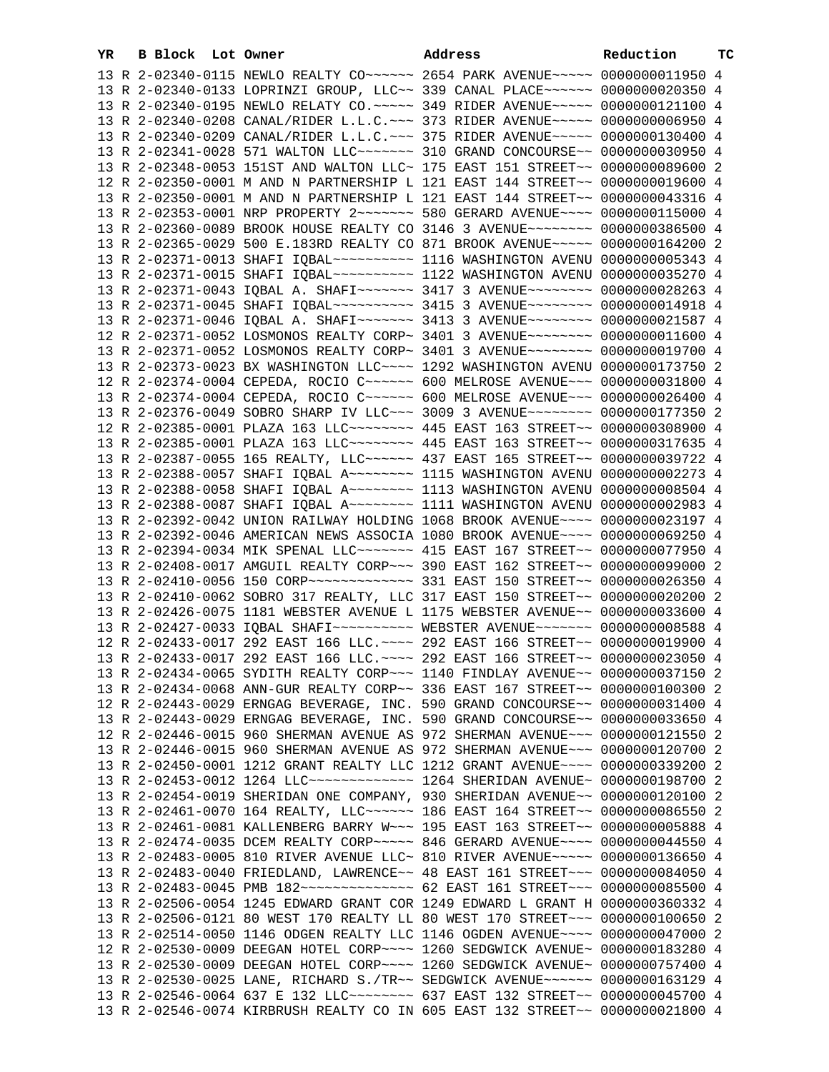| YR | B | Block | Lot | Owner | Address | Reduction | TC |
|---|---|---|---|---|---|---|---|
| 13 | R | 2-02340-0115 | | NEWLO REALTY CO~~~~~~ | 2654 PARK AVENUE~~~~~ | 0000000011950 | 4 |
| 13 | R | 2-02340-0133 | | LOPRINZI GROUP, LLC~~ | 339 CANAL PLACE~~~~~~ | 0000000020350 | 4 |
| 13 | R | 2-02340-0195 | | NEWLO RELATY CO.~~~~~ | 349 RIDER AVENUE~~~~~ | 0000000121100 | 4 |
| 13 | R | 2-02340-0208 | | CANAL/RIDER L.L.C.~~~ | 373 RIDER AVENUE~~~~~ | 0000000006950 | 4 |
| 13 | R | 2-02340-0209 | | CANAL/RIDER L.L.C.~~~ | 375 RIDER AVENUE~~~~~ | 0000000130400 | 4 |
| 13 | R | 2-02341-0028 | | 571 WALTON LLC~~~~~~~ | 310 GRAND CONCOURSE~~ | 0000000030950 | 4 |
| 13 | R | 2-02348-0053 | | 151ST AND WALTON LLC~ | 175 EAST 151 STREET~~ | 0000000089600 | 2 |
| 12 | R | 2-02350-0001 | | M AND N PARTNERSHIP L | 121 EAST 144 STREET~~ | 0000000019600 | 4 |
| 13 | R | 2-02350-0001 | | M AND N PARTNERSHIP L | 121 EAST 144 STREET~~ | 0000000043316 | 4 |
| 13 | R | 2-02353-0001 | | NRP PROPERTY 2~~~~~~~ | 580 GERARD AVENUE~~~~ | 0000000115000 | 4 |
| 13 | R | 2-02360-0089 | | BROOK HOUSE REALTY CO | 3146 3 AVENUE~~~~~~~~ | 0000000386500 | 4 |
| 13 | R | 2-02365-0029 | | 500 E.183RD REALTY CO | 871 BROOK AVENUE~~~~~ | 0000000164200 | 2 |
| 13 | R | 2-02371-0013 | | SHAFI IQBAL~~~~~~~~~~ | 1116 WASHINGTON AVENU | 0000000005343 | 4 |
| 13 | R | 2-02371-0015 | | SHAFI IQBAL~~~~~~~~~~ | 1122 WASHINGTON AVENU | 0000000035270 | 4 |
| 13 | R | 2-02371-0043 | | IQBAL A. SHAFI~~~~~~~ | 3417 3 AVENUE~~~~~~~~ | 0000000028263 | 4 |
| 13 | R | 2-02371-0045 | | SHAFI IQBAL~~~~~~~~~~ | 3415 3 AVENUE~~~~~~~~ | 0000000014918 | 4 |
| 13 | R | 2-02371-0046 | | IQBAL A. SHAFI~~~~~~~ | 3413 3 AVENUE~~~~~~~~ | 0000000021587 | 4 |
| 12 | R | 2-02371-0052 | | LOSMONOS REALTY CORP~ | 3401 3 AVENUE~~~~~~~~ | 0000000011600 | 4 |
| 13 | R | 2-02371-0052 | | LOSMONOS REALTY CORP~ | 3401 3 AVENUE~~~~~~~~ | 0000000019700 | 4 |
| 13 | R | 2-02373-0023 | | BX WASHINGTON LLC~~~~ | 1292 WASHINGTON AVENU | 0000000173750 | 2 |
| 12 | R | 2-02374-0004 | | CEPEDA, ROCIO C~~~~~~ | 600 MELROSE AVENUE~~~ | 0000000031800 | 4 |
| 13 | R | 2-02374-0004 | | CEPEDA, ROCIO C~~~~~~ | 600 MELROSE AVENUE~~~ | 0000000026400 | 4 |
| 13 | R | 2-02376-0049 | | SOBRO SHARP IV LLC~~~ | 3009 3 AVENUE~~~~~~~~ | 0000000177350 | 2 |
| 12 | R | 2-02385-0001 | | PLAZA 163 LLC~~~~~~~~ | 445 EAST 163 STREET~~ | 0000000308900 | 4 |
| 13 | R | 2-02385-0001 | | PLAZA 163 LLC~~~~~~~~ | 445 EAST 163 STREET~~ | 0000000317635 | 4 |
| 13 | R | 2-02387-0055 | | 165 REALTY, LLC~~~~~~ | 437 EAST 165 STREET~~ | 0000000039722 | 4 |
| 13 | R | 2-02388-0057 | | SHAFI IQBAL A~~~~~~~~ | 1115 WASHINGTON AVENU | 0000000002273 | 4 |
| 13 | R | 2-02388-0058 | | SHAFI IQBAL A~~~~~~~~ | 1113 WASHINGTON AVENU | 0000000008504 | 4 |
| 13 | R | 2-02388-0087 | | SHAFI IQBAL A~~~~~~~~ | 1111 WASHINGTON AVENU | 0000000002983 | 4 |
| 13 | R | 2-02392-0042 | | UNION RAILWAY HOLDING | 1068 BROOK AVENUE~~~~ | 0000000023197 | 4 |
| 13 | R | 2-02392-0046 | | AMERICAN NEWS ASSOCIA | 1080 BROOK AVENUE~~~~ | 0000000069250 | 4 |
| 13 | R | 2-02394-0034 | | MIK SPENAL LLC~~~~~~~ | 415 EAST 167 STREET~~ | 0000000077950 | 4 |
| 13 | R | 2-02408-0017 | | AMGUIL REALTY CORP~~~ | 390 EAST 162 STREET~~ | 0000000099000 | 2 |
| 13 | R | 2-02410-0056 | | 150 CORP~~~~~~~~~~~~~ | 331 EAST 150 STREET~~ | 0000000026350 | 4 |
| 13 | R | 2-02410-0062 | | SOBRO 317 REALTY, LLC | 317 EAST 150 STREET~~ | 0000000020200 | 2 |
| 13 | R | 2-02426-0075 | | 1181 WEBSTER AVENUE L | 1175 WEBSTER AVENUE~~ | 0000000033600 | 4 |
| 13 | R | 2-02427-0033 | | IQBAL SHAFI~~~~~~~~~~ | WEBSTER AVENUE~~~~~~~ | 0000000008588 | 4 |
| 12 | R | 2-02433-0017 | | 292 EAST 166 LLC.~~~~ | 292 EAST 166 STREET~~ | 0000000019900 | 4 |
| 13 | R | 2-02433-0017 | | 292 EAST 166 LLC.~~~~ | 292 EAST 166 STREET~~ | 0000000023050 | 4 |
| 13 | R | 2-02434-0065 | | SYDITH REALTY CORP~~~ | 1140 FINDLAY AVENUE~~ | 0000000037150 | 2 |
| 13 | R | 2-02434-0068 | | ANN-GUR REALTY CORP~~ | 336 EAST 167 STREET~~ | 0000000100300 | 2 |
| 12 | R | 2-02443-0029 | | ERNGAG BEVERAGE, INC. | 590 GRAND CONCOURSE~~ | 0000000031400 | 4 |
| 13 | R | 2-02443-0029 | | ERNGAG BEVERAGE, INC. | 590 GRAND CONCOURSE~~ | 0000000033650 | 4 |
| 12 | R | 2-02446-0015 | | 960 SHERMAN AVENUE AS | 972 SHERMAN AVENUE~~~ | 0000000121550 | 2 |
| 13 | R | 2-02446-0015 | | 960 SHERMAN AVENUE AS | 972 SHERMAN AVENUE~~~ | 0000000120700 | 2 |
| 13 | R | 2-02450-0001 | | 1212 GRANT REALTY LLC | 1212 GRANT AVENUE~~~~ | 0000000339200 | 2 |
| 13 | R | 2-02453-0012 | | 1264 LLC~~~~~~~~~~~~~ | 1264 SHERIDAN AVENUE~ | 0000000198700 | 2 |
| 13 | R | 2-02454-0019 | | SHERIDAN ONE COMPANY, | 930 SHERIDAN AVENUE~~ | 0000000120100 | 2 |
| 13 | R | 2-02461-0070 | | 164 REALTY, LLC~~~~~~ | 186 EAST 164 STREET~~ | 0000000086550 | 2 |
| 13 | R | 2-02461-0081 | | KALLENBERG BARRY W~~~ | 195 EAST 163 STREET~~ | 0000000005888 | 4 |
| 13 | R | 2-02474-0035 | | DCEM REALTY CORP~~~~~ | 846 GERARD AVENUE~~~~ | 0000000044550 | 4 |
| 13 | R | 2-02483-0005 | | 810 RIVER AVENUE LLC~ | 810 RIVER AVENUE~~~~~ | 0000000136650 | 4 |
| 13 | R | 2-02483-0040 | | FRIEDLAND, LAWRENCE~~ | 48 EAST 161 STREET~~~ | 0000000084050 | 4 |
| 13 | R | 2-02483-0045 | | PMB 182~~~~~~~~~~~~~~ | 62 EAST 161 STREET~~~ | 0000000085500 | 4 |
| 13 | R | 2-02506-0054 | | 1245 EDWARD GRANT COR | 1249 EDWARD L GRANT H | 0000000360332 | 4 |
| 13 | R | 2-02506-0121 | | 80 WEST 170 REALTY LL | 80 WEST 170 STREET~~~ | 0000000100650 | 2 |
| 13 | R | 2-02514-0050 | | 1146 ODGEN REALTY LLC | 1146 OGDEN AVENUE~~~~ | 0000000047000 | 2 |
| 12 | R | 2-02530-0009 | | DEEGAN HOTEL CORP~~~~ | 1260 SEDGWICK AVENUE~ | 0000000183280 | 4 |
| 13 | R | 2-02530-0009 | | DEEGAN HOTEL CORP~~~~ | 1260 SEDGWICK AVENUE~ | 0000000757400 | 4 |
| 13 | R | 2-02530-0025 | | LANE, RICHARD S./TR~~ | SEDGWICK AVENUE~~~~~~ | 0000000163129 | 4 |
| 13 | R | 2-02546-0064 | | 637 E 132 LLC~~~~~~~~ | 637 EAST 132 STREET~~ | 0000000045700 | 4 |
| 13 | R | 2-02546-0074 | | KIRBRUSH REALTY CO IN | 605 EAST 132 STREET~~ | 0000000021800 | 4 |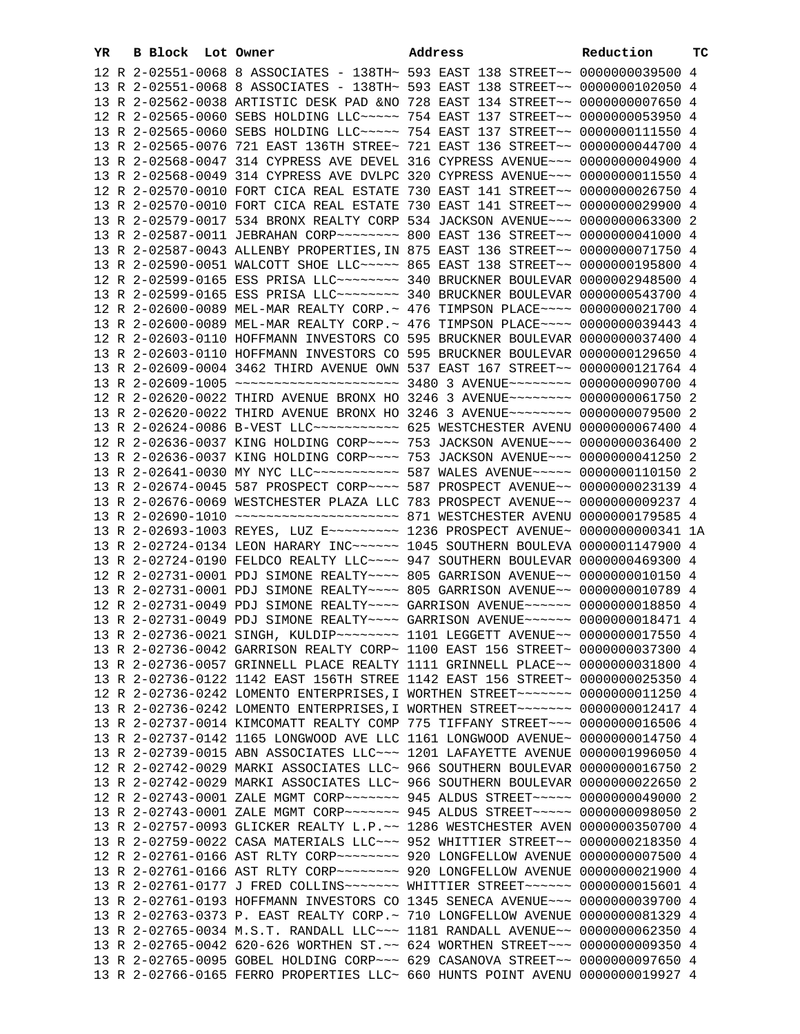| YR | B | Block | Lot | Owner | Address | Reduction | TC |
|---|---|---|---|---|---|---|---|
| 12 | R | 2-02551-0068 | | 8 ASSOCIATES - 138TH~ | 593 EAST 138 STREET~~ | 0000000039500 | 4 |
| 13 | R | 2-02551-0068 | | 8 ASSOCIATES - 138TH~ | 593 EAST 138 STREET~~ | 0000000102050 | 4 |
| 13 | R | 2-02562-0038 | | ARTISTIC DESK PAD &NO | 728 EAST 134 STREET~~ | 0000000007650 | 4 |
| 12 | R | 2-02565-0060 | | SEBS HOLDING LLC~~~~~ | 754 EAST 137 STREET~~ | 0000000053950 | 4 |
| 13 | R | 2-02565-0060 | | SEBS HOLDING LLC~~~~~ | 754 EAST 137 STREET~~ | 0000000111550 | 4 |
| 13 | R | 2-02565-0076 | | 721 EAST 136TH STREE~ | 721 EAST 136 STREET~~ | 0000000044700 | 4 |
| 13 | R | 2-02568-0047 | | 314 CYPRESS AVE DEVEL | 316 CYPRESS AVENUE~~~ | 0000000004900 | 4 |
| 13 | R | 2-02568-0049 | | 314 CYPRESS AVE DVLPC | 320 CYPRESS AVENUE~~~ | 0000000011550 | 4 |
| 12 | R | 2-02570-0010 | | FORT CICA REAL ESTATE | 730 EAST 141 STREET~~ | 0000000026750 | 4 |
| 13 | R | 2-02570-0010 | | FORT CICA REAL ESTATE | 730 EAST 141 STREET~~ | 0000000029900 | 4 |
| 13 | R | 2-02579-0017 | | 534 BRONX REALTY CORP | 534 JACKSON AVENUE~~~ | 0000000063300 | 2 |
| 13 | R | 2-02587-0011 | | JEBRAHAN CORP~~~~~~~~ | 800 EAST 136 STREET~~ | 0000000041000 | 4 |
| 13 | R | 2-02587-0043 | | ALLENBY PROPERTIES,IN | 875 EAST 136 STREET~~ | 0000000071750 | 4 |
| 13 | R | 2-02590-0051 | | WALCOTT SHOE LLC~~~~~ | 865 EAST 138 STREET~~ | 0000000195800 | 4 |
| 12 | R | 2-02599-0165 | | ESS PRISA LLC~~~~~~~~ | 340 BRUCKNER BOULEVAR | 0000002948500 | 4 |
| 13 | R | 2-02599-0165 | | ESS PRISA LLC~~~~~~~~ | 340 BRUCKNER BOULEVAR | 0000000543700 | 4 |
| 12 | R | 2-02600-0089 | | MEL-MAR REALTY CORP.~ | 476 TIMPSON PLACE~~~~ | 0000000021700 | 4 |
| 13 | R | 2-02600-0089 | | MEL-MAR REALTY CORP.~ | 476 TIMPSON PLACE~~~~ | 0000000039443 | 4 |
| 12 | R | 2-02603-0110 | | HOFFMANN INVESTORS CO | 595 BRUCKNER BOULEVAR | 0000000037400 | 4 |
| 13 | R | 2-02603-0110 | | HOFFMANN INVESTORS CO | 595 BRUCKNER BOULEVAR | 0000000129650 | 4 |
| 13 | R | 2-02609-0004 | | 3462 THIRD AVENUE OWN | 537 EAST 167 STREET~~ | 0000000121764 | 4 |
| 13 | R | 2-02609-1005 | | ~~~~~~~~~~~~~~~~~~~~~ | 3480 3 AVENUE~~~~~~~~ | 0000000090700 | 4 |
| 12 | R | 2-02620-0022 | | THIRD AVENUE BRONX HO | 3246 3 AVENUE~~~~~~~~ | 0000000061750 | 2 |
| 13 | R | 2-02620-0022 | | THIRD AVENUE BRONX HO | 3246 3 AVENUE~~~~~~~~ | 0000000079500 | 2 |
| 13 | R | 2-02624-0086 | | B-VEST LLC~~~~~~~~~~~ | 625 WESTCHESTER AVENU | 0000000067400 | 4 |
| 12 | R | 2-02636-0037 | | KING HOLDING CORP~~~~ | 753 JACKSON AVENUE~~~ | 0000000036400 | 2 |
| 13 | R | 2-02636-0037 | | KING HOLDING CORP~~~~ | 753 JACKSON AVENUE~~~ | 0000000041250 | 2 |
| 13 | R | 2-02641-0030 | | MY NYC LLC~~~~~~~~~~~ | 587 WALES AVENUE~~~~~ | 0000000110150 | 2 |
| 13 | R | 2-02674-0045 | | 587 PROSPECT CORP~~~~ | 587 PROSPECT AVENUE~~ | 0000000023139 | 4 |
| 13 | R | 2-02676-0069 | | WESTCHESTER PLAZA LLC | 783 PROSPECT AVENUE~~ | 0000000009237 | 4 |
| 13 | R | 2-02690-1010 | | ~~~~~~~~~~~~~~~~~~~~~ | 871 WESTCHESTER AVENU | 0000000179585 | 4 |
| 13 | R | 2-02693-1003 | | REYES, LUZ E~~~~~~~~~ | 1236 PROSPECT AVENUE~ | 0000000000341 | 1A |
| 13 | R | 2-02724-0134 | | LEON HARARY INC~~~~~~ | 1045 SOUTHERN BOULEVA | 0000001147900 | 4 |
| 13 | R | 2-02724-0190 | | FELDCO REALTY LLC~~~~ | 947 SOUTHERN BOULEVAR | 0000000469300 | 4 |
| 12 | R | 2-02731-0001 | | PDJ SIMONE REALTY~~~~ | 805 GARRISON AVENUE~~ | 0000000010150 | 4 |
| 13 | R | 2-02731-0001 | | PDJ SIMONE REALTY~~~~ | 805 GARRISON AVENUE~~ | 0000000010789 | 4 |
| 12 | R | 2-02731-0049 | | PDJ SIMONE REALTY~~~~ | GARRISON AVENUE~~~~~~ | 0000000018850 | 4 |
| 13 | R | 2-02731-0049 | | PDJ SIMONE REALTY~~~~ | GARRISON AVENUE~~~~~~ | 0000000018471 | 4 |
| 13 | R | 2-02736-0021 | | SINGH, KULDIP~~~~~~~~ | 1101 LEGGETT AVENUE~~ | 0000000017550 | 4 |
| 13 | R | 2-02736-0042 | | GARRISON REALTY CORP~ | 1100 EAST 156 STREET~ | 0000000037300 | 4 |
| 13 | R | 2-02736-0057 | | GRINNELL PLACE REALTY | 1111 GRINNELL PLACE~~ | 0000000031800 | 4 |
| 13 | R | 2-02736-0122 | | 1142 EAST 156TH STREE | 1142 EAST 156 STREET~ | 0000000025350 | 4 |
| 12 | R | 2-02736-0242 | | LOMENTO ENTERPRISES,I | WORTHEN STREET~~~~~~~ | 0000000011250 | 4 |
| 13 | R | 2-02736-0242 | | LOMENTO ENTERPRISES,I | WORTHEN STREET~~~~~~~ | 0000000012417 | 4 |
| 13 | R | 2-02737-0014 | | KIMCOMATT REALTY COMP | 775 TIFFANY STREET~~~ | 0000000016506 | 4 |
| 13 | R | 2-02737-0142 | | 1165 LONGWOOD AVE LLC | 1161 LONGWOOD AVENUE~ | 0000000014750 | 4 |
| 13 | R | 2-02739-0015 | | ABN ASSOCIATES LLC~~~ | 1201 LAFAYETTE AVENUE | 0000001996050 | 4 |
| 12 | R | 2-02742-0029 | | MARKI ASSOCIATES LLC~ | 966 SOUTHERN BOULEVAR | 0000000016750 | 2 |
| 13 | R | 2-02742-0029 | | MARKI ASSOCIATES LLC~ | 966 SOUTHERN BOULEVAR | 0000000022650 | 2 |
| 12 | R | 2-02743-0001 | | ZALE MGMT CORP~~~~~~~ | 945 ALDUS STREET~~~~~ | 0000000049000 | 2 |
| 13 | R | 2-02743-0001 | | ZALE MGMT CORP~~~~~~~ | 945 ALDUS STREET~~~~~ | 0000000098050 | 2 |
| 13 | R | 2-02757-0093 | | GLICKER REALTY L.P.~~ | 1286 WESTCHESTER AVEN | 0000000350700 | 4 |
| 13 | R | 2-02759-0022 | | CASA MATERIALS LLC~~~ | 952 WHITTIER STREET~~ | 0000000218350 | 4 |
| 12 | R | 2-02761-0166 | | AST RLTY CORP~~~~~~~~ | 920 LONGFELLOW AVENUE | 0000000007500 | 4 |
| 13 | R | 2-02761-0166 | | AST RLTY CORP~~~~~~~~ | 920 LONGFELLOW AVENUE | 0000000021900 | 4 |
| 13 | R | 2-02761-0177 | | J FRED COLLINS~~~~~~~ | WHITTIER STREET~~~~~~ | 0000000015601 | 4 |
| 13 | R | 2-02761-0193 | | HOFFMANN INVESTORS CO | 1345 SENECA AVENUE~~~ | 0000000039700 | 4 |
| 13 | R | 2-02763-0373 | | P. EAST REALTY CORP.~ | 710 LONGFELLOW AVENUE | 0000000081329 | 4 |
| 13 | R | 2-02765-0034 | | M.S.T. RANDALL LLC~~~ | 1181 RANDALL AVENUE~~ | 0000000062350 | 4 |
| 13 | R | 2-02765-0042 | | 620-626 WORTHEN ST.~~ | 624 WORTHEN STREET~~~ | 0000000009350 | 4 |
| 13 | R | 2-02765-0095 | | GOBEL HOLDING CORP~~~ | 629 CASANOVA STREET~~ | 0000000097650 | 4 |
| 13 | R | 2-02766-0165 | | FERRO PROPERTIES LLC~ | 660 HUNTS POINT AVENU | 0000000019927 | 4 |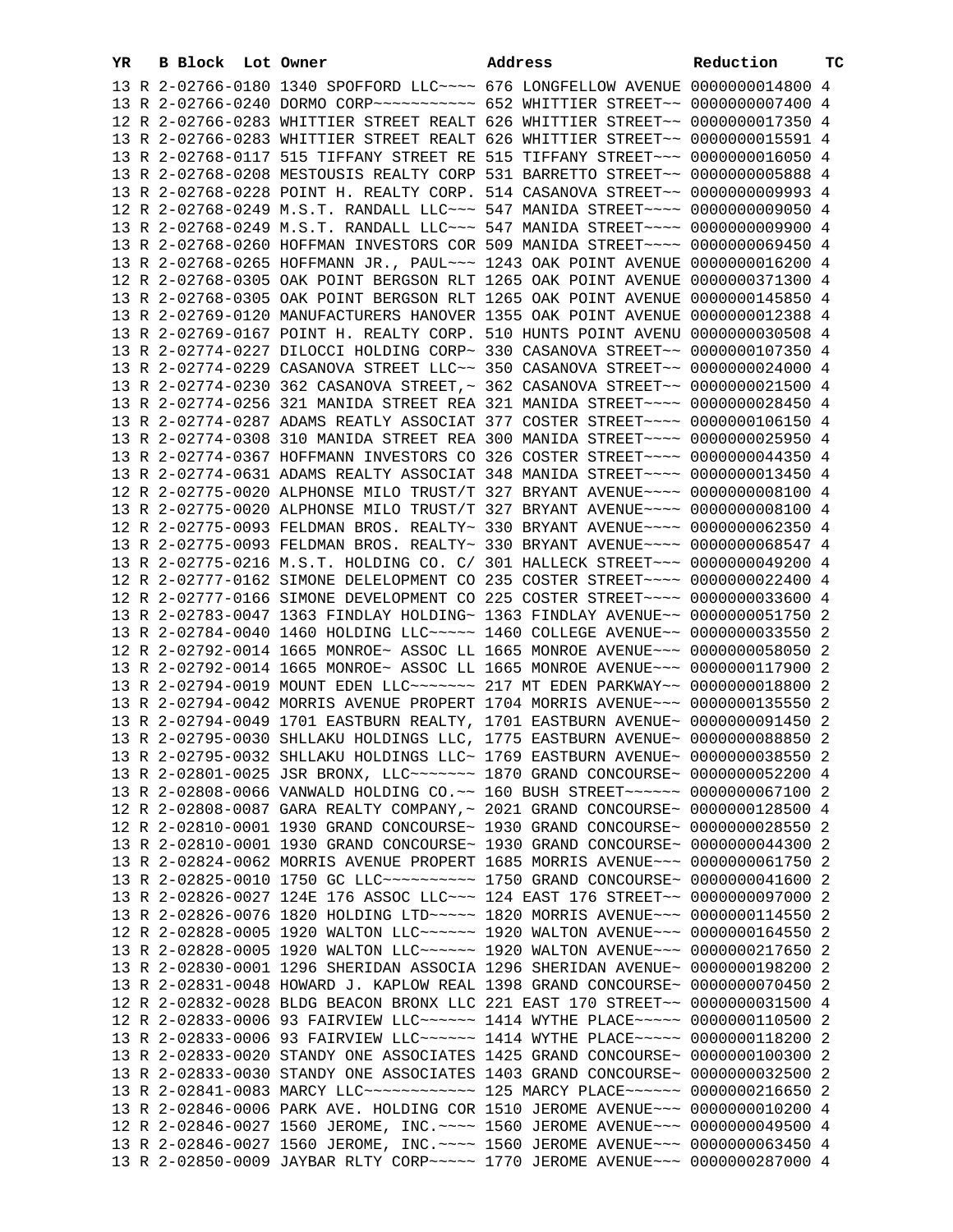| YR | B | Block | Lot | Owner | Address | Reduction | TC |
|---|---|---|---|---|---|---|---|
| 13 | R | 2-02766-0180 | | 1340 SPOFFORD LLC~~~~ | 676 LONGFELLOW AVENUE | 0000000014800 | 4 |
| 13 | R | 2-02766-0240 | | DORMO CORP~~~~~~~~~~~ | 652 WHITTIER STREET~~ | 0000000007400 | 4 |
| 12 | R | 2-02766-0283 | | WHITTIER STREET REALT | 626 WHITTIER STREET~~ | 0000000017350 | 4 |
| 13 | R | 2-02766-0283 | | WHITTIER STREET REALT | 626 WHITTIER STREET~~ | 0000000015591 | 4 |
| 13 | R | 2-02768-0117 | | 515 TIFFANY STREET RE | 515 TIFFANY STREET~~~ | 0000000016050 | 4 |
| 13 | R | 2-02768-0208 | | MESTOUSIS REALTY CORP | 531 BARRETTO STREET~~ | 0000000005888 | 4 |
| 13 | R | 2-02768-0228 | | POINT H. REALTY CORP. | 514 CASANOVA STREET~~ | 0000000009993 | 4 |
| 12 | R | 2-02768-0249 | | M.S.T. RANDALL LLC~~~ | 547 MANIDA STREET~~~~ | 0000000009050 | 4 |
| 13 | R | 2-02768-0249 | | M.S.T. RANDALL LLC~~~ | 547 MANIDA STREET~~~~ | 0000000009900 | 4 |
| 13 | R | 2-02768-0260 | | HOFFMAN INVESTORS COR | 509 MANIDA STREET~~~~ | 0000000069450 | 4 |
| 13 | R | 2-02768-0265 | | HOFFMANN JR., PAUL~~~ | 1243 OAK POINT AVENUE | 0000000016200 | 4 |
| 12 | R | 2-02768-0305 | | OAK POINT BERGSON RLT | 1265 OAK POINT AVENUE | 0000000371300 | 4 |
| 13 | R | 2-02768-0305 | | OAK POINT BERGSON RLT | 1265 OAK POINT AVENUE | 0000000145850 | 4 |
| 13 | R | 2-02769-0120 | | MANUFACTURERS HANOVER | 1355 OAK POINT AVENUE | 0000000012388 | 4 |
| 13 | R | 2-02769-0167 | | POINT H. REALTY CORP. | 510 HUNTS POINT AVENU | 0000000030508 | 4 |
| 13 | R | 2-02774-0227 | | DILOCCI HOLDING CORP~ | 330 CASANOVA STREET~~ | 0000000107350 | 4 |
| 13 | R | 2-02774-0229 | | CASANOVA STREET LLC~~ | 350 CASANOVA STREET~~ | 0000000024000 | 4 |
| 13 | R | 2-02774-0230 | | 362 CASANOVA STREET,~ | 362 CASANOVA STREET~~ | 0000000021500 | 4 |
| 13 | R | 2-02774-0256 | | 321 MANIDA STREET REA | 321 MANIDA STREET~~~~ | 0000000028450 | 4 |
| 13 | R | 2-02774-0287 | | ADAMS REATLY ASSOCIAT | 377 COSTER STREET~~~~ | 0000000106150 | 4 |
| 13 | R | 2-02774-0308 | | 310 MANIDA STREET REA | 300 MANIDA STREET~~~~ | 0000000025950 | 4 |
| 13 | R | 2-02774-0367 | | HOFFMANN INVESTORS CO | 326 COSTER STREET~~~~ | 0000000044350 | 4 |
| 13 | R | 2-02774-0631 | | ADAMS REALTY ASSOCIAT | 348 MANIDA STREET~~~~ | 0000000013450 | 4 |
| 12 | R | 2-02775-0020 | | ALPHONSE MILO TRUST/T | 327 BRYANT AVENUE~~~~ | 0000000008100 | 4 |
| 13 | R | 2-02775-0020 | | ALPHONSE MILO TRUST/T | 327 BRYANT AVENUE~~~~ | 0000000008100 | 4 |
| 12 | R | 2-02775-0093 | | FELDMAN BROS. REALTY~ | 330 BRYANT AVENUE~~~~ | 0000000062350 | 4 |
| 13 | R | 2-02775-0093 | | FELDMAN BROS. REALTY~ | 330 BRYANT AVENUE~~~~ | 0000000068547 | 4 |
| 13 | R | 2-02775-0216 | | M.S.T. HOLDING CO. C/ | 301 HALLECK STREET~~~ | 0000000049200 | 4 |
| 12 | R | 2-02777-0162 | | SIMONE DELELOPMENT CO | 235 COSTER STREET~~~~ | 0000000022400 | 4 |
| 13 | R | 2-02777-0166 | | SIMONE DEVELOPMENT CO | 225 COSTER STREET~~~~ | 0000000033600 | 4 |
| 13 | R | 2-02783-0047 | | 1363 FINDLAY HOLDING~ | 1363 FINDLAY AVENUE~~ | 0000000051750 | 2 |
| 13 | R | 2-02784-0040 | | 1460 HOLDING LLC~~~~~ | 1460 COLLEGE AVENUE~~ | 0000000033550 | 2 |
| 12 | R | 2-02792-0014 | | 1665 MONROE~ ASSOC LL | 1665 MONROE AVENUE~~~ | 0000000058050 | 2 |
| 13 | R | 2-02792-0014 | | 1665 MONROE~ ASSOC LL | 1665 MONROE AVENUE~~~ | 0000000117900 | 2 |
| 13 | R | 2-02794-0019 | | MOUNT EDEN LLC~~~~~~~ | 217 MT EDEN PARKWAY~~ | 0000000018800 | 2 |
| 13 | R | 2-02794-0042 | | MORRIS AVENUE PROPERT | 1704 MORRIS AVENUE~~~ | 0000000135550 | 2 |
| 13 | R | 2-02794-0049 | | 1701 EASTBURN REALTY, | 1701 EASTBURN AVENUE~ | 0000000091450 | 2 |
| 13 | R | 2-02795-0030 | | SHLLAKU HOLDINGS LLC, | 1775 EASTBURN AVENUE~ | 0000000088850 | 2 |
| 13 | R | 2-02795-0032 | | SHLLAKU HOLDINGS LLC~ | 1769 EASTBURN AVENUE~ | 0000000038550 | 2 |
| 13 | R | 2-02801-0025 | | JSR BRONX, LLC~~~~~~~ | 1870 GRAND CONCOURSE~ | 0000000052200 | 4 |
| 13 | R | 2-02808-0066 | | VANWALD HOLDING CO.~~ | 160 BUSH STREET~~~~~~ | 0000000067100 | 2 |
| 12 | R | 2-02808-0087 | | GARA REALTY COMPANY,~ | 2021 GRAND CONCOURSE~ | 0000000128500 | 4 |
| 12 | R | 2-02810-0001 | | 1930 GRAND CONCOURSE~ | 1930 GRAND CONCOURSE~ | 0000000028550 | 2 |
| 13 | R | 2-02810-0001 | | 1930 GRAND CONCOURSE~ | 1930 GRAND CONCOURSE~ | 0000000044300 | 2 |
| 13 | R | 2-02824-0062 | | MORRIS AVENUE PROPERT | 1685 MORRIS AVENUE~~~ | 0000000061750 | 2 |
| 13 | R | 2-02825-0010 | | 1750 GC LLC~~~~~~~~~~ | 1750 GRAND CONCOURSE~ | 0000000041600 | 2 |
| 13 | R | 2-02826-0027 | | 124E 176 ASSOC LLC~~~ | 124 EAST 176 STREET~~ | 0000000097000 | 2 |
| 13 | R | 2-02826-0076 | | 1820 HOLDING LTD~~~~~ | 1820 MORRIS AVENUE~~~ | 0000000114550 | 2 |
| 12 | R | 2-02828-0005 | | 1920 WALTON LLC~~~~~~ | 1920 WALTON AVENUE~~~ | 0000000164550 | 2 |
| 13 | R | 2-02828-0005 | | 1920 WALTON LLC~~~~~~ | 1920 WALTON AVENUE~~~ | 0000000217650 | 2 |
| 13 | R | 2-02830-0001 | | 1296 SHERIDAN ASSOCIA | 1296 SHERIDAN AVENUE~ | 0000000198200 | 2 |
| 13 | R | 2-02831-0048 | | HOWARD J. KAPLOW REAL | 1398 GRAND CONCOURSE~ | 0000000070450 | 2 |
| 12 | R | 2-02832-0028 | | BLDG BEACON BRONX LLC | 221 EAST 170 STREET~~ | 0000000031500 | 4 |
| 12 | R | 2-02833-0006 | | 93 FAIRVIEW LLC~~~~~~ | 1414 WYTHE PLACE~~~~~ | 0000000110500 | 2 |
| 13 | R | 2-02833-0006 | | 93 FAIRVIEW LLC~~~~~~ | 1414 WYTHE PLACE~~~~~ | 0000000118200 | 2 |
| 13 | R | 2-02833-0020 | | STANDY ONE ASSOCIATES | 1425 GRAND CONCOURSE~ | 0000000100300 | 2 |
| 13 | R | 2-02833-0030 | | STANDY ONE ASSOCIATES | 1403 GRAND CONCOURSE~ | 0000000032500 | 2 |
| 13 | R | 2-02841-0083 | | MARCY LLC~~~~~~~~~~~~ | 125 MARCY PLACE~~~~~~ | 0000000216650 | 2 |
| 13 | R | 2-02846-0006 | | PARK AVE. HOLDING COR | 1510 JEROME AVENUE~~~ | 0000000010200 | 4 |
| 12 | R | 2-02846-0027 | | 1560 JEROME, INC.~~~~ | 1560 JEROME AVENUE~~~ | 0000000049500 | 4 |
| 13 | R | 2-02846-0027 | | 1560 JEROME, INC.~~~~ | 1560 JEROME AVENUE~~~ | 0000000063450 | 4 |
| 13 | R | 2-02850-0009 | | JAYBAR RLTY CORP~~~~~ | 1770 JEROME AVENUE~~~ | 0000000287000 | 4 |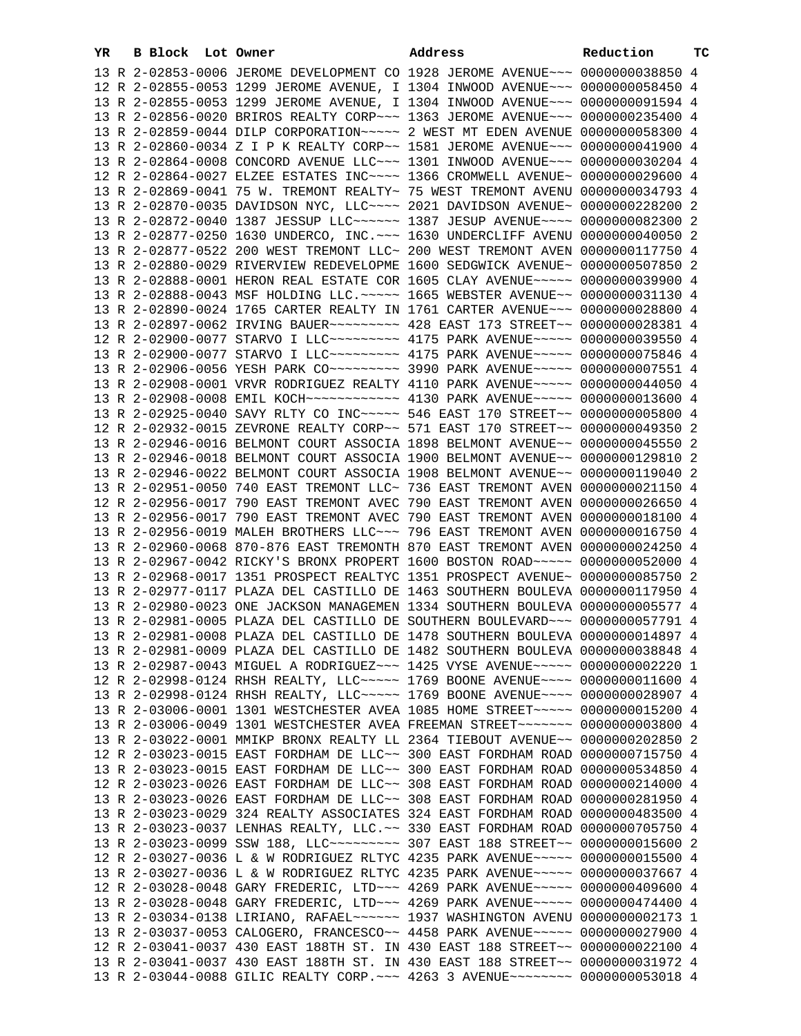| YR | B | Block | Lot | Owner | Address | Reduction | TC |
|---|---|---|---|---|---|---|---|
| 13 | R | 2-02853-0006 | | JEROME DEVELOPMENT CO | 1928 JEROME AVENUE~~~ | 0000000038850 | 4 |
| 12 | R | 2-02855-0053 | | 1299 JEROME AVENUE, I | 1304 INWOOD AVENUE~~~ | 0000000058450 | 4 |
| 13 | R | 2-02855-0053 | | 1299 JEROME AVENUE, I | 1304 INWOOD AVENUE~~~ | 0000000091594 | 4 |
| 13 | R | 2-02856-0020 | | BRIROS REALTY CORP~~~ | 1363 JEROME AVENUE~~~ | 0000000235400 | 4 |
| 13 | R | 2-02859-0044 | | DILP CORPORATION~~~~~ | 2 WEST MT EDEN AVENUE | 0000000058300 | 4 |
| 13 | R | 2-02860-0034 | | Z I P K REALTY CORP~~ | 1581 JEROME AVENUE~~~ | 0000000041900 | 4 |
| 13 | R | 2-02864-0008 | | CONCORD AVENUE LLC~~~ | 1301 INWOOD AVENUE~~~ | 0000000030204 | 4 |
| 12 | R | 2-02864-0027 | | ELZEE ESTATES INC~~~~ | 1366 CROMWELL AVENUE~ | 0000000029600 | 4 |
| 13 | R | 2-02869-0041 | | 75 W. TREMONT REALTY~ | 75 WEST TREMONT AVENU | 0000000034793 | 4 |
| 13 | R | 2-02870-0035 | | DAVIDSON NYC, LLC~~~~ | 2021 DAVIDSON AVENUE~ | 0000000228200 | 2 |
| 13 | R | 2-02872-0040 | | 1387 JESSUP LLC~~~~~~ | 1387 JESUP AVENUE~~~~ | 0000000082300 | 2 |
| 13 | R | 2-02877-0250 | | 1630 UNDERCO, INC.~~~ | 1630 UNDERCLIFF AVENU | 0000000040050 | 2 |
| 13 | R | 2-02877-0522 | | 200 WEST TREMONT LLC~ | 200 WEST TREMONT AVEN | 0000000117750 | 4 |
| 13 | R | 2-02880-0029 | | RIVERVIEW REDEVELOPME | 1600 SEDGWICK AVENUE~ | 0000000507850 | 2 |
| 13 | R | 2-02888-0001 | | HERON REAL ESTATE COR | 1605 CLAY AVENUE~~~~~ | 0000000039900 | 4 |
| 13 | R | 2-02888-0043 | | MSF HOLDING LLC.~~~~~ | 1665 WEBSTER AVENUE~~ | 0000000031130 | 4 |
| 13 | R | 2-02890-0024 | | 1765 CARTER REALTY IN | 1761 CARTER AVENUE~~~ | 0000000028800 | 4 |
| 13 | R | 2-02897-0062 | | IRVING BAUER~~~~~~~~~ | 428 EAST 173 STREET~~ | 0000000028381 | 4 |
| 12 | R | 2-02900-0077 | | STARVO I LLC~~~~~~~~~ | 4175 PARK AVENUE~~~~~ | 0000000039550 | 4 |
| 13 | R | 2-02900-0077 | | STARVO I LLC~~~~~~~~~ | 4175 PARK AVENUE~~~~~ | 0000000075846 | 4 |
| 13 | R | 2-02906-0056 | | YESH PARK CO~~~~~~~~~ | 3990 PARK AVENUE~~~~~ | 0000000007551 | 4 |
| 13 | R | 2-02908-0001 | | VRVR RODRIGUEZ REALTY | 4110 PARK AVENUE~~~~~ | 0000000044050 | 4 |
| 13 | R | 2-02908-0008 | | EMIL KOCH~~~~~~~~~~~~ | 4130 PARK AVENUE~~~~~ | 0000000013600 | 4 |
| 13 | R | 2-02925-0040 | | SAVY RLTY CO INC~~~~~ | 546 EAST 170 STREET~~ | 0000000005800 | 4 |
| 12 | R | 2-02932-0015 | | ZEVRONE REALTY CORP~~ | 571 EAST 170 STREET~~ | 0000000049350 | 2 |
| 13 | R | 2-02946-0016 | | BELMONT COURT ASSOCIA | 1898 BELMONT AVENUE~~ | 0000000045550 | 2 |
| 13 | R | 2-02946-0018 | | BELMONT COURT ASSOCIA | 1900 BELMONT AVENUE~~ | 0000000129810 | 2 |
| 13 | R | 2-02946-0022 | | BELMONT COURT ASSOCIA | 1908 BELMONT AVENUE~~ | 0000000119040 | 2 |
| 13 | R | 2-02951-0050 | | 740 EAST TREMONT LLC~ | 736 EAST TREMONT AVEN | 0000000021150 | 4 |
| 12 | R | 2-02956-0017 | | 790 EAST TREMONT AVEC | 790 EAST TREMONT AVEN | 0000000026650 | 4 |
| 13 | R | 2-02956-0017 | | 790 EAST TREMONT AVEC | 790 EAST TREMONT AVEN | 0000000018100 | 4 |
| 13 | R | 2-02956-0019 | | MALEH BROTHERS LLC~~~ | 796 EAST TREMONT AVEN | 0000000016750 | 4 |
| 13 | R | 2-02960-0068 | | 870-876 EAST TREMONTH | 870 EAST TREMONT AVEN | 0000000024250 | 4 |
| 13 | R | 2-02967-0042 | | RICKY'S BRONX PROPERT | 1600 BOSTON ROAD~~~~~ | 0000000052000 | 4 |
| 13 | R | 2-02968-0017 | | 1351 PROSPECT REALTYC | 1351 PROSPECT AVENUE~ | 0000000085750 | 2 |
| 13 | R | 2-02977-0117 | | PLAZA DEL CASTILLO DE | 1463 SOUTHERN BOULEVA | 0000000117950 | 4 |
| 13 | R | 2-02980-0023 | | ONE JACKSON MANAGEMEN | 1334 SOUTHERN BOULEVA | 0000000005577 | 4 |
| 13 | R | 2-02981-0005 | | PLAZA DEL CASTILLO DE | SOUTHERN BOULEVARD~~~ | 0000000057791 | 4 |
| 13 | R | 2-02981-0008 | | PLAZA DEL CASTILLO DE | 1478 SOUTHERN BOULEVA | 0000000014897 | 4 |
| 13 | R | 2-02981-0009 | | PLAZA DEL CASTILLO DE | 1482 SOUTHERN BOULEVA | 0000000038848 | 4 |
| 13 | R | 2-02987-0043 | | MIGUEL A RODRIGUEZ~~~ | 1425 VYSE AVENUE~~~~~ | 0000000002220 | 1 |
| 12 | R | 2-02998-0124 | | RHSH REALTY, LLC~~~~~ | 1769 BOONE AVENUE~~~~ | 0000000011600 | 4 |
| 13 | R | 2-02998-0124 | | RHSH REALTY, LLC~~~~~ | 1769 BOONE AVENUE~~~~ | 0000000028907 | 4 |
| 13 | R | 2-03006-0001 | | 1301 WESTCHESTER AVEA | 1085 HOME STREET~~~~~ | 0000000015200 | 4 |
| 13 | R | 2-03006-0049 | | 1301 WESTCHESTER AVEA | FREEMAN STREET~~~~~~~ | 0000000003800 | 4 |
| 13 | R | 2-03022-0001 | | MMIKP BRONX REALTY LL | 2364 TIEBOUT AVENUE~~ | 0000000202850 | 2 |
| 12 | R | 2-03023-0015 | | EAST FORDHAM DE LLC~~ | 300 EAST FORDHAM ROAD | 0000000715750 | 4 |
| 13 | R | 2-03023-0015 | | EAST FORDHAM DE LLC~~ | 300 EAST FORDHAM ROAD | 0000000534850 | 4 |
| 12 | R | 2-03023-0026 | | EAST FORDHAM DE LLC~~ | 308 EAST FORDHAM ROAD | 0000000214000 | 4 |
| 13 | R | 2-03023-0026 | | EAST FORDHAM DE LLC~~ | 308 EAST FORDHAM ROAD | 0000000281950 | 4 |
| 13 | R | 2-03023-0029 | | 324 REALTY ASSOCIATES | 324 EAST FORDHAM ROAD | 0000000483500 | 4 |
| 13 | R | 2-03023-0037 | | LENHAS REALTY, LLC.~~ | 330 EAST FORDHAM ROAD | 0000000705750 | 4 |
| 13 | R | 2-03023-0099 | | SSW 188, LLC~~~~~~~~~ | 307 EAST 188 STREET~~ | 0000000015600 | 2 |
| 12 | R | 2-03027-0036 | | L & W RODRIGUEZ RLTYC | 4235 PARK AVENUE~~~~~ | 0000000015500 | 4 |
| 13 | R | 2-03027-0036 | | L & W RODRIGUEZ RLTYC | 4235 PARK AVENUE~~~~~ | 0000000037667 | 4 |
| 12 | R | 2-03028-0048 | | GARY FREDERIC, LTD~~~ | 4269 PARK AVENUE~~~~~ | 0000000409600 | 4 |
| 13 | R | 2-03028-0048 | | GARY FREDERIC, LTD~~~ | 4269 PARK AVENUE~~~~~ | 0000000474400 | 4 |
| 13 | R | 2-03034-0138 | | LIRIANO, RAFAEL~~~~~~ | 1937 WASHINGTON AVENU | 0000000002173 | 1 |
| 13 | R | 2-03037-0053 | | CALOGERO, FRANCESCO~~ | 4458 PARK AVENUE~~~~~ | 0000000027900 | 4 |
| 12 | R | 2-03041-0037 | | 430 EAST 188TH ST. IN | 430 EAST 188 STREET~~ | 0000000022100 | 4 |
| 13 | R | 2-03041-0037 | | 430 EAST 188TH ST. IN | 430 EAST 188 STREET~~ | 0000000031972 | 4 |
| 13 | R | 2-03044-0088 | | GILIC REALTY CORP.~~~ | 4263 3 AVENUE~~~~~~~~ | 0000000053018 | 4 |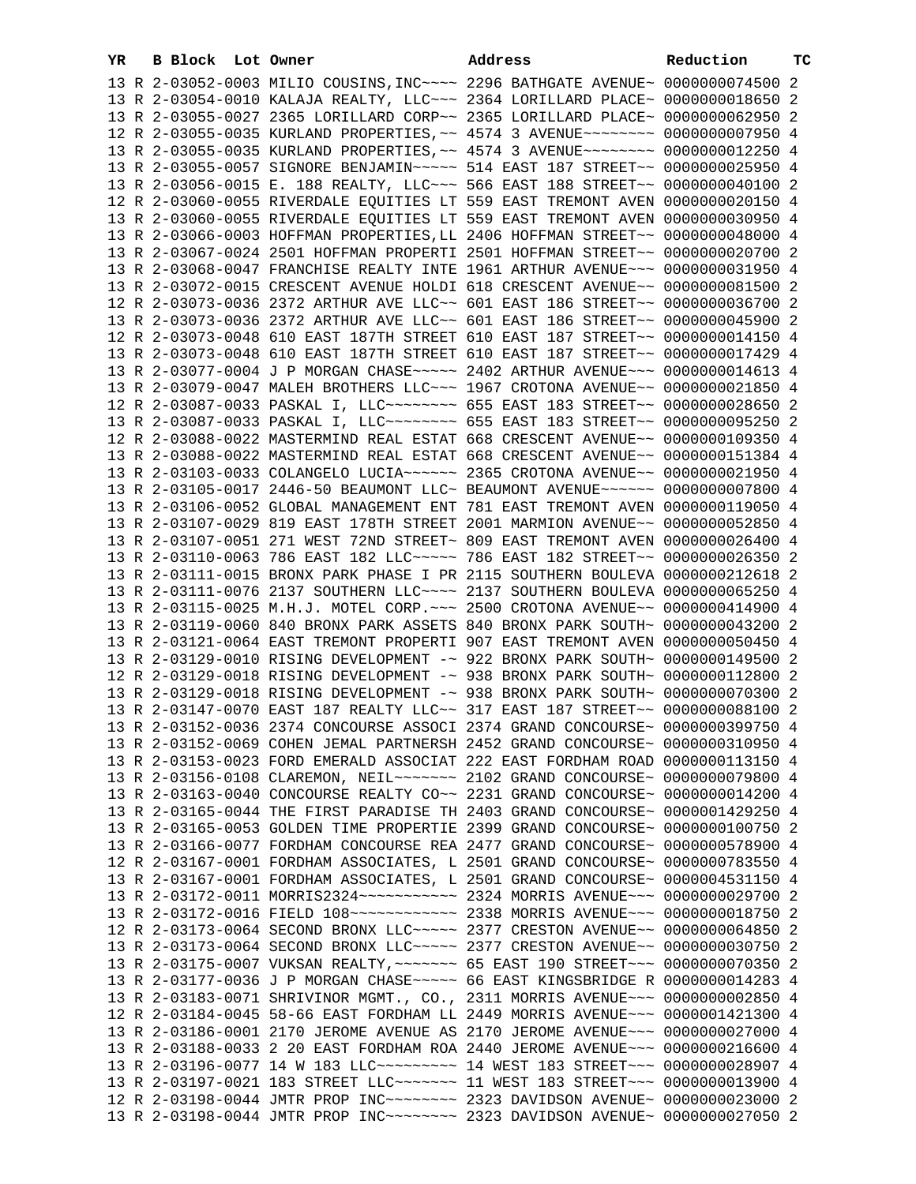| YR | B | Block | Lot | Owner | Address | Reduction | TC |
|---|---|---|---|---|---|---|---|
| 13 | R | 2-03052-0003 | | MILIO COUSINS,INC~~~~ | 2296 BATHGATE AVENUE~ | 0000000074500 | 2 |
| 13 | R | 2-03054-0010 | | KALAJA REALTY, LLC~~~ | 2364 LORILLARD PLACE~ | 0000000018650 | 2 |
| 13 | R | 2-03055-0027 | | 2365 LORILLARD CORP~~ | 2365 LORILLARD PLACE~ | 0000000062950 | 2 |
| 12 | R | 2-03055-0035 | | KURLAND PROPERTIES,~~ | 4574 3 AVENUE~~~~~~~~ | 0000000007950 | 4 |
| 13 | R | 2-03055-0035 | | KURLAND PROPERTIES,~~ | 4574 3 AVENUE~~~~~~~~ | 0000000012250 | 4 |
| 13 | R | 2-03055-0057 | | SIGNORE BENJAMIN~~~~~ | 514 EAST 187 STREET~~ | 0000000025950 | 4 |
| 13 | R | 2-03056-0015 | | E. 188 REALTY, LLC~~~ | 566 EAST 188 STREET~~ | 0000000040100 | 2 |
| 12 | R | 2-03060-0055 | | RIVERDALE EQUITIES LT | 559 EAST TREMONT AVEN | 0000000020150 | 4 |
| 13 | R | 2-03060-0055 | | RIVERDALE EQUITIES LT | 559 EAST TREMONT AVEN | 0000000030950 | 4 |
| 13 | R | 2-03066-0003 | | HOFFMAN PROPERTIES,LL | 2406 HOFFMAN STREET~~ | 0000000048000 | 4 |
| 13 | R | 2-03067-0024 | | 2501 HOFFMAN PROPERTI | 2501 HOFFMAN STREET~~ | 0000000020700 | 2 |
| 13 | R | 2-03068-0047 | | FRANCHISE REALTY INTE | 1961 ARTHUR AVENUE~~~ | 0000000031950 | 4 |
| 13 | R | 2-03072-0015 | | CRESCENT AVENUE HOLDI | 618 CRESCENT AVENUE~~ | 0000000081500 | 2 |
| 12 | R | 2-03073-0036 | | 2372 ARTHUR AVE LLC~~ | 601 EAST 186 STREET~~ | 0000000036700 | 2 |
| 13 | R | 2-03073-0036 | | 2372 ARTHUR AVE LLC~~ | 601 EAST 186 STREET~~ | 0000000045900 | 2 |
| 12 | R | 2-03073-0048 | | 610 EAST 187TH STREET | 610 EAST 187 STREET~~ | 0000000014150 | 4 |
| 13 | R | 2-03073-0048 | | 610 EAST 187TH STREET | 610 EAST 187 STREET~~ | 0000000017429 | 4 |
| 13 | R | 2-03077-0004 | | J P MORGAN CHASE~~~~~ | 2402 ARTHUR AVENUE~~~ | 0000000014613 | 4 |
| 13 | R | 2-03079-0047 | | MALEH BROTHERS LLC~~~ | 1967 CROTONA AVENUE~~ | 0000000021850 | 4 |
| 12 | R | 2-03087-0033 | | PASKAL I, LLC~~~~~~~~ | 655 EAST 183 STREET~~ | 0000000028650 | 2 |
| 13 | R | 2-03087-0033 | | PASKAL I, LLC~~~~~~~~ | 655 EAST 183 STREET~~ | 0000000095250 | 2 |
| 12 | R | 2-03088-0022 | | MASTERMIND REAL ESTAT | 668 CRESCENT AVENUE~~ | 0000000109350 | 4 |
| 13 | R | 2-03088-0022 | | MASTERMIND REAL ESTAT | 668 CRESCENT AVENUE~~ | 0000000151384 | 4 |
| 13 | R | 2-03103-0033 | | COLANGELO LUCIA~~~~~~ | 2365 CROTONA AVENUE~~ | 0000000021950 | 4 |
| 13 | R | 2-03105-0017 | | 2446-50 BEAUMONT LLC~ | BEAUMONT AVENUE~~~~~~ | 0000000007800 | 4 |
| 13 | R | 2-03106-0052 | | GLOBAL MANAGEMENT ENT | 781 EAST TREMONT AVEN | 0000000119050 | 4 |
| 13 | R | 2-03107-0029 | | 819 EAST 178TH STREET | 2001 MARMION AVENUE~~ | 0000000052850 | 4 |
| 13 | R | 2-03107-0051 | | 271 WEST 72ND STREET~ | 809 EAST TREMONT AVEN | 0000000026400 | 4 |
| 13 | R | 2-03110-0063 | | 786 EAST 182 LLC~~~~~ | 786 EAST 182 STREET~~ | 0000000026350 | 2 |
| 13 | R | 2-03111-0015 | | BRONX PARK PHASE I PR | 2115 SOUTHERN BOULEVA | 0000000212618 | 2 |
| 13 | R | 2-03111-0076 | | 2137 SOUTHERN LLC~~~~ | 2137 SOUTHERN BOULEVA | 0000000065250 | 4 |
| 13 | R | 2-03115-0025 | | M.H.J. MOTEL CORP.~~~ | 2500 CROTONA AVENUE~~ | 0000000414900 | 4 |
| 13 | R | 2-03119-0060 | | 840 BRONX PARK ASSETS | 840 BRONX PARK SOUTH~ | 0000000043200 | 2 |
| 13 | R | 2-03121-0064 | | EAST TREMONT PROPERTI | 907 EAST TREMONT AVEN | 0000000050450 | 4 |
| 13 | R | 2-03129-0010 | | RISING DEVELOPMENT -~ | 922 BRONX PARK SOUTH~ | 0000000149500 | 2 |
| 12 | R | 2-03129-0018 | | RISING DEVELOPMENT -~ | 938 BRONX PARK SOUTH~ | 0000000112800 | 2 |
| 13 | R | 2-03129-0018 | | RISING DEVELOPMENT -~ | 938 BRONX PARK SOUTH~ | 0000000070300 | 2 |
| 13 | R | 2-03147-0070 | | EAST 187 REALTY LLC~~ | 317 EAST 187 STREET~~ | 0000000088100 | 2 |
| 13 | R | 2-03152-0036 | | 2374 CONCOURSE ASSOCI | 2374 GRAND CONCOURSE~ | 0000000399750 | 4 |
| 13 | R | 2-03152-0069 | | COHEN JEMAL PARTNERSH | 2452 GRAND CONCOURSE~ | 0000000310950 | 4 |
| 13 | R | 2-03153-0023 | | FORD EMERALD ASSOCIAT | 222 EAST FORDHAM ROAD | 0000000113150 | 4 |
| 13 | R | 2-03156-0108 | | CLAREMON, NEIL~~~~~~~ | 2102 GRAND CONCOURSE~ | 0000000079800 | 4 |
| 13 | R | 2-03163-0040 | | CONCOURSE REALTY CO~~ | 2231 GRAND CONCOURSE~ | 0000000014200 | 4 |
| 13 | R | 2-03165-0044 | | THE FIRST PARADISE TH | 2403 GRAND CONCOURSE~ | 0000001429250 | 4 |
| 13 | R | 2-03165-0053 | | GOLDEN TIME PROPERTIE | 2399 GRAND CONCOURSE~ | 0000000100750 | 2 |
| 13 | R | 2-03166-0077 | | FORDHAM CONCOURSE REA | 2477 GRAND CONCOURSE~ | 0000000578900 | 4 |
| 12 | R | 2-03167-0001 | | FORDHAM ASSOCIATES, L | 2501 GRAND CONCOURSE~ | 0000000783550 | 4 |
| 13 | R | 2-03167-0001 | | FORDHAM ASSOCIATES, L | 2501 GRAND CONCOURSE~ | 0000004531150 | 4 |
| 13 | R | 2-03172-0011 | | MORRIS2324~~~~~~~~~~~ | 2324 MORRIS AVENUE~~~ | 0000000029700 | 2 |
| 13 | R | 2-03172-0016 | | FIELD 108~~~~~~~~~~~~ | 2338 MORRIS AVENUE~~~ | 0000000018750 | 2 |
| 12 | R | 2-03173-0064 | | SECOND BRONX LLC~~~~~ | 2377 CRESTON AVENUE~~ | 0000000064850 | 2 |
| 13 | R | 2-03173-0064 | | SECOND BRONX LLC~~~~~ | 2377 CRESTON AVENUE~~ | 0000000030750 | 2 |
| 13 | R | 2-03175-0007 | | VUKSAN REALTY,~~~~~~~ | 65 EAST 190 STREET~~~ | 0000000070350 | 2 |
| 13 | R | 2-03177-0036 | | J P MORGAN CHASE~~~~~ | 66 EAST KINGSBRIDGE R | 0000000014283 | 4 |
| 13 | R | 2-03183-0071 | | SHRIVINOR MGMT., CO., | 2311 MORRIS AVENUE~~~ | 0000000002850 | 4 |
| 12 | R | 2-03184-0045 | | 58-66 EAST FORDHAM LL | 2449 MORRIS AVENUE~~~ | 0000001421300 | 4 |
| 13 | R | 2-03186-0001 | | 2170 JEROME AVENUE AS | 2170 JEROME AVENUE~~~ | 0000000027000 | 4 |
| 13 | R | 2-03188-0033 | | 2 20 EAST FORDHAM ROA | 2440 JEROME AVENUE~~~ | 0000000216600 | 4 |
| 13 | R | 2-03196-0077 | | 14 W 183 LLC~~~~~~~~~ | 14 WEST 183 STREET~~~ | 0000000028907 | 4 |
| 13 | R | 2-03197-0021 | | 183 STREET LLC~~~~~~~ | 11 WEST 183 STREET~~~ | 0000000013900 | 4 |
| 12 | R | 2-03198-0044 | | JMTR PROP INC~~~~~~~~ | 2323 DAVIDSON AVENUE~ | 0000000023000 | 2 |
| 13 | R | 2-03198-0044 | | JMTR PROP INC~~~~~~~~ | 2323 DAVIDSON AVENUE~ | 0000000027050 | 2 |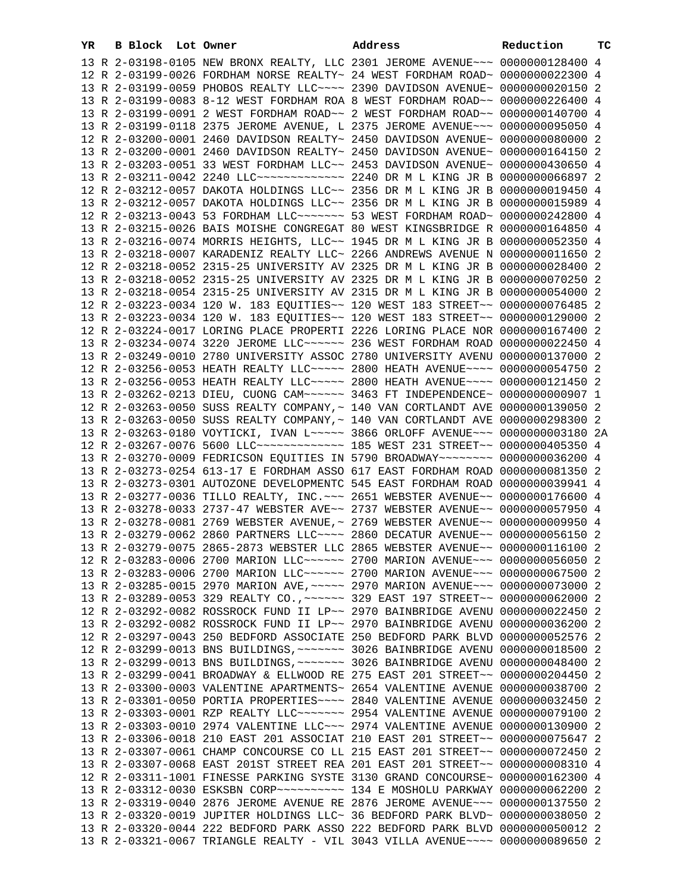| YR | B | Block | Lot | Owner | Address | Reduction | TC |
|---|---|---|---|---|---|---|---|
| 13 | R | 2-03198-0105 | | NEW BRONX REALTY, LLC | 2301 JEROME AVENUE~~~ | 0000000128400 | 4 |
| 12 | R | 2-03199-0026 | | FORDHAM NORSE REALTY~ | 24 WEST FORDHAM ROAD~ | 0000000022300 | 4 |
| 13 | R | 2-03199-0059 | | PHOBOS REALTY LLC~~~~ | 2390 DAVIDSON AVENUE~ | 0000000020150 | 2 |
| 13 | R | 2-03199-0083 | | 8-12 WEST FORDHAM ROA | 8 WEST FORDHAM ROAD~~ | 0000000226400 | 4 |
| 13 | R | 2-03199-0091 | | 2 WEST FORDHAM ROAD~~ | 2 WEST FORDHAM ROAD~~ | 0000000140700 | 4 |
| 13 | R | 2-03199-0118 | | 2375 JEROME AVENUE, L | 2375 JEROME AVENUE~~~ | 0000000095050 | 4 |
| 12 | R | 2-03200-0001 | | 2460 DAVIDSON REALTY~ | 2450 DAVIDSON AVENUE~ | 0000000080000 | 2 |
| 13 | R | 2-03200-0001 | | 2460 DAVIDSON REALTY~ | 2450 DAVIDSON AVENUE~ | 0000000164150 | 2 |
| 13 | R | 2-03203-0051 | | 33 WEST FORDHAM LLC~~ | 2453 DAVIDSON AVENUE~ | 0000000430650 | 4 |
| 13 | R | 2-03211-0042 | | 2240 LLC~~~~~~~~~~~~~ | 2240 DR M L KING JR B | 0000000066897 | 2 |
| 12 | R | 2-03212-0057 | | DAKOTA HOLDINGS LLC~~ | 2356 DR M L KING JR B | 0000000019450 | 4 |
| 13 | R | 2-03212-0057 | | DAKOTA HOLDINGS LLC~~ | 2356 DR M L KING JR B | 0000000015989 | 4 |
| 12 | R | 2-03213-0043 | | 53 FORDHAM LLC~~~~~~~ | 53 WEST FORDHAM ROAD~ | 0000000242800 | 4 |
| 13 | R | 2-03215-0026 | | BAIS MOISHE CONGREGAT | 80 WEST KINGSBRIDGE R | 0000000164850 | 4 |
| 13 | R | 2-03216-0074 | | MORRIS HEIGHTS, LLC~~ | 1945 DR M L KING JR B | 0000000052350 | 4 |
| 13 | R | 2-03218-0007 | | KARADENIZ REALTY LLC~ | 2266 ANDREWS AVENUE N | 0000000011650 | 2 |
| 12 | R | 2-03218-0052 | | 2315-25 UNIVERSITY AV | 2325 DR M L KING JR B | 0000000028400 | 2 |
| 13 | R | 2-03218-0052 | | 2315-25 UNIVERSITY AV | 2325 DR M L KING JR B | 0000000070250 | 2 |
| 13 | R | 2-03218-0054 | | 2315-25 UNIVERSITY AV | 2315 DR M L KING JR B | 0000000054000 | 2 |
| 12 | R | 2-03223-0034 | | 120 W. 183 EQUITIES~~ | 120 WEST 183 STREET~~ | 0000000076485 | 2 |
| 13 | R | 2-03223-0034 | | 120 W. 183 EQUITIES~~ | 120 WEST 183 STREET~~ | 0000000129000 | 2 |
| 12 | R | 2-03224-0017 | | LORING PLACE PROPERTI | 2226 LORING PLACE NOR | 0000000167400 | 2 |
| 13 | R | 2-03234-0074 | | 3220 JEROME LLC~~~~~~ | 236 WEST FORDHAM ROAD | 0000000022450 | 4 |
| 13 | R | 2-03249-0010 | | 2780 UNIVERSITY ASSOC | 2780 UNIVERSITY AVENU | 0000000137000 | 2 |
| 12 | R | 2-03256-0053 | | HEATH REALTY LLC~~~~~ | 2800 HEATH AVENUE~~~~ | 0000000054750 | 2 |
| 13 | R | 2-03256-0053 | | HEATH REALTY LLC~~~~~ | 2800 HEATH AVENUE~~~~ | 0000000121450 | 2 |
| 13 | R | 2-03262-0213 | | DIEU, CUONG CAM~~~~~~ | 3463 FT INDEPENDENCE~ | 0000000000907 | 1 |
| 12 | R | 2-03263-0050 | | SUSS REALTY COMPANY,~ | 140 VAN CORTLANDT AVE | 0000000139050 | 2 |
| 13 | R | 2-03263-0050 | | SUSS REALTY COMPANY,~ | 140 VAN CORTLANDT AVE | 0000000298300 | 2 |
| 13 | R | 2-03263-0180 | | VOYTICKI, IVAN L~~~~~ | 3866 ORLOFF AVENUE~~~ | 0000000003180 | 2A |
| 12 | R | 2-03267-0076 | | 5600 LLC~~~~~~~~~~~~~ | 185 WEST 231 STREET~~ | 0000000405350 | 4 |
| 13 | R | 2-03270-0009 | | FEDRICSON EQUITIES IN | 5790 BROADWAY~~~~~~~~ | 0000000036200 | 4 |
| 13 | R | 2-03273-0254 | | 613-17 E FORDHAM ASSO | 617 EAST FORDHAM ROAD | 0000000081350 | 2 |
| 13 | R | 2-03273-0301 | | AUTOZONE DEVELOPMENTC | 545 EAST FORDHAM ROAD | 0000000039941 | 4 |
| 13 | R | 2-03277-0036 | | TILLO REALTY, INC.~~~ | 2651 WEBSTER AVENUE~~ | 0000000176600 | 4 |
| 13 | R | 2-03278-0033 | | 2737-47 WEBSTER AVE~~ | 2737 WEBSTER AVENUE~~ | 0000000057950 | 4 |
| 13 | R | 2-03278-0081 | | 2769 WEBSTER AVENUE,~ | 2769 WEBSTER AVENUE~~ | 0000000009950 | 4 |
| 13 | R | 2-03279-0062 | | 2860 PARTNERS LLC~~~~ | 2860 DECATUR AVENUE~~ | 0000000056150 | 2 |
| 13 | R | 2-03279-0075 | | 2865-2873 WEBSTER LLC | 2865 WEBSTER AVENUE~~ | 0000000116100 | 2 |
| 12 | R | 2-03283-0006 | | 2700 MARION LLC~~~~~~ | 2700 MARION AVENUE~~~ | 0000000056050 | 2 |
| 13 | R | 2-03283-0006 | | 2700 MARION LLC~~~~~~ | 2700 MARION AVENUE~~~ | 0000000067500 | 2 |
| 13 | R | 2-03285-0015 | | 2970 MARION AVE,~~~~~ | 2970 MARION AVENUE~~~ | 0000000073000 | 2 |
| 13 | R | 2-03289-0053 | | 329 REALTY CO.,~~~~~~ | 329 EAST 197 STREET~~ | 0000000062000 | 2 |
| 12 | R | 2-03292-0082 | | ROSSROCK FUND II LP~~ | 2970 BAINBRIDGE AVENU | 0000000022450 | 2 |
| 13 | R | 2-03292-0082 | | ROSSROCK FUND II LP~~ | 2970 BAINBRIDGE AVENU | 0000000036200 | 2 |
| 12 | R | 2-03297-0043 | | 250 BEDFORD ASSOCIATE | 250 BEDFORD PARK BLVD | 0000000052576 | 2 |
| 12 | R | 2-03299-0013 | | BNS BUILDINGS,~~~~~~~ | 3026 BAINBRIDGE AVENU | 0000000018500 | 2 |
| 13 | R | 2-03299-0013 | | BNS BUILDINGS,~~~~~~~ | 3026 BAINBRIDGE AVENU | 0000000048400 | 2 |
| 13 | R | 2-03299-0041 | | BROADWAY & ELLWOOD RE | 275 EAST 201 STREET~~ | 0000000204450 | 2 |
| 13 | R | 2-03300-0003 | | VALENTINE APARTMENTS~ | 2654 VALENTINE AVENUE | 0000000038700 | 2 |
| 13 | R | 2-03301-0050 | | PORTIA PROPERTIES~~~~ | 2840 VALENTINE AVENUE | 0000000032450 | 2 |
| 13 | R | 2-03303-0001 | | RZP REALTY LLC~~~~~~~ | 2954 VALENTINE AVENUE | 0000000079100 | 2 |
| 13 | R | 2-03303-0010 | | 2974 VALENTINE LLC~~~ | 2974 VALENTINE AVENUE | 0000000130900 | 2 |
| 13 | R | 2-03306-0018 | | 210 EAST 201 ASSOCIAT | 210 EAST 201 STREET~~ | 0000000075647 | 2 |
| 13 | R | 2-03307-0061 | | CHAMP CONCOURSE CO LL | 215 EAST 201 STREET~~ | 0000000072450 | 2 |
| 13 | R | 2-03307-0068 | | EAST 201ST STREET REA | 201 EAST 201 STREET~~ | 0000000008310 | 4 |
| 12 | R | 2-03311-1001 | | FINESSE PARKING SYSTE | 3130 GRAND CONCOURSE~ | 0000000162300 | 4 |
| 13 | R | 2-03312-0030 | | ESKSBN CORP~~~~~~~~~~ | 134 E MOSHOLU PARKWAY | 0000000062200 | 2 |
| 13 | R | 2-03319-0040 | | 2876 JEROME AVENUE RE | 2876 JEROME AVENUE~~~ | 0000000137550 | 2 |
| 13 | R | 2-03320-0019 | | JUPITER HOLDINGS LLC~ | 36 BEDFORD PARK BLVD~ | 0000000038050 | 2 |
| 13 | R | 2-03320-0044 | | 222 BEDFORD PARK ASSO | 222 BEDFORD PARK BLVD | 0000000050012 | 2 |
| 13 | R | 2-03321-0067 | | TRIANGLE REALTY - VIL | 3043 VILLA AVENUE~~~~ | 0000000089650 | 2 |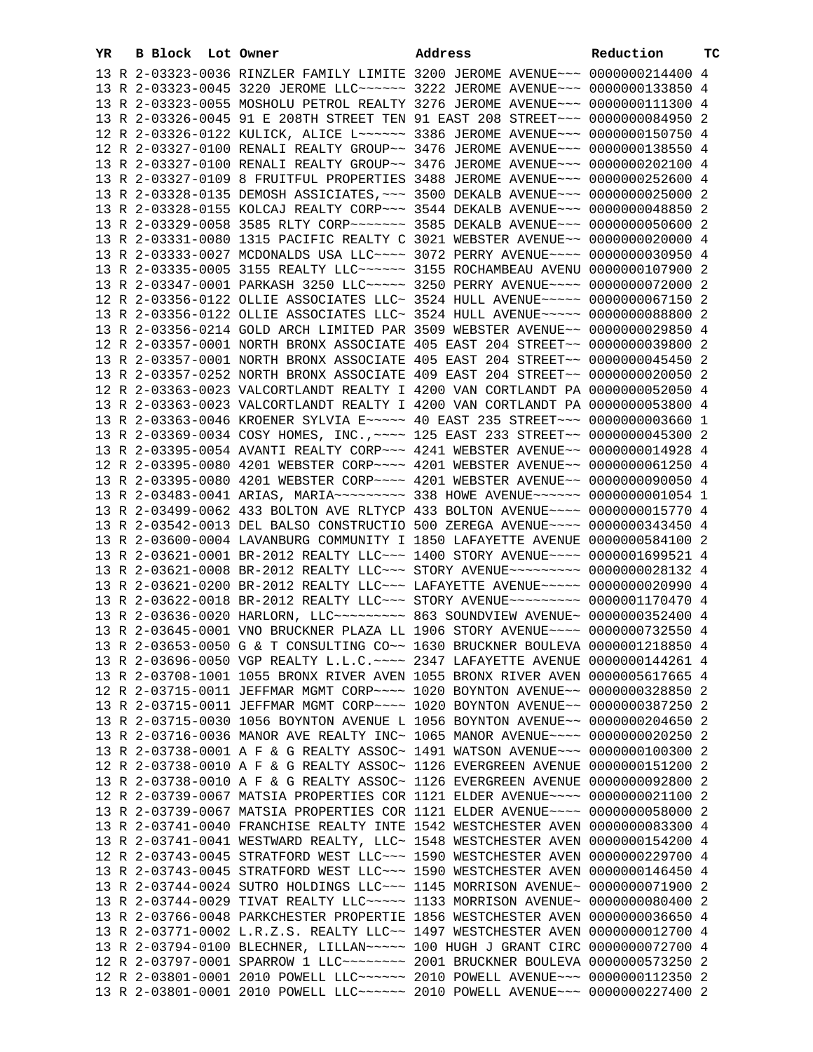| YR | B | Block | Lot | Owner | Address | Reduction | TC |
|---|---|---|---|---|---|---|---|
| 13 | R | 2-03323-0036 | | RINZLER FAMILY LIMITE | 3200 JEROME AVENUE~~~ | 0000000214400 | 4 |
| 13 | R | 2-03323-0045 | | 3220 JEROME LLC~~~~~~ | 3222 JEROME AVENUE~~~ | 0000000133850 | 4 |
| 13 | R | 2-03323-0055 | | MOSHOLU PETROL REALTY | 3276 JEROME AVENUE~~~ | 0000000111300 | 4 |
| 13 | R | 2-03326-0045 | | 91 E 208TH STREET TEN | 91 EAST 208 STREET~~~ | 0000000084950 | 2 |
| 12 | R | 2-03326-0122 | | KULICK, ALICE L~~~~~~ | 3386 JEROME AVENUE~~~ | 0000000150750 | 4 |
| 12 | R | 2-03327-0100 | | RENALI REALTY GROUP~~ | 3476 JEROME AVENUE~~~ | 0000000138550 | 4 |
| 13 | R | 2-03327-0100 | | RENALI REALTY GROUP~~ | 3476 JEROME AVENUE~~~ | 0000000202100 | 4 |
| 13 | R | 2-03327-0109 | | 8 FRUITFUL PROPERTIES | 3488 JEROME AVENUE~~~ | 0000000252600 | 4 |
| 13 | R | 2-03328-0135 | | DEMOSH ASSICIATES,~~~ | 3500 DEKALB AVENUE~~~ | 0000000025000 | 2 |
| 13 | R | 2-03328-0155 | | KOLCAJ REALTY CORP~~~ | 3544 DEKALB AVENUE~~~ | 0000000048850 | 2 |
| 13 | R | 2-03329-0058 | | 3585 RLTY CORP~~~~~~~ | 3585 DEKALB AVENUE~~~ | 0000000050600 | 2 |
| 13 | R | 2-03331-0080 | | 1315 PACIFIC REALTY C | 3021 WEBSTER AVENUE~~ | 0000000020000 | 4 |
| 13 | R | 2-03333-0027 | | MCDONALDS USA LLC~~~~ | 3072 PERRY AVENUE~~~~ | 0000000030950 | 4 |
| 13 | R | 2-03335-0005 | | 3155 REALTY LLC~~~~~~ | 3155 ROCHAMBEAU AVENU | 0000000107900 | 2 |
| 13 | R | 2-03347-0001 | | PARKASH 3250 LLC~~~~~ | 3250 PERRY AVENUE~~~~ | 0000000072000 | 2 |
| 12 | R | 2-03356-0122 | | OLLIE ASSOCIATES LLC~ | 3524 HULL AVENUE~~~~~ | 0000000067150 | 2 |
| 13 | R | 2-03356-0122 | | OLLIE ASSOCIATES LLC~ | 3524 HULL AVENUE~~~~~ | 0000000088800 | 2 |
| 13 | R | 2-03356-0214 | | GOLD ARCH LIMITED PAR | 3509 WEBSTER AVENUE~~ | 0000000029850 | 4 |
| 12 | R | 2-03357-0001 | | NORTH BRONX ASSOCIATE | 405 EAST 204 STREET~~ | 0000000039800 | 2 |
| 13 | R | 2-03357-0001 | | NORTH BRONX ASSOCIATE | 405 EAST 204 STREET~~ | 0000000045450 | 2 |
| 13 | R | 2-03357-0252 | | NORTH BRONX ASSOCIATE | 409 EAST 204 STREET~~ | 0000000020050 | 2 |
| 12 | R | 2-03363-0023 | | VALCORTLANDT REALTY I | 4200 VAN CORTLANDT PA | 0000000052050 | 4 |
| 13 | R | 2-03363-0023 | | VALCORTLANDT REALTY I | 4200 VAN CORTLANDT PA | 0000000053800 | 4 |
| 13 | R | 2-03363-0046 | | KROENER SYLVIA E~~~~~ | 40 EAST 235 STREET~~~ | 0000000003660 | 1 |
| 13 | R | 2-03369-0034 | | COSY HOMES, INC.,~~~~ | 125 EAST 233 STREET~~ | 0000000045300 | 2 |
| 13 | R | 2-03395-0054 | | AVANTI REALTY CORP~~~ | 4241 WEBSTER AVENUE~~ | 0000000014928 | 4 |
| 12 | R | 2-03395-0080 | | 4201 WEBSTER CORP~~~~ | 4201 WEBSTER AVENUE~~ | 0000000061250 | 4 |
| 13 | R | 2-03395-0080 | | 4201 WEBSTER CORP~~~~ | 4201 WEBSTER AVENUE~~ | 0000000090050 | 4 |
| 13 | R | 2-03483-0041 | | ARIAS, MARIA~~~~~~~~~ | 338 HOWE AVENUE~~~~~~ | 0000000001054 | 1 |
| 13 | R | 2-03499-0062 | | 433 BOLTON AVE RLTYCP | 433 BOLTON AVENUE~~~~ | 0000000015770 | 4 |
| 13 | R | 2-03542-0013 | | DEL BALSO CONSTRUCTIO | 500 ZEREGA AVENUE~~~~ | 0000000343450 | 4 |
| 13 | R | 2-03600-0004 | | LAVANBURG COMMUNITY I | 1850 LAFAYETTE AVENUE | 0000000584100 | 2 |
| 13 | R | 2-03621-0001 | | BR-2012 REALTY LLC~~~ | 1400 STORY AVENUE~~~~ | 0000001699521 | 4 |
| 13 | R | 2-03621-0008 | | BR-2012 REALTY LLC~~~ | STORY AVENUE~~~~~~~~~ | 0000000028132 | 4 |
| 13 | R | 2-03621-0200 | | BR-2012 REALTY LLC~~~ | LAFAYETTE AVENUE~~~~~ | 0000000020990 | 4 |
| 13 | R | 2-03622-0018 | | BR-2012 REALTY LLC~~~ | STORY AVENUE~~~~~~~~~ | 0000001170470 | 4 |
| 13 | R | 2-03636-0020 | | HARLORN, LLC~~~~~~~~~ | 863 SOUNDVIEW AVENUE~ | 0000000352400 | 4 |
| 13 | R | 2-03645-0001 | | VNO BRUCKNER PLAZA LL | 1906 STORY AVENUE~~~~ | 0000000732550 | 4 |
| 13 | R | 2-03653-0050 | | G & T CONSULTING CO~~ | 1630 BRUCKNER BOULEVA | 0000001218850 | 4 |
| 13 | R | 2-03696-0050 | | VGP REALTY L.L.C.~~~~ | 2347 LAFAYETTE AVENUE | 0000000144261 | 4 |
| 13 | R | 2-03708-1001 | | 1055 BRONX RIVER AVEN | 1055 BRONX RIVER AVEN | 0000005617665 | 4 |
| 12 | R | 2-03715-0011 | | JEFFMAR MGMT CORP~~~~ | 1020 BOYNTON AVENUE~~ | 0000000328850 | 2 |
| 13 | R | 2-03715-0011 | | JEFFMAR MGMT CORP~~~~ | 1020 BOYNTON AVENUE~~ | 0000000387250 | 2 |
| 13 | R | 2-03715-0030 | | 1056 BOYNTON AVENUE L | 1056 BOYNTON AVENUE~~ | 0000000204650 | 2 |
| 13 | R | 2-03716-0036 | | MANOR AVE REALTY INC~ | 1065 MANOR AVENUE~~~~ | 0000000020250 | 2 |
| 13 | R | 2-03738-0001 | | A F & G REALTY ASSOC~ | 1491 WATSON AVENUE~~~ | 0000000100300 | 2 |
| 12 | R | 2-03738-0010 | | A F & G REALTY ASSOC~ | 1126 EVERGREEN AVENUE | 0000000151200 | 2 |
| 13 | R | 2-03738-0010 | | A F & G REALTY ASSOC~ | 1126 EVERGREEN AVENUE | 0000000092800 | 2 |
| 12 | R | 2-03739-0067 | | MATSIA PROPERTIES COR | 1121 ELDER AVENUE~~~~ | 0000000021100 | 2 |
| 13 | R | 2-03739-0067 | | MATSIA PROPERTIES COR | 1121 ELDER AVENUE~~~~ | 0000000058000 | 2 |
| 13 | R | 2-03741-0040 | | FRANCHISE REALTY INTE | 1542 WESTCHESTER AVEN | 0000000083300 | 4 |
| 13 | R | 2-03741-0041 | | WESTWARD REALTY, LLC~ | 1548 WESTCHESTER AVEN | 0000000154200 | 4 |
| 12 | R | 2-03743-0045 | | STRATFORD WEST LLC~~~ | 1590 WESTCHESTER AVEN | 0000000229700 | 4 |
| 13 | R | 2-03743-0045 | | STRATFORD WEST LLC~~~ | 1590 WESTCHESTER AVEN | 0000000146450 | 4 |
| 13 | R | 2-03744-0024 | | SUTRO HOLDINGS LLC~~~ | 1145 MORRISON AVENUE~ | 0000000071900 | 2 |
| 13 | R | 2-03744-0029 | | TIVAT REALTY LLC~~~~~ | 1133 MORRISON AVENUE~ | 0000000080400 | 2 |
| 13 | R | 2-03766-0048 | | PARKCHESTER PROPERTIE | 1856 WESTCHESTER AVEN | 0000000036650 | 4 |
| 13 | R | 2-03771-0002 | | L.R.Z.S. REALTY LLC~~ | 1497 WESTCHESTER AVEN | 0000000012700 | 4 |
| 13 | R | 2-03794-0100 | | BLECHNER, LILLAN~~~~~ | 100 HUGH J GRANT CIRC | 0000000072700 | 4 |
| 12 | R | 2-03797-0001 | | SPARROW 1 LLC~~~~~~~~ | 2001 BRUCKNER BOULEVA | 0000000573250 | 2 |
| 12 | R | 2-03801-0001 | | 2010 POWELL LLC~~~~~~ | 2010 POWELL AVENUE~~~ | 0000000112350 | 2 |
| 13 | R | 2-03801-0001 | | 2010 POWELL LLC~~~~~~ | 2010 POWELL AVENUE~~~ | 0000000227400 | 2 |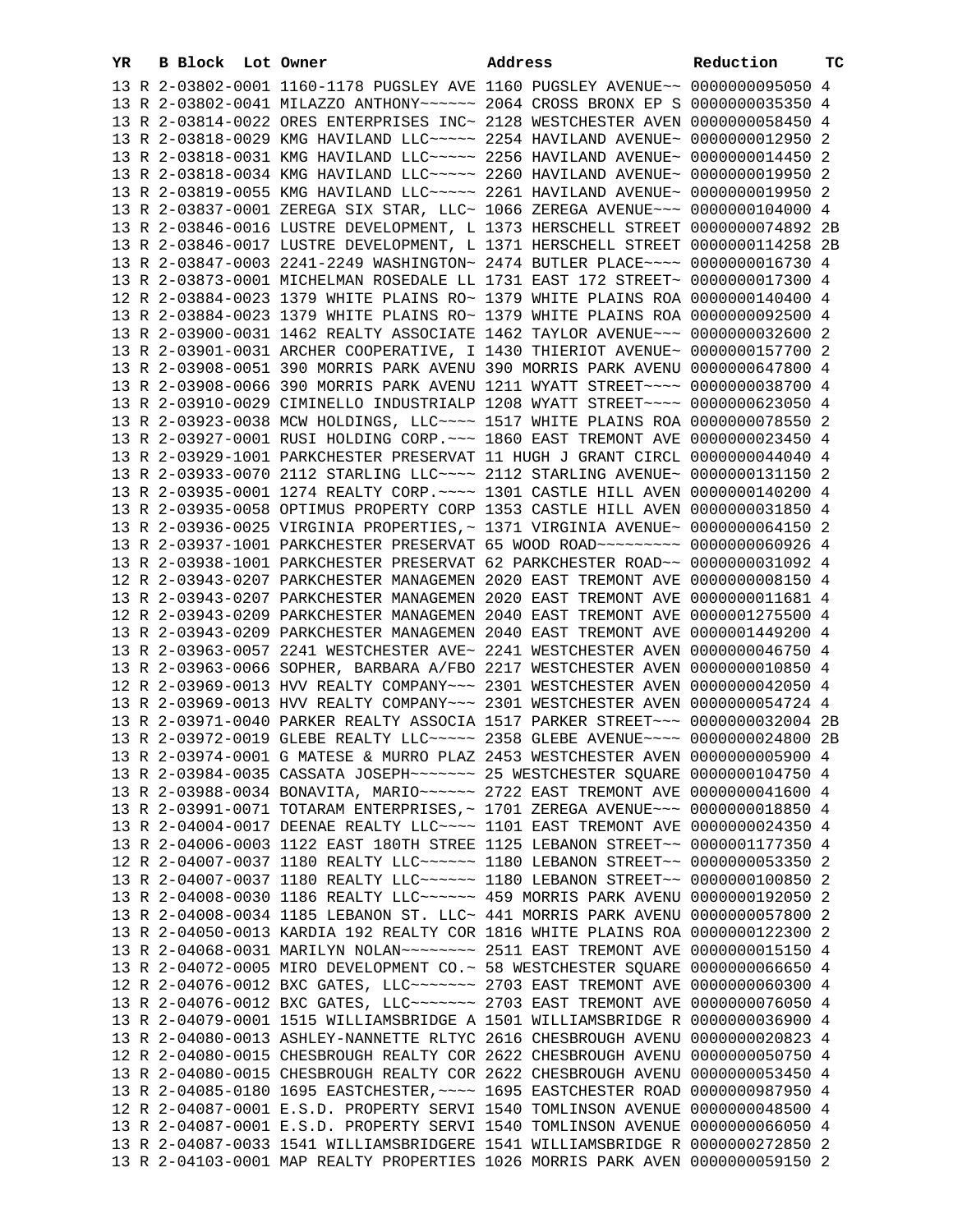| YR | B | Block | Lot | Owner | Address | Reduction | TC |
|---|---|---|---|---|---|---|---|
| 13 | R | 2-03802-0001 | | 1160-1178 PUGSLEY AVE | 1160 PUGSLEY AVENUE~~ | 0000000095050 | 4 |
| 13 | R | 2-03802-0041 | | MILAZZO ANTHONY~~~~~~ | 2064 CROSS BRONX EP S | 0000000035350 | 4 |
| 13 | R | 2-03814-0022 | | ORES ENTERPRISES INC~ | 2128 WESTCHESTER AVEN | 0000000058450 | 4 |
| 13 | R | 2-03818-0029 | | KMG HAVILAND LLC~~~~~ | 2254 HAVILAND AVENUE~ | 0000000012950 | 2 |
| 13 | R | 2-03818-0031 | | KMG HAVILAND LLC~~~~~ | 2256 HAVILAND AVENUE~ | 0000000014450 | 2 |
| 13 | R | 2-03818-0034 | | KMG HAVILAND LLC~~~~~ | 2260 HAVILAND AVENUE~ | 0000000019950 | 2 |
| 13 | R | 2-03819-0055 | | KMG HAVILAND LLC~~~~~ | 2261 HAVILAND AVENUE~ | 0000000019950 | 2 |
| 13 | R | 2-03837-0001 | | ZEREGA SIX STAR, LLC~ | 1066 ZEREGA AVENUE~~~ | 0000000104000 | 4 |
| 13 | R | 2-03846-0016 | | LUSTRE DEVELOPMENT, L | 1373 HERSCHELL STREET | 0000000074892 | 2B |
| 13 | R | 2-03846-0017 | | LUSTRE DEVELOPMENT, L | 1371 HERSCHELL STREET | 0000000114258 | 2B |
| 13 | R | 2-03847-0003 | | 2241-2249 WASHINGTON~ | 2474 BUTLER PLACE~~~~ | 0000000016730 | 4 |
| 13 | R | 2-03873-0001 | | MICHELMAN ROSEDALE LL | 1731 EAST 172 STREET~ | 0000000017300 | 4 |
| 12 | R | 2-03884-0023 | | 1379 WHITE PLAINS RO~ | 1379 WHITE PLAINS ROA | 0000000140400 | 4 |
| 13 | R | 2-03884-0023 | | 1379 WHITE PLAINS RO~ | 1379 WHITE PLAINS ROA | 0000000092500 | 4 |
| 13 | R | 2-03900-0031 | | 1462 REALTY ASSOCIATE | 1462 TAYLOR AVENUE~~~ | 0000000032600 | 2 |
| 13 | R | 2-03901-0031 | | ARCHER COOPERATIVE, I | 1430 THIERIOT AVENUE~ | 0000000157700 | 2 |
| 13 | R | 2-03908-0051 | | 390 MORRIS PARK AVENU | 390 MORRIS PARK AVENU | 0000000647800 | 4 |
| 13 | R | 2-03908-0066 | | 390 MORRIS PARK AVENU | 1211 WYATT STREET~~~~ | 0000000038700 | 4 |
| 13 | R | 2-03910-0029 | | CIMINELLO INDUSTRIALP | 1208 WYATT STREET~~~~ | 0000000623050 | 4 |
| 13 | R | 2-03923-0038 | | MCW HOLDINGS, LLC~~~~ | 1517 WHITE PLAINS ROA | 0000000078550 | 2 |
| 13 | R | 2-03927-0001 | | RUSI HOLDING CORP.~~~ | 1860 EAST TREMONT AVE | 0000000023450 | 4 |
| 13 | R | 2-03929-1001 | | PARKCHESTER PRESERVAT | 11 HUGH J GRANT CIRCL | 0000000044040 | 4 |
| 13 | R | 2-03933-0070 | | 2112 STARLING LLC~~~~ | 2112 STARLING AVENUE~ | 0000000131150 | 2 |
| 13 | R | 2-03935-0001 | | 1274 REALTY CORP.~~~~ | 1301 CASTLE HILL AVEN | 0000000140200 | 4 |
| 13 | R | 2-03935-0058 | | OPTIMUS PROPERTY CORP | 1353 CASTLE HILL AVEN | 0000000031850 | 4 |
| 13 | R | 2-03936-0025 | | VIRGINIA PROPERTIES,~ | 1371 VIRGINIA AVENUE~ | 0000000064150 | 2 |
| 13 | R | 2-03937-1001 | | PARKCHESTER PRESERVAT | 65 WOOD ROAD~~~~~~~~~ | 0000000060926 | 4 |
| 13 | R | 2-03938-1001 | | PARKCHESTER PRESERVAT | 62 PARKCHESTER ROAD~~ | 0000000031092 | 4 |
| 12 | R | 2-03943-0207 | | PARKCHESTER MANAGEMEN | 2020 EAST TREMONT AVE | 0000000008150 | 4 |
| 13 | R | 2-03943-0207 | | PARKCHESTER MANAGEMEN | 2020 EAST TREMONT AVE | 0000000011681 | 4 |
| 12 | R | 2-03943-0209 | | PARKCHESTER MANAGEMEN | 2040 EAST TREMONT AVE | 0000001275500 | 4 |
| 13 | R | 2-03943-0209 | | PARKCHESTER MANAGEMEN | 2040 EAST TREMONT AVE | 0000001449200 | 4 |
| 13 | R | 2-03963-0057 | | 2241 WESTCHESTER AVE~ | 2241 WESTCHESTER AVEN | 0000000046750 | 4 |
| 13 | R | 2-03963-0066 | | SOPHER, BARBARA A/FBO | 2217 WESTCHESTER AVEN | 0000000010850 | 4 |
| 12 | R | 2-03969-0013 | | HVV REALTY COMPANY~~~ | 2301 WESTCHESTER AVEN | 0000000042050 | 4 |
| 13 | R | 2-03969-0013 | | HVV REALTY COMPANY~~~ | 2301 WESTCHESTER AVEN | 0000000054724 | 4 |
| 13 | R | 2-03971-0040 | | PARKER REALTY ASSOCIA | 1517 PARKER STREET~~~ | 0000000032004 | 2B |
| 13 | R | 2-03972-0019 | | GLEBE REALTY LLC~~~~~ | 2358 GLEBE AVENUE~~~~ | 0000000024800 | 2B |
| 13 | R | 2-03974-0001 | | G MATESE & MURRO PLAZ | 2453 WESTCHESTER AVEN | 0000000005900 | 4 |
| 13 | R | 2-03984-0035 | | CASSATA JOSEPH~~~~~~~ | 25 WESTCHESTER SQUARE | 0000000104750 | 4 |
| 13 | R | 2-03988-0034 | | BONAVITA, MARIO~~~~~~ | 2722 EAST TREMONT AVE | 0000000041600 | 4 |
| 13 | R | 2-03991-0071 | | TOTARAM ENTERPRISES,~ | 1701 ZEREGA AVENUE~~~ | 0000000018850 | 4 |
| 13 | R | 2-04004-0017 | | DEENAE REALTY LLC~~~~ | 1101 EAST TREMONT AVE | 0000000024350 | 4 |
| 13 | R | 2-04006-0003 | | 1122 EAST 180TH STREE | 1125 LEBANON STREET~~ | 0000001177350 | 4 |
| 12 | R | 2-04007-0037 | | 1180 REALTY LLC~~~~~~ | 1180 LEBANON STREET~~ | 0000000053350 | 2 |
| 13 | R | 2-04007-0037 | | 1180 REALTY LLC~~~~~~ | 1180 LEBANON STREET~~ | 0000000100850 | 2 |
| 13 | R | 2-04008-0030 | | 1186 REALTY LLC~~~~~~ | 459 MORRIS PARK AVENU | 0000000192050 | 2 |
| 13 | R | 2-04008-0034 | | 1185 LEBANON ST. LLC~ | 441 MORRIS PARK AVENU | 0000000057800 | 2 |
| 13 | R | 2-04050-0013 | | KARDIA 192 REALTY COR | 1816 WHITE PLAINS ROA | 0000000122300 | 2 |
| 13 | R | 2-04068-0031 | | MARILYN NOLAN~~~~~~~~ | 2511 EAST TREMONT AVE | 0000000015150 | 4 |
| 13 | R | 2-04072-0005 | | MIRO DEVELOPMENT CO.~ | 58 WESTCHESTER SQUARE | 0000000066650 | 4 |
| 12 | R | 2-04076-0012 | | BXC GATES, LLC~~~~~~~ | 2703 EAST TREMONT AVE | 0000000060300 | 4 |
| 13 | R | 2-04076-0012 | | BXC GATES, LLC~~~~~~~ | 2703 EAST TREMONT AVE | 0000000076050 | 4 |
| 13 | R | 2-04079-0001 | | 1515 WILLIAMSBRIDGE A | 1501 WILLIAMSBRIDGE R | 0000000036900 | 4 |
| 13 | R | 2-04080-0013 | | ASHLEY-NANNETTE RLTYC | 2616 CHESBROUGH AVENU | 0000000020823 | 4 |
| 12 | R | 2-04080-0015 | | CHESBROUGH REALTY COR | 2622 CHESBROUGH AVENU | 0000000050750 | 4 |
| 13 | R | 2-04080-0015 | | CHESBROUGH REALTY COR | 2622 CHESBROUGH AVENU | 0000000053450 | 4 |
| 13 | R | 2-04085-0180 | | 1695 EASTCHESTER,~~~~ | 1695 EASTCHESTER ROAD | 0000000987950 | 4 |
| 12 | R | 2-04087-0001 | | E.S.D. PROPERTY SERVI | 1540 TOMLINSON AVENUE | 0000000048500 | 4 |
| 13 | R | 2-04087-0001 | | E.S.D. PROPERTY SERVI | 1540 TOMLINSON AVENUE | 0000000066050 | 4 |
| 13 | R | 2-04087-0033 | | 1541 WILLIAMSBRIDGERE | 1541 WILLIAMSBRIDGE R | 0000000272850 | 2 |
| 13 | R | 2-04103-0001 | | MAP REALTY PROPERTIES | 1026 MORRIS PARK AVEN | 0000000059150 | 2 |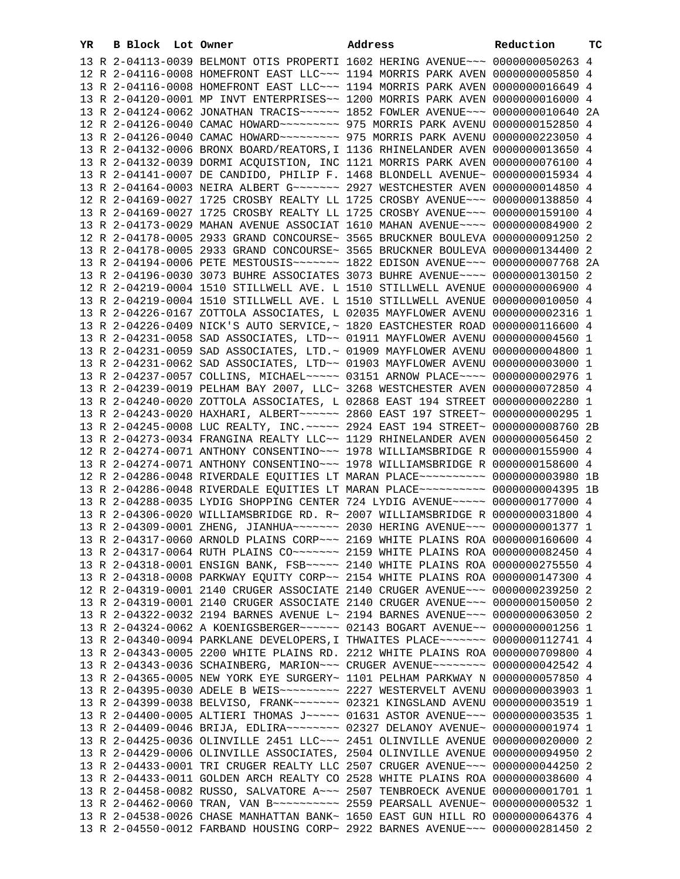| YR | B | Block | Lot | Owner | Address | Reduction | TC |
|---|---|---|---|---|---|---|---|
| 13 | R | 2-04113-0039 | | BELMONT OTIS PROPERTI | 1602 HERING AVENUE~~~ | 0000000050263 | 4 |
| 12 | R | 2-04116-0008 | | HOMEFRONT EAST LLC~~~ | 1194 MORRIS PARK AVEN | 0000000005850 | 4 |
| 13 | R | 2-04116-0008 | | HOMEFRONT EAST LLC~~~ | 1194 MORRIS PARK AVEN | 0000000016649 | 4 |
| 13 | R | 2-04120-0001 | | MP INVT ENTERPRISES~~ | 1200 MORRIS PARK AVEN | 0000000016000 | 4 |
| 13 | R | 2-04124-0062 | | JONATHAN TRACIS~~~~~~ | 1852 FOWLER AVENUE~~~ | 0000000010640 | 2A |
| 12 | R | 2-04126-0040 | | CAMAC HOWARD~~~~~~~~~ | 975 MORRIS PARK AVENU | 0000000152850 | 4 |
| 13 | R | 2-04126-0040 | | CAMAC HOWARD~~~~~~~~~ | 975 MORRIS PARK AVENU | 0000000223050 | 4 |
| 13 | R | 2-04132-0006 | | BRONX BOARD/REATORS,I | 1136 RHINELANDER AVEN | 0000000013650 | 4 |
| 13 | R | 2-04132-0039 | | DORMI ACQUISTION, INC | 1121 MORRIS PARK AVEN | 0000000076100 | 4 |
| 13 | R | 2-04141-0007 | | DE CANDIDO, PHILIP F. | 1468 BLONDELL AVENUE~ | 0000000015934 | 4 |
| 13 | R | 2-04164-0003 | | NEIRA ALBERT G~~~~~~~ | 2927 WESTCHESTER AVEN | 0000000014850 | 4 |
| 12 | R | 2-04169-0027 | | 1725 CROSBY REALTY LL | 1725 CROSBY AVENUE~~~ | 0000000138850 | 4 |
| 13 | R | 2-04169-0027 | | 1725 CROSBY REALTY LL | 1725 CROSBY AVENUE~~~ | 0000000159100 | 4 |
| 13 | R | 2-04173-0029 | | MAHAN AVENUE ASSOCIAT | 1610 MAHAN AVENUE~~~~ | 0000000084900 | 2 |
| 12 | R | 2-04178-0005 | | 2933 GRAND CONCOURSE~ | 3565 BRUCKNER BOULEVA | 0000000091250 | 2 |
| 13 | R | 2-04178-0005 | | 2933 GRAND CONCOURSE~ | 3565 BRUCKNER BOULEVA | 0000000134400 | 2 |
| 13 | R | 2-04194-0006 | | PETE MESTOUSIS~~~~~~~ | 1822 EDISON AVENUE~~~ | 0000000007768 | 2A |
| 13 | R | 2-04196-0030 | | 3073 BUHRE ASSOCIATES | 3073 BUHRE AVENUE~~~~ | 0000000130150 | 2 |
| 12 | R | 2-04219-0004 | | 1510 STILLWELL AVE. L | 1510 STILLWELL AVENUE | 0000000006900 | 4 |
| 13 | R | 2-04219-0004 | | 1510 STILLWELL AVE. L | 1510 STILLWELL AVENUE | 0000000010050 | 4 |
| 13 | R | 2-04226-0167 | | ZOTTOLA ASSOCIATES, L | 02035 MAYFLOWER AVENU | 0000000002316 | 1 |
| 13 | R | 2-04226-0409 | | NICK'S AUTO SERVICE,~ | 1820 EASTCHESTER ROAD | 0000000116600 | 4 |
| 13 | R | 2-04231-0058 | | SAD ASSOCIATES, LTD~~ | 01911 MAYFLOWER AVENU | 0000000004560 | 1 |
| 13 | R | 2-04231-0059 | | SAD ASSOCIATES, LTD.~ | 01909 MAYFLOWER AVENU | 0000000004800 | 1 |
| 13 | R | 2-04231-0062 | | SAD ASSOCIATES, LTD~~ | 01903 MAYFLOWER AVENU | 0000000003000 | 1 |
| 13 | R | 2-04237-0057 | | COLLINS, MICHAEL~~~~~ | 03151 ARNOW PLACE~~~~ | 0000000002976 | 1 |
| 13 | R | 2-04239-0019 | | PELHAM BAY 2007, LLC~ | 3268 WESTCHESTER AVEN | 0000000072850 | 4 |
| 13 | R | 2-04240-0020 | | ZOTTOLA ASSOCIATES, L | 02868 EAST 194 STREET | 0000000002280 | 1 |
| 13 | R | 2-04243-0020 | | HAXHARI, ALBERT~~~~~~ | 2860 EAST 197 STREET~ | 0000000000295 | 1 |
| 13 | R | 2-04245-0008 | | LUC REALTY, INC.~~~~~ | 2924 EAST 194 STREET~ | 0000000008760 | 2B |
| 13 | R | 2-04273-0034 | | FRANGINA REALTY LLC~~ | 1129 RHINELANDER AVEN | 0000000056450 | 2 |
| 12 | R | 2-04274-0071 | | ANTHONY CONSENTINO~~~ | 1978 WILLIAMSBRIDGE R | 0000000155900 | 4 |
| 13 | R | 2-04274-0071 | | ANTHONY CONSENTINO~~~ | 1978 WILLIAMSBRIDGE R | 0000000158600 | 4 |
| 12 | R | 2-04286-0048 | | RIVERDALE EQUITIES LT | MARAN PLACE~~~~~~~~~~ | 0000000003980 | 1B |
| 13 | R | 2-04286-0048 | | RIVERDALE EQUITIES LT | MARAN PLACE~~~~~~~~~~ | 0000000004395 | 1B |
| 13 | R | 2-04288-0035 | | LYDIG SHOPPING CENTER | 724 LYDIG AVENUE~~~~~ | 0000000177000 | 4 |
| 13 | R | 2-04306-0020 | | WILLIAMSBRIDGE RD. R~ | 2007 WILLIAMSBRIDGE R | 0000000031800 | 4 |
| 13 | R | 2-04309-0001 | | ZHENG, JIANHUA~~~~~~~ | 2030 HERING AVENUE~~~ | 0000000001377 | 1 |
| 13 | R | 2-04317-0060 | | ARNOLD PLAINS CORP~~~ | 2169 WHITE PLAINS ROA | 0000000160600 | 4 |
| 13 | R | 2-04317-0064 | | RUTH PLAINS CO~~~~~~~ | 2159 WHITE PLAINS ROA | 0000000082450 | 4 |
| 13 | R | 2-04318-0001 | | ENSIGN BANK, FSB~~~~~ | 2140 WHITE PLAINS ROA | 0000000275550 | 4 |
| 13 | R | 2-04318-0008 | | PARKWAY EQUITY CORP~~ | 2154 WHITE PLAINS ROA | 0000000147300 | 4 |
| 12 | R | 2-04319-0001 | | 2140 CRUGER ASSOCIATE | 2140 CRUGER AVENUE~~~ | 0000000239250 | 2 |
| 13 | R | 2-04319-0001 | | 2140 CRUGER ASSOCIATE | 2140 CRUGER AVENUE~~~ | 0000000150050 | 2 |
| 13 | R | 2-04322-0032 | | 2194 BARNES AVENUE L~ | 2194 BARNES AVENUE~~~ | 0000000063050 | 2 |
| 13 | R | 2-04324-0062 | | A KOENIGSBERGER~~~~~~ | 02143 BOGART AVENUE~~ | 0000000001256 | 1 |
| 13 | R | 2-04340-0094 | | PARKLANE DEVELOPERS,I | THWAITES PLACE~~~~~~~ | 0000000112741 | 4 |
| 13 | R | 2-04343-0005 | | 2200 WHITE PLAINS RD. | 2212 WHITE PLAINS ROA | 0000000709800 | 4 |
| 13 | R | 2-04343-0036 | | SCHAINBERG, MARION~~~ | CRUGER AVENUE~~~~~~~~ | 0000000042542 | 4 |
| 13 | R | 2-04365-0005 | | NEW YORK EYE SURGERY~ | 1101 PELHAM PARKWAY N | 0000000057850 | 4 |
| 13 | R | 2-04395-0030 | | ADELE B WEIS~~~~~~~~~ | 2227 WESTERVELT AVENU | 0000000003903 | 1 |
| 13 | R | 2-04399-0038 | | BELVISO, FRANK~~~~~~~ | 02321 KINGSLAND AVENU | 0000000003519 | 1 |
| 13 | R | 2-04400-0005 | | ALTIERI THOMAS J~~~~~ | 01631 ASTOR AVENUE~~~ | 0000000003535 | 1 |
| 13 | R | 2-04409-0046 | | BRIJA, EDLIRA~~~~~~~~ | 02327 DELANOY AVENUE~ | 0000000001974 | 1 |
| 13 | R | 2-04425-0036 | | OLINVILLE 2451 LLC~~~ | 2451 OLINVILLE AVENUE | 0000000020000 | 2 |
| 13 | R | 2-04429-0006 | | OLINVILLE ASSOCIATES, | 2504 OLINVILLE AVENUE | 0000000094950 | 2 |
| 13 | R | 2-04433-0001 | | TRI CRUGER REALTY LLC | 2507 CRUGER AVENUE~~~ | 0000000044250 | 2 |
| 13 | R | 2-04433-0011 | | GOLDEN ARCH REALTY CO | 2528 WHITE PLAINS ROA | 0000000038600 | 4 |
| 13 | R | 2-04458-0082 | | RUSSO, SALVATORE A~~~ | 2507 TENBROECK AVENUE | 0000000001701 | 1 |
| 13 | R | 2-04462-0060 | | TRAN, VAN B~~~~~~~~~~ | 2559 PEARSALL AVENUE~ | 0000000000532 | 1 |
| 13 | R | 2-04538-0026 | | CHASE MANHATTAN BANK~ | 1650 EAST GUN HILL RO | 0000000064376 | 4 |
| 13 | R | 2-04550-0012 | | FARBAND HOUSING CORP~ | 2922 BARNES AVENUE~~~ | 0000000281450 | 2 |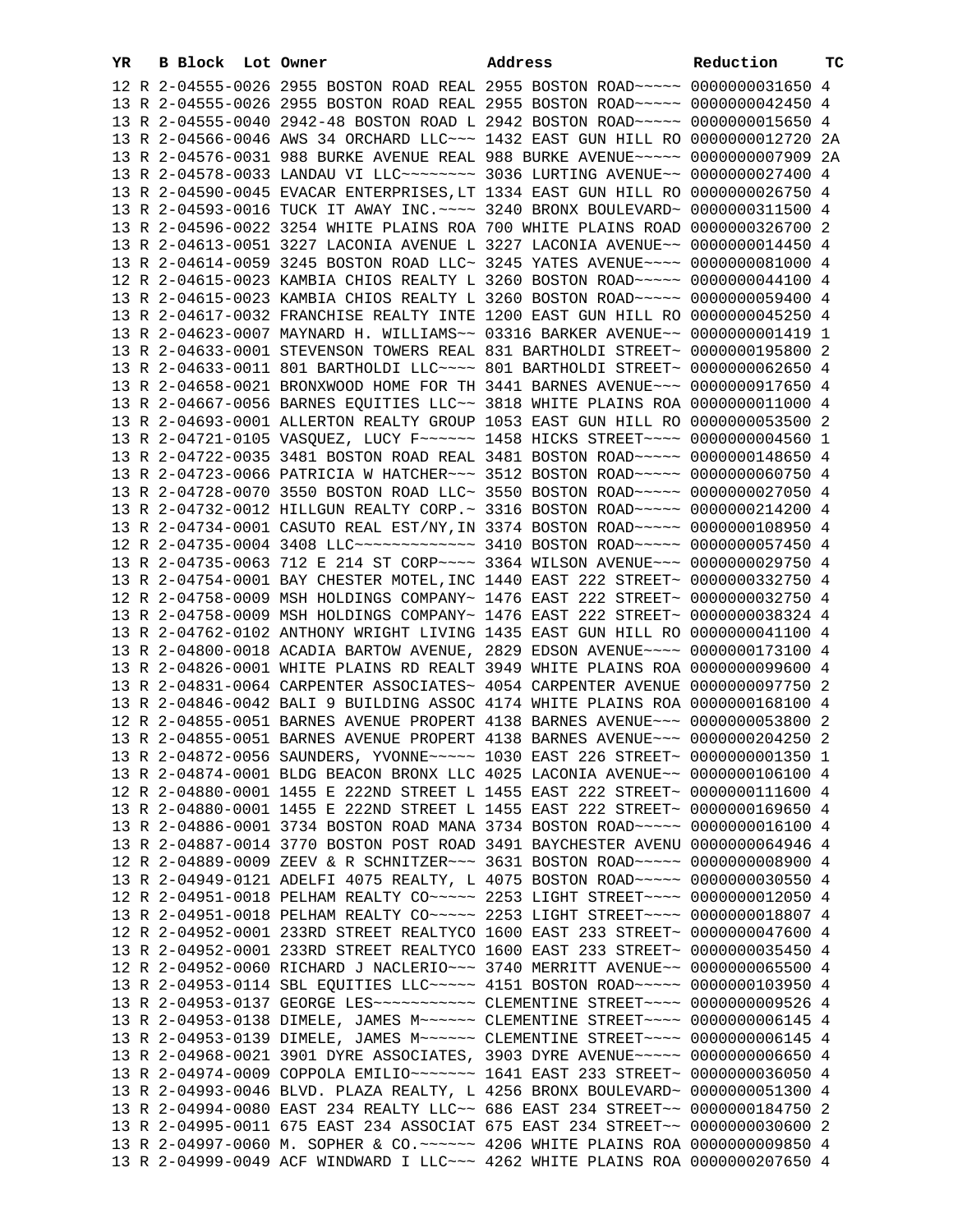| YR | B | Block | Lot | Owner | Address | Reduction | TC |
|---|---|---|---|---|---|---|---|
| 12 | R | 2-04555-0026 | | 2955 BOSTON ROAD REAL | 2955 BOSTON ROAD~~~~~ | 0000000031650 | 4 |
| 13 | R | 2-04555-0026 | | 2955 BOSTON ROAD REAL | 2955 BOSTON ROAD~~~~~ | 0000000042450 | 4 |
| 13 | R | 2-04555-0040 | | 2942-48 BOSTON ROAD L | 2942 BOSTON ROAD~~~~~ | 0000000015650 | 4 |
| 13 | R | 2-04566-0046 | | AWS 34 ORCHARD LLC~~~ | 1432 EAST GUN HILL RO | 0000000012720 | 2A |
| 13 | R | 2-04576-0031 | | 988 BURKE AVENUE REAL | 988 BURKE AVENUE~~~~~ | 0000000007909 | 2A |
| 13 | R | 2-04578-0033 | | LANDAU VI LLC~~~~~~~~ | 3036 LURTING AVENUE~~ | 0000000027400 | 4 |
| 13 | R | 2-04590-0045 | | EVACAR ENTERPRISES,LT | 1334 EAST GUN HILL RO | 0000000026750 | 4 |
| 13 | R | 2-04593-0016 | | TUCK IT AWAY INC.~~~~ | 3240 BRONX BOULEVARD~ | 0000000311500 | 4 |
| 13 | R | 2-04596-0022 | | 3254 WHITE PLAINS ROA | 700 WHITE PLAINS ROAD | 0000000326700 | 2 |
| 13 | R | 2-04613-0051 | | 3227 LACONIA AVENUE L | 3227 LACONIA AVENUE~~ | 0000000014450 | 4 |
| 13 | R | 2-04614-0059 | | 3245 BOSTON ROAD LLC~ | 3245 YATES AVENUE~~~~ | 0000000081000 | 4 |
| 12 | R | 2-04615-0023 | | KAMBIA CHIOS REALTY L | 3260 BOSTON ROAD~~~~~ | 0000000044100 | 4 |
| 13 | R | 2-04615-0023 | | KAMBIA CHIOS REALTY L | 3260 BOSTON ROAD~~~~~ | 0000000059400 | 4 |
| 13 | R | 2-04617-0032 | | FRANCHISE REALTY INTE | 1200 EAST GUN HILL RO | 0000000045250 | 4 |
| 13 | R | 2-04623-0007 | | MAYNARD H. WILLIAMS~~ | 03316 BARKER AVENUE~~ | 0000000001419 | 1 |
| 13 | R | 2-04633-0001 | | STEVENSON TOWERS REAL | 831 BARTHOLDI STREET~ | 0000000195800 | 2 |
| 13 | R | 2-04633-0011 | | 801 BARTHOLDI LLC~~~~ | 801 BARTHOLDI STREET~ | 0000000062650 | 4 |
| 13 | R | 2-04658-0021 | | BRONXWOOD HOME FOR TH | 3441 BARNES AVENUE~~~ | 0000000917650 | 4 |
| 13 | R | 2-04667-0056 | | BARNES EQUITIES LLC~~ | 3818 WHITE PLAINS ROA | 0000000011000 | 4 |
| 13 | R | 2-04693-0001 | | ALLERTON REALTY GROUP | 1053 EAST GUN HILL RO | 0000000053500 | 2 |
| 13 | R | 2-04721-0105 | | VASQUEZ, LUCY F~~~~~~ | 1458 HICKS STREET~~~~ | 0000000004560 | 1 |
| 13 | R | 2-04722-0035 | | 3481 BOSTON ROAD REAL | 3481 BOSTON ROAD~~~~~ | 0000000148650 | 4 |
| 13 | R | 2-04723-0066 | | PATRICIA W HATCHER~~~ | 3512 BOSTON ROAD~~~~~ | 0000000060750 | 4 |
| 13 | R | 2-04728-0070 | | 3550 BOSTON ROAD LLC~ | 3550 BOSTON ROAD~~~~~ | 0000000027050 | 4 |
| 13 | R | 2-04732-0012 | | HILLGUN REALTY CORP.~ | 3316 BOSTON ROAD~~~~~ | 0000000024200 | 4 |
| 13 | R | 2-04734-0001 | | CASUTO REAL EST/NY,IN | 3374 BOSTON ROAD~~~~~ | 0000000108950 | 4 |
| 12 | R | 2-04735-0004 | | 3408 LLC~~~~~~~~~~~~~ | 3410 BOSTON ROAD~~~~~ | 0000000057450 | 4 |
| 13 | R | 2-04735-0063 | | 712 E 214 ST CORP~~~~ | 3364 WILSON AVENUE~~~ | 0000000029750 | 4 |
| 13 | R | 2-04754-0001 | | BAY CHESTER MOTEL,INC | 1440 EAST 222 STREET~ | 0000000332750 | 4 |
| 12 | R | 2-04758-0009 | | MSH HOLDINGS COMPANY~ | 1476 EAST 222 STREET~ | 0000000032750 | 4 |
| 13 | R | 2-04758-0009 | | MSH HOLDINGS COMPANY~ | 1476 EAST 222 STREET~ | 0000000038324 | 4 |
| 13 | R | 2-04762-0102 | | ANTHONY WRIGHT LIVING | 1435 EAST GUN HILL RO | 0000000041100 | 4 |
| 13 | R | 2-04800-0018 | | ACADIA BARTOW AVENUE, | 2829 EDSON AVENUE~~~~ | 0000000173100 | 4 |
| 13 | R | 2-04826-0001 | | WHITE PLAINS RD REALT | 3949 WHITE PLAINS ROA | 0000000099600 | 4 |
| 13 | R | 2-04831-0064 | | CARPENTER ASSOCIATES~ | 4054 CARPENTER AVENUE | 0000000097750 | 2 |
| 13 | R | 2-04846-0042 | | BALI 9 BUILDING ASSOC | 4174 WHITE PLAINS ROA | 0000000168100 | 4 |
| 12 | R | 2-04855-0051 | | BARNES AVENUE PROPERT | 4138 BARNES AVENUE~~~ | 0000000053800 | 2 |
| 13 | R | 2-04855-0051 | | BARNES AVENUE PROPERT | 4138 BARNES AVENUE~~~ | 0000000204250 | 2 |
| 13 | R | 2-04872-0056 | | SAUNDERS, YVONNE~~~~~ | 1030 EAST 226 STREET~ | 0000000001350 | 1 |
| 13 | R | 2-04874-0001 | | BLDG BEACON BRONX LLC | 4025 LACONIA AVENUE~~ | 0000000106100 | 4 |
| 12 | R | 2-04880-0001 | | 1455 E 222ND STREET L | 1455 EAST 222 STREET~ | 0000000111600 | 4 |
| 13 | R | 2-04880-0001 | | 1455 E 222ND STREET L | 1455 EAST 222 STREET~ | 0000000169650 | 4 |
| 13 | R | 2-04886-0001 | | 3734 BOSTON ROAD MANA | 3734 BOSTON ROAD~~~~~ | 0000000016100 | 4 |
| 13 | R | 2-04887-0014 | | 3770 BOSTON POST ROAD | 3491 BAYCHESTER AVENU | 0000000064946 | 4 |
| 12 | R | 2-04889-0009 | | ZEEV & R SCHNITZER~~~ | 3631 BOSTON ROAD~~~~~ | 0000000008900 | 4 |
| 13 | R | 2-04949-0121 | | ADELFI 4075 REALTY, L | 4075 BOSTON ROAD~~~~~ | 0000000030550 | 4 |
| 12 | R | 2-04951-0018 | | PELHAM REALTY CO~~~~~ | 2253 LIGHT STREET~~~~ | 0000000012050 | 4 |
| 13 | R | 2-04951-0018 | | PELHAM REALTY CO~~~~~ | 2253 LIGHT STREET~~~~ | 0000000018807 | 4 |
| 12 | R | 2-04952-0001 | | 233RD STREET REALTYCO | 1600 EAST 233 STREET~ | 0000000047600 | 4 |
| 13 | R | 2-04952-0001 | | 233RD STREET REALTYCO | 1600 EAST 233 STREET~ | 0000000035450 | 4 |
| 12 | R | 2-04952-0060 | | RICHARD J NACLERIO~~~ | 3740 MERRITT AVENUE~~ | 0000000065500 | 4 |
| 13 | R | 2-04953-0114 | | SBL EQUITIES LLC~~~~~ | 4151 BOSTON ROAD~~~~~ | 0000000103950 | 4 |
| 13 | R | 2-04953-0137 | | GEORGE LES~~~~~~~~~~~ | CLEMENTINE STREET~~~~ | 0000000009526 | 4 |
| 13 | R | 2-04953-0138 | | DIMELE, JAMES M~~~~~~ | CLEMENTINE STREET~~~~ | 0000000006145 | 4 |
| 13 | R | 2-04953-0139 | | DIMELE, JAMES M~~~~~~ | CLEMENTINE STREET~~~~ | 0000000006145 | 4 |
| 13 | R | 2-04968-0021 | | 3901 DYRE ASSOCIATES, | 3903 DYRE AVENUE~~~~~ | 0000000006650 | 4 |
| 13 | R | 2-04974-0009 | | COPPOLA EMILIO~~~~~~~ | 1641 EAST 233 STREET~ | 0000000036050 | 4 |
| 13 | R | 2-04993-0046 | | BLVD. PLAZA REALTY, L | 4256 BRONX BOULEVARD~ | 0000000051300 | 4 |
| 13 | R | 2-04994-0080 | | EAST 234 REALTY LLC~~ | 686 EAST 234 STREET~~ | 0000000184750 | 2 |
| 13 | R | 2-04995-0011 | | 675 EAST 234 ASSOCIAT | 675 EAST 234 STREET~~ | 0000000030600 | 2 |
| 13 | R | 2-04997-0060 | | M. SOPHER & CO.~~~~~~ | 4206 WHITE PLAINS ROA | 0000000009850 | 4 |
| 13 | R | 2-04999-0049 | | ACF WINDWARD I LLC~~~ | 4262 WHITE PLAINS ROA | 0000000207650 | 4 |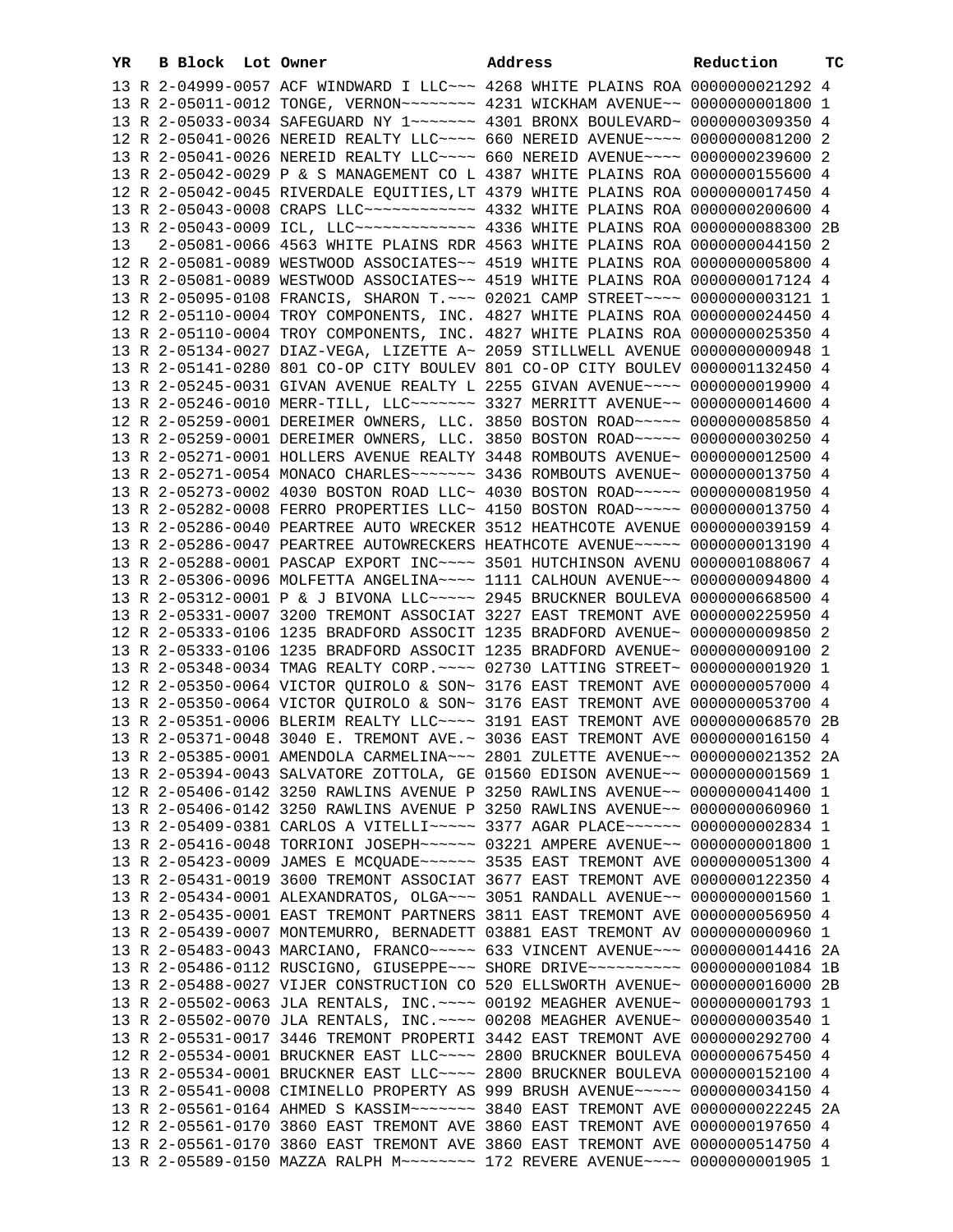| YR | B | Block | Lot | Owner | Address | Reduction | TC |
|---|---|---|---|---|---|---|---|
| 13 | R | 2-04999-0057 | | ACF WINDWARD I LLC~~~ | 4268 WHITE PLAINS ROA | 0000000021292 | 4 |
| 13 | R | 2-05011-0012 | | TONGE, VERNON~~~~~~~~ | 4231 WICKHAM AVENUE~~ | 0000000001800 | 1 |
| 13 | R | 2-05033-0034 | | SAFEGUARD NY 1~~~~~~~ | 4301 BRONX BOULEVARD~ | 0000000309350 | 4 |
| 12 | R | 2-05041-0026 | | NEREID REALTY LLC~~~~ | 660 NEREID AVENUE~~~~ | 0000000081200 | 2 |
| 13 | R | 2-05041-0026 | | NEREID REALTY LLC~~~~ | 660 NEREID AVENUE~~~~ | 0000000239600 | 2 |
| 13 | R | 2-05042-0029 | | P & S MANAGEMENT CO L | 4387 WHITE PLAINS ROA | 0000000155600 | 4 |
| 12 | R | 2-05042-0045 | | RIVERDALE EQUITIES,LT | 4379 WHITE PLAINS ROA | 0000000017450 | 4 |
| 13 | R | 2-05043-0008 | | CRAPS LLC~~~~~~~~~~~~ | 4332 WHITE PLAINS ROA | 0000000200600 | 4 |
| 13 | R | 2-05043-0009 | | ICL, LLC~~~~~~~~~~~~~ | 4336 WHITE PLAINS ROA | 0000000088300 | 2B |
| 13 | | 2-05081-0066 | | 4563 WHITE PLAINS RDR | 4563 WHITE PLAINS ROA | 0000000044150 | 2 |
| 12 | R | 2-05081-0089 | | WESTWOOD ASSOCIATES~~ | 4519 WHITE PLAINS ROA | 0000000005800 | 4 |
| 13 | R | 2-05081-0089 | | WESTWOOD ASSOCIATES~~ | 4519 WHITE PLAINS ROA | 0000000017124 | 4 |
| 13 | R | 2-05095-0108 | | FRANCIS, SHARON T.~~~ | 02021 CAMP STREET~~~~ | 0000000003121 | 1 |
| 12 | R | 2-05110-0004 | | TROY COMPONENTS, INC. | 4827 WHITE PLAINS ROA | 0000000024450 | 4 |
| 13 | R | 2-05110-0004 | | TROY COMPONENTS, INC. | 4827 WHITE PLAINS ROA | 0000000025350 | 4 |
| 13 | R | 2-05134-0027 | | DIAZ-VEGA, LIZETTE A~ | 2059 STILLWELL AVENUE | 0000000000948 | 1 |
| 13 | R | 2-05141-0280 | | 801 CO-OP CITY BOULEV | 801 CO-OP CITY BOULEV | 0000001132450 | 4 |
| 13 | R | 2-05245-0031 | | GIVAN AVENUE REALTY L | 2255 GIVAN AVENUE~~~~ | 0000000019900 | 4 |
| 13 | R | 2-05246-0010 | | MERR-TILL, LLC~~~~~~~ | 3327 MERRITT AVENUE~~ | 0000000014600 | 4 |
| 12 | R | 2-05259-0001 | | DEREIMER OWNERS, LLC. | 3850 BOSTON ROAD~~~~~ | 0000000085850 | 4 |
| 13 | R | 2-05259-0001 | | DEREIMER OWNERS, LLC. | 3850 BOSTON ROAD~~~~~ | 0000000030250 | 4 |
| 13 | R | 2-05271-0001 | | HOLLERS AVENUE REALTY | 3448 ROMBOUTS AVENUE~ | 0000000012500 | 4 |
| 13 | R | 2-05271-0054 | | MONACO CHARLES~~~~~~~ | 3436 ROMBOUTS AVENUE~ | 0000000013750 | 4 |
| 13 | R | 2-05273-0002 | | 4030 BOSTON ROAD LLC~ | 4030 BOSTON ROAD~~~~~ | 0000000081950 | 4 |
| 13 | R | 2-05282-0008 | | FERRO PROPERTIES LLC~ | 4150 BOSTON ROAD~~~~~ | 0000000013750 | 4 |
| 13 | R | 2-05286-0040 | | PEARTREE AUTO WRECKER | 3512 HEATHCOTE AVENUE | 0000000039159 | 4 |
| 13 | R | 2-05286-0047 | | PEARTREE AUTOWRECKERS | HEATHCOTE AVENUE~~~~~ | 0000000013190 | 4 |
| 13 | R | 2-05288-0001 | | PASCAP EXPORT INC~~~~ | 3501 HUTCHINSON AVENU | 0000001088067 | 4 |
| 13 | R | 2-05306-0096 | | MOLFETTA ANGELINA~~~~ | 1111 CALHOUN AVENUE~~ | 0000000094800 | 4 |
| 13 | R | 2-05312-0001 | | P & J BIVONA LLC~~~~~ | 2945 BRUCKNER BOULEVA | 0000000668500 | 4 |
| 13 | R | 2-05331-0007 | | 3200 TREMONT ASSOCIAT | 3227 EAST TREMONT AVE | 0000000225950 | 4 |
| 12 | R | 2-05333-0106 | | 1235 BRADFORD ASSOCIT | 1235 BRADFORD AVENUE~ | 0000000009850 | 2 |
| 13 | R | 2-05333-0106 | | 1235 BRADFORD ASSOCIT | 1235 BRADFORD AVENUE~ | 0000000009100 | 2 |
| 13 | R | 2-05348-0034 | | TMAG REALTY CORP.~~~~ | 02730 LATTING STREET~ | 0000000001920 | 1 |
| 12 | R | 2-05350-0064 | | VICTOR QUIROLO & SON~ | 3176 EAST TREMONT AVE | 0000000057000 | 4 |
| 13 | R | 2-05350-0064 | | VICTOR QUIROLO & SON~ | 3176 EAST TREMONT AVE | 0000000053700 | 4 |
| 13 | R | 2-05351-0006 | | BLERIM REALTY LLC~~~~ | 3191 EAST TREMONT AVE | 0000000068570 | 2B |
| 13 | R | 2-05371-0048 | | 3040 E. TREMONT AVE.~ | 3036 EAST TREMONT AVE | 0000000016150 | 4 |
| 13 | R | 2-05385-0001 | | AMENDOLA CARMELINA~~~ | 2801 ZULETTE AVENUE~~ | 0000000021352 | 2A |
| 13 | R | 2-05394-0043 | | SALVATORE ZOTTOLA, GE | 01560 EDISON AVENUE~~ | 0000000001569 | 1 |
| 12 | R | 2-05406-0142 | | 3250 RAWLINS AVENUE P | 3250 RAWLINS AVENUE~~ | 0000000041400 | 1 |
| 13 | R | 2-05406-0142 | | 3250 RAWLINS AVENUE P | 3250 RAWLINS AVENUE~~ | 0000000060960 | 1 |
| 13 | R | 2-05409-0381 | | CARLOS A VITELLI~~~~~ | 3377 AGAR PLACE~~~~~~ | 0000000002834 | 1 |
| 13 | R | 2-05416-0048 | | TORRIONI JOSEPH~~~~~~ | 03221 AMPERE AVENUE~~ | 0000000001800 | 1 |
| 13 | R | 2-05423-0009 | | JAMES E MCQUADE~~~~~~ | 3535 EAST TREMONT AVE | 0000000051300 | 4 |
| 13 | R | 2-05431-0019 | | 3600 TREMONT ASSOCIAT | 3677 EAST TREMONT AVE | 0000000122350 | 4 |
| 13 | R | 2-05434-0001 | | ALEXANDRATOS, OLGA~~~ | 3051 RANDALL AVENUE~~ | 0000000001560 | 1 |
| 13 | R | 2-05435-0001 | | EAST TREMONT PARTNERS | 3811 EAST TREMONT AVE | 0000000056950 | 4 |
| 13 | R | 2-05439-0007 | | MONTEMURRO, BERNADETT | 03881 EAST TREMONT AV | 0000000000960 | 1 |
| 13 | R | 2-05483-0043 | | MARCIANO, FRANCO~~~~~ | 633 VINCENT AVENUE~~~ | 0000000014416 | 2A |
| 13 | R | 2-05486-0112 | | RUSCIGNO, GIUSEPPE~~~ | SHORE DRIVE~~~~~~~~~~ | 0000000001084 | 1B |
| 13 | R | 2-05488-0027 | | VIJER CONSTRUCTION CO | 520 ELLSWORTH AVENUE~ | 0000000016000 | 2B |
| 13 | R | 2-05502-0063 | | JLA RENTALS, INC.~~~~ | 00192 MEAGHER AVENUE~ | 0000000001793 | 1 |
| 13 | R | 2-05502-0070 | | JLA RENTALS, INC.~~~~ | 00208 MEAGHER AVENUE~ | 0000000003540 | 1 |
| 13 | R | 2-05531-0017 | | 3446 TREMONT PROPERTI | 3442 EAST TREMONT AVE | 0000000292700 | 4 |
| 12 | R | 2-05534-0001 | | BRUCKNER EAST LLC~~~~ | 2800 BRUCKNER BOULEVA | 0000000675450 | 4 |
| 13 | R | 2-05534-0001 | | BRUCKNER EAST LLC~~~~ | 2800 BRUCKNER BOULEVA | 0000000152100 | 4 |
| 13 | R | 2-05541-0008 | | CIMINELLO PROPERTY AS | 999 BRUSH AVENUE~~~~~ | 0000000034150 | 4 |
| 13 | R | 2-05561-0164 | | AHMED S KASSIM~~~~~~~ | 3840 EAST TREMONT AVE | 0000000022245 | 2A |
| 12 | R | 2-05561-0170 | | 3860 EAST TREMONT AVE | 3860 EAST TREMONT AVE | 0000000197650 | 4 |
| 13 | R | 2-05561-0170 | | 3860 EAST TREMONT AVE | 3860 EAST TREMONT AVE | 0000000514750 | 4 |
| 13 | R | 2-05589-0150 | | MAZZA RALPH M~~~~~~~~ | 172 REVERE AVENUE~~~~ | 0000000001905 | 1 |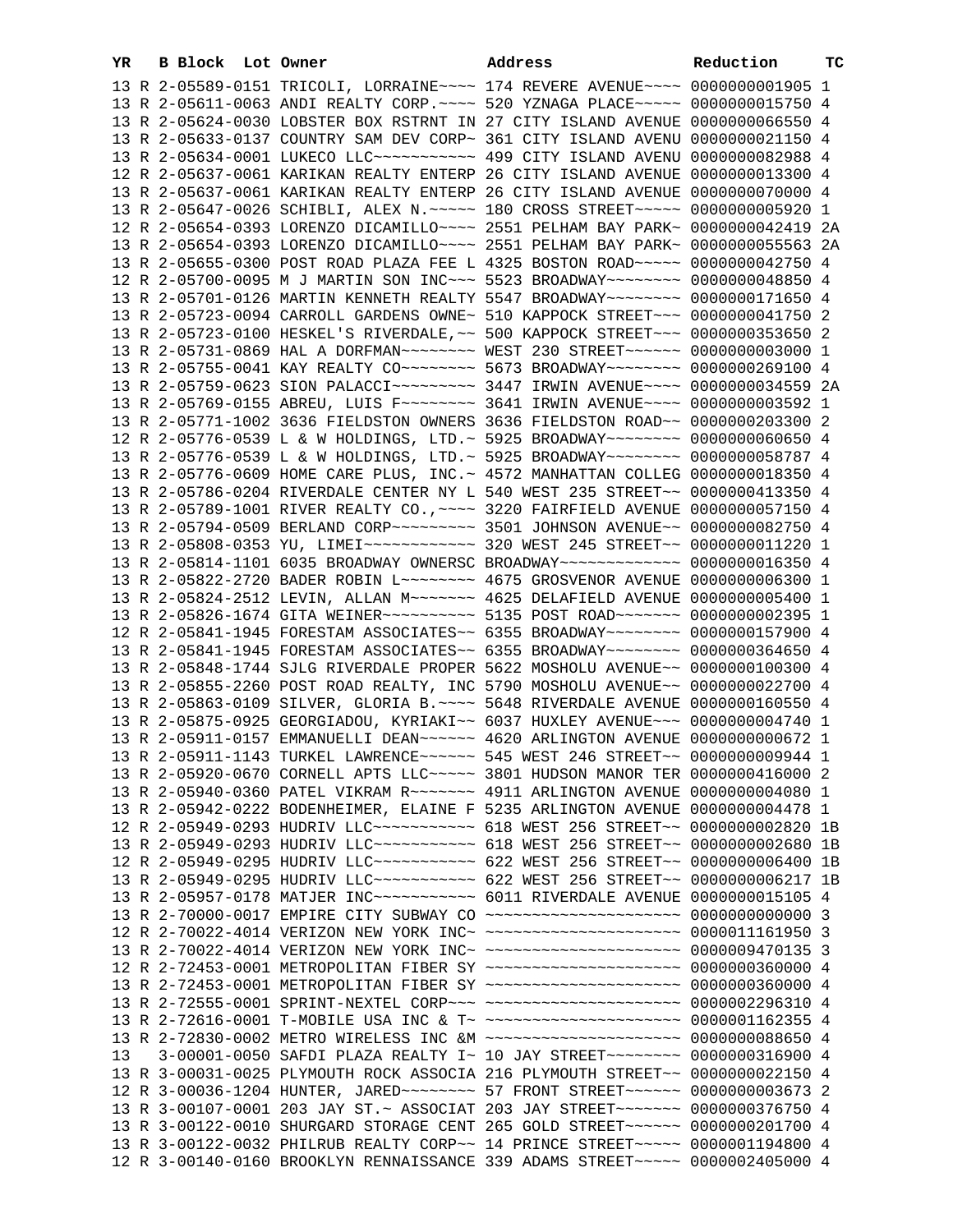| YR | B | Block | Lot | Owner | Address | Reduction | TC |
|---|---|---|---|---|---|---|---|
| 13 | R | 2-05589-0151 | | TRICOLI, LORRAINE~~~~ | 174 REVERE AVENUE~~~~ | 0000000001905 | 1 |
| 13 | R | 2-05611-0063 | | ANDI REALTY CORP.~~~~ | 520 YZNAGA PLACE~~~~~ | 0000000015750 | 4 |
| 13 | R | 2-05624-0030 | | LOBSTER BOX RSTRNT IN | 27 CITY ISLAND AVENUE | 0000000066550 | 4 |
| 13 | R | 2-05633-0137 | | COUNTRY SAM DEV CORP~ | 361 CITY ISLAND AVENU | 0000000021150 | 4 |
| 13 | R | 2-05634-0001 | | LUKECO LLC~~~~~~~~~~~ | 499 CITY ISLAND AVENU | 0000000082988 | 4 |
| 12 | R | 2-05637-0061 | | KARIKAN REALTY ENTERP | 26 CITY ISLAND AVENUE | 0000000013300 | 4 |
| 13 | R | 2-05637-0061 | | KARIKAN REALTY ENTERP | 26 CITY ISLAND AVENUE | 0000000070000 | 4 |
| 13 | R | 2-05647-0026 | | SCHIBLI, ALEX N.~~~~~ | 180 CROSS STREET~~~~~ | 0000000005920 | 1 |
| 12 | R | 2-05654-0393 | | LORENZO DICAMILLO~~~~ | 2551 PELHAM BAY PARK~ | 0000000042419 | 2A |
| 13 | R | 2-05654-0393 | | LORENZO DICAMILLO~~~~ | 2551 PELHAM BAY PARK~ | 0000000055563 | 2A |
| 13 | R | 2-05655-0300 | | POST ROAD PLAZA FEE L | 4325 BOSTON ROAD~~~~~ | 0000000042750 | 4 |
| 12 | R | 2-05700-0095 | | M J MARTIN SON INC~~~ | 5523 BROADWAY~~~~~~~~ | 0000000048850 | 4 |
| 13 | R | 2-05701-0126 | | MARTIN KENNETH REALTY | 5547 BROADWAY~~~~~~~~ | 0000000171650 | 4 |
| 13 | R | 2-05723-0094 | | CARROLL GARDENS OWNE~ | 510 KAPPOCK STREET~~~ | 0000000041750 | 2 |
| 13 | R | 2-05723-0100 | | HESKEL'S RIVERDALE,~~ | 500 KAPPOCK STREET~~~ | 0000000353650 | 2 |
| 13 | R | 2-05731-0869 | | HAL A DORFMAN~~~~~~~~ | WEST 230 STREET~~~~~~ | 0000000003000 | 1 |
| 13 | R | 2-05755-0041 | | KAY REALTY CO~~~~~~~~ | 5673 BROADWAY~~~~~~~~ | 0000000269100 | 4 |
| 13 | R | 2-05759-0623 | | SION PALACCI~~~~~~~~~ | 3447 IRWIN AVENUE~~~~ | 0000000034559 | 2A |
| 13 | R | 2-05769-0155 | | ABREU, LUIS F~~~~~~~~ | 3641 IRWIN AVENUE~~~~ | 0000000003592 | 1 |
| 13 | R | 2-05771-1002 | | 3636 FIELDSTON OWNERS | 3636 FIELDSTON ROAD~~ | 0000000203300 | 2 |
| 12 | R | 2-05776-0539 | | L & W HOLDINGS, LTD.~ | 5925 BROADWAY~~~~~~~~ | 0000000060650 | 4 |
| 13 | R | 2-05776-0539 | | L & W HOLDINGS, LTD.~ | 5925 BROADWAY~~~~~~~~ | 0000000058787 | 4 |
| 13 | R | 2-05776-0609 | | HOME CARE PLUS, INC.~ | 4572 MANHATTAN COLLEG | 0000000018350 | 4 |
| 13 | R | 2-05786-0204 | | RIVERDALE CENTER NY L | 540 WEST 235 STREET~~ | 0000000413350 | 4 |
| 13 | R | 2-05789-1001 | | RIVER REALTY CO.,~~~~ | 3220 FAIRFIELD AVENUE | 0000000057150 | 4 |
| 13 | R | 2-05794-0509 | | BERLAND CORP~~~~~~~~~ | 3501 JOHNSON AVENUE~~ | 0000000082750 | 4 |
| 13 | R | 2-05808-0353 | | YU, LIMEI~~~~~~~~~~~~ | 320 WEST 245 STREET~~ | 0000000011220 | 1 |
| 13 | R | 2-05814-1101 | | 6035 BROADWAY OWNERSC | BROADWAY~~~~~~~~~~~~~ | 0000000016350 | 4 |
| 13 | R | 2-05822-2720 | | BADER ROBIN L~~~~~~~~ | 4675 GROSVENOR AVENUE | 0000000006300 | 1 |
| 13 | R | 2-05824-2512 | | LEVIN, ALLAN M~~~~~~~ | 4625 DELAFIELD AVENUE | 0000000005400 | 1 |
| 13 | R | 2-05826-1674 | | GITA WEINER~~~~~~~~~~ | 5135 POST ROAD~~~~~~~ | 0000000002395 | 1 |
| 12 | R | 2-05841-1945 | | FORESTAM ASSOCIATES~~ | 6355 BROADWAY~~~~~~~~ | 0000000157900 | 4 |
| 13 | R | 2-05841-1945 | | FORESTAM ASSOCIATES~~ | 6355 BROADWAY~~~~~~~~ | 0000000364650 | 4 |
| 13 | R | 2-05848-1744 | | SJLG RIVERDALE PROPER | 5622 MOSHOLU AVENUE~~ | 0000000100300 | 4 |
| 13 | R | 2-05855-2260 | | POST ROAD REALTY, INC | 5790 MOSHOLU AVENUE~~ | 0000000022700 | 4 |
| 13 | R | 2-05863-0109 | | SILVER, GLORIA B.~~~~ | 5648 RIVERDALE AVENUE | 0000000160550 | 4 |
| 13 | R | 2-05875-0925 | | GEORGIADOU, KYRIAKI~~ | 6037 HUXLEY AVENUE~~~ | 0000000004740 | 1 |
| 13 | R | 2-05911-0157 | | EMMANUELLI DEAN~~~~~~ | 4620 ARLINGTON AVENUE | 0000000000672 | 1 |
| 13 | R | 2-05911-1143 | | TURKEL LAWRENCE~~~~~~ | 545 WEST 246 STREET~~ | 0000000009944 | 1 |
| 13 | R | 2-05920-0670 | | CORNELL APTS LLC~~~~~ | 3801 HUDSON MANOR TER | 0000000416000 | 2 |
| 13 | R | 2-05940-0360 | | PATEL VIKRAM R~~~~~~~ | 4911 ARLINGTON AVENUE | 0000000004080 | 1 |
| 13 | R | 2-05942-0222 | | BODENHEIMER, ELAINE F | 5235 ARLINGTON AVENUE | 0000000004478 | 1 |
| 12 | R | 2-05949-0293 | | HUDRIV LLC~~~~~~~~~~~ | 618 WEST 256 STREET~~ | 0000000002820 | 1B |
| 13 | R | 2-05949-0293 | | HUDRIV LLC~~~~~~~~~~~ | 618 WEST 256 STREET~~ | 0000000002680 | 1B |
| 12 | R | 2-05949-0295 | | HUDRIV LLC~~~~~~~~~~~ | 622 WEST 256 STREET~~ | 0000000006400 | 1B |
| 13 | R | 2-05949-0295 | | HUDRIV LLC~~~~~~~~~~~ | 622 WEST 256 STREET~~ | 0000000006217 | 1B |
| 13 | R | 2-05957-0178 | | MATJER INC~~~~~~~~~~~ | 6011 RIVERDALE AVENUE | 0000000015105 | 4 |
| 13 | R | 2-70000-0017 | | EMPIRE CITY SUBWAY CO | ~~~~~~~~~~~~~~~~~~~~~ | 0000000000000 | 3 |
| 12 | R | 2-70022-4014 | | VERIZON NEW YORK INC~ | ~~~~~~~~~~~~~~~~~~~~~ | 0000011161950 | 3 |
| 13 | R | 2-70022-4014 | | VERIZON NEW YORK INC~ | ~~~~~~~~~~~~~~~~~~~~~ | 0000009470135 | 3 |
| 12 | R | 2-72453-0001 | | METROPOLITAN FIBER SY | ~~~~~~~~~~~~~~~~~~~~~ | 0000000360000 | 4 |
| 13 | R | 2-72453-0001 | | METROPOLITAN FIBER SY | ~~~~~~~~~~~~~~~~~~~~~ | 0000000360000 | 4 |
| 13 | R | 2-72555-0001 | | SPRINT-NEXTEL CORP~~~ | ~~~~~~~~~~~~~~~~~~~~~ | 0000002296310 | 4 |
| 13 | R | 2-72616-0001 | | T-MOBILE USA INC & T~ | ~~~~~~~~~~~~~~~~~~~~~ | 0000001162355 | 4 |
| 13 | R | 2-72830-0002 | | METRO WIRELESS INC &M | ~~~~~~~~~~~~~~~~~~~~~ | 0000000088650 | 4 |
| 13 | | 3-00001-0050 | | SAFDI PLAZA REALTY I~ | 10 JAY STREET~~~~~~~~ | 0000000316900 | 4 |
| 13 | R | 3-00031-0025 | | PLYMOUTH ROCK ASSOCIA | 216 PLYMOUTH STREET~~ | 0000000022150 | 4 |
| 12 | R | 3-00036-1204 | | HUNTER, JARED~~~~~~~~ | 57 FRONT STREET~~~~~~ | 0000000003673 | 2 |
| 13 | R | 3-00107-0001 | | 203 JAY ST.~ ASSOCIAT | 203 JAY STREET~~~~~~~ | 0000000376750 | 4 |
| 13 | R | 3-00122-0010 | | SHURGARD STORAGE CENT | 265 GOLD STREET~~~~~~ | 0000000201700 | 4 |
| 13 | R | 3-00122-0032 | | PHILRUB REALTY CORP~~ | 14 PRINCE STREET~~~~~ | 0000001194800 | 4 |
| 12 | R | 3-00140-0160 | | BROOKLYN RENNAISSANCE | 339 ADAMS STREET~~~~~ | 0000002405000 | 4 |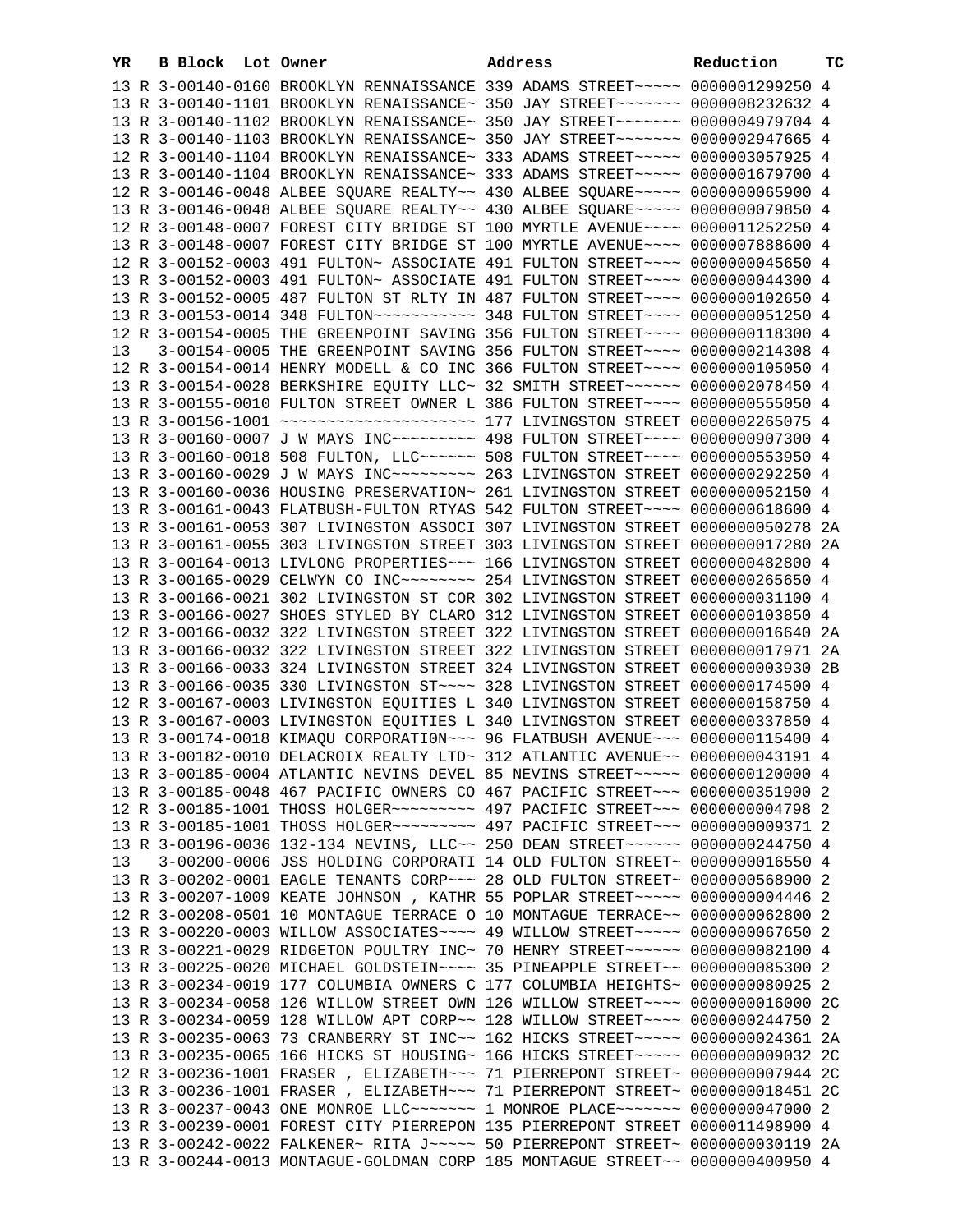| YR | B | Block | Lot | Owner | Address | Reduction | TC |
|---|---|---|---|---|---|---|---|
| 13 | R | 3-00140-0160 | | BROOKLYN RENNAISSANCE | 339 ADAMS STREET~~~~~ | 0000001299250 | 4 |
| 13 | R | 3-00140-1101 | | BROOKLYN RENAISSANCE~ | 350 JAY STREET~~~~~~~ | 0000008232632 | 4 |
| 13 | R | 3-00140-1102 | | BROOKLYN RENAISSANCE~ | 350 JAY STREET~~~~~~~ | 0000004979704 | 4 |
| 13 | R | 3-00140-1103 | | BROOKLYN RENAISSANCE~ | 350 JAY STREET~~~~~~~ | 0000002947665 | 4 |
| 12 | R | 3-00140-1104 | | BROOKLYN RENAISSANCE~ | 333 ADAMS STREET~~~~~ | 0000003057925 | 4 |
| 13 | R | 3-00140-1104 | | BROOKLYN RENAISSANCE~ | 333 ADAMS STREET~~~~~ | 0000001679700 | 4 |
| 12 | R | 3-00146-0048 | | ALBEE SQUARE REALTY~~ | 430 ALBEE SQUARE~~~~~ | 0000000065900 | 4 |
| 13 | R | 3-00146-0048 | | ALBEE SQUARE REALTY~~ | 430 ALBEE SQUARE~~~~~ | 0000000079850 | 4 |
| 12 | R | 3-00148-0007 | | FOREST CITY BRIDGE ST | 100 MYRTLE AVENUE~~~~ | 0000011252250 | 4 |
| 13 | R | 3-00148-0007 | | FOREST CITY BRIDGE ST | 100 MYRTLE AVENUE~~~~ | 0000007888600 | 4 |
| 12 | R | 3-00152-0003 | | 491 FULTON~ ASSOCIATE | 491 FULTON STREET~~~~ | 0000000045650 | 4 |
| 13 | R | 3-00152-0003 | | 491 FULTON~ ASSOCIATE | 491 FULTON STREET~~~~ | 0000000044300 | 4 |
| 13 | R | 3-00152-0005 | | 487 FULTON ST RLTY IN | 487 FULTON STREET~~~~ | 0000000102650 | 4 |
| 13 | R | 3-00153-0014 | | 348 FULTON~~~~~~~~~~~ | 348 FULTON STREET~~~~ | 0000000051250 | 4 |
| 12 | R | 3-00154-0005 | | THE GREENPOINT SAVING | 356 FULTON STREET~~~~ | 0000000118300 | 4 |
| 13 | | 3-00154-0005 | | THE GREENPOINT SAVING | 356 FULTON STREET~~~~ | 0000000214308 | 4 |
| 12 | R | 3-00154-0014 | | HENRY MODELL & CO INC | 366 FULTON STREET~~~~ | 0000000105050 | 4 |
| 13 | R | 3-00154-0028 | | BERKSHIRE EQUITY LLC~ | 32 SMITH STREET~~~~~~ | 0000002078450 | 4 |
| 13 | R | 3-00155-0010 | | FULTON STREET OWNER L | 386 FULTON STREET~~~~ | 0000000555050 | 4 |
| 13 | R | 3-00156-1001 | | ~~~~~~~~~~~~~~~~~~~~~ | 177 LIVINGSTON STREET | 0000002265075 | 4 |
| 13 | R | 3-00160-0007 | | J W MAYS INC~~~~~~~~~ | 498 FULTON STREET~~~~ | 0000000907300 | 4 |
| 13 | R | 3-00160-0018 | | 508 FULTON, LLC~~~~~~ | 508 FULTON STREET~~~~ | 0000000553950 | 4 |
| 13 | R | 3-00160-0029 | | J W MAYS INC~~~~~~~~~ | 263 LIVINGSTON STREET | 0000000292250 | 4 |
| 13 | R | 3-00160-0036 | | HOUSING PRESERVATION~ | 261 LIVINGSTON STREET | 0000000052150 | 4 |
| 13 | R | 3-00161-0043 | | FLATBUSH-FULTON RTYAS | 542 FULTON STREET~~~~ | 0000000618600 | 4 |
| 13 | R | 3-00161-0053 | | 307 LIVINGSTON ASSOCI | 307 LIVINGSTON STREET | 0000000050278 | 2A |
| 13 | R | 3-00161-0055 | | 303 LIVINGSTON STREET | 303 LIVINGSTON STREET | 0000000017280 | 2A |
| 13 | R | 3-00164-0013 | | LIVLONG PROPERTIES~~~ | 166 LIVINGSTON STREET | 0000000482800 | 4 |
| 13 | R | 3-00165-0029 | | CELWYN CO INC~~~~~~~~ | 254 LIVINGSTON STREET | 0000000265650 | 4 |
| 13 | R | 3-00166-0021 | | 302 LIVINGSTON ST COR | 302 LIVINGSTON STREET | 0000000031100 | 4 |
| 13 | R | 3-00166-0027 | | SHOES STYLED BY CLARO | 312 LIVINGSTON STREET | 0000000103850 | 4 |
| 12 | R | 3-00166-0032 | | 322 LIVINGSTON STREET | 322 LIVINGSTON STREET | 0000000016640 | 2A |
| 13 | R | 3-00166-0032 | | 322 LIVINGSTON STREET | 322 LIVINGSTON STREET | 0000000017971 | 2A |
| 13 | R | 3-00166-0033 | | 324 LIVINGSTON STREET | 324 LIVINGSTON STREET | 0000000003930 | 2B |
| 13 | R | 3-00166-0035 | | 330 LIVINGSTON ST~~~~ | 328 LIVINGSTON STREET | 0000000174500 | 4 |
| 12 | R | 3-00167-0003 | | LIVINGSTON EQUITIES L | 340 LIVINGSTON STREET | 0000000158750 | 4 |
| 13 | R | 3-00167-0003 | | LIVINGSTON EQUITIES L | 340 LIVINGSTON STREET | 0000000337850 | 4 |
| 13 | R | 3-00174-0018 | | KIMAQU CORPORATI0N~~~ | 96 FLATBUSH AVENUE~~~ | 0000000115400 | 4 |
| 13 | R | 3-00182-0010 | | DELACROIX REALTY LTD~ | 312 ATLANTIC AVENUE~~ | 0000000043191 | 4 |
| 13 | R | 3-00185-0004 | | ATLANTIC NEVINS DEVEL | 85 NEVINS STREET~~~~~ | 0000000120000 | 4 |
| 13 | R | 3-00185-0048 | | 467 PACIFIC OWNERS CO | 467 PACIFIC STREET~~~ | 0000000351900 | 2 |
| 12 | R | 3-00185-1001 | | THOSS HOLGER~~~~~~~~~ | 497 PACIFIC STREET~~~ | 0000000004798 | 2 |
| 13 | R | 3-00185-1001 | | THOSS HOLGER~~~~~~~~~ | 497 PACIFIC STREET~~~ | 0000000009371 | 2 |
| 13 | R | 3-00196-0036 | | 132-134 NEVINS, LLC~~ | 250 DEAN STREET~~~~~~ | 0000000244750 | 4 |
| 13 | | 3-00200-0006 | | JSS HOLDING CORPORATI | 14 OLD FULTON STREET~ | 0000000016550 | 4 |
| 13 | R | 3-00202-0001 | | EAGLE TENANTS CORP~~~ | 28 OLD FULTON STREET~ | 0000000568900 | 2 |
| 13 | R | 3-00207-1009 | | KEATE JOHNSON , KATHR | 55 POPLAR STREET~~~~~ | 0000000004446 | 2 |
| 12 | R | 3-00208-0501 | | 10 MONTAGUE TERRACE O | 10 MONTAGUE TERRACE~~ | 0000000062800 | 2 |
| 13 | R | 3-00220-0003 | | WILLOW ASSOCIATES~~~~ | 49 WILLOW STREET~~~~~ | 0000000067650 | 2 |
| 13 | R | 3-00221-0029 | | RIDGETON POULTRY INC~ | 70 HENRY STREET~~~~~~ | 0000000082100 | 4 |
| 13 | R | 3-00225-0020 | | MICHAEL GOLDSTEIN~~~~ | 35 PINEAPPLE STREET~~ | 0000000085300 | 2 |
| 13 | R | 3-00234-0019 | | 177 COLUMBIA OWNERS C | 177 COLUMBIA HEIGHTS~ | 0000000080925 | 2 |
| 13 | R | 3-00234-0058 | | 126 WILLOW STREET OWN | 126 WILLOW STREET~~~~ | 0000000016000 | 2C |
| 13 | R | 3-00234-0059 | | 128 WILLOW APT CORP~~ | 128 WILLOW STREET~~~~ | 0000000244750 | 2 |
| 13 | R | 3-00235-0063 | | 73 CRANBERRY ST INC~~ | 162 HICKS STREET~~~~~ | 0000000024361 | 2A |
| 13 | R | 3-00235-0065 | | 166 HICKS ST HOUSING~ | 166 HICKS STREET~~~~~ | 0000000009032 | 2C |
| 12 | R | 3-00236-1001 | | FRASER , ELIZABETH~~~ | 71 PIERREPONT STREET~ | 0000000007944 | 2C |
| 13 | R | 3-00236-1001 | | FRASER , ELIZABETH~~~ | 71 PIERREPONT STREET~ | 0000000018451 | 2C |
| 13 | R | 3-00237-0043 | | ONE MONROE LLC~~~~~~~ | 1 MONROE PLACE~~~~~~~ | 0000000047000 | 2 |
| 13 | R | 3-00239-0001 | | FOREST CITY PIERREPON | 135 PIERREPONT STREET | 0000011498900 | 4 |
| 13 | R | 3-00242-0022 | | FALKENER~ RITA J~~~~~ | 50 PIERREPONT STREET~ | 0000000030119 | 2A |
| 13 | R | 3-00244-0013 | | MONTAGUE-GOLDMAN CORP | 185 MONTAGUE STREET~~ | 0000000400950 | 4 |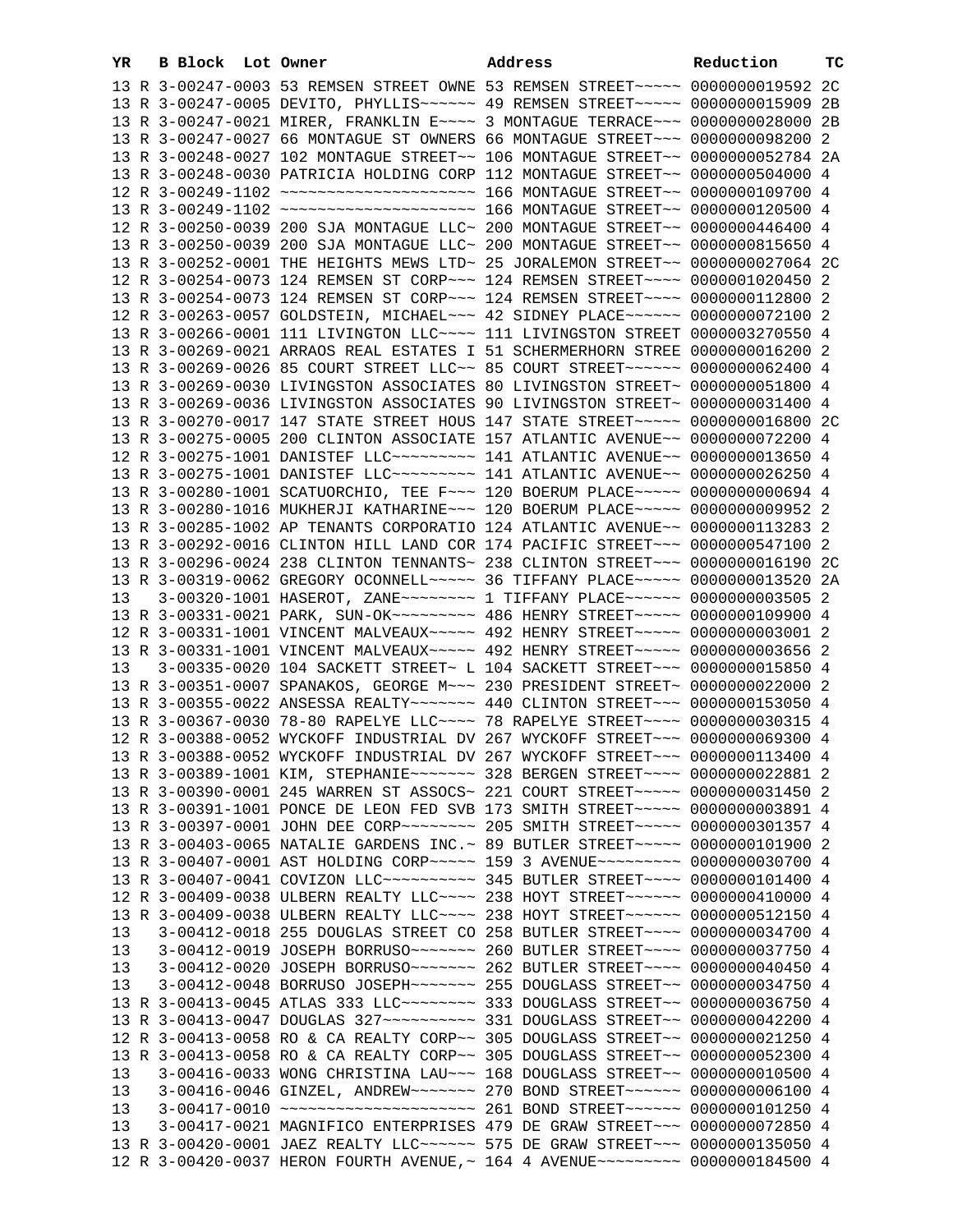| YR | B | Block | Lot | Owner | Address | Reduction | TC |
|---|---|---|---|---|---|---|---|
| 13 | R | 3-00247-0003 | | 53 REMSEN STREET OWNE | 53 REMSEN STREET~~~~~ | 0000000019592 | 2C |
| 13 | R | 3-00247-0005 | | DEVITO, PHYLLIS~~~~~~ | 49 REMSEN STREET~~~~~ | 0000000015909 | 2B |
| 13 | R | 3-00247-0021 | | MIRER, FRANKLIN E~~~~ | 3 MONTAGUE TERRACE~~~ | 0000000028000 | 2B |
| 13 | R | 3-00247-0027 | | 66 MONTAGUE ST OWNERS | 66 MONTAGUE STREET~~~ | 0000000098200 | 2 |
| 13 | R | 3-00248-0027 | | 102 MONTAGUE STREET~~ | 106 MONTAGUE STREET~~ | 0000000052784 | 2A |
| 13 | R | 3-00248-0030 | | PATRICIA HOLDING CORP | 112 MONTAGUE STREET~~ | 0000000504000 | 4 |
| 12 | R | 3-00249-1102 | | ~~~~~~~~~~~~~~~~~~~~~ | 166 MONTAGUE STREET~~ | 0000000109700 | 4 |
| 13 | R | 3-00249-1102 | | ~~~~~~~~~~~~~~~~~~~~~ | 166 MONTAGUE STREET~~ | 0000000120500 | 4 |
| 12 | R | 3-00250-0039 | | 200 SJA MONTAGUE LLC~ | 200 MONTAGUE STREET~~ | 0000000446400 | 4 |
| 13 | R | 3-00250-0039 | | 200 SJA MONTAGUE LLC~ | 200 MONTAGUE STREET~~ | 0000000815650 | 4 |
| 13 | R | 3-00252-0001 | | THE HEIGHTS MEWS LTD~ | 25 JORALEMON STREET~~ | 0000000027064 | 2C |
| 12 | R | 3-00254-0073 | | 124 REMSEN ST CORP~~~ | 124 REMSEN STREET~~~~ | 0000001020450 | 2 |
| 13 | R | 3-00254-0073 | | 124 REMSEN ST CORP~~~ | 124 REMSEN STREET~~~~ | 0000000112800 | 2 |
| 12 | R | 3-00263-0057 | | GOLDSTEIN, MICHAEL~~~ | 42 SIDNEY PLACE~~~~~~ | 0000000072100 | 2 |
| 13 | R | 3-00266-0001 | | 111 LIVINGTON LLC~~~~ | 111 LIVINGSTON STREET | 0000003270550 | 4 |
| 13 | R | 3-00269-0021 | | ARRAOS REAL ESTATES I | 51 SCHERMERHORN STREE | 0000000016200 | 2 |
| 13 | R | 3-00269-0026 | | 85 COURT STREET LLC~~ | 85 COURT STREET~~~~~~ | 0000000062400 | 4 |
| 13 | R | 3-00269-0030 | | LIVINGSTON ASSOCIATES | 80 LIVINGSTON STREET~ | 0000000051800 | 4 |
| 13 | R | 3-00269-0036 | | LIVINGSTON ASSOCIATES | 90 LIVINGSTON STREET~ | 0000000031400 | 4 |
| 13 | R | 3-00270-0017 | | 147 STATE STREET HOUS | 147 STATE STREET~~~~~ | 0000000016800 | 2C |
| 13 | R | 3-00275-0005 | | 200 CLINTON ASSOCIATE | 157 ATLANTIC AVENUE~~ | 0000000072200 | 4 |
| 12 | R | 3-00275-1001 | | DANISTEF LLC~~~~~~~~~ | 141 ATLANTIC AVENUE~~ | 0000000013650 | 4 |
| 13 | R | 3-00275-1001 | | DANISTEF LLC~~~~~~~~~ | 141 ATLANTIC AVENUE~~ | 0000000026250 | 4 |
| 13 | R | 3-00280-1001 | | SCATUORCHIO, TEE F~~~ | 120 BOERUM PLACE~~~~~ | 0000000000694 | 4 |
| 13 | R | 3-00280-1016 | | MUKHERJI KATHARINE~~~ | 120 BOERUM PLACE~~~~~ | 0000000009952 | 2 |
| 13 | R | 3-00285-1002 | | AP TENANTS CORPORATIO | 124 ATLANTIC AVENUE~~ | 0000000113283 | 2 |
| 13 | R | 3-00292-0016 | | CLINTON HILL LAND COR | 174 PACIFIC STREET~~~ | 0000000547100 | 2 |
| 13 | R | 3-00296-0024 | | 238 CLINTON TENNANTS~ | 238 CLINTON STREET~~~ | 0000000016190 | 2C |
| 13 | R | 3-00319-0062 | | GREGORY OCONNELL~~~~~ | 36 TIFFANY PLACE~~~~~ | 0000000013520 | 2A |
| 13 | | 3-00320-1001 | | HASEROT, ZANE~~~~~~~~ | 1 TIFFANY PLACE~~~~~~ | 0000000003505 | 2 |
| 13 | R | 3-00331-0021 | | PARK, SUN-OK~~~~~~~~~ | 486 HENRY STREET~~~~~ | 0000000109900 | 4 |
| 12 | R | 3-00331-1001 | | VINCENT MALVEAUX~~~~~ | 492 HENRY STREET~~~~~ | 0000000003001 | 2 |
| 13 | R | 3-00331-1001 | | VINCENT MALVEAUX~~~~~ | 492 HENRY STREET~~~~~ | 0000000003656 | 2 |
| 13 | | 3-00335-0020 | | 104 SACKETT STREET~ L | 104 SACKETT STREET~~~ | 0000000015850 | 4 |
| 13 | R | 3-00351-0007 | | SPANAKOS, GEORGE M~~~ | 230 PRESIDENT STREET~ | 0000000022000 | 2 |
| 13 | R | 3-00355-0022 | | ANSESSA REALTY~~~~~~~ | 440 CLINTON STREET~~~ | 0000000153050 | 4 |
| 13 | R | 3-00367-0030 | | 78-80 RAPELYE LLC~~~~ | 78 RAPELYE STREET~~~~ | 0000000030315 | 4 |
| 12 | R | 3-00388-0052 | | WYCKOFF INDUSTRIAL DV | 267 WYCKOFF STREET~~~ | 0000000069300 | 4 |
| 13 | R | 3-00388-0052 | | WYCKOFF INDUSTRIAL DV | 267 WYCKOFF STREET~~~ | 0000000113400 | 4 |
| 13 | R | 3-00389-1001 | | KIM, STEPHANIE~~~~~~~ | 328 BERGEN STREET~~~~ | 0000000022881 | 2 |
| 13 | R | 3-00390-0001 | | 245 WARREN ST ASSOCS~ | 221 COURT STREET~~~~~ | 0000000031450 | 2 |
| 13 | R | 3-00391-1001 | | PONCE DE LEON FED SVB | 173 SMITH STREET~~~~~ | 0000000003891 | 4 |
| 13 | R | 3-00397-0001 | | JOHN DEE CORP~~~~~~~~ | 205 SMITH STREET~~~~~ | 0000000301357 | 4 |
| 13 | R | 3-00403-0065 | | NATALIE GARDENS INC.~ | 89 BUTLER STREET~~~~~ | 0000000101900 | 2 |
| 13 | R | 3-00407-0001 | | AST HOLDING CORP~~~~~ | 159 3 AVENUE~~~~~~~~~ | 0000000030700 | 4 |
| 13 | R | 3-00407-0041 | | COVIZON LLC~~~~~~~~~~ | 345 BUTLER STREET~~~~ | 0000000101400 | 4 |
| 12 | R | 3-00409-0038 | | ULBERN REALTY LLC~~~~ | 238 HOYT STREET~~~~~~ | 0000000410000 | 4 |
| 13 | R | 3-00409-0038 | | ULBERN REALTY LLC~~~~ | 238 HOYT STREET~~~~~~ | 0000000512150 | 4 |
| 13 | | 3-00412-0018 | | 255 DOUGLAS STREET CO | 258 BUTLER STREET~~~~ | 0000000034700 | 4 |
| 13 | | 3-00412-0019 | | JOSEPH BORRUSO~~~~~~~ | 260 BUTLER STREET~~~~ | 0000000037750 | 4 |
| 13 | | 3-00412-0020 | | JOSEPH BORRUSO~~~~~~~ | 262 BUTLER STREET~~~~ | 0000000040450 | 4 |
| 13 | | 3-00412-0048 | | BORRUSO JOSEPH~~~~~~~ | 255 DOUGLASS STREET~~ | 0000000034750 | 4 |
| 13 | R | 3-00413-0045 | | ATLAS 333 LLC~~~~~~~~ | 333 DOUGLASS STREET~~ | 0000000036750 | 4 |
| 13 | R | 3-00413-0047 | | DOUGLAS 327~~~~~~~~~~ | 331 DOUGLASS STREET~~ | 0000000042200 | 4 |
| 12 | R | 3-00413-0058 | | RO & CA REALTY CORP~~ | 305 DOUGLASS STREET~~ | 0000000021250 | 4 |
| 13 | R | 3-00413-0058 | | RO & CA REALTY CORP~~ | 305 DOUGLASS STREET~~ | 0000000052300 | 4 |
| 13 | | 3-00416-0033 | | WONG CHRISTINA LAU~~~ | 168 DOUGLASS STREET~~ | 0000000010500 | 4 |
| 13 | | 3-00416-0046 | | GINZEL, ANDREW~~~~~~~ | 270 BOND STREET~~~~~~ | 0000000006100 | 4 |
| 13 | | 3-00417-0010 | | ~~~~~~~~~~~~~~~~~~~~~ | 261 BOND STREET~~~~~~ | 0000000101250 | 4 |
| 13 | | 3-00417-0021 | | MAGNIFICO ENTERPRISES | 479 DE GRAW STREET~~~ | 0000000072850 | 4 |
| 13 | R | 3-00420-0001 | | JAEZ REALTY LLC~~~~~~ | 575 DE GRAW STREET~~~ | 0000000135050 | 4 |
| 12 | R | 3-00420-0037 | | HERON FOURTH AVENUE,~ | 164 4 AVENUE~~~~~~~~~ | 0000000184500 | 4 |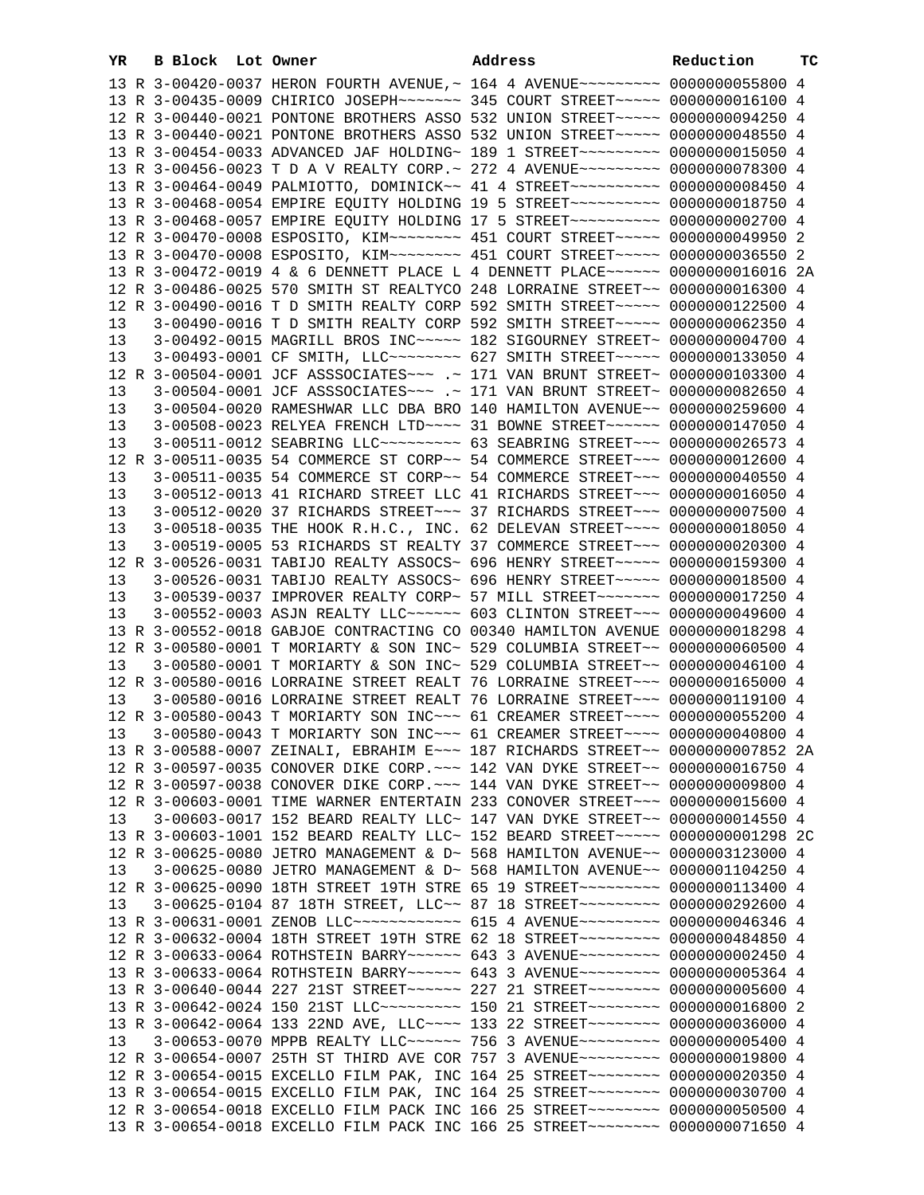| YR | | B Block | Lot | Owner | Address | Reduction | TC |
|---|---|---|---|---|---|---|---|
| 13 | R | 3-00420-0037 | | HERON FOURTH AVENUE,~ | 164 4 AVENUE~~~~~~~~~ | 0000000055800 | 4 |
| 13 | R | 3-00435-0009 | | CHIRICO JOSEPH~~~~~~~ | 345 COURT STREET~~~~~ | 0000000016100 | 4 |
| 12 | R | 3-00440-0021 | | PONTONE BROTHERS ASSO | 532 UNION STREET~~~~~ | 0000000094250 | 4 |
| 13 | R | 3-00440-0021 | | PONTONE BROTHERS ASSO | 532 UNION STREET~~~~~ | 0000000048550 | 4 |
| 13 | R | 3-00454-0033 | | ADVANCED JAF HOLDING~ | 189 1 STREET~~~~~~~~~ | 0000000015050 | 4 |
| 13 | R | 3-00456-0023 | | T D A V REALTY CORP.~ | 272 4 AVENUE~~~~~~~~~ | 0000000078300 | 4 |
| 13 | R | 3-00464-0049 | | PALMIOTTO, DOMINICK~~ | 41 4 STREET~~~~~~~~~~ | 0000000008450 | 4 |
| 13 | R | 3-00468-0054 | | EMPIRE EQUITY HOLDING | 19 5 STREET~~~~~~~~~~ | 0000000018750 | 4 |
| 13 | R | 3-00468-0057 | | EMPIRE EQUITY HOLDING | 17 5 STREET~~~~~~~~~~ | 0000000002700 | 4 |
| 12 | R | 3-00470-0008 | | ESPOSITO, KIM~~~~~~~~ | 451 COURT STREET~~~~~ | 0000000049950 | 2 |
| 13 | R | 3-00470-0008 | | ESPOSITO, KIM~~~~~~~~ | 451 COURT STREET~~~~~ | 0000000036550 | 2 |
| 13 | R | 3-00472-0019 | | 4 & 6 DENNETT PLACE L | 4 DENNETT PLACE~~~~~~ | 0000000016016 | 2A |
| 12 | R | 3-00486-0025 | | 570 SMITH ST REALTYCO | 248 LORRAINE STREET~~ | 0000000016300 | 4 |
| 12 | R | 3-00490-0016 | | T D SMITH REALTY CORP | 592 SMITH STREET~~~~~ | 0000000122500 | 4 |
| 13 | | 3-00490-0016 | | T D SMITH REALTY CORP | 592 SMITH STREET~~~~~ | 0000000062350 | 4 |
| 13 | | 3-00492-0015 | | MAGRILL BROS INC~~~~~ | 182 SIGOURNEY STREET~ | 0000000004700 | 4 |
| 13 | | 3-00493-0001 | | CF SMITH, LLC~~~~~~~~ | 627 SMITH STREET~~~~~ | 0000000133050 | 4 |
| 12 | R | 3-00504-0001 | | JCF ASSSOCIATES~~~ .~ | 171 VAN BRUNT STREET~ | 0000000103300 | 4 |
| 13 | | 3-00504-0001 | | JCF ASSSOCIATES~~~ .~ | 171 VAN BRUNT STREET~ | 0000000082650 | 4 |
| 13 | | 3-00504-0020 | | RAMESHWAR LLC DBA BRO | 140 HAMILTON AVENUE~~ | 0000000259600 | 4 |
| 13 | | 3-00508-0023 | | RELYEA FRENCH LTD~~~~ | 31 BOWNE STREET~~~~~~ | 0000000147050 | 4 |
| 13 | | 3-00511-0012 | | SEABRING LLC~~~~~~~~~ | 63 SEABRING STREET~~~ | 0000000026573 | 4 |
| 12 | R | 3-00511-0035 | | 54 COMMERCE ST CORP~~ | 54 COMMERCE STREET~~~ | 0000000012600 | 4 |
| 13 | | 3-00511-0035 | | 54 COMMERCE ST CORP~~ | 54 COMMERCE STREET~~~ | 0000000040550 | 4 |
| 13 | | 3-00512-0013 | | 41 RICHARD STREET LLC | 41 RICHARDS STREET~~~ | 0000000016050 | 4 |
| 13 | | 3-00512-0020 | | 37 RICHARDS STREET~~~ | 37 RICHARDS STREET~~~ | 0000000007500 | 4 |
| 13 | | 3-00518-0035 | | THE HOOK R.H.C., INC. | 62 DELEVAN STREET~~~~ | 0000000018050 | 4 |
| 13 | | 3-00519-0005 | | 53 RICHARDS ST REALTY | 37 COMMERCE STREET~~~ | 0000000020300 | 4 |
| 12 | R | 3-00526-0031 | | TABIJO REALTY ASSOCS~ | 696 HENRY STREET~~~~~ | 0000000159300 | 4 |
| 13 | | 3-00526-0031 | | TABIJO REALTY ASSOCS~ | 696 HENRY STREET~~~~~ | 0000000018500 | 4 |
| 13 | | 3-00539-0037 | | IMPROVER REALTY CORP~ | 57 MILL STREET~~~~~~~ | 0000000017250 | 4 |
| 13 | | 3-00552-0003 | | ASJN REALTY LLC~~~~~~ | 603 CLINTON STREET~~~ | 0000000049600 | 4 |
| 13 | R | 3-00552-0018 | | GABJOE CONTRACTING CO | 00340 HAMILTON AVENUE | 0000000018298 | 4 |
| 12 | R | 3-00580-0001 | | T MORIARTY & SON INC~ | 529 COLUMBIA STREET~~ | 0000000060500 | 4 |
| 13 | | 3-00580-0001 | | T MORIARTY & SON INC~ | 529 COLUMBIA STREET~~ | 0000000046100 | 4 |
| 12 | R | 3-00580-0016 | | LORRAINE STREET REALT | 76 LORRAINE STREET~~~ | 0000000165000 | 4 |
| 13 | | 3-00580-0016 | | LORRAINE STREET REALT | 76 LORRAINE STREET~~~ | 0000000119100 | 4 |
| 12 | R | 3-00580-0043 | | T MORIARTY SON INC~~~ | 61 CREAMER STREET~~~~ | 0000000055200 | 4 |
| 13 | | 3-00580-0043 | | T MORIARTY SON INC~~~ | 61 CREAMER STREET~~~~ | 0000000040800 | 4 |
| 13 | R | 3-00588-0007 | | ZEINALI, EBRAHIM E~~~ | 187 RICHARDS STREET~~ | 0000000007852 | 2A |
| 12 | R | 3-00597-0035 | | CONOVER DIKE CORP.~~~ | 142 VAN DYKE STREET~~ | 0000000016750 | 4 |
| 12 | R | 3-00597-0038 | | CONOVER DIKE CORP.~~~ | 144 VAN DYKE STREET~~ | 0000000009800 | 4 |
| 12 | R | 3-00603-0001 | | TIME WARNER ENTERTAIN | 233 CONOVER STREET~~~ | 0000000015600 | 4 |
| 13 | | 3-00603-0017 | | 152 BEARD REALTY LLC~ | 147 VAN DYKE STREET~~ | 0000000014550 | 4 |
| 13 | R | 3-00603-1001 | | 152 BEARD REALTY LLC~ | 152 BEARD STREET~~~~~ | 0000000001298 | 2C |
| 12 | R | 3-00625-0080 | | JETRO MANAGEMENT & D~ | 568 HAMILTON AVENUE~~ | 0000003123000 | 4 |
| 13 | | 3-00625-0080 | | JETRO MANAGEMENT & D~ | 568 HAMILTON AVENUE~~ | 0000001104250 | 4 |
| 12 | R | 3-00625-0090 | | 18TH STREET 19TH STRE | 65 19 STREET~~~~~~~~~ | 0000000113400 | 4 |
| 13 | | 3-00625-0104 | | 87 18TH STREET, LLC~~ | 87 18 STREET~~~~~~~~~ | 0000000292600 | 4 |
| 13 | R | 3-00631-0001 | | ZENOB LLC~~~~~~~~~~~~ | 615 4 AVENUE~~~~~~~~~ | 0000000046346 | 4 |
| 12 | R | 3-00632-0004 | | 18TH STREET 19TH STRE | 62 18 STREET~~~~~~~~~ | 0000000484850 | 4 |
| 12 | R | 3-00633-0064 | | ROTHSTEIN BARRY~~~~~~ | 643 3 AVENUE~~~~~~~~~ | 0000000002450 | 4 |
| 13 | R | 3-00633-0064 | | ROTHSTEIN BARRY~~~~~~ | 643 3 AVENUE~~~~~~~~~ | 0000000005364 | 4 |
| 13 | R | 3-00640-0044 | | 227 21ST STREET~~~~~~ | 227 21 STREET~~~~~~~~ | 0000000005600 | 4 |
| 13 | R | 3-00642-0024 | | 150 21ST LLC~~~~~~~~~ | 150 21 STREET~~~~~~~~ | 0000000016800 | 2 |
| 13 | R | 3-00642-0064 | | 133 22ND AVE, LLC~~~~ | 133 22 STREET~~~~~~~~ | 0000000036000 | 4 |
| 13 | | 3-00653-0070 | | MPPB REALTY LLC~~~~~~ | 756 3 AVENUE~~~~~~~~~ | 0000000005400 | 4 |
| 12 | R | 3-00654-0007 | | 25TH ST THIRD AVE COR | 757 3 AVENUE~~~~~~~~~ | 0000000019800 | 4 |
| 12 | R | 3-00654-0015 | | EXCELLO FILM PAK, INC | 164 25 STREET~~~~~~~~ | 0000000020350 | 4 |
| 13 | R | 3-00654-0015 | | EXCELLO FILM PAK, INC | 164 25 STREET~~~~~~~~ | 0000000030700 | 4 |
| 12 | R | 3-00654-0018 | | EXCELLO FILM PACK INC | 166 25 STREET~~~~~~~~ | 0000000050500 | 4 |
| 13 | R | 3-00654-0018 | | EXCELLO FILM PACK INC | 166 25 STREET~~~~~~~~ | 0000000071650 | 4 |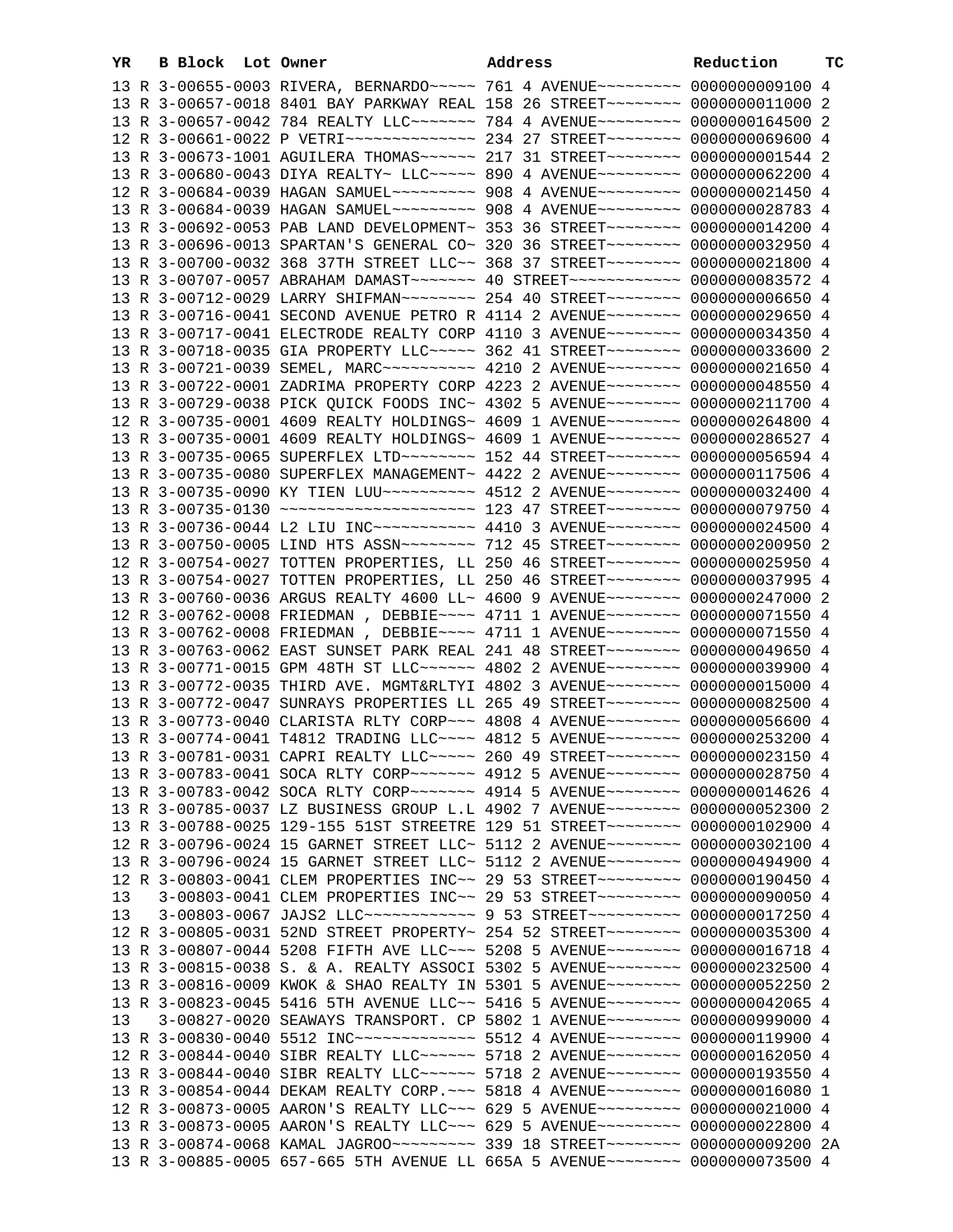| YR | B | Block | Lot | Owner | Address | Reduction | TC |
|---|---|---|---|---|---|---|---|
| 13 | R | 3-00655-0003 | | RIVERA, BERNARDO~~~~~ | 761 4 AVENUE~~~~~~~~~ | 0000000009100 | 4 |
| 13 | R | 3-00657-0018 | | 8401 BAY PARKWAY REAL | 158 26 STREET~~~~~~~~ | 0000000011000 | 2 |
| 13 | R | 3-00657-0042 | | 784 REALTY LLC~~~~~~~ | 784 4 AVENUE~~~~~~~~~ | 0000000164500 | 2 |
| 12 | R | 3-00661-0022 | | P VETRI~~~~~~~~~~~~~~ | 234 27 STREET~~~~~~~~ | 0000000069600 | 4 |
| 13 | R | 3-00673-1001 | | AGUILERA THOMAS~~~~~~ | 217 31 STREET~~~~~~~~ | 0000000001544 | 2 |
| 13 | R | 3-00680-0043 | | DIYA REALTY~ LLC~~~~~ | 890 4 AVENUE~~~~~~~~~ | 0000000062200 | 4 |
| 12 | R | 3-00684-0039 | | HAGAN SAMUEL~~~~~~~~~ | 908 4 AVENUE~~~~~~~~~ | 0000000021450 | 4 |
| 13 | R | 3-00684-0039 | | HAGAN SAMUEL~~~~~~~~~ | 908 4 AVENUE~~~~~~~~~ | 0000000028783 | 4 |
| 13 | R | 3-00692-0053 | | PAB LAND DEVELOPMENT~ | 353 36 STREET~~~~~~~~ | 0000000014200 | 4 |
| 13 | R | 3-00696-0013 | | SPARTAN'S GENERAL CO~ | 320 36 STREET~~~~~~~~ | 0000000032950 | 4 |
| 13 | R | 3-00700-0032 | | 368 37TH STREET LLC~~ | 368 37 STREET~~~~~~~~ | 0000000021800 | 4 |
| 13 | R | 3-00707-0057 | | ABRAHAM DAMAST~~~~~~~ | 40 STREET~~~~~~~~~~~~ | 0000000083572 | 4 |
| 13 | R | 3-00712-0029 | | LARRY SHIFMAN~~~~~~~~ | 254 40 STREET~~~~~~~~ | 0000000006650 | 4 |
| 13 | R | 3-00716-0041 | | SECOND AVENUE PETRO R | 4114 2 AVENUE~~~~~~~~ | 0000000029650 | 4 |
| 13 | R | 3-00717-0041 | | ELECTRODE REALTY CORP | 4110 3 AVENUE~~~~~~~~ | 0000000034350 | 4 |
| 13 | R | 3-00718-0035 | | GIA PROPERTY LLC~~~~~ | 362 41 STREET~~~~~~~~ | 0000000033600 | 2 |
| 13 | R | 3-00721-0039 | | SEMEL, MARC~~~~~~~~~~ | 4210 2 AVENUE~~~~~~~~ | 0000000021650 | 4 |
| 13 | R | 3-00722-0001 | | ZADRIMA PROPERTY CORP | 4223 2 AVENUE~~~~~~~~ | 0000000048550 | 4 |
| 13 | R | 3-00729-0038 | | PICK QUICK FOODS INC~ | 4302 5 AVENUE~~~~~~~~ | 0000000211700 | 4 |
| 12 | R | 3-00735-0001 | | 4609 REALTY HOLDINGS~ | 4609 1 AVENUE~~~~~~~~ | 0000000264800 | 4 |
| 13 | R | 3-00735-0001 | | 4609 REALTY HOLDINGS~ | 4609 1 AVENUE~~~~~~~~ | 0000000286527 | 4 |
| 13 | R | 3-00735-0065 | | SUPERFLEX LTD~~~~~~~~ | 152 44 STREET~~~~~~~~ | 0000000056594 | 4 |
| 13 | R | 3-00735-0080 | | SUPERFLEX MANAGEMENT~ | 4422 2 AVENUE~~~~~~~~ | 0000000117506 | 4 |
| 13 | R | 3-00735-0090 | | KY TIEN LUU~~~~~~~~~~ | 4512 2 AVENUE~~~~~~~~ | 0000000032400 | 4 |
| 13 | R | 3-00735-0130 | | ~~~~~~~~~~~~~~~~~~~~~ | 123 47 STREET~~~~~~~~ | 0000000079750 | 4 |
| 13 | R | 3-00736-0044 | | L2 LIU INC~~~~~~~~~~~ | 4410 3 AVENUE~~~~~~~~ | 0000000024500 | 4 |
| 13 | R | 3-00750-0005 | | LIND HTS ASSN~~~~~~~~ | 712 45 STREET~~~~~~~~ | 0000000200950 | 2 |
| 12 | R | 3-00754-0027 | | TOTTEN PROPERTIES, LL | 250 46 STREET~~~~~~~~ | 0000000025950 | 4 |
| 13 | R | 3-00754-0027 | | TOTTEN PROPERTIES, LL | 250 46 STREET~~~~~~~~ | 0000000037995 | 4 |
| 13 | R | 3-00760-0036 | | ARGUS REALTY 4600 LL~ | 4600 9 AVENUE~~~~~~~~ | 0000000247000 | 2 |
| 12 | R | 3-00762-0008 | | FRIEDMAN , DEBBIE~~~~ | 4711 1 AVENUE~~~~~~~~ | 0000000071550 | 4 |
| 13 | R | 3-00762-0008 | | FRIEDMAN , DEBBIE~~~~ | 4711 1 AVENUE~~~~~~~~ | 0000000071550 | 4 |
| 13 | R | 3-00763-0062 | | EAST SUNSET PARK REAL | 241 48 STREET~~~~~~~~ | 0000000049650 | 4 |
| 13 | R | 3-00771-0015 | | GPM 48TH ST LLC~~~~~~ | 4802 2 AVENUE~~~~~~~~ | 0000000039900 | 4 |
| 13 | R | 3-00772-0035 | | THIRD AVE. MGMT&RLTYI | 4802 3 AVENUE~~~~~~~~ | 0000000015000 | 4 |
| 13 | R | 3-00772-0047 | | SUNRAYS PROPERTIES LL | 265 49 STREET~~~~~~~~ | 0000000082500 | 4 |
| 13 | R | 3-00773-0040 | | CLARISTA RLTY CORP~~~ | 4808 4 AVENUE~~~~~~~~ | 0000000056600 | 4 |
| 13 | R | 3-00774-0041 | | T4812 TRADING LLC~~~~ | 4812 5 AVENUE~~~~~~~~ | 0000000253200 | 4 |
| 13 | R | 3-00781-0031 | | CAPRI REALTY LLC~~~~~ | 260 49 STREET~~~~~~~~ | 0000000023150 | 4 |
| 13 | R | 3-00783-0041 | | SOCA RLTY CORP~~~~~~~ | 4912 5 AVENUE~~~~~~~~ | 0000000028750 | 4 |
| 13 | R | 3-00783-0042 | | SOCA RLTY CORP~~~~~~~ | 4914 5 AVENUE~~~~~~~~ | 0000000014626 | 4 |
| 13 | R | 3-00785-0037 | | LZ BUSINESS GROUP L.L | 4902 7 AVENUE~~~~~~~~ | 0000000052300 | 2 |
| 13 | R | 3-00788-0025 | | 129-155 51ST STREETRE | 129 51 STREET~~~~~~~~ | 0000000102900 | 4 |
| 12 | R | 3-00796-0024 | | 15 GARNET STREET LLC~ | 5112 2 AVENUE~~~~~~~~ | 0000000302100 | 4 |
| 13 | R | 3-00796-0024 | | 15 GARNET STREET LLC~ | 5112 2 AVENUE~~~~~~~~ | 0000000494900 | 4 |
| 12 | R | 3-00803-0041 | | CLEM PROPERTIES INC~~ | 29 53 STREET~~~~~~~~~ | 0000000190450 | 4 |
| 13 | | 3-00803-0041 | | CLEM PROPERTIES INC~~ | 29 53 STREET~~~~~~~~~ | 0000000090050 | 4 |
| 13 | | 3-00803-0067 | | JAJS2 LLC~~~~~~~~~~~~ | 9 53 STREET~~~~~~~~~~ | 0000000017250 | 4 |
| 12 | R | 3-00805-0031 | | 52ND STREET PROPERTY~ | 254 52 STREET~~~~~~~~ | 0000000035300 | 4 |
| 13 | R | 3-00807-0044 | | 5208 FIFTH AVE LLC~~~ | 5208 5 AVENUE~~~~~~~~ | 0000000016718 | 4 |
| 13 | R | 3-00815-0038 | | S. & A. REALTY ASSOCI | 5302 5 AVENUE~~~~~~~~ | 0000000232500 | 4 |
| 13 | R | 3-00816-0009 | | KWOK & SHAO REALTY IN | 5301 5 AVENUE~~~~~~~~ | 0000000052250 | 2 |
| 13 | R | 3-00823-0045 | | 5416 5TH AVENUE LLC~~ | 5416 5 AVENUE~~~~~~~~ | 0000000042065 | 4 |
| 13 | | 3-00827-0020 | | SEAWAYS TRANSPORT. CP | 5802 1 AVENUE~~~~~~~~ | 0000000999000 | 4 |
| 13 | R | 3-00830-0040 | | 5512 INC~~~~~~~~~~~~~ | 5512 4 AVENUE~~~~~~~~ | 0000000119900 | 4 |
| 12 | R | 3-00844-0040 | | SIBR REALTY LLC~~~~~~ | 5718 2 AVENUE~~~~~~~~ | 0000000162050 | 4 |
| 13 | R | 3-00844-0040 | | SIBR REALTY LLC~~~~~~ | 5718 2 AVENUE~~~~~~~~ | 0000000193550 | 4 |
| 13 | R | 3-00854-0044 | | DEKAM REALTY CORP.~~~ | 5818 4 AVENUE~~~~~~~~ | 0000000016080 | 1 |
| 12 | R | 3-00873-0005 | | AARON'S REALTY LLC~~~ | 629 5 AVENUE~~~~~~~~~ | 0000000021000 | 4 |
| 13 | R | 3-00873-0005 | | AARON'S REALTY LLC~~~ | 629 5 AVENUE~~~~~~~~~ | 0000000022800 | 4 |
| 13 | R | 3-00874-0068 | | KAMAL JAGROO~~~~~~~~~ | 339 18 STREET~~~~~~~~ | 0000000009200 | 2A |
| 13 | R | 3-00885-0005 | | 657-665 5TH AVENUE LL | 665A 5 AVENUE~~~~~~~~ | 0000000073500 | 4 |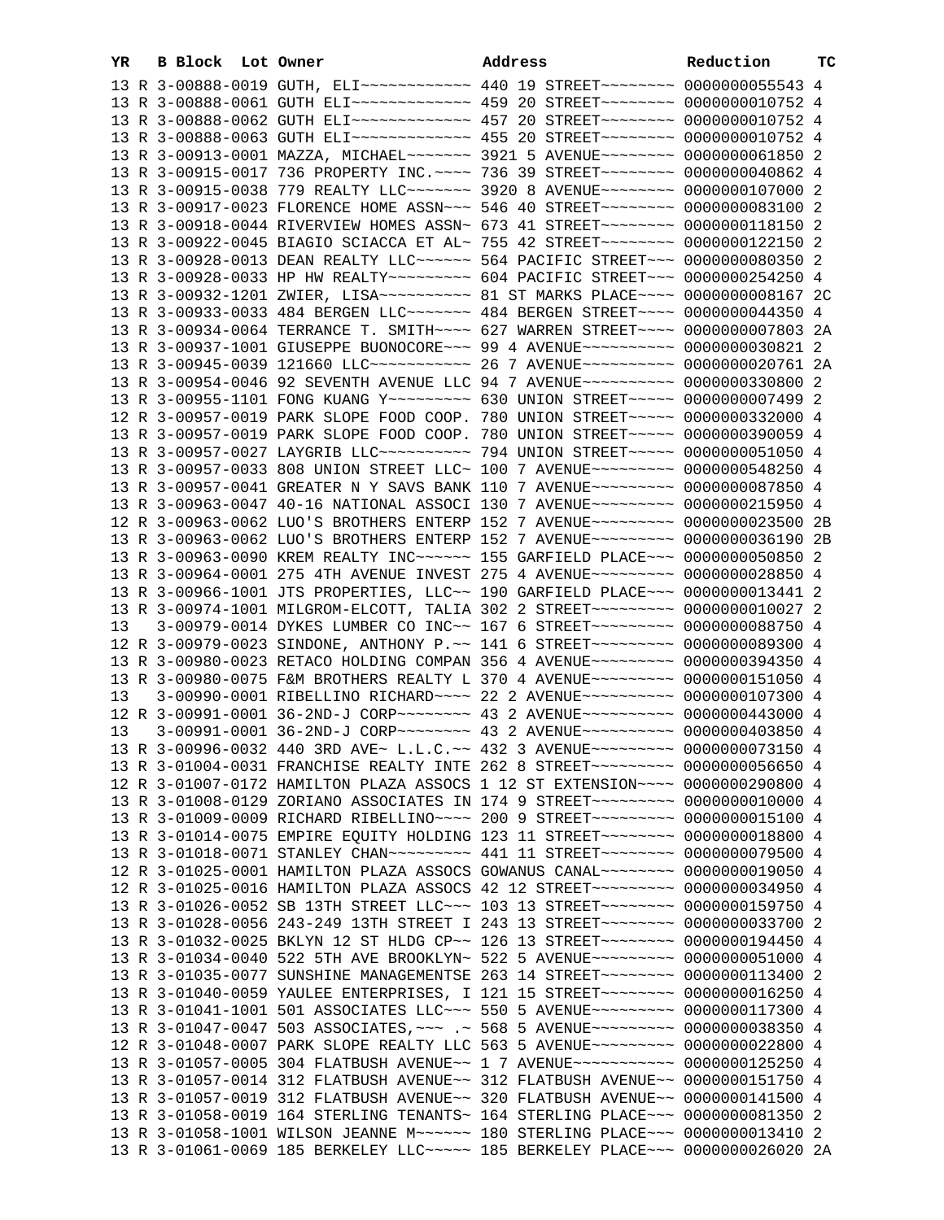| YR | B | Block | Lot | Owner | Address | Reduction | TC |
|---|---|---|---|---|---|---|---|
| 13 | R | 3-00888-0019 | | GUTH, ELI~~~~~~~~~~~~ | 440 19 STREET~~~~~~~~ | 0000000055543 | 4 |
| 13 | R | 3-00888-0061 | | GUTH ELI~~~~~~~~~~~~~ | 459 20 STREET~~~~~~~~ | 0000000010752 | 4 |
| 13 | R | 3-00888-0062 | | GUTH ELI~~~~~~~~~~~~~ | 457 20 STREET~~~~~~~~ | 0000000010752 | 4 |
| 13 | R | 3-00888-0063 | | GUTH ELI~~~~~~~~~~~~~ | 455 20 STREET~~~~~~~~ | 0000000010752 | 4 |
| 13 | R | 3-00913-0001 | | MAZZA, MICHAEL~~~~~~~ | 3921 5 AVENUE~~~~~~~~ | 0000000061850 | 2 |
| 13 | R | 3-00915-0017 | | 736 PROPERTY INC.~~~~ | 736 39 STREET~~~~~~~~ | 0000000040862 | 4 |
| 13 | R | 3-00915-0038 | | 779 REALTY LLC~~~~~~~ | 3920 8 AVENUE~~~~~~~~ | 0000000107000 | 2 |
| 13 | R | 3-00917-0023 | | FLORENCE HOME ASSN~~~ | 546 40 STREET~~~~~~~~ | 0000000083100 | 2 |
| 13 | R | 3-00918-0044 | | RIVERVIEW HOMES ASSN~ | 673 41 STREET~~~~~~~~ | 0000000118150 | 2 |
| 13 | R | 3-00922-0045 | | BIAGIO SCIACCA ET AL~ | 755 42 STREET~~~~~~~~ | 0000000122150 | 2 |
| 13 | R | 3-00928-0013 | | DEAN REALTY LLC~~~~~~ | 564 PACIFIC STREET~~~ | 0000000080350 | 2 |
| 13 | R | 3-00928-0033 | | HP HW REALTY~~~~~~~~~ | 604 PACIFIC STREET~~~ | 0000000254250 | 4 |
| 13 | R | 3-00932-1201 | | ZWIER, LISA~~~~~~~~~~ | 81 ST MARKS PLACE~~~~ | 0000000008167 | 2C |
| 13 | R | 3-00933-0033 | | 484 BERGEN LLC~~~~~~~ | 484 BERGEN STREET~~~~ | 0000000044350 | 4 |
| 13 | R | 3-00934-0064 | | TERRANCE T. SMITH~~~~ | 627 WARREN STREET~~~~ | 0000000007803 | 2A |
| 13 | R | 3-00937-1001 | | GIUSEPPE BUONOCORE~~~ | 99 4 AVENUE~~~~~~~~~~ | 0000000030821 | 2 |
| 13 | R | 3-00945-0039 | | 121660 LLC~~~~~~~~~~~ | 26 7 AVENUE~~~~~~~~~~ | 0000000020761 | 2A |
| 13 | R | 3-00954-0046 | | 92 SEVENTH AVENUE LLC | 94 7 AVENUE~~~~~~~~~~ | 0000000330800 | 2 |
| 13 | R | 3-00955-1101 | | FONG KUANG Y~~~~~~~~~ | 630 UNION STREET~~~~~ | 0000000007499 | 2 |
| 12 | R | 3-00957-0019 | | PARK SLOPE FOOD COOP. | 780 UNION STREET~~~~~ | 0000000332000 | 4 |
| 13 | R | 3-00957-0019 | | PARK SLOPE FOOD COOP. | 780 UNION STREET~~~~~ | 0000000390059 | 4 |
| 13 | R | 3-00957-0027 | | LAYGRIB LLC~~~~~~~~~~ | 794 UNION STREET~~~~~ | 0000000051050 | 4 |
| 13 | R | 3-00957-0033 | | 808 UNION STREET LLC~ | 100 7 AVENUE~~~~~~~~~ | 0000000548250 | 4 |
| 13 | R | 3-00957-0041 | | GREATER N Y SAVS BANK | 110 7 AVENUE~~~~~~~~~ | 0000000087850 | 4 |
| 13 | R | 3-00963-0047 | | 40-16 NATIONAL ASSOCI | 130 7 AVENUE~~~~~~~~~ | 0000000215950 | 4 |
| 12 | R | 3-00963-0062 | | LUO'S BROTHERS ENTERP | 152 7 AVENUE~~~~~~~~~ | 0000000023500 | 2B |
| 13 | R | 3-00963-0062 | | LUO'S BROTHERS ENTERP | 152 7 AVENUE~~~~~~~~~ | 0000000036190 | 2B |
| 13 | R | 3-00963-0090 | | KREM REALTY INC~~~~~~ | 155 GARFIELD PLACE~~~ | 0000000050850 | 2 |
| 13 | R | 3-00964-0001 | | 275 4TH AVENUE INVEST | 275 4 AVENUE~~~~~~~~~ | 0000000028850 | 4 |
| 13 | R | 3-00966-1001 | | JTS PROPERTIES, LLC~~ | 190 GARFIELD PLACE~~~ | 0000000013441 | 2 |
| 13 | R | 3-00974-1001 | | MILGROM-ELCOTT, TALIA | 302 2 STREET~~~~~~~~~ | 0000000010027 | 2 |
| 13 | | 3-00979-0014 | | DYKES LUMBER CO INC~~ | 167 6 STREET~~~~~~~~~ | 0000000088750 | 4 |
| 12 | R | 3-00979-0023 | | SINDONE, ANTHONY P.~~ | 141 6 STREET~~~~~~~~~ | 0000000089300 | 4 |
| 13 | R | 3-00980-0023 | | RETACO HOLDING COMPAN | 356 4 AVENUE~~~~~~~~~ | 0000000394350 | 4 |
| 13 | R | 3-00980-0075 | | F&M BROTHERS REALTY L | 370 4 AVENUE~~~~~~~~~ | 0000000151050 | 4 |
| 13 | | 3-00990-0001 | | RIBELLINO RICHARD~~~~ | 22 2 AVENUE~~~~~~~~~~ | 0000000107300 | 4 |
| 12 | R | 3-00991-0001 | | 36-2ND-J CORP~~~~~~~~ | 43 2 AVENUE~~~~~~~~~~ | 0000000443000 | 4 |
| 13 | | 3-00991-0001 | | 36-2ND-J CORP~~~~~~~~ | 43 2 AVENUE~~~~~~~~~~ | 0000000403850 | 4 |
| 13 | R | 3-00996-0032 | | 440 3RD AVE~ L.L.C.~~ | 432 3 AVENUE~~~~~~~~~ | 0000000073150 | 4 |
| 13 | R | 3-01004-0031 | | FRANCHISE REALTY INTE | 262 8 STREET~~~~~~~~~ | 0000000056650 | 4 |
| 12 | R | 3-01007-0172 | | HAMILTON PLAZA ASSOCS | 1 12 ST EXTENSION~~~~ | 0000000290800 | 4 |
| 13 | R | 3-01008-0129 | | ZORIANO ASSOCIATES IN | 174 9 STREET~~~~~~~~~ | 0000000010000 | 4 |
| 13 | R | 3-01009-0009 | | RICHARD RIBELLINO~~~~ | 200 9 STREET~~~~~~~~~ | 0000000015100 | 4 |
| 13 | R | 3-01014-0075 | | EMPIRE EQUITY HOLDING | 123 11 STREET~~~~~~~~ | 0000000018800 | 4 |
| 13 | R | 3-01018-0071 | | STANLEY CHAN~~~~~~~~~ | 441 11 STREET~~~~~~~~ | 0000000079500 | 4 |
| 12 | R | 3-01025-0001 | | HAMILTON PLAZA ASSOCS | GOWANUS CANAL~~~~~~~~ | 0000000019050 | 4 |
| 12 | R | 3-01025-0016 | | HAMILTON PLAZA ASSOCS | 42 12 STREET~~~~~~~~~ | 0000000034950 | 4 |
| 13 | R | 3-01026-0052 | | SB 13TH STREET LLC~~~ | 103 13 STREET~~~~~~~~ | 0000000159750 | 4 |
| 13 | R | 3-01028-0056 | | 243-249 13TH STREET I | 243 13 STREET~~~~~~~~ | 0000000033700 | 2 |
| 13 | R | 3-01032-0025 | | BKLYN 12 ST HLDG CP~~ | 126 13 STREET~~~~~~~~ | 0000000194450 | 4 |
| 13 | R | 3-01034-0040 | | 522 5TH AVE BROOKLYN~ | 522 5 AVENUE~~~~~~~~~ | 0000000051000 | 4 |
| 13 | R | 3-01035-0077 | | SUNSHINE MANAGEMENTSE | 263 14 STREET~~~~~~~~ | 0000000113400 | 2 |
| 13 | R | 3-01040-0059 | | YAULEE ENTERPRISES, I | 121 15 STREET~~~~~~~~ | 0000000016250 | 4 |
| 13 | R | 3-01041-1001 | | 501 ASSOCIATES LLC~~~ | 550 5 AVENUE~~~~~~~~~ | 0000000117300 | 4 |
| 13 | R | 3-01047-0047 | | 503 ASSOCIATES,~~~ .~ | 568 5 AVENUE~~~~~~~~~ | 0000000038350 | 4 |
| 12 | R | 3-01048-0007 | | PARK SLOPE REALTY LLC | 563 5 AVENUE~~~~~~~~~ | 0000000022800 | 4 |
| 13 | R | 3-01057-0005 | | 304 FLATBUSH AVENUE~~ | 1 7 AVENUE~~~~~~~~~~~ | 0000000125250 | 4 |
| 13 | R | 3-01057-0014 | | 312 FLATBUSH AVENUE~~ | 312 FLATBUSH AVENUE~~ | 0000000151750 | 4 |
| 13 | R | 3-01057-0019 | | 312 FLATBUSH AVENUE~~ | 320 FLATBUSH AVENUE~~ | 0000000141500 | 4 |
| 13 | R | 3-01058-0019 | | 164 STERLING TENANTS~ | 164 STERLING PLACE~~~ | 0000000081350 | 2 |
| 13 | R | 3-01058-1001 | | WILSON JEANNE M~~~~~~ | 180 STERLING PLACE~~~ | 0000000013410 | 2 |
| 13 | R | 3-01061-0069 | | 185 BERKELEY LLC~~~~~ | 185 BERKELEY PLACE~~~ | 0000000026020 | 2A |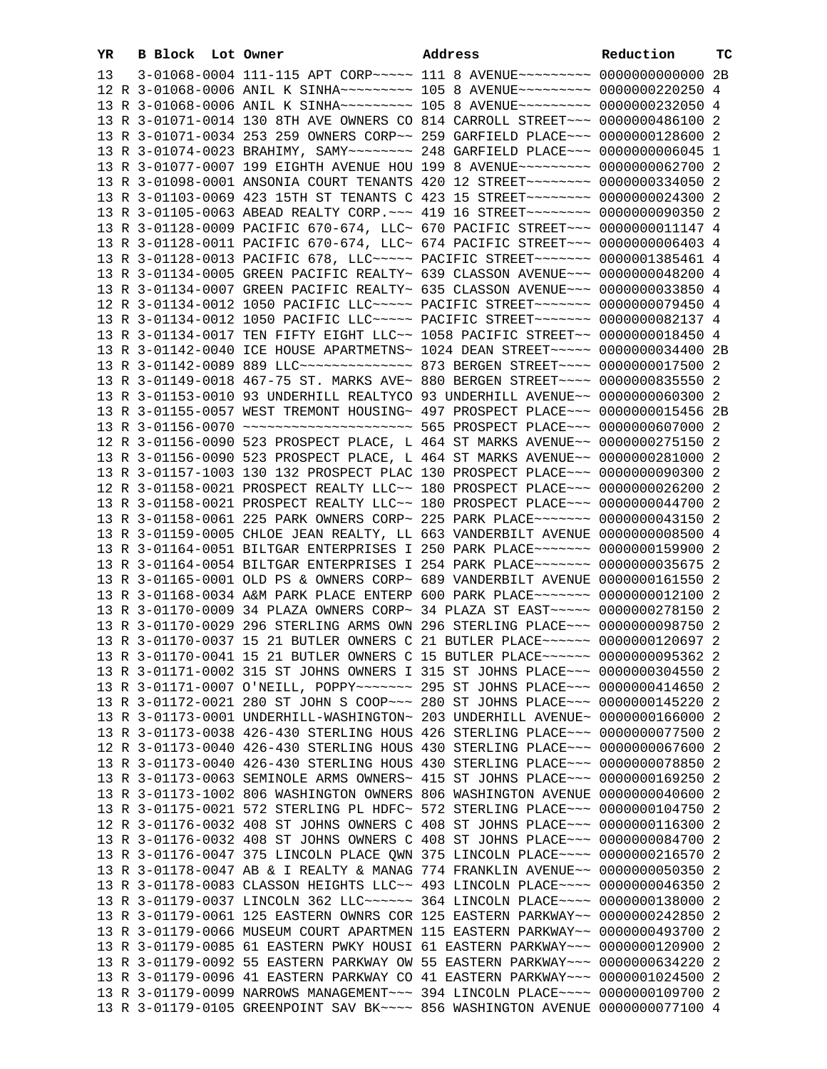| YR | B | Block | Lot | Owner | Address | Reduction | TC |
|---|---|---|---|---|---|---|---|
| 13 | | 3-01068-0004 | | 111-115 APT CORP~~~~~ | 111 8 AVENUE~~~~~~~~~ | 0000000000000 | 2B |
| 12 | R | 3-01068-0006 | | ANIL K SINHA~~~~~~~~~ | 105 8 AVENUE~~~~~~~~~ | 0000000220250 | 4 |
| 13 | R | 3-01068-0006 | | ANIL K SINHA~~~~~~~~~ | 105 8 AVENUE~~~~~~~~~ | 0000000232050 | 4 |
| 13 | R | 3-01071-0014 | | 130 8TH AVE OWNERS CO | 814 CARROLL STREET~~~ | 0000000486100 | 2 |
| 13 | R | 3-01071-0034 | | 253 259 OWNERS CORP~~ | 259 GARFIELD PLACE~~~ | 0000000128600 | 2 |
| 13 | R | 3-01074-0023 | | BRAHIMY, SAMY~~~~~~~~ | 248 GARFIELD PLACE~~~ | 0000000006045 | 1 |
| 13 | R | 3-01077-0007 | | 199 EIGHTH AVENUE HOU | 199 8 AVENUE~~~~~~~~~ | 0000000062700 | 2 |
| 13 | R | 3-01098-0001 | | ANSONIA COURT TENANTS | 420 12 STREET~~~~~~~~ | 0000000334050 | 2 |
| 13 | R | 3-01103-0069 | | 423 15TH ST TENANTS C | 423 15 STREET~~~~~~~~ | 0000000024300 | 2 |
| 13 | R | 3-01105-0063 | | ABEAD REALTY CORP.~~~ | 419 16 STREET~~~~~~~~ | 0000000090350 | 2 |
| 13 | R | 3-01128-0009 | | PACIFIC 670-674, LLC~ | 670 PACIFIC STREET~~~ | 0000000011147 | 4 |
| 13 | R | 3-01128-0011 | | PACIFIC 670-674, LLC~ | 674 PACIFIC STREET~~~ | 0000000006403 | 4 |
| 13 | R | 3-01128-0013 | | PACIFIC 678, LLC~~~~~ | PACIFIC STREET~~~~~~~ | 0000001385461 | 4 |
| 13 | R | 3-01134-0005 | | GREEN PACIFIC REALTY~ | 639 CLASSON AVENUE~~~ | 0000000048200 | 4 |
| 13 | R | 3-01134-0007 | | GREEN PACIFIC REALTY~ | 635 CLASSON AVENUE~~~ | 0000000033850 | 4 |
| 12 | R | 3-01134-0012 | | 1050 PACIFIC LLC~~~~~ | PACIFIC STREET~~~~~~~ | 0000000079450 | 4 |
| 13 | R | 3-01134-0012 | | 1050 PACIFIC LLC~~~~~ | PACIFIC STREET~~~~~~~ | 0000000082137 | 4 |
| 13 | R | 3-01134-0017 | | TEN FIFTY EIGHT LLC~~ | 1058 PACIFIC STREET~~ | 0000000018450 | 4 |
| 13 | R | 3-01142-0040 | | ICE HOUSE APARTMETNS~ | 1024 DEAN STREET~~~~~ | 0000000034400 | 2B |
| 13 | R | 3-01142-0089 | | 889 LLC~~~~~~~~~~~~~~ | 873 BERGEN STREET~~~~ | 0000000017500 | 2 |
| 13 | R | 3-01149-0018 | | 467-75 ST. MARKS AVE~ | 880 BERGEN STREET~~~~ | 0000000835550 | 2 |
| 13 | R | 3-01153-0010 | | 93 UNDERHILL REALTYCO | 93 UNDERHILL AVENUE~~ | 0000000060300 | 2 |
| 13 | R | 3-01155-0057 | | WEST TREMONT HOUSING~ | 497 PROSPECT PLACE~~~ | 0000000015456 | 2B |
| 13 | R | 3-01156-0070 | | ~~~~~~~~~~~~~~~~~~~~~ | 565 PROSPECT PLACE~~~ | 0000000607000 | 2 |
| 12 | R | 3-01156-0090 | | 523 PROSPECT PLACE, L | 464 ST MARKS AVENUE~~ | 0000000275150 | 2 |
| 13 | R | 3-01156-0090 | | 523 PROSPECT PLACE, L | 464 ST MARKS AVENUE~~ | 0000000281000 | 2 |
| 13 | R | 3-01157-1003 | | 130 132 PROSPECT PLAC | 130 PROSPECT PLACE~~~ | 0000000090300 | 2 |
| 12 | R | 3-01158-0021 | | PROSPECT REALTY LLC~~ | 180 PROSPECT PLACE~~~ | 0000000026200 | 2 |
| 13 | R | 3-01158-0021 | | PROSPECT REALTY LLC~~ | 180 PROSPECT PLACE~~~ | 0000000044700 | 2 |
| 13 | R | 3-01158-0061 | | 225 PARK OWNERS CORP~ | 225 PARK PLACE~~~~~~~ | 0000000043150 | 2 |
| 13 | R | 3-01159-0005 | | CHLOE JEAN REALTY, LL | 663 VANDERBILT AVENUE | 0000000008500 | 4 |
| 13 | R | 3-01164-0051 | | BILTGAR ENTERPRISES I | 250 PARK PLACE~~~~~~~ | 0000000159900 | 2 |
| 13 | R | 3-01164-0054 | | BILTGAR ENTERPRISES I | 254 PARK PLACE~~~~~~~ | 0000000035675 | 2 |
| 13 | R | 3-01165-0001 | | OLD PS & OWNERS CORP~ | 689 VANDERBILT AVENUE | 0000000161550 | 2 |
| 13 | R | 3-01168-0034 | | A&M PARK PLACE ENTERP | 600 PARK PLACE~~~~~~~ | 0000000012100 | 2 |
| 13 | R | 3-01170-0009 | | 34 PLAZA OWNERS CORP~ | 34 PLAZA ST EAST~~~~~ | 0000000278150 | 2 |
| 13 | R | 3-01170-0029 | | 296 STERLING ARMS OWN | 296 STERLING PLACE~~~ | 0000000098750 | 2 |
| 13 | R | 3-01170-0037 | | 15 21 BUTLER OWNERS C | 21 BUTLER PLACE~~~~~~ | 0000000120697 | 2 |
| 13 | R | 3-01170-0041 | | 15 21 BUTLER OWNERS C | 15 BUTLER PLACE~~~~~~ | 0000000095362 | 2 |
| 13 | R | 3-01171-0002 | | 315 ST JOHNS OWNERS I | 315 ST JOHNS PLACE~~~ | 0000000304550 | 2 |
| 13 | R | 3-01171-0007 | | O'NEILL, POPPY~~~~~~~ | 295 ST JOHNS PLACE~~~ | 0000000414650 | 2 |
| 13 | R | 3-01172-0021 | | 280 ST JOHN S COOP~~~ | 280 ST JOHNS PLACE~~~ | 0000000145220 | 2 |
| 13 | R | 3-01173-0001 | | UNDERHILL-WASHINGTON~ | 203 UNDERHILL AVENUE~ | 0000000166000 | 2 |
| 13 | R | 3-01173-0038 | | 426-430 STERLING HOUS | 426 STERLING PLACE~~~ | 0000000077500 | 2 |
| 12 | R | 3-01173-0040 | | 426-430 STERLING HOUS | 430 STERLING PLACE~~~ | 0000000067600 | 2 |
| 13 | R | 3-01173-0040 | | 426-430 STERLING HOUS | 430 STERLING PLACE~~~ | 0000000078850 | 2 |
| 13 | R | 3-01173-0063 | | SEMINOLE ARMS OWNERS~ | 415 ST JOHNS PLACE~~~ | 0000000169250 | 2 |
| 13 | R | 3-01173-1002 | | 806 WASHINGTON OWNERS | 806 WASHINGTON AVENUE | 0000000040600 | 2 |
| 13 | R | 3-01175-0021 | | 572 STERLING PL HDFC~ | 572 STERLING PLACE~~~ | 0000000104750 | 2 |
| 12 | R | 3-01176-0032 | | 408 ST JOHNS OWNERS C | 408 ST JOHNS PLACE~~~ | 0000000116300 | 2 |
| 13 | R | 3-01176-0032 | | 408 ST JOHNS OWNERS C | 408 ST JOHNS PLACE~~~ | 0000000084700 | 2 |
| 13 | R | 3-01176-0047 | | 375 LINCOLN PLACE QWN | 375 LINCOLN PLACE~~~~ | 0000000216570 | 2 |
| 13 | R | 3-01178-0047 | | AB & I REALTY & MANAG | 774 FRANKLIN AVENUE~~ | 0000000050350 | 2 |
| 13 | R | 3-01178-0083 | | CLASSON HEIGHTS LLC~~ | 493 LINCOLN PLACE~~~~ | 0000000046350 | 2 |
| 13 | R | 3-01179-0037 | | LINCOLN 362 LLC~~~~~~ | 364 LINCOLN PLACE~~~~ | 0000000138000 | 2 |
| 13 | R | 3-01179-0061 | | 125 EASTERN OWNRS COR | 125 EASTERN PARKWAY~~ | 0000000242850 | 2 |
| 13 | R | 3-01179-0066 | | MUSEUM COURT APARTMEN | 115 EASTERN PARKWAY~~ | 0000000493700 | 2 |
| 13 | R | 3-01179-0085 | | 61 EASTERN PWKY HOUSI | 61 EASTERN PARKWAY~~~ | 0000000120900 | 2 |
| 13 | R | 3-01179-0092 | | 55 EASTERN PARKWAY OW | 55 EASTERN PARKWAY~~~ | 0000000634220 | 2 |
| 13 | R | 3-01179-0096 | | 41 EASTERN PARKWAY CO | 41 EASTERN PARKWAY~~~ | 0000001024500 | 2 |
| 13 | R | 3-01179-0099 | | NARROWS MANAGEMENT~~~ | 394 LINCOLN PLACE~~~~ | 0000000109700 | 2 |
| 13 | R | 3-01179-0105 | | GREENPOINT SAV BK~~~~ | 856 WASHINGTON AVENUE | 0000000077100 | 4 |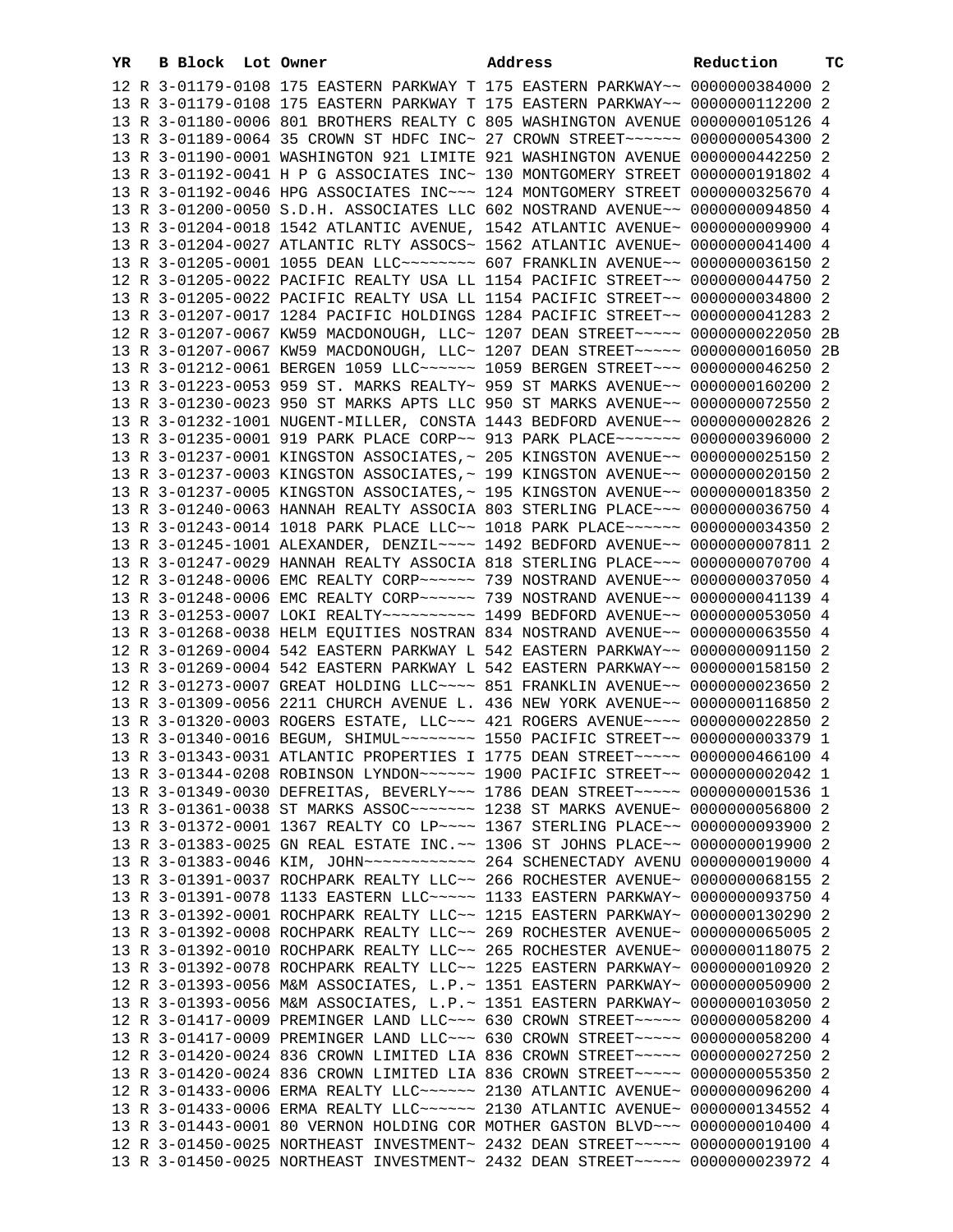| YR | B | Block | Lot | Owner | Address | Reduction | TC |
|---|---|---|---|---|---|---|---|
| 12 | R | 3-01179-0108 | | 175 EASTERN PARKWAY T | 175 EASTERN PARKWAY~~ | 0000000384000 | 2 |
| 13 | R | 3-01179-0108 | | 175 EASTERN PARKWAY T | 175 EASTERN PARKWAY~~ | 0000000112200 | 2 |
| 13 | R | 3-01180-0006 | | 801 BROTHERS REALTY C | 805 WASHINGTON AVENUE | 0000000105126 | 4 |
| 13 | R | 3-01189-0064 | | 35 CROWN ST HDFC INC~ | 27 CROWN STREET~~~~~~ | 0000000054300 | 2 |
| 13 | R | 3-01190-0001 | | WASHINGTON 921 LIMITE | 921 WASHINGTON AVENUE | 0000000442250 | 2 |
| 13 | R | 3-01192-0041 | | H P G ASSOCIATES INC~ | 130 MONTGOMERY STREET | 0000000191802 | 4 |
| 13 | R | 3-01192-0046 | | HPG ASSOCIATES INC~~~ | 124 MONTGOMERY STREET | 0000000325670 | 4 |
| 13 | R | 3-01200-0050 | | S.D.H. ASSOCIATES LLC | 602 NOSTRAND AVENUE~~ | 0000000094850 | 4 |
| 13 | R | 3-01204-0018 | | 1542 ATLANTIC AVENUE, | 1542 ATLANTIC AVENUE~ | 0000000009900 | 4 |
| 13 | R | 3-01204-0027 | | ATLANTIC RLTY ASSOCS~ | 1562 ATLANTIC AVENUE~ | 0000000041400 | 4 |
| 13 | R | 3-01205-0001 | | 1055 DEAN LLC~~~~~~~~ | 607 FRANKLIN AVENUE~~ | 0000000036150 | 2 |
| 12 | R | 3-01205-0022 | | PACIFIC REALTY USA LL | 1154 PACIFIC STREET~~ | 0000000044750 | 2 |
| 13 | R | 3-01205-0022 | | PACIFIC REALTY USA LL | 1154 PACIFIC STREET~~ | 0000000034800 | 2 |
| 13 | R | 3-01207-0017 | | 1284 PACIFIC HOLDINGS | 1284 PACIFIC STREET~~ | 0000000041283 | 2 |
| 12 | R | 3-01207-0067 | | KW59 MACDONOUGH, LLC~ | 1207 DEAN STREET~~~~~ | 0000000022050 | 2B |
| 13 | R | 3-01207-0067 | | KW59 MACDONOUGH, LLC~ | 1207 DEAN STREET~~~~~ | 0000000016050 | 2B |
| 13 | R | 3-01212-0061 | | BERGEN 1059 LLC~~~~~~ | 1059 BERGEN STREET~~~ | 0000000046250 | 2 |
| 13 | R | 3-01223-0053 | | 959 ST. MARKS REALTY~ | 959 ST MARKS AVENUE~~ | 0000000160200 | 2 |
| 13 | R | 3-01230-0023 | | 950 ST MARKS APTS LLC | 950 ST MARKS AVENUE~~ | 0000000072550 | 2 |
| 13 | R | 3-01232-1001 | | NUGENT-MILLER, CONSTA | 1443 BEDFORD AVENUE~~ | 0000000002826 | 2 |
| 13 | R | 3-01235-0001 | | 919 PARK PLACE CORP~~ | 913 PARK PLACE~~~~~~~ | 0000000396000 | 2 |
| 13 | R | 3-01237-0001 | | KINGSTON ASSOCIATES,~ | 205 KINGSTON AVENUE~~ | 0000000025150 | 2 |
| 13 | R | 3-01237-0003 | | KINGSTON ASSOCIATES,~ | 199 KINGSTON AVENUE~~ | 0000000020150 | 2 |
| 13 | R | 3-01237-0005 | | KINGSTON ASSOCIATES,~ | 195 KINGSTON AVENUE~~ | 0000000018350 | 2 |
| 13 | R | 3-01240-0063 | | HANNAH REALTY ASSOCIA | 803 STERLING PLACE~~~ | 0000000036750 | 4 |
| 13 | R | 3-01243-0014 | | 1018 PARK PLACE LLC~~ | 1018 PARK PLACE~~~~~~ | 0000000034350 | 2 |
| 13 | R | 3-01245-1001 | | ALEXANDER, DENZIL~~~~ | 1492 BEDFORD AVENUE~~ | 0000000007811 | 2 |
| 13 | R | 3-01247-0029 | | HANNAH REALTY ASSOCIA | 818 STERLING PLACE~~~ | 0000000070700 | 4 |
| 12 | R | 3-01248-0006 | | EMC REALTY CORP~~~~~~ | 739 NOSTRAND AVENUE~~ | 0000000037050 | 4 |
| 13 | R | 3-01248-0006 | | EMC REALTY CORP~~~~~~ | 739 NOSTRAND AVENUE~~ | 0000000041139 | 4 |
| 13 | R | 3-01253-0007 | | LOKI REALTY~~~~~~~~~~ | 1499 BEDFORD AVENUE~~ | 0000000053050 | 4 |
| 13 | R | 3-01268-0038 | | HELM EQUITIES NOSTRAN | 834 NOSTRAND AVENUE~~ | 0000000063550 | 4 |
| 12 | R | 3-01269-0004 | | 542 EASTERN PARKWAY L | 542 EASTERN PARKWAY~~ | 0000000091150 | 2 |
| 13 | R | 3-01269-0004 | | 542 EASTERN PARKWAY L | 542 EASTERN PARKWAY~~ | 0000000158150 | 2 |
| 12 | R | 3-01273-0007 | | GREAT HOLDING LLC~~~~ | 851 FRANKLIN AVENUE~~ | 0000000023650 | 2 |
| 13 | R | 3-01309-0056 | | 2211 CHURCH AVENUE L. | 436 NEW YORK AVENUE~~ | 0000000116850 | 2 |
| 13 | R | 3-01320-0003 | | ROGERS ESTATE, LLC~~~ | 421 ROGERS AVENUE~~~~ | 0000000022850 | 2 |
| 13 | R | 3-01340-0016 | | BEGUM, SHIMUL~~~~~~~~ | 1550 PACIFIC STREET~~ | 0000000003379 | 1 |
| 13 | R | 3-01343-0031 | | ATLANTIC PROPERTIES I | 1775 DEAN STREET~~~~~ | 0000000466100 | 4 |
| 13 | R | 3-01344-0208 | | ROBINSON LYNDON~~~~~~ | 1900 PACIFIC STREET~~ | 0000000002042 | 1 |
| 13 | R | 3-01349-0030 | | DEFREITAS, BEVERLY~~~ | 1786 DEAN STREET~~~~~ | 0000000001536 | 1 |
| 13 | R | 3-01361-0038 | | ST MARKS ASSOC~~~~~~~ | 1238 ST MARKS AVENUE~ | 0000000056800 | 2 |
| 13 | R | 3-01372-0001 | | 1367 REALTY CO LP~~~~ | 1367 STERLING PLACE~~ | 0000000093900 | 2 |
| 13 | R | 3-01383-0025 | | GN REAL ESTATE INC.~~ | 1306 ST JOHNS PLACE~~ | 0000000019900 | 2 |
| 13 | R | 3-01383-0046 | | KIM, JOHN~~~~~~~~~~~~ | 264 SCHENECTADY AVENU | 0000000019000 | 4 |
| 13 | R | 3-01391-0037 | | ROCHPARK REALTY LLC~~ | 266 ROCHESTER AVENUE~ | 0000000068155 | 2 |
| 13 | R | 3-01391-0078 | | 1133 EASTERN LLC~~~~~ | 1133 EASTERN PARKWAY~ | 0000000093750 | 4 |
| 13 | R | 3-01392-0001 | | ROCHPARK REALTY LLC~~ | 1215 EASTERN PARKWAY~ | 0000000130290 | 2 |
| 13 | R | 3-01392-0008 | | ROCHPARK REALTY LLC~~ | 269 ROCHESTER AVENUE~ | 0000000065005 | 2 |
| 13 | R | 3-01392-0010 | | ROCHPARK REALTY LLC~~ | 265 ROCHESTER AVENUE~ | 0000000118075 | 2 |
| 13 | R | 3-01392-0078 | | ROCHPARK REALTY LLC~~ | 1225 EASTERN PARKWAY~ | 0000000010920 | 2 |
| 12 | R | 3-01393-0056 | | M&M ASSOCIATES, L.P.~ | 1351 EASTERN PARKWAY~ | 0000000050900 | 2 |
| 13 | R | 3-01393-0056 | | M&M ASSOCIATES, L.P.~ | 1351 EASTERN PARKWAY~ | 0000000103050 | 2 |
| 12 | R | 3-01417-0009 | | PREMINGER LAND LLC~~~ | 630 CROWN STREET~~~~~ | 0000000058200 | 4 |
| 13 | R | 3-01417-0009 | | PREMINGER LAND LLC~~~ | 630 CROWN STREET~~~~~ | 0000000058200 | 4 |
| 12 | R | 3-01420-0024 | | 836 CROWN LIMITED LIA | 836 CROWN STREET~~~~~ | 0000000027250 | 2 |
| 13 | R | 3-01420-0024 | | 836 CROWN LIMITED LIA | 836 CROWN STREET~~~~~ | 0000000055350 | 2 |
| 12 | R | 3-01433-0006 | | ERMA REALTY LLC~~~~~~ | 2130 ATLANTIC AVENUE~ | 0000000096200 | 4 |
| 13 | R | 3-01433-0006 | | ERMA REALTY LLC~~~~~~ | 2130 ATLANTIC AVENUE~ | 0000000134552 | 4 |
| 13 | R | 3-01443-0001 | | 80 VERNON HOLDING COR | MOTHER GASTON BLVD~~~ | 0000000010400 | 4 |
| 12 | R | 3-01450-0025 | | NORTHEAST INVESTMENT~ | 2432 DEAN STREET~~~~~ | 0000000019100 | 4 |
| 13 | R | 3-01450-0025 | | NORTHEAST INVESTMENT~ | 2432 DEAN STREET~~~~~ | 0000000023972 | 4 |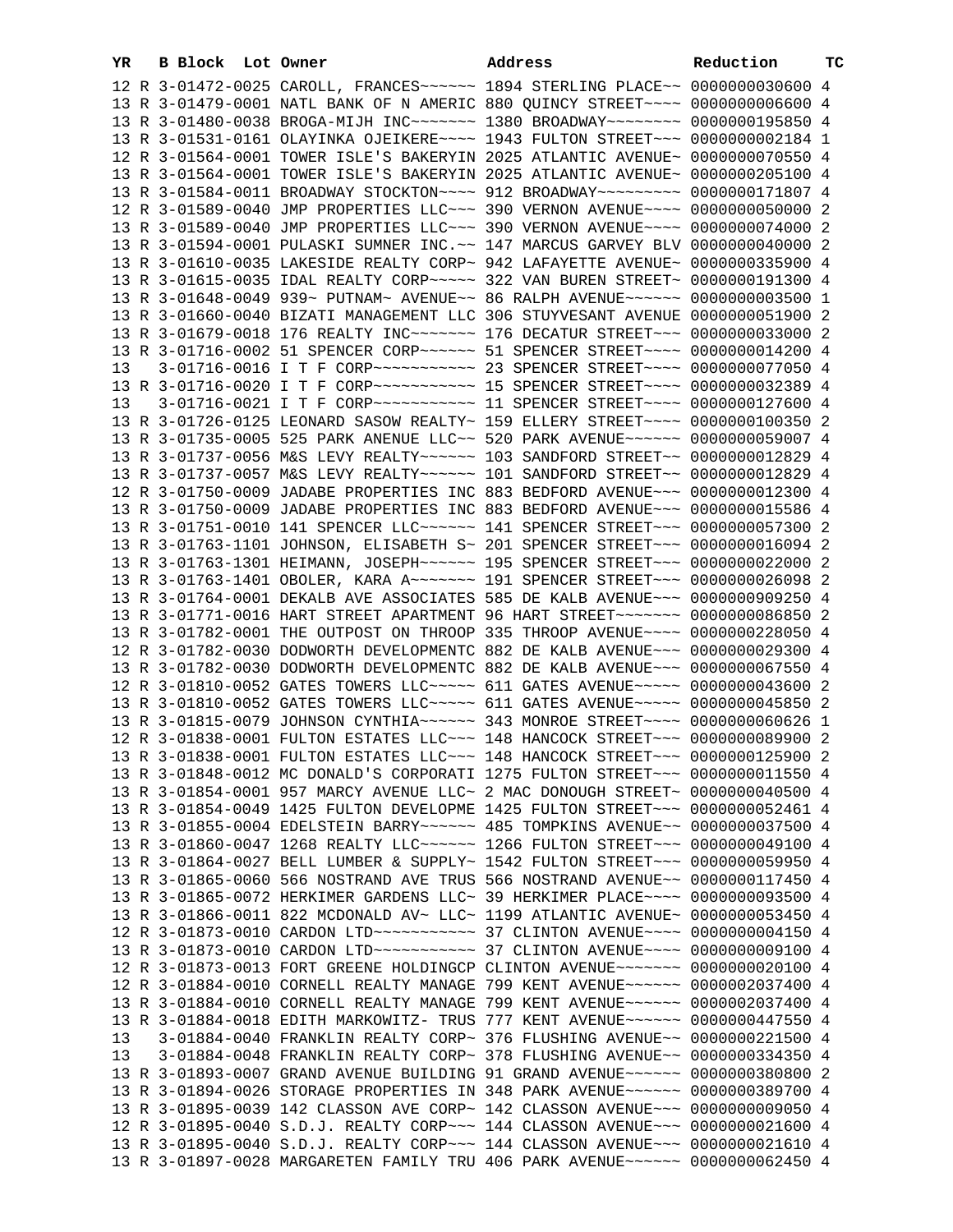| YR | B | Block | Lot | Owner | Address | Reduction | TC |
|---|---|---|---|---|---|---|---|
| 12 | R | 3-01472-0025 | | CAROLL, FRANCES~~~~~~ | 1894 STERLING PLACE~~ | 0000000030600 | 4 |
| 13 | R | 3-01479-0001 | | NATL BANK OF N AMERIC | 880 QUINCY STREET~~~~ | 0000000006600 | 4 |
| 13 | R | 3-01480-0038 | | BROGA-MIJH INC~~~~~~~ | 1380 BROADWAY~~~~~~~~ | 0000000195850 | 4 |
| 13 | R | 3-01531-0161 | | OLAYINKA OJEIKERE~~~~ | 1943 FULTON STREET~~~ | 0000000002184 | 1 |
| 12 | R | 3-01564-0001 | | TOWER ISLE'S BAKERYIN | 2025 ATLANTIC AVENUE~ | 0000000070550 | 4 |
| 13 | R | 3-01564-0001 | | TOWER ISLE'S BAKERYIN | 2025 ATLANTIC AVENUE~ | 0000000205100 | 4 |
| 13 | R | 3-01584-0011 | | BROADWAY STOCKTON~~~~ | 912 BROADWAY~~~~~~~~~ | 0000000171807 | 4 |
| 12 | R | 3-01589-0040 | | JMP PROPERTIES LLC~~~ | 390 VERNON AVENUE~~~~ | 0000000050000 | 2 |
| 13 | R | 3-01589-0040 | | JMP PROPERTIES LLC~~~ | 390 VERNON AVENUE~~~~ | 0000000074000 | 2 |
| 13 | R | 3-01594-0001 | | PULASKI SUMNER INC.~~ | 147 MARCUS GARVEY BLV | 0000000040000 | 2 |
| 13 | R | 3-01610-0035 | | LAKESIDE REALTY CORP~ | 942 LAFAYETTE AVENUE~ | 0000000335900 | 4 |
| 13 | R | 3-01615-0035 | | IDAL REALTY CORP~~~~~ | 322 VAN BUREN STREET~ | 0000000191300 | 4 |
| 13 | R | 3-01648-0049 | | 939~ PUTNAM~ AVENUE~~ | 86 RALPH AVENUE~~~~~~ | 0000000003500 | 1 |
| 13 | R | 3-01660-0040 | | BIZATI MANAGEMENT LLC | 306 STUYVESANT AVENUE | 0000000051900 | 2 |
| 13 | R | 3-01679-0018 | | 176 REALTY INC~~~~~~~ | 176 DECATUR STREET~~~ | 0000000033000 | 2 |
| 13 | R | 3-01716-0002 | | 51 SPENCER CORP~~~~~~ | 51 SPENCER STREET~~~~ | 0000000014200 | 4 |
| 13 | | 3-01716-0016 | | I T F CORP~~~~~~~~~~~ | 23 SPENCER STREET~~~~ | 0000000077050 | 4 |
| 13 | R | 3-01716-0020 | | I T F CORP~~~~~~~~~~~ | 15 SPENCER STREET~~~~ | 0000000032389 | 4 |
| 13 | | 3-01716-0021 | | I T F CORP~~~~~~~~~~~ | 11 SPENCER STREET~~~~ | 0000000127600 | 4 |
| 13 | R | 3-01726-0125 | | LEONARD SASOW REALTY~ | 159 ELLERY STREET~~~~ | 0000000100350 | 2 |
| 13 | R | 3-01735-0005 | | 525 PARK ANENUE LLC~~ | 520 PARK AVENUE~~~~~~ | 0000000059007 | 4 |
| 13 | R | 3-01737-0056 | | M&S LEVY REALTY~~~~~~ | 103 SANDFORD STREET~~ | 0000000012829 | 4 |
| 13 | R | 3-01737-0057 | | M&S LEVY REALTY~~~~~~ | 101 SANDFORD STREET~~ | 0000000012829 | 4 |
| 12 | R | 3-01750-0009 | | JADABE PROPERTIES INC | 883 BEDFORD AVENUE~~~ | 0000000012300 | 4 |
| 13 | R | 3-01750-0009 | | JADABE PROPERTIES INC | 883 BEDFORD AVENUE~~~ | 0000000015586 | 4 |
| 13 | R | 3-01751-0010 | | 141 SPENCER LLC~~~~~~ | 141 SPENCER STREET~~~ | 0000000057300 | 2 |
| 13 | R | 3-01763-1101 | | JOHNSON, ELISABETH S~ | 201 SPENCER STREET~~~ | 0000000016094 | 2 |
| 13 | R | 3-01763-1301 | | HEIMANN, JOSEPH~~~~~~ | 195 SPENCER STREET~~~ | 0000000022000 | 2 |
| 13 | R | 3-01763-1401 | | OBOLER, KARA A~~~~~~~ | 191 SPENCER STREET~~~ | 0000000026098 | 2 |
| 13 | R | 3-01764-0001 | | DEKALB AVE ASSOCIATES | 585 DE KALB AVENUE~~~ | 0000000909250 | 4 |
| 13 | R | 3-01771-0016 | | HART STREET APARTMENT | 96 HART STREET~~~~~~~ | 0000000086850 | 2 |
| 13 | R | 3-01782-0001 | | THE OUTPOST ON THROOP | 335 THROOP AVENUE~~~~ | 0000000228050 | 4 |
| 12 | R | 3-01782-0030 | | DODWORTH DEVELOPMENTC | 882 DE KALB AVENUE~~~ | 0000000029300 | 4 |
| 13 | R | 3-01782-0030 | | DODWORTH DEVELOPMENTC | 882 DE KALB AVENUE~~~ | 0000000067550 | 4 |
| 12 | R | 3-01810-0052 | | GATES TOWERS LLC~~~~~ | 611 GATES AVENUE~~~~~ | 0000000043600 | 2 |
| 13 | R | 3-01810-0052 | | GATES TOWERS LLC~~~~~ | 611 GATES AVENUE~~~~~ | 0000000045850 | 2 |
| 13 | R | 3-01815-0079 | | JOHNSON CYNTHIA~~~~~~ | 343 MONROE STREET~~~~ | 0000000060626 | 1 |
| 12 | R | 3-01838-0001 | | FULTON ESTATES LLC~~~ | 148 HANCOCK STREET~~~ | 0000000089900 | 2 |
| 13 | R | 3-01838-0001 | | FULTON ESTATES LLC~~~ | 148 HANCOCK STREET~~~ | 0000000125900 | 2 |
| 13 | R | 3-01848-0012 | | MC DONALD'S CORPORATI | 1275 FULTON STREET~~~ | 0000000011550 | 4 |
| 13 | R | 3-01854-0001 | | 957 MARCY AVENUE LLC~ | 2 MAC DONOUGH STREET~ | 0000000040500 | 4 |
| 13 | R | 3-01854-0049 | | 1425 FULTON DEVELOPME | 1425 FULTON STREET~~~ | 0000000052461 | 4 |
| 13 | R | 3-01855-0004 | | EDELSTEIN BARRY~~~~~~ | 485 TOMPKINS AVENUE~~ | 0000000037500 | 4 |
| 13 | R | 3-01860-0047 | | 1268 REALTY LLC~~~~~~ | 1266 FULTON STREET~~~ | 0000000049100 | 4 |
| 13 | R | 3-01864-0027 | | BELL LUMBER & SUPPLY~ | 1542 FULTON STREET~~~ | 0000000059950 | 4 |
| 13 | R | 3-01865-0060 | | 566 NOSTRAND AVE TRUS | 566 NOSTRAND AVENUE~~ | 0000000117450 | 4 |
| 13 | R | 3-01865-0072 | | HERKIMER GARDENS LLC~ | 39 HERKIMER PLACE~~~~ | 0000000093500 | 4 |
| 13 | R | 3-01866-0011 | | 822 MCDONALD AV~ LLC~ | 1199 ATLANTIC AVENUE~ | 0000000053450 | 4 |
| 12 | R | 3-01873-0010 | | CARDON LTD~~~~~~~~~~~ | 37 CLINTON AVENUE~~~~ | 0000000004150 | 4 |
| 13 | R | 3-01873-0010 | | CARDON LTD~~~~~~~~~~~ | 37 CLINTON AVENUE~~~~ | 0000000009100 | 4 |
| 12 | R | 3-01873-0013 | | FORT GREENE HOLDINGCP | CLINTON AVENUE~~~~~~~ | 0000000020100 | 4 |
| 12 | R | 3-01884-0010 | | CORNELL REALTY MANAGE | 799 KENT AVENUE~~~~~~ | 0000002037400 | 4 |
| 13 | R | 3-01884-0010 | | CORNELL REALTY MANAGE | 799 KENT AVENUE~~~~~~ | 0000002037400 | 4 |
| 13 | R | 3-01884-0018 | | EDITH MARKOWITZ- TRUS | 777 KENT AVENUE~~~~~~ | 0000000447550 | 4 |
| 13 | | 3-01884-0040 | | FRANKLIN REALTY CORP~ | 376 FLUSHING AVENUE~~ | 0000000221500 | 4 |
| 13 | | 3-01884-0048 | | FRANKLIN REALTY CORP~ | 378 FLUSHING AVENUE~~ | 0000000334350 | 4 |
| 13 | R | 3-01893-0007 | | GRAND AVENUE BUILDING | 91 GRAND AVENUE~~~~~~ | 0000000380800 | 2 |
| 13 | R | 3-01894-0026 | | STORAGE PROPERTIES IN | 348 PARK AVENUE~~~~~~ | 0000000389700 | 4 |
| 13 | R | 3-01895-0039 | | 142 CLASSON AVE CORP~ | 142 CLASSON AVENUE~~~ | 0000000009050 | 4 |
| 12 | R | 3-01895-0040 | | S.D.J. REALTY CORP~~~ | 144 CLASSON AVENUE~~~ | 0000000021600 | 4 |
| 13 | R | 3-01895-0040 | | S.D.J. REALTY CORP~~~ | 144 CLASSON AVENUE~~~ | 0000000021610 | 4 |
| 13 | R | 3-01897-0028 | | MARGARETEN FAMILY TRU | 406 PARK AVENUE~~~~~~ | 0000000062450 | 4 |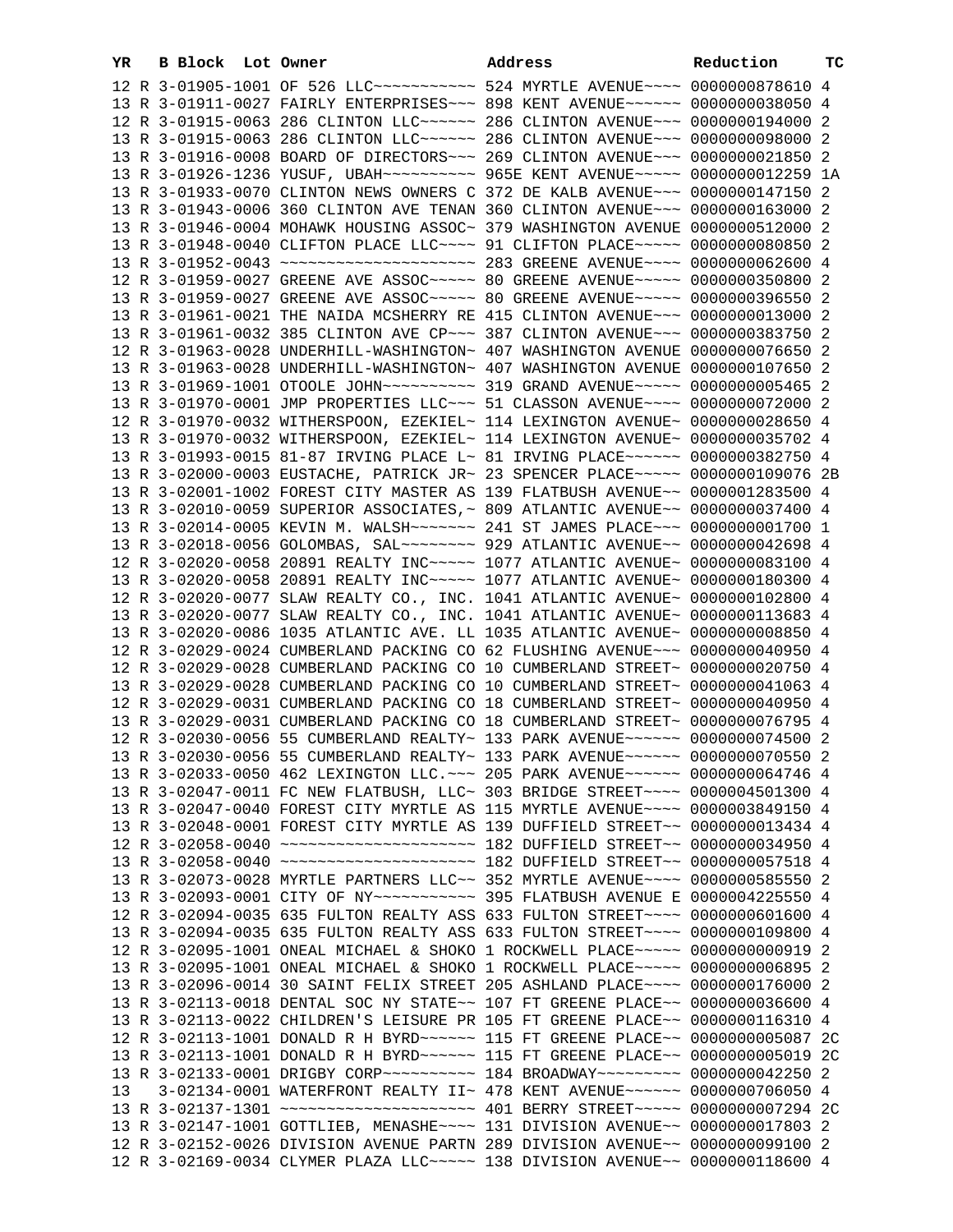| YR | B | Block | Lot | Owner | Address | Reduction | TC |
|---|---|---|---|---|---|---|---|
| 12 | R | 3-01905-1001 | | OF 526 LLC~~~~~~~~~~~ | 524 MYRTLE AVENUE~~~~ | 0000000878610 | 4 |
| 13 | R | 3-01911-0027 | | FAIRLY ENTERPRISES~~~ | 898 KENT AVENUE~~~~~~ | 0000000038050 | 4 |
| 12 | R | 3-01915-0063 | | 286 CLINTON LLC~~~~~~ | 286 CLINTON AVENUE~~~ | 0000000194000 | 2 |
| 13 | R | 3-01915-0063 | | 286 CLINTON LLC~~~~~~ | 286 CLINTON AVENUE~~~ | 0000000098000 | 2 |
| 13 | R | 3-01916-0008 | | BOARD OF DIRECTORS~~~ | 269 CLINTON AVENUE~~~ | 0000000021850 | 2 |
| 13 | R | 3-01926-1236 | | YUSUF, UBAH~~~~~~~~~~ | 965E KENT AVENUE~~~~~ | 0000000012259 | 1A |
| 13 | R | 3-01933-0070 | | CLINTON NEWS OWNERS C | 372 DE KALB AVENUE~~~ | 0000000147150 | 2 |
| 13 | R | 3-01943-0006 | | 360 CLINTON AVE TENAN | 360 CLINTON AVENUE~~~ | 0000000163000 | 2 |
| 13 | R | 3-01946-0004 | | MOHAWK HOUSING ASSOC~ | 379 WASHINGTON AVENUE | 0000000512000 | 2 |
| 13 | R | 3-01948-0040 | | CLIFTON PLACE LLC~~~~ | 91 CLIFTON PLACE~~~~~ | 0000000080850 | 2 |
| 13 | R | 3-01952-0043 | | ~~~~~~~~~~~~~~~~~~~~~ | 283 GREENE AVENUE~~~~ | 0000000062600 | 4 |
| 12 | R | 3-01959-0027 | | GREENE AVE ASSOC~~~~~ | 80 GREENE AVENUE~~~~~ | 0000000350800 | 2 |
| 13 | R | 3-01959-0027 | | GREENE AVE ASSOC~~~~~ | 80 GREENE AVENUE~~~~~ | 0000000396550 | 2 |
| 13 | R | 3-01961-0021 | | THE NAIDA MCSHERRY RE | 415 CLINTON AVENUE~~~ | 0000000013000 | 2 |
| 13 | R | 3-01961-0032 | | 385 CLINTON AVE CP~~~ | 387 CLINTON AVENUE~~~ | 0000000383750 | 2 |
| 12 | R | 3-01963-0028 | | UNDERHILL-WASHINGTON~ | 407 WASHINGTON AVENUE | 0000000076650 | 2 |
| 13 | R | 3-01963-0028 | | UNDERHILL-WASHINGTON~ | 407 WASHINGTON AVENUE | 0000000107650 | 2 |
| 13 | R | 3-01969-1001 | | OTOOLE JOHN~~~~~~~~~~ | 319 GRAND AVENUE~~~~~ | 0000000005465 | 2 |
| 13 | R | 3-01970-0001 | | JMP PROPERTIES LLC~~~ | 51 CLASSON AVENUE~~~~ | 0000000072000 | 2 |
| 12 | R | 3-01970-0032 | | WITHERSPOON, EZEKIEL~ | 114 LEXINGTON AVENUE~ | 0000000028650 | 4 |
| 13 | R | 3-01970-0032 | | WITHERSPOON, EZEKIEL~ | 114 LEXINGTON AVENUE~ | 0000000035702 | 4 |
| 13 | R | 3-01993-0015 | | 81-87 IRVING PLACE L~ | 81 IRVING PLACE~~~~~~ | 0000000382750 | 4 |
| 13 | R | 3-02000-0003 | | EUSTACHE, PATRICK JR~ | 23 SPENCER PLACE~~~~~ | 0000000109076 | 2B |
| 13 | R | 3-02001-1002 | | FOREST CITY MASTER AS | 139 FLATBUSH AVENUE~~ | 0000001283500 | 4 |
| 13 | R | 3-02010-0059 | | SUPERIOR ASSOCIATES,~ | 809 ATLANTIC AVENUE~~ | 0000000037400 | 4 |
| 13 | R | 3-02014-0005 | | KEVIN M. WALSH~~~~~~~ | 241 ST JAMES PLACE~~~ | 0000000001700 | 1 |
| 13 | R | 3-02018-0056 | | GOLOMBAS, SAL~~~~~~~~ | 929 ATLANTIC AVENUE~~ | 0000000042698 | 4 |
| 12 | R | 3-02020-0058 | | 20891 REALTY INC~~~~~ | 1077 ATLANTIC AVENUE~ | 0000000083100 | 4 |
| 13 | R | 3-02020-0058 | | 20891 REALTY INC~~~~~ | 1077 ATLANTIC AVENUE~ | 0000000180300 | 4 |
| 12 | R | 3-02020-0077 | | SLAW REALTY CO., INC. | 1041 ATLANTIC AVENUE~ | 0000000102800 | 4 |
| 13 | R | 3-02020-0077 | | SLAW REALTY CO., INC. | 1041 ATLANTIC AVENUE~ | 0000000113683 | 4 |
| 13 | R | 3-02020-0086 | | 1035 ATLANTIC AVE. LL | 1035 ATLANTIC AVENUE~ | 0000000008850 | 4 |
| 12 | R | 3-02029-0024 | | CUMBERLAND PACKING CO | 62 FLUSHING AVENUE~~~ | 0000000040950 | 4 |
| 12 | R | 3-02029-0028 | | CUMBERLAND PACKING CO | 10 CUMBERLAND STREET~ | 0000000020750 | 4 |
| 13 | R | 3-02029-0028 | | CUMBERLAND PACKING CO | 10 CUMBERLAND STREET~ | 0000000041063 | 4 |
| 12 | R | 3-02029-0031 | | CUMBERLAND PACKING CO | 18 CUMBERLAND STREET~ | 0000000040950 | 4 |
| 13 | R | 3-02029-0031 | | CUMBERLAND PACKING CO | 18 CUMBERLAND STREET~ | 0000000076795 | 4 |
| 12 | R | 3-02030-0056 | | 55 CUMBERLAND REALTY~ | 133 PARK AVENUE~~~~~~ | 0000000074500 | 2 |
| 13 | R | 3-02030-0056 | | 55 CUMBERLAND REALTY~ | 133 PARK AVENUE~~~~~~ | 0000000070550 | 2 |
| 13 | R | 3-02033-0050 | | 462 LEXINGTON LLC.~~~ | 205 PARK AVENUE~~~~~~ | 0000000064746 | 4 |
| 13 | R | 3-02047-0011 | | FC NEW FLATBUSH, LLC~ | 303 BRIDGE STREET~~~~ | 0000004501300 | 4 |
| 13 | R | 3-02047-0040 | | FOREST CITY MYRTLE AS | 115 MYRTLE AVENUE~~~~ | 0000003849150 | 4 |
| 13 | R | 3-02048-0001 | | FOREST CITY MYRTLE AS | 139 DUFFIELD STREET~~ | 0000000013434 | 4 |
| 12 | R | 3-02058-0040 | | ~~~~~~~~~~~~~~~~~~~~~ | 182 DUFFIELD STREET~~ | 0000000034950 | 4 |
| 13 | R | 3-02058-0040 | | ~~~~~~~~~~~~~~~~~~~~~ | 182 DUFFIELD STREET~~ | 0000000057518 | 4 |
| 13 | R | 3-02073-0028 | | MYRTLE PARTNERS LLC~~ | 352 MYRTLE AVENUE~~~~ | 0000000585550 | 2 |
| 13 | R | 3-02093-0001 | | CITY OF NY~~~~~~~~~~~ | 395 FLATBUSH AVENUE E | 0000004225550 | 4 |
| 12 | R | 3-02094-0035 | | 635 FULTON REALTY ASS | 633 FULTON STREET~~~~ | 0000000601600 | 4 |
| 13 | R | 3-02094-0035 | | 635 FULTON REALTY ASS | 633 FULTON STREET~~~~ | 0000000109800 | 4 |
| 12 | R | 3-02095-1001 | | ONEAL MICHAEL & SHOKO | 1 ROCKWELL PLACE~~~~~ | 0000000000919 | 2 |
| 13 | R | 3-02095-1001 | | ONEAL MICHAEL & SHOKO | 1 ROCKWELL PLACE~~~~~ | 0000000006895 | 2 |
| 13 | R | 3-02096-0014 | | 30 SAINT FELIX STREET | 205 ASHLAND PLACE~~~~ | 0000000176000 | 2 |
| 13 | R | 3-02113-0018 | | DENTAL SOC NY STATE~~ | 107 FT GREENE PLACE~~ | 0000000036600 | 4 |
| 13 | R | 3-02113-0022 | | CHILDREN'S LEISURE PR | 105 FT GREENE PLACE~~ | 0000000116310 | 4 |
| 12 | R | 3-02113-1001 | | DONALD R H BYRD~~~~~~ | 115 FT GREENE PLACE~~ | 0000000005087 | 2C |
| 13 | R | 3-02113-1001 | | DONALD R H BYRD~~~~~~ | 115 FT GREENE PLACE~~ | 0000000005019 | 2C |
| 13 | R | 3-02133-0001 | | DRIGBY CORP~~~~~~~~~~ | 184 BROADWAY~~~~~~~~~ | 0000000042250 | 2 |
| 13 | | 3-02134-0001 | | WATERFRONT REALTY II~ | 478 KENT AVENUE~~~~~~ | 0000000706050 | 4 |
| 13 | R | 3-02137-1301 | | ~~~~~~~~~~~~~~~~~~~~~ | 401 BERRY STREET~~~~~ | 0000000007294 | 2C |
| 13 | R | 3-02147-1001 | | GOTTLIEB, MENASHE~~~~ | 131 DIVISION AVENUE~~ | 0000000017803 | 2 |
| 12 | R | 3-02152-0026 | | DIVISION AVENUE PARTN | 289 DIVISION AVENUE~~ | 0000000099100 | 2 |
| 12 | R | 3-02169-0034 | | CLYMER PLAZA LLC~~~~~ | 138 DIVISION AVENUE~~ | 0000000118600 | 4 |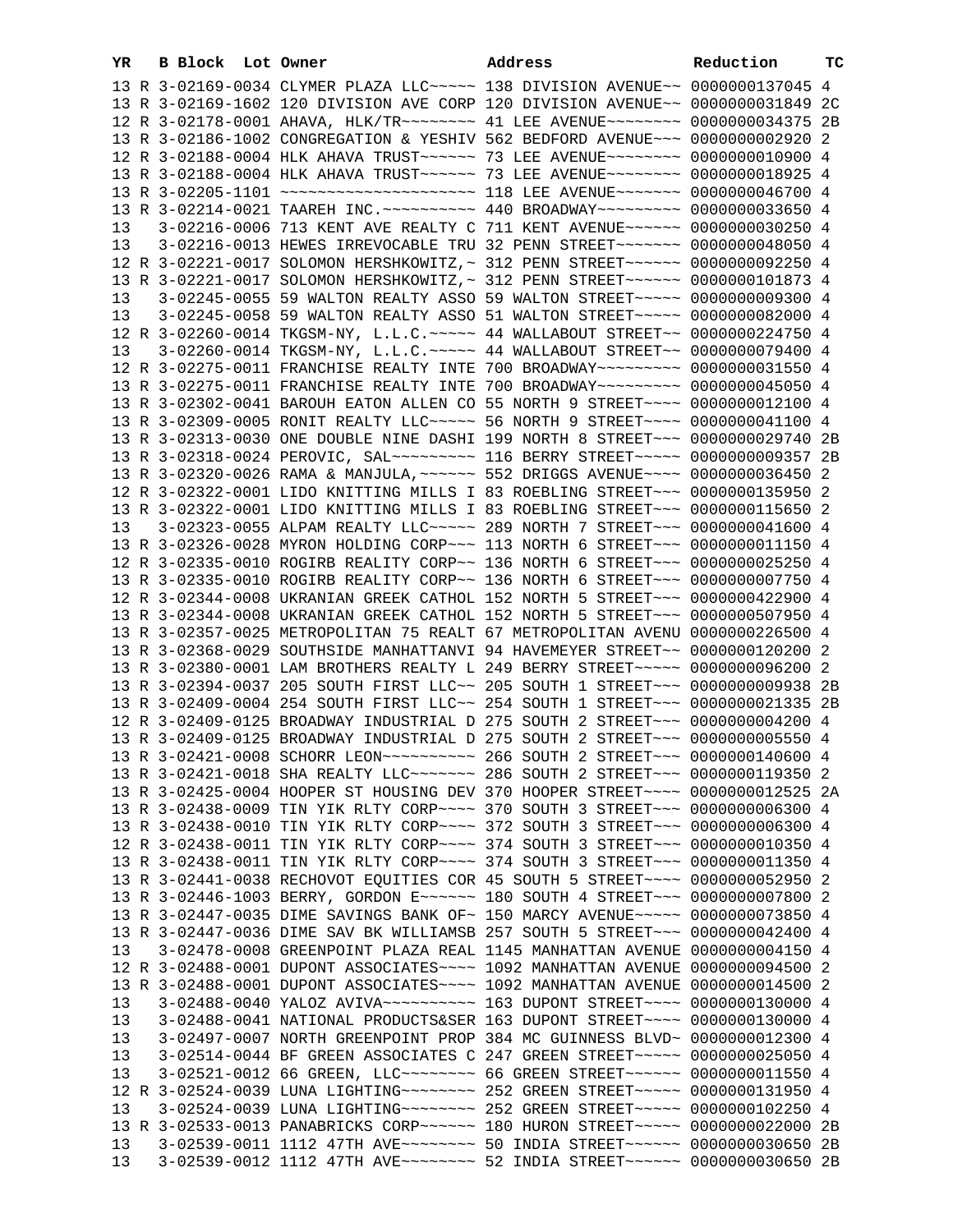| YR | | B Block | Lot | Owner | Address | Reduction | TC |
|---|---|---|---|---|---|---|---|
| 13 | R | 3-02169-0034 | | CLYMER PLAZA LLC~~~~~ | 138 DIVISION AVENUE~~ | 0000000137045 | 4 |
| 13 | R | 3-02169-1602 | | 120 DIVISION AVE CORP | 120 DIVISION AVENUE~~ | 0000000031849 | 2C |
| 12 | R | 3-02178-0001 | | AHAVA, HLK/TR~~~~~~~~ | 41 LEE AVENUE~~~~~~~~ | 0000000034375 | 2B |
| 13 | R | 3-02186-1002 | | CONGREGATION & YESHIV | 562 BEDFORD AVENUE~~~ | 0000000002920 | 2 |
| 12 | R | 3-02188-0004 | | HLK AHAVA TRUST~~~~~~ | 73 LEE AVENUE~~~~~~~~ | 0000000010900 | 4 |
| 13 | R | 3-02188-0004 | | HLK AHAVA TRUST~~~~~~ | 73 LEE AVENUE~~~~~~~~ | 0000000018925 | 4 |
| 13 | R | 3-02205-1101 | | ~~~~~~~~~~~~~~~~~~~~~ | 118 LEE AVENUE~~~~~~~ | 0000000046700 | 4 |
| 13 | R | 3-02214-0021 | | TAAREH INC.~~~~~~~~~~ | 440 BROADWAY~~~~~~~~~ | 0000000033650 | 4 |
| 13 | | 3-02216-0006 | | 713 KENT AVE REALTY C | 711 KENT AVENUE~~~~~~ | 0000000030250 | 4 |
| 13 | | 3-02216-0013 | | HEWES IRREVOCABLE TRU | 32 PENN STREET~~~~~~~ | 0000000048050 | 4 |
| 12 | R | 3-02221-0017 | | SOLOMON HERSHKOWITZ,~ | 312 PENN STREET~~~~~~ | 0000000092250 | 4 |
| 13 | R | 3-02221-0017 | | SOLOMON HERSHKOWITZ,~ | 312 PENN STREET~~~~~~ | 0000000101873 | 4 |
| 13 | | 3-02245-0055 | | 59 WALTON REALTY ASSO | 59 WALTON STREET~~~~~ | 0000000009300 | 4 |
| 13 | | 3-02245-0058 | | 59 WALTON REALTY ASSO | 51 WALTON STREET~~~~~ | 0000000082000 | 4 |
| 12 | R | 3-02260-0014 | | TKGSM-NY, L.L.C.~~~~~ | 44 WALLABOUT STREET~~ | 0000000224750 | 4 |
| 13 | | 3-02260-0014 | | TKGSM-NY, L.L.C.~~~~~ | 44 WALLABOUT STREET~~ | 0000000079400 | 4 |
| 12 | R | 3-02275-0011 | | FRANCHISE REALTY INTE | 700 BROADWAY~~~~~~~~~ | 0000000031550 | 4 |
| 13 | R | 3-02275-0011 | | FRANCHISE REALTY INTE | 700 BROADWAY~~~~~~~~~ | 0000000045050 | 4 |
| 13 | R | 3-02302-0041 | | BAROUH EATON ALLEN CO | 55 NORTH 9 STREET~~~~ | 0000000012100 | 4 |
| 13 | R | 3-02309-0005 | | RONIT REALTY LLC~~~~~ | 56 NORTH 9 STREET~~~~ | 0000000041100 | 4 |
| 13 | R | 3-02313-0030 | | ONE DOUBLE NINE DASHI | 199 NORTH 8 STREET~~~ | 0000000029740 | 2B |
| 13 | R | 3-02318-0024 | | PEROVIC, SAL~~~~~~~~~ | 116 BERRY STREET~~~~~ | 0000000009357 | 2B |
| 13 | R | 3-02320-0026 | | RAMA & MANJULA,~~~~~~ | 552 DRIGGS AVENUE~~~~ | 0000000036450 | 2 |
| 12 | R | 3-02322-0001 | | LIDO KNITTING MILLS I | 83 ROEBLING STREET~~~ | 0000000135950 | 2 |
| 13 | R | 3-02322-0001 | | LIDO KNITTING MILLS I | 83 ROEBLING STREET~~~ | 0000000115650 | 2 |
| 13 | | 3-02323-0055 | | ALPAM REALTY LLC~~~~~ | 289 NORTH 7 STREET~~~ | 0000000041600 | 4 |
| 13 | R | 3-02326-0028 | | MYRON HOLDING CORP~~~ | 113 NORTH 6 STREET~~~ | 0000000011150 | 4 |
| 12 | R | 3-02335-0010 | | ROGIRB REALITY CORP~~ | 136 NORTH 6 STREET~~~ | 0000000025250 | 4 |
| 13 | R | 3-02335-0010 | | ROGIRB REALITY CORP~~ | 136 NORTH 6 STREET~~~ | 0000000007750 | 4 |
| 12 | R | 3-02344-0008 | | UKRANIAN GREEK CATHOL | 152 NORTH 5 STREET~~~ | 0000000422900 | 4 |
| 13 | R | 3-02344-0008 | | UKRANIAN GREEK CATHOL | 152 NORTH 5 STREET~~~ | 0000000507950 | 4 |
| 13 | R | 3-02357-0025 | | METROPOLITAN 75 REALT | 67 METROPOLITAN AVENU | 0000000226500 | 4 |
| 13 | R | 3-02368-0029 | | SOUTHSIDE MANHATTANVI | 94 HAVEMEYER STREET~~ | 0000000120200 | 2 |
| 13 | R | 3-02380-0001 | | LAM BROTHERS REALTY L | 249 BERRY STREET~~~~~ | 0000000096200 | 2 |
| 13 | R | 3-02394-0037 | | 205 SOUTH FIRST LLC~~ | 205 SOUTH 1 STREET~~~ | 0000000009938 | 2B |
| 13 | R | 3-02409-0004 | | 254 SOUTH FIRST LLC~~ | 254 SOUTH 1 STREET~~~ | 0000000021335 | 2B |
| 12 | R | 3-02409-0125 | | BROADWAY INDUSTRIAL D | 275 SOUTH 2 STREET~~~ | 0000000004200 | 4 |
| 13 | R | 3-02409-0125 | | BROADWAY INDUSTRIAL D | 275 SOUTH 2 STREET~~~ | 0000000005550 | 4 |
| 13 | R | 3-02421-0008 | | SCHORR LEON~~~~~~~~~~ | 266 SOUTH 2 STREET~~~ | 0000000140600 | 4 |
| 13 | R | 3-02421-0018 | | SHA REALTY LLC~~~~~~~ | 286 SOUTH 2 STREET~~~ | 0000000119350 | 2 |
| 13 | R | 3-02425-0004 | | HOOPER ST HOUSING DEV | 370 HOOPER STREET~~~~ | 0000000012525 | 2A |
| 13 | R | 3-02438-0009 | | TIN YIK RLTY CORP~~~~ | 370 SOUTH 3 STREET~~~ | 0000000006300 | 4 |
| 13 | R | 3-02438-0010 | | TIN YIK RLTY CORP~~~~ | 372 SOUTH 3 STREET~~~ | 0000000006300 | 4 |
| 12 | R | 3-02438-0011 | | TIN YIK RLTY CORP~~~~ | 374 SOUTH 3 STREET~~~ | 0000000010350 | 4 |
| 13 | R | 3-02438-0011 | | TIN YIK RLTY CORP~~~~ | 374 SOUTH 3 STREET~~~ | 0000000011350 | 4 |
| 13 | R | 3-02441-0038 | | RECHOVOT EQUITIES COR | 45 SOUTH 5 STREET~~~~ | 0000000052950 | 2 |
| 13 | R | 3-02446-1003 | | BERRY, GORDON E~~~~~~ | 180 SOUTH 4 STREET~~~ | 0000000007800 | 2 |
| 13 | R | 3-02447-0035 | | DIME SAVINGS BANK OF~ | 150 MARCY AVENUE~~~~~ | 0000000073850 | 4 |
| 13 | R | 3-02447-0036 | | DIME SAV BK WILLIAMSB | 257 SOUTH 5 STREET~~~ | 0000000042400 | 4 |
| 13 | | 3-02478-0008 | | GREENPOINT PLAZA REAL | 1145 MANHATTAN AVENUE | 0000000004150 | 4 |
| 12 | R | 3-02488-0001 | | DUPONT ASSOCIATES~~~~ | 1092 MANHATTAN AVENUE | 0000000094500 | 2 |
| 13 | R | 3-02488-0001 | | DUPONT ASSOCIATES~~~~ | 1092 MANHATTAN AVENUE | 0000000014500 | 2 |
| 13 | | 3-02488-0040 | | YALOZ AVIVA~~~~~~~~~~ | 163 DUPONT STREET~~~~ | 0000000130000 | 4 |
| 13 | | 3-02488-0041 | | NATIONAL PRODUCTS&SER | 163 DUPONT STREET~~~~ | 0000000130000 | 4 |
| 13 | | 3-02497-0007 | | NORTH GREENPOINT PROP | 384 MC GUINNESS BLVD~ | 0000000012300 | 4 |
| 13 | | 3-02514-0044 | | BF GREEN ASSOCIATES C | 247 GREEN STREET~~~~~ | 0000000025050 | 4 |
| 13 | | 3-02521-0012 | | 66 GREEN, LLC~~~~~~~~ | 66 GREEN STREET~~~~~~ | 0000000011550 | 4 |
| 12 | R | 3-02524-0039 | | LUNA LIGHTING~~~~~~~~ | 252 GREEN STREET~~~~~ | 0000000131950 | 4 |
| 13 | | 3-02524-0039 | | LUNA LIGHTING~~~~~~~~ | 252 GREEN STREET~~~~~ | 0000000102250 | 4 |
| 13 | R | 3-02533-0013 | | PANABRICKS CORP~~~~~~ | 180 HURON STREET~~~~~ | 0000000022000 | 2B |
| 13 | | 3-02539-0011 | | 1112 47TH AVE~~~~~~~~ | 50 INDIA STREET~~~~~~ | 0000000030650 | 2B |
| 13 | | 3-02539-0012 | | 1112 47TH AVE~~~~~~~~ | 52 INDIA STREET~~~~~~ | 0000000030650 | 2B |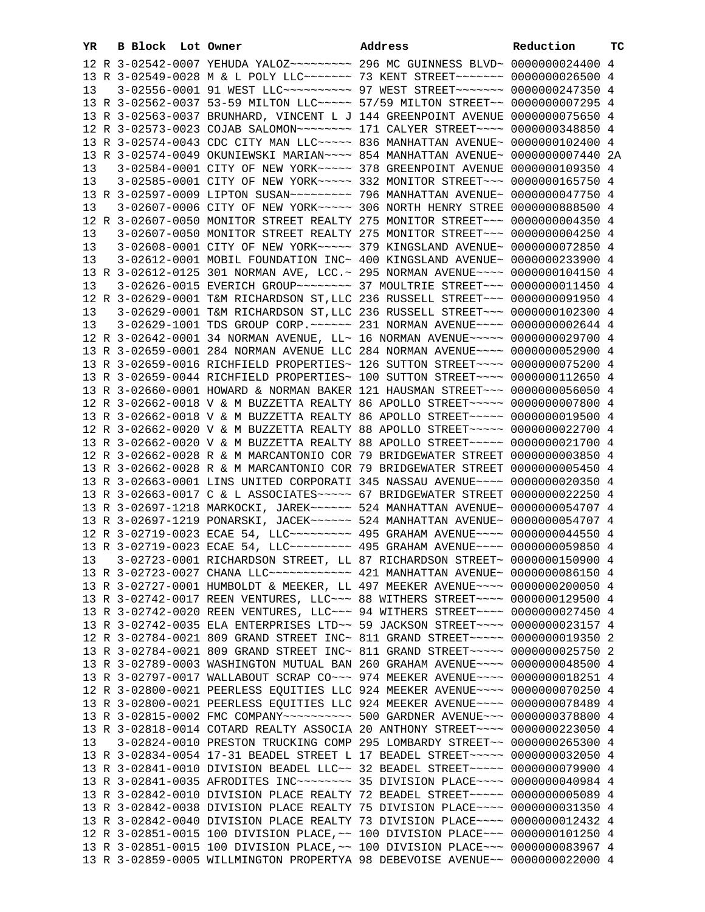| YR | B | Block | Lot | Owner | Address | Reduction | TC |
|---|---|---|---|---|---|---|---|
| 12 | R | 3-02542-0007 | | YEHUDA YALOZ~~~~~~~~~ | 296 MC GUINNESS BLVD~ | 0000000024400 | 4 |
| 13 | R | 3-02549-0028 | | M & L POLY LLC~~~~~~~ | 73 KENT STREET~~~~~~~ | 0000000026500 | 4 |
| 13 | | 3-02556-0001 | | 91 WEST LLC~~~~~~~~~~ | 97 WEST STREET~~~~~~~ | 0000000247350 | 4 |
| 13 | R | 3-02562-0037 | | 53-59 MILTON LLC~~~~~ | 57/59 MILTON STREET~~ | 0000000007295 | 4 |
| 13 | R | 3-02563-0037 | | BRUNHARD, VINCENT L J | 144 GREENPOINT AVENUE | 0000000075650 | 4 |
| 12 | R | 3-02573-0023 | | COJAB SALOMON~~~~~~~~ | 171 CALYER STREET~~~~ | 0000000348850 | 4 |
| 13 | R | 3-02574-0043 | | CDC CITY MAN LLC~~~~~ | 836 MANHATTAN AVENUE~ | 0000000102400 | 4 |
| 13 | R | 3-02574-0049 | | OKUNIEWSKI MARIAN~~~~ | 854 MANHATTAN AVENUE~ | 0000000007440 | 2A |
| 13 | | 3-02584-0001 | | CITY OF NEW YORK~~~~~ | 378 GREENPOINT AVENUE | 0000000109350 | 4 |
| 13 | | 3-02585-0001 | | CITY OF NEW YORK~~~~~ | 332 MONITOR STREET~~~ | 0000000165750 | 4 |
| 13 | R | 3-02597-0009 | | LIPTON SUSAN~~~~~~~~~ | 796 MANHATTAN AVENUE~ | 0000000047750 | 4 |
| 13 | | 3-02607-0006 | | CITY OF NEW YORK~~~~~ | 306 NORTH HENRY STREE | 0000000888500 | 4 |
| 12 | R | 3-02607-0050 | | MONITOR STREET REALTY | 275 MONITOR STREET~~~ | 0000000004350 | 4 |
| 13 | | 3-02607-0050 | | MONITOR STREET REALTY | 275 MONITOR STREET~~~ | 0000000004250 | 4 |
| 13 | | 3-02608-0001 | | CITY OF NEW YORK~~~~~ | 379 KINGSLAND AVENUE~ | 0000000072850 | 4 |
| 13 | | 3-02612-0001 | | MOBIL FOUNDATION INC~ | 400 KINGSLAND AVENUE~ | 0000000233900 | 4 |
| 13 | R | 3-02612-0125 | | 301 NORMAN AVE, LCC.~ | 295 NORMAN AVENUE~~~~ | 0000000104150 | 4 |
| 13 | | 3-02626-0015 | | EVERICH GROUP~~~~~~~~ | 37 MOULTRIE STREET~~~ | 0000000011450 | 4 |
| 12 | R | 3-02629-0001 | | T&M RICHARDSON ST,LLC | 236 RUSSELL STREET~~~ | 0000000091950 | 4 |
| 13 | | 3-02629-0001 | | T&M RICHARDSON ST,LLC | 236 RUSSELL STREET~~~ | 0000000102300 | 4 |
| 13 | | 3-02629-1001 | | TDS GROUP CORP.~~~~~~ | 231 NORMAN AVENUE~~~~ | 0000000002644 | 4 |
| 12 | R | 3-02642-0001 | | 34 NORMAN AVENUE, LL~ | 16 NORMAN AVENUE~~~~~ | 0000000029700 | 4 |
| 13 | R | 3-02659-0001 | | 284 NORMAN AVENUE LLC | 284 NORMAN AVENUE~~~~ | 0000000052900 | 4 |
| 13 | R | 3-02659-0016 | | RICHFIELD PROPERTIES~ | 126 SUTTON STREET~~~~ | 0000000075200 | 4 |
| 13 | R | 3-02659-0044 | | RICHFIELD PROPERTIES~ | 100 SUTTON STREET~~~~ | 0000000112650 | 4 |
| 13 | R | 3-02660-0001 | | HOWARD & NORMAN BAKER | 121 HAUSMAN STREET~~~ | 0000000056050 | 4 |
| 12 | R | 3-02662-0018 | | V & M BUZZETTA REALTY | 86 APOLLO STREET~~~~~ | 0000000007800 | 4 |
| 13 | R | 3-02662-0018 | | V & M BUZZETTA REALTY | 86 APOLLO STREET~~~~~ | 0000000019500 | 4 |
| 12 | R | 3-02662-0020 | | V & M BUZZETTA REALTY | 88 APOLLO STREET~~~~~ | 0000000022700 | 4 |
| 13 | R | 3-02662-0020 | | V & M BUZZETTA REALTY | 88 APOLLO STREET~~~~~ | 0000000021700 | 4 |
| 12 | R | 3-02662-0028 | | R & M MARCANTONIO COR | 79 BRIDGEWATER STREET | 0000000003850 | 4 |
| 13 | R | 3-02662-0028 | | R & M MARCANTONIO COR | 79 BRIDGEWATER STREET | 0000000005450 | 4 |
| 13 | R | 3-02663-0001 | | LINS UNITED CORPORATI | 345 NASSAU AVENUE~~~~ | 0000000020350 | 4 |
| 13 | R | 3-02663-0017 | | C & L ASSOCIATES~~~~~ | 67 BRIDGEWATER STREET | 0000000022250 | 4 |
| 13 | R | 3-02697-1218 | | MARKOCKI, JAREK~~~~~~ | 524 MANHATTAN AVENUE~ | 0000000054707 | 4 |
| 13 | R | 3-02697-1219 | | PONARSKI, JACEK~~~~~~ | 524 MANHATTAN AVENUE~ | 0000000054707 | 4 |
| 12 | R | 3-02719-0023 | | ECAE 54, LLC~~~~~~~~~ | 495 GRAHAM AVENUE~~~~ | 0000000044550 | 4 |
| 13 | R | 3-02719-0023 | | ECAE 54, LLC~~~~~~~~~ | 495 GRAHAM AVENUE~~~~ | 0000000059850 | 4 |
| 13 | | 3-02723-0001 | | RICHARDSON STREET, LL | 87 RICHARDSON STREET~ | 0000000150900 | 4 |
| 13 | R | 3-02723-0027 | | CHANA LLC~~~~~~~~~~~~ | 421 MANHATTAN AVENUE~ | 0000000086150 | 4 |
| 13 | R | 3-02727-0001 | | HUMBOLDT & MEEKER, LL | 497 MEEKER AVENUE~~~~ | 0000000200050 | 4 |
| 13 | R | 3-02742-0017 | | REEN VENTURES, LLC~~~ | 88 WITHERS STREET~~~~ | 0000000129500 | 4 |
| 13 | R | 3-02742-0020 | | REEN VENTURES, LLC~~~ | 94 WITHERS STREET~~~~ | 0000000027450 | 4 |
| 13 | R | 3-02742-0035 | | ELA ENTERPRISES LTD~~ | 59 JACKSON STREET~~~~ | 0000000023157 | 4 |
| 12 | R | 3-02784-0021 | | 809 GRAND STREET INC~ | 811 GRAND STREET~~~~~ | 0000000019350 | 2 |
| 13 | R | 3-02784-0021 | | 809 GRAND STREET INC~ | 811 GRAND STREET~~~~~ | 0000000025750 | 2 |
| 13 | R | 3-02789-0003 | | WASHINGTON MUTUAL BAN | 260 GRAHAM AVENUE~~~~ | 0000000048500 | 4 |
| 13 | R | 3-02797-0017 | | WALLABOUT SCRAP CO~~~ | 974 MEEKER AVENUE~~~~ | 0000000018251 | 4 |
| 12 | R | 3-02800-0021 | | PEERLESS EQUITIES LLC | 924 MEEKER AVENUE~~~~ | 0000000070250 | 4 |
| 13 | R | 3-02800-0021 | | PEERLESS EQUITIES LLC | 924 MEEKER AVENUE~~~~ | 0000000078489 | 4 |
| 13 | R | 3-02815-0002 | | FMC COMPANY~~~~~~~~~~ | 500 GARDNER AVENUE~~~ | 0000000378800 | 4 |
| 13 | R | 3-02818-0014 | | COTARD REALTY ASSOCIA | 20 ANTHONY STREET~~~~ | 0000000223050 | 4 |
| 13 | | 3-02824-0010 | | PRESTON TRUCKING COMP | 295 LOMBARDY STREET~~ | 0000000265300 | 4 |
| 13 | R | 3-02834-0054 | | 17-31 BEADEL STREET L | 17 BEADEL STREET~~~~~ | 0000000032050 | 4 |
| 13 | R | 3-02841-0010 | | DIVISION BEADEL LLC~~ | 32 BEADEL STREET~~~~~ | 0000000079900 | 4 |
| 13 | R | 3-02841-0035 | | AFRODITES INC~~~~~~~~ | 35 DIVISION PLACE~~~~ | 0000000040984 | 4 |
| 13 | R | 3-02842-0010 | | DIVISION PLACE REALTY | 72 BEADEL STREET~~~~~ | 0000000005089 | 4 |
| 13 | R | 3-02842-0038 | | DIVISION PLACE REALTY | 75 DIVISION PLACE~~~~ | 0000000031350 | 4 |
| 13 | R | 3-02842-0040 | | DIVISION PLACE REALTY | 73 DIVISION PLACE~~~~ | 0000000012432 | 4 |
| 12 | R | 3-02851-0015 | | 100 DIVISION PLACE,~~ | 100 DIVISION PLACE~~~ | 0000000101250 | 4 |
| 13 | R | 3-02851-0015 | | 100 DIVISION PLACE,~~ | 100 DIVISION PLACE~~~ | 0000000083967 | 4 |
| 13 | R | 3-02859-0005 | | WILLMINGTON PROPERTYA | 98 DEBEVOISE AVENUE~~ | 0000000022000 | 4 |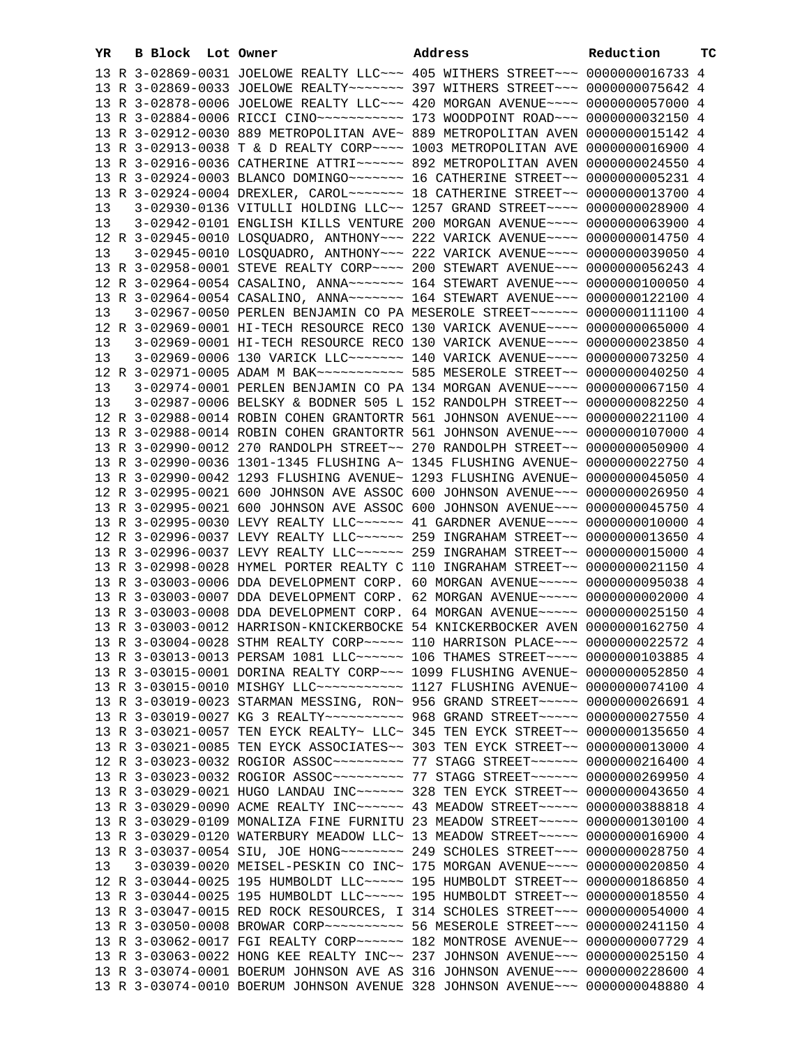| YR | B | Block | Lot | Owner | Address | Reduction | TC |
|---|---|---|---|---|---|---|---|
| 13 | R | 3-02869-0031 | | JOELOWE REALTY LLC~~~ | 405 WITHERS STREET~~~ | 0000000016733 | 4 |
| 13 | R | 3-02869-0033 | | JOELOWE REALTY~~~~~~~ | 397 WITHERS STREET~~~ | 0000000075642 | 4 |
| 13 | R | 3-02878-0006 | | JOELOWE REALTY LLC~~~ | 420 MORGAN AVENUE~~~~ | 0000000057000 | 4 |
| 13 | R | 3-02884-0006 | | RICCI CINO~~~~~~~~~~~ | 173 WOODPOINT ROAD~~~ | 0000000032150 | 4 |
| 13 | R | 3-02912-0030 | | 889 METROPOLITAN AVE~ | 889 METROPOLITAN AVEN | 0000000015142 | 4 |
| 13 | R | 3-02913-0038 | | T & D REALTY CORP~~~~ | 1003 METROPOLITAN AVE | 0000000016900 | 4 |
| 13 | R | 3-02916-0036 | | CATHERINE ATTRI~~~~~~ | 892 METROPOLITAN AVEN | 0000000024550 | 4 |
| 13 | R | 3-02924-0003 | | BLANCO DOMINGO~~~~~~~ | 16 CATHERINE STREET~~ | 0000000005231 | 4 |
| 13 | R | 3-02924-0004 | | DREXLER, CAROL~~~~~~~ | 18 CATHERINE STREET~~ | 0000000013700 | 4 |
| 13 | | 3-02930-0136 | | VITULLI HOLDING LLC~~ | 1257 GRAND STREET~~~~ | 0000000028900 | 4 |
| 13 | | 3-02942-0101 | | ENGLISH KILLS VENTURE | 200 MORGAN AVENUE~~~~ | 0000000063900 | 4 |
| 12 | R | 3-02945-0010 | | LOSQUADRO, ANTHONY~~~ | 222 VARICK AVENUE~~~~ | 0000000014750 | 4 |
| 13 | | 3-02945-0010 | | LOSQUADRO, ANTHONY~~~ | 222 VARICK AVENUE~~~~ | 0000000039050 | 4 |
| 13 | R | 3-02958-0001 | | STEVE REALTY CORP~~~~ | 200 STEWART AVENUE~~~ | 0000000056243 | 4 |
| 12 | R | 3-02964-0054 | | CASALINO, ANNA~~~~~~~ | 164 STEWART AVENUE~~~ | 0000000100050 | 4 |
| 13 | R | 3-02964-0054 | | CASALINO, ANNA~~~~~~~ | 164 STEWART AVENUE~~~ | 0000000122100 | 4 |
| 13 | | 3-02967-0050 | | PERLEN BENJAMIN CO PA | MESEROLE STREET~~~~~~ | 0000000111100 | 4 |
| 12 | R | 3-02969-0001 | | HI-TECH RESOURCE RECO | 130 VARICK AVENUE~~~~ | 0000000065000 | 4 |
| 13 | | 3-02969-0001 | | HI-TECH RESOURCE RECO | 130 VARICK AVENUE~~~~ | 0000000023850 | 4 |
| 13 | | 3-02969-0006 | | 130 VARICK LLC~~~~~~~ | 140 VARICK AVENUE~~~~ | 0000000073250 | 4 |
| 12 | R | 3-02971-0005 | | ADAM M BAK~~~~~~~~~~~ | 585 MESEROLE STREET~~ | 0000000040250 | 4 |
| 13 | | 3-02974-0001 | | PERLEN BENJAMIN CO PA | 134 MORGAN AVENUE~~~~ | 0000000067150 | 4 |
| 13 | | 3-02987-0006 | | BELSKY & BODNER 505 L | 152 RANDOLPH STREET~~ | 0000000082250 | 4 |
| 12 | R | 3-02988-0014 | | ROBIN COHEN GRANTORTR | 561 JOHNSON AVENUE~~~ | 0000000221100 | 4 |
| 13 | R | 3-02988-0014 | | ROBIN COHEN GRANTORTR | 561 JOHNSON AVENUE~~~ | 0000000107000 | 4 |
| 13 | R | 3-02990-0012 | | 270 RANDOLPH STREET~~ | 270 RANDOLPH STREET~~ | 0000000050900 | 4 |
| 13 | R | 3-02990-0036 | | 1301-1345 FLUSHING A~ | 1345 FLUSHING AVENUE~ | 0000000022750 | 4 |
| 13 | R | 3-02990-0042 | | 1293 FLUSHING AVENUE~ | 1293 FLUSHING AVENUE~ | 0000000045050 | 4 |
| 12 | R | 3-02995-0021 | | 600 JOHNSON AVE ASSOC | 600 JOHNSON AVENUE~~~ | 0000000026950 | 4 |
| 13 | R | 3-02995-0021 | | 600 JOHNSON AVE ASSOC | 600 JOHNSON AVENUE~~~ | 0000000045750 | 4 |
| 13 | R | 3-02995-0030 | | LEVY REALTY LLC~~~~~~ | 41 GARDNER AVENUE~~~~ | 0000000010000 | 4 |
| 12 | R | 3-02996-0037 | | LEVY REALTY LLC~~~~~~ | 259 INGRAHAM STREET~~ | 0000000013650 | 4 |
| 13 | R | 3-02996-0037 | | LEVY REALTY LLC~~~~~~ | 259 INGRAHAM STREET~~ | 0000000015000 | 4 |
| 13 | R | 3-02998-0028 | | HYMEL PORTER REALTY C | 110 INGRAHAM STREET~~ | 0000000021150 | 4 |
| 13 | R | 3-03003-0006 | | DDA DEVELOPMENT CORP. | 60 MORGAN AVENUE~~~~~ | 0000000095038 | 4 |
| 13 | R | 3-03003-0007 | | DDA DEVELOPMENT CORP. | 62 MORGAN AVENUE~~~~~ | 0000000002000 | 4 |
| 13 | R | 3-03003-0008 | | DDA DEVELOPMENT CORP. | 64 MORGAN AVENUE~~~~~ | 0000000025150 | 4 |
| 13 | R | 3-03003-0012 | | HARRISON-KNICKERBOCKE | 54 KNICKERBOCKER AVEN | 0000000162750 | 4 |
| 13 | R | 3-03004-0028 | | STHM REALTY CORP~~~~~ | 110 HARRISON PLACE~~~ | 0000000022572 | 4 |
| 13 | R | 3-03013-0013 | | PERSAM 1081 LLC~~~~~~ | 106 THAMES STREET~~~~ | 0000000103885 | 4 |
| 13 | R | 3-03015-0001 | | DORINA REALTY CORP~~~ | 1099 FLUSHING AVENUE~ | 0000000052850 | 4 |
| 13 | R | 3-03015-0010 | | MISHGY LLC~~~~~~~~~~~ | 1127 FLUSHING AVENUE~ | 0000000074100 | 4 |
| 13 | R | 3-03019-0023 | | STARMAN MESSING, RON~ | 956 GRAND STREET~~~~~ | 0000000026691 | 4 |
| 13 | R | 3-03019-0027 | | KG 3 REALTY~~~~~~~~~~ | 968 GRAND STREET~~~~~ | 0000000027550 | 4 |
| 13 | R | 3-03021-0057 | | TEN EYCK REALTY~ LLC~ | 345 TEN EYCK STREET~~ | 0000000135650 | 4 |
| 13 | R | 3-03021-0085 | | TEN EYCK ASSOCIATES~~ | 303 TEN EYCK STREET~~ | 0000000013000 | 4 |
| 12 | R | 3-03023-0032 | | ROGIOR ASSOC~~~~~~~~~ | 77 STAGG STREET~~~~~~ | 0000000216400 | 4 |
| 13 | R | 3-03023-0032 | | ROGIOR ASSOC~~~~~~~~~ | 77 STAGG STREET~~~~~~ | 0000000269950 | 4 |
| 13 | R | 3-03029-0021 | | HUGO LANDAU INC~~~~~~ | 328 TEN EYCK STREET~~ | 0000000043650 | 4 |
| 13 | R | 3-03029-0090 | | ACME REALTY INC~~~~~~ | 43 MEADOW STREET~~~~~ | 0000000388818 | 4 |
| 13 | R | 3-03029-0109 | | MONALIZA FINE FURNITU | 23 MEADOW STREET~~~~~ | 0000000130100 | 4 |
| 13 | R | 3-03029-0120 | | WATERBURY MEADOW LLC~ | 13 MEADOW STREET~~~~~ | 0000000016900 | 4 |
| 13 | R | 3-03037-0054 | | SIU, JOE HONG~~~~~~~~ | 249 SCHOLES STREET~~~ | 0000000028750 | 4 |
| 13 | | 3-03039-0020 | | MEISEL-PESKIN CO INC~ | 175 MORGAN AVENUE~~~~ | 0000000020850 | 4 |
| 12 | R | 3-03044-0025 | | 195 HUMBOLDT LLC~~~~~ | 195 HUMBOLDT STREET~~ | 0000000186850 | 4 |
| 13 | R | 3-03044-0025 | | 195 HUMBOLDT LLC~~~~~ | 195 HUMBOLDT STREET~~ | 0000000018550 | 4 |
| 13 | R | 3-03047-0015 | | RED ROCK RESOURCES, I | 314 SCHOLES STREET~~~ | 0000000054000 | 4 |
| 13 | R | 3-03050-0008 | | BROWAR CORP~~~~~~~~~~ | 56 MESEROLE STREET~~~ | 0000000241150 | 4 |
| 13 | R | 3-03062-0017 | | FGI REALTY CORP~~~~~~ | 182 MONTROSE AVENUE~~ | 0000000007729 | 4 |
| 13 | R | 3-03063-0022 | | HONG KEE REALTY INC~~ | 237 JOHNSON AVENUE~~~ | 0000000025150 | 4 |
| 13 | R | 3-03074-0001 | | BOERUM JOHNSON AVE AS | 316 JOHNSON AVENUE~~~ | 0000000228600 | 4 |
| 13 | R | 3-03074-0010 | | BOERUM JOHNSON AVENUE | 328 JOHNSON AVENUE~~~ | 0000000048880 | 4 |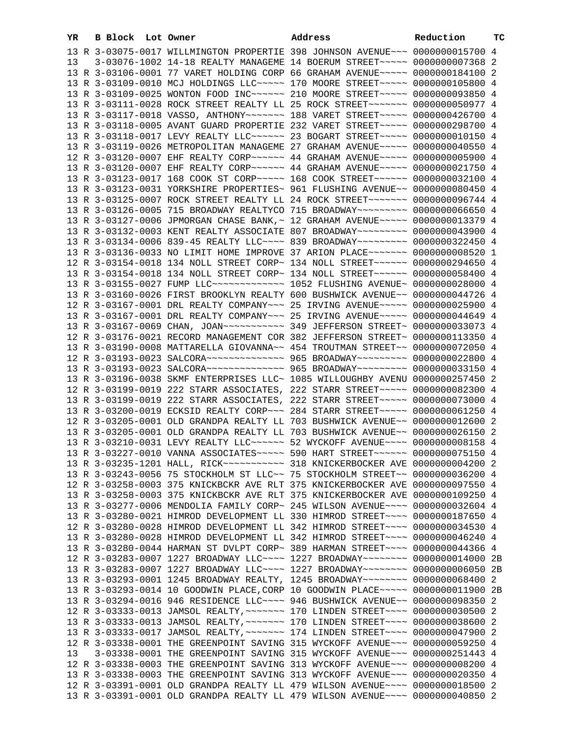| YR | B | Block | Lot | Owner | Address | Reduction | TC |
|---|---|---|---|---|---|---|---|
| 13 | R | 3-03075-0017 | | WILLMINGTON PROPERTIE | 398 JOHNSON AVENUE~~~ | 0000000015700 | 4 |
| 13 | | 3-03076-1002 | | 14-18 REALTY MANAGEME | 14 BOERUM STREET~~~~~ | 0000000007368 | 2 |
| 13 | R | 3-03106-0001 | | 77 VARET HOLDING CORP | 66 GRAHAM AVENUE~~~~~ | 0000000184100 | 2 |
| 13 | R | 3-03109-0010 | | MCJ HOLDINGS LLC~~~~~ | 170 MOORE STREET~~~~~ | 0000000105800 | 4 |
| 13 | R | 3-03109-0025 | | WONTON FOOD INC~~~~~~ | 210 MOORE STREET~~~~~ | 0000000093850 | 4 |
| 13 | R | 3-03111-0028 | | ROCK STREET REALTY LL | 25 ROCK STREET~~~~~~~ | 0000000050977 | 4 |
| 13 | R | 3-03117-0018 | | VASSO, ANTHONY~~~~~~~ | 188 VARET STREET~~~~~ | 0000000426700 | 4 |
| 13 | R | 3-03118-0005 | | AVANT GUARD PROPERTIE | 232 VARET STREET~~~~~ | 0000000298700 | 4 |
| 13 | R | 3-03118-0017 | | LEVY REALTY LLC~~~~~~ | 23 BOGART STREET~~~~~ | 0000000010150 | 4 |
| 13 | R | 3-03119-0026 | | METROPOLITAN MANAGEME | 27 GRAHAM AVENUE~~~~~ | 0000000040550 | 4 |
| 12 | R | 3-03120-0007 | | EHF REALTY CORP~~~~~~ | 44 GRAHAM AVENUE~~~~~ | 0000000005900 | 4 |
| 13 | R | 3-03120-0007 | | EHF REALTY CORP~~~~~~ | 44 GRAHAM AVENUE~~~~~ | 0000000021750 | 4 |
| 13 | R | 3-03123-0017 | | 168 COOK ST CORP~~~~~ | 168 COOK STREET~~~~~~ | 0000000032100 | 4 |
| 13 | R | 3-03123-0031 | | YORKSHIRE PROPERTIES~ | 961 FLUSHING AVENUE~~ | 0000000080450 | 4 |
| 13 | R | 3-03125-0007 | | ROCK STREET REALTY LL | 24 ROCK STREET~~~~~~~ | 0000000096744 | 4 |
| 13 | R | 3-03126-0005 | | 715 BROADWAY REALTYCO | 715 BROADWAY~~~~~~~~~ | 0000000066650 | 4 |
| 13 | R | 3-03127-0006 | | JPMORGAN CHASE BANK,~ | 12 GRAHAM AVENUE~~~~~ | 0000000013379 | 4 |
| 13 | R | 3-03132-0003 | | KENT REALTY ASSOCIATE | 807 BROADWAY~~~~~~~~~ | 0000000043900 | 4 |
| 13 | R | 3-03134-0006 | | 839-45 REALTY LLC~~~~ | 839 BROADWAY~~~~~~~~~ | 0000000322450 | 4 |
| 13 | R | 3-03136-0033 | | NO LIMIT HOME IMPROVE | 37 ARION PLACE~~~~~~~ | 0000000008520 | 1 |
| 12 | R | 3-03154-0018 | | 134 NOLL STREET CORP~ | 134 NOLL STREET~~~~~~ | 0000000294650 | 4 |
| 13 | R | 3-03154-0018 | | 134 NOLL STREET CORP~ | 134 NOLL STREET~~~~~~ | 0000000058400 | 4 |
| 13 | R | 3-03155-0027 | | FUMP LLC~~~~~~~~~~~~~ | 1052 FLUSHING AVENUE~ | 0000000028000 | 4 |
| 13 | R | 3-03160-0026 | | FIRST BROOKLYN REALTY | 600 BUSHWICK AVENUE~~ | 0000000044726 | 4 |
| 12 | R | 3-03167-0001 | | DRL REALTY COMPANY~~~ | 25 IRVING AVENUE~~~~~ | 0000000025900 | 4 |
| 13 | R | 3-03167-0001 | | DRL REALTY COMPANY~~~ | 25 IRVING AVENUE~~~~~ | 0000000044649 | 4 |
| 13 | R | 3-03167-0069 | | CHAN, JOAN~~~~~~~~~~~ | 349 JEFFERSON STREET~ | 0000000033073 | 4 |
| 12 | R | 3-03176-0021 | | RECORD MANAGEMENT COR | 382 JEFFERSON STREET~ | 0000000113350 | 4 |
| 13 | R | 3-03190-0008 | | MATTARELLA GIOVANNA~~ | 454 TROUTMAN STREET~~ | 0000000072050 | 4 |
| 12 | R | 3-03193-0023 | | SALCORA~~~~~~~~~~~~~~ | 965 BROADWAY~~~~~~~~~ | 0000000022800 | 4 |
| 13 | R | 3-03193-0023 | | SALCORA~~~~~~~~~~~~~~ | 965 BROADWAY~~~~~~~~~ | 0000000033150 | 4 |
| 13 | R | 3-03196-0038 | | SKMF ENTERPRISES LLC~ | 1085 WILLOUGHBY AVENU | 0000000257450 | 2 |
| 12 | R | 3-03199-0019 | | 222 STARR ASSOCIATES, | 222 STARR STREET~~~~~ | 0000000082300 | 4 |
| 13 | R | 3-03199-0019 | | 222 STARR ASSOCIATES, | 222 STARR STREET~~~~~ | 0000000073000 | 4 |
| 13 | R | 3-03200-0019 | | ECKSID REALTY CORP~~~ | 284 STARR STREET~~~~~ | 0000000061250 | 4 |
| 12 | R | 3-03205-0001 | | OLD GRANDPA REALTY LL | 703 BUSHWICK AVENUE~~ | 0000000012600 | 2 |
| 13 | R | 3-03205-0001 | | OLD GRANDPA REALTY LL | 703 BUSHWICK AVENUE~~ | 0000000026150 | 2 |
| 13 | R | 3-03210-0031 | | LEVY REALTY LLC~~~~~~ | 52 WYCKOFF AVENUE~~~~ | 0000000008158 | 4 |
| 13 | R | 3-03227-0010 | | VANNA ASSOCIATES~~~~~ | 590 HART STREET~~~~~~ | 0000000075150 | 4 |
| 13 | R | 3-03235-1201 | | HALL, RICK~~~~~~~~~~~ | 318 KNICKERBOCKER AVE | 0000000004200 | 2 |
| 13 | R | 3-03243-0056 | | 75 STOCKHOLM ST LLC~~ | 75 STOCKHOLM STREET~~ | 0000000036200 | 4 |
| 12 | R | 3-03258-0003 | | 375 KNICKBCKR AVE RLT | 375 KNICKERBOCKER AVE | 0000000097550 | 4 |
| 13 | R | 3-03258-0003 | | 375 KNICKBCKR AVE RLT | 375 KNICKERBOCKER AVE | 0000000109250 | 4 |
| 13 | R | 3-03277-0006 | | MENDOLIA FAMILY CORP~ | 245 WILSON AVENUE~~~~ | 0000000032604 | 4 |
| 13 | R | 3-03280-0021 | | HIMROD DEVELOPMENT LL | 330 HIMROD STREET~~~~ | 0000000187650 | 4 |
| 12 | R | 3-03280-0028 | | HIMROD DEVELOPMENT LL | 342 HIMROD STREET~~~~ | 0000000034530 | 4 |
| 13 | R | 3-03280-0028 | | HIMROD DEVELOPMENT LL | 342 HIMROD STREET~~~~ | 0000000046240 | 4 |
| 13 | R | 3-03280-0044 | | HARMAN ST DVLPT CORP~ | 389 HARMAN STREET~~~~ | 0000000044366 | 4 |
| 12 | R | 3-03283-0007 | | 1227 BROADWAY LLC~~~~ | 1227 BROADWAY~~~~~~~~ | 0000000014000 | 2B |
| 13 | R | 3-03283-0007 | | 1227 BROADWAY LLC~~~~ | 1227 BROADWAY~~~~~~~~ | 0000000006050 | 2B |
| 13 | R | 3-03293-0001 | | 1245 BROADWAY REALTY, | 1245 BROADWAY~~~~~~~~ | 0000000068400 | 2 |
| 13 | R | 3-03293-0014 | | 10 GOODWIN PLACE,CORP | 10 GOODWIN PLACE~~~~~ | 0000000011900 | 2B |
| 13 | R | 3-03294-0016 | | 946 RESIDENCE LLC~~~~ | 946 BUSHWICK AVENUE~~ | 0000000098350 | 2 |
| 12 | R | 3-03333-0013 | | JAMSOL REALTY,~~~~~~~ | 170 LINDEN STREET~~~~ | 0000000030500 | 2 |
| 13 | R | 3-03333-0013 | | JAMSOL REALTY,~~~~~~~ | 170 LINDEN STREET~~~~ | 0000000038600 | 2 |
| 13 | R | 3-03333-0017 | | JAMSOL REALTY,~~~~~~~ | 174 LINDEN STREET~~~~ | 0000000047900 | 2 |
| 12 | R | 3-03338-0001 | | THE GREENPOINT SAVING | 315 WYCKOFF AVENUE~~~ | 0000000059250 | 4 |
| 13 | | 3-03338-0001 | | THE GREENPOINT SAVING | 315 WYCKOFF AVENUE~~~ | 0000000251443 | 4 |
| 12 | R | 3-03338-0003 | | THE GREENPOINT SAVING | 313 WYCKOFF AVENUE~~~ | 0000000008200 | 4 |
| 13 | R | 3-03338-0003 | | THE GREENPOINT SAVING | 313 WYCKOFF AVENUE~~~ | 0000000020350 | 4 |
| 12 | R | 3-03391-0001 | | OLD GRANDPA REALTY LL | 479 WILSON AVENUE~~~~ | 0000000018500 | 2 |
| 13 | R | 3-03391-0001 | | OLD GRANDPA REALTY LL | 479 WILSON AVENUE~~~~ | 0000000040850 | 2 |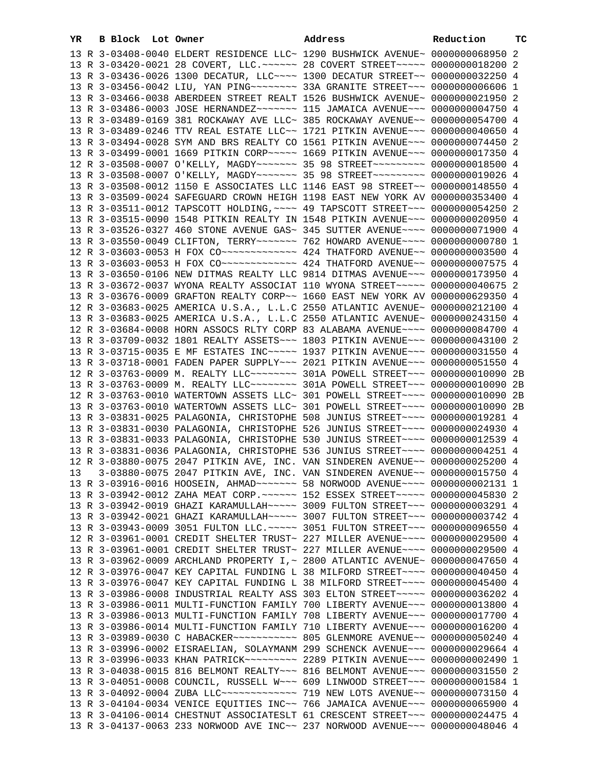| YR | B | Block | Lot | Owner | Address | Reduction | TC |
|---|---|---|---|---|---|---|---|
| 13 | R | 3-03408-0040 | | ELDERT RESIDENCE LLC~ | 1290 BUSHWICK AVENUE~ | 0000000068950 | 2 |
| 13 | R | 3-03420-0021 | | 28 COVERT, LLC.~~~~~~ | 28 COVERT STREET~~~~~ | 0000000018200 | 2 |
| 13 | R | 3-03436-0026 | | 1300 DECATUR, LLC~~~~ | 1300 DECATUR STREET~~ | 0000000032250 | 4 |
| 13 | R | 3-03456-0042 | | LIU, YAN PING~~~~~~~~ | 33A GRANITE STREET~~~ | 0000000006606 | 1 |
| 13 | R | 3-03466-0038 | | ABERDEEN STREET REALT | 1526 BUSHWICK AVENUE~ | 0000000021950 | 2 |
| 13 | R | 3-03486-0003 | | JOSE HERNANDEZ~~~~~~~ | 115 JAMAICA AVENUE~~~ | 0000000004750 | 4 |
| 13 | R | 3-03489-0169 | | 381 ROCKAWAY AVE LLC~ | 385 ROCKAWAY AVENUE~~ | 0000000054700 | 4 |
| 13 | R | 3-03489-0246 | | TTV REAL ESTATE LLC~~ | 1721 PITKIN AVENUE~~~ | 0000000040650 | 4 |
| 13 | R | 3-03494-0028 | | SYM AND BRS REALTY CO | 1561 PITKIN AVENUE~~~ | 0000000074450 | 2 |
| 13 | R | 3-03499-0001 | | 1669 PITKIN CORP~~~~~ | 1669 PITKIN AVENUE~~~ | 0000000017350 | 4 |
| 12 | R | 3-03508-0007 | | O'KELLY, MAGDY~~~~~~~ | 35 98 STREET~~~~~~~~~ | 0000000018500 | 4 |
| 13 | R | 3-03508-0007 | | O'KELLY, MAGDY~~~~~~~ | 35 98 STREET~~~~~~~~~ | 0000000019026 | 4 |
| 13 | R | 3-03508-0012 | | 1150 E ASSOCIATES LLC | 1146 EAST 98 STREET~~ | 0000000148550 | 4 |
| 13 | R | 3-03509-0024 | | SAFEGUARD CROWN HEIGH | 1198 EAST NEW YORK AV | 0000000353400 | 4 |
| 13 | R | 3-03511-0012 | | TAPSCOTT HOLDING,~~~~ | 49 TAPSCOTT STREET~~~ | 0000000054250 | 2 |
| 13 | R | 3-03515-0090 | | 1548 PITKIN REALTY IN | 1548 PITKIN AVENUE~~~ | 0000000020950 | 4 |
| 13 | R | 3-03526-0327 | | 460 STONE AVENUE GAS~ | 345 SUTTER AVENUE~~~~ | 0000000071900 | 4 |
| 13 | R | 3-03550-0049 | | CLIFTON, TERRY~~~~~~~ | 762 HOWARD AVENUE~~~~ | 0000000000780 | 1 |
| 12 | R | 3-03603-0053 | | H FOX CO~~~~~~~~~~~~~ | 424 THATFORD AVENUE~~ | 0000000003500 | 4 |
| 13 | R | 3-03603-0053 | | H FOX CO~~~~~~~~~~~~~ | 424 THATFORD AVENUE~~ | 0000000007575 | 4 |
| 13 | R | 3-03650-0106 | | NEW DITMAS REALTY LLC | 9814 DITMAS AVENUE~~~ | 0000000173950 | 4 |
| 13 | R | 3-03672-0037 | | WYONA REALTY ASSOCIAT | 110 WYONA STREET~~~~~ | 0000000040675 | 2 |
| 13 | R | 3-03676-0009 | | GRAFTON REALTY CORP~~ | 1660 EAST NEW YORK AV | 0000000629350 | 4 |
| 12 | R | 3-03683-0025 | | AMERICA U.S.A., L.L.C | 2550 ATLANTIC AVENUE~ | 0000000212100 | 4 |
| 13 | R | 3-03683-0025 | | AMERICA U.S.A., L.L.C | 2550 ATLANTIC AVENUE~ | 0000000243150 | 4 |
| 12 | R | 3-03684-0008 | | HORN ASSOCS RLTY CORP | 83 ALABAMA AVENUE~~~~ | 0000000084700 | 4 |
| 13 | R | 3-03709-0032 | | 1801 REALTY ASSETS~~~ | 1803 PITKIN AVENUE~~~ | 0000000043100 | 2 |
| 13 | R | 3-03715-0035 | | E MF ESTATES INC~~~~~ | 1937 PITKIN AVENUE~~~ | 0000000031550 | 4 |
| 13 | R | 3-03718-0001 | | FADEN PAPER SUPPLY~~~ | 2021 PITKIN AVENUE~~~ | 0000000051550 | 4 |
| 12 | R | 3-03763-0009 | | M. REALTY LLC~~~~~~~~ | 301A POWELL STREET~~~ | 0000000010090 | 2B |
| 13 | R | 3-03763-0009 | | M. REALTY LLC~~~~~~~~ | 301A POWELL STREET~~~ | 0000000010090 | 2B |
| 12 | R | 3-03763-0010 | | WATERTOWN ASSETS LLC~ | 301 POWELL STREET~~~~ | 0000000010090 | 2B |
| 13 | R | 3-03763-0010 | | WATERTOWN ASSETS LLC~ | 301 POWELL STREET~~~~ | 0000000010090 | 2B |
| 13 | R | 3-03831-0025 | | PALAGONIA, CHRISTOPHE | 508 JUNIUS STREET~~~~ | 0000000019281 | 4 |
| 13 | R | 3-03831-0030 | | PALAGONIA, CHRISTOPHE | 526 JUNIUS STREET~~~~ | 0000000024930 | 4 |
| 13 | R | 3-03831-0033 | | PALAGONIA, CHRISTOPHE | 530 JUNIUS STREET~~~~ | 0000000012539 | 4 |
| 13 | R | 3-03831-0036 | | PALAGONIA, CHRISTOPHE | 536 JUNIUS STREET~~~~ | 0000000004251 | 4 |
| 12 | R | 3-03880-0075 | | 2047 PITKIN AVE, INC. | VAN SINDEREN AVENUE~~ | 0000000025200 | 4 |
| 13 | | 3-03880-0075 | | 2047 PITKIN AVE, INC. | VAN SINDEREN AVENUE~~ | 0000000015750 | 4 |
| 13 | R | 3-03916-0016 | | HOOSEIN, AHMAD~~~~~~~ | 58 NORWOOD AVENUE~~~~ | 0000000002131 | 1 |
| 13 | R | 3-03942-0012 | | ZAHA MEAT CORP.~~~~~~ | 152 ESSEX STREET~~~~~ | 0000000045830 | 2 |
| 13 | R | 3-03942-0019 | | GHAZI KARAMULLAH~~~~~ | 3009 FULTON STREET~~~ | 0000000003291 | 4 |
| 13 | R | 3-03942-0021 | | GHAZI KARAMULLAH~~~~~ | 3007 FULTON STREET~~~ | 0000000003742 | 4 |
| 13 | R | 3-03943-0009 | | 3051 FULTON LLC.~~~~~ | 3051 FULTON STREET~~~ | 0000000096550 | 4 |
| 12 | R | 3-03961-0001 | | CREDIT SHELTER TRUST~ | 227 MILLER AVENUE~~~~ | 0000000029500 | 4 |
| 13 | R | 3-03961-0001 | | CREDIT SHELTER TRUST~ | 227 MILLER AVENUE~~~~ | 0000000029500 | 4 |
| 13 | R | 3-03962-0009 | | ARCHLAND PROPERTY I,~ | 2800 ATLANTIC AVENUE~ | 0000000047650 | 4 |
| 12 | R | 3-03976-0047 | | KEY CAPITAL FUNDING L | 38 MILFORD STREET~~~~ | 0000000040450 | 4 |
| 13 | R | 3-03976-0047 | | KEY CAPITAL FUNDING L | 38 MILFORD STREET~~~~ | 0000000045400 | 4 |
| 13 | R | 3-03986-0008 | | INDUSTRIAL REALTY ASS | 303 ELTON STREET~~~~~ | 0000000036202 | 4 |
| 13 | R | 3-03986-0011 | | MULTI-FUNCTION FAMILY | 700 LIBERTY AVENUE~~~ | 0000000013800 | 4 |
| 13 | R | 3-03986-0013 | | MULTI-FUNCTION FAMILY | 708 LIBERTY AVENUE~~~ | 0000000017700 | 4 |
| 13 | R | 3-03986-0014 | | MULTI-FUNCTION FAMILY | 710 LIBERTY AVENUE~~~ | 0000000016200 | 4 |
| 13 | R | 3-03989-0030 | | C HABACKER~~~~~~~~~~~ | 805 GLENMORE AVENUE~~ | 0000000050240 | 4 |
| 13 | R | 3-03996-0002 | | EISRAELIAN, SOLAYMANM | 299 SCHENCK AVENUE~~~ | 0000000029664 | 4 |
| 13 | R | 3-03996-0033 | | KHAN PATRICK~~~~~~~~~ | 2289 PITKIN AVENUE~~~ | 0000000002490 | 1 |
| 13 | R | 3-04038-0015 | | 816 BELMONT REALTY~~~ | 816 BELMONT AVENUE~~~ | 0000000031550 | 2 |
| 13 | R | 3-04051-0008 | | COUNCIL, RUSSELL W~~~ | 609 LINWOOD STREET~~~ | 0000000001584 | 1 |
| 13 | R | 3-04092-0004 | | ZUBA LLC~~~~~~~~~~~~~ | 719 NEW LOTS AVENUE~~ | 0000000073150 | 4 |
| 13 | R | 3-04104-0034 | | VENICE EQUITIES INC~~ | 766 JAMAICA AVENUE~~~ | 0000000065900 | 4 |
| 13 | R | 3-04106-0014 | | CHESTNUT ASSOCIATESLT | 61 CRESCENT STREET~~~ | 0000000024475 | 4 |
| 13 | R | 3-04137-0063 | | 233 NORWOOD AVE INC~~ | 237 NORWOOD AVENUE~~~ | 0000000048046 | 4 |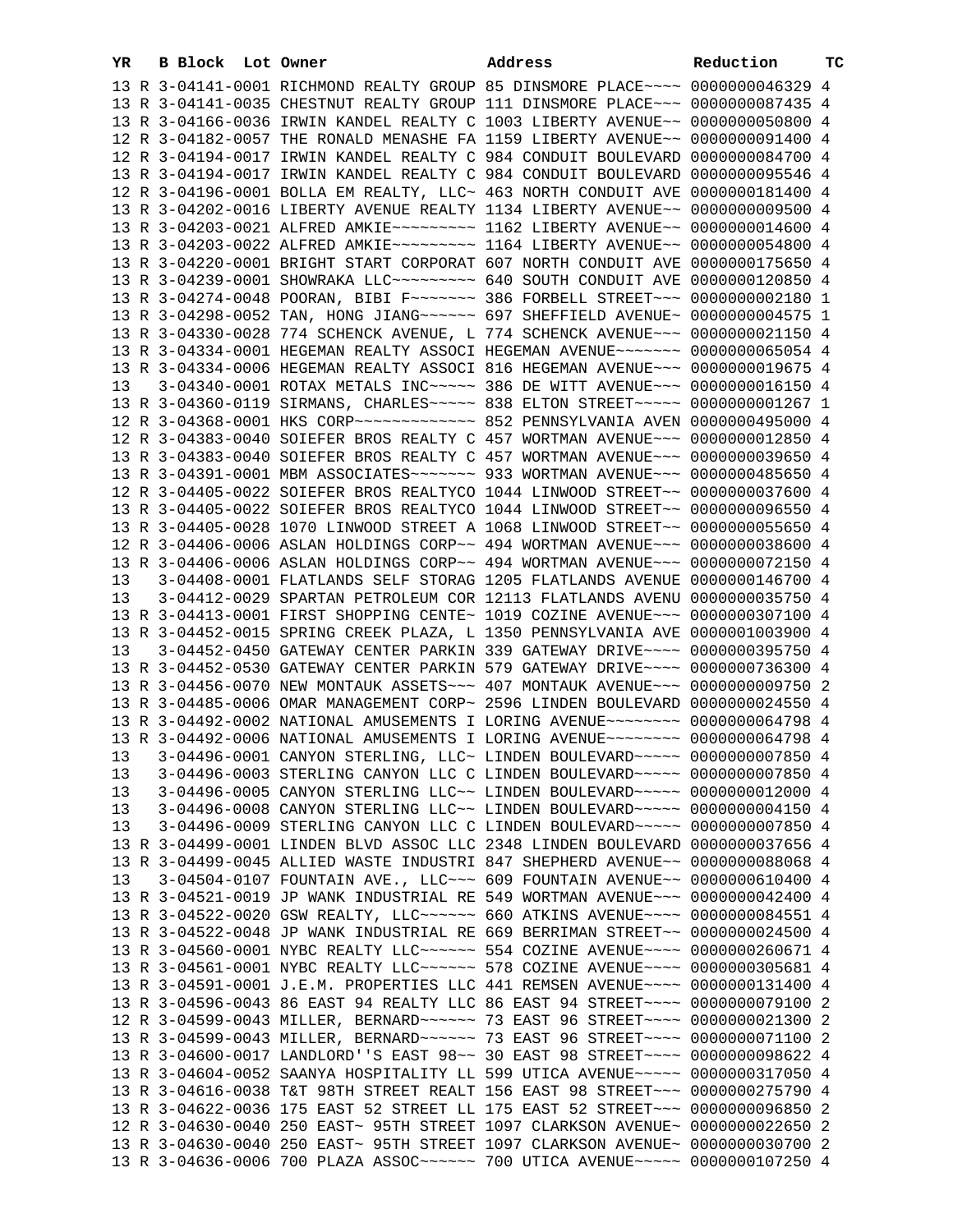| YR | B | Block | Lot | Owner | Address | Reduction | TC |
|---|---|---|---|---|---|---|---|
| 13 | R | 3-04141-0001 | | RICHMOND REALTY GROUP | 85 DINSMORE PLACE~~~~ | 0000000046329 | 4 |
| 13 | R | 3-04141-0035 | | CHESTNUT REALTY GROUP | 111 DINSMORE PLACE~~~ | 0000000087435 | 4 |
| 13 | R | 3-04166-0036 | | IRWIN KANDEL REALTY C | 1003 LIBERTY AVENUE~~ | 0000000050800 | 4 |
| 12 | R | 3-04182-0057 | | THE RONALD MENASHE FA | 1159 LIBERTY AVENUE~~ | 0000000091400 | 4 |
| 12 | R | 3-04194-0017 | | IRWIN KANDEL REALTY C | 984 CONDUIT BOULEVARD | 0000000084700 | 4 |
| 13 | R | 3-04194-0017 | | IRWIN KANDEL REALTY C | 984 CONDUIT BOULEVARD | 0000000095546 | 4 |
| 12 | R | 3-04196-0001 | | BOLLA EM REALTY, LLC~ | 463 NORTH CONDUIT AVE | 0000000181400 | 4 |
| 13 | R | 3-04202-0016 | | LIBERTY AVENUE REALTY | 1134 LIBERTY AVENUE~~ | 0000000009500 | 4 |
| 13 | R | 3-04203-0021 | | ALFRED AMKIE~~~~~~~~~ | 1162 LIBERTY AVENUE~~ | 0000000014600 | 4 |
| 13 | R | 3-04203-0022 | | ALFRED AMKIE~~~~~~~~~ | 1164 LIBERTY AVENUE~~ | 0000000054800 | 4 |
| 13 | R | 3-04220-0001 | | BRIGHT START CORPORAT | 607 NORTH CONDUIT AVE | 0000000175650 | 4 |
| 13 | R | 3-04239-0001 | | SHOWRAKA LLC~~~~~~~~~ | 640 SOUTH CONDUIT AVE | 0000000120850 | 4 |
| 13 | R | 3-04274-0048 | | POORAN, BIBI F~~~~~~~ | 386 FORBELL STREET~~~ | 0000000002180 | 1 |
| 13 | R | 3-04298-0052 | | TAN, HONG JIANG~~~~~~ | 697 SHEFFIELD AVENUE~ | 0000000004575 | 1 |
| 13 | R | 3-04330-0028 | | 774 SCHENCK AVENUE, L | 774 SCHENCK AVENUE~~~ | 0000000021150 | 4 |
| 13 | R | 3-04334-0001 | | HEGEMAN REALTY ASSOCI | HEGEMAN AVENUE~~~~~~~ | 0000000065054 | 4 |
| 13 | R | 3-04334-0006 | | HEGEMAN REALTY ASSOCI | 816 HEGEMAN AVENUE~~~ | 0000000019675 | 4 |
| 13 | | 3-04340-0001 | | ROTAX METALS INC~~~~~ | 386 DE WITT AVENUE~~~ | 0000000016150 | 4 |
| 13 | R | 3-04360-0119 | | SIRMANS, CHARLES~~~~~ | 838 ELTON STREET~~~~~ | 0000000001267 | 1 |
| 12 | R | 3-04368-0001 | | HKS CORP~~~~~~~~~~~~~ | 852 PENNSYLVANIA AVEN | 0000000495000 | 4 |
| 12 | R | 3-04383-0040 | | SOIEFER BROS REALTY C | 457 WORTMAN AVENUE~~~ | 0000000012850 | 4 |
| 13 | R | 3-04383-0040 | | SOIEFER BROS REALTY C | 457 WORTMAN AVENUE~~~ | 0000000039650 | 4 |
| 13 | R | 3-04391-0001 | | MBM ASSOCIATES~~~~~~~ | 933 WORTMAN AVENUE~~~ | 0000000485650 | 4 |
| 12 | R | 3-04405-0022 | | SOIEFER BROS REALTYCO | 1044 LINWOOD STREET~~ | 0000000037600 | 4 |
| 13 | R | 3-04405-0022 | | SOIEFER BROS REALTYCO | 1044 LINWOOD STREET~~ | 0000000096550 | 4 |
| 13 | R | 3-04405-0028 | | 1070 LINWOOD STREET A | 1068 LINWOOD STREET~~ | 0000000055650 | 4 |
| 12 | R | 3-04406-0006 | | ASLAN HOLDINGS CORP~~ | 494 WORTMAN AVENUE~~~ | 0000000038600 | 4 |
| 13 | R | 3-04406-0006 | | ASLAN HOLDINGS CORP~~ | 494 WORTMAN AVENUE~~~ | 0000000072150 | 4 |
| 13 | | 3-04408-0001 | | FLATLANDS SELF STORAG | 1205 FLATLANDS AVENUE | 0000000146700 | 4 |
| 13 | | 3-04412-0029 | | SPARTAN PETROLEUM COR | 12113 FLATLANDS AVENU | 0000000035750 | 4 |
| 13 | R | 3-04413-0001 | | FIRST SHOPPING CENTE~ | 1019 COZINE AVENUE~~~ | 0000000307100 | 4 |
| 13 | R | 3-04452-0015 | | SPRING CREEK PLAZA, L | 1350 PENNSYLVANIA AVE | 0000001003900 | 4 |
| 13 | | 3-04452-0450 | | GATEWAY CENTER PARKIN | 339 GATEWAY DRIVE~~~~ | 0000000395750 | 4 |
| 13 | R | 3-04452-0530 | | GATEWAY CENTER PARKIN | 579 GATEWAY DRIVE~~~~ | 0000000736300 | 4 |
| 13 | R | 3-04456-0070 | | NEW MONTAUK ASSETS~~~ | 407 MONTAUK AVENUE~~~ | 0000000009750 | 2 |
| 13 | R | 3-04485-0006 | | OMAR MANAGEMENT CORP~ | 2596 LINDEN BOULEVARD | 0000000024550 | 4 |
| 13 | R | 3-04492-0002 | | NATIONAL AMUSEMENTS I | LORING AVENUE~~~~~~~~ | 0000000064798 | 4 |
| 13 | R | 3-04492-0006 | | NATIONAL AMUSEMENTS I | LORING AVENUE~~~~~~~~ | 0000000064798 | 4 |
| 13 | | 3-04496-0001 | | CANYON STERLING, LLC~ | LINDEN BOULEVARD~~~~~ | 0000000007850 | 4 |
| 13 | | 3-04496-0003 | | STERLING CANYON LLC C | LINDEN BOULEVARD~~~~~ | 0000000007850 | 4 |
| 13 | | 3-04496-0005 | | CANYON STERLING LLC~~ | LINDEN BOULEVARD~~~~~ | 0000000012000 | 4 |
| 13 | | 3-04496-0008 | | CANYON STERLING LLC~~ | LINDEN BOULEVARD~~~~~ | 0000000004150 | 4 |
| 13 | | 3-04496-0009 | | STERLING CANYON LLC C | LINDEN BOULEVARD~~~~~ | 0000000007850 | 4 |
| 13 | R | 3-04499-0001 | | LINDEN BLVD ASSOC LLC | 2348 LINDEN BOULEVARD | 0000000037656 | 4 |
| 13 | R | 3-04499-0045 | | ALLIED WASTE INDUSTRI | 847 SHEPHERD AVENUE~~ | 0000000088068 | 4 |
| 13 | | 3-04504-0107 | | FOUNTAIN AVE., LLC~~~ | 609 FOUNTAIN AVENUE~~ | 0000000610400 | 4 |
| 13 | R | 3-04521-0019 | | JP WANK INDUSTRIAL RE | 549 WORTMAN AVENUE~~~ | 0000000042400 | 4 |
| 13 | R | 3-04522-0020 | | GSW REALTY, LLC~~~~~~ | 660 ATKINS AVENUE~~~~ | 0000000084551 | 4 |
| 13 | R | 3-04522-0048 | | JP WANK INDUSTRIAL RE | 669 BERRIMAN STREET~~ | 0000000024500 | 4 |
| 13 | R | 3-04560-0001 | | NYBC REALTY LLC~~~~~~ | 554 COZINE AVENUE~~~~ | 0000000260671 | 4 |
| 13 | R | 3-04561-0001 | | NYBC REALTY LLC~~~~~~ | 578 COZINE AVENUE~~~~ | 0000000305681 | 4 |
| 13 | R | 3-04591-0001 | | J.E.M. PROPERTIES LLC | 441 REMSEN AVENUE~~~~ | 0000000131400 | 4 |
| 13 | R | 3-04596-0043 | | 86 EAST 94 REALTY LLC | 86 EAST 94 STREET~~~~ | 0000000079100 | 2 |
| 12 | R | 3-04599-0043 | | MILLER, BERNARD~~~~~~ | 73 EAST 96 STREET~~~~ | 0000000021300 | 2 |
| 13 | R | 3-04599-0043 | | MILLER, BERNARD~~~~~~ | 73 EAST 96 STREET~~~~ | 0000000071100 | 2 |
| 13 | R | 3-04600-0017 | | LANDLORD''S EAST 98~~ | 30 EAST 98 STREET~~~~ | 0000000098622 | 4 |
| 13 | R | 3-04604-0052 | | SAANYA HOSPITALITY LL | 599 UTICA AVENUE~~~~~ | 0000000317050 | 4 |
| 13 | R | 3-04616-0038 | | T&T 98TH STREET REALT | 156 EAST 98 STREET~~~ | 0000000275790 | 4 |
| 13 | R | 3-04622-0036 | | 175 EAST 52 STREET LL | 175 EAST 52 STREET~~~ | 0000000096850 | 2 |
| 12 | R | 3-04630-0040 | | 250 EAST~ 95TH STREET | 1097 CLARKSON AVENUE~ | 0000000022650 | 2 |
| 13 | R | 3-04630-0040 | | 250 EAST~ 95TH STREET | 1097 CLARKSON AVENUE~ | 0000000030700 | 2 |
| 13 | R | 3-04636-0006 | | 700 PLAZA ASSOC~~~~~~ | 700 UTICA AVENUE~~~~~ | 0000000107250 | 4 |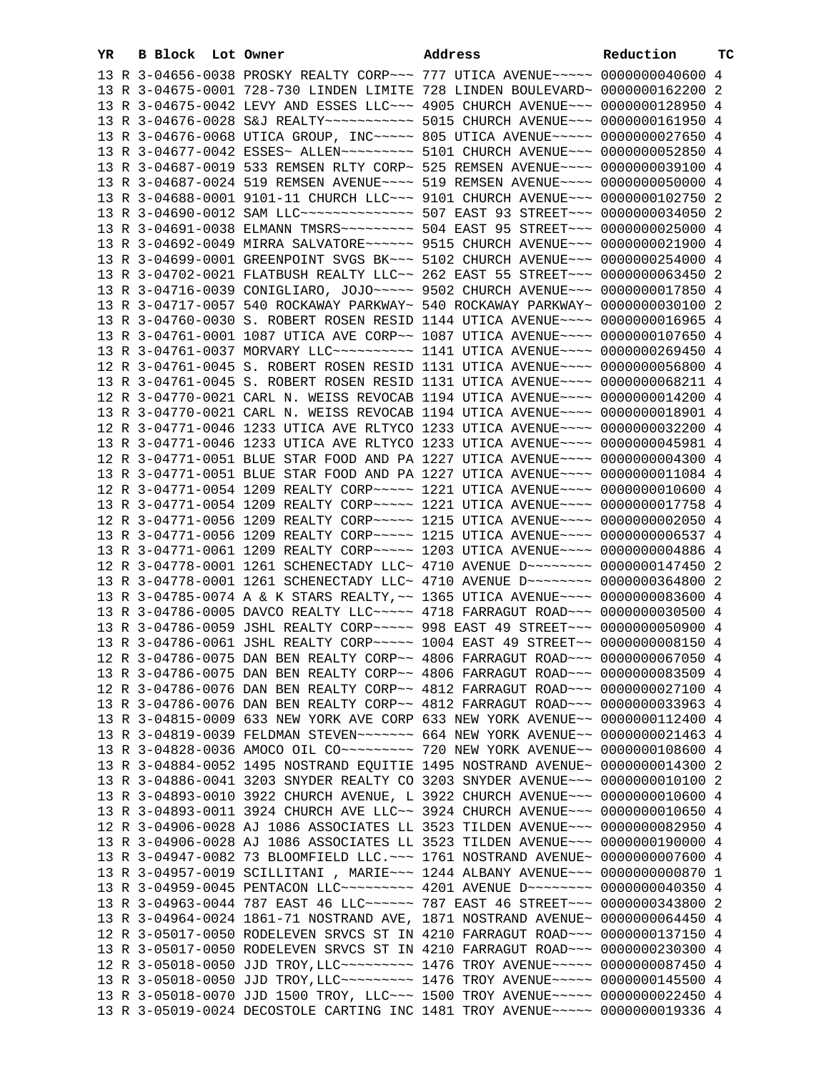| YR | B | Block | Lot | Owner | Address | Reduction | TC |
|---|---|---|---|---|---|---|---|
| 13 | R | 3-04656-0038 | | PROSKY REALTY CORP~~~ | 777 UTICA AVENUE~~~~~ | 0000000040600 | 4 |
| 13 | R | 3-04675-0001 | | 728-730 LINDEN LIMITE | 728 LINDEN BOULEVARD~ | 0000000162200 | 2 |
| 13 | R | 3-04675-0042 | | LEVY AND ESSES LLC~~~ | 4905 CHURCH AVENUE~~~ | 0000000128950 | 4 |
| 13 | R | 3-04676-0028 | | S&J REALTY~~~~~~~~~~~ | 5015 CHURCH AVENUE~~~ | 0000000161950 | 4 |
| 13 | R | 3-04676-0068 | | UTICA GROUP, INC~~~~~ | 805 UTICA AVENUE~~~~~ | 0000000027650 | 4 |
| 13 | R | 3-04677-0042 | | ESSES~ ALLEN~~~~~~~~~ | 5101 CHURCH AVENUE~~~ | 0000000052850 | 4 |
| 13 | R | 3-04687-0019 | | 533 REMSEN RLTY CORP~ | 525 REMSEN AVENUE~~~~ | 0000000039100 | 4 |
| 13 | R | 3-04687-0024 | | 519 REMSEN AVENUE~~~~ | 519 REMSEN AVENUE~~~~ | 0000000050000 | 4 |
| 13 | R | 3-04688-0001 | | 9101-11 CHURCH LLC~~~ | 9101 CHURCH AVENUE~~~ | 0000000102750 | 2 |
| 13 | R | 3-04690-0012 | | SAM LLC~~~~~~~~~~~~~~ | 507 EAST 93 STREET~~~ | 0000000034050 | 2 |
| 13 | R | 3-04691-0038 | | ELMANN TMSRS~~~~~~~~~ | 504 EAST 95 STREET~~~ | 0000000025000 | 4 |
| 13 | R | 3-04692-0049 | | MIRRA SALVATORE~~~~~~ | 9515 CHURCH AVENUE~~~ | 0000000021900 | 4 |
| 13 | R | 3-04699-0001 | | GREENPOINT SVGS BK~~~ | 5102 CHURCH AVENUE~~~ | 0000000254000 | 4 |
| 13 | R | 3-04702-0021 | | FLATBUSH REALTY LLC~~ | 262 EAST 55 STREET~~~ | 0000000063450 | 2 |
| 13 | R | 3-04716-0039 | | CONIGLIARO, JOJO~~~~~ | 9502 CHURCH AVENUE~~~ | 0000000017850 | 4 |
| 13 | R | 3-04717-0057 | | 540 ROCKAWAY PARKWAY~ | 540 ROCKAWAY PARKWAY~ | 0000000030100 | 2 |
| 13 | R | 3-04760-0030 | | S. ROBERT ROSEN RESID | 1144 UTICA AVENUE~~~~ | 0000000016965 | 4 |
| 13 | R | 3-04761-0001 | | 1087 UTICA AVE CORP~~ | 1087 UTICA AVENUE~~~~ | 0000000107650 | 4 |
| 13 | R | 3-04761-0037 | | MORVARY LLC~~~~~~~~~~ | 1141 UTICA AVENUE~~~~ | 0000000269450 | 4 |
| 12 | R | 3-04761-0045 | | S. ROBERT ROSEN RESID | 1131 UTICA AVENUE~~~~ | 0000000056800 | 4 |
| 13 | R | 3-04761-0045 | | S. ROBERT ROSEN RESID | 1131 UTICA AVENUE~~~~ | 0000000068211 | 4 |
| 12 | R | 3-04770-0021 | | CARL N. WEISS REVOCAB | 1194 UTICA AVENUE~~~~ | 0000000014200 | 4 |
| 13 | R | 3-04770-0021 | | CARL N. WEISS REVOCAB | 1194 UTICA AVENUE~~~~ | 0000000018901 | 4 |
| 12 | R | 3-04771-0046 | | 1233 UTICA AVE RLTYCO | 1233 UTICA AVENUE~~~~ | 0000000032200 | 4 |
| 13 | R | 3-04771-0046 | | 1233 UTICA AVE RLTYCO | 1233 UTICA AVENUE~~~~ | 0000000045981 | 4 |
| 12 | R | 3-04771-0051 | | BLUE STAR FOOD AND PA | 1227 UTICA AVENUE~~~~ | 0000000004300 | 4 |
| 13 | R | 3-04771-0051 | | BLUE STAR FOOD AND PA | 1227 UTICA AVENUE~~~~ | 0000000011084 | 4 |
| 12 | R | 3-04771-0054 | | 1209 REALTY CORP~~~~~ | 1221 UTICA AVENUE~~~~ | 0000000010600 | 4 |
| 13 | R | 3-04771-0054 | | 1209 REALTY CORP~~~~~ | 1221 UTICA AVENUE~~~~ | 0000000017758 | 4 |
| 12 | R | 3-04771-0056 | | 1209 REALTY CORP~~~~~ | 1215 UTICA AVENUE~~~~ | 0000000002050 | 4 |
| 13 | R | 3-04771-0056 | | 1209 REALTY CORP~~~~~ | 1215 UTICA AVENUE~~~~ | 0000000006537 | 4 |
| 13 | R | 3-04771-0061 | | 1209 REALTY CORP~~~~~ | 1203 UTICA AVENUE~~~~ | 0000000004886 | 4 |
| 12 | R | 3-04778-0001 | | 1261 SCHENECTADY LLC~ | 4710 AVENUE D~~~~~~~~ | 0000000147450 | 2 |
| 13 | R | 3-04778-0001 | | 1261 SCHENECTADY LLC~ | 4710 AVENUE D~~~~~~~~ | 0000000364800 | 2 |
| 13 | R | 3-04785-0074 | | A & K STARS REALTY,~~ | 1365 UTICA AVENUE~~~~ | 0000000083600 | 4 |
| 13 | R | 3-04786-0005 | | DAVCO REALTY LLC~~~~~ | 4718 FARRAGUT ROAD~~~ | 0000000030500 | 4 |
| 13 | R | 3-04786-0059 | | JSHL REALTY CORP~~~~~ | 998 EAST 49 STREET~~~ | 0000000050900 | 4 |
| 13 | R | 3-04786-0061 | | JSHL REALTY CORP~~~~~ | 1004 EAST 49 STREET~~ | 0000000008150 | 4 |
| 12 | R | 3-04786-0075 | | DAN BEN REALTY CORP~~ | 4806 FARRAGUT ROAD~~~ | 0000000067050 | 4 |
| 13 | R | 3-04786-0075 | | DAN BEN REALTY CORP~~ | 4806 FARRAGUT ROAD~~~ | 0000000083509 | 4 |
| 12 | R | 3-04786-0076 | | DAN BEN REALTY CORP~~ | 4812 FARRAGUT ROAD~~~ | 0000000027100 | 4 |
| 13 | R | 3-04786-0076 | | DAN BEN REALTY CORP~~ | 4812 FARRAGUT ROAD~~~ | 0000000033963 | 4 |
| 13 | R | 3-04815-0009 | | 633 NEW YORK AVE CORP | 633 NEW YORK AVENUE~~ | 0000000112400 | 4 |
| 13 | R | 3-04819-0039 | | FELDMAN STEVEN~~~~~~~ | 664 NEW YORK AVENUE~~ | 0000000021463 | 4 |
| 13 | R | 3-04828-0036 | | AMOCO OIL CO~~~~~~~~~ | 720 NEW YORK AVENUE~~ | 0000000108600 | 4 |
| 13 | R | 3-04884-0052 | | 1495 NOSTRAND EQUITIE | 1495 NOSTRAND AVENUE~ | 0000000014300 | 2 |
| 13 | R | 3-04886-0041 | | 3203 SNYDER REALTY CO | 3203 SNYDER AVENUE~~~ | 0000000010100 | 2 |
| 13 | R | 3-04893-0010 | | 3922 CHURCH AVENUE, L | 3922 CHURCH AVENUE~~~ | 0000000010600 | 4 |
| 13 | R | 3-04893-0011 | | 3924 CHURCH AVE LLC~~ | 3924 CHURCH AVENUE~~~ | 0000000010650 | 4 |
| 12 | R | 3-04906-0028 | | AJ 1086 ASSOCIATES LL | 3523 TILDEN AVENUE~~~ | 0000000082950 | 4 |
| 13 | R | 3-04906-0028 | | AJ 1086 ASSOCIATES LL | 3523 TILDEN AVENUE~~~ | 0000000190000 | 4 |
| 13 | R | 3-04947-0082 | | 73 BLOOMFIELD LLC.~~~ | 1761 NOSTRAND AVENUE~ | 0000000007600 | 4 |
| 13 | R | 3-04957-0019 | | SCILLITANI , MARIE~~~ | 1244 ALBANY AVENUE~~~ | 0000000000870 | 1 |
| 13 | R | 3-04959-0045 | | PENTACON LLC~~~~~~~~~ | 4201 AVENUE D~~~~~~~~ | 0000000040350 | 4 |
| 13 | R | 3-04963-0044 | | 787 EAST 46 LLC~~~~~~ | 787 EAST 46 STREET~~~ | 0000000343800 | 2 |
| 13 | R | 3-04964-0024 | | 1861-71 NOSTRAND AVE, | 1871 NOSTRAND AVENUE~ | 0000000064450 | 4 |
| 12 | R | 3-05017-0050 | | RODELEVEN SRVCS ST IN | 4210 FARRAGUT ROAD~~~ | 0000000137150 | 4 |
| 13 | R | 3-05017-0050 | | RODELEVEN SRVCS ST IN | 4210 FARRAGUT ROAD~~~ | 0000000230300 | 4 |
| 12 | R | 3-05018-0050 | | JJD TROY,LLC~~~~~~~~~ | 1476 TROY AVENUE~~~~~ | 0000000087450 | 4 |
| 13 | R | 3-05018-0050 | | JJD TROY,LLC~~~~~~~~~ | 1476 TROY AVENUE~~~~~ | 0000000145500 | 4 |
| 13 | R | 3-05018-0070 | | JJD 1500 TROY, LLC~~~ | 1500 TROY AVENUE~~~~~ | 0000000022450 | 4 |
| 13 | R | 3-05019-0024 | | DECOSTOLE CARTING INC | 1481 TROY AVENUE~~~~~ | 0000000019336 | 4 |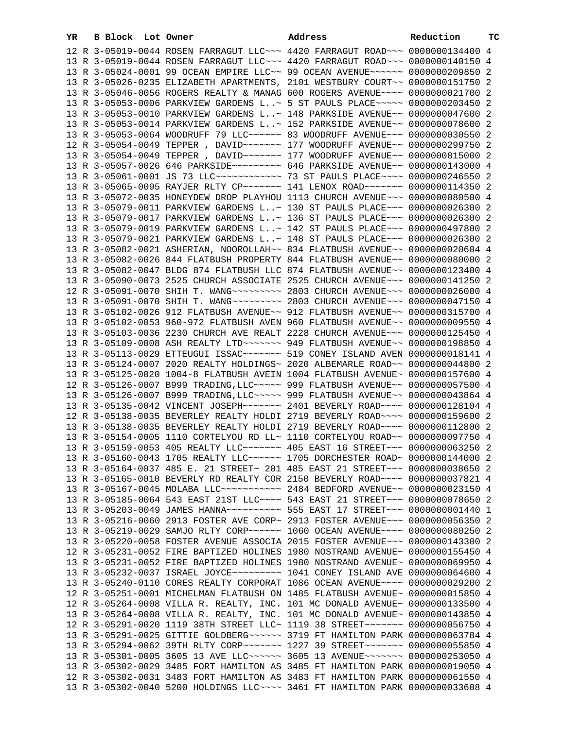| YR | B | Block | Lot | Owner | Address | Reduction | TC |
|---|---|---|---|---|---|---|---|
| 12 | R | 3-05019-0044 | | ROSEN FARRAGUT LLC~~~ | 4420 FARRAGUT ROAD~~~ | 0000000134400 | 4 |
| 13 | R | 3-05019-0044 | | ROSEN FARRAGUT LLC~~~ | 4420 FARRAGUT ROAD~~~ | 0000000140150 | 4 |
| 13 | R | 3-05024-0001 | | 99 OCEAN EMPIRE LLC~~ | 99 OCEAN AVENUE~~~~~~ | 0000000209850 | 2 |
| 13 | R | 3-05026-0235 | | ELIZABETH APARTMENTS, | 2101 WESTBURY COURT~~ | 0000000151750 | 2 |
| 13 | R | 3-05046-0056 | | ROGERS REALTY & MANAG | 600 ROGERS AVENUE~~~~ | 0000000021700 | 2 |
| 13 | R | 3-05053-0006 | | PARKVIEW GARDENS L..~ | 5 ST PAULS PLACE~~~~~ | 0000000203450 | 2 |
| 13 | R | 3-05053-0010 | | PARKVIEW GARDENS L..~ | 148 PARKSIDE AVENUE~~ | 0000000047600 | 2 |
| 13 | R | 3-05053-0014 | | PARKVIEW GARDENS L..~ | 152 PARKSIDE AVENUE~~ | 0000000078600 | 2 |
| 13 | R | 3-05053-0064 | | WOODRUFF 79 LLC~~~~~~ | 83 WOODRUFF AVENUE~~~ | 0000000030550 | 2 |
| 12 | R | 3-05054-0049 | | TEPPER , DAVID~~~~~~~ | 177 WOODRUFF AVENUE~~ | 0000000299750 | 2 |
| 13 | R | 3-05054-0049 | | TEPPER , DAVID~~~~~~~ | 177 WOODRUFF AVENUE~~ | 0000000815000 | 2 |
| 13 | R | 3-05057-0026 | | 646 PARKSIDE~~~~~~~~~ | 646 PARKSIDE AVENUE~~ | 0000000143000 | 4 |
| 13 | R | 3-05061-0001 | | JS 73 LLC~~~~~~~~~~~~ | 73 ST PAULS PLACE~~~~ | 0000000246550 | 2 |
| 13 | R | 3-05065-0095 | | RAYJER RLTY CP~~~~~~~ | 141 LENOX ROAD~~~~~~~ | 0000000114350 | 2 |
| 13 | R | 3-05072-0035 | | HONEYDEW DROP PLAYHOU | 1113 CHURCH AVENUE~~~ | 0000000080500 | 4 |
| 13 | R | 3-05079-0011 | | PARKVIEW GARDENS L..~ | 130 ST PAULS PLACE~~~ | 0000000026300 | 2 |
| 13 | R | 3-05079-0017 | | PARKVIEW GARDENS L..~ | 136 ST PAULS PLACE~~~ | 0000000026300 | 2 |
| 13 | R | 3-05079-0019 | | PARKVIEW GARDENS L..~ | 142 ST PAULS PLACE~~~ | 0000000497800 | 2 |
| 13 | R | 3-05079-0021 | | PARKVIEW GARDENS L..~ | 148 ST PAULS PLACE~~~ | 0000000026300 | 2 |
| 13 | R | 3-05082-0021 | | ASHERIAN, NOOROLLAH~~ | 834 FLATBUSH AVENUE~~ | 0000000020604 | 4 |
| 13 | R | 3-05082-0026 | | 844 FLATBUSH PROPERTY | 844 FLATBUSH AVENUE~~ | 0000000080000 | 2 |
| 13 | R | 3-05082-0047 | | BLDG 874 FLATBUSH LLC | 874 FLATBUSH AVENUE~~ | 0000000123400 | 4 |
| 13 | R | 3-05090-0073 | | 2525 CHURCH ASSOCIATE | 2525 CHURCH AVENUE~~~ | 0000000141250 | 2 |
| 12 | R | 3-05091-0070 | | SHIH T. WANG~~~~~~~~~ | 2803 CHURCH AVENUE~~~ | 0000000026000 | 4 |
| 13 | R | 3-05091-0070 | | SHIH T. WANG~~~~~~~~~ | 2803 CHURCH AVENUE~~~ | 0000000047150 | 4 |
| 13 | R | 3-05102-0026 | | 912 FLATBUSH AVENUE~~ | 912 FLATBUSH AVENUE~~ | 0000000315700 | 4 |
| 13 | R | 3-05102-0053 | | 960-972 FLATBUSH AVEN | 960 FLATBUSH AVENUE~~ | 0000000009550 | 4 |
| 13 | R | 3-05103-0036 | | 2230 CHURCH AVE REALT | 2228 CHURCH AVENUE~~~ | 0000000125450 | 4 |
| 13 | R | 3-05109-0008 | | ASH REALTY LTD~~~~~~~ | 949 FLATBUSH AVENUE~~ | 0000000198850 | 4 |
| 13 | R | 3-05113-0029 | | ETTEUGUI ISSAC~~~~~~~ | 519 CONEY ISLAND AVEN | 0000000018141 | 4 |
| 13 | R | 3-05124-0007 | | 2020 REALTY HOLDINGS~ | 2020 ALBEMARLE ROAD~~ | 0000000044800 | 2 |
| 13 | R | 3-05125-0020 | | 1004-8 FLATBUSH AVEIN | 1004 FLATBUSH AVENUE~ | 0000000157600 | 4 |
| 12 | R | 3-05126-0007 | | B999 TRADING,LLC~~~~~ | 999 FLATBUSH AVENUE~~ | 0000000057500 | 4 |
| 13 | R | 3-05126-0007 | | B999 TRADING,LLC~~~~~ | 999 FLATBUSH AVENUE~~ | 0000000043864 | 4 |
| 13 | R | 3-05135-0042 | | VINCENT JOSEPH~~~~~~~ | 2401 BEVERLY ROAD~~~~ | 0000000128104 | 4 |
| 12 | R | 3-05138-0035 | | BEVERLEY REALTY HOLDI | 2719 BEVERLY ROAD~~~~ | 0000000159600 | 2 |
| 13 | R | 3-05138-0035 | | BEVERLEY REALTY HOLDI | 2719 BEVERLY ROAD~~~~ | 0000000112800 | 2 |
| 13 | R | 3-05154-0005 | | 1110 CORTELYOU RD LL~ | 1110 CORTELYOU ROAD~~ | 0000000097750 | 4 |
| 13 | R | 3-05159-0053 | | 405 REALTY LLC~~~~~~~ | 405 EAST 16 STREET~~~ | 0000000063250 | 2 |
| 13 | R | 3-05160-0043 | | 1705 REALTY LLC~~~~~~ | 1705 DORCHESTER ROAD~ | 0000000144000 | 2 |
| 13 | R | 3-05164-0037 | | 485 E. 21 STREET~ 201 | 485 EAST 21 STREET~~~ | 0000000038650 | 2 |
| 13 | R | 3-05165-0010 | | BEVERLY RD REALTY COR | 2150 BEVERLY ROAD~~~~ | 0000000037821 | 4 |
| 13 | R | 3-05167-0045 | | MOLABA LLC~~~~~~~~~~~ | 2484 BEDFORD AVENUE~~ | 0000000023150 | 4 |
| 13 | R | 3-05185-0064 | | 543 EAST 21ST LLC~~~~ | 543 EAST 21 STREET~~~ | 0000000078650 | 2 |
| 13 | R | 3-05203-0049 | | JAMES HANNA~~~~~~~~~~ | 555 EAST 17 STREET~~~ | 0000000001440 | 1 |
| 13 | R | 3-05216-0060 | | 2913 FOSTER AVE CORP~ | 2913 FOSTER AVENUE~~~ | 0000000056350 | 2 |
| 13 | R | 3-05219-0029 | | SAMJO RLTY CORP~~~~~~ | 1060 OCEAN AVENUE~~~~ | 0000000080250 | 2 |
| 13 | R | 3-05220-0058 | | FOSTER AVENUE ASSOCIA | 2015 FOSTER AVENUE~~~ | 0000000143300 | 2 |
| 12 | R | 3-05231-0052 | | FIRE BAPTIZED HOLINES | 1980 NOSTRAND AVENUE~ | 0000000155450 | 4 |
| 13 | R | 3-05231-0052 | | FIRE BAPTIZED HOLINES | 1980 NOSTRAND AVENUE~ | 0000000069950 | 4 |
| 13 | R | 3-05232-0037 | | ISRAEL JOYCE~~~~~~~~~ | 1041 CONEY ISLAND AVE | 0000000064600 | 4 |
| 13 | R | 3-05240-0110 | | CORES REALTY CORPORAT | 1086 OCEAN AVENUE~~~~ | 0000000029200 | 2 |
| 12 | R | 3-05251-0001 | | MICHELMAN FLATBUSH ON | 1485 FLATBUSH AVENUE~ | 0000000015850 | 4 |
| 12 | R | 3-05264-0008 | | VILLA R. REALTY, INC. | 101 MC DONALD AVENUE~ | 0000000133500 | 4 |
| 13 | R | 3-05264-0008 | | VILLA R. REALTY, INC. | 101 MC DONALD AVENUE~ | 0000000143850 | 4 |
| 12 | R | 3-05291-0020 | | 1119 38TH STREET LLC~ | 1119 38 STREET~~~~~~~ | 0000000056750 | 4 |
| 13 | R | 3-05291-0025 | | GITTIE GOLDBERG~~~~~~ | 3719 FT HAMILTON PARK | 0000000063784 | 4 |
| 13 | R | 3-05294-0062 | | 39TH RLTY CORP~~~~~~~ | 1227 39 STREET~~~~~~~ | 0000000055850 | 4 |
| 13 | R | 3-05301-0005 | | 3605 13 AVE LLC~~~~~~ | 3605 13 AVENUE~~~~~~~ | 0000000253050 | 4 |
| 13 | R | 3-05302-0029 | | 3485 FORT HAMILTON AS | 3485 FT HAMILTON PARK | 0000000019050 | 4 |
| 12 | R | 3-05302-0031 | | 3483 FORT HAMILTON AS | 3483 FT HAMILTON PARK | 0000000061550 | 4 |
| 13 | R | 3-05302-0040 | | 5200 HOLDINGS LLC~~~~ | 3461 FT HAMILTON PARK | 0000000033608 | 4 |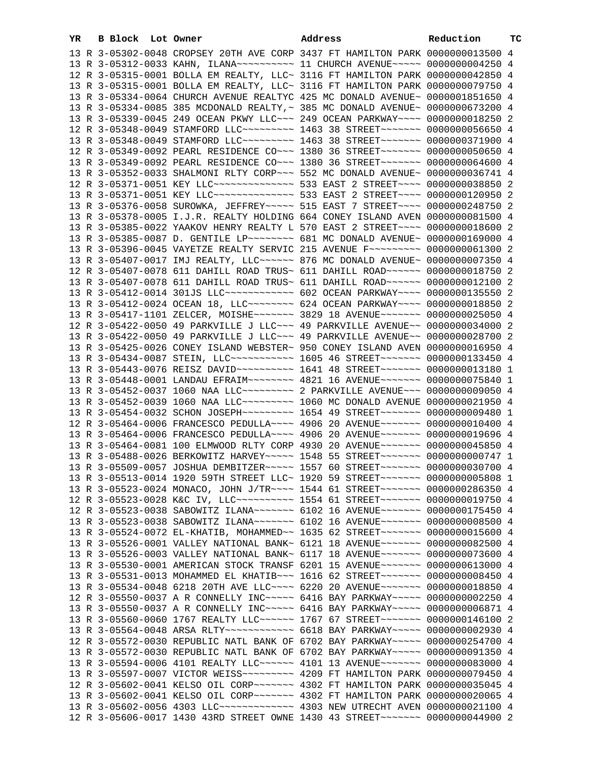| YR | B | Block | Lot | Owner | Address | Reduction | TC |
|---|---|---|---|---|---|---|---|
| 13 | R | 3-05302-0048 | | CROPSEY 20TH AVE CORP | 3437 FT HAMILTON PARK | 0000000013500 | 4 |
| 13 | R | 3-05312-0033 | | KAHN, ILANA~~~~~~~~~~ | 11 CHURCH AVENUE~~~~~ | 0000000004250 | 4 |
| 12 | R | 3-05315-0001 | | BOLLA EM REALTY, LLC~ | 3116 FT HAMILTON PARK | 0000000042850 | 4 |
| 13 | R | 3-05315-0001 | | BOLLA EM REALTY, LLC~ | 3116 FT HAMILTON PARK | 0000000079750 | 4 |
| 13 | R | 3-05334-0064 | | CHURCH AVENUE REALTYC | 425 MC DONALD AVENUE~ | 0000001851650 | 4 |
| 13 | R | 3-05334-0085 | | 385 MCDONALD REALTY,~ | 385 MC DONALD AVENUE~ | 0000000673200 | 4 |
| 13 | R | 3-05339-0045 | | 249 OCEAN PKWY LLC~~~ | 249 OCEAN PARKWAY~~~~ | 0000000018250 | 2 |
| 12 | R | 3-05348-0049 | | STAMFORD LLC~~~~~~~~~ | 1463 38 STREET~~~~~~~ | 0000000056650 | 4 |
| 13 | R | 3-05348-0049 | | STAMFORD LLC~~~~~~~~~ | 1463 38 STREET~~~~~~~ | 0000000371900 | 4 |
| 12 | R | 3-05349-0092 | | PEARL RESIDENCE CO~~~ | 1380 36 STREET~~~~~~~ | 0000000050650 | 4 |
| 13 | R | 3-05349-0092 | | PEARL RESIDENCE CO~~~ | 1380 36 STREET~~~~~~~ | 0000000064600 | 4 |
| 13 | R | 3-05352-0033 | | SHALMONI RLTY CORP~~~ | 552 MC DONALD AVENUE~ | 0000000036741 | 4 |
| 12 | R | 3-05371-0051 | | KEY LLC~~~~~~~~~~~~~~ | 533 EAST 2 STREET~~~~ | 0000000038850 | 2 |
| 13 | R | 3-05371-0051 | | KEY LLC~~~~~~~~~~~~~~ | 533 EAST 2 STREET~~~~ | 0000000120950 | 2 |
| 13 | R | 3-05376-0058 | | SUROWKA, JEFFREY~~~~~ | 515 EAST 7 STREET~~~~ | 0000000248750 | 2 |
| 13 | R | 3-05378-0005 | | I.J.R. REALTY HOLDING | 664 CONEY ISLAND AVEN | 0000000081500 | 4 |
| 13 | R | 3-05385-0022 | | YAAKOV HENRY REALTY L | 570 EAST 2 STREET~~~~ | 0000000018600 | 2 |
| 13 | R | 3-05385-0087 | | D. GENTILE LP~~~~~~~~ | 681 MC DONALD AVENUE~ | 0000000169000 | 4 |
| 13 | R | 3-05396-0045 | | VAYETZE REALTY SERVIC | 215 AVENUE F~~~~~~~~~ | 0000000061300 | 2 |
| 13 | R | 3-05407-0017 | | IMJ REALTY, LLC~~~~~~ | 876 MC DONALD AVENUE~ | 0000000007350 | 4 |
| 12 | R | 3-05407-0078 | | 611 DAHILL ROAD TRUS~ | 611 DAHILL ROAD~~~~~~ | 0000000018750 | 2 |
| 13 | R | 3-05407-0078 | | 611 DAHILL ROAD TRUS~ | 611 DAHILL ROAD~~~~~~ | 0000000012100 | 2 |
| 13 | R | 3-05412-0014 | | 301JS LLC~~~~~~~~~~~~ | 602 OCEAN PARKWAY~~~~ | 0000000135550 | 2 |
| 13 | R | 3-05412-0024 | | OCEAN 18, LLC~~~~~~~~ | 624 OCEAN PARKWAY~~~~ | 0000000018850 | 2 |
| 13 | R | 3-05417-1101 | | ZELCER, MOISHE~~~~~~~ | 3829 18 AVENUE~~~~~~~ | 0000000025050 | 4 |
| 12 | R | 3-05422-0050 | | 49 PARKVILLE J LLC~~~ | 49 PARKVILLE AVENUE~~ | 0000000034000 | 2 |
| 13 | R | 3-05422-0050 | | 49 PARKVILLE J LLC~~~ | 49 PARKVILLE AVENUE~~ | 0000000028700 | 2 |
| 13 | R | 3-05425-0026 | | CONEY ISLAND WEBSTER~ | 950 CONEY ISLAND AVEN | 0000000016950 | 4 |
| 13 | R | 3-05434-0087 | | STEIN, LLC~~~~~~~~~~~ | 1605 46 STREET~~~~~~~ | 0000000133450 | 4 |
| 13 | R | 3-05443-0076 | | REISZ DAVID~~~~~~~~~~ | 1641 48 STREET~~~~~~~ | 0000000013180 | 1 |
| 13 | R | 3-05448-0001 | | LANDAU EFRAIM~~~~~~~~ | 4821 16 AVENUE~~~~~~~ | 0000000075840 | 1 |
| 13 | R | 3-05452-0037 | | 1060 NAA LLC~~~~~~~~~ | 2 PARKVILLE AVENUE~~~ | 0000000009050 | 4 |
| 13 | R | 3-05452-0039 | | 1060 NAA LLC~~~~~~~~~ | 1060 MC DONALD AVENUE | 0000000021950 | 4 |
| 13 | R | 3-05454-0032 | | SCHON JOSEPH~~~~~~~~~ | 1654 49 STREET~~~~~~~ | 0000000009480 | 1 |
| 12 | R | 3-05464-0006 | | FRANCESCO PEDULLA~~~~ | 4906 20 AVENUE~~~~~~~ | 0000000010400 | 4 |
| 13 | R | 3-05464-0006 | | FRANCESCO PEDULLA~~~~ | 4906 20 AVENUE~~~~~~~ | 0000000019696 | 4 |
| 13 | R | 3-05464-0081 | | 100 ELMWOOD RLTY CORP | 4930 20 AVENUE~~~~~~~ | 0000000045850 | 4 |
| 13 | R | 3-05488-0026 | | BERKOWITZ HARVEY~~~~~ | 1548 55 STREET~~~~~~~ | 0000000000747 | 1 |
| 13 | R | 3-05509-0057 | | JOSHUA DEMBITZER~~~~~ | 1557 60 STREET~~~~~~~ | 0000000030700 | 4 |
| 13 | R | 3-05513-0014 | | 1920 59TH STREET LLC~ | 1920 59 STREET~~~~~~~ | 0000000005808 | 1 |
| 13 | R | 3-05523-0024 | | MONACO, JOHN J/TR~~~~ | 1544 61 STREET~~~~~~~ | 0000000286350 | 4 |
| 13 | R | 3-05523-0028 | | K&C IV, LLC~~~~~~~~~~ | 1554 61 STREET~~~~~~~ | 0000000019750 | 4 |
| 12 | R | 3-05523-0038 | | SABOWITZ ILANA~~~~~~~ | 6102 16 AVENUE~~~~~~~ | 0000000175450 | 4 |
| 13 | R | 3-05523-0038 | | SABOWITZ ILANA~~~~~~~ | 6102 16 AVENUE~~~~~~~ | 0000000008500 | 4 |
| 13 | R | 3-05524-0072 | | EL-KHATIB, MOHAMMED~~ | 1635 62 STREET~~~~~~~ | 0000000015600 | 4 |
| 13 | R | 3-05526-0001 | | VALLEY NATIONAL BANK~ | 6121 18 AVENUE~~~~~~~ | 0000000082500 | 4 |
| 13 | R | 3-05526-0003 | | VALLEY NATIONAL BANK~ | 6117 18 AVENUE~~~~~~~ | 0000000073600 | 4 |
| 13 | R | 3-05530-0001 | | AMERICAN STOCK TRANSF | 6201 15 AVENUE~~~~~~~ | 0000000613000 | 4 |
| 13 | R | 3-05531-0013 | | MOHAMMED EL KHATIB~~~ | 1616 62 STREET~~~~~~~ | 0000000008450 | 4 |
| 13 | R | 3-05534-0048 | | 6218 20TH AVE LLC~~~~ | 6220 20 AVENUE~~~~~~~ | 0000000018850 | 4 |
| 12 | R | 3-05550-0037 | | A R CONNELLY INC~~~~~ | 6416 BAY PARKWAY~~~~~ | 0000000002250 | 4 |
| 13 | R | 3-05550-0037 | | A R CONNELLY INC~~~~~ | 6416 BAY PARKWAY~~~~~ | 0000000006871 | 4 |
| 13 | R | 3-05560-0060 | | 1767 REALTY LLC~~~~~~ | 1767 67 STREET~~~~~~~ | 0000000146100 | 2 |
| 13 | R | 3-05564-0048 | | ARSA RLTY~~~~~~~~~~~~ | 6618 BAY PARKWAY~~~~~ | 0000000002930 | 4 |
| 12 | R | 3-05572-0030 | | REPUBLIC NATL BANK OF | 6702 BAY PARKWAY~~~~~ | 0000000254700 | 4 |
| 13 | R | 3-05572-0030 | | REPUBLIC NATL BANK OF | 6702 BAY PARKWAY~~~~~ | 0000000091350 | 4 |
| 13 | R | 3-05594-0006 | | 4101 REALTY LLC~~~~~~ | 4101 13 AVENUE~~~~~~~ | 0000000083000 | 4 |
| 13 | R | 3-05597-0007 | | VICTOR WEISS~~~~~~~~~ | 4209 FT HAMILTON PARK | 0000000079450 | 4 |
| 12 | R | 3-05602-0041 | | KELSO OIL CORP~~~~~~~ | 4302 FT HAMILTON PARK | 0000000035045 | 4 |
| 13 | R | 3-05602-0041 | | KELSO OIL CORP~~~~~~~ | 4302 FT HAMILTON PARK | 0000000020065 | 4 |
| 13 | R | 3-05602-0056 | | 4303 LLC~~~~~~~~~~~~~ | 4303 NEW UTRECHT AVEN | 0000000021100 | 4 |
| 12 | R | 3-05606-0017 | | 1430 43RD STREET OWNE | 1430 43 STREET~~~~~~~ | 0000000044900 | 2 |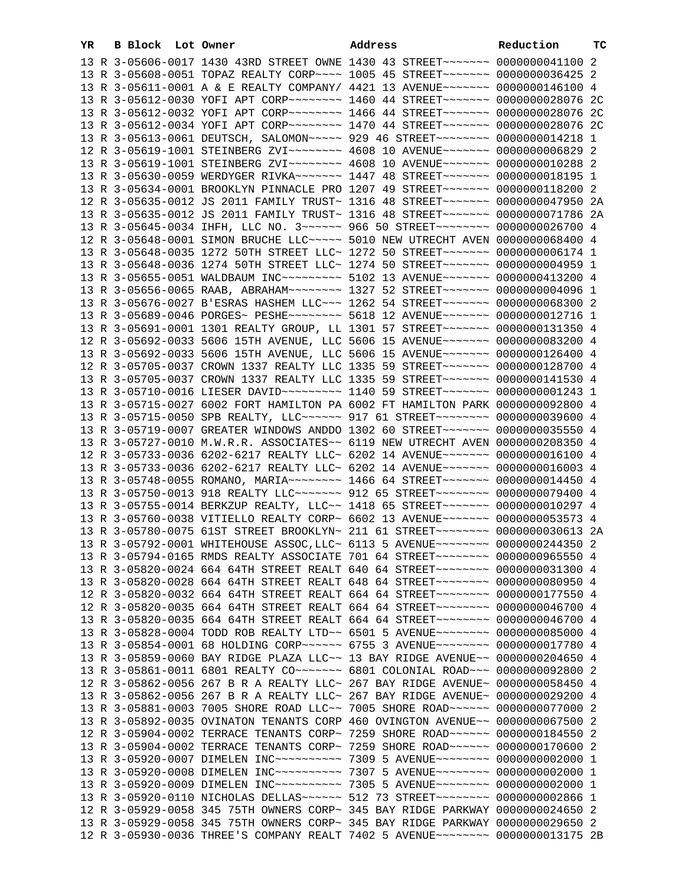| YR | B | Block | Lot | Owner | Address | Reduction | TC |
|---|---|---|---|---|---|---|---|
| 13 | R | 3-05606-0017 | | 1430 43RD STREET OWNE | 1430 43 STREET~~~~~~~ | 0000000041100 | 2 |
| 13 | R | 3-05608-0051 | | TOPAZ REALTY CORP~~~~ | 1005 45 STREET~~~~~~~ | 0000000036425 | 2 |
| 13 | R | 3-05611-0001 | | A & E REALTY COMPANY/ | 4421 13 AVENUE~~~~~~~ | 0000000146100 | 4 |
| 13 | R | 3-05612-0030 | | YOFI APT CORP~~~~~~~~ | 1460 44 STREET~~~~~~~ | 0000000028076 | 2C |
| 13 | R | 3-05612-0032 | | YOFI APT CORP~~~~~~~~ | 1466 44 STREET~~~~~~~ | 0000000028076 | 2C |
| 13 | R | 3-05612-0034 | | YOFI APT CORP~~~~~~~~ | 1470 44 STREET~~~~~~~ | 0000000028076 | 2C |
| 13 | R | 3-05613-0061 | | DEUTSCH, SALOMON~~~~~ | 929 46 STREET~~~~~~~~ | 0000000014218 | 1 |
| 12 | R | 3-05619-1001 | | STEINBERG ZVI~~~~~~~~ | 4608 10 AVENUE~~~~~~~ | 0000000006829 | 2 |
| 13 | R | 3-05619-1001 | | STEINBERG ZVI~~~~~~~~ | 4608 10 AVENUE~~~~~~~ | 0000000010288 | 2 |
| 13 | R | 3-05630-0059 | | WERDYGER RIVKA~~~~~~~ | 1447 48 STREET~~~~~~~ | 0000000018195 | 1 |
| 13 | R | 3-05634-0001 | | BROOKLYN PINNACLE PRO | 1207 49 STREET~~~~~~~ | 0000000118200 | 2 |
| 12 | R | 3-05635-0012 | | JS 2011 FAMILY TRUST~ | 1316 48 STREET~~~~~~~ | 0000000047950 | 2A |
| 13 | R | 3-05635-0012 | | JS 2011 FAMILY TRUST~ | 1316 48 STREET~~~~~~~ | 0000000071786 | 2A |
| 13 | R | 3-05645-0034 | | IHFH, LLC NO. 3~~~~~~ | 966 50 STREET~~~~~~~~ | 0000000026700 | 4 |
| 12 | R | 3-05648-0001 | | SIMON BRUCHE LLC~~~~~ | 5010 NEW UTRECHT AVEN | 0000000068400 | 4 |
| 13 | R | 3-05648-0035 | | 1272 50TH STREET LLC~ | 1272 50 STREET~~~~~~~ | 0000000006174 | 1 |
| 13 | R | 3-05648-0036 | | 1274 50TH STREET LLC~ | 1274 50 STREET~~~~~~~ | 0000000004959 | 1 |
| 13 | R | 3-05655-0051 | | WALDBAUM INC~~~~~~~~~ | 5102 13 AVENUE~~~~~~~ | 0000000413200 | 4 |
| 13 | R | 3-05656-0065 | | RAAB, ABRAHAM~~~~~~~~ | 1327 52 STREET~~~~~~~ | 0000000004096 | 1 |
| 13 | R | 3-05676-0027 | | B'ESRAS HASHEM LLC~~~ | 1262 54 STREET~~~~~~~ | 0000000068300 | 2 |
| 13 | R | 3-05689-0046 | | PORGES~ PESHE~~~~~~~~ | 5618 12 AVENUE~~~~~~~ | 0000000012716 | 1 |
| 13 | R | 3-05691-0001 | | 1301 REALTY GROUP, LL | 1301 57 STREET~~~~~~~ | 0000000131350 | 4 |
| 12 | R | 3-05692-0033 | | 5606 15TH AVENUE, LLC | 5606 15 AVENUE~~~~~~~ | 0000000083200 | 4 |
| 13 | R | 3-05692-0033 | | 5606 15TH AVENUE, LLC | 5606 15 AVENUE~~~~~~~ | 0000000126400 | 4 |
| 12 | R | 3-05705-0037 | | CROWN 1337 REALTY LLC | 1335 59 STREET~~~~~~~ | 0000000128700 | 4 |
| 13 | R | 3-05705-0037 | | CROWN 1337 REALTY LLC | 1335 59 STREET~~~~~~~ | 0000000141530 | 4 |
| 13 | R | 3-05710-0016 | | LIESER DAVID~~~~~~~~~ | 1140 59 STREET~~~~~~~ | 0000000001243 | 1 |
| 13 | R | 3-05715-0027 | | 6002 FORT HAMILTON PA | 6002 FT HAMILTON PARK | 0000000092800 | 4 |
| 13 | R | 3-05715-0050 | | SPB REALTY, LLC~~~~~~ | 917 61 STREET~~~~~~~~ | 0000000039600 | 4 |
| 13 | R | 3-05719-0007 | | GREATER WINDOWS ANDDO | 1302 60 STREET~~~~~~~ | 0000000035550 | 4 |
| 13 | R | 3-05727-0010 | | M.W.R.R. ASSOCIATES~~ | 6119 NEW UTRECHT AVEN | 0000000208350 | 4 |
| 12 | R | 3-05733-0036 | | 6202-6217 REALTY LLC~ | 6202 14 AVENUE~~~~~~~ | 0000000016100 | 4 |
| 13 | R | 3-05733-0036 | | 6202-6217 REALTY LLC~ | 6202 14 AVENUE~~~~~~~ | 0000000016003 | 4 |
| 13 | R | 3-05748-0055 | | ROMANO, MARIA~~~~~~~~ | 1466 64 STREET~~~~~~~ | 0000000014450 | 4 |
| 13 | R | 3-05750-0013 | | 918 REALTY LLC~~~~~~~ | 912 65 STREET~~~~~~~~ | 0000000079400 | 4 |
| 13 | R | 3-05755-0014 | | BERKZUP REALTY, LLC~~ | 1418 65 STREET~~~~~~~ | 0000000010297 | 4 |
| 13 | R | 3-05760-0038 | | VITIELLO REALTY CORP~ | 6602 13 AVENUE~~~~~~~ | 0000000053573 | 4 |
| 13 | R | 3-05780-0075 | | 61ST STREET BROOKLYN~ | 211 61 STREET~~~~~~~~ | 0000000030613 | 2A |
| 13 | R | 3-05792-0001 | | WHITEHOUSE ASSOC,LLC~ | 6113 5 AVENUE~~~~~~~~ | 0000000244350 | 2 |
| 13 | R | 3-05794-0165 | | RMDS REALTY ASSOCIATE | 701 64 STREET~~~~~~~~ | 0000000965550 | 4 |
| 13 | R | 3-05820-0024 | | 664 64TH STREET REALT | 640 64 STREET~~~~~~~~ | 0000000031300 | 4 |
| 13 | R | 3-05820-0028 | | 664 64TH STREET REALT | 648 64 STREET~~~~~~~~ | 0000000080950 | 4 |
| 12 | R | 3-05820-0032 | | 664 64TH STREET REALT | 664 64 STREET~~~~~~~~ | 0000000177550 | 4 |
| 12 | R | 3-05820-0035 | | 664 64TH STREET REALT | 664 64 STREET~~~~~~~~ | 0000000046700 | 4 |
| 13 | R | 3-05820-0035 | | 664 64TH STREET REALT | 664 64 STREET~~~~~~~~ | 0000000046700 | 4 |
| 13 | R | 3-05828-0004 | | TODD ROB REALTY LTD~~ | 6501 5 AVENUE~~~~~~~~ | 0000000085000 | 4 |
| 13 | R | 3-05854-0001 | | 68 HOLDING CORP~~~~~~ | 6755 3 AVENUE~~~~~~~~ | 0000000017780 | 4 |
| 13 | R | 3-05859-0060 | | BAY RIDGE PLAZA LLC~~ | 13 BAY RIDGE AVENUE~~ | 0000000204650 | 4 |
| 13 | R | 3-05861-0011 | | 6801 REALTY CO~~~~~~~ | 6801 COLONIAL ROAD~~~ | 0000000092800 | 2 |
| 12 | R | 3-05862-0056 | | 267 B R A REALTY LLC~ | 267 BAY RIDGE AVENUE~ | 0000000058450 | 4 |
| 13 | R | 3-05862-0056 | | 267 B R A REALTY LLC~ | 267 BAY RIDGE AVENUE~ | 0000000029200 | 4 |
| 13 | R | 3-05881-0003 | | 7005 SHORE ROAD LLC~~ | 7005 SHORE ROAD~~~~~~ | 0000000077000 | 2 |
| 13 | R | 3-05892-0035 | | OVINATON TENANTS CORP | 460 OVINGTON AVENUE~~ | 0000000067500 | 2 |
| 12 | R | 3-05904-0002 | | TERRACE TENANTS CORP~ | 7259 SHORE ROAD~~~~~~ | 0000000184550 | 2 |
| 13 | R | 3-05904-0002 | | TERRACE TENANTS CORP~ | 7259 SHORE ROAD~~~~~~ | 0000000170600 | 2 |
| 13 | R | 3-05920-0007 | | DIMELEN INC~~~~~~~~~~ | 7309 5 AVENUE~~~~~~~~ | 0000000002000 | 1 |
| 13 | R | 3-05920-0008 | | DIMELEN INC~~~~~~~~~~ | 7307 5 AVENUE~~~~~~~~ | 0000000002000 | 1 |
| 13 | R | 3-05920-0009 | | DIMELEN INC~~~~~~~~~~ | 7305 5 AVENUE~~~~~~~~ | 0000000002000 | 1 |
| 13 | R | 3-05920-0110 | | NICHOLAS DELLAS~~~~~~ | 512 73 STREET~~~~~~~~ | 0000000002866 | 1 |
| 12 | R | 3-05929-0058 | | 345 75TH OWNERS CORP~ | 345 BAY RIDGE PARKWAY | 0000000024650 | 2 |
| 13 | R | 3-05929-0058 | | 345 75TH OWNERS CORP~ | 345 BAY RIDGE PARKWAY | 0000000029650 | 2 |
| 12 | R | 3-05930-0036 | | THREE'S COMPANY REALT | 7402 5 AVENUE~~~~~~~~ | 0000000013175 | 2B |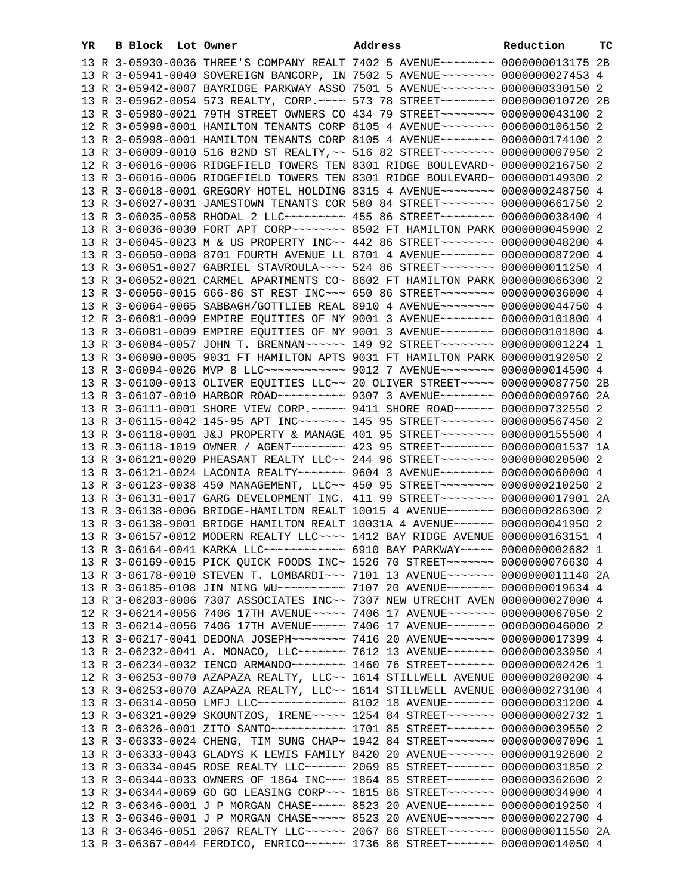| YR | B | Block | Lot | Owner | Address | Reduction | TC |
|---|---|---|---|---|---|---|---|
| 13 | R | 3-05930-0036 | | THREE'S COMPANY REALT | 7402 5 AVENUE~~~~~~~~ | 0000000013175 | 2B |
| 13 | R | 3-05941-0040 | | SOVEREIGN BANCORP, IN | 7502 5 AVENUE~~~~~~~~ | 0000000027453 | 4 |
| 13 | R | 3-05942-0007 | | BAYRIDGE PARKWAY ASSO | 7501 5 AVENUE~~~~~~~~ | 0000000330150 | 2 |
| 13 | R | 3-05962-0054 | | 573 REALTY, CORP.~~~~ | 573 78 STREET~~~~~~~~ | 0000000010720 | 2B |
| 13 | R | 3-05980-0021 | | 79TH STREET OWNERS CO | 434 79 STREET~~~~~~~~ | 0000000043100 | 2 |
| 12 | R | 3-05998-0001 | | HAMILTON TENANTS CORP | 8105 4 AVENUE~~~~~~~~ | 0000000106150 | 2 |
| 13 | R | 3-05998-0001 | | HAMILTON TENANTS CORP | 8105 4 AVENUE~~~~~~~~ | 0000000174100 | 2 |
| 13 | R | 3-06009-0010 | | 516 82ND ST REALTY,~~ | 516 82 STREET~~~~~~~~ | 0000000007950 | 2 |
| 12 | R | 3-06016-0006 | | RIDGEFIELD TOWERS TEN | 8301 RIDGE BOULEVARD~ | 0000000216750 | 2 |
| 13 | R | 3-06016-0006 | | RIDGEFIELD TOWERS TEN | 8301 RIDGE BOULEVARD~ | 0000000149300 | 2 |
| 13 | R | 3-06018-0001 | | GREGORY HOTEL HOLDING | 8315 4 AVENUE~~~~~~~~ | 0000000248750 | 4 |
| 13 | R | 3-06027-0031 | | JAMESTOWN TENANTS COR | 580 84 STREET~~~~~~~~ | 0000000661750 | 2 |
| 13 | R | 3-06035-0058 | | RHODAL 2 LLC~~~~~~~~~ | 455 86 STREET~~~~~~~~ | 0000000038400 | 4 |
| 13 | R | 3-06036-0030 | | FORT APT CORP~~~~~~~~ | 8502 FT HAMILTON PARK | 0000000045900 | 2 |
| 13 | R | 3-06045-0023 | | M & US PROPERTY INC~~ | 442 86 STREET~~~~~~~~ | 0000000048200 | 4 |
| 13 | R | 3-06050-0008 | | 8701 FOURTH AVENUE LL | 8701 4 AVENUE~~~~~~~~ | 0000000087200 | 4 |
| 13 | R | 3-06051-0027 | | GABRIEL STAVROULA~~~~ | 524 86 STREET~~~~~~~~ | 0000000011250 | 4 |
| 13 | R | 3-06052-0021 | | CARMEL APARTMENTS CO~ | 8602 FT HAMILTON PARK | 0000000066300 | 2 |
| 13 | R | 3-06056-0015 | | 666-86 ST REST INC~~~ | 650 86 STREET~~~~~~~~ | 0000000036000 | 4 |
| 13 | R | 3-06064-0065 | | SABBAGH/GOTTLIEB REAL | 8910 4 AVENUE~~~~~~~~ | 0000000044750 | 4 |
| 12 | R | 3-06081-0009 | | EMPIRE EQUITIES OF NY | 9001 3 AVENUE~~~~~~~~ | 0000000101800 | 4 |
| 13 | R | 3-06081-0009 | | EMPIRE EQUITIES OF NY | 9001 3 AVENUE~~~~~~~~ | 0000000101800 | 4 |
| 13 | R | 3-06084-0057 | | JOHN T. BRENNAN~~~~~~ | 149 92 STREET~~~~~~~~ | 0000000001224 | 1 |
| 13 | R | 3-06090-0005 | | 9031 FT HAMILTON APTS | 9031 FT HAMILTON PARK | 0000000192050 | 2 |
| 13 | R | 3-06094-0026 | | MVP 8 LLC~~~~~~~~~~~~ | 9012 7 AVENUE~~~~~~~~ | 0000000014500 | 4 |
| 13 | R | 3-06100-0013 | | OLIVER EQUITIES LLC~~ | 20 OLIVER STREET~~~~~ | 0000000087750 | 2B |
| 13 | R | 3-06107-0010 | | HARBOR ROAD~~~~~~~~~~ | 9307 3 AVENUE~~~~~~~~ | 0000000009760 | 2A |
| 13 | R | 3-06111-0001 | | SHORE VIEW CORP.~~~~~ | 9411 SHORE ROAD~~~~~~ | 0000000732550 | 2 |
| 13 | R | 3-06115-0042 | | 145-95 APT INC~~~~~~~ | 145 95 STREET~~~~~~~~ | 0000000567450 | 2 |
| 13 | R | 3-06118-0001 | | J&J PROPERTY & MANAGE | 401 95 STREET~~~~~~~~ | 0000000155500 | 4 |
| 13 | R | 3-06118-1019 | | OWNER / AGENT~~~~~~~~ | 423 95 STREET~~~~~~~~ | 0000000001537 | 1A |
| 13 | R | 3-06121-0020 | | PHEASANT REALTY LLC~~ | 244 96 STREET~~~~~~~~ | 0000000020500 | 2 |
| 13 | R | 3-06121-0024 | | LACONIA REALTY~~~~~~~ | 9604 3 AVENUE~~~~~~~~ | 0000000060000 | 4 |
| 13 | R | 3-06123-0038 | | 450 MANAGEMENT, LLC~~ | 450 95 STREET~~~~~~~~ | 0000000210250 | 2 |
| 13 | R | 3-06131-0017 | | GARG DEVELOPMENT INC. | 411 99 STREET~~~~~~~~ | 0000000017901 | 2A |
| 13 | R | 3-06138-0006 | | BRIDGE-HAMILTON REALT | 10015 4 AVENUE~~~~~~~ | 0000000286300 | 2 |
| 13 | R | 3-06138-9001 | | BRIDGE HAMILTON REALT | 10031A 4 AVENUE~~~~~~ | 0000000041950 | 2 |
| 13 | R | 3-06157-0012 | | MODERN REALTY LLC~~~~ | 1412 BAY RIDGE AVENUE | 0000000163151 | 4 |
| 13 | R | 3-06164-0041 | | KARKA LLC~~~~~~~~~~~~ | 6910 BAY PARKWAY~~~~~ | 0000000002682 | 1 |
| 13 | R | 3-06169-0015 | | PICK QUICK FOODS INC~ | 1526 70 STREET~~~~~~~ | 0000000076630 | 4 |
| 13 | R | 3-06178-0010 | | STEVEN T. LOMBARDI~~~ | 7101 13 AVENUE~~~~~~~ | 0000000011140 | 2A |
| 13 | R | 3-06185-0108 | | JIN NING WU~~~~~~~~~~ | 7107 20 AVENUE~~~~~~~ | 0000000019634 | 4 |
| 13 | R | 3-06203-0006 | | 7307 ASSOCIATES INC~~ | 7307 NEW UTRECHT AVEN | 0000000027000 | 4 |
| 12 | R | 3-06214-0056 | | 7406 17TH AVENUE~~~~~ | 7406 17 AVENUE~~~~~~~ | 0000000067050 | 2 |
| 13 | R | 3-06214-0056 | | 7406 17TH AVENUE~~~~~ | 7406 17 AVENUE~~~~~~~ | 0000000046000 | 2 |
| 13 | R | 3-06217-0041 | | DEDONA JOSEPH~~~~~~~~ | 7416 20 AVENUE~~~~~~~ | 0000000017399 | 4 |
| 13 | R | 3-06232-0041 | | A. MONACO, LLC~~~~~~~ | 7612 13 AVENUE~~~~~~~ | 0000000033950 | 4 |
| 13 | R | 3-06234-0032 | | IENCO ARMANDO~~~~~~~~ | 1460 76 STREET~~~~~~~ | 0000000002426 | 1 |
| 12 | R | 3-06253-0070 | | AZAPAZA REALTY, LLC~~ | 1614 STILLWELL AVENUE | 0000000200200 | 4 |
| 13 | R | 3-06253-0070 | | AZAPAZA REALTY, LLC~~ | 1614 STILLWELL AVENUE | 0000000273100 | 4 |
| 13 | R | 3-06314-0050 | | LMFJ LLC~~~~~~~~~~~~~ | 8102 18 AVENUE~~~~~~~ | 0000000031200 | 4 |
| 13 | R | 3-06321-0029 | | SKOUNTZOS, IRENE~~~~~ | 1254 84 STREET~~~~~~~ | 0000000002732 | 1 |
| 13 | R | 3-06326-0001 | | ZITO SANTO~~~~~~~~~~~ | 1701 85 STREET~~~~~~~ | 0000000039550 | 2 |
| 13 | R | 3-06333-0024 | | CHENG, TIM SUNG CHAP~ | 1942 84 STREET~~~~~~~ | 0000000007096 | 1 |
| 13 | R | 3-06333-0043 | | GLADYS K LEWIS FAMILY | 8420 20 AVENUE~~~~~~~ | 0000000192600 | 2 |
| 13 | R | 3-06334-0045 | | ROSE REALTY LLC~~~~~~ | 2069 85 STREET~~~~~~~ | 0000000031850 | 2 |
| 13 | R | 3-06344-0033 | | OWNERS OF 1864 INC~~~ | 1864 85 STREET~~~~~~~ | 0000000362600 | 2 |
| 13 | R | 3-06344-0069 | | GO GO LEASING CORP~~~ | 1815 86 STREET~~~~~~~ | 0000000034900 | 4 |
| 12 | R | 3-06346-0001 | | J P MORGAN CHASE~~~~~ | 8523 20 AVENUE~~~~~~~ | 0000000019250 | 4 |
| 13 | R | 3-06346-0001 | | J P MORGAN CHASE~~~~~ | 8523 20 AVENUE~~~~~~~ | 0000000022700 | 4 |
| 13 | R | 3-06346-0051 | | 2067 REALTY LLC~~~~~~ | 2067 86 STREET~~~~~~~ | 0000000011550 | 2A |
| 13 | R | 3-06367-0044 | | FERDICO, ENRICO~~~~~~ | 1736 86 STREET~~~~~~~ | 0000000014050 | 4 |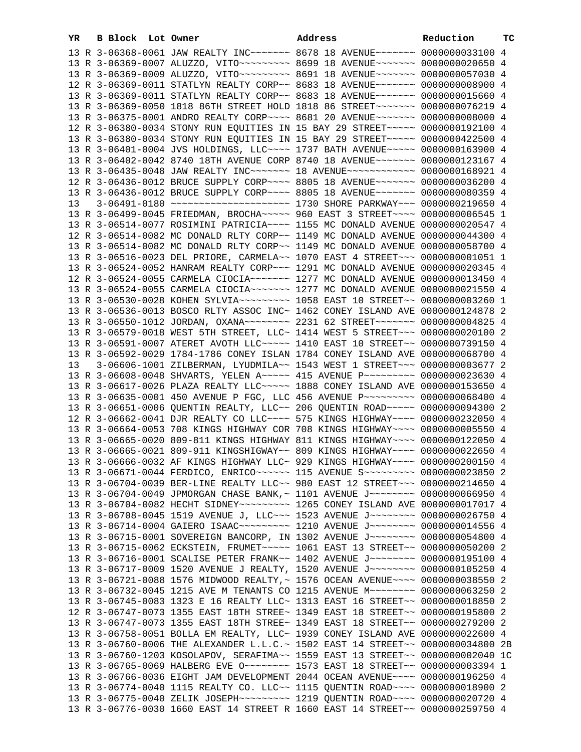| YR | B | Block | Lot | Owner | Address | Reduction | TC |
|---|---|---|---|---|---|---|---|
| 13 | R | 3-06368-0061 | | JAW REALTY INC~~~~~~~ | 8678 18 AVENUE~~~~~~~ | 0000000033100 | 4 |
| 13 | R | 3-06369-0007 | | ALUZZO, VITO~~~~~~~~~ | 8699 18 AVENUE~~~~~~~ | 0000000020650 | 4 |
| 13 | R | 3-06369-0009 | | ALUZZO, VITO~~~~~~~~~ | 8691 18 AVENUE~~~~~~~ | 0000000057030 | 4 |
| 12 | R | 3-06369-0011 | | STATLYN REALTY CORP~~ | 8683 18 AVENUE~~~~~~~ | 0000000008900 | 4 |
| 13 | R | 3-06369-0011 | | STATLYN REALTY CORP~~ | 8683 18 AVENUE~~~~~~~ | 0000000015660 | 4 |
| 13 | R | 3-06369-0050 | | 1818 86TH STREET HOLD | 1818 86 STREET~~~~~~~ | 0000000076219 | 4 |
| 13 | R | 3-06375-0001 | | ANDRO REALTY CORP~~~~ | 8681 20 AVENUE~~~~~~~ | 0000000008000 | 4 |
| 12 | R | 3-06380-0034 | | STONY RUN EQUITIES IN | 15 BAY 29 STREET~~~~~ | 0000000192100 | 4 |
| 13 | R | 3-06380-0034 | | STONY RUN EQUITIES IN | 15 BAY 29 STREET~~~~~ | 0000000422500 | 4 |
| 13 | R | 3-06401-0004 | | JVS HOLDINGS, LLC~~~~ | 1737 BATH AVENUE~~~~~ | 0000000163900 | 4 |
| 13 | R | 3-06402-0042 | | 8740 18TH AVENUE CORP | 8740 18 AVENUE~~~~~~~ | 0000000123167 | 4 |
| 13 | R | 3-06435-0048 | | JAW REALTY INC~~~~~~~ | 18 AVENUE~~~~~~~~~~~~ | 0000000168921 | 4 |
| 12 | R | 3-06436-0012 | | BRUCE SUPPLY CORP~~~~ | 8805 18 AVENUE~~~~~~~ | 0000000036200 | 4 |
| 13 | R | 3-06436-0012 | | BRUCE SUPPLY CORP~~~~ | 8805 18 AVENUE~~~~~~~ | 0000000080359 | 4 |
| 13 | | 3-06491-0180 | | ~~~~~~~~~~~~~~~~~~~~~ | 1730 SHORE PARKWAY~~~ | 0000000219650 | 4 |
| 13 | R | 3-06499-0045 | | FRIEDMAN, BROCHA~~~~~ | 960 EAST 3 STREET~~~~ | 0000000006545 | 1 |
| 13 | R | 3-06514-0077 | | ROSIMINI PATRICIA~~~~ | 1155 MC DONALD AVENUE | 0000000020547 | 4 |
| 12 | R | 3-06514-0082 | | MC DONALD RLTY CORP~~ | 1149 MC DONALD AVENUE | 0000000044300 | 4 |
| 13 | R | 3-06514-0082 | | MC DONALD RLTY CORP~~ | 1149 MC DONALD AVENUE | 0000000058700 | 4 |
| 13 | R | 3-06516-0023 | | DEL PRIORE, CARMELA~~ | 1070 EAST 4 STREET~~~ | 0000000001051 | 1 |
| 13 | R | 3-06524-0052 | | HANRAM REALTY CORP~~~ | 1291 MC DONALD AVENUE | 0000000020345 | 4 |
| 12 | R | 3-06524-0055 | | CARMELA CIOCIA~~~~~~~ | 1277 MC DONALD AVENUE | 0000000013450 | 4 |
| 13 | R | 3-06524-0055 | | CARMELA CIOCIA~~~~~~~ | 1277 MC DONALD AVENUE | 0000000021550 | 4 |
| 13 | R | 3-06530-0028 | | KOHEN SYLVIA~~~~~~~~~ | 1058 EAST 10 STREET~~ | 0000000003260 | 1 |
| 13 | R | 3-06536-0013 | | BOSCO RLTY ASSOC INC~ | 1462 CONEY ISLAND AVE | 0000000124878 | 2 |
| 13 | R | 3-06550-1012 | | JORDAN, OXANA~~~~~~~~ | 2231 62 STREET~~~~~~~ | 0000000004825 | 4 |
| 13 | R | 3-06579-0018 | | WEST 5TH STREET, LLC~ | 1414 WEST 5 STREET~~~ | 0000000020100 | 2 |
| 13 | R | 3-06591-0007 | | ATERET AVOTH LLC~~~~~ | 1410 EAST 10 STREET~~ | 0000000739150 | 4 |
| 13 | R | 3-06592-0029 | | 1784-1786 CONEY ISLAN | 1784 CONEY ISLAND AVE | 0000000068700 | 4 |
| 13 | | 3-06606-1001 | | ZILBERMAN, LYUDMILA~~ | 1543 WEST 1 STREET~~~ | 0000000003677 | 2 |
| 13 | R | 3-06608-0048 | | SHVARTS, YELEN A~~~~~ | 415 AVENUE P~~~~~~~~~ | 0000000023630 | 4 |
| 13 | R | 3-06617-0026 | | PLAZA REALTY LLC~~~~~ | 1888 CONEY ISLAND AVE | 0000000153650 | 4 |
| 13 | R | 3-06635-0001 | | 450 AVENUE P FGC, LLC | 456 AVENUE P~~~~~~~~~ | 0000000068400 | 4 |
| 13 | R | 3-06651-0006 | | QUENTIN REALTY, LLC~~ | 206 QUENTIN ROAD~~~~~ | 0000000094300 | 2 |
| 12 | R | 3-06662-0041 | | DJR REALTY CO LLC~~~~ | 575 KINGS HIGHWAY~~~~ | 0000000232050 | 4 |
| 13 | R | 3-06664-0053 | | 708 KINGS HIGHWAY COR | 708 KINGS HIGHWAY~~~~ | 0000000005550 | 4 |
| 13 | R | 3-06665-0020 | | 809-811 KINGS HIGHWAY | 811 KINGS HIGHWAY~~~~ | 0000000122050 | 4 |
| 13 | R | 3-06665-0021 | | 809-911 KINGSHIGWAY~~ | 809 KINGS HIGHWAY~~~~ | 0000000022650 | 4 |
| 13 | R | 3-06666-0032 | | AF KINGS HIGHWAY LLC~ | 929 KINGS HIGHWAY~~~~ | 0000000200150 | 4 |
| 13 | R | 3-06671-0044 | | FERDICO, ENRICO~~~~~~ | 115 AVENUE S~~~~~~~~~ | 0000000023850 | 2 |
| 13 | R | 3-06704-0039 | | BER-LINE REALTY LLC~~ | 980 EAST 12 STREET~~~ | 0000000214650 | 4 |
| 13 | R | 3-06704-0049 | | JPMORGAN CHASE BANK,~ | 1101 AVENUE J~~~~~~~~ | 0000000066950 | 4 |
| 13 | R | 3-06704-0082 | | HECHT SIDNEY~~~~~~~~~ | 1265 CONEY ISLAND AVE | 0000000017017 | 4 |
| 13 | R | 3-06708-0045 | | 1519 AVENUE J, LLC~~~ | 1523 AVENUE J~~~~~~~~ | 0000000026750 | 4 |
| 13 | R | 3-06714-0004 | | GAIERO ISAAC~~~~~~~~~ | 1210 AVENUE J~~~~~~~~ | 0000000014556 | 4 |
| 13 | R | 3-06715-0001 | | SOVEREIGN BANCORP, IN | 1302 AVENUE J~~~~~~~~ | 0000000054800 | 4 |
| 13 | R | 3-06715-0062 | | ECKSTEIN, FRUMET~~~~~ | 1061 EAST 13 STREET~~ | 0000000050200 | 2 |
| 13 | R | 3-06716-0001 | | SCALISE PETER FRANK~~ | 1402 AVENUE J~~~~~~~~ | 0000000195100 | 4 |
| 13 | R | 3-06717-0009 | | 1520 AVENUE J REALTY, | 1520 AVENUE J~~~~~~~~ | 0000000105250 | 4 |
| 13 | R | 3-06721-0088 | | 1576 MIDWOOD REALTY,~ | 1576 OCEAN AVENUE~~~~ | 0000000038550 | 2 |
| 13 | R | 3-06732-0045 | | 1215 AVE M TENANTS CO | 1215 AVENUE M~~~~~~~~ | 0000000063250 | 2 |
| 13 | R | 3-06745-0083 | | 1323 E 16 REALTY LLC~ | 1313 EAST 16 STREET~~ | 0000000018850 | 2 |
| 12 | R | 3-06747-0073 | | 1355 EAST 18TH STREE~ | 1349 EAST 18 STREET~~ | 0000000195800 | 2 |
| 13 | R | 3-06747-0073 | | 1355 EAST 18TH STREE~ | 1349 EAST 18 STREET~~ | 0000000279200 | 2 |
| 13 | R | 3-06758-0051 | | BOLLA EM REALTY, LLC~ | 1939 CONEY ISLAND AVE | 0000000022600 | 4 |
| 13 | R | 3-06760-0006 | | THE ALEXANDER L.L.C.~ | 1502 EAST 14 STREET~~ | 0000000034800 | 2B |
| 13 | R | 3-06760-1203 | | KOSOLAPOV, SERAFIMA~~ | 1559 EAST 13 STREET~~ | 0000000002040 | 1C |
| 13 | R | 3-06765-0069 | | HALBERG EVE O~~~~~~~~ | 1573 EAST 18 STREET~~ | 0000000003394 | 1 |
| 13 | R | 3-06766-0036 | | EIGHT JAM DEVELOPMENT | 2044 OCEAN AVENUE~~~~ | 0000000196250 | 4 |
| 13 | R | 3-06774-0040 | | 1115 REALTY CO. LLC~~ | 1115 QUENTIN ROAD~~~~ | 0000000018900 | 2 |
| 13 | R | 3-06775-0040 | | ZELIK JOSEPH~~~~~~~~~ | 1219 QUENTIN ROAD~~~~ | 0000000020720 | 4 |
| 13 | R | 3-06776-0030 | | 1660 EAST 14 STREET R | 1660 EAST 14 STREET~~ | 0000000259750 | 4 |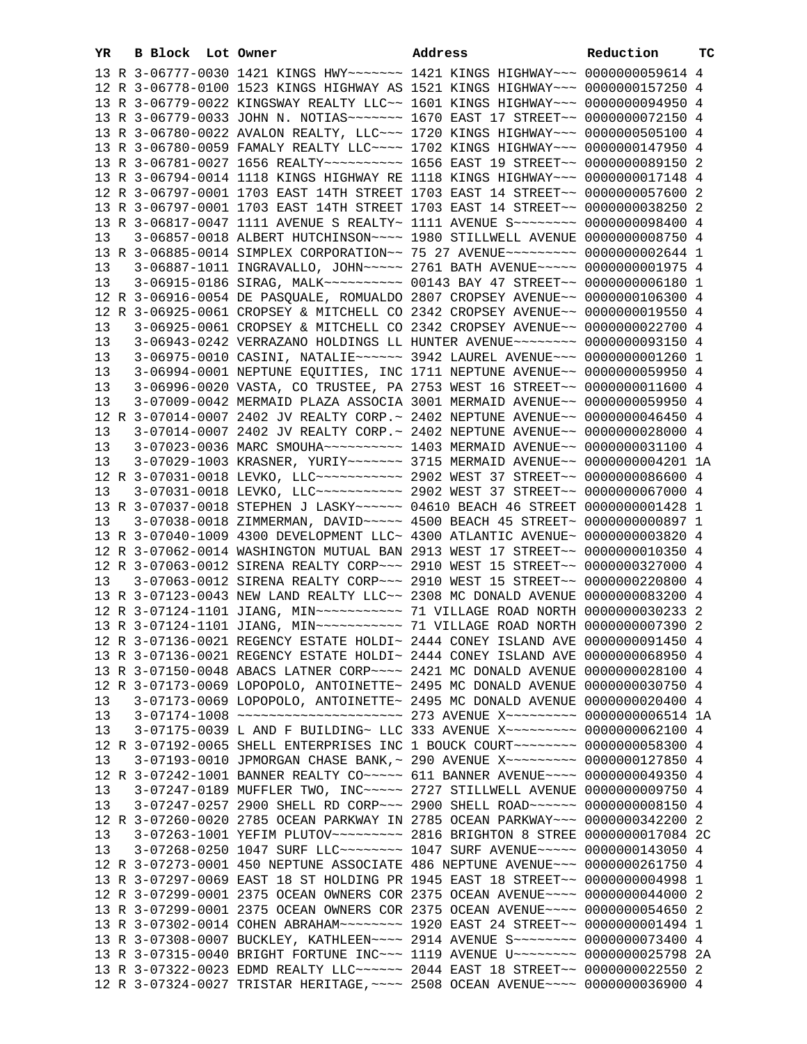| YR | B | Block | Lot | Owner | Address | Reduction | TC |
|---|---|---|---|---|---|---|---|
| 13 | R | 3-06777-0030 | | 1421 KINGS HWY~~~~~~~ | 1421 KINGS HIGHWAY~~~ | 0000000059614 | 4 |
| 12 | R | 3-06778-0100 | | 1523 KINGS HIGHWAY AS | 1521 KINGS HIGHWAY~~~ | 0000000157250 | 4 |
| 13 | R | 3-06779-0022 | | KINGSWAY REALTY LLC~~ | 1601 KINGS HIGHWAY~~~ | 0000000094950 | 4 |
| 13 | R | 3-06779-0033 | | JOHN N. NOTIAS~~~~~~~ | 1670 EAST 17 STREET~~ | 0000000072150 | 4 |
| 13 | R | 3-06780-0022 | | AVALON REALTY, LLC~~~ | 1720 KINGS HIGHWAY~~~ | 0000000505100 | 4 |
| 13 | R | 3-06780-0059 | | FAMALY REALTY LLC~~~~ | 1702 KINGS HIGHWAY~~~ | 0000000147950 | 4 |
| 13 | R | 3-06781-0027 | | 1656 REALTY~~~~~~~~~~ | 1656 EAST 19 STREET~~ | 0000000089150 | 2 |
| 13 | R | 3-06794-0014 | | 1118 KINGS HIGHWAY RE | 1118 KINGS HIGHWAY~~~ | 0000000017148 | 4 |
| 12 | R | 3-06797-0001 | | 1703 EAST 14TH STREET | 1703 EAST 14 STREET~~ | 0000000057600 | 2 |
| 13 | R | 3-06797-0001 | | 1703 EAST 14TH STREET | 1703 EAST 14 STREET~~ | 0000000038250 | 2 |
| 13 | R | 3-06817-0047 | | 1111 AVENUE S REALTY~ | 1111 AVENUE S~~~~~~~~ | 0000000098400 | 4 |
| 13 | | 3-06857-0018 | | ALBERT HUTCHINSON~~~~ | 1980 STILLWELL AVENUE | 0000000008750 | 4 |
| 13 | R | 3-06885-0014 | | SIMPLEX CORPORATION~~ | 75 27 AVENUE~~~~~~~~~ | 0000000002644 | 1 |
| 13 | | 3-06887-1011 | | INGRAVALLO, JOHN~~~~~ | 2761 BATH AVENUE~~~~~ | 0000000001975 | 4 |
| 13 | | 3-06915-0186 | | SIRAG, MALK~~~~~~~~~~ | 00143 BAY 47 STREET~~ | 0000000006180 | 1 |
| 12 | R | 3-06916-0054 | | DE PASQUALE, ROMUALDO | 2807 CROPSEY AVENUE~~ | 0000000106300 | 4 |
| 12 | R | 3-06925-0061 | | CROPSEY & MITCHELL CO | 2342 CROPSEY AVENUE~~ | 0000000019550 | 4 |
| 13 | | 3-06925-0061 | | CROPSEY & MITCHELL CO | 2342 CROPSEY AVENUE~~ | 0000000022700 | 4 |
| 13 | | 3-06943-0242 | | VERRAZANO HOLDINGS LL | HUNTER AVENUE~~~~~~~~ | 0000000093150 | 4 |
| 13 | | 3-06975-0010 | | CASINI, NATALIE~~~~~~ | 3942 LAUREL AVENUE~~~ | 0000000001260 | 1 |
| 13 | | 3-06994-0001 | | NEPTUNE EQUITIES, INC | 1711 NEPTUNE AVENUE~~ | 0000000059950 | 4 |
| 13 | | 3-06996-0020 | | VASTA, CO TRUSTEE, PA | 2753 WEST 16 STREET~~ | 0000000011600 | 4 |
| 13 | | 3-07009-0042 | | MERMAID PLAZA ASSOCIA | 3001 MERMAID AVENUE~~ | 0000000059950 | 4 |
| 12 | R | 3-07014-0007 | | 2402 JV REALTY CORP.~ | 2402 NEPTUNE AVENUE~~ | 0000000046450 | 4 |
| 13 | | 3-07014-0007 | | 2402 JV REALTY CORP.~ | 2402 NEPTUNE AVENUE~~ | 0000000028000 | 4 |
| 13 | | 3-07023-0036 | | MARC SMOUHA~~~~~~~~~~ | 1403 MERMAID AVENUE~~ | 0000000031100 | 4 |
| 13 | | 3-07029-1003 | | KRASNER, YURIY~~~~~~~ | 3715 MERMAID AVENUE~~ | 0000000004201 | 1A |
| 12 | R | 3-07031-0018 | | LEVKO, LLC~~~~~~~~~~~ | 2902 WEST 37 STREET~~ | 0000000086600 | 4 |
| 13 | | 3-07031-0018 | | LEVKO, LLC~~~~~~~~~~~ | 2902 WEST 37 STREET~~ | 0000000067000 | 4 |
| 13 | R | 3-07037-0018 | | STEPHEN J LASKY~~~~~~ | 04610 BEACH 46 STREET | 0000000001428 | 1 |
| 13 | | 3-07038-0018 | | ZIMMERMAN, DAVID~~~~~ | 4500 BEACH 45 STREET~ | 0000000000897 | 1 |
| 13 | R | 3-07040-1009 | | 4300 DEVELOPMENT LLC~ | 4300 ATLANTIC AVENUE~ | 0000000003820 | 4 |
| 12 | R | 3-07062-0014 | | WASHINGTON MUTUAL BAN | 2913 WEST 17 STREET~~ | 0000000010350 | 4 |
| 12 | R | 3-07063-0012 | | SIRENA REALTY CORP~~~ | 2910 WEST 15 STREET~~ | 0000000327000 | 4 |
| 13 | | 3-07063-0012 | | SIRENA REALTY CORP~~~ | 2910 WEST 15 STREET~~ | 0000000220800 | 4 |
| 13 | R | 3-07123-0043 | | NEW LAND REALTY LLC~~ | 2308 MC DONALD AVENUE | 0000000083200 | 4 |
| 12 | R | 3-07124-1101 | | JIANG, MIN~~~~~~~~~~~ | 71 VILLAGE ROAD NORTH | 0000000030233 | 2 |
| 13 | R | 3-07124-1101 | | JIANG, MIN~~~~~~~~~~~ | 71 VILLAGE ROAD NORTH | 0000000007390 | 2 |
| 12 | R | 3-07136-0021 | | REGENCY ESTATE HOLDI~ | 2444 CONEY ISLAND AVE | 0000000091450 | 4 |
| 13 | R | 3-07136-0021 | | REGENCY ESTATE HOLDI~ | 2444 CONEY ISLAND AVE | 0000000068950 | 4 |
| 13 | R | 3-07150-0048 | | ABACS LATNER CORP~~~~ | 2421 MC DONALD AVENUE | 0000000028100 | 4 |
| 12 | R | 3-07173-0069 | | LOPOPOLO, ANTOINETTE~ | 2495 MC DONALD AVENUE | 0000000030750 | 4 |
| 13 | | 3-07173-0069 | | LOPOPOLO, ANTOINETTE~ | 2495 MC DONALD AVENUE | 0000000020400 | 4 |
| 13 | | 3-07174-1008 | | ~~~~~~~~~~~~~~~~~~~~~ | 273 AVENUE X~~~~~~~~~ | 0000000006514 | 1A |
| 13 | | 3-07175-0039 | | L AND F BUILDING~ LLC | 333 AVENUE X~~~~~~~~~ | 0000000062100 | 4 |
| 12 | R | 3-07192-0065 | | SHELL ENTERPRISES INC | 1 BOUCK COURT~~~~~~~~ | 0000000058300 | 4 |
| 13 | | 3-07193-0010 | | JPMORGAN CHASE BANK,~ | 290 AVENUE X~~~~~~~~~ | 0000000127850 | 4 |
| 12 | R | 3-07242-1001 | | BANNER REALTY CO~~~~~ | 611 BANNER AVENUE~~~~ | 0000000049350 | 4 |
| 13 | | 3-07247-0189 | | MUFFLER TWO, INC~~~~~ | 2727 STILLWELL AVENUE | 0000000009750 | 4 |
| 13 | | 3-07247-0257 | | 2900 SHELL RD CORP~~~ | 2900 SHELL ROAD~~~~~~ | 0000000008150 | 4 |
| 12 | R | 3-07260-0020 | | 2785 OCEAN PARKWAY IN | 2785 OCEAN PARKWAY~~~ | 0000000342200 | 2 |
| 13 | | 3-07263-1001 | | YEFIM PLUTOV~~~~~~~~~ | 2816 BRIGHTON 8 STREE | 0000000017084 | 2C |
| 13 | | 3-07268-0250 | | 1047 SURF LLC~~~~~~~~ | 1047 SURF AVENUE~~~~~ | 0000000143050 | 4 |
| 12 | R | 3-07273-0001 | | 450 NEPTUNE ASSOCIATE | 486 NEPTUNE AVENUE~~~ | 0000000261750 | 4 |
| 13 | R | 3-07297-0069 | | EAST 18 ST HOLDING PR | 1945 EAST 18 STREET~~ | 0000000004998 | 1 |
| 12 | R | 3-07299-0001 | | 2375 OCEAN OWNERS COR | 2375 OCEAN AVENUE~~~~ | 0000000044000 | 2 |
| 13 | R | 3-07299-0001 | | 2375 OCEAN OWNERS COR | 2375 OCEAN AVENUE~~~~ | 0000000054650 | 2 |
| 13 | R | 3-07302-0014 | | COHEN ABRAHAM~~~~~~~~ | 1920 EAST 24 STREET~~ | 0000000001494 | 1 |
| 13 | R | 3-07308-0007 | | BUCKLEY, KATHLEEN~~~~ | 2914 AVENUE S~~~~~~~~ | 0000000073400 | 4 |
| 13 | R | 3-07315-0040 | | BRIGHT FORTUNE INC~~~ | 1119 AVENUE U~~~~~~~~ | 0000000025798 | 2A |
| 13 | R | 3-07322-0023 | | EDMD REALTY LLC~~~~~~ | 2044 EAST 18 STREET~~ | 0000000022550 | 2 |
| 12 | R | 3-07324-0027 | | TRISTAR HERITAGE,~~~~ | 2508 OCEAN AVENUE~~~~ | 0000000036900 | 4 |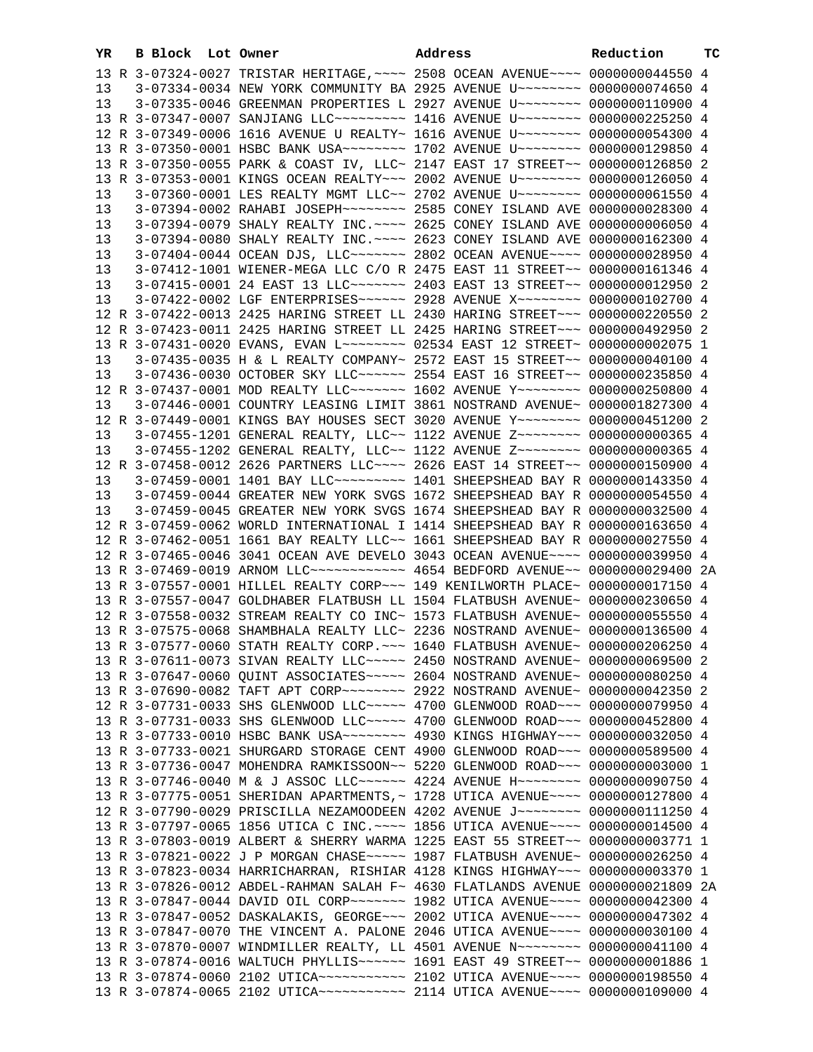| YR | | B Block | Lot | Owner | Address | Reduction | TC |
|---|---|---|---|---|---|---|---|
| 13 | R | 3-07324-0027 | | TRISTAR HERITAGE,~~~~ | 2508 OCEAN AVENUE~~~~ | 0000000044550 | 4 |
| 13 | | 3-07334-0034 | | NEW YORK COMMUNITY BA | 2925 AVENUE U~~~~~~~~ | 0000000074650 | 4 |
| 13 | | 3-07335-0046 | | GREENMAN PROPERTIES L | 2927 AVENUE U~~~~~~~~ | 0000000110900 | 4 |
| 13 | R | 3-07347-0007 | | SANJIANG LLC~~~~~~~~~ | 1416 AVENUE U~~~~~~~~ | 0000000225250 | 4 |
| 12 | R | 3-07349-0006 | | 1616 AVENUE U REALTY~ | 1616 AVENUE U~~~~~~~~ | 0000000054300 | 4 |
| 13 | R | 3-07350-0001 | | HSBC BANK USA~~~~~~~~ | 1702 AVENUE U~~~~~~~~ | 0000000129850 | 4 |
| 13 | R | 3-07350-0055 | | PARK & COAST IV, LLC~ | 2147 EAST 17 STREET~~ | 0000000126850 | 2 |
| 13 | R | 3-07353-0001 | | KINGS OCEAN REALTY~~~ | 2002 AVENUE U~~~~~~~~ | 0000000126050 | 4 |
| 13 | | 3-07360-0001 | | LES REALTY MGMT LLC~~ | 2702 AVENUE U~~~~~~~~ | 0000000061550 | 4 |
| 13 | | 3-07394-0002 | | RAHABI JOSEPH~~~~~~~~ | 2585 CONEY ISLAND AVE | 0000000028300 | 4 |
| 13 | | 3-07394-0079 | | SHALY REALTY INC.~~~~ | 2625 CONEY ISLAND AVE | 0000000006050 | 4 |
| 13 | | 3-07394-0080 | | SHALY REALTY INC.~~~~ | 2623 CONEY ISLAND AVE | 0000000162300 | 4 |
| 13 | | 3-07404-0044 | | OCEAN DJS, LLC~~~~~~~ | 2802 OCEAN AVENUE~~~~ | 0000000028950 | 4 |
| 13 | | 3-07412-1001 | | WIENER-MEGA LLC C/O R | 2475 EAST 11 STREET~~ | 0000000161346 | 4 |
| 13 | | 3-07415-0001 | | 24 EAST 13 LLC~~~~~~~ | 2403 EAST 13 STREET~~ | 0000000012950 | 2 |
| 13 | | 3-07422-0002 | | LGF ENTERPRISES~~~~~~ | 2928 AVENUE X~~~~~~~~ | 0000000102700 | 4 |
| 12 | R | 3-07422-0013 | | 2425 HARING STREET LL | 2430 HARING STREET~~~ | 0000000220550 | 2 |
| 12 | R | 3-07423-0011 | | 2425 HARING STREET LL | 2425 HARING STREET~~~ | 0000000492950 | 2 |
| 13 | R | 3-07431-0020 | | EVANS, EVAN L~~~~~~~~ | 02534 EAST 12 STREET~ | 0000000002075 | 1 |
| 13 | | 3-07435-0035 | | H & L REALTY COMPANY~ | 2572 EAST 15 STREET~~ | 0000000040100 | 4 |
| 13 | | 3-07436-0030 | | OCTOBER SKY LLC~~~~~~ | 2554 EAST 16 STREET~~ | 0000000235850 | 4 |
| 12 | R | 3-07437-0001 | | MOD REALTY LLC~~~~~~~ | 1602 AVENUE Y~~~~~~~~ | 0000000250800 | 4 |
| 13 | | 3-07446-0001 | | COUNTRY LEASING LIMIT | 3861 NOSTRAND AVENUE~ | 0000001827300 | 4 |
| 12 | R | 3-07449-0001 | | KINGS BAY HOUSES SECT | 3020 AVENUE Y~~~~~~~~ | 0000000451200 | 2 |
| 13 | | 3-07455-1201 | | GENERAL REALTY, LLC~~ | 1122 AVENUE Z~~~~~~~~ | 0000000000365 | 4 |
| 13 | | 3-07455-1202 | | GENERAL REALTY, LLC~~ | 1122 AVENUE Z~~~~~~~~ | 0000000000365 | 4 |
| 12 | R | 3-07458-0012 | | 2626 PARTNERS LLC~~~~ | 2626 EAST 14 STREET~~ | 0000000150900 | 4 |
| 13 | | 3-07459-0001 | | 1401 BAY LLC~~~~~~~~~ | 1401 SHEEPSHEAD BAY R | 0000000143350 | 4 |
| 13 | | 3-07459-0044 | | GREATER NEW YORK SVGS | 1672 SHEEPSHEAD BAY R | 0000000054550 | 4 |
| 13 | | 3-07459-0045 | | GREATER NEW YORK SVGS | 1674 SHEEPSHEAD BAY R | 0000000032500 | 4 |
| 12 | R | 3-07459-0062 | | WORLD INTERNATIONAL I | 1414 SHEEPSHEAD BAY R | 0000000163650 | 4 |
| 12 | R | 3-07462-0051 | | 1661 BAY REALTY LLC~~ | 1661 SHEEPSHEAD BAY R | 0000000027550 | 4 |
| 12 | R | 3-07465-0046 | | 3041 OCEAN AVE DEVELO | 3043 OCEAN AVENUE~~~~ | 0000000039950 | 4 |
| 13 | R | 3-07469-0019 | | ARNOM LLC~~~~~~~~~~~~ | 4654 BEDFORD AVENUE~~ | 0000000029400 | 2A |
| 13 | R | 3-07557-0001 | | HILLEL REALTY CORP~~~ | 149 KENILWORTH PLACE~ | 0000000017150 | 4 |
| 13 | R | 3-07557-0047 | | GOLDHABER FLATBUSH LL | 1504 FLATBUSH AVENUE~ | 0000000230650 | 4 |
| 12 | R | 3-07558-0032 | | STREAM REALTY CO INC~ | 1573 FLATBUSH AVENUE~ | 0000000055550 | 4 |
| 13 | R | 3-07575-0068 | | SHAMBHALA REALTY LLC~ | 2236 NOSTRAND AVENUE~ | 0000000136500 | 4 |
| 13 | R | 3-07577-0060 | | STATH REALTY CORP.~~~ | 1640 FLATBUSH AVENUE~ | 0000000206250 | 4 |
| 13 | R | 3-07611-0073 | | SIVAN REALTY LLC~~~~~ | 2450 NOSTRAND AVENUE~ | 0000000069500 | 2 |
| 13 | R | 3-07647-0060 | | QUINT ASSOCIATES~~~~~ | 2604 NOSTRAND AVENUE~ | 0000000080250 | 4 |
| 13 | R | 3-07690-0082 | | TAFT APT CORP~~~~~~~~ | 2922 NOSTRAND AVENUE~ | 0000000042350 | 2 |
| 12 | R | 3-07731-0033 | | SHS GLENWOOD LLC~~~~~ | 4700 GLENWOOD ROAD~~~ | 0000000079950 | 4 |
| 13 | R | 3-07731-0033 | | SHS GLENWOOD LLC~~~~~ | 4700 GLENWOOD ROAD~~~ | 0000000452800 | 4 |
| 13 | R | 3-07733-0010 | | HSBC BANK USA~~~~~~~~ | 4930 KINGS HIGHWAY~~~ | 0000000032050 | 4 |
| 13 | R | 3-07733-0021 | | SHURGARD STORAGE CENT | 4900 GLENWOOD ROAD~~~ | 0000000589500 | 4 |
| 13 | R | 3-07736-0047 | | MOHENDRA RAMKISSOON~~ | 5220 GLENWOOD ROAD~~~ | 0000000003000 | 1 |
| 13 | R | 3-07746-0040 | | M & J ASSOC LLC~~~~~~ | 4224 AVENUE H~~~~~~~~ | 0000000090750 | 4 |
| 13 | R | 3-07775-0051 | | SHERIDAN APARTMENTS,~ | 1728 UTICA AVENUE~~~~ | 0000000127800 | 4 |
| 12 | R | 3-07790-0029 | | PRISCILLA NEZAMOODEEN | 4202 AVENUE J~~~~~~~~ | 0000000111250 | 4 |
| 13 | R | 3-07797-0065 | | 1856 UTICA C INC.~~~~ | 1856 UTICA AVENUE~~~~ | 0000000014500 | 4 |
| 13 | R | 3-07803-0019 | | ALBERT & SHERRY WARMA | 1225 EAST 55 STREET~~ | 0000000003771 | 1 |
| 13 | R | 3-07821-0022 | | J P MORGAN CHASE~~~~~ | 1987 FLATBUSH AVENUE~ | 0000000026250 | 4 |
| 13 | R | 3-07823-0034 | | HARRICHARRAN, RISHIAR | 4128 KINGS HIGHWAY~~~ | 0000000003370 | 1 |
| 13 | R | 3-07826-0012 | | ABDEL-RAHMAN SALAH F~ | 4630 FLATLANDS AVENUE | 0000000021809 | 2A |
| 13 | R | 3-07847-0044 | | DAVID OIL CORP~~~~~~~ | 1982 UTICA AVENUE~~~~ | 0000000042300 | 4 |
| 13 | R | 3-07847-0052 | | DASKALAKIS, GEORGE~~~ | 2002 UTICA AVENUE~~~~ | 0000000047302 | 4 |
| 13 | R | 3-07847-0070 | | THE VINCENT A. PALONE | 2046 UTICA AVENUE~~~~ | 0000000030100 | 4 |
| 13 | R | 3-07870-0007 | | WINDMILLER REALTY, LL | 4501 AVENUE N~~~~~~~~ | 0000000041100 | 4 |
| 13 | R | 3-07874-0016 | | WALTUCH PHYLLIS~~~~~~ | 1691 EAST 49 STREET~~ | 0000000001886 | 1 |
| 13 | R | 3-07874-0060 | | 2102 UTICA~~~~~~~~~~~ | 2102 UTICA AVENUE~~~~ | 0000000198550 | 4 |
| 13 | R | 3-07874-0065 | | 2102 UTICA~~~~~~~~~~~ | 2114 UTICA AVENUE~~~~ | 0000000109000 | 4 |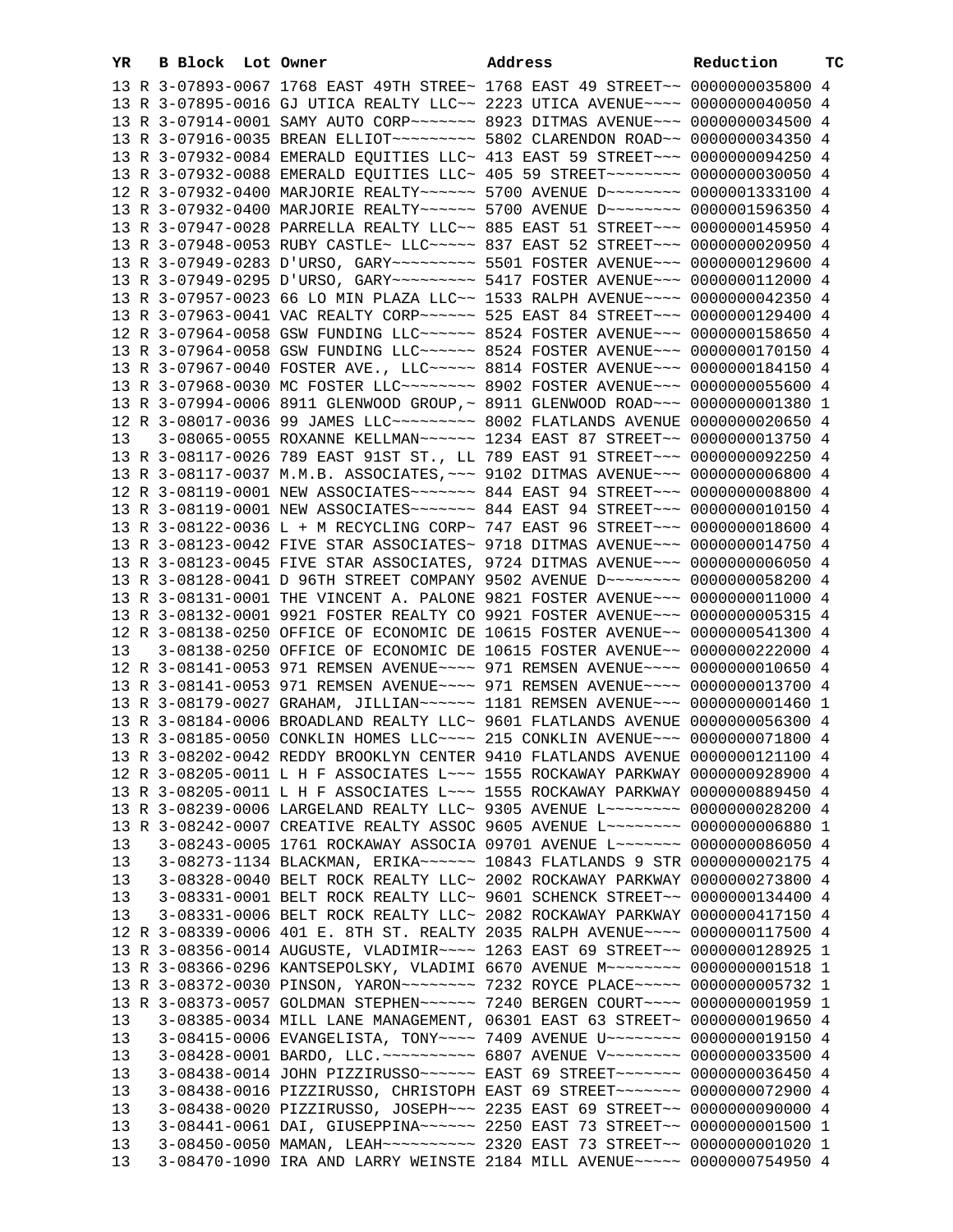| YR | B | Block | Lot | Owner | Address | Reduction | TC |
|---|---|---|---|---|---|---|---|
| 13 | R | 3-07893-0067 | | 1768 EAST 49TH STREE~ | 1768 EAST 49 STREET~~ | 0000000035800 | 4 |
| 13 | R | 3-07895-0016 | | GJ UTICA REALTY LLC~~ | 2223 UTICA AVENUE~~~~ | 0000000040050 | 4 |
| 13 | R | 3-07914-0001 | | SAMY AUTO CORP~~~~~~~ | 8923 DITMAS AVENUE~~~ | 0000000034500 | 4 |
| 13 | R | 3-07916-0035 | | BREAN ELLIOT~~~~~~~~~ | 5802 CLARENDON ROAD~~ | 0000000034350 | 4 |
| 13 | R | 3-07932-0084 | | EMERALD EQUITIES LLC~ | 413 EAST 59 STREET~~~ | 0000000094250 | 4 |
| 13 | R | 3-07932-0088 | | EMERALD EQUITIES LLC~ | 405 59 STREET~~~~~~~~ | 0000000030050 | 4 |
| 12 | R | 3-07932-0400 | | MARJORIE REALTY~~~~~~ | 5700 AVENUE D~~~~~~~~ | 0000001333100 | 4 |
| 13 | R | 3-07932-0400 | | MARJORIE REALTY~~~~~~ | 5700 AVENUE D~~~~~~~~ | 0000001596350 | 4 |
| 13 | R | 3-07947-0028 | | PARRELLA REALTY LLC~~ | 885 EAST 51 STREET~~~ | 0000000145950 | 4 |
| 13 | R | 3-07948-0053 | | RUBY CASTLE~ LLC~~~~~ | 837 EAST 52 STREET~~~ | 0000000020950 | 4 |
| 13 | R | 3-07949-0283 | | D'URSO, GARY~~~~~~~~~ | 5501 FOSTER AVENUE~~~ | 0000000129600 | 4 |
| 13 | R | 3-07949-0295 | | D'URSO, GARY~~~~~~~~~ | 5417 FOSTER AVENUE~~~ | 0000000112000 | 4 |
| 13 | R | 3-07957-0023 | | 66 LO MIN PLAZA LLC~~ | 1533 RALPH AVENUE~~~~ | 0000000042350 | 4 |
| 13 | R | 3-07963-0041 | | VAC REALTY CORP~~~~~~ | 525 EAST 84 STREET~~~ | 0000000129400 | 4 |
| 12 | R | 3-07964-0058 | | GSW FUNDING LLC~~~~~~ | 8524 FOSTER AVENUE~~~ | 0000000158650 | 4 |
| 13 | R | 3-07964-0058 | | GSW FUNDING LLC~~~~~~ | 8524 FOSTER AVENUE~~~ | 0000000170150 | 4 |
| 13 | R | 3-07967-0040 | | FOSTER AVE., LLC~~~~~ | 8814 FOSTER AVENUE~~~ | 0000000184150 | 4 |
| 13 | R | 3-07968-0030 | | MC FOSTER LLC~~~~~~~~ | 8902 FOSTER AVENUE~~~ | 0000000055600 | 4 |
| 13 | R | 3-07994-0006 | | 8911 GLENWOOD GROUP,~ | 8911 GLENWOOD ROAD~~~ | 0000000001380 | 1 |
| 12 | R | 3-08017-0036 | | 99 JAMES LLC~~~~~~~~~ | 8002 FLATLANDS AVENUE | 0000000020650 | 4 |
| 13 | | 3-08065-0055 | | ROXANNE KELLMAN~~~~~~ | 1234 EAST 87 STREET~~ | 0000000013750 | 4 |
| 13 | R | 3-08117-0026 | | 789 EAST 91ST ST., LL | 789 EAST 91 STREET~~~ | 0000000092250 | 4 |
| 13 | R | 3-08117-0037 | | M.M.B. ASSOCIATES,~~~ | 9102 DITMAS AVENUE~~~ | 0000000006800 | 4 |
| 12 | R | 3-08119-0001 | | NEW ASSOCIATES~~~~~~~ | 844 EAST 94 STREET~~~ | 0000000008800 | 4 |
| 13 | R | 3-08119-0001 | | NEW ASSOCIATES~~~~~~~ | 844 EAST 94 STREET~~~ | 0000000010150 | 4 |
| 13 | R | 3-08122-0036 | | L + M RECYCLING CORP~ | 747 EAST 96 STREET~~~ | 0000000018600 | 4 |
| 13 | R | 3-08123-0042 | | FIVE STAR ASSOCIATES~ | 9718 DITMAS AVENUE~~~ | 0000000014750 | 4 |
| 13 | R | 3-08123-0045 | | FIVE STAR ASSOCIATES, | 9724 DITMAS AVENUE~~~ | 0000000006050 | 4 |
| 13 | R | 3-08128-0041 | | D 96TH STREET COMPANY | 9502 AVENUE D~~~~~~~~ | 0000000058200 | 4 |
| 13 | R | 3-08131-0001 | | THE VINCENT A. PALONE | 9821 FOSTER AVENUE~~~ | 0000000011000 | 4 |
| 13 | R | 3-08132-0001 | | 9921 FOSTER REALTY CO | 9921 FOSTER AVENUE~~~ | 0000000005315 | 4 |
| 12 | R | 3-08138-0250 | | OFFICE OF ECONOMIC DE | 10615 FOSTER AVENUE~~ | 0000000541300 | 4 |
| 13 | | 3-08138-0250 | | OFFICE OF ECONOMIC DE | 10615 FOSTER AVENUE~~ | 0000000222000 | 4 |
| 12 | R | 3-08141-0053 | | 971 REMSEN AVENUE~~~~ | 971 REMSEN AVENUE~~~~ | 0000000010650 | 4 |
| 13 | R | 3-08141-0053 | | 971 REMSEN AVENUE~~~~ | 971 REMSEN AVENUE~~~~ | 0000000013700 | 4 |
| 13 | R | 3-08179-0027 | | GRAHAM, JILLIAN~~~~~~ | 1181 REMSEN AVENUE~~~ | 0000000001460 | 1 |
| 13 | R | 3-08184-0006 | | BROADLAND REALTY LLC~ | 9601 FLATLANDS AVENUE | 0000000056300 | 4 |
| 13 | R | 3-08185-0050 | | CONKLIN HOMES LLC~~~~ | 215 CONKLIN AVENUE~~~ | 0000000071800 | 4 |
| 13 | R | 3-08202-0042 | | REDDY BROOKLYN CENTER | 9410 FLATLANDS AVENUE | 0000000121100 | 4 |
| 12 | R | 3-08205-0011 | | L H F ASSOCIATES L~~~ | 1555 ROCKAWAY PARKWAY | 0000000928900 | 4 |
| 13 | R | 3-08205-0011 | | L H F ASSOCIATES L~~~ | 1555 ROCKAWAY PARKWAY | 0000000889450 | 4 |
| 13 | R | 3-08239-0006 | | LARGELAND REALTY LLC~ | 9305 AVENUE L~~~~~~~~ | 0000000028200 | 4 |
| 13 | R | 3-08242-0007 | | CREATIVE REALTY ASSOC | 9605 AVENUE L~~~~~~~~ | 0000000006880 | 1 |
| 13 | | 3-08243-0005 | | 1761 ROCKAWAY ASSOCIA | 09701 AVENUE L~~~~~~~ | 0000000086050 | 4 |
| 13 | | 3-08273-1134 | | BLACKMAN, ERIKA~~~~~~ | 10843 FLATLANDS 9 STR | 0000000002175 | 4 |
| 13 | | 3-08328-0040 | | BELT ROCK REALTY LLC~ | 2002 ROCKAWAY PARKWAY | 0000000273800 | 4 |
| 13 | | 3-08331-0001 | | BELT ROCK REALTY LLC~ | 9601 SCHENCK STREET~~ | 0000000134400 | 4 |
| 13 | | 3-08331-0006 | | BELT ROCK REALTY LLC~ | 2082 ROCKAWAY PARKWAY | 0000000417150 | 4 |
| 12 | R | 3-08339-0006 | | 401 E. 8TH ST. REALTY | 2035 RALPH AVENUE~~~~ | 0000000117500 | 4 |
| 13 | R | 3-08356-0014 | | AUGUSTE, VLADIMIR~~~~ | 1263 EAST 69 STREET~~ | 0000000128925 | 1 |
| 13 | R | 3-08366-0296 | | KANTSEPOLSKY, VLADIMI | 6670 AVENUE M~~~~~~~~ | 0000000001518 | 1 |
| 13 | R | 3-08372-0030 | | PINSON, YARON~~~~~~~~ | 7232 ROYCE PLACE~~~~~ | 0000000005732 | 1 |
| 13 | R | 3-08373-0057 | | GOLDMAN STEPHEN~~~~~~ | 7240 BERGEN COURT~~~~ | 0000000001959 | 1 |
| 13 | | 3-08385-0034 | | MILL LANE MANAGEMENT, | 06301 EAST 63 STREET~ | 0000000019650 | 4 |
| 13 | | 3-08415-0006 | | EVANGELISTA, TONY~~~~ | 7409 AVENUE U~~~~~~~~ | 0000000019150 | 4 |
| 13 | | 3-08428-0001 | | BARDO, LLC.~~~~~~~~~~ | 6807 AVENUE V~~~~~~~~ | 0000000033500 | 4 |
| 13 | | 3-08438-0014 | | JOHN PIZZIRUSSO~~~~~~ | EAST 69 STREET~~~~~~~ | 0000000036450 | 4 |
| 13 | | 3-08438-0016 | | PIZZIRUSSO, CHRISTOPH | EAST 69 STREET~~~~~~~ | 0000000072900 | 4 |
| 13 | | 3-08438-0020 | | PIZZIRUSSO, JOSEPH~~~ | 2235 EAST 69 STREET~~ | 0000000090000 | 4 |
| 13 | | 3-08441-0061 | | DAI, GIUSEPPINA~~~~~~ | 2250 EAST 73 STREET~~ | 0000000001500 | 1 |
| 13 | | 3-08450-0050 | | MAMAN, LEAH~~~~~~~~~~ | 2320 EAST 73 STREET~~ | 0000000001020 | 1 |
| 13 | | 3-08470-1090 | | IRA AND LARRY WEINSTE | 2184 MILL AVENUE~~~~~ | 0000000754950 | 4 |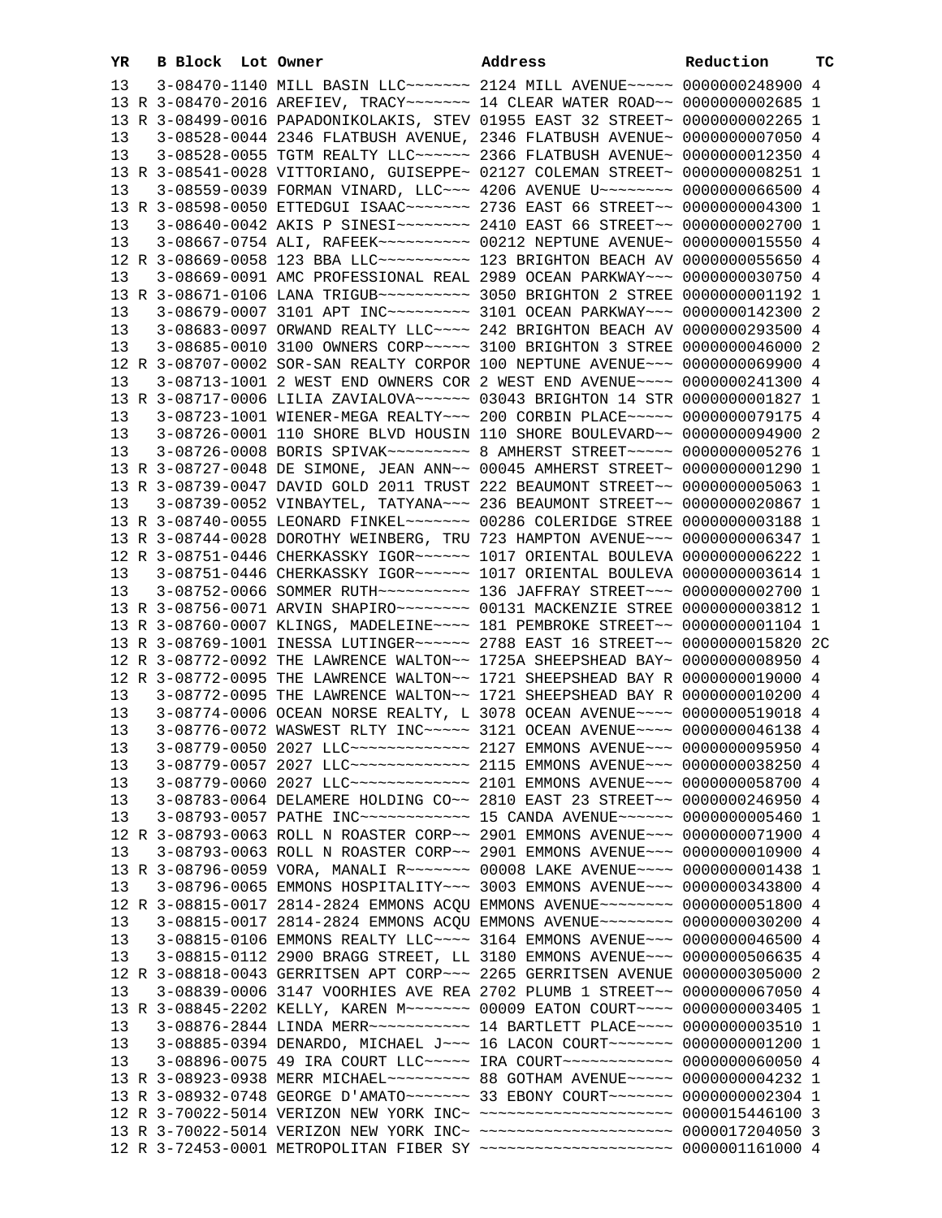| YR | | B Block | Lot | Owner | Address | Reduction | TC |
|---|---|---|---|---|---|---|---|
| 13 | | 3-08470-1140 | | MILL BASIN LLC~~~~~~~ | 2124 MILL AVENUE~~~~~ | 0000000248900 | 4 |
| 13 | R | 3-08470-2016 | | AREFIEV, TRACY~~~~~~~ | 14 CLEAR WATER ROAD~~ | 0000000002685 | 1 |
| 13 | R | 3-08499-0016 | | PAPADONIKOLAKIS, STEV | 01955 EAST 32 STREET~ | 0000000002265 | 1 |
| 13 | | 3-08528-0044 | | 2346 FLATBUSH AVENUE, | 2346 FLATBUSH AVENUE~ | 0000000007050 | 4 |
| 13 | | 3-08528-0055 | | TGTM REALTY LLC~~~~~~ | 2366 FLATBUSH AVENUE~ | 0000000012350 | 4 |
| 13 | R | 3-08541-0028 | | VITTORIANO, GUISEPPE~ | 02127 COLEMAN STREET~ | 0000000008251 | 1 |
| 13 | | 3-08559-0039 | | FORMAN VINARD, LLC~~~ | 4206 AVENUE U~~~~~~~~ | 0000000066500 | 4 |
| 13 | R | 3-08598-0050 | | ETTEDGUI ISAAC~~~~~~~ | 2736 EAST 66 STREET~~ | 0000000004300 | 1 |
| 13 | | 3-08640-0042 | | AKIS P SINESI~~~~~~~~ | 2410 EAST 66 STREET~~ | 0000000002700 | 1 |
| 13 | | 3-08667-0754 | | ALI, RAFEEK~~~~~~~~~~ | 00212 NEPTUNE AVENUE~ | 0000000015550 | 4 |
| 12 | R | 3-08669-0058 | | 123 BBA LLC~~~~~~~~~~ | 123 BRIGHTON BEACH AV | 0000000055650 | 4 |
| 13 | | 3-08669-0091 | | AMC PROFESSIONAL REAL | 2989 OCEAN PARKWAY~~~ | 0000000030750 | 4 |
| 13 | R | 3-08671-0106 | | LANA TRIGUB~~~~~~~~~~ | 3050 BRIGHTON 2 STREE | 0000000001192 | 1 |
| 13 | | 3-08679-0007 | | 3101 APT INC~~~~~~~~~ | 3101 OCEAN PARKWAY~~~ | 0000000142300 | 2 |
| 13 | | 3-08683-0097 | | ORWAND REALTY LLC~~~~ | 242 BRIGHTON BEACH AV | 0000000293500 | 4 |
| 13 | | 3-08685-0010 | | 3100 OWNERS CORP~~~~~ | 3100 BRIGHTON 3 STREE | 0000000046000 | 2 |
| 12 | R | 3-08707-0002 | | SOR-SAN REALTY CORPOR | 100 NEPTUNE AVENUE~~~ | 0000000069900 | 4 |
| 13 | | 3-08713-1001 | | 2 WEST END OWNERS COR | 2 WEST END AVENUE~~~~ | 0000000241300 | 4 |
| 13 | R | 3-08717-0006 | | LILIA ZAVIALOVA~~~~~~ | 03043 BRIGHTON 14 STR | 0000000001827 | 1 |
| 13 | | 3-08723-1001 | | WIENER-MEGA REALTY~~~ | 200 CORBIN PLACE~~~~~ | 0000000079175 | 4 |
| 13 | | 3-08726-0001 | | 110 SHORE BLVD HOUSIN | 110 SHORE BOULEVARD~~ | 0000000094900 | 2 |
| 13 | | 3-08726-0008 | | BORIS SPIVAK~~~~~~~~~ | 8 AMHERST STREET~~~~~ | 0000000005276 | 1 |
| 13 | R | 3-08727-0048 | | DE SIMONE, JEAN ANN~~ | 00045 AMHERST STREET~ | 0000000001290 | 1 |
| 13 | R | 3-08739-0047 | | DAVID GOLD 2011 TRUST | 222 BEAUMONT STREET~~ | 0000000005063 | 1 |
| 13 | | 3-08739-0052 | | VINBAYTEL, TATYANA~~~ | 236 BEAUMONT STREET~~ | 0000000020867 | 1 |
| 13 | R | 3-08740-0055 | | LEONARD FINKEL~~~~~~~ | 00286 COLERIDGE STREE | 0000000003188 | 1 |
| 13 | R | 3-08744-0028 | | DOROTHY WEINBERG, TRU | 723 HAMPTON AVENUE~~~ | 0000000006347 | 1 |
| 12 | R | 3-08751-0446 | | CHERKASSKY IGOR~~~~~~ | 1017 ORIENTAL BOULEVA | 0000000006222 | 1 |
| 13 | | 3-08751-0446 | | CHERKASSKY IGOR~~~~~~ | 1017 ORIENTAL BOULEVA | 0000000003614 | 1 |
| 13 | | 3-08752-0066 | | SOMMER RUTH~~~~~~~~~~ | 136 JAFFRAY STREET~~~ | 0000000002700 | 1 |
| 13 | R | 3-08756-0071 | | ARVIN SHAPIRO~~~~~~~~ | 00131 MACKENZIE STREE | 0000000003812 | 1 |
| 13 | R | 3-08760-0007 | | KLINGS, MADELEINE~~~~ | 181 PEMBROKE STREET~~ | 0000000001104 | 1 |
| 13 | R | 3-08769-1001 | | INESSA LUTINGER~~~~~~ | 2788 EAST 16 STREET~~ | 0000000015820 | 2C |
| 12 | R | 3-08772-0092 | | THE LAWRENCE WALTON~~ | 1725A SHEEPSHEAD BAY~ | 0000000008950 | 4 |
| 12 | R | 3-08772-0095 | | THE LAWRENCE WALTON~~ | 1721 SHEEPSHEAD BAY R | 0000000019000 | 4 |
| 13 | | 3-08772-0095 | | THE LAWRENCE WALTON~~ | 1721 SHEEPSHEAD BAY R | 0000000010200 | 4 |
| 13 | | 3-08774-0006 | | OCEAN NORSE REALTY, L | 3078 OCEAN AVENUE~~~~ | 0000000519018 | 4 |
| 13 | | 3-08776-0072 | | WASWEST RLTY INC~~~~~ | 3121 OCEAN AVENUE~~~~ | 0000000046138 | 4 |
| 13 | | 3-08779-0050 | | 2027 LLC~~~~~~~~~~~~~ | 2127 EMMONS AVENUE~~~ | 0000000095950 | 4 |
| 13 | | 3-08779-0057 | | 2027 LLC~~~~~~~~~~~~~ | 2115 EMMONS AVENUE~~~ | 0000000038250 | 4 |
| 13 | | 3-08779-0060 | | 2027 LLC~~~~~~~~~~~~~ | 2101 EMMONS AVENUE~~~ | 0000000058700 | 4 |
| 13 | | 3-08783-0064 | | DELAMERE HOLDING CO~~ | 2810 EAST 23 STREET~~ | 0000000246950 | 4 |
| 13 | | 3-08793-0057 | | PATHE INC~~~~~~~~~~~~ | 15 CANDA AVENUE~~~~~~ | 0000000005460 | 1 |
| 12 | R | 3-08793-0063 | | ROLL N ROASTER CORP~~ | 2901 EMMONS AVENUE~~~ | 0000000071900 | 4 |
| 13 | | 3-08793-0063 | | ROLL N ROASTER CORP~~ | 2901 EMMONS AVENUE~~~ | 0000000010900 | 4 |
| 13 | R | 3-08796-0059 | | VORA, MANALI R~~~~~~~ | 00008 LAKE AVENUE~~~~ | 0000000001438 | 1 |
| 13 | | 3-08796-0065 | | EMMONS HOSPITALITY~~~ | 3003 EMMONS AVENUE~~~ | 0000000343800 | 4 |
| 12 | R | 3-08815-0017 | | 2814-2824 EMMONS ACQU | EMMONS AVENUE~~~~~~~~ | 0000000051800 | 4 |
| 13 | | 3-08815-0017 | | 2814-2824 EMMONS ACQU | EMMONS AVENUE~~~~~~~~ | 0000000030200 | 4 |
| 13 | | 3-08815-0106 | | EMMONS REALTY LLC~~~~ | 3164 EMMONS AVENUE~~~ | 0000000046500 | 4 |
| 13 | | 3-08815-0112 | | 2900 BRAGG STREET, LL | 3180 EMMONS AVENUE~~~ | 0000000506635 | 4 |
| 12 | R | 3-08818-0043 | | GERRITSEN APT CORP~~~ | 2265 GERRITSEN AVENUE | 0000000305000 | 2 |
| 13 | | 3-08839-0006 | | 3147 VOORHIES AVE REA | 2702 PLUMB 1 STREET~~ | 0000000067050 | 4 |
| 13 | R | 3-08845-2202 | | KELLY, KAREN M~~~~~~~ | 00009 EATON COURT~~~~ | 0000000003405 | 1 |
| 13 | | 3-08876-2844 | | LINDA MERR~~~~~~~~~~~ | 14 BARTLETT PLACE~~~~ | 0000000003510 | 1 |
| 13 | | 3-08885-0394 | | DENARDO, MICHAEL J~~~ | 16 LACON COURT~~~~~~~ | 0000000001200 | 1 |
| 13 | | 3-08896-0075 | | 49 IRA COURT LLC~~~~~ | IRA COURT~~~~~~~~~~~~ | 0000000060050 | 4 |
| 13 | R | 3-08923-0938 | | MERR MICHAEL~~~~~~~~~ | 88 GOTHAM AVENUE~~~~~ | 0000000004232 | 1 |
| 13 | R | 3-08932-0748 | | GEORGE D'AMATO~~~~~~~ | 33 EBONY COURT~~~~~~~ | 0000000002304 | 1 |
| 12 | R | 3-70022-5014 | | VERIZON NEW YORK INC~ | ~~~~~~~~~~~~~~~~~~~~~ | 0000015446100 | 3 |
| 13 | R | 3-70022-5014 | | VERIZON NEW YORK INC~ | ~~~~~~~~~~~~~~~~~~~~~ | 0000017204050 | 3 |
| 12 | R | 3-72453-0001 | | METROPOLITAN FIBER SY | ~~~~~~~~~~~~~~~~~~~~~ | 0000001161000 | 4 |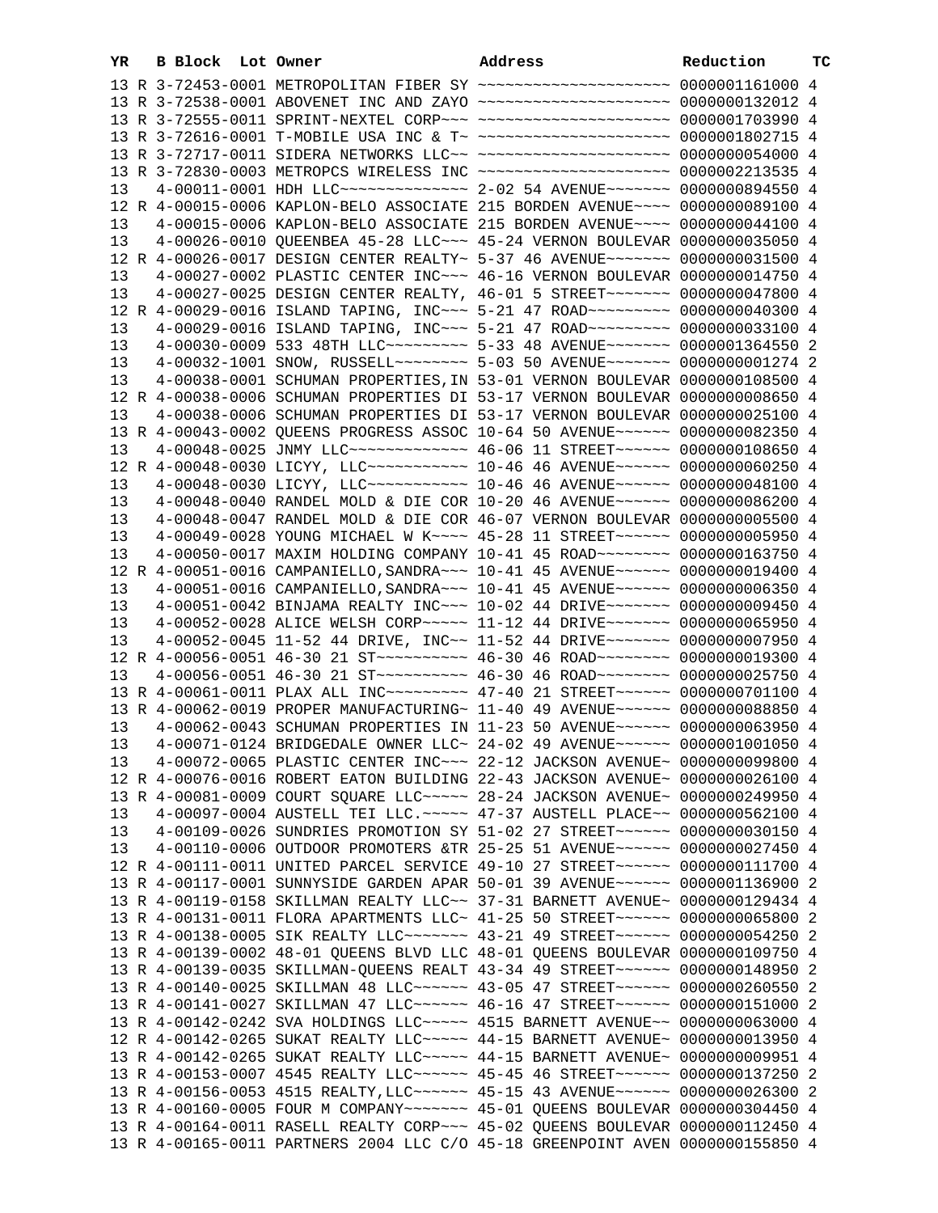| YR | | B Block | Lot | Owner | Address | Reduction | TC |
|---|---|---|---|---|---|---|---|
| 13 | R | 3-72453-0001 | | METROPOLITAN FIBER SY | ~~~~~~~~~~~~~~~~~~~~~ | 0000001161000 | 4 |
| 13 | R | 3-72538-0001 | | ABOVENET INC AND ZAYO | ~~~~~~~~~~~~~~~~~~~~~ | 0000000132012 | 4 |
| 13 | R | 3-72555-0011 | | SPRINT-NEXTEL CORP~~~ | ~~~~~~~~~~~~~~~~~~~~~ | 0000001703990 | 4 |
| 13 | R | 3-72616-0001 | | T-MOBILE USA INC & T~ | ~~~~~~~~~~~~~~~~~~~~~ | 0000001802715 | 4 |
| 13 | R | 3-72717-0011 | | SIDERA NETWORKS LLC~~ | ~~~~~~~~~~~~~~~~~~~~~ | 0000000054000 | 4 |
| 13 | R | 3-72830-0003 | | METROPCS WIRELESS INC | ~~~~~~~~~~~~~~~~~~~~~ | 0000002213535 | 4 |
| 13 | | 4-00011-0001 | | HDH LLC~~~~~~~~~~~~~~ | 2-02 54 AVENUE~~~~~~~ | 0000000894550 | 4 |
| 12 | R | 4-00015-0006 | | KAPLON-BELO ASSOCIATE | 215 BORDEN AVENUE~~~~ | 0000000089100 | 4 |
| 13 | | 4-00015-0006 | | KAPLON-BELO ASSOCIATE | 215 BORDEN AVENUE~~~~ | 0000000044100 | 4 |
| 13 | | 4-00026-0010 | | QUEENBEA 45-28 LLC~~~ | 45-24 VERNON BOULEVAR | 0000000035050 | 4 |
| 12 | R | 4-00026-0017 | | DESIGN CENTER REALTY~ | 5-37 46 AVENUE~~~~~~~ | 0000000031500 | 4 |
| 13 | | 4-00027-0002 | | PLASTIC CENTER INC~~~ | 46-16 VERNON BOULEVAR | 0000000014750 | 4 |
| 13 | | 4-00027-0025 | | DESIGN CENTER REALTY, | 46-01 5 STREET~~~~~~~ | 0000000047800 | 4 |
| 12 | R | 4-00029-0016 | | ISLAND TAPING, INC~~~ | 5-21 47 ROAD~~~~~~~~~ | 0000000040300 | 4 |
| 13 | | 4-00029-0016 | | ISLAND TAPING, INC~~~ | 5-21 47 ROAD~~~~~~~~~ | 0000000033100 | 4 |
| 13 | | 4-00030-0009 | | 533 48TH LLC~~~~~~~~~ | 5-33 48 AVENUE~~~~~~~ | 0000001364550 | 2 |
| 13 | | 4-00032-1001 | | SNOW, RUSSELL~~~~~~~~ | 5-03 50 AVENUE~~~~~~~ | 0000000001274 | 2 |
| 13 | | 4-00038-0001 | | SCHUMAN PROPERTIES,IN | 53-01 VERNON BOULEVAR | 0000000108500 | 4 |
| 12 | R | 4-00038-0006 | | SCHUMAN PROPERTIES DI | 53-17 VERNON BOULEVAR | 0000000008650 | 4 |
| 13 | | 4-00038-0006 | | SCHUMAN PROPERTIES DI | 53-17 VERNON BOULEVAR | 0000000025100 | 4 |
| 13 | R | 4-00043-0002 | | QUEENS PROGRESS ASSOC | 10-64 50 AVENUE~~~~~~ | 0000000082350 | 4 |
| 13 | | 4-00048-0025 | | JNMY LLC~~~~~~~~~~~~~ | 46-06 11 STREET~~~~~~ | 0000000108650 | 4 |
| 12 | R | 4-00048-0030 | | LICYY, LLC~~~~~~~~~~~ | 10-46 46 AVENUE~~~~~~ | 0000000060250 | 4 |
| 13 | | 4-00048-0030 | | LICYY, LLC~~~~~~~~~~~ | 10-46 46 AVENUE~~~~~~ | 0000000048100 | 4 |
| 13 | | 4-00048-0040 | | RANDEL MOLD & DIE COR | 10-20 46 AVENUE~~~~~~ | 0000000086200 | 4 |
| 13 | | 4-00048-0047 | | RANDEL MOLD & DIE COR | 46-07 VERNON BOULEVAR | 0000000005500 | 4 |
| 13 | | 4-00049-0028 | | YOUNG MICHAEL W K~~~~ | 45-28 11 STREET~~~~~~ | 0000000005950 | 4 |
| 13 | | 4-00050-0017 | | MAXIM HOLDING COMPANY | 10-41 45 ROAD~~~~~~~~ | 0000000163750 | 4 |
| 12 | R | 4-00051-0016 | | CAMPANIELLO,SANDRA~~~ | 10-41 45 AVENUE~~~~~~ | 0000000019400 | 4 |
| 13 | | 4-00051-0016 | | CAMPANIELLO,SANDRA~~~ | 10-41 45 AVENUE~~~~~~ | 0000000006350 | 4 |
| 13 | | 4-00051-0042 | | BINJAMA REALTY INC~~~ | 10-02 44 DRIVE~~~~~~~ | 0000000009450 | 4 |
| 13 | | 4-00052-0028 | | ALICE WELSH CORP~~~~~ | 11-12 44 DRIVE~~~~~~~ | 0000000065950 | 4 |
| 13 | | 4-00052-0045 | | 11-52 44 DRIVE, INC~~ | 11-52 44 DRIVE~~~~~~~ | 0000000007750 | 4 |
| 12 | R | 4-00056-0051 | | 46-30 21 ST~~~~~~~~~~ | 46-30 46 ROAD~~~~~~~~ | 0000000019300 | 4 |
| 13 | | 4-00056-0051 | | 46-30 21 ST~~~~~~~~~~ | 46-30 46 ROAD~~~~~~~~ | 0000000025750 | 4 |
| 13 | R | 4-00061-0011 | | PLAX ALL INC~~~~~~~~~ | 47-40 21 STREET~~~~~~ | 0000000701100 | 4 |
| 13 | R | 4-00062-0019 | | PROPER MANUFACTURING~ | 11-40 49 AVENUE~~~~~~ | 0000000088850 | 4 |
| 13 | | 4-00062-0043 | | SCHUMAN PROPERTIES IN | 11-23 50 AVENUE~~~~~~ | 0000000063950 | 4 |
| 13 | | 4-00071-0124 | | BRIDGEDALE OWNER LLC~ | 24-02 49 AVENUE~~~~~~ | 0000001001050 | 4 |
| 13 | | 4-00072-0065 | | PLASTIC CENTER INC~~~ | 22-12 JACKSON AVENUE~ | 0000000099800 | 4 |
| 12 | R | 4-00076-0016 | | ROBERT EATON BUILDING | 22-43 JACKSON AVENUE~ | 0000000026100 | 4 |
| 13 | R | 4-00081-0009 | | COURT SQUARE LLC~~~~~ | 28-24 JACKSON AVENUE~ | 0000000249950 | 4 |
| 13 | | 4-00097-0004 | | AUSTELL TEI LLC.~~~~~ | 47-37 AUSTELL PLACE~~ | 0000000562100 | 4 |
| 13 | | 4-00109-0026 | | SUNDRIES PROMOTION SY | 51-02 27 STREET~~~~~~ | 0000000030150 | 4 |
| 13 | | 4-00110-0006 | | OUTDOOR PROMOTERS &TR | 25-25 51 AVENUE~~~~~~ | 0000000027450 | 4 |
| 12 | R | 4-00111-0011 | | UNITED PARCEL SERVICE | 49-10 27 STREET~~~~~~ | 0000000111700 | 4 |
| 13 | R | 4-00117-0001 | | SUNNYSIDE GARDEN APAR | 50-01 39 AVENUE~~~~~~ | 0000001136900 | 2 |
| 13 | R | 4-00119-0158 | | SKILLMAN REALTY LLC~~ | 37-31 BARNETT AVENUE~ | 0000000129434 | 4 |
| 13 | R | 4-00131-0011 | | FLORA APARTMENTS LLC~ | 41-25 50 STREET~~~~~~ | 0000000065800 | 2 |
| 13 | R | 4-00138-0005 | | SIK REALTY LLC~~~~~~~ | 43-21 49 STREET~~~~~~ | 0000000054250 | 2 |
| 13 | R | 4-00139-0002 | | 48-01 QUEENS BLVD LLC | 48-01 QUEENS BOULEVAR | 0000000109750 | 4 |
| 13 | R | 4-00139-0035 | | SKILLMAN-QUEENS REALT | 43-34 49 STREET~~~~~~ | 0000000148950 | 2 |
| 13 | R | 4-00140-0025 | | SKILLMAN 48 LLC~~~~~~ | 43-05 47 STREET~~~~~~ | 0000000260550 | 2 |
| 13 | R | 4-00141-0027 | | SKILLMAN 47 LLC~~~~~~ | 46-16 47 STREET~~~~~~ | 0000000151000 | 2 |
| 13 | R | 4-00142-0242 | | SVA HOLDINGS LLC~~~~~ | 4515 BARNETT AVENUE~~ | 0000000063000 | 4 |
| 12 | R | 4-00142-0265 | | SUKAT REALTY LLC~~~~~ | 44-15 BARNETT AVENUE~ | 0000000013950 | 4 |
| 13 | R | 4-00142-0265 | | SUKAT REALTY LLC~~~~~ | 44-15 BARNETT AVENUE~ | 0000000009951 | 4 |
| 13 | R | 4-00153-0007 | | 4545 REALTY LLC~~~~~~ | 45-45 46 STREET~~~~~~ | 0000000137250 | 2 |
| 13 | R | 4-00156-0053 | | 4515 REALTY,LLC~~~~~~ | 45-15 43 AVENUE~~~~~~ | 0000000026300 | 2 |
| 13 | R | 4-00160-0005 | | FOUR M COMPANY~~~~~~~ | 45-01 QUEENS BOULEVAR | 0000000304450 | 4 |
| 13 | R | 4-00164-0011 | | RASELL REALTY CORP~~~ | 45-02 QUEENS BOULEVAR | 0000000112450 | 4 |
| 13 | R | 4-00165-0011 | | PARTNERS 2004 LLC C/O | 45-18 GREENPOINT AVEN | 0000000155850 | 4 |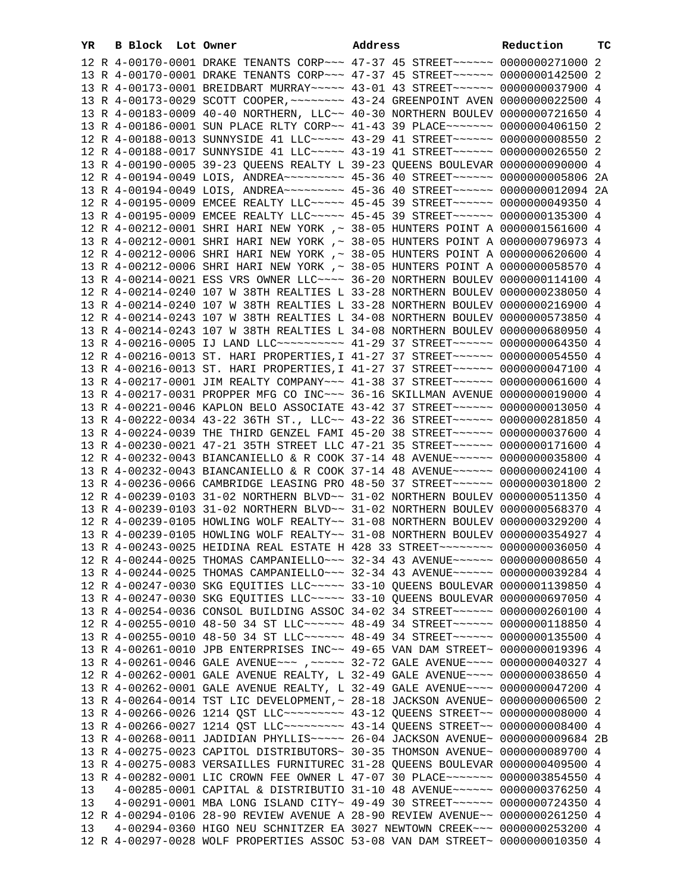| YR | B | Block | Lot | Owner | Address | Reduction | TC |
|---|---|---|---|---|---|---|---|
| 12 | R | 4-00170-0001 | | DRAKE TENANTS CORP~~~ | 47-37 45 STREET~~~~~~ | 0000000271000 | 2 |
| 13 | R | 4-00170-0001 | | DRAKE TENANTS CORP~~~ | 47-37 45 STREET~~~~~~ | 0000000142500 | 2 |
| 13 | R | 4-00173-0001 | | BREIDBART MURRAY~~~~~ | 43-01 43 STREET~~~~~~ | 0000000037900 | 4 |
| 13 | R | 4-00173-0029 | | SCOTT COOPER,~~~~~~~~ | 43-24 GREENPOINT AVEN | 0000000022500 | 4 |
| 13 | R | 4-00183-0009 | | 40-40 NORTHERN, LLC~~ | 40-30 NORTHERN BOULEV | 0000000721650 | 4 |
| 13 | R | 4-00186-0001 | | SUN PLACE RLTY CORP~~ | 41-43 39 PLACE~~~~~~~ | 0000000406150 | 2 |
| 12 | R | 4-00188-0013 | | SUNNYSIDE 41 LLC~~~~~ | 43-29 41 STREET~~~~~~ | 0000000008550 | 2 |
| 12 | R | 4-00188-0017 | | SUNNYSIDE 41 LLC~~~~~ | 43-19 41 STREET~~~~~~ | 0000000026550 | 2 |
| 13 | R | 4-00190-0005 | | 39-23 QUEENS REALTY L | 39-23 QUEENS BOULEVAR | 0000000090000 | 4 |
| 12 | R | 4-00194-0049 | | LOIS, ANDREA~~~~~~~~~ | 45-36 40 STREET~~~~~~ | 0000000005806 | 2A |
| 13 | R | 4-00194-0049 | | LOIS, ANDREA~~~~~~~~~ | 45-36 40 STREET~~~~~~ | 0000000012094 | 2A |
| 12 | R | 4-00195-0009 | | EMCEE REALTY LLC~~~~~ | 45-45 39 STREET~~~~~~ | 0000000049350 | 4 |
| 13 | R | 4-00195-0009 | | EMCEE REALTY LLC~~~~~ | 45-45 39 STREET~~~~~~ | 0000000135300 | 4 |
| 12 | R | 4-00212-0001 | | SHRI HARI NEW YORK ,~ | 38-05 HUNTERS POINT A | 0000001561600 | 4 |
| 13 | R | 4-00212-0001 | | SHRI HARI NEW YORK ,~ | 38-05 HUNTERS POINT A | 0000000796973 | 4 |
| 12 | R | 4-00212-0006 | | SHRI HARI NEW YORK ,~ | 38-05 HUNTERS POINT A | 0000000620600 | 4 |
| 13 | R | 4-00212-0006 | | SHRI HARI NEW YORK ,~ | 38-05 HUNTERS POINT A | 0000000058570 | 4 |
| 13 | R | 4-00214-0021 | | ESS VRS OWNER LLC~~~~ | 36-20 NORTHERN BOULEV | 0000000114100 | 4 |
| 12 | R | 4-00214-0240 | | 107 W 38TH REALTIES L | 33-28 NORTHERN BOULEV | 0000000238050 | 4 |
| 13 | R | 4-00214-0240 | | 107 W 38TH REALTIES L | 33-28 NORTHERN BOULEV | 0000000216900 | 4 |
| 12 | R | 4-00214-0243 | | 107 W 38TH REALTIES L | 34-08 NORTHERN BOULEV | 0000000573850 | 4 |
| 13 | R | 4-00214-0243 | | 107 W 38TH REALTIES L | 34-08 NORTHERN BOULEV | 0000000680950 | 4 |
| 13 | R | 4-00216-0005 | | IJ LAND LLC~~~~~~~~~~ | 41-29 37 STREET~~~~~~ | 0000000064350 | 4 |
| 12 | R | 4-00216-0013 | | ST. HARI PROPERTIES,I | 41-27 37 STREET~~~~~~ | 0000000054550 | 4 |
| 13 | R | 4-00216-0013 | | ST. HARI PROPERTIES,I | 41-27 37 STREET~~~~~~ | 0000000047100 | 4 |
| 13 | R | 4-00217-0001 | | JIM REALTY COMPANY~~~ | 41-38 37 STREET~~~~~~ | 0000000061600 | 4 |
| 13 | R | 4-00217-0031 | | PROPPER MFG CO INC~~~ | 36-16 SKILLMAN AVENUE | 0000000019000 | 4 |
| 13 | R | 4-00221-0046 | | KAPLON BELO ASSOCIATE | 43-42 37 STREET~~~~~~ | 0000000013050 | 4 |
| 13 | R | 4-00222-0034 | | 43-22 36TH ST., LLC~~ | 43-22 36 STREET~~~~~~ | 0000000281850 | 4 |
| 13 | R | 4-00224-0039 | | THE THIRD GENZEL FAMI | 45-20 38 STREET~~~~~~ | 0000000037600 | 4 |
| 13 | R | 4-00230-0021 | | 47-21 35TH STREET LLC | 47-21 35 STREET~~~~~~ | 0000000171600 | 4 |
| 12 | R | 4-00232-0043 | | BIANCANIELLO & R COOK | 37-14 48 AVENUE~~~~~~ | 0000000035800 | 4 |
| 13 | R | 4-00232-0043 | | BIANCANIELLO & R COOK | 37-14 48 AVENUE~~~~~~ | 0000000024100 | 4 |
| 13 | R | 4-00236-0066 | | CAMBRIDGE LEASING PRO | 48-50 37 STREET~~~~~~ | 0000000301800 | 2 |
| 12 | R | 4-00239-0103 | | 31-02 NORTHERN BLVD~~ | 31-02 NORTHERN BOULEV | 0000000511350 | 4 |
| 13 | R | 4-00239-0103 | | 31-02 NORTHERN BLVD~~ | 31-02 NORTHERN BOULEV | 0000000568370 | 4 |
| 12 | R | 4-00239-0105 | | HOWLING WOLF REALTY~~ | 31-08 NORTHERN BOULEV | 0000000329200 | 4 |
| 13 | R | 4-00239-0105 | | HOWLING WOLF REALTY~~ | 31-08 NORTHERN BOULEV | 0000000354927 | 4 |
| 13 | R | 4-00243-0025 | | HEIDINA REAL ESTATE H | 428 33 STREET~~~~~~~~ | 0000000036050 | 4 |
| 12 | R | 4-00244-0025 | | THOMAS CAMPANIELLO~~~ | 32-34 43 AVENUE~~~~~~ | 0000000008650 | 4 |
| 13 | R | 4-00244-0025 | | THOMAS CAMPANIELLO~~~ | 32-34 43 AVENUE~~~~~~ | 0000000039284 | 4 |
| 12 | R | 4-00247-0030 | | SKG EQUITIES LLC~~~~~ | 33-10 QUEENS BOULEVAR | 0000001139850 | 4 |
| 13 | R | 4-00247-0030 | | SKG EQUITIES LLC~~~~~ | 33-10 QUEENS BOULEVAR | 0000000697050 | 4 |
| 13 | R | 4-00254-0036 | | CONSOL BUILDING ASSOC | 34-02 34 STREET~~~~~~ | 0000000260100 | 4 |
| 12 | R | 4-00255-0010 | | 48-50 34 ST LLC~~~~~~ | 48-49 34 STREET~~~~~~ | 0000000118850 | 4 |
| 13 | R | 4-00255-0010 | | 48-50 34 ST LLC~~~~~~ | 48-49 34 STREET~~~~~~ | 0000000135500 | 4 |
| 13 | R | 4-00261-0010 | | JPB ENTERPRISES INC~~ | 49-65 VAN DAM STREET~ | 0000000019396 | 4 |
| 13 | R | 4-00261-0046 | | GALE AVENUE~~~ ,~~~~~ | 32-72 GALE AVENUE~~~~ | 0000000040327 | 4 |
| 12 | R | 4-00262-0001 | | GALE AVENUE REALTY, L | 32-49 GALE AVENUE~~~~ | 0000000038650 | 4 |
| 13 | R | 4-00262-0001 | | GALE AVENUE REALTY, L | 32-49 GALE AVENUE~~~~ | 0000000047200 | 4 |
| 13 | R | 4-00264-0014 | | TST LIC DEVELOPMENT,~ | 28-18 JACKSON AVENUE~ | 0000000006500 | 2 |
| 13 | R | 4-00266-0026 | | 1214 QST LLC~~~~~~~~~ | 43-12 QUEENS STREET~~ | 0000000008000 | 4 |
| 13 | R | 4-00266-0027 | | 1214 QST LLC~~~~~~~~~ | 43-14 QUEENS STREET~~ | 0000000008400 | 4 |
| 13 | R | 4-00268-0011 | | JADIDIAN PHYLLIS~~~~~ | 26-04 JACKSON AVENUE~ | 0000000009684 | 2B |
| 13 | R | 4-00275-0023 | | CAPITOL DISTRIBUTORS~ | 30-35 THOMSON AVENUE~ | 0000000089700 | 4 |
| 13 | R | 4-00275-0083 | | VERSAILLES FURNITUREC | 31-28 QUEENS BOULEVAR | 0000000409500 | 4 |
| 13 | R | 4-00282-0001 | | LIC CROWN FEE OWNER L | 47-07 30 PLACE~~~~~~~ | 0000003854550 | 4 |
| 13 | | 4-00285-0001 | | CAPITAL & DISTRIBUTIO | 31-10 48 AVENUE~~~~~~ | 0000000376250 | 4 |
| 13 | | 4-00291-0001 | | MBA LONG ISLAND CITY~ | 49-49 30 STREET~~~~~~ | 0000000724350 | 4 |
| 12 | R | 4-00294-0106 | | 28-90 REVIEW AVENUE A | 28-90 REVIEW AVENUE~~ | 0000000261250 | 4 |
| 13 | | 4-00294-0360 | | HIGO NEU SCHNITZER EA | 3027 NEWTOWN CREEK~~~ | 0000000253200 | 4 |
| 12 | R | 4-00297-0028 | | WOLF PROPERTIES ASSOC | 53-08 VAN DAM STREET~ | 0000000010350 | 4 |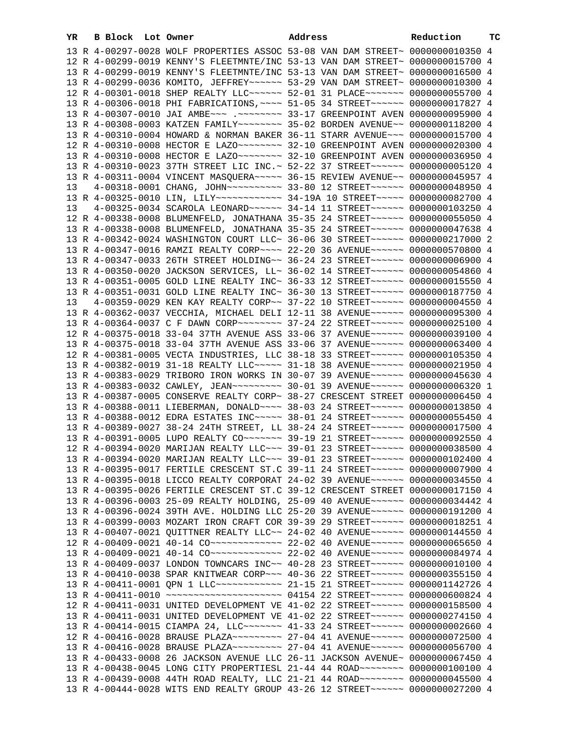| YR | B | Block | Lot | Owner | Address | Reduction | TC |
|---|---|---|---|---|---|---|---|
| 13 | R | 4-00297-0028 | | WOLF PROPERTIES ASSOC | 53-08 VAN DAM STREET~ | 0000000010350 | 4 |
| 12 | R | 4-00299-0019 | | KENNY'S FLEETMNTE/INC | 53-13 VAN DAM STREET~ | 0000000015700 | 4 |
| 13 | R | 4-00299-0019 | | KENNY'S FLEETMNTE/INC | 53-13 VAN DAM STREET~ | 0000000016500 | 4 |
| 13 | R | 4-00299-0036 | | KOMITO, JEFFREY~~~~~~ | 53-29 VAN DAM STREET~ | 0000000010300 | 4 |
| 12 | R | 4-00301-0018 | | SHEP REALTY LLC~~~~~~ | 52-01 31 PLACE~~~~~~~ | 0000000055700 | 4 |
| 13 | R | 4-00306-0018 | | PHI FABRICATIONS,~~~~ | 51-05 34 STREET~~~~~~ | 0000000017827 | 4 |
| 13 | R | 4-00307-0010 | | JAI AMBE~~~ .~~~~~~~~ | 33-17 GREENPOINT AVEN | 0000000095900 | 4 |
| 13 | R | 4-00308-0003 | | KATZEN FAMILY~~~~~~~~ | 35-02 BORDEN AVENUE~~ | 0000000118200 | 4 |
| 13 | R | 4-00310-0004 | | HOWARD & NORMAN BAKER | 36-11 STARR AVENUE~~~ | 0000000015700 | 4 |
| 12 | R | 4-00310-0008 | | HECTOR E LAZO~~~~~~~~ | 32-10 GREENPOINT AVEN | 0000000020300 | 4 |
| 13 | R | 4-00310-0008 | | HECTOR E LAZO~~~~~~~~ | 32-10 GREENPOINT AVEN | 0000000036950 | 4 |
| 13 | R | 4-00310-0023 | | 37TH STREET LIC INC.~ | 52-22 37 STREET~~~~~~ | 0000000005120 | 4 |
| 13 | R | 4-00311-0004 | | VINCENT MASQUERA~~~~~ | 36-15 REVIEW AVENUE~~ | 0000000045957 | 4 |
| 13 | | 4-00318-0001 | | CHANG, JOHN~~~~~~~~~~ | 33-80 12 STREET~~~~~~ | 0000000048950 | 4 |
| 13 | R | 4-00325-0010 | | LIN, LILY~~~~~~~~~~~~ | 34-19A 10 STREET~~~~~ | 0000000082700 | 4 |
| 13 | | 4-00325-0034 | | SCAROLA LEONARD~~~~~~ | 34-14 11 STREET~~~~~~ | 0000000103250 | 4 |
| 12 | R | 4-00338-0008 | | BLUMENFELD, JONATHANA | 35-35 24 STREET~~~~~~ | 0000000055050 | 4 |
| 13 | R | 4-00338-0008 | | BLUMENFELD, JONATHANA | 35-35 24 STREET~~~~~~ | 0000000047638 | 4 |
| 13 | R | 4-00342-0024 | | WASHINGTON COURT LLC~ | 36-06 30 STREET~~~~~~ | 0000000217000 | 2 |
| 13 | R | 4-00347-0016 | | RAMZI REALTY CORP~~~~ | 22-20 36 AVENUE~~~~~~ | 0000000570800 | 4 |
| 13 | R | 4-00347-0033 | | 26TH STREET HOLDING~~ | 36-24 23 STREET~~~~~~ | 0000000006900 | 4 |
| 13 | R | 4-00350-0020 | | JACKSON SERVICES, LL~ | 36-02 14 STREET~~~~~~ | 0000000054860 | 4 |
| 13 | R | 4-00351-0005 | | GOLD LINE REALTY INC~ | 36-33 12 STREET~~~~~~ | 0000000015550 | 4 |
| 13 | R | 4-00351-0031 | | GOLD LINE REALTY INC~ | 36-30 13 STREET~~~~~~ | 0000000187750 | 4 |
| 13 | | 4-00359-0029 | | KEN KAY REALTY CORP~~ | 37-22 10 STREET~~~~~~ | 0000000004550 | 4 |
| 13 | R | 4-00362-0037 | | VECCHIA, MICHAEL DELI | 12-11 38 AVENUE~~~~~~ | 0000000095300 | 4 |
| 13 | R | 4-00364-0037 | | C F DAWN CORP~~~~~~~~ | 37-24 22 STREET~~~~~~ | 0000000025100 | 4 |
| 12 | R | 4-00375-0018 | | 33-04 37TH AVENUE ASS | 33-06 37 AVENUE~~~~~~ | 0000000039100 | 4 |
| 13 | R | 4-00375-0018 | | 33-04 37TH AVENUE ASS | 33-06 37 AVENUE~~~~~~ | 0000000063400 | 4 |
| 12 | R | 4-00381-0005 | | VECTA INDUSTRIES, LLC | 38-18 33 STREET~~~~~~ | 0000000105350 | 4 |
| 13 | R | 4-00382-0019 | | 31-18 REALTY LLC~~~~~ | 31-18 38 AVENUE~~~~~~ | 0000000021950 | 4 |
| 13 | R | 4-00383-0029 | | TRIBORO IRON WORKS IN | 30-07 39 AVENUE~~~~~~ | 0000000045630 | 4 |
| 13 | R | 4-00383-0032 | | CAWLEY, JEAN~~~~~~~~~ | 30-01 39 AVENUE~~~~~~ | 0000000006320 | 1 |
| 13 | R | 4-00387-0005 | | CONSERVE REALTY CORP~ | 38-27 CRESCENT STREET | 0000000006450 | 4 |
| 13 | R | 4-00388-0011 | | LIEBERMAN, DONALD~~~~ | 38-03 24 STREET~~~~~~ | 0000000013850 | 4 |
| 13 | R | 4-00388-0012 | | EDRA ESTATES INC~~~~~ | 38-01 24 STREET~~~~~~ | 0000000055450 | 4 |
| 13 | R | 4-00389-0027 | | 38-24 24TH STREET, LL | 38-24 24 STREET~~~~~~ | 0000000017500 | 4 |
| 13 | R | 4-00391-0005 | | LUPO REALTY CO~~~~~~~ | 39-19 21 STREET~~~~~~ | 0000000092550 | 4 |
| 12 | R | 4-00394-0020 | | MARIJAN REALTY LLC~~~ | 39-01 23 STREET~~~~~~ | 0000000038500 | 4 |
| 13 | R | 4-00394-0020 | | MARIJAN REALTY LLC~~~ | 39-01 23 STREET~~~~~~ | 0000000102400 | 4 |
| 13 | R | 4-00395-0017 | | FERTILE CRESCENT ST.C | 39-11 24 STREET~~~~~~ | 0000000007900 | 4 |
| 13 | R | 4-00395-0018 | | LICCO REALTY CORPORAT | 24-02 39 AVENUE~~~~~~ | 0000000034550 | 4 |
| 13 | R | 4-00395-0026 | | FERTILE CRESCENT ST.C | 39-12 CRESCENT STREET | 0000000017150 | 4 |
| 13 | R | 4-00396-0003 | | 25-09 REALTY HOLDING, | 25-09 40 AVENUE~~~~~~ | 0000000034442 | 4 |
| 13 | R | 4-00396-0024 | | 39TH AVE. HOLDING LLC | 25-20 39 AVENUE~~~~~~ | 0000000191200 | 4 |
| 13 | R | 4-00399-0003 | | MOZART IRON CRAFT COR | 39-39 29 STREET~~~~~~ | 0000000018251 | 4 |
| 13 | R | 4-00407-0021 | | QUITTNER REALTY LLC~~ | 24-02 40 AVENUE~~~~~~ | 0000000144550 | 4 |
| 12 | R | 4-00409-0021 | | 40-14 CO~~~~~~~~~~~~~ | 22-02 40 AVENUE~~~~~~ | 0000000065650 | 4 |
| 13 | R | 4-00409-0021 | | 40-14 CO~~~~~~~~~~~~~ | 22-02 40 AVENUE~~~~~~ | 0000000084974 | 4 |
| 13 | R | 4-00409-0037 | | LONDON TOWNCARS INC~~ | 40-28 23 STREET~~~~~~ | 0000000010100 | 4 |
| 13 | R | 4-00410-0038 | | SPAR KNITWEAR CORP~~~ | 40-36 22 STREET~~~~~~ | 0000000355150 | 4 |
| 13 | R | 4-00411-0001 | | QPN 1 LLC~~~~~~~~~~~~ | 21-15 21 STREET~~~~~~ | 0000001142726 | 4 |
| 13 | R | 4-00411-0010 | | ~~~~~~~~~~~~~~~~~~~~~ | 04154 22 STREET~~~~~~ | 0000000600824 | 4 |
| 12 | R | 4-00411-0031 | | UNITED DEVELOPMENT VE | 41-02 22 STREET~~~~~~ | 0000000158500 | 4 |
| 13 | R | 4-00411-0031 | | UNITED DEVELOPMENT VE | 41-02 22 STREET~~~~~~ | 0000000274150 | 4 |
| 13 | R | 4-00414-0015 | | CIAMPA 24, LLC~~~~~~~ | 41-33 24 STREET~~~~~~ | 0000000002660 | 4 |
| 12 | R | 4-00416-0028 | | BRAUSE PLAZA~~~~~~~~~ | 27-04 41 AVENUE~~~~~~ | 0000000072500 | 4 |
| 13 | R | 4-00416-0028 | | BRAUSE PLAZA~~~~~~~~~ | 27-04 41 AVENUE~~~~~~ | 0000000056700 | 4 |
| 13 | R | 4-00433-0008 | | 26 JACKSON AVENUE LLC | 26-11 JACKSON AVENUE~ | 0000000067450 | 4 |
| 13 | R | 4-00438-0045 | | LONG CITY PROPERTIESL | 21-44 44 ROAD~~~~~~~~ | 0000000100100 | 4 |
| 13 | R | 4-00439-0008 | | 44TH ROAD REALTY, LLC | 21-21 44 ROAD~~~~~~~~ | 0000000045500 | 4 |
| 13 | R | 4-00444-0028 | | WITS END REALTY GROUP | 43-26 12 STREET~~~~~~ | 0000000027200 | 4 |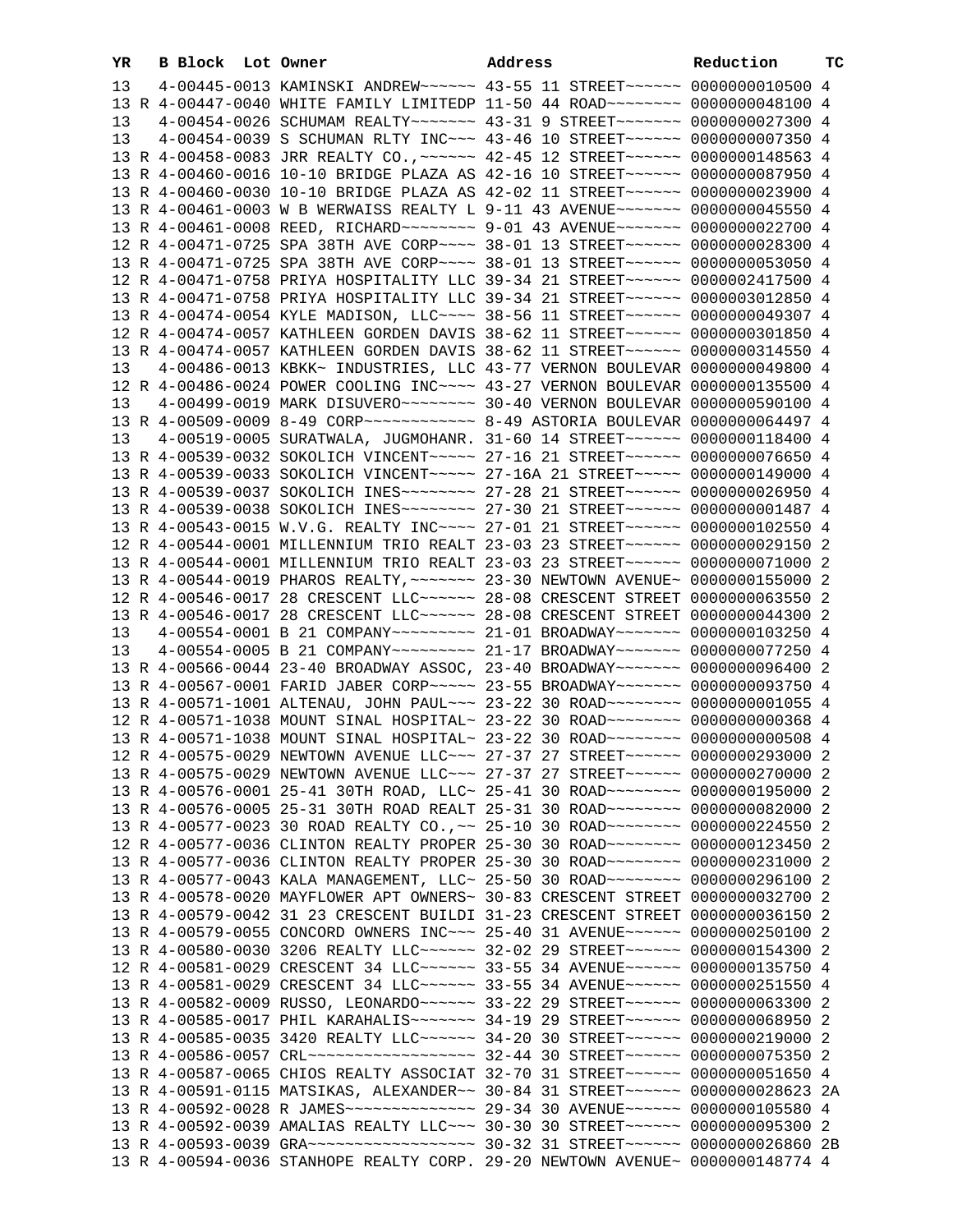| YR | | B Block Lot | Owner | Address | Reduction | TC |
|---|---|---|---|---|---|---|
| 13 | | 4-00445-0013 | KAMINSKI ANDREW~~~~~~ | 43-55 11 STREET~~~~~~ | 0000000010500 | 4 |
| 13 | R | 4-00447-0040 | WHITE FAMILY LIMITEDP | 11-50 44 ROAD~~~~~~~~ | 0000000048100 | 4 |
| 13 | | 4-00454-0026 | SCHUMAM REALTY~~~~~~~ | 43-31 9 STREET~~~~~~~ | 0000000027300 | 4 |
| 13 | | 4-00454-0039 | S SCHUMAN RLTY INC~~~ | 43-46 10 STREET~~~~~~ | 0000000007350 | 4 |
| 13 | R | 4-00458-0083 | JRR REALTY CO.,~~~~~~ | 42-45 12 STREET~~~~~~ | 0000000148563 | 4 |
| 13 | R | 4-00460-0016 | 10-10 BRIDGE PLAZA AS | 42-16 10 STREET~~~~~~ | 0000000087950 | 4 |
| 13 | R | 4-00460-0030 | 10-10 BRIDGE PLAZA AS | 42-02 11 STREET~~~~~~ | 0000000023900 | 4 |
| 13 | R | 4-00461-0003 | W B WERWAISS REALTY L | 9-11 43 AVENUE~~~~~~~ | 0000000045550 | 4 |
| 13 | R | 4-00461-0008 | REED, RICHARD~~~~~~~~ | 9-01 43 AVENUE~~~~~~~ | 0000000022700 | 4 |
| 12 | R | 4-00471-0725 | SPA 38TH AVE CORP~~~~ | 38-01 13 STREET~~~~~~ | 0000000028300 | 4 |
| 13 | R | 4-00471-0725 | SPA 38TH AVE CORP~~~~ | 38-01 13 STREET~~~~~~ | 0000000053050 | 4 |
| 12 | R | 4-00471-0758 | PRIYA HOSPITALITY LLC | 39-34 21 STREET~~~~~~ | 0000002417500 | 4 |
| 13 | R | 4-00471-0758 | PRIYA HOSPITALITY LLC | 39-34 21 STREET~~~~~~ | 0000003012850 | 4 |
| 13 | R | 4-00474-0054 | KYLE MADISON, LLC~~~~ | 38-56 11 STREET~~~~~~ | 0000000049307 | 4 |
| 12 | R | 4-00474-0057 | KATHLEEN GORDEN DAVIS | 38-62 11 STREET~~~~~~ | 0000000301850 | 4 |
| 13 | R | 4-00474-0057 | KATHLEEN GORDEN DAVIS | 38-62 11 STREET~~~~~~ | 0000000314550 | 4 |
| 13 | | 4-00486-0013 | KBKK~ INDUSTRIES, LLC | 43-77 VERNON BOULEVAR | 0000000049800 | 4 |
| 12 | R | 4-00486-0024 | POWER COOLING INC~~~~ | 43-27 VERNON BOULEVAR | 0000000135500 | 4 |
| 13 | | 4-00499-0019 | MARK DISUVERO~~~~~~~~ | 30-40 VERNON BOULEVAR | 0000000590100 | 4 |
| 13 | R | 4-00509-0009 | 8-49 CORP~~~~~~~~~~~~ | 8-49 ASTORIA BOULEVAR | 0000000064497 | 4 |
| 13 | | 4-00519-0005 | SURATWALA, JUGMOHANR. | 31-60 14 STREET~~~~~~ | 0000000118400 | 4 |
| 13 | R | 4-00539-0032 | SOKOLICH VINCENT~~~~~ | 27-16 21 STREET~~~~~~ | 0000000076650 | 4 |
| 13 | R | 4-00539-0033 | SOKOLICH VINCENT~~~~~ | 27-16A 21 STREET~~~~~ | 0000000149000 | 4 |
| 13 | R | 4-00539-0037 | SOKOLICH INES~~~~~~~~ | 27-28 21 STREET~~~~~~ | 0000000026950 | 4 |
| 13 | R | 4-00539-0038 | SOKOLICH INES~~~~~~~~ | 27-30 21 STREET~~~~~~ | 0000000001487 | 4 |
| 13 | R | 4-00543-0015 | W.V.G. REALTY INC~~~~ | 27-01 21 STREET~~~~~~ | 0000000102550 | 4 |
| 12 | R | 4-00544-0001 | MILLENNIUM TRIO REALT | 23-03 23 STREET~~~~~~ | 0000000029150 | 2 |
| 13 | R | 4-00544-0001 | MILLENNIUM TRIO REALT | 23-03 23 STREET~~~~~~ | 0000000071000 | 2 |
| 13 | R | 4-00544-0019 | PHAROS REALTY,~~~~~~~ | 23-30 NEWTOWN AVENUE~ | 0000000155000 | 2 |
| 12 | R | 4-00546-0017 | 28 CRESCENT LLC~~~~~~ | 28-08 CRESCENT STREET | 0000000063550 | 2 |
| 13 | R | 4-00546-0017 | 28 CRESCENT LLC~~~~~~ | 28-08 CRESCENT STREET | 0000000044300 | 2 |
| 13 | | 4-00554-0001 | B 21 COMPANY~~~~~~~~~ | 21-01 BROADWAY~~~~~~~ | 0000000103250 | 4 |
| 13 | | 4-00554-0005 | B 21 COMPANY~~~~~~~~~ | 21-17 BROADWAY~~~~~~~ | 0000000077250 | 4 |
| 13 | R | 4-00566-0044 | 23-40 BROADWAY ASSOC, | 23-40 BROADWAY~~~~~~~ | 0000000096400 | 2 |
| 13 | R | 4-00567-0001 | FARID JABER CORP~~~~~ | 23-55 BROADWAY~~~~~~~ | 0000000093750 | 4 |
| 13 | R | 4-00571-1001 | ALTENAU, JOHN PAUL~~~ | 23-22 30 ROAD~~~~~~~~ | 0000000001055 | 4 |
| 12 | R | 4-00571-1038 | MOUNT SINAL HOSPITAL~ | 23-22 30 ROAD~~~~~~~~ | 0000000000368 | 4 |
| 13 | R | 4-00571-1038 | MOUNT SINAL HOSPITAL~ | 23-22 30 ROAD~~~~~~~~ | 0000000000508 | 4 |
| 12 | R | 4-00575-0029 | NEWTOWN AVENUE LLC~~~ | 27-37 27 STREET~~~~~~ | 0000000293000 | 2 |
| 13 | R | 4-00575-0029 | NEWTOWN AVENUE LLC~~~ | 27-37 27 STREET~~~~~~ | 0000000270000 | 2 |
| 13 | R | 4-00576-0001 | 25-41 30TH ROAD, LLC~ | 25-41 30 ROAD~~~~~~~~ | 0000000195000 | 2 |
| 13 | R | 4-00576-0005 | 25-31 30TH ROAD REALT | 25-31 30 ROAD~~~~~~~~ | 0000000082000 | 2 |
| 13 | R | 4-00577-0023 | 30 ROAD REALTY CO.,~~ | 25-10 30 ROAD~~~~~~~~ | 0000000224550 | 2 |
| 12 | R | 4-00577-0036 | CLINTON REALTY PROPER | 25-30 30 ROAD~~~~~~~~ | 0000000123450 | 2 |
| 13 | R | 4-00577-0036 | CLINTON REALTY PROPER | 25-30 30 ROAD~~~~~~~~ | 0000000231000 | 2 |
| 13 | R | 4-00577-0043 | KALA MANAGEMENT, LLC~ | 25-50 30 ROAD~~~~~~~~ | 0000000296100 | 2 |
| 13 | R | 4-00578-0020 | MAYFLOWER APT OWNERS~ | 30-83 CRESCENT STREET | 0000000032700 | 2 |
| 13 | R | 4-00579-0042 | 31 23 CRESCENT BUILDI | 31-23 CRESCENT STREET | 0000000036150 | 2 |
| 13 | R | 4-00579-0055 | CONCORD OWNERS INC~~~ | 25-40 31 AVENUE~~~~~~ | 0000000250100 | 2 |
| 13 | R | 4-00580-0030 | 3206 REALTY LLC~~~~~~ | 32-02 29 STREET~~~~~~ | 0000000154300 | 2 |
| 12 | R | 4-00581-0029 | CRESCENT 34 LLC~~~~~~ | 33-55 34 AVENUE~~~~~~ | 0000000135750 | 4 |
| 13 | R | 4-00581-0029 | CRESCENT 34 LLC~~~~~~ | 33-55 34 AVENUE~~~~~~ | 0000000251550 | 4 |
| 13 | R | 4-00582-0009 | RUSSO, LEONARDO~~~~~~ | 33-22 29 STREET~~~~~~ | 0000000063300 | 2 |
| 13 | R | 4-00585-0017 | PHIL KARAHALIS~~~~~~~ | 34-19 29 STREET~~~~~~ | 0000000068950 | 2 |
| 13 | R | 4-00585-0035 | 3420 REALTY LLC~~~~~~ | 34-20 30 STREET~~~~~~ | 0000000219000 | 2 |
| 13 | R | 4-00586-0057 | CRL~~~~~~~~~~~~~~~~~~ | 32-44 30 STREET~~~~~~ | 0000000075350 | 2 |
| 13 | R | 4-00587-0065 | CHIOS REALTY ASSOCIAT | 32-70 31 STREET~~~~~~ | 0000000051650 | 4 |
| 13 | R | 4-00591-0115 | MATSIKAS, ALEXANDER~~ | 30-84 31 STREET~~~~~~ | 0000000028623 | 2A |
| 13 | R | 4-00592-0028 | R JAMES~~~~~~~~~~~~~~ | 29-34 30 AVENUE~~~~~~ | 0000000105580 | 4 |
| 13 | R | 4-00592-0039 | AMALIAS REALTY LLC~~~ | 30-30 30 STREET~~~~~~ | 0000000095300 | 2 |
| 13 | R | 4-00593-0039 | GRA~~~~~~~~~~~~~~~~~~ | 30-32 31 STREET~~~~~~ | 0000000026860 | 2B |
| 13 | R | 4-00594-0036 | STANHOPE REALTY CORP. | 29-20 NEWTOWN AVENUE~ | 0000000148774 | 4 |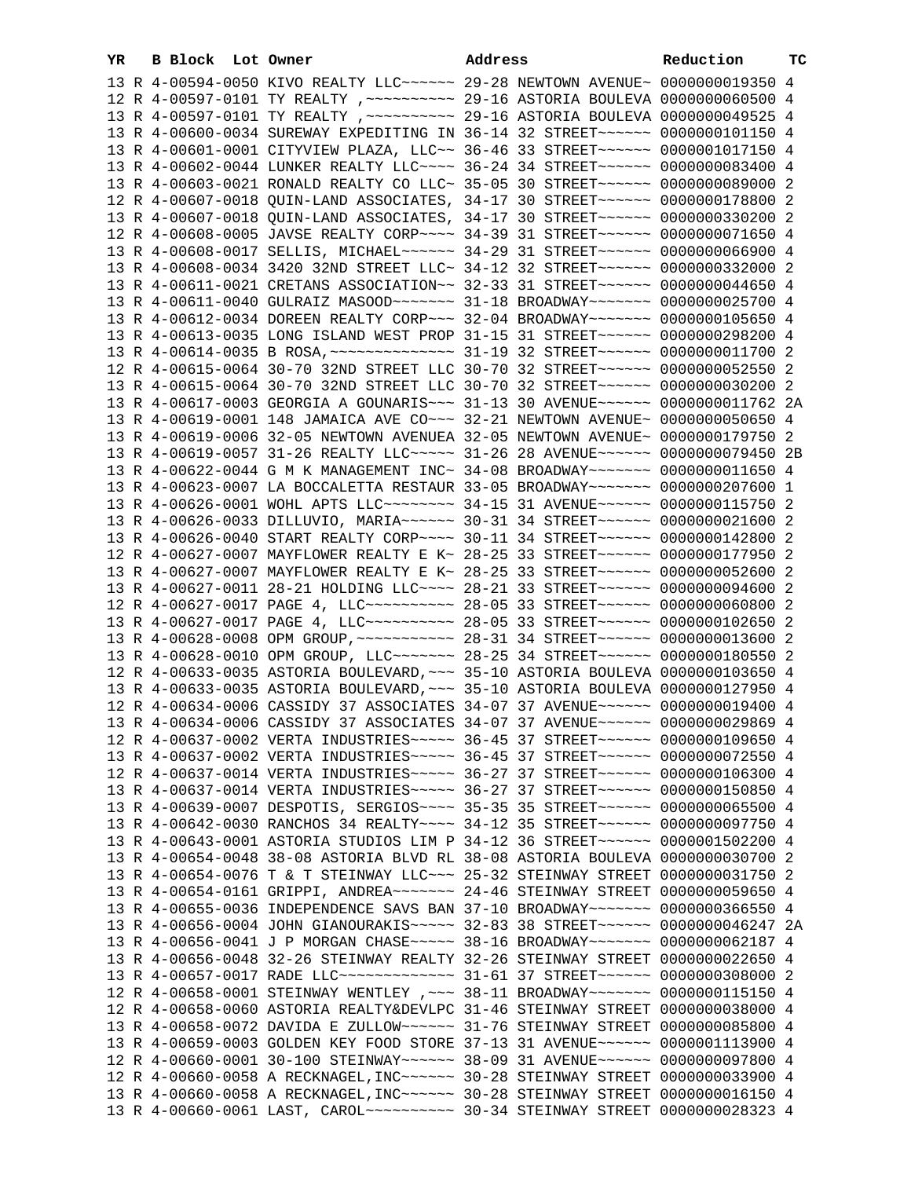| YR | B | Block | Lot | Owner | Address | Reduction | TC |
|---|---|---|---|---|---|---|---|
| 13 | R | 4-00594-0050 | | KIVO REALTY LLC~~~~~~ | 29-28 NEWTOWN AVENUE~ | 0000000019350 | 4 |
| 12 | R | 4-00597-0101 | | TY REALTY ,~~~~~~~~~~ | 29-16 ASTORIA BOULEVA | 0000000060500 | 4 |
| 13 | R | 4-00597-0101 | | TY REALTY ,~~~~~~~~~~ | 29-16 ASTORIA BOULEVA | 0000000049525 | 4 |
| 13 | R | 4-00600-0034 | | SUREWAY EXPEDITING IN | 36-14 32 STREET~~~~~~ | 0000000101150 | 4 |
| 13 | R | 4-00601-0001 | | CITYVIEW PLAZA, LLC~~ | 36-46 33 STREET~~~~~~ | 0000001017150 | 4 |
| 13 | R | 4-00602-0044 | | LUNKER REALTY LLC~~~~ | 36-24 34 STREET~~~~~~ | 0000000083400 | 4 |
| 13 | R | 4-00603-0021 | | RONALD REALTY CO LLC~ | 35-05 30 STREET~~~~~~ | 0000000089000 | 2 |
| 12 | R | 4-00607-0018 | | QUIN-LAND ASSOCIATES, | 34-17 30 STREET~~~~~~ | 0000000178800 | 2 |
| 13 | R | 4-00607-0018 | | QUIN-LAND ASSOCIATES, | 34-17 30 STREET~~~~~~ | 0000000330200 | 2 |
| 12 | R | 4-00608-0005 | | JAVSE REALTY CORP~~~~ | 34-39 31 STREET~~~~~~ | 0000000071650 | 4 |
| 13 | R | 4-00608-0017 | | SELLIS, MICHAEL~~~~~~ | 34-29 31 STREET~~~~~~ | 0000000066900 | 4 |
| 13 | R | 4-00608-0034 | | 3420 32ND STREET LLC~ | 34-12 32 STREET~~~~~~ | 0000000332000 | 2 |
| 13 | R | 4-00611-0021 | | CRETANS ASSOCIATION~~ | 32-33 31 STREET~~~~~~ | 0000000044650 | 4 |
| 13 | R | 4-00611-0040 | | GULRAIZ MASOOD~~~~~~~ | 31-18 BROADWAY~~~~~~~ | 0000000025700 | 4 |
| 13 | R | 4-00612-0034 | | DOREEN REALTY CORP~~~ | 32-04 BROADWAY~~~~~~~ | 0000000105650 | 4 |
| 13 | R | 4-00613-0035 | | LONG ISLAND WEST PROP | 31-15 31 STREET~~~~~~ | 0000000298200 | 4 |
| 13 | R | 4-00614-0035 | | B ROSA,~~~~~~~~~~~~~~ | 31-19 32 STREET~~~~~~ | 0000000011700 | 2 |
| 12 | R | 4-00615-0064 | | 30-70 32ND STREET LLC | 30-70 32 STREET~~~~~~ | 0000000052550 | 2 |
| 13 | R | 4-00615-0064 | | 30-70 32ND STREET LLC | 30-70 32 STREET~~~~~~ | 0000000030200 | 2 |
| 13 | R | 4-00617-0003 | | GEORGIA A GOUNARIS~~~ | 31-13 30 AVENUE~~~~~~ | 0000000011762 | 2A |
| 13 | R | 4-00619-0001 | | 148 JAMAICA AVE CO~~~ | 32-21 NEWTOWN AVENUE~ | 0000000050650 | 4 |
| 13 | R | 4-00619-0006 | | 32-05 NEWTOWN AVENUEA | 32-05 NEWTOWN AVENUE~ | 0000000179750 | 2 |
| 13 | R | 4-00619-0057 | | 31-26 REALTY LLC~~~~~ | 31-26 28 AVENUE~~~~~~ | 0000000079450 | 2B |
| 13 | R | 4-00622-0044 | | G M K MANAGEMENT INC~ | 34-08 BROADWAY~~~~~~~ | 0000000011650 | 4 |
| 13 | R | 4-00623-0007 | | LA BOCCALETTA RESTAUR | 33-05 BROADWAY~~~~~~~ | 0000000207600 | 1 |
| 13 | R | 4-00626-0001 | | WOHL APTS LLC~~~~~~~~ | 34-15 31 AVENUE~~~~~~ | 0000000115750 | 2 |
| 13 | R | 4-00626-0033 | | DILLUVIO, MARIA~~~~~~ | 30-31 34 STREET~~~~~~ | 0000000021600 | 2 |
| 13 | R | 4-00626-0040 | | START REALTY CORP~~~~ | 30-11 34 STREET~~~~~~ | 0000000142800 | 2 |
| 12 | R | 4-00627-0007 | | MAYFLOWER REALTY E K~ | 28-25 33 STREET~~~~~~ | 0000000177950 | 2 |
| 13 | R | 4-00627-0007 | | MAYFLOWER REALTY E K~ | 28-25 33 STREET~~~~~~ | 0000000052600 | 2 |
| 13 | R | 4-00627-0011 | | 28-21 HOLDING LLC~~~~ | 28-21 33 STREET~~~~~~ | 0000000094600 | 2 |
| 12 | R | 4-00627-0017 | | PAGE 4, LLC~~~~~~~~~~ | 28-05 33 STREET~~~~~~ | 0000000060800 | 2 |
| 13 | R | 4-00627-0017 | | PAGE 4, LLC~~~~~~~~~~ | 28-05 33 STREET~~~~~~ | 0000000102650 | 2 |
| 13 | R | 4-00628-0008 | | OPM GROUP,~~~~~~~~~~~ | 28-31 34 STREET~~~~~~ | 0000000013600 | 2 |
| 13 | R | 4-00628-0010 | | OPM GROUP, LLC~~~~~~~ | 28-25 34 STREET~~~~~~ | 0000000180550 | 2 |
| 12 | R | 4-00633-0035 | | ASTORIA BOULEVARD,~~~ | 35-10 ASTORIA BOULEVA | 0000000103650 | 4 |
| 13 | R | 4-00633-0035 | | ASTORIA BOULEVARD,~~~ | 35-10 ASTORIA BOULEVA | 0000000127950 | 4 |
| 12 | R | 4-00634-0006 | | CASSIDY 37 ASSOCIATES | 34-07 37 AVENUE~~~~~~ | 0000000019400 | 4 |
| 13 | R | 4-00634-0006 | | CASSIDY 37 ASSOCIATES | 34-07 37 AVENUE~~~~~~ | 0000000029869 | 4 |
| 12 | R | 4-00637-0002 | | VERTA INDUSTRIES~~~~~ | 36-45 37 STREET~~~~~~ | 0000000109650 | 4 |
| 13 | R | 4-00637-0002 | | VERTA INDUSTRIES~~~~~ | 36-45 37 STREET~~~~~~ | 0000000072550 | 4 |
| 12 | R | 4-00637-0014 | | VERTA INDUSTRIES~~~~~ | 36-27 37 STREET~~~~~~ | 0000000106300 | 4 |
| 13 | R | 4-00637-0014 | | VERTA INDUSTRIES~~~~~ | 36-27 37 STREET~~~~~~ | 0000000150850 | 4 |
| 13 | R | 4-00639-0007 | | DESPOTIS, SERGIOS~~~~ | 35-35 35 STREET~~~~~~ | 0000000065500 | 4 |
| 13 | R | 4-00642-0030 | | RANCHOS 34 REALTY~~~~ | 34-12 35 STREET~~~~~~ | 0000000097750 | 4 |
| 13 | R | 4-00643-0001 | | ASTORIA STUDIOS LIM P | 34-12 36 STREET~~~~~~ | 0000001502200 | 4 |
| 13 | R | 4-00654-0048 | | 38-08 ASTORIA BLVD RL | 38-08 ASTORIA BOULEVA | 0000000030700 | 2 |
| 13 | R | 4-00654-0076 | | T & T STEINWAY LLC~~~ | 25-32 STEINWAY STREET | 0000000031750 | 2 |
| 13 | R | 4-00654-0161 | | GRIPPI, ANDREA~~~~~~~ | 24-46 STEINWAY STREET | 0000000059650 | 4 |
| 13 | R | 4-00655-0036 | | INDEPENDENCE SAVS BAN | 37-10 BROADWAY~~~~~~~ | 0000000366550 | 4 |
| 13 | R | 4-00656-0004 | | JOHN GIANOURAKIS~~~~~ | 32-83 38 STREET~~~~~~ | 0000000046247 | 2A |
| 13 | R | 4-00656-0041 | | J P MORGAN CHASE~~~~~ | 38-16 BROADWAY~~~~~~~ | 0000000062187 | 4 |
| 13 | R | 4-00656-0048 | | 32-26 STEINWAY REALTY | 32-26 STEINWAY STREET | 0000000022650 | 4 |
| 13 | R | 4-00657-0017 | | RADE LLC~~~~~~~~~~~~~ | 31-61 37 STREET~~~~~~ | 0000000308000 | 2 |
| 12 | R | 4-00658-0001 | | STEINWAY WENTLEY ,~~~ | 38-11 BROADWAY~~~~~~~ | 0000000115150 | 4 |
| 12 | R | 4-00658-0060 | | ASTORIA REALTY&DEVLPC | 31-46 STEINWAY STREET | 0000000038000 | 4 |
| 13 | R | 4-00658-0072 | | DAVIDA E ZULLOW~~~~~~ | 31-76 STEINWAY STREET | 0000000085800 | 4 |
| 13 | R | 4-00659-0003 | | GOLDEN KEY FOOD STORE | 37-13 31 AVENUE~~~~~~ | 0000001113900 | 4 |
| 12 | R | 4-00660-0001 | | 30-100 STEINWAY~~~~~~ | 38-09 31 AVENUE~~~~~~ | 0000000097800 | 4 |
| 12 | R | 4-00660-0058 | | A RECKNAGEL,INC~~~~~~ | 30-28 STEINWAY STREET | 0000000033900 | 4 |
| 13 | R | 4-00660-0058 | | A RECKNAGEL,INC~~~~~~ | 30-28 STEINWAY STREET | 0000000016150 | 4 |
| 13 | R | 4-00660-0061 | | LAST, CAROL~~~~~~~~~~ | 30-34 STEINWAY STREET | 0000000028323 | 4 |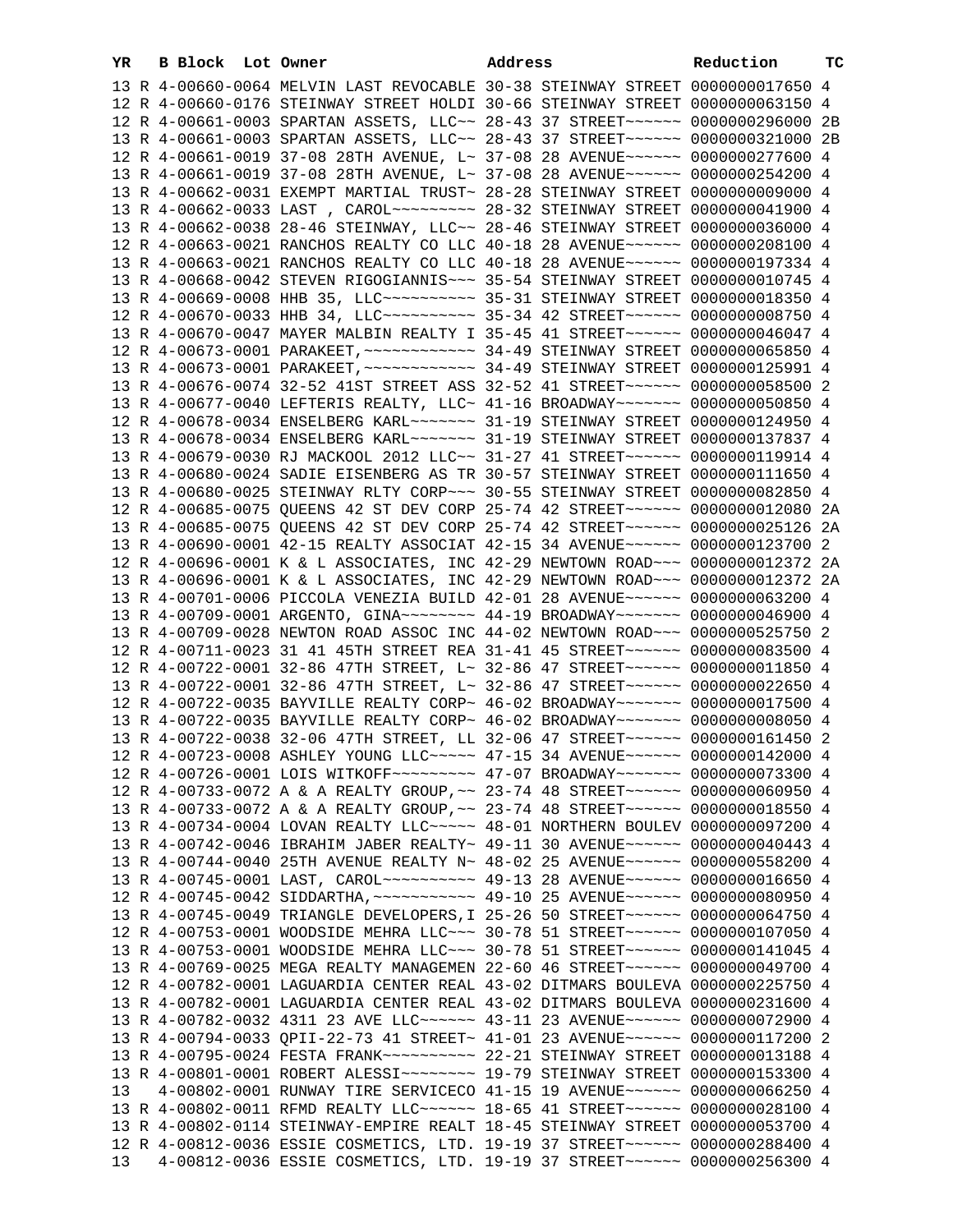| YR | B | Block | Lot | Owner | Address | Reduction | TC |
|---|---|---|---|---|---|---|---|
| 13 | R | 4-00660-0064 | | MELVIN LAST REVOCABLE | 30-38 STEINWAY STREET | 0000000017650 | 4 |
| 12 | R | 4-00660-0176 | | STEINWAY STREET HOLDI | 30-66 STEINWAY STREET | 0000000063150 | 4 |
| 12 | R | 4-00661-0003 | | SPARTAN ASSETS, LLC~~ | 28-43 37 STREET~~~~~~ | 0000000296000 | 2B |
| 13 | R | 4-00661-0003 | | SPARTAN ASSETS, LLC~~ | 28-43 37 STREET~~~~~~ | 0000000321000 | 2B |
| 12 | R | 4-00661-0019 | | 37-08 28TH AVENUE, L~ | 37-08 28 AVENUE~~~~~~ | 0000000277600 | 4 |
| 13 | R | 4-00661-0019 | | 37-08 28TH AVENUE, L~ | 37-08 28 AVENUE~~~~~~ | 0000000254200 | 4 |
| 13 | R | 4-00662-0031 | | EXEMPT MARTIAL TRUST~ | 28-28 STEINWAY STREET | 0000000009000 | 4 |
| 13 | R | 4-00662-0033 | | LAST , CAROL~~~~~~~~~ | 28-32 STEINWAY STREET | 0000000041900 | 4 |
| 13 | R | 4-00662-0038 | | 28-46 STEINWAY, LLC~~ | 28-46 STEINWAY STREET | 0000000036000 | 4 |
| 12 | R | 4-00663-0021 | | RANCHOS REALTY CO LLC | 40-18 28 AVENUE~~~~~~ | 0000000208100 | 4 |
| 13 | R | 4-00663-0021 | | RANCHOS REALTY CO LLC | 40-18 28 AVENUE~~~~~~ | 0000000197334 | 4 |
| 13 | R | 4-00668-0042 | | STEVEN RIGOGIANNIS~~~ | 35-54 STEINWAY STREET | 0000000010745 | 4 |
| 13 | R | 4-00669-0008 | | HHB 35, LLC~~~~~~~~~~ | 35-31 STEINWAY STREET | 0000000018350 | 4 |
| 12 | R | 4-00670-0033 | | HHB 34, LLC~~~~~~~~~~ | 35-34 42 STREET~~~~~~ | 0000000008750 | 4 |
| 13 | R | 4-00670-0047 | | MAYER MALBIN REALTY I | 35-45 41 STREET~~~~~~ | 0000000046047 | 4 |
| 12 | R | 4-00673-0001 | | PARAKEET,~~~~~~~~~~~~ | 34-49 STEINWAY STREET | 0000000065850 | 4 |
| 13 | R | 4-00673-0001 | | PARAKEET,~~~~~~~~~~~~ | 34-49 STEINWAY STREET | 0000000125991 | 4 |
| 13 | R | 4-00676-0074 | | 32-52 41ST STREET ASS | 32-52 41 STREET~~~~~~ | 0000000058500 | 2 |
| 13 | R | 4-00677-0040 | | LEFTERIS REALTY, LLC~ | 41-16 BROADWAY~~~~~~~ | 0000000050850 | 4 |
| 12 | R | 4-00678-0034 | | ENSELBERG KARL~~~~~~~ | 31-19 STEINWAY STREET | 0000000124950 | 4 |
| 13 | R | 4-00678-0034 | | ENSELBERG KARL~~~~~~~ | 31-19 STEINWAY STREET | 0000000137837 | 4 |
| 13 | R | 4-00679-0030 | | RJ MACKOOL 2012 LLC~~ | 31-27 41 STREET~~~~~~ | 0000000119914 | 4 |
| 13 | R | 4-00680-0024 | | SADIE EISENBERG AS TR | 30-57 STEINWAY STREET | 0000000111650 | 4 |
| 13 | R | 4-00680-0025 | | STEINWAY RLTY CORP~~~ | 30-55 STEINWAY STREET | 0000000082850 | 4 |
| 12 | R | 4-00685-0075 | | QUEENS 42 ST DEV CORP | 25-74 42 STREET~~~~~~ | 0000000012080 | 2A |
| 13 | R | 4-00685-0075 | | QUEENS 42 ST DEV CORP | 25-74 42 STREET~~~~~~ | 0000000025126 | 2A |
| 13 | R | 4-00690-0001 | | 42-15 REALTY ASSOCIAT | 42-15 34 AVENUE~~~~~~ | 0000000123700 | 2 |
| 12 | R | 4-00696-0001 | | K & L ASSOCIATES, INC | 42-29 NEWTOWN ROAD~~~ | 0000000012372 | 2A |
| 13 | R | 4-00696-0001 | | K & L ASSOCIATES, INC | 42-29 NEWTOWN ROAD~~~ | 0000000141372 | 2A |
| 13 | R | 4-00701-0006 | | PICCOLA VENEZIA BUILD | 42-01 28 AVENUE~~~~~~ | 0000000063200 | 4 |
| 13 | R | 4-00709-0001 | | ARGENTO, GINA~~~~~~~~ | 44-19 BROADWAY~~~~~~~ | 0000000046900 | 4 |
| 13 | R | 4-00709-0028 | | NEWTON ROAD ASSOC INC | 44-02 NEWTOWN ROAD~~~ | 0000000525750 | 2 |
| 12 | R | 4-00711-0023 | | 31 41 45TH STREET REA | 31-41 45 STREET~~~~~~ | 0000000083500 | 4 |
| 12 | R | 4-00722-0001 | | 32-86 47TH STREET, L~ | 32-86 47 STREET~~~~~~ | 0000000011850 | 4 |
| 13 | R | 4-00722-0001 | | 32-86 47TH STREET, L~ | 32-86 47 STREET~~~~~~ | 0000000022650 | 4 |
| 12 | R | 4-00722-0035 | | BAYVILLE REALTY CORP~ | 46-02 BROADWAY~~~~~~~ | 0000000017500 | 4 |
| 13 | R | 4-00722-0035 | | BAYVILLE REALTY CORP~ | 46-02 BROADWAY~~~~~~~ | 0000000008050 | 4 |
| 13 | R | 4-00722-0038 | | 32-06 47TH STREET, LL | 32-06 47 STREET~~~~~~ | 0000000161450 | 2 |
| 12 | R | 4-00723-0008 | | ASHLEY YOUNG LLC~~~~~ | 47-15 34 AVENUE~~~~~~ | 0000000142000 | 4 |
| 12 | R | 4-00726-0001 | | LOIS WITKOFF~~~~~~~~~ | 47-07 BROADWAY~~~~~~~ | 0000000073300 | 4 |
| 12 | R | 4-00733-0072 | | A & A REALTY GROUP,~~ | 23-74 48 STREET~~~~~~ | 0000000060950 | 4 |
| 13 | R | 4-00733-0072 | | A & A REALTY GROUP,~~ | 23-74 48 STREET~~~~~~ | 0000000018550 | 4 |
| 13 | R | 4-00734-0004 | | LOVAN REALTY LLC~~~~~ | 48-01 NORTHERN BOULEV | 0000000097200 | 4 |
| 13 | R | 4-00742-0046 | | IBRAHIM JABER REALTY~ | 49-11 30 AVENUE~~~~~~ | 0000000040443 | 4 |
| 13 | R | 4-00744-0040 | | 25TH AVENUE REALTY N~ | 48-02 25 AVENUE~~~~~~ | 0000000558200 | 4 |
| 13 | R | 4-00745-0001 | | LAST, CAROL~~~~~~~~~~ | 49-13 28 AVENUE~~~~~~ | 0000000016650 | 4 |
| 12 | R | 4-00745-0042 | | SIDDARTHA,~~~~~~~~~~~ | 49-10 25 AVENUE~~~~~~ | 0000000080950 | 4 |
| 13 | R | 4-00745-0049 | | TRIANGLE DEVELOPERS,I | 25-26 50 STREET~~~~~~ | 0000000064750 | 4 |
| 12 | R | 4-00753-0001 | | WOODSIDE MEHRA LLC~~~ | 30-78 51 STREET~~~~~~ | 0000000107050 | 4 |
| 13 | R | 4-00753-0001 | | WOODSIDE MEHRA LLC~~~ | 30-78 51 STREET~~~~~~ | 0000000141045 | 4 |
| 13 | R | 4-00769-0025 | | MEGA REALTY MANAGEMEN | 22-60 46 STREET~~~~~~ | 0000000049700 | 4 |
| 12 | R | 4-00782-0001 | | LAGUARDIA CENTER REAL | 43-02 DITMARS BOULEVA | 0000000225750 | 4 |
| 13 | R | 4-00782-0001 | | LAGUARDIA CENTER REAL | 43-02 DITMARS BOULEVA | 0000000231600 | 4 |
| 13 | R | 4-00782-0032 | | 4311 23 AVE LLC~~~~~~ | 43-11 23 AVENUE~~~~~~ | 0000000072900 | 4 |
| 13 | R | 4-00794-0033 | | QPII-22-73 41 STREET~ | 41-01 23 AVENUE~~~~~~ | 0000000117200 | 2 |
| 13 | R | 4-00795-0024 | | FESTA FRANK~~~~~~~~~~ | 22-21 STEINWAY STREET | 0000000013188 | 4 |
| 13 | R | 4-00801-0001 | | ROBERT ALESSI~~~~~~~~ | 19-79 STEINWAY STREET | 0000000153300 | 4 |
| 13 | | 4-00802-0001 | | RUNWAY TIRE SERVICECO | 41-15 19 AVENUE~~~~~~ | 0000000066250 | 4 |
| 13 | R | 4-00802-0011 | | RFMD REALTY LLC~~~~~~ | 18-65 41 STREET~~~~~~ | 0000000028100 | 4 |
| 13 | R | 4-00802-0114 | | STEINWAY-EMPIRE REALT | 18-45 STEINWAY STREET | 0000000053700 | 4 |
| 12 | R | 4-00812-0036 | | ESSIE COSMETICS, LTD. | 19-19 37 STREET~~~~~~ | 0000000288400 | 4 |
| 13 | | 4-00812-0036 | | ESSIE COSMETICS, LTD. | 19-19 37 STREET~~~~~~ | 0000000256300 | 4 |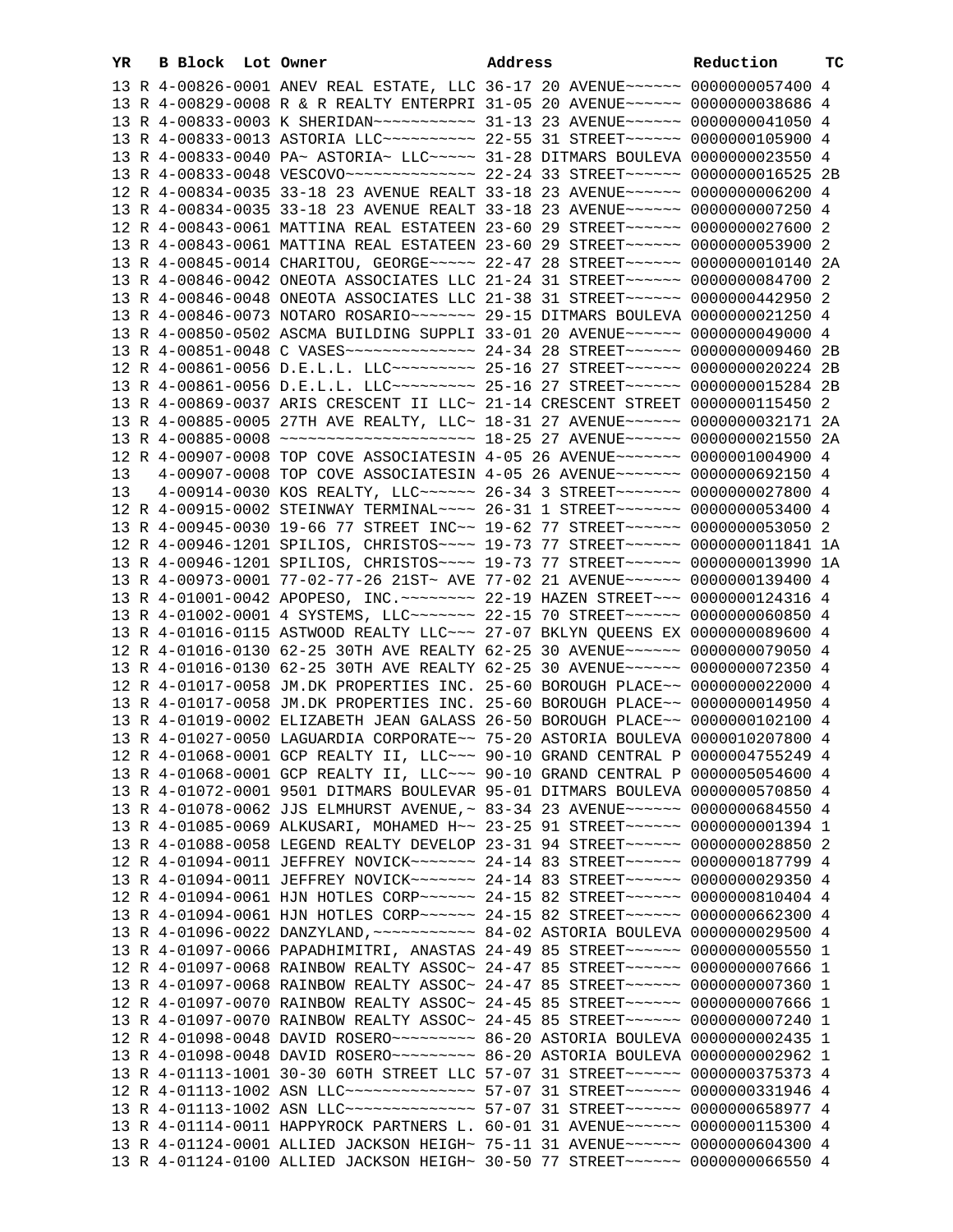| YR | B | Block | Lot | Owner | Address | Reduction | TC |
|---|---|---|---|---|---|---|---|
| 13 | R | 4-00826-0001 | | ANEV REAL ESTATE, LLC | 36-17 20 AVENUE~~~~~~ | 0000000057400 | 4 |
| 13 | R | 4-00829-0008 | | R & R REALTY ENTERPRI | 31-05 20 AVENUE~~~~~~ | 0000000038686 | 4 |
| 13 | R | 4-00833-0003 | | K SHERIDAN~~~~~~~~~~~ | 31-13 23 AVENUE~~~~~~ | 0000000041050 | 4 |
| 13 | R | 4-00833-0013 | | ASTORIA LLC~~~~~~~~~~ | 22-55 31 STREET~~~~~~ | 0000000105900 | 4 |
| 13 | R | 4-00833-0040 | | PA~ ASTORIA~ LLC~~~~~ | 31-28 DITMARS BOULEVA | 0000000023550 | 4 |
| 13 | R | 4-00833-0048 | | VESCOVO~~~~~~~~~~~~~~ | 22-24 33 STREET~~~~~~ | 0000000016525 | 2B |
| 12 | R | 4-00834-0035 | | 33-18 23 AVENUE REALT | 33-18 23 AVENUE~~~~~~ | 0000000006200 | 4 |
| 13 | R | 4-00834-0035 | | 33-18 23 AVENUE REALT | 33-18 23 AVENUE~~~~~~ | 0000000007250 | 4 |
| 12 | R | 4-00843-0061 | | MATTINA REAL ESTATEEN | 23-60 29 STREET~~~~~~ | 0000000027600 | 2 |
| 13 | R | 4-00843-0061 | | MATTINA REAL ESTATEEN | 23-60 29 STREET~~~~~~ | 0000000053900 | 2 |
| 13 | R | 4-00845-0014 | | CHARITOU, GEORGE~~~~~ | 22-47 28 STREET~~~~~~ | 0000000010140 | 2A |
| 13 | R | 4-00846-0042 | | ONEOTA ASSOCIATES LLC | 21-24 31 STREET~~~~~~ | 0000000084700 | 2 |
| 13 | R | 4-00846-0048 | | ONEOTA ASSOCIATES LLC | 21-38 31 STREET~~~~~~ | 0000000442950 | 2 |
| 13 | R | 4-00846-0073 | | NOTARO ROSARIO~~~~~~~ | 29-15 DITMARS BOULEVA | 0000000021250 | 4 |
| 13 | R | 4-00850-0502 | | ASCMA BUILDING SUPPLI | 33-01 20 AVENUE~~~~~~ | 0000000049000 | 4 |
| 13 | R | 4-00851-0048 | | C VASES~~~~~~~~~~~~~~ | 24-34 28 STREET~~~~~~ | 0000000009460 | 2B |
| 12 | R | 4-00861-0056 | | D.E.L.L. LLC~~~~~~~~~ | 25-16 27 STREET~~~~~~ | 0000000020224 | 2B |
| 13 | R | 4-00861-0056 | | D.E.L.L. LLC~~~~~~~~~ | 25-16 27 STREET~~~~~~ | 0000000015284 | 2B |
| 13 | R | 4-00869-0037 | | ARIS CRESCENT II LLC~ | 21-14 CRESCENT STREET | 0000000115450 | 2 |
| 13 | R | 4-00885-0005 | | 27TH AVE REALTY, LLC~ | 18-31 27 AVENUE~~~~~~ | 0000000032171 | 2A |
| 13 | R | 4-00885-0008 | | ~~~~~~~~~~~~~~~~~~~~~ | 18-25 27 AVENUE~~~~~~ | 0000000021550 | 2A |
| 12 | R | 4-00907-0008 | | TOP COVE ASSOCIATESIN | 4-05 26 AVENUE~~~~~~~ | 0000001004900 | 4 |
| 13 | | 4-00907-0008 | | TOP COVE ASSOCIATESIN | 4-05 26 AVENUE~~~~~~~ | 0000000692150 | 4 |
| 13 | | 4-00914-0030 | | KOS REALTY, LLC~~~~~~ | 26-34 3 STREET~~~~~~~ | 0000000027800 | 4 |
| 12 | R | 4-00915-0002 | | STEINWAY TERMINAL~~~~ | 26-31 1 STREET~~~~~~~ | 0000000053400 | 4 |
| 13 | R | 4-00945-0030 | | 19-66 77 STREET INC~~ | 19-62 77 STREET~~~~~~ | 0000000053050 | 2 |
| 12 | R | 4-00946-1201 | | SPILIOS, CHRISTOS~~~~ | 19-73 77 STREET~~~~~~ | 0000000011841 | 1A |
| 13 | R | 4-00946-1201 | | SPILIOS, CHRISTOS~~~~ | 19-73 77 STREET~~~~~~ | 0000000013990 | 1A |
| 13 | R | 4-00973-0001 | | 77-02-77-26 21ST~ AVE | 77-02 21 AVENUE~~~~~~ | 0000000139400 | 4 |
| 13 | R | 4-01001-0042 | | APOPESO, INC.~~~~~~~~ | 22-19 HAZEN STREET~~~ | 0000000124316 | 4 |
| 13 | R | 4-01002-0001 | | 4 SYSTEMS, LLC~~~~~~~ | 22-15 70 STREET~~~~~~ | 0000000060850 | 4 |
| 13 | R | 4-01016-0115 | | ASTWOOD REALTY LLC~~~ | 27-07 BKLYN QUEENS EX | 0000000089600 | 4 |
| 12 | R | 4-01016-0130 | | 62-25 30TH AVE REALTY | 62-25 30 AVENUE~~~~~~ | 0000000079050 | 4 |
| 13 | R | 4-01016-0130 | | 62-25 30TH AVE REALTY | 62-25 30 AVENUE~~~~~~ | 0000000072350 | 4 |
| 12 | R | 4-01017-0058 | | JM.DK PROPERTIES INC. | 25-60 BOROUGH PLACE~~ | 0000000022000 | 4 |
| 13 | R | 4-01017-0058 | | JM.DK PROPERTIES INC. | 25-60 BOROUGH PLACE~~ | 0000000014950 | 4 |
| 13 | R | 4-01019-0002 | | ELIZABETH JEAN GALASS | 26-50 BOROUGH PLACE~~ | 0000000102100 | 4 |
| 13 | R | 4-01027-0050 | | LAGUARDIA CORPORATE~~ | 75-20 ASTORIA BOULEVA | 0000010207800 | 4 |
| 12 | R | 4-01068-0001 | | GCP REALTY II, LLC~~~ | 90-10 GRAND CENTRAL P | 0000004755249 | 4 |
| 13 | R | 4-01068-0001 | | GCP REALTY II, LLC~~~ | 90-10 GRAND CENTRAL P | 0000005054600 | 4 |
| 13 | R | 4-01072-0001 | | 9501 DITMARS BOULEVAR | 95-01 DITMARS BOULEVA | 0000000570850 | 4 |
| 13 | R | 4-01078-0062 | | JJS ELMHURST AVENUE,~ | 83-34 23 AVENUE~~~~~~ | 0000000684550 | 4 |
| 13 | R | 4-01085-0069 | | ALKUSARI, MOHAMED H~~ | 23-25 91 STREET~~~~~~ | 0000000001394 | 1 |
| 13 | R | 4-01088-0058 | | LEGEND REALTY DEVELOP | 23-31 94 STREET~~~~~~ | 0000000028850 | 2 |
| 12 | R | 4-01094-0011 | | JEFFREY NOVICK~~~~~~~ | 24-14 83 STREET~~~~~~ | 0000000187799 | 4 |
| 13 | R | 4-01094-0011 | | JEFFREY NOVICK~~~~~~~ | 24-14 83 STREET~~~~~~ | 0000000029350 | 4 |
| 12 | R | 4-01094-0061 | | HJN HOTLES CORP~~~~~~ | 24-15 82 STREET~~~~~~ | 0000000810404 | 4 |
| 13 | R | 4-01094-0061 | | HJN HOTLES CORP~~~~~~ | 24-15 82 STREET~~~~~~ | 0000000662300 | 4 |
| 13 | R | 4-01096-0022 | | DANZYLAND,~~~~~~~~~~~ | 84-02 ASTORIA BOULEVA | 0000000029500 | 4 |
| 13 | R | 4-01097-0066 | | PAPADHIMITRI, ANASTAS | 24-49 85 STREET~~~~~~ | 0000000005550 | 1 |
| 12 | R | 4-01097-0068 | | RAINBOW REALTY ASSOC~ | 24-47 85 STREET~~~~~~ | 0000000007666 | 1 |
| 13 | R | 4-01097-0068 | | RAINBOW REALTY ASSOC~ | 24-47 85 STREET~~~~~~ | 0000000007360 | 1 |
| 12 | R | 4-01097-0070 | | RAINBOW REALTY ASSOC~ | 24-45 85 STREET~~~~~~ | 0000000007666 | 1 |
| 13 | R | 4-01097-0070 | | RAINBOW REALTY ASSOC~ | 24-45 85 STREET~~~~~~ | 0000000007240 | 1 |
| 12 | R | 4-01098-0048 | | DAVID ROSERO~~~~~~~~~ | 86-20 ASTORIA BOULEVA | 0000000002435 | 1 |
| 13 | R | 4-01098-0048 | | DAVID ROSERO~~~~~~~~~ | 86-20 ASTORIA BOULEVA | 0000000002962 | 1 |
| 13 | R | 4-01113-1001 | | 30-30 60TH STREET LLC | 57-07 31 STREET~~~~~~ | 0000000375373 | 4 |
| 12 | R | 4-01113-1002 | | ASN LLC~~~~~~~~~~~~~~ | 57-07 31 STREET~~~~~~ | 0000000331946 | 4 |
| 13 | R | 4-01113-1002 | | ASN LLC~~~~~~~~~~~~~~ | 57-07 31 STREET~~~~~~ | 0000000658977 | 4 |
| 13 | R | 4-01114-0011 | | HAPPYROCK PARTNERS L. | 60-01 31 AVENUE~~~~~~ | 0000000115300 | 4 |
| 13 | R | 4-01124-0001 | | ALLIED JACKSON HEIGH~ | 75-11 31 AVENUE~~~~~~ | 0000000604300 | 4 |
| 13 | R | 4-01124-0100 | | ALLIED JACKSON HEIGH~ | 30-50 77 STREET~~~~~~ | 0000000066550 | 4 |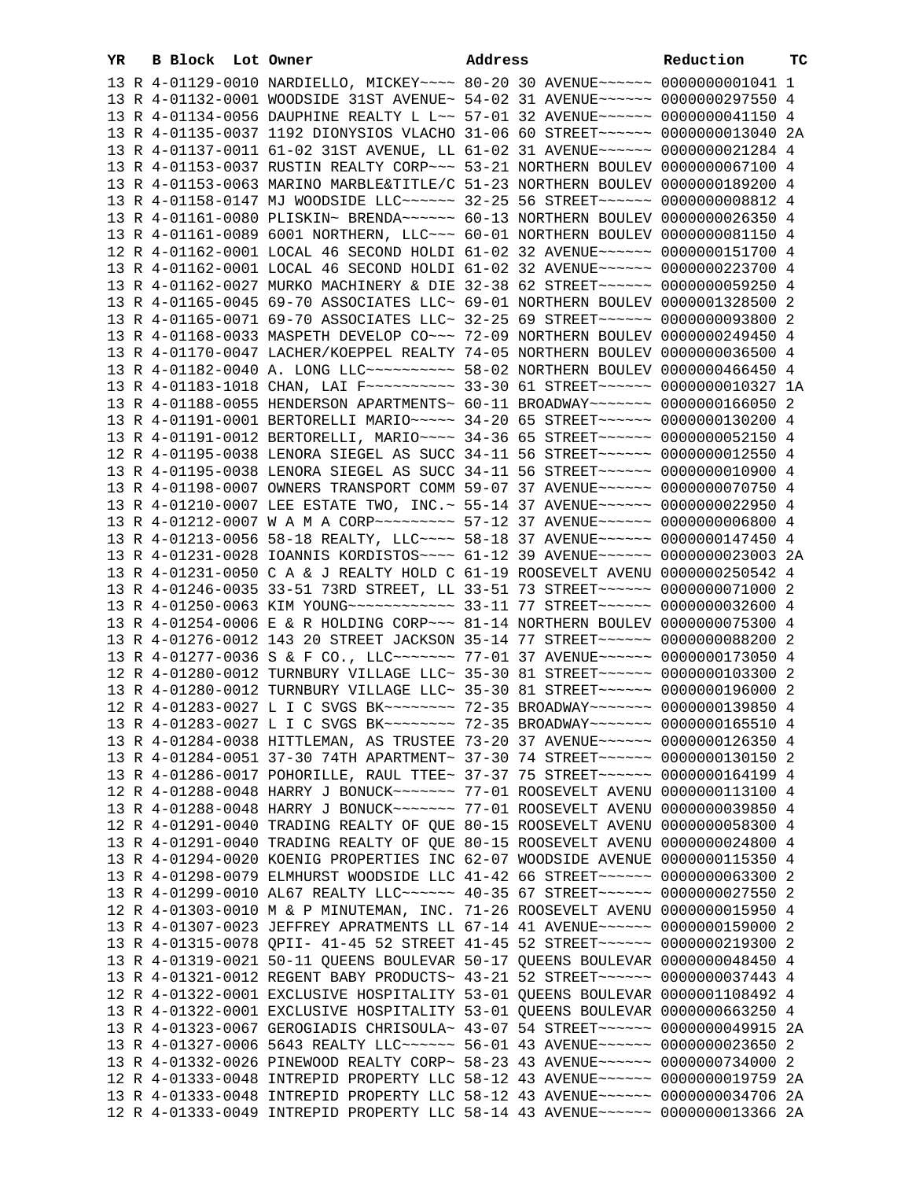| YR | B | Block | Lot | Owner | Address | Reduction | TC |
|---|---|---|---|---|---|---|---|
| 13 | R | 4-01129-0010 | | NARDIELLO, MICKEY~~~~ | 80-20 30 AVENUE~~~~~~ | 0000000001041 | 1 |
| 13 | R | 4-01132-0001 | | WOODSIDE 31ST AVENUE~ | 54-02 31 AVENUE~~~~~~ | 0000000297550 | 4 |
| 13 | R | 4-01134-0056 | | DAUPHINE REALTY L L~~ | 57-01 32 AVENUE~~~~~~ | 0000000041150 | 4 |
| 13 | R | 4-01135-0037 | | 1192 DIONYSIOS VLACHO | 31-06 60 STREET~~~~~~ | 0000000013040 | 2A |
| 13 | R | 4-01137-0011 | | 61-02 31ST AVENUE, LL | 61-02 31 AVENUE~~~~~~ | 0000000021284 | 4 |
| 13 | R | 4-01153-0037 | | RUSTIN REALTY CORP~~~ | 53-21 NORTHERN BOULEV | 0000000067100 | 4 |
| 13 | R | 4-01153-0063 | | MARINO MARBLE&TITLE/C | 51-23 NORTHERN BOULEV | 0000000189200 | 4 |
| 13 | R | 4-01158-0147 | | MJ WOODSIDE LLC~~~~~~ | 32-25 56 STREET~~~~~~ | 0000000008812 | 4 |
| 13 | R | 4-01161-0080 | | PLISKIN~ BRENDA~~~~~~ | 60-13 NORTHERN BOULEV | 0000000026350 | 4 |
| 13 | R | 4-01161-0089 | | 6001 NORTHERN, LLC~~~ | 60-01 NORTHERN BOULEV | 0000000081150 | 4 |
| 12 | R | 4-01162-0001 | | LOCAL 46 SECOND HOLDI | 61-02 32 AVENUE~~~~~~ | 0000000151700 | 4 |
| 13 | R | 4-01162-0001 | | LOCAL 46 SECOND HOLDI | 61-02 32 AVENUE~~~~~~ | 0000000223700 | 4 |
| 13 | R | 4-01162-0027 | | MURKO MACHINERY & DIE | 32-38 62 STREET~~~~~~ | 0000000059250 | 4 |
| 13 | R | 4-01165-0045 | | 69-70 ASSOCIATES LLC~ | 69-01 NORTHERN BOULEV | 0000001328500 | 2 |
| 13 | R | 4-01165-0071 | | 69-70 ASSOCIATES LLC~ | 32-25 69 STREET~~~~~~ | 0000000093800 | 2 |
| 13 | R | 4-01168-0033 | | MASPETH DEVELOP CO~~~ | 72-09 NORTHERN BOULEV | 0000000249450 | 4 |
| 13 | R | 4-01170-0047 | | LACHER/KOEPPEL REALTY | 74-05 NORTHERN BOULEV | 0000000036500 | 4 |
| 13 | R | 4-01182-0040 | | A. LONG LLC~~~~~~~~~~ | 58-02 NORTHERN BOULEV | 0000000466450 | 4 |
| 13 | R | 4-01183-1018 | | CHAN, LAI F~~~~~~~~~~ | 33-30 61 STREET~~~~~~ | 0000000010327 | 1A |
| 13 | R | 4-01188-0055 | | HENDERSON APARTMENTS~ | 60-11 BROADWAY~~~~~~~ | 0000000166050 | 2 |
| 13 | R | 4-01191-0001 | | BERTORELLI MARIO~~~~~ | 34-20 65 STREET~~~~~~ | 0000000130200 | 4 |
| 13 | R | 4-01191-0012 | | BERTORELLI, MARIO~~~~ | 34-36 65 STREET~~~~~~ | 0000000052150 | 4 |
| 12 | R | 4-01195-0038 | | LENORA SIEGEL AS SUCC | 34-11 56 STREET~~~~~~ | 0000000012550 | 4 |
| 13 | R | 4-01195-0038 | | LENORA SIEGEL AS SUCC | 34-11 56 STREET~~~~~~ | 0000000010900 | 4 |
| 13 | R | 4-01198-0007 | | OWNERS TRANSPORT COMM | 59-07 37 AVENUE~~~~~~ | 0000000070750 | 4 |
| 13 | R | 4-01210-0007 | | LEE ESTATE TWO, INC.~ | 55-14 37 AVENUE~~~~~~ | 0000000022950 | 4 |
| 13 | R | 4-01212-0007 | | W A M A CORP~~~~~~~~~ | 57-12 37 AVENUE~~~~~~ | 0000000006800 | 4 |
| 13 | R | 4-01213-0056 | | 58-18 REALTY, LLC~~~~ | 58-18 37 AVENUE~~~~~~ | 0000000147450 | 4 |
| 13 | R | 4-01231-0028 | | IOANNIS KORDISTOS~~~~ | 61-12 39 AVENUE~~~~~~ | 0000000023003 | 2A |
| 13 | R | 4-01231-0050 | | C A & J REALTY HOLD C | 61-19 ROOSEVELT AVENU | 0000000250542 | 4 |
| 13 | R | 4-01246-0035 | | 33-51 73RD STREET, LL | 33-51 73 STREET~~~~~~ | 0000000071000 | 2 |
| 13 | R | 4-01250-0063 | | KIM YOUNG~~~~~~~~~~~~ | 33-11 77 STREET~~~~~~ | 0000000032600 | 4 |
| 13 | R | 4-01254-0006 | | E & R HOLDING CORP~~~ | 81-14 NORTHERN BOULEV | 0000000075300 | 4 |
| 13 | R | 4-01276-0012 | | 143 20 STREET JACKSON | 35-14 77 STREET~~~~~~ | 0000000088200 | 2 |
| 13 | R | 4-01277-0036 | | S & F CO., LLC~~~~~~~ | 77-01 37 AVENUE~~~~~~ | 0000000173050 | 4 |
| 12 | R | 4-01280-0012 | | TURNBURY VILLAGE LLC~ | 35-30 81 STREET~~~~~~ | 0000000103300 | 2 |
| 13 | R | 4-01280-0012 | | TURNBURY VILLAGE LLC~ | 35-30 81 STREET~~~~~~ | 0000000196000 | 2 |
| 12 | R | 4-01283-0027 | | L I C SVGS BK~~~~~~~~ | 72-35 BROADWAY~~~~~~~ | 0000000139850 | 4 |
| 13 | R | 4-01283-0027 | | L I C SVGS BK~~~~~~~~ | 72-35 BROADWAY~~~~~~~ | 0000000165510 | 4 |
| 13 | R | 4-01284-0038 | | HITTLEMAN, AS TRUSTEE | 73-20 37 AVENUE~~~~~~ | 0000000126350 | 4 |
| 13 | R | 4-01284-0051 | | 37-30 74TH APARTMENT~ | 37-30 74 STREET~~~~~~ | 0000000130150 | 2 |
| 13 | R | 4-01286-0017 | | POHORILLE, RAUL TTEE~ | 37-37 75 STREET~~~~~~ | 0000000164199 | 4 |
| 12 | R | 4-01288-0048 | | HARRY J BONUCK~~~~~~~ | 77-01 ROOSEVELT AVENU | 0000000113100 | 4 |
| 13 | R | 4-01288-0048 | | HARRY J BONUCK~~~~~~~ | 77-01 ROOSEVELT AVENU | 0000000039850 | 4 |
| 12 | R | 4-01291-0040 | | TRADING REALTY OF QUE | 80-15 ROOSEVELT AVENU | 0000000058300 | 4 |
| 13 | R | 4-01291-0040 | | TRADING REALTY OF QUE | 80-15 ROOSEVELT AVENU | 0000000024800 | 4 |
| 13 | R | 4-01294-0020 | | KOENIG PROPERTIES INC | 62-07 WOODSIDE AVENUE | 0000000115350 | 4 |
| 13 | R | 4-01298-0079 | | ELMHURST WOODSIDE LLC | 41-42 66 STREET~~~~~~ | 0000000063300 | 2 |
| 13 | R | 4-01299-0010 | | AL67 REALTY LLC~~~~~~ | 40-35 67 STREET~~~~~~ | 0000000027550 | 2 |
| 12 | R | 4-01303-0010 | | M & P MINUTEMAN, INC. | 71-26 ROOSEVELT AVENU | 0000000015950 | 4 |
| 13 | R | 4-01307-0023 | | JEFFREY APRATMENTS LL | 67-14 41 AVENUE~~~~~~ | 0000000159000 | 2 |
| 13 | R | 4-01315-0078 | | QPII- 41-45 52 STREET | 41-45 52 STREET~~~~~~ | 0000000219300 | 2 |
| 13 | R | 4-01319-0021 | | 50-11 QUEENS BOULEVAR | 50-17 QUEENS BOULEVAR | 0000000048450 | 4 |
| 13 | R | 4-01321-0012 | | REGENT BABY PRODUCTS~ | 43-21 52 STREET~~~~~~ | 0000000037443 | 4 |
| 12 | R | 4-01322-0001 | | EXCLUSIVE HOSPITALITY | 53-01 QUEENS BOULEVAR | 0000001108492 | 4 |
| 13 | R | 4-01322-0001 | | EXCLUSIVE HOSPITALITY | 53-01 QUEENS BOULEVAR | 0000000663250 | 4 |
| 13 | R | 4-01323-0067 | | GEROGIADIS CHRISOULA~ | 43-07 54 STREET~~~~~~ | 0000000049915 | 2A |
| 13 | R | 4-01327-0006 | | 5643 REALTY LLC~~~~~~ | 56-01 43 AVENUE~~~~~~ | 0000000023650 | 2 |
| 13 | R | 4-01332-0026 | | PINEWOOD REALTY CORP~ | 58-23 43 AVENUE~~~~~~ | 0000000734000 | 2 |
| 12 | R | 4-01333-0048 | | INTREPID PROPERTY LLC | 58-12 43 AVENUE~~~~~~ | 0000000019759 | 2A |
| 13 | R | 4-01333-0048 | | INTREPID PROPERTY LLC | 58-12 43 AVENUE~~~~~~ | 0000000034706 | 2A |
| 12 | R | 4-01333-0049 | | INTREPID PROPERTY LLC | 58-14 43 AVENUE~~~~~~ | 0000000013366 | 2A |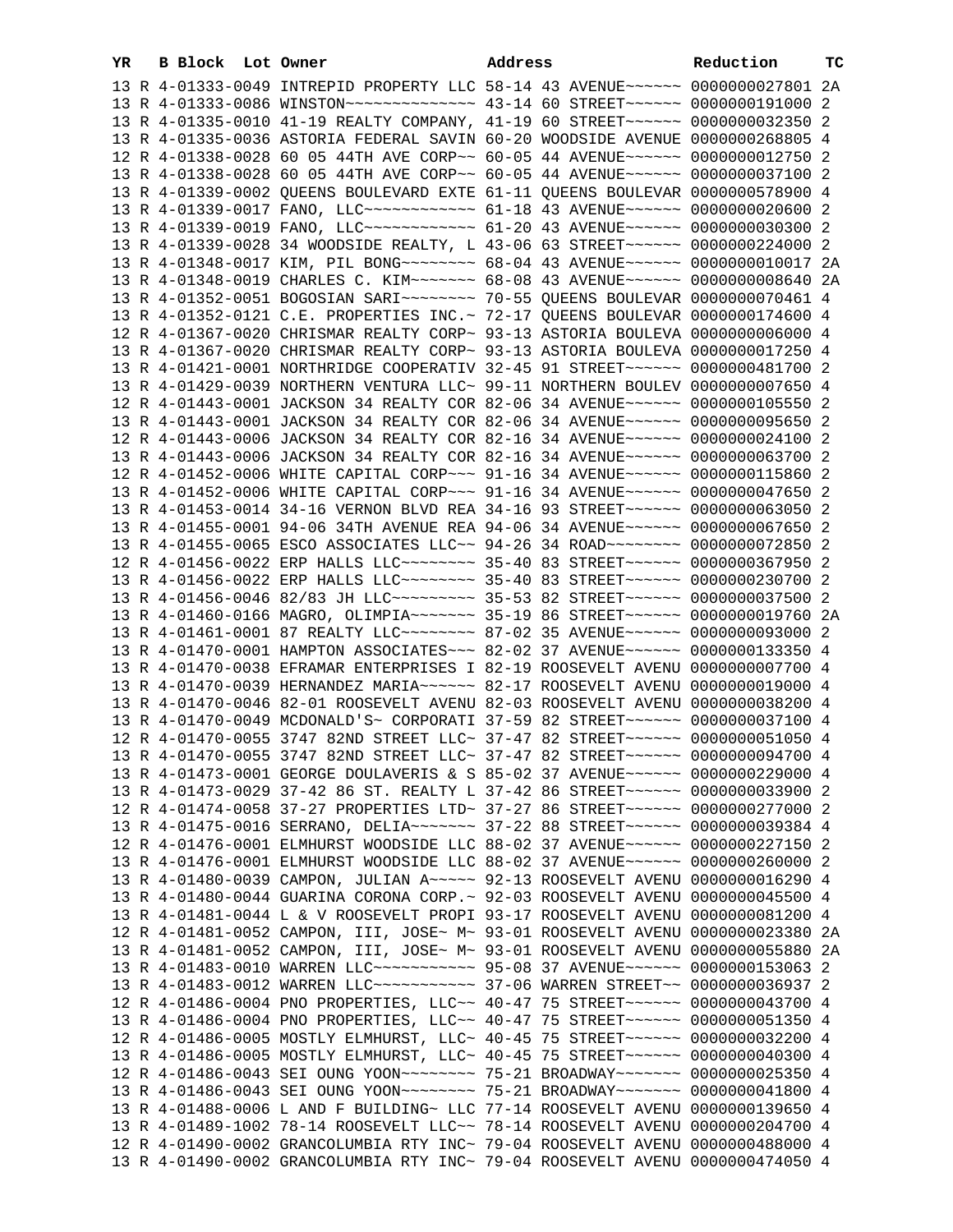| YR | B | Block | Lot | Owner | Address | Reduction | TC |
|---|---|---|---|---|---|---|---|
| 13 | R | 4-01333-0049 | | INTREPID PROPERTY LLC | 58-14 43 AVENUE~~~~~~ | 0000000027801 | 2A |
| 13 | R | 4-01333-0086 | | WINSTON~~~~~~~~~~~~~~ | 43-14 60 STREET~~~~~~ | 0000000191000 | 2 |
| 13 | R | 4-01335-0010 | | 41-19 REALTY COMPANY, | 41-19 60 STREET~~~~~~ | 0000000032350 | 2 |
| 13 | R | 4-01335-0036 | | ASTORIA FEDERAL SAVIN | 60-20 WOODSIDE AVENUE | 0000000268805 | 4 |
| 12 | R | 4-01338-0028 | | 60 05 44TH AVE CORP~~ | 60-05 44 AVENUE~~~~~~ | 0000000012750 | 2 |
| 13 | R | 4-01338-0028 | | 60 05 44TH AVE CORP~~ | 60-05 44 AVENUE~~~~~~ | 0000000037100 | 2 |
| 13 | R | 4-01339-0002 | | QUEENS BOULEVARD EXTE | 61-11 QUEENS BOULEVAR | 0000000578900 | 4 |
| 13 | R | 4-01339-0017 | | FANO, LLC~~~~~~~~~~~~ | 61-18 43 AVENUE~~~~~~ | 0000000020600 | 2 |
| 13 | R | 4-01339-0019 | | FANO, LLC~~~~~~~~~~~~ | 61-20 43 AVENUE~~~~~~ | 0000000030300 | 2 |
| 13 | R | 4-01339-0028 | | 34 WOODSIDE REALTY, L | 43-06 63 STREET~~~~~~ | 0000000224000 | 2 |
| 13 | R | 4-01348-0017 | | KIM, PIL BONG~~~~~~~~ | 68-04 43 AVENUE~~~~~~ | 0000000010017 | 2A |
| 13 | R | 4-01348-0019 | | CHARLES C. KIM~~~~~~~ | 68-08 43 AVENUE~~~~~~ | 0000000008640 | 2A |
| 13 | R | 4-01352-0051 | | BOGOSIAN SARI~~~~~~~~ | 70-55 QUEENS BOULEVAR | 0000000070461 | 4 |
| 13 | R | 4-01352-0121 | | C.E. PROPERTIES INC.~ | 72-17 QUEENS BOULEVAR | 0000000174600 | 4 |
| 12 | R | 4-01367-0020 | | CHRISMAR REALTY CORP~ | 93-13 ASTORIA BOULEVA | 0000000006000 | 4 |
| 13 | R | 4-01367-0020 | | CHRISMAR REALTY CORP~ | 93-13 ASTORIA BOULEVA | 0000000017250 | 4 |
| 13 | R | 4-01421-0001 | | NORTHRIDGE COOPERATIV | 32-45 91 STREET~~~~~~ | 0000000481700 | 2 |
| 13 | R | 4-01429-0039 | | NORTHERN VENTURA LLC~ | 99-11 NORTHERN BOULEV | 0000000007650 | 4 |
| 12 | R | 4-01443-0001 | | JACKSON 34 REALTY COR | 82-06 34 AVENUE~~~~~~ | 0000000105550 | 2 |
| 13 | R | 4-01443-0001 | | JACKSON 34 REALTY COR | 82-06 34 AVENUE~~~~~~ | 0000000095650 | 2 |
| 12 | R | 4-01443-0006 | | JACKSON 34 REALTY COR | 82-16 34 AVENUE~~~~~~ | 0000000024100 | 2 |
| 13 | R | 4-01443-0006 | | JACKSON 34 REALTY COR | 82-16 34 AVENUE~~~~~~ | 0000000063700 | 2 |
| 12 | R | 4-01452-0006 | | WHITE CAPITAL CORP~~~ | 91-16 34 AVENUE~~~~~~ | 0000000115860 | 2 |
| 13 | R | 4-01452-0006 | | WHITE CAPITAL CORP~~~ | 91-16 34 AVENUE~~~~~~ | 0000000047650 | 2 |
| 13 | R | 4-01453-0014 | | 34-16 VERNON BLVD REA | 34-16 93 STREET~~~~~~ | 0000000063050 | 2 |
| 13 | R | 4-01455-0001 | | 94-06 34TH AVENUE REA | 94-06 34 AVENUE~~~~~~ | 0000000067650 | 2 |
| 13 | R | 4-01455-0065 | | ESCO ASSOCIATES LLC~~ | 94-26 34 ROAD~~~~~~~~ | 0000000072850 | 2 |
| 12 | R | 4-01456-0022 | | ERP HALLS LLC~~~~~~~~ | 35-40 83 STREET~~~~~~ | 0000000367950 | 2 |
| 13 | R | 4-01456-0022 | | ERP HALLS LLC~~~~~~~~ | 35-40 83 STREET~~~~~~ | 0000000230700 | 2 |
| 13 | R | 4-01456-0046 | | 82/83 JH LLC~~~~~~~~~ | 35-53 82 STREET~~~~~~ | 0000000037500 | 2 |
| 13 | R | 4-01460-0166 | | MAGRO, OLIMPIA~~~~~~~ | 35-19 86 STREET~~~~~~ | 0000000019760 | 2A |
| 13 | R | 4-01461-0001 | | 87 REALTY LLC~~~~~~~~ | 87-02 35 AVENUE~~~~~~ | 0000000093000 | 2 |
| 13 | R | 4-01470-0001 | | HAMPTON ASSOCIATES~~~ | 82-02 37 AVENUE~~~~~~ | 0000000133350 | 4 |
| 13 | R | 4-01470-0038 | | EFRAMAR ENTERPRISES I | 82-19 ROOSEVELT AVENU | 0000000007700 | 4 |
| 13 | R | 4-01470-0039 | | HERNANDEZ MARIA~~~~~~ | 82-17 ROOSEVELT AVENU | 0000000019000 | 4 |
| 13 | R | 4-01470-0046 | | 82-01 ROOSEVELT AVENU | 82-03 ROOSEVELT AVENU | 0000000038200 | 4 |
| 13 | R | 4-01470-0049 | | MCDONALD'S~ CORPORATI | 37-59 82 STREET~~~~~~ | 0000000037100 | 4 |
| 12 | R | 4-01470-0055 | | 3747 82ND STREET LLC~ | 37-47 82 STREET~~~~~~ | 0000000051050 | 4 |
| 13 | R | 4-01470-0055 | | 3747 82ND STREET LLC~ | 37-47 82 STREET~~~~~~ | 0000000094700 | 4 |
| 13 | R | 4-01473-0001 | | GEORGE DOULAVERIS & S | 85-02 37 AVENUE~~~~~~ | 0000000229000 | 4 |
| 13 | R | 4-01473-0029 | | 37-42 86 ST. REALTY L | 37-42 86 STREET~~~~~~ | 0000000033900 | 2 |
| 12 | R | 4-01474-0058 | | 37-27 PROPERTIES LTD~ | 37-27 86 STREET~~~~~~ | 0000000277000 | 2 |
| 13 | R | 4-01475-0016 | | SERRANO, DELIA~~~~~~~ | 37-22 88 STREET~~~~~~ | 0000000039384 | 4 |
| 12 | R | 4-01476-0001 | | ELMHURST WOODSIDE LLC | 88-02 37 AVENUE~~~~~~ | 0000000227150 | 2 |
| 13 | R | 4-01476-0001 | | ELMHURST WOODSIDE LLC | 88-02 37 AVENUE~~~~~~ | 0000000260000 | 2 |
| 13 | R | 4-01480-0039 | | CAMPON, JULIAN A~~~~~ | 92-13 ROOSEVELT AVENU | 0000000016290 | 4 |
| 13 | R | 4-01480-0044 | | GUARINA CORONA CORP.~ | 92-03 ROOSEVELT AVENU | 0000000045500 | 4 |
| 13 | R | 4-01481-0044 | | L & V ROOSEVELT PROPI | 93-17 ROOSEVELT AVENU | 0000000081200 | 4 |
| 12 | R | 4-01481-0052 | | CAMPON, III, JOSE~ M~ | 93-01 ROOSEVELT AVENU | 0000000023380 | 2A |
| 13 | R | 4-01481-0052 | | CAMPON, III, JOSE~ M~ | 93-01 ROOSEVELT AVENU | 0000000055880 | 2A |
| 13 | R | 4-01483-0010 | | WARREN LLC~~~~~~~~~~~ | 95-08 37 AVENUE~~~~~~ | 0000000153063 | 2 |
| 13 | R | 4-01483-0012 | | WARREN LLC~~~~~~~~~~~ | 37-06 WARREN STREET~~ | 0000000036937 | 2 |
| 12 | R | 4-01486-0004 | | PNO PROPERTIES, LLC~~ | 40-47 75 STREET~~~~~~ | 0000000043700 | 4 |
| 13 | R | 4-01486-0004 | | PNO PROPERTIES, LLC~~ | 40-47 75 STREET~~~~~~ | 0000000051350 | 4 |
| 12 | R | 4-01486-0005 | | MOSTLY ELMHURST, LLC~ | 40-45 75 STREET~~~~~~ | 0000000032200 | 4 |
| 13 | R | 4-01486-0005 | | MOSTLY ELMHURST, LLC~ | 40-45 75 STREET~~~~~~ | 0000000040300 | 4 |
| 12 | R | 4-01486-0043 | | SEI OUNG YOON~~~~~~~~ | 75-21 BROADWAY~~~~~~~ | 0000000025350 | 4 |
| 13 | R | 4-01486-0043 | | SEI OUNG YOON~~~~~~~~ | 75-21 BROADWAY~~~~~~~ | 0000000041800 | 4 |
| 13 | R | 4-01488-0006 | | L AND F BUILDING~ LLC | 77-14 ROOSEVELT AVENU | 0000000139650 | 4 |
| 13 | R | 4-01489-1002 | | 78-14 ROOSEVELT LLC~~ | 78-14 ROOSEVELT AVENU | 0000000204700 | 4 |
| 12 | R | 4-01490-0002 | | GRANCOLUMBIA RTY INC~ | 79-04 ROOSEVELT AVENU | 0000000488000 | 4 |
| 13 | R | 4-01490-0002 | | GRANCOLUMBIA RTY INC~ | 79-04 ROOSEVELT AVENU | 0000000474050 | 4 |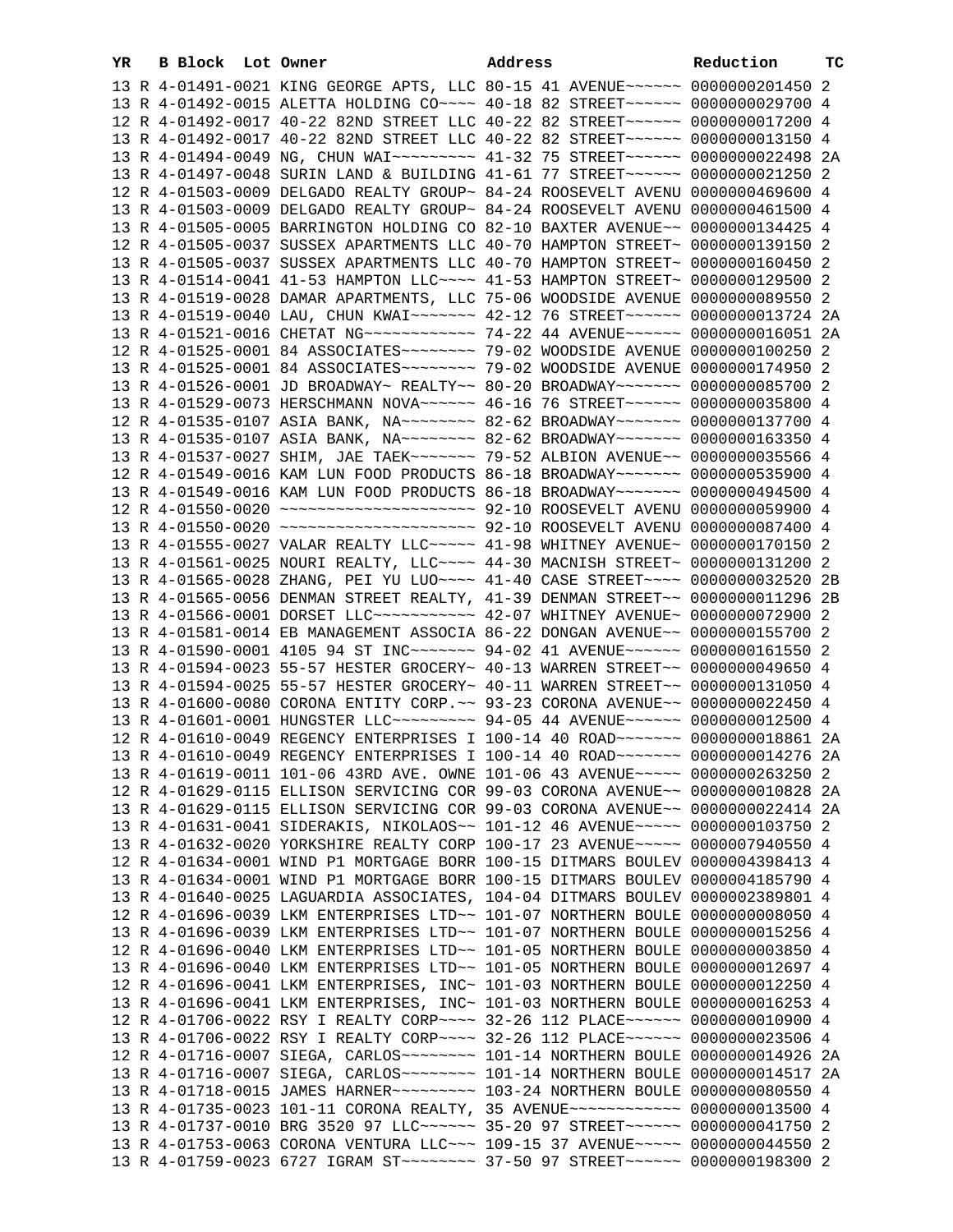| YR | B | Block | Lot | Owner | Address | Reduction | TC |
|---|---|---|---|---|---|---|---|
| 13 | R | 4-01491-0021 | | KING GEORGE APTS, LLC | 80-15 41 AVENUE~~~~~~ | 0000000201450 | 2 |
| 13 | R | 4-01492-0015 | | ALETTA HOLDING CO~~~~ | 40-18 82 STREET~~~~~~ | 0000000029700 | 4 |
| 12 | R | 4-01492-0017 | | 40-22 82ND STREET LLC | 40-22 82 STREET~~~~~~ | 0000000017200 | 4 |
| 13 | R | 4-01492-0017 | | 40-22 82ND STREET LLC | 40-22 82 STREET~~~~~~ | 0000000013150 | 4 |
| 13 | R | 4-01494-0049 | | NG, CHUN WAI~~~~~~~~~ | 41-32 75 STREET~~~~~~ | 0000000022498 | 2A |
| 13 | R | 4-01497-0048 | | SURIN LAND & BUILDING | 41-61 77 STREET~~~~~~ | 0000000021250 | 2 |
| 12 | R | 4-01503-0009 | | DELGADO REALTY GROUP~ | 84-24 ROOSEVELT AVENU | 0000000469600 | 4 |
| 13 | R | 4-01503-0009 | | DELGADO REALTY GROUP~ | 84-24 ROOSEVELT AVENU | 0000000461500 | 4 |
| 13 | R | 4-01505-0005 | | BARRINGTON HOLDING CO | 82-10 BAXTER AVENUE~~ | 0000000134425 | 4 |
| 12 | R | 4-01505-0037 | | SUSSEX APARTMENTS LLC | 40-70 HAMPTON STREET~ | 0000000139150 | 2 |
| 13 | R | 4-01505-0037 | | SUSSEX APARTMENTS LLC | 40-70 HAMPTON STREET~ | 0000000160450 | 2 |
| 13 | R | 4-01514-0041 | | 41-53 HAMPTON LLC~~~~ | 41-53 HAMPTON STREET~ | 0000000129500 | 2 |
| 13 | R | 4-01519-0028 | | DAMAR APARTMENTS, LLC | 75-06 WOODSIDE AVENUE | 0000000089550 | 2 |
| 13 | R | 4-01519-0040 | | LAU, CHUN KWAI~~~~~~~ | 42-12 76 STREET~~~~~~ | 0000000013724 | 2A |
| 13 | R | 4-01521-0016 | | CHETAT NG~~~~~~~~~~~~ | 74-22 44 AVENUE~~~~~~ | 0000000016051 | 2A |
| 12 | R | 4-01525-0001 | | 84 ASSOCIATES~~~~~~~~ | 79-02 WOODSIDE AVENUE | 0000000100250 | 2 |
| 13 | R | 4-01525-0001 | | 84 ASSOCIATES~~~~~~~~ | 79-02 WOODSIDE AVENUE | 0000000174950 | 2 |
| 13 | R | 4-01526-0001 | | JD BROADWAY~ REALTY~~ | 80-20 BROADWAY~~~~~~~ | 0000000085700 | 2 |
| 13 | R | 4-01529-0073 | | HERSCHMANN NOVA~~~~~~ | 46-16 76 STREET~~~~~~ | 0000000035800 | 4 |
| 12 | R | 4-01535-0107 | | ASIA BANK, NA~~~~~~~~ | 82-62 BROADWAY~~~~~~~ | 0000000137700 | 4 |
| 13 | R | 4-01535-0107 | | ASIA BANK, NA~~~~~~~~ | 82-62 BROADWAY~~~~~~~ | 0000000163350 | 4 |
| 13 | R | 4-01537-0027 | | SHIM, JAE TAEK~~~~~~~ | 79-52 ALBION AVENUE~~ | 0000000035566 | 4 |
| 12 | R | 4-01549-0016 | | KAM LUN FOOD PRODUCTS | 86-18 BROADWAY~~~~~~~ | 0000000535900 | 4 |
| 13 | R | 4-01549-0016 | | KAM LUN FOOD PRODUCTS | 86-18 BROADWAY~~~~~~~ | 0000000494500 | 4 |
| 12 | R | 4-01550-0020 | | ~~~~~~~~~~~~~~~~~~~~~ | 92-10 ROOSEVELT AVENU | 0000000059900 | 4 |
| 13 | R | 4-01550-0020 | | ~~~~~~~~~~~~~~~~~~~~~ | 92-10 ROOSEVELT AVENU | 0000000087400 | 4 |
| 13 | R | 4-01555-0027 | | VALAR REALTY LLC~~~~~ | 41-98 WHITNEY AVENUE~ | 0000000170150 | 2 |
| 13 | R | 4-01561-0025 | | NOURI REALTY, LLC~~~~ | 44-30 MACNISH STREET~ | 0000000131200 | 2 |
| 13 | R | 4-01565-0028 | | ZHANG, PEI YU LUO~~~~ | 41-40 CASE STREET~~~~ | 0000000032520 | 2B |
| 13 | R | 4-01565-0056 | | DENMAN STREET REALTY, | 41-39 DENMAN STREET~~ | 0000000011296 | 2B |
| 13 | R | 4-01566-0001 | | DORSET LLC~~~~~~~~~~~ | 42-07 WHITNEY AVENUE~ | 0000000072900 | 2 |
| 13 | R | 4-01581-0014 | | EB MANAGEMENT ASSOCIA | 86-22 DONGAN AVENUE~~ | 0000000155700 | 2 |
| 13 | R | 4-01590-0001 | | 4105 94 ST INC~~~~~~~ | 94-02 41 AVENUE~~~~~~ | 0000000161550 | 2 |
| 13 | R | 4-01594-0023 | | 55-57 HESTER GROCERY~ | 40-13 WARREN STREET~~ | 0000000049650 | 4 |
| 13 | R | 4-01594-0025 | | 55-57 HESTER GROCERY~ | 40-11 WARREN STREET~~ | 0000000131050 | 4 |
| 13 | R | 4-01600-0080 | | CORONA ENTITY CORP.~~ | 93-23 CORONA AVENUE~~ | 0000000022450 | 4 |
| 13 | R | 4-01601-0001 | | HUNGSTER LLC~~~~~~~~~ | 94-05 44 AVENUE~~~~~~ | 0000000012500 | 4 |
| 12 | R | 4-01610-0049 | | REGENCY ENTERPRISES I | 100-14 40 ROAD~~~~~~~ | 0000000018861 | 2A |
| 13 | R | 4-01610-0049 | | REGENCY ENTERPRISES I | 100-14 40 ROAD~~~~~~~ | 0000000014276 | 2A |
| 13 | R | 4-01619-0011 | | 101-06 43RD AVE. OWNE | 101-06 43 AVENUE~~~~~ | 0000000263250 | 2 |
| 12 | R | 4-01629-0115 | | ELLISON SERVICING COR | 99-03 CORONA AVENUE~~ | 0000000010828 | 2A |
| 13 | R | 4-01629-0115 | | ELLISON SERVICING COR | 99-03 CORONA AVENUE~~ | 0000000022414 | 2A |
| 13 | R | 4-01631-0041 | | SIDERAKIS, NIKOLAOS~~ | 101-12 46 AVENUE~~~~~ | 0000000103750 | 2 |
| 13 | R | 4-01632-0020 | | YORKSHIRE REALTY CORP | 100-17 23 AVENUE~~~~~ | 0000007940550 | 4 |
| 12 | R | 4-01634-0001 | | WIND P1 MORTGAGE BORR | 100-15 DITMARS BOULEV | 0000004398413 | 4 |
| 13 | R | 4-01634-0001 | | WIND P1 MORTGAGE BORR | 100-15 DITMARS BOULEV | 0000004185790 | 4 |
| 13 | R | 4-01640-0025 | | LAGUARDIA ASSOCIATES, | 104-04 DITMARS BOULEV | 0000002389801 | 4 |
| 12 | R | 4-01696-0039 | | LKM ENTERPRISES LTD~~ | 101-07 NORTHERN BOULE | 0000000008050 | 4 |
| 13 | R | 4-01696-0039 | | LKM ENTERPRISES LTD~~ | 101-07 NORTHERN BOULE | 0000000015256 | 4 |
| 12 | R | 4-01696-0040 | | LKM ENTERPRISES LTD~~ | 101-05 NORTHERN BOULE | 0000000003850 | 4 |
| 13 | R | 4-01696-0040 | | LKM ENTERPRISES LTD~~ | 101-05 NORTHERN BOULE | 0000000012697 | 4 |
| 12 | R | 4-01696-0041 | | LKM ENTERPRISES, INC~ | 101-03 NORTHERN BOULE | 0000000012250 | 4 |
| 13 | R | 4-01696-0041 | | LKM ENTERPRISES, INC~ | 101-03 NORTHERN BOULE | 0000000016253 | 4 |
| 12 | R | 4-01706-0022 | | RSY I REALTY CORP~~~~ | 32-26 112 PLACE~~~~~~ | 0000000010900 | 4 |
| 13 | R | 4-01706-0022 | | RSY I REALTY CORP~~~~ | 32-26 112 PLACE~~~~~~ | 0000000023506 | 4 |
| 12 | R | 4-01716-0007 | | SIEGA, CARLOS~~~~~~~~ | 101-14 NORTHERN BOULE | 0000000014926 | 2A |
| 13 | R | 4-01716-0007 | | SIEGA, CARLOS~~~~~~~~ | 101-14 NORTHERN BOULE | 0000000014517 | 2A |
| 13 | R | 4-01718-0015 | | JAMES HARNER~~~~~~~~~ | 103-24 NORTHERN BOULE | 0000000080550 | 4 |
| 13 | R | 4-01735-0023 | | 101-11 CORONA REALTY, | 35 AVENUE~~~~~~~~~~~~ | 0000000013500 | 4 |
| 13 | R | 4-01737-0010 | | BRG 3520 97 LLC~~~~~~ | 35-20 97 STREET~~~~~~ | 0000000041750 | 2 |
| 13 | R | 4-01753-0063 | | CORONA VENTURA LLC~~~ | 109-15 37 AVENUE~~~~~ | 0000000044550 | 2 |
| 13 | R | 4-01759-0023 | | 6727 IGRAM ST~~~~~~~~ | 37-50 97 STREET~~~~~~ | 0000000198300 | 2 |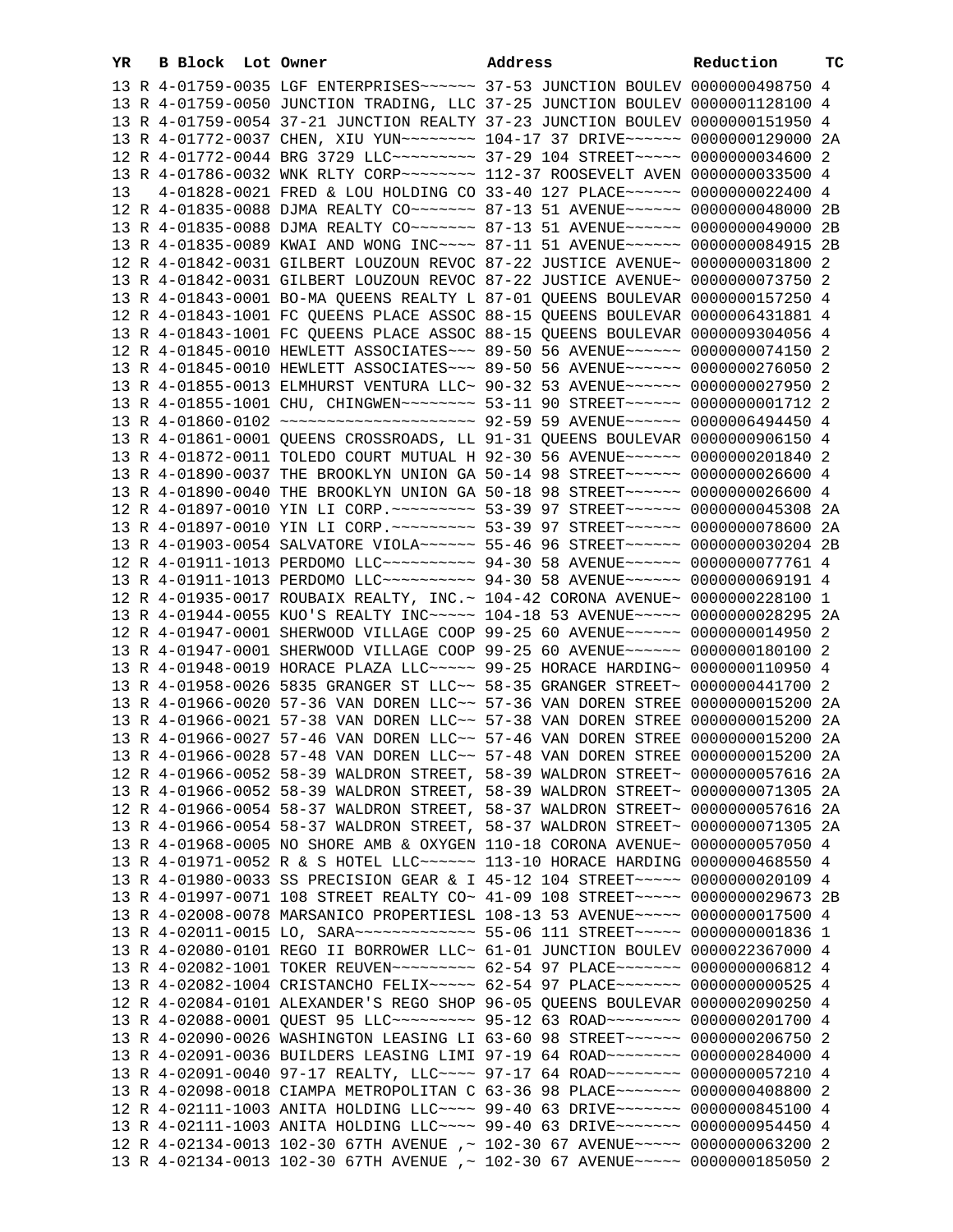| YR | B | Block | Lot | Owner | Address | Reduction | TC |
|---|---|---|---|---|---|---|---|
| 13 | R | 4-01759-0035 | | LGF ENTERPRISES~~~~~~ | 37-53 JUNCTION BOULEV | 0000000498750 | 4 |
| 13 | R | 4-01759-0050 | | JUNCTION TRADING, LLC | 37-25 JUNCTION BOULEV | 0000001128100 | 4 |
| 13 | R | 4-01759-0054 | | 37-21 JUNCTION REALTY | 37-23 JUNCTION BOULEV | 0000000151950 | 4 |
| 13 | R | 4-01772-0037 | | CHEN, XIU YUN~~~~~~~~ | 104-17 37 DRIVE~~~~~~ | 0000000129000 | 2A |
| 12 | R | 4-01772-0044 | | BRG 3729 LLC~~~~~~~~~ | 37-29 104 STREET~~~~~ | 0000000034600 | 2 |
| 13 | R | 4-01786-0032 | | WNK RLTY CORP~~~~~~~~ | 112-37 ROOSEVELT AVEN | 0000000033500 | 4 |
| 13 | | 4-01828-0021 | | FRED & LOU HOLDING CO | 33-40 127 PLACE~~~~~~ | 0000000022400 | 4 |
| 12 | R | 4-01835-0088 | | DJMA REALTY CO~~~~~~~ | 87-13 51 AVENUE~~~~~~ | 0000000048000 | 2B |
| 13 | R | 4-01835-0088 | | DJMA REALTY CO~~~~~~~ | 87-13 51 AVENUE~~~~~~ | 0000000049000 | 2B |
| 13 | R | 4-01835-0089 | | KWAI AND WONG INC~~~~ | 87-11 51 AVENUE~~~~~~ | 0000000084915 | 2B |
| 12 | R | 4-01842-0031 | | GILBERT LOUZOUN REVOC | 87-22 JUSTICE AVENUE~ | 0000000031800 | 2 |
| 13 | R | 4-01842-0031 | | GILBERT LOUZOUN REVOC | 87-22 JUSTICE AVENUE~ | 0000000073750 | 2 |
| 13 | R | 4-01843-0001 | | BO-MA QUEENS REALTY L | 87-01 QUEENS BOULEVAR | 0000000157250 | 4 |
| 12 | R | 4-01843-1001 | | FC QUEENS PLACE ASSOC | 88-15 QUEENS BOULEVAR | 0000006431881 | 4 |
| 13 | R | 4-01843-1001 | | FC QUEENS PLACE ASSOC | 88-15 QUEENS BOULEVAR | 0000009304056 | 4 |
| 12 | R | 4-01845-0010 | | HEWLETT ASSOCIATES~~~ | 89-50 56 AVENUE~~~~~~ | 0000000074150 | 2 |
| 13 | R | 4-01845-0010 | | HEWLETT ASSOCIATES~~~ | 89-50 56 AVENUE~~~~~~ | 0000000276050 | 2 |
| 13 | R | 4-01855-0013 | | ELMHURST VENTURA LLC~ | 90-32 53 AVENUE~~~~~~ | 0000000027950 | 2 |
| 13 | R | 4-01855-1001 | | CHU, CHINGWEN~~~~~~~~ | 53-11 90 STREET~~~~~~ | 0000000001712 | 2 |
| 13 | R | 4-01860-0102 | | ~~~~~~~~~~~~~~~~~~~~~ | 92-59 59 AVENUE~~~~~~ | 0000006494450 | 4 |
| 13 | R | 4-01861-0001 | | QUEENS CROSSROADS, LL | 91-31 QUEENS BOULEVAR | 0000000906150 | 4 |
| 13 | R | 4-01872-0011 | | TOLEDO COURT MUTUAL H | 92-30 56 AVENUE~~~~~~ | 0000000201840 | 2 |
| 13 | R | 4-01890-0037 | | THE BROOKLYN UNION GA | 50-14 98 STREET~~~~~~ | 0000000026600 | 4 |
| 13 | R | 4-01890-0040 | | THE BROOKLYN UNION GA | 50-18 98 STREET~~~~~~ | 0000000026600 | 4 |
| 12 | R | 4-01897-0010 | | YIN LI CORP.~~~~~~~~~ | 53-39 97 STREET~~~~~~ | 0000000045308 | 2A |
| 13 | R | 4-01897-0010 | | YIN LI CORP.~~~~~~~~~ | 53-39 97 STREET~~~~~~ | 0000000078600 | 2A |
| 13 | R | 4-01903-0054 | | SALVATORE VIOLA~~~~~~ | 55-46 96 STREET~~~~~~ | 0000000030204 | 2B |
| 12 | R | 4-01911-1013 | | PERDOMO LLC~~~~~~~~~~ | 94-30 58 AVENUE~~~~~~ | 0000000077761 | 4 |
| 13 | R | 4-01911-1013 | | PERDOMO LLC~~~~~~~~~~ | 94-30 58 AVENUE~~~~~~ | 0000000069191 | 4 |
| 12 | R | 4-01935-0017 | | ROUBAIX REALTY, INC.~ | 104-42 CORONA AVENUE~ | 0000000228100 | 1 |
| 13 | R | 4-01944-0055 | | KUO'S REALTY INC~~~~~ | 104-18 53 AVENUE~~~~~ | 0000000028295 | 2A |
| 12 | R | 4-01947-0001 | | SHERWOOD VILLAGE COOP | 99-25 60 AVENUE~~~~~~ | 0000000014950 | 2 |
| 13 | R | 4-01947-0001 | | SHERWOOD VILLAGE COOP | 99-25 60 AVENUE~~~~~~ | 0000000180100 | 2 |
| 13 | R | 4-01948-0019 | | HORACE PLAZA LLC~~~~~ | 99-25 HORACE HARDING~ | 0000000110950 | 4 |
| 13 | R | 4-01958-0026 | | 5835 GRANGER ST LLC~~ | 58-35 GRANGER STREET~ | 0000000441700 | 2 |
| 13 | R | 4-01966-0020 | | 57-36 VAN DOREN LLC~~ | 57-36 VAN DOREN STREE | 0000000015200 | 2A |
| 13 | R | 4-01966-0021 | | 57-38 VAN DOREN LLC~~ | 57-38 VAN DOREN STREE | 0000000015200 | 2A |
| 13 | R | 4-01966-0027 | | 57-46 VAN DOREN LLC~~ | 57-46 VAN DOREN STREE | 0000000015200 | 2A |
| 13 | R | 4-01966-0028 | | 57-48 VAN DOREN LLC~~ | 57-48 VAN DOREN STREE | 0000000015200 | 2A |
| 12 | R | 4-01966-0052 | | 58-39 WALDRON STREET, | 58-39 WALDRON STREET~ | 0000000057616 | 2A |
| 13 | R | 4-01966-0052 | | 58-39 WALDRON STREET, | 58-39 WALDRON STREET~ | 0000000071305 | 2A |
| 12 | R | 4-01966-0054 | | 58-37 WALDRON STREET, | 58-37 WALDRON STREET~ | 0000000057616 | 2A |
| 13 | R | 4-01966-0054 | | 58-37 WALDRON STREET, | 58-37 WALDRON STREET~ | 0000000071305 | 2A |
| 13 | R | 4-01968-0005 | | NO SHORE AMB & OXYGEN | 110-18 CORONA AVENUE~ | 0000000057050 | 4 |
| 13 | R | 4-01971-0052 | | R & S HOTEL LLC~~~~~~ | 113-10 HORACE HARDING | 0000000468550 | 4 |
| 13 | R | 4-01980-0033 | | SS PRECISION GEAR & I | 45-12 104 STREET~~~~~ | 0000000020109 | 4 |
| 13 | R | 4-01997-0071 | | 108 STREET REALTY CO~ | 41-09 108 STREET~~~~~ | 0000000029673 | 2B |
| 13 | R | 4-02008-0078 | | MARSANICO PROPERTIESL | 108-13 53 AVENUE~~~~~ | 0000000017500 | 4 |
| 13 | R | 4-02011-0015 | | LO, SARA~~~~~~~~~~~~~ | 55-06 111 STREET~~~~~ | 0000000001836 | 1 |
| 13 | R | 4-02080-0101 | | REGO II BORROWER LLC~ | 61-01 JUNCTION BOULEV | 0000022367000 | 4 |
| 13 | R | 4-02082-1001 | | TOKER REUVEN~~~~~~~~~ | 62-54 97 PLACE~~~~~~~ | 0000000006812 | 4 |
| 13 | R | 4-02082-1004 | | CRISTANCHO FELIX~~~~~ | 62-54 97 PLACE~~~~~~~ | 0000000000525 | 4 |
| 12 | R | 4-02084-0101 | | ALEXANDER'S REGO SHOP | 96-05 QUEENS BOULEVAR | 0000002090250 | 4 |
| 13 | R | 4-02088-0001 | | QUEST 95 LLC~~~~~~~~~ | 95-12 63 ROAD~~~~~~~~ | 0000000201700 | 4 |
| 13 | R | 4-02090-0026 | | WASHINGTON LEASING LI | 63-60 98 STREET~~~~~~ | 0000000206750 | 2 |
| 13 | R | 4-02091-0036 | | BUILDERS LEASING LIMI | 97-19 64 ROAD~~~~~~~~ | 0000000284000 | 4 |
| 13 | R | 4-02091-0040 | | 97-17 REALTY, LLC~~~~ | 97-17 64 ROAD~~~~~~~~ | 0000000057210 | 4 |
| 13 | R | 4-02098-0018 | | CIAMPA METROPOLITAN C | 63-36 98 PLACE~~~~~~~ | 0000000408800 | 2 |
| 12 | R | 4-02111-1003 | | ANITA HOLDING LLC~~~~ | 99-40 63 DRIVE~~~~~~~ | 0000000845100 | 4 |
| 13 | R | 4-02111-1003 | | ANITA HOLDING LLC~~~~ | 99-40 63 DRIVE~~~~~~~ | 0000000954450 | 4 |
| 12 | R | 4-02134-0013 | | 102-30 67TH AVENUE ,~ | 102-30 67 AVENUE~~~~~ | 0000000063200 | 2 |
| 13 | R | 4-02134-0013 | | 102-30 67TH AVENUE ,~ | 102-30 67 AVENUE~~~~~ | 0000000185050 | 2 |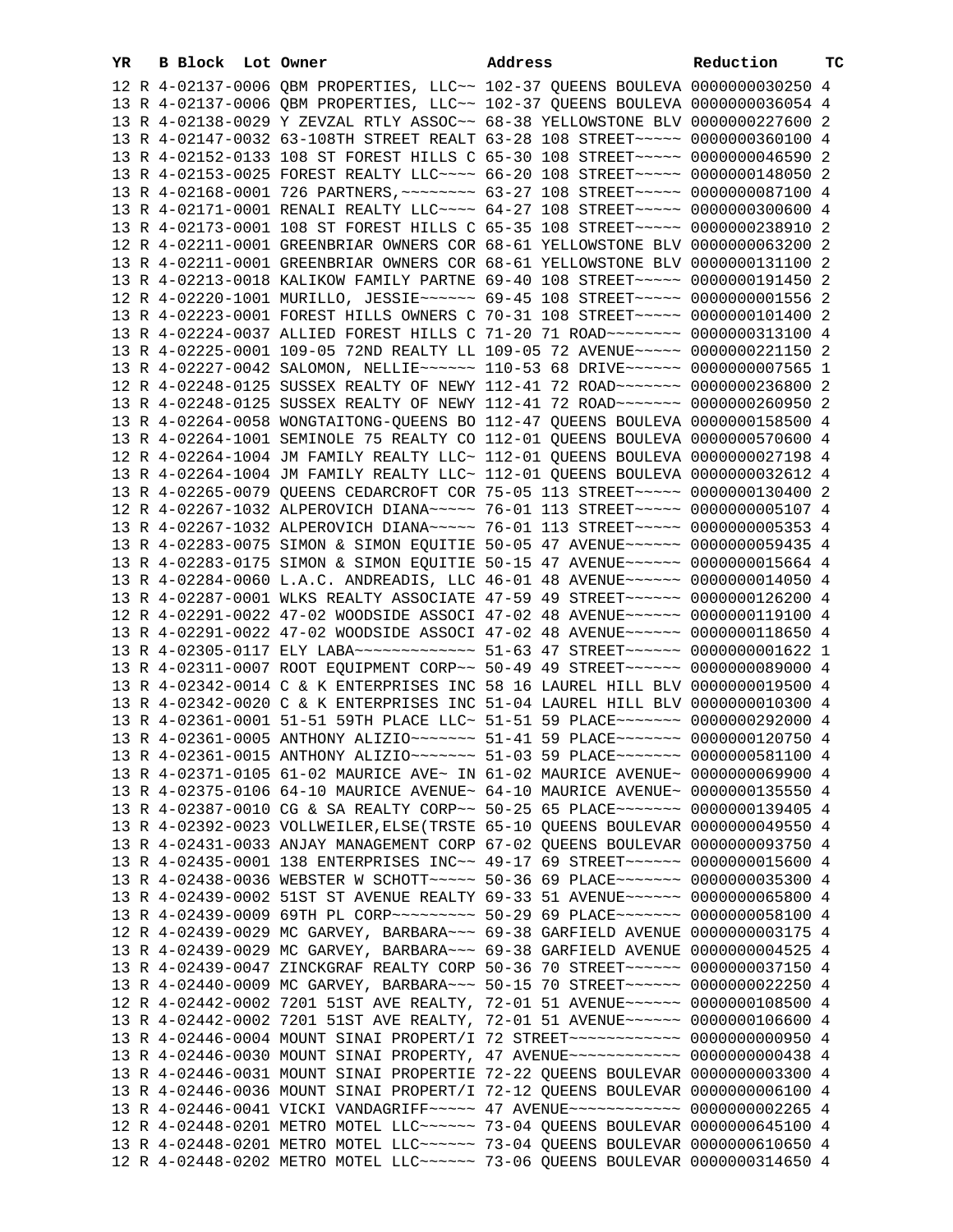| YR | B | Block | Lot | Owner | Address | Reduction | TC |
|---|---|---|---|---|---|---|---|
| 12 | R | 4-02137-0006 | | QBM PROPERTIES, LLC~~ | 102-37 QUEENS BOULEVA | 0000000030250 | 4 |
| 13 | R | 4-02137-0006 | | QBM PROPERTIES, LLC~~ | 102-37 QUEENS BOULEVA | 0000000036054 | 4 |
| 13 | R | 4-02138-0029 | | Y ZEVZAL RTLY ASSOC~~ | 68-38 YELLOWSTONE BLV | 0000000227600 | 2 |
| 13 | R | 4-02147-0032 | | 63-108TH STREET REALT | 63-28 108 STREET~~~~~ | 0000000360100 | 4 |
| 13 | R | 4-02152-0133 | | 108 ST FOREST HILLS C | 65-30 108 STREET~~~~~ | 0000000046590 | 2 |
| 13 | R | 4-02153-0025 | | FOREST REALTY LLC~~~~ | 66-20 108 STREET~~~~~ | 0000000148050 | 2 |
| 13 | R | 4-02168-0001 | | 726 PARTNERS,~~~~~~~~ | 63-27 108 STREET~~~~~ | 0000000087100 | 4 |
| 13 | R | 4-02171-0001 | | RENALI REALTY LLC~~~~ | 64-27 108 STREET~~~~~ | 0000000300600 | 4 |
| 13 | R | 4-02173-0001 | | 108 ST FOREST HILLS C | 65-35 108 STREET~~~~~ | 0000000238910 | 2 |
| 12 | R | 4-02211-0001 | | GREENBRIAR OWNERS COR | 68-61 YELLOWSTONE BLV | 0000000063200 | 2 |
| 13 | R | 4-02211-0001 | | GREENBRIAR OWNERS COR | 68-61 YELLOWSTONE BLV | 0000000131100 | 2 |
| 13 | R | 4-02213-0018 | | KALIKOW FAMILY PARTNE | 69-40 108 STREET~~~~~ | 0000000191450 | 2 |
| 12 | R | 4-02220-1001 | | MURILLO, JESSIE~~~~~~ | 69-45 108 STREET~~~~~ | 0000000001556 | 2 |
| 13 | R | 4-02223-0001 | | FOREST HILLS OWNERS C | 70-31 108 STREET~~~~~ | 0000000101400 | 2 |
| 13 | R | 4-02224-0037 | | ALLIED FOREST HILLS C | 71-20 71 ROAD~~~~~~~~ | 0000000313100 | 4 |
| 13 | R | 4-02225-0001 | | 109-05 72ND REALTY LL | 109-05 72 AVENUE~~~~~ | 0000000221150 | 2 |
| 13 | R | 4-02227-0042 | | SALOMON, NELLIE~~~~~~ | 110-53 68 DRIVE~~~~~~ | 0000000007565 | 1 |
| 12 | R | 4-02248-0125 | | SUSSEX REALTY OF NEWY | 112-41 72 ROAD~~~~~~~ | 0000000236800 | 2 |
| 13 | R | 4-02248-0125 | | SUSSEX REALTY OF NEWY | 112-41 72 ROAD~~~~~~~ | 0000000260950 | 2 |
| 13 | R | 4-02264-0058 | | WONGTAITONG-QUEENS BO | 112-47 QUEENS BOULEVA | 0000000158500 | 4 |
| 13 | R | 4-02264-1001 | | SEMINOLE 75 REALTY CO | 112-01 QUEENS BOULEVA | 0000000570600 | 4 |
| 12 | R | 4-02264-1004 | | JM FAMILY REALTY LLC~ | 112-01 QUEENS BOULEVA | 0000000027198 | 4 |
| 13 | R | 4-02264-1004 | | JM FAMILY REALTY LLC~ | 112-01 QUEENS BOULEVA | 0000000032612 | 4 |
| 13 | R | 4-02265-0079 | | QUEENS CEDARCROFT COR | 75-05 113 STREET~~~~~ | 0000000130400 | 2 |
| 12 | R | 4-02267-1032 | | ALPEROVICH DIANA~~~~~ | 76-01 113 STREET~~~~~ | 0000000005107 | 4 |
| 13 | R | 4-02267-1032 | | ALPEROVICH DIANA~~~~~ | 76-01 113 STREET~~~~~ | 0000000005353 | 4 |
| 13 | R | 4-02283-0075 | | SIMON & SIMON EQUITIE | 50-05 47 AVENUE~~~~~~ | 0000000059435 | 4 |
| 13 | R | 4-02283-0175 | | SIMON & SIMON EQUITIE | 50-15 47 AVENUE~~~~~~ | 0000000015664 | 4 |
| 13 | R | 4-02284-0060 | | L.A.C. ANDREADIS, LLC | 46-01 48 AVENUE~~~~~~ | 0000000014050 | 4 |
| 13 | R | 4-02287-0001 | | WLKS REALTY ASSOCIATE | 47-59 49 STREET~~~~~~ | 0000000126200 | 4 |
| 12 | R | 4-02291-0022 | | 47-02 WOODSIDE ASSOCI | 47-02 48 AVENUE~~~~~~ | 0000000119100 | 4 |
| 13 | R | 4-02291-0022 | | 47-02 WOODSIDE ASSOCI | 47-02 48 AVENUE~~~~~~ | 0000000118650 | 4 |
| 13 | R | 4-02305-0117 | | ELY LABA~~~~~~~~~~~~~ | 51-63 47 STREET~~~~~~ | 0000000001622 | 1 |
| 13 | R | 4-02311-0007 | | ROOT EQUIPMENT CORP~~ | 50-49 49 STREET~~~~~~ | 0000000089000 | 4 |
| 13 | R | 4-02342-0014 | | C & K ENTERPRISES INC | 58 16 LAUREL HILL BLV | 0000000019500 | 4 |
| 13 | R | 4-02342-0020 | | C & K ENTERPRISES INC | 51-04 LAUREL HILL BLV | 0000000010300 | 4 |
| 13 | R | 4-02361-0001 | | 51-51 59TH PLACE LLC~ | 51-51 59 PLACE~~~~~~~ | 0000000292000 | 4 |
| 13 | R | 4-02361-0005 | | ANTHONY ALIZIO~~~~~~~ | 51-41 59 PLACE~~~~~~~ | 0000000120750 | 4 |
| 13 | R | 4-02361-0015 | | ANTHONY ALIZIO~~~~~~~ | 51-03 59 PLACE~~~~~~~ | 0000000581100 | 4 |
| 13 | R | 4-02371-0105 | | 61-02 MAURICE AVE~ IN | 61-02 MAURICE AVENUE~ | 0000000069900 | 4 |
| 13 | R | 4-02375-0106 | | 64-10 MAURICE AVENUE~ | 64-10 MAURICE AVENUE~ | 0000000135550 | 4 |
| 13 | R | 4-02387-0010 | | CG & SA REALTY CORP~~ | 50-25 65 PLACE~~~~~~~ | 0000000139405 | 4 |
| 13 | R | 4-02392-0023 | | VOLLWEILER,ELSE(TRSTE | 65-10 QUEENS BOULEVAR | 0000000049550 | 4 |
| 13 | R | 4-02431-0033 | | ANJAY MANAGEMENT CORP | 67-02 QUEENS BOULEVAR | 0000000093750 | 4 |
| 13 | R | 4-02435-0001 | | 138 ENTERPRISES INC~~ | 49-17 69 STREET~~~~~~ | 0000000015600 | 4 |
| 13 | R | 4-02438-0036 | | WEBSTER W SCHOTT~~~~~ | 50-36 69 PLACE~~~~~~~ | 0000000035300 | 4 |
| 13 | R | 4-02439-0002 | | 51ST ST AVENUE REALTY | 69-33 51 AVENUE~~~~~~ | 0000000065800 | 4 |
| 13 | R | 4-02439-0009 | | 69TH PL CORP~~~~~~~~~ | 50-29 69 PLACE~~~~~~~ | 0000000058100 | 4 |
| 12 | R | 4-02439-0029 | | MC GARVEY, BARBARA~~~ | 69-38 GARFIELD AVENUE | 0000000003175 | 4 |
| 13 | R | 4-02439-0029 | | MC GARVEY, BARBARA~~~ | 69-38 GARFIELD AVENUE | 0000000004525 | 4 |
| 13 | R | 4-02439-0047 | | ZINCKGRAF REALTY CORP | 50-36 70 STREET~~~~~~ | 0000000037150 | 4 |
| 13 | R | 4-02440-0009 | | MC GARVEY, BARBARA~~~ | 50-15 70 STREET~~~~~~ | 0000000022250 | 4 |
| 12 | R | 4-02442-0002 | | 7201 51ST AVE REALTY, | 72-01 51 AVENUE~~~~~~ | 0000000108500 | 4 |
| 13 | R | 4-02442-0002 | | 7201 51ST AVE REALTY, | 72-01 51 AVENUE~~~~~~ | 0000000106600 | 4 |
| 13 | R | 4-02446-0004 | | MOUNT SINAI PROPERT/I | 72 STREET~~~~~~~~~~~~ | 0000000000950 | 4 |
| 13 | R | 4-02446-0030 | | MOUNT SINAI PROPERTY, | 47 AVENUE~~~~~~~~~~~~ | 0000000000438 | 4 |
| 13 | R | 4-02446-0031 | | MOUNT SINAI PROPERTIE | 72-22 QUEENS BOULEVAR | 0000000003300 | 4 |
| 13 | R | 4-02446-0036 | | MOUNT SINAI PROPERT/I | 72-12 QUEENS BOULEVAR | 0000000006100 | 4 |
| 13 | R | 4-02446-0041 | | VICKI VANDAGRIFF~~~~~ | 47 AVENUE~~~~~~~~~~~~ | 0000000002265 | 4 |
| 12 | R | 4-02448-0201 | | METRO MOTEL LLC~~~~~~ | 73-04 QUEENS BOULEVAR | 0000000645100 | 4 |
| 13 | R | 4-02448-0201 | | METRO MOTEL LLC~~~~~~ | 73-04 QUEENS BOULEVAR | 0000000610650 | 4 |
| 12 | R | 4-02448-0202 | | METRO MOTEL LLC~~~~~~ | 73-06 QUEENS BOULEVAR | 0000000314650 | 4 |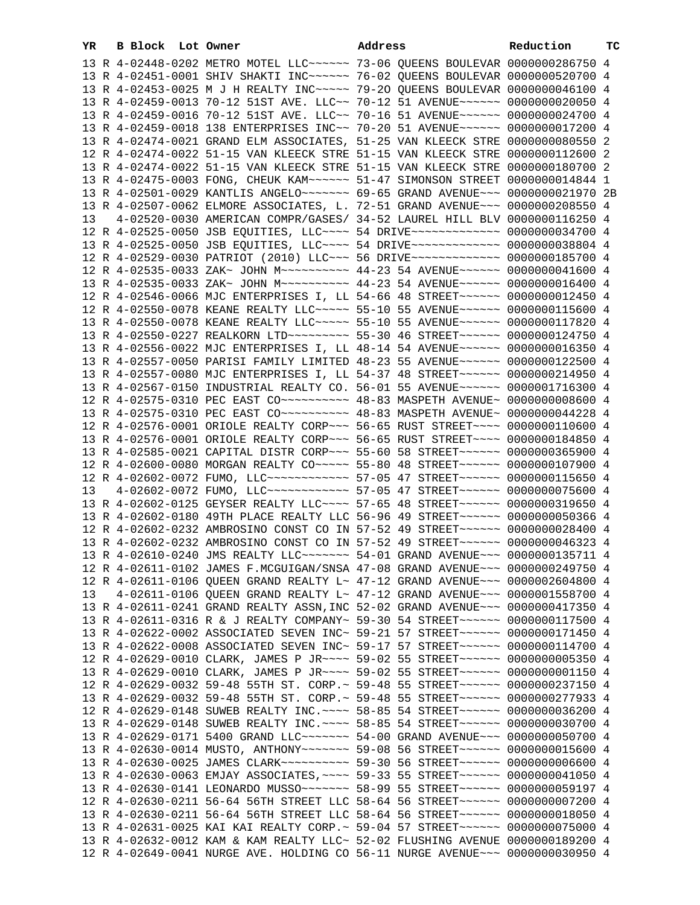| YR | B | Block | Lot | Owner | Address | Reduction | TC |
|---|---|---|---|---|---|---|---|
| 13 | R | 4-02448-0202 | | METRO MOTEL LLC~~~~~~ | 73-06 QUEENS BOULEVAR | 0000000286750 | 4 |
| 13 | R | 4-02451-0001 | | SHIV SHAKTI INC~~~~~~ | 76-02 QUEENS BOULEVAR | 0000000520700 | 4 |
| 13 | R | 4-02453-0025 | | M J H REALTY INC~~~~~ | 79-2O QUEENS BOULEVAR | 0000000046100 | 4 |
| 13 | R | 4-02459-0013 | | 70-12 51ST AVE. LLC~~ | 70-12 51 AVENUE~~~~~~ | 0000000020050 | 4 |
| 13 | R | 4-02459-0016 | | 70-12 51ST AVE. LLC~~ | 70-16 51 AVENUE~~~~~~ | 0000000024700 | 4 |
| 13 | R | 4-02459-0018 | | 138 ENTERPRISES INC~~ | 70-20 51 AVENUE~~~~~~ | 0000000017200 | 4 |
| 13 | R | 4-02474-0021 | | GRAND ELM ASSOCIATES, | 51-25 VAN KLEECK STRE | 0000000080550 | 2 |
| 12 | R | 4-02474-0022 | | 51-15 VAN KLEECK STRE | 51-15 VAN KLEECK STRE | 0000000112600 | 2 |
| 13 | R | 4-02474-0022 | | 51-15 VAN KLEECK STRE | 51-15 VAN KLEECK STRE | 0000000180700 | 2 |
| 13 | R | 4-02475-0003 | | FONG, CHEUK KAM~~~~~~ | 51-47 SIMONSON STREET | 0000000014844 | 1 |
| 13 | R | 4-02501-0029 | | KANTLIS ANGELO~~~~~~~ | 69-65 GRAND AVENUE~~~ | 0000000021970 | 2B |
| 13 | R | 4-02507-0062 | | ELMORE ASSOCIATES, L. | 72-51 GRAND AVENUE~~~ | 0000000208550 | 4 |
| 13 | | 4-02520-0030 | | AMERICAN COMPR/GASES/ | 34-52 LAUREL HILL BLV | 0000000116250 | 4 |
| 12 | R | 4-02525-0050 | | JSB EQUITIES, LLC~~~~ | 54 DRIVE~~~~~~~~~~~~~ | 0000000034700 | 4 |
| 13 | R | 4-02525-0050 | | JSB EQUITIES, LLC~~~~ | 54 DRIVE~~~~~~~~~~~~~ | 0000000038804 | 4 |
| 12 | R | 4-02529-0030 | | PATRIOT (2010) LLC~~~ | 56 DRIVE~~~~~~~~~~~~~ | 0000000185700 | 4 |
| 12 | R | 4-02535-0033 | | ZAK~ JOHN M~~~~~~~~~~ | 44-23 54 AVENUE~~~~~~ | 0000000041600 | 4 |
| 13 | R | 4-02535-0033 | | ZAK~ JOHN M~~~~~~~~~~ | 44-23 54 AVENUE~~~~~~ | 0000000016400 | 4 |
| 12 | R | 4-02546-0066 | | MJC ENTERPRISES I, LL | 54-66 48 STREET~~~~~~ | 0000000012450 | 4 |
| 12 | R | 4-02550-0078 | | KEANE REALTY LLC~~~~~ | 55-10 55 AVENUE~~~~~~ | 0000000115600 | 4 |
| 13 | R | 4-02550-0078 | | KEANE REALTY LLC~~~~~ | 55-10 55 AVENUE~~~~~~ | 0000000117820 | 4 |
| 13 | R | 4-02550-0227 | | REALKORN LTD~~~~~~~~~ | 55-30 46 STREET~~~~~~ | 0000000124750 | 4 |
| 13 | R | 4-02556-0022 | | MJC ENTERPRISES I, LL | 48-14 54 AVENUE~~~~~~ | 0000000016350 | 4 |
| 13 | R | 4-02557-0050 | | PARISI FAMILY LIMITED | 48-23 55 AVENUE~~~~~~ | 0000000122500 | 4 |
| 13 | R | 4-02557-0080 | | MJC ENTERPRISES I, LL | 54-37 48 STREET~~~~~~ | 0000000214950 | 4 |
| 13 | R | 4-02567-0150 | | INDUSTRIAL REALTY CO. | 56-01 55 AVENUE~~~~~~ | 0000001716300 | 4 |
| 12 | R | 4-02575-0310 | | PEC EAST CO~~~~~~~~~~ | 48-83 MASPETH AVENUE~ | 0000000008600 | 4 |
| 13 | R | 4-02575-0310 | | PEC EAST CO~~~~~~~~~~ | 48-83 MASPETH AVENUE~ | 0000000044228 | 4 |
| 12 | R | 4-02576-0001 | | ORIOLE REALTY CORP~~~ | 56-65 RUST STREET~~~~ | 0000000110600 | 4 |
| 13 | R | 4-02576-0001 | | ORIOLE REALTY CORP~~~ | 56-65 RUST STREET~~~~ | 0000000184850 | 4 |
| 13 | R | 4-02585-0021 | | CAPITAL DISTR CORP~~~ | 55-60 58 STREET~~~~~~ | 0000000365900 | 4 |
| 12 | R | 4-02600-0080 | | MORGAN REALTY CO~~~~~ | 55-80 48 STREET~~~~~~ | 0000000107900 | 4 |
| 12 | R | 4-02602-0072 | | FUMO, LLC~~~~~~~~~~~~ | 57-05 47 STREET~~~~~~ | 0000000115650 | 4 |
| 13 | | 4-02602-0072 | | FUMO, LLC~~~~~~~~~~~~ | 57-05 47 STREET~~~~~~ | 0000000075600 | 4 |
| 13 | R | 4-02602-0125 | | GEYSER REALTY LLC~~~~ | 57-65 48 STREET~~~~~~ | 0000000319650 | 4 |
| 13 | R | 4-02602-0180 | | 49TH PLACE REALTY LLC | 56-96 49 STREET~~~~~~ | 0000000050366 | 4 |
| 12 | R | 4-02602-0232 | | AMBROSINO CONST CO IN | 57-52 49 STREET~~~~~~ | 0000000028400 | 4 |
| 13 | R | 4-02602-0232 | | AMBROSINO CONST CO IN | 57-52 49 STREET~~~~~~ | 0000000046323 | 4 |
| 13 | R | 4-02610-0240 | | JMS REALTY LLC~~~~~~~ | 54-01 GRAND AVENUE~~~ | 0000000135711 | 4 |
| 12 | R | 4-02611-0102 | | JAMES F.MCGUIGAN/SNSA | 47-08 GRAND AVENUE~~~ | 0000000249750 | 4 |
| 12 | R | 4-02611-0106 | | QUEEN GRAND REALTY L~ | 47-12 GRAND AVENUE~~~ | 0000002604800 | 4 |
| 13 | | 4-02611-0106 | | QUEEN GRAND REALTY L~ | 47-12 GRAND AVENUE~~~ | 0000001558700 | 4 |
| 13 | R | 4-02611-0241 | | GRAND REALTY ASSN,INC | 52-02 GRAND AVENUE~~~ | 0000000417350 | 4 |
| 13 | R | 4-02611-0316 | | R & J REALTY COMPANY~ | 59-30 54 STREET~~~~~~ | 0000000117500 | 4 |
| 13 | R | 4-02622-0002 | | ASSOCIATED SEVEN INC~ | 59-21 57 STREET~~~~~~ | 0000000171450 | 4 |
| 13 | R | 4-02622-0008 | | ASSOCIATED SEVEN INC~ | 59-17 57 STREET~~~~~~ | 0000000114700 | 4 |
| 12 | R | 4-02629-0010 | | CLARK, JAMES P JR~~~~ | 59-02 55 STREET~~~~~~ | 0000000005350 | 4 |
| 13 | R | 4-02629-0010 | | CLARK, JAMES P JR~~~~ | 59-02 55 STREET~~~~~~ | 0000000001150 | 4 |
| 12 | R | 4-02629-0032 | | 59-48 55TH ST. CORP.~ | 59-48 55 STREET~~~~~~ | 0000000237150 | 4 |
| 13 | R | 4-02629-0032 | | 59-48 55TH ST. CORP.~ | 59-48 55 STREET~~~~~~ | 0000000277933 | 4 |
| 12 | R | 4-02629-0148 | | SUWEB REALTY INC.~~~~ | 58-85 54 STREET~~~~~~ | 0000000036200 | 4 |
| 13 | R | 4-02629-0148 | | SUWEB REALTY INC.~~~~ | 58-85 54 STREET~~~~~~ | 0000000030700 | 4 |
| 13 | R | 4-02629-0171 | | 5400 GRAND LLC~~~~~~~ | 54-00 GRAND AVENUE~~~ | 0000000050700 | 4 |
| 13 | R | 4-02630-0014 | | MUSTO, ANTHONY~~~~~~~ | 59-08 56 STREET~~~~~~ | 0000000015600 | 4 |
| 13 | R | 4-02630-0025 | | JAMES CLARK~~~~~~~~~~ | 59-30 56 STREET~~~~~~ | 0000000006600 | 4 |
| 13 | R | 4-02630-0063 | | EMJAY ASSOCIATES,~~~~ | 59-33 55 STREET~~~~~~ | 0000000041050 | 4 |
| 13 | R | 4-02630-0141 | | LEONARDO MUSSO~~~~~~~ | 58-99 55 STREET~~~~~~ | 0000000059197 | 4 |
| 12 | R | 4-02630-0211 | | 56-64 56TH STREET LLC | 58-64 56 STREET~~~~~~ | 0000000007200 | 4 |
| 13 | R | 4-02630-0211 | | 56-64 56TH STREET LLC | 58-64 56 STREET~~~~~~ | 0000000018050 | 4 |
| 13 | R | 4-02631-0025 | | KAI KAI REALTY CORP.~ | 59-04 57 STREET~~~~~~ | 0000000075000 | 4 |
| 13 | R | 4-02632-0012 | | KAM & KAM REALTY LLC~ | 52-02 FLUSHING AVENUE | 0000000189200 | 4 |
| 12 | R | 4-02649-0041 | | NURGE AVE. HOLDING CO | 56-11 NURGE AVENUE~~~ | 0000000030950 | 4 |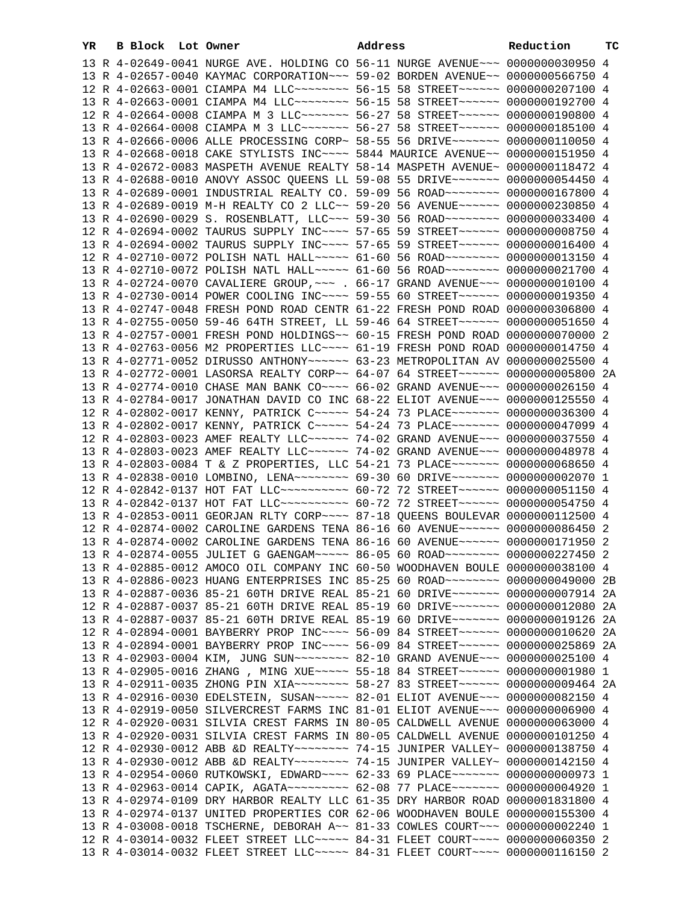| YR | B | Block | Lot | Owner | Address | Reduction | TC |
|---|---|---|---|---|---|---|---|
| 13 | R | 4-02649-0041 | | NURGE AVE. HOLDING CO | 56-11 NURGE AVENUE~~~ | 0000000030950 | 4 |
| 13 | R | 4-02657-0040 | | KAYMAC CORPORATION~~~ | 59-02 BORDEN AVENUE~~ | 0000000566750 | 4 |
| 12 | R | 4-02663-0001 | | CIAMPA M4 LLC~~~~~~~~ | 56-15 58 STREET~~~~~~ | 0000000207100 | 4 |
| 13 | R | 4-02663-0001 | | CIAMPA M4 LLC~~~~~~~~ | 56-15 58 STREET~~~~~~ | 0000000192700 | 4 |
| 12 | R | 4-02664-0008 | | CIAMPA M 3 LLC~~~~~~~ | 56-27 58 STREET~~~~~~ | 0000000190800 | 4 |
| 13 | R | 4-02664-0008 | | CIAMPA M 3 LLC~~~~~~~ | 56-27 58 STREET~~~~~~ | 0000000185100 | 4 |
| 13 | R | 4-02666-0006 | | ALLE PROCESSING CORP~ | 58-55 56 DRIVE~~~~~~~ | 0000000110050 | 4 |
| 13 | R | 4-02668-0018 | | CAKE STYLISTS INC~~~~ | 5844 MAURICE AVENUE~~ | 0000000151950 | 4 |
| 13 | R | 4-02672-0083 | | MASPETH AVENUE REALTY | 58-14 MASPETH AVENUE~ | 0000000118472 | 4 |
| 13 | R | 4-02688-0010 | | ANOVY ASSOC QUEENS LL | 59-08 55 DRIVE~~~~~~~ | 0000000054450 | 4 |
| 13 | R | 4-02689-0001 | | INDUSTRIAL REALTY CO. | 59-09 56 ROAD~~~~~~~~ | 0000000167800 | 4 |
| 13 | R | 4-02689-0019 | | M-H REALTY CO 2 LLC~~ | 59-20 56 AVENUE~~~~~~ | 0000000230850 | 4 |
| 13 | R | 4-02690-0029 | | S. ROSENBLATT, LLC~~~ | 59-30 56 ROAD~~~~~~~~ | 0000000033400 | 4 |
| 12 | R | 4-02694-0002 | | TAURUS SUPPLY INC~~~~ | 57-65 59 STREET~~~~~~ | 0000000008750 | 4 |
| 13 | R | 4-02694-0002 | | TAURUS SUPPLY INC~~~~ | 57-65 59 STREET~~~~~~ | 0000000016400 | 4 |
| 12 | R | 4-02710-0072 | | POLISH NATL HALL~~~~~ | 61-60 56 ROAD~~~~~~~~ | 0000000013150 | 4 |
| 13 | R | 4-02710-0072 | | POLISH NATL HALL~~~~~ | 61-60 56 ROAD~~~~~~~~ | 0000000021700 | 4 |
| 13 | R | 4-02724-0070 | | CAVALIERE GROUP,~~~ . | 66-17 GRAND AVENUE~~~ | 0000000010100 | 4 |
| 13 | R | 4-02730-0014 | | POWER COOLING INC~~~~ | 59-55 60 STREET~~~~~~ | 0000000019350 | 4 |
| 13 | R | 4-02747-0048 | | FRESH POND ROAD CENTR | 61-22 FRESH POND ROAD | 0000000306800 | 4 |
| 13 | R | 4-02755-0050 | | 59-46 64TH STREET, LL | 59-46 64 STREET~~~~~~ | 0000000051650 | 4 |
| 13 | R | 4-02757-0001 | | FRESH POND HOLDINGS~~ | 60-15 FRESH POND ROAD | 0000000070000 | 2 |
| 13 | R | 4-02763-0056 | | M2 PROPERTIES LLC~~~~ | 61-19 FRESH POND ROAD | 0000000014750 | 4 |
| 13 | R | 4-02771-0052 | | DIRUSSO ANTHONY~~~~~~ | 63-23 METROPOLITAN AV | 0000000025500 | 4 |
| 13 | R | 4-02772-0001 | | LASORSA REALTY CORP~~ | 64-07 64 STREET~~~~~~ | 0000000005800 | 2A |
| 13 | R | 4-02774-0010 | | CHASE MAN BANK CO~~~~ | 66-02 GRAND AVENUE~~~ | 0000000026150 | 4 |
| 13 | R | 4-02784-0017 | | JONATHAN DAVID CO INC | 68-22 ELIOT AVENUE~~~ | 0000000125550 | 4 |
| 12 | R | 4-02802-0017 | | KENNY, PATRICK C~~~~~ | 54-24 73 PLACE~~~~~~~ | 0000000036300 | 4 |
| 13 | R | 4-02802-0017 | | KENNY, PATRICK C~~~~~ | 54-24 73 PLACE~~~~~~~ | 0000000047099 | 4 |
| 12 | R | 4-02803-0023 | | AMEF REALTY LLC~~~~~~ | 74-02 GRAND AVENUE~~~ | 0000000037550 | 4 |
| 13 | R | 4-02803-0023 | | AMEF REALTY LLC~~~~~~ | 74-02 GRAND AVENUE~~~ | 0000000048978 | 4 |
| 13 | R | 4-02803-0084 | | T & Z PROPERTIES, LLC | 54-21 73 PLACE~~~~~~~ | 0000000068650 | 4 |
| 13 | R | 4-02838-0010 | | LOMBINO, LENA~~~~~~~~ | 69-30 60 DRIVE~~~~~~~ | 0000000002070 | 1 |
| 12 | R | 4-02842-0137 | | HOT FAT LLC~~~~~~~~~~ | 60-72 72 STREET~~~~~~ | 0000000051150 | 4 |
| 13 | R | 4-02842-0137 | | HOT FAT LLC~~~~~~~~~~ | 60-72 72 STREET~~~~~~ | 0000000054750 | 4 |
| 13 | R | 4-02853-0011 | | GEORJAN RLTY CORP~~~~ | 87-18 QUEENS BOULEVAR | 0000000112500 | 4 |
| 12 | R | 4-02874-0002 | | CAROLINE GARDENS TENA | 86-16 60 AVENUE~~~~~~ | 0000000086450 | 2 |
| 13 | R | 4-02874-0002 | | CAROLINE GARDENS TENA | 86-16 60 AVENUE~~~~~~ | 0000000171950 | 2 |
| 13 | R | 4-02874-0055 | | JULIET G GAENGAM~~~~~ | 86-05 60 ROAD~~~~~~~~ | 0000000227450 | 2 |
| 13 | R | 4-02885-0012 | | AMOCO OIL COMPANY INC | 60-50 WOODHAVEN BOULE | 0000000038100 | 4 |
| 13 | R | 4-02886-0023 | | HUANG ENTERPRISES INC | 85-25 60 ROAD~~~~~~~~ | 0000000049000 | 2B |
| 13 | R | 4-02887-0036 | | 85-21 60TH DRIVE REAL | 85-21 60 DRIVE~~~~~~~ | 0000000007914 | 2A |
| 12 | R | 4-02887-0037 | | 85-21 60TH DRIVE REAL | 85-19 60 DRIVE~~~~~~~ | 0000000012080 | 2A |
| 13 | R | 4-02887-0037 | | 85-21 60TH DRIVE REAL | 85-19 60 DRIVE~~~~~~~ | 0000000019126 | 2A |
| 12 | R | 4-02894-0001 | | BAYBERRY PROP INC~~~~ | 56-09 84 STREET~~~~~~ | 0000000010620 | 2A |
| 13 | R | 4-02894-0001 | | BAYBERRY PROP INC~~~~ | 56-09 84 STREET~~~~~~ | 0000000025869 | 2A |
| 13 | R | 4-02903-0004 | | KIM, JUNG SUN~~~~~~~~ | 82-10 GRAND AVENUE~~~ | 0000000025100 | 4 |
| 13 | R | 4-02905-0016 | | ZHANG , MING XUE~~~~~ | 55-18 84 STREET~~~~~~ | 0000000001980 | 1 |
| 13 | R | 4-02911-0035 | | ZHONG PIN XIA~~~~~~~~ | 58-27 83 STREET~~~~~~ | 0000000009464 | 2A |
| 13 | R | 4-02916-0030 | | EDELSTEIN, SUSAN~~~~~ | 82-01 ELIOT AVENUE~~~ | 0000000082150 | 4 |
| 13 | R | 4-02919-0050 | | SILVERCREST FARMS INC | 81-01 ELIOT AVENUE~~~ | 0000000006900 | 4 |
| 12 | R | 4-02920-0031 | | SILVIA CREST FARMS IN | 80-05 CALDWELL AVENUE | 0000000063000 | 4 |
| 13 | R | 4-02920-0031 | | SILVIA CREST FARMS IN | 80-05 CALDWELL AVENUE | 0000000101250 | 4 |
| 12 | R | 4-02930-0012 | | ABB &D REALTY~~~~~~~~ | 74-15 JUNIPER VALLEY~ | 0000000138750 | 4 |
| 13 | R | 4-02930-0012 | | ABB &D REALTY~~~~~~~~ | 74-15 JUNIPER VALLEY~ | 0000000142150 | 4 |
| 13 | R | 4-02954-0060 | | RUTKOWSKI, EDWARD~~~~ | 62-33 69 PLACE~~~~~~~ | 0000000000973 | 1 |
| 13 | R | 4-02963-0014 | | CAPIK, AGATA~~~~~~~~~ | 62-08 77 PLACE~~~~~~~ | 0000000004920 | 1 |
| 13 | R | 4-02974-0109 | | DRY HARBOR REALTY LLC | 61-35 DRY HARBOR ROAD | 0000001831800 | 4 |
| 13 | R | 4-02974-0137 | | UNITED PROPERTIES COR | 62-06 WOODHAVEN BOULE | 0000000155300 | 4 |
| 13 | R | 4-03008-0018 | | TSCHERNE, DEBORAH A~~ | 81-33 COWLES COURT~~~ | 0000000002240 | 1 |
| 12 | R | 4-03014-0032 | | FLEET STREET LLC~~~~~ | 84-31 FLEET COURT~~~~ | 0000000060350 | 2 |
| 13 | R | 4-03014-0032 | | FLEET STREET LLC~~~~~ | 84-31 FLEET COURT~~~~ | 0000000116150 | 2 |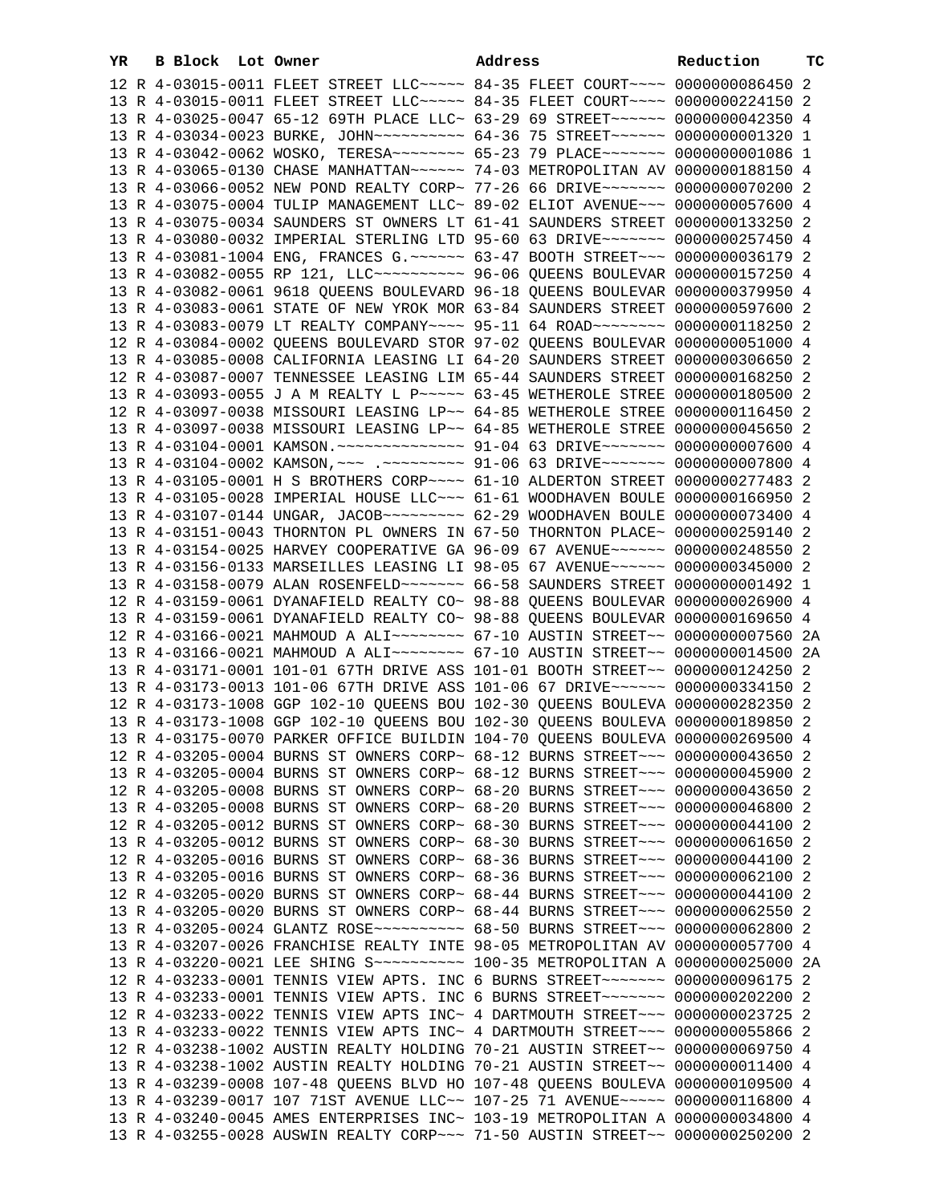| YR | B | Block | Lot | Owner | Address | Reduction | TC |
|---|---|---|---|---|---|---|---|
| 12 | R | 4-03015-0011 | | FLEET STREET LLC~~~~~ | 84-35 FLEET COURT~~~~ | 0000000086450 | 2 |
| 13 | R | 4-03015-0011 | | FLEET STREET LLC~~~~~ | 84-35 FLEET COURT~~~~ | 0000000224150 | 2 |
| 13 | R | 4-03025-0047 | | 65-12 69TH PLACE LLC~ | 63-29 69 STREET~~~~~~ | 0000000042350 | 4 |
| 13 | R | 4-03034-0023 | | BURKE, JOHN~~~~~~~~~~ | 64-36 75 STREET~~~~~~ | 0000000001320 | 1 |
| 13 | R | 4-03042-0062 | | WOSKO, TERESA~~~~~~~~ | 65-23 79 PLACE~~~~~~~ | 0000000001086 | 1 |
| 13 | R | 4-03065-0130 | | CHASE MANHATTAN~~~~~~ | 74-03 METROPOLITAN AV | 0000000188150 | 4 |
| 13 | R | 4-03066-0052 | | NEW POND REALTY CORP~ | 77-26 66 DRIVE~~~~~~~ | 0000000070200 | 2 |
| 13 | R | 4-03075-0004 | | TULIP MANAGEMENT LLC~ | 89-02 ELIOT AVENUE~~~ | 0000000057600 | 4 |
| 13 | R | 4-03075-0034 | | SAUNDERS ST OWNERS LT | 61-41 SAUNDERS STREET | 0000000133250 | 2 |
| 13 | R | 4-03080-0032 | | IMPERIAL STERLING LTD | 95-60 63 DRIVE~~~~~~~ | 0000000257450 | 4 |
| 13 | R | 4-03081-1004 | | ENG, FRANCES G.~~~~~~ | 63-47 BOOTH STREET~~~ | 0000000036179 | 2 |
| 13 | R | 4-03082-0055 | | RP 121, LLC~~~~~~~~~~ | 96-06 QUEENS BOULEVAR | 0000000157250 | 4 |
| 13 | R | 4-03082-0061 | | 9618 QUEENS BOULEVARD | 96-18 QUEENS BOULEVAR | 0000000379950 | 4 |
| 13 | R | 4-03083-0061 | | STATE OF NEW YROK MOR | 63-84 SAUNDERS STREET | 0000000597600 | 2 |
| 13 | R | 4-03083-0079 | | LT REALTY COMPANY~~~~ | 95-11 64 ROAD~~~~~~~~ | 0000000118250 | 2 |
| 12 | R | 4-03084-0002 | | QUEENS BOULEVARD STOR | 97-02 QUEENS BOULEVAR | 0000000051000 | 4 |
| 13 | R | 4-03085-0008 | | CALIFORNIA LEASING LI | 64-20 SAUNDERS STREET | 0000000306650 | 2 |
| 12 | R | 4-03087-0007 | | TENNESSEE LEASING LIM | 65-44 SAUNDERS STREET | 0000000168250 | 2 |
| 13 | R | 4-03093-0055 | | J A M REALTY L P~~~~~ | 63-45 WETHEROLE STREE | 0000000180500 | 2 |
| 12 | R | 4-03097-0038 | | MISSOURI LEASING LP~~ | 64-85 WETHEROLE STREE | 0000000116450 | 2 |
| 13 | R | 4-03097-0038 | | MISSOURI LEASING LP~~ | 64-85 WETHEROLE STREE | 0000000045650 | 2 |
| 13 | R | 4-03104-0001 | | KAMSON.~~~~~~~~~~~~~~ | 91-04 63 DRIVE~~~~~~~ | 0000000007600 | 4 |
| 13 | R | 4-03104-0002 | | KAMSON,~~~ .~~~~~~~~~ | 91-06 63 DRIVE~~~~~~~ | 0000000007800 | 4 |
| 13 | R | 4-03105-0001 | | H S BROTHERS CORP~~~~ | 61-10 ALDERTON STREET | 0000000277483 | 2 |
| 13 | R | 4-03105-0028 | | IMPERIAL HOUSE LLC~~~ | 61-61 WOODHAVEN BOULE | 0000000166950 | 2 |
| 13 | R | 4-03107-0144 | | UNGAR, JACOB~~~~~~~~~ | 62-29 WOODHAVEN BOULE | 0000000073400 | 4 |
| 13 | R | 4-03151-0043 | | THORNTON PL OWNERS IN | 67-50 THORNTON PLACE~ | 0000000259140 | 2 |
| 13 | R | 4-03154-0025 | | HARVEY COOPERATIVE GA | 96-09 67 AVENUE~~~~~~ | 0000000248550 | 2 |
| 13 | R | 4-03156-0133 | | MARSEILLES LEASING LI | 98-05 67 AVENUE~~~~~~ | 0000000345000 | 2 |
| 13 | R | 4-03158-0079 | | ALAN ROSENFELD~~~~~~~ | 66-58 SAUNDERS STREET | 0000000001492 | 1 |
| 12 | R | 4-03159-0061 | | DYANAFIELD REALTY CO~ | 98-88 QUEENS BOULEVAR | 0000000026900 | 4 |
| 13 | R | 4-03159-0061 | | DYANAFIELD REALTY CO~ | 98-88 QUEENS BOULEVAR | 0000000169650 | 4 |
| 12 | R | 4-03166-0021 | | MAHMOUD A ALI~~~~~~~~ | 67-10 AUSTIN STREET~~ | 0000000007560 | 2A |
| 13 | R | 4-03166-0021 | | MAHMOUD A ALI~~~~~~~~ | 67-10 AUSTIN STREET~~ | 0000000014500 | 2A |
| 13 | R | 4-03171-0001 | | 101-01 67TH DRIVE ASS | 101-01 BOOTH STREET~~ | 0000000124250 | 2 |
| 13 | R | 4-03173-0013 | | 101-06 67TH DRIVE ASS | 101-06 67 DRIVE~~~~~~ | 0000000334150 | 2 |
| 12 | R | 4-03173-1008 | | GGP 102-10 QUEENS BOU | 102-30 QUEENS BOULEVA | 0000000282350 | 2 |
| 13 | R | 4-03173-1008 | | GGP 102-10 QUEENS BOU | 102-30 QUEENS BOULEVA | 0000000189850 | 2 |
| 13 | R | 4-03175-0070 | | PARKER OFFICE BUILDIN | 104-70 QUEENS BOULEVA | 0000000269500 | 4 |
| 12 | R | 4-03205-0004 | | BURNS ST OWNERS CORP~ | 68-12 BURNS STREET~~~ | 0000000043650 | 2 |
| 13 | R | 4-03205-0004 | | BURNS ST OWNERS CORP~ | 68-12 BURNS STREET~~~ | 0000000045900 | 2 |
| 12 | R | 4-03205-0008 | | BURNS ST OWNERS CORP~ | 68-20 BURNS STREET~~~ | 0000000043650 | 2 |
| 13 | R | 4-03205-0008 | | BURNS ST OWNERS CORP~ | 68-20 BURNS STREET~~~ | 0000000046800 | 2 |
| 12 | R | 4-03205-0012 | | BURNS ST OWNERS CORP~ | 68-30 BURNS STREET~~~ | 0000000044100 | 2 |
| 13 | R | 4-03205-0012 | | BURNS ST OWNERS CORP~ | 68-30 BURNS STREET~~~ | 0000000061650 | 2 |
| 12 | R | 4-03205-0016 | | BURNS ST OWNERS CORP~ | 68-36 BURNS STREET~~~ | 0000000044100 | 2 |
| 13 | R | 4-03205-0016 | | BURNS ST OWNERS CORP~ | 68-36 BURNS STREET~~~ | 0000000062100 | 2 |
| 12 | R | 4-03205-0020 | | BURNS ST OWNERS CORP~ | 68-44 BURNS STREET~~~ | 0000000044100 | 2 |
| 13 | R | 4-03205-0020 | | BURNS ST OWNERS CORP~ | 68-44 BURNS STREET~~~ | 0000000062550 | 2 |
| 13 | R | 4-03205-0024 | | GLANTZ ROSE~~~~~~~~~~ | 68-50 BURNS STREET~~~ | 0000000062800 | 2 |
| 13 | R | 4-03207-0026 | | FRANCHISE REALTY INTE | 98-05 METROPOLITAN AV | 0000000057700 | 4 |
| 13 | R | 4-03220-0021 | | LEE SHING S~~~~~~~~~~ | 100-35 METROPOLITAN A | 0000000025000 | 2A |
| 12 | R | 4-03233-0001 | | TENNIS VIEW APTS. INC | 6 BURNS STREET~~~~~~~ | 0000000096175 | 2 |
| 13 | R | 4-03233-0001 | | TENNIS VIEW APTS. INC | 6 BURNS STREET~~~~~~~ | 0000000202200 | 2 |
| 12 | R | 4-03233-0022 | | TENNIS VIEW APTS INC~ | 4 DARTMOUTH STREET~~~ | 0000000023725 | 2 |
| 13 | R | 4-03233-0022 | | TENNIS VIEW APTS INC~ | 4 DARTMOUTH STREET~~~ | 0000000055866 | 2 |
| 12 | R | 4-03238-1002 | | AUSTIN REALTY HOLDING | 70-21 AUSTIN STREET~~ | 0000000069750 | 4 |
| 13 | R | 4-03238-1002 | | AUSTIN REALTY HOLDING | 70-21 AUSTIN STREET~~ | 0000000011400 | 4 |
| 13 | R | 4-03239-0008 | | 107-48 QUEENS BLVD HO | 107-48 QUEENS BOULEVA | 0000000109500 | 4 |
| 13 | R | 4-03239-0017 | | 107 71ST AVENUE LLC~~ | 107-25 71 AVENUE~~~~~ | 0000000116800 | 4 |
| 13 | R | 4-03240-0045 | | AMES ENTERPRISES INC~ | 103-19 METROPOLITAN A | 0000000034800 | 4 |
| 13 | R | 4-03255-0028 | | AUSWIN REALTY CORP~~~ | 71-50 AUSTIN STREET~~ | 0000000250200 | 2 |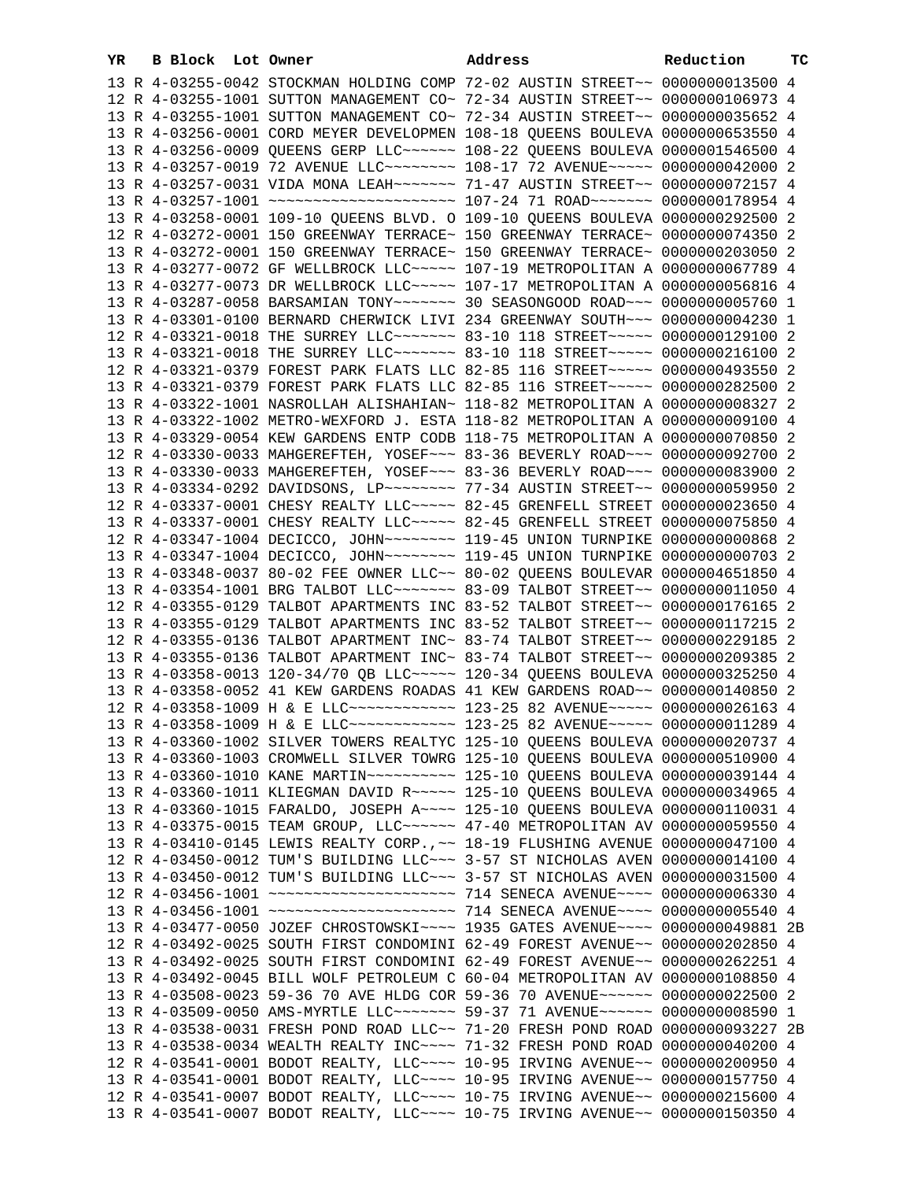| YR | B | Block | Lot | Owner | Address | Reduction | TC |
|---|---|---|---|---|---|---|---|
| 13 | R | 4-03255-0042 | | STOCKMAN HOLDING COMP | 72-02 AUSTIN STREET~~ | 0000000013500 | 4 |
| 12 | R | 4-03255-1001 | | SUTTON MANAGEMENT CO~ | 72-34 AUSTIN STREET~~ | 0000000106973 | 4 |
| 13 | R | 4-03255-1001 | | SUTTON MANAGEMENT CO~ | 72-34 AUSTIN STREET~~ | 0000000035652 | 4 |
| 13 | R | 4-03256-0001 | | CORD MEYER DEVELOPMEN | 108-18 QUEENS BOULEVA | 0000000653550 | 4 |
| 13 | R | 4-03256-0009 | | QUEENS GERP LLC~~~~~~ | 108-22 QUEENS BOULEVA | 0000001546500 | 4 |
| 13 | R | 4-03257-0019 | | 72 AVENUE LLC~~~~~~~~ | 108-17 72 AVENUE~~~~~ | 0000000042000 | 2 |
| 13 | R | 4-03257-0031 | | VIDA MONA LEAH~~~~~~~ | 71-47 AUSTIN STREET~~ | 0000000072157 | 4 |
| 13 | R | 4-03257-1001 | | ~~~~~~~~~~~~~~~~~~~~~ | 107-24 71 ROAD~~~~~~~ | 0000000178954 | 4 |
| 13 | R | 4-03258-0001 | | 109-10 QUEENS BLVD. O | 109-10 QUEENS BOULEVA | 0000000292500 | 2 |
| 12 | R | 4-03272-0001 | | 150 GREENWAY TERRACE~ | 150 GREENWAY TERRACE~ | 0000000074350 | 2 |
| 13 | R | 4-03272-0001 | | 150 GREENWAY TERRACE~ | 150 GREENWAY TERRACE~ | 0000000203050 | 2 |
| 13 | R | 4-03277-0072 | | GF WELLBROCK LLC~~~~~ | 107-19 METROPOLITAN A | 0000000067789 | 4 |
| 13 | R | 4-03277-0073 | | DR WELLBROCK LLC~~~~~ | 107-17 METROPOLITAN A | 0000000056816 | 4 |
| 13 | R | 4-03287-0058 | | BARSAMIAN TONY~~~~~~~ | 30 SEASONGOOD ROAD~~~ | 0000000005760 | 1 |
| 13 | R | 4-03301-0100 | | BERNARD CHERWICK LIVI | 234 GREENWAY SOUTH~~~ | 0000000004230 | 1 |
| 12 | R | 4-03321-0018 | | THE SURREY LLC~~~~~~~ | 83-10 118 STREET~~~~~ | 0000000129100 | 2 |
| 13 | R | 4-03321-0018 | | THE SURREY LLC~~~~~~~ | 83-10 118 STREET~~~~~ | 0000000216100 | 2 |
| 12 | R | 4-03321-0379 | | FOREST PARK FLATS LLC | 82-85 116 STREET~~~~~ | 0000000493550 | 2 |
| 13 | R | 4-03321-0379 | | FOREST PARK FLATS LLC | 82-85 116 STREET~~~~~ | 0000000282500 | 2 |
| 13 | R | 4-03322-1001 | | NASROLLAH ALISHAHIAN~ | 118-82 METROPOLITAN A | 0000000008327 | 2 |
| 13 | R | 4-03322-1002 | | METRO-WEXFORD J. ESTA | 118-82 METROPOLITAN A | 0000000009100 | 4 |
| 13 | R | 4-03329-0054 | | KEW GARDENS ENTP CODB | 118-75 METROPOLITAN A | 0000000070850 | 2 |
| 12 | R | 4-03330-0033 | | MAHGEREFTEH, YOSEF~~~ | 83-36 BEVERLY ROAD~~~ | 0000000092700 | 2 |
| 13 | R | 4-03330-0033 | | MAHGEREFTEH, YOSEF~~~ | 83-36 BEVERLY ROAD~~~ | 0000000083900 | 2 |
| 13 | R | 4-03334-0292 | | DAVIDSONS, LP~~~~~~~~ | 77-34 AUSTIN STREET~~ | 0000000059950 | 2 |
| 12 | R | 4-03337-0001 | | CHESY REALTY LLC~~~~~ | 82-45 GRENFELL STREET | 0000000023650 | 4 |
| 13 | R | 4-03337-0001 | | CHESY REALTY LLC~~~~~ | 82-45 GRENFELL STREET | 0000000075850 | 4 |
| 12 | R | 4-03347-1004 | | DECICCO, JOHN~~~~~~~~ | 119-45 UNION TURNPIKE | 0000000000868 | 2 |
| 13 | R | 4-03347-1004 | | DECICCO, JOHN~~~~~~~~ | 119-45 UNION TURNPIKE | 0000000000703 | 2 |
| 13 | R | 4-03348-0037 | | 80-02 FEE OWNER LLC~~ | 80-02 QUEENS BOULEVAR | 0000004651850 | 4 |
| 13 | R | 4-03354-1001 | | BRG TALBOT LLC~~~~~~~ | 83-09 TALBOT STREET~~ | 0000000011050 | 4 |
| 12 | R | 4-03355-0129 | | TALBOT APARTMENTS INC | 83-52 TALBOT STREET~~ | 0000000176165 | 2 |
| 13 | R | 4-03355-0129 | | TALBOT APARTMENTS INC | 83-52 TALBOT STREET~~ | 0000000117215 | 2 |
| 12 | R | 4-03355-0136 | | TALBOT APARTMENT INC~ | 83-74 TALBOT STREET~~ | 0000000229185 | 2 |
| 13 | R | 4-03355-0136 | | TALBOT APARTMENT INC~ | 83-74 TALBOT STREET~~ | 0000000209385 | 2 |
| 13 | R | 4-03358-0013 | | 120-34/70 QB LLC~~~~~ | 120-34 QUEENS BOULEVA | 0000000325250 | 4 |
| 13 | R | 4-03358-0052 | | 41 KEW GARDENS ROADAS | 41 KEW GARDENS ROAD~~ | 0000000140850 | 2 |
| 12 | R | 4-03358-1009 | | H & E LLC~~~~~~~~~~~~ | 123-25 82 AVENUE~~~~~ | 0000000026163 | 4 |
| 13 | R | 4-03358-1009 | | H & E LLC~~~~~~~~~~~~ | 123-25 82 AVENUE~~~~~ | 0000000011289 | 4 |
| 13 | R | 4-03360-1002 | | SILVER TOWERS REALTYC | 125-10 QUEENS BOULEVA | 0000000020737 | 4 |
| 13 | R | 4-03360-1003 | | CROMWELL SILVER TOWRG | 125-10 QUEENS BOULEVA | 0000000510900 | 4 |
| 13 | R | 4-03360-1010 | | KANE MARTIN~~~~~~~~~~ | 125-10 QUEENS BOULEVA | 0000000039144 | 4 |
| 13 | R | 4-03360-1011 | | KLIEGMAN DAVID R~~~~~ | 125-10 QUEENS BOULEVA | 0000000034965 | 4 |
| 13 | R | 4-03360-1015 | | FARALDO, JOSEPH A~~~~ | 125-10 QUEENS BOULEVA | 0000000110031 | 4 |
| 13 | R | 4-03375-0015 | | TEAM GROUP, LLC~~~~~~ | 47-40 METROPOLITAN AV | 0000000059550 | 4 |
| 13 | R | 4-03410-0145 | | LEWIS REALTY CORP.,~~ | 18-19 FLUSHING AVENUE | 0000000047100 | 4 |
| 12 | R | 4-03450-0012 | | TUM'S BUILDING LLC~~~ | 3-57 ST NICHOLAS AVEN | 0000000014100 | 4 |
| 13 | R | 4-03450-0012 | | TUM'S BUILDING LLC~~~ | 3-57 ST NICHOLAS AVEN | 0000000031500 | 4 |
| 12 | R | 4-03456-1001 | | ~~~~~~~~~~~~~~~~~~~~~ | 714 SENECA AVENUE~~~~ | 0000000006330 | 4 |
| 13 | R | 4-03456-1001 | | ~~~~~~~~~~~~~~~~~~~~~ | 714 SENECA AVENUE~~~~ | 0000000005540 | 4 |
| 13 | R | 4-03477-0050 | | JOZEF CHROSTOWSKI~~~~ | 1935 GATES AVENUE~~~~ | 0000000049881 | 2B |
| 12 | R | 4-03492-0025 | | SOUTH FIRST CONDOMINI | 62-49 FOREST AVENUE~~ | 0000000202850 | 4 |
| 13 | R | 4-03492-0025 | | SOUTH FIRST CONDOMINI | 62-49 FOREST AVENUE~~ | 0000000262251 | 4 |
| 13 | R | 4-03492-0045 | | BILL WOLF PETROLEUM C | 60-04 METROPOLITAN AV | 0000000108850 | 4 |
| 13 | R | 4-03508-0023 | | 59-36 70 AVE HLDG COR | 59-36 70 AVENUE~~~~~~ | 0000000022500 | 2 |
| 13 | R | 4-03509-0050 | | AMS-MYRTLE LLC~~~~~~~ | 59-37 71 AVENUE~~~~~~ | 0000000008590 | 1 |
| 13 | R | 4-03538-0031 | | FRESH POND ROAD LLC~~ | 71-20 FRESH POND ROAD | 0000000093227 | 2B |
| 13 | R | 4-03538-0034 | | WEALTH REALTY INC~~~~ | 71-32 FRESH POND ROAD | 0000000040200 | 4 |
| 12 | R | 4-03541-0001 | | BODOT REALTY, LLC~~~~ | 10-95 IRVING AVENUE~~ | 0000000200950 | 4 |
| 13 | R | 4-03541-0001 | | BODOT REALTY, LLC~~~~ | 10-95 IRVING AVENUE~~ | 0000000157750 | 4 |
| 12 | R | 4-03541-0007 | | BODOT REALTY, LLC~~~~ | 10-75 IRVING AVENUE~~ | 0000000215600 | 4 |
| 13 | R | 4-03541-0007 | | BODOT REALTY, LLC~~~~ | 10-75 IRVING AVENUE~~ | 0000000150350 | 4 |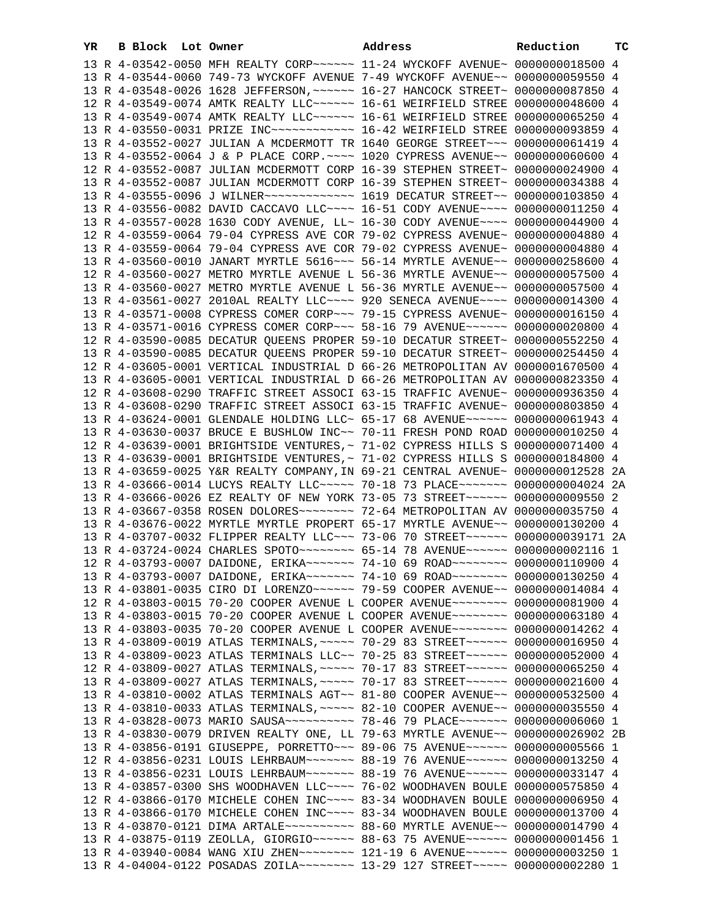| YR | B | Block | Lot | Owner | Address | Reduction | TC |
|---|---|---|---|---|---|---|---|
| 13 | R | 4-03542-0050 | | MFH REALTY CORP~~~~~~ | 11-24 WYCKOFF AVENUE~ | 0000000018500 | 4 |
| 13 | R | 4-03544-0060 | | 749-73 WYCKOFF AVENUE | 7-49 WYCKOFF AVENUE~~ | 0000000059550 | 4 |
| 13 | R | 4-03548-0026 | | 1628 JEFFERSON,~~~~~~ | 16-27 HANCOCK STREET~ | 0000000087850 | 4 |
| 12 | R | 4-03549-0074 | | AMTK REALTY LLC~~~~~~ | 16-61 WEIRFIELD STREE | 0000000048600 | 4 |
| 13 | R | 4-03549-0074 | | AMTK REALTY LLC~~~~~~ | 16-61 WEIRFIELD STREE | 0000000065250 | 4 |
| 13 | R | 4-03550-0031 | | PRIZE INC~~~~~~~~~~~~ | 16-42 WEIRFIELD STREE | 0000000093859 | 4 |
| 13 | R | 4-03552-0027 | | JULIAN A MCDERMOTT TR | 1640 GEORGE STREET~~~ | 0000000061419 | 4 |
| 13 | R | 4-03552-0064 | | J & P PLACE CORP.~~~~ | 1020 CYPRESS AVENUE~~ | 0000000060600 | 4 |
| 12 | R | 4-03552-0087 | | JULIAN MCDERMOTT CORP | 16-39 STEPHEN STREET~ | 0000000024900 | 4 |
| 13 | R | 4-03552-0087 | | JULIAN MCDERMOTT CORP | 16-39 STEPHEN STREET~ | 0000000034388 | 4 |
| 13 | R | 4-03555-0096 | | J WILNER~~~~~~~~~~~~~ | 1619 DECATUR STREET~~ | 0000000103850 | 4 |
| 13 | R | 4-03556-0082 | | DAVID CACCAVO LLC~~~~ | 16-51 CODY AVENUE~~~~ | 0000000011250 | 4 |
| 13 | R | 4-03557-0028 | | 1630 CODY AVENUE, LL~ | 16-30 CODY AVENUE~~~~ | 0000000044900 | 4 |
| 12 | R | 4-03559-0064 | | 79-04 CYPRESS AVE COR | 79-02 CYPRESS AVENUE~ | 0000000004880 | 4 |
| 13 | R | 4-03559-0064 | | 79-04 CYPRESS AVE COR | 79-02 CYPRESS AVENUE~ | 0000000004880 | 4 |
| 13 | R | 4-03560-0010 | | JANART MYRTLE 5616~~~ | 56-14 MYRTLE AVENUE~~ | 0000000258600 | 4 |
| 12 | R | 4-03560-0027 | | METRO MYRTLE AVENUE L | 56-36 MYRTLE AVENUE~~ | 0000000057500 | 4 |
| 13 | R | 4-03560-0027 | | METRO MYRTLE AVENUE L | 56-36 MYRTLE AVENUE~~ | 0000000057500 | 4 |
| 13 | R | 4-03561-0027 | | 2010AL REALTY LLC~~~~ | 920 SENECA AVENUE~~~~ | 0000000014300 | 4 |
| 13 | R | 4-03571-0008 | | CYPRESS COMER CORP~~~ | 79-15 CYPRESS AVENUE~ | 0000000016150 | 4 |
| 13 | R | 4-03571-0016 | | CYPRESS COMER CORP~~~ | 58-16 79 AVENUE~~~~~~ | 0000000020800 | 4 |
| 12 | R | 4-03590-0085 | | DECATUR QUEENS PROPER | 59-10 DECATUR STREET~ | 0000000552250 | 4 |
| 13 | R | 4-03590-0085 | | DECATUR QUEENS PROPER | 59-10 DECATUR STREET~ | 0000000254450 | 4 |
| 12 | R | 4-03605-0001 | | VERTICAL INDUSTRIAL D | 66-26 METROPOLITAN AV | 0000001670500 | 4 |
| 13 | R | 4-03605-0001 | | VERTICAL INDUSTRIAL D | 66-26 METROPOLITAN AV | 0000000823350 | 4 |
| 12 | R | 4-03608-0290 | | TRAFFIC STREET ASSOCI | 63-15 TRAFFIC AVENUE~ | 0000000936350 | 4 |
| 13 | R | 4-03608-0290 | | TRAFFIC STREET ASSOCI | 63-15 TRAFFIC AVENUE~ | 0000000803850 | 4 |
| 13 | R | 4-03624-0001 | | GLENDALE HOLDING LLC~ | 65-17 68 AVENUE~~~~~~ | 0000000061943 | 4 |
| 13 | R | 4-03630-0037 | | BRUCE E BUSHLOW INC~~ | 70-11 FRESH POND ROAD | 0000000010250 | 4 |
| 12 | R | 4-03639-0001 | | BRIGHTSIDE VENTURES,~ | 71-02 CYPRESS HILLS S | 0000000071400 | 4 |
| 13 | R | 4-03639-0001 | | BRIGHTSIDE VENTURES,~ | 71-02 CYPRESS HILLS S | 0000000184800 | 4 |
| 13 | R | 4-03659-0025 | | Y&R REALTY COMPANY,IN | 69-21 CENTRAL AVENUE~ | 0000000012528 | 2A |
| 13 | R | 4-03666-0014 | | LUCYS REALTY LLC~~~~~ | 70-18 73 PLACE~~~~~~~ | 0000000004024 | 2A |
| 13 | R | 4-03666-0026 | | EZ REALTY OF NEW YORK | 73-05 73 STREET~~~~~~ | 0000000009550 | 2 |
| 13 | R | 4-03667-0358 | | ROSEN DOLORES~~~~~~~~ | 72-64 METROPOLITAN AV | 0000000035750 | 4 |
| 13 | R | 4-03676-0022 | | MYRTLE MYRTLE PROPERT | 65-17 MYRTLE AVENUE~~ | 0000000130200 | 4 |
| 13 | R | 4-03707-0032 | | FLIPPER REALTY LLC~~~ | 73-06 70 STREET~~~~~~ | 0000000039171 | 2A |
| 13 | R | 4-03724-0024 | | CHARLES SPOTO~~~~~~~~ | 65-14 78 AVENUE~~~~~~ | 0000000002116 | 1 |
| 12 | R | 4-03793-0007 | | DAIDONE, ERIKA~~~~~~~ | 74-10 69 ROAD~~~~~~~~ | 0000000110900 | 4 |
| 13 | R | 4-03793-0007 | | DAIDONE, ERIKA~~~~~~~ | 74-10 69 ROAD~~~~~~~~ | 0000000130250 | 4 |
| 13 | R | 4-03801-0035 | | CIRO DI LORENZO~~~~~~ | 79-59 COOPER AVENUE~~ | 0000000014084 | 4 |
| 12 | R | 4-03803-0015 | | 70-20 COOPER AVENUE L | COOPER AVENUE~~~~~~~~ | 0000000081900 | 4 |
| 13 | R | 4-03803-0015 | | 70-20 COOPER AVENUE L | COOPER AVENUE~~~~~~~~ | 0000000063180 | 4 |
| 13 | R | 4-03803-0035 | | 70-20 COOPER AVENUE L | COOPER AVENUE~~~~~~~~ | 0000000014262 | 4 |
| 13 | R | 4-03809-0019 | | ATLAS TERMINALS,~~~~~ | 70-29 83 STREET~~~~~~ | 0000000016950 | 4 |
| 13 | R | 4-03809-0023 | | ATLAS TERMINALS LLC~~ | 70-25 83 STREET~~~~~~ | 0000000052000 | 4 |
| 12 | R | 4-03809-0027 | | ATLAS TERMINALS,~~~~~ | 70-17 83 STREET~~~~~~ | 0000000065250 | 4 |
| 13 | R | 4-03809-0027 | | ATLAS TERMINALS,~~~~~ | 70-17 83 STREET~~~~~~ | 0000000021600 | 4 |
| 13 | R | 4-03810-0002 | | ATLAS TERMINALS AGT~~ | 81-80 COOPER AVENUE~~ | 0000000532500 | 4 |
| 13 | R | 4-03810-0033 | | ATLAS TERMINALS,~~~~~ | 82-10 COOPER AVENUE~~ | 0000000035550 | 4 |
| 13 | R | 4-03828-0073 | | MARIO SAUSA~~~~~~~~~~ | 78-46 79 PLACE~~~~~~~ | 0000000006060 | 1 |
| 13 | R | 4-03830-0079 | | DRIVEN REALTY ONE, LL | 79-63 MYRTLE AVENUE~~ | 0000000026902 | 2B |
| 13 | R | 4-03856-0191 | | GIUSEPPE, PORRETTO~~~ | 89-06 75 AVENUE~~~~~~ | 0000000005566 | 1 |
| 12 | R | 4-03856-0231 | | LOUIS LEHRBAUM~~~~~~~ | 88-19 76 AVENUE~~~~~~ | 0000000013250 | 4 |
| 13 | R | 4-03856-0231 | | LOUIS LEHRBAUM~~~~~~~ | 88-19 76 AVENUE~~~~~~ | 0000000033147 | 4 |
| 13 | R | 4-03857-0300 | | SHS WOODHAVEN LLC~~~~ | 76-02 WOODHAVEN BOULE | 0000000575850 | 4 |
| 12 | R | 4-03866-0170 | | MICHELE COHEN INC~~~~ | 83-34 WOODHAVEN BOULE | 0000000006950 | 4 |
| 13 | R | 4-03866-0170 | | MICHELE COHEN INC~~~~ | 83-34 WOODHAVEN BOULE | 0000000013700 | 4 |
| 13 | R | 4-03870-0121 | | DIMA ARTALE~~~~~~~~~~ | 88-60 MYRTLE AVENUE~~ | 0000000014790 | 4 |
| 13 | R | 4-03875-0119 | | ZEOLLA, GIORGIO~~~~~~ | 88-63 75 AVENUE~~~~~~ | 0000000001456 | 1 |
| 13 | R | 4-03940-0084 | | WANG XIU ZHEN~~~~~~~~ | 121-19 6 AVENUE~~~~~~ | 0000000003250 | 1 |
| 13 | R | 4-04004-0122 | | POSADAS ZOILA~~~~~~~~ | 13-29 127 STREET~~~~~ | 0000000002280 | 1 |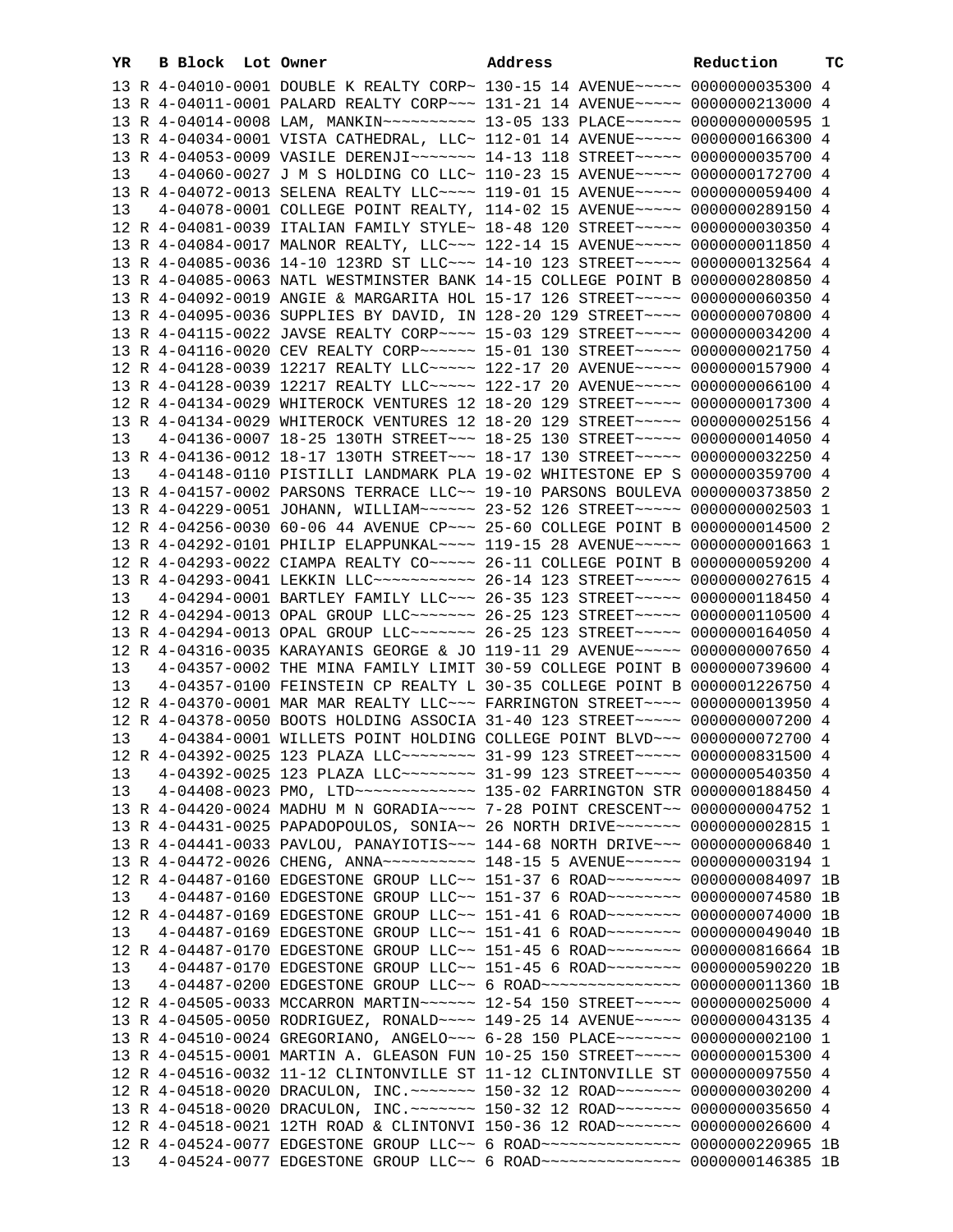| YR | B | Block | Lot | Owner | Address | Reduction | TC |
|---|---|---|---|---|---|---|---|
| 13 | R | 4-04010-0001 | | DOUBLE K REALTY CORP~ | 130-15 14 AVENUE~~~~~ | 0000000035300 | 4 |
| 13 | R | 4-04011-0001 | | PALARD REALTY CORP~~~ | 131-21 14 AVENUE~~~~~ | 0000000213000 | 4 |
| 13 | R | 4-04014-0008 | | LAM, MANKIN~~~~~~~~~~ | 13-05 133 PLACE~~~~~~ | 0000000000595 | 1 |
| 13 | R | 4-04034-0001 | | VISTA CATHEDRAL, LLC~ | 112-01 14 AVENUE~~~~~ | 0000000166300 | 4 |
| 13 | R | 4-04053-0009 | | VASILE DERENJI~~~~~~~ | 14-13 118 STREET~~~~~ | 0000000035700 | 4 |
| 13 | | 4-04060-0027 | | J M S HOLDING CO LLC~ | 110-23 15 AVENUE~~~~~ | 0000000172700 | 4 |
| 13 | R | 4-04072-0013 | | SELENA REALTY LLC~~~~ | 119-01 15 AVENUE~~~~~ | 0000000059400 | 4 |
| 13 | | 4-04078-0001 | | COLLEGE POINT REALTY, | 114-02 15 AVENUE~~~~~ | 0000000289150 | 4 |
| 12 | R | 4-04081-0039 | | ITALIAN FAMILY STYLE~ | 18-48 120 STREET~~~~~ | 0000000030350 | 4 |
| 13 | R | 4-04084-0017 | | MALNOR REALTY, LLC~~~ | 122-14 15 AVENUE~~~~~ | 0000000011850 | 4 |
| 13 | R | 4-04085-0036 | | 14-10 123RD ST LLC~~~ | 14-10 123 STREET~~~~~ | 0000000132564 | 4 |
| 13 | R | 4-04085-0063 | | NATL WESTMINSTER BANK | 14-15 COLLEGE POINT B | 0000000280850 | 4 |
| 13 | R | 4-04092-0019 | | ANGIE & MARGARITA HOL | 15-17 126 STREET~~~~~ | 0000000060350 | 4 |
| 13 | R | 4-04095-0036 | | SUPPLIES BY DAVID, IN | 128-20 129 STREET~~~~ | 0000000070800 | 4 |
| 13 | R | 4-04115-0022 | | JAVSE REALTY CORP~~~~ | 15-03 129 STREET~~~~~ | 0000000034200 | 4 |
| 13 | R | 4-04116-0020 | | CEV REALTY CORP~~~~~~ | 15-01 130 STREET~~~~~ | 0000000021750 | 4 |
| 12 | R | 4-04128-0039 | | 12217 REALTY LLC~~~~~ | 122-17 20 AVENUE~~~~~ | 0000000157900 | 4 |
| 13 | R | 4-04128-0039 | | 12217 REALTY LLC~~~~~ | 122-17 20 AVENUE~~~~~ | 0000000066100 | 4 |
| 12 | R | 4-04134-0029 | | WHITEROCK VENTURES 12 | 18-20 129 STREET~~~~~ | 0000000017300 | 4 |
| 13 | R | 4-04134-0029 | | WHITEROCK VENTURES 12 | 18-20 129 STREET~~~~~ | 0000000025156 | 4 |
| 13 | | 4-04136-0007 | | 18-25 130TH STREET~~~ | 18-25 130 STREET~~~~~ | 0000000014050 | 4 |
| 13 | R | 4-04136-0012 | | 18-17 130TH STREET~~~ | 18-17 130 STREET~~~~~ | 0000000032250 | 4 |
| 13 | | 4-04148-0110 | | PISTILLI LANDMARK PLA | 19-02 WHITESTONE EP S | 0000000359700 | 4 |
| 13 | R | 4-04157-0002 | | PARSONS TERRACE LLC~~ | 19-10 PARSONS BOULEVA | 0000000373850 | 2 |
| 13 | R | 4-04229-0051 | | JOHANN, WILLIAM~~~~~~ | 23-52 126 STREET~~~~~ | 0000000002503 | 1 |
| 12 | R | 4-04256-0030 | | 60-06 44 AVENUE CP~~~ | 25-60 COLLEGE POINT B | 0000000014500 | 2 |
| 13 | R | 4-04292-0101 | | PHILIP ELAPPUNKAL~~~~ | 119-15 28 AVENUE~~~~~ | 0000000001663 | 1 |
| 12 | R | 4-04293-0022 | | CIAMPA REALTY CO~~~~~ | 26-11 COLLEGE POINT B | 0000000059200 | 4 |
| 13 | R | 4-04293-0041 | | LEKKIN LLC~~~~~~~~~~~ | 26-14 123 STREET~~~~~ | 0000000027615 | 4 |
| 13 | | 4-04294-0001 | | BARTLEY FAMILY LLC~~~ | 26-35 123 STREET~~~~~ | 0000000118450 | 4 |
| 12 | R | 4-04294-0013 | | OPAL GROUP LLC~~~~~~~ | 26-25 123 STREET~~~~~ | 0000000110500 | 4 |
| 13 | R | 4-04294-0013 | | OPAL GROUP LLC~~~~~~~ | 26-25 123 STREET~~~~~ | 0000000164050 | 4 |
| 12 | R | 4-04316-0035 | | KARAYANIS GEORGE & JO | 119-11 29 AVENUE~~~~~ | 0000000007650 | 4 |
| 13 | | 4-04357-0002 | | THE MINA FAMILY LIMIT | 30-59 COLLEGE POINT B | 0000000739600 | 4 |
| 13 | | 4-04357-0100 | | FEINSTEIN CP REALTY L | 30-35 COLLEGE POINT B | 0000001226750 | 4 |
| 12 | R | 4-04370-0001 | | MAR MAR REALTY LLC~~~ | FARRINGTON STREET~~~~ | 0000000013950 | 4 |
| 12 | R | 4-04378-0050 | | BOOTS HOLDING ASSOCIA | 31-40 123 STREET~~~~~ | 0000000007200 | 4 |
| 13 | | 4-04384-0001 | | WILLETS POINT HOLDING | COLLEGE POINT BLVD~~~ | 0000000072700 | 4 |
| 12 | R | 4-04392-0025 | | 123 PLAZA LLC~~~~~~~~ | 31-99 123 STREET~~~~~ | 0000000831500 | 4 |
| 13 | | 4-04392-0025 | | 123 PLAZA LLC~~~~~~~~ | 31-99 123 STREET~~~~~ | 0000000540350 | 4 |
| 13 | | 4-04408-0023 | | PMO, LTD~~~~~~~~~~~~~ | 135-02 FARRINGTON STR | 0000000188450 | 4 |
| 13 | R | 4-04420-0024 | | MADHU M N GORADIA~~~~ | 7-28 POINT CRESCENT~~ | 0000000004752 | 1 |
| 13 | R | 4-04431-0025 | | PAPADOPOULOS, SONIA~~ | 26 NORTH DRIVE~~~~~~~ | 0000000002815 | 1 |
| 13 | R | 4-04441-0033 | | PAVLOU, PANAYIOTIS~~~ | 144-68 NORTH DRIVE~~~ | 0000000006840 | 1 |
| 13 | R | 4-04472-0026 | | CHENG, ANNA~~~~~~~~~~ | 148-15 5 AVENUE~~~~~~ | 0000000003194 | 1 |
| 12 | R | 4-04487-0160 | | EDGESTONE GROUP LLC~~ | 151-37 6 ROAD~~~~~~~~ | 0000000084097 | 1B |
| 13 | | 4-04487-0160 | | EDGESTONE GROUP LLC~~ | 151-37 6 ROAD~~~~~~~~ | 0000000074580 | 1B |
| 12 | R | 4-04487-0169 | | EDGESTONE GROUP LLC~~ | 151-41 6 ROAD~~~~~~~~ | 0000000074000 | 1B |
| 13 | | 4-04487-0169 | | EDGESTONE GROUP LLC~~ | 151-41 6 ROAD~~~~~~~~ | 0000000049040 | 1B |
| 12 | R | 4-04487-0170 | | EDGESTONE GROUP LLC~~ | 151-45 6 ROAD~~~~~~~~ | 0000000816664 | 1B |
| 13 | | 4-04487-0170 | | EDGESTONE GROUP LLC~~ | 151-45 6 ROAD~~~~~~~~ | 0000000590220 | 1B |
| 13 | | 4-04487-0200 | | EDGESTONE GROUP LLC~~ | 6 ROAD~~~~~~~~~~~~~~~ | 0000000011360 | 1B |
| 12 | R | 4-04505-0033 | | MCCARRON MARTIN~~~~~~ | 12-54 150 STREET~~~~~ | 0000000025000 | 4 |
| 13 | R | 4-04505-0050 | | RODRIGUEZ, RONALD~~~~ | 149-25 14 AVENUE~~~~~ | 0000000043135 | 4 |
| 13 | R | 4-04510-0024 | | GREGORIANO, ANGELO~~~ | 6-28 150 PLACE~~~~~~~ | 0000000002100 | 1 |
| 13 | R | 4-04515-0001 | | MARTIN A. GLEASON FUN | 10-25 150 STREET~~~~~ | 0000000015300 | 4 |
| 12 | R | 4-04516-0032 | | 11-12 CLINTONVILLE ST | 11-12 CLINTONVILLE ST | 0000000097550 | 4 |
| 12 | R | 4-04518-0020 | | DRACULON, INC.~~~~~~~ | 150-32 12 ROAD~~~~~~~ | 0000000030200 | 4 |
| 13 | R | 4-04518-0020 | | DRACULON, INC.~~~~~~~ | 150-32 12 ROAD~~~~~~~ | 0000000035650 | 4 |
| 12 | R | 4-04518-0021 | | 12TH ROAD & CLINTONVI | 150-36 12 ROAD~~~~~~~ | 0000000026600 | 4 |
| 12 | R | 4-04524-0077 | | EDGESTONE GROUP LLC~~ | 6 ROAD~~~~~~~~~~~~~~~ | 0000000220965 | 1B |
| 13 | | 4-04524-0077 | | EDGESTONE GROUP LLC~~ | 6 ROAD~~~~~~~~~~~~~~~ | 0000000146385 | 1B |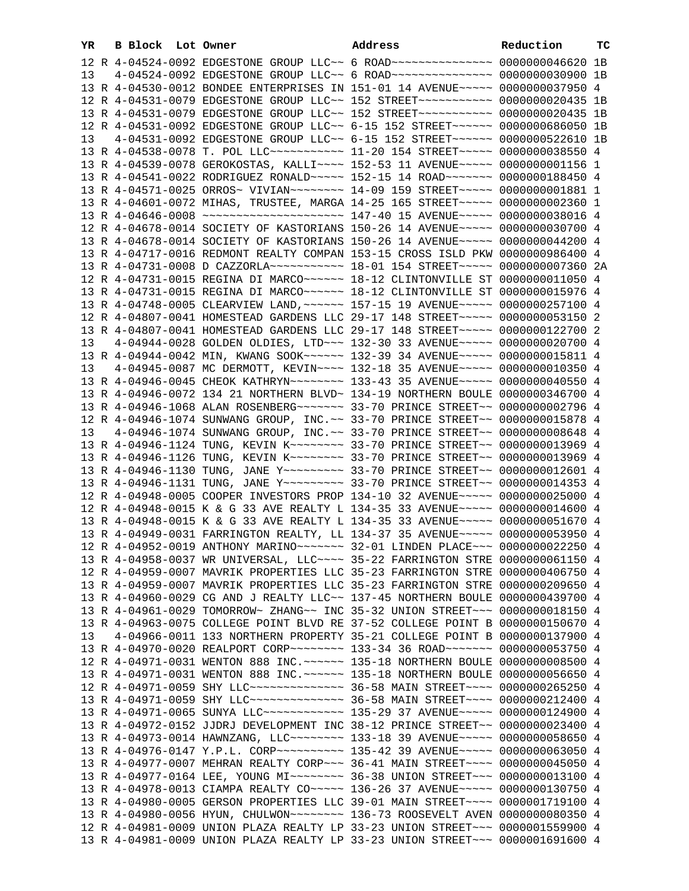| YR | B | Block | Lot | Owner | Address | Reduction | TC |
|---|---|---|---|---|---|---|---|
| 12 | R | 4-04524-0092 | | EDGESTONE GROUP LLC~~ | 6 ROAD~~~~~~~~~~~~~~~ | 0000000046620 | 1B |
| 13 | | 4-04524-0092 | | EDGESTONE GROUP LLC~~ | 6 ROAD~~~~~~~~~~~~~~~ | 0000000030900 | 1B |
| 13 | R | 4-04530-0012 | | BONDEE ENTERPRISES IN | 151-01 14 AVENUE~~~~~ | 0000000037950 | 4 |
| 12 | R | 4-04531-0079 | | EDGESTONE GROUP LLC~~ | 152 STREET~~~~~~~~~~~ | 0000000020435 | 1B |
| 13 | R | 4-04531-0079 | | EDGESTONE GROUP LLC~~ | 152 STREET~~~~~~~~~~~ | 0000000020435 | 1B |
| 12 | R | 4-04531-0092 | | EDGESTONE GROUP LLC~~ | 6-15 152 STREET~~~~~~ | 0000000686050 | 1B |
| 13 | | 4-04531-0092 | | EDGESTONE GROUP LLC~~ | 6-15 152 STREET~~~~~~ | 0000000522610 | 1B |
| 13 | R | 4-04538-0078 | | T. POL LLC~~~~~~~~~~~ | 11-20 154 STREET~~~~~ | 0000000038550 | 4 |
| 13 | R | 4-04539-0078 | | GEROKOSTAS, KALLI~~~~ | 152-53 11 AVENUE~~~~~ | 0000000001156 | 1 |
| 13 | R | 4-04541-0022 | | RODRIGUEZ RONALD~~~~~ | 152-15 14 ROAD~~~~~~~ | 0000000188450 | 4 |
| 13 | R | 4-04571-0025 | | ORROS~ VIVIAN~~~~~~~~ | 14-09 159 STREET~~~~~ | 0000000001881 | 1 |
| 13 | R | 4-04601-0072 | | MIHAS, TRUSTEE, MARGA | 14-25 165 STREET~~~~~ | 0000000002360 | 1 |
| 13 | R | 4-04646-0008 | | ~~~~~~~~~~~~~~~~~~~~~ | 147-40 15 AVENUE~~~~~ | 0000000038016 | 4 |
| 12 | R | 4-04678-0014 | | SOCIETY OF KASTORIANS | 150-26 14 AVENUE~~~~~ | 0000000030700 | 4 |
| 13 | R | 4-04678-0014 | | SOCIETY OF KASTORIANS | 150-26 14 AVENUE~~~~~ | 0000000044200 | 4 |
| 13 | R | 4-04717-0016 | | REDMONT REALTY COMPAN | 153-15 CROSS ISLD PKW | 0000000986400 | 4 |
| 13 | R | 4-04731-0008 | | D CAZZORLA~~~~~~~~~~~ | 18-01 154 STREET~~~~~ | 0000000007360 | 2A |
| 12 | R | 4-04731-0015 | | REGINA DI MARCO~~~~~~ | 18-12 CLINTONVILLE ST | 0000000011050 | 4 |
| 13 | R | 4-04731-0015 | | REGINA DI MARCO~~~~~~ | 18-12 CLINTONVILLE ST | 0000000015976 | 4 |
| 13 | R | 4-04748-0005 | | CLEARVIEW LAND,~~~~~~ | 157-15 19 AVENUE~~~~~ | 0000000257100 | 4 |
| 12 | R | 4-04807-0041 | | HOMESTEAD GARDENS LLC | 29-17 148 STREET~~~~~ | 0000000053150 | 2 |
| 13 | R | 4-04807-0041 | | HOMESTEAD GARDENS LLC | 29-17 148 STREET~~~~~ | 0000000122700 | 2 |
| 13 | | 4-04944-0028 | | GOLDEN OLDIES, LTD~~~ | 132-30 33 AVENUE~~~~~ | 0000000020700 | 4 |
| 13 | R | 4-04944-0042 | | MIN, KWANG SOOK~~~~~~ | 132-39 34 AVENUE~~~~~ | 0000000015811 | 4 |
| 13 | | 4-04945-0087 | | MC DERMOTT, KEVIN~~~~ | 132-18 35 AVENUE~~~~~ | 0000000010350 | 4 |
| 13 | R | 4-04946-0045 | | CHEOK KATHRYN~~~~~~~~ | 133-43 35 AVENUE~~~~~ | 0000000040550 | 4 |
| 13 | R | 4-04946-0072 | | 134 21 NORTHERN BLVD~ | 134-19 NORTHERN BOULE | 0000000346700 | 4 |
| 13 | R | 4-04946-1068 | | ALAN ROSENBERG~~~~~~~ | 33-70 PRINCE STREET~~ | 0000000002796 | 4 |
| 12 | R | 4-04946-1074 | | SUNWANG GROUP, INC.~~ | 33-70 PRINCE STREET~~ | 0000000015878 | 4 |
| 13 | | 4-04946-1074 | | SUNWANG GROUP, INC.~~ | 33-70 PRINCE STREET~~ | 0000000008648 | 4 |
| 13 | R | 4-04946-1124 | | TUNG, KEVIN K~~~~~~~~ | 33-70 PRINCE STREET~~ | 0000000013969 | 4 |
| 13 | R | 4-04946-1126 | | TUNG, KEVIN K~~~~~~~~ | 33-70 PRINCE STREET~~ | 0000000013969 | 4 |
| 13 | R | 4-04946-1130 | | TUNG, JANE Y~~~~~~~~~ | 33-70 PRINCE STREET~~ | 0000000012601 | 4 |
| 13 | R | 4-04946-1131 | | TUNG, JANE Y~~~~~~~~~ | 33-70 PRINCE STREET~~ | 0000000014353 | 4 |
| 12 | R | 4-04948-0005 | | COOPER INVESTORS PROP | 134-10 32 AVENUE~~~~~ | 0000000025000 | 4 |
| 12 | R | 4-04948-0015 | | K & G 33 AVE REALTY L | 134-35 33 AVENUE~~~~~ | 0000000014600 | 4 |
| 13 | R | 4-04948-0015 | | K & G 33 AVE REALTY L | 134-35 33 AVENUE~~~~~ | 0000000051670 | 4 |
| 13 | R | 4-04949-0031 | | FARRINGTON REALTY, LL | 134-37 35 AVENUE~~~~~ | 0000000053950 | 4 |
| 12 | R | 4-04952-0019 | | ANTHONY MARINO~~~~~~~ | 32-01 LINDEN PLACE~~~ | 0000000022250 | 4 |
| 13 | R | 4-04958-0037 | | WR UNIVERSAL, LLC~~~~ | 35-22 FARRINGTON STRE | 0000000061150 | 4 |
| 12 | R | 4-04959-0007 | | MAVRIK PROPERTIES LLC | 35-23 FARRINGTON STRE | 0000000406750 | 4 |
| 13 | R | 4-04959-0007 | | MAVRIK PROPERTIES LLC | 35-23 FARRINGTON STRE | 0000000209650 | 4 |
| 13 | R | 4-04960-0029 | | CG AND J REALTY LLC~~ | 137-45 NORTHERN BOULE | 0000000439700 | 4 |
| 13 | R | 4-04961-0029 | | TOMORROW~ ZHANG~~ INC | 35-32 UNION STREET~~~ | 0000000018150 | 4 |
| 13 | R | 4-04963-0075 | | COLLEGE POINT BLVD RE | 37-52 COLLEGE POINT B | 0000000150670 | 4 |
| 13 | | 4-04966-0011 | | 133 NORTHERN PROPERTY | 35-21 COLLEGE POINT B | 0000000137900 | 4 |
| 13 | R | 4-04970-0020 | | REALPORT CORP~~~~~~~~ | 133-34 36 ROAD~~~~~~~ | 0000000053750 | 4 |
| 12 | R | 4-04971-0031 | | WENTON 888 INC.~~~~~~ | 135-18 NORTHERN BOULE | 0000000008500 | 4 |
| 13 | R | 4-04971-0031 | | WENTON 888 INC.~~~~~~ | 135-18 NORTHERN BOULE | 0000000056650 | 4 |
| 12 | R | 4-04971-0059 | | SHY LLC~~~~~~~~~~~~~~ | 36-58 MAIN STREET~~~~ | 0000000265250 | 4 |
| 13 | R | 4-04971-0059 | | SHY LLC~~~~~~~~~~~~~~ | 36-58 MAIN STREET~~~~ | 0000000212400 | 4 |
| 13 | R | 4-04971-0065 | | SUNYA LLC~~~~~~~~~~~~ | 135-29 37 AVENUE~~~~~ | 0000000124900 | 4 |
| 13 | R | 4-04972-0152 | | JJDRJ DEVELOPMENT INC | 38-12 PRINCE STREET~~ | 0000000023400 | 4 |
| 13 | R | 4-04973-0014 | | HAWNZANG, LLC~~~~~~~~ | 133-18 39 AVENUE~~~~~ | 0000000058650 | 4 |
| 13 | R | 4-04976-0147 | | Y.P.L. CORP~~~~~~~~~~ | 135-42 39 AVENUE~~~~~ | 0000000063050 | 4 |
| 13 | R | 4-04977-0007 | | MEHRAN REALTY CORP~~~ | 36-41 MAIN STREET~~~~ | 0000000045050 | 4 |
| 13 | R | 4-04977-0164 | | LEE, YOUNG MI~~~~~~~~ | 36-38 UNION STREET~~~ | 0000000013100 | 4 |
| 13 | R | 4-04978-0013 | | CIAMPA REALTY CO~~~~~ | 136-26 37 AVENUE~~~~~ | 0000000130750 | 4 |
| 13 | R | 4-04980-0005 | | GERSON PROPERTIES LLC | 39-01 MAIN STREET~~~~ | 0000001719100 | 4 |
| 13 | R | 4-04980-0056 | | HYUN, CHULWON~~~~~~~~ | 136-73 ROOSEVELT AVEN | 0000000080350 | 4 |
| 12 | R | 4-04981-0009 | | UNION PLAZA REALTY LP | 33-23 UNION STREET~~~ | 0000001559900 | 4 |
| 13 | R | 4-04981-0009 | | UNION PLAZA REALTY LP | 33-23 UNION STREET~~~ | 0000001691600 | 4 |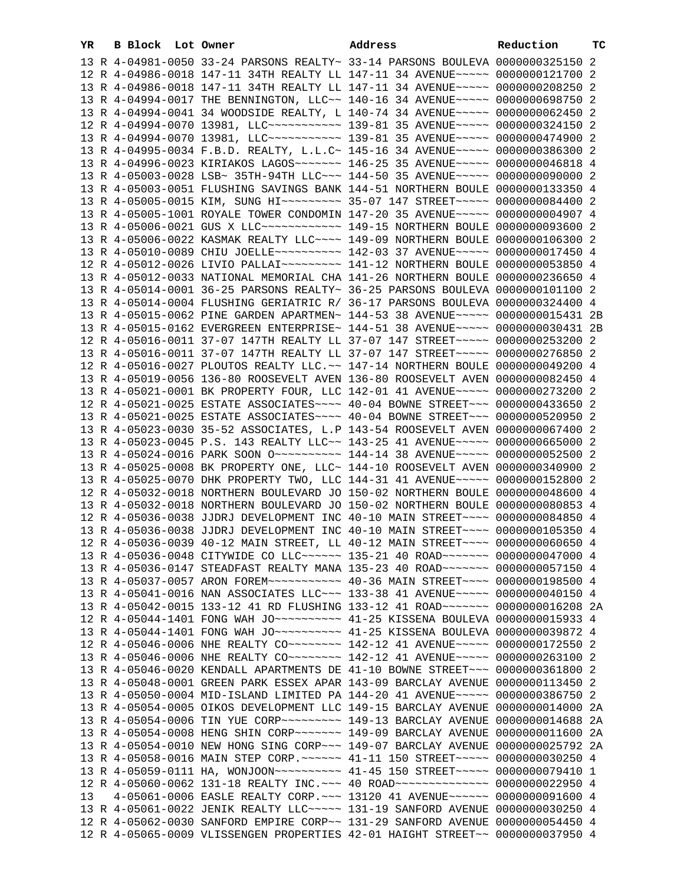| YR | B | Block | Lot | Owner | Address | Reduction | TC |
|---|---|---|---|---|---|---|---|
| 13 | R | 4-04981-0050 | | 33-24 PARSONS REALTY~ | 33-14 PARSONS BOULEVA | 0000000325150 | 2 |
| 12 | R | 4-04986-0018 | | 147-11 34TH REALTY LL | 147-11 34 AVENUE~~~~~ | 0000000121700 | 2 |
| 13 | R | 4-04986-0018 | | 147-11 34TH REALTY LL | 147-11 34 AVENUE~~~~~ | 0000000208250 | 2 |
| 13 | R | 4-04994-0017 | | THE BENNINGTON, LLC~~ | 140-16 34 AVENUE~~~~~ | 0000000698750 | 2 |
| 13 | R | 4-04994-0041 | | 34 WOODSIDE REALTY, L | 140-74 34 AVENUE~~~~~ | 0000000062450 | 2 |
| 12 | R | 4-04994-0070 | | 13981, LLC~~~~~~~~~~~ | 139-81 35 AVENUE~~~~~ | 0000000324150 | 2 |
| 13 | R | 4-04994-0070 | | 13981, LLC~~~~~~~~~~~ | 139-81 35 AVENUE~~~~~ | 0000000474900 | 2 |
| 13 | R | 4-04995-0034 | | F.B.D. REALTY, L.L.C~ | 145-16 34 AVENUE~~~~~ | 0000000386300 | 2 |
| 13 | R | 4-04996-0023 | | KIRIAKOS LAGOS~~~~~~~ | 146-25 35 AVENUE~~~~~ | 0000000046818 | 4 |
| 13 | R | 4-05003-0028 | | LSB~ 35TH-94TH LLC~~~ | 144-50 35 AVENUE~~~~~ | 0000000090000 | 2 |
| 13 | R | 4-05003-0051 | | FLUSHING SAVINGS BANK | 144-51 NORTHERN BOULE | 0000000133350 | 4 |
| 13 | R | 4-05005-0015 | | KIM, SUNG HI~~~~~~~~~ | 35-07 147 STREET~~~~~ | 0000000084400 | 2 |
| 13 | R | 4-05005-1001 | | ROYALE TOWER CONDOMIN | 147-20 35 AVENUE~~~~~ | 0000000004907 | 4 |
| 13 | R | 4-05006-0021 | | GUS X LLC~~~~~~~~~~~~ | 149-15 NORTHERN BOULE | 0000000093600 | 2 |
| 13 | R | 4-05006-0022 | | KASMAK REALTY LLC~~~~ | 149-09 NORTHERN BOULE | 0000000106300 | 2 |
| 13 | R | 4-05010-0089 | | CHIU JOELLE~~~~~~~~~~ | 142-03 37 AVENUE~~~~~ | 0000000017450 | 4 |
| 12 | R | 4-05012-0026 | | LIVIO PALLAI~~~~~~~~~ | 141-12 NORTHERN BOULE | 0000000053850 | 4 |
| 13 | R | 4-05012-0033 | | NATIONAL MEMORIAL CHA | 141-26 NORTHERN BOULE | 0000000236650 | 4 |
| 13 | R | 4-05014-0001 | | 36-25 PARSONS REALTY~ | 36-25 PARSONS BOULEVA | 0000000101100 | 2 |
| 13 | R | 4-05014-0004 | | FLUSHING GERIATRIC R/ | 36-17 PARSONS BOULEVA | 0000000324400 | 4 |
| 13 | R | 4-05015-0062 | | PINE GARDEN APARTMEN~ | 144-53 38 AVENUE~~~~~ | 0000000015431 | 2B |
| 13 | R | 4-05015-0162 | | EVERGREEN ENTERPRISE~ | 144-51 38 AVENUE~~~~~ | 0000000030431 | 2B |
| 12 | R | 4-05016-0011 | | 37-07 147TH REALTY LL | 37-07 147 STREET~~~~~ | 0000000253200 | 2 |
| 13 | R | 4-05016-0011 | | 37-07 147TH REALTY LL | 37-07 147 STREET~~~~~ | 0000000276850 | 2 |
| 12 | R | 4-05016-0027 | | PLOUTOS REALTY LLC.~~ | 147-14 NORTHERN BOULE | 0000000049200 | 4 |
| 13 | R | 4-05019-0056 | | 136-80 ROOSEVELT AVEN | 136-80 ROOSEVELT AVEN | 0000000082450 | 4 |
| 13 | R | 4-05021-0001 | | BK PROPERTY FOUR, LLC | 142-01 41 AVENUE~~~~~ | 0000000273200 | 2 |
| 12 | R | 4-05021-0025 | | ESTATE ASSOCIATES~~~~ | 40-04 BOWNE STREET~~~ | 0000000433650 | 2 |
| 13 | R | 4-05021-0025 | | ESTATE ASSOCIATES~~~~ | 40-04 BOWNE STREET~~~ | 0000000520950 | 2 |
| 13 | R | 4-05023-0030 | | 35-52 ASSOCIATES, L.P | 143-54 ROOSEVELT AVEN | 0000000067400 | 2 |
| 13 | R | 4-05023-0045 | | P.S. 143 REALTY LLC~~ | 143-25 41 AVENUE~~~~~ | 0000000665000 | 2 |
| 13 | R | 4-05024-0016 | | PARK SOON O~~~~~~~~~~ | 144-14 38 AVENUE~~~~~ | 0000000052500 | 2 |
| 13 | R | 4-05025-0008 | | BK PROPERTY ONE, LLC~ | 144-10 ROOSEVELT AVEN | 0000000340900 | 2 |
| 13 | R | 4-05025-0070 | | DHK PROPERTY TWO, LLC | 144-31 41 AVENUE~~~~~ | 0000000152800 | 2 |
| 12 | R | 4-05032-0018 | | NORTHERN BOULEVARD JO | 150-02 NORTHERN BOULE | 0000000048600 | 4 |
| 13 | R | 4-05032-0018 | | NORTHERN BOULEVARD JO | 150-02 NORTHERN BOULE | 0000000080853 | 4 |
| 12 | R | 4-05036-0038 | | JJDRJ DEVELOPMENT INC | 40-10 MAIN STREET~~~~ | 0000000084850 | 4 |
| 13 | R | 4-05036-0038 | | JJDRJ DEVELOPMENT INC | 40-10 MAIN STREET~~~~ | 0000000105350 | 4 |
| 12 | R | 4-05036-0039 | | 40-12 MAIN STREET, LL | 40-12 MAIN STREET~~~~ | 0000000060650 | 4 |
| 13 | R | 4-05036-0048 | | CITYWIDE CO LLC~~~~~~ | 135-21 40 ROAD~~~~~~~ | 0000000047000 | 4 |
| 13 | R | 4-05036-0147 | | STEADFAST REALTY MANA | 135-23 40 ROAD~~~~~~~ | 0000000057150 | 4 |
| 13 | R | 4-05037-0057 | | ARON FOREM~~~~~~~~~~~ | 40-36 MAIN STREET~~~~ | 0000000198500 | 4 |
| 13 | R | 4-05041-0016 | | NAN ASSOCIATES LLC~~~ | 133-38 41 AVENUE~~~~~ | 0000000040150 | 4 |
| 13 | R | 4-05042-0015 | | 133-12 41 RD FLUSHING | 133-12 41 ROAD~~~~~~~ | 0000000016208 | 2A |
| 12 | R | 4-05044-1401 | | FONG WAH JO~~~~~~~~~~ | 41-25 KISSENA BOULEVA | 0000000015933 | 4 |
| 13 | R | 4-05044-1401 | | FONG WAH JO~~~~~~~~~~ | 41-25 KISSENA BOULEVA | 0000000039872 | 4 |
| 12 | R | 4-05046-0006 | | NHE REALTY CO~~~~~~~~ | 142-12 41 AVENUE~~~~~ | 0000000172550 | 2 |
| 13 | R | 4-05046-0006 | | NHE REALTY CO~~~~~~~~ | 142-12 41 AVENUE~~~~~ | 0000000263100 | 2 |
| 13 | R | 4-05046-0020 | | KENDALL APARTMENTS DE | 41-10 BOWNE STREET~~~ | 0000000361800 | 2 |
| 13 | R | 4-05048-0001 | | GREEN PARK ESSEX APAR | 143-09 BARCLAY AVENUE | 0000000113450 | 2 |
| 13 | R | 4-05050-0004 | | MID-ISLAND LIMITED PA | 144-20 41 AVENUE~~~~~ | 0000000386750 | 2 |
| 13 | R | 4-05054-0005 | | OIKOS DEVELOPMENT LLC | 149-15 BARCLAY AVENUE | 0000000014000 | 2A |
| 13 | R | 4-05054-0006 | | TIN YUE CORP~~~~~~~~~ | 149-13 BARCLAY AVENUE | 0000000014688 | 2A |
| 13 | R | 4-05054-0008 | | HENG SHIN CORP~~~~~~~ | 149-09 BARCLAY AVENUE | 0000000011600 | 2A |
| 13 | R | 4-05054-0010 | | NEW HONG SING CORP~~~ | 149-07 BARCLAY AVENUE | 0000000025792 | 2A |
| 13 | R | 4-05058-0016 | | MAIN STEP CORP.~~~~~~ | 41-11 150 STREET~~~~~ | 0000000030250 | 4 |
| 13 | R | 4-05059-0111 | | HA, WONJOON~~~~~~~~~~ | 41-45 150 STREET~~~~~ | 0000000079410 | 1 |
| 12 | R | 4-05060-0062 | | 131-18 REALTY INC.~~~ | 40 ROAD~~~~~~~~~~~~~~ | 0000000022950 | 4 |
| 13 | | 4-05061-0006 | | EASLE REALTY CORP.~~~ | 13120 41 AVENUE~~~~~~ | 0000000091600 | 4 |
| 13 | R | 4-05061-0022 | | JENIK REALTY LLC~~~~~ | 131-19 SANFORD AVENUE | 0000000030250 | 4 |
| 12 | R | 4-05062-0030 | | SANFORD EMPIRE CORP~~ | 131-29 SANFORD AVENUE | 0000000054450 | 4 |
| 12 | R | 4-05065-0009 | | VLISSENGEN PROPERTIES | 42-01 HAIGHT STREET~~ | 0000000037950 | 4 |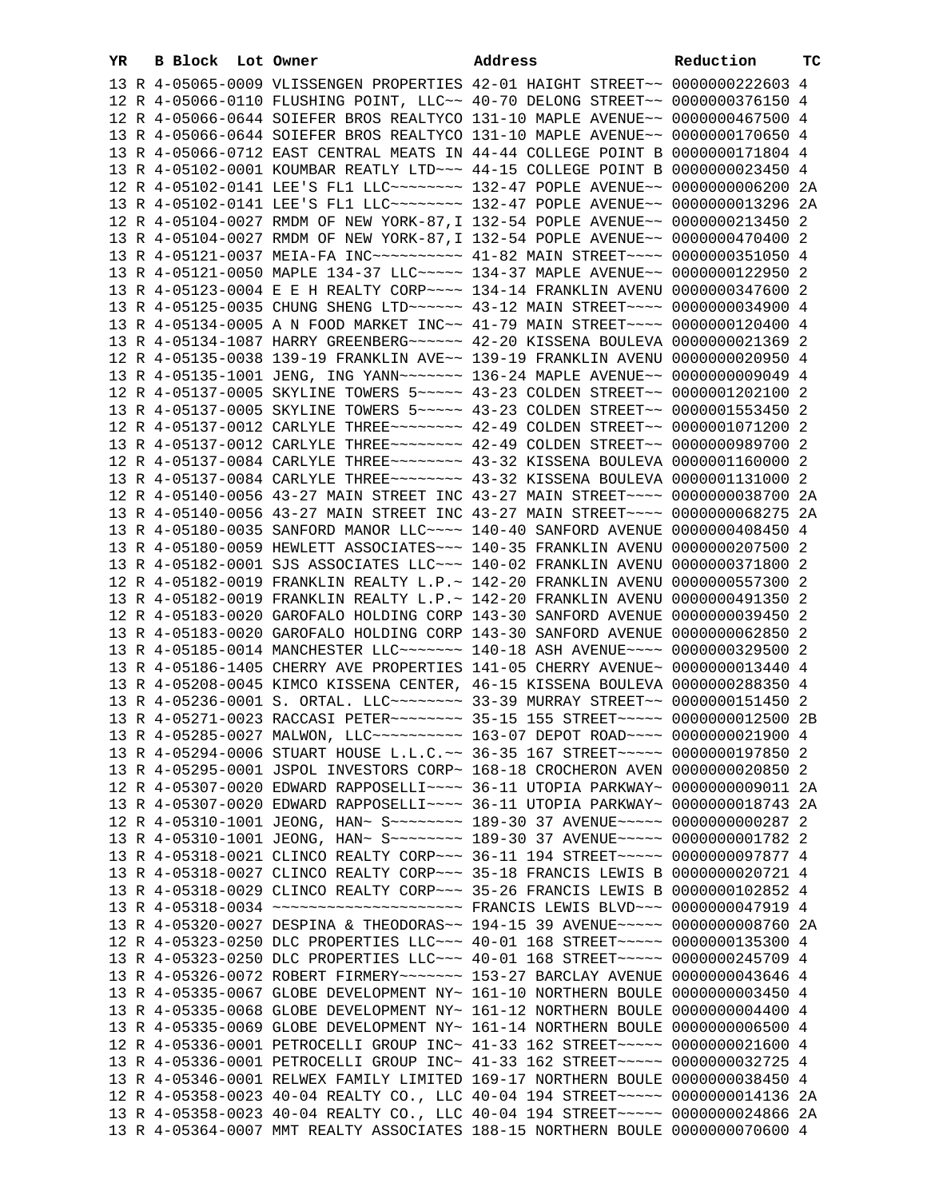| YR | B | Block | Lot | Owner | Address | Reduction | TC |
|---|---|---|---|---|---|---|---|
| 13 | R | 4-05065-0009 | | VLISSENGEN PROPERTIES | 42-01 HAIGHT STREET~~ | 0000000222603 | 4 |
| 12 | R | 4-05066-0110 | | FLUSHING POINT, LLC~~ | 40-70 DELONG STREET~~ | 0000000376150 | 4 |
| 12 | R | 4-05066-0644 | | SOIEFER BROS REALTYCO | 131-10 MAPLE AVENUE~~ | 0000000467500 | 4 |
| 13 | R | 4-05066-0644 | | SOIEFER BROS REALTYCO | 131-10 MAPLE AVENUE~~ | 0000000170650 | 4 |
| 13 | R | 4-05066-0712 | | EAST CENTRAL MEATS IN | 44-44 COLLEGE POINT B | 0000000171804 | 4 |
| 13 | R | 4-05102-0001 | | KOUMBAR REATLY LTD~~~ | 44-15 COLLEGE POINT B | 0000000023450 | 4 |
| 12 | R | 4-05102-0141 | | LEE'S FL1 LLC~~~~~~~~ | 132-47 POPLE AVENUE~~ | 0000000006200 | 2A |
| 13 | R | 4-05102-0141 | | LEE'S FL1 LLC~~~~~~~~ | 132-47 POPLE AVENUE~~ | 0000000013296 | 2A |
| 12 | R | 4-05104-0027 | | RMDM OF NEW YORK-87,I | 132-54 POPLE AVENUE~~ | 0000000213450 | 2 |
| 13 | R | 4-05104-0027 | | RMDM OF NEW YORK-87,I | 132-54 POPLE AVENUE~~ | 0000000470400 | 2 |
| 13 | R | 4-05121-0037 | | MEIA-FA INC~~~~~~~~~~ | 41-82 MAIN STREET~~~~ | 0000000351050 | 4 |
| 13 | R | 4-05121-0050 | | MAPLE 134-37 LLC~~~~~ | 134-37 MAPLE AVENUE~~ | 0000000122950 | 2 |
| 13 | R | 4-05123-0004 | | E E H REALTY CORP~~~~ | 134-14 FRANKLIN AVENU | 0000000347600 | 2 |
| 13 | R | 4-05125-0035 | | CHUNG SHENG LTD~~~~~~ | 43-12 MAIN STREET~~~~ | 0000000034900 | 4 |
| 13 | R | 4-05134-0005 | | A N FOOD MARKET INC~~ | 41-79 MAIN STREET~~~~ | 0000000120400 | 4 |
| 13 | R | 4-05134-1087 | | HARRY GREENBERG~~~~~~ | 42-20 KISSENA BOULEVA | 0000000021369 | 2 |
| 12 | R | 4-05135-0038 | | 139-19 FRANKLIN AVE~~ | 139-19 FRANKLIN AVENU | 0000000020950 | 4 |
| 13 | R | 4-05135-1001 | | JENG, ING YANN~~~~~~~ | 136-24 MAPLE AVENUE~~ | 0000000009049 | 4 |
| 12 | R | 4-05137-0005 | | SKYLINE TOWERS 5~~~~~ | 43-23 COLDEN STREET~~ | 0000001202100 | 2 |
| 13 | R | 4-05137-0005 | | SKYLINE TOWERS 5~~~~~ | 43-23 COLDEN STREET~~ | 0000001553450 | 2 |
| 12 | R | 4-05137-0012 | | CARLYLE THREE~~~~~~~~ | 42-49 COLDEN STREET~~ | 0000001071200 | 2 |
| 13 | R | 4-05137-0012 | | CARLYLE THREE~~~~~~~~ | 42-49 COLDEN STREET~~ | 0000000989700 | 2 |
| 12 | R | 4-05137-0084 | | CARLYLE THREE~~~~~~~~ | 43-32 KISSENA BOULEVA | 0000001160000 | 2 |
| 13 | R | 4-05137-0084 | | CARLYLE THREE~~~~~~~~ | 43-32 KISSENA BOULEVA | 0000001131000 | 2 |
| 12 | R | 4-05140-0056 | | 43-27 MAIN STREET INC | 43-27 MAIN STREET~~~~ | 0000000038700 | 2A |
| 13 | R | 4-05140-0056 | | 43-27 MAIN STREET INC | 43-27 MAIN STREET~~~~ | 0000000068275 | 2A |
| 13 | R | 4-05180-0035 | | SANFORD MANOR LLC~~~~ | 140-40 SANFORD AVENUE | 0000000408450 | 4 |
| 13 | R | 4-05180-0059 | | HEWLETT ASSOCIATES~~~ | 140-35 FRANKLIN AVENU | 0000000207500 | 2 |
| 13 | R | 4-05182-0001 | | SJS ASSOCIATES LLC~~~ | 140-02 FRANKLIN AVENU | 0000000371800 | 2 |
| 12 | R | 4-05182-0019 | | FRANKLIN REALTY L.P.~ | 142-20 FRANKLIN AVENU | 0000000557300 | 2 |
| 13 | R | 4-05182-0019 | | FRANKLIN REALTY L.P.~ | 142-20 FRANKLIN AVENU | 0000000491350 | 2 |
| 12 | R | 4-05183-0020 | | GAROFALO HOLDING CORP | 143-30 SANFORD AVENUE | 0000000039450 | 2 |
| 13 | R | 4-05183-0020 | | GAROFALO HOLDING CORP | 143-30 SANFORD AVENUE | 0000000062850 | 2 |
| 13 | R | 4-05185-0014 | | MANCHESTER LLC~~~~~~~ | 140-18 ASH AVENUE~~~~ | 0000000329500 | 2 |
| 13 | R | 4-05186-1405 | | CHERRY AVE PROPERTIES | 141-05 CHERRY AVENUE~ | 0000000013440 | 4 |
| 13 | R | 4-05208-0045 | | KIMCO KISSENA CENTER, | 46-15 KISSENA BOULEVA | 0000000288350 | 4 |
| 13 | R | 4-05236-0001 | | S. ORTAL. LLC~~~~~~~~ | 33-39 MURRAY STREET~~ | 0000000151450 | 2 |
| 13 | R | 4-05271-0023 | | RACCASI PETER~~~~~~~~ | 35-15 155 STREET~~~~~ | 0000000012500 | 2B |
| 13 | R | 4-05285-0027 | | MALWON, LLC~~~~~~~~~~ | 163-07 DEPOT ROAD~~~~ | 0000000021900 | 4 |
| 13 | R | 4-05294-0006 | | STUART HOUSE L.L.C.~~ | 36-35 167 STREET~~~~~ | 0000000197850 | 2 |
| 13 | R | 4-05295-0001 | | JSPOL INVESTORS CORP~ | 168-18 CROCHERON AVEN | 0000000020850 | 2 |
| 12 | R | 4-05307-0020 | | EDWARD RAPPOSELLI~~~~ | 36-11 UTOPIA PARKWAY~ | 0000000009011 | 2A |
| 13 | R | 4-05307-0020 | | EDWARD RAPPOSELLI~~~~ | 36-11 UTOPIA PARKWAY~ | 0000000018743 | 2A |
| 12 | R | 4-05310-1001 | | JEONG, HAN~ S~~~~~~~~ | 189-30 37 AVENUE~~~~~ | 0000000000287 | 2 |
| 13 | R | 4-05310-1001 | | JEONG, HAN~ S~~~~~~~~ | 189-30 37 AVENUE~~~~~ | 0000000001782 | 2 |
| 13 | R | 4-05318-0021 | | CLINCO REALTY CORP~~~ | 36-11 194 STREET~~~~~ | 0000000097877 | 4 |
| 13 | R | 4-05318-0027 | | CLINCO REALTY CORP~~~ | 35-18 FRANCIS LEWIS B | 0000000020721 | 4 |
| 13 | R | 4-05318-0029 | | CLINCO REALTY CORP~~~ | 35-26 FRANCIS LEWIS B | 0000000102852 | 4 |
| 13 | R | 4-05318-0034 | | ~~~~~~~~~~~~~~~~~~~~ | FRANCIS LEWIS BLVD~~~ | 0000000047919 | 4 |
| 13 | R | 4-05320-0027 | | DESPINA & THEODORAS~~ | 194-15 39 AVENUE~~~~~ | 0000000008760 | 2A |
| 12 | R | 4-05323-0250 | | DLC PROPERTIES LLC~~~ | 40-01 168 STREET~~~~~ | 0000000135300 | 4 |
| 13 | R | 4-05323-0250 | | DLC PROPERTIES LLC~~~ | 40-01 168 STREET~~~~~ | 0000000245709 | 4 |
| 13 | R | 4-05326-0072 | | ROBERT FIRMERY~~~~~~~ | 153-27 BARCLAY AVENUE | 0000000043646 | 4 |
| 13 | R | 4-05335-0067 | | GLOBE DEVELOPMENT NY~ | 161-10 NORTHERN BOULE | 0000000003450 | 4 |
| 13 | R | 4-05335-0068 | | GLOBE DEVELOPMENT NY~ | 161-12 NORTHERN BOULE | 0000000004400 | 4 |
| 13 | R | 4-05335-0069 | | GLOBE DEVELOPMENT NY~ | 161-14 NORTHERN BOULE | 0000000006500 | 4 |
| 12 | R | 4-05336-0001 | | PETROCELLI GROUP INC~ | 41-33 162 STREET~~~~~ | 0000000021600 | 4 |
| 13 | R | 4-05336-0001 | | PETROCELLI GROUP INC~ | 41-33 162 STREET~~~~~ | 0000000032725 | 4 |
| 13 | R | 4-05346-0001 | | RELWEX FAMILY LIMITED | 169-17 NORTHERN BOULE | 0000000038450 | 4 |
| 12 | R | 4-05358-0023 | | 40-04 REALTY CO., LLC | 40-04 194 STREET~~~~~ | 0000000014136 | 2A |
| 13 | R | 4-05358-0023 | | 40-04 REALTY CO., LLC | 40-04 194 STREET~~~~~ | 0000000024866 | 2A |
| 13 | R | 4-05364-0007 | | MMT REALTY ASSOCIATES | 188-15 NORTHERN BOULE | 0000000070600 | 4 |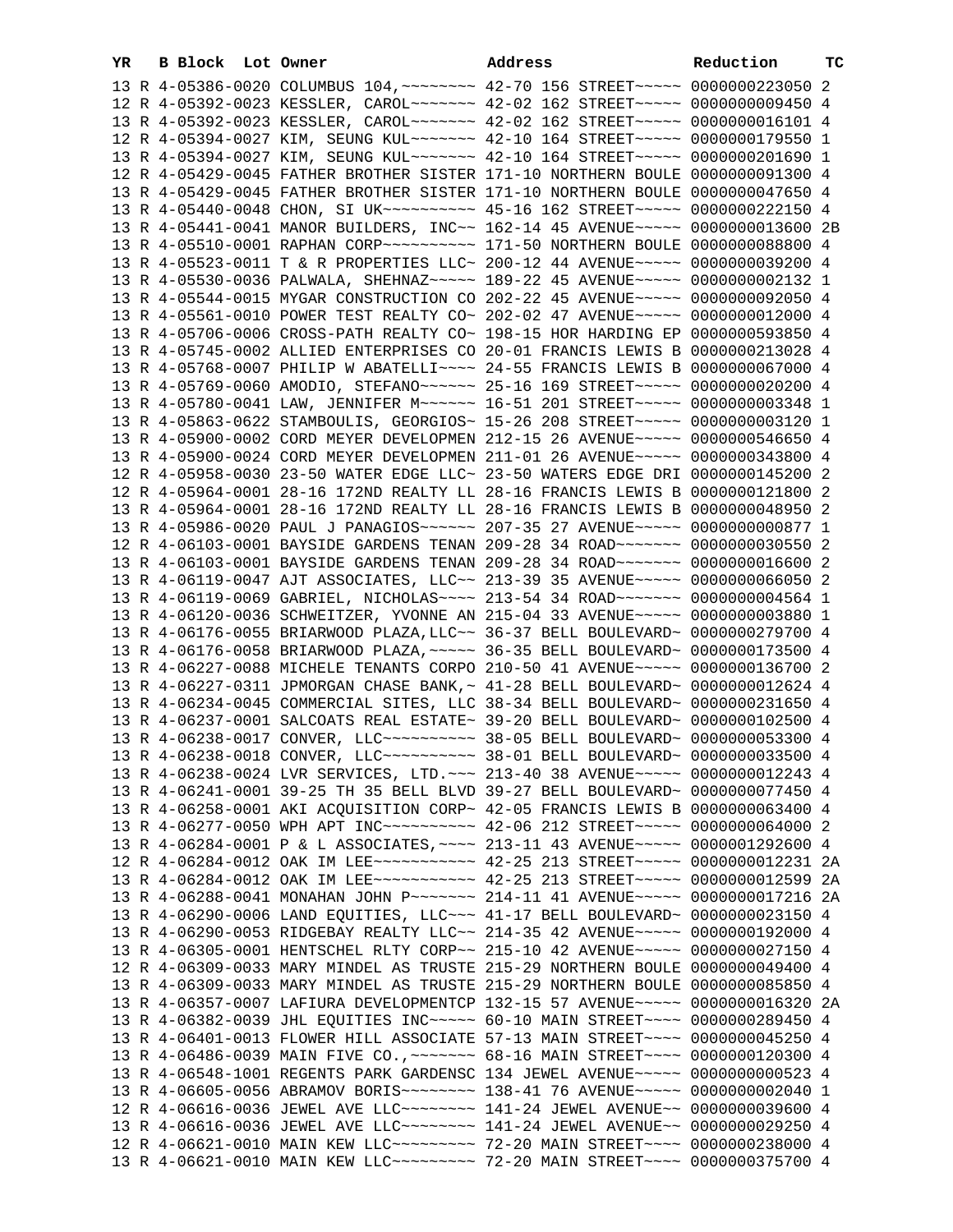| YR | B | Block | Lot | Owner | Address | Reduction | TC |
|---|---|---|---|---|---|---|---|
| 13 | R | 4-05386-0020 | | COLUMBUS 104,~~~~~~~~ | 42-70 156 STREET~~~~~ | 0000000223050 | 2 |
| 12 | R | 4-05392-0023 | | KESSLER, CAROL~~~~~~~ | 42-02 162 STREET~~~~~ | 0000000009450 | 4 |
| 13 | R | 4-05392-0023 | | KESSLER, CAROL~~~~~~~ | 42-02 162 STREET~~~~~ | 0000000016101 | 4 |
| 12 | R | 4-05394-0027 | | KIM, SEUNG KUL~~~~~~~ | 42-10 164 STREET~~~~~ | 0000000179550 | 1 |
| 13 | R | 4-05394-0027 | | KIM, SEUNG KUL~~~~~~~ | 42-10 164 STREET~~~~~ | 0000000201690 | 1 |
| 12 | R | 4-05429-0045 | | FATHER BROTHER SISTER | 171-10 NORTHERN BOULE | 0000000091300 | 4 |
| 13 | R | 4-05429-0045 | | FATHER BROTHER SISTER | 171-10 NORTHERN BOULE | 0000000047650 | 4 |
| 13 | R | 4-05440-0048 | | CHON, SI UK~~~~~~~~~~ | 45-16 162 STREET~~~~~ | 0000000222150 | 4 |
| 13 | R | 4-05441-0041 | | MANOR BUILDERS, INC~~ | 162-14 45 AVENUE~~~~~ | 0000000013600 | 2B |
| 13 | R | 4-05510-0001 | | RAPHAN CORP~~~~~~~~~~ | 171-50 NORTHERN BOULE | 0000000088800 | 4 |
| 13 | R | 4-05523-0011 | | T & R PROPERTIES LLC~ | 200-12 44 AVENUE~~~~~ | 0000000039200 | 4 |
| 13 | R | 4-05530-0036 | | PALWALA, SHEHNAZ~~~~~ | 189-22 45 AVENUE~~~~~ | 0000000002132 | 1 |
| 13 | R | 4-05544-0015 | | MYGAR CONSTRUCTION CO | 202-22 45 AVENUE~~~~~ | 0000000092050 | 4 |
| 13 | R | 4-05561-0010 | | POWER TEST REALTY CO~ | 202-02 47 AVENUE~~~~~ | 0000000012000 | 4 |
| 13 | R | 4-05706-0006 | | CROSS-PATH REALTY CO~ | 198-15 HOR HARDING EP | 0000000593850 | 4 |
| 13 | R | 4-05745-0002 | | ALLIED ENTERPRISES CO | 20-01 FRANCIS LEWIS B | 0000000213028 | 4 |
| 13 | R | 4-05768-0007 | | PHILIP W ABATELLI~~~~ | 24-55 FRANCIS LEWIS B | 0000000067000 | 4 |
| 13 | R | 4-05769-0060 | | AMODIO, STEFANO~~~~~~ | 25-16 169 STREET~~~~~ | 0000000020200 | 4 |
| 13 | R | 4-05780-0041 | | LAW, JENNIFER M~~~~~~ | 16-51 201 STREET~~~~~ | 0000000003348 | 1 |
| 13 | R | 4-05863-0622 | | STAMBOULIS, GEORGIOS~ | 15-26 208 STREET~~~~~ | 0000000003120 | 1 |
| 13 | R | 4-05900-0002 | | CORD MEYER DEVELOPMEN | 212-15 26 AVENUE~~~~~ | 0000000546650 | 4 |
| 13 | R | 4-05900-0024 | | CORD MEYER DEVELOPMEN | 211-01 26 AVENUE~~~~~ | 0000000343800 | 4 |
| 12 | R | 4-05958-0030 | | 23-50 WATER EDGE LLC~ | 23-50 WATERS EDGE DRI | 0000000145200 | 2 |
| 12 | R | 4-05964-0001 | | 28-16 172ND REALTY LL | 28-16 FRANCIS LEWIS B | 0000000121800 | 2 |
| 13 | R | 4-05964-0001 | | 28-16 172ND REALTY LL | 28-16 FRANCIS LEWIS B | 0000000048950 | 2 |
| 13 | R | 4-05986-0020 | | PAUL J PANAGIOS~~~~~~ | 207-35 27 AVENUE~~~~~ | 0000000000877 | 1 |
| 12 | R | 4-06103-0001 | | BAYSIDE GARDENS TENAN | 209-28 34 ROAD~~~~~~~ | 0000000030550 | 2 |
| 13 | R | 4-06103-0001 | | BAYSIDE GARDENS TENAN | 209-28 34 ROAD~~~~~~~ | 0000000016600 | 2 |
| 13 | R | 4-06119-0047 | | AJT ASSOCIATES, LLC~~ | 213-39 35 AVENUE~~~~~ | 0000000066050 | 2 |
| 13 | R | 4-06119-0069 | | GABRIEL, NICHOLAS~~~~ | 213-54 34 ROAD~~~~~~~ | 0000000004564 | 1 |
| 13 | R | 4-06120-0036 | | SCHWEITZER, YVONNE AN | 215-04 33 AVENUE~~~~~ | 0000000003880 | 1 |
| 13 | R | 4-06176-0055 | | BRIARWOOD PLAZA,LLC~~ | 36-37 BELL BOULEVARD~ | 0000000279700 | 4 |
| 13 | R | 4-06176-0058 | | BRIARWOOD PLAZA,~~~~~ | 36-35 BELL BOULEVARD~ | 0000000173500 | 4 |
| 13 | R | 4-06227-0088 | | MICHELE TENANTS CORPO | 210-50 41 AVENUE~~~~~ | 0000000136700 | 2 |
| 13 | R | 4-06227-0311 | | JPMORGAN CHASE BANK,~ | 41-28 BELL BOULEVARD~ | 0000000012624 | 4 |
| 13 | R | 4-06234-0045 | | COMMERCIAL SITES, LLC | 38-34 BELL BOULEVARD~ | 0000000231650 | 4 |
| 13 | R | 4-06237-0001 | | SALCOATS REAL ESTATE~ | 39-20 BELL BOULEVARD~ | 0000000102500 | 4 |
| 13 | R | 4-06238-0017 | | CONVER, LLC~~~~~~~~~~ | 38-05 BELL BOULEVARD~ | 0000000053300 | 4 |
| 13 | R | 4-06238-0018 | | CONVER, LLC~~~~~~~~~~ | 38-01 BELL BOULEVARD~ | 0000000033500 | 4 |
| 13 | R | 4-06238-0024 | | LVR SERVICES, LTD.~~~ | 213-40 38 AVENUE~~~~~ | 0000000012243 | 4 |
| 13 | R | 4-06241-0001 | | 39-25 TH 35 BELL BLVD | 39-27 BELL BOULEVARD~ | 0000000077450 | 4 |
| 13 | R | 4-06258-0001 | | AKI ACQUISITION CORP~ | 42-05 FRANCIS LEWIS B | 0000000063400 | 4 |
| 13 | R | 4-06277-0050 | | WPH APT INC~~~~~~~~~~ | 42-06 212 STREET~~~~~ | 0000000064000 | 2 |
| 13 | R | 4-06284-0001 | | P & L ASSOCIATES,~~~~ | 213-11 43 AVENUE~~~~~ | 0000001292600 | 4 |
| 12 | R | 4-06284-0012 | | OAK IM LEE~~~~~~~~~~~ | 42-25 213 STREET~~~~~ | 0000000012231 | 2A |
| 13 | R | 4-06284-0012 | | OAK IM LEE~~~~~~~~~~~ | 42-25 213 STREET~~~~~ | 0000000012599 | 2A |
| 13 | R | 4-06288-0041 | | MONAHAN JOHN P~~~~~~~ | 214-11 41 AVENUE~~~~~ | 0000000017216 | 2A |
| 13 | R | 4-06290-0006 | | LAND EQUITIES, LLC~~~ | 41-17 BELL BOULEVARD~ | 0000000023150 | 4 |
| 13 | R | 4-06290-0053 | | RIDGEBAY REALTY LLC~~ | 214-35 42 AVENUE~~~~~ | 0000000192000 | 4 |
| 13 | R | 4-06305-0001 | | HENTSCHEL RLTY CORP~~ | 215-10 42 AVENUE~~~~~ | 0000000027150 | 4 |
| 12 | R | 4-06309-0033 | | MARY MINDEL AS TRUSTE | 215-29 NORTHERN BOULE | 0000000049400 | 4 |
| 13 | R | 4-06309-0033 | | MARY MINDEL AS TRUSTE | 215-29 NORTHERN BOULE | 0000000085850 | 4 |
| 13 | R | 4-06357-0007 | | LAFIURA DEVELOPMENTCP | 132-15 57 AVENUE~~~~~ | 0000000016320 | 2A |
| 13 | R | 4-06382-0039 | | JHL EQUITIES INC~~~~~ | 60-10 MAIN STREET~~~~ | 0000000289450 | 4 |
| 13 | R | 4-06401-0013 | | FLOWER HILL ASSOCIATE | 57-13 MAIN STREET~~~~ | 0000000045250 | 4 |
| 13 | R | 4-06486-0039 | | MAIN FIVE CO.,~~~~~~~ | 68-16 MAIN STREET~~~~ | 0000000120300 | 4 |
| 13 | R | 4-06548-1001 | | REGENTS PARK GARDENSC | 134 JEWEL AVENUE~~~~~ | 0000000000523 | 4 |
| 13 | R | 4-06605-0056 | | ABRAMOV BORIS~~~~~~~~ | 138-41 76 AVENUE~~~~~ | 0000000002040 | 1 |
| 12 | R | 4-06616-0036 | | JEWEL AVE LLC~~~~~~~~ | 141-24 JEWEL AVENUE~~ | 0000000039600 | 4 |
| 13 | R | 4-06616-0036 | | JEWEL AVE LLC~~~~~~~~ | 141-24 JEWEL AVENUE~~ | 0000000029250 | 4 |
| 12 | R | 4-06621-0010 | | MAIN KEW LLC~~~~~~~~~ | 72-20 MAIN STREET~~~~ | 0000000238000 | 4 |
| 13 | R | 4-06621-0010 | | MAIN KEW LLC~~~~~~~~~ | 72-20 MAIN STREET~~~~ | 0000000375700 | 4 |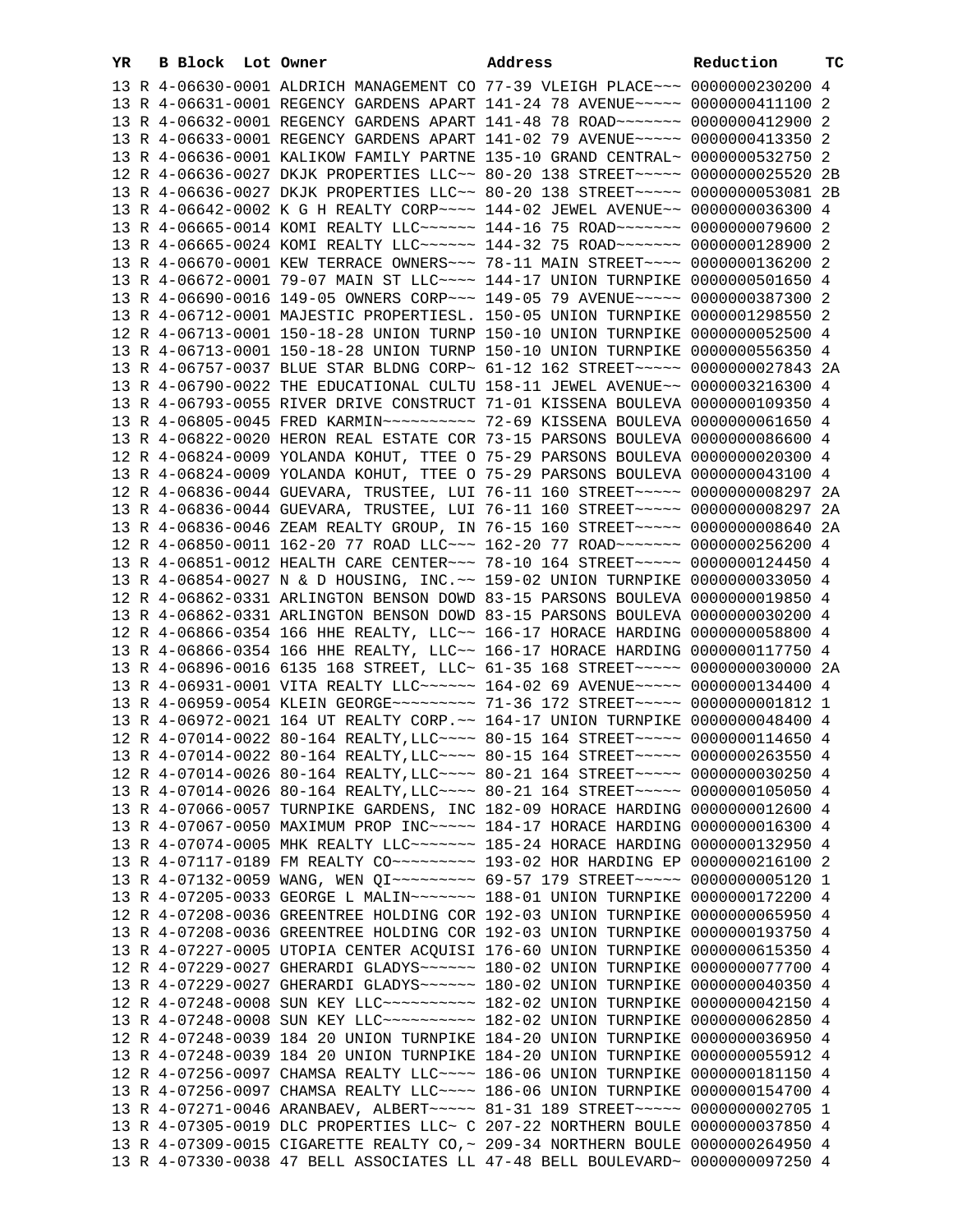| YR | B | Block | Lot | Owner | Address | Reduction | TC |
|---|---|---|---|---|---|---|---|
| 13 | R | 4-06630-0001 | | ALDRICH MANAGEMENT CO | 77-39 VLEIGH PLACE~~~ | 0000000230200 | 4 |
| 13 | R | 4-06631-0001 | | REGENCY GARDENS APART | 141-24 78 AVENUE~~~~~ | 0000000411100 | 2 |
| 13 | R | 4-06632-0001 | | REGENCY GARDENS APART | 141-48 78 ROAD~~~~~~~ | 0000000412900 | 2 |
| 13 | R | 4-06633-0001 | | REGENCY GARDENS APART | 141-02 79 AVENUE~~~~~ | 0000000413350 | 2 |
| 13 | R | 4-06636-0001 | | KALIKOW FAMILY PARTNE | 135-10 GRAND CENTRAL~ | 0000000532750 | 2 |
| 12 | R | 4-06636-0027 | | DKJK PROPERTIES LLC~~ | 80-20 138 STREET~~~~~ | 0000000025520 | 2B |
| 13 | R | 4-06636-0027 | | DKJK PROPERTIES LLC~~ | 80-20 138 STREET~~~~~ | 0000000053081 | 2B |
| 13 | R | 4-06642-0002 | | K G H REALTY CORP~~~~ | 144-02 JEWEL AVENUE~~ | 0000000036300 | 4 |
| 13 | R | 4-06665-0014 | | KOMI REALTY LLC~~~~~~ | 144-16 75 ROAD~~~~~~~ | 0000000079600 | 2 |
| 13 | R | 4-06665-0024 | | KOMI REALTY LLC~~~~~~ | 144-32 75 ROAD~~~~~~~ | 0000000128900 | 2 |
| 13 | R | 4-06670-0001 | | KEW TERRACE OWNERS~~~ | 78-11 MAIN STREET~~~~ | 0000000136200 | 2 |
| 13 | R | 4-06672-0001 | | 79-07 MAIN ST LLC~~~~ | 144-17 UNION TURNPIKE | 0000000501650 | 4 |
| 13 | R | 4-06690-0016 | | 149-05 OWNERS CORP~~~ | 149-05 79 AVENUE~~~~~ | 0000000387300 | 2 |
| 13 | R | 4-06712-0001 | | MAJESTIC PROPERTIESL. | 150-05 UNION TURNPIKE | 0000001298550 | 2 |
| 12 | R | 4-06713-0001 | | 150-18-28 UNION TURNP | 150-10 UNION TURNPIKE | 0000000052500 | 4 |
| 13 | R | 4-06713-0001 | | 150-18-28 UNION TURNP | 150-10 UNION TURNPIKE | 0000000556350 | 4 |
| 13 | R | 4-06757-0037 | | BLUE STAR BLDNG CORP~ | 61-12 162 STREET~~~~~ | 0000000027843 | 2A |
| 13 | R | 4-06790-0022 | | THE EDUCATIONAL CULTU | 158-11 JEWEL AVENUE~~ | 0000003216300 | 4 |
| 13 | R | 4-06793-0055 | | RIVER DRIVE CONSTRUCT | 71-01 KISSENA BOULEVA | 0000000109350 | 4 |
| 13 | R | 4-06805-0045 | | FRED KARMIN~~~~~~~~~~ | 72-69 KISSENA BOULEVA | 0000000061650 | 4 |
| 13 | R | 4-06822-0020 | | HERON REAL ESTATE COR | 73-15 PARSONS BOULEVA | 0000000086600 | 4 |
| 12 | R | 4-06824-0009 | | YOLANDA KOHUT, TTEE O | 75-29 PARSONS BOULEVA | 0000000020300 | 4 |
| 13 | R | 4-06824-0009 | | YOLANDA KOHUT, TTEE O | 75-29 PARSONS BOULEVA | 0000000043100 | 4 |
| 12 | R | 4-06836-0044 | | GUEVARA, TRUSTEE, LUI | 76-11 160 STREET~~~~~ | 0000000008297 | 2A |
| 13 | R | 4-06836-0044 | | GUEVARA, TRUSTEE, LUI | 76-11 160 STREET~~~~~ | 0000000008297 | 2A |
| 13 | R | 4-06836-0046 | | ZEAM REALTY GROUP, IN | 76-15 160 STREET~~~~~ | 0000000008640 | 2A |
| 12 | R | 4-06850-0011 | | 162-20 77 ROAD LLC~~~ | 162-20 77 ROAD~~~~~~~ | 0000000256200 | 4 |
| 13 | R | 4-06851-0012 | | HEALTH CARE CENTER~~~ | 78-10 164 STREET~~~~~ | 0000000124450 | 4 |
| 13 | R | 4-06854-0027 | | N & D HOUSING, INC.~~ | 159-02 UNION TURNPIKE | 0000000033050 | 4 |
| 12 | R | 4-06862-0331 | | ARLINGTON BENSON DOWD | 83-15 PARSONS BOULEVA | 0000000019850 | 4 |
| 13 | R | 4-06862-0331 | | ARLINGTON BENSON DOWD | 83-15 PARSONS BOULEVA | 0000000030200 | 4 |
| 12 | R | 4-06866-0354 | | 166 HHE REALTY, LLC~~ | 166-17 HORACE HARDING | 0000000058800 | 4 |
| 13 | R | 4-06866-0354 | | 166 HHE REALTY, LLC~~ | 166-17 HORACE HARDING | 0000000117750 | 4 |
| 13 | R | 4-06896-0016 | | 6135 168 STREET, LLC~ | 61-35 168 STREET~~~~~ | 0000000030000 | 2A |
| 13 | R | 4-06931-0001 | | VITA REALTY LLC~~~~~~ | 164-02 69 AVENUE~~~~~ | 0000000134400 | 4 |
| 13 | R | 4-06959-0054 | | KLEIN GEORGE~~~~~~~~~ | 71-36 172 STREET~~~~~ | 0000000001812 | 1 |
| 13 | R | 4-06972-0021 | | 164 UT REALTY CORP.~~ | 164-17 UNION TURNPIKE | 0000000048400 | 4 |
| 12 | R | 4-07014-0022 | | 80-164 REALTY,LLC~~~~ | 80-15 164 STREET~~~~~ | 0000000114650 | 4 |
| 13 | R | 4-07014-0022 | | 80-164 REALTY,LLC~~~~ | 80-15 164 STREET~~~~~ | 0000000263550 | 4 |
| 12 | R | 4-07014-0026 | | 80-164 REALTY,LLC~~~~ | 80-21 164 STREET~~~~~ | 0000000030250 | 4 |
| 13 | R | 4-07014-0026 | | 80-164 REALTY,LLC~~~~ | 80-21 164 STREET~~~~~ | 0000000105050 | 4 |
| 13 | R | 4-07066-0057 | | TURNPIKE GARDENS, INC | 182-09 HORACE HARDING | 0000000012600 | 4 |
| 13 | R | 4-07067-0050 | | MAXIMUM PROP INC~~~~~ | 184-17 HORACE HARDING | 0000000016300 | 4 |
| 13 | R | 4-07074-0005 | | MHK REALTY LLC~~~~~~~ | 185-24 HORACE HARDING | 0000000132950 | 4 |
| 13 | R | 4-07117-0189 | | FM REALTY CO~~~~~~~~~ | 193-02 HOR HARDING EP | 0000000216100 | 2 |
| 13 | R | 4-07132-0059 | | WANG, WEN QI~~~~~~~~~ | 69-57 179 STREET~~~~~ | 0000000005120 | 1 |
| 13 | R | 4-07205-0033 | | GEORGE L MALIN~~~~~~~ | 188-01 UNION TURNPIKE | 0000000172200 | 4 |
| 12 | R | 4-07208-0036 | | GREENTREE HOLDING COR | 192-03 UNION TURNPIKE | 0000000065950 | 4 |
| 13 | R | 4-07208-0036 | | GREENTREE HOLDING COR | 192-03 UNION TURNPIKE | 0000000193750 | 4 |
| 13 | R | 4-07227-0005 | | UTOPIA CENTER ACQUISI | 176-60 UNION TURNPIKE | 0000000615350 | 4 |
| 12 | R | 4-07229-0027 | | GHERARDI GLADYS~~~~~~ | 180-02 UNION TURNPIKE | 0000000077700 | 4 |
| 13 | R | 4-07229-0027 | | GHERARDI GLADYS~~~~~~ | 180-02 UNION TURNPIKE | 0000000040350 | 4 |
| 12 | R | 4-07248-0008 | | SUN KEY LLC~~~~~~~~~~ | 182-02 UNION TURNPIKE | 0000000042150 | 4 |
| 13 | R | 4-07248-0008 | | SUN KEY LLC~~~~~~~~~~ | 182-02 UNION TURNPIKE | 0000000062850 | 4 |
| 12 | R | 4-07248-0039 | | 184 20 UNION TURNPIKE | 184-20 UNION TURNPIKE | 0000000036950 | 4 |
| 13 | R | 4-07248-0039 | | 184 20 UNION TURNPIKE | 184-20 UNION TURNPIKE | 0000000055912 | 4 |
| 12 | R | 4-07256-0097 | | CHAMSA REALTY LLC~~~~ | 186-06 UNION TURNPIKE | 0000000181150 | 4 |
| 13 | R | 4-07256-0097 | | CHAMSA REALTY LLC~~~~ | 186-06 UNION TURNPIKE | 0000000154700 | 4 |
| 13 | R | 4-07271-0046 | | ARANBAEV, ALBERT~~~~~ | 81-31 189 STREET~~~~~ | 0000000002705 | 1 |
| 13 | R | 4-07305-0019 | | DLC PROPERTIES LLC~ C | 207-22 NORTHERN BOULE | 0000000037850 | 4 |
| 13 | R | 4-07309-0015 | | CIGARETTE REALTY CO,~ | 209-34 NORTHERN BOULE | 0000000264950 | 4 |
| 13 | R | 4-07330-0038 | | 47 BELL ASSOCIATES LL | 47-48 BELL BOULEVARD~ | 0000000097250 | 4 |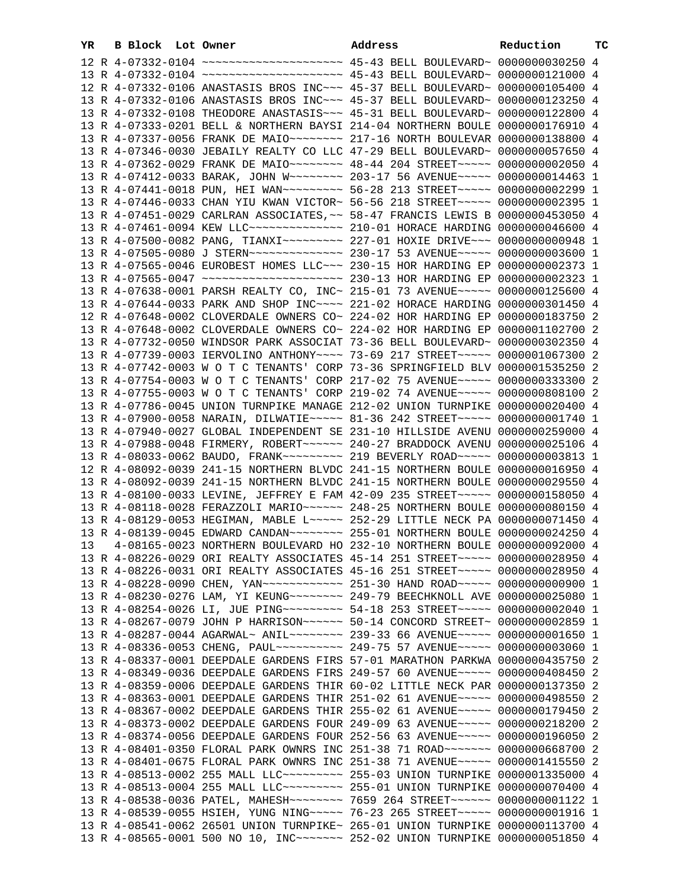| YR | B | Block | Lot | Owner | Address | Reduction | TC |
|---|---|---|---|---|---|---|---|
| 12 | R | 4-07332-0104 | | ~~~~~~~~~~~~~~~~~~~~~ | 45-43 BELL BOULEVARD~ | 0000000030250 | 4 |
| 13 | R | 4-07332-0104 | | ~~~~~~~~~~~~~~~~~~~~~ | 45-43 BELL BOULEVARD~ | 0000000121000 | 4 |
| 12 | R | 4-07332-0106 | | ANASTASIS BROS INC~~~ | 45-37 BELL BOULEVARD~ | 0000000105400 | 4 |
| 13 | R | 4-07332-0106 | | ANASTASIS BROS INC~~~ | 45-37 BELL BOULEVARD~ | 0000000123250 | 4 |
| 13 | R | 4-07332-0108 | | THEODORE ANASTASIS~~~ | 45-31 BELL BOULEVARD~ | 0000000122800 | 4 |
| 13 | R | 4-07333-0201 | | BELL & NORTHERN BAYSI | 214-04 NORTHERN BOULE | 0000000176910 | 4 |
| 13 | R | 4-07337-0056 | | FRANK DE MAIO~~~~~~~~ | 217-16 NORTH BOULEVAR | 0000000138800 | 4 |
| 13 | R | 4-07346-0030 | | JEBAILY REALTY CO LLC | 47-29 BELL BOULEVARD~ | 0000000057650 | 4 |
| 13 | R | 4-07362-0029 | | FRANK DE MAIO~~~~~~~~ | 48-44 204 STREET~~~~~ | 0000000002050 | 4 |
| 13 | R | 4-07412-0033 | | BARAK, JOHN W~~~~~~~~ | 203-17 56 AVENUE~~~~~ | 0000000014463 | 1 |
| 13 | R | 4-07441-0018 | | PUN, HEI WAN~~~~~~~~~ | 56-28 213 STREET~~~~~ | 0000000002299 | 1 |
| 13 | R | 4-07446-0033 | | CHAN YIU KWAN VICTOR~ | 56-56 218 STREET~~~~~ | 0000000002395 | 1 |
| 13 | R | 4-07451-0029 | | CARLRAN ASSOCIATES,~~ | 58-47 FRANCIS LEWIS B | 0000000453050 | 4 |
| 13 | R | 4-07461-0094 | | KEW LLC~~~~~~~~~~~~~~ | 210-01 HORACE HARDING | 0000000046600 | 4 |
| 13 | R | 4-07500-0082 | | PANG, TIANXI~~~~~~~~~ | 227-01 HOXIE DRIVE~~~ | 0000000000948 | 1 |
| 13 | R | 4-07505-0080 | | J STERN~~~~~~~~~~~~~~ | 230-17 53 AVENUE~~~~~ | 0000000003600 | 1 |
| 13 | R | 4-07565-0046 | | EUROBEST HOMES LLC~~~ | 230-15 HOR HARDING EP | 0000000002373 | 1 |
| 13 | R | 4-07565-0047 | | ~~~~~~~~~~~~~~~~~~~~~ | 230-13 HOR HARDING EP | 0000000002323 | 1 |
| 13 | R | 4-07638-0001 | | PARSH REALTY CO, INC~ | 215-01 73 AVENUE~~~~~ | 0000000125600 | 4 |
| 13 | R | 4-07644-0033 | | PARK AND SHOP INC~~~~ | 221-02 HORACE HARDING | 0000000301450 | 4 |
| 12 | R | 4-07648-0002 | | CLOVERDALE OWNERS CO~ | 224-02 HOR HARDING EP | 0000000183750 | 2 |
| 13 | R | 4-07648-0002 | | CLOVERDALE OWNERS CO~ | 224-02 HOR HARDING EP | 0000001102700 | 2 |
| 13 | R | 4-07732-0050 | | WINDSOR PARK ASSOCIAT | 73-36 BELL BOULEVARD~ | 0000000302350 | 4 |
| 13 | R | 4-07739-0003 | | IERVOLINO ANTHONY~~~~ | 73-69 217 STREET~~~~~ | 0000001067300 | 2 |
| 13 | R | 4-07742-0003 | | W O T C TENANTS' CORP | 73-36 SPRINGFIELD BLV | 0000001535250 | 2 |
| 13 | R | 4-07754-0003 | | W O T C TENANTS' CORP | 217-02 75 AVENUE~~~~~ | 0000000333300 | 2 |
| 13 | R | 4-07755-0003 | | W O T C TENANTS' CORP | 219-02 74 AVENUE~~~~~ | 0000000808100 | 2 |
| 13 | R | 4-07786-0045 | | UNION TURNPIKE MANAGE | 212-02 UNION TURNPIKE | 0000000020400 | 4 |
| 13 | R | 4-07900-0058 | | NARAIN, DILWATIE~~~~~ | 81-36 242 STREET~~~~~ | 0000000001740 | 1 |
| 13 | R | 4-07940-0027 | | GLOBAL INDEPENDENT SE | 231-10 HILLSIDE AVENU | 0000000259000 | 4 |
| 13 | R | 4-07988-0048 | | FIRMERY, ROBERT~~~~~~ | 240-27 BRADDOCK AVENU | 0000000025106 | 4 |
| 13 | R | 4-08033-0062 | | BAUDO, FRANK~~~~~~~~~ | 219 BEVERLY ROAD~~~~~ | 0000000003813 | 1 |
| 12 | R | 4-08092-0039 | | 241-15 NORTHERN BLVDC | 241-15 NORTHERN BOULE | 0000000016950 | 4 |
| 13 | R | 4-08092-0039 | | 241-15 NORTHERN BLVDC | 241-15 NORTHERN BOULE | 0000000029550 | 4 |
| 13 | R | 4-08100-0033 | | LEVINE, JEFFREY E FAM | 42-09 235 STREET~~~~~ | 0000000158050 | 4 |
| 13 | R | 4-08118-0028 | | FERAZZOLI MARIO~~~~~~ | 248-25 NORTHERN BOULE | 0000000080150 | 4 |
| 13 | R | 4-08129-0053 | | HEGIMAN, MABLE L~~~~~ | 252-29 LITTLE NECK PA | 0000000071450 | 4 |
| 13 | R | 4-08139-0045 | | EDWARD CANDAN~~~~~~~~ | 255-01 NORTHERN BOULE | 0000000024250 | 4 |
| 13 | | 4-08165-0023 | | NORTHERN BOULEVARD HO | 232-10 NORTHERN BOULE | 0000000092000 | 4 |
| 13 | R | 4-08226-0029 | | ORI REALTY ASSOCIATES | 45-14 251 STREET~~~~~ | 0000000028950 | 4 |
| 13 | R | 4-08226-0031 | | ORI REALTY ASSOCIATES | 45-16 251 STREET~~~~~ | 0000000028950 | 4 |
| 13 | R | 4-08228-0090 | | CHEN, YAN~~~~~~~~~~~~ | 251-30 HAND ROAD~~~~~ | 0000000000900 | 1 |
| 13 | R | 4-08230-0276 | | LAM, YI KEUNG~~~~~~~~ | 249-79 BEECHKNOLL AVE | 0000000025080 | 1 |
| 13 | R | 4-08254-0026 | | LI, JUE PING~~~~~~~~~ | 54-18 253 STREET~~~~~ | 0000000002040 | 1 |
| 13 | R | 4-08267-0079 | | JOHN P HARRISON~~~~~~ | 50-14 CONCORD STREET~ | 0000000002859 | 1 |
| 13 | R | 4-08287-0044 | | AGARWAL~ ANIL~~~~~~~~ | 239-33 66 AVENUE~~~~~ | 0000000001650 | 1 |
| 13 | R | 4-08336-0053 | | CHENG, PAUL~~~~~~~~~~ | 249-75 57 AVENUE~~~~~ | 0000000003060 | 1 |
| 13 | R | 4-08337-0001 | | DEEPDALE GARDENS FIRS | 57-01 MARATHON PARKWA | 0000000435750 | 2 |
| 13 | R | 4-08349-0036 | | DEEPDALE GARDENS FIRS | 249-57 60 AVENUE~~~~~ | 0000000408450 | 2 |
| 13 | R | 4-08359-0006 | | DEEPDALE GARDENS THIR | 60-02 LITTLE NECK PAR | 0000000137350 | 2 |
| 13 | R | 4-08363-0001 | | DEEPDALE GARDENS THIR | 251-02 61 AVENUE~~~~~ | 0000000498550 | 2 |
| 13 | R | 4-08367-0002 | | DEEPDALE GARDENS THIR | 255-02 61 AVENUE~~~~~ | 0000000179450 | 2 |
| 13 | R | 4-08373-0002 | | DEEPDALE GARDENS FOUR | 249-09 63 AVENUE~~~~~ | 0000000218200 | 2 |
| 13 | R | 4-08374-0056 | | DEEPDALE GARDENS FOUR | 252-56 63 AVENUE~~~~~ | 0000000196050 | 2 |
| 13 | R | 4-08401-0350 | | FLORAL PARK OWNRS INC | 251-38 71 ROAD~~~~~~~ | 0000000668700 | 2 |
| 13 | R | 4-08401-0675 | | FLORAL PARK OWNRS INC | 251-38 71 AVENUE~~~~~ | 0000001415550 | 2 |
| 13 | R | 4-08513-0002 | | 255 MALL LLC~~~~~~~~~ | 255-03 UNION TURNPIKE | 0000001335000 | 4 |
| 13 | R | 4-08513-0004 | | 255 MALL LLC~~~~~~~~~ | 255-01 UNION TURNPIKE | 0000000070400 | 4 |
| 13 | R | 4-08538-0036 | | PATEL, MAHESH~~~~~~~~ | 7659 264 STREET~~~~~~ | 0000000001122 | 1 |
| 13 | R | 4-08539-0055 | | HSIEH, YUNG NING~~~~~ | 76-23 265 STREET~~~~~ | 0000000001916 | 1 |
| 13 | R | 4-08541-0062 | | 26501 UNION TURNPIKE~ | 265-01 UNION TURNPIKE | 0000000113700 | 4 |
| 13 | R | 4-08565-0001 | | 500 NO 10, INC~~~~~~~ | 252-02 UNION TURNPIKE | 0000000051850 | 4 |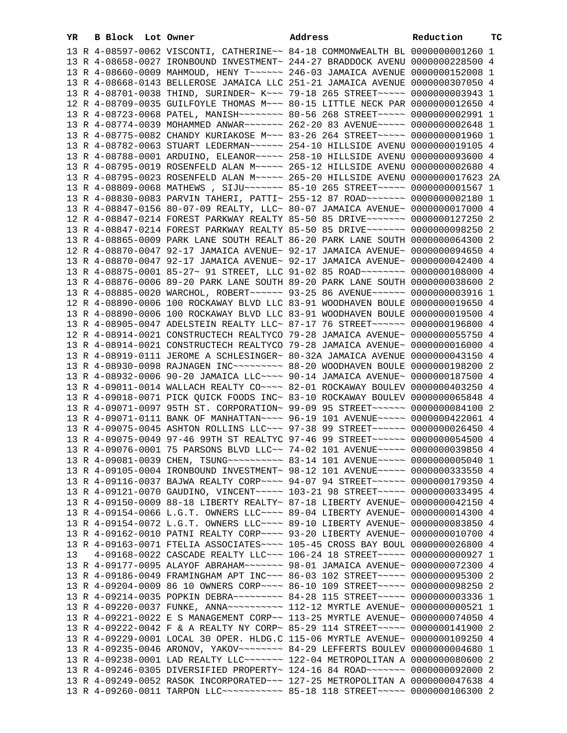| YR | B | Block | Lot | Owner | Address | Reduction | TC |
|---|---|---|---|---|---|---|---|
| 13 | R | 4-08597-0062 | | VISCONTI, CATHERINE~~ | 84-18 COMMONWEALTH BL | 0000000001260 | 1 |
| 13 | R | 4-08658-0027 | | IRONBOUND INVESTMENT~ | 244-27 BRADDOCK AVENU | 0000000228500 | 4 |
| 13 | R | 4-08660-0009 | | MAHMOUD, HENY T~~~~~~ | 246-03 JAMAICA AVENUE | 0000000152008 | 1 |
| 13 | R | 4-08668-0143 | | BELLEROSE JAMAICA LLC | 251-21 JAMAICA AVENUE | 0000000307050 | 4 |
| 13 | R | 4-08701-0038 | | THIND, SURINDER~ K~~~ | 79-18 265 STREET~~~~~ | 0000000003943 | 1 |
| 12 | R | 4-08709-0035 | | GUILFOYLE THOMAS M~~~ | 80-15 LITTLE NECK PAR | 0000000012650 | 4 |
| 13 | R | 4-08723-0068 | | PATEL, MANISH~~~~~~~~ | 80-56 268 STREET~~~~~ | 0000000002991 | 1 |
| 13 | R | 4-08774-0039 | | MOHAMMED ANWAR~~~~~~~ | 262-20 83 AVENUE~~~~~ | 0000000002648 | 1 |
| 13 | R | 4-08775-0082 | | CHANDY KURIAKOSE M~~~ | 83-26 264 STREET~~~~~ | 0000000001960 | 1 |
| 13 | R | 4-08782-0063 | | STUART LEDERMAN~~~~~~ | 254-10 HILLSIDE AVENU | 0000000019105 | 4 |
| 13 | R | 4-08788-0001 | | ARDUINO, ELEANOR~~~~~ | 258-10 HILLSIDE AVENU | 0000000093600 | 4 |
| 13 | R | 4-08795-0019 | | ROSENFELD ALAN M~~~~~ | 265-12 HILLSIDE AVENU | 0000000002680 | 4 |
| 13 | R | 4-08795-0023 | | ROSENFELD ALAN M~~~~~ | 265-20 HILLSIDE AVENU | 0000000017623 | 2A |
| 13 | R | 4-08809-0068 | | MATHEWS , SIJU~~~~~~~ | 85-10 265 STREET~~~~~ | 0000000001567 | 1 |
| 13 | R | 4-08830-0083 | | PARVIN TAHERI, PATTI~ | 255-12 87 ROAD~~~~~~~ | 0000000002180 | 1 |
| 13 | R | 4-08847-0156 | | 80-07-09 REALTY, LLC~ | 80-07 JAMAICA AVENUE~ | 0000000017000 | 4 |
| 12 | R | 4-08847-0214 | | FOREST PARKWAY REALTY | 85-50 85 DRIVE~~~~~~~ | 0000000127250 | 2 |
| 13 | R | 4-08847-0214 | | FOREST PARKWAY REALTY | 85-50 85 DRIVE~~~~~~~ | 0000000098250 | 2 |
| 13 | R | 4-08865-0009 | | PARK LANE SOUTH REALT | 86-20 PARK LANE SOUTH | 0000000064300 | 2 |
| 12 | R | 4-08870-0047 | | 92-17 JAMAICA AVENUE~ | 92-17 JAMAICA AVENUE~ | 0000000094650 | 4 |
| 13 | R | 4-08870-0047 | | 92-17 JAMAICA AVENUE~ | 92-17 JAMAICA AVENUE~ | 0000000042400 | 4 |
| 13 | R | 4-08875-0001 | | 85-27~ 91 STREET, LLC | 91-02 85 ROAD~~~~~~~~ | 0000000108000 | 4 |
| 13 | R | 4-08876-0006 | | 89-20 PARK LANE SOUTH | 89-20 PARK LANE SOUTH | 0000000038600 | 2 |
| 13 | R | 4-08885-0020 | | WARCHOL, ROBERT~~~~~~ | 93-25 86 AVENUE~~~~~~ | 0000000003916 | 1 |
| 12 | R | 4-08890-0006 | | 100 ROCKAWAY BLVD LLC | 83-91 WOODHAVEN BOULE | 0000000019650 | 4 |
| 13 | R | 4-08890-0006 | | 100 ROCKAWAY BLVD LLC | 83-91 WOODHAVEN BOULE | 0000000019500 | 4 |
| 13 | R | 4-08905-0047 | | ADELSTEIN REALTY LLC~ | 87-17 76 STREET~~~~~~ | 0000000196800 | 4 |
| 12 | R | 4-08914-0021 | | CONSTRUCTECH REALTYCO | 79-28 JAMAICA AVENUE~ | 0000000055750 | 4 |
| 13 | R | 4-08914-0021 | | CONSTRUCTECH REALTYCO | 79-28 JAMAICA AVENUE~ | 0000000016000 | 4 |
| 13 | R | 4-08919-0111 | | JEROME A SCHLESINGER~ | 80-32A JAMAICA AVENUE | 0000000043150 | 4 |
| 13 | R | 4-08930-0098 | | RAJNAGEN INC~~~~~~~~~ | 88-20 WOODHAVEN BOULE | 0000000198200 | 2 |
| 13 | R | 4-08932-0006 | | 90-20 JAMAICA LLC~~~~ | 90-14 JAMAICA AVENUE~ | 0000000187500 | 4 |
| 13 | R | 4-09011-0014 | | WALLACH REALTY CO~~~~ | 82-01 ROCKAWAY BOULEV | 0000000403250 | 4 |
| 13 | R | 4-09018-0071 | | PICK QUICK FOODS INC~ | 83-10 ROCKAWAY BOULEV | 0000000065848 | 4 |
| 13 | R | 4-09071-0097 | | 95TH ST. CORPORATION~ | 99-09 95 STREET~~~~~~ | 0000000084100 | 2 |
| 13 | R | 4-09071-0111 | | BANK OF MANHATTAN~~~~ | 96-19 101 AVENUE~~~~~ | 0000000422061 | 4 |
| 13 | R | 4-09075-0045 | | ASHTON ROLLINS LLC~~~ | 97-38 99 STREET~~~~~~ | 0000000026450 | 4 |
| 13 | R | 4-09075-0049 | | 97-46 99TH ST REALTYC | 97-46 99 STREET~~~~~~ | 0000000054500 | 4 |
| 13 | R | 4-09076-0001 | | 75 PARSONS BLVD LLC~~ | 74-02 101 AVENUE~~~~~ | 0000000039850 | 4 |
| 13 | R | 4-09081-0039 | | CHEN, TSUNG~~~~~~~~~~ | 83-14 101 AVENUE~~~~~ | 0000000005040 | 1 |
| 13 | R | 4-09105-0004 | | IRONBOUND INVESTMENT~ | 98-12 101 AVENUE~~~~~ | 0000000333550 | 4 |
| 13 | R | 4-09116-0037 | | BAJWA REALTY CORP~~~~ | 94-07 94 STREET~~~~~~ | 0000000179350 | 4 |
| 13 | R | 4-09121-0070 | | GAUDINO, VINCENT~~~~~ | 103-21 98 STREET~~~~~ | 0000000033495 | 4 |
| 13 | R | 4-09150-0009 | | 88-18 LIBERTY REALTY~ | 87-18 LIBERTY AVENUE~ | 0000000042150 | 4 |
| 13 | R | 4-09154-0066 | | L.G.T. OWNERS LLC~~~~ | 89-04 LIBERTY AVENUE~ | 0000000014300 | 4 |
| 13 | R | 4-09154-0072 | | L.G.T. OWNERS LLC~~~~ | 89-10 LIBERTY AVENUE~ | 0000000083850 | 4 |
| 13 | R | 4-09162-0010 | | PATNI REALTY CORP~~~~ | 93-20 LIBERTY AVENUE~ | 0000000010700 | 4 |
| 13 | R | 4-09163-0071 | | FTELIA ASSOCIATES~~~~ | 105-45 CROSS BAY BOUL | 0000000026800 | 4 |
| 13 | | 4-09168-0022 | | CASCADE REALTY LLC~~~ | 106-24 18 STREET~~~~~ | 0000000000927 | 1 |
| 13 | R | 4-09177-0095 | | ALAYOF ABRAHAM~~~~~~~ | 98-01 JAMAICA AVENUE~ | 0000000072300 | 4 |
| 13 | R | 4-09186-0049 | | FRAMINGHAM APT INC~~~ | 86-03 102 STREET~~~~~ | 0000000095300 | 2 |
| 13 | R | 4-09204-0009 | | 86 10 OWNERS CORP~~~~ | 86-10 109 STREET~~~~~ | 0000000098250 | 2 |
| 13 | R | 4-09214-0035 | | POPKIN DEBRA~~~~~~~~~ | 84-28 115 STREET~~~~~ | 0000000003336 | 1 |
| 13 | R | 4-09220-0037 | | FUNKE, ANNA~~~~~~~~~~ | 112-12 MYRTLE AVENUE~ | 0000000000521 | 1 |
| 13 | R | 4-09221-0022 | | E S MANAGEMENT CORP~~ | 113-25 MYRTLE AVENUE~ | 0000000074050 | 4 |
| 13 | R | 4-09222-0042 | | F & A REALTY NY CORP~ | 85-29 114 STREET~~~~~ | 0000000141900 | 2 |
| 13 | R | 4-09229-0001 | | LOCAL 30 OPER. HLDG.C | 115-06 MYRTLE AVENUE~ | 0000000109250 | 4 |
| 13 | R | 4-09235-0046 | | ARONOV, YAKOV~~~~~~~~ | 84-29 LEFFERTS BOULEV | 0000000004680 | 1 |
| 13 | R | 4-09238-0001 | | LAD REALTY LLC~~~~~~~ | 122-04 METROPOLITAN A | 0000000080600 | 2 |
| 13 | R | 4-09246-0305 | | DIVERSIFIED PROPERTY~ | 124-16 84 ROAD~~~~~~~ | 0000000092000 | 2 |
| 13 | R | 4-09249-0052 | | RASOK INCORPORATED~~~ | 127-25 METROPOLITAN A | 0000000047638 | 4 |
| 13 | R | 4-09260-0011 | | TARPON LLC~~~~~~~~~~~ | 85-18 118 STREET~~~~~ | 0000000106300 | 2 |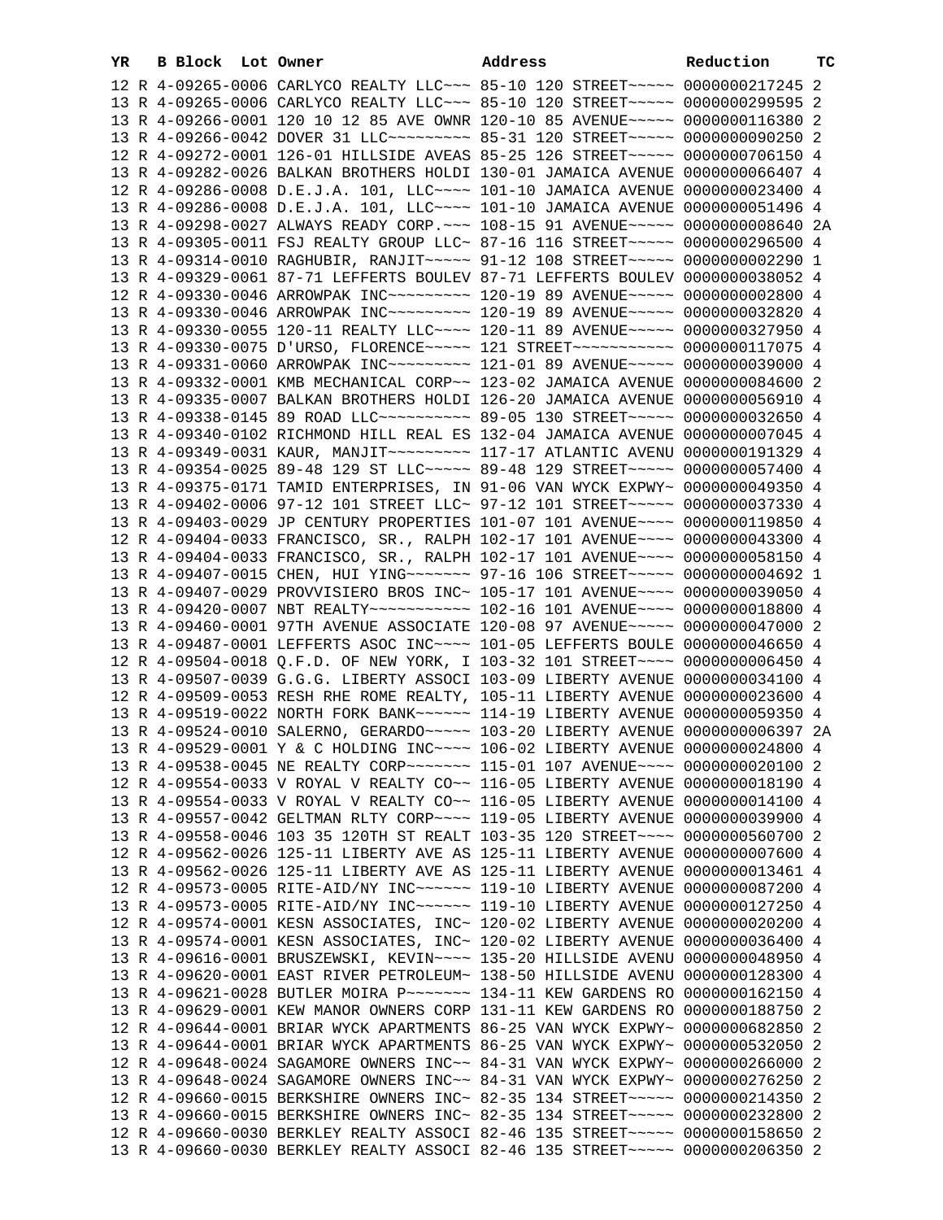| YR | B | Block | Lot | Owner | Address | Reduction | TC |
|---|---|---|---|---|---|---|---|
| 12 | R | 4-09265-0006 | | CARLYCO REALTY LLC~~~ | 85-10 120 STREET~~~~~ | 0000000217245 | 2 |
| 13 | R | 4-09265-0006 | | CARLYCO REALTY LLC~~~ | 85-10 120 STREET~~~~~ | 0000000299595 | 2 |
| 13 | R | 4-09266-0001 | | 120 10 12 85 AVE OWNR | 120-10 85 AVENUE~~~~~ | 0000000116380 | 2 |
| 13 | R | 4-09266-0042 | | DOVER 31 LLC~~~~~~~~~ | 85-31 120 STREET~~~~~ | 0000000090250 | 2 |
| 12 | R | 4-09272-0001 | | 126-01 HILLSIDE AVEAS | 85-25 126 STREET~~~~~ | 0000000706150 | 4 |
| 13 | R | 4-09282-0026 | | BALKAN BROTHERS HOLDI | 130-01 JAMAICA AVENUE | 0000000066407 | 4 |
| 12 | R | 4-09286-0008 | | D.E.J.A. 101, LLC~~~~ | 101-10 JAMAICA AVENUE | 0000000023400 | 4 |
| 13 | R | 4-09286-0008 | | D.E.J.A. 101, LLC~~~~ | 101-10 JAMAICA AVENUE | 0000000051496 | 4 |
| 13 | R | 4-09298-0027 | | ALWAYS READY CORP.~~~ | 108-15 91 AVENUE~~~~~ | 0000000008640 | 2A |
| 13 | R | 4-09305-0011 | | FSJ REALTY GROUP LLC~ | 87-16 116 STREET~~~~~ | 0000000296500 | 4 |
| 13 | R | 4-09314-0010 | | RAGHUBIR, RANJIT~~~~~ | 91-12 108 STREET~~~~~ | 0000000002290 | 1 |
| 13 | R | 4-09329-0061 | | 87-71 LEFFERTS BOULEV | 87-71 LEFFERTS BOULEV | 0000000038052 | 4 |
| 12 | R | 4-09330-0046 | | ARROWPAK INC~~~~~~~~~ | 120-19 89 AVENUE~~~~~ | 0000000002800 | 4 |
| 13 | R | 4-09330-0046 | | ARROWPAK INC~~~~~~~~~ | 120-19 89 AVENUE~~~~~ | 0000000032820 | 4 |
| 13 | R | 4-09330-0055 | | 120-11 REALTY LLC~~~~ | 120-11 89 AVENUE~~~~~ | 0000000327950 | 4 |
| 13 | R | 4-09330-0075 | | D'URSO, FLORENCE~~~~~ | 121 STREET~~~~~~~~~~~ | 0000000117075 | 4 |
| 13 | R | 4-09331-0060 | | ARROWPAK INC~~~~~~~~~ | 121-01 89 AVENUE~~~~~ | 0000000039000 | 4 |
| 13 | R | 4-09332-0001 | | KMB MECHANICAL CORP~~ | 123-02 JAMAICA AVENUE | 0000000084600 | 2 |
| 13 | R | 4-09335-0007 | | BALKAN BROTHERS HOLDI | 126-20 JAMAICA AVENUE | 0000000056910 | 4 |
| 13 | R | 4-09338-0145 | | 89 ROAD LLC~~~~~~~~~~ | 89-05 130 STREET~~~~~ | 0000000032650 | 4 |
| 13 | R | 4-09340-0102 | | RICHMOND HILL REAL ES | 132-04 JAMAICA AVENUE | 0000000007045 | 4 |
| 13 | R | 4-09349-0031 | | KAUR, MANJIT~~~~~~~~~ | 117-17 ATLANTIC AVENU | 0000000191329 | 4 |
| 13 | R | 4-09354-0025 | | 89-48 129 ST LLC~~~~~ | 89-48 129 STREET~~~~~ | 0000000057400 | 4 |
| 13 | R | 4-09375-0171 | | TAMID ENTERPRISES, IN | 91-06 VAN WYCK EXPWY~ | 0000000049350 | 4 |
| 13 | R | 4-09402-0006 | | 97-12 101 STREET LLC~ | 97-12 101 STREET~~~~~ | 0000000037330 | 4 |
| 13 | R | 4-09403-0029 | | JP CENTURY PROPERTIES | 101-07 101 AVENUE~~~~ | 0000000119850 | 4 |
| 12 | R | 4-09404-0033 | | FRANCISCO, SR., RALPH | 102-17 101 AVENUE~~~~ | 0000000043300 | 4 |
| 13 | R | 4-09404-0033 | | FRANCISCO, SR., RALPH | 102-17 101 AVENUE~~~~ | 0000000058150 | 4 |
| 13 | R | 4-09407-0015 | | CHEN, HUI YING~~~~~~~ | 97-16 106 STREET~~~~~ | 0000000004692 | 1 |
| 13 | R | 4-09407-0029 | | PROVVISIERO BROS INC~ | 105-17 101 AVENUE~~~~ | 0000000039050 | 4 |
| 13 | R | 4-09420-0007 | | NBT REALTY~~~~~~~~~~~ | 102-16 101 AVENUE~~~~ | 0000000018800 | 4 |
| 13 | R | 4-09460-0001 | | 97TH AVENUE ASSOCIATE | 120-08 97 AVENUE~~~~~ | 0000000047000 | 2 |
| 13 | R | 4-09487-0001 | | LEFFERTS ASOC INC~~~~ | 101-05 LEFFERTS BOULE | 0000000046650 | 4 |
| 12 | R | 4-09504-0018 | | Q.F.D. OF NEW YORK, I | 103-32 101 STREET~~~~ | 0000000006450 | 4 |
| 13 | R | 4-09507-0039 | | G.G.G. LIBERTY ASSOCI | 103-09 LIBERTY AVENUE | 0000000034100 | 4 |
| 12 | R | 4-09509-0053 | | RESH RHE ROME REALTY, | 105-11 LIBERTY AVENUE | 0000000023600 | 4 |
| 13 | R | 4-09519-0022 | | NORTH FORK BANK~~~~~~ | 114-19 LIBERTY AVENUE | 0000000059350 | 4 |
| 13 | R | 4-09524-0010 | | SALERNO, GERARDO~~~~~ | 103-20 LIBERTY AVENUE | 0000000006397 | 2A |
| 13 | R | 4-09529-0001 | | Y & C HOLDING INC~~~~ | 106-02 LIBERTY AVENUE | 0000000024800 | 4 |
| 13 | R | 4-09538-0045 | | NE REALTY CORP~~~~~~~ | 115-01 107 AVENUE~~~~ | 0000000020100 | 2 |
| 12 | R | 4-09554-0033 | | V ROYAL V REALTY CO~~ | 116-05 LIBERTY AVENUE | 0000000018190 | 4 |
| 13 | R | 4-09554-0033 | | V ROYAL V REALTY CO~~ | 116-05 LIBERTY AVENUE | 0000000014100 | 4 |
| 13 | R | 4-09557-0042 | | GELTMAN RLTY CORP~~~~ | 119-05 LIBERTY AVENUE | 0000000039900 | 4 |
| 13 | R | 4-09558-0046 | | 103 35 120TH ST REALT | 103-35 120 STREET~~~~ | 0000000560700 | 2 |
| 12 | R | 4-09562-0026 | | 125-11 LIBERTY AVE AS | 125-11 LIBERTY AVENUE | 0000000007600 | 4 |
| 13 | R | 4-09562-0026 | | 125-11 LIBERTY AVE AS | 125-11 LIBERTY AVENUE | 0000000013461 | 4 |
| 12 | R | 4-09573-0005 | | RITE-AID/NY INC~~~~~~ | 119-10 LIBERTY AVENUE | 0000000087200 | 4 |
| 13 | R | 4-09573-0005 | | RITE-AID/NY INC~~~~~~ | 119-10 LIBERTY AVENUE | 0000000127250 | 4 |
| 12 | R | 4-09574-0001 | | KESN ASSOCIATES, INC~ | 120-02 LIBERTY AVENUE | 0000000020200 | 4 |
| 13 | R | 4-09574-0001 | | KESN ASSOCIATES, INC~ | 120-02 LIBERTY AVENUE | 0000000036400 | 4 |
| 13 | R | 4-09616-0001 | | BRUSZEWSKI, KEVIN~~~~ | 135-20 HILLSIDE AVENU | 0000000048950 | 4 |
| 13 | R | 4-09620-0001 | | EAST RIVER PETROLEUM~ | 138-50 HILLSIDE AVENU | 0000000128300 | 4 |
| 13 | R | 4-09621-0028 | | BUTLER MOIRA P~~~~~~~ | 134-11 KEW GARDENS RO | 0000000162150 | 4 |
| 13 | R | 4-09629-0001 | | KEW MANOR OWNERS CORP | 131-11 KEW GARDENS RO | 0000000188750 | 2 |
| 12 | R | 4-09644-0001 | | BRIAR WYCK APARTMENTS | 86-25 VAN WYCK EXPWY~ | 0000000682850 | 2 |
| 13 | R | 4-09644-0001 | | BRIAR WYCK APARTMENTS | 86-25 VAN WYCK EXPWY~ | 0000000532050 | 2 |
| 12 | R | 4-09648-0024 | | SAGAMORE OWNERS INC~~ | 84-31 VAN WYCK EXPWY~ | 0000000266000 | 2 |
| 13 | R | 4-09648-0024 | | SAGAMORE OWNERS INC~~ | 84-31 VAN WYCK EXPWY~ | 0000000276250 | 2 |
| 12 | R | 4-09660-0015 | | BERKSHIRE OWNERS INC~ | 82-35 134 STREET~~~~~ | 0000000214350 | 2 |
| 13 | R | 4-09660-0015 | | BERKSHIRE OWNERS INC~ | 82-35 134 STREET~~~~~ | 0000000232800 | 2 |
| 12 | R | 4-09660-0030 | | BERKLEY REALTY ASSOCI | 82-46 135 STREET~~~~~ | 0000000158650 | 2 |
| 13 | R | 4-09660-0030 | | BERKLEY REALTY ASSOCI | 82-46 135 STREET~~~~~ | 0000000206350 | 2 |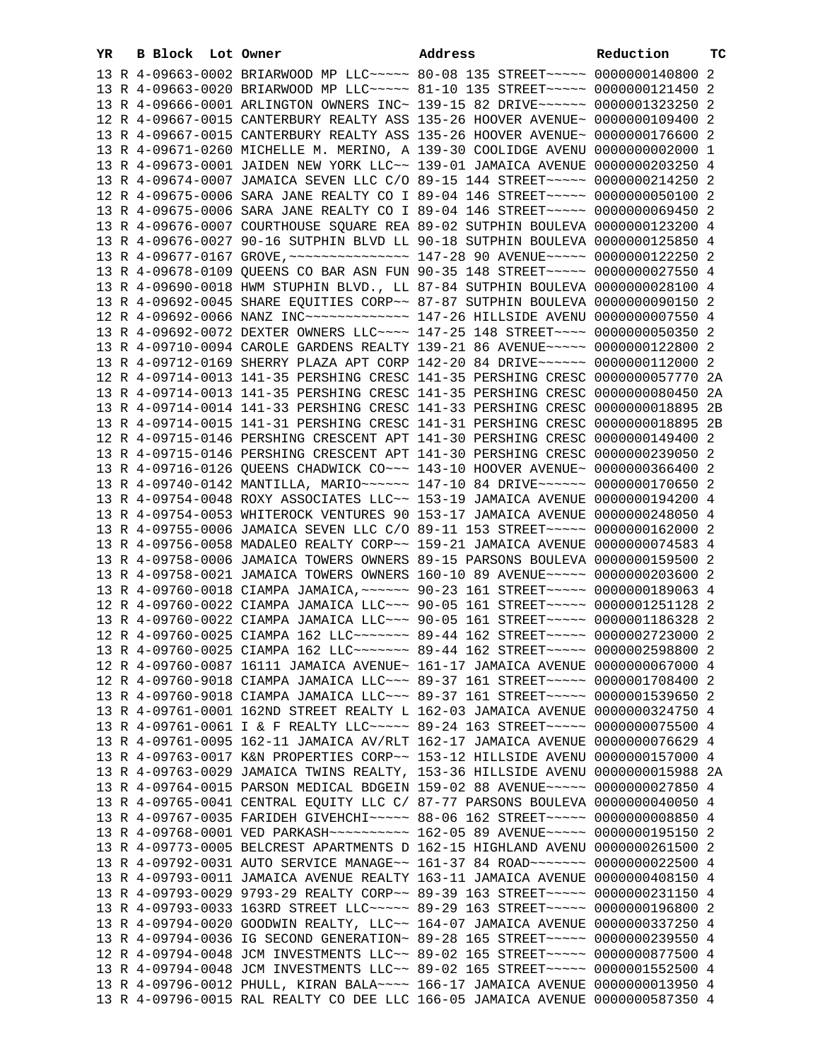| YR | B | Block | Lot | Owner | Address | Reduction | TC |
|---|---|---|---|---|---|---|---|
| 13 | R | 4-09663-0002 | | BRIARWOOD MP LLC~~~~~ | 80-08 135 STREET~~~~~ | 0000000140800 | 2 |
| 13 | R | 4-09663-0020 | | BRIARWOOD MP LLC~~~~~ | 81-10 135 STREET~~~~~ | 0000000121450 | 2 |
| 13 | R | 4-09666-0001 | | ARLINGTON OWNERS INC~ | 139-15 82 DRIVE~~~~~~ | 0000001323250 | 2 |
| 12 | R | 4-09667-0015 | | CANTERBURY REALTY ASS | 135-26 HOOVER AVENUE~ | 0000000109400 | 2 |
| 13 | R | 4-09667-0015 | | CANTERBURY REALTY ASS | 135-26 HOOVER AVENUE~ | 0000000176600 | 2 |
| 13 | R | 4-09671-0260 | | MICHELLE M. MERINO, A | 139-30 COOLIDGE AVENU | 0000000002000 | 1 |
| 13 | R | 4-09673-0001 | | JAIDEN NEW YORK LLC~~ | 139-01 JAMAICA AVENUE | 0000000203250 | 4 |
| 13 | R | 4-09674-0007 | | JAMAICA SEVEN LLC C/O | 89-15 144 STREET~~~~~ | 0000000214250 | 2 |
| 12 | R | 4-09675-0006 | | SARA JANE REALTY CO I | 89-04 146 STREET~~~~~ | 0000000050100 | 2 |
| 13 | R | 4-09675-0006 | | SARA JANE REALTY CO I | 89-04 146 STREET~~~~~ | 0000000069450 | 2 |
| 13 | R | 4-09676-0007 | | COURTHOUSE SQUARE REA | 89-02 SUTPHIN BOULEVA | 0000000123200 | 4 |
| 13 | R | 4-09676-0027 | | 90-16 SUTPHIN BLVD LL | 90-18 SUTPHIN BOULEVA | 0000000125850 | 4 |
| 13 | R | 4-09677-0167 | | GROVE,~~~~~~~~~~~~~~~ | 147-28 90 AVENUE~~~~~ | 0000000122250 | 2 |
| 13 | R | 4-09678-0109 | | QUEENS CO BAR ASN FUN | 90-35 148 STREET~~~~~ | 0000000027550 | 4 |
| 13 | R | 4-09690-0018 | | HWM STUPHIN BLVD., LL | 87-84 SUTPHIN BOULEVA | 0000000028100 | 4 |
| 13 | R | 4-09692-0045 | | SHARE EQUITIES CORP~~ | 87-87 SUTPHIN BOULEVA | 0000000090150 | 2 |
| 12 | R | 4-09692-0066 | | NANZ INC~~~~~~~~~~~~~ | 147-26 HILLSIDE AVENU | 0000000007550 | 4 |
| 13 | R | 4-09692-0072 | | DEXTER OWNERS LLC~~~~ | 147-25 148 STREET~~~~ | 0000000050350 | 2 |
| 13 | R | 4-09710-0094 | | CAROLE GARDENS REALTY | 139-21 86 AVENUE~~~~~ | 0000000122800 | 2 |
| 13 | R | 4-09712-0169 | | SHERRY PLAZA APT CORP | 142-20 84 DRIVE~~~~~~ | 0000000112000 | 2 |
| 12 | R | 4-09714-0013 | | 141-35 PERSHING CRESC | 141-35 PERSHING CRESC | 0000000057770 | 2A |
| 13 | R | 4-09714-0013 | | 141-35 PERSHING CRESC | 141-35 PERSHING CRESC | 0000000080450 | 2A |
| 13 | R | 4-09714-0014 | | 141-33 PERSHING CRESC | 141-33 PERSHING CRESC | 0000000018895 | 2B |
| 13 | R | 4-09714-0015 | | 141-31 PERSHING CRESC | 141-31 PERSHING CRESC | 0000000018895 | 2B |
| 12 | R | 4-09715-0146 | | PERSHING CRESCENT APT | 141-30 PERSHING CRESC | 0000000149400 | 2 |
| 13 | R | 4-09715-0146 | | PERSHING CRESCENT APT | 141-30 PERSHING CRESC | 0000000239050 | 2 |
| 13 | R | 4-09716-0126 | | QUEENS CHADWICK CO~~~ | 143-10 HOOVER AVENUE~ | 0000000366400 | 2 |
| 13 | R | 4-09740-0142 | | MANTILLA, MARIO~~~~~~ | 147-10 84 DRIVE~~~~~~ | 0000000170650 | 2 |
| 13 | R | 4-09754-0048 | | ROXY ASSOCIATES LLC~~ | 153-19 JAMAICA AVENUE | 0000000194200 | 4 |
| 13 | R | 4-09754-0053 | | WHITEROCK VENTURES 90 | 153-17 JAMAICA AVENUE | 0000000248050 | 4 |
| 13 | R | 4-09755-0006 | | JAMAICA SEVEN LLC C/O | 89-11 153 STREET~~~~~ | 0000000162000 | 2 |
| 13 | R | 4-09756-0058 | | MADALEO REALTY CORP~~ | 159-21 JAMAICA AVENUE | 0000000074583 | 4 |
| 13 | R | 4-09758-0006 | | JAMAICA TOWERS OWNERS | 89-15 PARSONS BOULEVA | 0000000159500 | 2 |
| 13 | R | 4-09758-0021 | | JAMAICA TOWERS OWNERS | 160-10 89 AVENUE~~~~~ | 0000000203600 | 2 |
| 13 | R | 4-09760-0018 | | CIAMPA JAMAICA,~~~~~~ | 90-23 161 STREET~~~~~ | 0000000189063 | 4 |
| 12 | R | 4-09760-0022 | | CIAMPA JAMAICA LLC~~~ | 90-05 161 STREET~~~~~ | 0000001251128 | 2 |
| 13 | R | 4-09760-0022 | | CIAMPA JAMAICA LLC~~~ | 90-05 161 STREET~~~~~ | 0000001186328 | 2 |
| 12 | R | 4-09760-0025 | | CIAMPA 162 LLC~~~~~~~ | 89-44 162 STREET~~~~~ | 0000002723000 | 2 |
| 13 | R | 4-09760-0025 | | CIAMPA 162 LLC~~~~~~~ | 89-44 162 STREET~~~~~ | 0000002598800 | 2 |
| 12 | R | 4-09760-0087 | | 16111 JAMAICA AVENUE~ | 161-17 JAMAICA AVENUE | 0000000067000 | 4 |
| 12 | R | 4-09760-9018 | | CIAMPA JAMAICA LLC~~~ | 89-37 161 STREET~~~~~ | 0000001708400 | 2 |
| 13 | R | 4-09760-9018 | | CIAMPA JAMAICA LLC~~~ | 89-37 161 STREET~~~~~ | 0000001539650 | 2 |
| 13 | R | 4-09761-0001 | | 162ND STREET REALTY L | 162-03 JAMAICA AVENUE | 0000000324750 | 4 |
| 13 | R | 4-09761-0061 | | I & F REALTY LLC~~~~~ | 89-24 163 STREET~~~~~ | 0000000075500 | 4 |
| 13 | R | 4-09761-0095 | | 162-11 JAMAICA AV/RLT | 162-17 JAMAICA AVENUE | 0000000076629 | 4 |
| 13 | R | 4-09763-0017 | | K&N PROPERTIES CORP~~ | 153-12 HILLSIDE AVENU | 0000000157000 | 4 |
| 13 | R | 4-09763-0029 | | JAMAICA TWINS REALTY, | 153-36 HILLSIDE AVENU | 0000000015988 | 2A |
| 13 | R | 4-09764-0015 | | PARSON MEDICAL BDGEIN | 159-02 88 AVENUE~~~~~ | 0000000027850 | 4 |
| 13 | R | 4-09765-0041 | | CENTRAL EQUITY LLC C/ | 87-77 PARSONS BOULEVA | 0000000040050 | 4 |
| 13 | R | 4-09767-0035 | | FARIDEH GIVEHCHI~~~~~ | 88-06 162 STREET~~~~~ | 0000000008850 | 4 |
| 13 | R | 4-09768-0001 | | VED PARKASH~~~~~~~~~~ | 162-05 89 AVENUE~~~~~ | 0000000195150 | 2 |
| 13 | R | 4-09773-0005 | | BELCREST APARTMENTS D | 162-15 HIGHLAND AVENU | 0000000261500 | 2 |
| 13 | R | 4-09792-0031 | | AUTO SERVICE MANAGE~~ | 161-37 84 ROAD~~~~~~~ | 0000000022500 | 4 |
| 13 | R | 4-09793-0011 | | JAMAICA AVENUE REALTY | 163-11 JAMAICA AVENUE | 0000000408150 | 4 |
| 13 | R | 4-09793-0029 | | 9793-29 REALTY CORP~~ | 89-39 163 STREET~~~~~ | 0000000231150 | 4 |
| 13 | R | 4-09793-0033 | | 163RD STREET LLC~~~~~ | 89-29 163 STREET~~~~~ | 0000000196800 | 2 |
| 13 | R | 4-09794-0020 | | GOODWIN REALTY, LLC~~ | 164-07 JAMAICA AVENUE | 0000000337250 | 4 |
| 13 | R | 4-09794-0036 | | IG SECOND GENERATION~ | 89-28 165 STREET~~~~~ | 0000000239550 | 4 |
| 12 | R | 4-09794-0048 | | JCM INVESTMENTS LLC~~ | 89-02 165 STREET~~~~~ | 0000000877500 | 4 |
| 13 | R | 4-09794-0048 | | JCM INVESTMENTS LLC~~ | 89-02 165 STREET~~~~~ | 0000001552500 | 4 |
| 13 | R | 4-09796-0012 | | PHULL, KIRAN BALA~~~~ | 166-17 JAMAICA AVENUE | 0000000013950 | 4 |
| 13 | R | 4-09796-0015 | | RAL REALTY CO DEE LLC | 166-05 JAMAICA AVENUE | 0000000587350 | 4 |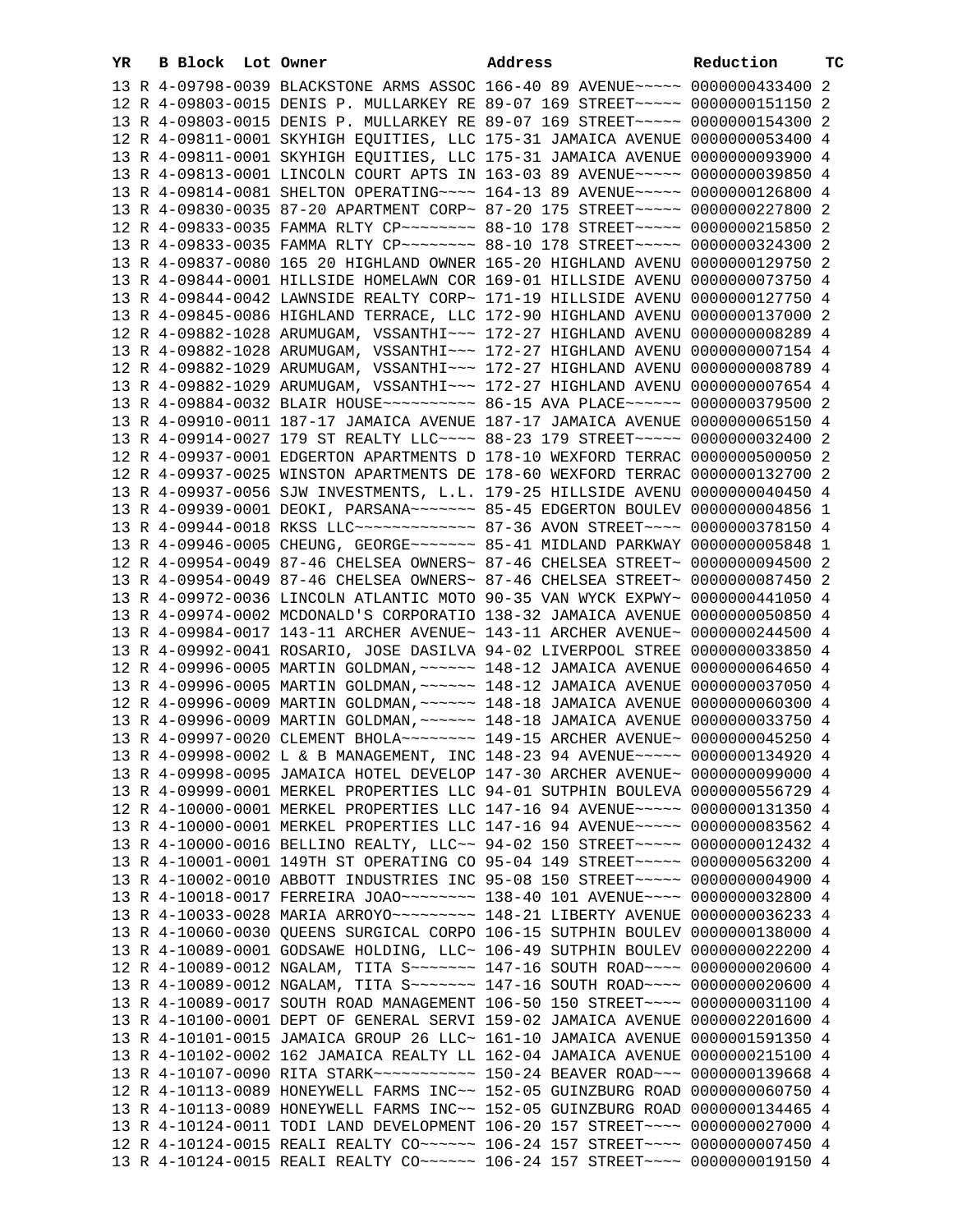| YR | B | Block | Lot | Owner | Address | Reduction | TC |
|---|---|---|---|---|---|---|---|
| 13 | R | 4-09798-0039 | | BLACKSTONE ARMS ASSOC | 166-40 89 AVENUE~~~~~ | 0000000433400 | 2 |
| 12 | R | 4-09803-0015 | | DENIS P. MULLARKEY RE | 89-07 169 STREET~~~~~ | 0000000151150 | 2 |
| 13 | R | 4-09803-0015 | | DENIS P. MULLARKEY RE | 89-07 169 STREET~~~~~ | 0000000154300 | 2 |
| 12 | R | 4-09811-0001 | | SKYHIGH EQUITIES, LLC | 175-31 JAMAICA AVENUE | 0000000053400 | 4 |
| 13 | R | 4-09811-0001 | | SKYHIGH EQUITIES, LLC | 175-31 JAMAICA AVENUE | 0000000093900 | 4 |
| 13 | R | 4-09813-0001 | | LINCOLN COURT APTS IN | 163-03 89 AVENUE~~~~~ | 0000000039850 | 4 |
| 13 | R | 4-09814-0081 | | SHELTON OPERATING~~~~ | 164-13 89 AVENUE~~~~~ | 0000000126800 | 4 |
| 13 | R | 4-09830-0035 | | 87-20 APARTMENT CORP~ | 87-20 175 STREET~~~~~ | 0000000227800 | 2 |
| 12 | R | 4-09833-0035 | | FAMMA RLTY CP~~~~~~~~ | 88-10 178 STREET~~~~~ | 0000000215850 | 2 |
| 13 | R | 4-09833-0035 | | FAMMA RLTY CP~~~~~~~~ | 88-10 178 STREET~~~~~ | 0000000324300 | 2 |
| 13 | R | 4-09837-0080 | | 165 20 HIGHLAND OWNER | 165-20 HIGHLAND AVENU | 0000000129750 | 2 |
| 13 | R | 4-09844-0001 | | HILLSIDE HOMELAWN COR | 169-01 HILLSIDE AVENU | 0000000073750 | 4 |
| 13 | R | 4-09844-0042 | | LAWNSIDE REALTY CORP~ | 171-19 HILLSIDE AVENU | 0000000127750 | 4 |
| 13 | R | 4-09845-0086 | | HIGHLAND TERRACE, LLC | 172-90 HIGHLAND AVENU | 0000000137000 | 2 |
| 12 | R | 4-09882-1028 | | ARUMUGAM, VSSANTHI~~~ | 172-27 HIGHLAND AVENU | 0000000008289 | 4 |
| 13 | R | 4-09882-1028 | | ARUMUGAM, VSSANTHI~~~ | 172-27 HIGHLAND AVENU | 0000000007154 | 4 |
| 12 | R | 4-09882-1029 | | ARUMUGAM, VSSANTHI~~~ | 172-27 HIGHLAND AVENU | 0000000008789 | 4 |
| 13 | R | 4-09882-1029 | | ARUMUGAM, VSSANTHI~~~ | 172-27 HIGHLAND AVENU | 0000000007654 | 4 |
| 13 | R | 4-09884-0032 | | BLAIR HOUSE~~~~~~~~~~ | 86-15 AVA PLACE~~~~~~ | 0000000379500 | 2 |
| 13 | R | 4-09910-0011 | | 187-17 JAMAICA AVENUE | 187-17 JAMAICA AVENUE | 0000000065150 | 4 |
| 13 | R | 4-09914-0027 | | 179 ST REALTY LLC~~~~ | 88-23 179 STREET~~~~~ | 0000000032400 | 2 |
| 12 | R | 4-09937-0001 | | EDGERTON APARTMENTS D | 178-10 WEXFORD TERRAC | 0000000500050 | 2 |
| 12 | R | 4-09937-0025 | | WINSTON APARTMENTS DE | 178-60 WEXFORD TERRAC | 0000000132700 | 2 |
| 13 | R | 4-09937-0056 | | SJW INVESTMENTS, L.L. | 179-25 HILLSIDE AVENU | 0000000040450 | 4 |
| 13 | R | 4-09939-0001 | | DEOKI, PARSANA~~~~~~~ | 85-45 EDGERTON BOULEV | 0000000004856 | 1 |
| 13 | R | 4-09944-0018 | | RKSS LLC~~~~~~~~~~~~~ | 87-36 AVON STREET~~~~ | 0000000378150 | 4 |
| 13 | R | 4-09946-0005 | | CHEUNG, GEORGE~~~~~~~ | 85-41 MIDLAND PARKWAY | 0000000005848 | 1 |
| 12 | R | 4-09954-0049 | | 87-46 CHELSEA OWNERS~ | 87-46 CHELSEA STREET~ | 0000000094500 | 2 |
| 13 | R | 4-09954-0049 | | 87-46 CHELSEA OWNERS~ | 87-46 CHELSEA STREET~ | 0000000087450 | 2 |
| 13 | R | 4-09972-0036 | | LINCOLN ATLANTIC MOTO | 90-35 VAN WYCK EXPWY~ | 0000000441050 | 4 |
| 13 | R | 4-09974-0002 | | MCDONALD'S CORPORATIO | 138-32 JAMAICA AVENUE | 0000000050850 | 4 |
| 13 | R | 4-09984-0017 | | 143-11 ARCHER AVENUE~ | 143-11 ARCHER AVENUE~ | 0000000244500 | 4 |
| 13 | R | 4-09992-0041 | | ROSARIO, JOSE DASILVA | 94-02 LIVERPOOL STREE | 0000000033850 | 4 |
| 12 | R | 4-09996-0005 | | MARTIN GOLDMAN,~~~~~~ | 148-12 JAMAICA AVENUE | 0000000064650 | 4 |
| 13 | R | 4-09996-0005 | | MARTIN GOLDMAN,~~~~~~ | 148-12 JAMAICA AVENUE | 0000000037050 | 4 |
| 12 | R | 4-09996-0009 | | MARTIN GOLDMAN,~~~~~~ | 148-18 JAMAICA AVENUE | 0000000060300 | 4 |
| 13 | R | 4-09996-0009 | | MARTIN GOLDMAN,~~~~~~ | 148-18 JAMAICA AVENUE | 0000000033750 | 4 |
| 13 | R | 4-09997-0020 | | CLEMENT BHOLA~~~~~~~~ | 149-15 ARCHER AVENUE~ | 0000000045250 | 4 |
| 13 | R | 4-09998-0002 | | L & B MANAGEMENT, INC | 148-23 94 AVENUE~~~~~ | 0000000134920 | 4 |
| 13 | R | 4-09998-0095 | | JAMAICA HOTEL DEVELOP | 147-30 ARCHER AVENUE~ | 0000000099000 | 4 |
| 13 | R | 4-09999-0001 | | MERKEL PROPERTIES LLC | 94-01 SUTPHIN BOULEVA | 0000000556729 | 4 |
| 12 | R | 4-10000-0001 | | MERKEL PROPERTIES LLC | 147-16 94 AVENUE~~~~~ | 0000000131350 | 4 |
| 13 | R | 4-10000-0001 | | MERKEL PROPERTIES LLC | 147-16 94 AVENUE~~~~~ | 0000000083562 | 4 |
| 13 | R | 4-10000-0016 | | BELLINO REALTY, LLC~~ | 94-02 150 STREET~~~~~ | 0000000012432 | 4 |
| 13 | R | 4-10001-0001 | | 149TH ST OPERATING CO | 95-04 149 STREET~~~~~ | 0000000563200 | 4 |
| 13 | R | 4-10002-0010 | | ABBOTT INDUSTRIES INC | 95-08 150 STREET~~~~~ | 0000000004900 | 4 |
| 13 | R | 4-10018-0017 | | FERREIRA JOAO~~~~~~~~ | 138-40 101 AVENUE~~~~ | 0000000032800 | 4 |
| 13 | R | 4-10033-0028 | | MARIA ARROYO~~~~~~~~~ | 148-21 LIBERTY AVENUE | 0000000036233 | 4 |
| 13 | R | 4-10060-0030 | | QUEENS SURGICAL CORPO | 106-15 SUTPHIN BOULEV | 0000000138000 | 4 |
| 13 | R | 4-10089-0001 | | GODSAWE HOLDING, LLC~ | 106-49 SUTPHIN BOULEV | 0000000022200 | 4 |
| 12 | R | 4-10089-0012 | | NGALAM, TITA S~~~~~~~ | 147-16 SOUTH ROAD~~~~ | 0000000020600 | 4 |
| 13 | R | 4-10089-0012 | | NGALAM, TITA S~~~~~~~ | 147-16 SOUTH ROAD~~~~ | 0000000020600 | 4 |
| 13 | R | 4-10089-0017 | | SOUTH ROAD MANAGEMENT | 106-50 150 STREET~~~~ | 0000000031100 | 4 |
| 13 | R | 4-10100-0001 | | DEPT OF GENERAL SERVI | 159-02 JAMAICA AVENUE | 0000002201600 | 4 |
| 13 | R | 4-10101-0015 | | JAMAICA GROUP 26 LLC~ | 161-10 JAMAICA AVENUE | 0000001591350 | 4 |
| 13 | R | 4-10102-0002 | | 162 JAMAICA REALTY LL | 162-04 JAMAICA AVENUE | 0000000215100 | 4 |
| 13 | R | 4-10107-0090 | | RITA STARK~~~~~~~~~~~ | 150-24 BEAVER ROAD~~~ | 0000000139668 | 4 |
| 12 | R | 4-10113-0089 | | HONEYWELL FARMS INC~~ | 152-05 GUINZBURG ROAD | 0000000060750 | 4 |
| 13 | R | 4-10113-0089 | | HONEYWELL FARMS INC~~ | 152-05 GUINZBURG ROAD | 0000000134465 | 4 |
| 13 | R | 4-10124-0011 | | TODI LAND DEVELOPMENT | 106-20 157 STREET~~~~ | 0000000027000 | 4 |
| 12 | R | 4-10124-0015 | | REALI REALTY CO~~~~~~ | 106-24 157 STREET~~~~ | 0000000007450 | 4 |
| 13 | R | 4-10124-0015 | | REALI REALTY CO~~~~~~ | 106-24 157 STREET~~~~ | 0000000019150 | 4 |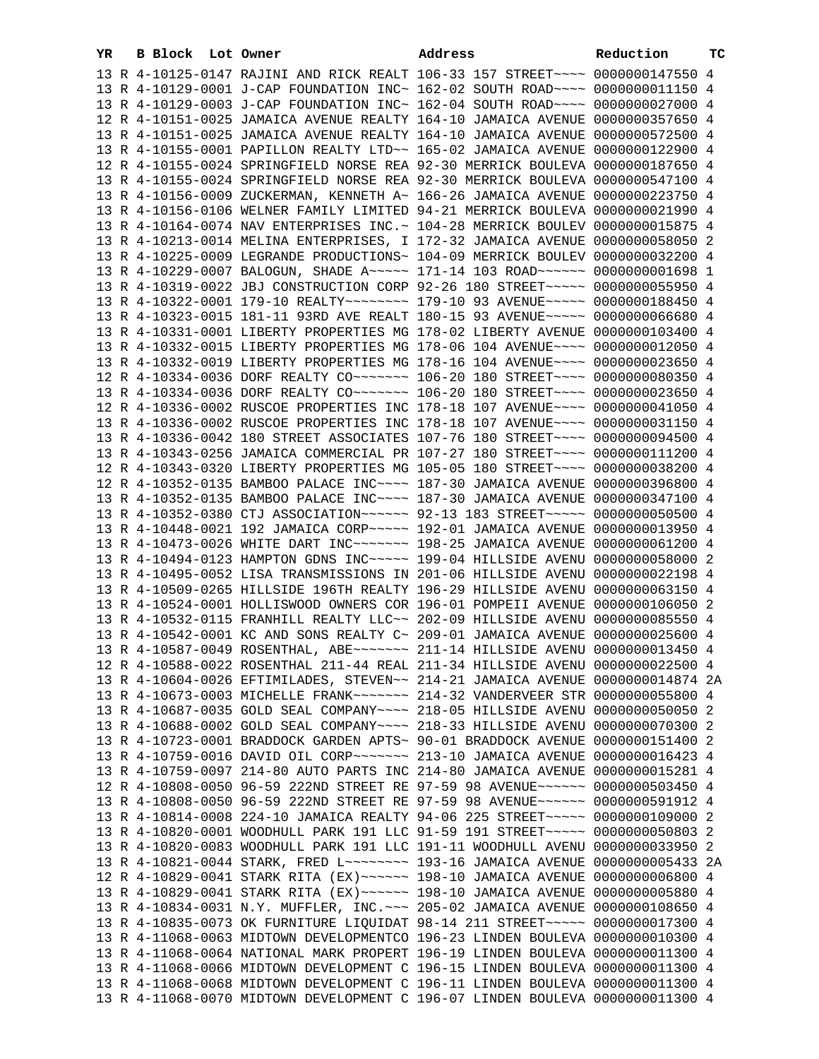| YR | B | Block | Lot | Owner | Address | Reduction | TC |
|---|---|---|---|---|---|---|---|
| 13 | R | 4-10125-0147 | | RAJINI AND RICK REALT | 106-33 157 STREET~~~~ | 0000000147550 | 4 |
| 13 | R | 4-10129-0001 | | J-CAP FOUNDATION INC~ | 162-02 SOUTH ROAD~~~~ | 0000000011150 | 4 |
| 13 | R | 4-10129-0003 | | J-CAP FOUNDATION INC~ | 162-04 SOUTH ROAD~~~~ | 0000000027000 | 4 |
| 12 | R | 4-10151-0025 | | JAMAICA AVENUE REALTY | 164-10 JAMAICA AVENUE | 0000000357650 | 4 |
| 13 | R | 4-10151-0025 | | JAMAICA AVENUE REALTY | 164-10 JAMAICA AVENUE | 0000000572500 | 4 |
| 13 | R | 4-10155-0001 | | PAPILLON REALTY LTD~~ | 165-02 JAMAICA AVENUE | 0000000122900 | 4 |
| 12 | R | 4-10155-0024 | | SPRINGFIELD NORSE REA | 92-30 MERRICK BOULEVA | 0000000187650 | 4 |
| 13 | R | 4-10155-0024 | | SPRINGFIELD NORSE REA | 92-30 MERRICK BOULEVA | 0000000547100 | 4 |
| 13 | R | 4-10156-0009 | | ZUCKERMAN, KENNETH A~ | 166-26 JAMAICA AVENUE | 0000000223750 | 4 |
| 13 | R | 4-10156-0106 | | WELNER FAMILY LIMITED | 94-21 MERRICK BOULEVA | 0000000021990 | 4 |
| 13 | R | 4-10164-0074 | | NAV ENTERPRISES INC.~ | 104-28 MERRICK BOULEV | 0000000015875 | 4 |
| 13 | R | 4-10213-0014 | | MELINA ENTERPRISES, I | 172-32 JAMAICA AVENUE | 0000000058050 | 2 |
| 13 | R | 4-10225-0009 | | LEGRANDE PRODUCTIONS~ | 104-09 MERRICK BOULEV | 0000000032200 | 4 |
| 13 | R | 4-10229-0007 | | BALOGUN, SHADE A~~~~~ | 171-14 103 ROAD~~~~~~ | 0000000001698 | 1 |
| 13 | R | 4-10319-0022 | | JBJ CONSTRUCTION CORP | 92-26 180 STREET~~~~~ | 0000000055950 | 4 |
| 13 | R | 4-10322-0001 | | 179-10 REALTY~~~~~~~~ | 179-10 93 AVENUE~~~~~ | 0000000188450 | 4 |
| 13 | R | 4-10323-0015 | | 181-11 93RD AVE REALT | 180-15 93 AVENUE~~~~~ | 0000000066680 | 4 |
| 13 | R | 4-10331-0001 | | LIBERTY PROPERTIES MG | 178-02 LIBERTY AVENUE | 0000000103400 | 4 |
| 13 | R | 4-10332-0015 | | LIBERTY PROPERTIES MG | 178-06 104 AVENUE~~~~ | 0000000012050 | 4 |
| 13 | R | 4-10332-0019 | | LIBERTY PROPERTIES MG | 178-16 104 AVENUE~~~~ | 0000000023650 | 4 |
| 12 | R | 4-10334-0036 | | DORF REALTY CO~~~~~~~ | 106-20 180 STREET~~~~ | 0000000080350 | 4 |
| 13 | R | 4-10334-0036 | | DORF REALTY CO~~~~~~~ | 106-20 180 STREET~~~~ | 0000000023650 | 4 |
| 12 | R | 4-10336-0002 | | RUSCOE PROPERTIES INC | 178-18 107 AVENUE~~~~ | 0000000041050 | 4 |
| 13 | R | 4-10336-0002 | | RUSCOE PROPERTIES INC | 178-18 107 AVENUE~~~~ | 0000000031150 | 4 |
| 13 | R | 4-10336-0042 | | 180 STREET ASSOCIATES | 107-76 180 STREET~~~~ | 0000000094500 | 4 |
| 13 | R | 4-10343-0256 | | JAMAICA COMMERCIAL PR | 107-27 180 STREET~~~~ | 0000000111200 | 4 |
| 12 | R | 4-10343-0320 | | LIBERTY PROPERTIES MG | 105-05 180 STREET~~~~ | 0000000038200 | 4 |
| 12 | R | 4-10352-0135 | | BAMBOO PALACE INC~~~~ | 187-30 JAMAICA AVENUE | 0000000396800 | 4 |
| 13 | R | 4-10352-0135 | | BAMBOO PALACE INC~~~~ | 187-30 JAMAICA AVENUE | 0000000347100 | 4 |
| 13 | R | 4-10352-0380 | | CTJ ASSOCIATION~~~~~~ | 92-13 183 STREET~~~~~ | 0000000050500 | 4 |
| 13 | R | 4-10448-0021 | | 192 JAMAICA CORP~~~~~ | 192-01 JAMAICA AVENUE | 0000000013950 | 4 |
| 13 | R | 4-10473-0026 | | WHITE DART INC~~~~~~~ | 198-25 JAMAICA AVENUE | 0000000061200 | 4 |
| 13 | R | 4-10494-0123 | | HAMPTON GDNS INC~~~~~ | 199-04 HILLSIDE AVENU | 0000000058000 | 2 |
| 13 | R | 4-10495-0052 | | LISA TRANSMISSIONS IN | 201-06 HILLSIDE AVENU | 0000000022198 | 4 |
| 13 | R | 4-10509-0265 | | HILLSIDE 196TH REALTY | 196-29 HILLSIDE AVENU | 0000000063150 | 4 |
| 13 | R | 4-10524-0001 | | HOLLISWOOD OWNERS COR | 196-01 POMPEII AVENUE | 0000000106050 | 2 |
| 13 | R | 4-10532-0115 | | FRANHILL REALTY LLC~~ | 202-09 HILLSIDE AVENU | 0000000085550 | 4 |
| 13 | R | 4-10542-0001 | | KC AND SONS REALTY C~ | 209-01 JAMAICA AVENUE | 0000000025600 | 4 |
| 13 | R | 4-10587-0049 | | ROSENTHAL, ABE~~~~~~~ | 211-14 HILLSIDE AVENU | 0000000013450 | 4 |
| 12 | R | 4-10588-0022 | | ROSENTHAL 211-44 REAL | 211-34 HILLSIDE AVENU | 0000000022500 | 4 |
| 13 | R | 4-10604-0026 | | EFTIMILADES, STEVEN~~ | 214-21 JAMAICA AVENUE | 0000000014874 | 2A |
| 13 | R | 4-10673-0003 | | MICHELLE FRANK~~~~~~~ | 214-32 VANDERVEER STR | 0000000055800 | 4 |
| 13 | R | 4-10687-0035 | | GOLD SEAL COMPANY~~~~ | 218-05 HILLSIDE AVENU | 0000000050050 | 2 |
| 13 | R | 4-10688-0002 | | GOLD SEAL COMPANY~~~~ | 218-33 HILLSIDE AVENU | 0000000070300 | 2 |
| 13 | R | 4-10723-0001 | | BRADDOCK GARDEN APTS~ | 90-01 BRADDOCK AVENUE | 0000000151400 | 2 |
| 13 | R | 4-10759-0016 | | DAVID OIL CORP~~~~~~~ | 213-10 JAMAICA AVENUE | 0000000016423 | 4 |
| 13 | R | 4-10759-0097 | | 214-80 AUTO PARTS INC | 214-80 JAMAICA AVENUE | 0000000015281 | 4 |
| 12 | R | 4-10808-0050 | | 96-59 222ND STREET RE | 97-59 98 AVENUE~~~~~~ | 0000000503450 | 4 |
| 13 | R | 4-10808-0050 | | 96-59 222ND STREET RE | 97-59 98 AVENUE~~~~~~ | 0000000591912 | 4 |
| 13 | R | 4-10814-0008 | | 224-10 JAMAICA REALTY | 94-06 225 STREET~~~~~ | 0000000109000 | 2 |
| 13 | R | 4-10820-0001 | | WOODHULL PARK 191 LLC | 91-59 191 STREET~~~~~ | 0000000050803 | 2 |
| 13 | R | 4-10820-0083 | | WOODHULL PARK 191 LLC | 191-11 WOODHULL AVENU | 0000000033950 | 2 |
| 13 | R | 4-10821-0044 | | STARK, FRED L~~~~~~~~ | 193-16 JAMAICA AVENUE | 0000000005433 | 2A |
| 12 | R | 4-10829-0041 | | STARK RITA (EX)~~~~~~ | 198-10 JAMAICA AVENUE | 0000000006800 | 4 |
| 13 | R | 4-10829-0041 | | STARK RITA (EX)~~~~~~ | 198-10 JAMAICA AVENUE | 0000000005880 | 4 |
| 13 | R | 4-10834-0031 | | N.Y. MUFFLER, INC.~~~ | 205-02 JAMAICA AVENUE | 0000000108650 | 4 |
| 13 | R | 4-10835-0073 | | OK FURNITURE LIQUIDAT | 98-14 211 STREET~~~~~ | 0000000017300 | 4 |
| 13 | R | 4-11068-0063 | | MIDTOWN DEVELOPMENTCO | 196-23 LINDEN BOULEVA | 0000000010300 | 4 |
| 13 | R | 4-11068-0064 | | NATIONAL MARK PROPERT | 196-19 LINDEN BOULEVA | 0000000011300 | 4 |
| 13 | R | 4-11068-0066 | | MIDTOWN DEVELOPMENT C | 196-15 LINDEN BOULEVA | 0000000011300 | 4 |
| 13 | R | 4-11068-0068 | | MIDTOWN DEVELOPMENT C | 196-11 LINDEN BOULEVA | 0000000011300 | 4 |
| 13 | R | 4-11068-0070 | | MIDTOWN DEVELOPMENT C | 196-07 LINDEN BOULEVA | 0000000011300 | 4 |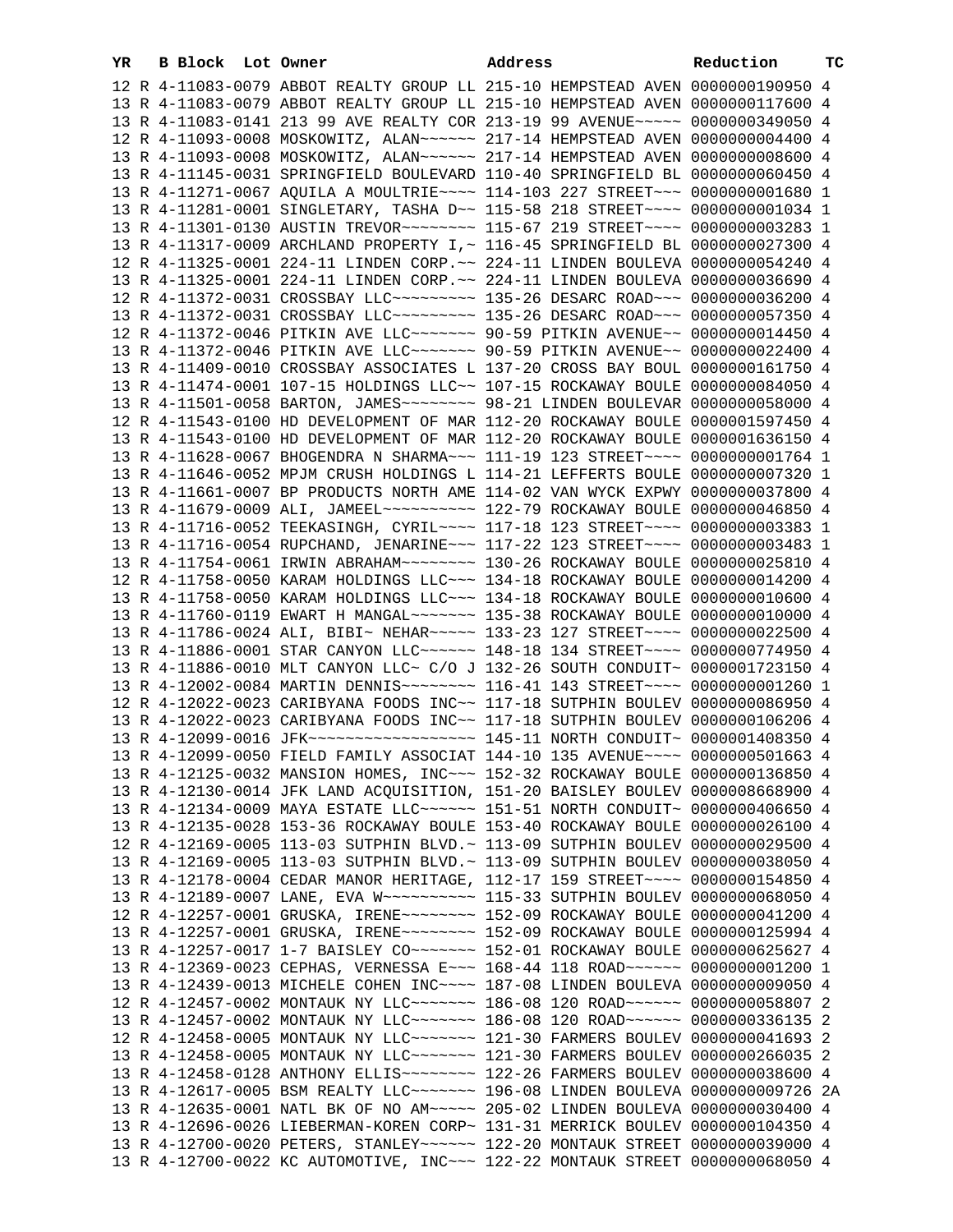| YR | B | Block | Lot | Owner | Address | Reduction | TC |
|---|---|---|---|---|---|---|---|
| 12 | R | 4-11083-0079 | | ABBOT REALTY GROUP LL | 215-10 HEMPSTEAD AVEN | 0000000190950 | 4 |
| 13 | R | 4-11083-0079 | | ABBOT REALTY GROUP LL | 215-10 HEMPSTEAD AVEN | 0000000117600 | 4 |
| 13 | R | 4-11083-0141 | | 213 99 AVE REALTY COR | 213-19 99 AVENUE~~~~~ | 0000000349050 | 4 |
| 12 | R | 4-11093-0008 | | MOSKOWITZ, ALAN~~~~~~ | 217-14 HEMPSTEAD AVEN | 0000000004400 | 4 |
| 13 | R | 4-11093-0008 | | MOSKOWITZ, ALAN~~~~~~ | 217-14 HEMPSTEAD AVEN | 0000000008600 | 4 |
| 13 | R | 4-11145-0031 | | SPRINGFIELD BOULEVARD | 110-40 SPRINGFIELD BL | 0000000060450 | 4 |
| 13 | R | 4-11271-0067 | | AQUILA A MOULTRIE~~~~ | 114-103 227 STREET~~~ | 0000000001680 | 1 |
| 13 | R | 4-11281-0001 | | SINGLETARY, TASHA D~~ | 115-58 218 STREET~~~~ | 0000000001034 | 1 |
| 13 | R | 4-11301-0130 | | AUSTIN TREVOR~~~~~~~~ | 115-67 219 STREET~~~~ | 0000000003283 | 1 |
| 13 | R | 4-11317-0009 | | ARCHLAND PROPERTY I,~ | 116-45 SPRINGFIELD BL | 0000000027300 | 4 |
| 12 | R | 4-11325-0001 | | 224-11 LINDEN CORP.~~ | 224-11 LINDEN BOULEVA | 0000000054240 | 4 |
| 13 | R | 4-11325-0001 | | 224-11 LINDEN CORP.~~ | 224-11 LINDEN BOULEVA | 0000000036690 | 4 |
| 12 | R | 4-11372-0031 | | CROSSBAY LLC~~~~~~~~~ | 135-26 DESARC ROAD~~~ | 0000000036200 | 4 |
| 13 | R | 4-11372-0031 | | CROSSBAY LLC~~~~~~~~~ | 135-26 DESARC ROAD~~~ | 0000000057350 | 4 |
| 12 | R | 4-11372-0046 | | PITKIN AVE LLC~~~~~~~ | 90-59 PITKIN AVENUE~~ | 0000000014450 | 4 |
| 13 | R | 4-11372-0046 | | PITKIN AVE LLC~~~~~~~ | 90-59 PITKIN AVENUE~~ | 0000000022400 | 4 |
| 13 | R | 4-11409-0010 | | CROSSBAY ASSOCIATES L | 137-20 CROSS BAY BOUL | 0000000161750 | 4 |
| 13 | R | 4-11474-0001 | | 107-15 HOLDINGS LLC~~ | 107-15 ROCKAWAY BOULE | 0000000084050 | 4 |
| 13 | R | 4-11501-0058 | | BARTON, JAMES~~~~~~~~ | 98-21 LINDEN BOULEVAR | 0000000058000 | 4 |
| 12 | R | 4-11543-0100 | | HD DEVELOPMENT OF MAR | 112-20 ROCKAWAY BOULE | 0000001597450 | 4 |
| 13 | R | 4-11543-0100 | | HD DEVELOPMENT OF MAR | 112-20 ROCKAWAY BOULE | 0000001636150 | 4 |
| 13 | R | 4-11628-0067 | | BHOGENDRA N SHARMA~~~ | 111-19 123 STREET~~~~ | 0000000001764 | 1 |
| 13 | R | 4-11646-0052 | | MPJM CRUSH HOLDINGS L | 114-21 LEFFERTS BOULE | 0000000007320 | 1 |
| 13 | R | 4-11661-0007 | | BP PRODUCTS NORTH AME | 114-02 VAN WYCK EXPWY | 0000000037800 | 4 |
| 13 | R | 4-11679-0009 | | ALI, JAMEEL~~~~~~~~~~ | 122-79 ROCKAWAY BOULE | 0000000046850 | 4 |
| 13 | R | 4-11716-0052 | | TEEKASINGH, CYRIL~~~~ | 117-18 123 STREET~~~~ | 0000000003383 | 1 |
| 13 | R | 4-11716-0054 | | RUPCHAND, JENARINE~~~ | 117-22 123 STREET~~~~ | 0000000003483 | 1 |
| 13 | R | 4-11754-0061 | | IRWIN ABRAHAM~~~~~~~~ | 130-26 ROCKAWAY BOULE | 0000000025810 | 4 |
| 12 | R | 4-11758-0050 | | KARAM HOLDINGS LLC~~~ | 134-18 ROCKAWAY BOULE | 0000000014200 | 4 |
| 13 | R | 4-11758-0050 | | KARAM HOLDINGS LLC~~~ | 134-18 ROCKAWAY BOULE | 0000000010600 | 4 |
| 13 | R | 4-11760-0119 | | EWART H MANGAL~~~~~~~ | 135-38 ROCKAWAY BOULE | 0000000010000 | 4 |
| 13 | R | 4-11786-0024 | | ALI, BIBI~ NEHAR~~~~~ | 133-23 127 STREET~~~~ | 0000000022500 | 4 |
| 13 | R | 4-11886-0001 | | STAR CANYON LLC~~~~~~ | 148-18 134 STREET~~~~ | 0000000774950 | 4 |
| 13 | R | 4-11886-0010 | | MLT CANYON LLC~ C/O J | 132-26 SOUTH CONDUIT~ | 0000001723150 | 4 |
| 13 | R | 4-12002-0084 | | MARTIN DENNIS~~~~~~~~ | 116-41 143 STREET~~~~ | 0000000001260 | 1 |
| 12 | R | 4-12022-0023 | | CARIBYANA FOODS INC~~ | 117-18 SUTPHIN BOULEV | 0000000086950 | 4 |
| 13 | R | 4-12022-0023 | | CARIBYANA FOODS INC~~ | 117-18 SUTPHIN BOULEV | 0000000106206 | 4 |
| 13 | R | 4-12099-0016 | | JFK~~~~~~~~~~~~~~~~~~ | 145-11 NORTH CONDUIT~ | 0000001408350 | 4 |
| 13 | R | 4-12099-0050 | | FIELD FAMILY ASSOCIAT | 144-10 135 AVENUE~~~~ | 0000000501663 | 4 |
| 13 | R | 4-12125-0032 | | MANSION HOMES, INC~~~ | 152-32 ROCKAWAY BOULE | 0000000136850 | 4 |
| 13 | R | 4-12130-0014 | | JFK LAND ACQUISITION, | 151-20 BAISLEY BOULEV | 0000008668900 | 4 |
| 13 | R | 4-12134-0009 | | MAYA ESTATE LLC~~~~~~ | 151-51 NORTH CONDUIT~ | 0000000406650 | 4 |
| 13 | R | 4-12135-0028 | | 153-36 ROCKAWAY BOULE | 153-40 ROCKAWAY BOULE | 0000000026100 | 4 |
| 12 | R | 4-12169-0005 | | 113-03 SUTPHIN BLVD.~ | 113-09 SUTPHIN BOULEV | 0000000029500 | 4 |
| 13 | R | 4-12169-0005 | | 113-03 SUTPHIN BLVD.~ | 113-09 SUTPHIN BOULEV | 0000000038050 | 4 |
| 13 | R | 4-12178-0004 | | CEDAR MANOR HERITAGE, | 112-17 159 STREET~~~~ | 0000000154850 | 4 |
| 13 | R | 4-12189-0007 | | LANE, EVA W~~~~~~~~~~ | 115-33 SUTPHIN BOULEV | 0000000068050 | 4 |
| 12 | R | 4-12257-0001 | | GRUSKA, IRENE~~~~~~~~ | 152-09 ROCKAWAY BOULE | 0000000041200 | 4 |
| 13 | R | 4-12257-0001 | | GRUSKA, IRENE~~~~~~~~ | 152-09 ROCKAWAY BOULE | 0000000125994 | 4 |
| 13 | R | 4-12257-0017 | | 1-7 BAISLEY CO~~~~~~~ | 152-01 ROCKAWAY BOULE | 0000000625627 | 4 |
| 13 | R | 4-12369-0023 | | CEPHAS, VERNESSA E~~~ | 168-44 118 ROAD~~~~~~ | 0000000001200 | 1 |
| 13 | R | 4-12439-0013 | | MICHELE COHEN INC~~~~ | 187-08 LINDEN BOULEVA | 0000000009050 | 4 |
| 12 | R | 4-12457-0002 | | MONTAUK NY LLC~~~~~~~ | 186-08 120 ROAD~~~~~~ | 0000000058807 | 2 |
| 13 | R | 4-12457-0002 | | MONTAUK NY LLC~~~~~~~ | 186-08 120 ROAD~~~~~~ | 0000000336135 | 2 |
| 12 | R | 4-12458-0005 | | MONTAUK NY LLC~~~~~~~ | 121-30 FARMERS BOULEV | 0000000041693 | 2 |
| 13 | R | 4-12458-0005 | | MONTAUK NY LLC~~~~~~~ | 121-30 FARMERS BOULEV | 0000000266035 | 2 |
| 13 | R | 4-12458-0128 | | ANTHONY ELLIS~~~~~~~~ | 122-26 FARMERS BOULEV | 0000000038600 | 4 |
| 13 | R | 4-12617-0005 | | BSM REALTY LLC~~~~~~~ | 196-08 LINDEN BOULEVA | 0000000009726 | 2A |
| 13 | R | 4-12635-0001 | | NATL BK OF NO AM~~~~~ | 205-02 LINDEN BOULEVA | 0000000030400 | 4 |
| 13 | R | 4-12696-0026 | | LIEBERMAN-KOREN CORP~ | 131-31 MERRICK BOULEV | 0000000104350 | 4 |
| 13 | R | 4-12700-0020 | | PETERS, STANLEY~~~~~~ | 122-20 MONTAUK STREET | 0000000039000 | 4 |
| 13 | R | 4-12700-0022 | | KC AUTOMOTIVE, INC~~~ | 122-22 MONTAUK STREET | 0000000068050 | 4 |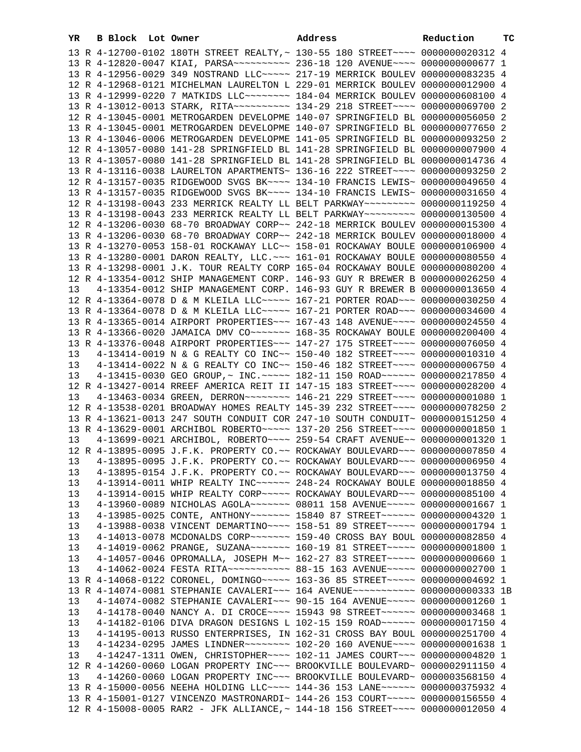| YR | B | Block | Lot | Owner | Address | Reduction | TC |
|---|---|---|---|---|---|---|---|
| 13 | R | 4-12700-0102 | | 180TH STREET REALTY,~ | 130-55 180 STREET~~~~ | 0000000020312 | 4 |
| 13 | R | 4-12820-0047 | | KIAI, PARSA~~~~~~~~~~ | 236-18 120 AVENUE~~~~ | 0000000000677 | 1 |
| 13 | R | 4-12956-0029 | | 349 NOSTRAND LLC~~~~~ | 217-19 MERRICK BOULEV | 0000000083235 | 4 |
| 12 | R | 4-12968-0121 | | MICHELMAN LAURELTON L | 229-01 MERRICK BOULEV | 0000000012900 | 4 |
| 13 | R | 4-12999-0220 | | 7 MATKIDS LLC~~~~~~~~ | 184-04 MERRICK BOULEV | 0000000608100 | 4 |
| 13 | R | 4-13012-0013 | | STARK, RITA~~~~~~~~~~ | 134-29 218 STREET~~~~ | 0000000069700 | 2 |
| 12 | R | 4-13045-0001 | | METROGARDEN DEVELOPME | 140-07 SPRINGFIELD BL | 0000000056050 | 2 |
| 13 | R | 4-13045-0001 | | METROGARDEN DEVELOPME | 140-07 SPRINGFIELD BL | 0000000077650 | 2 |
| 13 | R | 4-13046-0006 | | METROGARDEN DEVELOPME | 141-05 SPRINGFIELD BL | 0000000093250 | 2 |
| 12 | R | 4-13057-0080 | | 141-28 SPRINGFIELD BL | 141-28 SPRINGFIELD BL | 0000000007900 | 4 |
| 13 | R | 4-13057-0080 | | 141-28 SPRINGFIELD BL | 141-28 SPRINGFIELD BL | 0000000014736 | 4 |
| 13 | R | 4-13116-0038 | | LAURELTON APARTMENTS~ | 136-16 222 STREET~~~~ | 0000000093250 | 2 |
| 12 | R | 4-13157-0035 | | RIDGEWOOD SVGS BK~~~~ | 134-10 FRANCIS LEWIS~ | 0000000049650 | 4 |
| 13 | R | 4-13157-0035 | | RIDGEWOOD SVGS BK~~~~ | 134-10 FRANCIS LEWIS~ | 0000000031650 | 4 |
| 12 | R | 4-13198-0043 | | 233 MERRICK REALTY LL | BELT PARKWAY~~~~~~~~~ | 0000000119250 | 4 |
| 13 | R | 4-13198-0043 | | 233 MERRICK REALTY LL | BELT PARKWAY~~~~~~~~~ | 0000000130500 | 4 |
| 12 | R | 4-13206-0030 | | 68-70 BROADWAY CORP~~ | 242-18 MERRICK BOULEV | 0000000015300 | 4 |
| 13 | R | 4-13206-0030 | | 68-70 BROADWAY CORP~~ | 242-18 MERRICK BOULEV | 0000000018000 | 4 |
| 13 | R | 4-13270-0053 | | 158-01 ROCKAWAY LLC~~ | 158-01 ROCKAWAY BOULE | 0000000106900 | 4 |
| 13 | R | 4-13280-0001 | | DARON REALTY, LLC.~~~ | 161-01 ROCKAWAY BOULE | 0000000080550 | 4 |
| 13 | R | 4-13298-0001 | | J.K. TOUR REALTY CORP | 165-04 ROCKAWAY BOULE | 0000000080200 | 4 |
| 12 | R | 4-13354-0012 | | SHIP MANAGEMENT CORP. | 146-93 GUY R BREWER B | 0000000026250 | 4 |
| 13 | | 4-13354-0012 | | SHIP MANAGEMENT CORP. | 146-93 GUY R BREWER B | 0000000013650 | 4 |
| 12 | R | 4-13364-0078 | | D & M KLEILA LLC~~~~~ | 167-21 PORTER ROAD~~~ | 0000000030250 | 4 |
| 13 | R | 4-13364-0078 | | D & M KLEILA LLC~~~~~ | 167-21 PORTER ROAD~~~ | 0000000034600 | 4 |
| 13 | R | 4-13365-0014 | | AIRPORT PROPERTIES~~~ | 167-43 148 AVENUE~~~~ | 0000000024550 | 4 |
| 13 | R | 4-13366-0020 | | JAMAICA DMV CO~~~~~~~ | 168-35 ROCKAWAY BOULE | 0000000200400 | 4 |
| 13 | R | 4-13376-0048 | | AIRPORT PROPERTIES~~~ | 147-27 175 STREET~~~~ | 0000000076050 | 4 |
| 13 | | 4-13414-0019 | | N & G REALTY CO INC~~ | 150-40 182 STREET~~~~ | 0000000010310 | 4 |
| 13 | | 4-13414-0022 | | N & G REALTY CO INC~~ | 150-46 182 STREET~~~~ | 0000000006750 | 4 |
| 13 | | 4-13415-0030 | | GEO GROUP,~ INC.~~~~~ | 182-11 150 ROAD~~~~~~ | 0000000217850 | 4 |
| 12 | R | 4-13427-0014 | | RREEF AMERICA REIT II | 147-15 183 STREET~~~~ | 0000000028200 | 4 |
| 13 | | 4-13463-0034 | | GREEN, DERRON~~~~~~~~ | 146-21 229 STREET~~~~ | 0000000001080 | 1 |
| 12 | R | 4-13538-0201 | | BROADWAY HOMES REALTY | 145-39 232 STREET~~~~ | 0000000078250 | 2 |
| 13 | R | 4-13621-0013 | | 247 SOUTH CONDUIT COR | 247-10 SOUTH CONDUIT~ | 0000000151250 | 4 |
| 13 | R | 4-13629-0001 | | ARCHIBOL ROBERTO~~~~~ | 137-20 256 STREET~~~~ | 0000000001850 | 1 |
| 13 | | 4-13699-0021 | | ARCHIBOL, ROBERTO~~~~ | 259-54 CRAFT AVENUE~~ | 0000000001320 | 1 |
| 12 | R | 4-13895-0095 | | J.F.K. PROPERTY CO.~~ | ROCKAWAY BOULEVARD~~~ | 0000000007850 | 4 |
| 13 | | 4-13895-0095 | | J.F.K. PROPERTY CO.~~ | ROCKAWAY BOULEVARD~~~ | 0000000006950 | 4 |
| 13 | | 4-13895-0154 | | J.F.K. PROPERTY CO.~~ | ROCKAWAY BOULEVARD~~~ | 0000000013750 | 4 |
| 13 | | 4-13914-0011 | | WHIP REALTY INC~~~~~~ | 248-24 ROCKAWAY BOULE | 0000000018850 | 4 |
| 13 | | 4-13914-0015 | | WHIP REALTY CORP~~~~~ | ROCKAWAY BOULEVARD~~~ | 0000000085100 | 4 |
| 13 | | 4-13960-0089 | | NICHOLAS AGOLA~~~~~~~ | 08011 158 AVENUE~~~~~ | 0000000001667 | 1 |
| 13 | | 4-13985-0025 | | CONTE, ANTHONY~~~~~~~ | 15840 87 STREET~~~~~~ | 0000000004320 | 1 |
| 13 | | 4-13988-0038 | | VINCENT DEMARTINO~~~~ | 158-51 89 STREET~~~~~ | 0000000001794 | 1 |
| 13 | | 4-14013-0078 | | MCDONALDS CORP~~~~~~~ | 159-40 CROSS BAY BOUL | 0000000082850 | 4 |
| 13 | | 4-14019-0062 | | PRANGE, SUZANA~~~~~~~ | 160-19 81 STREET~~~~~ | 0000000001800 | 1 |
| 13 | | 4-14057-0046 | | OPROMALLA, JOSEPH M~~ | 162-27 83 STREET~~~~~ | 0000000000660 | 1 |
| 13 | | 4-14062-0024 | | FESTA RITA~~~~~~~~~~~ | 88-15 163 AVENUE~~~~~ | 0000000002700 | 1 |
| 13 | R | 4-14068-0122 | | CORONEL, DOMINGO~~~~~ | 163-36 85 STREET~~~~~ | 0000000004692 | 1 |
| 13 | R | 4-14074-0081 | | STEPHANIE CAVALERI~~~ | 164 AVENUE~~~~~~~~~~~ | 0000000000333 | 1B |
| 13 | | 4-14074-0082 | | STEPHANIE CAVALERI~~~ | 90-15 164 AVENUE~~~~~ | 0000000001260 | 1 |
| 13 | | 4-14178-0040 | | NANCY A. DI CROCE~~~~ | 15943 98 STREET~~~~~~ | 0000000003468 | 1 |
| 13 | | 4-14182-0106 | | DIVA DRAGON DESIGNS L | 102-15 159 ROAD~~~~~~ | 0000000017150 | 4 |
| 13 | | 4-14195-0013 | | RUSSO ENTERPRISES, IN | 162-31 CROSS BAY BOUL | 0000000251700 | 4 |
| 13 | | 4-14234-0295 | | JAMES LINDNER~~~~~~~~ | 102-20 160 AVENUE~~~~ | 0000000001638 | 1 |
| 13 | | 4-14247-1311 | | OWEN, CHRISTOPHER~~~~ | 102-11 JAMES COURT~~~ | 0000000004820 | 1 |
| 12 | R | 4-14260-0060 | | LOGAN PROPERTY INC~~~ | BROOKVILLE BOULEVARD~ | 0000002911150 | 4 |
| 13 | | 4-14260-0060 | | LOGAN PROPERTY INC~~~ | BROOKVILLE BOULEVARD~ | 0000003568150 | 4 |
| 13 | R | 4-15000-0056 | | NEEHA HOLDING LLC~~~~ | 144-36 153 LANE~~~~~~ | 0000000375932 | 4 |
| 13 | R | 4-15001-0127 | | VINCENZO MASTRONARDI~ | 144-26 153 COURT~~~~~ | 0000000156550 | 4 |
| 12 | R | 4-15008-0005 | | RAR2 - JFK ALLIANCE,~ | 144-18 156 STREET~~~~ | 0000000012050 | 4 |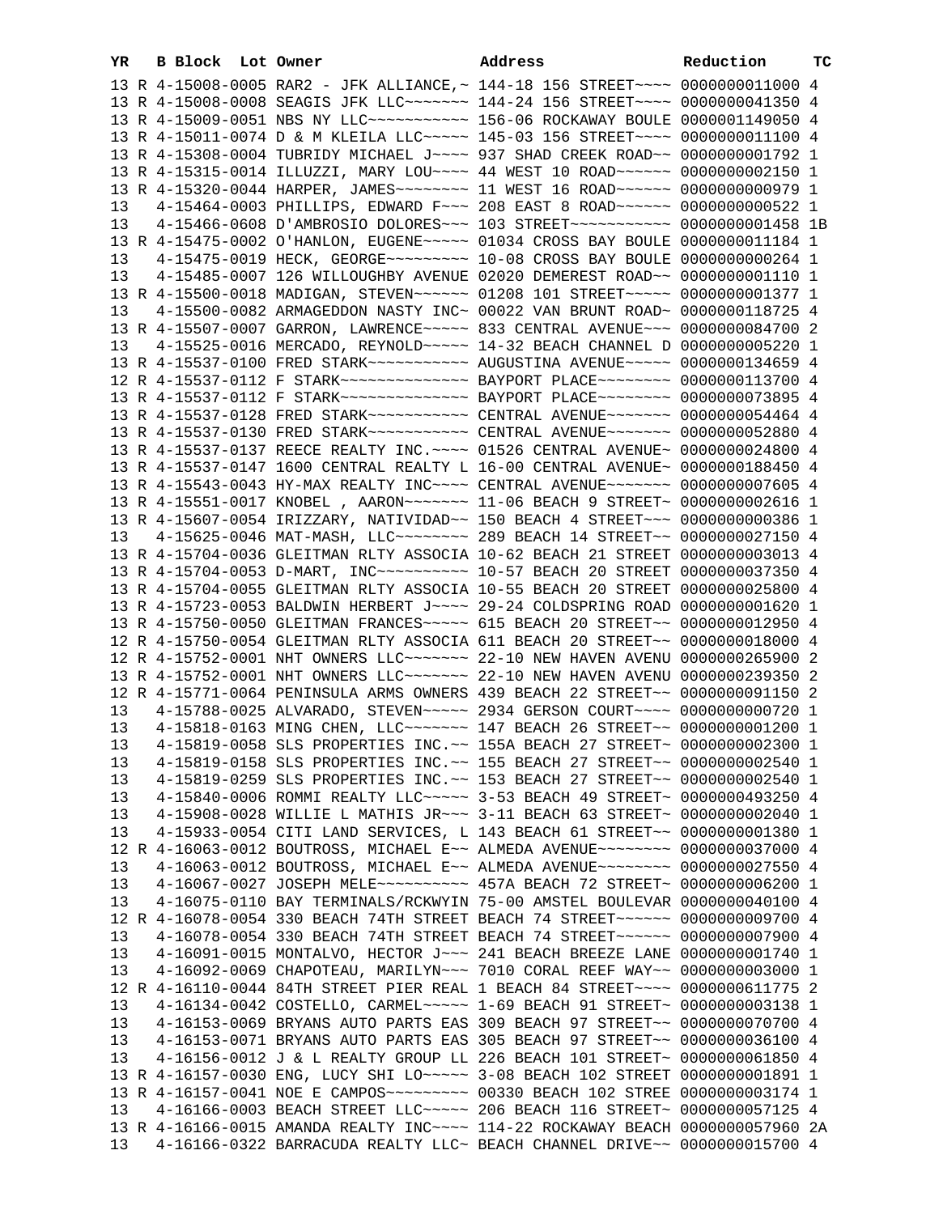| YR | B | Block | Lot | Owner | Address | Reduction | TC |
|---|---|---|---|---|---|---|---|
| 13 | R | 4-15008-0005 | | RAR2 - JFK ALLIANCE,~ | 144-18 156 STREET~~~~ | 0000000011000 | 4 |
| 13 | R | 4-15008-0008 | | SEAGIS JFK LLC~~~~~~~ | 144-24 156 STREET~~~~ | 0000000041350 | 4 |
| 13 | R | 4-15009-0051 | | NBS NY LLC~~~~~~~~~~~ | 156-06 ROCKAWAY BOULE | 0000001149050 | 4 |
| 13 | R | 4-15011-0074 | | D & M KLEILA LLC~~~~~ | 145-03 156 STREET~~~~ | 0000000011100 | 4 |
| 13 | R | 4-15308-0004 | | TUBRIDY MICHAEL J~~~~ | 937 SHAD CREEK ROAD~~ | 0000000001792 | 1 |
| 13 | R | 4-15315-0014 | | ILLUZZI, MARY LOU~~~~ | 44 WEST 10 ROAD~~~~~~ | 0000000002150 | 1 |
| 13 | R | 4-15320-0044 | | HARPER, JAMES~~~~~~~~ | 11 WEST 16 ROAD~~~~~~ | 0000000000979 | 1 |
| 13 | | 4-15464-0003 | | PHILLIPS, EDWARD F~~~ | 208 EAST 8 ROAD~~~~~~ | 0000000000522 | 1 |
| 13 | | 4-15466-0608 | | D'AMBROSIO DOLORES~~~ | 103 STREET~~~~~~~~~~~ | 0000000001458 | 1B |
| 13 | R | 4-15475-0002 | | O'HANLON, EUGENE~~~~~ | 01034 CROSS BAY BOULE | 0000000011184 | 1 |
| 13 | | 4-15475-0019 | | HECK, GEORGE~~~~~~~~~ | 10-08 CROSS BAY BOULE | 0000000000264 | 1 |
| 13 | | 4-15485-0007 | | 126 WILLOUGHBY AVENUE | 02020 DEMEREST ROAD~~ | 0000000001110 | 1 |
| 13 | R | 4-15500-0018 | | MADIGAN, STEVEN~~~~~~ | 01208 101 STREET~~~~~ | 0000000001377 | 1 |
| 13 | | 4-15500-0082 | | ARMAGEDDON NASTY INC~ | 00022 VAN BRUNT ROAD~ | 0000000118725 | 4 |
| 13 | R | 4-15507-0007 | | GARRON, LAWRENCE~~~~~ | 833 CENTRAL AVENUE~~~ | 0000000084700 | 2 |
| 13 | | 4-15525-0016 | | MERCADO, REYNOLD~~~~~ | 14-32 BEACH CHANNEL D | 0000000005220 | 1 |
| 13 | R | 4-15537-0100 | | FRED STARK~~~~~~~~~~~ | AUGUSTINA AVENUE~~~~~ | 0000000134659 | 4 |
| 12 | R | 4-15537-0112 | | F STARK~~~~~~~~~~~~~~ | BAYPORT PLACE~~~~~~~~ | 0000000113700 | 4 |
| 13 | R | 4-15537-0112 | | F STARK~~~~~~~~~~~~~~ | BAYPORT PLACE~~~~~~~~ | 0000000073895 | 4 |
| 13 | R | 4-15537-0128 | | FRED STARK~~~~~~~~~~~ | CENTRAL AVENUE~~~~~~~ | 0000000054464 | 4 |
| 13 | R | 4-15537-0130 | | FRED STARK~~~~~~~~~~~ | CENTRAL AVENUE~~~~~~~ | 0000000052880 | 4 |
| 13 | R | 4-15537-0137 | | REECE REALTY INC.~~~~ | 01526 CENTRAL AVENUE~ | 0000000024800 | 4 |
| 13 | R | 4-15537-0147 | | 1600 CENTRAL REALTY L | 16-00 CENTRAL AVENUE~ | 0000000188450 | 4 |
| 13 | R | 4-15543-0043 | | HY-MAX REALTY INC~~~~ | CENTRAL AVENUE~~~~~~~ | 0000000007605 | 4 |
| 13 | R | 4-15551-0017 | | KNOBEL , AARON~~~~~~~ | 11-06 BEACH 9 STREET~ | 0000000002616 | 1 |
| 13 | R | 4-15607-0054 | | IRIZZARY, NATIVIDAD~~ | 150 BEACH 4 STREET~~~ | 0000000000386 | 1 |
| 13 | | 4-15625-0046 | | MAT-MASH, LLC~~~~~~~~ | 289 BEACH 14 STREET~~ | 0000000027150 | 4 |
| 13 | R | 4-15704-0036 | | GLEITMAN RLTY ASSOCIA | 10-62 BEACH 21 STREET | 0000000003013 | 4 |
| 13 | R | 4-15704-0053 | | D-MART, INC~~~~~~~~~~ | 10-57 BEACH 20 STREET | 0000000037350 | 4 |
| 13 | R | 4-15704-0055 | | GLEITMAN RLTY ASSOCIA | 10-55 BEACH 20 STREET | 0000000025800 | 4 |
| 13 | R | 4-15723-0053 | | BALDWIN HERBERT J~~~~ | 29-24 COLDSPRING ROAD | 0000000001620 | 1 |
| 13 | R | 4-15750-0050 | | GLEITMAN FRANCES~~~~~ | 615 BEACH 20 STREET~~ | 0000000012950 | 4 |
| 12 | R | 4-15750-0054 | | GLEITMAN RLTY ASSOCIA | 611 BEACH 20 STREET~~ | 0000000018000 | 4 |
| 12 | R | 4-15752-0001 | | NHT OWNERS LLC~~~~~~~ | 22-10 NEW HAVEN AVENU | 0000000265900 | 2 |
| 13 | R | 4-15752-0001 | | NHT OWNERS LLC~~~~~~~ | 22-10 NEW HAVEN AVENU | 0000000239350 | 2 |
| 12 | R | 4-15771-0064 | | PENINSULA ARMS OWNERS | 439 BEACH 22 STREET~~ | 0000000091150 | 2 |
| 13 | | 4-15788-0025 | | ALVARADO, STEVEN~~~~~ | 2934 GERSON COURT~~~~ | 0000000000720 | 1 |
| 13 | | 4-15818-0163 | | MING CHEN, LLC~~~~~~~ | 147 BEACH 26 STREET~~ | 0000000001200 | 1 |
| 13 | | 4-15819-0058 | | SLS PROPERTIES INC.~~ | 155A BEACH 27 STREET~ | 0000000002300 | 1 |
| 13 | | 4-15819-0158 | | SLS PROPERTIES INC.~~ | 155 BEACH 27 STREET~~ | 0000000002540 | 1 |
| 13 | | 4-15819-0259 | | SLS PROPERTIES INC.~~ | 153 BEACH 27 STREET~~ | 0000000002540 | 1 |
| 13 | | 4-15840-0006 | | ROMMI REALTY LLC~~~~~ | 3-53 BEACH 49 STREET~ | 0000000493250 | 4 |
| 13 | | 4-15908-0028 | | WILLIE L MATHIS JR~~~ | 3-11 BEACH 63 STREET~ | 0000000002040 | 1 |
| 13 | | 4-15933-0054 | | CITI LAND SERVICES, L | 143 BEACH 61 STREET~~ | 0000000001380 | 1 |
| 12 | R | 4-16063-0012 | | BOUTROSS, MICHAEL E~~ | ALMEDA AVENUE~~~~~~~~ | 0000000037000 | 4 |
| 13 | | 4-16063-0012 | | BOUTROSS, MICHAEL E~~ | ALMEDA AVENUE~~~~~~~~ | 0000000027550 | 4 |
| 13 | | 4-16067-0027 | | JOSEPH MELE~~~~~~~~~~ | 457A BEACH 72 STREET~ | 0000000006200 | 1 |
| 13 | | 4-16075-0110 | | BAY TERMINALS/RCKWYIN | 75-00 AMSTEL BOULEVAR | 0000000040100 | 4 |
| 12 | R | 4-16078-0054 | | 330 BEACH 74TH STREET | BEACH 74 STREET~~~~~~ | 0000000009700 | 4 |
| 13 | | 4-16078-0054 | | 330 BEACH 74TH STREET | BEACH 74 STREET~~~~~~ | 0000000007900 | 4 |
| 13 | | 4-16091-0015 | | MONTALVO, HECTOR J~~~ | 241 BEACH BREEZE LANE | 0000000001740 | 1 |
| 13 | | 4-16092-0069 | | CHAPOTEAU, MARILYN~~~ | 7010 CORAL REEF WAY~~ | 0000000003000 | 1 |
| 12 | R | 4-16110-0044 | | 84TH STREET PIER REAL | 1 BEACH 84 STREET~~~~ | 0000000611775 | 2 |
| 13 | | 4-16134-0042 | | COSTELLO, CARMEL~~~~~ | 1-69 BEACH 91 STREET~ | 0000000003138 | 1 |
| 13 | | 4-16153-0069 | | BRYANS AUTO PARTS EAS | 309 BEACH 97 STREET~~ | 0000000070700 | 4 |
| 13 | | 4-16153-0071 | | BRYANS AUTO PARTS EAS | 305 BEACH 97 STREET~~ | 0000000036100 | 4 |
| 13 | | 4-16156-0012 | | J & L REALTY GROUP LL | 226 BEACH 101 STREET~ | 0000000061850 | 4 |
| 13 | R | 4-16157-0030 | | ENG, LUCY SHI LO~~~~~ | 3-08 BEACH 102 STREET | 0000000001891 | 1 |
| 13 | R | 4-16157-0041 | | NOE E CAMPOS~~~~~~~~~ | 00330 BEACH 102 STREE | 0000000003174 | 1 |
| 13 | | 4-16166-0003 | | BEACH STREET LLC~~~~~ | 206 BEACH 116 STREET~ | 0000000057125 | 4 |
| 13 | R | 4-16166-0015 | | AMANDA REALTY INC~~~~ | 114-22 ROCKAWAY BEACH | 0000000057960 | 2A |
| 13 | | 4-16166-0322 | | BARRACUDA REALTY LLC~ | BEACH CHANNEL DRIVE~~ | 0000000015700 | 4 |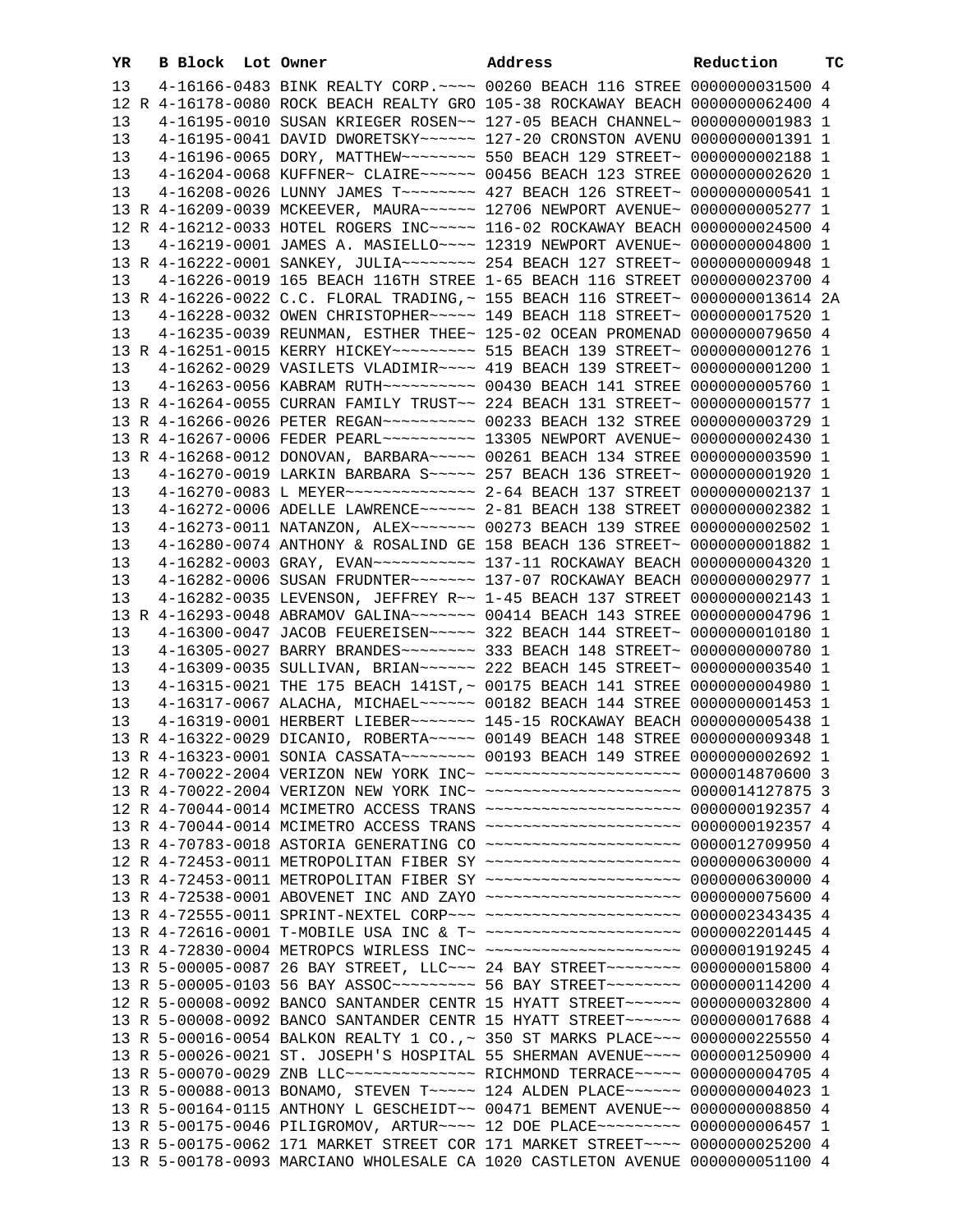| YR | | B Block | Lot | Owner | Address | Reduction | TC |
|---|---|---|---|---|---|---|---|
| 13 | | 4-16166-0483 | | BINK REALTY CORP.~~~~ | 00260 BEACH 116 STREE | 0000000031500 | 4 |
| 12 | R | 4-16178-0080 | | ROCK BEACH REALTY GRO | 105-38 ROCKAWAY BEACH | 0000000062400 | 4 |
| 13 | | 4-16195-0010 | | SUSAN KRIEGER ROSEN~~ | 127-05 BEACH CHANNEL~ | 0000000001983 | 1 |
| 13 | | 4-16195-0041 | | DAVID DWORETSKY~~~~~~ | 127-20 CRONSTON AVENU | 0000000001391 | 1 |
| 13 | | 4-16196-0065 | | DORY, MATTHEW~~~~~~~~ | 550 BEACH 129 STREET~ | 0000000002188 | 1 |
| 13 | | 4-16204-0068 | | KUFFNER~ CLAIRE~~~~~~ | 00456 BEACH 123 STREE | 0000000002620 | 1 |
| 13 | | 4-16208-0026 | | LUNNY JAMES T~~~~~~~~ | 427 BEACH 126 STREET~ | 0000000000541 | 1 |
| 13 | R | 4-16209-0039 | | MCKEEVER, MAURA~~~~~~ | 12706 NEWPORT AVENUE~ | 0000000005277 | 1 |
| 12 | R | 4-16212-0033 | | HOTEL ROGERS INC~~~~~ | 116-02 ROCKAWAY BEACH | 0000000024500 | 4 |
| 13 | | 4-16219-0001 | | JAMES A. MASIELLO~~~~ | 12319 NEWPORT AVENUE~ | 0000000004800 | 1 |
| 13 | R | 4-16222-0001 | | SANKEY, JULIA~~~~~~~~ | 254 BEACH 127 STREET~ | 0000000000948 | 1 |
| 13 | | 4-16226-0019 | | 165 BEACH 116TH STREE | 1-65 BEACH 116 STREET | 0000000023700 | 4 |
| 13 | R | 4-16226-0022 | | C.C. FLORAL TRADING,~ | 155 BEACH 116 STREET~ | 0000000013614 | 2A |
| 13 | | 4-16228-0032 | | OWEN CHRISTOPHER~~~~~ | 149 BEACH 118 STREET~ | 0000000017520 | 1 |
| 13 | | 4-16235-0039 | | REUNMAN, ESTHER THEE~ | 125-02 OCEAN PROMENAD | 0000000079650 | 4 |
| 13 | R | 4-16251-0015 | | KERRY HICKEY~~~~~~~~~ | 515 BEACH 139 STREET~ | 0000000001276 | 1 |
| 13 | | 4-16262-0029 | | VASILETS VLADIMIR~~~~ | 419 BEACH 139 STREET~ | 0000000001200 | 1 |
| 13 | | 4-16263-0056 | | KABRAM RUTH~~~~~~~~~~ | 00430 BEACH 141 STREE | 0000000005760 | 1 |
| 13 | R | 4-16264-0055 | | CURRAN FAMILY TRUST~~ | 224 BEACH 131 STREET~ | 0000000001577 | 1 |
| 13 | R | 4-16266-0026 | | PETER REGAN~~~~~~~~~~ | 00233 BEACH 132 STREE | 0000000003729 | 1 |
| 13 | R | 4-16267-0006 | | FEDER PEARL~~~~~~~~~~ | 13305 NEWPORT AVENUE~ | 0000000002430 | 1 |
| 13 | R | 4-16268-0012 | | DONOVAN, BARBARA~~~~~ | 00261 BEACH 134 STREE | 0000000003590 | 1 |
| 13 | | 4-16270-0019 | | LARKIN BARBARA S~~~~~ | 257 BEACH 136 STREET~ | 0000000001920 | 1 |
| 13 | | 4-16270-0083 | | L MEYER~~~~~~~~~~~~~~ | 2-64 BEACH 137 STREET | 0000000002137 | 1 |
| 13 | | 4-16272-0006 | | ADELLE LAWRENCE~~~~~~ | 2-81 BEACH 138 STREET | 0000000002382 | 1 |
| 13 | | 4-16273-0011 | | NATANZON, ALEX~~~~~~~ | 00273 BEACH 139 STREE | 0000000002502 | 1 |
| 13 | | 4-16280-0074 | | ANTHONY & ROSALIND GE | 158 BEACH 136 STREET~ | 0000000001882 | 1 |
| 13 | | 4-16282-0003 | | GRAY, EVAN~~~~~~~~~~~ | 137-11 ROCKAWAY BEACH | 0000000004320 | 1 |
| 13 | | 4-16282-0006 | | SUSAN FRUDNTER~~~~~~~ | 137-07 ROCKAWAY BEACH | 0000000002977 | 1 |
| 13 | | 4-16282-0035 | | LEVENSON, JEFFREY R~~ | 1-45 BEACH 137 STREET | 0000000002143 | 1 |
| 13 | R | 4-16293-0048 | | ABRAMOV GALINA~~~~~~~ | 00414 BEACH 143 STREE | 0000000004796 | 1 |
| 13 | | 4-16300-0047 | | JACOB FEUEREISEN~~~~~ | 322 BEACH 144 STREET~ | 0000000010180 | 1 |
| 13 | | 4-16305-0027 | | BARRY BRANDES~~~~~~~~ | 333 BEACH 148 STREET~ | 0000000000780 | 1 |
| 13 | | 4-16309-0035 | | SULLIVAN, BRIAN~~~~~~ | 222 BEACH 145 STREET~ | 0000000003540 | 1 |
| 13 | | 4-16315-0021 | | THE 175 BEACH 141ST,~ | 00175 BEACH 141 STREE | 0000000004980 | 1 |
| 13 | | 4-16317-0067 | | ALACHA, MICHAEL~~~~~~ | 00182 BEACH 144 STREE | 0000000001453 | 1 |
| 13 | | 4-16319-0001 | | HERBERT LIEBER~~~~~~~ | 145-15 ROCKAWAY BEACH | 0000000005438 | 1 |
| 13 | R | 4-16322-0029 | | DICANIO, ROBERTA~~~~~ | 00149 BEACH 148 STREE | 0000000009348 | 1 |
| 13 | R | 4-16323-0001 | | SONIA CASSATA~~~~~~~~ | 00193 BEACH 149 STREE | 0000000002692 | 1 |
| 12 | R | 4-70022-2004 | | VERIZON NEW YORK INC~ | ~~~~~~~~~~~~~~~~~~~~~ | 0000014870600 | 3 |
| 13 | R | 4-70022-2004 | | VERIZON NEW YORK INC~ | ~~~~~~~~~~~~~~~~~~~~~ | 0000014127875 | 3 |
| 12 | R | 4-70044-0014 | | MCIMETRO ACCESS TRANS | ~~~~~~~~~~~~~~~~~~~~~ | 0000000192357 | 4 |
| 13 | R | 4-70044-0014 | | MCIMETRO ACCESS TRANS | ~~~~~~~~~~~~~~~~~~~~~ | 0000000192357 | 4 |
| 13 | R | 4-70783-0018 | | ASTORIA GENERATING CO | ~~~~~~~~~~~~~~~~~~~~~ | 0000012709950 | 4 |
| 12 | R | 4-72453-0011 | | METROPOLITAN FIBER SY | ~~~~~~~~~~~~~~~~~~~~~ | 0000000630000 | 4 |
| 13 | R | 4-72453-0011 | | METROPOLITAN FIBER SY | ~~~~~~~~~~~~~~~~~~~~~ | 0000000630000 | 4 |
| 13 | R | 4-72538-0001 | | ABOVENET INC AND ZAYO | ~~~~~~~~~~~~~~~~~~~~~ | 0000000075600 | 4 |
| 13 | R | 4-72555-0011 | | SPRINT-NEXTEL CORP~~~ | ~~~~~~~~~~~~~~~~~~~~~ | 0000002343435 | 4 |
| 13 | R | 4-72616-0001 | | T-MOBILE USA INC & T~ | ~~~~~~~~~~~~~~~~~~~~~ | 0000002201445 | 4 |
| 13 | R | 4-72830-0004 | | METROPCS WIRLESS INC~ | ~~~~~~~~~~~~~~~~~~~~~ | 0000001919245 | 4 |
| 13 | R | 5-00005-0087 | | 26 BAY STREET, LLC~~~ | 24 BAY STREET~~~~~~~~ | 0000000015800 | 4 |
| 13 | R | 5-00005-0103 | | 56 BAY ASSOC~~~~~~~~~ | 56 BAY STREET~~~~~~~~ | 0000000114200 | 4 |
| 12 | R | 5-00008-0092 | | BANCO SANTANDER CENTR | 15 HYATT STREET~~~~~~ | 0000000032800 | 4 |
| 13 | R | 5-00008-0092 | | BANCO SANTANDER CENTR | 15 HYATT STREET~~~~~~ | 0000000017688 | 4 |
| 13 | R | 5-00016-0054 | | BALKON REALTY 1 CO.,~ | 350 ST MARKS PLACE~~~ | 0000000225550 | 4 |
| 13 | R | 5-00026-0021 | | ST. JOSEPH'S HOSPITAL | 55 SHERMAN AVENUE~~~~ | 0000001250900 | 4 |
| 13 | R | 5-00070-0029 | | ZNB LLC~~~~~~~~~~~~~~ | RICHMOND TERRACE~~~~~ | 0000000004705 | 4 |
| 13 | R | 5-00088-0013 | | BONAMO, STEVEN T~~~~~ | 124 ALDEN PLACE~~~~~~ | 0000000004023 | 1 |
| 13 | R | 5-00164-0115 | | ANTHONY L GESCHEIDT~~ | 00471 BEMENT AVENUE~~ | 0000000008850 | 4 |
| 13 | R | 5-00175-0046 | | PILIGROMOV, ARTUR~~~~ | 12 DOE PLACE~~~~~~~~~ | 0000000006457 | 1 |
| 13 | R | 5-00175-0062 | | 171 MARKET STREET COR | 171 MARKET STREET~~~~ | 0000000025200 | 4 |
| 13 | R | 5-00178-0093 | | MARCIANO WHOLESALE CA | 1020 CASTLETON AVENUE | 0000000051100 | 4 |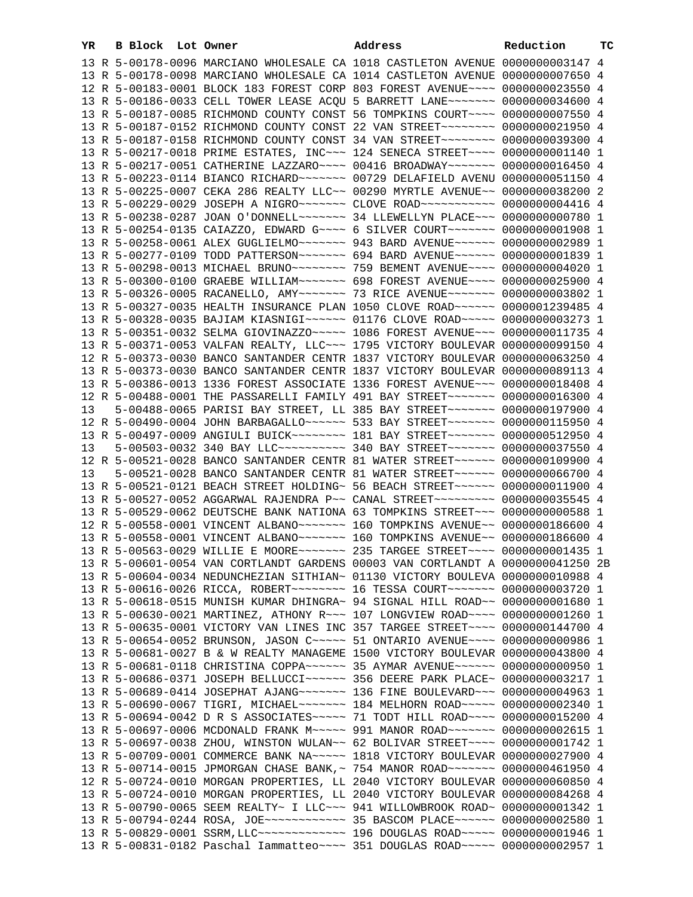| YR | B | Block | Lot | Owner | Address | Reduction | TC |
|---|---|---|---|---|---|---|---|
| 13 | R | 5-00178-0096 | | MARCIANO WHOLESALE CA | 1018 CASTLETON AVENUE | 0000000003147 | 4 |
| 13 | R | 5-00178-0098 | | MARCIANO WHOLESALE CA | 1014 CASTLETON AVENUE | 0000000007650 | 4 |
| 12 | R | 5-00183-0001 | | BLOCK 183 FOREST CORP | 803 FOREST AVENUE~~~~ | 0000000023550 | 4 |
| 13 | R | 5-00186-0033 | | CELL TOWER LEASE ACQU | 5 BARRETT LANE~~~~~~~ | 0000000034600 | 4 |
| 13 | R | 5-00187-0085 | | RICHMOND COUNTY CONST | 56 TOMPKINS COURT~~~~ | 0000000007550 | 4 |
| 13 | R | 5-00187-0152 | | RICHMOND COUNTY CONST | 22 VAN STREET~~~~~~~~ | 0000000021950 | 4 |
| 13 | R | 5-00187-0158 | | RICHMOND COUNTY CONST | 34 VAN STREET~~~~~~~~ | 0000000039300 | 4 |
| 13 | R | 5-00217-0018 | | PRIME ESTATES, INC~~~ | 124 SENECA STREET~~~~ | 0000000001140 | 1 |
| 13 | R | 5-00217-0051 | | CATHERINE LAZZARO~~~~ | 00416 BROADWAY~~~~~~~ | 0000000016450 | 4 |
| 13 | R | 5-00223-0114 | | BIANCO RICHARD~~~~~~~ | 00729 DELAFIELD AVENU | 0000000051150 | 4 |
| 13 | R | 5-00225-0007 | | CEKA 286 REALTY LLC~~ | 00290 MYRTLE AVENUE~~ | 0000000038200 | 2 |
| 13 | R | 5-00229-0029 | | JOSEPH A NIGRO~~~~~~~ | CLOVE ROAD~~~~~~~~~~~ | 0000000004416 | 4 |
| 13 | R | 5-00238-0287 | | JOAN O'DONNELL~~~~~~~ | 34 LLEWELLYN PLACE~~~ | 0000000000780 | 1 |
| 13 | R | 5-00254-0135 | | CAIAZZO, EDWARD G~~~~ | 6 SILVER COURT~~~~~~~ | 0000000001908 | 1 |
| 13 | R | 5-00258-0061 | | ALEX GUGLIELMO~~~~~~~ | 943 BARD AVENUE~~~~~~ | 0000000002989 | 1 |
| 13 | R | 5-00277-0109 | | TODD PATTERSON~~~~~~~ | 694 BARD AVENUE~~~~~~ | 0000000001839 | 1 |
| 13 | R | 5-00298-0013 | | MICHAEL BRUNO~~~~~~~~ | 759 BEMENT AVENUE~~~~ | 0000000004020 | 1 |
| 13 | R | 5-00300-0100 | | GRAEBE WILLIAM~~~~~~~ | 698 FOREST AVENUE~~~~ | 0000000025900 | 4 |
| 13 | R | 5-00326-0005 | | RACANELLO, AMY~~~~~~~ | 73 RICE AVENUE~~~~~~~ | 0000000003802 | 1 |
| 13 | R | 5-00327-0035 | | HEALTH INSURANCE PLAN | 1050 CLOVE ROAD~~~~~~ | 0000001239485 | 4 |
| 13 | R | 5-00328-0035 | | BAJIAM KIASNIGI~~~~~~ | 01176 CLOVE ROAD~~~~~ | 0000000003273 | 1 |
| 13 | R | 5-00351-0032 | | SELMA GIOVINAZZO~~~~~ | 1086 FOREST AVENUE~~~ | 0000000011735 | 4 |
| 13 | R | 5-00371-0053 | | VALFAN REALTY, LLC~~~ | 1795 VICTORY BOULEVAR | 0000000099150 | 4 |
| 12 | R | 5-00373-0030 | | BANCO SANTANDER CENTR | 1837 VICTORY BOULEVAR | 0000000063250 | 4 |
| 13 | R | 5-00373-0030 | | BANCO SANTANDER CENTR | 1837 VICTORY BOULEVAR | 0000000089113 | 4 |
| 13 | R | 5-00386-0013 | | 1336 FOREST ASSOCIATE | 1336 FOREST AVENUE~~~ | 0000000018408 | 4 |
| 12 | R | 5-00488-0001 | | THE PASSARELLI FAMILY | 491 BAY STREET~~~~~~~ | 0000000016300 | 4 |
| 13 | | 5-00488-0065 | | PARISI BAY STREET, LL | 385 BAY STREET~~~~~~~ | 0000000197900 | 4 |
| 12 | R | 5-00490-0004 | | JOHN BARBAGALLO~~~~~~ | 533 BAY STREET~~~~~~~ | 0000000115950 | 4 |
| 13 | R | 5-00497-0009 | | ANGIULI BUICK~~~~~~~~ | 181 BAY STREET~~~~~~~ | 0000000512950 | 4 |
| 13 | | 5-00503-0032 | | 340 BAY LLC~~~~~~~~~~ | 340 BAY STREET~~~~~~~ | 0000000037550 | 4 |
| 12 | R | 5-00521-0028 | | BANCO SANTANDER CENTR | 81 WATER STREET~~~~~~ | 0000000109900 | 4 |
| 13 | | 5-00521-0028 | | BANCO SANTANDER CENTR | 81 WATER STREET~~~~~~ | 0000000066700 | 4 |
| 13 | R | 5-00521-0121 | | BEACH STREET HOLDING~ | 56 BEACH STREET~~~~~~ | 0000000011900 | 4 |
| 13 | R | 5-00527-0052 | | AGGARWAL RAJENDRA P~~ | CANAL STREET~~~~~~~~~ | 0000000035545 | 4 |
| 13 | R | 5-00529-0062 | | DEUTSCHE BANK NATIONA | 63 TOMPKINS STREET~~~ | 0000000000588 | 1 |
| 12 | R | 5-00558-0001 | | VINCENT ALBANO~~~~~~~ | 160 TOMPKINS AVENUE~~ | 0000000186600 | 4 |
| 13 | R | 5-00558-0001 | | VINCENT ALBANO~~~~~~~ | 160 TOMPKINS AVENUE~~ | 0000000186600 | 4 |
| 13 | R | 5-00563-0029 | | WILLIE E MOORE~~~~~~~ | 235 TARGEE STREET~~~~ | 0000000001435 | 1 |
| 13 | R | 5-00601-0054 | | VAN CORTLANDT GARDENS | 00003 VAN CORTLANDT A | 0000000041250 | 2B |
| 13 | R | 5-00604-0034 | | NEDUNCHEZIAN SITHIAN~ | 01130 VICTORY BOULEVA | 0000000010988 | 4 |
| 13 | R | 5-00616-0026 | | RICCA, ROBERT~~~~~~~~ | 16 TESSA COURT~~~~~~~ | 0000000003720 | 1 |
| 13 | R | 5-00618-0515 | | MUNISH KUMAR DHINGRA~ | 94 SIGNAL HILL ROAD~~ | 0000000001680 | 1 |
| 13 | R | 5-00630-0021 | | MARTINEZ, ATHONY R~~~ | 107 LONGVIEW ROAD~~~~ | 0000000001260 | 1 |
| 13 | R | 5-00635-0001 | | VICTORY VAN LINES INC | 357 TARGEE STREET~~~~ | 0000000144700 | 4 |
| 13 | R | 5-00654-0052 | | BRUNSON, JASON C~~~~~ | 51 ONTARIO AVENUE~~~~ | 0000000000986 | 1 |
| 13 | R | 5-00681-0027 | | B & W REALTY MANAGEME | 1500 VICTORY BOULEVAR | 0000000043800 | 4 |
| 13 | R | 5-00681-0118 | | CHRISTINA COPPA~~~~~~ | 35 AYMAR AVENUE~~~~~~ | 0000000000950 | 1 |
| 13 | R | 5-00686-0371 | | JOSEPH BELLUCCI~~~~~~ | 356 DEERE PARK PLACE~ | 0000000003217 | 1 |
| 13 | R | 5-00689-0414 | | JOSEPHAT AJANG~~~~~~~ | 136 FINE BOULEVARD~~~ | 0000000004963 | 1 |
| 13 | R | 5-00690-0067 | | TIGRI, MICHAEL~~~~~~~ | 184 MELHORN ROAD~~~~~ | 0000000002340 | 1 |
| 13 | R | 5-00694-0042 | | D R S ASSOCIATES~~~~~ | 71 TODT HILL ROAD~~~~ | 0000000015200 | 4 |
| 13 | R | 5-00697-0006 | | MCDONALD FRANK M~~~~~ | 991 MANOR ROAD~~~~~~~ | 0000000002615 | 1 |
| 13 | R | 5-00697-0038 | | ZHOU, WINSTON WULAN~~ | 62 BOLIVAR STREET~~~~ | 0000000001742 | 1 |
| 13 | R | 5-00709-0001 | | COMMERCE BANK NA~~~~~ | 1818 VICTORY BOULEVAR | 0000000027900 | 4 |
| 13 | R | 5-00714-0015 | | JPMORGAN CHASE BANK,~ | 754 MANOR ROAD~~~~~~~ | 0000000461950 | 4 |
| 12 | R | 5-00724-0010 | | MORGAN PROPERTIES, LL | 2040 VICTORY BOULEVAR | 0000000060850 | 4 |
| 13 | R | 5-00724-0010 | | MORGAN PROPERTIES, LL | 2040 VICTORY BOULEVAR | 0000000084268 | 4 |
| 13 | R | 5-00790-0065 | | SEEM REALTY~ I LLC~~~ | 941 WILLOWBROOK ROAD~ | 0000000001342 | 1 |
| 13 | R | 5-00794-0244 | | ROSA, JOE~~~~~~~~~~~~ | 35 BASCOM PLACE~~~~~~ | 0000000002580 | 1 |
| 13 | R | 5-00829-0001 | | SSRM,LLC~~~~~~~~~~~~~ | 196 DOUGLAS ROAD~~~~~ | 0000000001946 | 1 |
| 13 | R | 5-00831-0182 | | Paschal Iammatteo~~~~ | 351 DOUGLAS ROAD~~~~~ | 0000000002957 | 1 |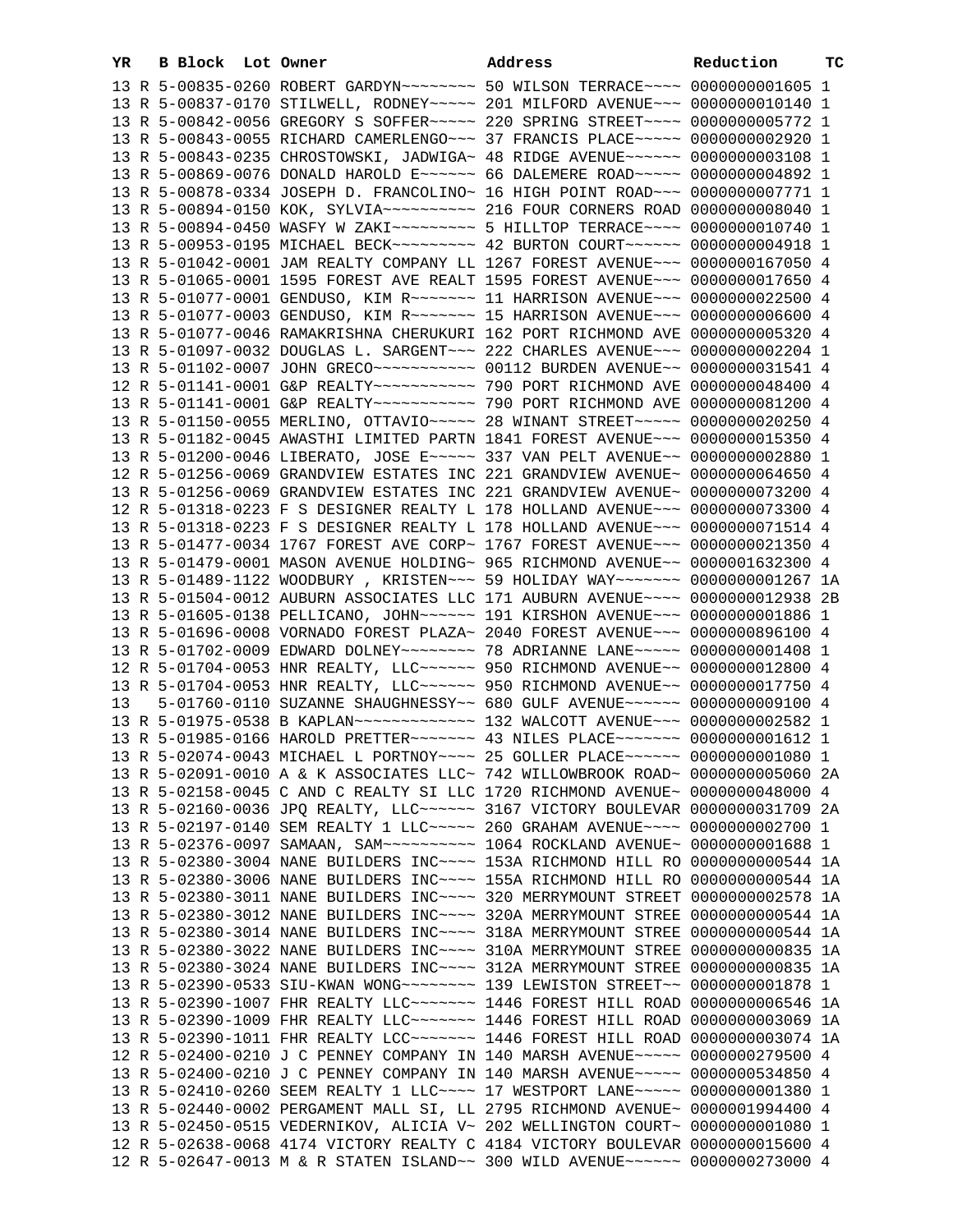| YR | B | Block | Lot | Owner | Address | Reduction | TC |
|---|---|---|---|---|---|---|---|
| 13 | R | 5-00835-0260 | | ROBERT GARDYN~~~~~~~~ | 50 WILSON TERRACE~~~~ | 0000000001605 | 1 |
| 13 | R | 5-00837-0170 | | STILWELL, RODNEY~~~~~ | 201 MILFORD AVENUE~~~ | 0000000010140 | 1 |
| 13 | R | 5-00842-0056 | | GREGORY S SOFFER~~~~~ | 220 SPRING STREET~~~~ | 0000000005772 | 1 |
| 13 | R | 5-00843-0055 | | RICHARD CAMERLENGO~~~ | 37 FRANCIS PLACE~~~~~ | 0000000002920 | 1 |
| 13 | R | 5-00843-0235 | | CHROSTOWSKI, JADWIGA~ | 48 RIDGE AVENUE~~~~~~ | 0000000003108 | 1 |
| 13 | R | 5-00869-0076 | | DONALD HAROLD E~~~~~~ | 66 DALEMERE ROAD~~~~~ | 0000000004892 | 1 |
| 13 | R | 5-00878-0334 | | JOSEPH D. FRANCOLINO~ | 16 HIGH POINT ROAD~~~ | 0000000007771 | 1 |
| 13 | R | 5-00894-0150 | | KOK, SYLVIA~~~~~~~~~~ | 216 FOUR CORNERS ROAD | 0000000008040 | 1 |
| 13 | R | 5-00894-0450 | | WASFY W ZAKI~~~~~~~~~ | 5 HILLTOP TERRACE~~~~ | 0000000010740 | 1 |
| 13 | R | 5-00953-0195 | | MICHAEL BECK~~~~~~~~~ | 42 BURTON COURT~~~~~~ | 0000000004918 | 1 |
| 13 | R | 5-01042-0001 | | JAM REALTY COMPANY LL | 1267 FOREST AVENUE~~~ | 0000000167050 | 4 |
| 13 | R | 5-01065-0001 | | 1595 FOREST AVE REALT | 1595 FOREST AVENUE~~~ | 0000000017650 | 4 |
| 13 | R | 5-01077-0001 | | GENDUSO, KIM R~~~~~~~ | 11 HARRISON AVENUE~~~ | 0000000022500 | 4 |
| 13 | R | 5-01077-0003 | | GENDUSO, KIM R~~~~~~~ | 15 HARRISON AVENUE~~~ | 0000000006600 | 4 |
| 13 | R | 5-01077-0046 | | RAMAKRISHNA CHERUKURI | 162 PORT RICHMOND AVE | 0000000005320 | 4 |
| 13 | R | 5-01097-0032 | | DOUGLAS L. SARGENT~~~ | 222 CHARLES AVENUE~~~ | 0000000002204 | 1 |
| 13 | R | 5-01102-0007 | | JOHN GRECO~~~~~~~~~~~ | 00112 BURDEN AVENUE~~ | 0000000031541 | 4 |
| 12 | R | 5-01141-0001 | | G&P REALTY~~~~~~~~~~~ | 790 PORT RICHMOND AVE | 0000000048400 | 4 |
| 13 | R | 5-01141-0001 | | G&P REALTY~~~~~~~~~~~ | 790 PORT RICHMOND AVE | 0000000081200 | 4 |
| 13 | R | 5-01150-0055 | | MERLINO, OTTAVIO~~~~~ | 28 WINANT STREET~~~~~ | 0000000020250 | 4 |
| 13 | R | 5-01182-0045 | | AWASTHI LIMITED PARTN | 1841 FOREST AVENUE~~~ | 0000000015350 | 4 |
| 13 | R | 5-01200-0046 | | LIBERATO, JOSE E~~~~~ | 337 VAN PELT AVENUE~~ | 0000000002880 | 1 |
| 12 | R | 5-01256-0069 | | GRANDVIEW ESTATES INC | 221 GRANDVIEW AVENUE~ | 0000000064650 | 4 |
| 13 | R | 5-01256-0069 | | GRANDVIEW ESTATES INC | 221 GRANDVIEW AVENUE~ | 0000000073200 | 4 |
| 12 | R | 5-01318-0223 | | F S DESIGNER REALTY L | 178 HOLLAND AVENUE~~~ | 0000000073300 | 4 |
| 13 | R | 5-01318-0223 | | F S DESIGNER REALTY L | 178 HOLLAND AVENUE~~~ | 0000000071514 | 4 |
| 13 | R | 5-01477-0034 | | 1767 FOREST AVE CORP~ | 1767 FOREST AVENUE~~~ | 0000000021350 | 4 |
| 13 | R | 5-01479-0001 | | MASON AVENUE HOLDING~ | 965 RICHMOND AVENUE~~ | 0000001632300 | 4 |
| 13 | R | 5-01489-1122 | | WOODBURY , KRISTEN~~~ | 59 HOLIDAY WAY~~~~~~~ | 0000000001267 | 1A |
| 13 | R | 5-01504-0012 | | AUBURN ASSOCIATES LLC | 171 AUBURN AVENUE~~~~ | 0000000012938 | 2B |
| 13 | R | 5-01605-0138 | | PELLICANO, JOHN~~~~~~ | 191 KIRSHON AVENUE~~~ | 0000000001886 | 1 |
| 13 | R | 5-01696-0008 | | VORNADO FOREST PLAZA~ | 2040 FOREST AVENUE~~~ | 0000000896100 | 4 |
| 13 | R | 5-01702-0009 | | EDWARD DOLNEY~~~~~~~~ | 78 ADRIANNE LANE~~~~~ | 0000000001408 | 1 |
| 12 | R | 5-01704-0053 | | HNR REALTY, LLC~~~~~~ | 950 RICHMOND AVENUE~~ | 0000000012800 | 4 |
| 13 | R | 5-01704-0053 | | HNR REALTY, LLC~~~~~~ | 950 RICHMOND AVENUE~~ | 0000000017750 | 4 |
| 13 | | 5-01760-0110 | | SUZANNE SHAUGHNESSY~~ | 680 GULF AVENUE~~~~~~ | 0000000009100 | 4 |
| 13 | R | 5-01975-0538 | | B KAPLAN~~~~~~~~~~~~~ | 132 WALCOTT AVENUE~~~ | 0000000002582 | 1 |
| 13 | R | 5-01985-0166 | | HAROLD PRETTER~~~~~~~ | 43 NILES PLACE~~~~~~~ | 0000000001612 | 1 |
| 13 | R | 5-02074-0043 | | MICHAEL L PORTNOY~~~~ | 25 GOLLER PLACE~~~~~~ | 0000000001080 | 1 |
| 13 | R | 5-02091-0010 | | A & K ASSOCIATES LLC~ | 742 WILLOWBROOK ROAD~ | 0000000005060 | 2A |
| 13 | R | 5-02158-0045 | | C AND C REALTY SI LLC | 1720 RICHMOND AVENUE~ | 0000000048000 | 4 |
| 13 | R | 5-02160-0036 | | JPQ REALTY, LLC~~~~~~ | 3167 VICTORY BOULEVAR | 0000000031709 | 2A |
| 13 | R | 5-02197-0140 | | SEM REALTY 1 LLC~~~~~ | 260 GRAHAM AVENUE~~~~ | 0000000002700 | 1 |
| 13 | R | 5-02376-0097 | | SAMAAN, SAM~~~~~~~~~~ | 1064 ROCKLAND AVENUE~ | 0000000001688 | 1 |
| 13 | R | 5-02380-3004 | | NANE BUILDERS INC~~~~ | 153A RICHMOND HILL RO | 0000000000544 | 1A |
| 13 | R | 5-02380-3006 | | NANE BUILDERS INC~~~~ | 155A RICHMOND HILL RO | 0000000000544 | 1A |
| 13 | R | 5-02380-3011 | | NANE BUILDERS INC~~~~ | 320 MERRYMOUNT STREET | 0000000002578 | 1A |
| 13 | R | 5-02380-3012 | | NANE BUILDERS INC~~~~ | 320A MERRYMOUNT STREE | 0000000000544 | 1A |
| 13 | R | 5-02380-3014 | | NANE BUILDERS INC~~~~ | 318A MERRYMOUNT STREE | 0000000000544 | 1A |
| 13 | R | 5-02380-3022 | | NANE BUILDERS INC~~~~ | 310A MERRYMOUNT STREE | 0000000000835 | 1A |
| 13 | R | 5-02380-3024 | | NANE BUILDERS INC~~~~ | 312A MERRYMOUNT STREE | 0000000000835 | 1A |
| 13 | R | 5-02390-0533 | | SIU-KWAN WONG~~~~~~~~ | 139 LEWISTON STREET~~ | 0000000001878 | 1 |
| 13 | R | 5-02390-1007 | | FHR REALTY LLC~~~~~~~ | 1446 FOREST HILL ROAD | 0000000006546 | 1A |
| 13 | R | 5-02390-1009 | | FHR REALTY LLC~~~~~~~ | 1446 FOREST HILL ROAD | 0000000003069 | 1A |
| 13 | R | 5-02390-1011 | | FHR REALTY LCC~~~~~~~ | 1446 FOREST HILL ROAD | 0000000003074 | 1A |
| 12 | R | 5-02400-0210 | | J C PENNEY COMPANY IN | 140 MARSH AVENUE~~~~~ | 0000000279500 | 4 |
| 13 | R | 5-02400-0210 | | J C PENNEY COMPANY IN | 140 MARSH AVENUE~~~~~ | 0000000534850 | 4 |
| 13 | R | 5-02410-0260 | | SEEM REALTY 1 LLC~~~~ | 17 WESTPORT LANE~~~~~ | 0000000001380 | 1 |
| 13 | R | 5-02440-0002 | | PERGAMENT MALL SI, LL | 2795 RICHMOND AVENUE~ | 0000001994400 | 4 |
| 13 | R | 5-02450-0515 | | VEDERNIKOV, ALICIA V~ | 202 WELLINGTON COURT~ | 0000000001080 | 1 |
| 12 | R | 5-02638-0068 | | 4174 VICTORY REALTY C | 4184 VICTORY BOULEVAR | 0000000015600 | 4 |
| 12 | R | 5-02647-0013 | | M & R STATEN ISLAND~~ | 300 WILD AVENUE~~~~~~ | 0000000273000 | 4 |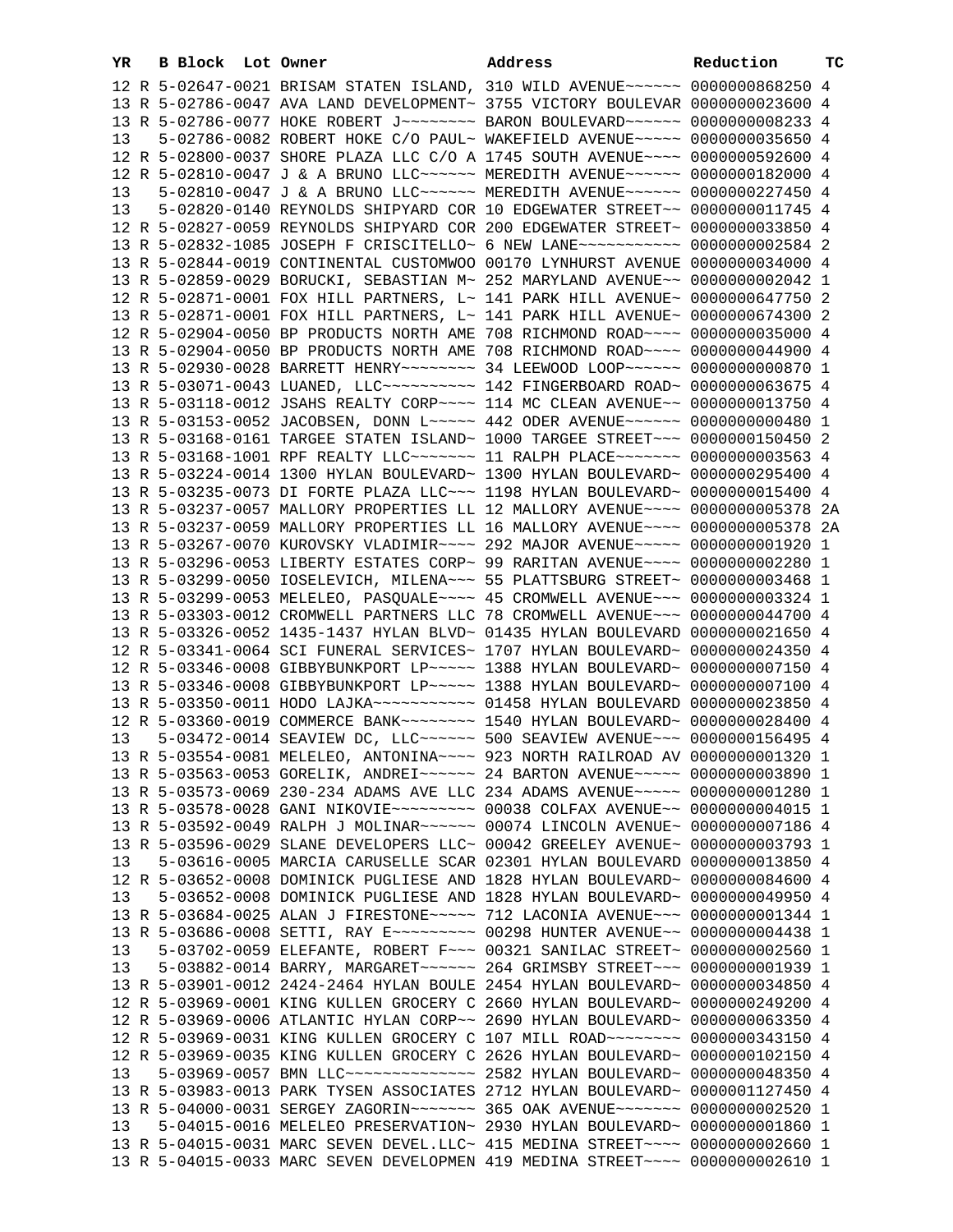| YR | | B Block | Lot | Owner | Address | Reduction | TC |
|---|---|---|---|---|---|---|---|
| 12 | R | 5-02647-0021 | | BRISAM STATEN ISLAND, | 310 WILD AVENUE~~~~~~ | 0000000868250 | 4 |
| 13 | R | 5-02786-0047 | | AVA LAND DEVELOPMENT~ | 3755 VICTORY BOULEVAR | 0000000023600 | 4 |
| 13 | R | 5-02786-0077 | | HOKE ROBERT J~~~~~~~~ | BARON BOULEVARD~~~~~~ | 0000000008233 | 4 |
| 13 | | 5-02786-0082 | | ROBERT HOKE C/O PAUL~ | WAKEFIELD AVENUE~~~~~ | 0000000035650 | 4 |
| 12 | R | 5-02800-0037 | | SHORE PLAZA LLC C/O A | 1745 SOUTH AVENUE~~~~ | 0000000592600 | 4 |
| 12 | R | 5-02810-0047 | | J & A BRUNO LLC~~~~~~ | MEREDITH AVENUE~~~~~~ | 0000000182000 | 4 |
| 13 | | 5-02810-0047 | | J & A BRUNO LLC~~~~~~ | MEREDITH AVENUE~~~~~~ | 0000000227450 | 4 |
| 13 | | 5-02820-0140 | | REYNOLDS SHIPYARD COR | 10 EDGEWATER STREET~~ | 0000000011745 | 4 |
| 12 | R | 5-02827-0059 | | REYNOLDS SHIPYARD COR | 200 EDGEWATER STREET~ | 0000000033850 | 4 |
| 13 | R | 5-02832-1085 | | JOSEPH F CRISCITELLO~ | 6 NEW LANE~~~~~~~~~~~ | 0000000002584 | 2 |
| 13 | R | 5-02844-0019 | | CONTINENTAL CUSTOMWOO | 00170 LYNHURST AVENUE | 0000000034000 | 4 |
| 13 | R | 5-02859-0029 | | BORUCKI, SEBASTIAN M~ | 252 MARYLAND AVENUE~~ | 0000000002042 | 1 |
| 12 | R | 5-02871-0001 | | FOX HILL PARTNERS, L~ | 141 PARK HILL AVENUE~ | 0000000647750 | 2 |
| 13 | R | 5-02871-0001 | | FOX HILL PARTNERS, L~ | 141 PARK HILL AVENUE~ | 0000000674300 | 2 |
| 12 | R | 5-02904-0050 | | BP PRODUCTS NORTH AME | 708 RICHMOND ROAD~~~~ | 0000000035000 | 4 |
| 13 | R | 5-02904-0050 | | BP PRODUCTS NORTH AME | 708 RICHMOND ROAD~~~~ | 0000000044900 | 4 |
| 13 | R | 5-02930-0028 | | BARRETT HENRY~~~~~~~~ | 34 LEEWOOD LOOP~~~~~~ | 0000000000870 | 1 |
| 13 | R | 5-03071-0043 | | LUANED, LLC~~~~~~~~~~ | 142 FINGERBOARD ROAD~ | 0000000063675 | 4 |
| 13 | R | 5-03118-0012 | | JSAHS REALTY CORP~~~~ | 114 MC CLEAN AVENUE~~ | 0000000013750 | 4 |
| 13 | R | 5-03153-0052 | | JACOBSEN, DONN L~~~~~ | 442 ODER AVENUE~~~~~~ | 0000000000480 | 1 |
| 13 | R | 5-03168-0161 | | TARGEE STATEN ISLAND~ | 1000 TARGEE STREET~~~ | 0000000150450 | 2 |
| 13 | R | 5-03168-1001 | | RPF REALTY LLC~~~~~~~ | 11 RALPH PLACE~~~~~~~ | 0000000003563 | 4 |
| 13 | R | 5-03224-0014 | | 1300 HYLAN BOULEVARD~ | 1300 HYLAN BOULEVARD~ | 0000000295400 | 4 |
| 13 | R | 5-03235-0073 | | DI FORTE PLAZA LLC~~~ | 1198 HYLAN BOULEVARD~ | 0000000015400 | 4 |
| 13 | R | 5-03237-0057 | | MALLORY PROPERTIES LL | 12 MALLORY AVENUE~~~~ | 0000000005378 | 2A |
| 13 | R | 5-03237-0059 | | MALLORY PROPERTIES LL | 16 MALLORY AVENUE~~~~ | 0000000005378 | 2A |
| 13 | R | 5-03267-0070 | | KUROVSKY VLADIMIR~~~~ | 292 MAJOR AVENUE~~~~~ | 0000000001920 | 1 |
| 13 | R | 5-03296-0053 | | LIBERTY ESTATES CORP~ | 99 RARITAN AVENUE~~~~ | 0000000002280 | 1 |
| 13 | R | 5-03299-0050 | | IOSELEVICH, MILENA~~~ | 55 PLATTSBURG STREET~ | 0000000003468 | 1 |
| 13 | R | 5-03299-0053 | | MELELEO, PASQUALE~~~~ | 45 CROMWELL AVENUE~~~ | 0000000003324 | 1 |
| 13 | R | 5-03303-0012 | | CROMWELL PARTNERS LLC | 78 CROMWELL AVENUE~~~ | 0000000044700 | 4 |
| 13 | R | 5-03326-0052 | | 1435-1437 HYLAN BLVD~ | 01435 HYLAN BOULEVARD | 0000000021650 | 4 |
| 12 | R | 5-03341-0064 | | SCI FUNERAL SERVICES~ | 1707 HYLAN BOULEVARD~ | 0000000024350 | 4 |
| 12 | R | 5-03346-0008 | | GIBBYBUNKPORT LP~~~~~ | 1388 HYLAN BOULEVARD~ | 0000000007150 | 4 |
| 13 | R | 5-03346-0008 | | GIBBYBUNKPORT LP~~~~~ | 1388 HYLAN BOULEVARD~ | 0000000007100 | 4 |
| 13 | R | 5-03350-0011 | | HODO LAJKA~~~~~~~~~~~ | 01458 HYLAN BOULEVARD | 0000000023850 | 4 |
| 12 | R | 5-03360-0019 | | COMMERCE BANK~~~~~~~~ | 1540 HYLAN BOULEVARD~ | 0000000028400 | 4 |
| 13 | | 5-03472-0014 | | SEAVIEW DC, LLC~~~~~~ | 500 SEAVIEW AVENUE~~~ | 0000000156495 | 4 |
| 13 | R | 5-03554-0081 | | MELELEO, ANTONINA~~~~ | 923 NORTH RAILROAD AV | 0000000001320 | 1 |
| 13 | R | 5-03563-0053 | | GORELIK, ANDREI~~~~~~ | 24 BARTON AVENUE~~~~~ | 0000000003890 | 1 |
| 13 | R | 5-03573-0069 | | 230-234 ADAMS AVE LLC | 234 ADAMS AVENUE~~~~~ | 0000000001280 | 1 |
| 13 | R | 5-03578-0028 | | GANI NIKOVIE~~~~~~~~~ | 00038 COLFAX AVENUE~~ | 0000000004015 | 1 |
| 13 | R | 5-03592-0049 | | RALPH J MOLINAR~~~~~~ | 00074 LINCOLN AVENUE~ | 0000000007186 | 4 |
| 13 | R | 5-03596-0029 | | SLANE DEVELOPERS LLC~ | 00042 GREELEY AVENUE~ | 0000000003793 | 1 |
| 13 | | 5-03616-0005 | | MARCIA CARUSELLE SCAR | 02301 HYLAN BOULEVARD | 0000000013850 | 4 |
| 12 | R | 5-03652-0008 | | DOMINICK PUGLIESE AND | 1828 HYLAN BOULEVARD~ | 0000000084600 | 4 |
| 13 | | 5-03652-0008 | | DOMINICK PUGLIESE AND | 1828 HYLAN BOULEVARD~ | 0000000049950 | 4 |
| 13 | R | 5-03684-0025 | | ALAN J FIRESTONE~~~~~ | 712 LACONIA AVENUE~~~ | 0000000001344 | 1 |
| 13 | R | 5-03686-0008 | | SETTI, RAY E~~~~~~~~~ | 00298 HUNTER AVENUE~~ | 0000000004438 | 1 |
| 13 | | 5-03702-0059 | | ELEFANTE, ROBERT F~~~ | 00321 SANILAC STREET~ | 0000000002560 | 1 |
| 13 | | 5-03882-0014 | | BARRY, MARGARET~~~~~~ | 264 GRIMSBY STREET~~~ | 0000000001939 | 1 |
| 13 | R | 5-03901-0012 | | 2424-2464 HYLAN BOULE | 2454 HYLAN BOULEVARD~ | 0000000034850 | 4 |
| 12 | R | 5-03969-0001 | | KING KULLEN GROCERY C | 2660 HYLAN BOULEVARD~ | 0000000249200 | 4 |
| 12 | R | 5-03969-0006 | | ATLANTIC HYLAN CORP~~ | 2690 HYLAN BOULEVARD~ | 0000000063350 | 4 |
| 12 | R | 5-03969-0031 | | KING KULLEN GROCERY C | 107 MILL ROAD~~~~~~~~ | 0000000343150 | 4 |
| 12 | R | 5-03969-0035 | | KING KULLEN GROCERY C | 2626 HYLAN BOULEVARD~ | 0000000102150 | 4 |
| 13 | | 5-03969-0057 | | BMN LLC~~~~~~~~~~~~~~ | 2582 HYLAN BOULEVARD~ | 0000000048350 | 4 |
| 13 | R | 5-03983-0013 | | PARK TYSEN ASSOCIATES | 2712 HYLAN BOULEVARD~ | 0000001127450 | 4 |
| 13 | R | 5-04000-0031 | | SERGEY ZAGORIN~~~~~~~ | 365 OAK AVENUE~~~~~~~ | 0000000002520 | 1 |
| 13 | | 5-04015-0016 | | MELELEO PRESERVATION~ | 2930 HYLAN BOULEVARD~ | 0000000001860 | 1 |
| 13 | R | 5-04015-0031 | | MARC SEVEN DEVEL.LLC~ | 415 MEDINA STREET~~~~ | 0000000002660 | 1 |
| 13 | R | 5-04015-0033 | | MARC SEVEN DEVELOPMEN | 419 MEDINA STREET~~~~ | 0000000002610 | 1 |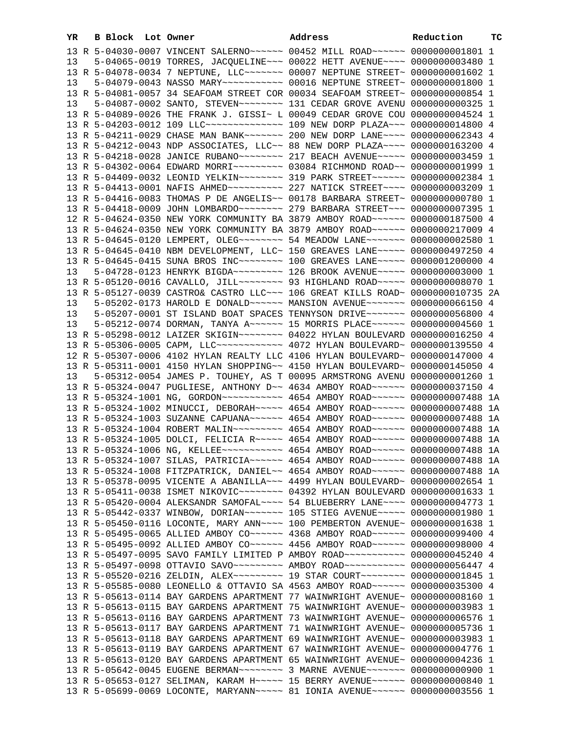| YR | B | Block | Lot | Owner | Address | Reduction | TC |
|---|---|---|---|---|---|---|---|
| 13 | R | 5-04030-0007 | | VINCENT SALERNO~~~~~~ | 00452 MILL ROAD~~~~~~ | 0000000001801 | 1 |
| 13 | | 5-04065-0019 | | TORRES, JACQUELINE~~~ | 00022 HETT AVENUE~~~~ | 0000000003480 | 1 |
| 13 | R | 5-04078-0034 | | 7 NEPTUNE, LLC~~~~~~~ | 00007 NEPTUNE STREET~ | 0000000001602 | 1 |
| 13 | | 5-04079-0043 | | NASSO MARY~~~~~~~~~~~ | 00016 NEPTUNE STREET~ | 0000000001800 | 1 |
| 13 | R | 5-04081-0057 | | 34 SEAFOAM STREET COR | 00034 SEAFOAM STREET~ | 0000000000854 | 1 |
| 13 | | 5-04087-0002 | | SANTO, STEVEN~~~~~~~~ | 131 CEDAR GROVE AVENU | 0000000000325 | 1 |
| 13 | R | 5-04089-0026 | | THE FRANK J. GISSI~ L | 00049 CEDAR GROVE COU | 0000000004524 | 1 |
| 13 | R | 5-04203-0012 | | 109 LLC~~~~~~~~~~~~~~ | 109 NEW DORP PLAZA~~~ | 0000000014800 | 4 |
| 13 | R | 5-04211-0029 | | CHASE MAN BANK~~~~~~~ | 200 NEW DORP LANE~~~~ | 0000000062343 | 4 |
| 13 | R | 5-04212-0043 | | NDP ASSOCIATES, LLC~~ | 88 NEW DORP PLAZA~~~~ | 0000000163200 | 4 |
| 13 | R | 5-04218-0028 | | JANICE RUBANO~~~~~~~~ | 217 BEACH AVENUE~~~~~ | 0000000003459 | 1 |
| 13 | R | 5-04302-0064 | | EDWARD MORRI~~~~~~~~~ | 03084 RICHMOND ROAD~~ | 0000000001999 | 1 |
| 13 | R | 5-04409-0032 | | LEONID YELKIN~~~~~~~~ | 319 PARK STREET~~~~~~ | 0000000002384 | 1 |
| 13 | R | 5-04413-0001 | | NAFIS AHMED~~~~~~~~~~ | 227 NATICK STREET~~~~ | 0000000003209 | 1 |
| 13 | R | 5-04416-0083 | | THOMAS P DE ANGELIS~~ | 00178 BARBARA STREET~ | 0000000000780 | 1 |
| 13 | R | 5-04418-0009 | | JOHN LOMBARDO~~~~~~~~ | 279 BARBARA STREET~~~ | 0000000007395 | 1 |
| 12 | R | 5-04624-0350 | | NEW YORK COMMUNITY BA | 3879 AMBOY ROAD~~~~~~ | 0000000187500 | 4 |
| 13 | R | 5-04624-0350 | | NEW YORK COMMUNITY BA | 3879 AMBOY ROAD~~~~~~ | 0000000217009 | 4 |
| 13 | R | 5-04645-0120 | | LEMPERT, OLEG~~~~~~~~ | 54 MEADOW LANE~~~~~~~ | 0000000002580 | 1 |
| 13 | R | 5-04645-0410 | | NBM DEVELOPMENT, LLC~ | 150 GREAVES LANE~~~~~ | 0000000497250 | 4 |
| 13 | R | 5-04645-0415 | | SUNA BROS INC~~~~~~~~ | 100 GREAVES LANE~~~~~ | 0000001200000 | 4 |
| 13 | | 5-04728-0123 | | HENRYK BIGDA~~~~~~~~~ | 126 BROOK AVENUE~~~~~ | 0000000003000 | 1 |
| 13 | R | 5-05120-0016 | | CAVALLO, JILL~~~~~~~~ | 93 HIGHLAND ROAD~~~~~ | 0000000008070 | 1 |
| 13 | R | 5-05127-0039 | | CASTRO& CASTRO LLC~~~ | 106 GREAT KILLS ROAD~ | 0000000010735 | 2A |
| 13 | | 5-05202-0173 | | HAROLD E DONALD~~~~~~ | MANSION AVENUE~~~~~~~ | 0000000066150 | 4 |
| 13 | | 5-05207-0001 | | ST ISLAND BOAT SPACES | TENNYSON DRIVE~~~~~~~ | 0000000056800 | 4 |
| 13 | | 5-05212-0074 | | DORMAN, TANYA A~~~~~~ | 15 MORRIS PLACE~~~~~~ | 0000000004560 | 1 |
| 13 | R | 5-05298-0012 | | LAIZER SKIGIN~~~~~~~~ | 04022 HYLAN BOULEVARD | 0000000016250 | 4 |
| 13 | R | 5-05306-0005 | | CAPM, LLC~~~~~~~~~~~~ | 4072 HYLAN BOULEVARD~ | 0000000139550 | 4 |
| 12 | R | 5-05307-0006 | | 4102 HYLAN REALTY LLC | 4106 HYLAN BOULEVARD~ | 0000000147000 | 4 |
| 13 | R | 5-05311-0001 | | 4150 HYLAN SHOPPING~~ | 4150 HYLAN BOULEVARD~ | 0000000145050 | 4 |
| 13 | | 5-05312-0054 | | JAMES P. TOUHEY, AS T | 00095 ARMSTRONG AVENU | 0000000001260 | 1 |
| 13 | R | 5-05324-0047 | | PUGLIESE, ANTHONY D~~ | 4634 AMBOY ROAD~~~~~~ | 0000000037150 | 4 |
| 13 | R | 5-05324-1001 | | NG, GORDON~~~~~~~~~~~ | 4654 AMBOY ROAD~~~~~~ | 0000000007488 | 1A |
| 13 | R | 5-05324-1002 | | MINUCCI, DEBORAH~~~~~ | 4654 AMBOY ROAD~~~~~~ | 0000000007488 | 1A |
| 13 | R | 5-05324-1003 | | SUZANNE CAPUANA~~~~~~ | 4654 AMBOY ROAD~~~~~~ | 0000000007488 | 1A |
| 13 | R | 5-05324-1004 | | ROBERT MALIN~~~~~~~~~ | 4654 AMBOY ROAD~~~~~~ | 0000000007488 | 1A |
| 13 | R | 5-05324-1005 | | DOLCI, FELICIA R~~~~~ | 4654 AMBOY ROAD~~~~~~ | 0000000007488 | 1A |
| 13 | R | 5-05324-1006 | | NG, KELLEE~~~~~~~~~~~ | 4654 AMBOY ROAD~~~~~~ | 0000000007488 | 1A |
| 13 | R | 5-05324-1007 | | SILAS, PATRICIA~~~~~~ | 4654 AMBOY ROAD~~~~~~ | 0000000007488 | 1A |
| 13 | R | 5-05324-1008 | | FITZPATRICK, DANIEL~~ | 4654 AMBOY ROAD~~~~~~ | 0000000007488 | 1A |
| 13 | R | 5-05378-0095 | | VICENTE A ABANILLA~~~ | 4499 HYLAN BOULEVARD~ | 0000000002654 | 1 |
| 13 | R | 5-05411-0038 | | ISMET NIKOVIC~~~~~~~~ | 04392 HYLAN BOULEVARD | 0000000001633 | 1 |
| 13 | R | 5-05420-0004 | | ALEKSANDR SAMOFAL~~~~ | 54 BLUEBERRY LANE~~~~ | 0000000004773 | 1 |
| 13 | R | 5-05442-0337 | | WINBOW, DORIAN~~~~~~~ | 105 STIEG AVENUE~~~~~ | 0000000001980 | 1 |
| 13 | R | 5-05450-0116 | | LOCONTE, MARY ANN~~~~ | 100 PEMBERTON AVENUE~ | 0000000001638 | 1 |
| 13 | R | 5-05495-0065 | | ALLIED AMBOY CO~~~~~~ | 4368 AMBOY ROAD~~~~~~ | 0000000099400 | 4 |
| 13 | R | 5-05495-0092 | | ALLIED AMBOY CO~~~~~~ | 4456 AMBOY ROAD~~~~~~ | 0000000098000 | 4 |
| 13 | R | 5-05497-0095 | | SAVO FAMILY LIMITED P | AMBOY ROAD~~~~~~~~~~~ | 0000000045240 | 4 |
| 13 | R | 5-05497-0098 | | OTTAVIO SAVO~~~~~~~~~ | AMBOY ROAD~~~~~~~~~~~ | 0000000056447 | 4 |
| 13 | R | 5-05520-0216 | | ZELDIN, ALEX~~~~~~~~~ | 19 STAR COURT~~~~~~~~ | 0000000001845 | 1 |
| 13 | R | 5-05585-0080 | | LEONELLO & OTTAVIO SA | 4563 AMBOY ROAD~~~~~~ | 0000000035300 | 4 |
| 13 | R | 5-05613-0114 | | BAY GARDENS APARTMENT | 77 WAINWRIGHT AVENUE~ | 0000000008160 | 1 |
| 13 | R | 5-05613-0115 | | BAY GARDENS APARTMENT | 75 WAINWRIGHT AVENUE~ | 0000000003983 | 1 |
| 13 | R | 5-05613-0116 | | BAY GARDENS APARTMENT | 73 WAINWRIGHT AVENUE~ | 0000000006576 | 1 |
| 13 | R | 5-05613-0117 | | BAY GARDENS APARTMENT | 71 WAINWRIGHT AVENUE~ | 0000000005736 | 1 |
| 13 | R | 5-05613-0118 | | BAY GARDENS APARTMENT | 69 WAINWRIGHT AVENUE~ | 0000000003983 | 1 |
| 13 | R | 5-05613-0119 | | BAY GARDENS APARTMENT | 67 WAINWRIGHT AVENUE~ | 0000000004776 | 1 |
| 13 | R | 5-05613-0120 | | BAY GARDENS APARTMENT | 65 WAINWRIGHT AVENUE~ | 0000000004236 | 1 |
| 13 | R | 5-05642-0045 | | EUGENE BERMAN~~~~~~~~ | 3 MARNE AVENUE~~~~~~~ | 0000000000900 | 1 |
| 13 | R | 5-05653-0127 | | SELIMAN, KARAM H~~~~~ | 15 BERRY AVENUE~~~~~~ | 0000000000840 | 1 |
| 13 | R | 5-05699-0069 | | LOCONTE, MARYANN~~~~~ | 81 IONIA AVENUE~~~~~~ | 0000000003556 | 1 |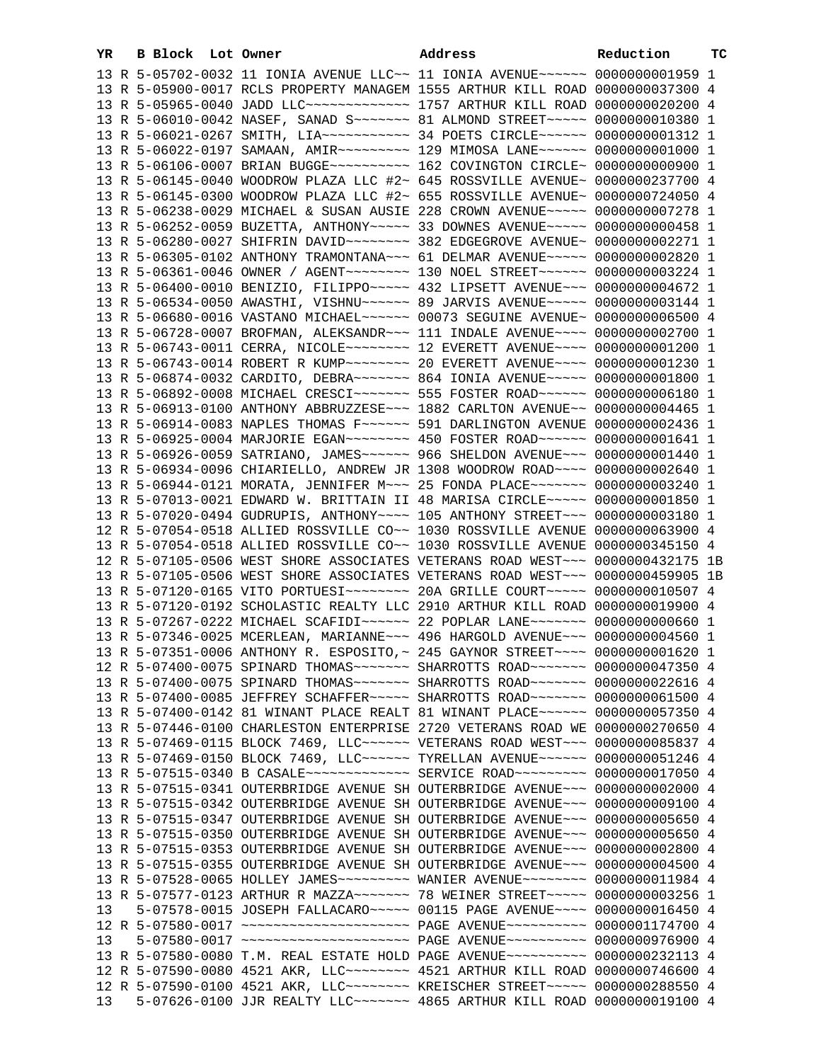| YR | B | Block | Lot | Owner | Address | Reduction | TC |
|---|---|---|---|---|---|---|---|
| 13 | R | 5-05702-0032 | | 11 IONIA AVENUE LLC~~ | 11 IONIA AVENUE~~~~~~ | 0000000001959 | 1 |
| 13 | R | 5-05900-0017 | | RCLS PROPERTY MANAGEM | 1555 ARTHUR KILL ROAD | 0000000037300 | 4 |
| 13 | R | 5-05965-0040 | | JADD LLC~~~~~~~~~~~~~ | 1757 ARTHUR KILL ROAD | 0000000020200 | 4 |
| 13 | R | 5-06010-0042 | | NASEF, SANAD S~~~~~~~ | 81 ALMOND STREET~~~~~ | 0000000010380 | 1 |
| 13 | R | 5-06021-0267 | | SMITH, LIA~~~~~~~~~~~ | 34 POETS CIRCLE~~~~~~ | 0000000001312 | 1 |
| 13 | R | 5-06022-0197 | | SAMAAN, AMIR~~~~~~~~~ | 129 MIMOSA LANE~~~~~~ | 0000000001000 | 1 |
| 13 | R | 5-06106-0007 | | BRIAN BUGGE~~~~~~~~~~ | 162 COVINGTON CIRCLE~ | 0000000000900 | 1 |
| 13 | R | 5-06145-0040 | | WOODROW PLAZA LLC #2~ | 645 ROSSVILLE AVENUE~ | 0000000237700 | 4 |
| 13 | R | 5-06145-0300 | | WOODROW PLAZA LLC #2~ | 655 ROSSVILLE AVENUE~ | 0000000724050 | 4 |
| 13 | R | 5-06238-0029 | | MICHAEL & SUSAN AUSIE | 228 CROWN AVENUE~~~~~ | 0000000007278 | 1 |
| 13 | R | 5-06252-0059 | | BUZETTA, ANTHONY~~~~~ | 33 DOWNES AVENUE~~~~~ | 0000000000458 | 1 |
| 13 | R | 5-06280-0027 | | SHIFRIN DAVID~~~~~~~~ | 382 EDGEGROVE AVENUE~ | 0000000002271 | 1 |
| 13 | R | 5-06305-0102 | | ANTHONY TRAMONTANA~~~ | 61 DELMAR AVENUE~~~~~ | 0000000002820 | 1 |
| 13 | R | 5-06361-0046 | | OWNER / AGENT~~~~~~~~ | 130 NOEL STREET~~~~~~ | 0000000003224 | 1 |
| 13 | R | 5-06400-0010 | | BENIZIO, FILIPPO~~~~~ | 432 LIPSETT AVENUE~~~ | 0000000004672 | 1 |
| 13 | R | 5-06534-0050 | | AWASTHI, VISHNU~~~~~~ | 89 JARVIS AVENUE~~~~~ | 0000000003144 | 1 |
| 13 | R | 5-06680-0016 | | VASTANO MICHAEL~~~~~~ | 00073 SEGUINE AVENUE~ | 0000000006500 | 4 |
| 13 | R | 5-06728-0007 | | BROFMAN, ALEKSANDR~~~ | 111 INDALE AVENUE~~~~ | 0000000002700 | 1 |
| 13 | R | 5-06743-0011 | | CERRA, NICOLE~~~~~~~~ | 12 EVERETT AVENUE~~~~ | 0000000001200 | 1 |
| 13 | R | 5-06743-0014 | | ROBERT R KUMP~~~~~~~~ | 20 EVERETT AVENUE~~~~ | 0000000001230 | 1 |
| 13 | R | 5-06874-0032 | | CARDITO, DEBRA~~~~~~~ | 864 IONIA AVENUE~~~~~ | 0000000001800 | 1 |
| 13 | R | 5-06892-0008 | | MICHAEL CRESCI~~~~~~~ | 555 FOSTER ROAD~~~~~~ | 0000000006180 | 1 |
| 13 | R | 5-06913-0100 | | ANTHONY ABBRUZZESE~~~ | 1882 CARLTON AVENUE~~ | 0000000004465 | 1 |
| 13 | R | 5-06914-0083 | | NAPLES THOMAS F~~~~~~ | 591 DARLINGTON AVENUE | 0000000002436 | 1 |
| 13 | R | 5-06925-0004 | | MARJORIE EGAN~~~~~~~~ | 450 FOSTER ROAD~~~~~~ | 0000000001641 | 1 |
| 13 | R | 5-06926-0059 | | SATRIANO, JAMES~~~~~~ | 966 SHELDON AVENUE~~~ | 0000000001440 | 1 |
| 13 | R | 5-06934-0096 | | CHIARIELLO, ANDREW JR | 1308 WOODROW ROAD~~~~ | 0000000002640 | 1 |
| 13 | R | 5-06944-0121 | | MORATA, JENNIFER M~~~ | 25 FONDA PLACE~~~~~~~ | 0000000003240 | 1 |
| 13 | R | 5-07013-0021 | | EDWARD W. BRITTAIN II | 48 MARISA CIRCLE~~~~~ | 0000000001850 | 1 |
| 13 | R | 5-07020-0494 | | GUDRUPIS, ANTHONY~~~~ | 105 ANTHONY STREET~~~ | 0000000003180 | 1 |
| 12 | R | 5-07054-0518 | | ALLIED ROSSVILLE CO~~ | 1030 ROSSVILLE AVENUE | 0000000063900 | 4 |
| 13 | R | 5-07054-0518 | | ALLIED ROSSVILLE CO~~ | 1030 ROSSVILLE AVENUE | 0000000345150 | 4 |
| 12 | R | 5-07105-0506 | | WEST SHORE ASSOCIATES | VETERANS ROAD WEST~~~ | 0000000432175 | 1B |
| 13 | R | 5-07105-0506 | | WEST SHORE ASSOCIATES | VETERANS ROAD WEST~~~ | 0000000459905 | 1B |
| 13 | R | 5-07120-0165 | | VITO PORTUESI~~~~~~~~ | 20A GRILLE COURT~~~~~ | 0000000010507 | 4 |
| 13 | R | 5-07120-0192 | | SCHOLASTIC REALTY LLC | 2910 ARTHUR KILL ROAD | 0000000019900 | 4 |
| 13 | R | 5-07267-0222 | | MICHAEL SCAFIDI~~~~~~ | 22 POPLAR LANE~~~~~~~ | 0000000000660 | 1 |
| 13 | R | 5-07346-0025 | | MCERLEAN, MARIANNE~~~ | 496 HARGOLD AVENUE~~~ | 0000000004560 | 1 |
| 13 | R | 5-07351-0006 | | ANTHONY R. ESPOSITO,~ | 245 GAYNOR STREET~~~~ | 0000000001620 | 1 |
| 12 | R | 5-07400-0075 | | SPINARD THOMAS~~~~~~~ | SHARROTTS ROAD~~~~~~~ | 0000000047350 | 4 |
| 13 | R | 5-07400-0075 | | SPINARD THOMAS~~~~~~~ | SHARROTTS ROAD~~~~~~~ | 0000000022616 | 4 |
| 13 | R | 5-07400-0085 | | JEFFREY SCHAFFER~~~~~ | SHARROTTS ROAD~~~~~~~ | 0000000061500 | 4 |
| 13 | R | 5-07400-0142 | | 81 WINANT PLACE REALT | 81 WINANT PLACE~~~~~~ | 0000000057350 | 4 |
| 13 | R | 5-07446-0100 | | CHARLESTON ENTERPRISE | 2720 VETERANS ROAD WE | 0000000270650 | 4 |
| 13 | R | 5-07469-0115 | | BLOCK 7469, LLC~~~~~~ | VETERANS ROAD WEST~~~ | 0000000085837 | 4 |
| 13 | R | 5-07469-0150 | | BLOCK 7469, LLC~~~~~~ | TYRELLAN AVENUE~~~~~~ | 0000000051246 | 4 |
| 13 | R | 5-07515-0340 | | B CASALE~~~~~~~~~~~~~ | SERVICE ROAD~~~~~~~~~ | 0000000017050 | 4 |
| 13 | R | 5-07515-0341 | | OUTERBRIDGE AVENUE SH | OUTERBRIDGE AVENUE~~~ | 0000000002000 | 4 |
| 13 | R | 5-07515-0342 | | OUTERBRIDGE AVENUE SH | OUTERBRIDGE AVENUE~~~ | 0000000009100 | 4 |
| 13 | R | 5-07515-0347 | | OUTERBRIDGE AVENUE SH | OUTERBRIDGE AVENUE~~~ | 0000000005650 | 4 |
| 13 | R | 5-07515-0350 | | OUTERBRIDGE AVENUE SH | OUTERBRIDGE AVENUE~~~ | 0000000005650 | 4 |
| 13 | R | 5-07515-0353 | | OUTERBRIDGE AVENUE SH | OUTERBRIDGE AVENUE~~~ | 0000000002800 | 4 |
| 13 | R | 5-07515-0355 | | OUTERBRIDGE AVENUE SH | OUTERBRIDGE AVENUE~~~ | 0000000004500 | 4 |
| 13 | R | 5-07528-0065 | | HOLLEY JAMES~~~~~~~~~ | WANIER AVENUE~~~~~~~~ | 0000000011984 | 4 |
| 13 | R | 5-07577-0123 | | ARTHUR R MAZZA~~~~~~~ | 78 WEINER STREET~~~~~ | 0000000003256 | 1 |
| 13 | | 5-07578-0015 | | JOSEPH FALLACARO~~~~~ | 00115 PAGE AVENUE~~~~ | 0000000016450 | 4 |
| 12 | R | 5-07580-0017 | | ~~~~~~~~~~~~~~~~~~~~~ | PAGE AVENUE~~~~~~~~~~ | 0000001174700 | 4 |
| 13 | | 5-07580-0017 | | ~~~~~~~~~~~~~~~~~~~~~ | PAGE AVENUE~~~~~~~~~~ | 0000000976900 | 4 |
| 13 | R | 5-07580-0080 | | T.M. REAL ESTATE HOLD | PAGE AVENUE~~~~~~~~~~ | 0000000232113 | 4 |
| 12 | R | 5-07590-0080 | | 4521 AKR, LLC~~~~~~~~ | 4521 ARTHUR KILL ROAD | 0000000746600 | 4 |
| 12 | R | 5-07590-0100 | | 4521 AKR, LLC~~~~~~~~ | KREISCHER STREET~~~~~ | 0000000288550 | 4 |
| 13 | | 5-07626-0100 | | JJR REALTY LLC~~~~~~~ | 4865 ARTHUR KILL ROAD | 0000000019100 | 4 |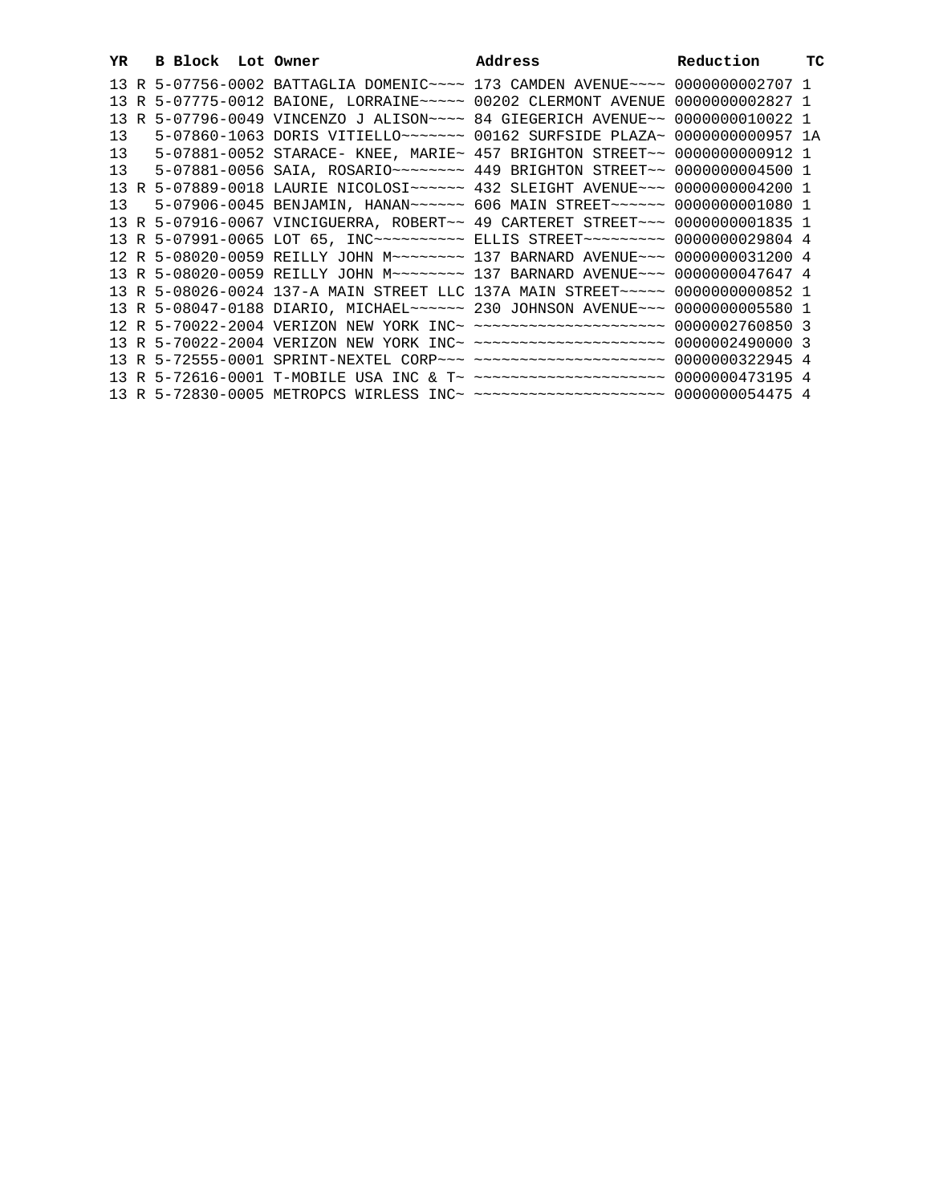| YR | B | Block | Lot | Owner | Address | Reduction | TC |
|---|---|---|---|---|---|---|---|
| 13 | R | 5-07756 | 0002 | BATTAGLIA DOMENIC~~~~ | 173 CAMDEN AVENUE~~~~ | 0000000002707 | 1 |
| 13 | R | 5-07775 | 0012 | BAIONE, LORRAINE~~~~~ | 00202 CLERMONT AVENUE | 0000000002827 | 1 |
| 13 | R | 5-07796 | 0049 | VINCENZO J ALISON~~~~ | 84 GIEGERICH AVENUE~~ | 0000000010022 | 1 |
| 13 | | 5-07860 | 1063 | DORIS VITIELLO~~~~~~~ | 00162 SURFSIDE PLAZA~ | 0000000000957 | 1A |
| 13 | | 5-07881 | 0052 | STARACE- KNEE, MARIE~ | 457 BRIGHTON STREET~~ | 0000000000912 | 1 |
| 13 | | 5-07881 | 0056 | SAIA, ROSARIO~~~~~~~~ | 449 BRIGHTON STREET~~ | 0000000004500 | 1 |
| 13 | R | 5-07889 | 0018 | LAURIE NICOLOSI~~~~~~ | 432 SLEIGHT AVENUE~~~ | 0000000004200 | 1 |
| 13 | | 5-07906 | 0045 | BENJAMIN, HANAN~~~~~~ | 606 MAIN STREET~~~~~~ | 0000000001080 | 1 |
| 13 | R | 5-07916 | 0067 | VINCIGUERRA, ROBERT~~ | 49 CARTERET STREET~~~ | 0000000001835 | 1 |
| 13 | R | 5-07991 | 0065 | LOT 65, INC~~~~~~~~~~ | ELLIS STREET~~~~~~~~~ | 0000000029804 | 4 |
| 12 | R | 5-08020 | 0059 | REILLY JOHN M~~~~~~~~ | 137 BARNARD AVENUE~~~ | 0000000031200 | 4 |
| 13 | R | 5-08020 | 0059 | REILLY JOHN M~~~~~~~~ | 137 BARNARD AVENUE~~~ | 0000000047647 | 4 |
| 13 | R | 5-08026 | 0024 | 137-A MAIN STREET LLC | 137A MAIN STREET~~~~~ | 0000000000852 | 1 |
| 13 | R | 5-08047 | 0188 | DIARIO, MICHAEL~~~~~~ | 230 JOHNSON AVENUE~~~ | 0000000005580 | 1 |
| 12 | R | 5-70022 | 2004 | VERIZON NEW YORK INC~ | ~~~~~~~~~~~~~~~~~~~~~ | 0000002760850 | 3 |
| 13 | R | 5-70022 | 2004 | VERIZON NEW YORK INC~ | ~~~~~~~~~~~~~~~~~~~~~ | 0000002490000 | 3 |
| 13 | R | 5-72555 | 0001 | SPRINT-NEXTEL CORP~~~ | ~~~~~~~~~~~~~~~~~~~~~ | 0000000322945 | 4 |
| 13 | R | 5-72616 | 0001 | T-MOBILE USA INC & T~ | ~~~~~~~~~~~~~~~~~~~~~ | 0000000473195 | 4 |
| 13 | R | 5-72830 | 0005 | METROPCS WIRLESS INC~ | ~~~~~~~~~~~~~~~~~~~~~ | 0000000054475 | 4 |